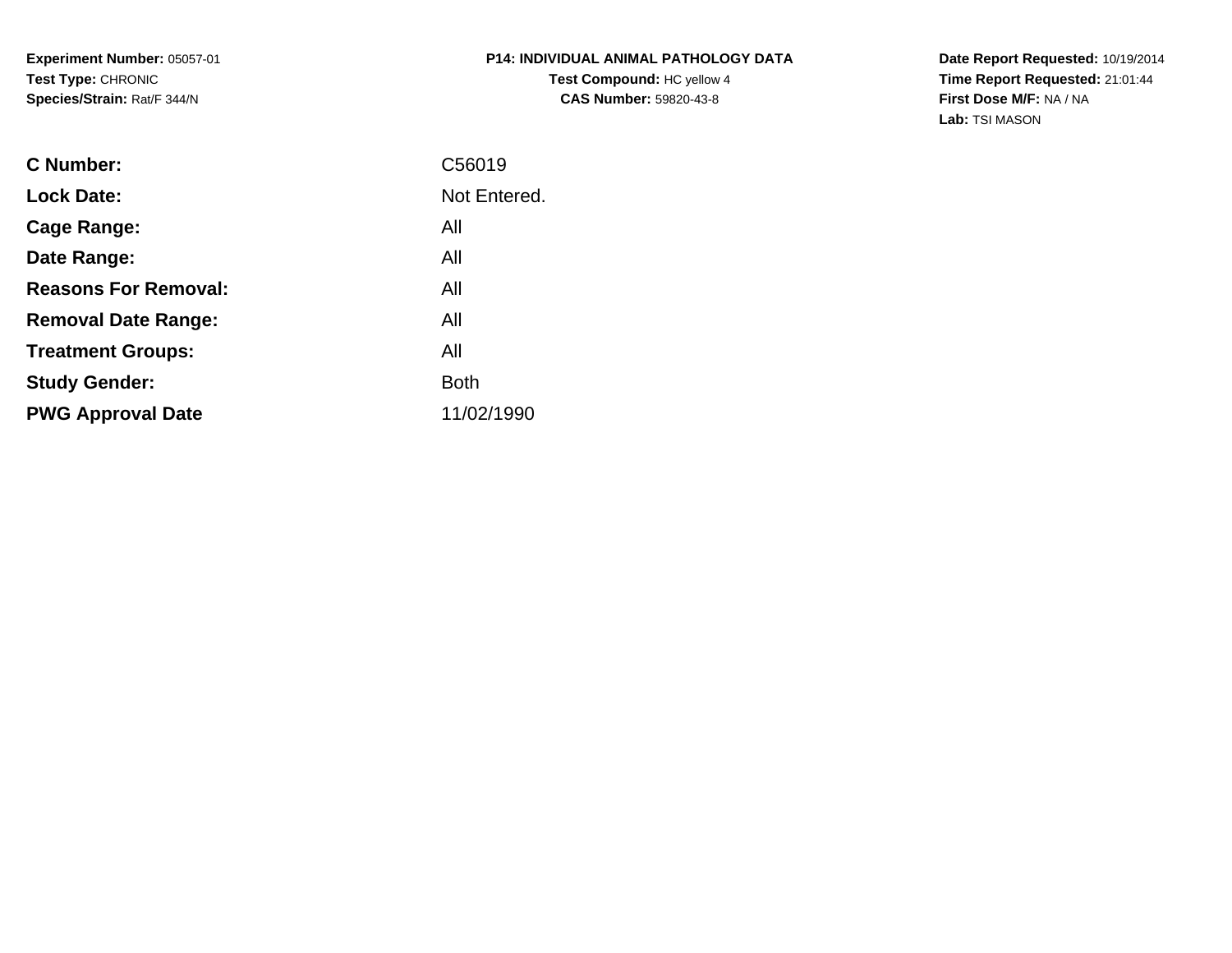**Experiment Number:** 05057-01
**Test Type:** CHRONIC
**Species/Strain:** Rat/F 344/N

**P14: INDIVIDUAL ANIMAL PATHOLOGY DATA**
**Test Compound:** HC yellow 4
**CAS Number:** 59820-43-8

**Date Report Requested:** 10/19/2014
**Time Report Requested:** 21:01:44
**First Dose M/F:** NA / NA
**Lab:** TSI MASON

| | |
|---|---|
| **C Number:** | C56019 |
| **Lock Date:** | Not Entered. |
| **Cage Range:** | All |
| **Date Range:** | All |
| **Reasons For Removal:** | All |
| **Removal Date Range:** | All |
| **Treatment Groups:** | All |
| **Study Gender:** | Both |
| **PWG Approval Date** | 11/02/1990 |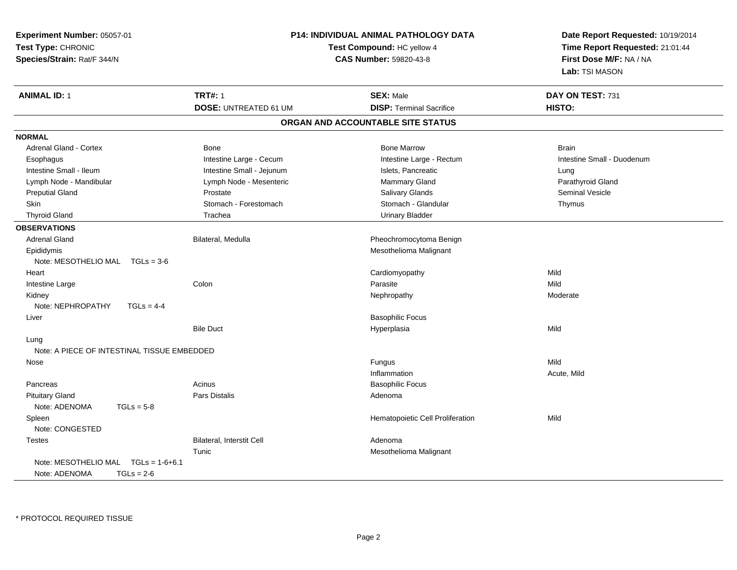**Experiment Number:** 05057-01
**Test Type:** CHRONIC
**Species/Strain:** Rat/F 344/N

**P14: INDIVIDUAL ANIMAL PATHOLOGY DATA**
**Test Compound:** HC yellow 4
**CAS Number:** 59820-43-8

**Date Report Requested:** 10/19/2014
**Time Report Requested:** 21:01:44
**First Dose M/F:** NA / NA
**Lab:** TSI MASON

| **ANIMAL ID:** 1 | **TRT#:** 1 | **SEX:** Male | **DAY ON TEST:** 731 |
|---|---|---|---|
| | **DOSE:** UNTREATED 61 UM | **DISP:** Terminal Sacrifice | **HISTO:** |

## ORGAN AND ACCOUNTABLE SITE STATUS

**NORMAL**

| | | | |
|---|---|---|---|
| Adrenal Gland - Cortex | Bone | Bone Marrow | Brain |
| Esophagus | Intestine Large - Cecum | Intestine Large - Rectum | Intestine Small - Duodenum |
| Intestine Small - Ileum | Intestine Small - Jejunum | Islets, Pancreatic | Lung |
| Lymph Node - Mandibular | Lymph Node - Mesenteric | Mammary Gland | Parathyroid Gland |
| Preputial Gland | Prostate | Salivary Glands | Seminal Vesicle |
| Skin | Stomach - Forestomach | Stomach - Glandular | Thymus |
| Thyroid Gland | Trachea | Urinary Bladder | |

**OBSERVATIONS**

| | | | |
|---|---|---|---|
| Adrenal Gland | Bilateral, Medulla | Pheochromocytoma Benign | |
| Epididymis | | Mesothelioma Malignant | |
| Note: MESOTHELIO MAL TGLs = 3-6 | | | |
| Heart | | Cardiomyopathy | Mild |
| Intestine Large | Colon | Parasite | Mild |
| Kidney | | Nephropathy | Moderate |
| Note: NEPHROPATHY TGLs = 4-4 | | | |
| Liver | | Basophilic Focus | |
| | Bile Duct | Hyperplasia | Mild |
| Lung | | | |
| Note: A PIECE OF INTESTINAL TISSUE EMBEDDED | | | |
| Nose | | Fungus | Mild |
| | | Inflammation | Acute, Mild |
| Pancreas | Acinus | Basophilic Focus | |
| Pituitary Gland | Pars Distalis | Adenoma | |
| Note: ADENOMA TGLs = 5-8 | | | |
| Spleen | | Hematopoietic Cell Proliferation | Mild |
| Note: CONGESTED | | | |
| Testes | Bilateral, Interstit Cell | Adenoma | |
| | Tunic | Mesothelioma Malignant | |
| Note: MESOTHELIO MAL TGLs = 1-6+6.1 | | | |
| Note: ADENOMA TGLs = 2-6 | | | |

* PROTOCOL REQUIRED TISSUE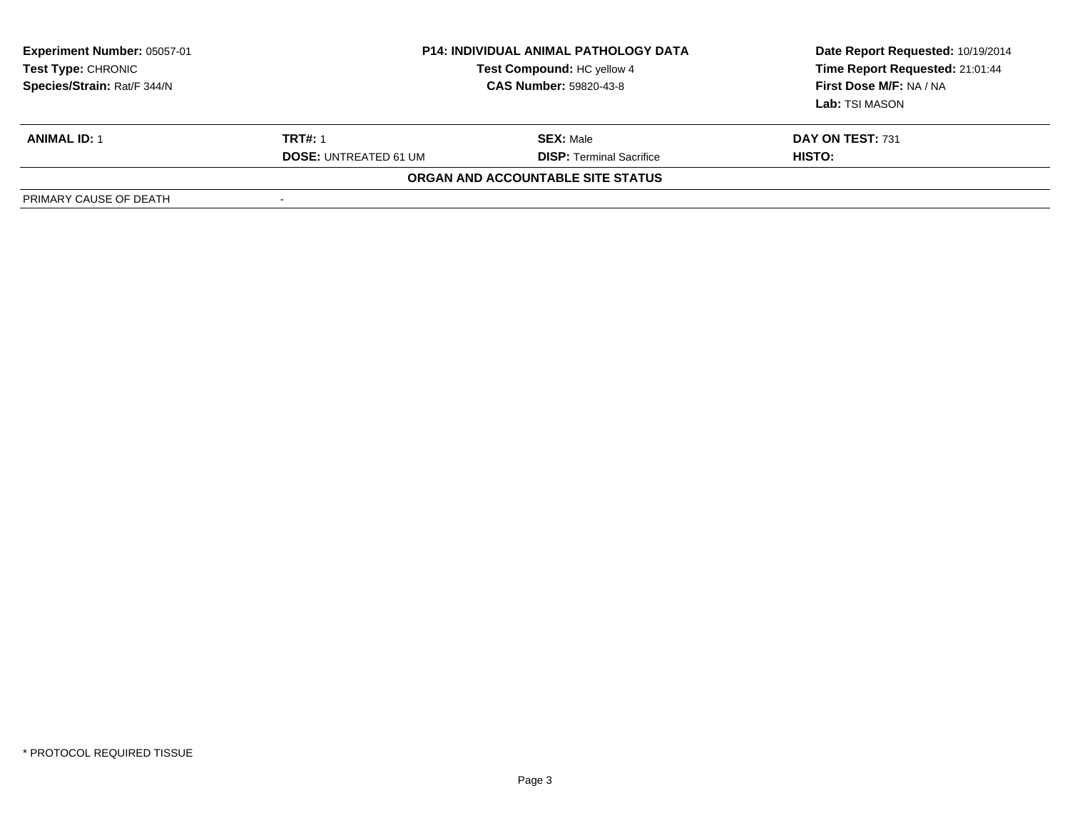| **Experiment Number:** 05057-01 | **P14: INDIVIDUAL ANIMAL PATHOLOGY DATA** | **Date Report Requested:** 10/19/2014 |
| --- | --- | --- |
| **Test Type:** CHRONIC | **Test Compound:** HC yellow 4 | **Time Report Requested:** 21:01:44 |
| **Species/Strain:** Rat/F 344/N | **CAS Number:** 59820-43-8 | **First Dose M/F:** NA / NA |
| | | **Lab:** TSI MASON |

| **ANIMAL ID:** 1 | **TRT#:** 1 | **SEX:** Male | **DAY ON TEST:** 731 |
| --- | --- | --- | --- |
| | **DOSE:** UNTREATED 61 UM | **DISP:** Terminal Sacrifice | **HISTO:** |

**ORGAN AND ACCOUNTABLE SITE STATUS**

| PRIMARY CAUSE OF DEATH | - |
| --- | --- |

\* PROTOCOL REQUIRED TISSUE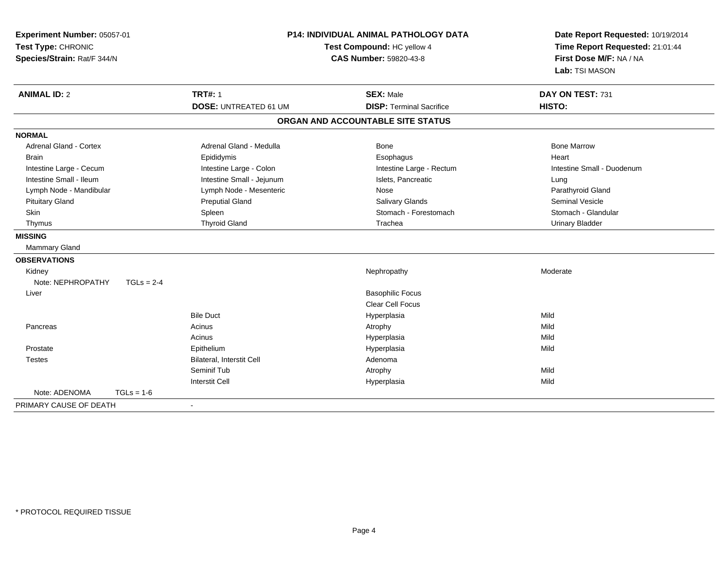**Experiment Number:** 05057-01
**Test Type:** CHRONIC
**Species/Strain:** Rat/F 344/N

**P14: INDIVIDUAL ANIMAL PATHOLOGY DATA**
**Test Compound:** HC yellow 4
**CAS Number:** 59820-43-8

**Date Report Requested:** 10/19/2014
**Time Report Requested:** 21:01:44
**First Dose M/F:** NA / NA
**Lab:** TSI MASON

| **ANIMAL ID:** 2 | **TRT#:** 1 | **SEX:** Male | **DAY ON TEST:** 731 |
|---|---|---|---|
| | **DOSE:** UNTREATED 61 UM | **DISP:** Terminal Sacrifice | **HISTO:** |

## ORGAN AND ACCOUNTABLE SITE STATUS

**NORMAL**

| | | | |
|---|---|---|---|
| Adrenal Gland - Cortex | Adrenal Gland - Medulla | Bone | Bone Marrow |
| Brain | Epididymis | Esophagus | Heart |
| Intestine Large - Cecum | Intestine Large - Colon | Intestine Large - Rectum | Intestine Small - Duodenum |
| Intestine Small - Ileum | Intestine Small - Jejunum | Islets, Pancreatic | Lung |
| Lymph Node - Mandibular | Lymph Node - Mesenteric | Nose | Parathyroid Gland |
| Pituitary Gland | Preputial Gland | Salivary Glands | Seminal Vesicle |
| Skin | Spleen | Stomach - Forestomach | Stomach - Glandular |
| Thymus | Thyroid Gland | Trachea | Urinary Bladder |

**MISSING**

Mammary Gland

**OBSERVATIONS**

| | | | |
|---|---|---|---|
| Kidney | | Nephropathy | Moderate |
| Note: NEPHROPATHY TGLs = 2-4 | | | |
| Liver | | Basophilic Focus | |
| | | Clear Cell Focus | |
| | Bile Duct | Hyperplasia | Mild |
| Pancreas | Acinus | Atrophy | Mild |
| | Acinus | Hyperplasia | Mild |
| Prostate | Epithelium | Hyperplasia | Mild |
| Testes | Bilateral, Interstit Cell | Adenoma | |
| | Seminif Tub | Atrophy | Mild |
| | Interstit Cell | Hyperplasia | Mild |
| Note: ADENOMA TGLs = 1-6 | | | |

PRIMARY CAUSE OF DEATH -

* PROTOCOL REQUIRED TISSUE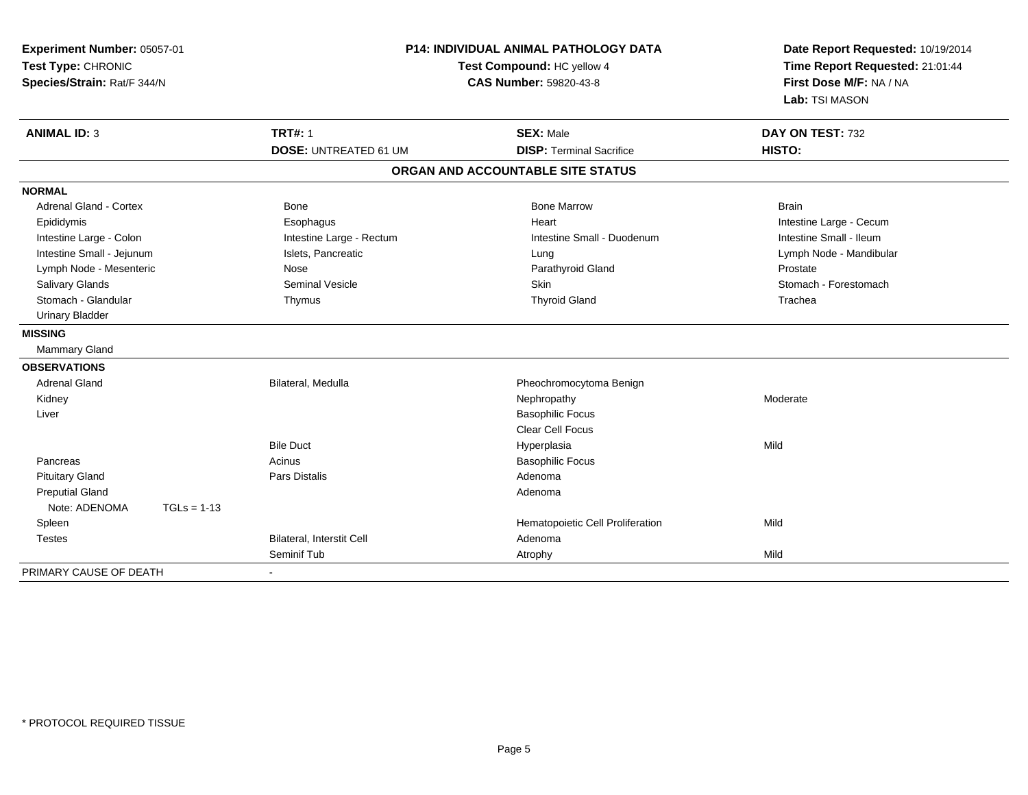**Experiment Number:** 05057-01
**Test Type:** CHRONIC
**Species/Strain:** Rat/F 344/N

**P14: INDIVIDUAL ANIMAL PATHOLOGY DATA**
**Test Compound:** HC yellow 4
**CAS Number:** 59820-43-8

**Date Report Requested:** 10/19/2014
**Time Report Requested:** 21:01:44
**First Dose M/F:** NA / NA
**Lab:** TSI MASON

| **ANIMAL ID:** 3 | **TRT#:** 1 | **SEX:** Male | **DAY ON TEST:** 732 |
|---|---|---|---|
| | **DOSE:** UNTREATED 61 UM | **DISP:** Terminal Sacrifice | **HISTO:** |

## ORGAN AND ACCOUNTABLE SITE STATUS

| | | | |
|---|---|---|---|
| **NORMAL** | | | |
| Adrenal Gland - Cortex | Bone | Bone Marrow | Brain |
| Epididymis | Esophagus | Heart | Intestine Large - Cecum |
| Intestine Large - Colon | Intestine Large - Rectum | Intestine Small - Duodenum | Intestine Small - Ileum |
| Intestine Small - Jejunum | Islets, Pancreatic | Lung | Lymph Node - Mandibular |
| Lymph Node - Mesenteric | Nose | Parathyroid Gland | Prostate |
| Salivary Glands | Seminal Vesicle | Skin | Stomach - Forestomach |
| Stomach - Glandular | Thymus | Thyroid Gland | Trachea |
| Urinary Bladder | | | |
| **MISSING** | | | |
| Mammary Gland | | | |
| **OBSERVATIONS** | | | |
| Adrenal Gland | Bilateral, Medulla | Pheochromocytoma Benign | |
| Kidney | | Nephropathy | Moderate |
| Liver | | Basophilic Focus | |
| | | Clear Cell Focus | |
| | Bile Duct | Hyperplasia | Mild |
| Pancreas | Acinus | Basophilic Focus | |
| Pituitary Gland | Pars Distalis | Adenoma | |
| Preputial Gland | | Adenoma | |
| Note: ADENOMA TGLs = 1-13 | | | |
| Spleen | | Hematopoietic Cell Proliferation | Mild |
| Testes | Bilateral, Interstit Cell | Adenoma | |
| | Seminif Tub | Atrophy | Mild |
| PRIMARY CAUSE OF DEATH | - | | |

\* PROTOCOL REQUIRED TISSUE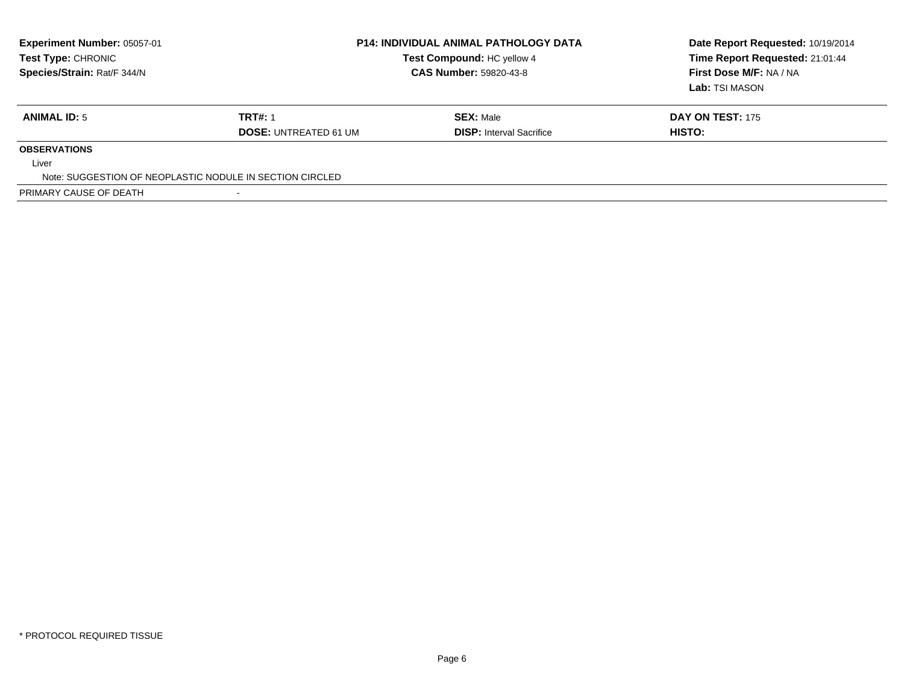**Experiment Number:** 05057-01
**Test Type:** CHRONIC
**Species/Strain:** Rat/F 344/N

**P14: INDIVIDUAL ANIMAL PATHOLOGY DATA**
**Test Compound:** HC yellow 4
**CAS Number:** 59820-43-8

**Date Report Requested:** 10/19/2014
**Time Report Requested:** 21:01:44
**First Dose M/F:** NA / NA
**Lab:** TSI MASON

| **ANIMAL ID:** 5 | **TRT#:** 1 | **SEX:** Male | **DAY ON TEST:** 175 |
|---|---|---|---|
| | **DOSE:** UNTREATED 61 UM | **DISP:** Interval Sacrifice | **HISTO:** |

**OBSERVATIONS**

Liver

Note: SUGGESTION OF NEOPLASTIC NODULE IN SECTION CIRCLED

PRIMARY CAUSE OF DEATH -

\* PROTOCOL REQUIRED TISSUE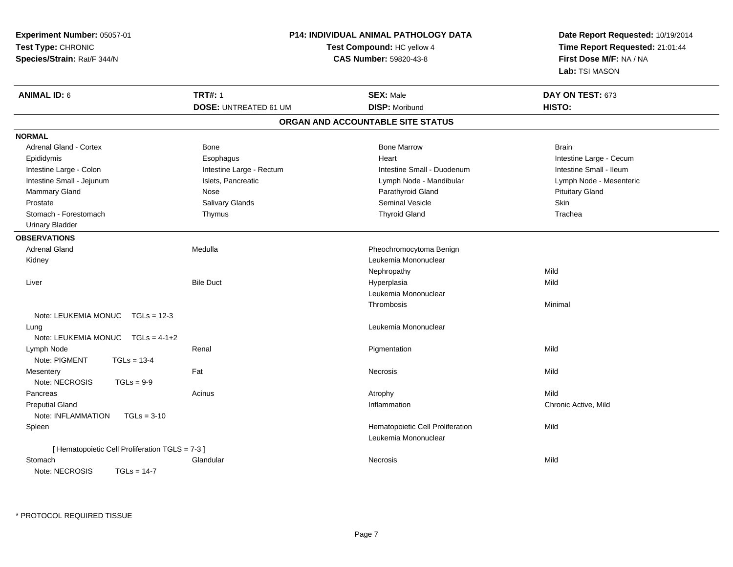**Experiment Number:** 05057-01
**Test Type:** CHRONIC
**Species/Strain:** Rat/F 344/N

**P14: INDIVIDUAL ANIMAL PATHOLOGY DATA**
**Test Compound:** HC yellow 4
**CAS Number:** 59820-43-8

**Date Report Requested:** 10/19/2014
**Time Report Requested:** 21:01:44
**First Dose M/F:** NA / NA
**Lab:** TSI MASON

| **ANIMAL ID:** 6 | **TRT#:** 1 | **SEX:** Male | **DAY ON TEST:** 673 |
|---|---|---|---|
| | **DOSE:** UNTREATED 61 UM | **DISP:** Moribund | **HISTO:** |

## ORGAN AND ACCOUNTABLE SITE STATUS

**NORMAL**

| | | | |
|---|---|---|---|
| Adrenal Gland - Cortex | Bone | Bone Marrow | Brain |
| Epididymis | Esophagus | Heart | Intestine Large - Cecum |
| Intestine Large - Colon | Intestine Large - Rectum | Intestine Small - Duodenum | Intestine Small - Ileum |
| Intestine Small - Jejunum | Islets, Pancreatic | Lymph Node - Mandibular | Lymph Node - Mesenteric |
| Mammary Gland | Nose | Parathyroid Gland | Pituitary Gland |
| Prostate | Salivary Glands | Seminal Vesicle | Skin |
| Stomach - Forestomach | Thymus | Thyroid Gland | Trachea |
| Urinary Bladder | | | |

**OBSERVATIONS**

| | | | |
|---|---|---|---|
| Adrenal Gland | Medulla | Pheochromocytoma Benign | |
| Kidney | | Leukemia Mononuclear | |
| | | Nephropathy | Mild |
| Liver | Bile Duct | Hyperplasia | Mild |
| | | Leukemia Mononuclear | |
| | | Thrombosis | Minimal |
| Note: LEUKEMIA MONUC TGLs = 12-3 | | | |
| Lung | | Leukemia Mononuclear | |
| Note: LEUKEMIA MONUC TGLs = 4-1+2 | | | |
| Lymph Node | Renal | Pigmentation | Mild |
| Note: PIGMENT TGLs = 13-4 | | | |
| Mesentery | Fat | Necrosis | Mild |
| Note: NECROSIS TGLs = 9-9 | | | |
| Pancreas | Acinus | Atrophy | Mild |
| Preputial Gland | | Inflammation | Chronic Active, Mild |
| Note: INFLAMMATION TGLs = 3-10 | | | |
| Spleen | | Hematopoietic Cell Proliferation | Mild |
| | | Leukemia Mononuclear | |
| [ Hematopoietic Cell Proliferation TGLS = 7-3 ] | | | |
| Stomach | Glandular | Necrosis | Mild |
| Note: NECROSIS TGLs = 14-7 | | | |

\* PROTOCOL REQUIRED TISSUE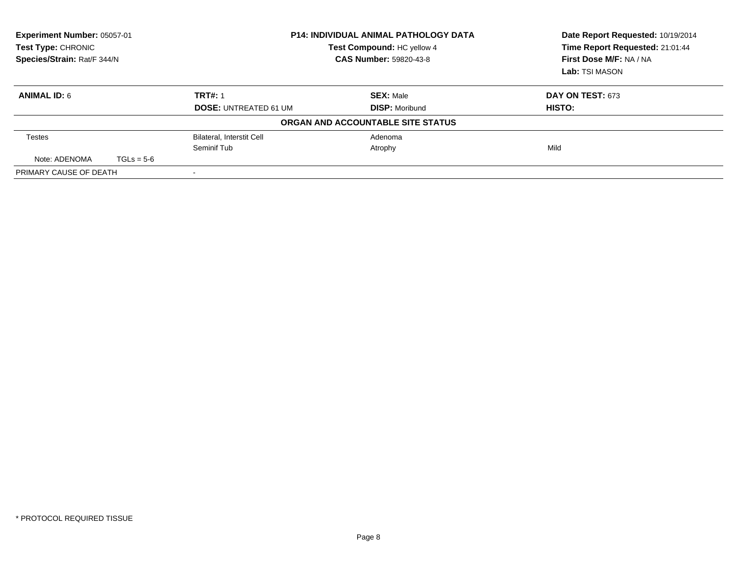**Experiment Number:** 05057-01
**Test Type:** CHRONIC
**Species/Strain:** Rat/F 344/N

**P14: INDIVIDUAL ANIMAL PATHOLOGY DATA**
**Test Compound:** HC yellow 4
**CAS Number:** 59820-43-8

**Date Report Requested:** 10/19/2014
**Time Report Requested:** 21:01:44
**First Dose M/F:** NA / NA
**Lab:** TSI MASON

| **ANIMAL ID:** 6 | **TRT#:** 1 | **SEX:** Male | **DAY ON TEST:** 673 |
|---|---|---|---|
| | **DOSE:** UNTREATED 61 UM | **DISP:** Moribund | **HISTO:** |

**ORGAN AND ACCOUNTABLE SITE STATUS**

| | | | |
|---|---|---|---|
| Testes | Bilateral, Interstit Cell | Adenoma | |
| | Seminif Tub | Atrophy | Mild |
| Note: ADENOMA TGLs = 5-6 | | | |
| PRIMARY CAUSE OF DEATH | - | | |

\* PROTOCOL REQUIRED TISSUE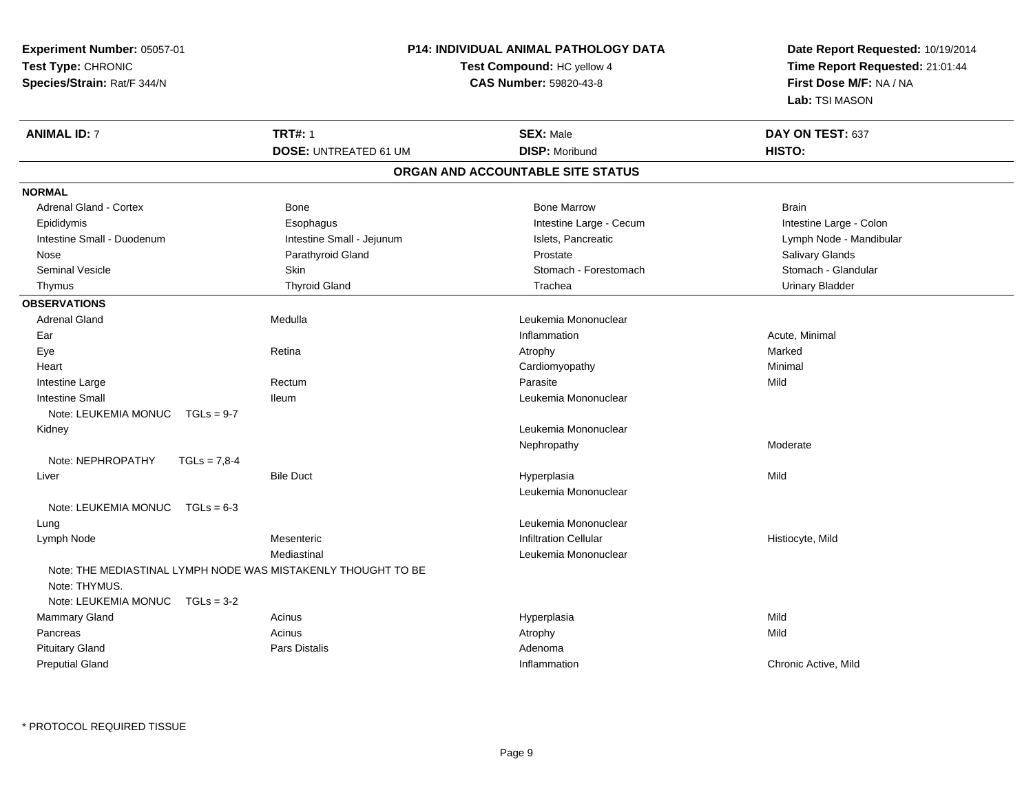**Experiment Number:** 05057-01
**Test Type:** CHRONIC
**Species/Strain:** Rat/F 344/N

**P14: INDIVIDUAL ANIMAL PATHOLOGY DATA**
**Test Compound:** HC yellow 4
**CAS Number:** 59820-43-8

**Date Report Requested:** 10/19/2014
**Time Report Requested:** 21:01:44
**First Dose M/F:** NA / NA
**Lab:** TSI MASON

| **ANIMAL ID:** 7 | **TRT#:** 1 | **SEX:** Male | **DAY ON TEST:** 637 |
|---|---|---|---|
| | **DOSE:** UNTREATED 61 UM | **DISP:** Moribund | **HISTO:** |

## ORGAN AND ACCOUNTABLE SITE STATUS

**NORMAL**

| | | | |
|---|---|---|---|
| Adrenal Gland - Cortex | Bone | Bone Marrow | Brain |
| Epididymis | Esophagus | Intestine Large - Cecum | Intestine Large - Colon |
| Intestine Small - Duodenum | Intestine Small - Jejunum | Islets, Pancreatic | Lymph Node - Mandibular |
| Nose | Parathyroid Gland | Prostate | Salivary Glands |
| Seminal Vesicle | Skin | Stomach - Forestomach | Stomach - Glandular |
| Thymus | Thyroid Gland | Trachea | Urinary Bladder |

**OBSERVATIONS**

| | | | |
|---|---|---|---|
| Adrenal Gland | Medulla | Leukemia Mononuclear | |
| Ear | | Inflammation | Acute, Minimal |
| Eye | Retina | Atrophy | Marked |
| Heart | | Cardiomyopathy | Minimal |
| Intestine Large | Rectum | Parasite | Mild |
| Intestine Small | Ileum | Leukemia Mononuclear | |
| Note: LEUKEMIA MONUC TGLs = 9-7 | | | |
| Kidney | | Leukemia Mononuclear | |
| | | Nephropathy | Moderate |
| Note: NEPHROPATHY TGLs = 7,8-4 | | | |
| Liver | Bile Duct | Hyperplasia | Mild |
| | | Leukemia Mononuclear | |
| Note: LEUKEMIA MONUC TGLs = 6-3 | | | |
| Lung | | Leukemia Mononuclear | |
| Lymph Node | Mesenteric | Infiltration Cellular | Histiocyte, Mild |
| | Mediastinal | Leukemia Mononuclear | |
| Note: THE MEDIASTINAL LYMPH NODE WAS MISTAKENLY THOUGHT TO BE | | | |
| Note: THYMUS. | | | |
| Note: LEUKEMIA MONUC TGLs = 3-2 | | | |
| Mammary Gland | Acinus | Hyperplasia | Mild |
| Pancreas | Acinus | Atrophy | Mild |
| Pituitary Gland | Pars Distalis | Adenoma | |
| Preputial Gland | | Inflammation | Chronic Active, Mild |

* PROTOCOL REQUIRED TISSUE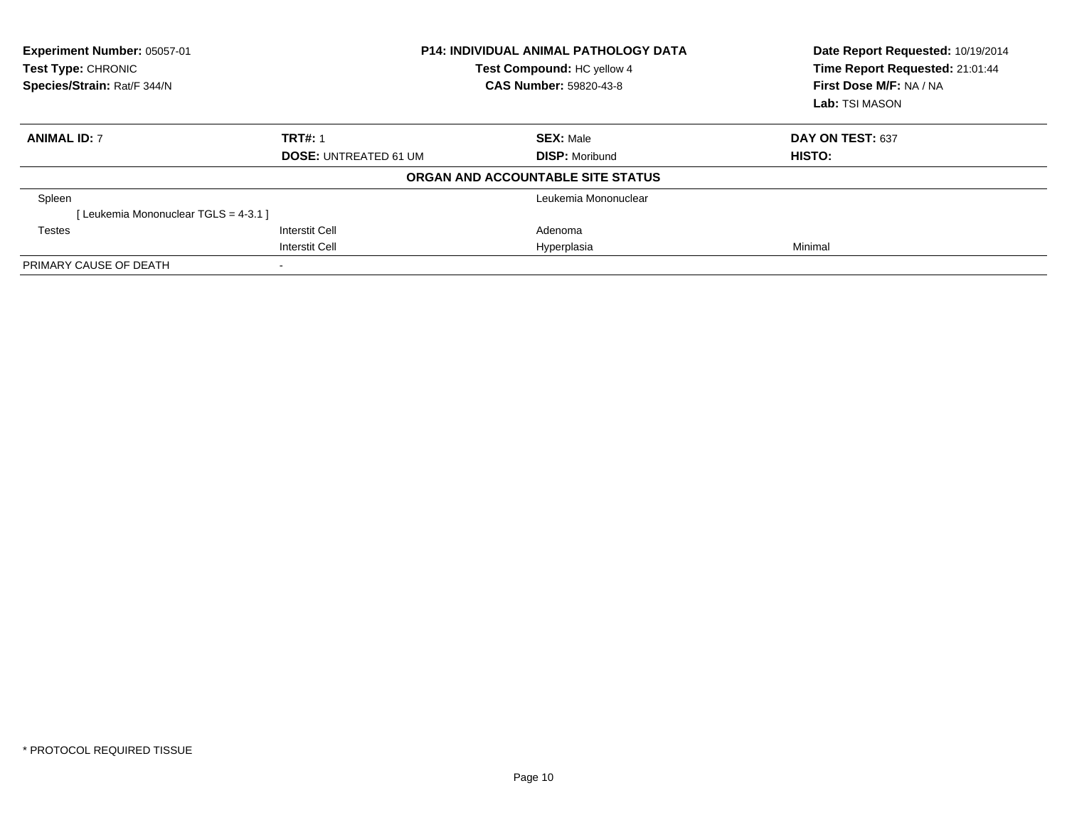| **Experiment Number:** 05057-01 | **P14: INDIVIDUAL ANIMAL PATHOLOGY DATA** | **Date Report Requested:** 10/19/2014 |
|---|---|---|
| **Test Type:** CHRONIC | **Test Compound:** HC yellow 4 | **Time Report Requested:** 21:01:44 |
| **Species/Strain:** Rat/F 344/N | **CAS Number:** 59820-43-8 | **First Dose M/F:** NA / NA |
| | | **Lab:** TSI MASON |

| **ANIMAL ID:** 7 | **TRT#:** 1 | **SEX:** Male | **DAY ON TEST:** 637 |
|---|---|---|---|
| | **DOSE:** UNTREATED 61 UM | **DISP:** Moribund | **HISTO:** |

**ORGAN AND ACCOUNTABLE SITE STATUS**

| | | | |
|---|---|---|---|
| Spleen | | Leukemia Mononuclear | |
| [ Leukemia Mononuclear TGLS = 4-3.1 ] | | | |
| Testes | Interstit Cell | Adenoma | |
| | Interstit Cell | Hyperplasia | Minimal |
| PRIMARY CAUSE OF DEATH | - | | |

* PROTOCOL REQUIRED TISSUE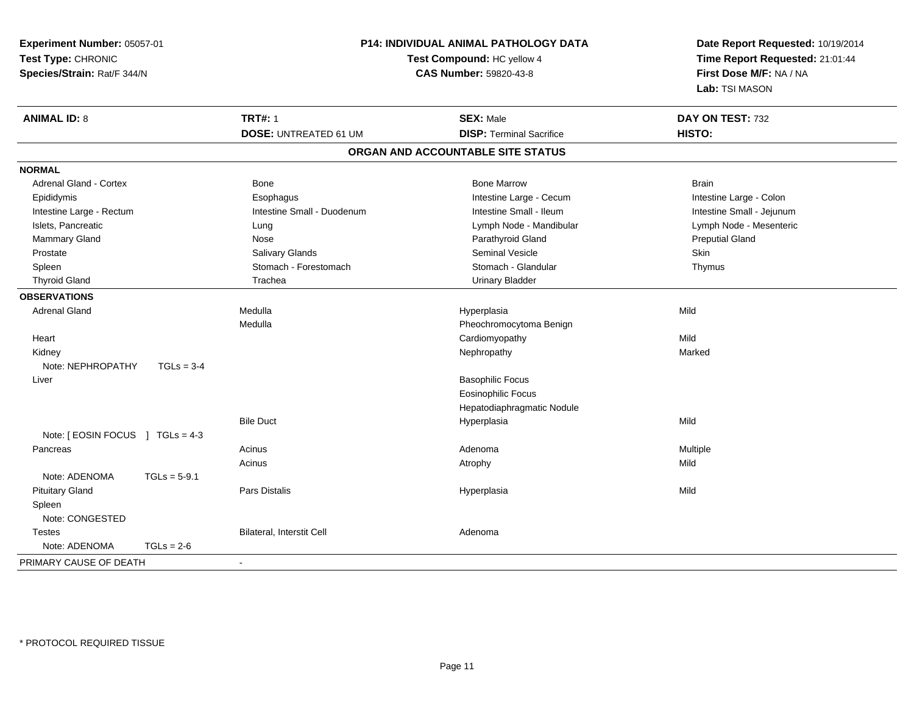**Experiment Number:** 05057-01
**Test Type:** CHRONIC
**Species/Strain:** Rat/F 344/N

**P14: INDIVIDUAL ANIMAL PATHOLOGY DATA**
**Test Compound:** HC yellow 4
**CAS Number:** 59820-43-8

**Date Report Requested:** 10/19/2014
**Time Report Requested:** 21:01:44
**First Dose M/F:** NA / NA
**Lab:** TSI MASON

| **ANIMAL ID:** 8 | **TRT#:** 1 | **SEX:** Male | **DAY ON TEST:** 732 |
|---|---|---|---|
| | **DOSE:** UNTREATED 61 UM | **DISP:** Terminal Sacrifice | **HISTO:** |

## ORGAN AND ACCOUNTABLE SITE STATUS

| | | | |
|---|---|---|---|
| **NORMAL** | | | |
| Adrenal Gland - Cortex | Bone | Bone Marrow | Brain |
| Epididymis | Esophagus | Intestine Large - Cecum | Intestine Large - Colon |
| Intestine Large - Rectum | Intestine Small - Duodenum | Intestine Small - Ileum | Intestine Small - Jejunum |
| Islets, Pancreatic | Lung | Lymph Node - Mandibular | Lymph Node - Mesenteric |
| Mammary Gland | Nose | Parathyroid Gland | Preputial Gland |
| Prostate | Salivary Glands | Seminal Vesicle | Skin |
| Spleen | Stomach - Forestomach | Stomach - Glandular | Thymus |
| Thyroid Gland | Trachea | Urinary Bladder | |
| **OBSERVATIONS** | | | |
| Adrenal Gland | Medulla | Hyperplasia | Mild |
| | Medulla | Pheochromocytoma Benign | |
| Heart | | Cardiomyopathy | Mild |
| Kidney | | Nephropathy | Marked |
| Note: NEPHROPATHY TGLs = 3-4 | | | |
| Liver | | Basophilic Focus | |
| | | Eosinophilic Focus | |
| | | Hepatodiaphragmatic Nodule | |
| | Bile Duct | Hyperplasia | Mild |
| Note: [ EOSIN FOCUS ] TGLs = 4-3 | | | |
| Pancreas | Acinus | Adenoma | Multiple |
| | Acinus | Atrophy | Mild |
| Note: ADENOMA TGLs = 5-9.1 | | | |
| Pituitary Gland | Pars Distalis | Hyperplasia | Mild |
| Spleen | | | |
| Note: CONGESTED | | | |
| Testes | Bilateral, Interstit Cell | Adenoma | |
| Note: ADENOMA TGLs = 2-6 | | | |
| PRIMARY CAUSE OF DEATH | - | | |

\* PROTOCOL REQUIRED TISSUE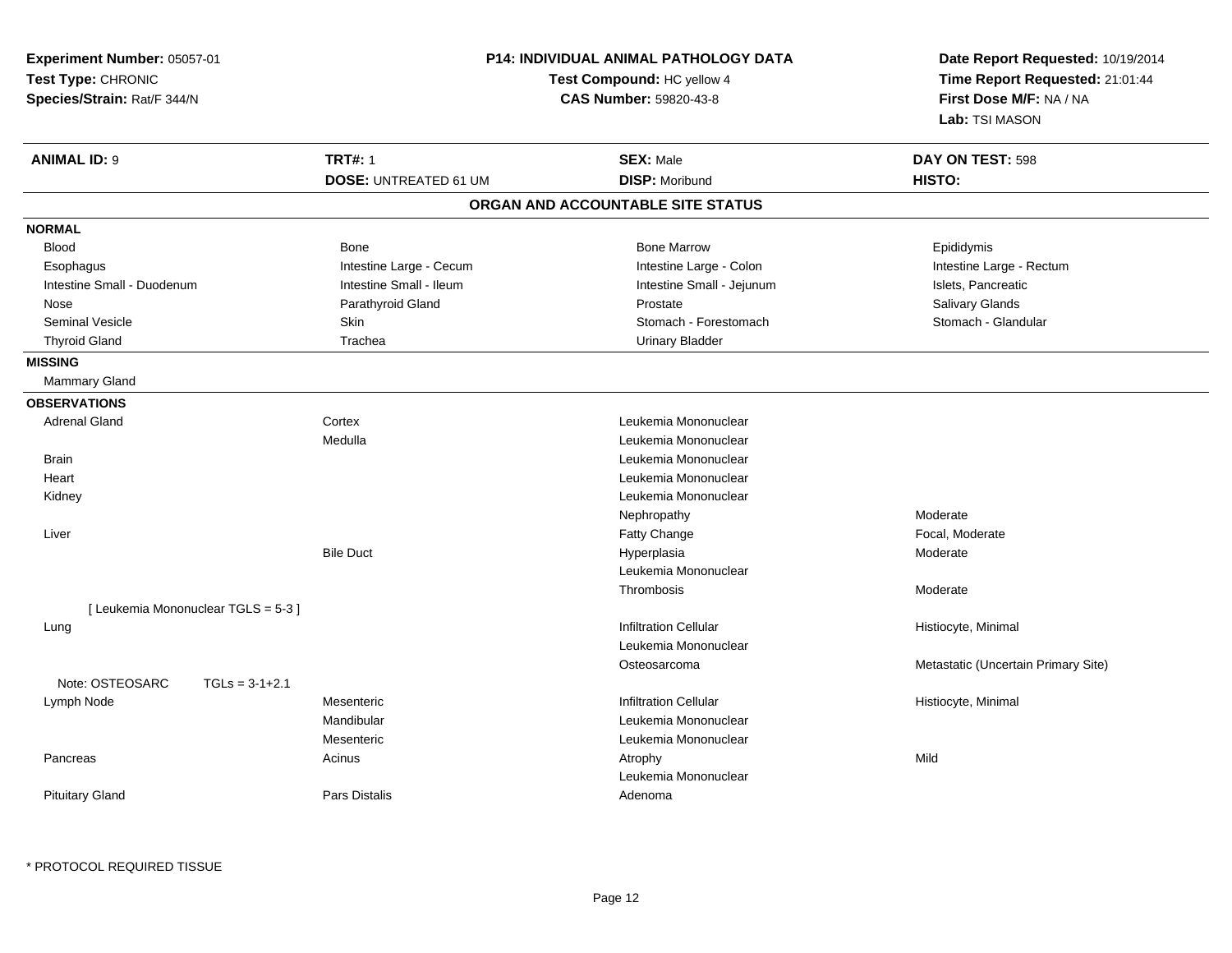**Experiment Number:** 05057-01
**Test Type:** CHRONIC
**Species/Strain:** Rat/F 344/N

**P14: INDIVIDUAL ANIMAL PATHOLOGY DATA**
**Test Compound:** HC yellow 4
**CAS Number:** 59820-43-8

**Date Report Requested:** 10/19/2014
**Time Report Requested:** 21:01:44
**First Dose M/F:** NA / NA
**Lab:** TSI MASON

| **ANIMAL ID:** 9 | **TRT#:** 1 | **SEX:** Male | **DAY ON TEST:** 598 |
|---|---|---|---|
| | **DOSE:** UNTREATED 61 UM | **DISP:** Moribund | **HISTO:** |

## ORGAN AND ACCOUNTABLE SITE STATUS

**NORMAL**

| | | | |
|---|---|---|---|
| Blood | Bone | Bone Marrow | Epididymis |
| Esophagus | Intestine Large - Cecum | Intestine Large - Colon | Intestine Large - Rectum |
| Intestine Small - Duodenum | Intestine Small - Ileum | Intestine Small - Jejunum | Islets, Pancreatic |
| Nose | Parathyroid Gland | Prostate | Salivary Glands |
| Seminal Vesicle | Skin | Stomach - Forestomach | Stomach - Glandular |
| Thyroid Gland | Trachea | Urinary Bladder | |

**MISSING**

Mammary Gland

**OBSERVATIONS**

| | | | |
|---|---|---|---|
| Adrenal Gland | Cortex | Leukemia Mononuclear | |
| | Medulla | Leukemia Mononuclear | |
| Brain | | Leukemia Mononuclear | |
| Heart | | Leukemia Mononuclear | |
| Kidney | | Leukemia Mononuclear | |
| | | Nephropathy | Moderate |
| Liver | | Fatty Change | Focal, Moderate |
| | Bile Duct | Hyperplasia | Moderate |
| | | Leukemia Mononuclear | |
| | | Thrombosis | Moderate |
| [ Leukemia Mononuclear TGLS = 5-3 ] | | | |
| Lung | | Infiltration Cellular | Histiocyte, Minimal |
| | | Leukemia Mononuclear | |
| | | Osteosarcoma | Metastatic (Uncertain Primary Site) |
| Note: OSTEOSARC TGLs = 3-1+2.1 | | | |
| Lymph Node | Mesenteric | Infiltration Cellular | Histiocyte, Minimal |
| | Mandibular | Leukemia Mononuclear | |
| | Mesenteric | Leukemia Mononuclear | |
| Pancreas | Acinus | Atrophy | Mild |
| | | Leukemia Mononuclear | |
| Pituitary Gland | Pars Distalis | Adenoma | |

* PROTOCOL REQUIRED TISSUE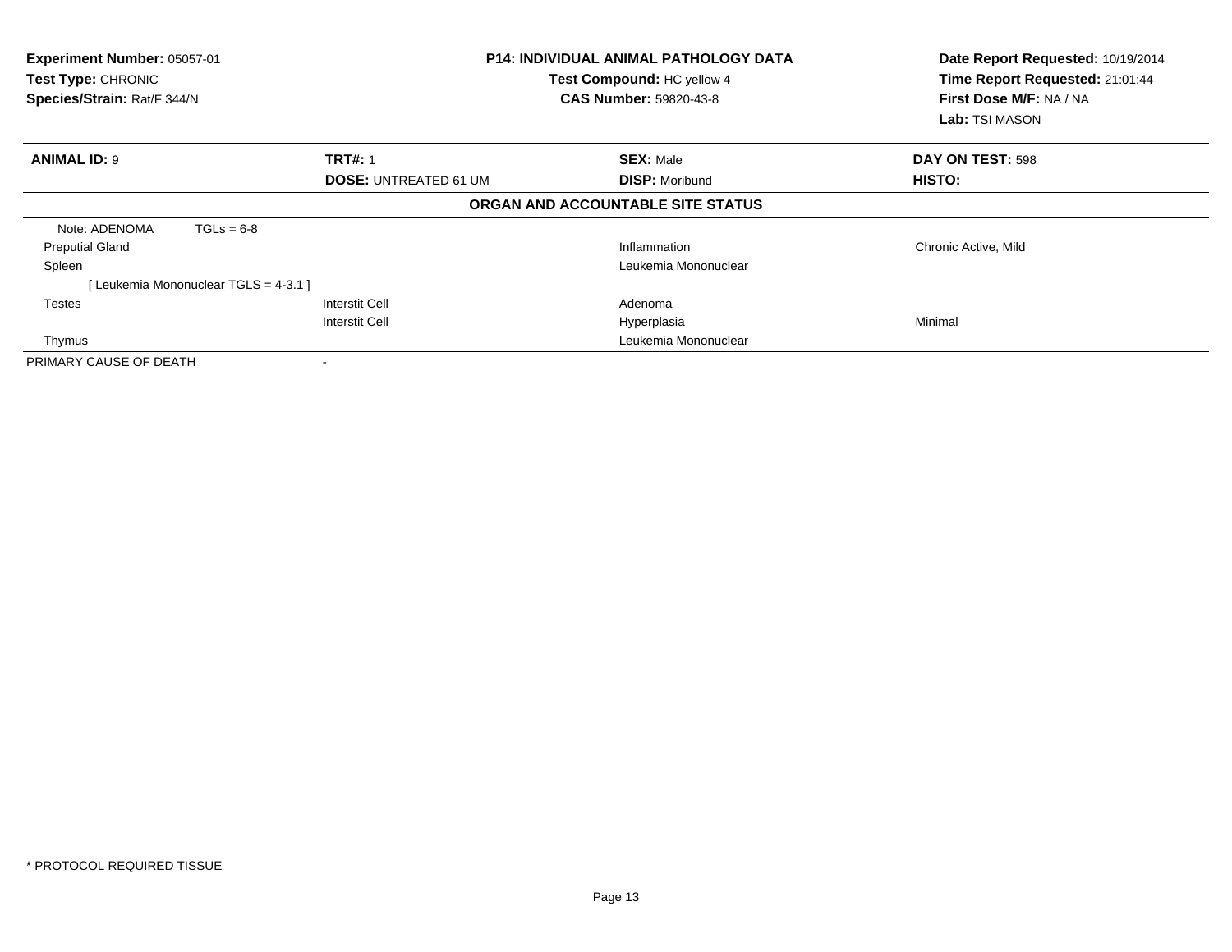**Experiment Number:** 05057-01
**Test Type:** CHRONIC
**Species/Strain:** Rat/F 344/N

**P14: INDIVIDUAL ANIMAL PATHOLOGY DATA**
**Test Compound:** HC yellow 4
**CAS Number:** 59820-43-8

**Date Report Requested:** 10/19/2014
**Time Report Requested:** 21:01:44
**First Dose M/F:** NA / NA
**Lab:** TSI MASON

| **ANIMAL ID:** 9 | **TRT#:** 1 | **SEX:** Male | **DAY ON TEST:** 598 |
|---|---|---|---|
| | **DOSE:** UNTREATED 61 UM | **DISP:** Moribund | **HISTO:** |

**ORGAN AND ACCOUNTABLE SITE STATUS**

| | | | |
|---|---|---|---|
| Note: ADENOMA TGLs = 6-8 | | | |
| Preputial Gland | | Inflammation | Chronic Active, Mild |
| Spleen | | Leukemia Mononuclear | |
| [ Leukemia Mononuclear TGLS = 4-3.1 ] | | | |
| Testes | Interstit Cell | Adenoma | |
| | Interstit Cell | Hyperplasia | Minimal |
| Thymus | | Leukemia Mononuclear | |
| PRIMARY CAUSE OF DEATH | - | | |

* PROTOCOL REQUIRED TISSUE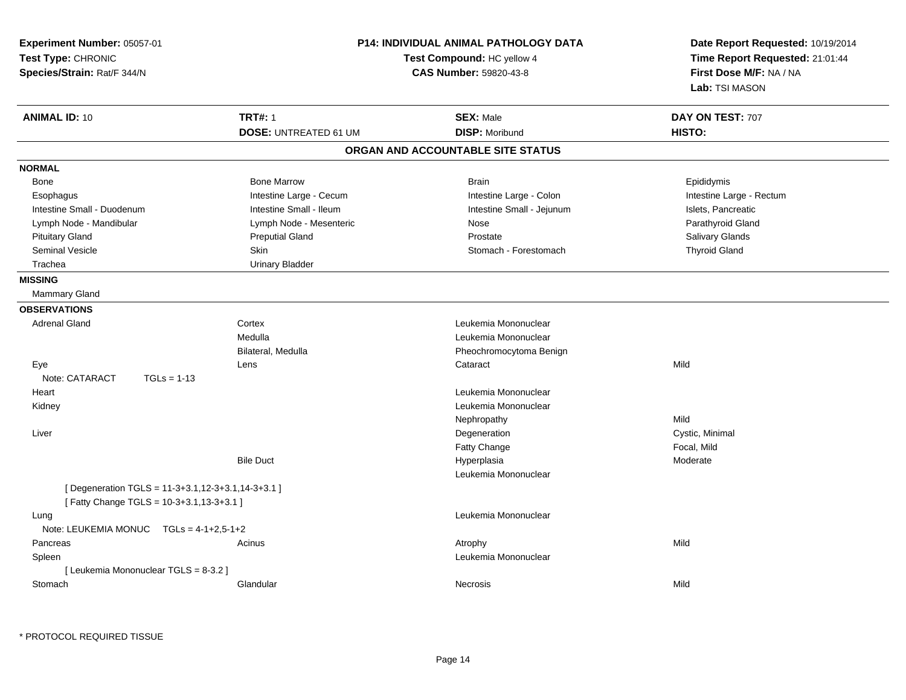**Experiment Number:** 05057-01
**Test Type:** CHRONIC
**Species/Strain:** Rat/F 344/N

**P14: INDIVIDUAL ANIMAL PATHOLOGY DATA**
**Test Compound:** HC yellow 4
**CAS Number:** 59820-43-8

**Date Report Requested:** 10/19/2014
**Time Report Requested:** 21:01:44
**First Dose M/F:** NA / NA
**Lab:** TSI MASON

| **ANIMAL ID:** 10 | **TRT#:** 1 | **SEX:** Male | **DAY ON TEST:** 707 |
|---|---|---|---|
| | **DOSE:** UNTREATED 61 UM | **DISP:** Moribund | **HISTO:** |

## ORGAN AND ACCOUNTABLE SITE STATUS

**NORMAL**

| | | | |
|---|---|---|---|
| Bone | Bone Marrow | Brain | Epididymis |
| Esophagus | Intestine Large - Cecum | Intestine Large - Colon | Intestine Large - Rectum |
| Intestine Small - Duodenum | Intestine Small - Ileum | Intestine Small - Jejunum | Islets, Pancreatic |
| Lymph Node - Mandibular | Lymph Node - Mesenteric | Nose | Parathyroid Gland |
| Pituitary Gland | Preputial Gland | Prostate | Salivary Glands |
| Seminal Vesicle | Skin | Stomach - Forestomach | Thyroid Gland |
| Trachea | Urinary Bladder | | |

**MISSING**

Mammary Gland

**OBSERVATIONS**

| | | | |
|---|---|---|---|
| Adrenal Gland | Cortex | Leukemia Mononuclear | |
| | Medulla | Leukemia Mononuclear | |
| | Bilateral, Medulla | Pheochromocytoma Benign | |
| Eye | Lens | Cataract | Mild |
| Note: CATARACT TGLs = 1-13 | | | |
| Heart | | Leukemia Mononuclear | |
| Kidney | | Leukemia Mononuclear | |
| | | Nephropathy | Mild |
| Liver | | Degeneration | Cystic, Minimal |
| | | Fatty Change | Focal, Mild |
| | Bile Duct | Hyperplasia | Moderate |
| | | Leukemia Mononuclear | |
| [ Degeneration TGLS = 11-3+3.1,12-3+3.1,14-3+3.1 ] | | | |
| [ Fatty Change TGLS = 10-3+3.1,13-3+3.1 ] | | | |
| Lung | | Leukemia Mononuclear | |
| Note: LEUKEMIA MONUC TGLs = 4-1+2,5-1+2 | | | |
| Pancreas | Acinus | Atrophy | Mild |
| Spleen | | Leukemia Mononuclear | |
| [ Leukemia Mononuclear TGLS = 8-3.2 ] | | | |
| Stomach | Glandular | Necrosis | Mild |

* PROTOCOL REQUIRED TISSUE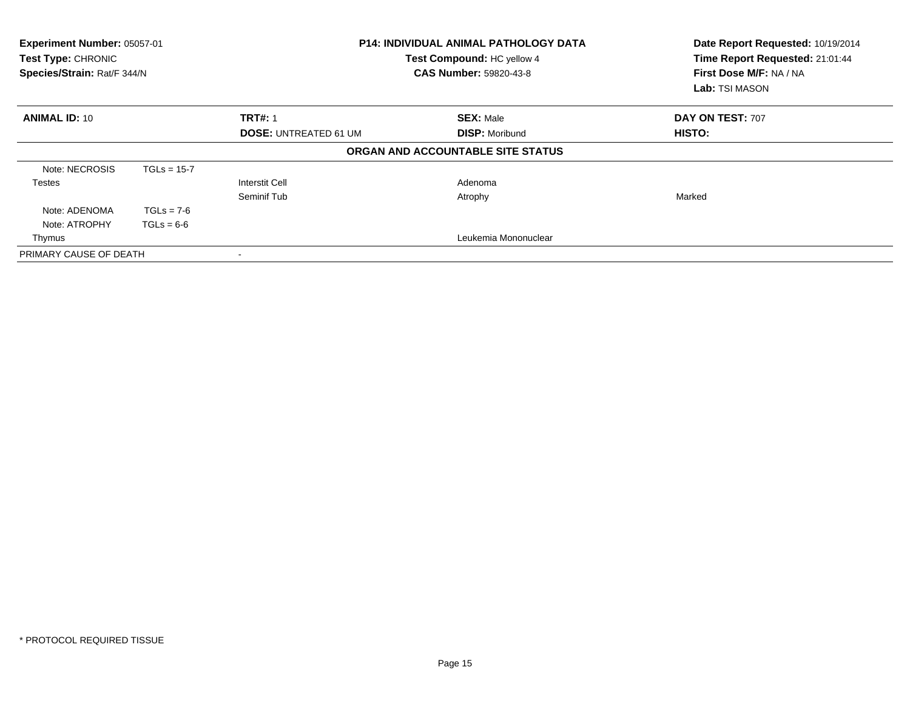**Experiment Number:** 05057-01
**Test Type:** CHRONIC
**Species/Strain:** Rat/F 344/N

**P14: INDIVIDUAL ANIMAL PATHOLOGY DATA**
**Test Compound:** HC yellow 4
**CAS Number:** 59820-43-8

**Date Report Requested:** 10/19/2014
**Time Report Requested:** 21:01:44
**First Dose M/F:** NA / NA
**Lab:** TSI MASON

| **ANIMAL ID:** 10 | **TRT#:** 1 | **SEX:** Male | **DAY ON TEST:** 707 |
|---|---|---|---|
| | **DOSE:** UNTREATED 61 UM | **DISP:** Moribund | **HISTO:** |

**ORGAN AND ACCOUNTABLE SITE STATUS**

| | | | | |
|---|---|---|---|---|
| Note: NECROSIS | TGLs = 15-7 | | | |
| Testes | | Interstit Cell | Adenoma | |
| | | Seminif Tub | Atrophy | Marked |
| Note: ADENOMA | TGLs = 7-6 | | | |
| Note: ATROPHY | TGLs = 6-6 | | | |
| Thymus | | | Leukemia Mononuclear | |
| PRIMARY CAUSE OF DEATH | | - | | |

\* PROTOCOL REQUIRED TISSUE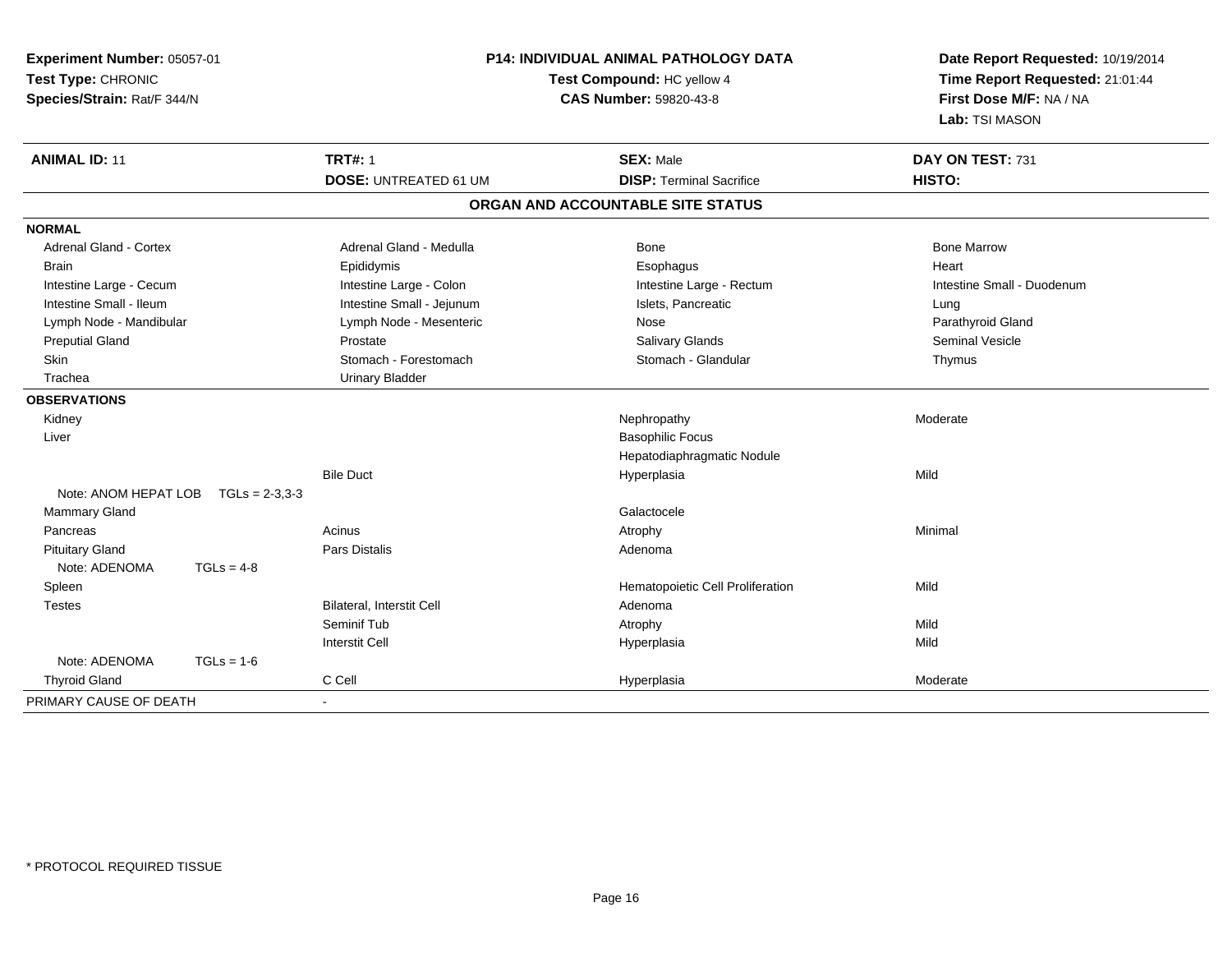**Experiment Number:** 05057-01
**Test Type:** CHRONIC
**Species/Strain:** Rat/F 344/N

**P14: INDIVIDUAL ANIMAL PATHOLOGY DATA**
**Test Compound:** HC yellow 4
**CAS Number:** 59820-43-8

**Date Report Requested:** 10/19/2014
**Time Report Requested:** 21:01:44
**First Dose M/F:** NA / NA
**Lab:** TSI MASON

| **ANIMAL ID:** 11 | **TRT#:** 1 | **SEX:** Male | **DAY ON TEST:** 731 |
|---|---|---|---|
| | **DOSE:** UNTREATED 61 UM | **DISP:** Terminal Sacrifice | **HISTO:** |

## ORGAN AND ACCOUNTABLE SITE STATUS

| | | | |
|---|---|---|---|
| **NORMAL** | | | |
| Adrenal Gland - Cortex | Adrenal Gland - Medulla | Bone | Bone Marrow |
| Brain | Epididymis | Esophagus | Heart |
| Intestine Large - Cecum | Intestine Large - Colon | Intestine Large - Rectum | Intestine Small - Duodenum |
| Intestine Small - Ileum | Intestine Small - Jejunum | Islets, Pancreatic | Lung |
| Lymph Node - Mandibular | Lymph Node - Mesenteric | Nose | Parathyroid Gland |
| Preputial Gland | Prostate | Salivary Glands | Seminal Vesicle |
| Skin | Stomach - Forestomach | Stomach - Glandular | Thymus |
| Trachea | Urinary Bladder | | |
| **OBSERVATIONS** | | | |
| Kidney | | Nephropathy | Moderate |
| Liver | | Basophilic Focus | |
| | | Hepatodiaphragmatic Nodule | |
| | Bile Duct | Hyperplasia | Mild |
| Note: ANOM HEPAT LOB TGLs = 2-3,3-3 | | | |
| Mammary Gland | | Galactocele | |
| Pancreas | Acinus | Atrophy | Minimal |
| Pituitary Gland | Pars Distalis | Adenoma | |
| Note: ADENOMA TGLs = 4-8 | | | |
| Spleen | | Hematopoietic Cell Proliferation | Mild |
| Testes | Bilateral, Interstit Cell | Adenoma | |
| | Seminif Tub | Atrophy | Mild |
| | Interstit Cell | Hyperplasia | Mild |
| Note: ADENOMA TGLs = 1-6 | | | |
| Thyroid Gland | C Cell | Hyperplasia | Moderate |
| PRIMARY CAUSE OF DEATH | - | | |

\* PROTOCOL REQUIRED TISSUE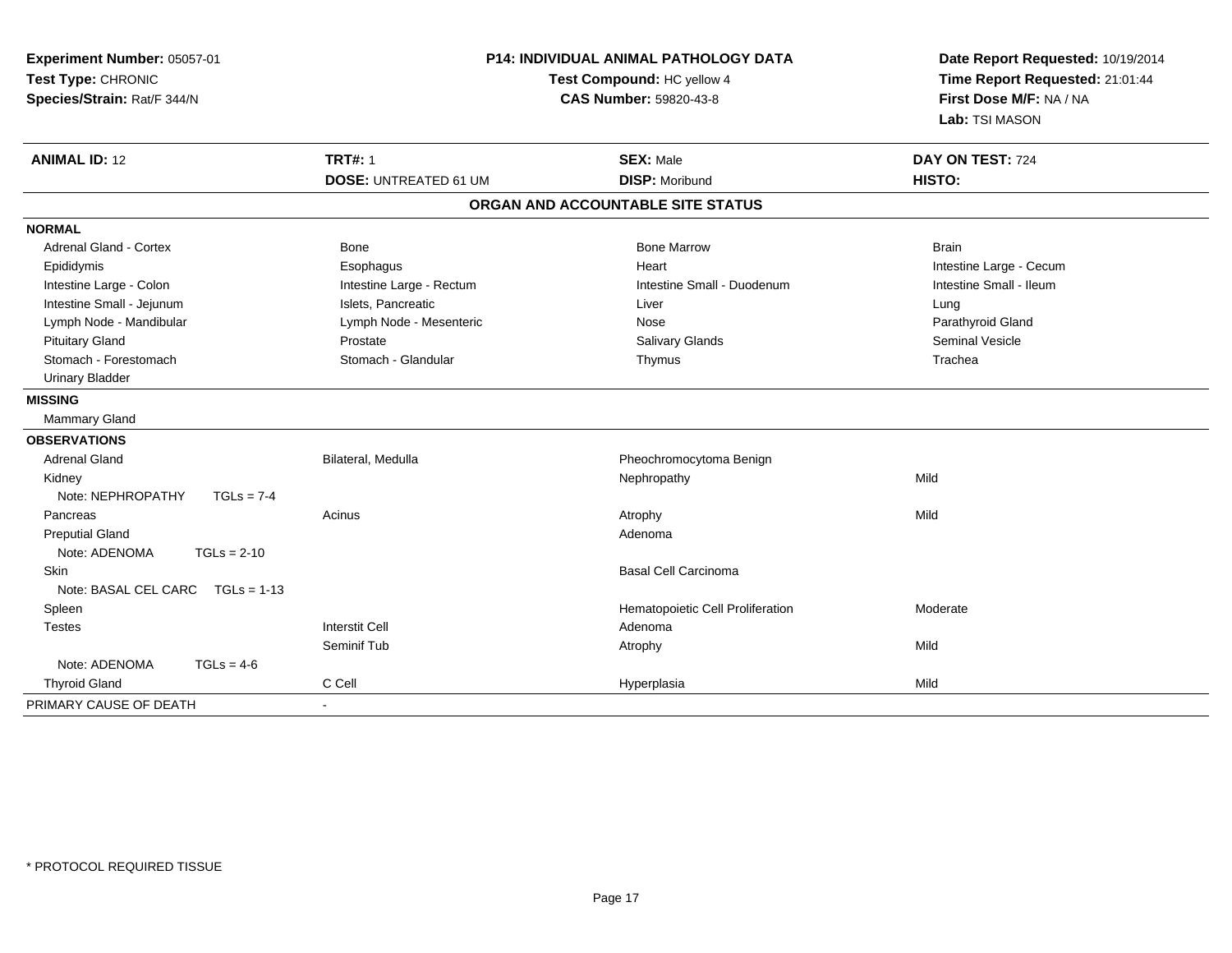**Experiment Number:** 05057-01
**Test Type:** CHRONIC
**Species/Strain:** Rat/F 344/N

**P14: INDIVIDUAL ANIMAL PATHOLOGY DATA**
**Test Compound:** HC yellow 4
**CAS Number:** 59820-43-8

**Date Report Requested:** 10/19/2014
**Time Report Requested:** 21:01:44
**First Dose M/F:** NA / NA
**Lab:** TSI MASON

| **ANIMAL ID:** 12 | **TRT#:** 1 | **SEX:** Male | **DAY ON TEST:** 724 |
|---|---|---|---|
| | **DOSE:** UNTREATED 61 UM | **DISP:** Moribund | **HISTO:** |

## ORGAN AND ACCOUNTABLE SITE STATUS

**NORMAL**

| | | | |
|---|---|---|---|
| Adrenal Gland - Cortex | Bone | Bone Marrow | Brain |
| Epididymis | Esophagus | Heart | Intestine Large - Cecum |
| Intestine Large - Colon | Intestine Large - Rectum | Intestine Small - Duodenum | Intestine Small - Ileum |
| Intestine Small - Jejunum | Islets, Pancreatic | Liver | Lung |
| Lymph Node - Mandibular | Lymph Node - Mesenteric | Nose | Parathyroid Gland |
| Pituitary Gland | Prostate | Salivary Glands | Seminal Vesicle |
| Stomach - Forestomach | Stomach - Glandular | Thymus | Trachea |
| Urinary Bladder | | | |

**MISSING**

Mammary Gland

**OBSERVATIONS**

| | | | |
|---|---|---|---|
| Adrenal Gland | Bilateral, Medulla | Pheochromocytoma Benign | |
| Kidney | | Nephropathy | Mild |
| Note: NEPHROPATHY TGLs = 7-4 | | | |
| Pancreas | Acinus | Atrophy | Mild |
| Preputial Gland | | Adenoma | |
| Note: ADENOMA TGLs = 2-10 | | | |
| Skin | | Basal Cell Carcinoma | |
| Note: BASAL CEL CARC TGLs = 1-13 | | | |
| Spleen | | Hematopoietic Cell Proliferation | Moderate |
| Testes | Interstit Cell | Adenoma | |
| | Seminif Tub | Atrophy | Mild |
| Note: ADENOMA TGLs = 4-6 | | | |
| Thyroid Gland | C Cell | Hyperplasia | Mild |

| PRIMARY CAUSE OF DEATH | - |
|---|---|

* PROTOCOL REQUIRED TISSUE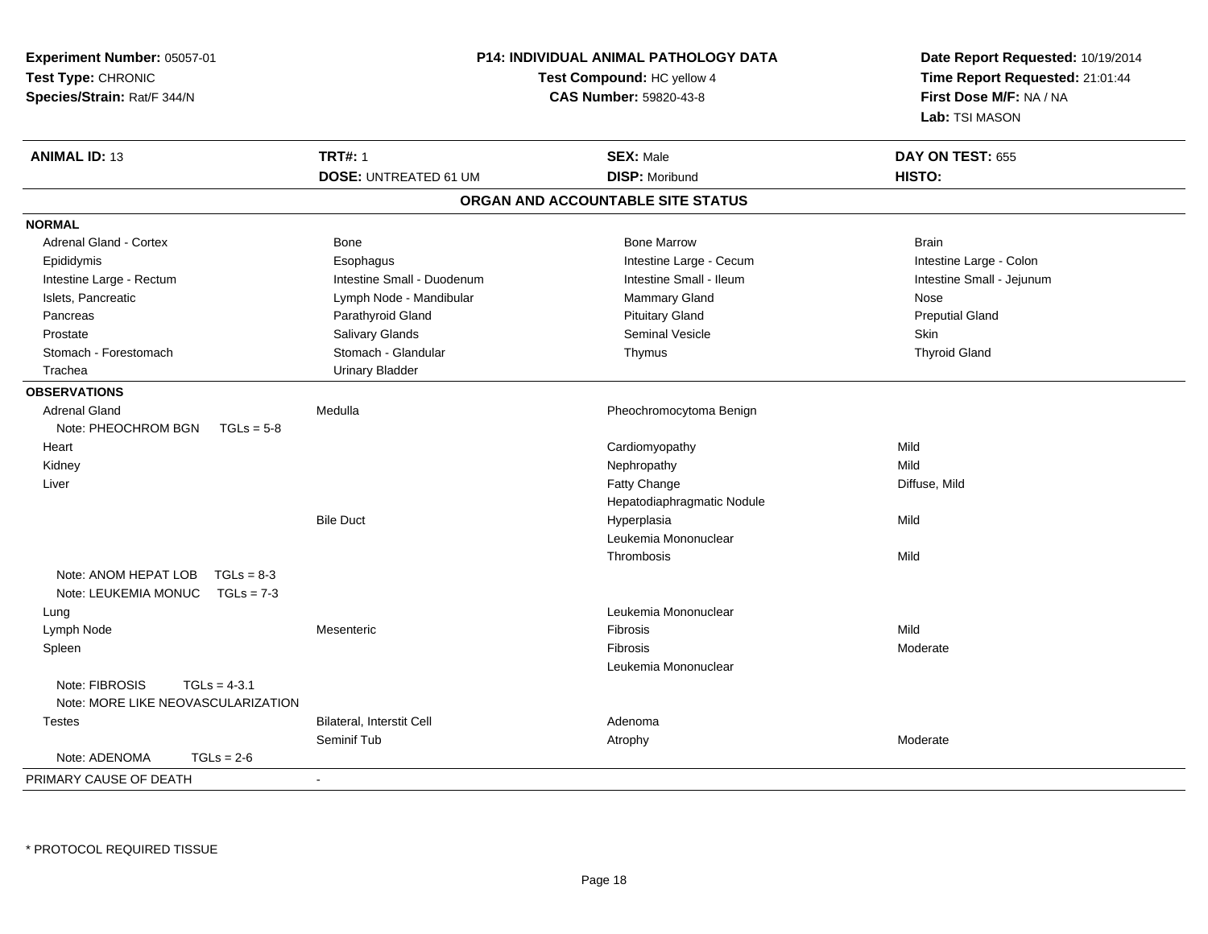**Experiment Number:** 05057-01
**Test Type:** CHRONIC
**Species/Strain:** Rat/F 344/N

**P14: INDIVIDUAL ANIMAL PATHOLOGY DATA**
**Test Compound:** HC yellow 4
**CAS Number:** 59820-43-8

**Date Report Requested:** 10/19/2014
**Time Report Requested:** 21:01:44
**First Dose M/F:** NA / NA
**Lab:** TSI MASON

| **ANIMAL ID:** 13 | **TRT#:** 1 | **SEX:** Male | **DAY ON TEST:** 655 |
|---|---|---|---|
| | **DOSE:** UNTREATED 61 UM | **DISP:** Moribund | **HISTO:** |

## ORGAN AND ACCOUNTABLE SITE STATUS

**NORMAL**

| | | | |
|---|---|---|---|
| Adrenal Gland - Cortex | Bone | Bone Marrow | Brain |
| Epididymis | Esophagus | Intestine Large - Cecum | Intestine Large - Colon |
| Intestine Large - Rectum | Intestine Small - Duodenum | Intestine Small - Ileum | Intestine Small - Jejunum |
| Islets, Pancreatic | Lymph Node - Mandibular | Mammary Gland | Nose |
| Pancreas | Parathyroid Gland | Pituitary Gland | Preputial Gland |
| Prostate | Salivary Glands | Seminal Vesicle | Skin |
| Stomach - Forestomach | Stomach - Glandular | Thymus | Thyroid Gland |
| Trachea | Urinary Bladder | | |

**OBSERVATIONS**

| Organ | Site | Observation | Severity |
|---|---|---|---|
| Adrenal Gland | Medulla | Pheochromocytoma Benign | |
| Note: PHEOCHROM BGN TGLs = 5-8 | | | |
| Heart | | Cardiomyopathy | Mild |
| Kidney | | Nephropathy | Mild |
| Liver | | Fatty Change | Diffuse, Mild |
| | | Hepatodiaphragmatic Nodule | |
| | Bile Duct | Hyperplasia | Mild |
| | | Leukemia Mononuclear | |
| | | Thrombosis | Mild |
| Note: ANOM HEPAT LOB TGLs = 8-3 | | | |
| Note: LEUKEMIA MONUC TGLs = 7-3 | | | |
| Lung | | Leukemia Mononuclear | |
| Lymph Node | Mesenteric | Fibrosis | Mild |
| Spleen | | Fibrosis | Moderate |
| | | Leukemia Mononuclear | |
| Note: FIBROSIS TGLs = 4-3.1 | | | |
| Note: MORE LIKE NEOVASCULARIZATION | | | |
| Testes | Bilateral, Interstit Cell | Adenoma | |
| | Seminif Tub | Atrophy | Moderate |
| Note: ADENOMA TGLs = 2-6 | | | |

PRIMARY CAUSE OF DEATH -

\* PROTOCOL REQUIRED TISSUE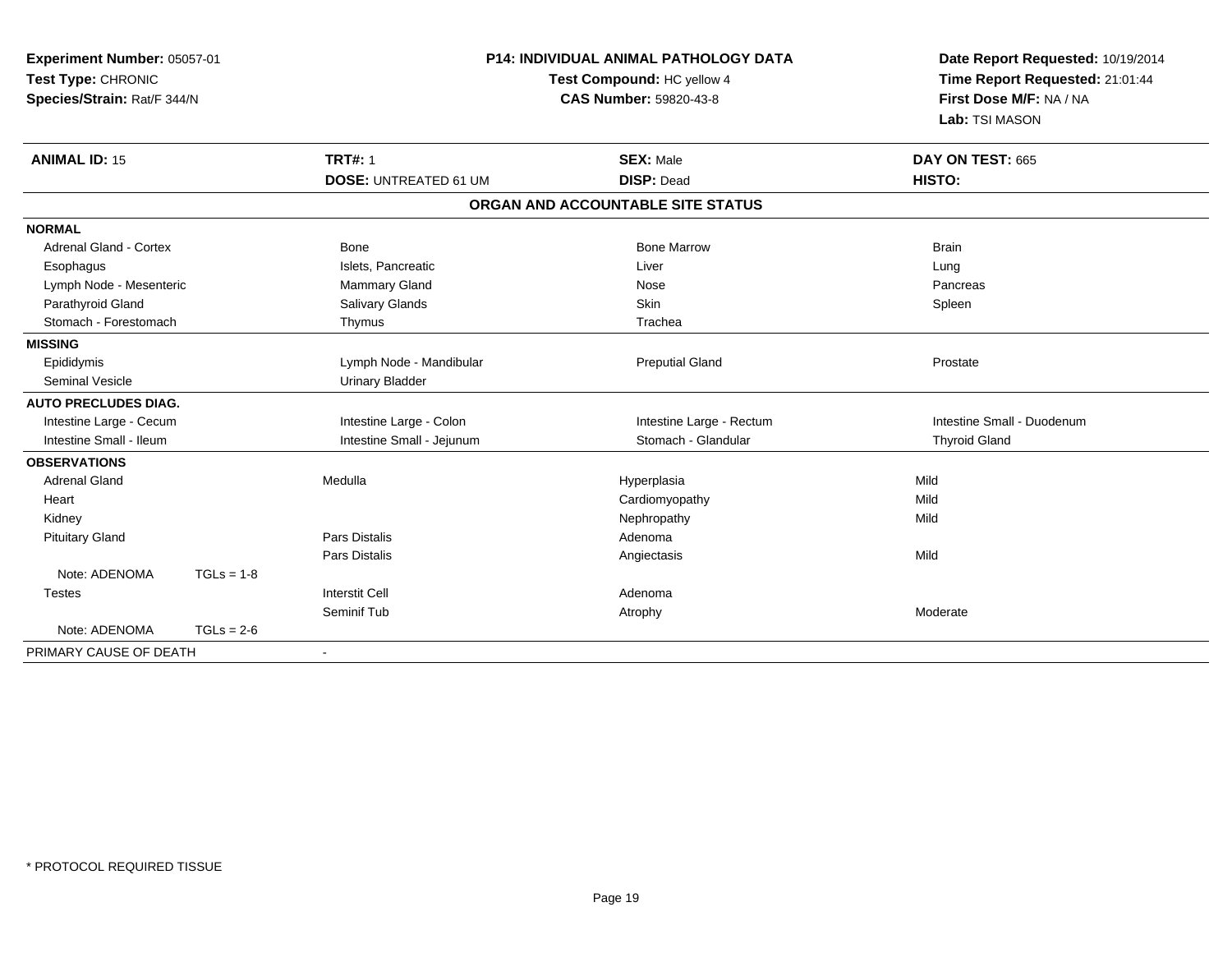**Experiment Number:** 05057-01
**Test Type:** CHRONIC
**Species/Strain:** Rat/F 344/N

**P14: INDIVIDUAL ANIMAL PATHOLOGY DATA**
**Test Compound:** HC yellow 4
**CAS Number:** 59820-43-8

**Date Report Requested:** 10/19/2014
**Time Report Requested:** 21:01:44
**First Dose M/F:** NA / NA
**Lab:** TSI MASON

| **ANIMAL ID:** 15 | **TRT#:** 1 | **SEX:** Male | **DAY ON TEST:** 665 |
|---|---|---|---|
| | **DOSE:** UNTREATED 61 UM | **DISP:** Dead | **HISTO:** |

**ORGAN AND ACCOUNTABLE SITE STATUS**

| | | | |
|---|---|---|---|
| **NORMAL** | | | |
| Adrenal Gland - Cortex | Bone | Bone Marrow | Brain |
| Esophagus | Islets, Pancreatic | Liver | Lung |
| Lymph Node - Mesenteric | Mammary Gland | Nose | Pancreas |
| Parathyroid Gland | Salivary Glands | Skin | Spleen |
| Stomach - Forestomach | Thymus | Trachea | |
| **MISSING** | | | |
| Epididymis | Lymph Node - Mandibular | Preputial Gland | Prostate |
| Seminal Vesicle | Urinary Bladder | | |
| **AUTO PRECLUDES DIAG.** | | | |
| Intestine Large - Cecum | Intestine Large - Colon | Intestine Large - Rectum | Intestine Small - Duodenum |
| Intestine Small - Ileum | Intestine Small - Jejunum | Stomach - Glandular | Thyroid Gland |
| **OBSERVATIONS** | | | |
| Adrenal Gland | Medulla | Hyperplasia | Mild |
| Heart | | Cardiomyopathy | Mild |
| Kidney | | Nephropathy | Mild |
| Pituitary Gland | Pars Distalis | Adenoma | |
| | Pars Distalis | Angiectasis | Mild |
| Note: ADENOMA TGLs = 1-8 | | | |
| Testes | Interstit Cell | Adenoma | |
| | Seminif Tub | Atrophy | Moderate |
| Note: ADENOMA TGLs = 2-6 | | | |
| PRIMARY CAUSE OF DEATH | - | | |

\* PROTOCOL REQUIRED TISSUE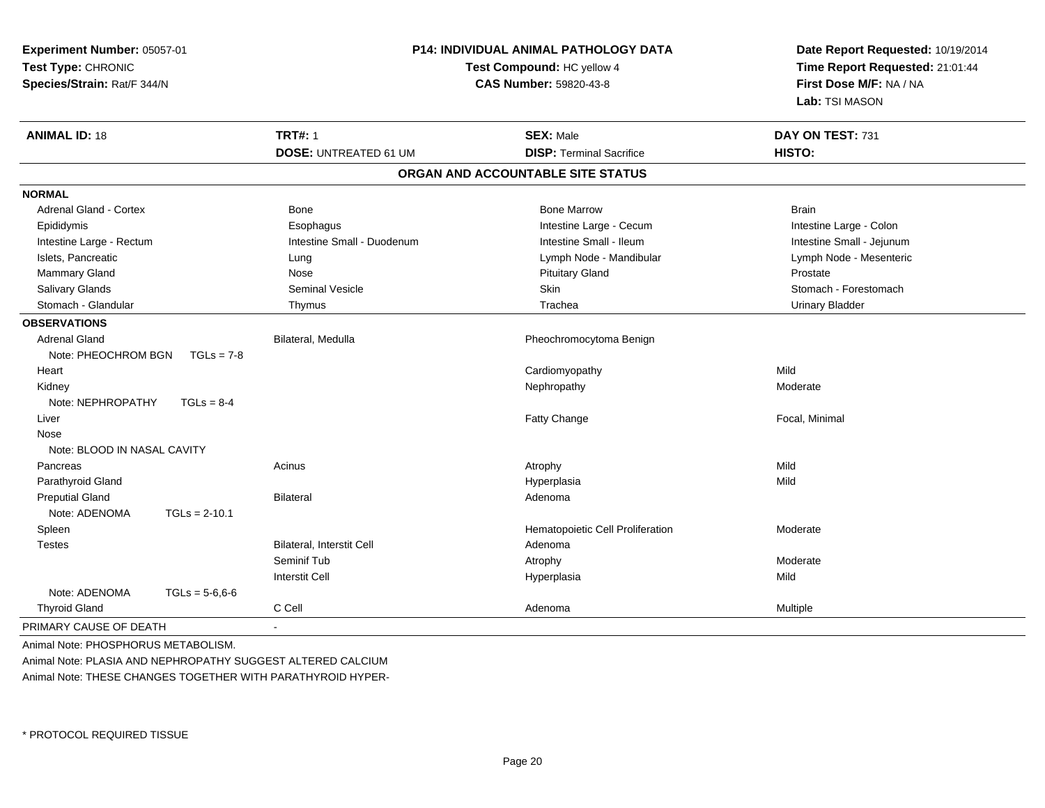**Experiment Number:** 05057-01
**Test Type:** CHRONIC
**Species/Strain:** Rat/F 344/N

**P14: INDIVIDUAL ANIMAL PATHOLOGY DATA**
**Test Compound:** HC yellow 4
**CAS Number:** 59820-43-8

**Date Report Requested:** 10/19/2014
**Time Report Requested:** 21:01:44
**First Dose M/F:** NA / NA
**Lab:** TSI MASON

| **ANIMAL ID:** 18 | **TRT#:** 1 | **SEX:** Male | **DAY ON TEST:** 731 |
|---|---|---|---|
| | **DOSE:** UNTREATED 61 UM | **DISP:** Terminal Sacrifice | **HISTO:** |

## ORGAN AND ACCOUNTABLE SITE STATUS

| | | | |
|---|---|---|---|
| **NORMAL** | | | |
| Adrenal Gland - Cortex | Bone | Bone Marrow | Brain |
| Epididymis | Esophagus | Intestine Large - Cecum | Intestine Large - Colon |
| Intestine Large - Rectum | Intestine Small - Duodenum | Intestine Small - Ileum | Intestine Small - Jejunum |
| Islets, Pancreatic | Lung | Lymph Node - Mandibular | Lymph Node - Mesenteric |
| Mammary Gland | Nose | Pituitary Gland | Prostate |
| Salivary Glands | Seminal Vesicle | Skin | Stomach - Forestomach |
| Stomach - Glandular | Thymus | Trachea | Urinary Bladder |
| **OBSERVATIONS** | | | |
| Adrenal Gland | Bilateral, Medulla | Pheochromocytoma Benign | |
| Note: PHEOCHROM BGN TGLs = 7-8 | | | |
| Heart | | Cardiomyopathy | Mild |
| Kidney | | Nephropathy | Moderate |
| Note: NEPHROPATHY TGLs = 8-4 | | | |
| Liver | | Fatty Change | Focal, Minimal |
| Nose | | | |
| Note: BLOOD IN NASAL CAVITY | | | |
| Pancreas | Acinus | Atrophy | Mild |
| Parathyroid Gland | | Hyperplasia | Mild |
| Preputial Gland | Bilateral | Adenoma | |
| Note: ADENOMA TGLs = 2-10.1 | | | |
| Spleen | | Hematopoietic Cell Proliferation | Moderate |
| Testes | Bilateral, Interstit Cell | Adenoma | |
| | Seminif Tub | Atrophy | Moderate |
| | Interstit Cell | Hyperplasia | Mild |
| Note: ADENOMA TGLs = 5-6,6-6 | | | |
| Thyroid Gland | C Cell | Adenoma | Multiple |
| PRIMARY CAUSE OF DEATH | - | | |

Animal Note: PHOSPHORUS METABOLISM.

Animal Note: PLASIA AND NEPHROPATHY SUGGEST ALTERED CALCIUM

Animal Note: THESE CHANGES TOGETHER WITH PARATHYROID HYPER-

* PROTOCOL REQUIRED TISSUE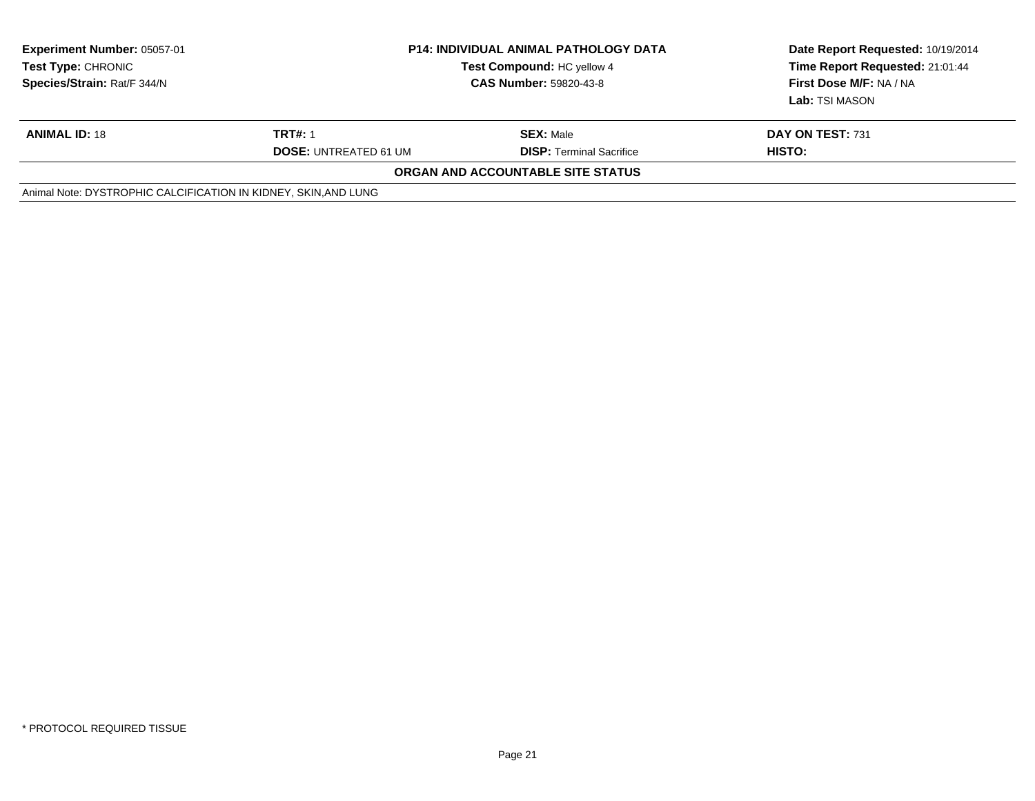**Experiment Number:** 05057-01
**Test Type:** CHRONIC
**Species/Strain:** Rat/F 344/N

**P14: INDIVIDUAL ANIMAL PATHOLOGY DATA**
**Test Compound:** HC yellow 4
**CAS Number:** 59820-43-8

**Date Report Requested:** 10/19/2014
**Time Report Requested:** 21:01:44
**First Dose M/F:** NA / NA
**Lab:** TSI MASON

| **ANIMAL ID:** 18 | **TRT#:** 1 | **SEX:** Male | **DAY ON TEST:** 731 |
|---|---|---|---|
| | **DOSE:** UNTREATED 61 UM | **DISP:** Terminal Sacrifice | **HISTO:** |

**ORGAN AND ACCOUNTABLE SITE STATUS**

Animal Note: DYSTROPHIC CALCIFICATION IN KIDNEY, SKIN,AND LUNG

* PROTOCOL REQUIRED TISSUE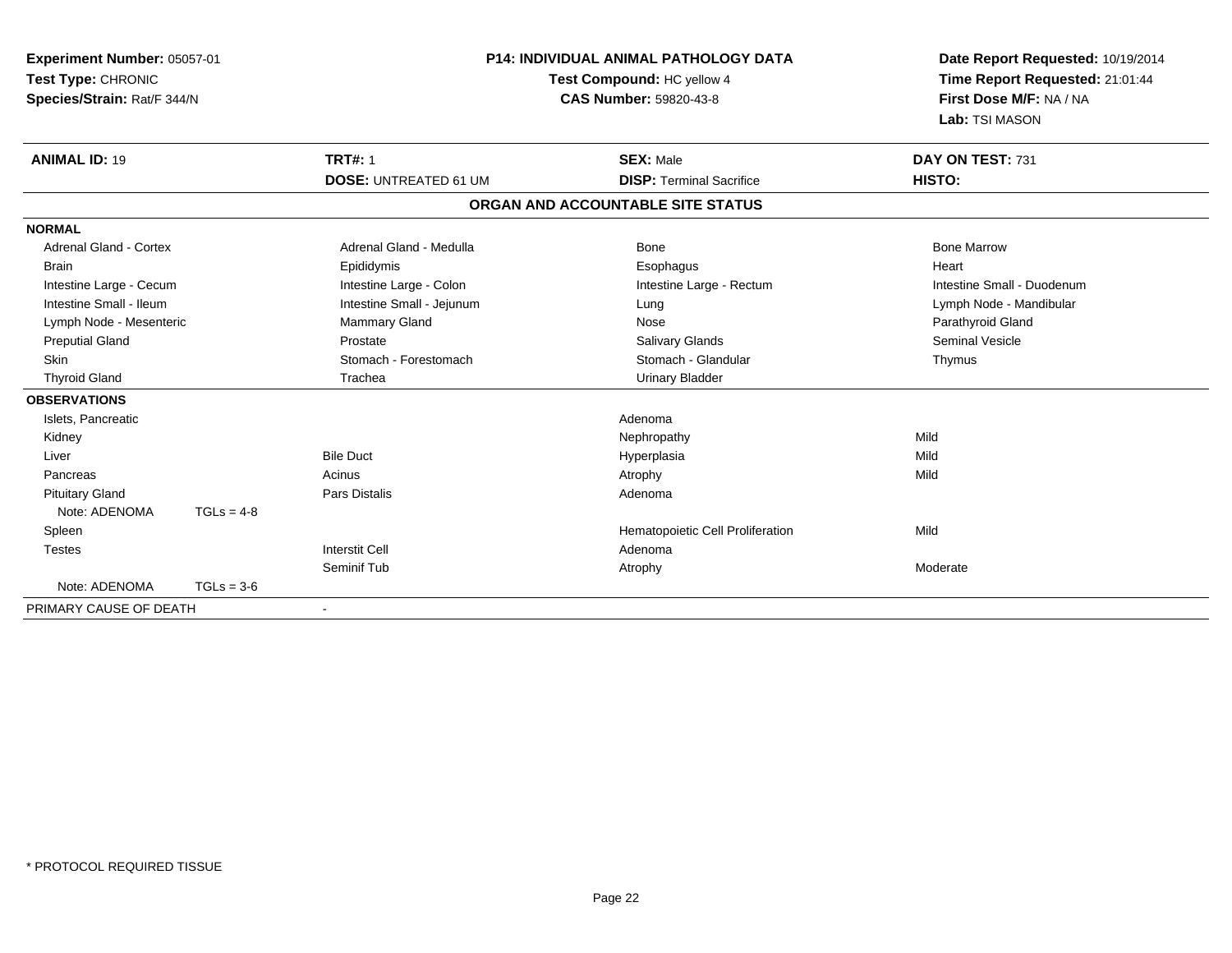**Experiment Number:** 05057-01
**Test Type:** CHRONIC
**Species/Strain:** Rat/F 344/N

**P14: INDIVIDUAL ANIMAL PATHOLOGY DATA**
**Test Compound:** HC yellow 4
**CAS Number:** 59820-43-8

**Date Report Requested:** 10/19/2014
**Time Report Requested:** 21:01:44
**First Dose M/F:** NA / NA
**Lab:** TSI MASON

| **ANIMAL ID:** 19 | **TRT#:** 1 | **SEX:** Male | **DAY ON TEST:** 731 |
|---|---|---|---|
| | **DOSE:** UNTREATED 61 UM | **DISP:** Terminal Sacrifice | **HISTO:** |

**ORGAN AND ACCOUNTABLE SITE STATUS**

**NORMAL**

| | | | |
|---|---|---|---|
| Adrenal Gland - Cortex | Adrenal Gland - Medulla | Bone | Bone Marrow |
| Brain | Epididymis | Esophagus | Heart |
| Intestine Large - Cecum | Intestine Large - Colon | Intestine Large - Rectum | Intestine Small - Duodenum |
| Intestine Small - Ileum | Intestine Small - Jejunum | Lung | Lymph Node - Mandibular |
| Lymph Node - Mesenteric | Mammary Gland | Nose | Parathyroid Gland |
| Preputial Gland | Prostate | Salivary Glands | Seminal Vesicle |
| Skin | Stomach - Forestomach | Stomach - Glandular | Thymus |
| Thyroid Gland | Trachea | Urinary Bladder | |

**OBSERVATIONS**

| | | | |
|---|---|---|---|
| Islets, Pancreatic | | Adenoma | |
| Kidney | | Nephropathy | Mild |
| Liver | Bile Duct | Hyperplasia | Mild |
| Pancreas | Acinus | Atrophy | Mild |
| Pituitary Gland | Pars Distalis | Adenoma | |
| Note: ADENOMA TGLs = 4-8 | | | |
| Spleen | | Hematopoietic Cell Proliferation | Mild |
| Testes | Interstit Cell | Adenoma | |
| | Seminif Tub | Atrophy | Moderate |
| Note: ADENOMA TGLs = 3-6 | | | |

PRIMARY CAUSE OF DEATH -

* PROTOCOL REQUIRED TISSUE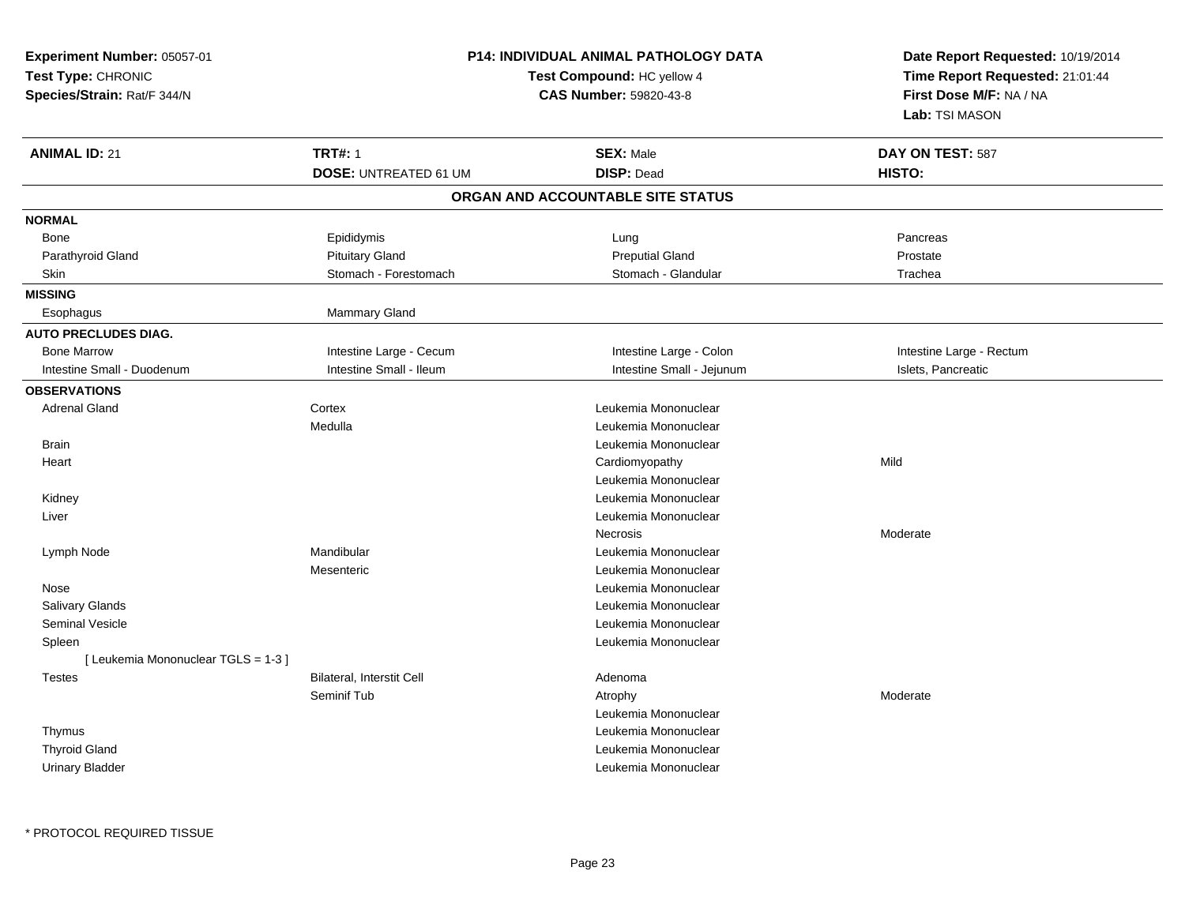**Experiment Number:** 05057-01
**Test Type:** CHRONIC
**Species/Strain:** Rat/F 344/N

**P14: INDIVIDUAL ANIMAL PATHOLOGY DATA**
**Test Compound:** HC yellow 4
**CAS Number:** 59820-43-8

**Date Report Requested:** 10/19/2014
**Time Report Requested:** 21:01:44
**First Dose M/F:** NA / NA
**Lab:** TSI MASON

| **ANIMAL ID:** 21 | **TRT#:** 1 | **SEX:** Male | **DAY ON TEST:** 587 |
|---|---|---|---|
| | **DOSE:** UNTREATED 61 UM | **DISP:** Dead | **HISTO:** |

## ORGAN AND ACCOUNTABLE SITE STATUS

**NORMAL**

| | | | |
|---|---|---|---|
| Bone | Epididymis | Lung | Pancreas |
| Parathyroid Gland | Pituitary Gland | Preputial Gland | Prostate |
| Skin | Stomach - Forestomach | Stomach - Glandular | Trachea |

**MISSING**

| | |
|---|---|
| Esophagus | Mammary Gland |

**AUTO PRECLUDES DIAG.**

| | | | |
|---|---|---|---|
| Bone Marrow | Intestine Large - Cecum | Intestine Large - Colon | Intestine Large - Rectum |
| Intestine Small - Duodenum | Intestine Small - Ileum | Intestine Small - Jejunum | Islets, Pancreatic |

**OBSERVATIONS**

| Organ | Site | Observation | Severity |
|---|---|---|---|
| Adrenal Gland | Cortex | Leukemia Mononuclear | |
| | Medulla | Leukemia Mononuclear | |
| Brain | | Leukemia Mononuclear | |
| Heart | | Cardiomyopathy | Mild |
| | | Leukemia Mononuclear | |
| Kidney | | Leukemia Mononuclear | |
| Liver | | Leukemia Mononuclear | |
| | | Necrosis | Moderate |
| Lymph Node | Mandibular | Leukemia Mononuclear | |
| | Mesenteric | Leukemia Mononuclear | |
| Nose | | Leukemia Mononuclear | |
| Salivary Glands | | Leukemia Mononuclear | |
| Seminal Vesicle | | Leukemia Mononuclear | |
| Spleen | | Leukemia Mononuclear | |
| [ Leukemia Mononuclear TGLS = 1-3 ] | | | |
| Testes | Bilateral, Interstit Cell | Adenoma | |
| | Seminif Tub | Atrophy | Moderate |
| | | Leukemia Mononuclear | |
| Thymus | | Leukemia Mononuclear | |
| Thyroid Gland | | Leukemia Mononuclear | |
| Urinary Bladder | | Leukemia Mononuclear | |

* PROTOCOL REQUIRED TISSUE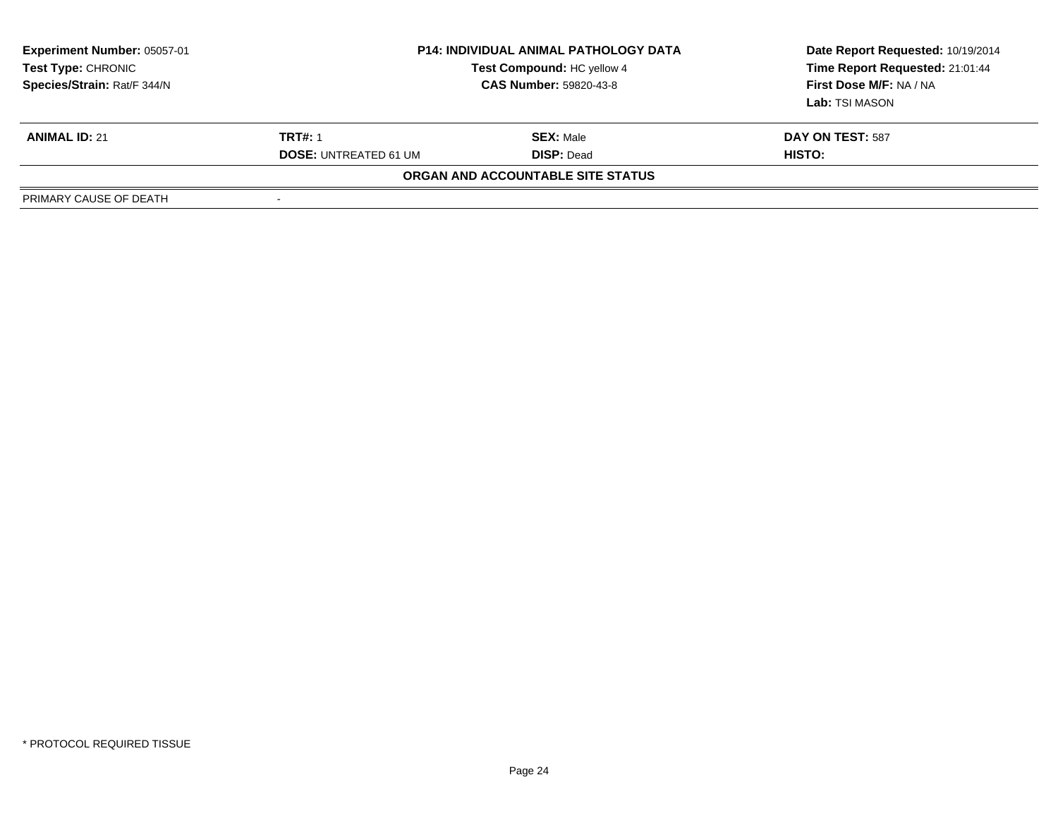**Experiment Number:** 05057-01
**Test Type:** CHRONIC
**Species/Strain:** Rat/F 344/N

**P14: INDIVIDUAL ANIMAL PATHOLOGY DATA**
**Test Compound:** HC yellow 4
**CAS Number:** 59820-43-8

**Date Report Requested:** 10/19/2014
**Time Report Requested:** 21:01:44
**First Dose M/F:** NA / NA
**Lab:** TSI MASON

| **ANIMAL ID:** 21 | **TRT#:** 1 | **SEX:** Male | **DAY ON TEST:** 587 |
|---|---|---|---|
| | **DOSE:** UNTREATED 61 UM | **DISP:** Dead | **HISTO:** |

**ORGAN AND ACCOUNTABLE SITE STATUS**

| PRIMARY CAUSE OF DEATH | - |
|---|---|

\* PROTOCOL REQUIRED TISSUE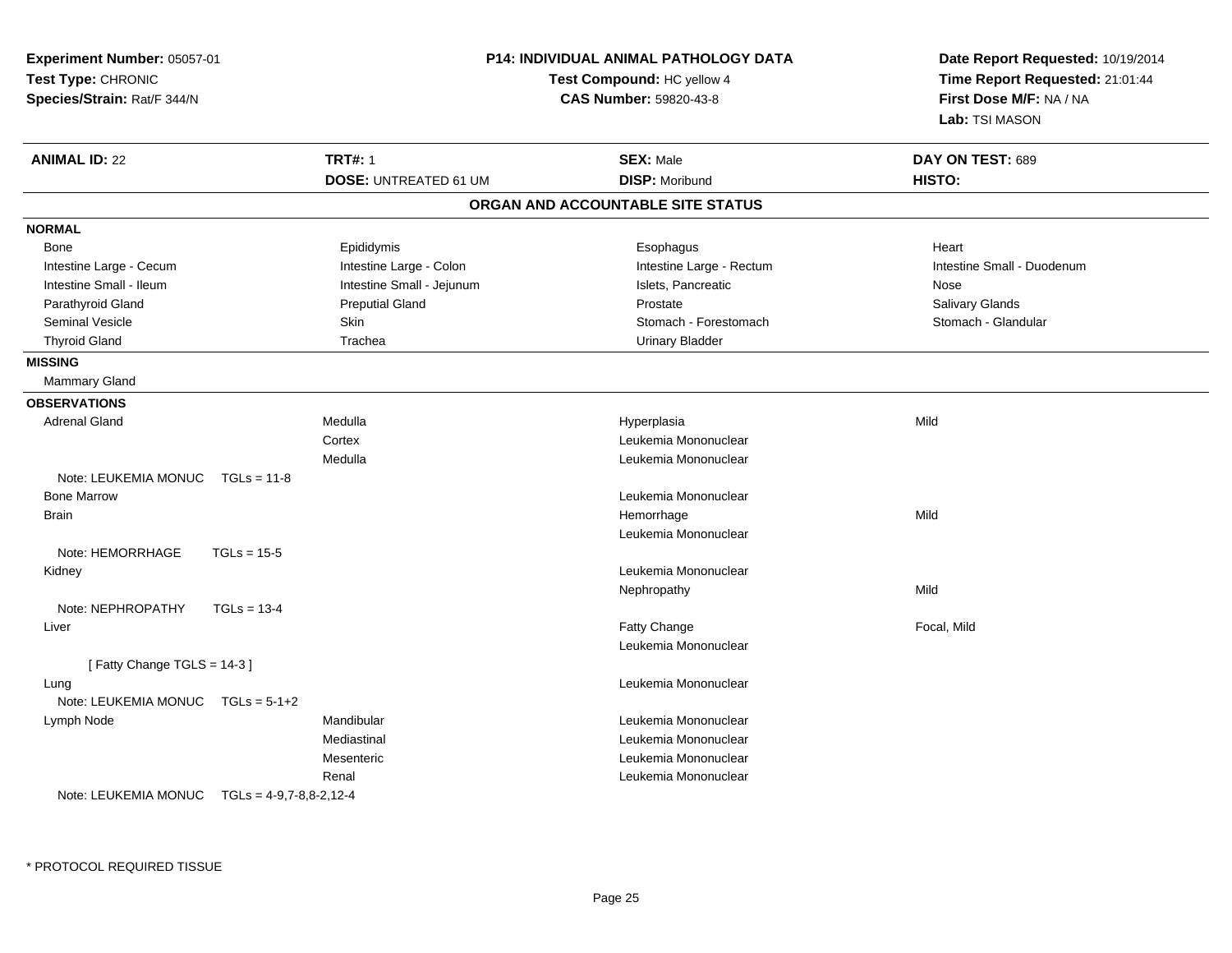**Experiment Number:** 05057-01
**Test Type:** CHRONIC
**Species/Strain:** Rat/F 344/N

**P14: INDIVIDUAL ANIMAL PATHOLOGY DATA**
**Test Compound:** HC yellow 4
**CAS Number:** 59820-43-8

**Date Report Requested:** 10/19/2014
**Time Report Requested:** 21:01:44
**First Dose M/F:** NA / NA
**Lab:** TSI MASON

| **ANIMAL ID:** 22 | **TRT#:** 1 | **SEX:** Male | **DAY ON TEST:** 689 |
|---|---|---|---|
| | **DOSE:** UNTREATED 61 UM | **DISP:** Moribund | **HISTO:** |

## ORGAN AND ACCOUNTABLE SITE STATUS

**NORMAL**

| | | | |
|---|---|---|---|
| Bone | Epididymis | Esophagus | Heart |
| Intestine Large - Cecum | Intestine Large - Colon | Intestine Large - Rectum | Intestine Small - Duodenum |
| Intestine Small - Ileum | Intestine Small - Jejunum | Islets, Pancreatic | Nose |
| Parathyroid Gland | Preputial Gland | Prostate | Salivary Glands |
| Seminal Vesicle | Skin | Stomach - Forestomach | Stomach - Glandular |
| Thyroid Gland | Trachea | Urinary Bladder | |

**MISSING**

Mammary Gland

**OBSERVATIONS**

| | | | |
|---|---|---|---|
| Adrenal Gland | Medulla | Hyperplasia | Mild |
| | Cortex | Leukemia Mononuclear | |
| | Medulla | Leukemia Mononuclear | |
| Note: LEUKEMIA MONUC TGLs = 11-8 | | | |
| Bone Marrow | | Leukemia Mononuclear | |
| Brain | | Hemorrhage | Mild |
| | | Leukemia Mononuclear | |
| Note: HEMORRHAGE TGLs = 15-5 | | | |
| Kidney | | Leukemia Mononuclear | |
| | | Nephropathy | Mild |
| Note: NEPHROPATHY TGLs = 13-4 | | | |
| Liver | | Fatty Change | Focal, Mild |
| | | Leukemia Mononuclear | |
| [ Fatty Change TGLS = 14-3 ] | | | |
| Lung | | Leukemia Mononuclear | |
| Note: LEUKEMIA MONUC TGLs = 5-1+2 | | | |
| Lymph Node | Mandibular | Leukemia Mononuclear | |
| | Mediastinal | Leukemia Mononuclear | |
| | Mesenteric | Leukemia Mononuclear | |
| | Renal | Leukemia Mononuclear | |
| Note: LEUKEMIA MONUC TGLs = 4-9,7-8,8-2,12-4 | | | |

\* PROTOCOL REQUIRED TISSUE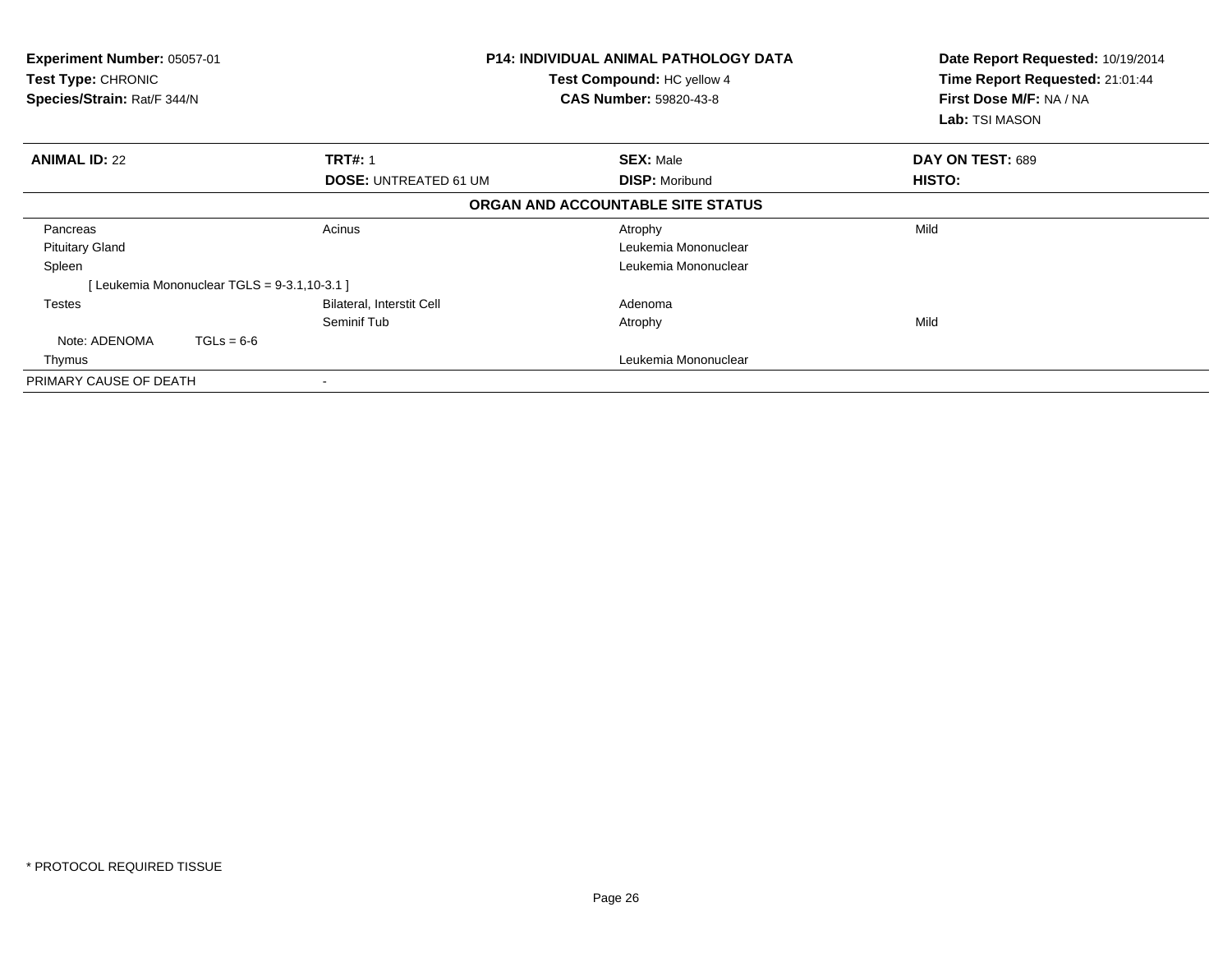**Experiment Number:** 05057-01
**Test Type:** CHRONIC
**Species/Strain:** Rat/F 344/N

**P14: INDIVIDUAL ANIMAL PATHOLOGY DATA**
**Test Compound:** HC yellow 4
**CAS Number:** 59820-43-8

**Date Report Requested:** 10/19/2014
**Time Report Requested:** 21:01:44
**First Dose M/F:** NA / NA
**Lab:** TSI MASON

| **ANIMAL ID:** 22 | **TRT#:** 1 | **SEX:** Male | **DAY ON TEST:** 689 |
|---|---|---|---|
| | **DOSE:** UNTREATED 61 UM | **DISP:** Moribund | **HISTO:** |

**ORGAN AND ACCOUNTABLE SITE STATUS**

| | | | |
|---|---|---|---|
| Pancreas | Acinus | Atrophy | Mild |
| Pituitary Gland | | Leukemia Mononuclear | |
| Spleen | | Leukemia Mononuclear | |
| [ Leukemia Mononuclear TGLS = 9-3.1,10-3.1 ] | | | |
| Testes | Bilateral, Interstit Cell | Adenoma | |
| | Seminif Tub | Atrophy | Mild |
| Note: ADENOMA TGLs = 6-6 | | | |
| Thymus | | Leukemia Mononuclear | |
| PRIMARY CAUSE OF DEATH | - | | |

* PROTOCOL REQUIRED TISSUE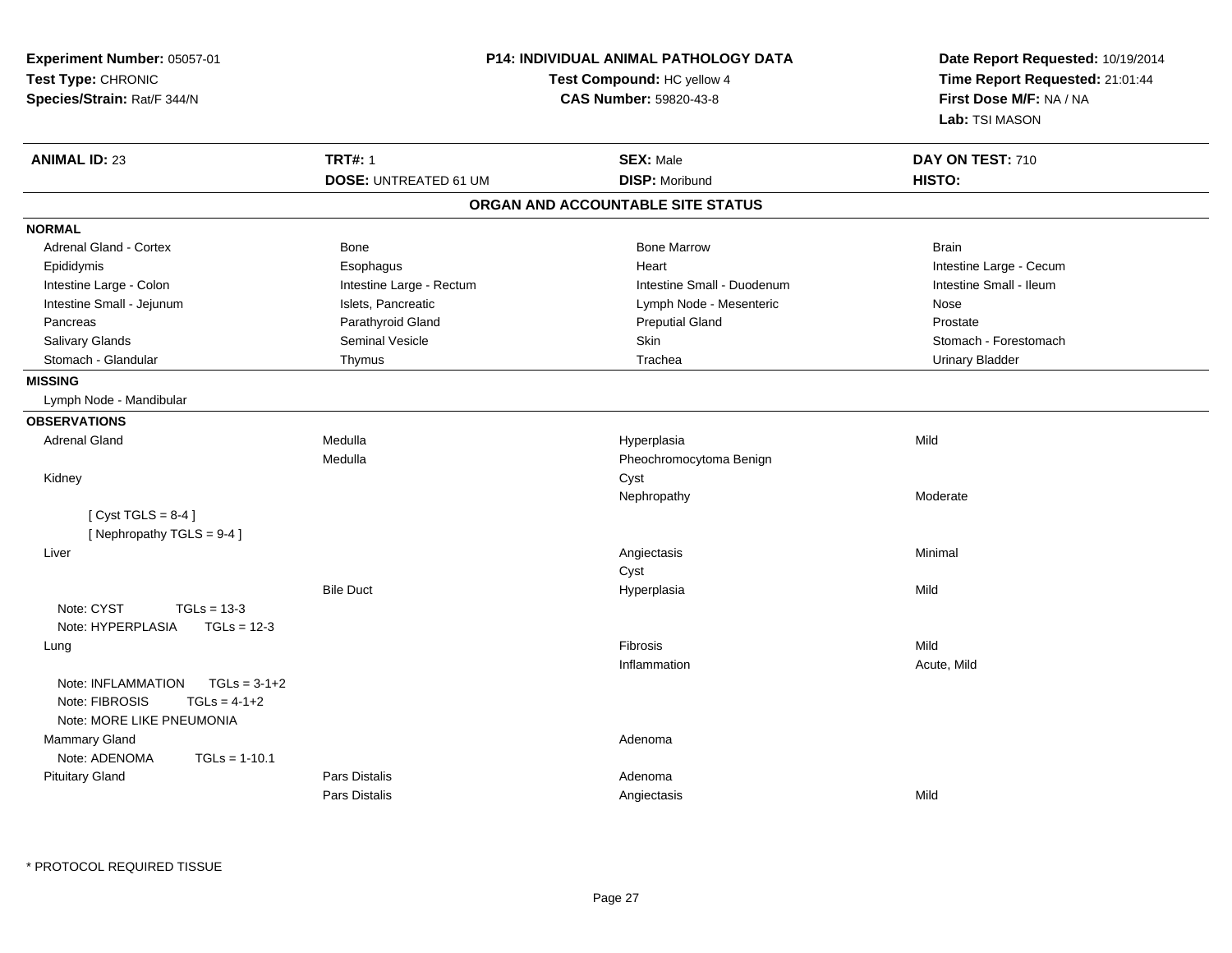**Experiment Number:** 05057-01
**Test Type:** CHRONIC
**Species/Strain:** Rat/F 344/N

**P14: INDIVIDUAL ANIMAL PATHOLOGY DATA**
**Test Compound:** HC yellow 4
**CAS Number:** 59820-43-8

**Date Report Requested:** 10/19/2014
**Time Report Requested:** 21:01:44
**First Dose M/F:** NA / NA
**Lab:** TSI MASON

| **ANIMAL ID:** 23 | **TRT#:** 1 | **SEX:** Male | **DAY ON TEST:** 710 |
|---|---|---|---|
| | **DOSE:** UNTREATED 61 UM | **DISP:** Moribund | **HISTO:** |

## ORGAN AND ACCOUNTABLE SITE STATUS

**NORMAL**

| | | | |
|---|---|---|---|
| Adrenal Gland - Cortex | Bone | Bone Marrow | Brain |
| Epididymis | Esophagus | Heart | Intestine Large - Cecum |
| Intestine Large - Colon | Intestine Large - Rectum | Intestine Small - Duodenum | Intestine Small - Ileum |
| Intestine Small - Jejunum | Islets, Pancreatic | Lymph Node - Mesenteric | Nose |
| Pancreas | Parathyroid Gland | Preputial Gland | Prostate |
| Salivary Glands | Seminal Vesicle | Skin | Stomach - Forestomach |
| Stomach - Glandular | Thymus | Trachea | Urinary Bladder |

**MISSING**

Lymph Node - Mandibular

**OBSERVATIONS**

| | | | |
|---|---|---|---|
| Adrenal Gland | Medulla | Hyperplasia | Mild |
| | Medulla | Pheochromocytoma Benign | |
| Kidney | | Cyst | |
| | | Nephropathy | Moderate |
| [ Cyst TGLS = 8-4 ] | | | |
| [ Nephropathy TGLS = 9-4 ] | | | |
| Liver | | Angiectasis | Minimal |
| | | Cyst | |
| | Bile Duct | Hyperplasia | Mild |
| Note: CYST TGLs = 13-3 | | | |
| Note: HYPERPLASIA TGLs = 12-3 | | | |
| Lung | | Fibrosis | Mild |
| | | Inflammation | Acute, Mild |
| Note: INFLAMMATION TGLs = 3-1+2 | | | |
| Note: FIBROSIS TGLs = 4-1+2 | | | |
| Note: MORE LIKE PNEUMONIA | | | |
| Mammary Gland | | Adenoma | |
| Note: ADENOMA TGLs = 1-10.1 | | | |
| Pituitary Gland | Pars Distalis | Adenoma | |
| | Pars Distalis | Angiectasis | Mild |

* PROTOCOL REQUIRED TISSUE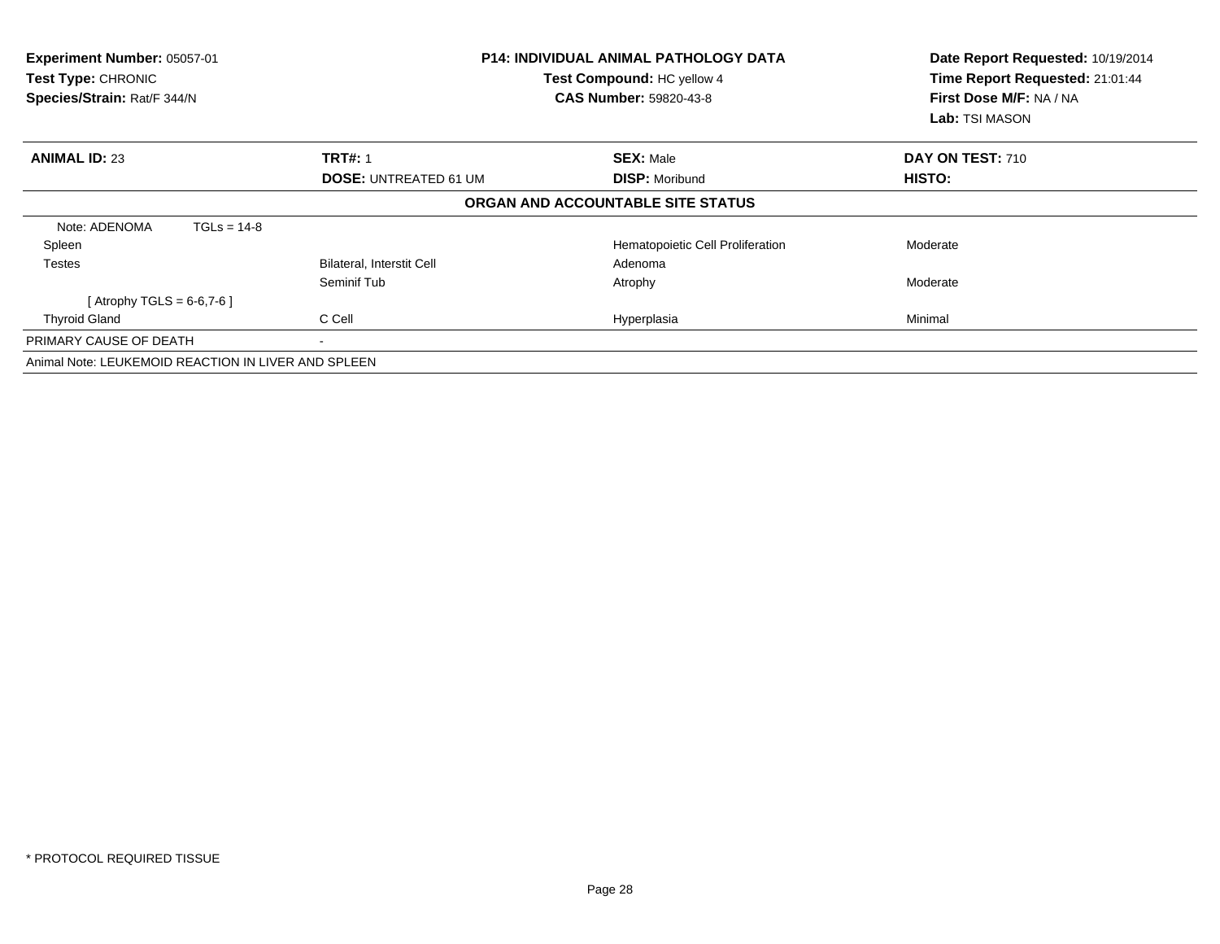**Experiment Number:** 05057-01
**Test Type:** CHRONIC
**Species/Strain:** Rat/F 344/N

**P14: INDIVIDUAL ANIMAL PATHOLOGY DATA**
**Test Compound:** HC yellow 4
**CAS Number:** 59820-43-8

**Date Report Requested:** 10/19/2014
**Time Report Requested:** 21:01:44
**First Dose M/F:** NA / NA
**Lab:** TSI MASON

| **ANIMAL ID:** 23 | **TRT#:** 1 | **SEX:** Male | **DAY ON TEST:** 710 |
|---|---|---|---|
| | **DOSE:** UNTREATED 61 UM | **DISP:** Moribund | **HISTO:** |

**ORGAN AND ACCOUNTABLE SITE STATUS**

| | | | |
|---|---|---|---|
| Note: ADENOMA TGLs = 14-8 | | | |
| Spleen | | Hematopoietic Cell Proliferation | Moderate |
| Testes | Bilateral, Interstit Cell | Adenoma | |
| | Seminif Tub | Atrophy | Moderate |
| [ Atrophy TGLS = 6-6,7-6 ] | | | |
| Thyroid Gland | C Cell | Hyperplasia | Minimal |
| PRIMARY CAUSE OF DEATH | - | | |

Animal Note: LEUKEMOID REACTION IN LIVER AND SPLEEN

* PROTOCOL REQUIRED TISSUE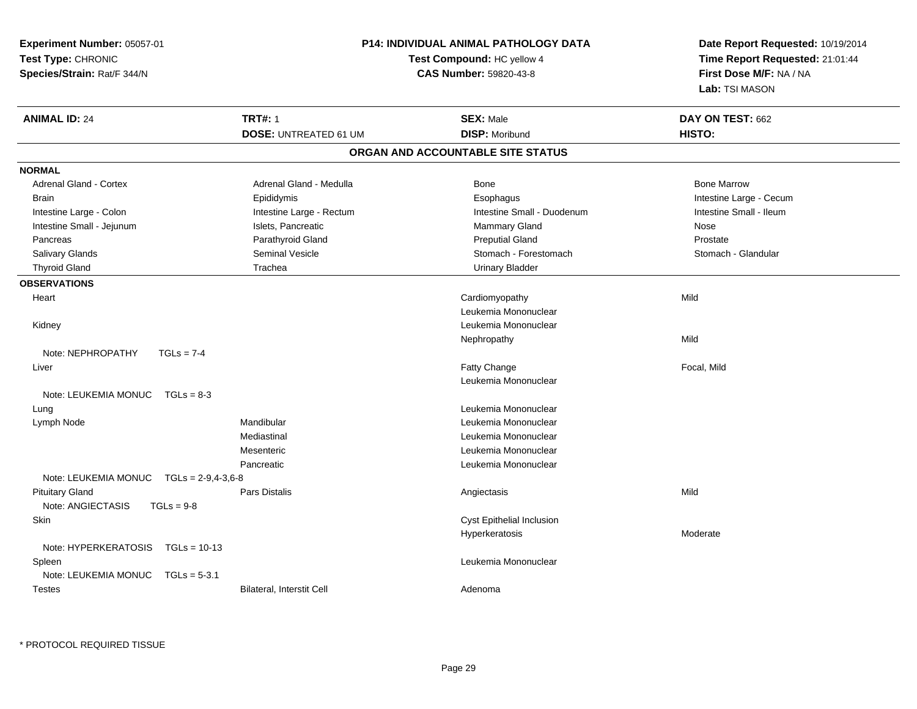**Experiment Number:** 05057-01
**Test Type:** CHRONIC
**Species/Strain:** Rat/F 344/N

**P14: INDIVIDUAL ANIMAL PATHOLOGY DATA**
**Test Compound:** HC yellow 4
**CAS Number:** 59820-43-8

**Date Report Requested:** 10/19/2014
**Time Report Requested:** 21:01:44
**First Dose M/F:** NA / NA
**Lab:** TSI MASON

| **ANIMAL ID:** 24 | **TRT#:** 1 | **SEX:** Male | **DAY ON TEST:** 662 |
|---|---|---|---|
| | **DOSE:** UNTREATED 61 UM | **DISP:** Moribund | **HISTO:** |

## ORGAN AND ACCOUNTABLE SITE STATUS

**NORMAL**

| | | | |
|---|---|---|---|
| Adrenal Gland - Cortex | Adrenal Gland - Medulla | Bone | Bone Marrow |
| Brain | Epididymis | Esophagus | Intestine Large - Cecum |
| Intestine Large - Colon | Intestine Large - Rectum | Intestine Small - Duodenum | Intestine Small - Ileum |
| Intestine Small - Jejunum | Islets, Pancreatic | Mammary Gland | Nose |
| Pancreas | Parathyroid Gland | Preputial Gland | Prostate |
| Salivary Glands | Seminal Vesicle | Stomach - Forestomach | Stomach - Glandular |
| Thyroid Gland | Trachea | Urinary Bladder | |

**OBSERVATIONS**

| | | | |
|---|---|---|---|
| Heart | | Cardiomyopathy | Mild |
| | | Leukemia Mononuclear | |
| Kidney | | Leukemia Mononuclear | |
| | | Nephropathy | Mild |
| Note: NEPHROPATHY TGLs = 7-4 | | | |
| Liver | | Fatty Change | Focal, Mild |
| | | Leukemia Mononuclear | |
| Note: LEUKEMIA MONUC TGLs = 8-3 | | | |
| Lung | | Leukemia Mononuclear | |
| Lymph Node | Mandibular | Leukemia Mononuclear | |
| | Mediastinal | Leukemia Mononuclear | |
| | Mesenteric | Leukemia Mononuclear | |
| | Pancreatic | Leukemia Mononuclear | |
| Note: LEUKEMIA MONUC TGLs = 2-9,4-3,6-8 | | | |
| Pituitary Gland | Pars Distalis | Angiectasis | Mild |
| Note: ANGIECTASIS TGLs = 9-8 | | | |
| Skin | | Cyst Epithelial Inclusion | |
| | | Hyperkeratosis | Moderate |
| Note: HYPERKERATOSIS TGLs = 10-13 | | | |
| Spleen | | Leukemia Mononuclear | |
| Note: LEUKEMIA MONUC TGLs = 5-3.1 | | | |
| Testes | Bilateral, Interstit Cell | Adenoma | |

* PROTOCOL REQUIRED TISSUE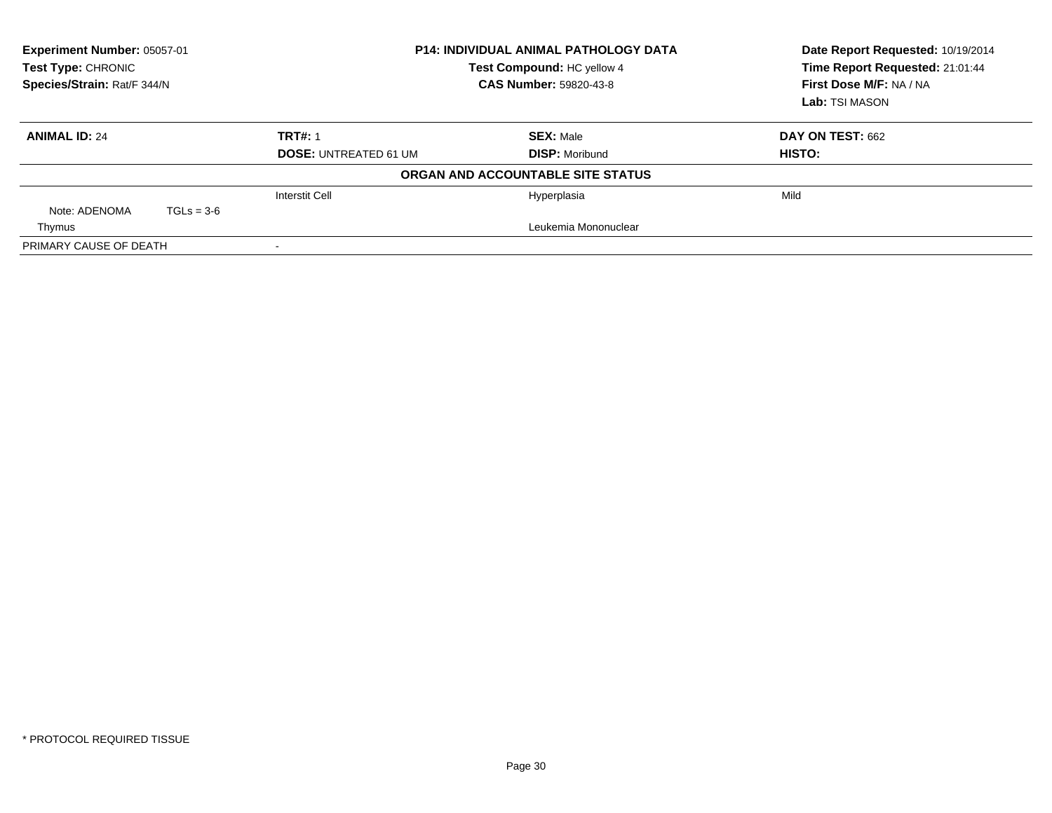**Experiment Number:** 05057-01
**Test Type:** CHRONIC
**Species/Strain:** Rat/F 344/N

**P14: INDIVIDUAL ANIMAL PATHOLOGY DATA**
**Test Compound:** HC yellow 4
**CAS Number:** 59820-43-8

**Date Report Requested:** 10/19/2014
**Time Report Requested:** 21:01:44
**First Dose M/F:** NA / NA
**Lab:** TSI MASON

| **ANIMAL ID:** 24 | **TRT#:** 1 | **SEX:** Male | **DAY ON TEST:** 662 |
|---|---|---|---|
| | **DOSE:** UNTREATED 61 UM | **DISP:** Moribund | **HISTO:** |

**ORGAN AND ACCOUNTABLE SITE STATUS**

| | | | |
|---|---|---|---|
| | Interstit Cell | Hyperplasia | Mild |
| Note: ADENOMA TGLs = 3-6 | | | |
| Thymus | | Leukemia Mononuclear | |
| PRIMARY CAUSE OF DEATH | - | | |

\* PROTOCOL REQUIRED TISSUE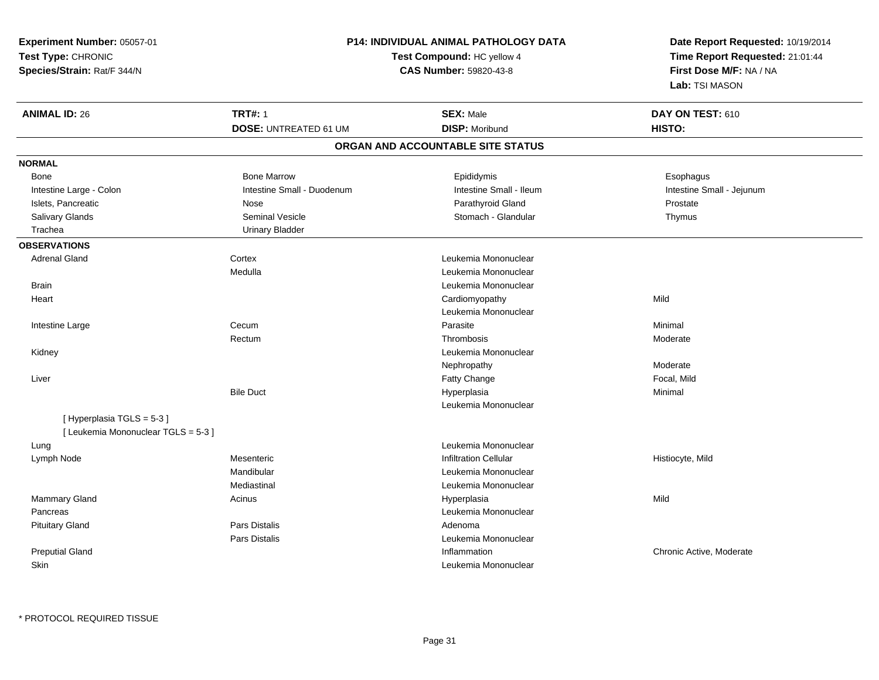**Experiment Number:** 05057-01
**Test Type:** CHRONIC
**Species/Strain:** Rat/F 344/N

**P14: INDIVIDUAL ANIMAL PATHOLOGY DATA**
**Test Compound:** HC yellow 4
**CAS Number:** 59820-43-8

**Date Report Requested:** 10/19/2014
**Time Report Requested:** 21:01:44
**First Dose M/F:** NA / NA
**Lab:** TSI MASON

| **ANIMAL ID:** 26 | **TRT#:** 1 | **SEX:** Male | **DAY ON TEST:** 610 |
|---|---|---|---|
| | **DOSE:** UNTREATED 61 UM | **DISP:** Moribund | **HISTO:** |

## ORGAN AND ACCOUNTABLE SITE STATUS

**NORMAL**

| | | | |
|---|---|---|---|
| Bone | Bone Marrow | Epididymis | Esophagus |
| Intestine Large - Colon | Intestine Small - Duodenum | Intestine Small - Ileum | Intestine Small - Jejunum |
| Islets, Pancreatic | Nose | Parathyroid Gland | Prostate |
| Salivary Glands | Seminal Vesicle | Stomach - Glandular | Thymus |
| Trachea | Urinary Bladder | | |

**OBSERVATIONS**

| | | | |
|---|---|---|---|
| Adrenal Gland | Cortex | Leukemia Mononuclear | |
| | Medulla | Leukemia Mononuclear | |
| Brain | | Leukemia Mononuclear | |
| Heart | | Cardiomyopathy | Mild |
| | | Leukemia Mononuclear | |
| Intestine Large | Cecum | Parasite | Minimal |
| | Rectum | Thrombosis | Moderate |
| Kidney | | Leukemia Mononuclear | |
| | | Nephropathy | Moderate |
| Liver | | Fatty Change | Focal, Mild |
| | Bile Duct | Hyperplasia | Minimal |
| | | Leukemia Mononuclear | |
| [ Hyperplasia TGLS = 5-3 ] | | | |
| [ Leukemia Mononuclear TGLS = 5-3 ] | | | |
| Lung | | Leukemia Mononuclear | |
| Lymph Node | Mesenteric | Infiltration Cellular | Histiocyte, Mild |
| | Mandibular | Leukemia Mononuclear | |
| | Mediastinal | Leukemia Mononuclear | |
| Mammary Gland | Acinus | Hyperplasia | Mild |
| Pancreas | | Leukemia Mononuclear | |
| Pituitary Gland | Pars Distalis | Adenoma | |
| | Pars Distalis | Leukemia Mononuclear | |
| Preputial Gland | | Inflammation | Chronic Active, Moderate |
| Skin | | Leukemia Mononuclear | |

* PROTOCOL REQUIRED TISSUE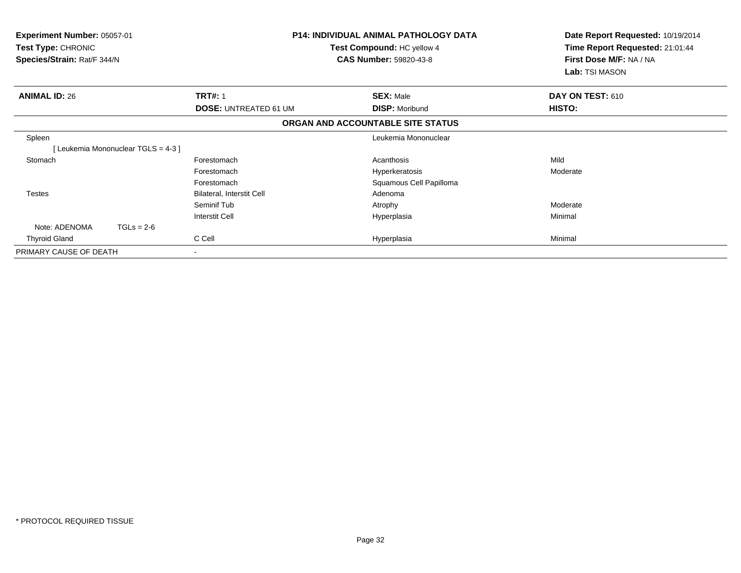**Experiment Number:** 05057-01
**Test Type:** CHRONIC
**Species/Strain:** Rat/F 344/N

**P14: INDIVIDUAL ANIMAL PATHOLOGY DATA**
**Test Compound:** HC yellow 4
**CAS Number:** 59820-43-8

**Date Report Requested:** 10/19/2014
**Time Report Requested:** 21:01:44
**First Dose M/F:** NA / NA
**Lab:** TSI MASON

| **ANIMAL ID:** 26 | **TRT#:** 1 | **SEX:** Male | **DAY ON TEST:** 610 |
|---|---|---|---|
| | **DOSE:** UNTREATED 61 UM | **DISP:** Moribund | **HISTO:** |

**ORGAN AND ACCOUNTABLE SITE STATUS**

| | | | |
|---|---|---|---|
| Spleen | | Leukemia Mononuclear | |
| [ Leukemia Mononuclear TGLS = 4-3 ] | | | |
| Stomach | Forestomach | Acanthosis | Mild |
| | Forestomach | Hyperkeratosis | Moderate |
| | Forestomach | Squamous Cell Papilloma | |
| Testes | Bilateral, Interstit Cell | Adenoma | |
| | Seminif Tub | Atrophy | Moderate |
| | Interstit Cell | Hyperplasia | Minimal |
| Note: ADENOMA TGLs = 2-6 | | | |
| Thyroid Gland | C Cell | Hyperplasia | Minimal |
| PRIMARY CAUSE OF DEATH | - | | |

\* PROTOCOL REQUIRED TISSUE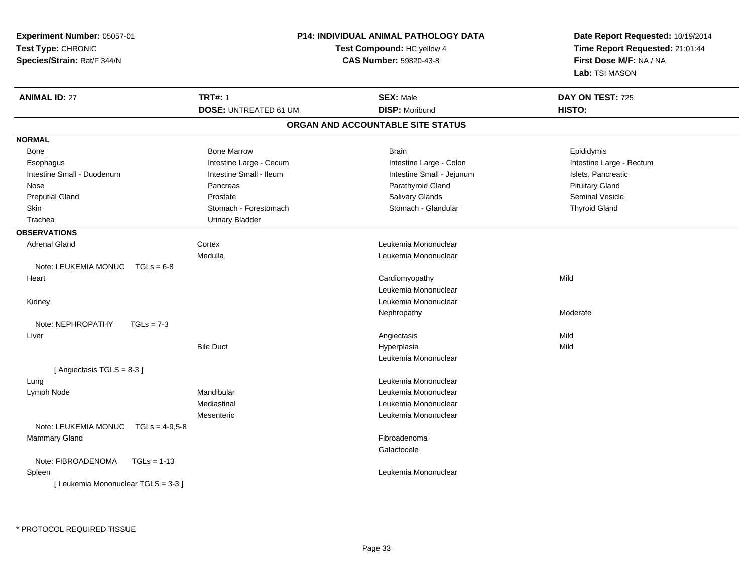**Experiment Number:** 05057-01
**Test Type:** CHRONIC
**Species/Strain:** Rat/F 344/N

## P14: INDIVIDUAL ANIMAL PATHOLOGY DATA

**Test Compound:** HC yellow 4
**CAS Number:** 59820-43-8

**Date Report Requested:** 10/19/2014
**Time Report Requested:** 21:01:44
**First Dose M/F:** NA / NA
**Lab:** TSI MASON

| **ANIMAL ID:** 27 | **TRT#:** 1 | **SEX:** Male | **DAY ON TEST:** 725 |
|---|---|---|---|
| | **DOSE:** UNTREATED 61 UM | **DISP:** Moribund | **HISTO:** |

### ORGAN AND ACCOUNTABLE SITE STATUS

**NORMAL**

| | | | |
|---|---|---|---|
| Bone | Bone Marrow | Brain | Epididymis |
| Esophagus | Intestine Large - Cecum | Intestine Large - Colon | Intestine Large - Rectum |
| Intestine Small - Duodenum | Intestine Small - Ileum | Intestine Small - Jejunum | Islets, Pancreatic |
| Nose | Pancreas | Parathyroid Gland | Pituitary Gland |
| Preputial Gland | Prostate | Salivary Glands | Seminal Vesicle |
| Skin | Stomach - Forestomach | Stomach - Glandular | Thyroid Gland |
| Trachea | Urinary Bladder | | |

**OBSERVATIONS**

| | | | |
|---|---|---|---|
| Adrenal Gland | Cortex | Leukemia Mononuclear | |
| | Medulla | Leukemia Mononuclear | |
| Note: LEUKEMIA MONUC TGLs = 6-8 | | | |
| Heart | | Cardiomyopathy | Mild |
| | | Leukemia Mononuclear | |
| Kidney | | Leukemia Mononuclear | |
| | | Nephropathy | Moderate |
| Note: NEPHROPATHY TGLs = 7-3 | | | |
| Liver | | Angiectasis | Mild |
| | Bile Duct | Hyperplasia | Mild |
| | | Leukemia Mononuclear | |
| [ Angiectasis TGLS = 8-3 ] | | | |
| Lung | | Leukemia Mononuclear | |
| Lymph Node | Mandibular | Leukemia Mononuclear | |
| | Mediastinal | Leukemia Mononuclear | |
| | Mesenteric | Leukemia Mononuclear | |
| Note: LEUKEMIA MONUC TGLs = 4-9,5-8 | | | |
| Mammary Gland | | Fibroadenoma | |
| | | Galactocele | |
| Note: FIBROADENOMA TGLs = 1-13 | | | |
| Spleen | | Leukemia Mononuclear | |
| [ Leukemia Mononuclear TGLS = 3-3 ] | | | |

* PROTOCOL REQUIRED TISSUE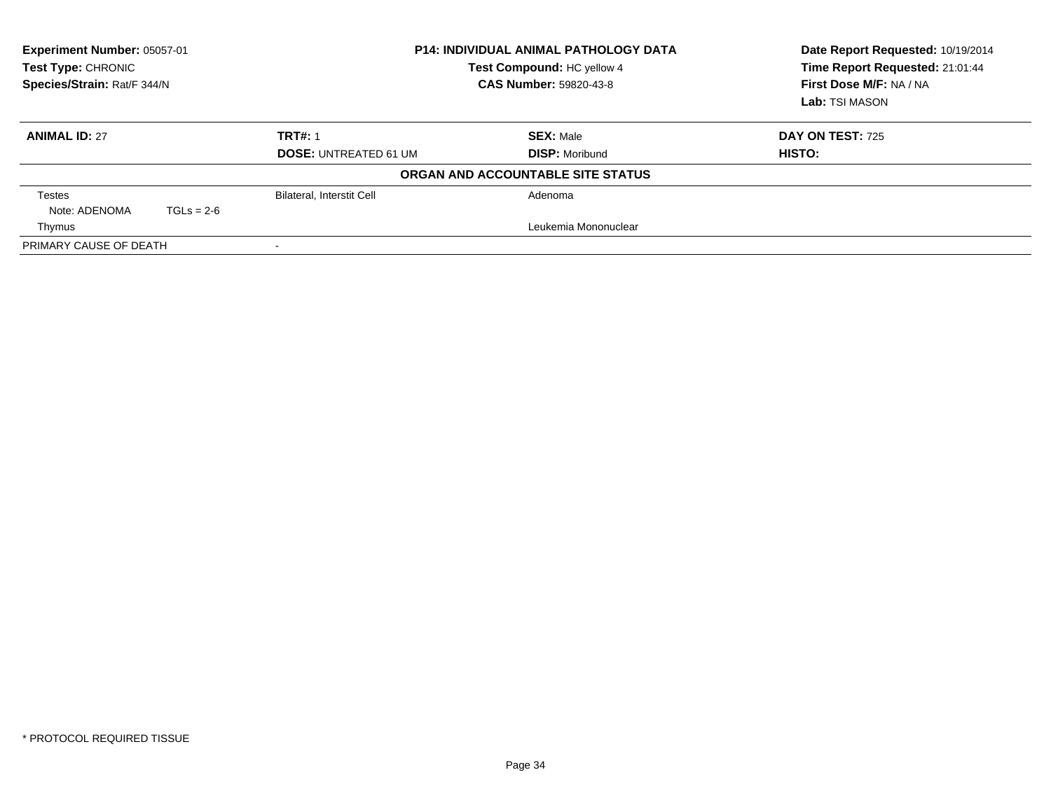**Experiment Number:** 05057-01
**Test Type:** CHRONIC
**Species/Strain:** Rat/F 344/N

**P14: INDIVIDUAL ANIMAL PATHOLOGY DATA**
**Test Compound:** HC yellow 4
**CAS Number:** 59820-43-8

**Date Report Requested:** 10/19/2014
**Time Report Requested:** 21:01:44
**First Dose M/F:** NA / NA
**Lab:** TSI MASON

| **ANIMAL ID:** 27 | **TRT#:** 1 | **SEX:** Male | **DAY ON TEST:** 725 |
|---|---|---|---|
| | **DOSE:** UNTREATED 61 UM | **DISP:** Moribund | **HISTO:** |

**ORGAN AND ACCOUNTABLE SITE STATUS**

| | | | |
|---|---|---|---|
| Testes | Bilateral, Interstit Cell | Adenoma | |
| Note: ADENOMA TGLs = 2-6 | | | |
| Thymus | | Leukemia Mononuclear | |
| PRIMARY CAUSE OF DEATH | - | | |

* PROTOCOL REQUIRED TISSUE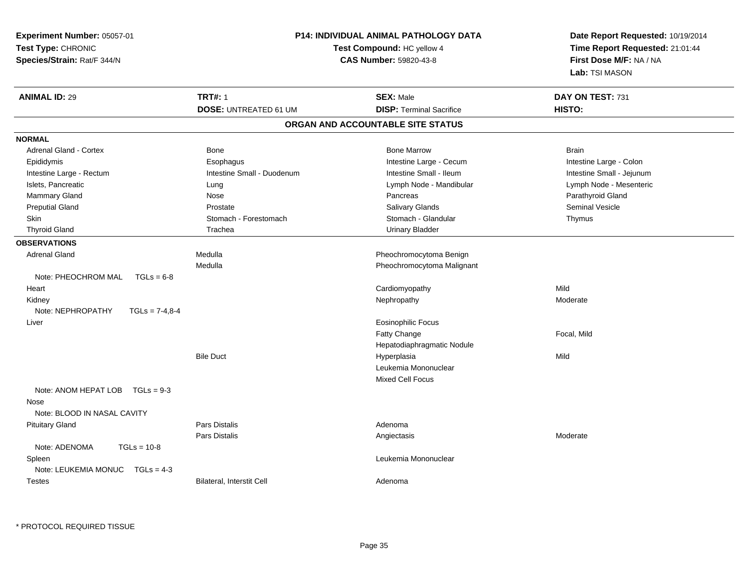**Experiment Number:** 05057-01
**Test Type:** CHRONIC
**Species/Strain:** Rat/F 344/N

**P14: INDIVIDUAL ANIMAL PATHOLOGY DATA**
**Test Compound:** HC yellow 4
**CAS Number:** 59820-43-8

**Date Report Requested:** 10/19/2014
**Time Report Requested:** 21:01:44
**First Dose M/F:** NA / NA
**Lab:** TSI MASON

| **ANIMAL ID:** 29 | **TRT#:** 1 | **SEX:** Male | **DAY ON TEST:** 731 |
|---|---|---|---|
| | **DOSE:** UNTREATED 61 UM | **DISP:** Terminal Sacrifice | **HISTO:** |

## ORGAN AND ACCOUNTABLE SITE STATUS

**NORMAL**

| | | | |
|---|---|---|---|
| Adrenal Gland - Cortex | Bone | Bone Marrow | Brain |
| Epididymis | Esophagus | Intestine Large - Cecum | Intestine Large - Colon |
| Intestine Large - Rectum | Intestine Small - Duodenum | Intestine Small - Ileum | Intestine Small - Jejunum |
| Islets, Pancreatic | Lung | Lymph Node - Mandibular | Lymph Node - Mesenteric |
| Mammary Gland | Nose | Pancreas | Parathyroid Gland |
| Preputial Gland | Prostate | Salivary Glands | Seminal Vesicle |
| Skin | Stomach - Forestomach | Stomach - Glandular | Thymus |
| Thyroid Gland | Trachea | Urinary Bladder | |

**OBSERVATIONS**

| | | | |
|---|---|---|---|
| Adrenal Gland | Medulla | Pheochromocytoma Benign | |
| | Medulla | Pheochromocytoma Malignant | |
| Note: PHEOCHROM MAL TGLs = 6-8 | | | |
| Heart | | Cardiomyopathy | Mild |
| Kidney | | Nephropathy | Moderate |
| Note: NEPHROPATHY TGLs = 7-4,8-4 | | | |
| Liver | | Eosinophilic Focus | |
| | | Fatty Change | Focal, Mild |
| | | Hepatodiaphragmatic Nodule | |
| | Bile Duct | Hyperplasia | Mild |
| | | Leukemia Mononuclear | |
| | | Mixed Cell Focus | |
| Note: ANOM HEPAT LOB TGLs = 9-3 | | | |
| Nose | | | |
| Note: BLOOD IN NASAL CAVITY | | | |
| Pituitary Gland | Pars Distalis | Adenoma | |
| | Pars Distalis | Angiectasis | Moderate |
| Note: ADENOMA TGLs = 10-8 | | | |
| Spleen | | Leukemia Mononuclear | |
| Note: LEUKEMIA MONUC TGLs = 4-3 | | | |
| Testes | Bilateral, Interstit Cell | Adenoma | |

* PROTOCOL REQUIRED TISSUE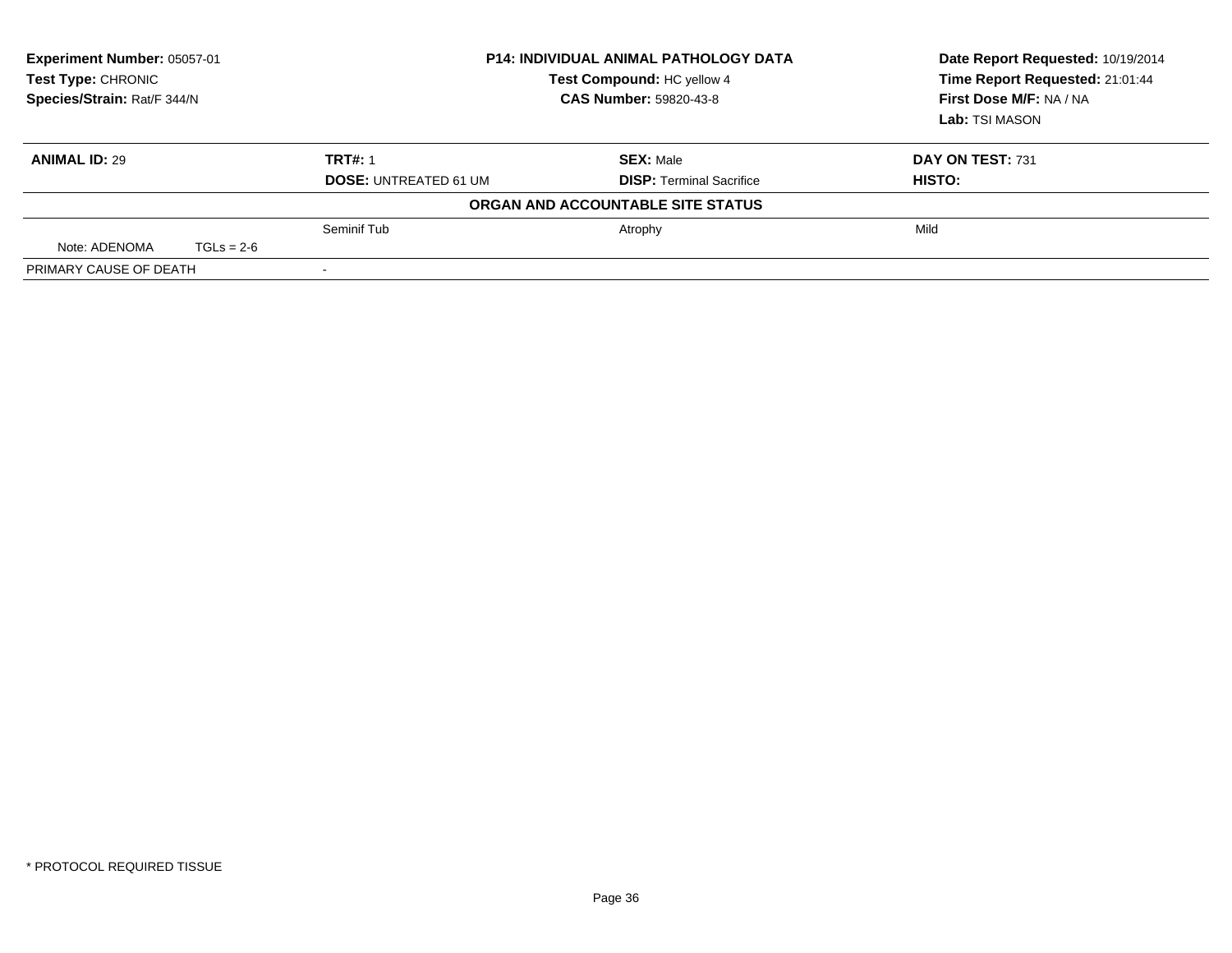**Experiment Number:** 05057-01
**Test Type:** CHRONIC
**Species/Strain:** Rat/F 344/N

## P14: INDIVIDUAL ANIMAL PATHOLOGY DATA

**Test Compound:** HC yellow 4
**CAS Number:** 59820-43-8

**Date Report Requested:** 10/19/2014
**Time Report Requested:** 21:01:44
**First Dose M/F:** NA / NA
**Lab:** TSI MASON

| **ANIMAL ID:** 29 | **TRT#:** 1 | **SEX:** Male | **DAY ON TEST:** 731 |
|---|---|---|---|
| | **DOSE:** UNTREATED 61 UM | **DISP:** Terminal Sacrifice | **HISTO:** |
| | **ORGAN AND ACCOUNTABLE SITE STATUS** | | |
| | Seminif Tub | Atrophy | Mild |
| Note: ADENOMA TGLs = 2-6 | | | |
| PRIMARY CAUSE OF DEATH | - | | |

* PROTOCOL REQUIRED TISSUE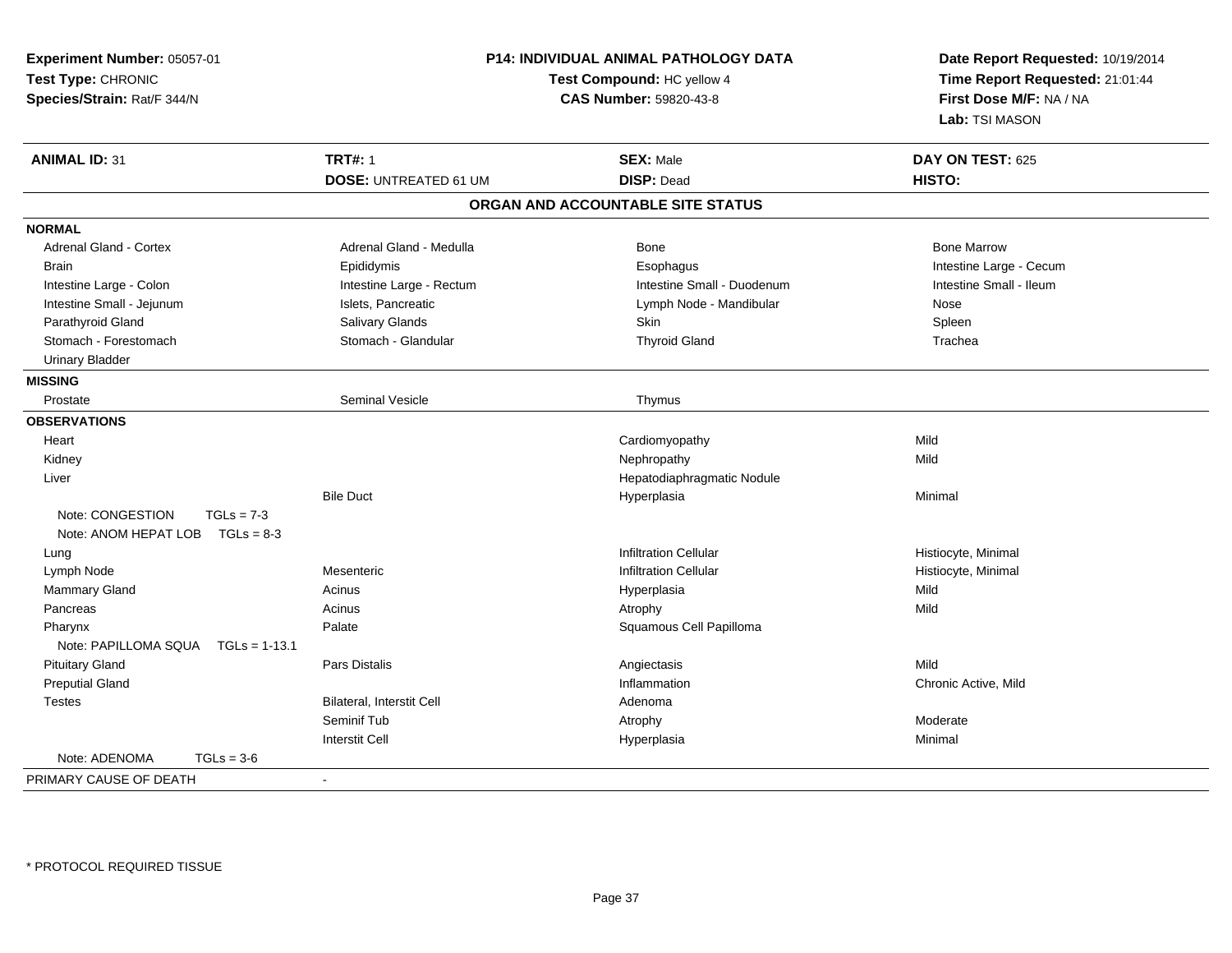**Experiment Number:** 05057-01
**Test Type:** CHRONIC
**Species/Strain:** Rat/F 344/N

**P14: INDIVIDUAL ANIMAL PATHOLOGY DATA**
**Test Compound:** HC yellow 4
**CAS Number:** 59820-43-8

**Date Report Requested:** 10/19/2014
**Time Report Requested:** 21:01:44
**First Dose M/F:** NA / NA
**Lab:** TSI MASON

| **ANIMAL ID:** 31 | **TRT#:** 1 | **SEX:** Male | **DAY ON TEST:** 625 |
|---|---|---|---|
| | **DOSE:** UNTREATED 61 UM | **DISP:** Dead | **HISTO:** |

## ORGAN AND ACCOUNTABLE SITE STATUS

| | | | |
|---|---|---|---|
| **NORMAL** | | | |
| Adrenal Gland - Cortex | Adrenal Gland - Medulla | Bone | Bone Marrow |
| Brain | Epididymis | Esophagus | Intestine Large - Cecum |
| Intestine Large - Colon | Intestine Large - Rectum | Intestine Small - Duodenum | Intestine Small - Ileum |
| Intestine Small - Jejunum | Islets, Pancreatic | Lymph Node - Mandibular | Nose |
| Parathyroid Gland | Salivary Glands | Skin | Spleen |
| Stomach - Forestomach | Stomach - Glandular | Thyroid Gland | Trachea |
| Urinary Bladder | | | |
| **MISSING** | | | |
| Prostate | Seminal Vesicle | Thymus | |
| **OBSERVATIONS** | | | |
| Heart | | Cardiomyopathy | Mild |
| Kidney | | Nephropathy | Mild |
| Liver | | Hepatodiaphragmatic Nodule | |
| | Bile Duct | Hyperplasia | Minimal |
| Note: CONGESTION TGLs = 7-3 | | | |
| Note: ANOM HEPAT LOB TGLs = 8-3 | | | |
| Lung | | Infiltration Cellular | Histiocyte, Minimal |
| Lymph Node | Mesenteric | Infiltration Cellular | Histiocyte, Minimal |
| Mammary Gland | Acinus | Hyperplasia | Mild |
| Pancreas | Acinus | Atrophy | Mild |
| Pharynx | Palate | Squamous Cell Papilloma | |
| Note: PAPILLOMA SQUA TGLs = 1-13.1 | | | |
| Pituitary Gland | Pars Distalis | Angiectasis | Mild |
| Preputial Gland | | Inflammation | Chronic Active, Mild |
| Testes | Bilateral, Interstit Cell | Adenoma | |
| | Seminif Tub | Atrophy | Moderate |
| | Interstit Cell | Hyperplasia | Minimal |
| Note: ADENOMA TGLs = 3-6 | | | |
| PRIMARY CAUSE OF DEATH | - | | |

\* PROTOCOL REQUIRED TISSUE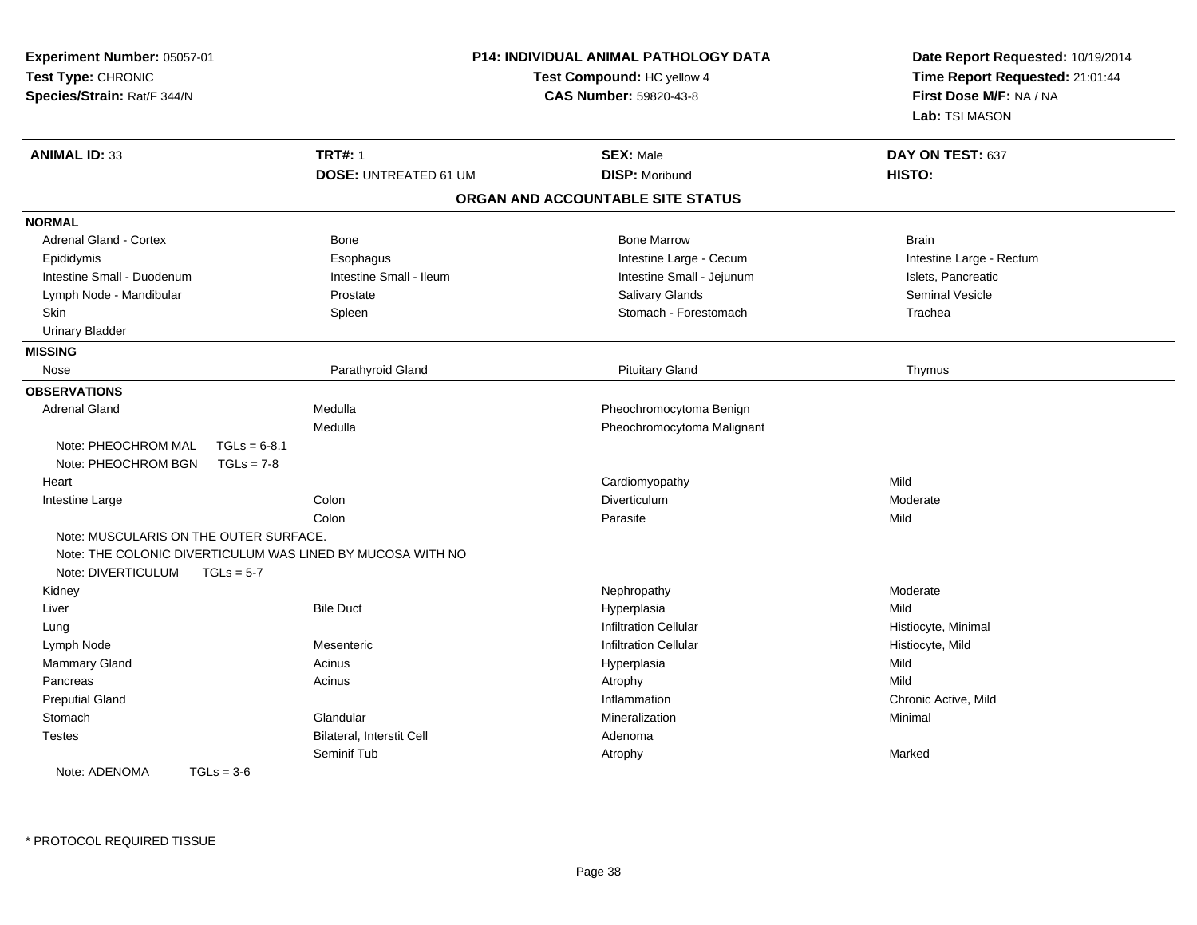**Experiment Number:** 05057-01
**Test Type:** CHRONIC
**Species/Strain:** Rat/F 344/N

**P14: INDIVIDUAL ANIMAL PATHOLOGY DATA**
**Test Compound:** HC yellow 4
**CAS Number:** 59820-43-8

**Date Report Requested:** 10/19/2014
**Time Report Requested:** 21:01:44
**First Dose M/F:** NA / NA
**Lab:** TSI MASON

| **ANIMAL ID:** 33 | **TRT#:** 1 | **SEX:** Male | **DAY ON TEST:** 637 |
|---|---|---|---|
| | **DOSE:** UNTREATED 61 UM | **DISP:** Moribund | **HISTO:** |

## ORGAN AND ACCOUNTABLE SITE STATUS

**NORMAL**

| | | | |
|---|---|---|---|
| Adrenal Gland - Cortex | Bone | Bone Marrow | Brain |
| Epididymis | Esophagus | Intestine Large - Cecum | Intestine Large - Rectum |
| Intestine Small - Duodenum | Intestine Small - Ileum | Intestine Small - Jejunum | Islets, Pancreatic |
| Lymph Node - Mandibular | Prostate | Salivary Glands | Seminal Vesicle |
| Skin | Spleen | Stomach - Forestomach | Trachea |
| Urinary Bladder | | | |

**MISSING**

| | | | |
|---|---|---|---|
| Nose | Parathyroid Gland | Pituitary Gland | Thymus |

**OBSERVATIONS**

| | | | |
|---|---|---|---|
| Adrenal Gland | Medulla | Pheochromocytoma Benign | |
| | Medulla | Pheochromocytoma Malignant | |
| Note: PHEOCHROM MAL TGLs = 6-8.1 | | | |
| Note: PHEOCHROM BGN TGLs = 7-8 | | | |
| Heart | | Cardiomyopathy | Mild |
| Intestine Large | Colon | Diverticulum | Moderate |
| | Colon | Parasite | Mild |
| Note: MUSCULARIS ON THE OUTER SURFACE. | | | |
| Note: THE COLONIC DIVERTICULUM WAS LINED BY MUCOSA WITH NO | | | |
| Note: DIVERTICULUM TGLs = 5-7 | | | |
| Kidney | | Nephropathy | Moderate |
| Liver | Bile Duct | Hyperplasia | Mild |
| Lung | | Infiltration Cellular | Histiocyte, Minimal |
| Lymph Node | Mesenteric | Infiltration Cellular | Histiocyte, Mild |
| Mammary Gland | Acinus | Hyperplasia | Mild |
| Pancreas | Acinus | Atrophy | Mild |
| Preputial Gland | | Inflammation | Chronic Active, Mild |
| Stomach | Glandular | Mineralization | Minimal |
| Testes | Bilateral, Interstit Cell | Adenoma | |
| | Seminif Tub | Atrophy | Marked |
| Note: ADENOMA TGLs = 3-6 | | | |

* PROTOCOL REQUIRED TISSUE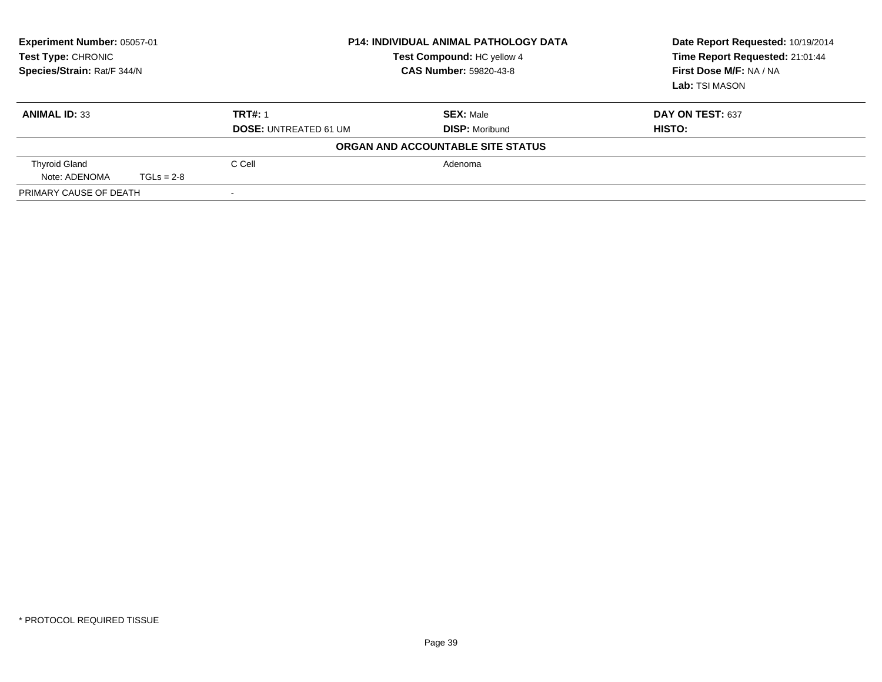**Experiment Number:** 05057-01
**Test Type:** CHRONIC
**Species/Strain:** Rat/F 344/N

**P14: INDIVIDUAL ANIMAL PATHOLOGY DATA**
**Test Compound:** HC yellow 4
**CAS Number:** 59820-43-8

**Date Report Requested:** 10/19/2014
**Time Report Requested:** 21:01:44
**First Dose M/F:** NA / NA
**Lab:** TSI MASON

| **ANIMAL ID:** 33 | **TRT#:** 1 | **SEX:** Male | **DAY ON TEST:** 637 |
|---|---|---|---|
| | **DOSE:** UNTREATED 61 UM | **DISP:** Moribund | **HISTO:** |

**ORGAN AND ACCOUNTABLE SITE STATUS**

| | | |
|---|---|---|
| Thyroid Gland | C Cell | Adenoma |
| Note: ADENOMA TGLs = 2-8 | | |
| PRIMARY CAUSE OF DEATH | - | |

* PROTOCOL REQUIRED TISSUE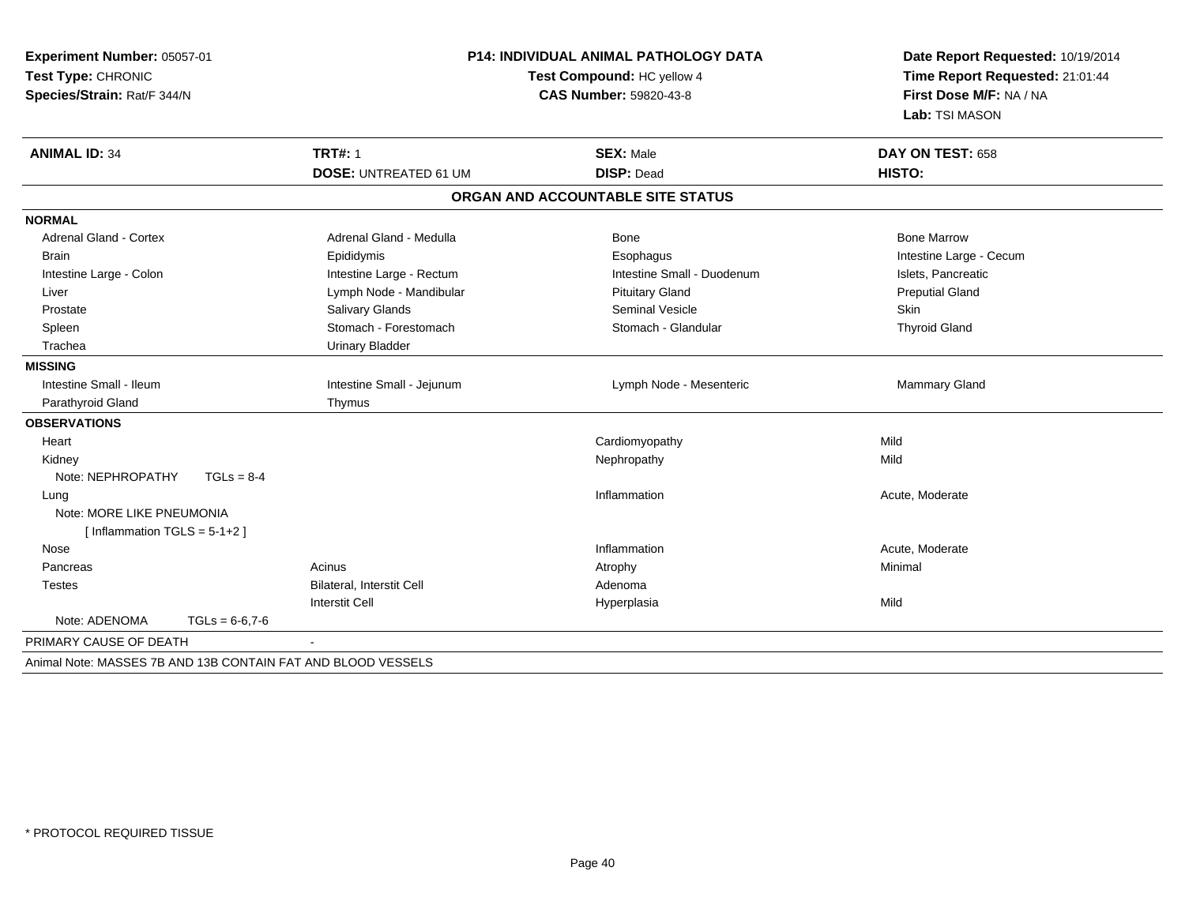**Experiment Number:** 05057-01
**Test Type:** CHRONIC
**Species/Strain:** Rat/F 344/N

**P14: INDIVIDUAL ANIMAL PATHOLOGY DATA**
**Test Compound:** HC yellow 4
**CAS Number:** 59820-43-8

**Date Report Requested:** 10/19/2014
**Time Report Requested:** 21:01:44
**First Dose M/F:** NA / NA
**Lab:** TSI MASON

| **ANIMAL ID:** 34 | **TRT#:** 1 | **SEX:** Male | **DAY ON TEST:** 658 |
|---|---|---|---|
| | **DOSE:** UNTREATED 61 UM | **DISP:** Dead | **HISTO:** |

## ORGAN AND ACCOUNTABLE SITE STATUS

| | | | |
|---|---|---|---|
| **NORMAL** | | | |
| Adrenal Gland - Cortex | Adrenal Gland - Medulla | Bone | Bone Marrow |
| Brain | Epididymis | Esophagus | Intestine Large - Cecum |
| Intestine Large - Colon | Intestine Large - Rectum | Intestine Small - Duodenum | Islets, Pancreatic |
| Liver | Lymph Node - Mandibular | Pituitary Gland | Preputial Gland |
| Prostate | Salivary Glands | Seminal Vesicle | Skin |
| Spleen | Stomach - Forestomach | Stomach - Glandular | Thyroid Gland |
| Trachea | Urinary Bladder | | |
| **MISSING** | | | |
| Intestine Small - Ileum | Intestine Small - Jejunum | Lymph Node - Mesenteric | Mammary Gland |
| Parathyroid Gland | Thymus | | |
| **OBSERVATIONS** | | | |
| Heart | | Cardiomyopathy | Mild |
| Kidney | | Nephropathy | Mild |
| Note: NEPHROPATHY TGLs = 8-4 | | | |
| Lung | | Inflammation | Acute, Moderate |
| Note: MORE LIKE PNEUMONIA [ Inflammation TGLS = 5-1+2 ] | | | |
| Nose | | Inflammation | Acute, Moderate |
| Pancreas | Acinus | Atrophy | Minimal |
| Testes | Bilateral, Interstit Cell | Adenoma | |
| | Interstit Cell | Hyperplasia | Mild |
| Note: ADENOMA TGLs = 6-6,7-6 | | | |
| PRIMARY CAUSE OF DEATH | - | | |

Animal Note: MASSES 7B AND 13B CONTAIN FAT AND BLOOD VESSELS

* PROTOCOL REQUIRED TISSUE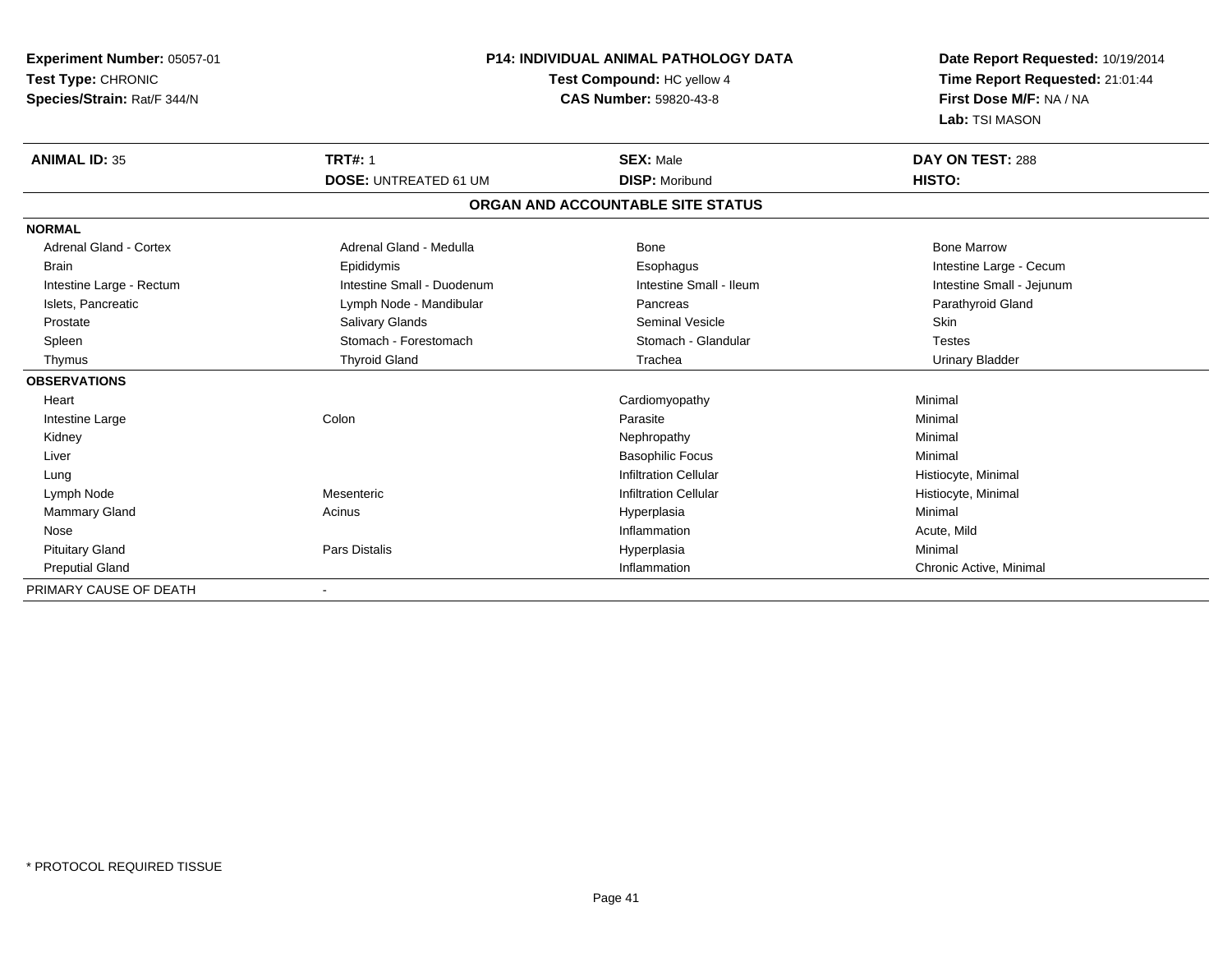**Experiment Number:** 05057-01
**Test Type:** CHRONIC
**Species/Strain:** Rat/F 344/N

## P14: INDIVIDUAL ANIMAL PATHOLOGY DATA

**Test Compound:** HC yellow 4
**CAS Number:** 59820-43-8

**Date Report Requested:** 10/19/2014
**Time Report Requested:** 21:01:44
**First Dose M/F:** NA / NA
**Lab:** TSI MASON

| **ANIMAL ID:** 35 | **TRT#:** 1 | **SEX:** Male | **DAY ON TEST:** 288 |
|---|---|---|---|
| | **DOSE:** UNTREATED 61 UM | **DISP:** Moribund | **HISTO:** |

### ORGAN AND ACCOUNTABLE SITE STATUS

| | | | |
|---|---|---|---|
| **NORMAL** | | | |
| Adrenal Gland - Cortex | Adrenal Gland - Medulla | Bone | Bone Marrow |
| Brain | Epididymis | Esophagus | Intestine Large - Cecum |
| Intestine Large - Rectum | Intestine Small - Duodenum | Intestine Small - Ileum | Intestine Small - Jejunum |
| Islets, Pancreatic | Lymph Node - Mandibular | Pancreas | Parathyroid Gland |
| Prostate | Salivary Glands | Seminal Vesicle | Skin |
| Spleen | Stomach - Forestomach | Stomach - Glandular | Testes |
| Thymus | Thyroid Gland | Trachea | Urinary Bladder |
| **OBSERVATIONS** | | | |
| Heart | | Cardiomyopathy | Minimal |
| Intestine Large | Colon | Parasite | Minimal |
| Kidney | | Nephropathy | Minimal |
| Liver | | Basophilic Focus | Minimal |
| Lung | | Infiltration Cellular | Histiocyte, Minimal |
| Lymph Node | Mesenteric | Infiltration Cellular | Histiocyte, Minimal |
| Mammary Gland | Acinus | Hyperplasia | Minimal |
| Nose | | Inflammation | Acute, Mild |
| Pituitary Gland | Pars Distalis | Hyperplasia | Minimal |
| Preputial Gland | | Inflammation | Chronic Active, Minimal |
| PRIMARY CAUSE OF DEATH | - | | |

* PROTOCOL REQUIRED TISSUE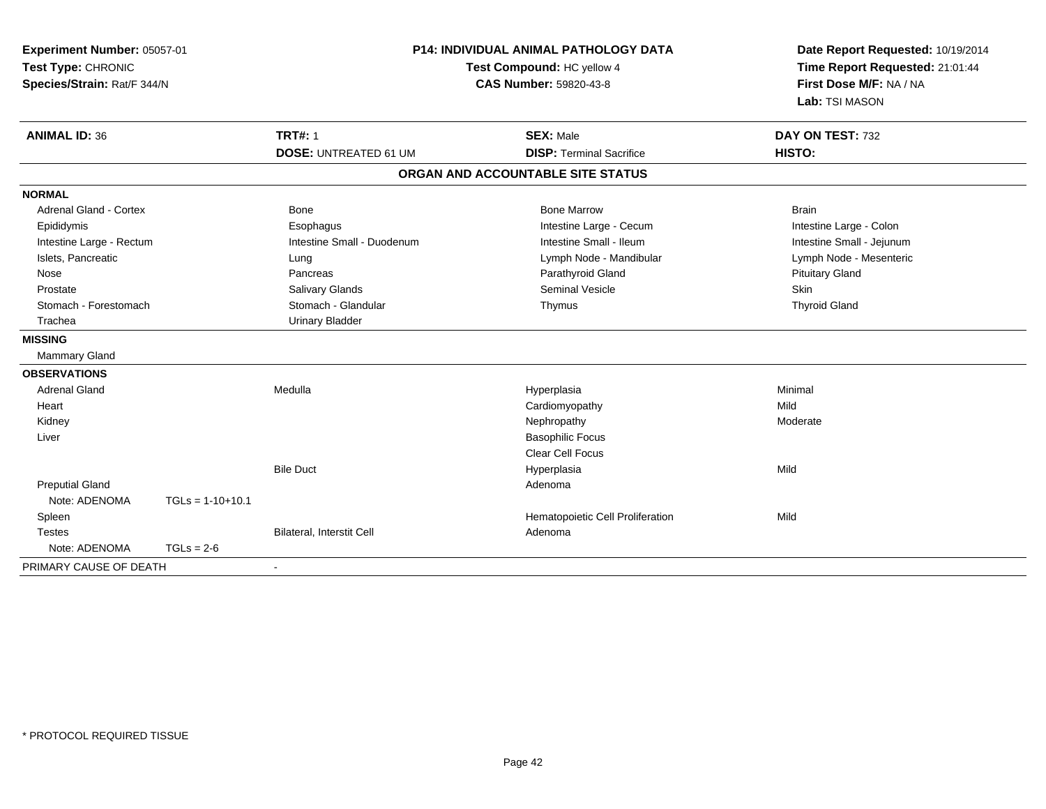**Experiment Number:** 05057-01
**Test Type:** CHRONIC
**Species/Strain:** Rat/F 344/N

**P14: INDIVIDUAL ANIMAL PATHOLOGY DATA**
**Test Compound:** HC yellow 4
**CAS Number:** 59820-43-8

**Date Report Requested:** 10/19/2014
**Time Report Requested:** 21:01:44
**First Dose M/F:** NA / NA
**Lab:** TSI MASON

| **ANIMAL ID:** 36 | **TRT#:** 1 | **SEX:** Male | **DAY ON TEST:** 732 |
|---|---|---|---|
| | **DOSE:** UNTREATED 61 UM | **DISP:** Terminal Sacrifice | **HISTO:** |

## ORGAN AND ACCOUNTABLE SITE STATUS

| | | | |
|---|---|---|---|
| **NORMAL** | | | |
| Adrenal Gland - Cortex | Bone | Bone Marrow | Brain |
| Epididymis | Esophagus | Intestine Large - Cecum | Intestine Large - Colon |
| Intestine Large - Rectum | Intestine Small - Duodenum | Intestine Small - Ileum | Intestine Small - Jejunum |
| Islets, Pancreatic | Lung | Lymph Node - Mandibular | Lymph Node - Mesenteric |
| Nose | Pancreas | Parathyroid Gland | Pituitary Gland |
| Prostate | Salivary Glands | Seminal Vesicle | Skin |
| Stomach - Forestomach | Stomach - Glandular | Thymus | Thyroid Gland |
| Trachea | Urinary Bladder | | |
| **MISSING** | | | |
| Mammary Gland | | | |
| **OBSERVATIONS** | | | |
| Adrenal Gland | Medulla | Hyperplasia | Minimal |
| Heart | | Cardiomyopathy | Mild |
| Kidney | | Nephropathy | Moderate |
| Liver | | Basophilic Focus | |
| | | Clear Cell Focus | |
| | Bile Duct | Hyperplasia | Mild |
| Preputial Gland | | Adenoma | |
| Note: ADENOMA TGLs = 1-10+10.1 | | | |
| Spleen | | Hematopoietic Cell Proliferation | Mild |
| Testes | Bilateral, Interstit Cell | Adenoma | |
| Note: ADENOMA TGLs = 2-6 | | | |
| PRIMARY CAUSE OF DEATH | - | | |

* PROTOCOL REQUIRED TISSUE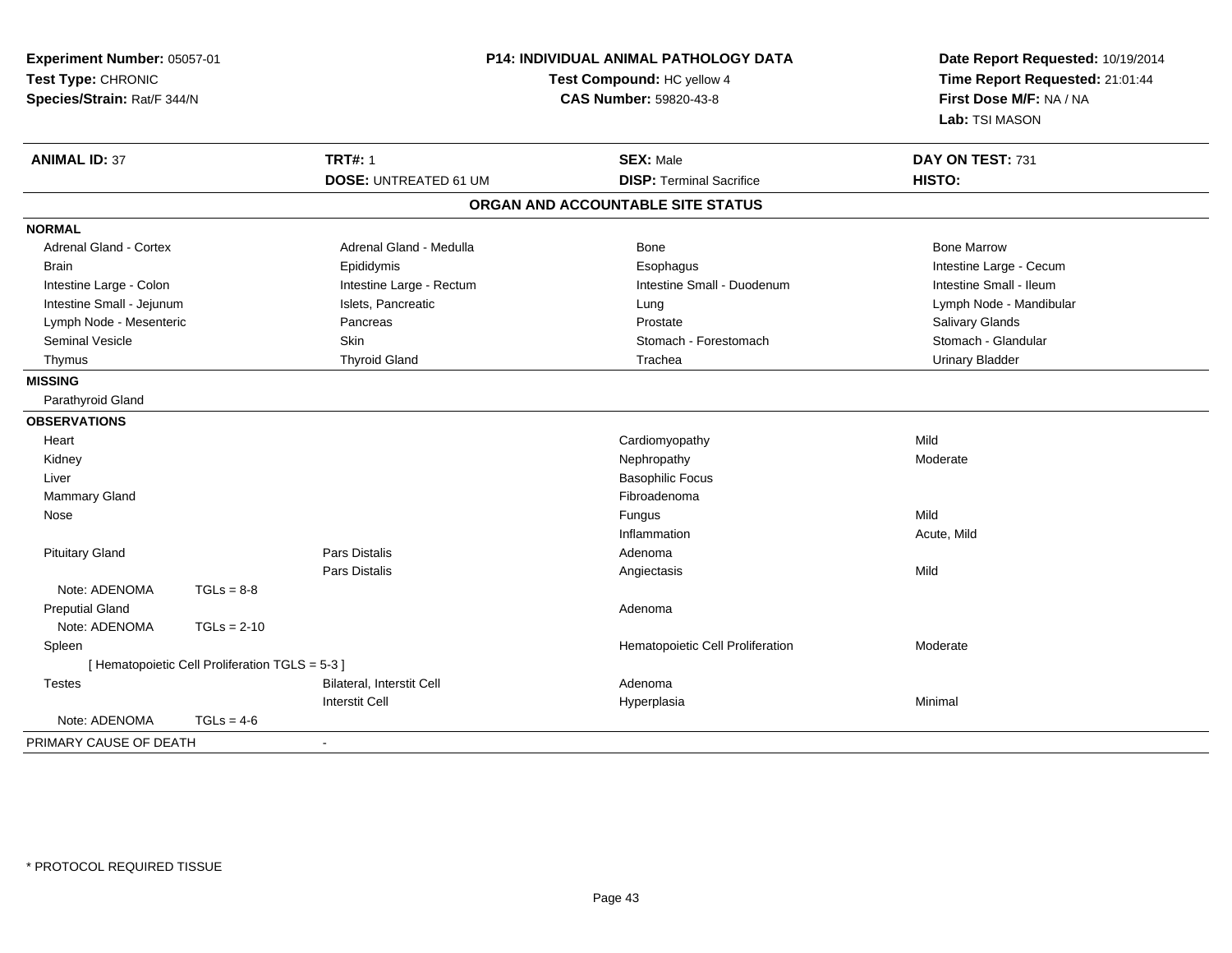**Experiment Number:** 05057-01
**Test Type:** CHRONIC
**Species/Strain:** Rat/F 344/N

**P14: INDIVIDUAL ANIMAL PATHOLOGY DATA**
**Test Compound:** HC yellow 4
**CAS Number:** 59820-43-8

**Date Report Requested:** 10/19/2014
**Time Report Requested:** 21:01:44
**First Dose M/F:** NA / NA
**Lab:** TSI MASON

| **ANIMAL ID:** 37 | **TRT#:** 1 | **SEX:** Male | **DAY ON TEST:** 731 |
|---|---|---|---|
| | **DOSE:** UNTREATED 61 UM | **DISP:** Terminal Sacrifice | **HISTO:** |

## ORGAN AND ACCOUNTABLE SITE STATUS

**NORMAL**

| | | | |
|---|---|---|---|
| Adrenal Gland - Cortex | Adrenal Gland - Medulla | Bone | Bone Marrow |
| Brain | Epididymis | Esophagus | Intestine Large - Cecum |
| Intestine Large - Colon | Intestine Large - Rectum | Intestine Small - Duodenum | Intestine Small - Ileum |
| Intestine Small - Jejunum | Islets, Pancreatic | Lung | Lymph Node - Mandibular |
| Lymph Node - Mesenteric | Pancreas | Prostate | Salivary Glands |
| Seminal Vesicle | Skin | Stomach - Forestomach | Stomach - Glandular |
| Thymus | Thyroid Gland | Trachea | Urinary Bladder |

**MISSING**

Parathyroid Gland

**OBSERVATIONS**

| Organ | Site | Observation | Severity |
|---|---|---|---|
| Heart | | Cardiomyopathy | Mild |
| Kidney | | Nephropathy | Moderate |
| Liver | | Basophilic Focus | |
| Mammary Gland | | Fibroadenoma | |
| Nose | | Fungus | Mild |
| | | Inflammation | Acute, Mild |
| Pituitary Gland | Pars Distalis | Adenoma | |
| | Pars Distalis | Angiectasis | Mild |
| Note: ADENOMA TGLs = 8-8 | | | |
| Preputial Gland | | Adenoma | |
| Note: ADENOMA TGLs = 2-10 | | | |
| Spleen | | Hematopoietic Cell Proliferation | Moderate |
| [ Hematopoietic Cell Proliferation TGLS = 5-3 ] | | | |
| Testes | Bilateral, Interstit Cell | Adenoma | |
| | Interstit Cell | Hyperplasia | Minimal |
| Note: ADENOMA TGLs = 4-6 | | | |

PRIMARY CAUSE OF DEATH -

\* PROTOCOL REQUIRED TISSUE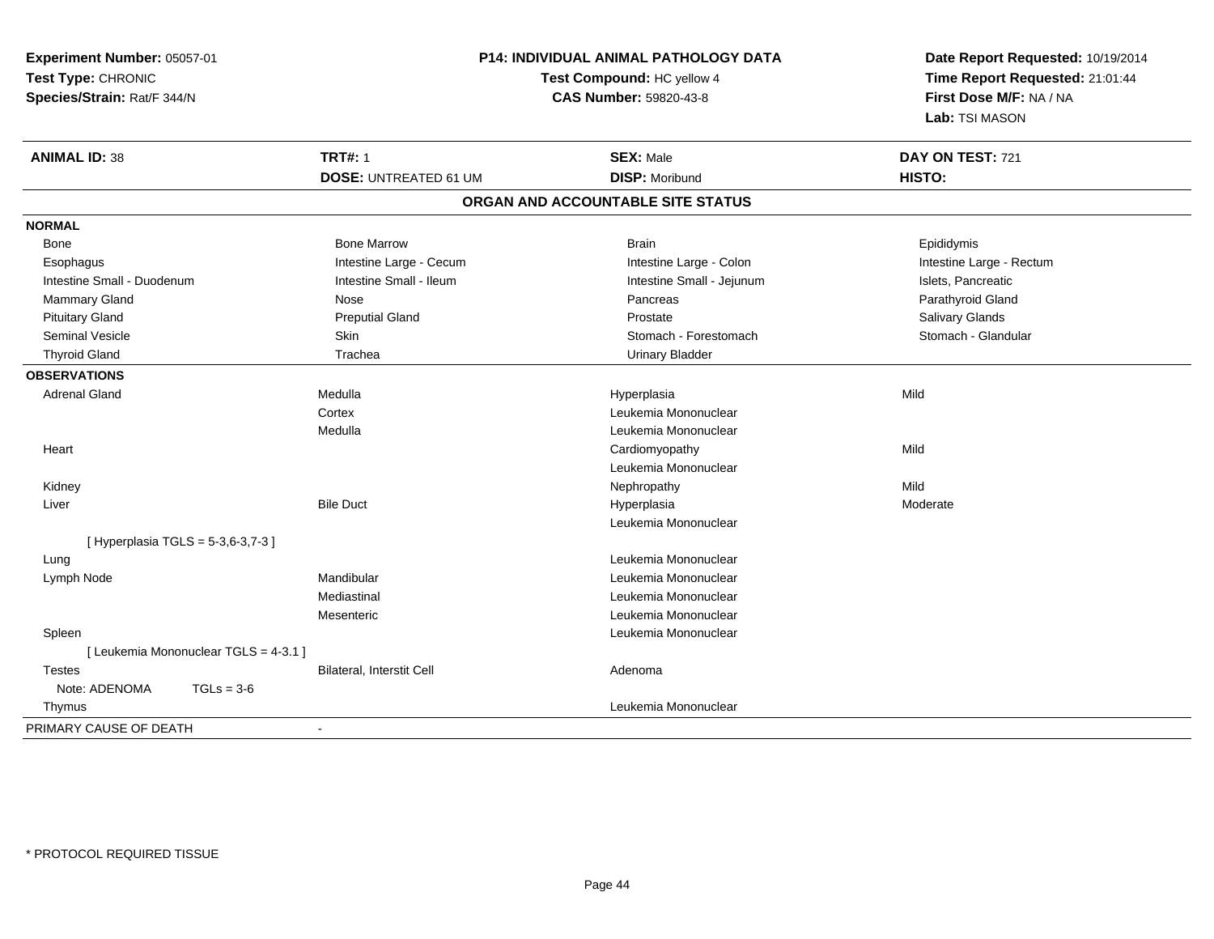**Experiment Number:** 05057-01
**Test Type:** CHRONIC
**Species/Strain:** Rat/F 344/N

**P14: INDIVIDUAL ANIMAL PATHOLOGY DATA**
**Test Compound:** HC yellow 4
**CAS Number:** 59820-43-8

**Date Report Requested:** 10/19/2014
**Time Report Requested:** 21:01:44
**First Dose M/F:** NA / NA
**Lab:** TSI MASON

| **ANIMAL ID:** 38 | **TRT#:** 1 | **SEX:** Male | **DAY ON TEST:** 721 |
|---|---|---|---|
| | **DOSE:** UNTREATED 61 UM | **DISP:** Moribund | **HISTO:** |

## ORGAN AND ACCOUNTABLE SITE STATUS

| | | | |
|---|---|---|---|
| **NORMAL** | | | |
| Bone | Bone Marrow | Brain | Epididymis |
| Esophagus | Intestine Large - Cecum | Intestine Large - Colon | Intestine Large - Rectum |
| Intestine Small - Duodenum | Intestine Small - Ileum | Intestine Small - Jejunum | Islets, Pancreatic |
| Mammary Gland | Nose | Pancreas | Parathyroid Gland |
| Pituitary Gland | Preputial Gland | Prostate | Salivary Glands |
| Seminal Vesicle | Skin | Stomach - Forestomach | Stomach - Glandular |
| Thyroid Gland | Trachea | Urinary Bladder | |
| **OBSERVATIONS** | | | |
| Adrenal Gland | Medulla | Hyperplasia | Mild |
| | Cortex | Leukemia Mononuclear | |
| | Medulla | Leukemia Mononuclear | |
| Heart | | Cardiomyopathy | Mild |
| | | Leukemia Mononuclear | |
| Kidney | | Nephropathy | Mild |
| Liver | Bile Duct | Hyperplasia | Moderate |
| | | Leukemia Mononuclear | |
| [ Hyperplasia TGLS = 5-3,6-3,7-3 ] | | | |
| Lung | | Leukemia Mononuclear | |
| Lymph Node | Mandibular | Leukemia Mononuclear | |
| | Mediastinal | Leukemia Mononuclear | |
| | Mesenteric | Leukemia Mononuclear | |
| Spleen | | Leukemia Mononuclear | |
| [ Leukemia Mononuclear TGLS = 4-3.1 ] | | | |
| Testes | Bilateral, Interstit Cell | Adenoma | |
| Note: ADENOMA TGLs = 3-6 | | | |
| Thymus | | Leukemia Mononuclear | |
| PRIMARY CAUSE OF DEATH | - | | |

* PROTOCOL REQUIRED TISSUE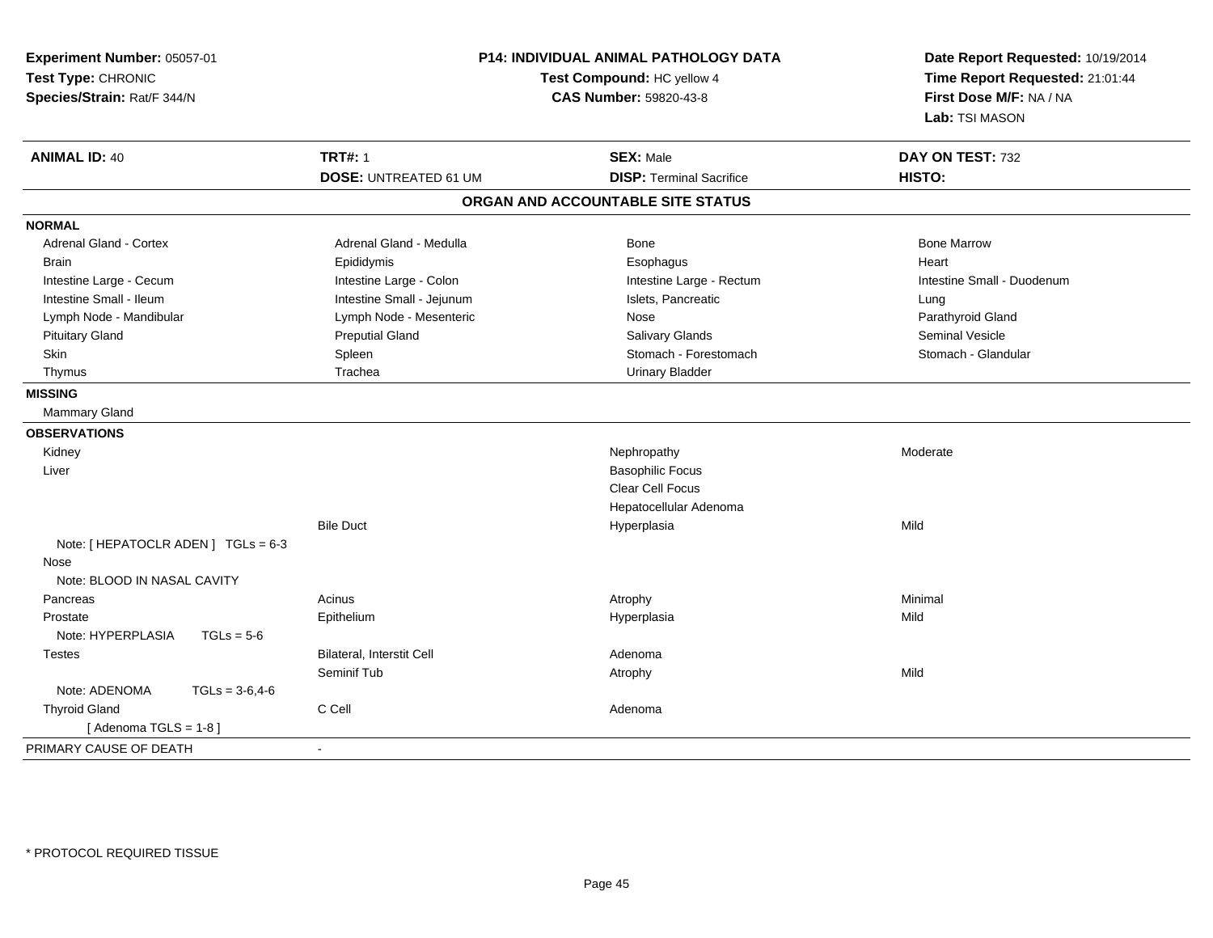**Experiment Number:** 05057-01
**Test Type:** CHRONIC
**Species/Strain:** Rat/F 344/N

**P14: INDIVIDUAL ANIMAL PATHOLOGY DATA**
**Test Compound:** HC yellow 4
**CAS Number:** 59820-43-8

**Date Report Requested:** 10/19/2014
**Time Report Requested:** 21:01:44
**First Dose M/F:** NA / NA
**Lab:** TSI MASON

| **ANIMAL ID:** 40 | **TRT#:** 1 | **SEX:** Male | **DAY ON TEST:** 732 |
|---|---|---|---|
| | **DOSE:** UNTREATED 61 UM | **DISP:** Terminal Sacrifice | **HISTO:** |

## ORGAN AND ACCOUNTABLE SITE STATUS

| | | | |
|---|---|---|---|
| **NORMAL** | | | |
| Adrenal Gland - Cortex | Adrenal Gland - Medulla | Bone | Bone Marrow |
| Brain | Epididymis | Esophagus | Heart |
| Intestine Large - Cecum | Intestine Large - Colon | Intestine Large - Rectum | Intestine Small - Duodenum |
| Intestine Small - Ileum | Intestine Small - Jejunum | Islets, Pancreatic | Lung |
| Lymph Node - Mandibular | Lymph Node - Mesenteric | Nose | Parathyroid Gland |
| Pituitary Gland | Preputial Gland | Salivary Glands | Seminal Vesicle |
| Skin | Spleen | Stomach - Forestomach | Stomach - Glandular |
| Thymus | Trachea | Urinary Bladder | |
| **MISSING** | | | |
| Mammary Gland | | | |
| **OBSERVATIONS** | | | |
| Kidney | | Nephropathy | Moderate |
| Liver | | Basophilic Focus | |
| | | Clear Cell Focus | |
| | | Hepatocellular Adenoma | |
| | Bile Duct | Hyperplasia | Mild |
| Note: [ HEPATOCLR ADEN ] TGLs = 6-3 | | | |
| Nose | | | |
| Note: BLOOD IN NASAL CAVITY | | | |
| Pancreas | Acinus | Atrophy | Minimal |
| Prostate | Epithelium | Hyperplasia | Mild |
| Note: HYPERPLASIA TGLs = 5-6 | | | |
| Testes | Bilateral, Interstit Cell | Adenoma | |
| | Seminif Tub | Atrophy | Mild |
| Note: ADENOMA TGLs = 3-6,4-6 | | | |
| Thyroid Gland | C Cell | Adenoma | |
| [ Adenoma TGLS = 1-8 ] | | | |
| PRIMARY CAUSE OF DEATH | - | | |

* PROTOCOL REQUIRED TISSUE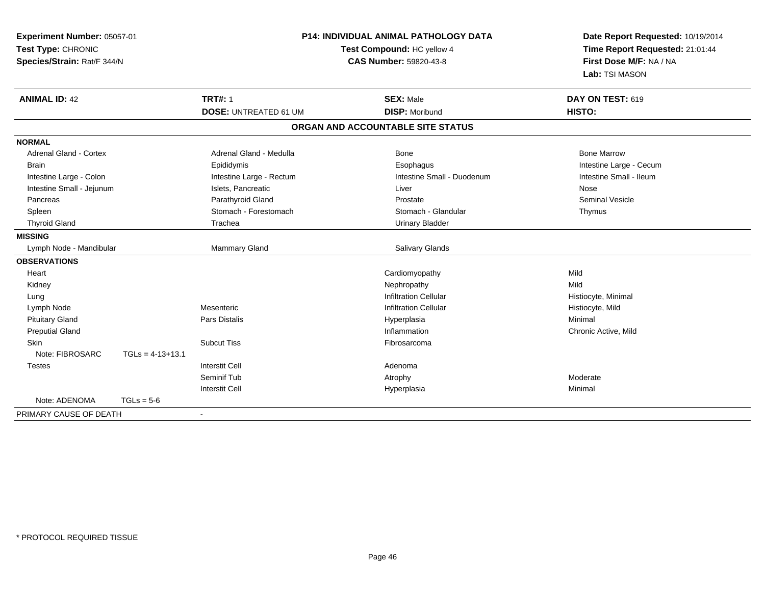**Experiment Number:** 05057-01
**Test Type:** CHRONIC
**Species/Strain:** Rat/F 344/N

**P14: INDIVIDUAL ANIMAL PATHOLOGY DATA**
**Test Compound:** HC yellow 4
**CAS Number:** 59820-43-8

**Date Report Requested:** 10/19/2014
**Time Report Requested:** 21:01:44
**First Dose M/F:** NA / NA
**Lab:** TSI MASON

| **ANIMAL ID:** 42 | **TRT#:** 1 | **SEX:** Male | **DAY ON TEST:** 619 |
|---|---|---|---|
| | **DOSE:** UNTREATED 61 UM | **DISP:** Moribund | **HISTO:** |

## ORGAN AND ACCOUNTABLE SITE STATUS

| | | | |
|---|---|---|---|
| **NORMAL** | | | |
| Adrenal Gland - Cortex | Adrenal Gland - Medulla | Bone | Bone Marrow |
| Brain | Epididymis | Esophagus | Intestine Large - Cecum |
| Intestine Large - Colon | Intestine Large - Rectum | Intestine Small - Duodenum | Intestine Small - Ileum |
| Intestine Small - Jejunum | Islets, Pancreatic | Liver | Nose |
| Pancreas | Parathyroid Gland | Prostate | Seminal Vesicle |
| Spleen | Stomach - Forestomach | Stomach - Glandular | Thymus |
| Thyroid Gland | Trachea | Urinary Bladder | |
| **MISSING** | | | |
| Lymph Node - Mandibular | Mammary Gland | Salivary Glands | |
| **OBSERVATIONS** | | | |
| Heart | | Cardiomyopathy | Mild |
| Kidney | | Nephropathy | Mild |
| Lung | | Infiltration Cellular | Histiocyte, Minimal |
| Lymph Node | Mesenteric | Infiltration Cellular | Histiocyte, Mild |
| Pituitary Gland | Pars Distalis | Hyperplasia | Minimal |
| Preputial Gland | | Inflammation | Chronic Active, Mild |
| Skin | Subcut Tiss | Fibrosarcoma | |
| Note: FIBROSARC TGLs = 4-13+13.1 | | | |
| Testes | Interstit Cell | Adenoma | |
| | Seminif Tub | Atrophy | Moderate |
| | Interstit Cell | Hyperplasia | Minimal |
| Note: ADENOMA TGLs = 5-6 | | | |
| PRIMARY CAUSE OF DEATH | - | | |

* PROTOCOL REQUIRED TISSUE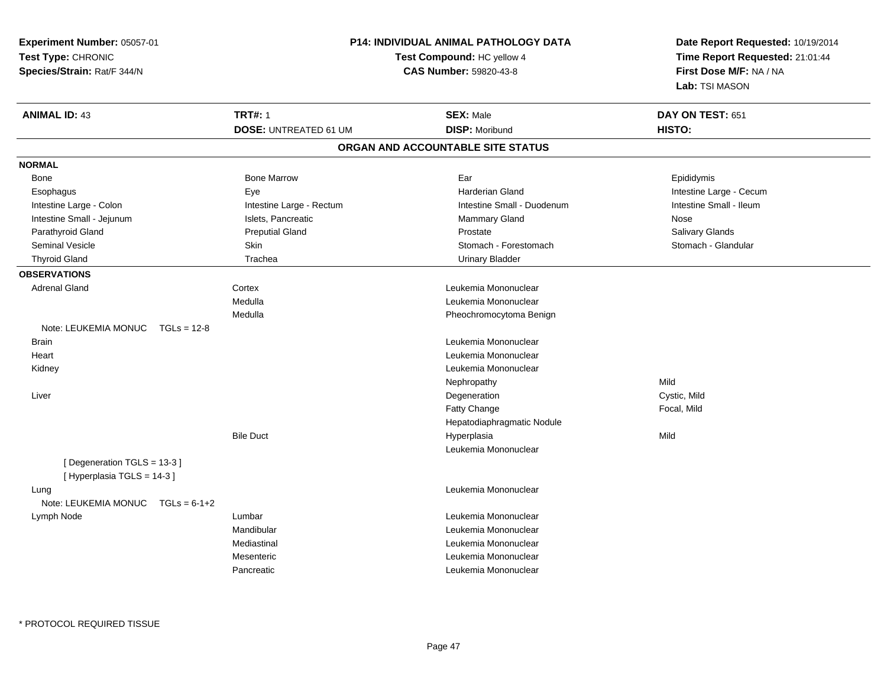**Experiment Number:** 05057-01
**Test Type:** CHRONIC
**Species/Strain:** Rat/F 344/N

**P14: INDIVIDUAL ANIMAL PATHOLOGY DATA**
**Test Compound:** HC yellow 4
**CAS Number:** 59820-43-8

**Date Report Requested:** 10/19/2014
**Time Report Requested:** 21:01:44
**First Dose M/F:** NA / NA
**Lab:** TSI MASON

| **ANIMAL ID:** 43 | **TRT#:** 1 | **SEX:** Male | **DAY ON TEST:** 651 |
|---|---|---|---|
| | **DOSE:** UNTREATED 61 UM | **DISP:** Moribund | **HISTO:** |

## ORGAN AND ACCOUNTABLE SITE STATUS

**NORMAL**

| | | | |
|---|---|---|---|
| Bone | Bone Marrow | Ear | Epididymis |
| Esophagus | Eye | Harderian Gland | Intestine Large - Cecum |
| Intestine Large - Colon | Intestine Large - Rectum | Intestine Small - Duodenum | Intestine Small - Ileum |
| Intestine Small - Jejunum | Islets, Pancreatic | Mammary Gland | Nose |
| Parathyroid Gland | Preputial Gland | Prostate | Salivary Glands |
| Seminal Vesicle | Skin | Stomach - Forestomach | Stomach - Glandular |
| Thyroid Gland | Trachea | Urinary Bladder | |

**OBSERVATIONS**

| | | | |
|---|---|---|---|
| Adrenal Gland | Cortex | Leukemia Mononuclear | |
| | Medulla | Leukemia Mononuclear | |
| | Medulla | Pheochromocytoma Benign | |
| Note: LEUKEMIA MONUC TGLs = 12-8 | | | |
| Brain | | Leukemia Mononuclear | |
| Heart | | Leukemia Mononuclear | |
| Kidney | | Leukemia Mononuclear | |
| | | Nephropathy | Mild |
| Liver | | Degeneration | Cystic, Mild |
| | | Fatty Change | Focal, Mild |
| | | Hepatodiaphragmatic Nodule | |
| | Bile Duct | Hyperplasia | Mild |
| | | Leukemia Mononuclear | |
| [ Degeneration TGLS = 13-3 ] | | | |
| [ Hyperplasia TGLS = 14-3 ] | | | |
| Lung | | Leukemia Mononuclear | |
| Note: LEUKEMIA MONUC TGLs = 6-1+2 | | | |
| Lymph Node | Lumbar | Leukemia Mononuclear | |
| | Mandibular | Leukemia Mononuclear | |
| | Mediastinal | Leukemia Mononuclear | |
| | Mesenteric | Leukemia Mononuclear | |
| | Pancreatic | Leukemia Mononuclear | |

* PROTOCOL REQUIRED TISSUE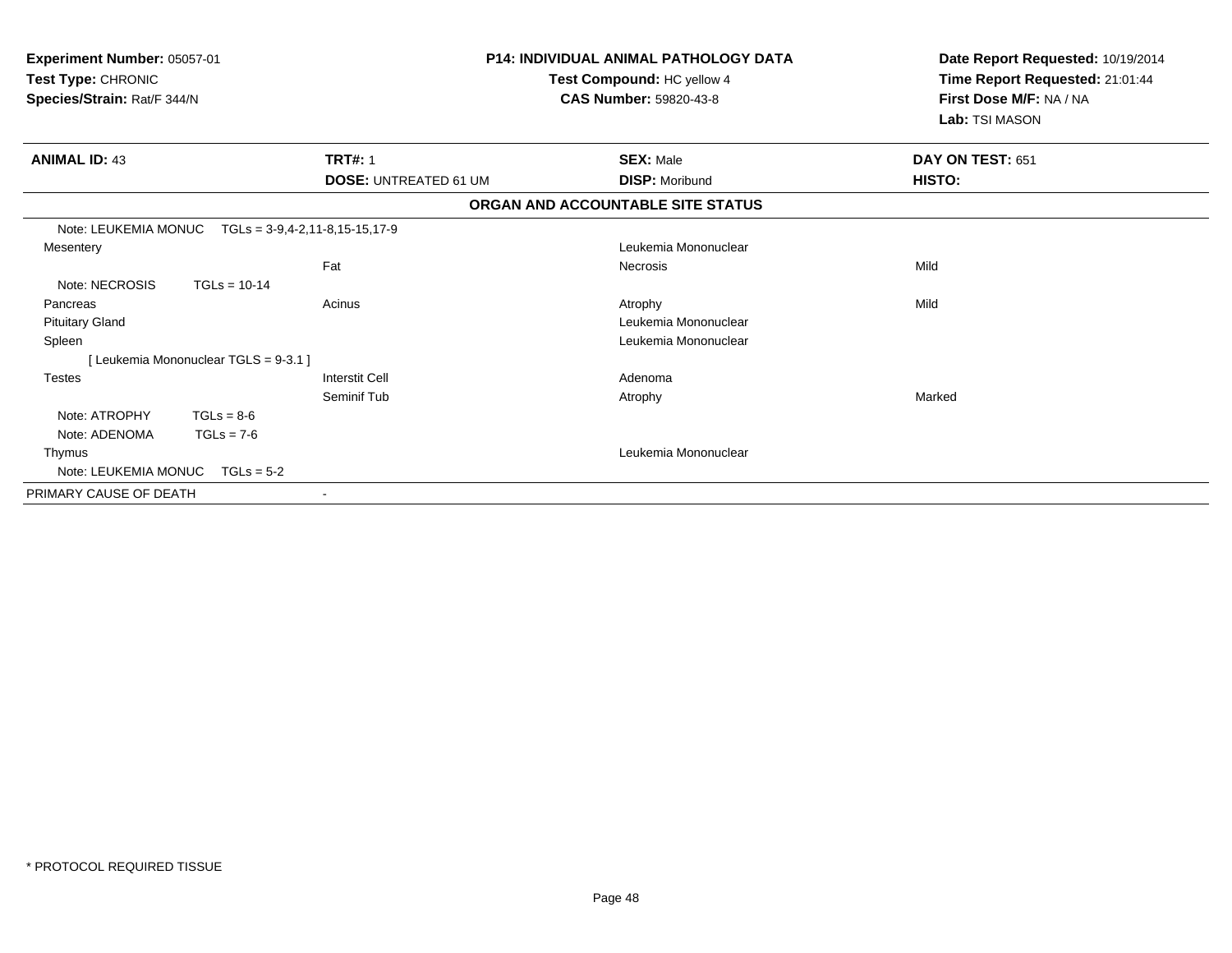**Experiment Number:** 05057-01
**Test Type:** CHRONIC
**Species/Strain:** Rat/F 344/N

**P14: INDIVIDUAL ANIMAL PATHOLOGY DATA**
**Test Compound:** HC yellow 4
**CAS Number:** 59820-43-8

**Date Report Requested:** 10/19/2014
**Time Report Requested:** 21:01:44
**First Dose M/F:** NA / NA
**Lab:** TSI MASON

| **ANIMAL ID:** 43 | **TRT#:** 1 | **SEX:** Male | **DAY ON TEST:** 651 |
|---|---|---|---|
| | **DOSE:** UNTREATED 61 UM | **DISP:** Moribund | **HISTO:** |

## ORGAN AND ACCOUNTABLE SITE STATUS

| | | | |
|---|---|---|---|
| Note: LEUKEMIA MONUC TGLs = 3-9,4-2,11-8,15-15,17-9 | | | |
| Mesentery | | Leukemia Mononuclear | |
| | Fat | Necrosis | Mild |
| Note: NECROSIS TGLs = 10-14 | | | |
| Pancreas | Acinus | Atrophy | Mild |
| Pituitary Gland | | Leukemia Mononuclear | |
| Spleen | | Leukemia Mononuclear | |
| [ Leukemia Mononuclear TGLS = 9-3.1 ] | | | |
| Testes | Interstit Cell | Adenoma | |
| | Seminif Tub | Atrophy | Marked |
| Note: ATROPHY TGLs = 8-6 | | | |
| Note: ADENOMA TGLs = 7-6 | | | |
| Thymus | | Leukemia Mononuclear | |
| Note: LEUKEMIA MONUC TGLs = 5-2 | | | |
| PRIMARY CAUSE OF DEATH | - | | |

\* PROTOCOL REQUIRED TISSUE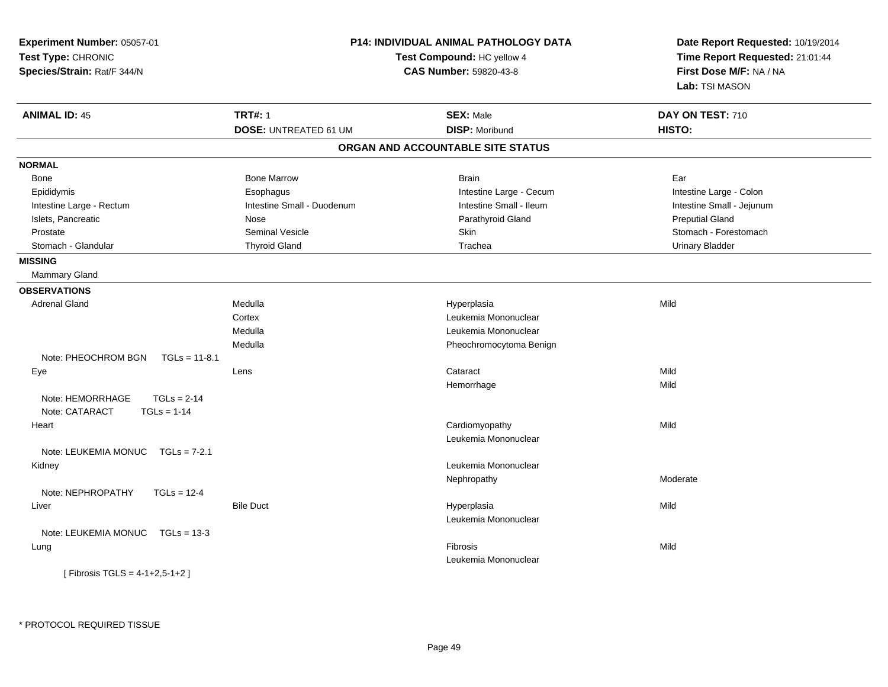**Experiment Number:** 05057-01
**Test Type:** CHRONIC
**Species/Strain:** Rat/F 344/N

**P14: INDIVIDUAL ANIMAL PATHOLOGY DATA**
**Test Compound:** HC yellow 4
**CAS Number:** 59820-43-8

**Date Report Requested:** 10/19/2014
**Time Report Requested:** 21:01:44
**First Dose M/F:** NA / NA
**Lab:** TSI MASON

| **ANIMAL ID:** 45 | **TRT#:** 1 | **SEX:** Male | **DAY ON TEST:** 710 |
|---|---|---|---|
| | **DOSE:** UNTREATED 61 UM | **DISP:** Moribund | **HISTO:** |

## ORGAN AND ACCOUNTABLE SITE STATUS

**NORMAL**

| | | | |
|---|---|---|---|
| Bone | Bone Marrow | Brain | Ear |
| Epididymis | Esophagus | Intestine Large - Cecum | Intestine Large - Colon |
| Intestine Large - Rectum | Intestine Small - Duodenum | Intestine Small - Ileum | Intestine Small - Jejunum |
| Islets, Pancreatic | Nose | Parathyroid Gland | Preputial Gland |
| Prostate | Seminal Vesicle | Skin | Stomach - Forestomach |
| Stomach - Glandular | Thyroid Gland | Trachea | Urinary Bladder |

**MISSING**

Mammary Gland

**OBSERVATIONS**

| | | | |
|---|---|---|---|
| Adrenal Gland | Medulla | Hyperplasia | Mild |
| | Cortex | Leukemia Mononuclear | |
| | Medulla | Leukemia Mononuclear | |
| | Medulla | Pheochromocytoma Benign | |
| Note: PHEOCHROM BGN TGLs = 11-8.1 | | | |
| Eye | Lens | Cataract | Mild |
| | | Hemorrhage | Mild |
| Note: HEMORRHAGE TGLs = 2-14 | | | |
| Note: CATARACT TGLs = 1-14 | | | |
| Heart | | Cardiomyopathy | Mild |
| | | Leukemia Mononuclear | |
| Note: LEUKEMIA MONUC TGLs = 7-2.1 | | | |
| Kidney | | Leukemia Mononuclear | |
| | | Nephropathy | Moderate |
| Note: NEPHROPATHY TGLs = 12-4 | | | |
| Liver | Bile Duct | Hyperplasia | Mild |
| | | Leukemia Mononuclear | |
| Note: LEUKEMIA MONUC TGLs = 13-3 | | | |
| Lung | | Fibrosis | Mild |
| | | Leukemia Mononuclear | |
| [ Fibrosis TGLS = 4-1+2,5-1+2 ] | | | |

* PROTOCOL REQUIRED TISSUE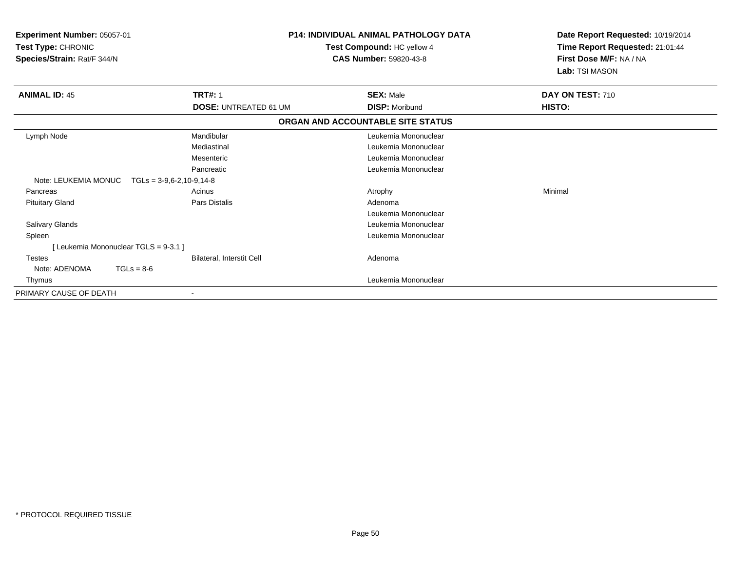**Experiment Number:** 05057-01
**Test Type:** CHRONIC
**Species/Strain:** Rat/F 344/N

**P14: INDIVIDUAL ANIMAL PATHOLOGY DATA**
**Test Compound:** HC yellow 4
**CAS Number:** 59820-43-8

**Date Report Requested:** 10/19/2014
**Time Report Requested:** 21:01:44
**First Dose M/F:** NA / NA
**Lab:** TSI MASON

| **ANIMAL ID:** 45 | **TRT#:** 1 | **SEX:** Male | **DAY ON TEST:** 710 |
|---|---|---|---|
| | **DOSE:** UNTREATED 61 UM | **DISP:** Moribund | **HISTO:** |

**ORGAN AND ACCOUNTABLE SITE STATUS**

| | | | |
|---|---|---|---|
| Lymph Node | Mandibular | Leukemia Mononuclear | |
| | Mediastinal | Leukemia Mononuclear | |
| | Mesenteric | Leukemia Mononuclear | |
| | Pancreatic | Leukemia Mononuclear | |
| Note: LEUKEMIA MONUC TGLs = 3-9,6-2,10-9,14-8 | | | |
| Pancreas | Acinus | Atrophy | Minimal |
| Pituitary Gland | Pars Distalis | Adenoma | |
| | | Leukemia Mononuclear | |
| Salivary Glands | | Leukemia Mononuclear | |
| Spleen | | Leukemia Mononuclear | |
| [ Leukemia Mononuclear TGLS = 9-3.1 ] | | | |
| Testes | Bilateral, Interstit Cell | Adenoma | |
| Note: ADENOMA TGLs = 8-6 | | | |
| Thymus | | Leukemia Mononuclear | |
| PRIMARY CAUSE OF DEATH | - | | |

* PROTOCOL REQUIRED TISSUE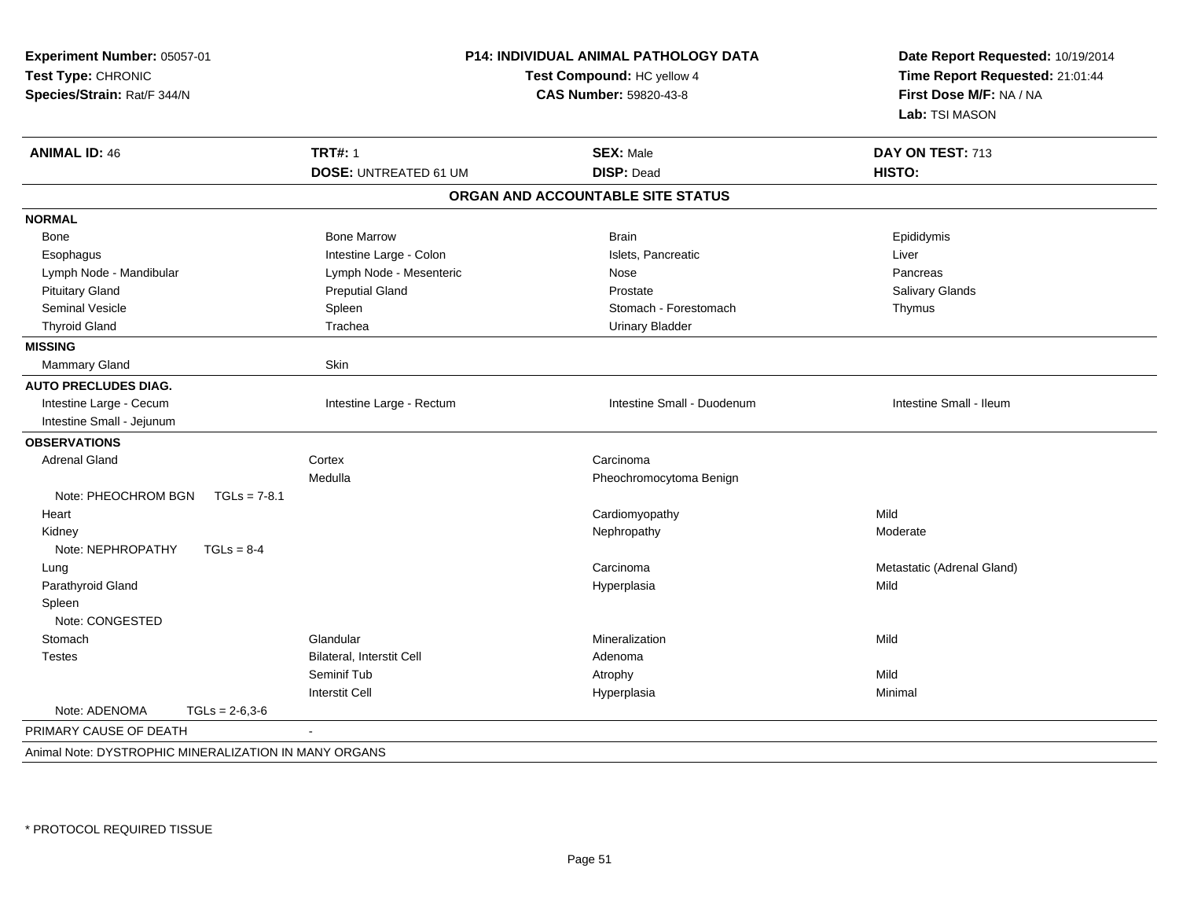**Experiment Number:** 05057-01
**Test Type:** CHRONIC
**Species/Strain:** Rat/F 344/N

**P14: INDIVIDUAL ANIMAL PATHOLOGY DATA**
**Test Compound:** HC yellow 4
**CAS Number:** 59820-43-8

**Date Report Requested:** 10/19/2014
**Time Report Requested:** 21:01:44
**First Dose M/F:** NA / NA
**Lab:** TSI MASON

| **ANIMAL ID:** 46 | **TRT#:** 1 | **SEX:** Male | **DAY ON TEST:** 713 |
|---|---|---|---|
| | **DOSE:** UNTREATED 61 UM | **DISP:** Dead | **HISTO:** |

**ORGAN AND ACCOUNTABLE SITE STATUS**

| | | | |
|---|---|---|---|
| **NORMAL** | | | |
| Bone | Bone Marrow | Brain | Epididymis |
| Esophagus | Intestine Large - Colon | Islets, Pancreatic | Liver |
| Lymph Node - Mandibular | Lymph Node - Mesenteric | Nose | Pancreas |
| Pituitary Gland | Preputial Gland | Prostate | Salivary Glands |
| Seminal Vesicle | Spleen | Stomach - Forestomach | Thymus |
| Thyroid Gland | Trachea | Urinary Bladder | |
| **MISSING** | | | |
| Mammary Gland | Skin | | |
| **AUTO PRECLUDES DIAG.** | | | |
| Intestine Large - Cecum | Intestine Large - Rectum | Intestine Small - Duodenum | Intestine Small - Ileum |
| Intestine Small - Jejunum | | | |
| **OBSERVATIONS** | | | |
| Adrenal Gland | Cortex | Carcinoma | |
| | Medulla | Pheochromocytoma Benign | |
| Note: PHEOCHROM BGN TGLs = 7-8.1 | | | |
| Heart | | Cardiomyopathy | Mild |
| Kidney | | Nephropathy | Moderate |
| Note: NEPHROPATHY TGLs = 8-4 | | | |
| Lung | | Carcinoma | Metastatic (Adrenal Gland) |
| Parathyroid Gland | | Hyperplasia | Mild |
| Spleen | | | |
| Note: CONGESTED | | | |
| Stomach | Glandular | Mineralization | Mild |
| Testes | Bilateral, Interstit Cell | Adenoma | |
| | Seminif Tub | Atrophy | Mild |
| | Interstit Cell | Hyperplasia | Minimal |
| Note: ADENOMA TGLs = 2-6,3-6 | | | |
| PRIMARY CAUSE OF DEATH | - | | |
| Animal Note: DYSTROPHIC MINERALIZATION IN MANY ORGANS | | | |

* PROTOCOL REQUIRED TISSUE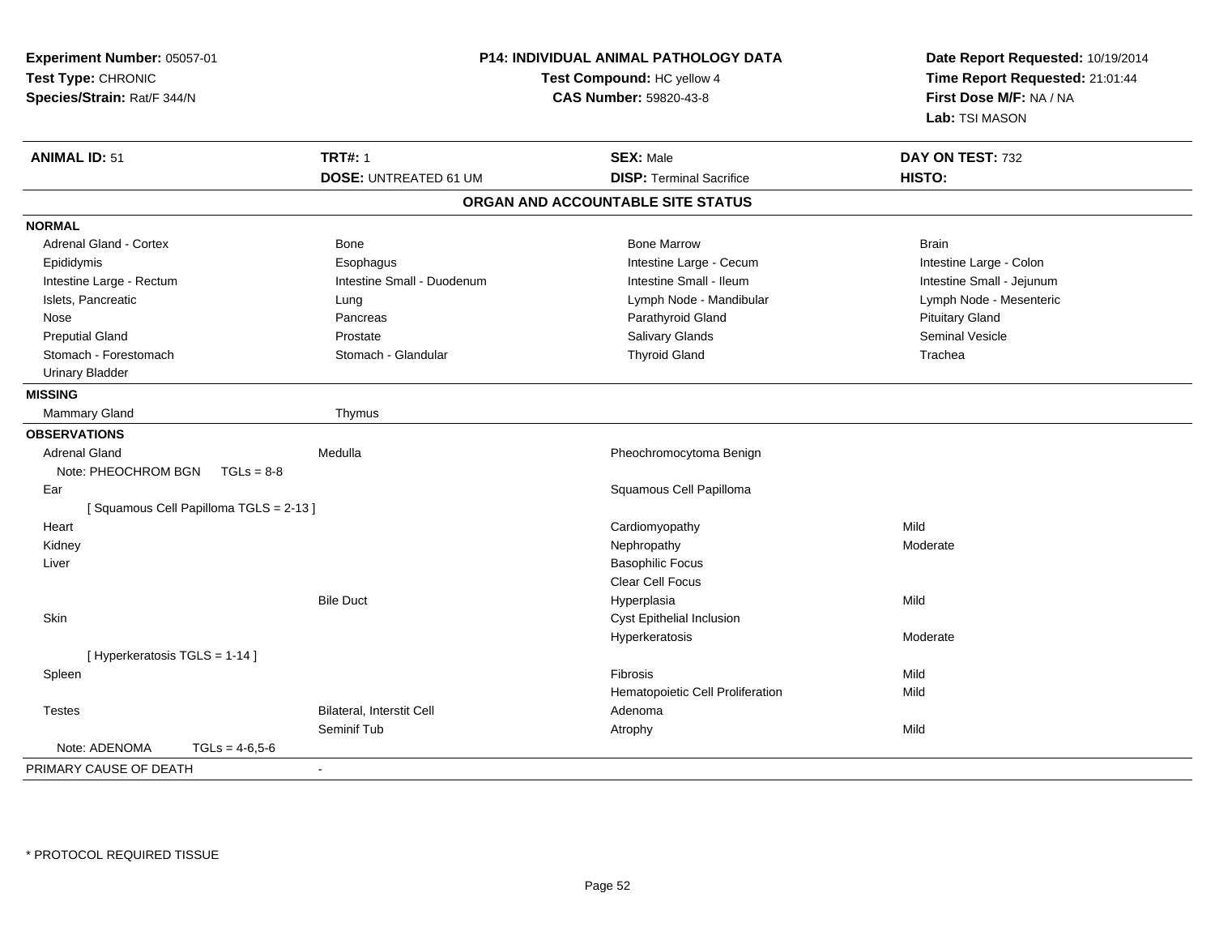**Experiment Number:** 05057-01
**Test Type:** CHRONIC
**Species/Strain:** Rat/F 344/N

**P14: INDIVIDUAL ANIMAL PATHOLOGY DATA**
**Test Compound:** HC yellow 4
**CAS Number:** 59820-43-8

**Date Report Requested:** 10/19/2014
**Time Report Requested:** 21:01:44
**First Dose M/F:** NA / NA
**Lab:** TSI MASON

| **ANIMAL ID:** 51 | **TRT#:** 1 | **SEX:** Male | **DAY ON TEST:** 732 |
|---|---|---|---|
| | **DOSE:** UNTREATED 61 UM | **DISP:** Terminal Sacrifice | **HISTO:** |

## ORGAN AND ACCOUNTABLE SITE STATUS

| | | | |
|---|---|---|---|
| **NORMAL** | | | |
| Adrenal Gland - Cortex | Bone | Bone Marrow | Brain |
| Epididymis | Esophagus | Intestine Large - Cecum | Intestine Large - Colon |
| Intestine Large - Rectum | Intestine Small - Duodenum | Intestine Small - Ileum | Intestine Small - Jejunum |
| Islets, Pancreatic | Lung | Lymph Node - Mandibular | Lymph Node - Mesenteric |
| Nose | Pancreas | Parathyroid Gland | Pituitary Gland |
| Preputial Gland | Prostate | Salivary Glands | Seminal Vesicle |
| Stomach - Forestomach | Stomach - Glandular | Thyroid Gland | Trachea |
| Urinary Bladder | | | |
| **MISSING** | | | |
| Mammary Gland | Thymus | | |
| **OBSERVATIONS** | | | |
| Adrenal Gland | Medulla | Pheochromocytoma Benign | |
| Note: PHEOCHROM BGN TGLs = 8-8 | | | |
| Ear | | Squamous Cell Papilloma | |
| [ Squamous Cell Papilloma TGLS = 2-13 ] | | | |
| Heart | | Cardiomyopathy | Mild |
| Kidney | | Nephropathy | Moderate |
| Liver | | Basophilic Focus | |
| | | Clear Cell Focus | |
| | Bile Duct | Hyperplasia | Mild |
| Skin | | Cyst Epithelial Inclusion | |
| | | Hyperkeratosis | Moderate |
| [ Hyperkeratosis TGLS = 1-14 ] | | | |
| Spleen | | Fibrosis | Mild |
| | | Hematopoietic Cell Proliferation | Mild |
| Testes | Bilateral, Interstit Cell | Adenoma | |
| | Seminif Tub | Atrophy | Mild |
| Note: ADENOMA TGLs = 4-6,5-6 | | | |
| PRIMARY CAUSE OF DEATH | - | | |

* PROTOCOL REQUIRED TISSUE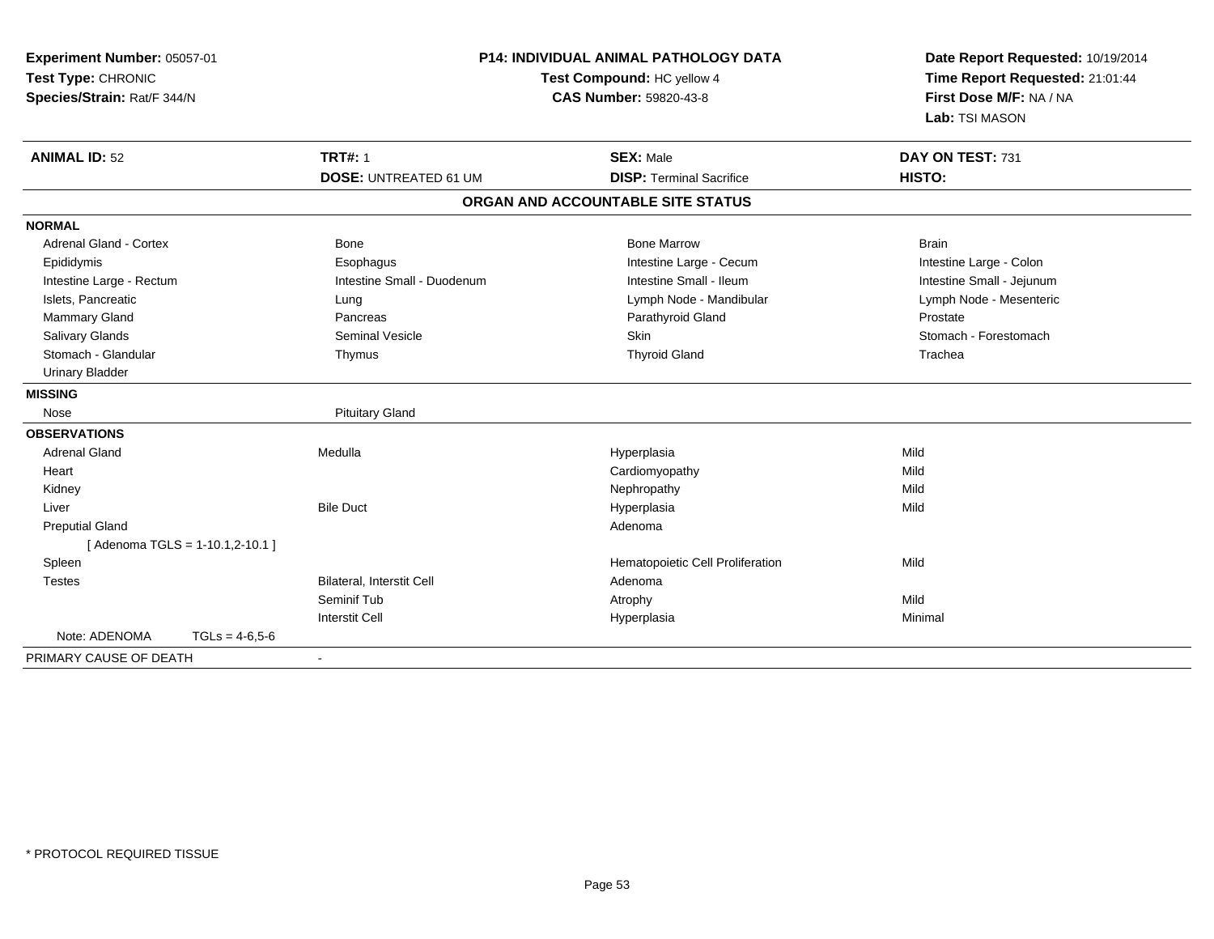**Experiment Number:** 05057-01
**Test Type:** CHRONIC
**Species/Strain:** Rat/F 344/N

**P14: INDIVIDUAL ANIMAL PATHOLOGY DATA**
**Test Compound:** HC yellow 4
**CAS Number:** 59820-43-8

**Date Report Requested:** 10/19/2014
**Time Report Requested:** 21:01:44
**First Dose M/F:** NA / NA
**Lab:** TSI MASON

| **ANIMAL ID:** 52 | **TRT#:** 1 | **SEX:** Male | **DAY ON TEST:** 731 |
|---|---|---|---|
| | **DOSE:** UNTREATED 61 UM | **DISP:** Terminal Sacrifice | **HISTO:** |

## ORGAN AND ACCOUNTABLE SITE STATUS

| | | | |
|---|---|---|---|
| **NORMAL** | | | |
| Adrenal Gland - Cortex | Bone | Bone Marrow | Brain |
| Epididymis | Esophagus | Intestine Large - Cecum | Intestine Large - Colon |
| Intestine Large - Rectum | Intestine Small - Duodenum | Intestine Small - Ileum | Intestine Small - Jejunum |
| Islets, Pancreatic | Lung | Lymph Node - Mandibular | Lymph Node - Mesenteric |
| Mammary Gland | Pancreas | Parathyroid Gland | Prostate |
| Salivary Glands | Seminal Vesicle | Skin | Stomach - Forestomach |
| Stomach - Glandular | Thymus | Thyroid Gland | Trachea |
| Urinary Bladder | | | |
| **MISSING** | | | |
| Nose | Pituitary Gland | | |
| **OBSERVATIONS** | | | |
| Adrenal Gland | Medulla | Hyperplasia | Mild |
| Heart | | Cardiomyopathy | Mild |
| Kidney | | Nephropathy | Mild |
| Liver | Bile Duct | Hyperplasia | Mild |
| Preputial Gland | | Adenoma | |
| [ Adenoma TGLS = 1-10.1,2-10.1 ] | | | |
| Spleen | | Hematopoietic Cell Proliferation | Mild |
| Testes | Bilateral, Interstit Cell | Adenoma | |
| | Seminif Tub | Atrophy | Mild |
| | Interstit Cell | Hyperplasia | Minimal |
| Note: ADENOMA TGLs = 4-6,5-6 | | | |
| PRIMARY CAUSE OF DEATH | - | | |

* PROTOCOL REQUIRED TISSUE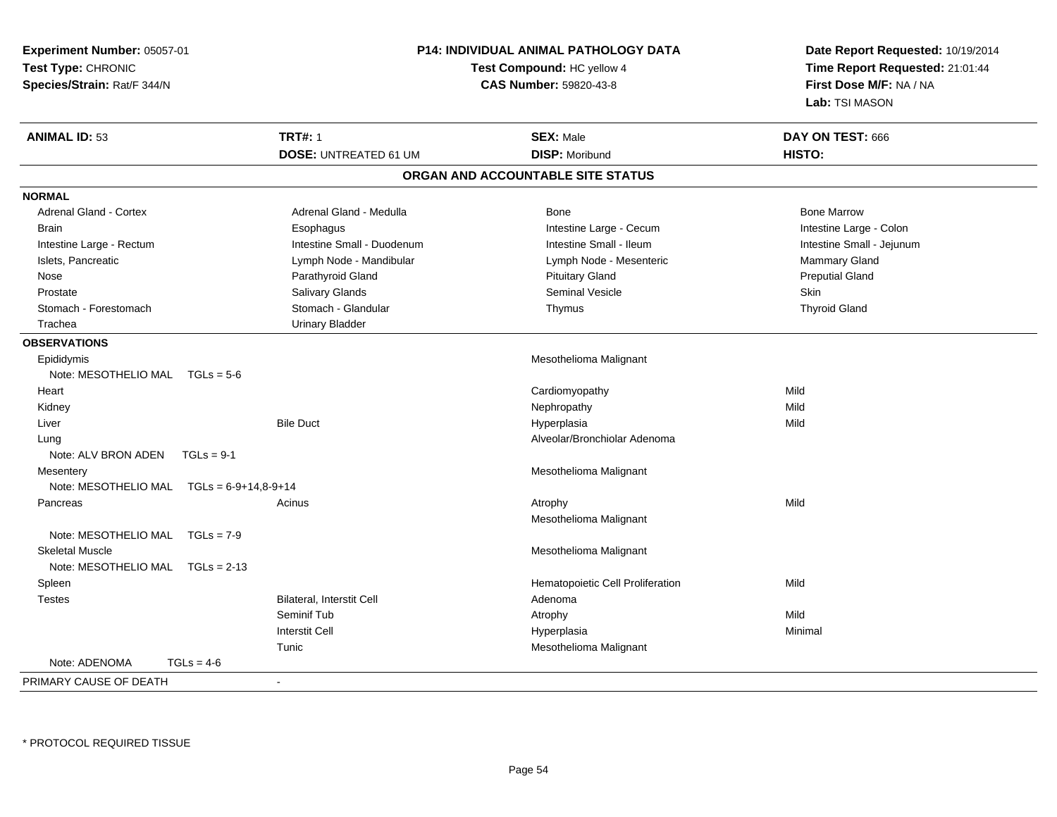**Experiment Number:** 05057-01
**Test Type:** CHRONIC
**Species/Strain:** Rat/F 344/N

**P14: INDIVIDUAL ANIMAL PATHOLOGY DATA**
**Test Compound:** HC yellow 4
**CAS Number:** 59820-43-8

**Date Report Requested:** 10/19/2014
**Time Report Requested:** 21:01:44
**First Dose M/F:** NA / NA
**Lab:** TSI MASON

| **ANIMAL ID:** 53 | **TRT#:** 1 | **SEX:** Male | **DAY ON TEST:** 666 |
|---|---|---|---|
| | **DOSE:** UNTREATED 61 UM | **DISP:** Moribund | **HISTO:** |

## ORGAN AND ACCOUNTABLE SITE STATUS

**NORMAL**

| | | | |
|---|---|---|---|
| Adrenal Gland - Cortex | Adrenal Gland - Medulla | Bone | Bone Marrow |
| Brain | Esophagus | Intestine Large - Cecum | Intestine Large - Colon |
| Intestine Large - Rectum | Intestine Small - Duodenum | Intestine Small - Ileum | Intestine Small - Jejunum |
| Islets, Pancreatic | Lymph Node - Mandibular | Lymph Node - Mesenteric | Mammary Gland |
| Nose | Parathyroid Gland | Pituitary Gland | Preputial Gland |
| Prostate | Salivary Glands | Seminal Vesicle | Skin |
| Stomach - Forestomach | Stomach - Glandular | Thymus | Thyroid Gland |
| Trachea | Urinary Bladder | | |

**OBSERVATIONS**

| Organ | Site | Observation | Severity |
|---|---|---|---|
| Epididymis | | Mesothelioma Malignant | |
| Note: MESOTHELIO MAL TGLs = 5-6 | | | |
| Heart | | Cardiomyopathy | Mild |
| Kidney | | Nephropathy | Mild |
| Liver | Bile Duct | Hyperplasia | Mild |
| Lung | | Alveolar/Bronchiolar Adenoma | |
| Note: ALV BRON ADEN TGLs = 9-1 | | | |
| Mesentery | | Mesothelioma Malignant | |
| Note: MESOTHELIO MAL TGLs = 6-9+14,8-9+14 | | | |
| Pancreas | Acinus | Atrophy | Mild |
| | | Mesothelioma Malignant | |
| Note: MESOTHELIO MAL TGLs = 7-9 | | | |
| Skeletal Muscle | | Mesothelioma Malignant | |
| Note: MESOTHELIO MAL TGLs = 2-13 | | | |
| Spleen | | Hematopoietic Cell Proliferation | Mild |
| Testes | Bilateral, Interstit Cell | Adenoma | |
| | Seminif Tub | Atrophy | Mild |
| | Interstit Cell | Hyperplasia | Minimal |
| | Tunic | Mesothelioma Malignant | |
| Note: ADENOMA TGLs = 4-6 | | | |

PRIMARY CAUSE OF DEATH -

\* PROTOCOL REQUIRED TISSUE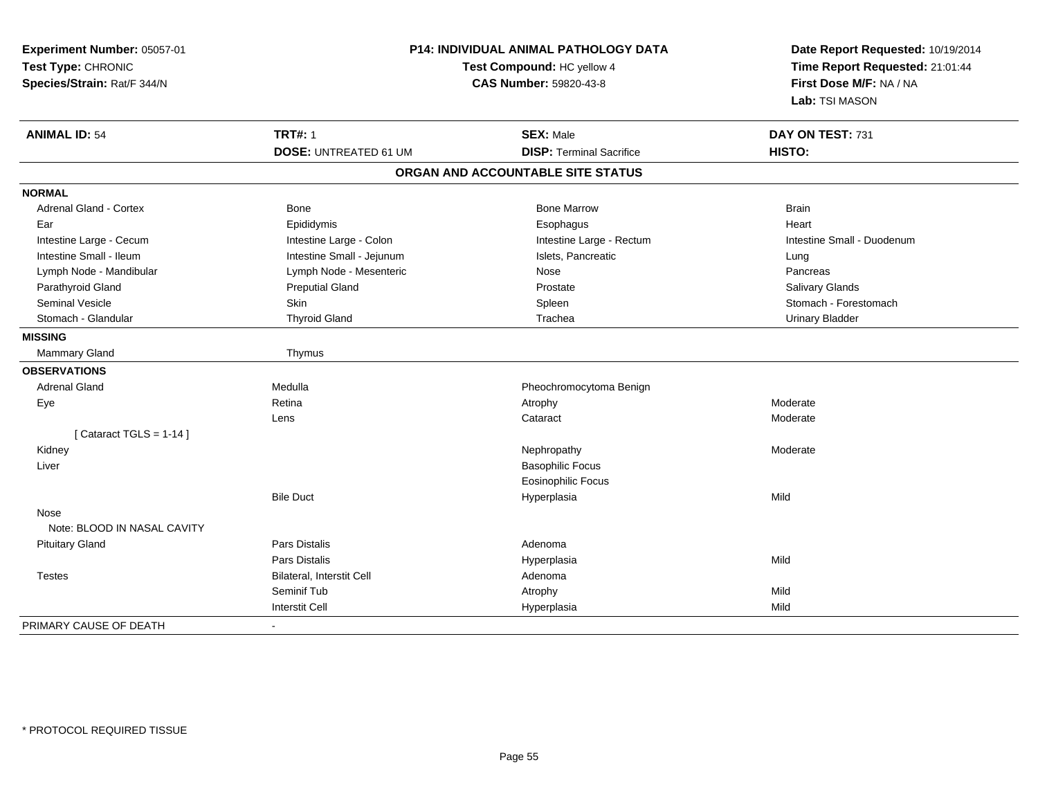**Experiment Number:** 05057-01
**Test Type:** CHRONIC
**Species/Strain:** Rat/F 344/N

**P14: INDIVIDUAL ANIMAL PATHOLOGY DATA**
**Test Compound:** HC yellow 4
**CAS Number:** 59820-43-8

**Date Report Requested:** 10/19/2014
**Time Report Requested:** 21:01:44
**First Dose M/F:** NA / NA
**Lab:** TSI MASON

| **ANIMAL ID:** 54 | **TRT#:** 1 | **SEX:** Male | **DAY ON TEST:** 731 |
|---|---|---|---|
| | **DOSE:** UNTREATED 61 UM | **DISP:** Terminal Sacrifice | **HISTO:** |

## ORGAN AND ACCOUNTABLE SITE STATUS

| | | | |
|---|---|---|---|
| **NORMAL** | | | |
| Adrenal Gland - Cortex | Bone | Bone Marrow | Brain |
| Ear | Epididymis | Esophagus | Heart |
| Intestine Large - Cecum | Intestine Large - Colon | Intestine Large - Rectum | Intestine Small - Duodenum |
| Intestine Small - Ileum | Intestine Small - Jejunum | Islets, Pancreatic | Lung |
| Lymph Node - Mandibular | Lymph Node - Mesenteric | Nose | Pancreas |
| Parathyroid Gland | Preputial Gland | Prostate | Salivary Glands |
| Seminal Vesicle | Skin | Spleen | Stomach - Forestomach |
| Stomach - Glandular | Thyroid Gland | Trachea | Urinary Bladder |
| **MISSING** | | | |
| Mammary Gland | Thymus | | |
| **OBSERVATIONS** | | | |
| Adrenal Gland | Medulla | Pheochromocytoma Benign | |
| Eye | Retina | Atrophy | Moderate |
| | Lens | Cataract | Moderate |
| [ Cataract TGLS = 1-14 ] | | | |
| Kidney | | Nephropathy | Moderate |
| Liver | | Basophilic Focus | |
| | | Eosinophilic Focus | |
| | Bile Duct | Hyperplasia | Mild |
| Nose | | | |
| Note: BLOOD IN NASAL CAVITY | | | |
| Pituitary Gland | Pars Distalis | Adenoma | |
| | Pars Distalis | Hyperplasia | Mild |
| Testes | Bilateral, Interstit Cell | Adenoma | |
| | Seminif Tub | Atrophy | Mild |
| | Interstit Cell | Hyperplasia | Mild |
| PRIMARY CAUSE OF DEATH | - | | |

\* PROTOCOL REQUIRED TISSUE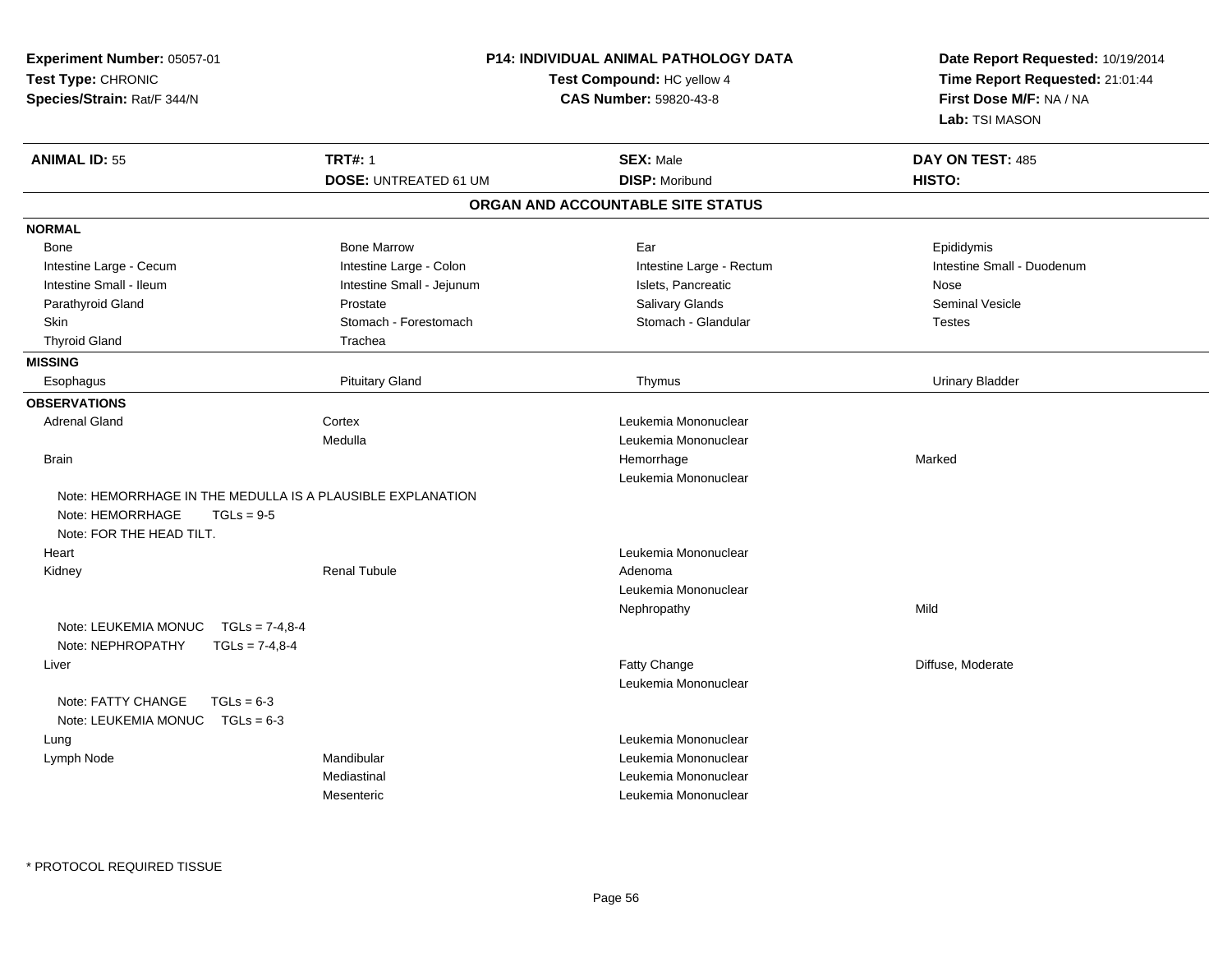**Experiment Number:** 05057-01
**Test Type:** CHRONIC
**Species/Strain:** Rat/F 344/N

**P14: INDIVIDUAL ANIMAL PATHOLOGY DATA**
**Test Compound:** HC yellow 4
**CAS Number:** 59820-43-8

**Date Report Requested:** 10/19/2014
**Time Report Requested:** 21:01:44
**First Dose M/F:** NA / NA
**Lab:** TSI MASON

| **ANIMAL ID:** 55 | **TRT#:** 1 | **SEX:** Male | **DAY ON TEST:** 485 |
|---|---|---|---|
| | **DOSE:** UNTREATED 61 UM | **DISP:** Moribund | **HISTO:** |

## ORGAN AND ACCOUNTABLE SITE STATUS

**NORMAL**

| | | | |
|---|---|---|---|
| Bone | Bone Marrow | Ear | Epididymis |
| Intestine Large - Cecum | Intestine Large - Colon | Intestine Large - Rectum | Intestine Small - Duodenum |
| Intestine Small - Ileum | Intestine Small - Jejunum | Islets, Pancreatic | Nose |
| Parathyroid Gland | Prostate | Salivary Glands | Seminal Vesicle |
| Skin | Stomach - Forestomach | Stomach - Glandular | Testes |
| Thyroid Gland | Trachea | | |

**MISSING**

| | | | |
|---|---|---|---|
| Esophagus | Pituitary Gland | Thymus | Urinary Bladder |

**OBSERVATIONS**

| | | | |
|---|---|---|---|
| Adrenal Gland | Cortex | Leukemia Mononuclear | |
| | Medulla | Leukemia Mononuclear | |
| Brain | | Hemorrhage | Marked |
| | | Leukemia Mononuclear | |

Note: HEMORRHAGE IN THE MEDULLA IS A PLAUSIBLE EXPLANATION
Note: HEMORRHAGE TGLs = 9-5
Note: FOR THE HEAD TILT.

| | | | |
|---|---|---|---|
| Heart | | Leukemia Mononuclear | |
| Kidney | Renal Tubule | Adenoma | |
| | | Leukemia Mononuclear | |
| | | Nephropathy | Mild |

Note: LEUKEMIA MONUC TGLs = 7-4,8-4
Note: NEPHROPATHY TGLs = 7-4,8-4

| | | | |
|---|---|---|---|
| Liver | | Fatty Change | Diffuse, Moderate |
| | | Leukemia Mononuclear | |

Note: FATTY CHANGE TGLs = 6-3
Note: LEUKEMIA MONUC TGLs = 6-3

| | | | |
|---|---|---|---|
| Lung | | Leukemia Mononuclear | |
| Lymph Node | Mandibular | Leukemia Mononuclear | |
| | Mediastinal | Leukemia Mononuclear | |
| | Mesenteric | Leukemia Mononuclear | |

\* PROTOCOL REQUIRED TISSUE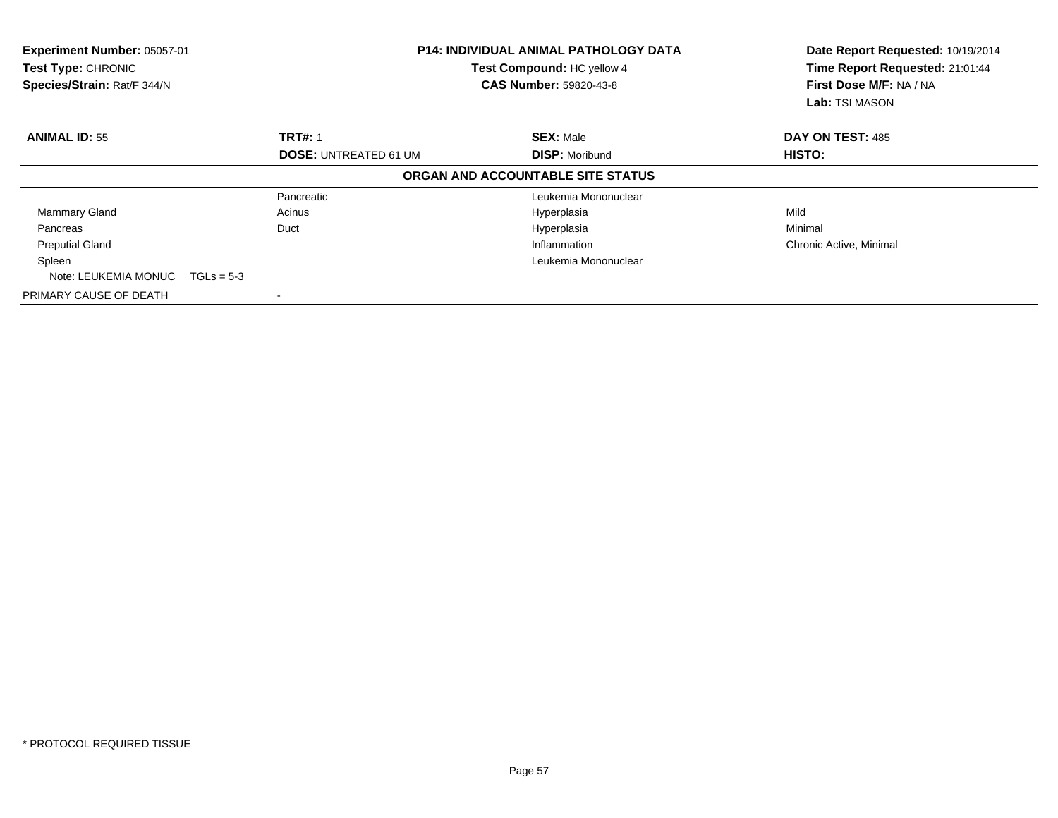**Experiment Number:** 05057-01
**Test Type:** CHRONIC
**Species/Strain:** Rat/F 344/N

**P14: INDIVIDUAL ANIMAL PATHOLOGY DATA**
**Test Compound:** HC yellow 4
**CAS Number:** 59820-43-8

**Date Report Requested:** 10/19/2014
**Time Report Requested:** 21:01:44
**First Dose M/F:** NA / NA
**Lab:** TSI MASON

| **ANIMAL ID:** 55 | **TRT#:** 1 | **SEX:** Male | **DAY ON TEST:** 485 |
|---|---|---|---|
| | **DOSE:** UNTREATED 61 UM | **DISP:** Moribund | **HISTO:** |

**ORGAN AND ACCOUNTABLE SITE STATUS**

| | | | |
|---|---|---|---|
| | Pancreatic | Leukemia Mononuclear | |
| Mammary Gland | Acinus | Hyperplasia | Mild |
| Pancreas | Duct | Hyperplasia | Minimal |
| Preputial Gland | | Inflammation | Chronic Active, Minimal |
| Spleen | | Leukemia Mononuclear | |
| Note: LEUKEMIA MONUC TGLs = 5-3 | | | |
| PRIMARY CAUSE OF DEATH | - | | |

\* PROTOCOL REQUIRED TISSUE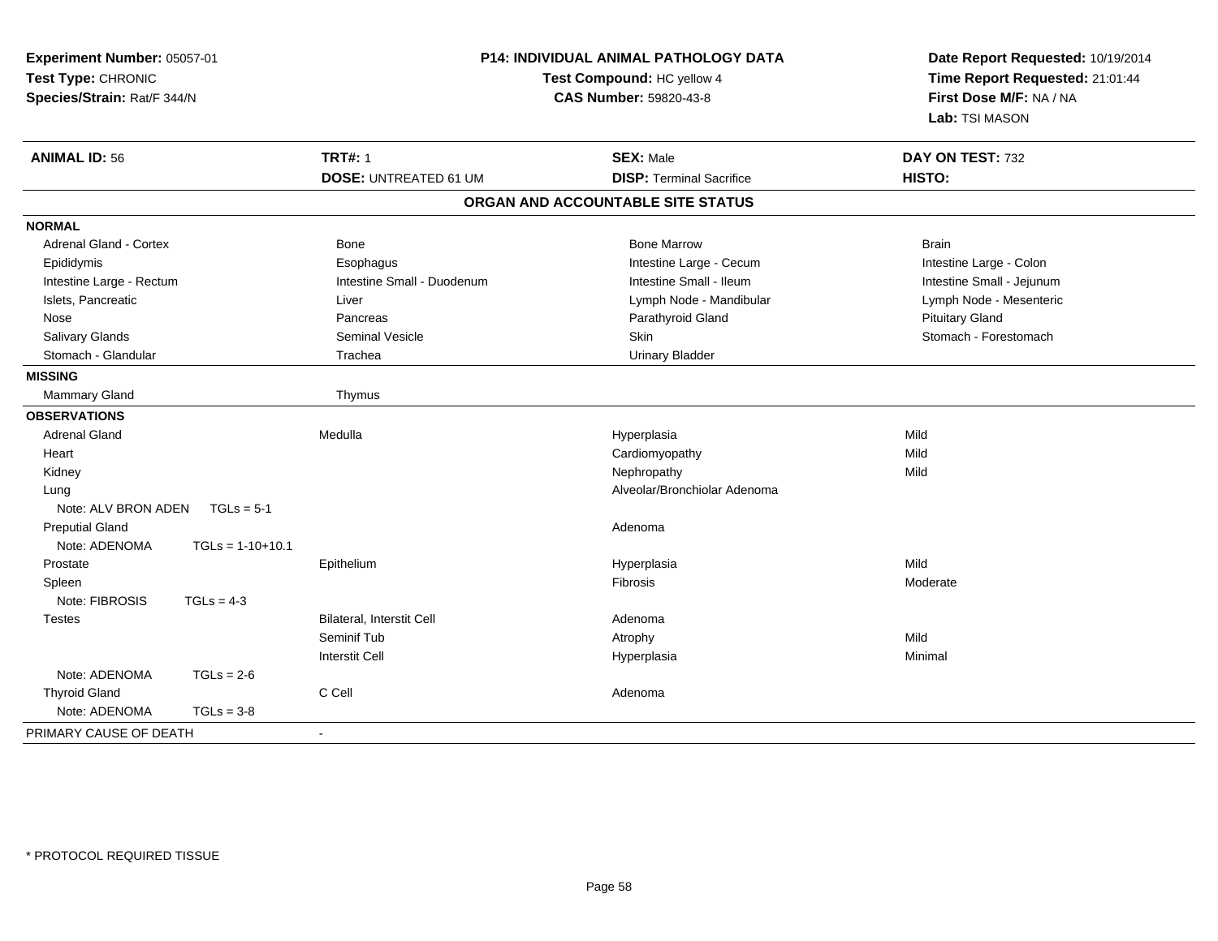**Experiment Number:** 05057-01
**Test Type:** CHRONIC
**Species/Strain:** Rat/F 344/N

**P14: INDIVIDUAL ANIMAL PATHOLOGY DATA**
**Test Compound:** HC yellow 4
**CAS Number:** 59820-43-8

**Date Report Requested:** 10/19/2014
**Time Report Requested:** 21:01:44
**First Dose M/F:** NA / NA
**Lab:** TSI MASON

| **ANIMAL ID:** 56 | **TRT#:** 1 | **SEX:** Male | **DAY ON TEST:** 732 |
|---|---|---|---|
| | **DOSE:** UNTREATED 61 UM | **DISP:** Terminal Sacrifice | **HISTO:** |

## ORGAN AND ACCOUNTABLE SITE STATUS

| | | | |
|---|---|---|---|
| **NORMAL** | | | |
| Adrenal Gland - Cortex | Bone | Bone Marrow | Brain |
| Epididymis | Esophagus | Intestine Large - Cecum | Intestine Large - Colon |
| Intestine Large - Rectum | Intestine Small - Duodenum | Intestine Small - Ileum | Intestine Small - Jejunum |
| Islets, Pancreatic | Liver | Lymph Node - Mandibular | Lymph Node - Mesenteric |
| Nose | Pancreas | Parathyroid Gland | Pituitary Gland |
| Salivary Glands | Seminal Vesicle | Skin | Stomach - Forestomach |
| Stomach - Glandular | Trachea | Urinary Bladder | |
| **MISSING** | | | |
| Mammary Gland | Thymus | | |
| **OBSERVATIONS** | | | |
| Adrenal Gland | Medulla | Hyperplasia | Mild |
| Heart | | Cardiomyopathy | Mild |
| Kidney | | Nephropathy | Mild |
| Lung | | Alveolar/Bronchiolar Adenoma | |
| Note: ALV BRON ADEN TGLs = 5-1 | | | |
| Preputial Gland | | Adenoma | |
| Note: ADENOMA TGLs = 1-10+10.1 | | | |
| Prostate | Epithelium | Hyperplasia | Mild |
| Spleen | | Fibrosis | Moderate |
| Note: FIBROSIS TGLs = 4-3 | | | |
| Testes | Bilateral, Interstit Cell | Adenoma | |
| | Seminif Tub | Atrophy | Mild |
| | Interstit Cell | Hyperplasia | Minimal |
| Note: ADENOMA TGLs = 2-6 | | | |
| Thyroid Gland | C Cell | Adenoma | |
| Note: ADENOMA TGLs = 3-8 | | | |
| PRIMARY CAUSE OF DEATH | - | | |

* PROTOCOL REQUIRED TISSUE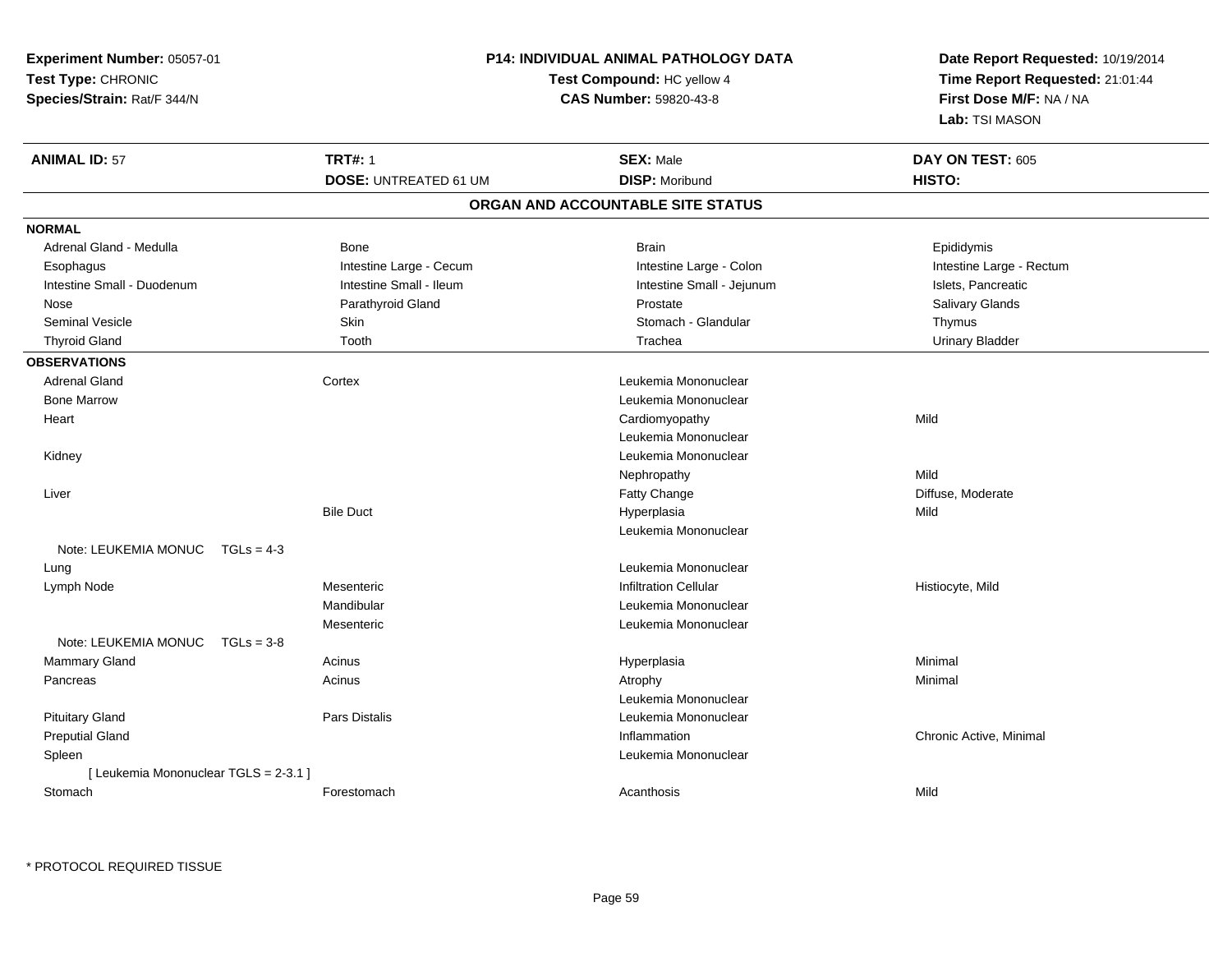**Experiment Number:** 05057-01
**Test Type:** CHRONIC
**Species/Strain:** Rat/F 344/N

**P14: INDIVIDUAL ANIMAL PATHOLOGY DATA**
**Test Compound:** HC yellow 4
**CAS Number:** 59820-43-8

**Date Report Requested:** 10/19/2014
**Time Report Requested:** 21:01:44
**First Dose M/F:** NA / NA
**Lab:** TSI MASON

| **ANIMAL ID:** 57 | **TRT#:** 1 | **SEX:** Male | **DAY ON TEST:** 605 |
|---|---|---|---|
| | **DOSE:** UNTREATED 61 UM | **DISP:** Moribund | **HISTO:** |

## ORGAN AND ACCOUNTABLE SITE STATUS

**NORMAL**

| | | | |
|---|---|---|---|
| Adrenal Gland - Medulla | Bone | Brain | Epididymis |
| Esophagus | Intestine Large - Cecum | Intestine Large - Colon | Intestine Large - Rectum |
| Intestine Small - Duodenum | Intestine Small - Ileum | Intestine Small - Jejunum | Islets, Pancreatic |
| Nose | Parathyroid Gland | Prostate | Salivary Glands |
| Seminal Vesicle | Skin | Stomach - Glandular | Thymus |
| Thyroid Gland | Tooth | Trachea | Urinary Bladder |

**OBSERVATIONS**

| | | | |
|---|---|---|---|
| Adrenal Gland | Cortex | Leukemia Mononuclear | |
| Bone Marrow | | Leukemia Mononuclear | |
| Heart | | Cardiomyopathy | Mild |
| | | Leukemia Mononuclear | |
| Kidney | | Leukemia Mononuclear | |
| | | Nephropathy | Mild |
| Liver | | Fatty Change | Diffuse, Moderate |
| | Bile Duct | Hyperplasia | Mild |
| | | Leukemia Mononuclear | |
| Note: LEUKEMIA MONUC TGLs = 4-3 | | | |
| Lung | | Leukemia Mononuclear | |
| Lymph Node | Mesenteric | Infiltration Cellular | Histiocyte, Mild |
| | Mandibular | Leukemia Mononuclear | |
| | Mesenteric | Leukemia Mononuclear | |
| Note: LEUKEMIA MONUC TGLs = 3-8 | | | |
| Mammary Gland | Acinus | Hyperplasia | Minimal |
| Pancreas | Acinus | Atrophy | Minimal |
| | | Leukemia Mononuclear | |
| Pituitary Gland | Pars Distalis | Leukemia Mononuclear | |
| Preputial Gland | | Inflammation | Chronic Active, Minimal |
| Spleen | | Leukemia Mononuclear | |
| [ Leukemia Mononuclear TGLS = 2-3.1 ] | | | |
| Stomach | Forestomach | Acanthosis | Mild |

\* PROTOCOL REQUIRED TISSUE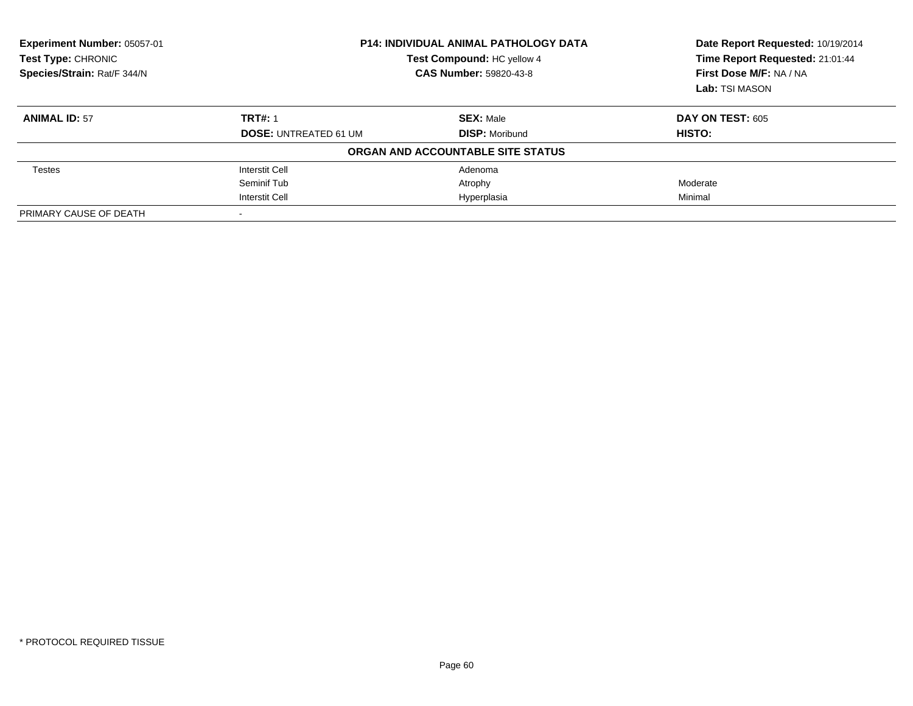**Experiment Number:** 05057-01
**Test Type:** CHRONIC
**Species/Strain:** Rat/F 344/N

**P14: INDIVIDUAL ANIMAL PATHOLOGY DATA**
**Test Compound:** HC yellow 4
**CAS Number:** 59820-43-8

**Date Report Requested:** 10/19/2014
**Time Report Requested:** 21:01:44
**First Dose M/F:** NA / NA
**Lab:** TSI MASON

| **ANIMAL ID:** 57 | **TRT#:** 1 | **SEX:** Male | **DAY ON TEST:** 605 |
|---|---|---|---|
| | **DOSE:** UNTREATED 61 UM | **DISP:** Moribund | **HISTO:** |
| | **ORGAN AND ACCOUNTABLE SITE STATUS** | | |
| Testes | Interstit Cell | Adenoma | |
| | Seminif Tub | Atrophy | Moderate |
| | Interstit Cell | Hyperplasia | Minimal |
| PRIMARY CAUSE OF DEATH | - | | |

* PROTOCOL REQUIRED TISSUE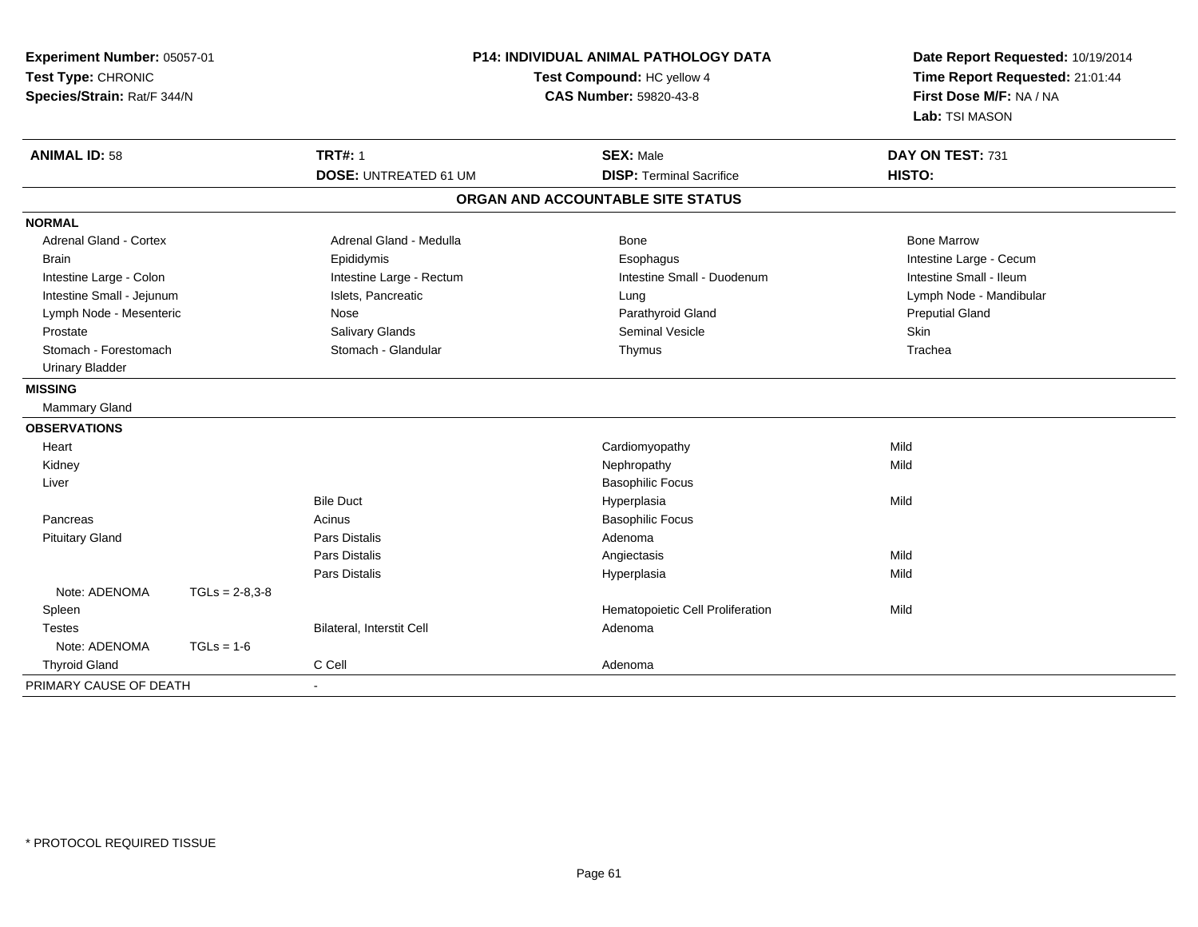**Experiment Number:** 05057-01
**Test Type:** CHRONIC
**Species/Strain:** Rat/F 344/N

**P14: INDIVIDUAL ANIMAL PATHOLOGY DATA**
**Test Compound:** HC yellow 4
**CAS Number:** 59820-43-8

**Date Report Requested:** 10/19/2014
**Time Report Requested:** 21:01:44
**First Dose M/F:** NA / NA
**Lab:** TSI MASON

| **ANIMAL ID:** 58 | **TRT#:** 1 | **SEX:** Male | **DAY ON TEST:** 731 |
|---|---|---|---|
| | **DOSE:** UNTREATED 61 UM | **DISP:** Terminal Sacrifice | **HISTO:** |

## ORGAN AND ACCOUNTABLE SITE STATUS

**NORMAL**

| | | | |
|---|---|---|---|
| Adrenal Gland - Cortex | Adrenal Gland - Medulla | Bone | Bone Marrow |
| Brain | Epididymis | Esophagus | Intestine Large - Cecum |
| Intestine Large - Colon | Intestine Large - Rectum | Intestine Small - Duodenum | Intestine Small - Ileum |
| Intestine Small - Jejunum | Islets, Pancreatic | Lung | Lymph Node - Mandibular |
| Lymph Node - Mesenteric | Nose | Parathyroid Gland | Preputial Gland |
| Prostate | Salivary Glands | Seminal Vesicle | Skin |
| Stomach - Forestomach | Stomach - Glandular | Thymus | Trachea |
| Urinary Bladder | | | |

**MISSING**

Mammary Gland

**OBSERVATIONS**

| Organ | Site | Observation | Severity |
|---|---|---|---|
| Heart | | Cardiomyopathy | Mild |
| Kidney | | Nephropathy | Mild |
| Liver | | Basophilic Focus | |
| | Bile Duct | Hyperplasia | Mild |
| Pancreas | Acinus | Basophilic Focus | |
| Pituitary Gland | Pars Distalis | Adenoma | |
| | Pars Distalis | Angiectasis | Mild |
| | Pars Distalis | Hyperplasia | Mild |
| Note: ADENOMA TGLs = 2-8,3-8 | | | |
| Spleen | | Hematopoietic Cell Proliferation | Mild |
| Testes | Bilateral, Interstit Cell | Adenoma | |
| Note: ADENOMA TGLs = 1-6 | | | |
| Thyroid Gland | C Cell | Adenoma | |

PRIMARY CAUSE OF DEATH -

* PROTOCOL REQUIRED TISSUE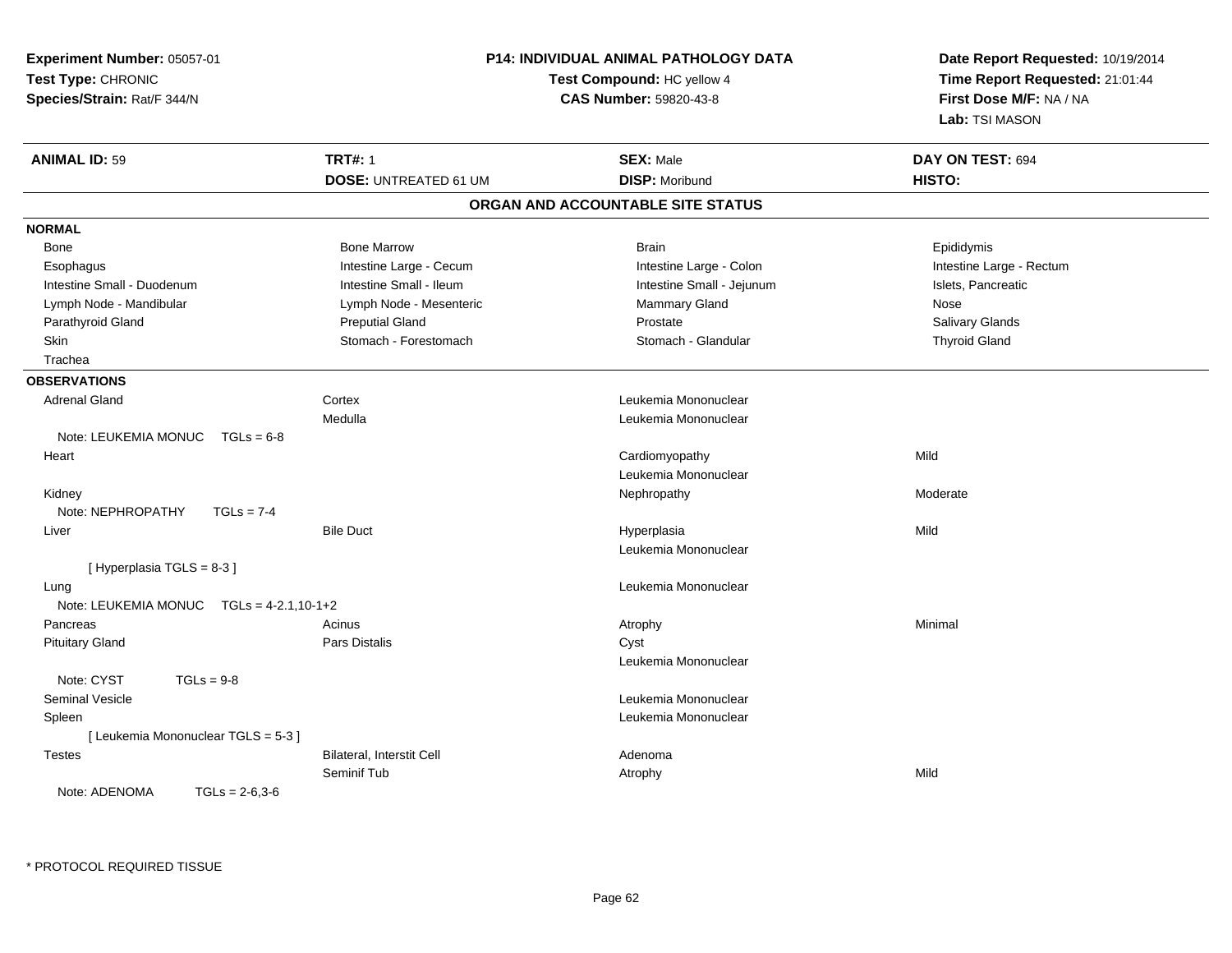**Experiment Number:** 05057-01
**Test Type:** CHRONIC
**Species/Strain:** Rat/F 344/N

**P14: INDIVIDUAL ANIMAL PATHOLOGY DATA**
**Test Compound:** HC yellow 4
**CAS Number:** 59820-43-8

**Date Report Requested:** 10/19/2014
**Time Report Requested:** 21:01:44
**First Dose M/F:** NA / NA
**Lab:** TSI MASON

| **ANIMAL ID:** 59 | **TRT#:** 1 | **SEX:** Male | **DAY ON TEST:** 694 |
|---|---|---|---|
| | **DOSE:** UNTREATED 61 UM | **DISP:** Moribund | **HISTO:** |

## ORGAN AND ACCOUNTABLE SITE STATUS

**NORMAL**

| | | | |
|---|---|---|---|
| Bone | Bone Marrow | Brain | Epididymis |
| Esophagus | Intestine Large - Cecum | Intestine Large - Colon | Intestine Large - Rectum |
| Intestine Small - Duodenum | Intestine Small - Ileum | Intestine Small - Jejunum | Islets, Pancreatic |
| Lymph Node - Mandibular | Lymph Node - Mesenteric | Mammary Gland | Nose |
| Parathyroid Gland | Preputial Gland | Prostate | Salivary Glands |
| Skin | Stomach - Forestomach | Stomach - Glandular | Thyroid Gland |
| Trachea | | | |

**OBSERVATIONS**

| | | | |
|---|---|---|---|
| Adrenal Gland | Cortex | Leukemia Mononuclear | |
| | Medulla | Leukemia Mononuclear | |
| Note: LEUKEMIA MONUC TGLs = 6-8 | | | |
| Heart | | Cardiomyopathy | Mild |
| | | Leukemia Mononuclear | |
| Kidney | | Nephropathy | Moderate |
| Note: NEPHROPATHY TGLs = 7-4 | | | |
| Liver | Bile Duct | Hyperplasia | Mild |
| | | Leukemia Mononuclear | |
| [ Hyperplasia TGLS = 8-3 ] | | | |
| Lung | | Leukemia Mononuclear | |
| Note: LEUKEMIA MONUC TGLs = 4-2.1,10-1+2 | | | |
| Pancreas | Acinus | Atrophy | Minimal |
| Pituitary Gland | Pars Distalis | Cyst | |
| | | Leukemia Mononuclear | |
| Note: CYST TGLs = 9-8 | | | |
| Seminal Vesicle | | Leukemia Mononuclear | |
| Spleen | | Leukemia Mononuclear | |
| [ Leukemia Mononuclear TGLS = 5-3 ] | | | |
| Testes | Bilateral, Interstit Cell | Adenoma | |
| | Seminif Tub | Atrophy | Mild |
| Note: ADENOMA TGLs = 2-6,3-6 | | | |

* PROTOCOL REQUIRED TISSUE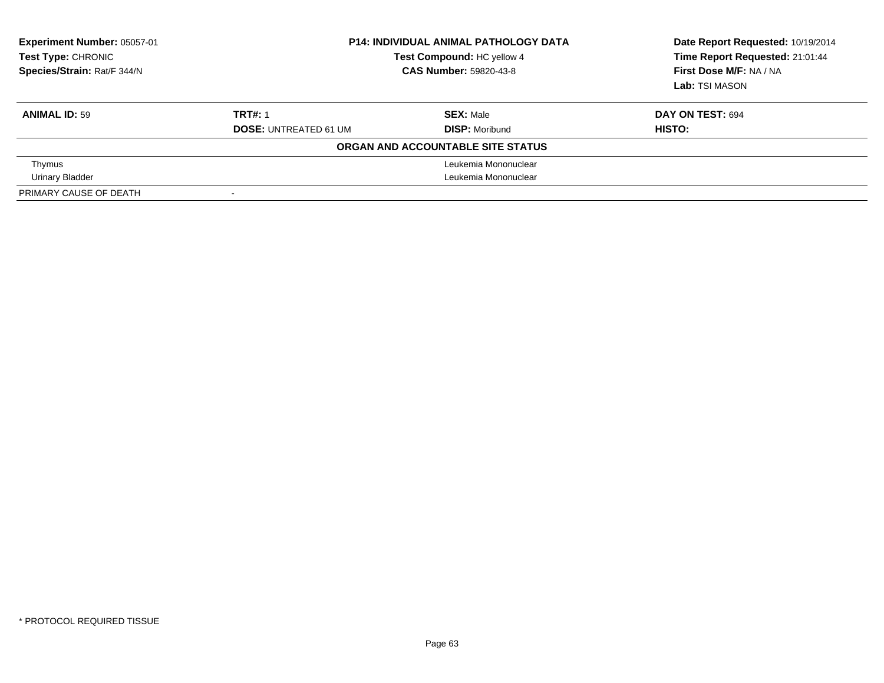**Experiment Number:** 05057-01
**Test Type:** CHRONIC
**Species/Strain:** Rat/F 344/N

**P14: INDIVIDUAL ANIMAL PATHOLOGY DATA**
**Test Compound:** HC yellow 4
**CAS Number:** 59820-43-8

**Date Report Requested:** 10/19/2014
**Time Report Requested:** 21:01:44
**First Dose M/F:** NA / NA
**Lab:** TSI MASON

| **ANIMAL ID:** 59 | **TRT#:** 1 | **SEX:** Male | **DAY ON TEST:** 694 |
|---|---|---|---|
| | **DOSE:** UNTREATED 61 UM | **DISP:** Moribund | **HISTO:** |

**ORGAN AND ACCOUNTABLE SITE STATUS**

| Organ | Status |
|---|---|
| Thymus | Leukemia Mononuclear |
| Urinary Bladder | Leukemia Mononuclear |
| PRIMARY CAUSE OF DEATH | - |

\* PROTOCOL REQUIRED TISSUE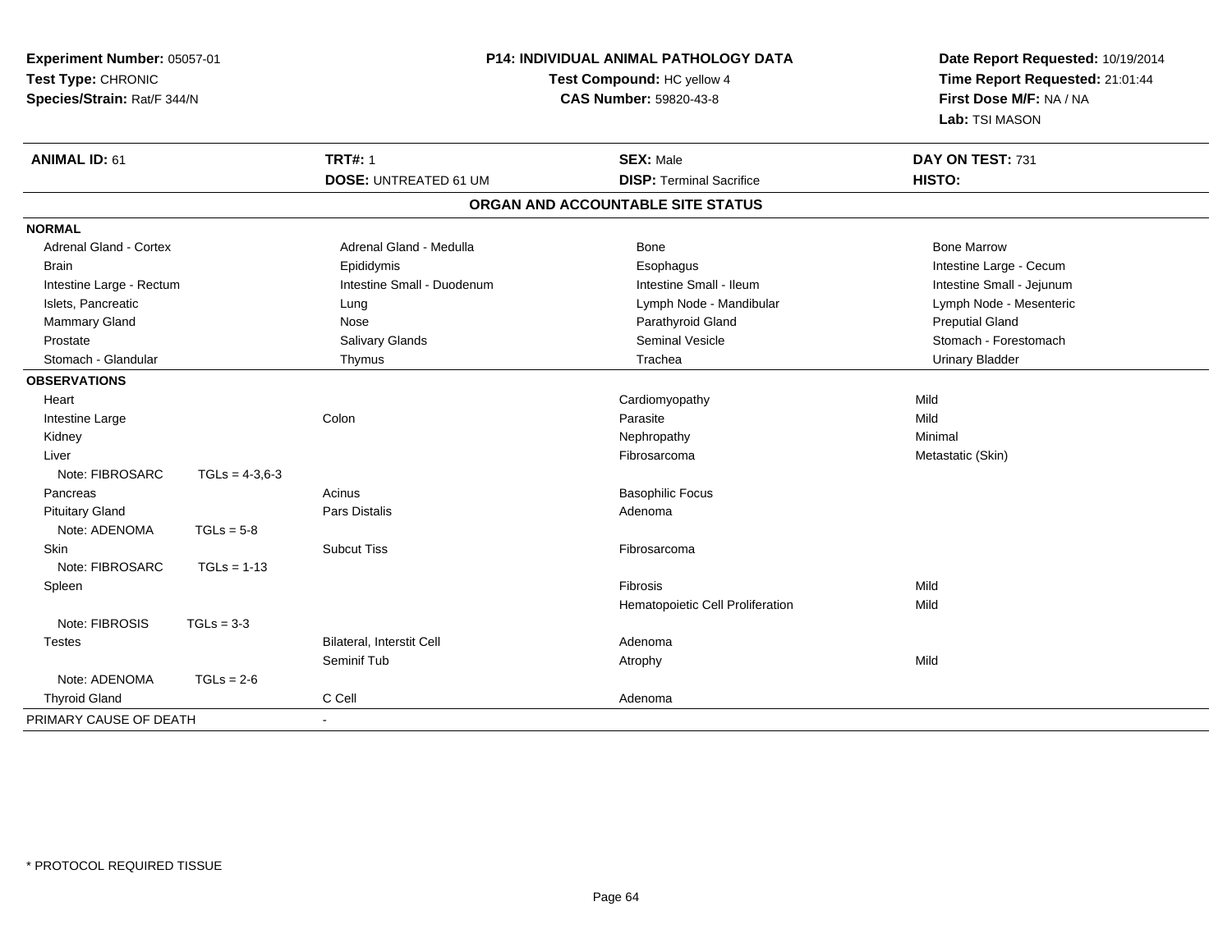**Experiment Number:** 05057-01
**Test Type:** CHRONIC
**Species/Strain:** Rat/F 344/N

**P14: INDIVIDUAL ANIMAL PATHOLOGY DATA**
**Test Compound:** HC yellow 4
**CAS Number:** 59820-43-8

**Date Report Requested:** 10/19/2014
**Time Report Requested:** 21:01:44
**First Dose M/F:** NA / NA
**Lab:** TSI MASON

| **ANIMAL ID:** 61 | **TRT#:** 1 | **SEX:** Male | **DAY ON TEST:** 731 |
|---|---|---|---|
| | **DOSE:** UNTREATED 61 UM | **DISP:** Terminal Sacrifice | **HISTO:** |

## ORGAN AND ACCOUNTABLE SITE STATUS

| | | | |
|---|---|---|---|
| **NORMAL** | | | |
| Adrenal Gland - Cortex | Adrenal Gland - Medulla | Bone | Bone Marrow |
| Brain | Epididymis | Esophagus | Intestine Large - Cecum |
| Intestine Large - Rectum | Intestine Small - Duodenum | Intestine Small - Ileum | Intestine Small - Jejunum |
| Islets, Pancreatic | Lung | Lymph Node - Mandibular | Lymph Node - Mesenteric |
| Mammary Gland | Nose | Parathyroid Gland | Preputial Gland |
| Prostate | Salivary Glands | Seminal Vesicle | Stomach - Forestomach |
| Stomach - Glandular | Thymus | Trachea | Urinary Bladder |
| **OBSERVATIONS** | | | |
| Heart | | Cardiomyopathy | Mild |
| Intestine Large | Colon | Parasite | Mild |
| Kidney | | Nephropathy | Minimal |
| Liver | | Fibrosarcoma | Metastatic (Skin) |
| Note: FIBROSARC TGLs = 4-3,6-3 | | | |
| Pancreas | Acinus | Basophilic Focus | |
| Pituitary Gland | Pars Distalis | Adenoma | |
| Note: ADENOMA TGLs = 5-8 | | | |
| Skin | Subcut Tiss | Fibrosarcoma | |
| Note: FIBROSARC TGLs = 1-13 | | | |
| Spleen | | Fibrosis | Mild |
| | | Hematopoietic Cell Proliferation | Mild |
| Note: FIBROSIS TGLs = 3-3 | | | |
| Testes | Bilateral, Interstit Cell | Adenoma | |
| | Seminif Tub | Atrophy | Mild |
| Note: ADENOMA TGLs = 2-6 | | | |
| Thyroid Gland | C Cell | Adenoma | |
| PRIMARY CAUSE OF DEATH | - | | |

\* PROTOCOL REQUIRED TISSUE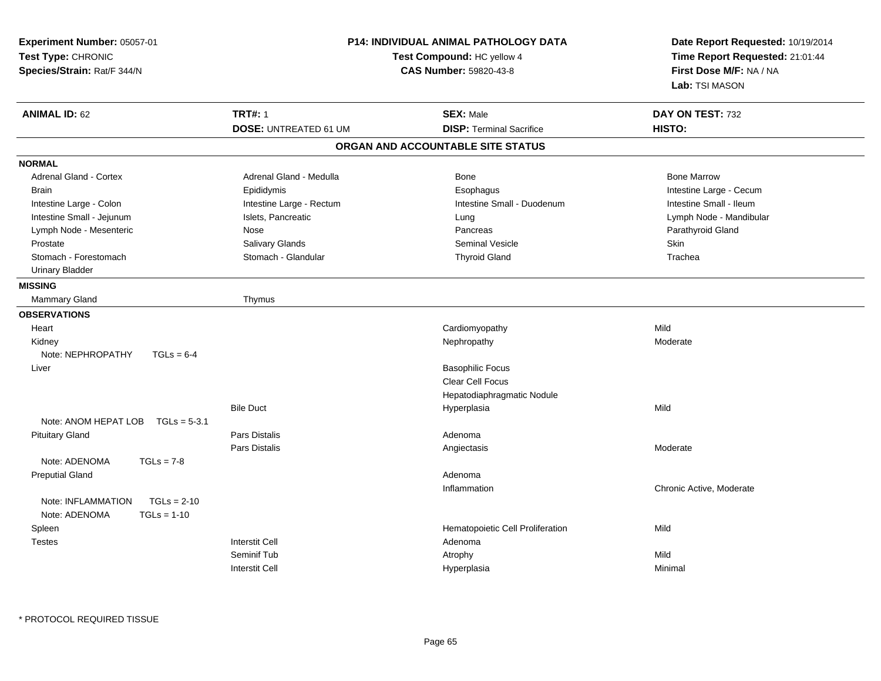**Experiment Number:** 05057-01
**Test Type:** CHRONIC
**Species/Strain:** Rat/F 344/N

## P14: INDIVIDUAL ANIMAL PATHOLOGY DATA

**Test Compound:** HC yellow 4
**CAS Number:** 59820-43-8

**Date Report Requested:** 10/19/2014
**Time Report Requested:** 21:01:44
**First Dose M/F:** NA / NA
**Lab:** TSI MASON

| **ANIMAL ID:** 62 | **TRT#:** 1 | **SEX:** Male | **DAY ON TEST:** 732 |
|---|---|---|---|
| | **DOSE:** UNTREATED 61 UM | **DISP:** Terminal Sacrifice | **HISTO:** |

### ORGAN AND ACCOUNTABLE SITE STATUS

**NORMAL**

| | | | |
|---|---|---|---|
| Adrenal Gland - Cortex | Adrenal Gland - Medulla | Bone | Bone Marrow |
| Brain | Epididymis | Esophagus | Intestine Large - Cecum |
| Intestine Large - Colon | Intestine Large - Rectum | Intestine Small - Duodenum | Intestine Small - Ileum |
| Intestine Small - Jejunum | Islets, Pancreatic | Lung | Lymph Node - Mandibular |
| Lymph Node - Mesenteric | Nose | Pancreas | Parathyroid Gland |
| Prostate | Salivary Glands | Seminal Vesicle | Skin |
| Stomach - Forestomach | Stomach - Glandular | Thyroid Gland | Trachea |
| Urinary Bladder | | | |

**MISSING**

| | |
|---|---|
| Mammary Gland | Thymus |

**OBSERVATIONS**

| Organ | Site | Observation | Severity |
|---|---|---|---|
| Heart | | Cardiomyopathy | Mild |
| Kidney | | Nephropathy | Moderate |
| Note: NEPHROPATHY TGLs = 6-4 | | | |
| Liver | | Basophilic Focus | |
| | | Clear Cell Focus | |
| | | Hepatodiaphragmatic Nodule | |
| | Bile Duct | Hyperplasia | Mild |
| Note: ANOM HEPAT LOB TGLs = 5-3.1 | | | |
| Pituitary Gland | Pars Distalis | Adenoma | |
| | Pars Distalis | Angiectasis | Moderate |
| Note: ADENOMA TGLs = 7-8 | | | |
| Preputial Gland | | Adenoma | |
| | | Inflammation | Chronic Active, Moderate |
| Note: INFLAMMATION TGLs = 2-10 | | | |
| Note: ADENOMA TGLs = 1-10 | | | |
| Spleen | | Hematopoietic Cell Proliferation | Mild |
| Testes | Interstit Cell | Adenoma | |
| | Seminif Tub | Atrophy | Mild |
| | Interstit Cell | Hyperplasia | Minimal |

* PROTOCOL REQUIRED TISSUE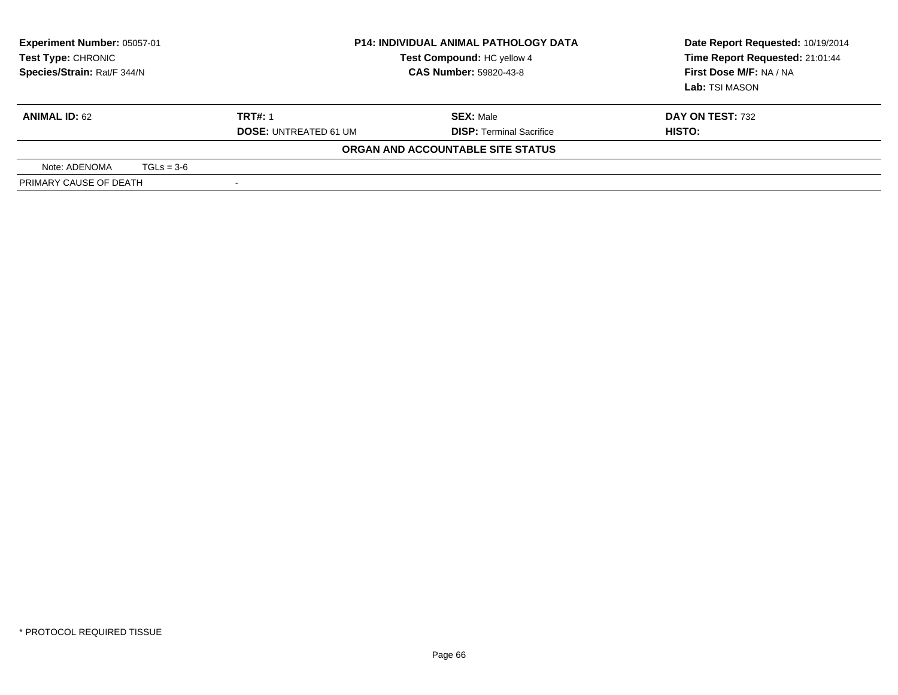| **Experiment Number:** 05057-01 | **P14: INDIVIDUAL ANIMAL PATHOLOGY DATA** | **Date Report Requested:** 10/19/2014 |
|---|---|---|
| **Test Type:** CHRONIC | **Test Compound:** HC yellow 4 | **Time Report Requested:** 21:01:44 |
| **Species/Strain:** Rat/F 344/N | **CAS Number:** 59820-43-8 | **First Dose M/F:** NA / NA |
| | | **Lab:** TSI MASON |

| **ANIMAL ID:** 62 | **TRT#:** 1 | **SEX:** Male | **DAY ON TEST:** 732 |
|---|---|---|---|
| | **DOSE:** UNTREATED 61 UM | **DISP:** Terminal Sacrifice | **HISTO:** |

**ORGAN AND ACCOUNTABLE SITE STATUS**

| Note: ADENOMA | TGLs = 3-6 |
|---|---|
| PRIMARY CAUSE OF DEATH | - |

\* PROTOCOL REQUIRED TISSUE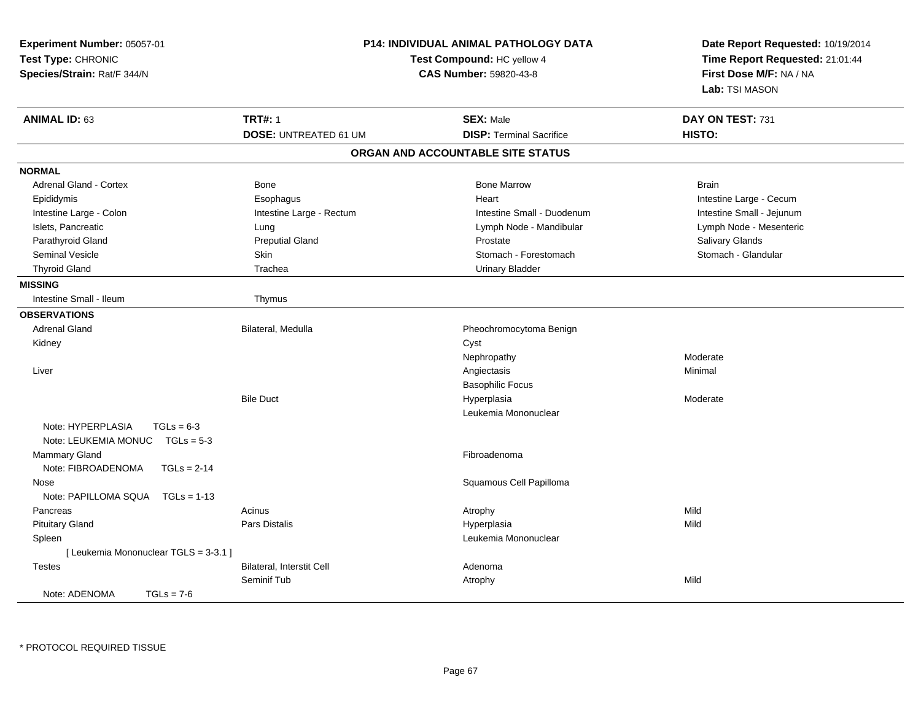**Experiment Number:** 05057-01
**Test Type:** CHRONIC
**Species/Strain:** Rat/F 344/N

**P14: INDIVIDUAL ANIMAL PATHOLOGY DATA**
**Test Compound:** HC yellow 4
**CAS Number:** 59820-43-8

**Date Report Requested:** 10/19/2014
**Time Report Requested:** 21:01:44
**First Dose M/F:** NA / NA
**Lab:** TSI MASON

| **ANIMAL ID:** 63 | **TRT#:** 1 | **SEX:** Male | **DAY ON TEST:** 731 |
|---|---|---|---|
| | **DOSE:** UNTREATED 61 UM | **DISP:** Terminal Sacrifice | **HISTO:** |

## ORGAN AND ACCOUNTABLE SITE STATUS

| | | | |
|---|---|---|---|
| **NORMAL** | | | |
| Adrenal Gland - Cortex | Bone | Bone Marrow | Brain |
| Epididymis | Esophagus | Heart | Intestine Large - Cecum |
| Intestine Large - Colon | Intestine Large - Rectum | Intestine Small - Duodenum | Intestine Small - Jejunum |
| Islets, Pancreatic | Lung | Lymph Node - Mandibular | Lymph Node - Mesenteric |
| Parathyroid Gland | Preputial Gland | Prostate | Salivary Glands |
| Seminal Vesicle | Skin | Stomach - Forestomach | Stomach - Glandular |
| Thyroid Gland | Trachea | Urinary Bladder | |
| **MISSING** | | | |
| Intestine Small - Ileum | Thymus | | |
| **OBSERVATIONS** | | | |
| Adrenal Gland | Bilateral, Medulla | Pheochromocytoma Benign | |
| Kidney | | Cyst | |
| | | Nephropathy | Moderate |
| Liver | | Angiectasis | Minimal |
| | | Basophilic Focus | |
| | Bile Duct | Hyperplasia | Moderate |
| | | Leukemia Mononuclear | |
| Note: HYPERPLASIA TGLs = 6-3 | | | |
| Note: LEUKEMIA MONUC TGLs = 5-3 | | | |
| Mammary Gland | | Fibroadenoma | |
| Note: FIBROADENOMA TGLs = 2-14 | | | |
| Nose | | Squamous Cell Papilloma | |
| Note: PAPILLOMA SQUA TGLs = 1-13 | | | |
| Pancreas | Acinus | Atrophy | Mild |
| Pituitary Gland | Pars Distalis | Hyperplasia | Mild |
| Spleen | | Leukemia Mononuclear | |
| [ Leukemia Mononuclear TGLS = 3-3.1 ] | | | |
| Testes | Bilateral, Interstit Cell | Adenoma | |
| | Seminif Tub | Atrophy | Mild |
| Note: ADENOMA TGLs = 7-6 | | | |

\* PROTOCOL REQUIRED TISSUE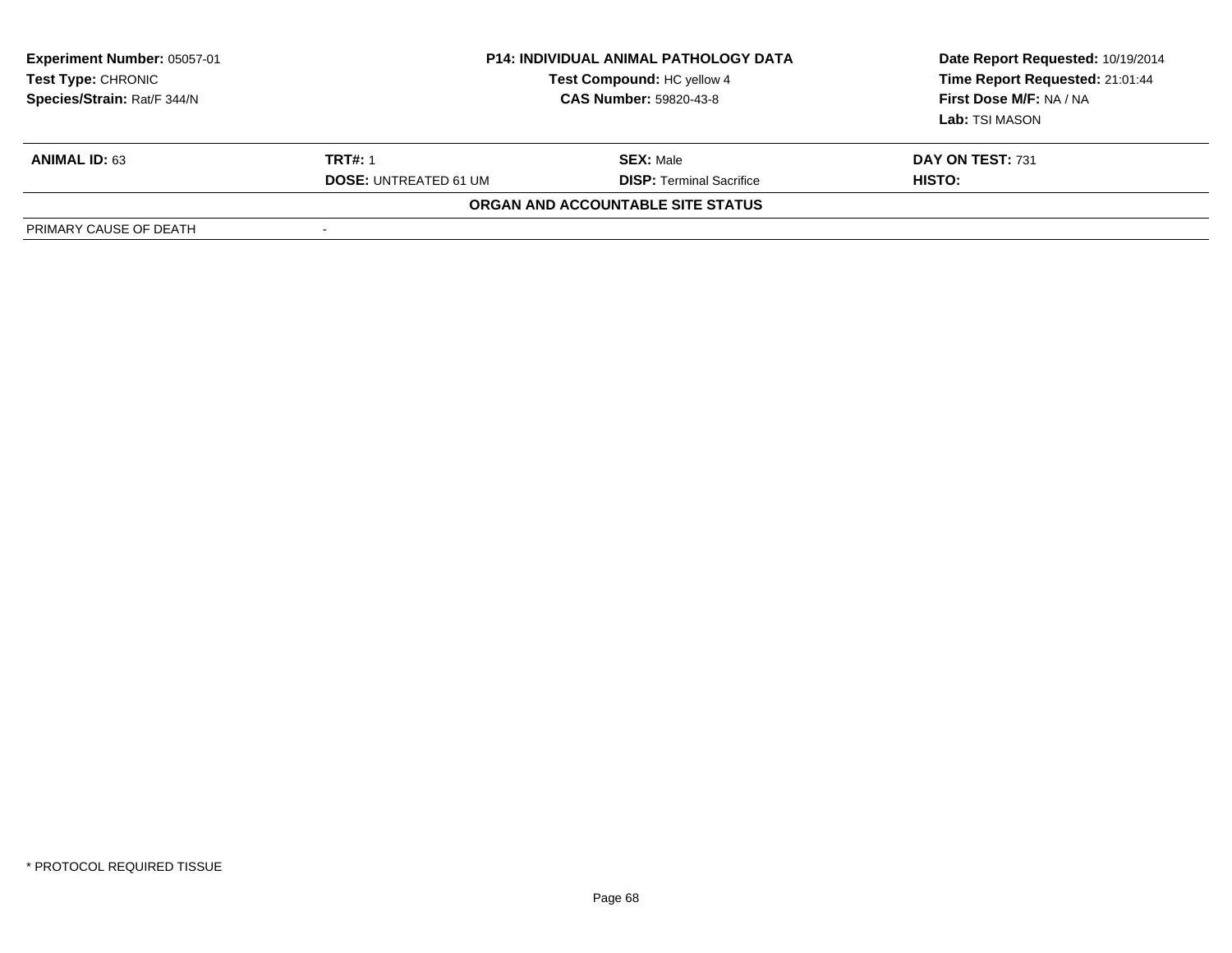| Experiment Number: 05057-01 | P14: INDIVIDUAL ANIMAL PATHOLOGY DATA | Date Report Requested: 10/19/2014 |
|---|---|---|
| Test Type: CHRONIC | Test Compound: HC yellow 4 | Time Report Requested: 21:01:44 |
| Species/Strain: Rat/F 344/N | CAS Number: 59820-43-8 | First Dose M/F: NA / NA |
| | | Lab: TSI MASON |

| ANIMAL ID: 63 | TRT#: 1 | SEX: Male | DAY ON TEST: 731 |
|---|---|---|---|
| | DOSE: UNTREATED 61 UM | DISP: Terminal Sacrifice | HISTO: |

**ORGAN AND ACCOUNTABLE SITE STATUS**

| PRIMARY CAUSE OF DEATH | - |
|---|---|

\* PROTOCOL REQUIRED TISSUE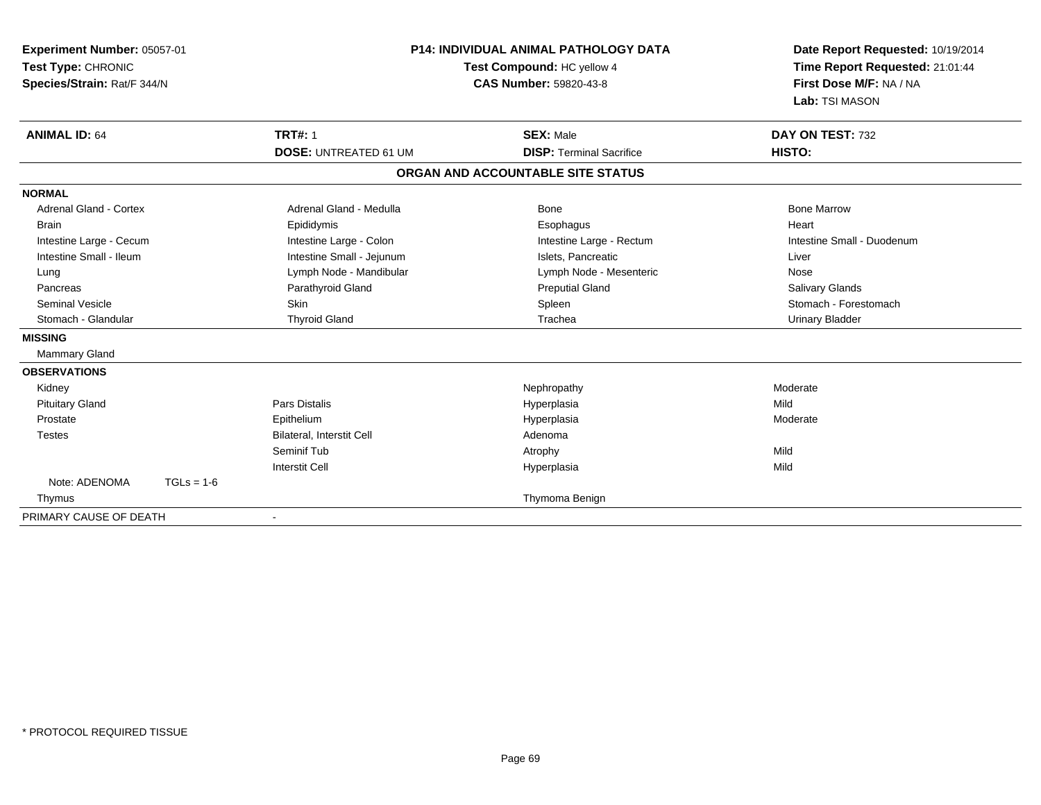**Experiment Number:** 05057-01
**Test Type:** CHRONIC
**Species/Strain:** Rat/F 344/N

**P14: INDIVIDUAL ANIMAL PATHOLOGY DATA**
**Test Compound:** HC yellow 4
**CAS Number:** 59820-43-8

**Date Report Requested:** 10/19/2014
**Time Report Requested:** 21:01:44
**First Dose M/F:** NA / NA
**Lab:** TSI MASON

| **ANIMAL ID:** 64 | **TRT#:** 1 | **SEX:** Male | **DAY ON TEST:** 732 |
|---|---|---|---|
| | **DOSE:** UNTREATED 61 UM | **DISP:** Terminal Sacrifice | **HISTO:** |

**ORGAN AND ACCOUNTABLE SITE STATUS**

| | | | |
|---|---|---|---|
| **NORMAL** | | | |
| Adrenal Gland - Cortex | Adrenal Gland - Medulla | Bone | Bone Marrow |
| Brain | Epididymis | Esophagus | Heart |
| Intestine Large - Cecum | Intestine Large - Colon | Intestine Large - Rectum | Intestine Small - Duodenum |
| Intestine Small - Ileum | Intestine Small - Jejunum | Islets, Pancreatic | Liver |
| Lung | Lymph Node - Mandibular | Lymph Node - Mesenteric | Nose |
| Pancreas | Parathyroid Gland | Preputial Gland | Salivary Glands |
| Seminal Vesicle | Skin | Spleen | Stomach - Forestomach |
| Stomach - Glandular | Thyroid Gland | Trachea | Urinary Bladder |
| **MISSING** | | | |
| Mammary Gland | | | |
| **OBSERVATIONS** | | | |
| Kidney | | Nephropathy | Moderate |
| Pituitary Gland | Pars Distalis | Hyperplasia | Mild |
| Prostate | Epithelium | Hyperplasia | Moderate |
| Testes | Bilateral, Interstit Cell | Adenoma | |
| | Seminif Tub | Atrophy | Mild |
| | Interstit Cell | Hyperplasia | Mild |
| Note: ADENOMA TGLs = 1-6 | | | |
| Thymus | | Thymoma Benign | |
| PRIMARY CAUSE OF DEATH | - | | |

\* PROTOCOL REQUIRED TISSUE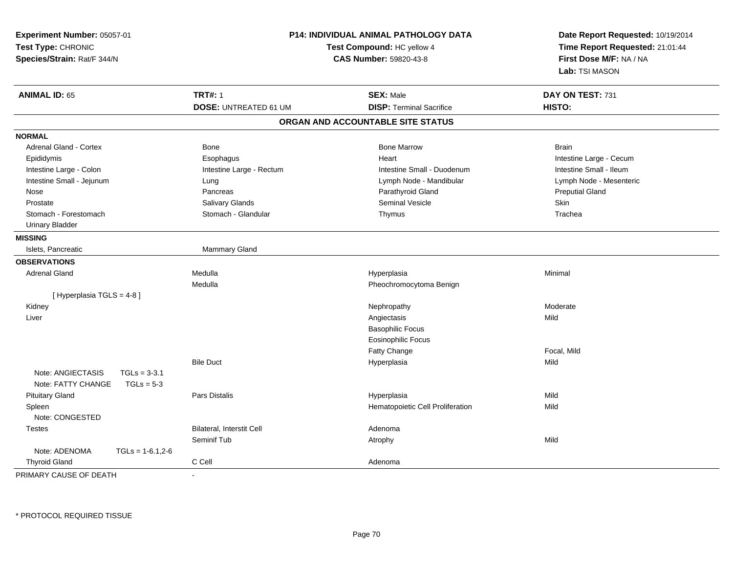**Experiment Number:** 05057-01
**Test Type:** CHRONIC
**Species/Strain:** Rat/F 344/N

**P14: INDIVIDUAL ANIMAL PATHOLOGY DATA**
**Test Compound:** HC yellow 4
**CAS Number:** 59820-43-8

**Date Report Requested:** 10/19/2014
**Time Report Requested:** 21:01:44
**First Dose M/F:** NA / NA
**Lab:** TSI MASON

| **ANIMAL ID:** 65 | **TRT#:** 1 | **SEX:** Male | **DAY ON TEST:** 731 |
|---|---|---|---|
| | **DOSE:** UNTREATED 61 UM | **DISP:** Terminal Sacrifice | **HISTO:** |

## ORGAN AND ACCOUNTABLE SITE STATUS

**NORMAL**

| | | | |
|---|---|---|---|
| Adrenal Gland - Cortex | Bone | Bone Marrow | Brain |
| Epididymis | Esophagus | Heart | Intestine Large - Cecum |
| Intestine Large - Colon | Intestine Large - Rectum | Intestine Small - Duodenum | Intestine Small - Ileum |
| Intestine Small - Jejunum | Lung | Lymph Node - Mandibular | Lymph Node - Mesenteric |
| Nose | Pancreas | Parathyroid Gland | Preputial Gland |
| Prostate | Salivary Glands | Seminal Vesicle | Skin |
| Stomach - Forestomach | Stomach - Glandular | Thymus | Trachea |
| Urinary Bladder | | | |

**MISSING**

| | |
|---|---|
| Islets, Pancreatic | Mammary Gland |

**OBSERVATIONS**

| | | | |
|---|---|---|---|
| Adrenal Gland | Medulla | Hyperplasia | Minimal |
| | Medulla | Pheochromocytoma Benign | |
| [ Hyperplasia TGLS = 4-8 ] | | | |
| Kidney | | Nephropathy | Moderate |
| Liver | | Angiectasis | Mild |
| | | Basophilic Focus | |
| | | Eosinophilic Focus | |
| | | Fatty Change | Focal, Mild |
| | Bile Duct | Hyperplasia | Mild |
| Note: ANGIECTASIS TGLs = 3-3.1 | | | |
| Note: FATTY CHANGE TGLs = 5-3 | | | |
| Pituitary Gland | Pars Distalis | Hyperplasia | Mild |
| Spleen | | Hematopoietic Cell Proliferation | Mild |
| Note: CONGESTED | | | |
| Testes | Bilateral, Interstit Cell | Adenoma | |
| | Seminif Tub | Atrophy | Mild |
| Note: ADENOMA TGLs = 1-6.1,2-6 | | | |
| Thyroid Gland | C Cell | Adenoma | |

PRIMARY CAUSE OF DEATH -

* PROTOCOL REQUIRED TISSUE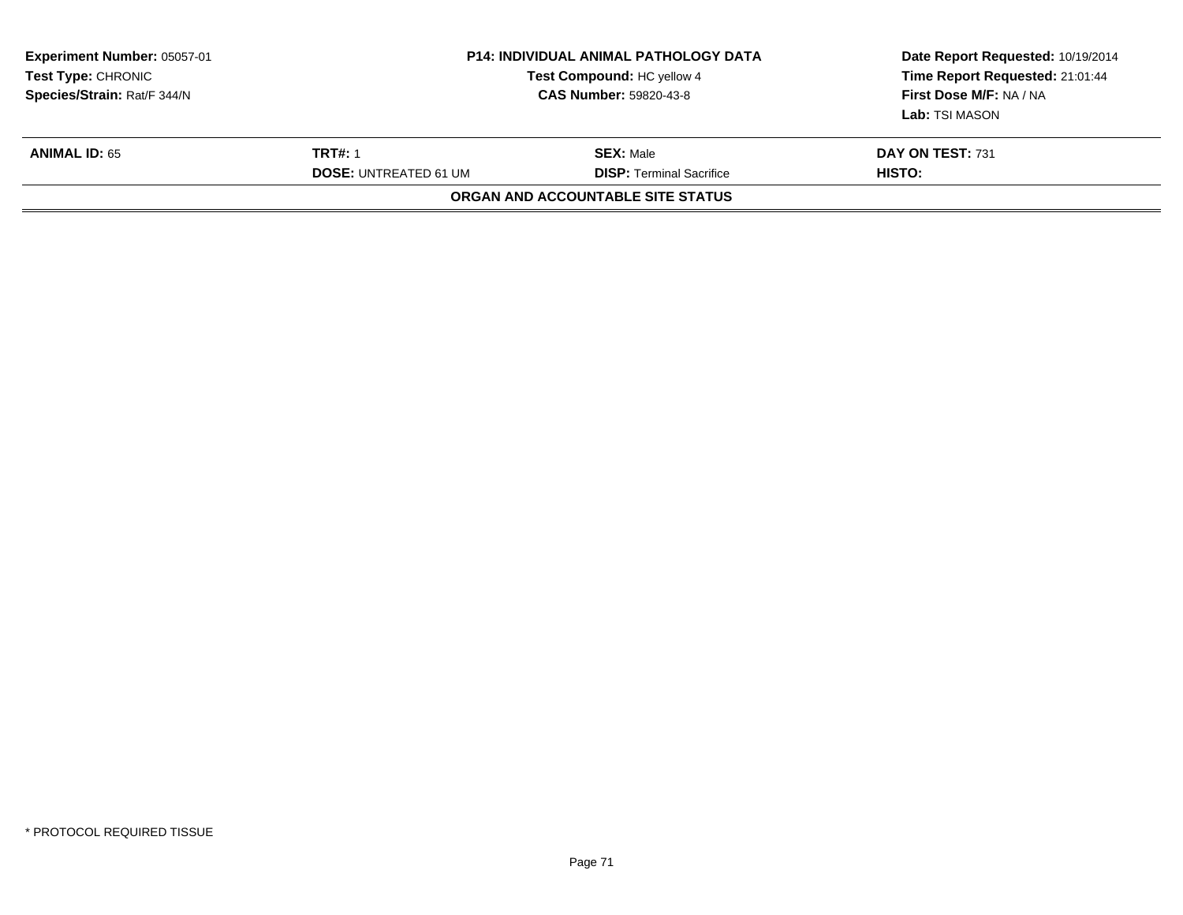**Experiment Number:** 05057-01
**Test Type:** CHRONIC
**Species/Strain:** Rat/F 344/N

**P14: INDIVIDUAL ANIMAL PATHOLOGY DATA**
**Test Compound:** HC yellow 4
**CAS Number:** 59820-43-8

**Date Report Requested:** 10/19/2014
**Time Report Requested:** 21:01:44
**First Dose M/F:** NA / NA
**Lab:** TSI MASON

| **ANIMAL ID:** 65 | **TRT#:** 1 | **SEX:** Male | **DAY ON TEST:** 731 |
|---|---|---|---|
| | **DOSE:** UNTREATED 61 UM | **DISP:** Terminal Sacrifice | **HISTO:** |

**ORGAN AND ACCOUNTABLE SITE STATUS**

* PROTOCOL REQUIRED TISSUE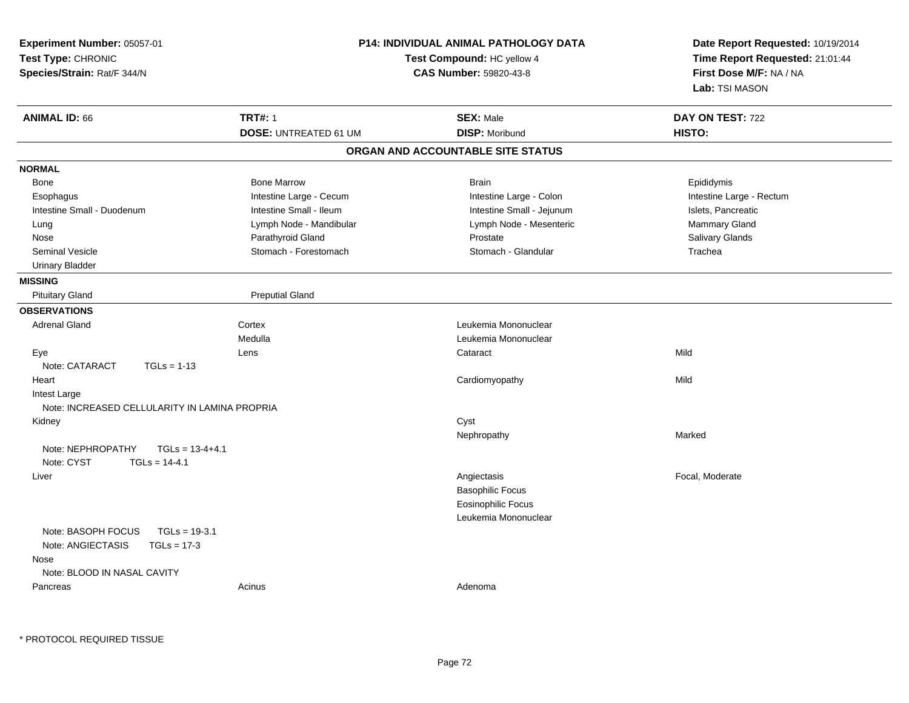**Experiment Number:** 05057-01
**Test Type:** CHRONIC
**Species/Strain:** Rat/F 344/N

**P14: INDIVIDUAL ANIMAL PATHOLOGY DATA**
**Test Compound:** HC yellow 4
**CAS Number:** 59820-43-8

**Date Report Requested:** 10/19/2014
**Time Report Requested:** 21:01:44
**First Dose M/F:** NA / NA
**Lab:** TSI MASON

| **ANIMAL ID:** 66 | **TRT#:** 1 | **SEX:** Male | **DAY ON TEST:** 722 |
|---|---|---|---|
| | **DOSE:** UNTREATED 61 UM | **DISP:** Moribund | **HISTO:** |

## ORGAN AND ACCOUNTABLE SITE STATUS

**NORMAL**

| | | | |
|---|---|---|---|
| Bone | Bone Marrow | Brain | Epididymis |
| Esophagus | Intestine Large - Cecum | Intestine Large - Colon | Intestine Large - Rectum |
| Intestine Small - Duodenum | Intestine Small - Ileum | Intestine Small - Jejunum | Islets, Pancreatic |
| Lung | Lymph Node - Mandibular | Lymph Node - Mesenteric | Mammary Gland |
| Nose | Parathyroid Gland | Prostate | Salivary Glands |
| Seminal Vesicle | Stomach - Forestomach | Stomach - Glandular | Trachea |
| Urinary Bladder | | | |

**MISSING**

| | |
|---|---|
| Pituitary Gland | Preputial Gland |

**OBSERVATIONS**

| Organ | Site | Observation | Severity |
|---|---|---|---|
| Adrenal Gland | Cortex | Leukemia Mononuclear | |
| | Medulla | Leukemia Mononuclear | |
| Eye | Lens | Cataract | Mild |
| Note: CATARACT TGLs = 1-13 | | | |
| Heart | | Cardiomyopathy | Mild |
| Intest Large | | | |
| Note: INCREASED CELLULARITY IN LAMINA PROPRIA | | | |
| Kidney | | Cyst | |
| | | Nephropathy | Marked |
| Note: NEPHROPATHY TGLs = 13-4+4.1 | | | |
| Note: CYST TGLs = 14-4.1 | | | |
| Liver | | Angiectasis | Focal, Moderate |
| | | Basophilic Focus | |
| | | Eosinophilic Focus | |
| | | Leukemia Mononuclear | |
| Note: BASOPH FOCUS TGLs = 19-3.1 | | | |
| Note: ANGIECTASIS TGLs = 17-3 | | | |
| Nose | | | |
| Note: BLOOD IN NASAL CAVITY | | | |
| Pancreas | Acinus | Adenoma | |

\* PROTOCOL REQUIRED TISSUE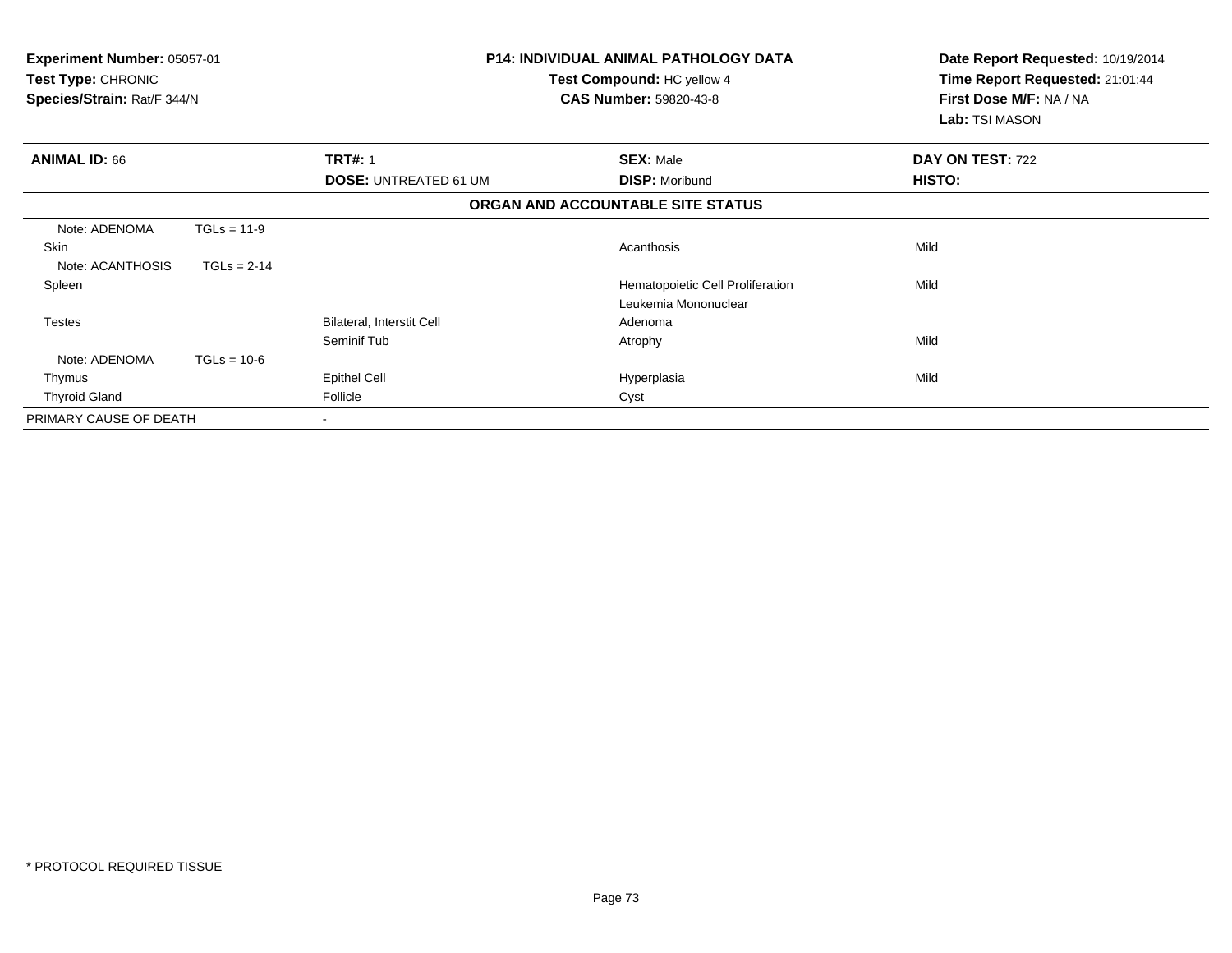**Experiment Number:** 05057-01
**Test Type:** CHRONIC
**Species/Strain:** Rat/F 344/N

**P14: INDIVIDUAL ANIMAL PATHOLOGY DATA**
**Test Compound:** HC yellow 4
**CAS Number:** 59820-43-8

**Date Report Requested:** 10/19/2014
**Time Report Requested:** 21:01:44
**First Dose M/F:** NA / NA
**Lab:** TSI MASON

| **ANIMAL ID:** 66 | **TRT#:** 1 | **SEX:** Male | **DAY ON TEST:** 722 |
|---|---|---|---|
| | **DOSE:** UNTREATED 61 UM | **DISP:** Moribund | **HISTO:** |

**ORGAN AND ACCOUNTABLE SITE STATUS**

| | | | |
|---|---|---|---|
| Note: ADENOMA TGLs = 11-9 | | | |
| Skin | | Acanthosis | Mild |
| Note: ACANTHOSIS TGLs = 2-14 | | | |
| Spleen | | Hematopoietic Cell Proliferation | Mild |
| | | Leukemia Mononuclear | |
| Testes | Bilateral, Interstit Cell | Adenoma | |
| | Seminif Tub | Atrophy | Mild |
| Note: ADENOMA TGLs = 10-6 | | | |
| Thymus | Epithel Cell | Hyperplasia | Mild |
| Thyroid Gland | Follicle | Cyst | |
| PRIMARY CAUSE OF DEATH | - | | |

\* PROTOCOL REQUIRED TISSUE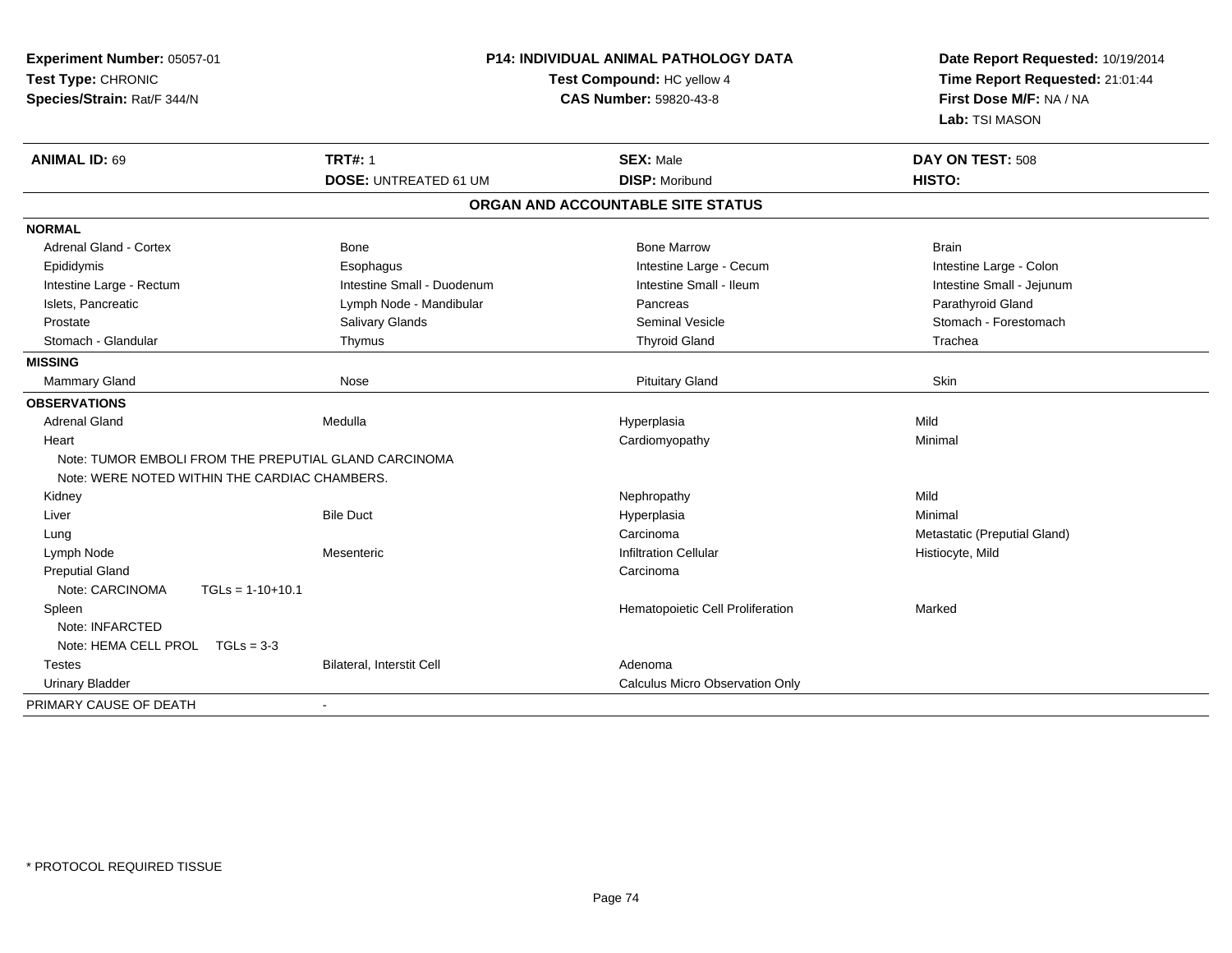**Experiment Number:** 05057-01
**Test Type:** CHRONIC
**Species/Strain:** Rat/F 344/N

**P14: INDIVIDUAL ANIMAL PATHOLOGY DATA**
**Test Compound:** HC yellow 4
**CAS Number:** 59820-43-8

**Date Report Requested:** 10/19/2014
**Time Report Requested:** 21:01:44
**First Dose M/F:** NA / NA
**Lab:** TSI MASON

| **ANIMAL ID:** 69 | **TRT#:** 1 | **SEX:** Male | **DAY ON TEST:** 508 |
|---|---|---|---|
| | **DOSE:** UNTREATED 61 UM | **DISP:** Moribund | **HISTO:** |

**ORGAN AND ACCOUNTABLE SITE STATUS**

| | | | |
|---|---|---|---|
| **NORMAL** | | | |
| Adrenal Gland - Cortex | Bone | Bone Marrow | Brain |
| Epididymis | Esophagus | Intestine Large - Cecum | Intestine Large - Colon |
| Intestine Large - Rectum | Intestine Small - Duodenum | Intestine Small - Ileum | Intestine Small - Jejunum |
| Islets, Pancreatic | Lymph Node - Mandibular | Pancreas | Parathyroid Gland |
| Prostate | Salivary Glands | Seminal Vesicle | Stomach - Forestomach |
| Stomach - Glandular | Thymus | Thyroid Gland | Trachea |
| **MISSING** | | | |
| Mammary Gland | Nose | Pituitary Gland | Skin |
| **OBSERVATIONS** | | | |
| Adrenal Gland | Medulla | Hyperplasia | Mild |
| Heart | | Cardiomyopathy | Minimal |
| Note: TUMOR EMBOLI FROM THE PREPUTIAL GLAND CARCINOMA | | | |
| Note: WERE NOTED WITHIN THE CARDIAC CHAMBERS. | | | |
| Kidney | | Nephropathy | Mild |
| Liver | Bile Duct | Hyperplasia | Minimal |
| Lung | | Carcinoma | Metastatic (Preputial Gland) |
| Lymph Node | Mesenteric | Infiltration Cellular | Histiocyte, Mild |
| Preputial Gland | | Carcinoma | |
| Note: CARCINOMA TGLs = 1-10+10.1 | | | |
| Spleen | | Hematopoietic Cell Proliferation | Marked |
| Note: INFARCTED | | | |
| Note: HEMA CELL PROL TGLs = 3-3 | | | |
| Testes | Bilateral, Interstit Cell | Adenoma | |
| Urinary Bladder | | Calculus Micro Observation Only | |
| PRIMARY CAUSE OF DEATH | - | | |

* PROTOCOL REQUIRED TISSUE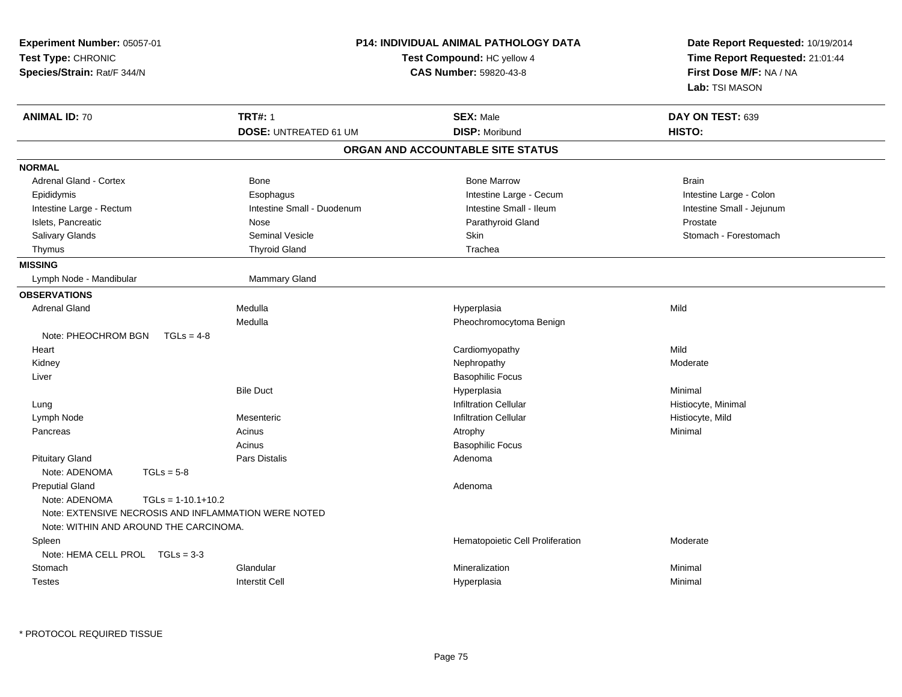**Experiment Number:** 05057-01
**Test Type:** CHRONIC
**Species/Strain:** Rat/F 344/N

**P14: INDIVIDUAL ANIMAL PATHOLOGY DATA**
**Test Compound:** HC yellow 4
**CAS Number:** 59820-43-8

**Date Report Requested:** 10/19/2014
**Time Report Requested:** 21:01:44
**First Dose M/F:** NA / NA
**Lab:** TSI MASON

| **ANIMAL ID:** 70 | **TRT#:** 1 | **SEX:** Male | **DAY ON TEST:** 639 |
|---|---|---|---|
| | **DOSE:** UNTREATED 61 UM | **DISP:** Moribund | **HISTO:** |

## ORGAN AND ACCOUNTABLE SITE STATUS

**NORMAL**

| | | | |
|---|---|---|---|
| Adrenal Gland - Cortex | Bone | Bone Marrow | Brain |
| Epididymis | Esophagus | Intestine Large - Cecum | Intestine Large - Colon |
| Intestine Large - Rectum | Intestine Small - Duodenum | Intestine Small - Ileum | Intestine Small - Jejunum |
| Islets, Pancreatic | Nose | Parathyroid Gland | Prostate |
| Salivary Glands | Seminal Vesicle | Skin | Stomach - Forestomach |
| Thymus | Thyroid Gland | Trachea | |

**MISSING**

| | |
|---|---|
| Lymph Node - Mandibular | Mammary Gland |

**OBSERVATIONS**

| | | | |
|---|---|---|---|
| Adrenal Gland | Medulla | Hyperplasia | Mild |
| | Medulla | Pheochromocytoma Benign | |
| Note: PHEOCHROM BGN TGLs = 4-8 | | | |
| Heart | | Cardiomyopathy | Mild |
| Kidney | | Nephropathy | Moderate |
| Liver | | Basophilic Focus | |
| | Bile Duct | Hyperplasia | Minimal |
| Lung | | Infiltration Cellular | Histiocyte, Minimal |
| Lymph Node | Mesenteric | Infiltration Cellular | Histiocyte, Mild |
| Pancreas | Acinus | Atrophy | Minimal |
| | Acinus | Basophilic Focus | |
| Pituitary Gland | Pars Distalis | Adenoma | |
| Note: ADENOMA TGLs = 5-8 | | | |
| Preputial Gland | | Adenoma | |
| Note: ADENOMA TGLs = 1-10.1+10.2 | | | |
| Note: EXTENSIVE NECROSIS AND INFLAMMATION WERE NOTED | | | |
| Note: WITHIN AND AROUND THE CARCINOMA. | | | |
| Spleen | | Hematopoietic Cell Proliferation | Moderate |
| Note: HEMA CELL PROL TGLs = 3-3 | | | |
| Stomach | Glandular | Mineralization | Minimal |
| Testes | Interstit Cell | Hyperplasia | Minimal |

\* PROTOCOL REQUIRED TISSUE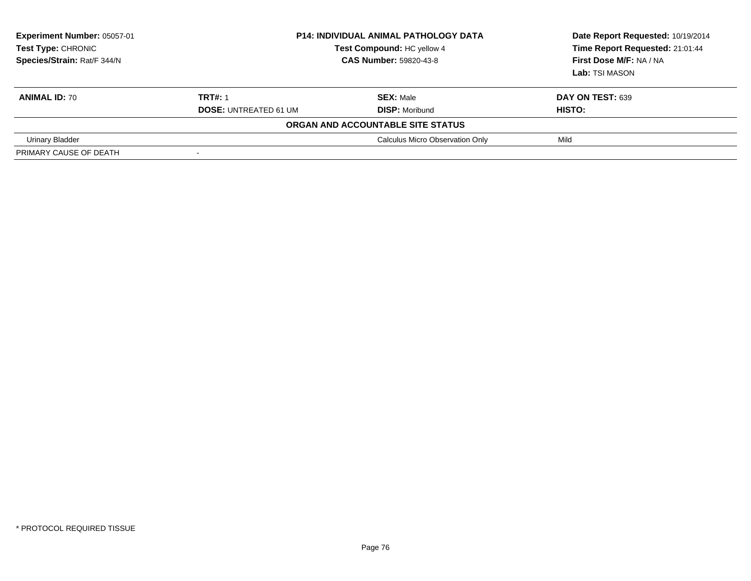**Experiment Number:** 05057-01
**Test Type:** CHRONIC
**Species/Strain:** Rat/F 344/N

**P14: INDIVIDUAL ANIMAL PATHOLOGY DATA**
**Test Compound:** HC yellow 4
**CAS Number:** 59820-43-8

**Date Report Requested:** 10/19/2014
**Time Report Requested:** 21:01:44
**First Dose M/F:** NA / NA
**Lab:** TSI MASON

| **ANIMAL ID:** 70 | **TRT#:** 1 | **SEX:** Male | **DAY ON TEST:** 639 |
|---|---|---|---|
| | **DOSE:** UNTREATED 61 UM | **DISP:** Moribund | **HISTO:** |
| **ORGAN AND ACCOUNTABLE SITE STATUS** | | | |
| Urinary Bladder | | Calculus Micro Observation Only | Mild |
| PRIMARY CAUSE OF DEATH | - | | |

\* PROTOCOL REQUIRED TISSUE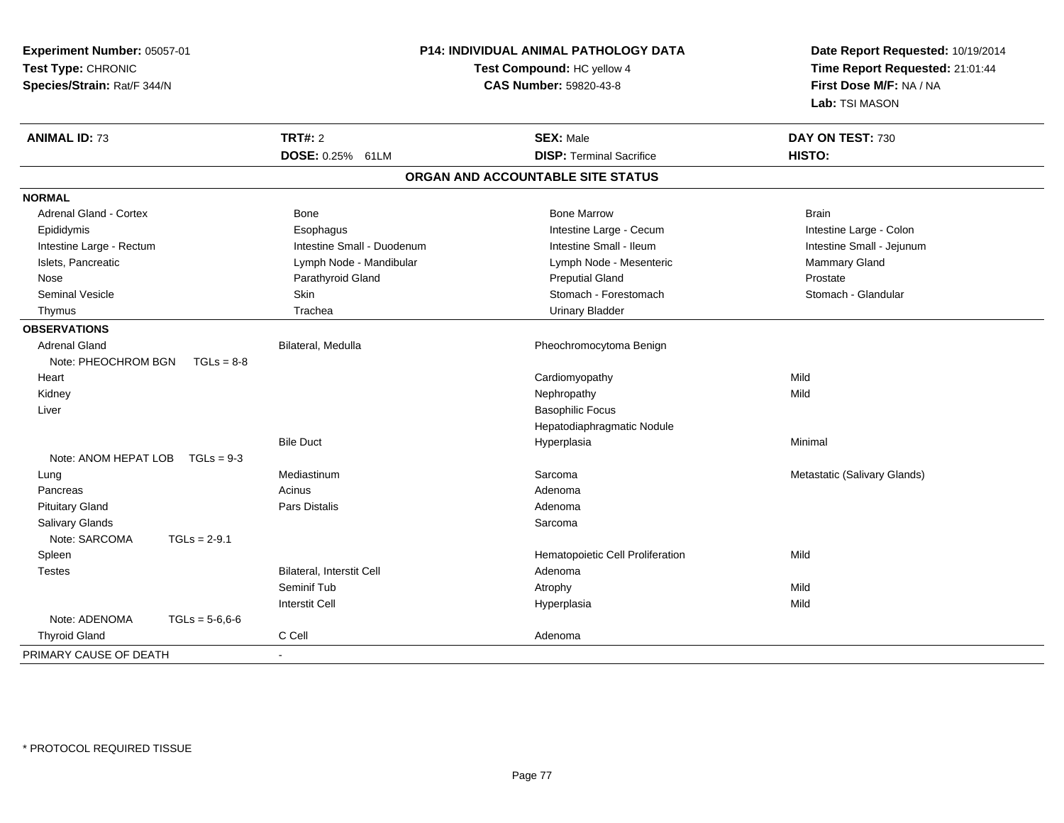**Experiment Number:** 05057-01
**Test Type:** CHRONIC
**Species/Strain:** Rat/F 344/N

**P14: INDIVIDUAL ANIMAL PATHOLOGY DATA**
**Test Compound:** HC yellow 4
**CAS Number:** 59820-43-8

**Date Report Requested:** 10/19/2014
**Time Report Requested:** 21:01:44
**First Dose M/F:** NA / NA
**Lab:** TSI MASON

| **ANIMAL ID:** 73 | **TRT#:** 2 | **SEX:** Male | **DAY ON TEST:** 730 |
|---|---|---|---|
| | **DOSE:** 0.25% 61LM | **DISP:** Terminal Sacrifice | **HISTO:** |

## ORGAN AND ACCOUNTABLE SITE STATUS

| | | | |
|---|---|---|---|
| **NORMAL** | | | |
| Adrenal Gland - Cortex | Bone | Bone Marrow | Brain |
| Epididymis | Esophagus | Intestine Large - Cecum | Intestine Large - Colon |
| Intestine Large - Rectum | Intestine Small - Duodenum | Intestine Small - Ileum | Intestine Small - Jejunum |
| Islets, Pancreatic | Lymph Node - Mandibular | Lymph Node - Mesenteric | Mammary Gland |
| Nose | Parathyroid Gland | Preputial Gland | Prostate |
| Seminal Vesicle | Skin | Stomach - Forestomach | Stomach - Glandular |
| Thymus | Trachea | Urinary Bladder | |
| **OBSERVATIONS** | | | |
| Adrenal Gland | Bilateral, Medulla | Pheochromocytoma Benign | |
| Note: PHEOCHROM BGN TGLs = 8-8 | | | |
| Heart | | Cardiomyopathy | Mild |
| Kidney | | Nephropathy | Mild |
| Liver | | Basophilic Focus | |
| | | Hepatodiaphragmatic Nodule | |
| | Bile Duct | Hyperplasia | Minimal |
| Note: ANOM HEPAT LOB TGLs = 9-3 | | | |
| Lung | Mediastinum | Sarcoma | Metastatic (Salivary Glands) |
| Pancreas | Acinus | Adenoma | |
| Pituitary Gland | Pars Distalis | Adenoma | |
| Salivary Glands | | Sarcoma | |
| Note: SARCOMA TGLs = 2-9.1 | | | |
| Spleen | | Hematopoietic Cell Proliferation | Mild |
| Testes | Bilateral, Interstit Cell | Adenoma | |
| | Seminif Tub | Atrophy | Mild |
| | Interstit Cell | Hyperplasia | Mild |
| Note: ADENOMA TGLs = 5-6,6-6 | | | |
| Thyroid Gland | C Cell | Adenoma | |
| PRIMARY CAUSE OF DEATH | - | | |

* PROTOCOL REQUIRED TISSUE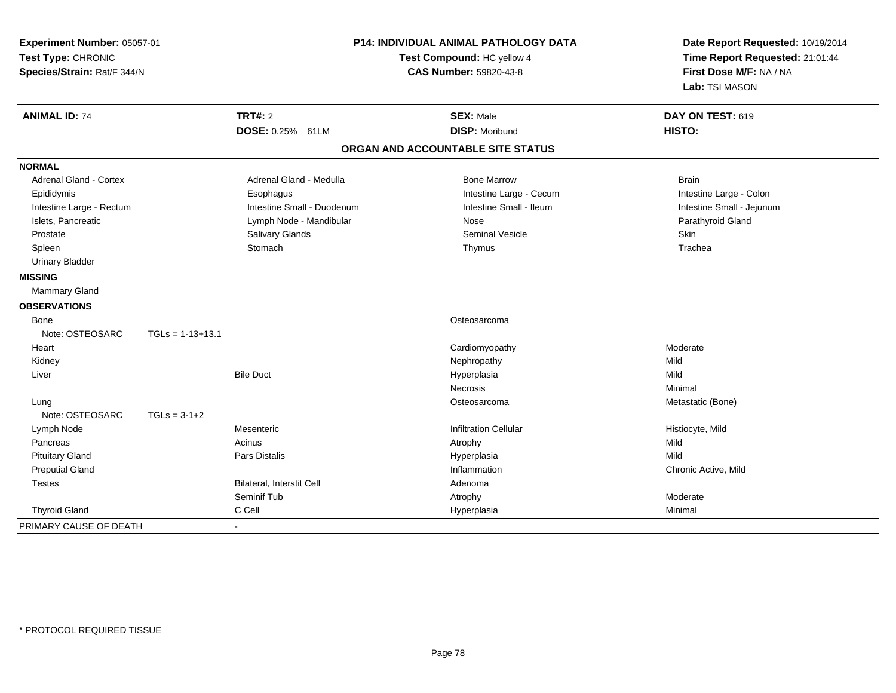**Experiment Number:** 05057-01
**Test Type:** CHRONIC
**Species/Strain:** Rat/F 344/N

**P14: INDIVIDUAL ANIMAL PATHOLOGY DATA**
**Test Compound:** HC yellow 4
**CAS Number:** 59820-43-8

**Date Report Requested:** 10/19/2014
**Time Report Requested:** 21:01:44
**First Dose M/F:** NA / NA
**Lab:** TSI MASON

| **ANIMAL ID:** 74 | **TRT#:** 2 | **SEX:** Male | **DAY ON TEST:** 619 |
|---|---|---|---|
| | **DOSE:** 0.25% 61LM | **DISP:** Moribund | **HISTO:** |

## ORGAN AND ACCOUNTABLE SITE STATUS

**NORMAL**

| | | | |
|---|---|---|---|
| Adrenal Gland - Cortex | Adrenal Gland - Medulla | Bone Marrow | Brain |
| Epididymis | Esophagus | Intestine Large - Cecum | Intestine Large - Colon |
| Intestine Large - Rectum | Intestine Small - Duodenum | Intestine Small - Ileum | Intestine Small - Jejunum |
| Islets, Pancreatic | Lymph Node - Mandibular | Nose | Parathyroid Gland |
| Prostate | Salivary Glands | Seminal Vesicle | Skin |
| Spleen | Stomach | Thymus | Trachea |
| Urinary Bladder | | | |

**MISSING**

Mammary Gland

**OBSERVATIONS**

| Organ | Site | Observation | Severity |
|---|---|---|---|
| Bone | | Osteosarcoma | |
| Note: OSTEOSARC TGLs = 1-13+13.1 | | | |
| Heart | | Cardiomyopathy | Moderate |
| Kidney | | Nephropathy | Mild |
| Liver | Bile Duct | Hyperplasia | Mild |
| | | Necrosis | Minimal |
| Lung | | Osteosarcoma | Metastatic (Bone) |
| Note: OSTEOSARC TGLs = 3-1+2 | | | |
| Lymph Node | Mesenteric | Infiltration Cellular | Histiocyte, Mild |
| Pancreas | Acinus | Atrophy | Mild |
| Pituitary Gland | Pars Distalis | Hyperplasia | Mild |
| Preputial Gland | | Inflammation | Chronic Active, Mild |
| Testes | Bilateral, Interstit Cell | Adenoma | |
| | Seminif Tub | Atrophy | Moderate |
| Thyroid Gland | C Cell | Hyperplasia | Minimal |

PRIMARY CAUSE OF DEATH -

* PROTOCOL REQUIRED TISSUE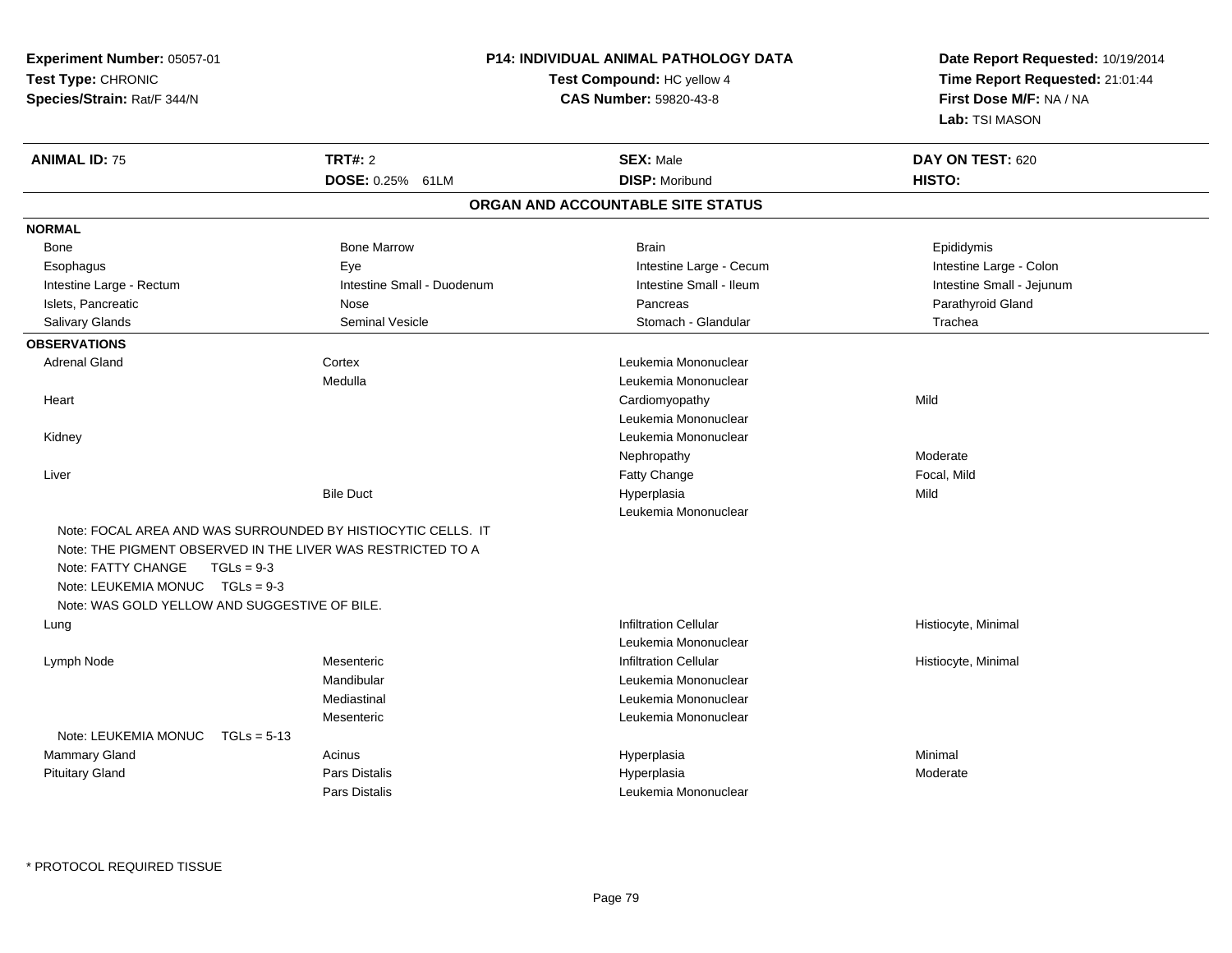**Experiment Number:** 05057-01
**Test Type:** CHRONIC
**Species/Strain:** Rat/F 344/N

**P14: INDIVIDUAL ANIMAL PATHOLOGY DATA**
**Test Compound:** HC yellow 4
**CAS Number:** 59820-43-8

**Date Report Requested:** 10/19/2014
**Time Report Requested:** 21:01:44
**First Dose M/F:** NA / NA
**Lab:** TSI MASON

| **ANIMAL ID:** 75 | **TRT#:** 2 | **SEX:** Male | **DAY ON TEST:** 620 |
|---|---|---|---|
| | **DOSE:** 0.25% 61LM | **DISP:** Moribund | **HISTO:** |

## ORGAN AND ACCOUNTABLE SITE STATUS

| | | | |
|---|---|---|---|
| **NORMAL** | | | |
| Bone | Bone Marrow | Brain | Epididymis |
| Esophagus | Eye | Intestine Large - Cecum | Intestine Large - Colon |
| Intestine Large - Rectum | Intestine Small - Duodenum | Intestine Small - Ileum | Intestine Small - Jejunum |
| Islets, Pancreatic | Nose | Pancreas | Parathyroid Gland |
| Salivary Glands | Seminal Vesicle | Stomach - Glandular | Trachea |
| **OBSERVATIONS** | | | |
| Adrenal Gland | Cortex | Leukemia Mononuclear | |
| | Medulla | Leukemia Mononuclear | |
| Heart | | Cardiomyopathy | Mild |
| | | Leukemia Mononuclear | |
| Kidney | | Leukemia Mononuclear | |
| | | Nephropathy | Moderate |
| Liver | | Fatty Change | Focal, Mild |
| | Bile Duct | Hyperplasia | Mild |
| | | Leukemia Mononuclear | |
| Note: FOCAL AREA AND WAS SURROUNDED BY HISTIOCYTIC CELLS. IT | | | |
| Note: THE PIGMENT OBSERVED IN THE LIVER WAS RESTRICTED TO A | | | |
| Note: FATTY CHANGE TGLs = 9-3 | | | |
| Note: LEUKEMIA MONUC TGLs = 9-3 | | | |
| Note: WAS GOLD YELLOW AND SUGGESTIVE OF BILE. | | | |
| Lung | | Infiltration Cellular | Histiocyte, Minimal |
| | | Leukemia Mononuclear | |
| Lymph Node | Mesenteric | Infiltration Cellular | Histiocyte, Minimal |
| | Mandibular | Leukemia Mononuclear | |
| | Mediastinal | Leukemia Mononuclear | |
| | Mesenteric | Leukemia Mononuclear | |
| Note: LEUKEMIA MONUC TGLs = 5-13 | | | |
| Mammary Gland | Acinus | Hyperplasia | Minimal |
| Pituitary Gland | Pars Distalis | Hyperplasia | Moderate |
| | Pars Distalis | Leukemia Mononuclear | |

* PROTOCOL REQUIRED TISSUE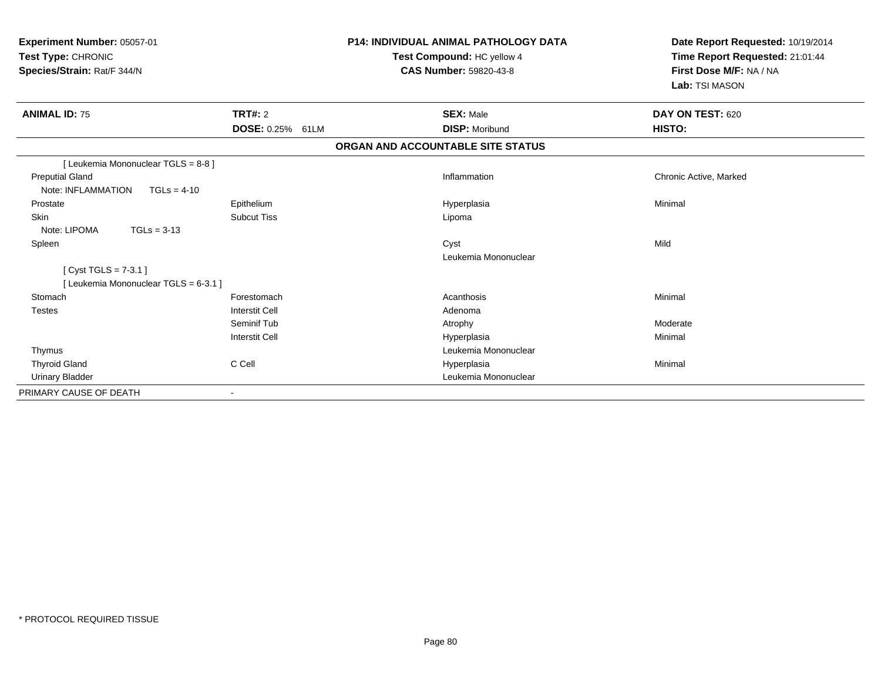**Experiment Number:** 05057-01
**Test Type:** CHRONIC
**Species/Strain:** Rat/F 344/N

**P14: INDIVIDUAL ANIMAL PATHOLOGY DATA**
**Test Compound:** HC yellow 4
**CAS Number:** 59820-43-8

**Date Report Requested:** 10/19/2014
**Time Report Requested:** 21:01:44
**First Dose M/F:** NA / NA
**Lab:** TSI MASON

| **ANIMAL ID:** 75 | **TRT#:** 2 | **SEX:** Male | **DAY ON TEST:** 620 |
|---|---|---|---|
| | **DOSE:** 0.25% 61LM | **DISP:** Moribund | **HISTO:** |

**ORGAN AND ACCOUNTABLE SITE STATUS**

| | | | |
|---|---|---|---|
| [ Leukemia Mononuclear TGLS = 8-8 ] | | | |
| Preputial Gland | | Inflammation | Chronic Active, Marked |
| Note: INFLAMMATION TGLs = 4-10 | | | |
| Prostate | Epithelium | Hyperplasia | Minimal |
| Skin | Subcut Tiss | Lipoma | |
| Note: LIPOMA TGLs = 3-13 | | | |
| Spleen | | Cyst | Mild |
| | | Leukemia Mononuclear | |
| [ Cyst TGLS = 7-3.1 ] | | | |
| [ Leukemia Mononuclear TGLS = 6-3.1 ] | | | |
| Stomach | Forestomach | Acanthosis | Minimal |
| Testes | Interstit Cell | Adenoma | |
| | Seminif Tub | Atrophy | Moderate |
| | Interstit Cell | Hyperplasia | Minimal |
| Thymus | | Leukemia Mononuclear | |
| Thyroid Gland | C Cell | Hyperplasia | Minimal |
| Urinary Bladder | | Leukemia Mononuclear | |
| PRIMARY CAUSE OF DEATH | - | | |

* PROTOCOL REQUIRED TISSUE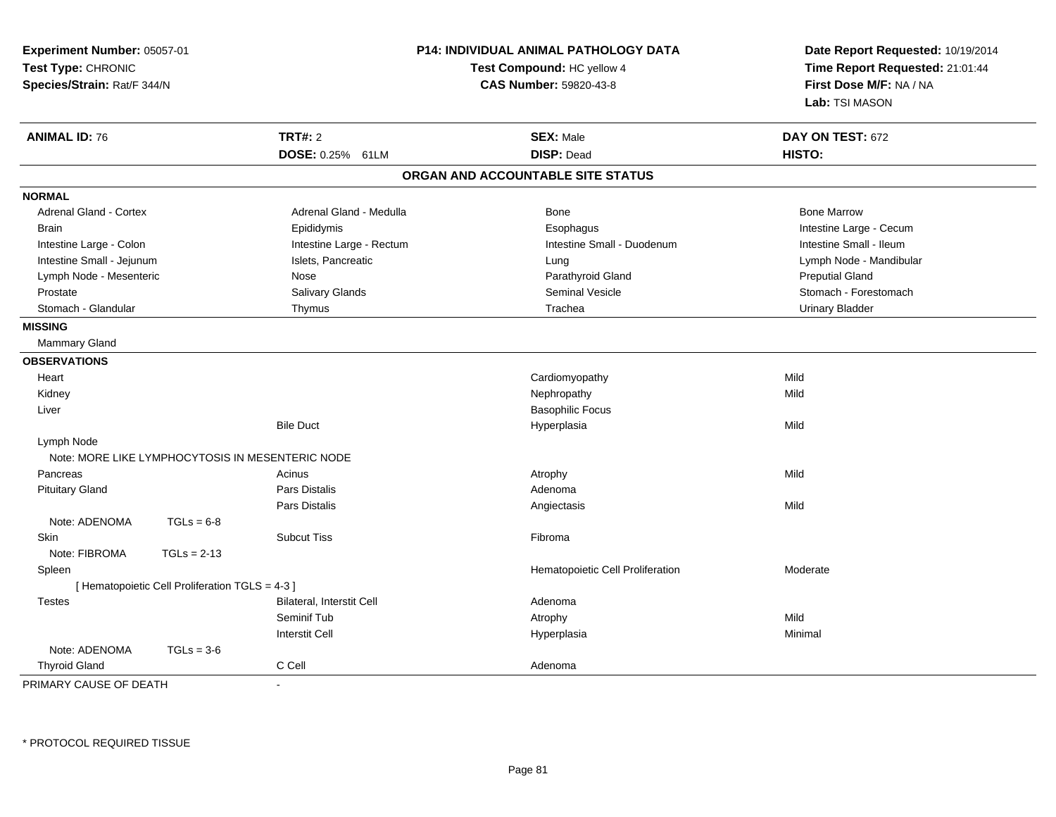**Experiment Number:** 05057-01
**Test Type:** CHRONIC
**Species/Strain:** Rat/F 344/N

**P14: INDIVIDUAL ANIMAL PATHOLOGY DATA**
**Test Compound:** HC yellow 4
**CAS Number:** 59820-43-8

**Date Report Requested:** 10/19/2014
**Time Report Requested:** 21:01:44
**First Dose M/F:** NA / NA
**Lab:** TSI MASON

| **ANIMAL ID:** 76 | **TRT#:** 2 | **SEX:** Male | **DAY ON TEST:** 672 |
|---|---|---|---|
| | **DOSE:** 0.25% 61LM | **DISP:** Dead | **HISTO:** |

## ORGAN AND ACCOUNTABLE SITE STATUS

| | | | |
|---|---|---|---|
| **NORMAL** | | | |
| Adrenal Gland - Cortex | Adrenal Gland - Medulla | Bone | Bone Marrow |
| Brain | Epididymis | Esophagus | Intestine Large - Cecum |
| Intestine Large - Colon | Intestine Large - Rectum | Intestine Small - Duodenum | Intestine Small - Ileum |
| Intestine Small - Jejunum | Islets, Pancreatic | Lung | Lymph Node - Mandibular |
| Lymph Node - Mesenteric | Nose | Parathyroid Gland | Preputial Gland |
| Prostate | Salivary Glands | Seminal Vesicle | Stomach - Forestomach |
| Stomach - Glandular | Thymus | Trachea | Urinary Bladder |
| **MISSING** | | | |
| Mammary Gland | | | |
| **OBSERVATIONS** | | | |
| Heart | | Cardiomyopathy | Mild |
| Kidney | | Nephropathy | Mild |
| Liver | | Basophilic Focus | |
| | Bile Duct | Hyperplasia | Mild |
| Lymph Node | | | |
| Note: MORE LIKE LYMPHOCYTOSIS IN MESENTERIC NODE | | | |
| Pancreas | Acinus | Atrophy | Mild |
| Pituitary Gland | Pars Distalis | Adenoma | |
| | Pars Distalis | Angiectasis | Mild |
| Note: ADENOMA TGLs = 6-8 | | | |
| Skin | Subcut Tiss | Fibroma | |
| Note: FIBROMA TGLs = 2-13 | | | |
| Spleen | | Hematopoietic Cell Proliferation | Moderate |
| [ Hematopoietic Cell Proliferation TGLS = 4-3 ] | | | |
| Testes | Bilateral, Interstit Cell | Adenoma | |
| | Seminif Tub | Atrophy | Mild |
| | Interstit Cell | Hyperplasia | Minimal |
| Note: ADENOMA TGLs = 3-6 | | | |
| Thyroid Gland | C Cell | Adenoma | |

PRIMARY CAUSE OF DEATH -

* PROTOCOL REQUIRED TISSUE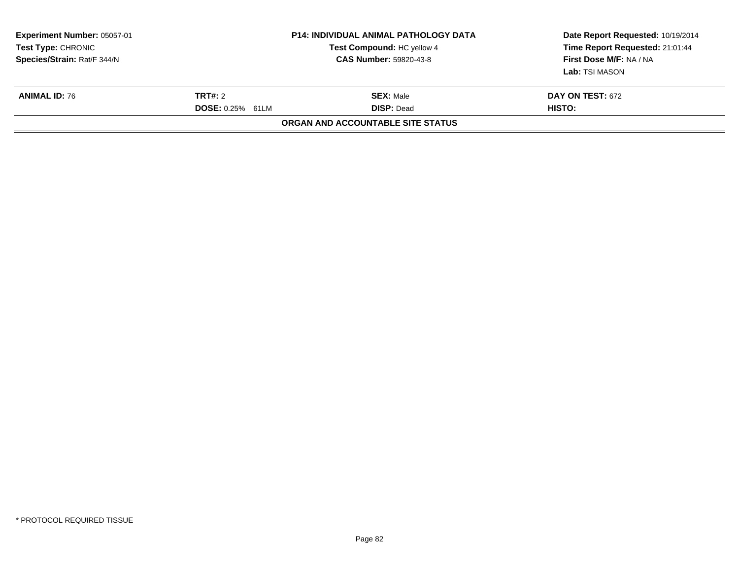| **Experiment Number:** 05057-01 | **P14: INDIVIDUAL ANIMAL PATHOLOGY DATA** | **Date Report Requested:** 10/19/2014 |
|---|---|---|
| **Test Type:** CHRONIC | **Test Compound:** HC yellow 4 | **Time Report Requested:** 21:01:44 |
| **Species/Strain:** Rat/F 344/N | **CAS Number:** 59820-43-8 | **First Dose M/F:** NA / NA |
| | | **Lab:** TSI MASON |

| **ANIMAL ID:** 76 | **TRT#:** 2 | **SEX:** Male | **DAY ON TEST:** 672 |
|---|---|---|---|
| | **DOSE:** 0.25% 61LM | **DISP:** Dead | **HISTO:** |

**ORGAN AND ACCOUNTABLE SITE STATUS**

\* PROTOCOL REQUIRED TISSUE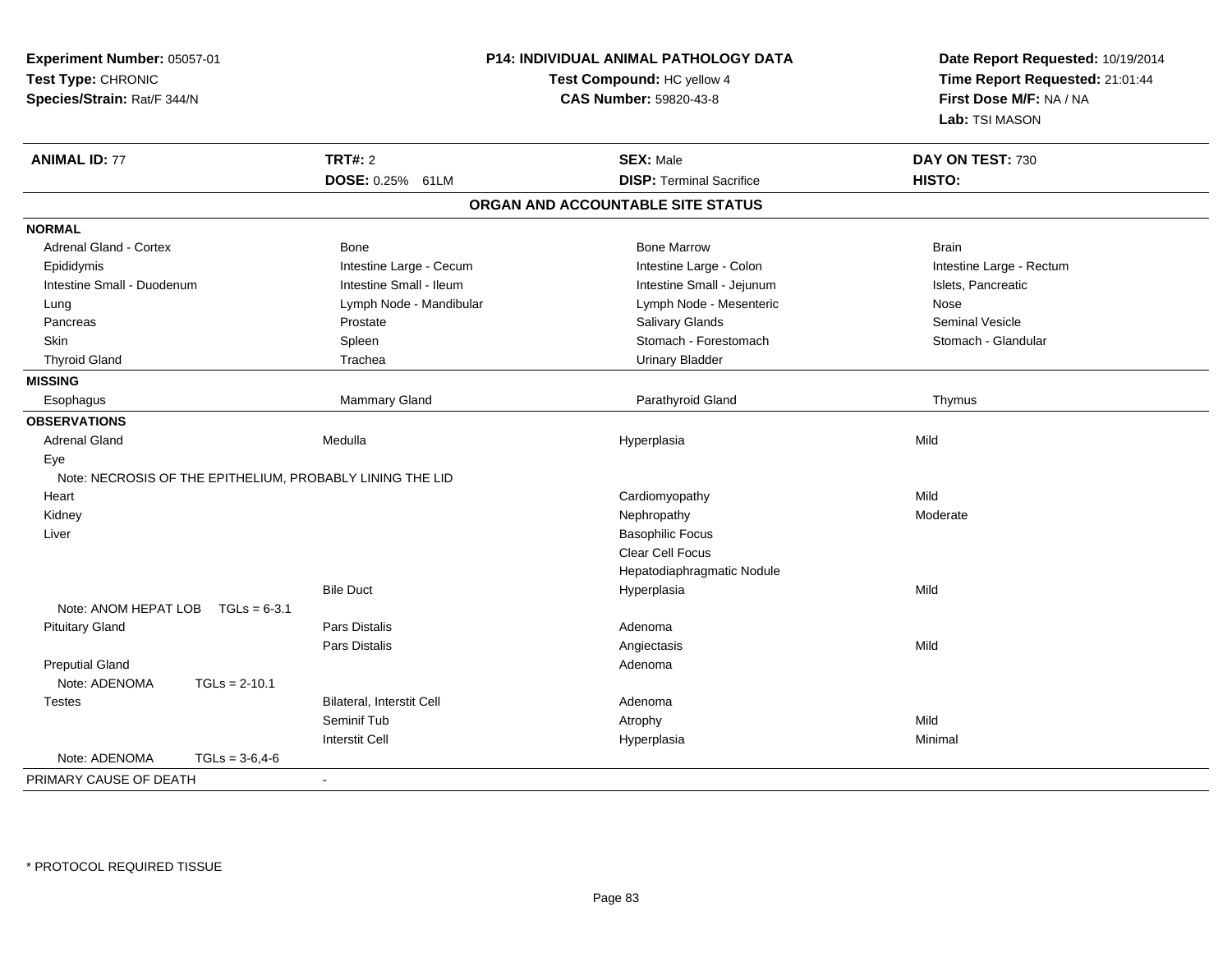**Experiment Number:** 05057-01
**Test Type:** CHRONIC
**Species/Strain:** Rat/F 344/N

**P14: INDIVIDUAL ANIMAL PATHOLOGY DATA**
**Test Compound:** HC yellow 4
**CAS Number:** 59820-43-8

**Date Report Requested:** 10/19/2014
**Time Report Requested:** 21:01:44
**First Dose M/F:** NA / NA
**Lab:** TSI MASON

| **ANIMAL ID:** 77 | **TRT#:** 2 | **SEX:** Male | **DAY ON TEST:** 730 |
|---|---|---|---|
| | **DOSE:** 0.25% 61LM | **DISP:** Terminal Sacrifice | **HISTO:** |

## ORGAN AND ACCOUNTABLE SITE STATUS

| | | | |
|---|---|---|---|
| **NORMAL** | | | |
| Adrenal Gland - Cortex | Bone | Bone Marrow | Brain |
| Epididymis | Intestine Large - Cecum | Intestine Large - Colon | Intestine Large - Rectum |
| Intestine Small - Duodenum | Intestine Small - Ileum | Intestine Small - Jejunum | Islets, Pancreatic |
| Lung | Lymph Node - Mandibular | Lymph Node - Mesenteric | Nose |
| Pancreas | Prostate | Salivary Glands | Seminal Vesicle |
| Skin | Spleen | Stomach - Forestomach | Stomach - Glandular |
| Thyroid Gland | Trachea | Urinary Bladder | |
| **MISSING** | | | |
| Esophagus | Mammary Gland | Parathyroid Gland | Thymus |
| **OBSERVATIONS** | | | |
| Adrenal Gland | Medulla | Hyperplasia | Mild |
| Eye | | | |
| Note: NECROSIS OF THE EPITHELIUM, PROBABLY LINING THE LID | | | |
| Heart | | Cardiomyopathy | Mild |
| Kidney | | Nephropathy | Moderate |
| Liver | | Basophilic Focus | |
| | | Clear Cell Focus | |
| | | Hepatodiaphragmatic Nodule | |
| | Bile Duct | Hyperplasia | Mild |
| Note: ANOM HEPAT LOB TGLs = 6-3.1 | | | |
| Pituitary Gland | Pars Distalis | Adenoma | |
| | Pars Distalis | Angiectasis | Mild |
| Preputial Gland | | Adenoma | |
| Note: ADENOMA TGLs = 2-10.1 | | | |
| Testes | Bilateral, Interstit Cell | Adenoma | |
| | Seminif Tub | Atrophy | Mild |
| | Interstit Cell | Hyperplasia | Minimal |
| Note: ADENOMA TGLs = 3-6,4-6 | | | |
| PRIMARY CAUSE OF DEATH | - | | |

* PROTOCOL REQUIRED TISSUE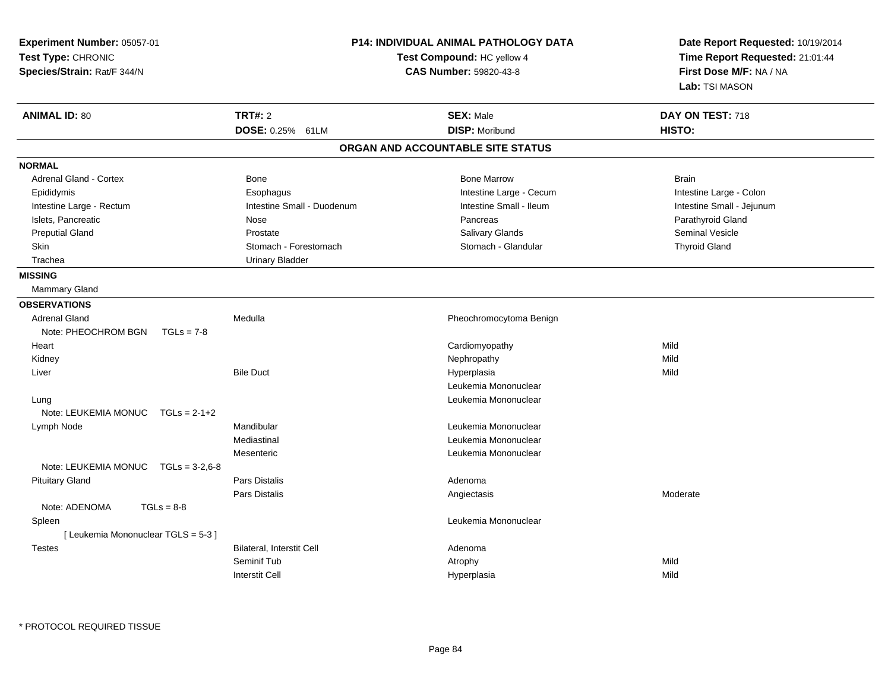**Experiment Number:** 05057-01
**Test Type:** CHRONIC
**Species/Strain:** Rat/F 344/N

**P14: INDIVIDUAL ANIMAL PATHOLOGY DATA**
**Test Compound:** HC yellow 4
**CAS Number:** 59820-43-8

**Date Report Requested:** 10/19/2014
**Time Report Requested:** 21:01:44
**First Dose M/F:** NA / NA
**Lab:** TSI MASON

| **ANIMAL ID:** 80 | **TRT#:** 2 | **SEX:** Male | **DAY ON TEST:** 718 |
|---|---|---|---|
| | **DOSE:** 0.25% 61LM | **DISP:** Moribund | **HISTO:** |

## ORGAN AND ACCOUNTABLE SITE STATUS

**NORMAL**

| | | | |
|---|---|---|---|
| Adrenal Gland - Cortex | Bone | Bone Marrow | Brain |
| Epididymis | Esophagus | Intestine Large - Cecum | Intestine Large - Colon |
| Intestine Large - Rectum | Intestine Small - Duodenum | Intestine Small - Ileum | Intestine Small - Jejunum |
| Islets, Pancreatic | Nose | Pancreas | Parathyroid Gland |
| Preputial Gland | Prostate | Salivary Glands | Seminal Vesicle |
| Skin | Stomach - Forestomach | Stomach - Glandular | Thyroid Gland |
| Trachea | Urinary Bladder | | |

**MISSING**

Mammary Gland

**OBSERVATIONS**

| | | | |
|---|---|---|---|
| Adrenal Gland | Medulla | Pheochromocytoma Benign | |
| Note: PHEOCHROM BGN TGLs = 7-8 | | | |
| Heart | | Cardiomyopathy | Mild |
| Kidney | | Nephropathy | Mild |
| Liver | Bile Duct | Hyperplasia | Mild |
| | | Leukemia Mononuclear | |
| Lung | | Leukemia Mononuclear | |
| Note: LEUKEMIA MONUC TGLs = 2-1+2 | | | |
| Lymph Node | Mandibular | Leukemia Mononuclear | |
| | Mediastinal | Leukemia Mononuclear | |
| | Mesenteric | Leukemia Mononuclear | |
| Note: LEUKEMIA MONUC TGLs = 3-2,6-8 | | | |
| Pituitary Gland | Pars Distalis | Adenoma | |
| | Pars Distalis | Angiectasis | Moderate |
| Note: ADENOMA TGLs = 8-8 | | | |
| Spleen | | Leukemia Mononuclear | |
| [ Leukemia Mononuclear TGLS = 5-3 ] | | | |
| Testes | Bilateral, Interstit Cell | Adenoma | |
| | Seminif Tub | Atrophy | Mild |
| | Interstit Cell | Hyperplasia | Mild |

* PROTOCOL REQUIRED TISSUE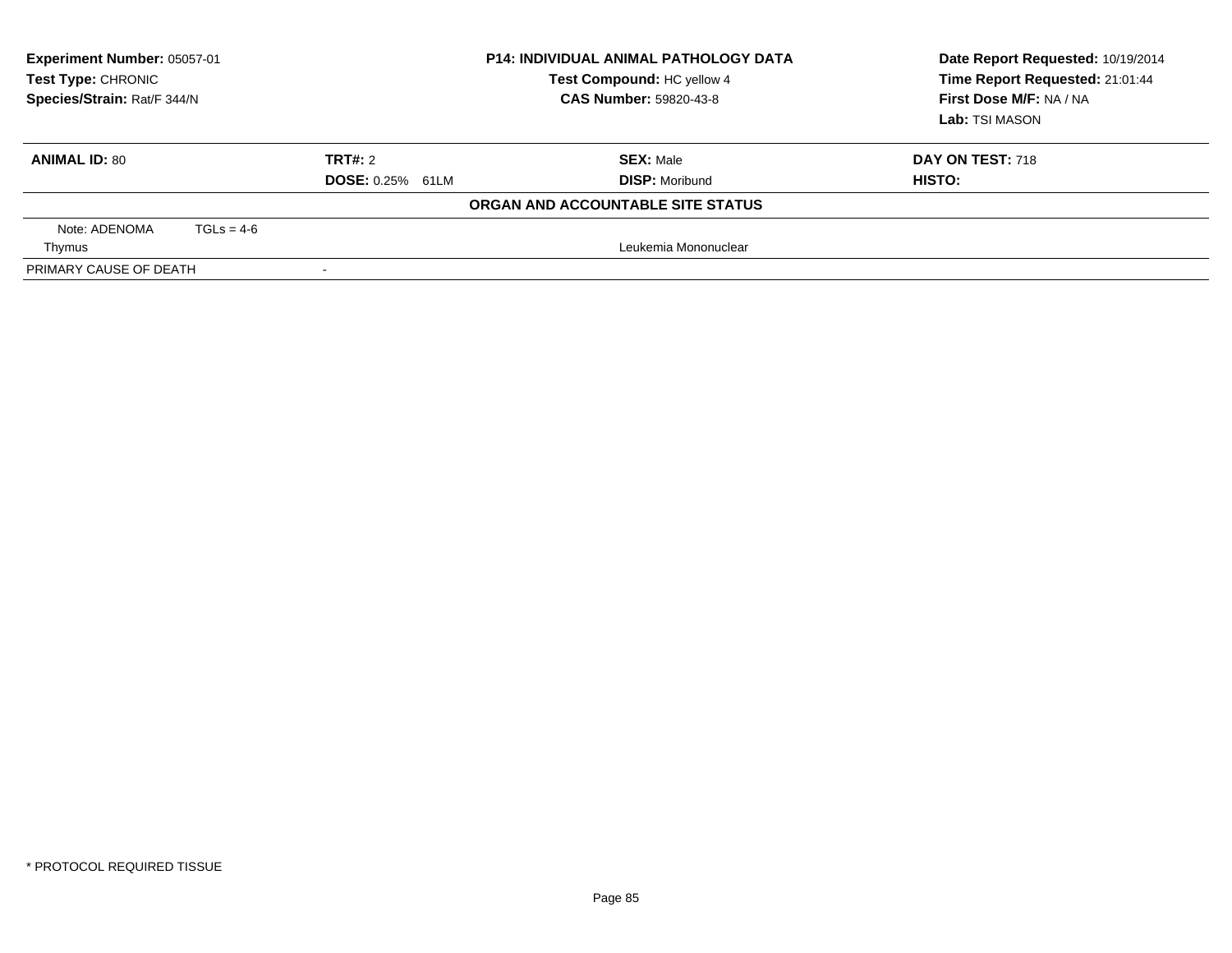**Experiment Number:** 05057-01
**Test Type:** CHRONIC
**Species/Strain:** Rat/F 344/N

**P14: INDIVIDUAL ANIMAL PATHOLOGY DATA**
**Test Compound:** HC yellow 4
**CAS Number:** 59820-43-8

**Date Report Requested:** 10/19/2014
**Time Report Requested:** 21:01:44
**First Dose M/F:** NA / NA
**Lab:** TSI MASON

| **ANIMAL ID:** 80 | **TRT#:** 2 | **SEX:** Male | **DAY ON TEST:** 718 |
|---|---|---|---|
| | **DOSE:** 0.25% 61LM | **DISP:** Moribund | **HISTO:** |

**ORGAN AND ACCOUNTABLE SITE STATUS**

| Note: ADENOMA TGLs = 4-6 | | |
|---|---|---|
| Thymus | | Leukemia Mononuclear |
| PRIMARY CAUSE OF DEATH | - | |

* PROTOCOL REQUIRED TISSUE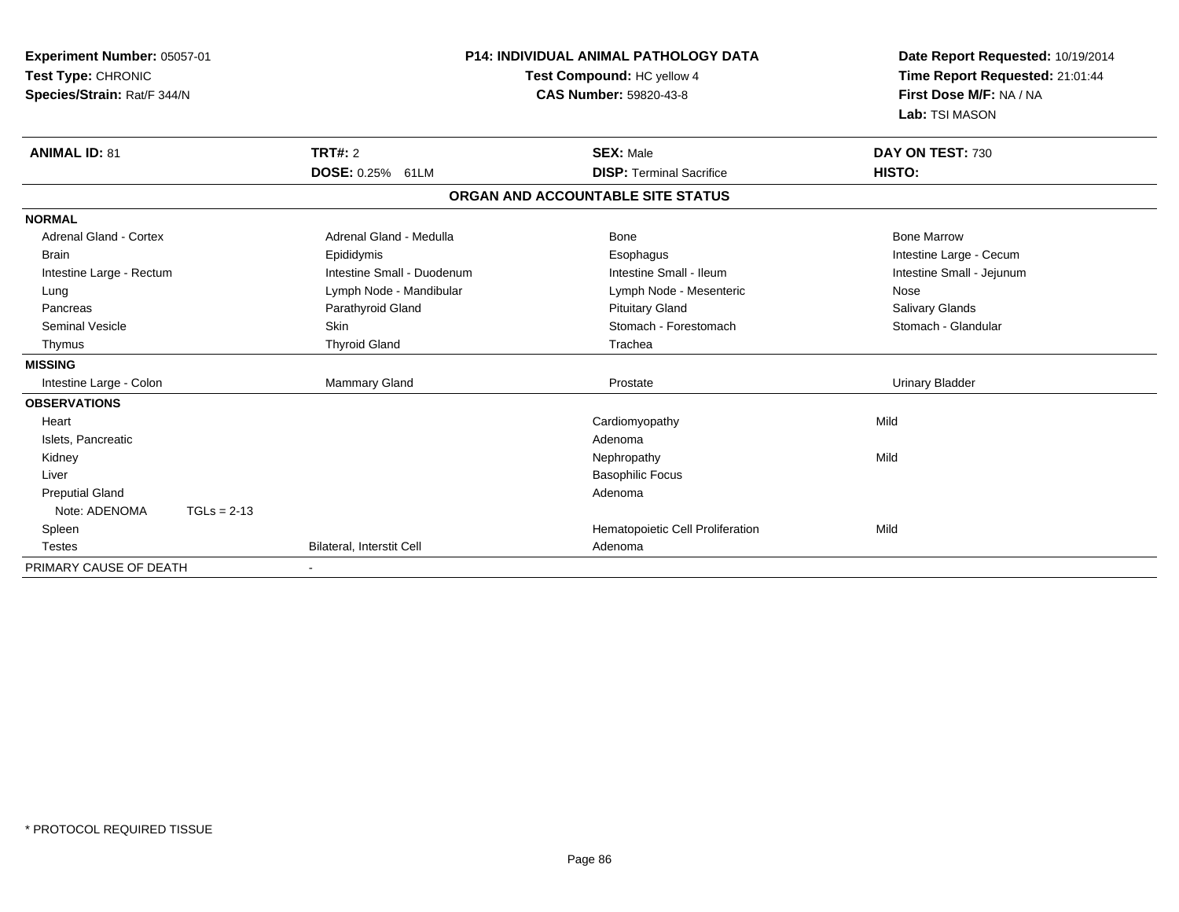**Experiment Number:** 05057-01
**Test Type:** CHRONIC
**Species/Strain:** Rat/F 344/N

**P14: INDIVIDUAL ANIMAL PATHOLOGY DATA**
**Test Compound:** HC yellow 4
**CAS Number:** 59820-43-8

**Date Report Requested:** 10/19/2014
**Time Report Requested:** 21:01:44
**First Dose M/F:** NA / NA
**Lab:** TSI MASON

| **ANIMAL ID:** 81 | **TRT#:** 2 | **SEX:** Male | **DAY ON TEST:** 730 |
|---|---|---|---|
| | **DOSE:** 0.25% 61LM | **DISP:** Terminal Sacrifice | **HISTO:** |

**ORGAN AND ACCOUNTABLE SITE STATUS**

| | | | |
|---|---|---|---|
| **NORMAL** | | | |
| Adrenal Gland - Cortex | Adrenal Gland - Medulla | Bone | Bone Marrow |
| Brain | Epididymis | Esophagus | Intestine Large - Cecum |
| Intestine Large - Rectum | Intestine Small - Duodenum | Intestine Small - Ileum | Intestine Small - Jejunum |
| Lung | Lymph Node - Mandibular | Lymph Node - Mesenteric | Nose |
| Pancreas | Parathyroid Gland | Pituitary Gland | Salivary Glands |
| Seminal Vesicle | Skin | Stomach - Forestomach | Stomach - Glandular |
| Thymus | Thyroid Gland | Trachea | |
| **MISSING** | | | |
| Intestine Large - Colon | Mammary Gland | Prostate | Urinary Bladder |
| **OBSERVATIONS** | | | |
| Heart | | Cardiomyopathy | Mild |
| Islets, Pancreatic | | Adenoma | |
| Kidney | | Nephropathy | Mild |
| Liver | | Basophilic Focus | |
| Preputial Gland | | Adenoma | |
| Note: ADENOMA TGLs = 2-13 | | | |
| Spleen | | Hematopoietic Cell Proliferation | Mild |
| Testes | Bilateral, Interstit Cell | Adenoma | |
| PRIMARY CAUSE OF DEATH | - | | |

* PROTOCOL REQUIRED TISSUE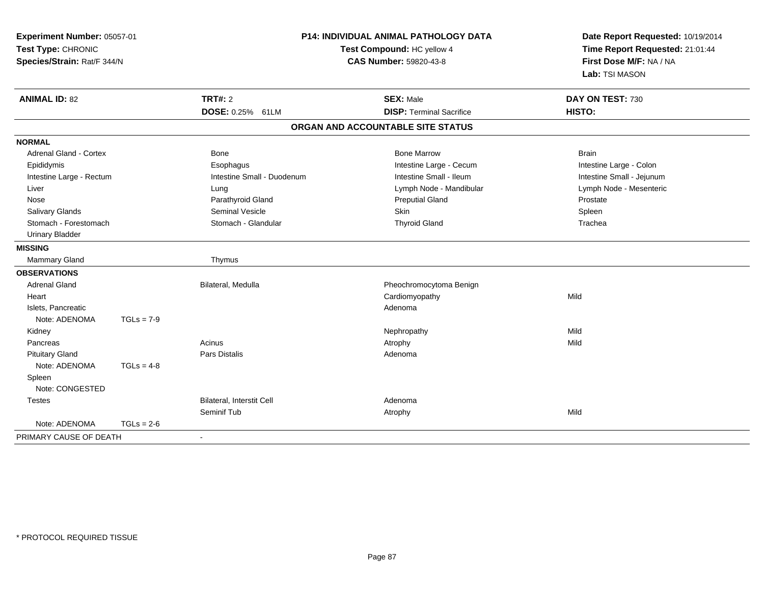**Experiment Number:** 05057-01
**Test Type:** CHRONIC
**Species/Strain:** Rat/F 344/N

**P14: INDIVIDUAL ANIMAL PATHOLOGY DATA**
**Test Compound:** HC yellow 4
**CAS Number:** 59820-43-8

**Date Report Requested:** 10/19/2014
**Time Report Requested:** 21:01:44
**First Dose M/F:** NA / NA
**Lab:** TSI MASON

| **ANIMAL ID:** 82 | **TRT#:** 2 | **SEX:** Male | **DAY ON TEST:** 730 |
|---|---|---|---|
| | **DOSE:** 0.25% 61LM | **DISP:** Terminal Sacrifice | **HISTO:** |

## ORGAN AND ACCOUNTABLE SITE STATUS

**NORMAL**

| | | | |
|---|---|---|---|
| Adrenal Gland - Cortex | Bone | Bone Marrow | Brain |
| Epididymis | Esophagus | Intestine Large - Cecum | Intestine Large - Colon |
| Intestine Large - Rectum | Intestine Small - Duodenum | Intestine Small - Ileum | Intestine Small - Jejunum |
| Liver | Lung | Lymph Node - Mandibular | Lymph Node - Mesenteric |
| Nose | Parathyroid Gland | Preputial Gland | Prostate |
| Salivary Glands | Seminal Vesicle | Skin | Spleen |
| Stomach - Forestomach | Stomach - Glandular | Thyroid Gland | Trachea |
| Urinary Bladder | | | |

**MISSING**

| | |
|---|---|
| Mammary Gland | Thymus |

**OBSERVATIONS**

| Organ | Site | Observation | Severity |
|---|---|---|---|
| Adrenal Gland | Bilateral, Medulla | Pheochromocytoma Benign | |
| Heart | | Cardiomyopathy | Mild |
| Islets, Pancreatic | | Adenoma | |
| Note: ADENOMA TGLs = 7-9 | | | |
| Kidney | | Nephropathy | Mild |
| Pancreas | Acinus | Atrophy | Mild |
| Pituitary Gland | Pars Distalis | Adenoma | |
| Note: ADENOMA TGLs = 4-8 | | | |
| Spleen | | | |
| Note: CONGESTED | | | |
| Testes | Bilateral, Interstit Cell | Adenoma | |
| | Seminif Tub | Atrophy | Mild |
| Note: ADENOMA TGLs = 2-6 | | | |

PRIMARY CAUSE OF DEATH -

\* PROTOCOL REQUIRED TISSUE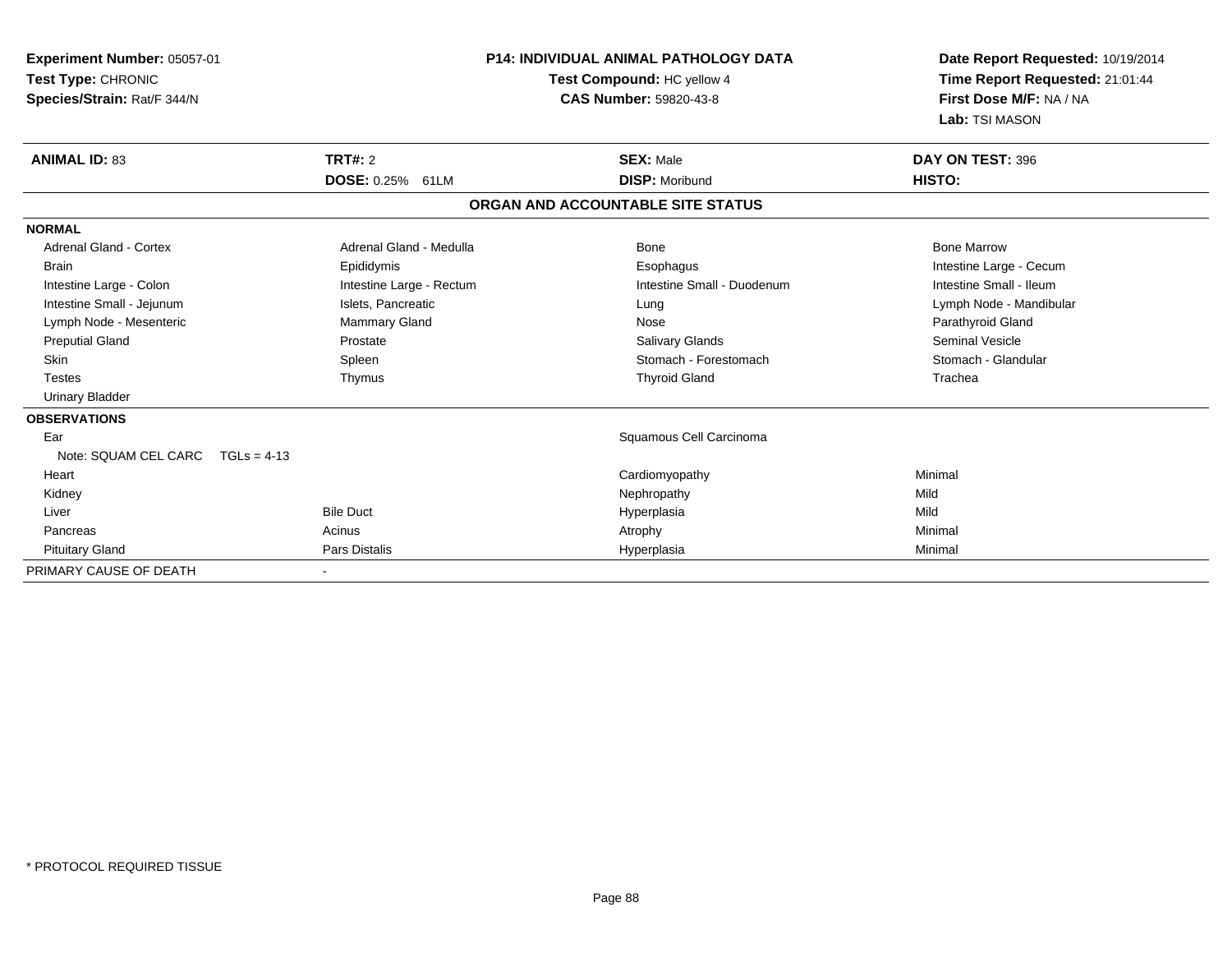**Experiment Number:** 05057-01
**Test Type:** CHRONIC
**Species/Strain:** Rat/F 344/N

**P14: INDIVIDUAL ANIMAL PATHOLOGY DATA**
**Test Compound:** HC yellow 4
**CAS Number:** 59820-43-8

**Date Report Requested:** 10/19/2014
**Time Report Requested:** 21:01:44
**First Dose M/F:** NA / NA
**Lab:** TSI MASON

| **ANIMAL ID:** 83 | **TRT#:** 2 | **SEX:** Male | **DAY ON TEST:** 396 |
|---|---|---|---|
| | **DOSE:** 0.25% 61LM | **DISP:** Moribund | **HISTO:** |

## ORGAN AND ACCOUNTABLE SITE STATUS

| | | | |
|---|---|---|---|
| **NORMAL** | | | |
| Adrenal Gland - Cortex | Adrenal Gland - Medulla | Bone | Bone Marrow |
| Brain | Epididymis | Esophagus | Intestine Large - Cecum |
| Intestine Large - Colon | Intestine Large - Rectum | Intestine Small - Duodenum | Intestine Small - Ileum |
| Intestine Small - Jejunum | Islets, Pancreatic | Lung | Lymph Node - Mandibular |
| Lymph Node - Mesenteric | Mammary Gland | Nose | Parathyroid Gland |
| Preputial Gland | Prostate | Salivary Glands | Seminal Vesicle |
| Skin | Spleen | Stomach - Forestomach | Stomach - Glandular |
| Testes | Thymus | Thyroid Gland | Trachea |
| Urinary Bladder | | | |
| **OBSERVATIONS** | | | |
| Ear | | Squamous Cell Carcinoma | |
| Note: SQUAM CEL CARC TGLs = 4-13 | | | |
| Heart | | Cardiomyopathy | Minimal |
| Kidney | | Nephropathy | Mild |
| Liver | Bile Duct | Hyperplasia | Mild |
| Pancreas | Acinus | Atrophy | Minimal |
| Pituitary Gland | Pars Distalis | Hyperplasia | Minimal |
| PRIMARY CAUSE OF DEATH | - | | |

\* PROTOCOL REQUIRED TISSUE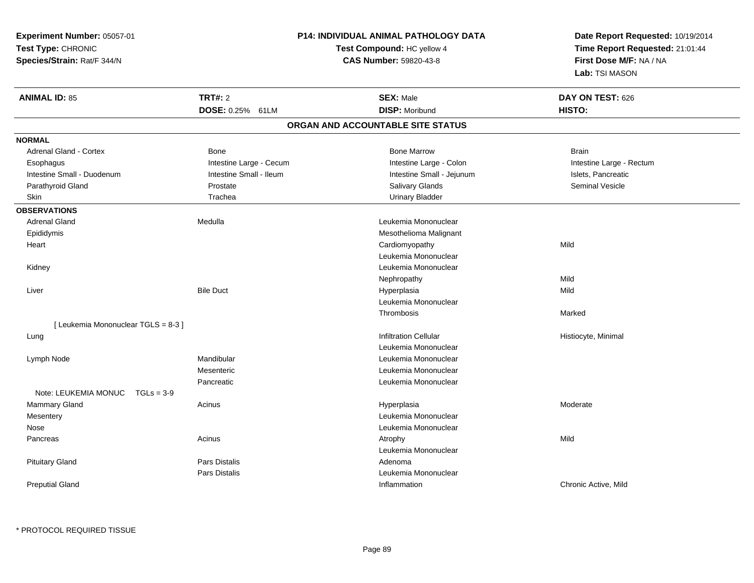**Experiment Number:** 05057-01
**Test Type:** CHRONIC
**Species/Strain:** Rat/F 344/N

**P14: INDIVIDUAL ANIMAL PATHOLOGY DATA**
**Test Compound:** HC yellow 4
**CAS Number:** 59820-43-8

**Date Report Requested:** 10/19/2014
**Time Report Requested:** 21:01:44
**First Dose M/F:** NA / NA
**Lab:** TSI MASON

| **ANIMAL ID:** 85 | **TRT#:** 2 | **SEX:** Male | **DAY ON TEST:** 626 |
|---|---|---|---|
| | **DOSE:** 0.25% 61LM | **DISP:** Moribund | **HISTO:** |

## ORGAN AND ACCOUNTABLE SITE STATUS

**NORMAL**

| | | | |
|---|---|---|---|
| Adrenal Gland - Cortex | Bone | Bone Marrow | Brain |
| Esophagus | Intestine Large - Cecum | Intestine Large - Colon | Intestine Large - Rectum |
| Intestine Small - Duodenum | Intestine Small - Ileum | Intestine Small - Jejunum | Islets, Pancreatic |
| Parathyroid Gland | Prostate | Salivary Glands | Seminal Vesicle |
| Skin | Trachea | Urinary Bladder | |

**OBSERVATIONS**

| | | | |
|---|---|---|---|
| Adrenal Gland | Medulla | Leukemia Mononuclear | |
| Epididymis | | Mesothelioma Malignant | |
| Heart | | Cardiomyopathy | Mild |
| | | Leukemia Mononuclear | |
| Kidney | | Leukemia Mononuclear | |
| | | Nephropathy | Mild |
| Liver | Bile Duct | Hyperplasia | Mild |
| | | Leukemia Mononuclear | |
| | | Thrombosis | Marked |
| [ Leukemia Mononuclear TGLS = 8-3 ] | | | |
| Lung | | Infiltration Cellular | Histiocyte, Minimal |
| | | Leukemia Mononuclear | |
| Lymph Node | Mandibular | Leukemia Mononuclear | |
| | Mesenteric | Leukemia Mononuclear | |
| | Pancreatic | Leukemia Mononuclear | |
| Note: LEUKEMIA MONUC TGLs = 3-9 | | | |
| Mammary Gland | Acinus | Hyperplasia | Moderate |
| Mesentery | | Leukemia Mononuclear | |
| Nose | | Leukemia Mononuclear | |
| Pancreas | Acinus | Atrophy | Mild |
| | | Leukemia Mononuclear | |
| Pituitary Gland | Pars Distalis | Adenoma | |
| | Pars Distalis | Leukemia Mononuclear | |
| Preputial Gland | | Inflammation | Chronic Active, Mild |

* PROTOCOL REQUIRED TISSUE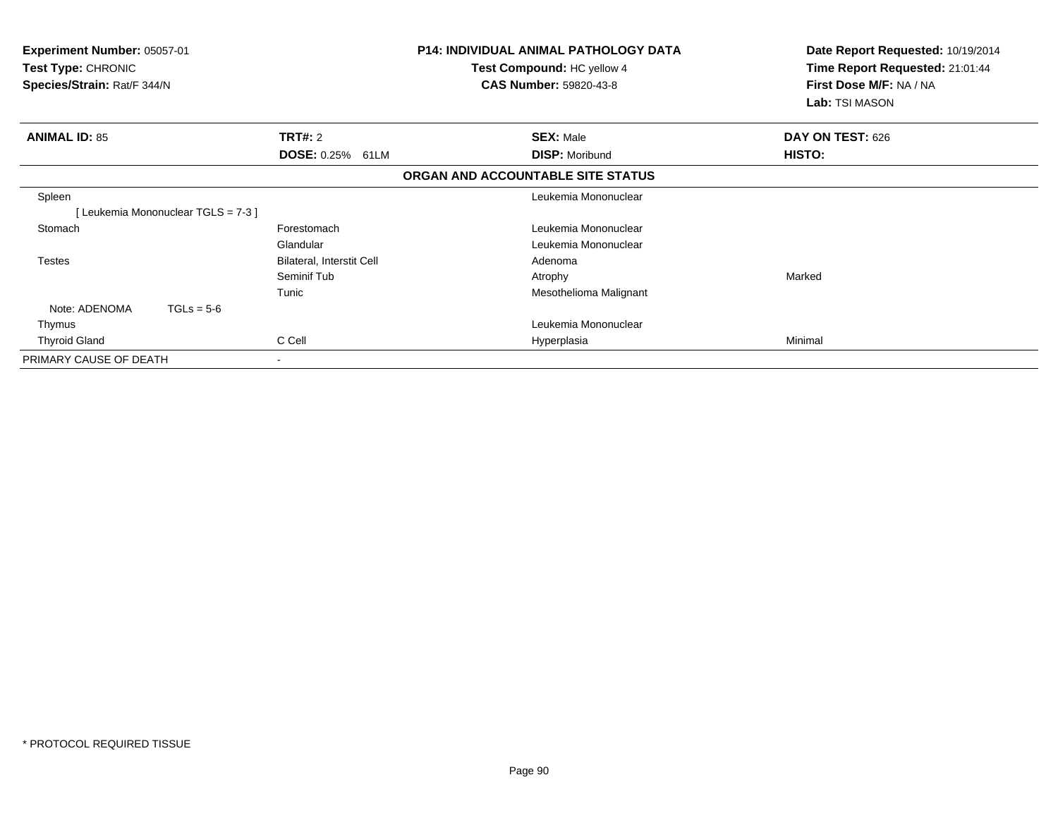**Experiment Number:** 05057-01
**Test Type:** CHRONIC
**Species/Strain:** Rat/F 344/N

**P14: INDIVIDUAL ANIMAL PATHOLOGY DATA**
**Test Compound:** HC yellow 4
**CAS Number:** 59820-43-8

**Date Report Requested:** 10/19/2014
**Time Report Requested:** 21:01:44
**First Dose M/F:** NA / NA
**Lab:** TSI MASON

| **ANIMAL ID:** 85 | **TRT#:** 2 | **SEX:** Male | **DAY ON TEST:** 626 |
|---|---|---|---|
| | **DOSE:** 0.25% 61LM | **DISP:** Moribund | **HISTO:** |

**ORGAN AND ACCOUNTABLE SITE STATUS**

| | | | |
|---|---|---|---|
| Spleen | | Leukemia Mononuclear | |
| [ Leukemia Mononuclear TGLS = 7-3 ] | | | |
| Stomach | Forestomach | Leukemia Mononuclear | |
| | Glandular | Leukemia Mononuclear | |
| Testes | Bilateral, Interstit Cell | Adenoma | |
| | Seminif Tub | Atrophy | Marked |
| | Tunic | Mesothelioma Malignant | |
| Note: ADENOMA TGLs = 5-6 | | | |
| Thymus | | Leukemia Mononuclear | |
| Thyroid Gland | C Cell | Hyperplasia | Minimal |
| PRIMARY CAUSE OF DEATH | - | | |

* PROTOCOL REQUIRED TISSUE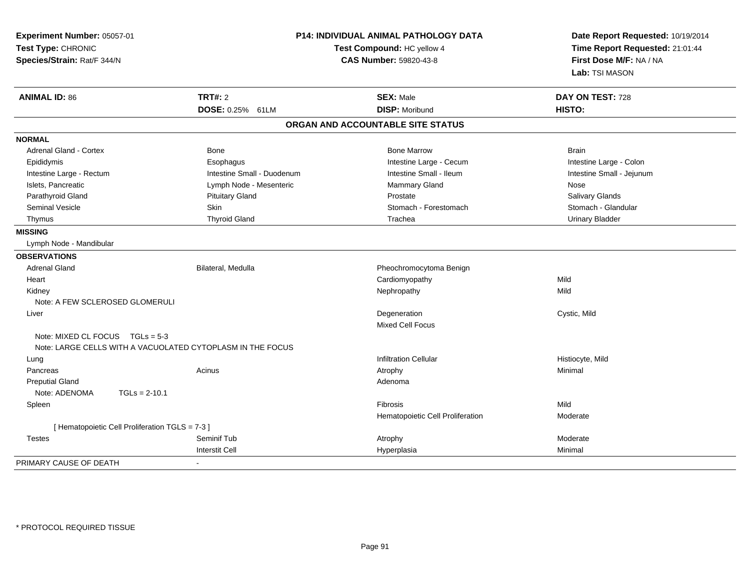**Experiment Number:** 05057-01
**Test Type:** CHRONIC
**Species/Strain:** Rat/F 344/N

**P14: INDIVIDUAL ANIMAL PATHOLOGY DATA**
**Test Compound:** HC yellow 4
**CAS Number:** 59820-43-8

**Date Report Requested:** 10/19/2014
**Time Report Requested:** 21:01:44
**First Dose M/F:** NA / NA
**Lab:** TSI MASON

| **ANIMAL ID:** 86 | **TRT#:** 2 | **SEX:** Male | **DAY ON TEST:** 728 |
|---|---|---|---|
| | **DOSE:** 0.25% 61LM | **DISP:** Moribund | **HISTO:** |

## ORGAN AND ACCOUNTABLE SITE STATUS

**NORMAL**

| | | | |
|---|---|---|---|
| Adrenal Gland - Cortex | Bone | Bone Marrow | Brain |
| Epididymis | Esophagus | Intestine Large - Cecum | Intestine Large - Colon |
| Intestine Large - Rectum | Intestine Small - Duodenum | Intestine Small - Ileum | Intestine Small - Jejunum |
| Islets, Pancreatic | Lymph Node - Mesenteric | Mammary Gland | Nose |
| Parathyroid Gland | Pituitary Gland | Prostate | Salivary Glands |
| Seminal Vesicle | Skin | Stomach - Forestomach | Stomach - Glandular |
| Thymus | Thyroid Gland | Trachea | Urinary Bladder |

**MISSING**

Lymph Node - Mandibular

**OBSERVATIONS**

| | | | |
|---|---|---|---|
| Adrenal Gland | Bilateral, Medulla | Pheochromocytoma Benign | |
| Heart | | Cardiomyopathy | Mild |
| Kidney | | Nephropathy | Mild |
| Note: A FEW SCLEROSED GLOMERULI | | | |
| Liver | | Degeneration | Cystic, Mild |
| | | Mixed Cell Focus | |
| Note: MIXED CL FOCUS TGLs = 5-3 | | | |
| Note: LARGE CELLS WITH A VACUOLATED CYTOPLASM IN THE FOCUS | | | |
| Lung | | Infiltration Cellular | Histiocyte, Mild |
| Pancreas | Acinus | Atrophy | Minimal |
| Preputial Gland | | Adenoma | |
| Note: ADENOMA TGLs = 2-10.1 | | | |
| Spleen | | Fibrosis | Mild |
| | | Hematopoietic Cell Proliferation | Moderate |
| [ Hematopoietic Cell Proliferation TGLS = 7-3 ] | | | |
| Testes | Seminif Tub | Atrophy | Moderate |
| | Interstit Cell | Hyperplasia | Minimal |

PRIMARY CAUSE OF DEATH -

\* PROTOCOL REQUIRED TISSUE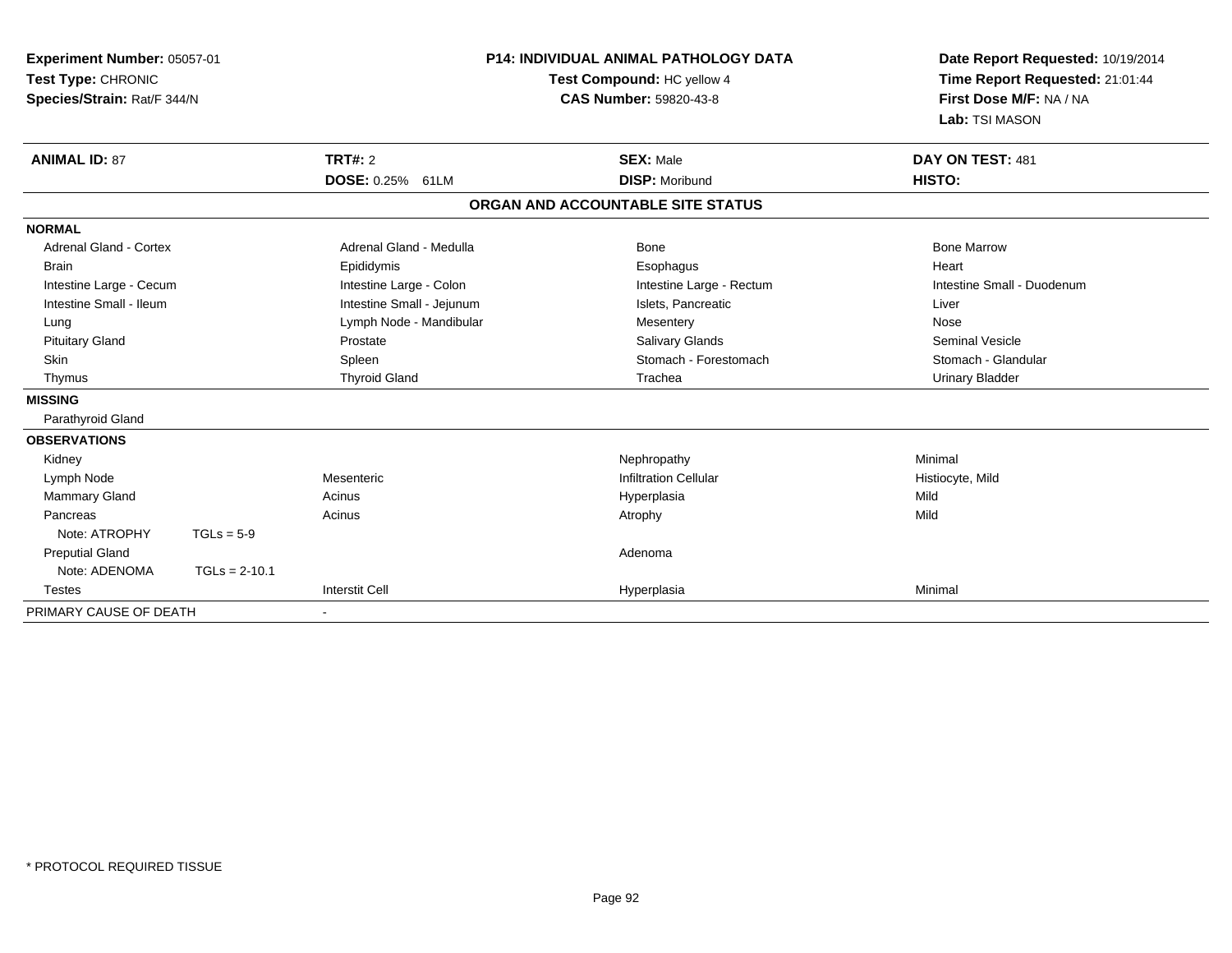**Experiment Number:** 05057-01
**Test Type:** CHRONIC
**Species/Strain:** Rat/F 344/N

**P14: INDIVIDUAL ANIMAL PATHOLOGY DATA**
**Test Compound:** HC yellow 4
**CAS Number:** 59820-43-8

**Date Report Requested:** 10/19/2014
**Time Report Requested:** 21:01:44
**First Dose M/F:** NA / NA
**Lab:** TSI MASON

| **ANIMAL ID:** 87 | **TRT#:** 2 | **SEX:** Male | **DAY ON TEST:** 481 |
|---|---|---|---|
| | **DOSE:** 0.25% 61LM | **DISP:** Moribund | **HISTO:** |

## ORGAN AND ACCOUNTABLE SITE STATUS

| | | | |
|---|---|---|---|
| **NORMAL** | | | |
| Adrenal Gland - Cortex | Adrenal Gland - Medulla | Bone | Bone Marrow |
| Brain | Epididymis | Esophagus | Heart |
| Intestine Large - Cecum | Intestine Large - Colon | Intestine Large - Rectum | Intestine Small - Duodenum |
| Intestine Small - Ileum | Intestine Small - Jejunum | Islets, Pancreatic | Liver |
| Lung | Lymph Node - Mandibular | Mesentery | Nose |
| Pituitary Gland | Prostate | Salivary Glands | Seminal Vesicle |
| Skin | Spleen | Stomach - Forestomach | Stomach - Glandular |
| Thymus | Thyroid Gland | Trachea | Urinary Bladder |
| **MISSING** | | | |
| Parathyroid Gland | | | |
| **OBSERVATIONS** | | | |
| Kidney | | Nephropathy | Minimal |
| Lymph Node | Mesenteric | Infiltration Cellular | Histiocyte, Mild |
| Mammary Gland | Acinus | Hyperplasia | Mild |
| Pancreas | Acinus | Atrophy | Mild |
| Note: ATROPHY TGLs = 5-9 | | | |
| Preputial Gland | | Adenoma | |
| Note: ADENOMA TGLs = 2-10.1 | | | |
| Testes | Interstit Cell | Hyperplasia | Minimal |
| PRIMARY CAUSE OF DEATH | - | | |

\* PROTOCOL REQUIRED TISSUE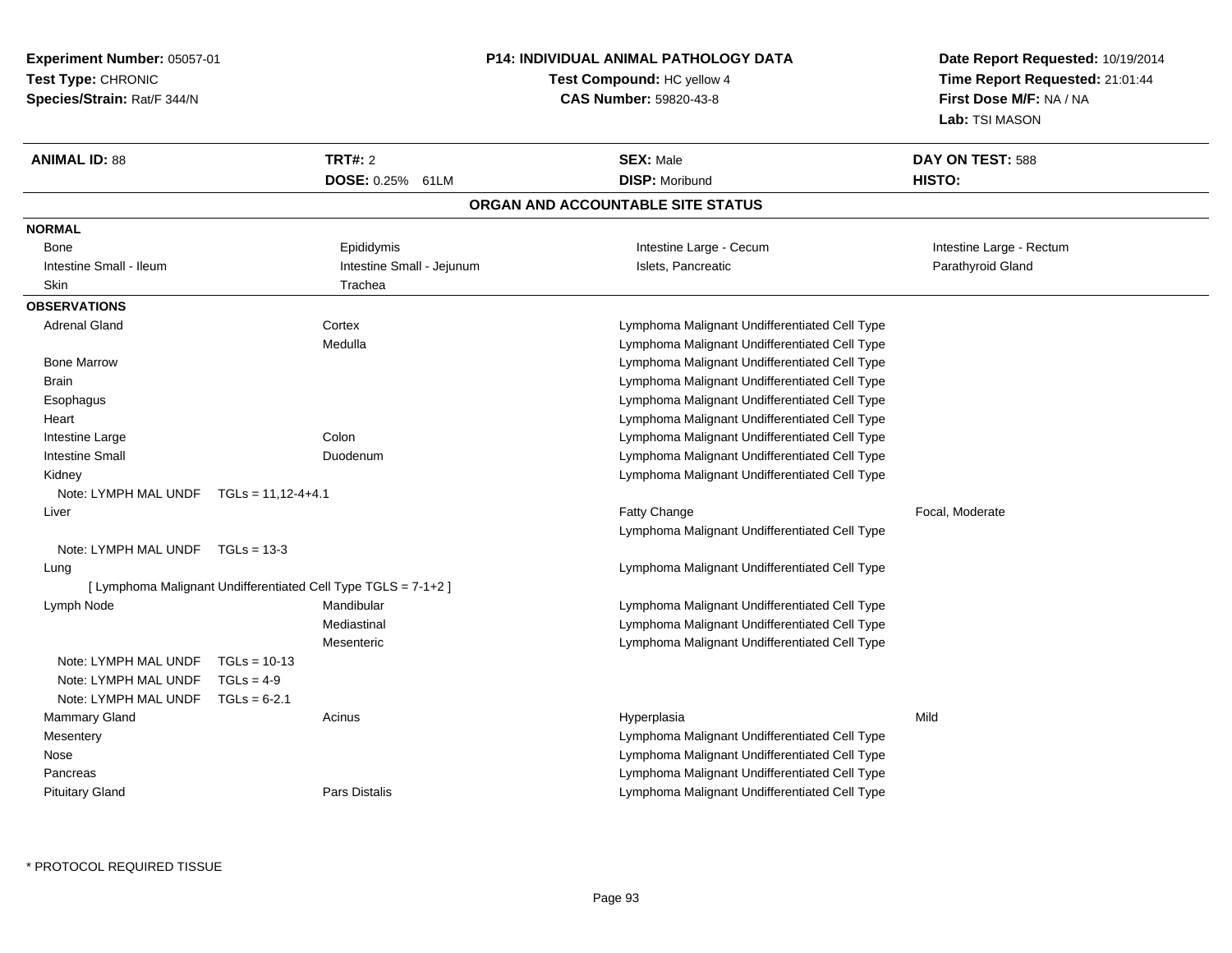**Experiment Number:** 05057-01
**Test Type:** CHRONIC
**Species/Strain:** Rat/F 344/N

**P14: INDIVIDUAL ANIMAL PATHOLOGY DATA**
**Test Compound:** HC yellow 4
**CAS Number:** 59820-43-8

**Date Report Requested:** 10/19/2014
**Time Report Requested:** 21:01:44
**First Dose M/F:** NA / NA
**Lab:** TSI MASON

| **ANIMAL ID:** 88 | **TRT#:** 2 | **SEX:** Male | **DAY ON TEST:** 588 |
|---|---|---|---|
| | **DOSE:** 0.25% 61LM | **DISP:** Moribund | **HISTO:** |

## ORGAN AND ACCOUNTABLE SITE STATUS

**NORMAL**

| | | | |
|---|---|---|---|
| Bone | Epididymis | Intestine Large - Cecum | Intestine Large - Rectum |
| Intestine Small - Ileum | Intestine Small - Jejunum | Islets, Pancreatic | Parathyroid Gland |
| Skin | Trachea | | |

**OBSERVATIONS**

| Organ | Site | Observation | Severity |
|---|---|---|---|
| Adrenal Gland | Cortex | Lymphoma Malignant Undifferentiated Cell Type | |
| | Medulla | Lymphoma Malignant Undifferentiated Cell Type | |
| Bone Marrow | | Lymphoma Malignant Undifferentiated Cell Type | |
| Brain | | Lymphoma Malignant Undifferentiated Cell Type | |
| Esophagus | | Lymphoma Malignant Undifferentiated Cell Type | |
| Heart | | Lymphoma Malignant Undifferentiated Cell Type | |
| Intestine Large | Colon | Lymphoma Malignant Undifferentiated Cell Type | |
| Intestine Small | Duodenum | Lymphoma Malignant Undifferentiated Cell Type | |
| Kidney | | Lymphoma Malignant Undifferentiated Cell Type | |
| Note: LYMPH MAL UNDF TGLs = 11,12-4+4.1 | | | |
| Liver | | Fatty Change | Focal, Moderate |
| | | Lymphoma Malignant Undifferentiated Cell Type | |
| Note: LYMPH MAL UNDF TGLs = 13-3 | | | |
| Lung | | Lymphoma Malignant Undifferentiated Cell Type | |
| [ Lymphoma Malignant Undifferentiated Cell Type TGLS = 7-1+2 ] | | | |
| Lymph Node | Mandibular | Lymphoma Malignant Undifferentiated Cell Type | |
| | Mediastinal | Lymphoma Malignant Undifferentiated Cell Type | |
| | Mesenteric | Lymphoma Malignant Undifferentiated Cell Type | |
| Note: LYMPH MAL UNDF TGLs = 10-13 | | | |
| Note: LYMPH MAL UNDF TGLs = 4-9 | | | |
| Note: LYMPH MAL UNDF TGLs = 6-2.1 | | | |
| Mammary Gland | Acinus | Hyperplasia | Mild |
| Mesentery | | Lymphoma Malignant Undifferentiated Cell Type | |
| Nose | | Lymphoma Malignant Undifferentiated Cell Type | |
| Pancreas | | Lymphoma Malignant Undifferentiated Cell Type | |
| Pituitary Gland | Pars Distalis | Lymphoma Malignant Undifferentiated Cell Type | |

* PROTOCOL REQUIRED TISSUE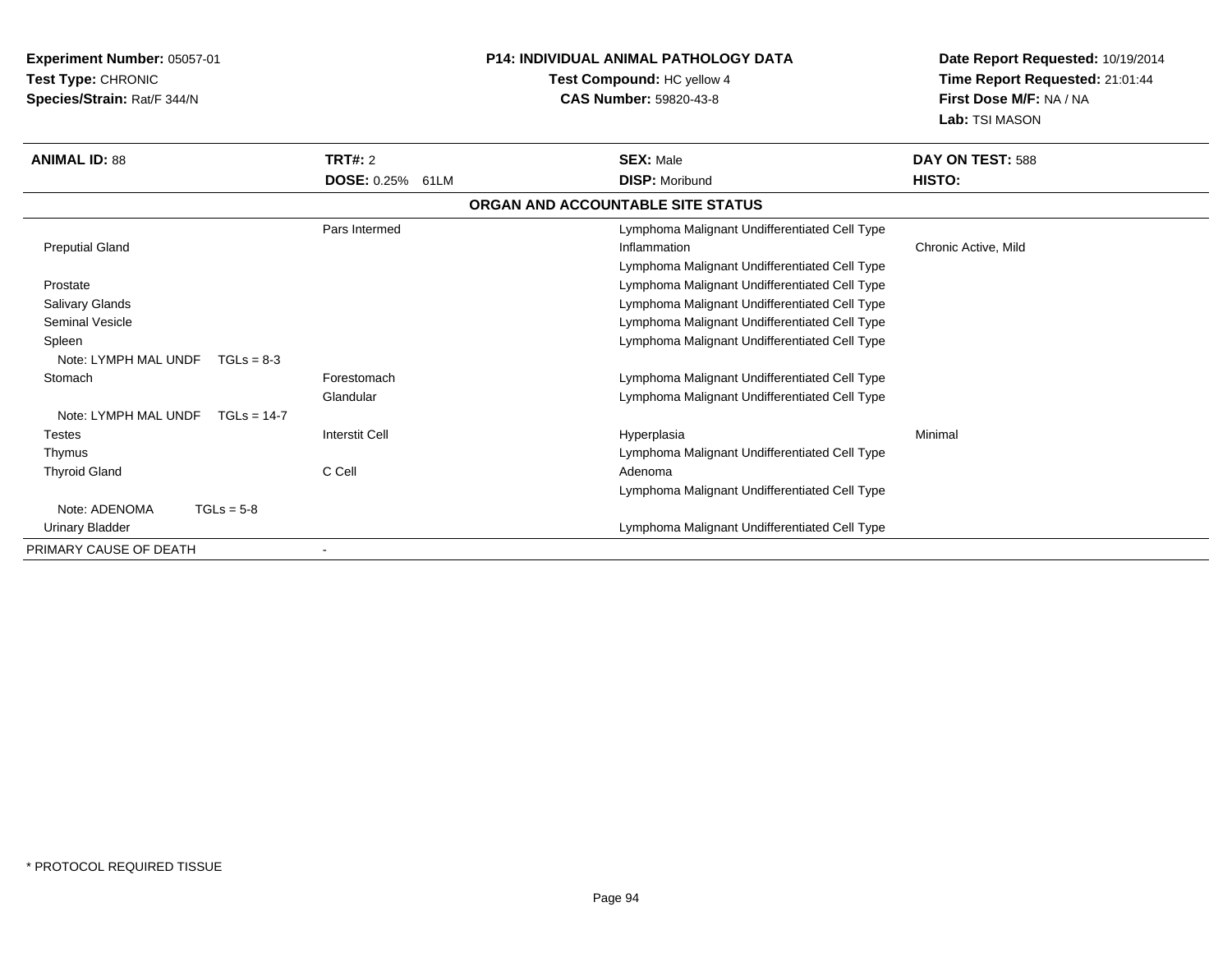**Experiment Number:** 05057-01
**Test Type:** CHRONIC
**Species/Strain:** Rat/F 344/N

**P14: INDIVIDUAL ANIMAL PATHOLOGY DATA**
**Test Compound:** HC yellow 4
**CAS Number:** 59820-43-8

**Date Report Requested:** 10/19/2014
**Time Report Requested:** 21:01:44
**First Dose M/F:** NA / NA
**Lab:** TSI MASON

| **ANIMAL ID:** 88 | **TRT#:** 2 | **SEX:** Male | **DAY ON TEST:** 588 |
|---|---|---|---|
| | **DOSE:** 0.25% 61LM | **DISP:** Moribund | **HISTO:** |

**ORGAN AND ACCOUNTABLE SITE STATUS**

| | | | |
|---|---|---|---|
| | Pars Intermed | Lymphoma Malignant Undifferentiated Cell Type | |
| Preputial Gland | | Inflammation | Chronic Active, Mild |
| | | Lymphoma Malignant Undifferentiated Cell Type | |
| Prostate | | Lymphoma Malignant Undifferentiated Cell Type | |
| Salivary Glands | | Lymphoma Malignant Undifferentiated Cell Type | |
| Seminal Vesicle | | Lymphoma Malignant Undifferentiated Cell Type | |
| Spleen | | Lymphoma Malignant Undifferentiated Cell Type | |
| Note: LYMPH MAL UNDF TGLs = 8-3 | | | |
| Stomach | Forestomach | Lymphoma Malignant Undifferentiated Cell Type | |
| | Glandular | Lymphoma Malignant Undifferentiated Cell Type | |
| Note: LYMPH MAL UNDF TGLs = 14-7 | | | |
| Testes | Interstit Cell | Hyperplasia | Minimal |
| Thymus | | Lymphoma Malignant Undifferentiated Cell Type | |
| Thyroid Gland | C Cell | Adenoma | |
| | | Lymphoma Malignant Undifferentiated Cell Type | |
| Note: ADENOMA TGLs = 5-8 | | | |
| Urinary Bladder | | Lymphoma Malignant Undifferentiated Cell Type | |
| PRIMARY CAUSE OF DEATH | - | | |

* PROTOCOL REQUIRED TISSUE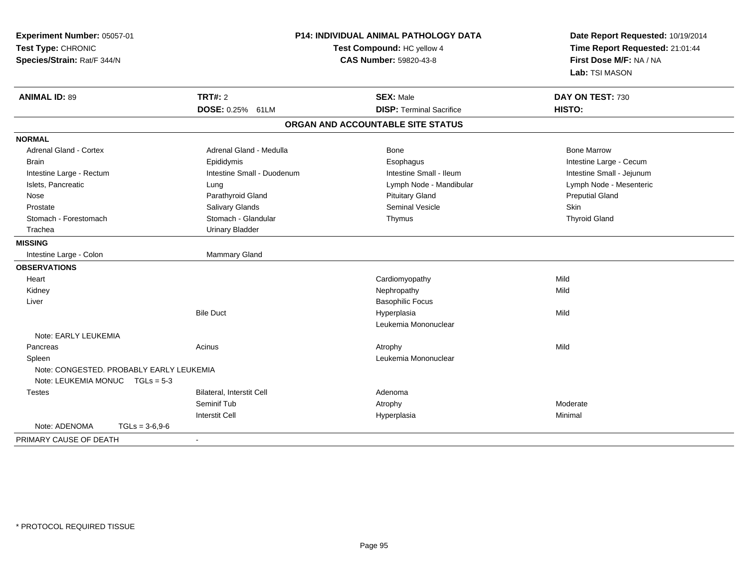**Experiment Number:** 05057-01
**Test Type:** CHRONIC
**Species/Strain:** Rat/F 344/N

**P14: INDIVIDUAL ANIMAL PATHOLOGY DATA**
**Test Compound:** HC yellow 4
**CAS Number:** 59820-43-8

**Date Report Requested:** 10/19/2014
**Time Report Requested:** 21:01:44
**First Dose M/F:** NA / NA
**Lab:** TSI MASON

| **ANIMAL ID:** 89 | **TRT#:** 2 | **SEX:** Male | **DAY ON TEST:** 730 |
|---|---|---|---|
| | **DOSE:** 0.25% 61LM | **DISP:** Terminal Sacrifice | **HISTO:** |

## ORGAN AND ACCOUNTABLE SITE STATUS

| | | | |
|---|---|---|---|
| **NORMAL** | | | |
| Adrenal Gland - Cortex | Adrenal Gland - Medulla | Bone | Bone Marrow |
| Brain | Epididymis | Esophagus | Intestine Large - Cecum |
| Intestine Large - Rectum | Intestine Small - Duodenum | Intestine Small - Ileum | Intestine Small - Jejunum |
| Islets, Pancreatic | Lung | Lymph Node - Mandibular | Lymph Node - Mesenteric |
| Nose | Parathyroid Gland | Pituitary Gland | Preputial Gland |
| Prostate | Salivary Glands | Seminal Vesicle | Skin |
| Stomach - Forestomach | Stomach - Glandular | Thymus | Thyroid Gland |
| Trachea | Urinary Bladder | | |
| **MISSING** | | | |
| Intestine Large - Colon | Mammary Gland | | |
| **OBSERVATIONS** | | | |
| Heart | | Cardiomyopathy | Mild |
| Kidney | | Nephropathy | Mild |
| Liver | | Basophilic Focus | |
| | Bile Duct | Hyperplasia | Mild |
| | | Leukemia Mononuclear | |
| Note: EARLY LEUKEMIA | | | |
| Pancreas | Acinus | Atrophy | Mild |
| Spleen | | Leukemia Mononuclear | |
| Note: CONGESTED. PROBABLY EARLY LEUKEMIA | | | |
| Note: LEUKEMIA MONUC TGLs = 5-3 | | | |
| Testes | Bilateral, Interstit Cell | Adenoma | |
| | Seminif Tub | Atrophy | Moderate |
| | Interstit Cell | Hyperplasia | Minimal |
| Note: ADENOMA TGLs = 3-6,9-6 | | | |
| PRIMARY CAUSE OF DEATH | - | | |

\* PROTOCOL REQUIRED TISSUE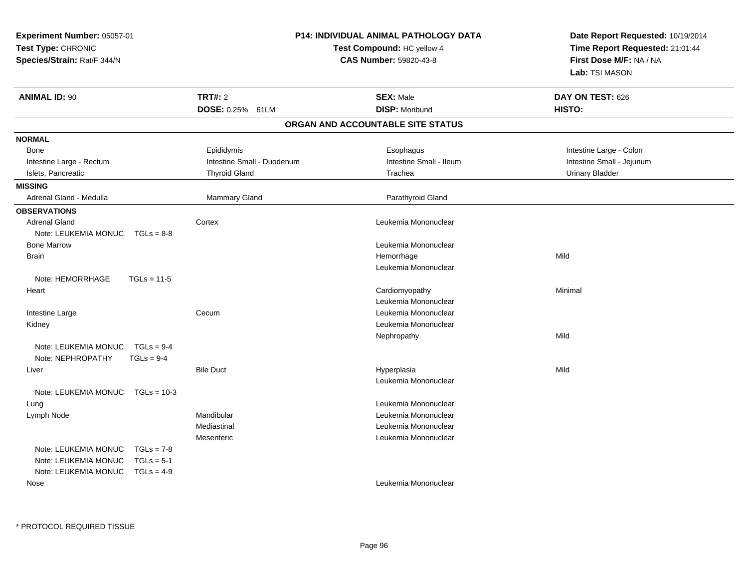**Experiment Number:** 05057-01
**Test Type:** CHRONIC
**Species/Strain:** Rat/F 344/N

**P14: INDIVIDUAL ANIMAL PATHOLOGY DATA**
**Test Compound:** HC yellow 4
**CAS Number:** 59820-43-8

**Date Report Requested:** 10/19/2014
**Time Report Requested:** 21:01:44
**First Dose M/F:** NA / NA
**Lab:** TSI MASON

| **ANIMAL ID:** 90 | **TRT#:** 2 | **SEX:** Male | **DAY ON TEST:** 626 |
|---|---|---|---|
| | **DOSE:** 0.25% 61LM | **DISP:** Moribund | **HISTO:** |

## ORGAN AND ACCOUNTABLE SITE STATUS

**NORMAL**

| | | | |
|---|---|---|---|
| Bone | Epididymis | Esophagus | Intestine Large - Colon |
| Intestine Large - Rectum | Intestine Small - Duodenum | Intestine Small - Ileum | Intestine Small - Jejunum |
| Islets, Pancreatic | Thyroid Gland | Trachea | Urinary Bladder |

**MISSING**

| | | |
|---|---|---|
| Adrenal Gland - Medulla | Mammary Gland | Parathyroid Gland |

**OBSERVATIONS**

| Organ | Site | Observation | Severity |
|---|---|---|---|
| Adrenal Gland | Cortex | Leukemia Mononuclear | |
| Note: LEUKEMIA MONUC TGLs = 8-8 | | | |
| Bone Marrow | | Leukemia Mononuclear | |
| Brain | | Hemorrhage | Mild |
| | | Leukemia Mononuclear | |
| Note: HEMORRHAGE TGLs = 11-5 | | | |
| Heart | | Cardiomyopathy | Minimal |
| | | Leukemia Mononuclear | |
| Intestine Large | Cecum | Leukemia Mononuclear | |
| Kidney | | Leukemia Mononuclear | |
| | | Nephropathy | Mild |
| Note: LEUKEMIA MONUC TGLs = 9-4 | | | |
| Note: NEPHROPATHY TGLs = 9-4 | | | |
| Liver | Bile Duct | Hyperplasia | Mild |
| | | Leukemia Mononuclear | |
| Note: LEUKEMIA MONUC TGLs = 10-3 | | | |
| Lung | | Leukemia Mononuclear | |
| Lymph Node | Mandibular | Leukemia Mononuclear | |
| | Mediastinal | Leukemia Mononuclear | |
| | Mesenteric | Leukemia Mononuclear | |
| Note: LEUKEMIA MONUC TGLs = 7-8 | | | |
| Note: LEUKEMIA MONUC TGLs = 5-1 | | | |
| Note: LEUKEMIA MONUC TGLs = 4-9 | | | |
| Nose | | Leukemia Mononuclear | |

\* PROTOCOL REQUIRED TISSUE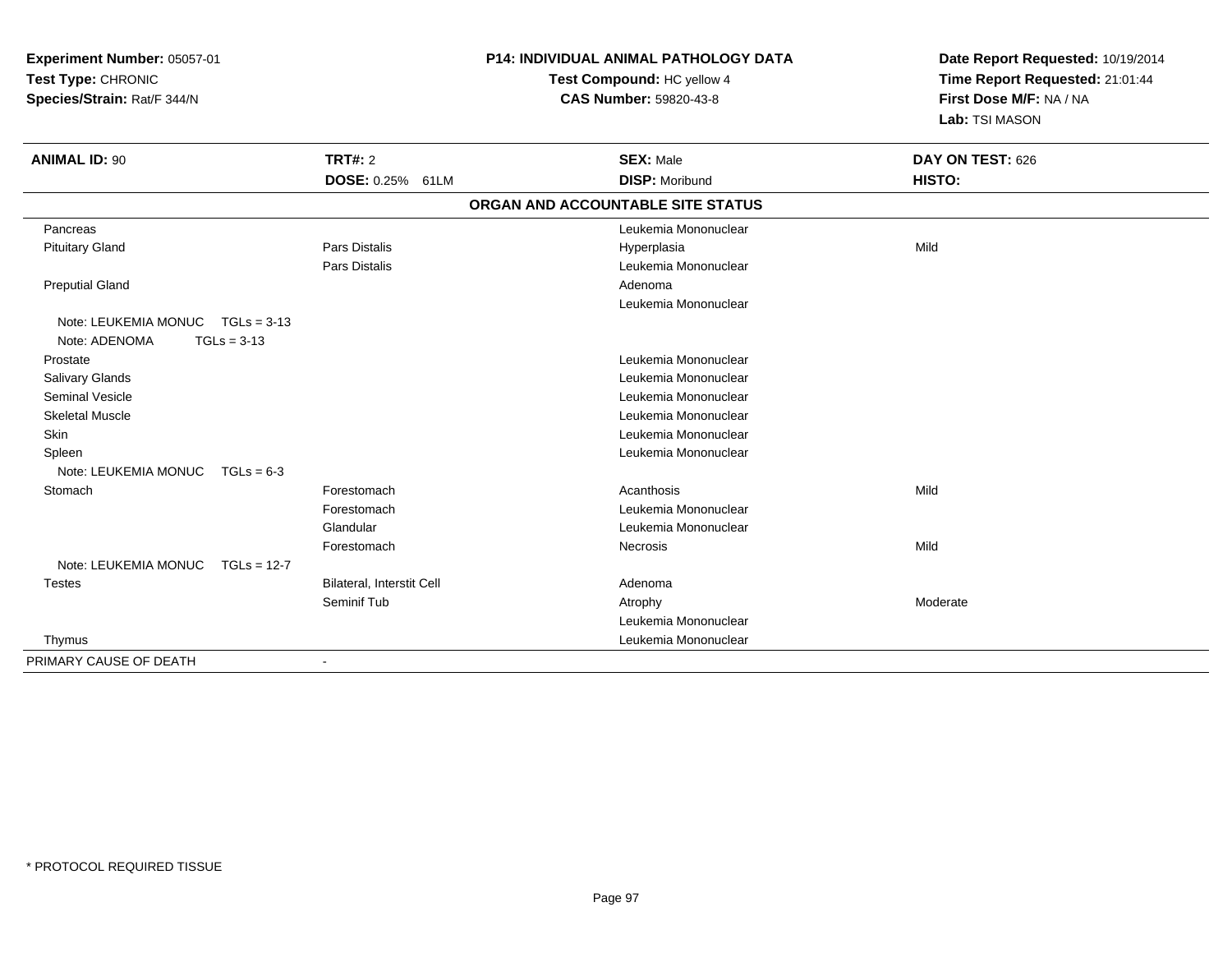**Experiment Number:** 05057-01
**Test Type:** CHRONIC
**Species/Strain:** Rat/F 344/N

**P14: INDIVIDUAL ANIMAL PATHOLOGY DATA**
**Test Compound:** HC yellow 4
**CAS Number:** 59820-43-8

**Date Report Requested:** 10/19/2014
**Time Report Requested:** 21:01:44
**First Dose M/F:** NA / NA
**Lab:** TSI MASON

| **ANIMAL ID:** 90 | **TRT#:** 2 | **SEX:** Male | **DAY ON TEST:** 626 |
|---|---|---|---|
| | **DOSE:** 0.25% 61LM | **DISP:** Moribund | **HISTO:** |

**ORGAN AND ACCOUNTABLE SITE STATUS**

| | | | |
|---|---|---|---|
| Pancreas | | Leukemia Mononuclear | |
| Pituitary Gland | Pars Distalis | Hyperplasia | Mild |
| | Pars Distalis | Leukemia Mononuclear | |
| Preputial Gland | | Adenoma | |
| | | Leukemia Mononuclear | |
| Note: LEUKEMIA MONUC TGLs = 3-13 | | | |
| Note: ADENOMA TGLs = 3-13 | | | |
| Prostate | | Leukemia Mononuclear | |
| Salivary Glands | | Leukemia Mononuclear | |
| Seminal Vesicle | | Leukemia Mononuclear | |
| Skeletal Muscle | | Leukemia Mononuclear | |
| Skin | | Leukemia Mononuclear | |
| Spleen | | Leukemia Mononuclear | |
| Note: LEUKEMIA MONUC TGLs = 6-3 | | | |
| Stomach | Forestomach | Acanthosis | Mild |
| | Forestomach | Leukemia Mononuclear | |
| | Glandular | Leukemia Mononuclear | |
| | Forestomach | Necrosis | Mild |
| Note: LEUKEMIA MONUC TGLs = 12-7 | | | |
| Testes | Bilateral, Interstit Cell | Adenoma | |
| | Seminif Tub | Atrophy | Moderate |
| | | Leukemia Mononuclear | |
| Thymus | | Leukemia Mononuclear | |
| PRIMARY CAUSE OF DEATH | - | | |

* PROTOCOL REQUIRED TISSUE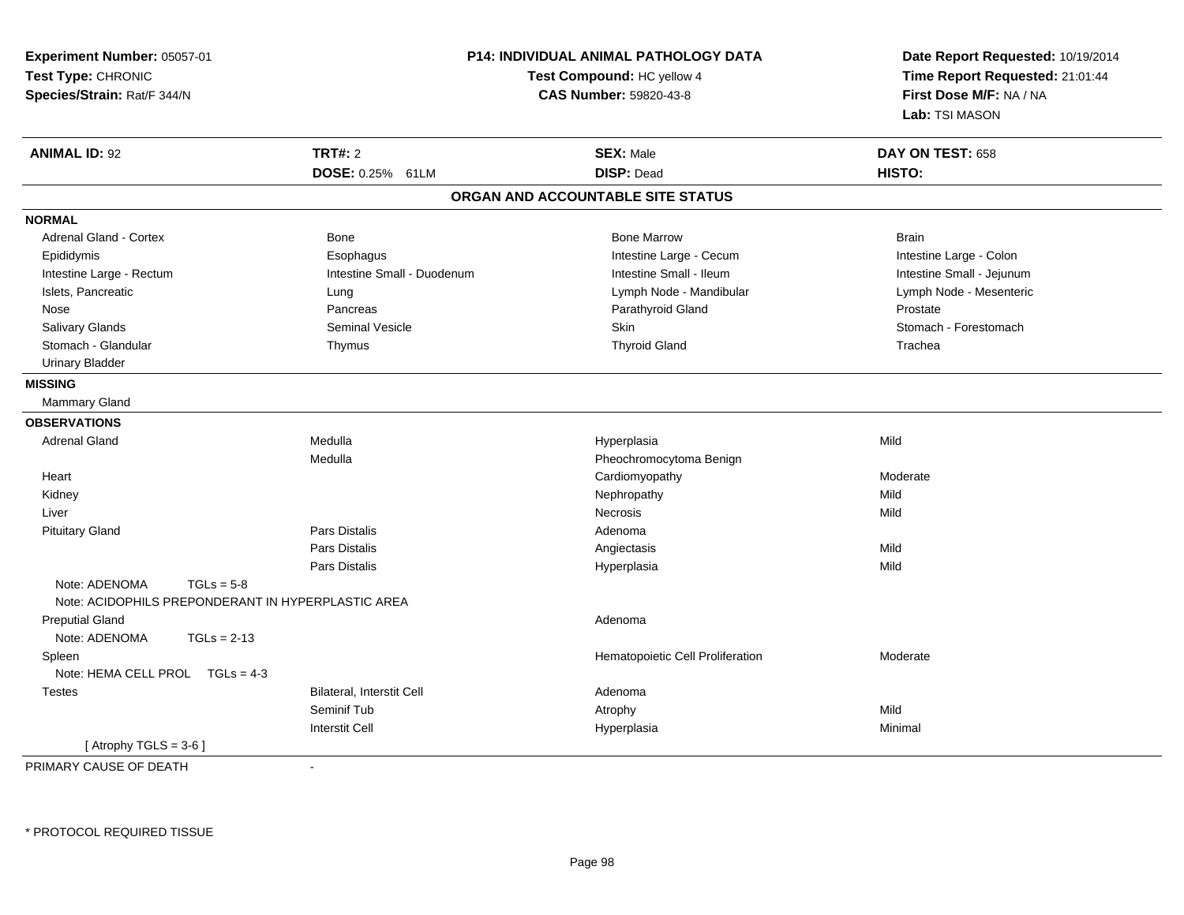**Experiment Number:** 05057-01
**Test Type:** CHRONIC
**Species/Strain:** Rat/F 344/N

**P14: INDIVIDUAL ANIMAL PATHOLOGY DATA**
**Test Compound:** HC yellow 4
**CAS Number:** 59820-43-8

**Date Report Requested:** 10/19/2014
**Time Report Requested:** 21:01:44
**First Dose M/F:** NA / NA
**Lab:** TSI MASON

| **ANIMAL ID:** 92 | **TRT#:** 2 | **SEX:** Male | **DAY ON TEST:** 658 |
|---|---|---|---|
| | **DOSE:** 0.25% 61LM | **DISP:** Dead | **HISTO:** |

## ORGAN AND ACCOUNTABLE SITE STATUS

**NORMAL**

| | | | |
|---|---|---|---|
| Adrenal Gland - Cortex | Bone | Bone Marrow | Brain |
| Epididymis | Esophagus | Intestine Large - Cecum | Intestine Large - Colon |
| Intestine Large - Rectum | Intestine Small - Duodenum | Intestine Small - Ileum | Intestine Small - Jejunum |
| Islets, Pancreatic | Lung | Lymph Node - Mandibular | Lymph Node - Mesenteric |
| Nose | Pancreas | Parathyroid Gland | Prostate |
| Salivary Glands | Seminal Vesicle | Skin | Stomach - Forestomach |
| Stomach - Glandular | Thymus | Thyroid Gland | Trachea |
| Urinary Bladder | | | |

**MISSING**

Mammary Gland

**OBSERVATIONS**

| Organ | Site | Observation | Severity |
|---|---|---|---|
| Adrenal Gland | Medulla | Hyperplasia | Mild |
| | Medulla | Pheochromocytoma Benign | |
| Heart | | Cardiomyopathy | Moderate |
| Kidney | | Nephropathy | Mild |
| Liver | | Necrosis | Mild |
| Pituitary Gland | Pars Distalis | Adenoma | |
| | Pars Distalis | Angiectasis | Mild |
| | Pars Distalis | Hyperplasia | Mild |
| Note: ADENOMA TGLs = 5-8 | | | |
| Note: ACIDOPHILS PREPONDERANT IN HYPERPLASTIC AREA | | | |
| Preputial Gland | | Adenoma | |
| Note: ADENOMA TGLs = 2-13 | | | |
| Spleen | | Hematopoietic Cell Proliferation | Moderate |
| Note: HEMA CELL PROL TGLs = 4-3 | | | |
| Testes | Bilateral, Interstit Cell | Adenoma | |
| | Seminif Tub | Atrophy | Mild |
| | Interstit Cell | Hyperplasia | Minimal |
| [ Atrophy TGLS = 3-6 ] | | | |

PRIMARY CAUSE OF DEATH -

* PROTOCOL REQUIRED TISSUE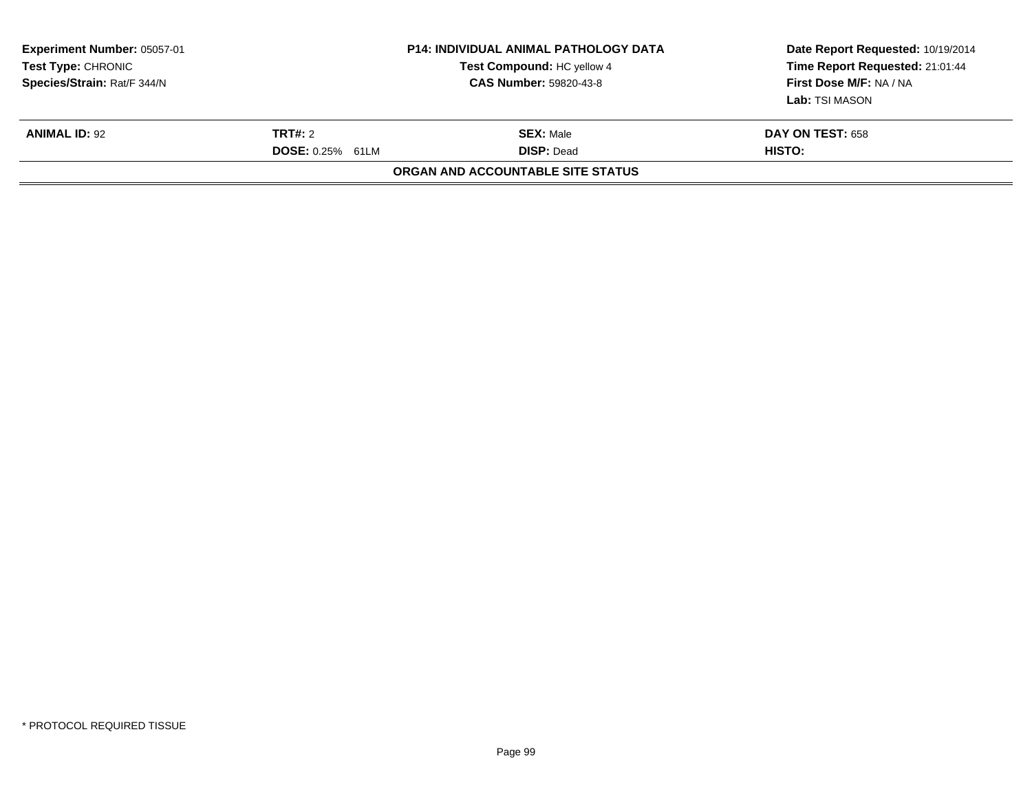| Experiment Number: 05057-01 | P14: INDIVIDUAL ANIMAL PATHOLOGY DATA | Date Report Requested: 10/19/2014 |
| --- | --- | --- |
| Test Type: CHRONIC | Test Compound: HC yellow 4 | Time Report Requested: 21:01:44 |
| Species/Strain: Rat/F 344/N | CAS Number: 59820-43-8 | First Dose M/F: NA / NA |
| | | Lab: TSI MASON |

| ANIMAL ID: 92 | TRT#: 2 | SEX: Male | DAY ON TEST: 658 |
| --- | --- | --- | --- |
| | DOSE: 0.25% 61LM | DISP: Dead | HISTO: |

**ORGAN AND ACCOUNTABLE SITE STATUS**

* PROTOCOL REQUIRED TISSUE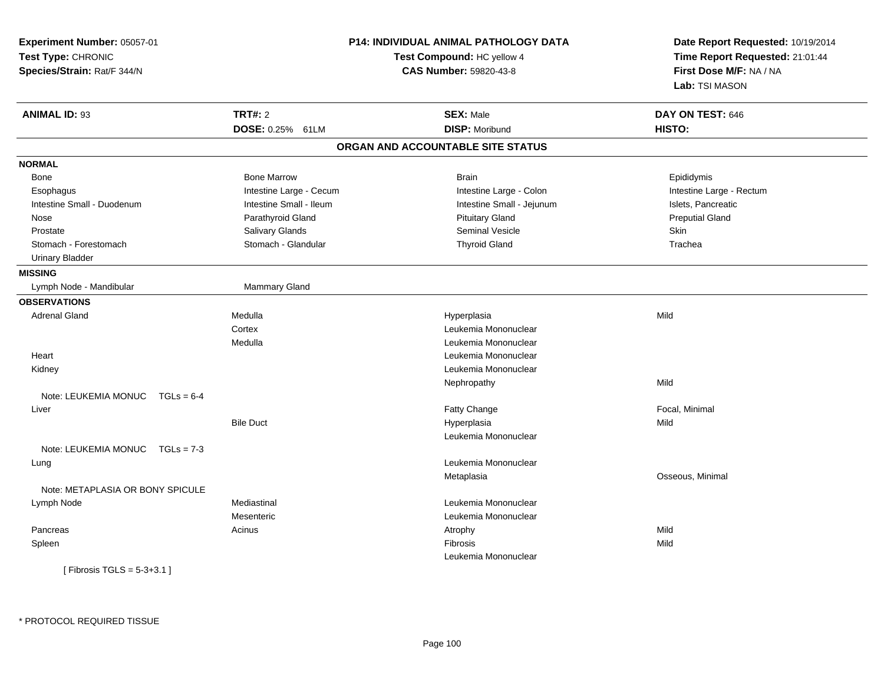**Experiment Number:** 05057-01
**Test Type:** CHRONIC
**Species/Strain:** Rat/F 344/N

**P14: INDIVIDUAL ANIMAL PATHOLOGY DATA**
**Test Compound:** HC yellow 4
**CAS Number:** 59820-43-8

**Date Report Requested:** 10/19/2014
**Time Report Requested:** 21:01:44
**First Dose M/F:** NA / NA
**Lab:** TSI MASON

| **ANIMAL ID:** 93 | **TRT#:** 2 | **SEX:** Male | **DAY ON TEST:** 646 |
|---|---|---|---|
| | **DOSE:** 0.25% 61LM | **DISP:** Moribund | **HISTO:** |

## ORGAN AND ACCOUNTABLE SITE STATUS

**NORMAL**

| | | | |
|---|---|---|---|
| Bone | Bone Marrow | Brain | Epididymis |
| Esophagus | Intestine Large - Cecum | Intestine Large - Colon | Intestine Large - Rectum |
| Intestine Small - Duodenum | Intestine Small - Ileum | Intestine Small - Jejunum | Islets, Pancreatic |
| Nose | Parathyroid Gland | Pituitary Gland | Preputial Gland |
| Prostate | Salivary Glands | Seminal Vesicle | Skin |
| Stomach - Forestomach | Stomach - Glandular | Thyroid Gland | Trachea |
| Urinary Bladder | | | |

**MISSING**

| | |
|---|---|
| Lymph Node - Mandibular | Mammary Gland |

**OBSERVATIONS**

| | | | |
|---|---|---|---|
| Adrenal Gland | Medulla | Hyperplasia | Mild |
| | Cortex | Leukemia Mononuclear | |
| | Medulla | Leukemia Mononuclear | |
| Heart | | Leukemia Mononuclear | |
| Kidney | | Leukemia Mononuclear | |
| | | Nephropathy | Mild |
| Note: LEUKEMIA MONUC TGLs = 6-4 | | | |
| Liver | | Fatty Change | Focal, Minimal |
| | Bile Duct | Hyperplasia | Mild |
| | | Leukemia Mononuclear | |
| Note: LEUKEMIA MONUC TGLs = 7-3 | | | |
| Lung | | Leukemia Mononuclear | |
| | | Metaplasia | Osseous, Minimal |
| Note: METAPLASIA OR BONY SPICULE | | | |
| Lymph Node | Mediastinal | Leukemia Mononuclear | |
| | Mesenteric | Leukemia Mononuclear | |
| Pancreas | Acinus | Atrophy | Mild |
| Spleen | | Fibrosis | Mild |
| | | Leukemia Mononuclear | |
| [ Fibrosis TGLS = 5-3+3.1 ] | | | |

* PROTOCOL REQUIRED TISSUE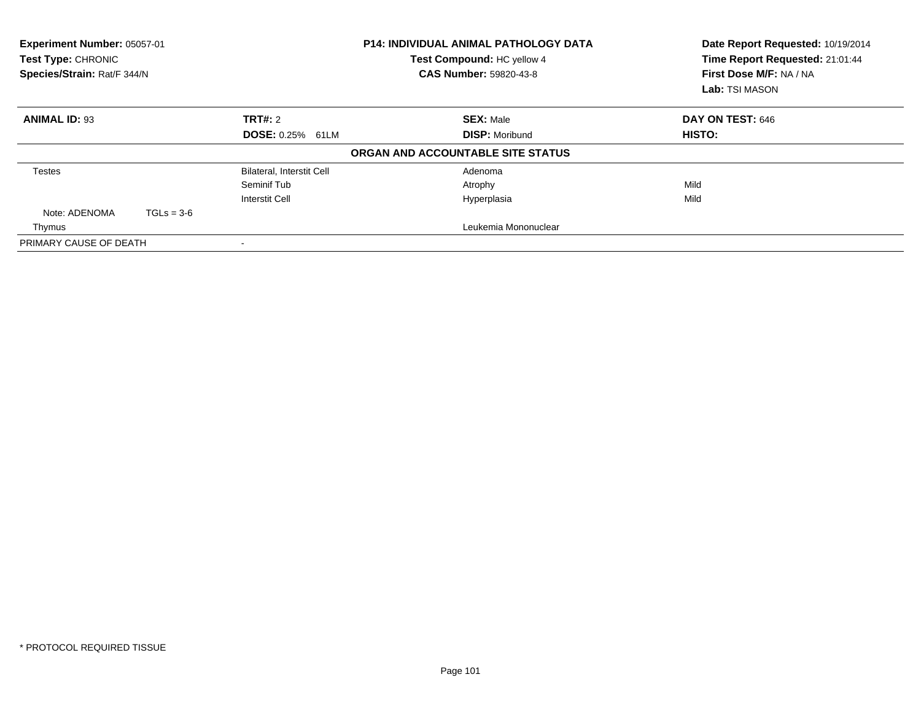**Experiment Number:** 05057-01
**Test Type:** CHRONIC
**Species/Strain:** Rat/F 344/N

**P14: INDIVIDUAL ANIMAL PATHOLOGY DATA**
**Test Compound:** HC yellow 4
**CAS Number:** 59820-43-8

**Date Report Requested:** 10/19/2014
**Time Report Requested:** 21:01:44
**First Dose M/F:** NA / NA
**Lab:** TSI MASON

| **ANIMAL ID:** 93 | **TRT#:** 2 | **SEX:** Male | **DAY ON TEST:** 646 |
|---|---|---|---|
| | **DOSE:** 0.25% 61LM | **DISP:** Moribund | **HISTO:** |

**ORGAN AND ACCOUNTABLE SITE STATUS**

| | | | |
|---|---|---|---|
| Testes | Bilateral, Interstit Cell | Adenoma | |
| | Seminif Tub | Atrophy | Mild |
| | Interstit Cell | Hyperplasia | Mild |
| Note: ADENOMA TGLs = 3-6 | | | |
| Thymus | | Leukemia Mononuclear | |
| PRIMARY CAUSE OF DEATH | - | | |

* PROTOCOL REQUIRED TISSUE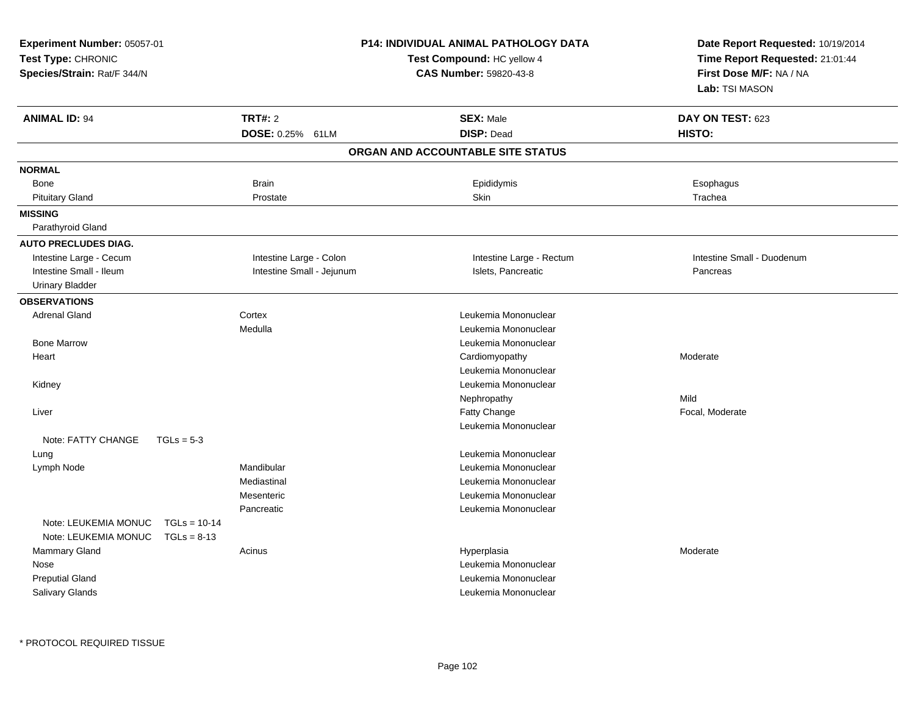**Experiment Number:** 05057-01
**Test Type:** CHRONIC
**Species/Strain:** Rat/F 344/N

**P14: INDIVIDUAL ANIMAL PATHOLOGY DATA**
**Test Compound:** HC yellow 4
**CAS Number:** 59820-43-8

**Date Report Requested:** 10/19/2014
**Time Report Requested:** 21:01:44
**First Dose M/F:** NA / NA
**Lab:** TSI MASON

| **ANIMAL ID:** 94 | **TRT#:** 2 | **SEX:** Male | **DAY ON TEST:** 623 |
|---|---|---|---|
| | **DOSE:** 0.25% 61LM | **DISP:** Dead | **HISTO:** |

## ORGAN AND ACCOUNTABLE SITE STATUS

**NORMAL**

| | | | |
|---|---|---|---|
| Bone | Brain | Epididymis | Esophagus |
| Pituitary Gland | Prostate | Skin | Trachea |

**MISSING**

Parathyroid Gland

**AUTO PRECLUDES DIAG.**

| | | | |
|---|---|---|---|
| Intestine Large - Cecum | Intestine Large - Colon | Intestine Large - Rectum | Intestine Small - Duodenum |
| Intestine Small - Ileum | Intestine Small - Jejunum | Islets, Pancreatic | Pancreas |
| Urinary Bladder | | | |

**OBSERVATIONS**

| Organ | Site | Observation | Severity |
|---|---|---|---|
| Adrenal Gland | Cortex | Leukemia Mononuclear | |
| | Medulla | Leukemia Mononuclear | |
| Bone Marrow | | Leukemia Mononuclear | |
| Heart | | Cardiomyopathy | Moderate |
| | | Leukemia Mononuclear | |
| Kidney | | Leukemia Mononuclear | |
| | | Nephropathy | Mild |
| Liver | | Fatty Change | Focal, Moderate |
| | | Leukemia Mononuclear | |
| Note: FATTY CHANGE TGLs = 5-3 | | | |
| Lung | | Leukemia Mononuclear | |
| Lymph Node | Mandibular | Leukemia Mononuclear | |
| | Mediastinal | Leukemia Mononuclear | |
| | Mesenteric | Leukemia Mononuclear | |
| | Pancreatic | Leukemia Mononuclear | |
| Note: LEUKEMIA MONUC TGLs = 10-14 | | | |
| Note: LEUKEMIA MONUC TGLs = 8-13 | | | |
| Mammary Gland | Acinus | Hyperplasia | Moderate |
| Nose | | Leukemia Mononuclear | |
| Preputial Gland | | Leukemia Mononuclear | |
| Salivary Glands | | Leukemia Mononuclear | |

* PROTOCOL REQUIRED TISSUE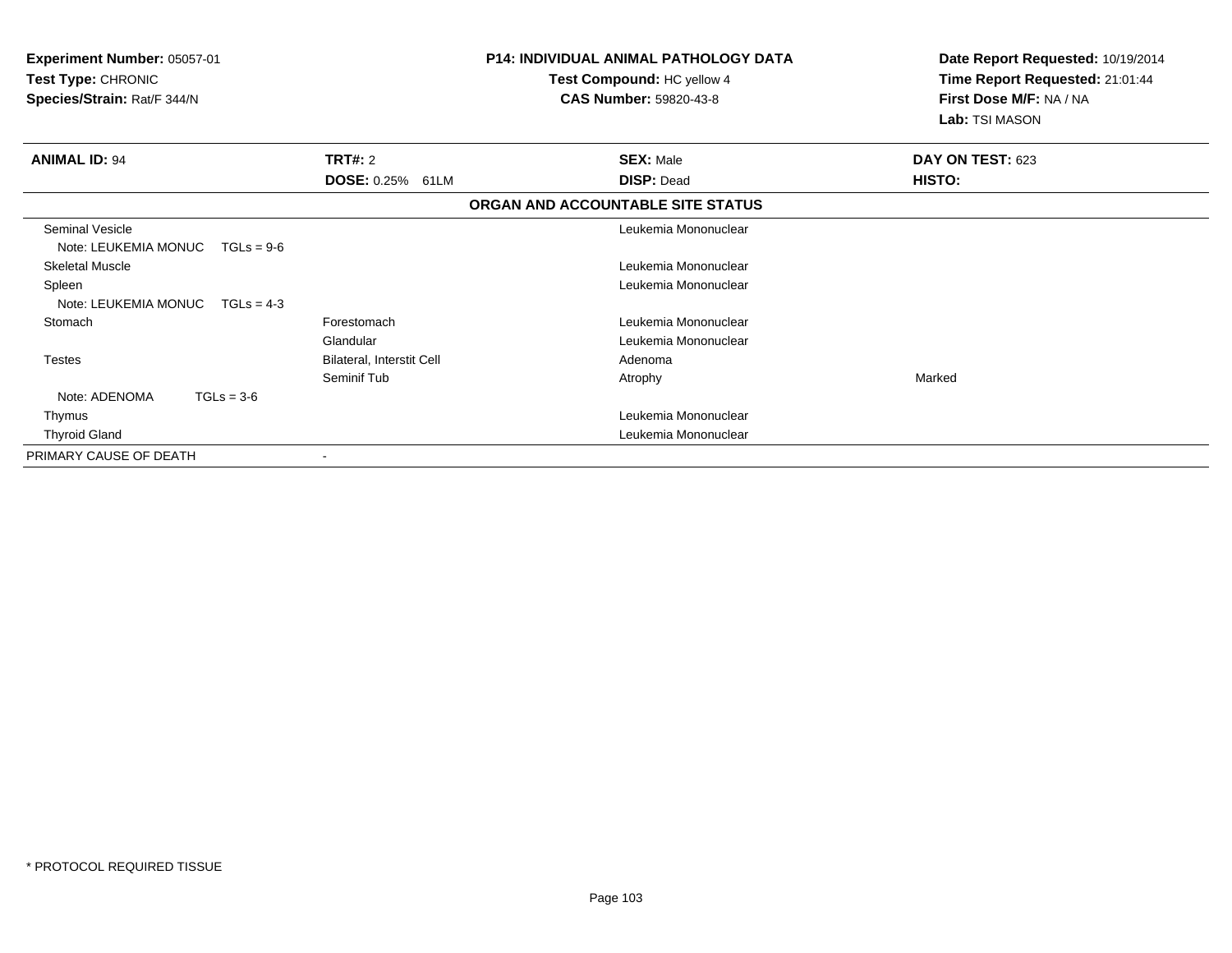**Experiment Number:** 05057-01
**Test Type:** CHRONIC
**Species/Strain:** Rat/F 344/N

**P14: INDIVIDUAL ANIMAL PATHOLOGY DATA**
**Test Compound:** HC yellow 4
**CAS Number:** 59820-43-8

**Date Report Requested:** 10/19/2014
**Time Report Requested:** 21:01:44
**First Dose M/F:** NA / NA
**Lab:** TSI MASON

| **ANIMAL ID:** 94 | **TRT#:** 2 | **SEX:** Male | **DAY ON TEST:** 623 |
|---|---|---|---|
| | **DOSE:** 0.25% 61LM | **DISP:** Dead | **HISTO:** |

**ORGAN AND ACCOUNTABLE SITE STATUS**

| | | | |
|---|---|---|---|
| Seminal Vesicle | | Leukemia Mononuclear | |
| Note: LEUKEMIA MONUC TGLs = 9-6 | | | |
| Skeletal Muscle | | Leukemia Mononuclear | |
| Spleen | | Leukemia Mononuclear | |
| Note: LEUKEMIA MONUC TGLs = 4-3 | | | |
| Stomach | Forestomach | Leukemia Mononuclear | |
| | Glandular | Leukemia Mononuclear | |
| Testes | Bilateral, Interstit Cell | Adenoma | |
| | Seminif Tub | Atrophy | Marked |
| Note: ADENOMA TGLs = 3-6 | | | |
| Thymus | | Leukemia Mononuclear | |
| Thyroid Gland | | Leukemia Mononuclear | |
| PRIMARY CAUSE OF DEATH | - | | |

\* PROTOCOL REQUIRED TISSUE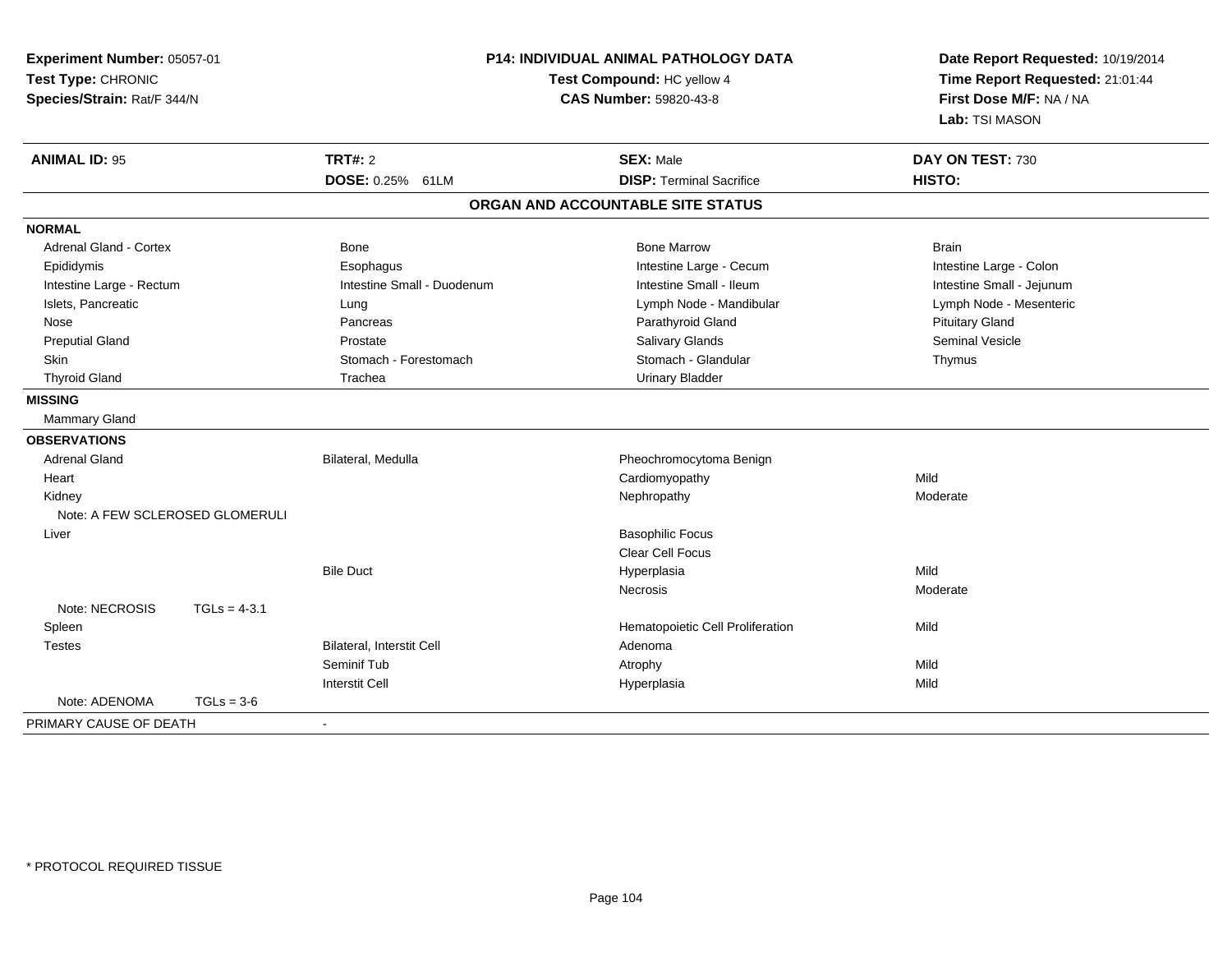**Experiment Number:** 05057-01
**Test Type:** CHRONIC
**Species/Strain:** Rat/F 344/N

# P14: INDIVIDUAL ANIMAL PATHOLOGY DATA

**Test Compound:** HC yellow 4
**CAS Number:** 59820-43-8

**Date Report Requested:** 10/19/2014
**Time Report Requested:** 21:01:44
**First Dose M/F:** NA / NA
**Lab:** TSI MASON

| **ANIMAL ID:** 95 | **TRT#:** 2 | **SEX:** Male | **DAY ON TEST:** 730 |
|---|---|---|---|
| | **DOSE:** 0.25% 61LM | **DISP:** Terminal Sacrifice | **HISTO:** |

## ORGAN AND ACCOUNTABLE SITE STATUS

| | | | |
|---|---|---|---|
| **NORMAL** | | | |
| Adrenal Gland - Cortex | Bone | Bone Marrow | Brain |
| Epididymis | Esophagus | Intestine Large - Cecum | Intestine Large - Colon |
| Intestine Large - Rectum | Intestine Small - Duodenum | Intestine Small - Ileum | Intestine Small - Jejunum |
| Islets, Pancreatic | Lung | Lymph Node - Mandibular | Lymph Node - Mesenteric |
| Nose | Pancreas | Parathyroid Gland | Pituitary Gland |
| Preputial Gland | Prostate | Salivary Glands | Seminal Vesicle |
| Skin | Stomach - Forestomach | Stomach - Glandular | Thymus |
| Thyroid Gland | Trachea | Urinary Bladder | |
| **MISSING** | | | |
| Mammary Gland | | | |
| **OBSERVATIONS** | | | |
| Adrenal Gland | Bilateral, Medulla | Pheochromocytoma Benign | |
| Heart | | Cardiomyopathy | Mild |
| Kidney | | Nephropathy | Moderate |
| Note: A FEW SCLEROSED GLOMERULI | | | |
| Liver | | Basophilic Focus | |
| | | Clear Cell Focus | |
| | Bile Duct | Hyperplasia | Mild |
| | | Necrosis | Moderate |
| Note: NECROSIS TGLs = 4-3.1 | | | |
| Spleen | | Hematopoietic Cell Proliferation | Mild |
| Testes | Bilateral, Interstit Cell | Adenoma | |
| | Seminif Tub | Atrophy | Mild |
| | Interstit Cell | Hyperplasia | Mild |
| Note: ADENOMA TGLs = 3-6 | | | |
| PRIMARY CAUSE OF DEATH | - | | |

\* PROTOCOL REQUIRED TISSUE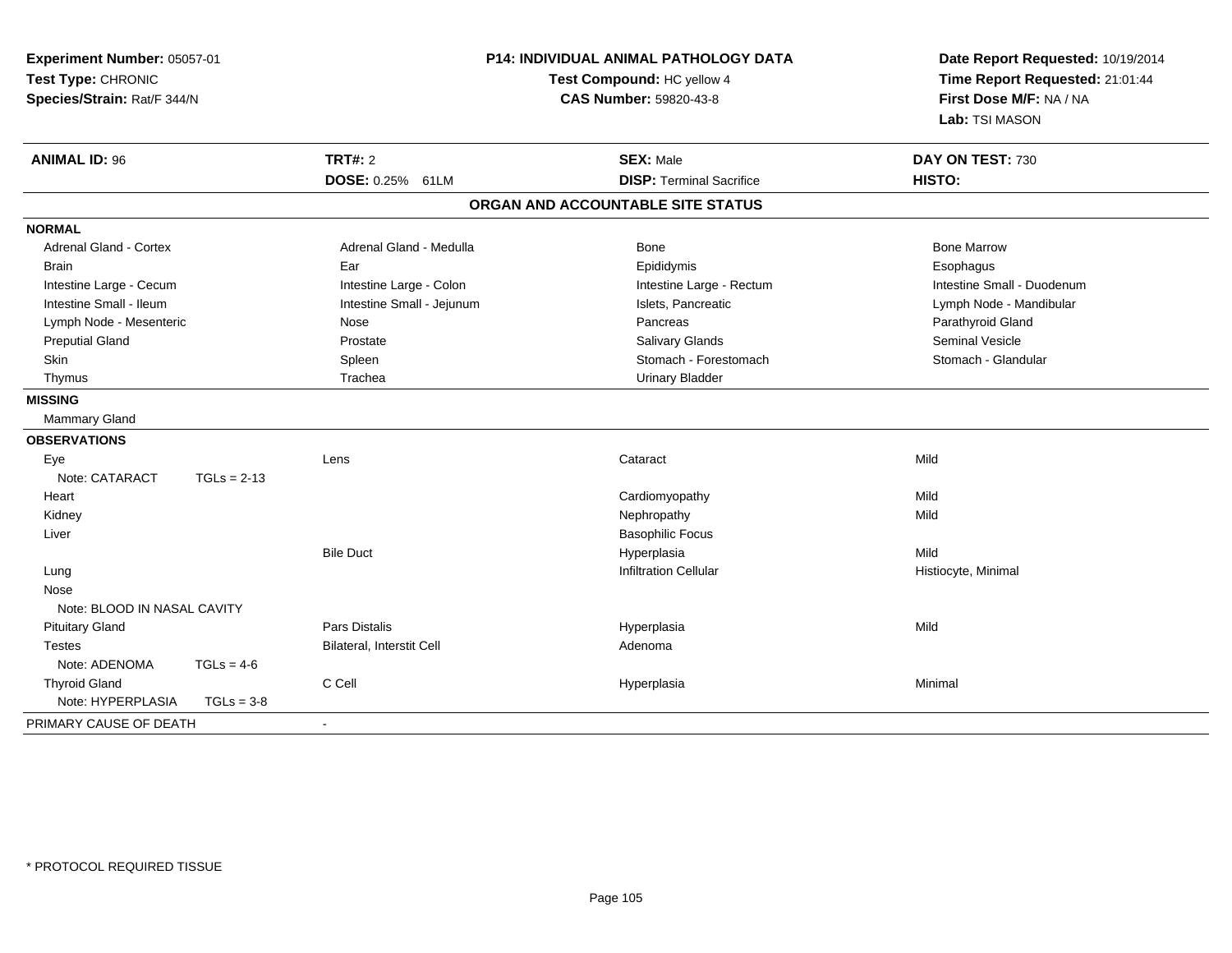**Experiment Number:** 05057-01
**Test Type:** CHRONIC
**Species/Strain:** Rat/F 344/N

**P14: INDIVIDUAL ANIMAL PATHOLOGY DATA**
**Test Compound:** HC yellow 4
**CAS Number:** 59820-43-8

**Date Report Requested:** 10/19/2014
**Time Report Requested:** 21:01:44
**First Dose M/F:** NA / NA
**Lab:** TSI MASON

| **ANIMAL ID:** 96 | **TRT#:** 2 | **SEX:** Male | **DAY ON TEST:** 730 |
|---|---|---|---|
| | **DOSE:** 0.25% 61LM | **DISP:** Terminal Sacrifice | **HISTO:** |

## ORGAN AND ACCOUNTABLE SITE STATUS

**NORMAL**

| | | | |
|---|---|---|---|
| Adrenal Gland - Cortex | Adrenal Gland - Medulla | Bone | Bone Marrow |
| Brain | Ear | Epididymis | Esophagus |
| Intestine Large - Cecum | Intestine Large - Colon | Intestine Large - Rectum | Intestine Small - Duodenum |
| Intestine Small - Ileum | Intestine Small - Jejunum | Islets, Pancreatic | Lymph Node - Mandibular |
| Lymph Node - Mesenteric | Nose | Pancreas | Parathyroid Gland |
| Preputial Gland | Prostate | Salivary Glands | Seminal Vesicle |
| Skin | Spleen | Stomach - Forestomach | Stomach - Glandular |
| Thymus | Trachea | Urinary Bladder | |

**MISSING**

Mammary Gland

**OBSERVATIONS**

| | | | |
|---|---|---|---|
| Eye | Lens | Cataract | Mild |
| Note: CATARACT TGLs = 2-13 | | | |
| Heart | | Cardiomyopathy | Mild |
| Kidney | | Nephropathy | Mild |
| Liver | | Basophilic Focus | |
| | Bile Duct | Hyperplasia | Mild |
| Lung | | Infiltration Cellular | Histiocyte, Minimal |
| Nose | | | |
| Note: BLOOD IN NASAL CAVITY | | | |
| Pituitary Gland | Pars Distalis | Hyperplasia | Mild |
| Testes | Bilateral, Interstit Cell | Adenoma | |
| Note: ADENOMA TGLs = 4-6 | | | |
| Thyroid Gland | C Cell | Hyperplasia | Minimal |
| Note: HYPERPLASIA TGLs = 3-8 | | | |

PRIMARY CAUSE OF DEATH -

* PROTOCOL REQUIRED TISSUE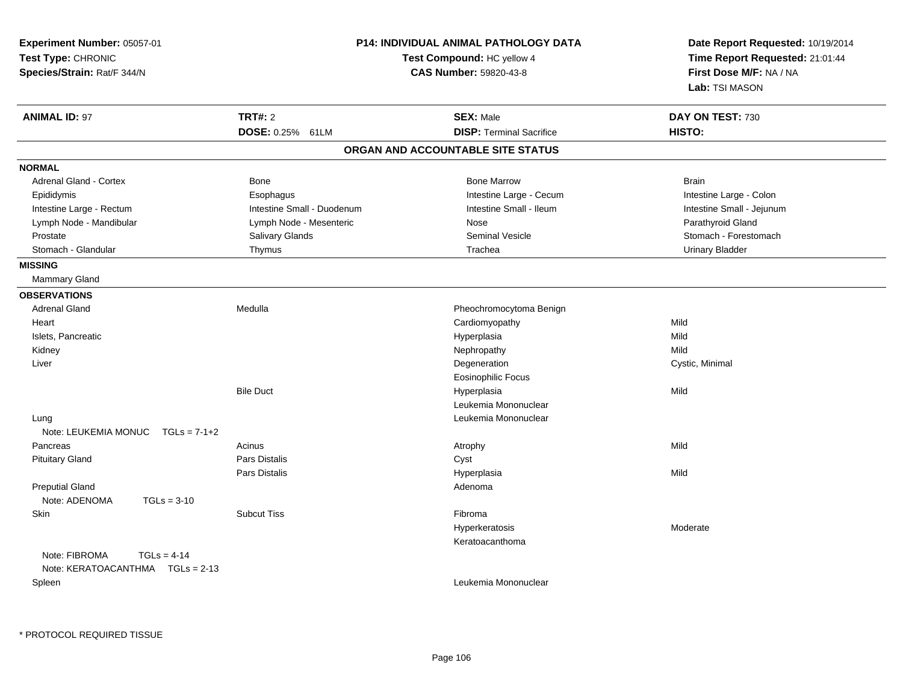**Experiment Number:** 05057-01
**Test Type:** CHRONIC
**Species/Strain:** Rat/F 344/N

**P14: INDIVIDUAL ANIMAL PATHOLOGY DATA**
**Test Compound:** HC yellow 4
**CAS Number:** 59820-43-8

**Date Report Requested:** 10/19/2014
**Time Report Requested:** 21:01:44
**First Dose M/F:** NA / NA
**Lab:** TSI MASON

| **ANIMAL ID:** 97 | **TRT#:** 2 | **SEX:** Male | **DAY ON TEST:** 730 |
|---|---|---|---|
| | **DOSE:** 0.25% 61LM | **DISP:** Terminal Sacrifice | **HISTO:** |

## ORGAN AND ACCOUNTABLE SITE STATUS

**NORMAL**

| | | | |
|---|---|---|---|
| Adrenal Gland - Cortex | Bone | Bone Marrow | Brain |
| Epididymis | Esophagus | Intestine Large - Cecum | Intestine Large - Colon |
| Intestine Large - Rectum | Intestine Small - Duodenum | Intestine Small - Ileum | Intestine Small - Jejunum |
| Lymph Node - Mandibular | Lymph Node - Mesenteric | Nose | Parathyroid Gland |
| Prostate | Salivary Glands | Seminal Vesicle | Stomach - Forestomach |
| Stomach - Glandular | Thymus | Trachea | Urinary Bladder |

**MISSING**

Mammary Gland

**OBSERVATIONS**

| | | | |
|---|---|---|---|
| Adrenal Gland | Medulla | Pheochromocytoma Benign | |
| Heart | | Cardiomyopathy | Mild |
| Islets, Pancreatic | | Hyperplasia | Mild |
| Kidney | | Nephropathy | Mild |
| Liver | | Degeneration | Cystic, Minimal |
| | | Eosinophilic Focus | |
| | Bile Duct | Hyperplasia | Mild |
| | | Leukemia Mononuclear | |
| Lung | | Leukemia Mononuclear | |
| Note: LEUKEMIA MONUC TGLs = 7-1+2 | | | |
| Pancreas | Acinus | Atrophy | Mild |
| Pituitary Gland | Pars Distalis | Cyst | |
| | Pars Distalis | Hyperplasia | Mild |
| Preputial Gland | | Adenoma | |
| Note: ADENOMA TGLs = 3-10 | | | |
| Skin | Subcut Tiss | Fibroma | |
| | | Hyperkeratosis | Moderate |
| | | Keratoacanthoma | |
| Note: FIBROMA TGLs = 4-14 | | | |
| Note: KERATOACANTHMA TGLs = 2-13 | | | |
| Spleen | | Leukemia Mononuclear | |

* PROTOCOL REQUIRED TISSUE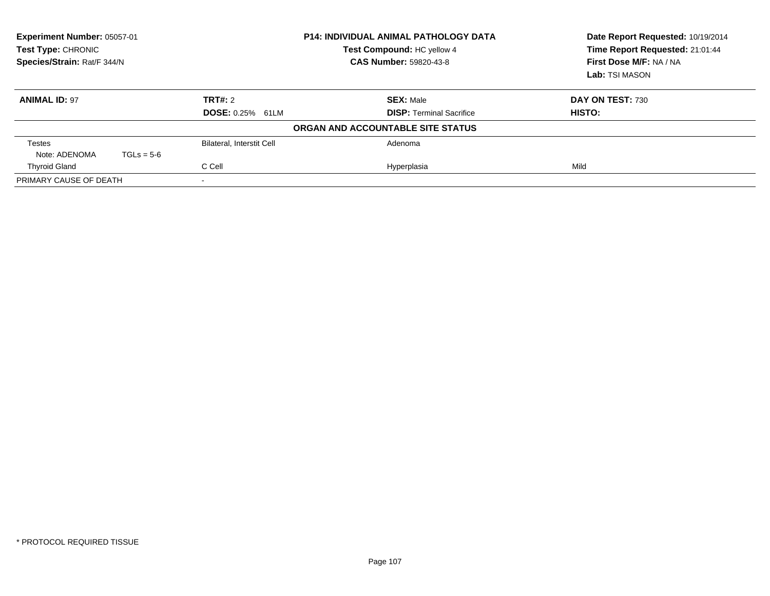**Experiment Number:** 05057-01
**Test Type:** CHRONIC
**Species/Strain:** Rat/F 344/N

**P14: INDIVIDUAL ANIMAL PATHOLOGY DATA**
**Test Compound:** HC yellow 4
**CAS Number:** 59820-43-8

**Date Report Requested:** 10/19/2014
**Time Report Requested:** 21:01:44
**First Dose M/F:** NA / NA
**Lab:** TSI MASON

| **ANIMAL ID:** 97 | **TRT#:** 2 | **SEX:** Male | **DAY ON TEST:** 730 |
|---|---|---|---|
| | **DOSE:** 0.25% 61LM | **DISP:** Terminal Sacrifice | **HISTO:** |

**ORGAN AND ACCOUNTABLE SITE STATUS**

| | | | |
|---|---|---|---|
| Testes | Bilateral, Interstit Cell | Adenoma | |
| Note: ADENOMA TGLs = 5-6 | | | |
| Thyroid Gland | C Cell | Hyperplasia | Mild |
| PRIMARY CAUSE OF DEATH | - | | |

\* PROTOCOL REQUIRED TISSUE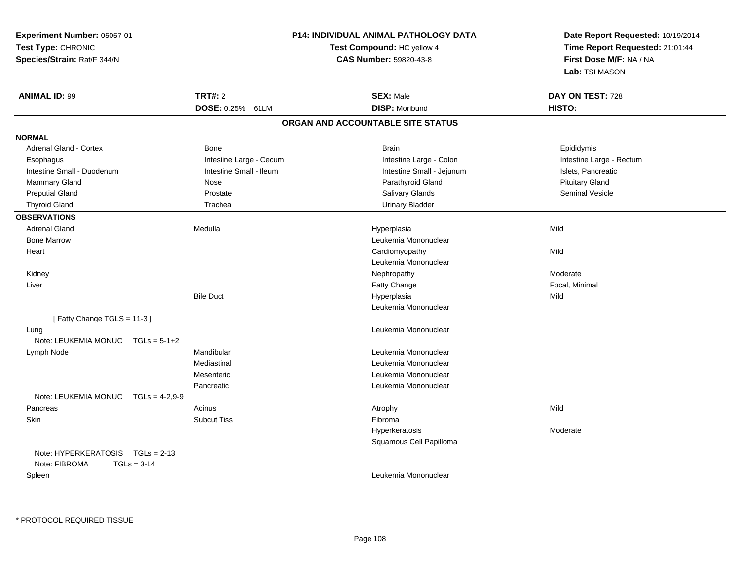**Experiment Number:** 05057-01
**Test Type:** CHRONIC
**Species/Strain:** Rat/F 344/N

**P14: INDIVIDUAL ANIMAL PATHOLOGY DATA**
**Test Compound:** HC yellow 4
**CAS Number:** 59820-43-8

**Date Report Requested:** 10/19/2014
**Time Report Requested:** 21:01:44
**First Dose M/F:** NA / NA
**Lab:** TSI MASON

| **ANIMAL ID:** 99 | **TRT#:** 2 | **SEX:** Male | **DAY ON TEST:** 728 |
|---|---|---|---|
| | **DOSE:** 0.25% 61LM | **DISP:** Moribund | **HISTO:** |

## ORGAN AND ACCOUNTABLE SITE STATUS

**NORMAL**

| | | | |
|---|---|---|---|
| Adrenal Gland - Cortex | Bone | Brain | Epididymis |
| Esophagus | Intestine Large - Cecum | Intestine Large - Colon | Intestine Large - Rectum |
| Intestine Small - Duodenum | Intestine Small - Ileum | Intestine Small - Jejunum | Islets, Pancreatic |
| Mammary Gland | Nose | Parathyroid Gland | Pituitary Gland |
| Preputial Gland | Prostate | Salivary Glands | Seminal Vesicle |
| Thyroid Gland | Trachea | Urinary Bladder | |

**OBSERVATIONS**

| | | | |
|---|---|---|---|
| Adrenal Gland | Medulla | Hyperplasia | Mild |
| Bone Marrow | | Leukemia Mononuclear | |
| Heart | | Cardiomyopathy | Mild |
| | | Leukemia Mononuclear | |
| Kidney | | Nephropathy | Moderate |
| Liver | | Fatty Change | Focal, Minimal |
| | Bile Duct | Hyperplasia | Mild |
| | | Leukemia Mononuclear | |
| [ Fatty Change TGLS = 11-3 ] | | | |
| Lung | | Leukemia Mononuclear | |
| Note: LEUKEMIA MONUC TGLs = 5-1+2 | | | |
| Lymph Node | Mandibular | Leukemia Mononuclear | |
| | Mediastinal | Leukemia Mononuclear | |
| | Mesenteric | Leukemia Mononuclear | |
| | Pancreatic | Leukemia Mononuclear | |
| Note: LEUKEMIA MONUC TGLs = 4-2,9-9 | | | |
| Pancreas | Acinus | Atrophy | Mild |
| Skin | Subcut Tiss | Fibroma | |
| | | Hyperkeratosis | Moderate |
| | | Squamous Cell Papilloma | |
| Note: HYPERKERATOSIS TGLs = 2-13 | | | |
| Note: FIBROMA TGLs = 3-14 | | | |
| Spleen | | Leukemia Mononuclear | |

* PROTOCOL REQUIRED TISSUE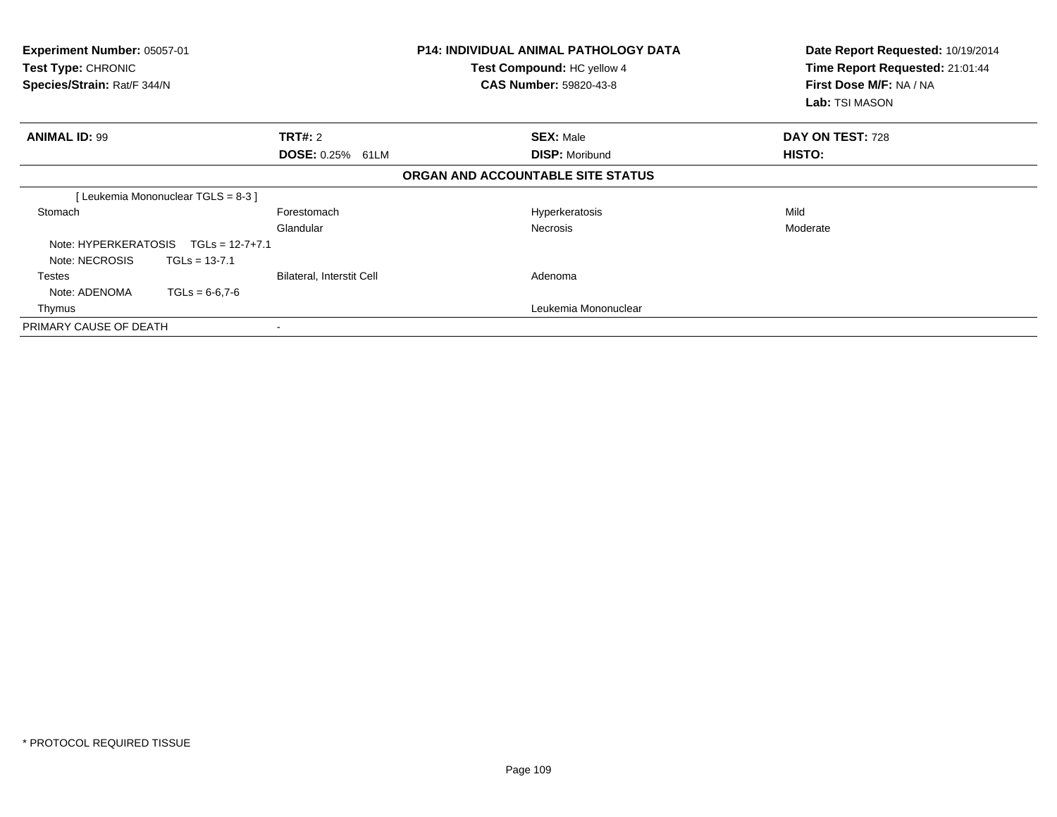**Experiment Number:** 05057-01
**Test Type:** CHRONIC
**Species/Strain:** Rat/F 344/N

**P14: INDIVIDUAL ANIMAL PATHOLOGY DATA**
**Test Compound:** HC yellow 4
**CAS Number:** 59820-43-8

**Date Report Requested:** 10/19/2014
**Time Report Requested:** 21:01:44
**First Dose M/F:** NA / NA
**Lab:** TSI MASON

| **ANIMAL ID:** 99 | **TRT#:** 2 | **SEX:** Male | **DAY ON TEST:** 728 |
|---|---|---|---|
| | **DOSE:** 0.25% 61LM | **DISP:** Moribund | **HISTO:** |

**ORGAN AND ACCOUNTABLE SITE STATUS**

| | | | |
|---|---|---|---|
| [ Leukemia Mononuclear TGLS = 8-3 ] | | | |
| Stomach | Forestomach | Hyperkeratosis | Mild |
| | Glandular | Necrosis | Moderate |
| Note: HYPERKERATOSIS TGLs = 12-7+7.1 | | | |
| Note: NECROSIS TGLs = 13-7.1 | | | |
| Testes | Bilateral, Interstit Cell | Adenoma | |
| Note: ADENOMA TGLs = 6-6,7-6 | | | |
| Thymus | | Leukemia Mononuclear | |
| PRIMARY CAUSE OF DEATH | - | | |

* PROTOCOL REQUIRED TISSUE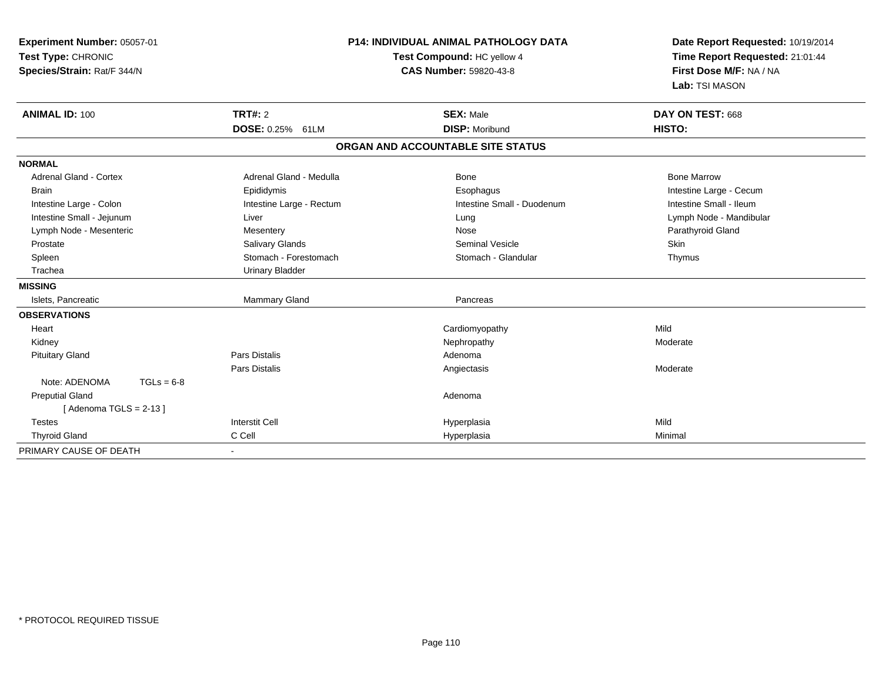**Experiment Number:** 05057-01
**Test Type:** CHRONIC
**Species/Strain:** Rat/F 344/N

**P14: INDIVIDUAL ANIMAL PATHOLOGY DATA**
**Test Compound:** HC yellow 4
**CAS Number:** 59820-43-8

**Date Report Requested:** 10/19/2014
**Time Report Requested:** 21:01:44
**First Dose M/F:** NA / NA
**Lab:** TSI MASON

| **ANIMAL ID:** 100 | **TRT#:** 2 | **SEX:** Male | **DAY ON TEST:** 668 |
|---|---|---|---|
| | **DOSE:** 0.25% 61LM | **DISP:** Moribund | **HISTO:** |

## ORGAN AND ACCOUNTABLE SITE STATUS

| | | | |
|---|---|---|---|
| **NORMAL** | | | |
| Adrenal Gland - Cortex | Adrenal Gland - Medulla | Bone | Bone Marrow |
| Brain | Epididymis | Esophagus | Intestine Large - Cecum |
| Intestine Large - Colon | Intestine Large - Rectum | Intestine Small - Duodenum | Intestine Small - Ileum |
| Intestine Small - Jejunum | Liver | Lung | Lymph Node - Mandibular |
| Lymph Node - Mesenteric | Mesentery | Nose | Parathyroid Gland |
| Prostate | Salivary Glands | Seminal Vesicle | Skin |
| Spleen | Stomach - Forestomach | Stomach - Glandular | Thymus |
| Trachea | Urinary Bladder | | |
| **MISSING** | | | |
| Islets, Pancreatic | Mammary Gland | Pancreas | |
| **OBSERVATIONS** | | | |
| Heart | | Cardiomyopathy | Mild |
| Kidney | | Nephropathy | Moderate |
| Pituitary Gland | Pars Distalis | Adenoma | |
| | Pars Distalis | Angiectasis | Moderate |
| Note: ADENOMA TGLs = 6-8 | | | |
| Preputial Gland | | Adenoma | |
| [ Adenoma TGLS = 2-13 ] | | | |
| Testes | Interstit Cell | Hyperplasia | Mild |
| Thyroid Gland | C Cell | Hyperplasia | Minimal |
| PRIMARY CAUSE OF DEATH | - | | |

\* PROTOCOL REQUIRED TISSUE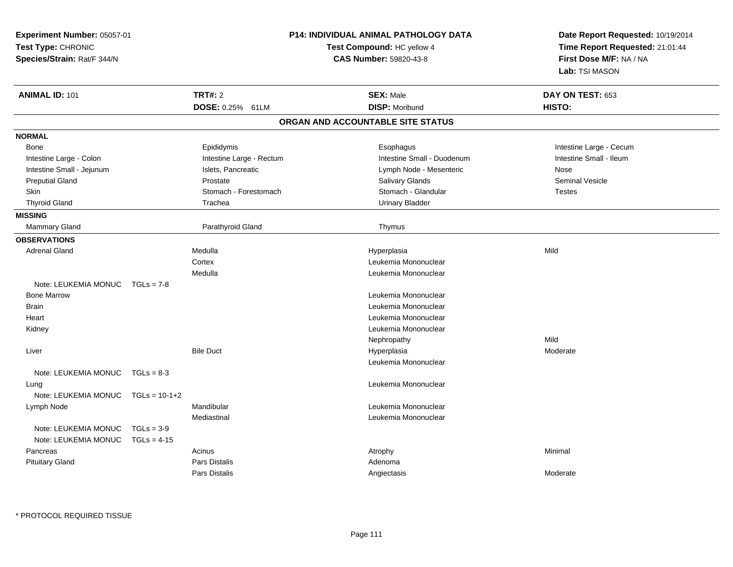**Experiment Number:** 05057-01
**Test Type:** CHRONIC
**Species/Strain:** Rat/F 344/N

**P14: INDIVIDUAL ANIMAL PATHOLOGY DATA**
**Test Compound:** HC yellow 4
**CAS Number:** 59820-43-8

**Date Report Requested:** 10/19/2014
**Time Report Requested:** 21:01:44
**First Dose M/F:** NA / NA
**Lab:** TSI MASON

| **ANIMAL ID:** 101 | **TRT#:** 2 | **SEX:** Male | **DAY ON TEST:** 653 |
|---|---|---|---|
| | **DOSE:** 0.25% 61LM | **DISP:** Moribund | **HISTO:** |

## ORGAN AND ACCOUNTABLE SITE STATUS

**NORMAL**

| | | | |
|---|---|---|---|
| Bone | Epididymis | Esophagus | Intestine Large - Cecum |
| Intestine Large - Colon | Intestine Large - Rectum | Intestine Small - Duodenum | Intestine Small - Ileum |
| Intestine Small - Jejunum | Islets, Pancreatic | Lymph Node - Mesenteric | Nose |
| Preputial Gland | Prostate | Salivary Glands | Seminal Vesicle |
| Skin | Stomach - Forestomach | Stomach - Glandular | Testes |
| Thyroid Gland | Trachea | Urinary Bladder | |

**MISSING**

| | | |
|---|---|---|
| Mammary Gland | Parathyroid Gland | Thymus |

**OBSERVATIONS**

| Organ | Site | Finding | Severity |
|---|---|---|---|
| Adrenal Gland | Medulla | Hyperplasia | Mild |
| | Cortex | Leukemia Mononuclear | |
| | Medulla | Leukemia Mononuclear | |
| Note: LEUKEMIA MONUC TGLs = 7-8 | | | |
| Bone Marrow | | Leukemia Mononuclear | |
| Brain | | Leukemia Mononuclear | |
| Heart | | Leukemia Mononuclear | |
| Kidney | | Leukemia Mononuclear | |
| | | Nephropathy | Mild |
| Liver | Bile Duct | Hyperplasia | Moderate |
| | | Leukemia Mononuclear | |
| Note: LEUKEMIA MONUC TGLs = 8-3 | | | |
| Lung | | Leukemia Mononuclear | |
| Note: LEUKEMIA MONUC TGLs = 10-1+2 | | | |
| Lymph Node | Mandibular | Leukemia Mononuclear | |
| | Mediastinal | Leukemia Mononuclear | |
| Note: LEUKEMIA MONUC TGLs = 3-9 | | | |
| Note: LEUKEMIA MONUC TGLs = 4-15 | | | |
| Pancreas | Acinus | Atrophy | Minimal |
| Pituitary Gland | Pars Distalis | Adenoma | |
| | Pars Distalis | Angiectasis | Moderate |

* PROTOCOL REQUIRED TISSUE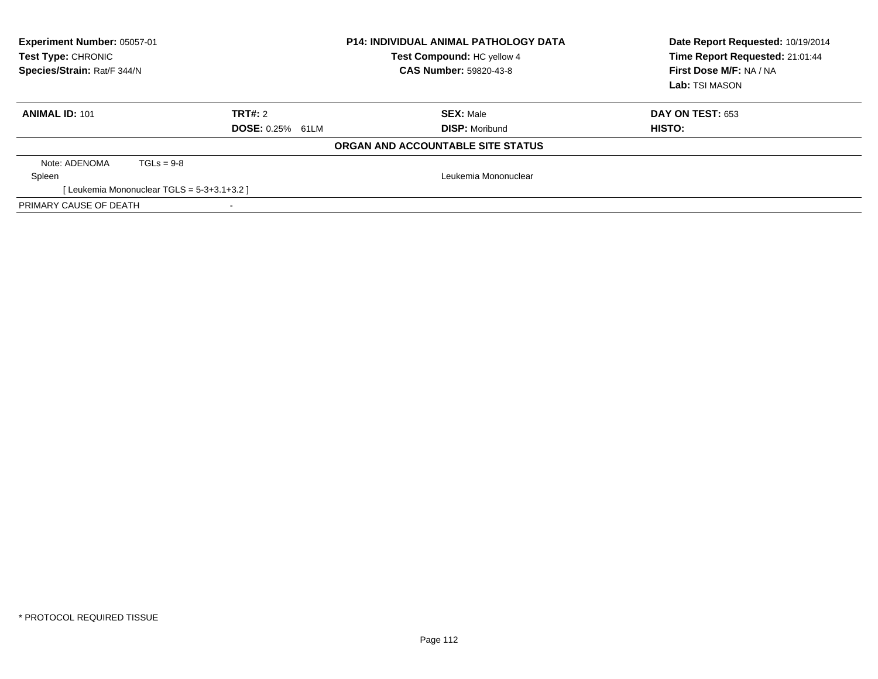**Experiment Number:** 05057-01
**Test Type:** CHRONIC
**Species/Strain:** Rat/F 344/N

**P14: INDIVIDUAL ANIMAL PATHOLOGY DATA**
**Test Compound:** HC yellow 4
**CAS Number:** 59820-43-8

**Date Report Requested:** 10/19/2014
**Time Report Requested:** 21:01:44
**First Dose M/F:** NA / NA
**Lab:** TSI MASON

| **ANIMAL ID:** 101 | **TRT#:** 2 | **SEX:** Male | **DAY ON TEST:** 653 |
|---|---|---|---|
| | **DOSE:** 0.25% 61LM | **DISP:** Moribund | **HISTO:** |

**ORGAN AND ACCOUNTABLE SITE STATUS**

| | |
|---|---|
| Note: ADENOMA TGLs = 9-8 | |
| Spleen | Leukemia Mononuclear |
| [ Leukemia Mononuclear TGLS = 5-3+3.1+3.2 ] | |
| PRIMARY CAUSE OF DEATH | - |

* PROTOCOL REQUIRED TISSUE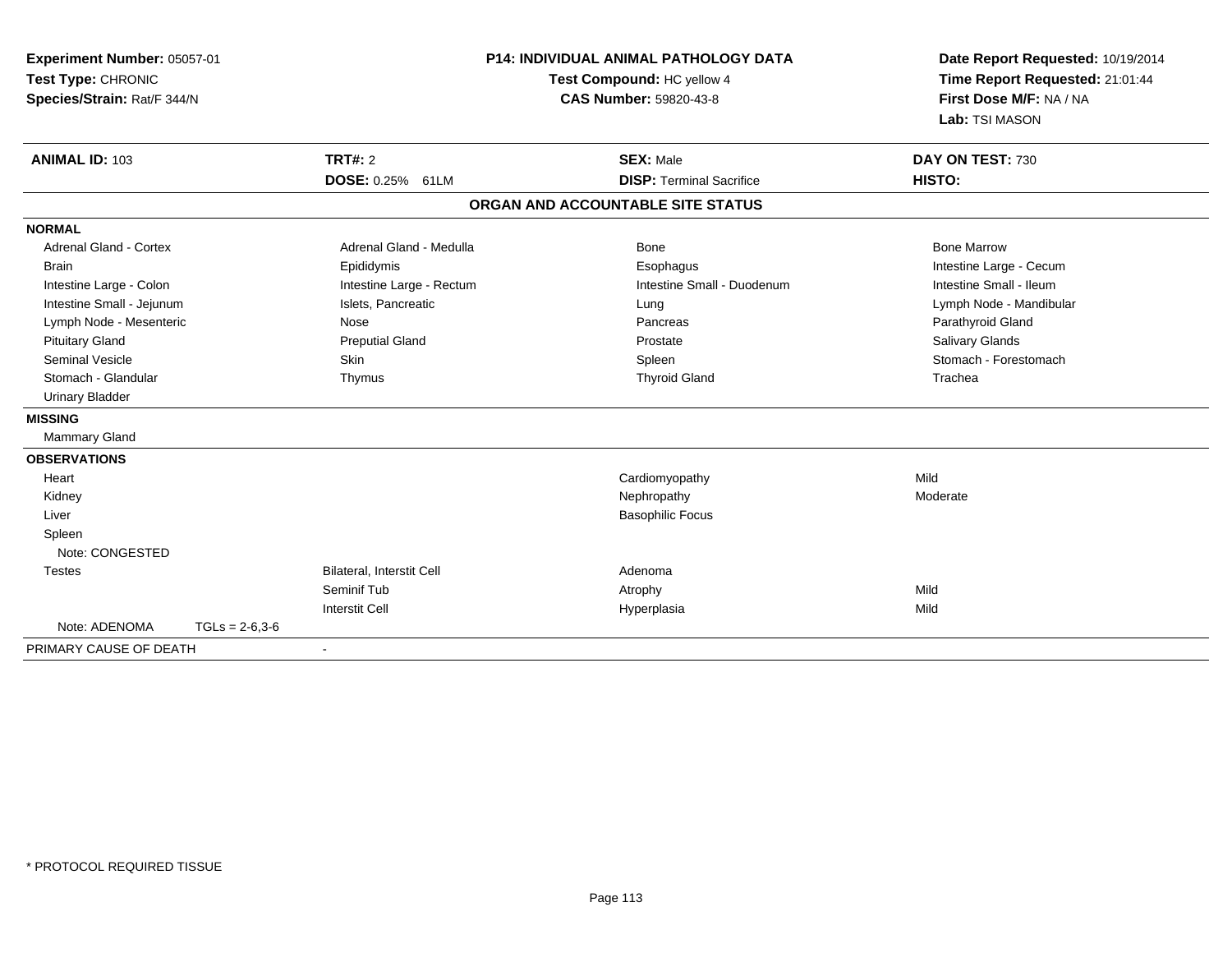**Experiment Number:** 05057-01
**Test Type:** CHRONIC
**Species/Strain:** Rat/F 344/N

**P14: INDIVIDUAL ANIMAL PATHOLOGY DATA**
**Test Compound:** HC yellow 4
**CAS Number:** 59820-43-8

**Date Report Requested:** 10/19/2014
**Time Report Requested:** 21:01:44
**First Dose M/F:** NA / NA
**Lab:** TSI MASON

| **ANIMAL ID:** 103 | **TRT#:** 2 | **SEX:** Male | **DAY ON TEST:** 730 |
|---|---|---|---|
| | **DOSE:** 0.25% 61LM | **DISP:** Terminal Sacrifice | **HISTO:** |

## ORGAN AND ACCOUNTABLE SITE STATUS

**NORMAL**

| | | | |
|---|---|---|---|
| Adrenal Gland - Cortex | Adrenal Gland - Medulla | Bone | Bone Marrow |
| Brain | Epididymis | Esophagus | Intestine Large - Cecum |
| Intestine Large - Colon | Intestine Large - Rectum | Intestine Small - Duodenum | Intestine Small - Ileum |
| Intestine Small - Jejunum | Islets, Pancreatic | Lung | Lymph Node - Mandibular |
| Lymph Node - Mesenteric | Nose | Pancreas | Parathyroid Gland |
| Pituitary Gland | Preputial Gland | Prostate | Salivary Glands |
| Seminal Vesicle | Skin | Spleen | Stomach - Forestomach |
| Stomach - Glandular | Thymus | Thyroid Gland | Trachea |
| Urinary Bladder | | | |

**MISSING**

Mammary Gland

**OBSERVATIONS**

| | | | |
|---|---|---|---|
| Heart | | Cardiomyopathy | Mild |
| Kidney | | Nephropathy | Moderate |
| Liver | | Basophilic Focus | |
| Spleen | | | |
| Note: CONGESTED | | | |
| Testes | Bilateral, Interstit Cell | Adenoma | |
| | Seminif Tub | Atrophy | Mild |
| | Interstit Cell | Hyperplasia | Mild |
| Note: ADENOMA TGLs = 2-6,3-6 | | | |

PRIMARY CAUSE OF DEATH -

\* PROTOCOL REQUIRED TISSUE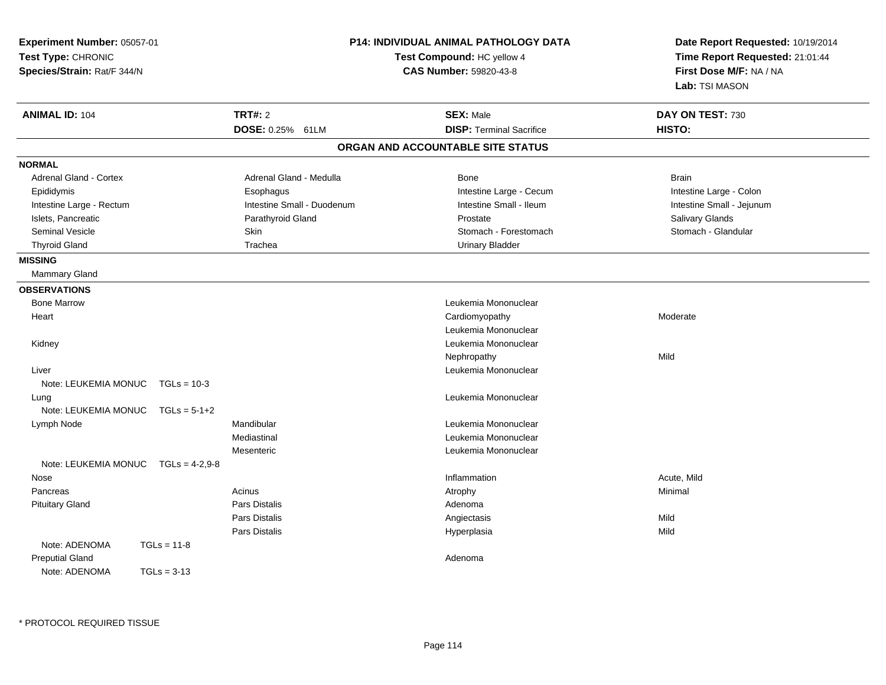**Experiment Number:** 05057-01
**Test Type:** CHRONIC
**Species/Strain:** Rat/F 344/N

**P14: INDIVIDUAL ANIMAL PATHOLOGY DATA**
**Test Compound:** HC yellow 4
**CAS Number:** 59820-43-8

**Date Report Requested:** 10/19/2014
**Time Report Requested:** 21:01:44
**First Dose M/F:** NA / NA
**Lab:** TSI MASON

| **ANIMAL ID:** 104 | **TRT#:** 2 | **SEX:** Male | **DAY ON TEST:** 730 |
|---|---|---|---|
| | **DOSE:** 0.25% 61LM | **DISP:** Terminal Sacrifice | **HISTO:** |

## ORGAN AND ACCOUNTABLE SITE STATUS

**NORMAL**

| | | | |
|---|---|---|---|
| Adrenal Gland - Cortex | Adrenal Gland - Medulla | Bone | Brain |
| Epididymis | Esophagus | Intestine Large - Cecum | Intestine Large - Colon |
| Intestine Large - Rectum | Intestine Small - Duodenum | Intestine Small - Ileum | Intestine Small - Jejunum |
| Islets, Pancreatic | Parathyroid Gland | Prostate | Salivary Glands |
| Seminal Vesicle | Skin | Stomach - Forestomach | Stomach - Glandular |
| Thyroid Gland | Trachea | Urinary Bladder | |

**MISSING**

Mammary Gland

**OBSERVATIONS**

| Organ | Site | Observation | Severity |
|---|---|---|---|
| Bone Marrow | | Leukemia Mononuclear | |
| Heart | | Cardiomyopathy | Moderate |
| | | Leukemia Mononuclear | |
| Kidney | | Leukemia Mononuclear | |
| | | Nephropathy | Mild |
| Liver | | Leukemia Mononuclear | |
| Note: LEUKEMIA MONUC TGLs = 10-3 | | | |
| Lung | | Leukemia Mononuclear | |
| Note: LEUKEMIA MONUC TGLs = 5-1+2 | | | |
| Lymph Node | Mandibular | Leukemia Mononuclear | |
| | Mediastinal | Leukemia Mononuclear | |
| | Mesenteric | Leukemia Mononuclear | |
| Note: LEUKEMIA MONUC TGLs = 4-2,9-8 | | | |
| Nose | | Inflammation | Acute, Mild |
| Pancreas | Acinus | Atrophy | Minimal |
| Pituitary Gland | Pars Distalis | Adenoma | |
| | Pars Distalis | Angiectasis | Mild |
| | Pars Distalis | Hyperplasia | Mild |
| Note: ADENOMA TGLs = 11-8 | | | |
| Preputial Gland | | Adenoma | |
| Note: ADENOMA TGLs = 3-13 | | | |

* PROTOCOL REQUIRED TISSUE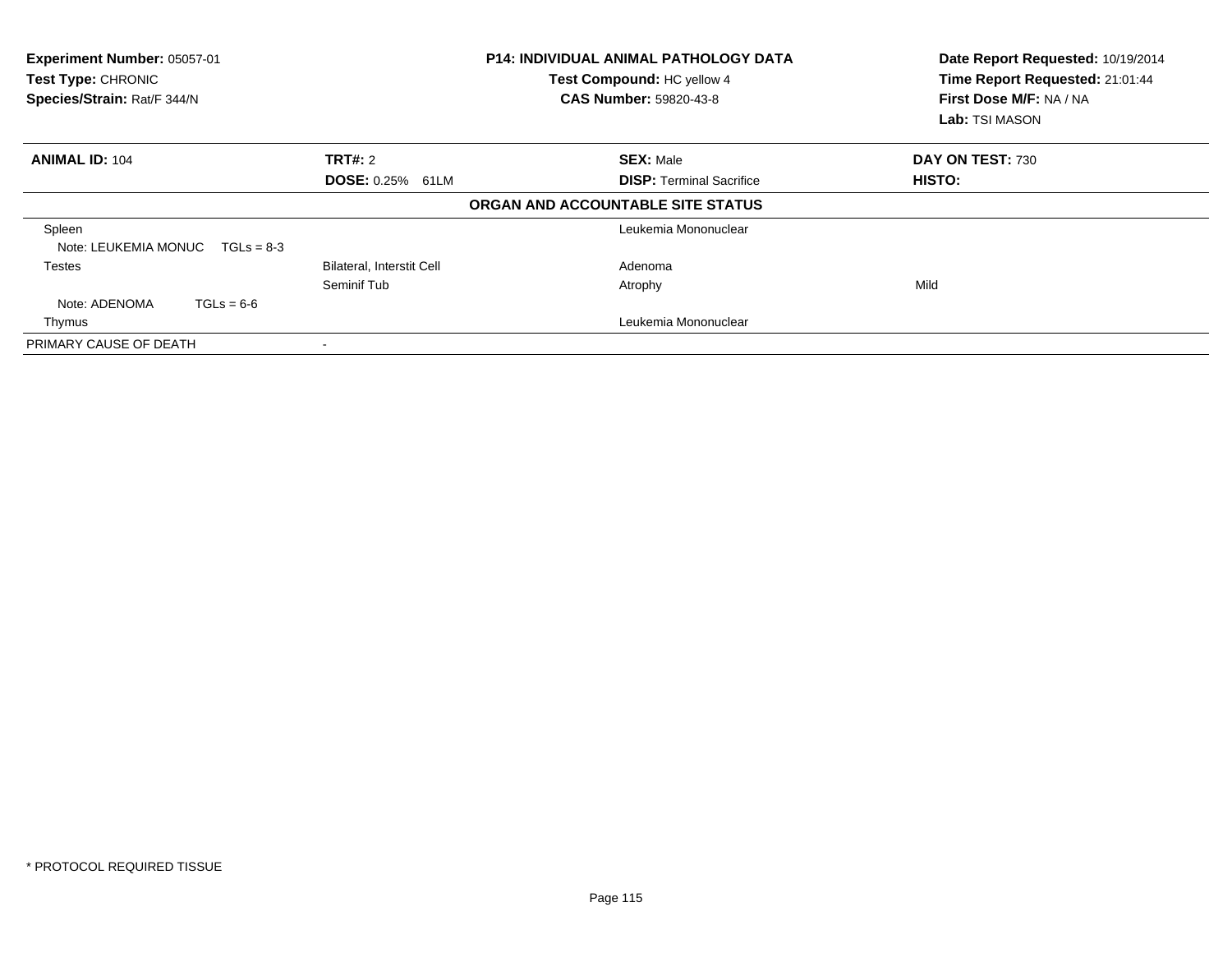**Experiment Number:** 05057-01
**Test Type:** CHRONIC
**Species/Strain:** Rat/F 344/N

**P14: INDIVIDUAL ANIMAL PATHOLOGY DATA**
**Test Compound:** HC yellow 4
**CAS Number:** 59820-43-8

**Date Report Requested:** 10/19/2014
**Time Report Requested:** 21:01:44
**First Dose M/F:** NA / NA
**Lab:** TSI MASON

| **ANIMAL ID:** 104 | **TRT#:** 2 | **SEX:** Male | **DAY ON TEST:** 730 |
|---|---|---|---|
| | **DOSE:** 0.25% 61LM | **DISP:** Terminal Sacrifice | **HISTO:** |

**ORGAN AND ACCOUNTABLE SITE STATUS**

| | | | |
|---|---|---|---|
| Spleen | | Leukemia Mononuclear | |
| Note: LEUKEMIA MONUC TGLs = 8-3 | | | |
| Testes | Bilateral, Interstit Cell | Adenoma | |
| | Seminif Tub | Atrophy | Mild |
| Note: ADENOMA TGLs = 6-6 | | | |
| Thymus | | Leukemia Mononuclear | |
| PRIMARY CAUSE OF DEATH | - | | |

* PROTOCOL REQUIRED TISSUE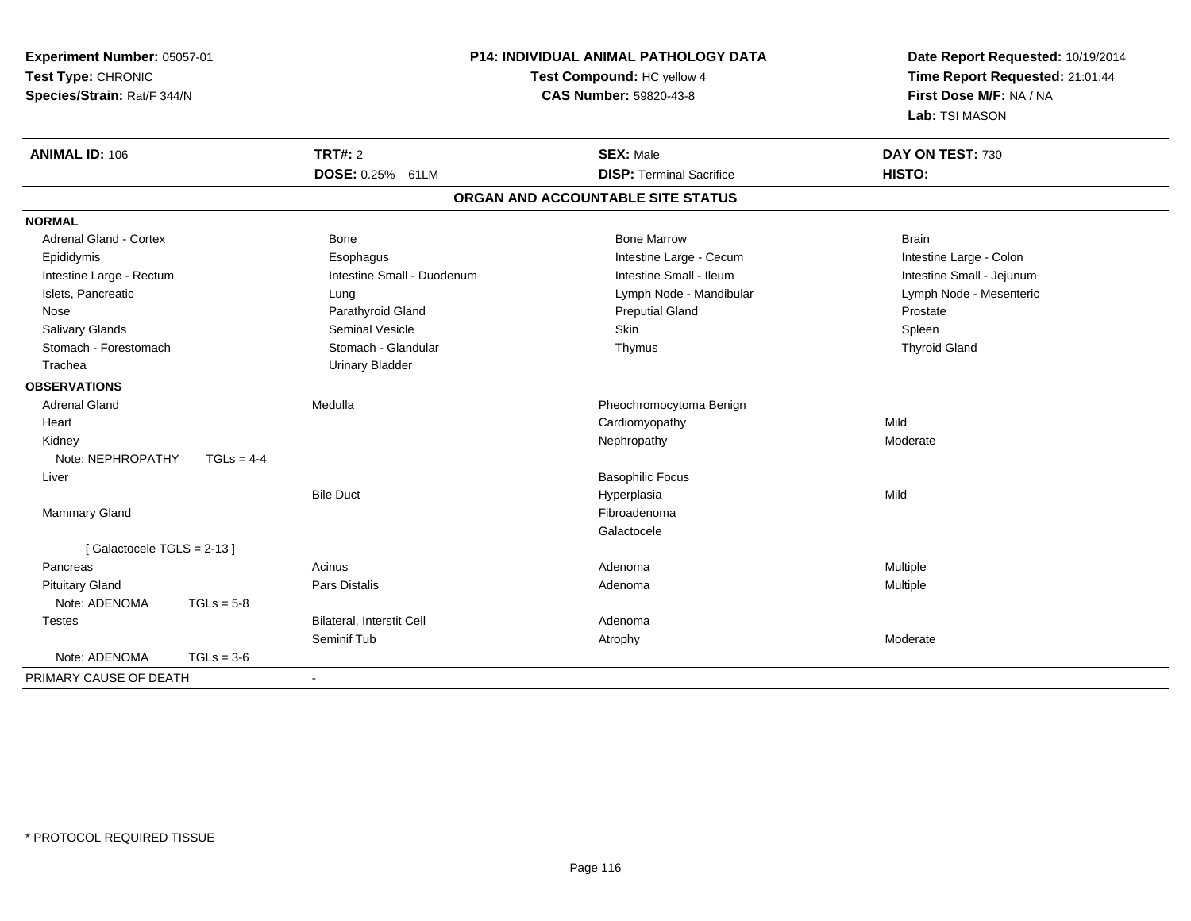**Experiment Number:** 05057-01
**Test Type:** CHRONIC
**Species/Strain:** Rat/F 344/N

**P14: INDIVIDUAL ANIMAL PATHOLOGY DATA**
**Test Compound:** HC yellow 4
**CAS Number:** 59820-43-8

**Date Report Requested:** 10/19/2014
**Time Report Requested:** 21:01:44
**First Dose M/F:** NA / NA
**Lab:** TSI MASON

| **ANIMAL ID:** 106 | **TRT#:** 2 | **SEX:** Male | **DAY ON TEST:** 730 |
|---|---|---|---|
| | **DOSE:** 0.25% 61LM | **DISP:** Terminal Sacrifice | **HISTO:** |

**ORGAN AND ACCOUNTABLE SITE STATUS**

**NORMAL**

| | | | |
|---|---|---|---|
| Adrenal Gland - Cortex | Bone | Bone Marrow | Brain |
| Epididymis | Esophagus | Intestine Large - Cecum | Intestine Large - Colon |
| Intestine Large - Rectum | Intestine Small - Duodenum | Intestine Small - Ileum | Intestine Small - Jejunum |
| Islets, Pancreatic | Lung | Lymph Node - Mandibular | Lymph Node - Mesenteric |
| Nose | Parathyroid Gland | Preputial Gland | Prostate |
| Salivary Glands | Seminal Vesicle | Skin | Spleen |
| Stomach - Forestomach | Stomach - Glandular | Thymus | Thyroid Gland |
| Trachea | Urinary Bladder | | |

**OBSERVATIONS**

| | | | |
|---|---|---|---|
| Adrenal Gland | Medulla | Pheochromocytoma Benign | |
| Heart | | Cardiomyopathy | Mild |
| Kidney | | Nephropathy | Moderate |
| Note: NEPHROPATHY TGLs = 4-4 | | | |
| Liver | | Basophilic Focus | |
| | Bile Duct | Hyperplasia | Mild |
| Mammary Gland | | Fibroadenoma | |
| | | Galactocele | |
| [ Galactocele TGLS = 2-13 ] | | | |
| Pancreas | Acinus | Adenoma | Multiple |
| Pituitary Gland | Pars Distalis | Adenoma | Multiple |
| Note: ADENOMA TGLs = 5-8 | | | |
| Testes | Bilateral, Interstit Cell | Adenoma | |
| | Seminif Tub | Atrophy | Moderate |
| Note: ADENOMA TGLs = 3-6 | | | |

PRIMARY CAUSE OF DEATH -

* PROTOCOL REQUIRED TISSUE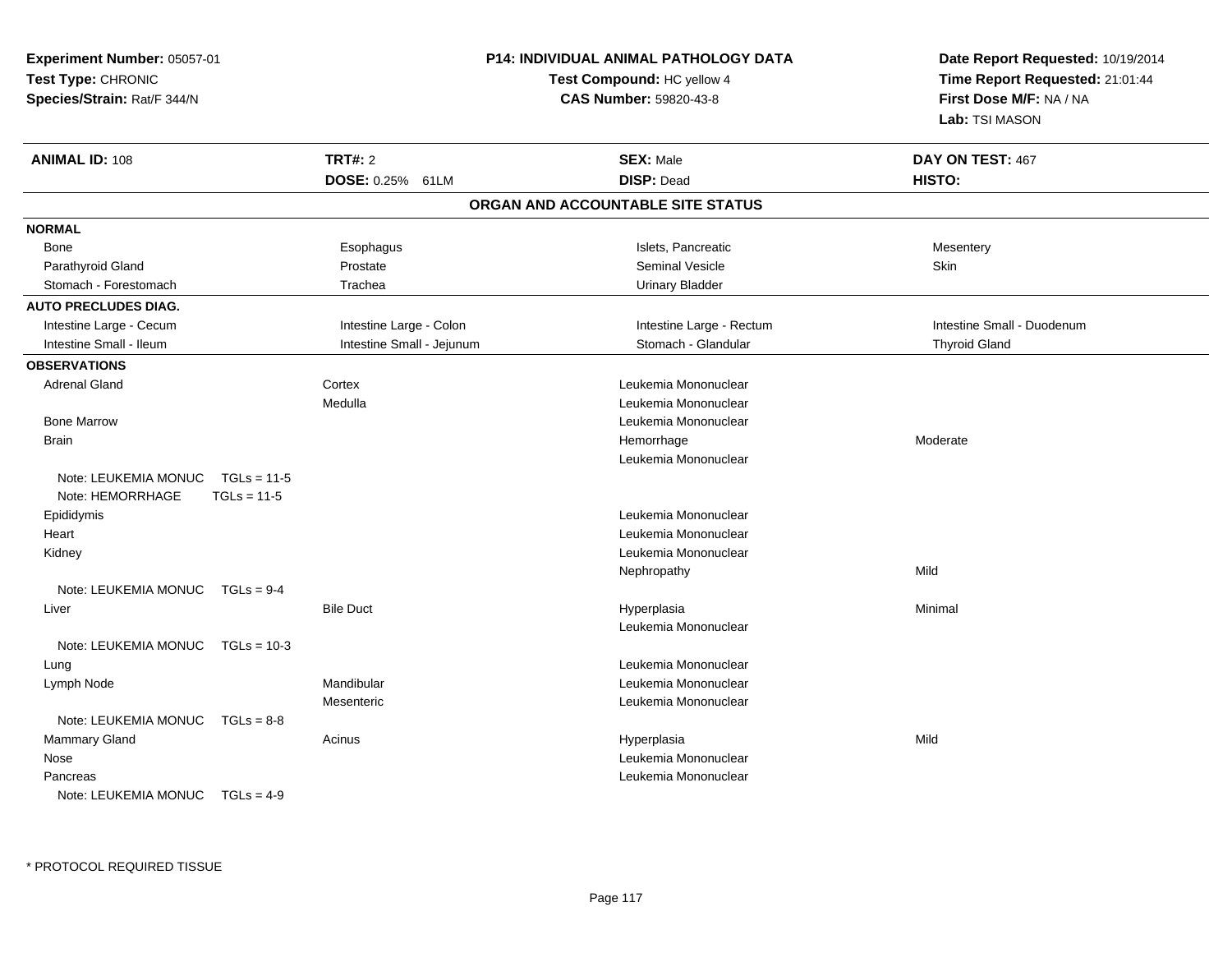**Experiment Number:** 05057-01
**Test Type:** CHRONIC
**Species/Strain:** Rat/F 344/N

**P14: INDIVIDUAL ANIMAL PATHOLOGY DATA**
**Test Compound:** HC yellow 4
**CAS Number:** 59820-43-8

**Date Report Requested:** 10/19/2014
**Time Report Requested:** 21:01:44
**First Dose M/F:** NA / NA
**Lab:** TSI MASON

| **ANIMAL ID:** 108 | **TRT#:** 2 | **SEX:** Male | **DAY ON TEST:** 467 |
|---|---|---|---|
| | **DOSE:** 0.25% 61LM | **DISP:** Dead | **HISTO:** |

**ORGAN AND ACCOUNTABLE SITE STATUS**

**NORMAL**

| | | | |
|---|---|---|---|
| Bone | Esophagus | Islets, Pancreatic | Mesentery |
| Parathyroid Gland | Prostate | Seminal Vesicle | Skin |
| Stomach - Forestomach | Trachea | Urinary Bladder | |

**AUTO PRECLUDES DIAG.**

| | | | |
|---|---|---|---|
| Intestine Large - Cecum | Intestine Large - Colon | Intestine Large - Rectum | Intestine Small - Duodenum |
| Intestine Small - Ileum | Intestine Small - Jejunum | Stomach - Glandular | Thyroid Gland |

**OBSERVATIONS**

| Organ | Site | Observation | Severity |
|---|---|---|---|
| Adrenal Gland | Cortex | Leukemia Mononuclear | |
| | Medulla | Leukemia Mononuclear | |
| Bone Marrow | | Leukemia Mononuclear | |
| Brain | | Hemorrhage | Moderate |
| | | Leukemia Mononuclear | |
| Note: LEUKEMIA MONUC TGLs = 11-5 | | | |
| Note: HEMORRHAGE TGLs = 11-5 | | | |
| Epididymis | | Leukemia Mononuclear | |
| Heart | | Leukemia Mononuclear | |
| Kidney | | Leukemia Mononuclear | |
| | | Nephropathy | Mild |
| Note: LEUKEMIA MONUC TGLs = 9-4 | | | |
| Liver | Bile Duct | Hyperplasia | Minimal |
| | | Leukemia Mononuclear | |
| Note: LEUKEMIA MONUC TGLs = 10-3 | | | |
| Lung | | Leukemia Mononuclear | |
| Lymph Node | Mandibular | Leukemia Mononuclear | |
| | Mesenteric | Leukemia Mononuclear | |
| Note: LEUKEMIA MONUC TGLs = 8-8 | | | |
| Mammary Gland | Acinus | Hyperplasia | Mild |
| Nose | | Leukemia Mononuclear | |
| Pancreas | | Leukemia Mononuclear | |
| Note: LEUKEMIA MONUC TGLs = 4-9 | | | |

\* PROTOCOL REQUIRED TISSUE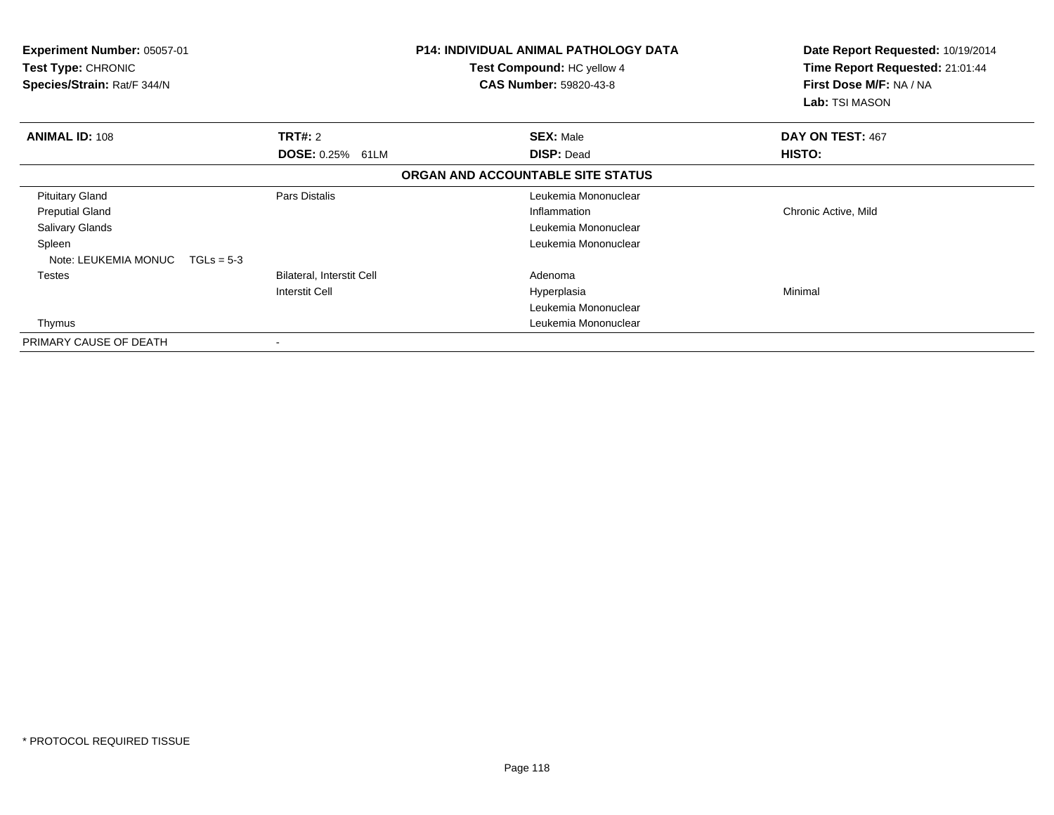**Experiment Number:** 05057-01
**Test Type:** CHRONIC
**Species/Strain:** Rat/F 344/N

**P14: INDIVIDUAL ANIMAL PATHOLOGY DATA**
**Test Compound:** HC yellow 4
**CAS Number:** 59820-43-8

**Date Report Requested:** 10/19/2014
**Time Report Requested:** 21:01:44
**First Dose M/F:** NA / NA
**Lab:** TSI MASON

| **ANIMAL ID:** 108 | **TRT#:** 2 | **SEX:** Male | **DAY ON TEST:** 467 |
|---|---|---|---|
| | **DOSE:** 0.25% 61LM | **DISP:** Dead | **HISTO:** |

**ORGAN AND ACCOUNTABLE SITE STATUS**

| | | | |
|---|---|---|---|
| Pituitary Gland | Pars Distalis | Leukemia Mononuclear | |
| Preputial Gland | | Inflammation | Chronic Active, Mild |
| Salivary Glands | | Leukemia Mononuclear | |
| Spleen | | Leukemia Mononuclear | |
| Note: LEUKEMIA MONUC TGLs = 5-3 | | | |
| Testes | Bilateral, Interstit Cell | Adenoma | |
| | Interstit Cell | Hyperplasia | Minimal |
| | | Leukemia Mononuclear | |
| Thymus | | Leukemia Mononuclear | |
| PRIMARY CAUSE OF DEATH | - | | |

* PROTOCOL REQUIRED TISSUE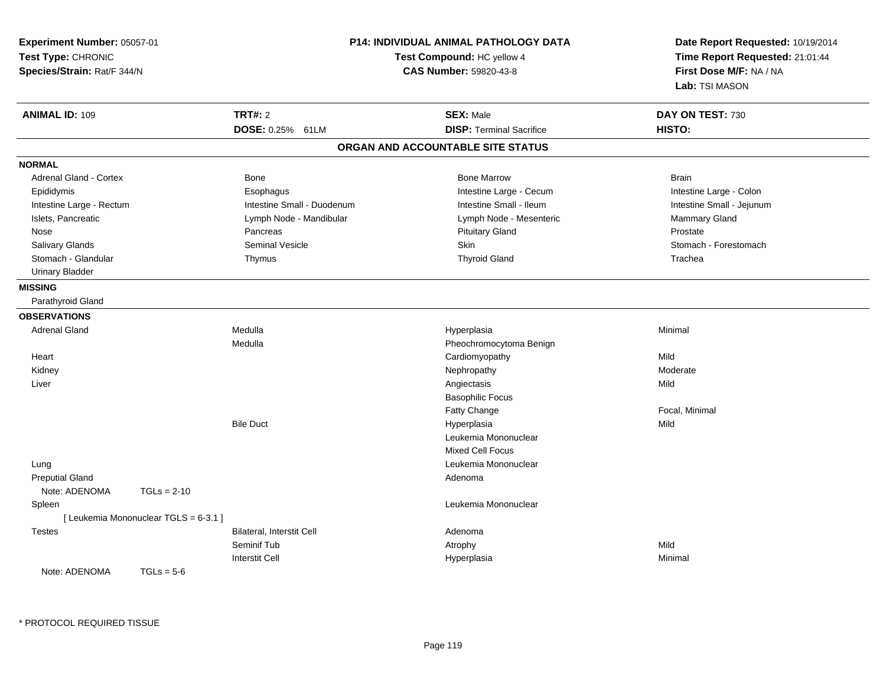**Experiment Number:** 05057-01
**Test Type:** CHRONIC
**Species/Strain:** Rat/F 344/N

**P14: INDIVIDUAL ANIMAL PATHOLOGY DATA**
**Test Compound:** HC yellow 4
**CAS Number:** 59820-43-8

**Date Report Requested:** 10/19/2014
**Time Report Requested:** 21:01:44
**First Dose M/F:** NA / NA
**Lab:** TSI MASON

| **ANIMAL ID:** 109 | **TRT#:** 2 | **SEX:** Male | **DAY ON TEST:** 730 |
|---|---|---|---|
| | **DOSE:** 0.25% 61LM | **DISP:** Terminal Sacrifice | **HISTO:** |

## ORGAN AND ACCOUNTABLE SITE STATUS

**NORMAL**

| | | | |
|---|---|---|---|
| Adrenal Gland - Cortex | Bone | Bone Marrow | Brain |
| Epididymis | Esophagus | Intestine Large - Cecum | Intestine Large - Colon |
| Intestine Large - Rectum | Intestine Small - Duodenum | Intestine Small - Ileum | Intestine Small - Jejunum |
| Islets, Pancreatic | Lymph Node - Mandibular | Lymph Node - Mesenteric | Mammary Gland |
| Nose | Pancreas | Pituitary Gland | Prostate |
| Salivary Glands | Seminal Vesicle | Skin | Stomach - Forestomach |
| Stomach - Glandular | Thymus | Thyroid Gland | Trachea |
| Urinary Bladder | | | |

**MISSING**

Parathyroid Gland

**OBSERVATIONS**

| Organ | Site | Observation | Severity |
|---|---|---|---|
| Adrenal Gland | Medulla | Hyperplasia | Minimal |
| | Medulla | Pheochromocytoma Benign | |
| Heart | | Cardiomyopathy | Mild |
| Kidney | | Nephropathy | Moderate |
| Liver | | Angiectasis | Mild |
| | | Basophilic Focus | |
| | | Fatty Change | Focal, Minimal |
| | Bile Duct | Hyperplasia | Mild |
| | | Leukemia Mononuclear | |
| | | Mixed Cell Focus | |
| Lung | | Leukemia Mononuclear | |
| Preputial Gland | | Adenoma | |
| Note: ADENOMA TGLs = 2-10 | | | |
| Spleen | | Leukemia Mononuclear | |
| [ Leukemia Mononuclear TGLS = 6-3.1 ] | | | |
| Testes | Bilateral, Interstit Cell | Adenoma | |
| | Seminif Tub | Atrophy | Mild |
| | Interstit Cell | Hyperplasia | Minimal |
| Note: ADENOMA TGLs = 5-6 | | | |

\* PROTOCOL REQUIRED TISSUE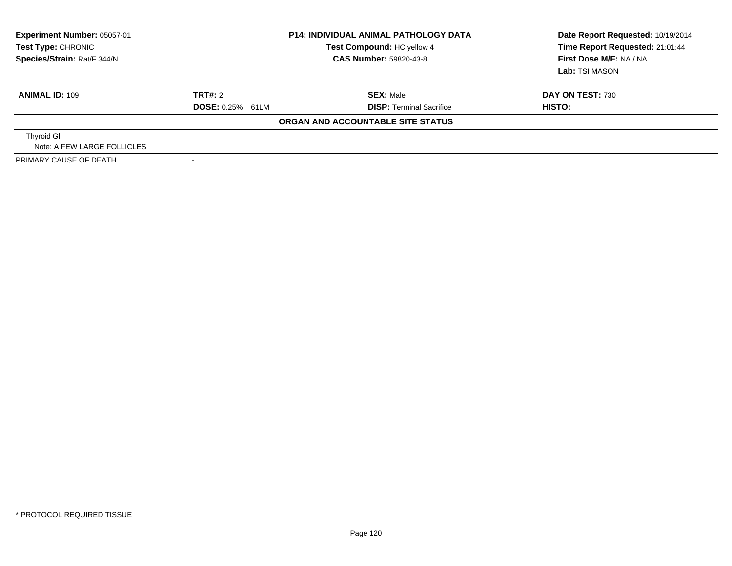**Experiment Number:** 05057-01
**Test Type:** CHRONIC
**Species/Strain:** Rat/F 344/N

**P14: INDIVIDUAL ANIMAL PATHOLOGY DATA**
**Test Compound:** HC yellow 4
**CAS Number:** 59820-43-8

**Date Report Requested:** 10/19/2014
**Time Report Requested:** 21:01:44
**First Dose M/F:** NA / NA
**Lab:** TSI MASON

| **ANIMAL ID:** 109 | **TRT#:** 2 | **SEX:** Male | **DAY ON TEST:** 730 |
|---|---|---|---|
| | **DOSE:** 0.25% 61LM | **DISP:** Terminal Sacrifice | **HISTO:** |

**ORGAN AND ACCOUNTABLE SITE STATUS**

Thyroid Gl
Note: A FEW LARGE FOLLICLES

PRIMARY CAUSE OF DEATH -

* PROTOCOL REQUIRED TISSUE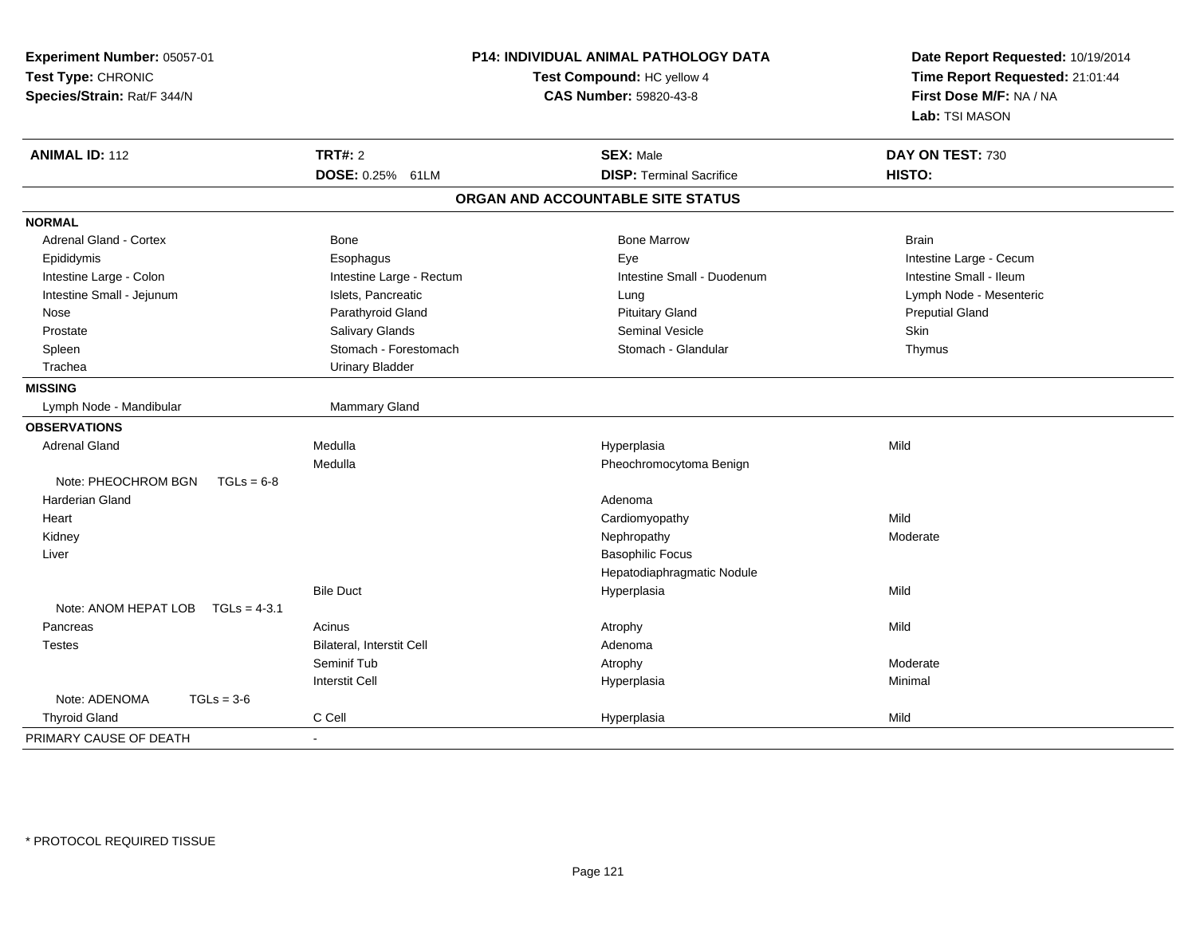**Experiment Number:** 05057-01
**Test Type:** CHRONIC
**Species/Strain:** Rat/F 344/N

**P14: INDIVIDUAL ANIMAL PATHOLOGY DATA**
**Test Compound:** HC yellow 4
**CAS Number:** 59820-43-8

**Date Report Requested:** 10/19/2014
**Time Report Requested:** 21:01:44
**First Dose M/F:** NA / NA
**Lab:** TSI MASON

| **ANIMAL ID:** 112 | **TRT#:** 2 | **SEX:** Male | **DAY ON TEST:** 730 |
|---|---|---|---|
| | **DOSE:** 0.25% 61LM | **DISP:** Terminal Sacrifice | **HISTO:** |

## ORGAN AND ACCOUNTABLE SITE STATUS

| | | | |
|---|---|---|---|
| **NORMAL** | | | |
| Adrenal Gland - Cortex | Bone | Bone Marrow | Brain |
| Epididymis | Esophagus | Eye | Intestine Large - Cecum |
| Intestine Large - Colon | Intestine Large - Rectum | Intestine Small - Duodenum | Intestine Small - Ileum |
| Intestine Small - Jejunum | Islets, Pancreatic | Lung | Lymph Node - Mesenteric |
| Nose | Parathyroid Gland | Pituitary Gland | Preputial Gland |
| Prostate | Salivary Glands | Seminal Vesicle | Skin |
| Spleen | Stomach - Forestomach | Stomach - Glandular | Thymus |
| Trachea | Urinary Bladder | | |
| **MISSING** | | | |
| Lymph Node - Mandibular | Mammary Gland | | |
| **OBSERVATIONS** | | | |
| Adrenal Gland | Medulla | Hyperplasia | Mild |
| | Medulla | Pheochromocytoma Benign | |
| Note: PHEOCHROM BGN TGLs = 6-8 | | | |
| Harderian Gland | | Adenoma | |
| Heart | | Cardiomyopathy | Mild |
| Kidney | | Nephropathy | Moderate |
| Liver | | Basophilic Focus | |
| | | Hepatodiaphragmatic Nodule | |
| | Bile Duct | Hyperplasia | Mild |
| Note: ANOM HEPAT LOB TGLs = 4-3.1 | | | |
| Pancreas | Acinus | Atrophy | Mild |
| Testes | Bilateral, Interstit Cell | Adenoma | |
| | Seminif Tub | Atrophy | Moderate |
| | Interstit Cell | Hyperplasia | Minimal |
| Note: ADENOMA TGLs = 3-6 | | | |
| Thyroid Gland | C Cell | Hyperplasia | Mild |
| PRIMARY CAUSE OF DEATH | - | | |

\* PROTOCOL REQUIRED TISSUE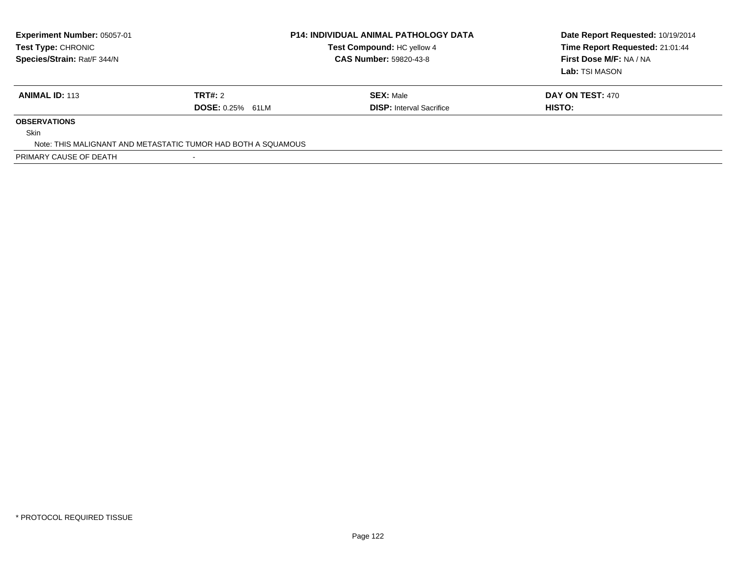| Experiment Number: 05057-01 | P14: INDIVIDUAL ANIMAL PATHOLOGY DATA | Date Report Requested: 10/19/2014 |
|---|---|---|
| Test Type: CHRONIC | Test Compound: HC yellow 4 | Time Report Requested: 21:01:44 |
| Species/Strain: Rat/F 344/N | CAS Number: 59820-43-8 | First Dose M/F: NA / NA |
| | | Lab: TSI MASON |

| ANIMAL ID: 113 | TRT#: 2 | SEX: Male | DAY ON TEST: 470 |
|---|---|---|---|
| | DOSE: 0.25% 61LM | DISP: Interval Sacrifice | HISTO: |

**OBSERVATIONS**

Skin

Note: THIS MALIGNANT AND METASTATIC TUMOR HAD BOTH A SQUAMOUS

PRIMARY CAUSE OF DEATH -

* PROTOCOL REQUIRED TISSUE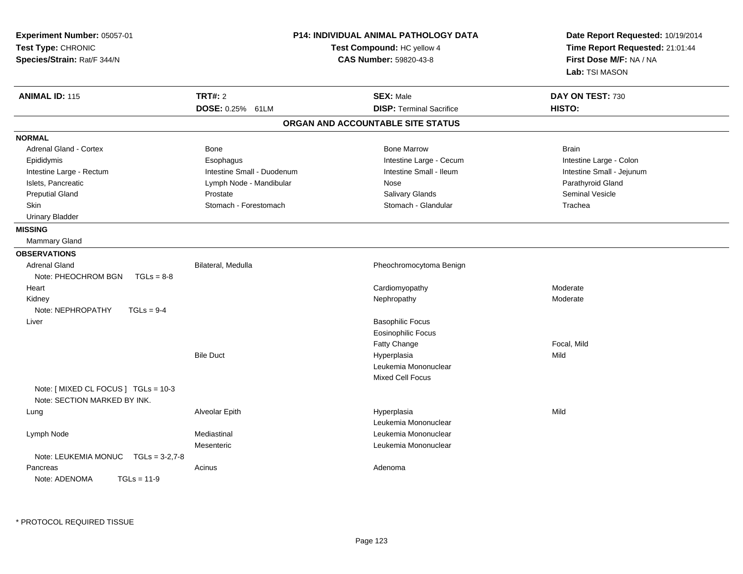**Experiment Number:** 05057-01
**Test Type:** CHRONIC
**Species/Strain:** Rat/F 344/N

**P14: INDIVIDUAL ANIMAL PATHOLOGY DATA**
**Test Compound:** HC yellow 4
**CAS Number:** 59820-43-8

**Date Report Requested:** 10/19/2014
**Time Report Requested:** 21:01:44
**First Dose M/F:** NA / NA
**Lab:** TSI MASON

| **ANIMAL ID:** 115 | **TRT#:** 2 | **SEX:** Male | **DAY ON TEST:** 730 |
|---|---|---|---|
| | **DOSE:** 0.25% 61LM | **DISP:** Terminal Sacrifice | **HISTO:** |

## ORGAN AND ACCOUNTABLE SITE STATUS

**NORMAL**

| | | | |
|---|---|---|---|
| Adrenal Gland - Cortex | Bone | Bone Marrow | Brain |
| Epididymis | Esophagus | Intestine Large - Cecum | Intestine Large - Colon |
| Intestine Large - Rectum | Intestine Small - Duodenum | Intestine Small - Ileum | Intestine Small - Jejunum |
| Islets, Pancreatic | Lymph Node - Mandibular | Nose | Parathyroid Gland |
| Preputial Gland | Prostate | Salivary Glands | Seminal Vesicle |
| Skin | Stomach - Forestomach | Stomach - Glandular | Trachea |
| Urinary Bladder | | | |

**MISSING**

Mammary Gland

**OBSERVATIONS**

| | | | |
|---|---|---|---|
| Adrenal Gland | Bilateral, Medulla | Pheochromocytoma Benign | |
| Note: PHEOCHROM BGN TGLs = 8-8 | | | |
| Heart | | Cardiomyopathy | Moderate |
| Kidney | | Nephropathy | Moderate |
| Note: NEPHROPATHY TGLs = 9-4 | | | |
| Liver | | Basophilic Focus | |
| | | Eosinophilic Focus | |
| | | Fatty Change | Focal, Mild |
| | Bile Duct | Hyperplasia | Mild |
| | | Leukemia Mononuclear | |
| | | Mixed Cell Focus | |
| Note: [ MIXED CL FOCUS ] TGLs = 10-3 | | | |
| Note: SECTION MARKED BY INK. | | | |
| Lung | Alveolar Epith | Hyperplasia | Mild |
| | | Leukemia Mononuclear | |
| Lymph Node | Mediastinal | Leukemia Mononuclear | |
| | Mesenteric | Leukemia Mononuclear | |
| Note: LEUKEMIA MONUC TGLs = 3-2,7-8 | | | |
| Pancreas | Acinus | Adenoma | |
| Note: ADENOMA TGLs = 11-9 | | | |

* PROTOCOL REQUIRED TISSUE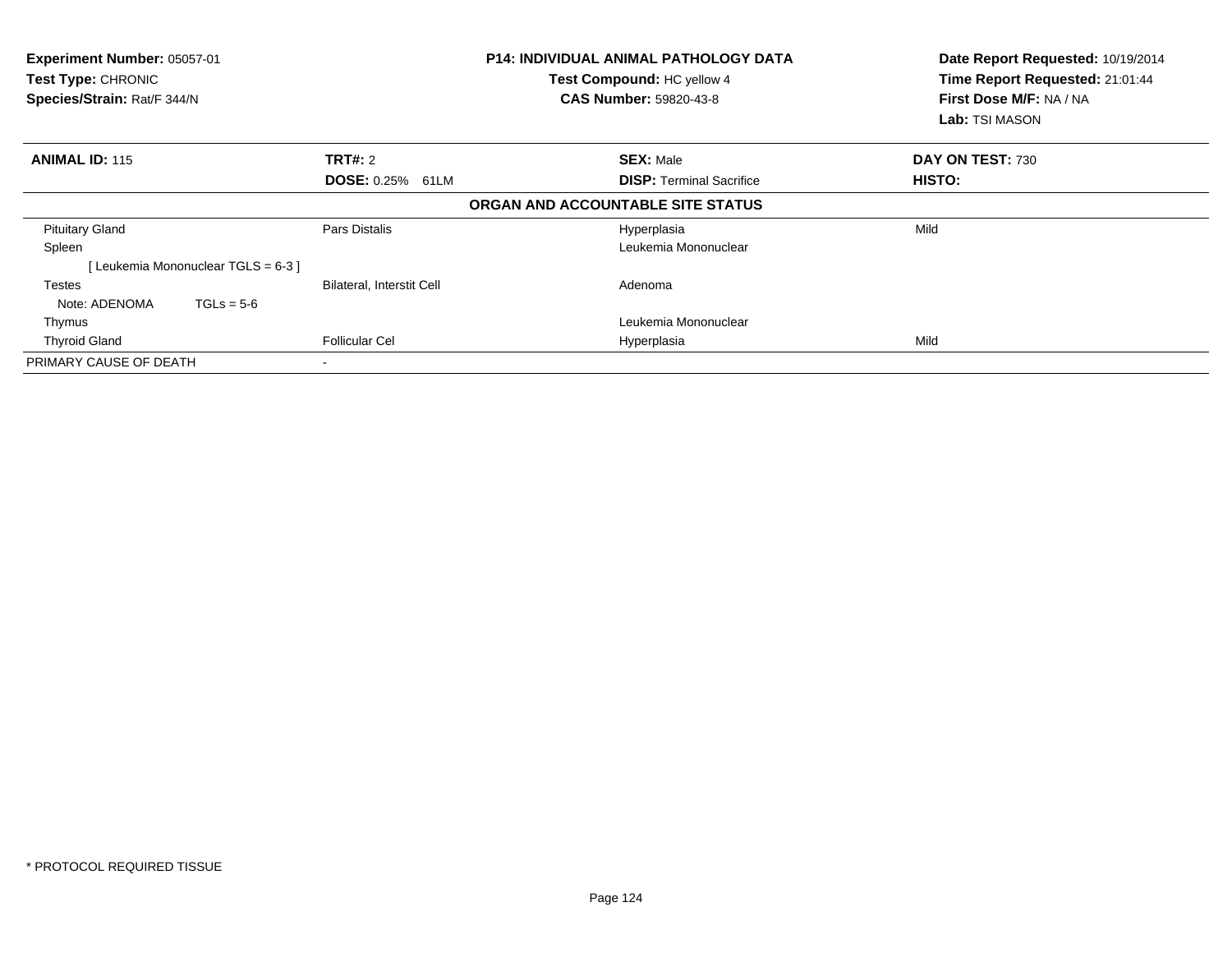**Experiment Number:** 05057-01
**Test Type:** CHRONIC
**Species/Strain:** Rat/F 344/N

**P14: INDIVIDUAL ANIMAL PATHOLOGY DATA**
**Test Compound:** HC yellow 4
**CAS Number:** 59820-43-8

**Date Report Requested:** 10/19/2014
**Time Report Requested:** 21:01:44
**First Dose M/F:** NA / NA
**Lab:** TSI MASON

| **ANIMAL ID:** 115 | **TRT#:** 2 | **SEX:** Male | **DAY ON TEST:** 730 |
|---|---|---|---|
| | **DOSE:** 0.25% 61LM | **DISP:** Terminal Sacrifice | **HISTO:** |
| | | **ORGAN AND ACCOUNTABLE SITE STATUS** | |
| Pituitary Gland | Pars Distalis | Hyperplasia | Mild |
| Spleen | | Leukemia Mononuclear | |
| [ Leukemia Mononuclear TGLS = 6-3 ] | | | |
| Testes | Bilateral, Interstit Cell | Adenoma | |
| Note: ADENOMA TGLs = 5-6 | | | |
| Thymus | | Leukemia Mononuclear | |
| Thyroid Gland | Follicular Cel | Hyperplasia | Mild |
| PRIMARY CAUSE OF DEATH | - | | |

* PROTOCOL REQUIRED TISSUE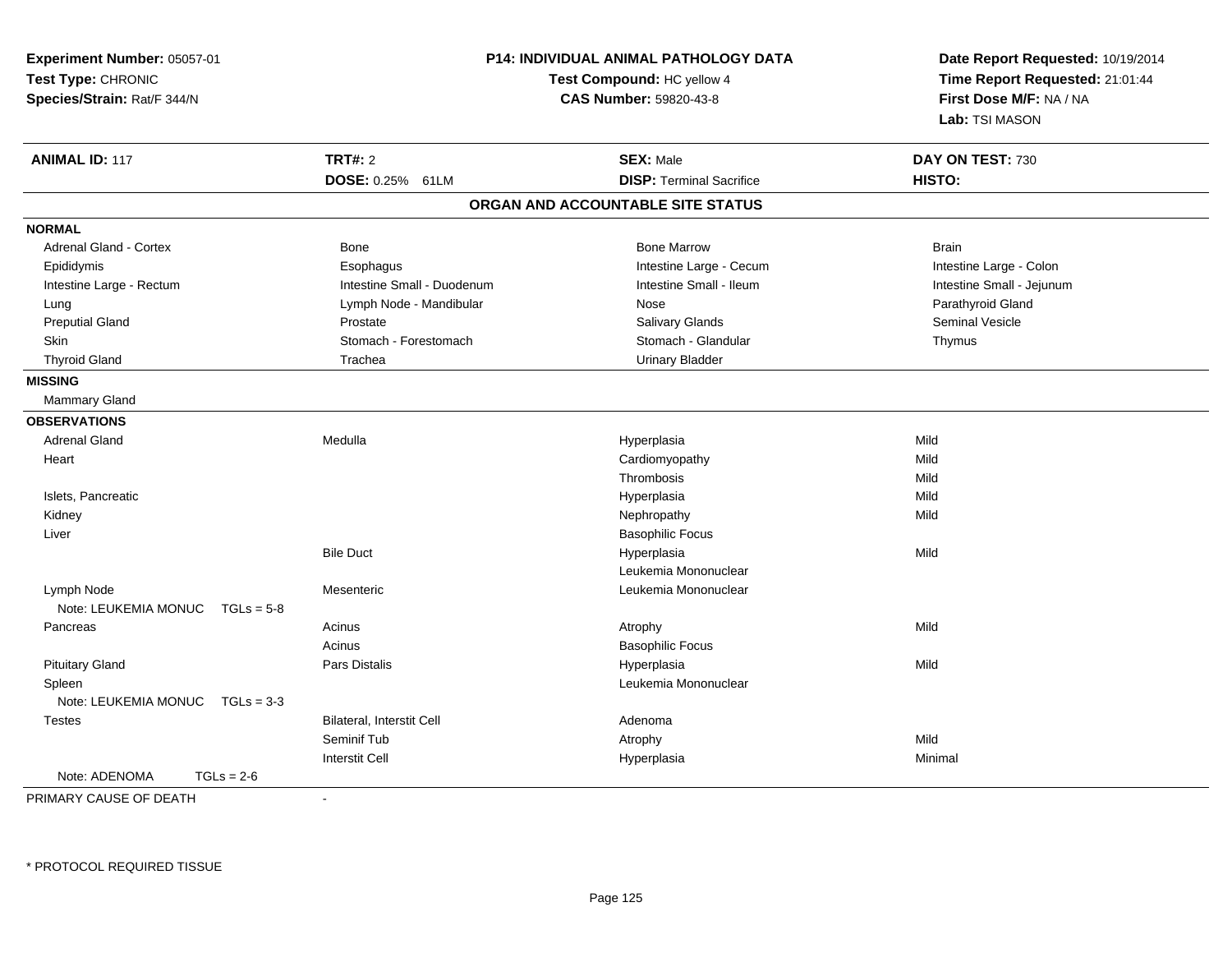**Experiment Number:** 05057-01
**Test Type:** CHRONIC
**Species/Strain:** Rat/F 344/N

**P14: INDIVIDUAL ANIMAL PATHOLOGY DATA**
**Test Compound:** HC yellow 4
**CAS Number:** 59820-43-8

**Date Report Requested:** 10/19/2014
**Time Report Requested:** 21:01:44
**First Dose M/F:** NA / NA
**Lab:** TSI MASON

| **ANIMAL ID:** 117 | **TRT#:** 2 | **SEX:** Male | **DAY ON TEST:** 730 |
|---|---|---|---|
| | **DOSE:** 0.25% 61LM | **DISP:** Terminal Sacrifice | **HISTO:** |

## ORGAN AND ACCOUNTABLE SITE STATUS

**NORMAL**

| | | | |
|---|---|---|---|
| Adrenal Gland - Cortex | Bone | Bone Marrow | Brain |
| Epididymis | Esophagus | Intestine Large - Cecum | Intestine Large - Colon |
| Intestine Large - Rectum | Intestine Small - Duodenum | Intestine Small - Ileum | Intestine Small - Jejunum |
| Lung | Lymph Node - Mandibular | Nose | Parathyroid Gland |
| Preputial Gland | Prostate | Salivary Glands | Seminal Vesicle |
| Skin | Stomach - Forestomach | Stomach - Glandular | Thymus |
| Thyroid Gland | Trachea | Urinary Bladder | |

**MISSING**

Mammary Gland

**OBSERVATIONS**

| Organ | Site | Observation | Severity |
|---|---|---|---|
| Adrenal Gland | Medulla | Hyperplasia | Mild |
| Heart | | Cardiomyopathy | Mild |
| | | Thrombosis | Mild |
| Islets, Pancreatic | | Hyperplasia | Mild |
| Kidney | | Nephropathy | Mild |
| Liver | | Basophilic Focus | |
| | Bile Duct | Hyperplasia | Mild |
| | | Leukemia Mononuclear | |
| Lymph Node | Mesenteric | Leukemia Mononuclear | |
| Note: LEUKEMIA MONUC TGLs = 5-8 | | | |
| Pancreas | Acinus | Atrophy | Mild |
| | Acinus | Basophilic Focus | |
| Pituitary Gland | Pars Distalis | Hyperplasia | Mild |
| Spleen | | Leukemia Mononuclear | |
| Note: LEUKEMIA MONUC TGLs = 3-3 | | | |
| Testes | Bilateral, Interstit Cell | Adenoma | |
| | Seminif Tub | Atrophy | Mild |
| | Interstit Cell | Hyperplasia | Minimal |
| Note: ADENOMA TGLs = 2-6 | | | |

PRIMARY CAUSE OF DEATH -

* PROTOCOL REQUIRED TISSUE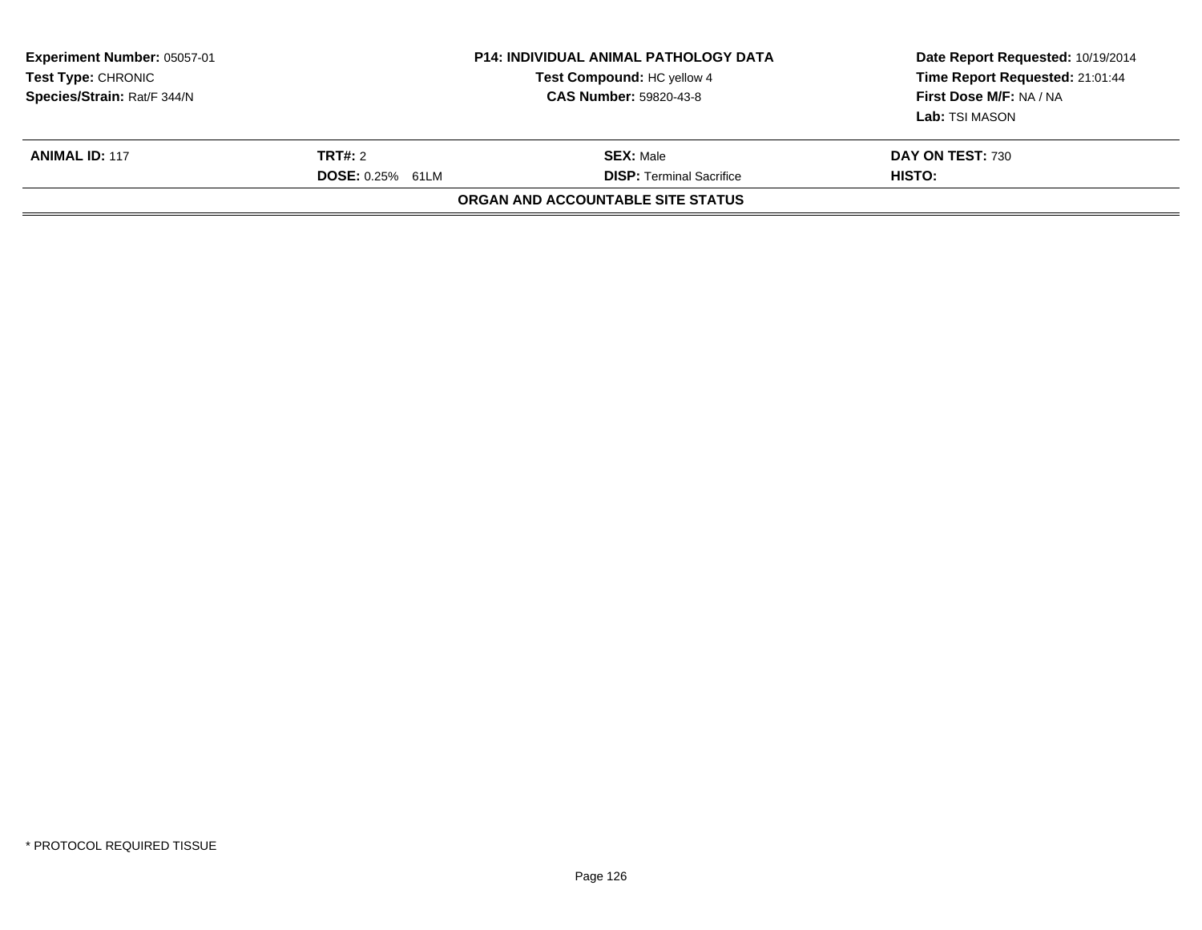| Experiment Number: 05057-01 | P14: INDIVIDUAL ANIMAL PATHOLOGY DATA | Date Report Requested: 10/19/2014 |
|---|---|---|
| Test Type: CHRONIC | Test Compound: HC yellow 4 | Time Report Requested: 21:01:44 |
| Species/Strain: Rat/F 344/N | CAS Number: 59820-43-8 | First Dose M/F: NA / NA |
| | | Lab: TSI MASON |

| ANIMAL ID: 117 | TRT#: 2 | SEX: Male | DAY ON TEST: 730 |
|---|---|---|---|
| | DOSE: 0.25% 61LM | DISP: Terminal Sacrifice | HISTO: |

**ORGAN AND ACCOUNTABLE SITE STATUS**

* PROTOCOL REQUIRED TISSUE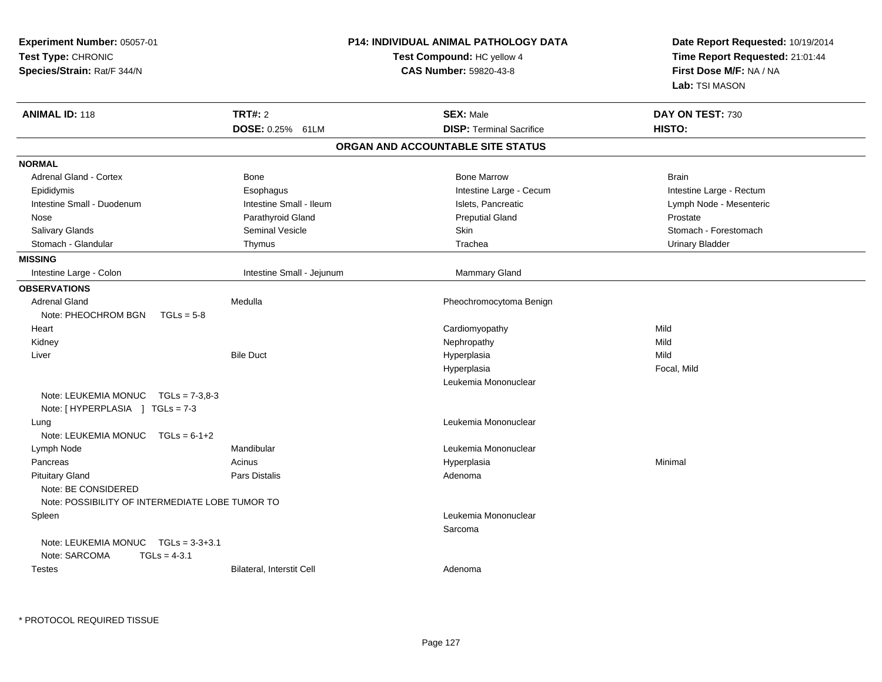**Experiment Number:** 05057-01
**Test Type:** CHRONIC
**Species/Strain:** Rat/F 344/N

**P14: INDIVIDUAL ANIMAL PATHOLOGY DATA**
**Test Compound:** HC yellow 4
**CAS Number:** 59820-43-8

**Date Report Requested:** 10/19/2014
**Time Report Requested:** 21:01:44
**First Dose M/F:** NA / NA
**Lab:** TSI MASON

| **ANIMAL ID:** 118 | **TRT#:** 2 | **SEX:** Male | **DAY ON TEST:** 730 |
|---|---|---|---|
| | **DOSE:** 0.25% 61LM | **DISP:** Terminal Sacrifice | **HISTO:** |

## ORGAN AND ACCOUNTABLE SITE STATUS

**NORMAL**

| | | | |
|---|---|---|---|
| Adrenal Gland - Cortex | Bone | Bone Marrow | Brain |
| Epididymis | Esophagus | Intestine Large - Cecum | Intestine Large - Rectum |
| Intestine Small - Duodenum | Intestine Small - Ileum | Islets, Pancreatic | Lymph Node - Mesenteric |
| Nose | Parathyroid Gland | Preputial Gland | Prostate |
| Salivary Glands | Seminal Vesicle | Skin | Stomach - Forestomach |
| Stomach - Glandular | Thymus | Trachea | Urinary Bladder |

**MISSING**

| | | |
|---|---|---|
| Intestine Large - Colon | Intestine Small - Jejunum | Mammary Gland |

**OBSERVATIONS**

| Organ | Site | Observation | Severity |
|---|---|---|---|
| Adrenal Gland | Medulla | Pheochromocytoma Benign | |
| Note: PHEOCHROM BGN TGLs = 5-8 | | | |
| Heart | | Cardiomyopathy | Mild |
| Kidney | | Nephropathy | Mild |
| Liver | Bile Duct | Hyperplasia | Mild |
| | | Hyperplasia | Focal, Mild |
| | | Leukemia Mononuclear | |
| Note: LEUKEMIA MONUC TGLs = 7-3,8-3 | | | |
| Note: [ HYPERPLASIA ] TGLs = 7-3 | | | |
| Lung | | Leukemia Mononuclear | |
| Note: LEUKEMIA MONUC TGLs = 6-1+2 | | | |
| Lymph Node | Mandibular | Leukemia Mononuclear | |
| Pancreas | Acinus | Hyperplasia | Minimal |
| Pituitary Gland | Pars Distalis | Adenoma | |
| Note: BE CONSIDERED | | | |
| Note: POSSIBILITY OF INTERMEDIATE LOBE TUMOR TO | | | |
| Spleen | | Leukemia Mononuclear | |
| | | Sarcoma | |
| Note: LEUKEMIA MONUC TGLs = 3-3+3.1 | | | |
| Note: SARCOMA TGLs = 4-3.1 | | | |
| Testes | Bilateral, Interstit Cell | Adenoma | |

* PROTOCOL REQUIRED TISSUE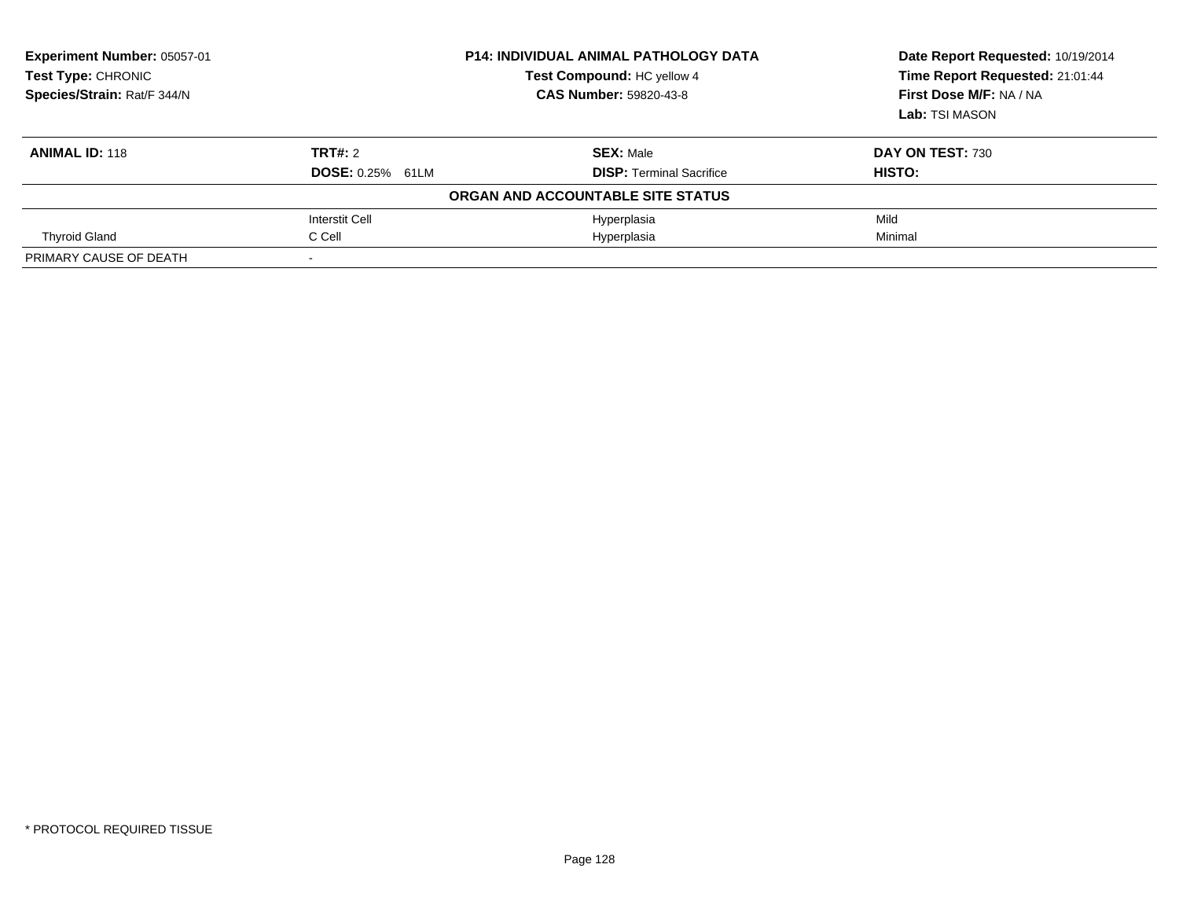**Experiment Number:** 05057-01
**Test Type:** CHRONIC
**Species/Strain:** Rat/F 344/N

**P14: INDIVIDUAL ANIMAL PATHOLOGY DATA**
**Test Compound:** HC yellow 4
**CAS Number:** 59820-43-8

**Date Report Requested:** 10/19/2014
**Time Report Requested:** 21:01:44
**First Dose M/F:** NA / NA
**Lab:** TSI MASON

| **ANIMAL ID:** 118 | **TRT#:** 2 | **SEX:** Male | **DAY ON TEST:** 730 |
|---|---|---|---|
| | **DOSE:** 0.25% 61LM | **DISP:** Terminal Sacrifice | **HISTO:** |
| | **ORGAN AND ACCOUNTABLE SITE STATUS** | | |
| | Interstit Cell | Hyperplasia | Mild |
| Thyroid Gland | C Cell | Hyperplasia | Minimal |
| PRIMARY CAUSE OF DEATH | - | | |

* PROTOCOL REQUIRED TISSUE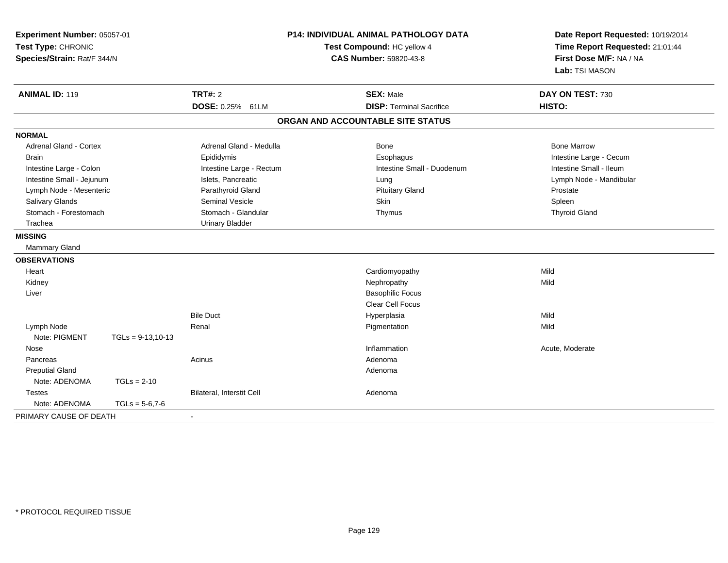**Experiment Number:** 05057-01
**Test Type:** CHRONIC
**Species/Strain:** Rat/F 344/N

**P14: INDIVIDUAL ANIMAL PATHOLOGY DATA**
**Test Compound:** HC yellow 4
**CAS Number:** 59820-43-8

**Date Report Requested:** 10/19/2014
**Time Report Requested:** 21:01:44
**First Dose M/F:** NA / NA
**Lab:** TSI MASON

| **ANIMAL ID:** 119 | **TRT#:** 2 | **SEX:** Male | **DAY ON TEST:** 730 |
|---|---|---|---|
| | **DOSE:** 0.25% 61LM | **DISP:** Terminal Sacrifice | **HISTO:** |

## ORGAN AND ACCOUNTABLE SITE STATUS

**NORMAL**

| | | | |
|---|---|---|---|
| Adrenal Gland - Cortex | Adrenal Gland - Medulla | Bone | Bone Marrow |
| Brain | Epididymis | Esophagus | Intestine Large - Cecum |
| Intestine Large - Colon | Intestine Large - Rectum | Intestine Small - Duodenum | Intestine Small - Ileum |
| Intestine Small - Jejunum | Islets, Pancreatic | Lung | Lymph Node - Mandibular |
| Lymph Node - Mesenteric | Parathyroid Gland | Pituitary Gland | Prostate |
| Salivary Glands | Seminal Vesicle | Skin | Spleen |
| Stomach - Forestomach | Stomach - Glandular | Thymus | Thyroid Gland |
| Trachea | Urinary Bladder | | |

**MISSING**

Mammary Gland

**OBSERVATIONS**

| | | | | |
|---|---|---|---|---|
| Heart | | | Cardiomyopathy | Mild |
| Kidney | | | Nephropathy | Mild |
| Liver | | | Basophilic Focus | |
| | | | Clear Cell Focus | |
| | | Bile Duct | Hyperplasia | Mild |
| Lymph Node | | Renal | Pigmentation | Mild |
| Note: PIGMENT | TGLs = 9-13,10-13 | | | |
| Nose | | | Inflammation | Acute, Moderate |
| Pancreas | | Acinus | Adenoma | |
| Preputial Gland | | | Adenoma | |
| Note: ADENOMA | TGLs = 2-10 | | | |
| Testes | | Bilateral, Interstit Cell | Adenoma | |
| Note: ADENOMA | TGLs = 5-6,7-6 | | | |

PRIMARY CAUSE OF DEATH -

\* PROTOCOL REQUIRED TISSUE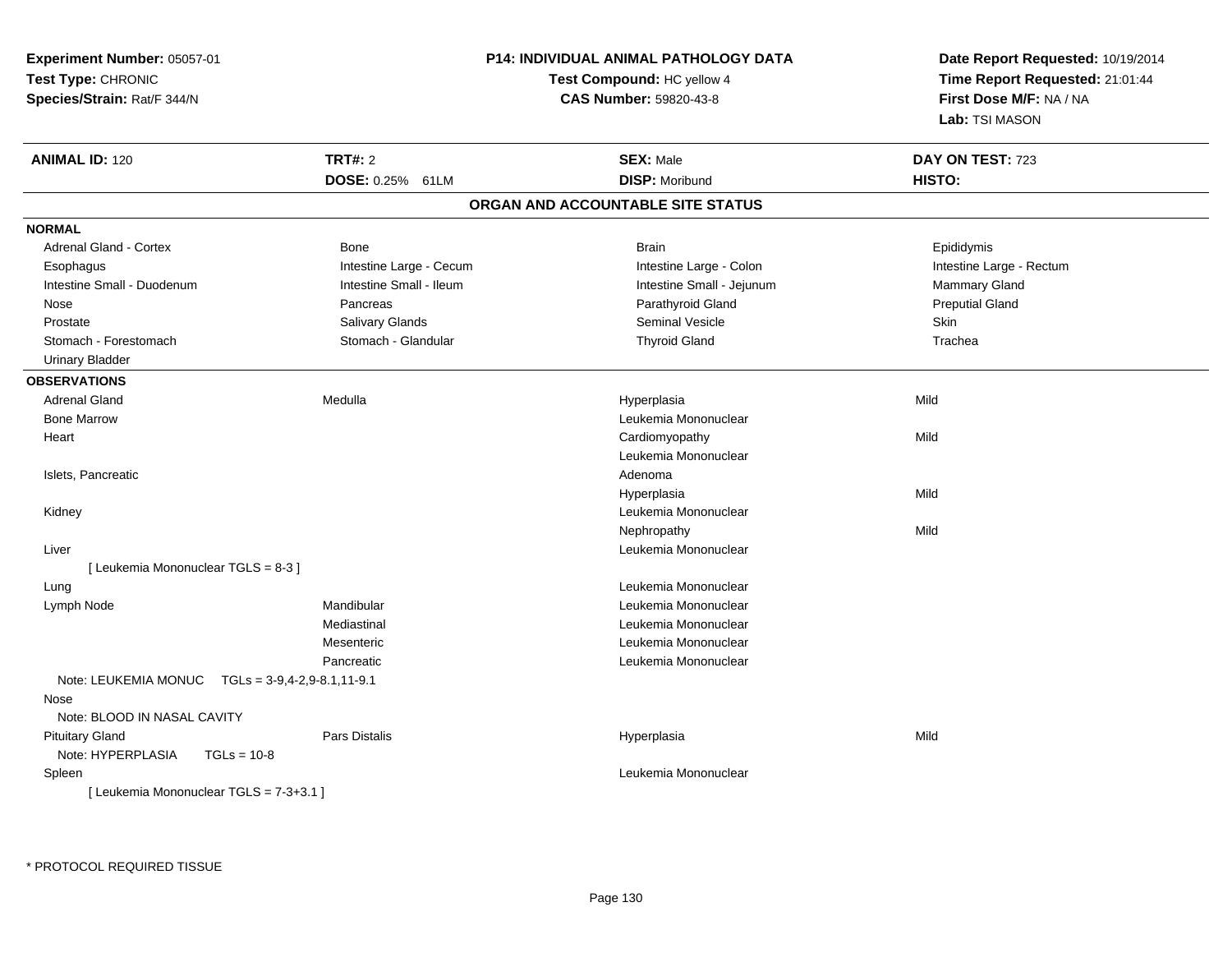**Experiment Number:** 05057-01
**Test Type:** CHRONIC
**Species/Strain:** Rat/F 344/N

**P14: INDIVIDUAL ANIMAL PATHOLOGY DATA**
**Test Compound:** HC yellow 4
**CAS Number:** 59820-43-8

**Date Report Requested:** 10/19/2014
**Time Report Requested:** 21:01:44
**First Dose M/F:** NA / NA
**Lab:** TSI MASON

| **ANIMAL ID:** 120 | **TRT#:** 2 | **SEX:** Male | **DAY ON TEST:** 723 |
|---|---|---|---|
| | **DOSE:** 0.25% 61LM | **DISP:** Moribund | **HISTO:** |

## ORGAN AND ACCOUNTABLE SITE STATUS

**NORMAL**

| | | | |
|---|---|---|---|
| Adrenal Gland - Cortex | Bone | Brain | Epididymis |
| Esophagus | Intestine Large - Cecum | Intestine Large - Colon | Intestine Large - Rectum |
| Intestine Small - Duodenum | Intestine Small - Ileum | Intestine Small - Jejunum | Mammary Gland |
| Nose | Pancreas | Parathyroid Gland | Preputial Gland |
| Prostate | Salivary Glands | Seminal Vesicle | Skin |
| Stomach - Forestomach | Stomach - Glandular | Thyroid Gland | Trachea |
| Urinary Bladder | | | |

**OBSERVATIONS**

| | | | |
|---|---|---|---|
| Adrenal Gland | Medulla | Hyperplasia | Mild |
| Bone Marrow | | Leukemia Mononuclear | |
| Heart | | Cardiomyopathy | Mild |
| | | Leukemia Mononuclear | |
| Islets, Pancreatic | | Adenoma | |
| | | Hyperplasia | Mild |
| Kidney | | Leukemia Mononuclear | |
| | | Nephropathy | Mild |
| Liver | | Leukemia Mononuclear | |
| [ Leukemia Mononuclear TGLS = 8-3 ] | | | |
| Lung | | Leukemia Mononuclear | |
| Lymph Node | Mandibular | Leukemia Mononuclear | |
| | Mediastinal | Leukemia Mononuclear | |
| | Mesenteric | Leukemia Mononuclear | |
| | Pancreatic | Leukemia Mononuclear | |
| Note: LEUKEMIA MONUC TGLs = 3-9,4-2,9-8.1,11-9.1 | | | |
| Nose | | | |
| Note: BLOOD IN NASAL CAVITY | | | |
| Pituitary Gland | Pars Distalis | Hyperplasia | Mild |
| Note: HYPERPLASIA TGLs = 10-8 | | | |
| Spleen | | Leukemia Mononuclear | |
| [ Leukemia Mononuclear TGLS = 7-3+3.1 ] | | | |

\* PROTOCOL REQUIRED TISSUE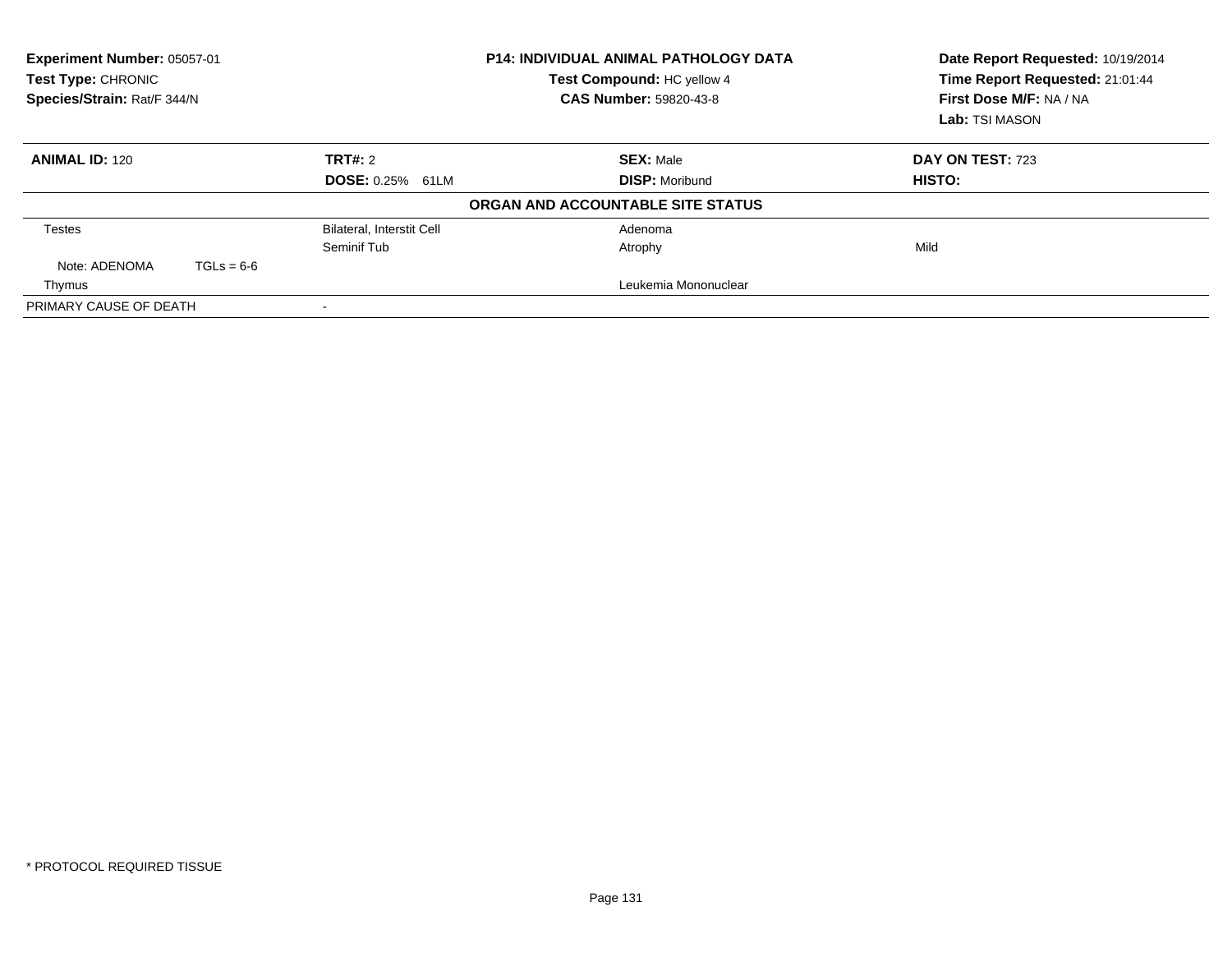**Experiment Number:** 05057-01
**Test Type:** CHRONIC
**Species/Strain:** Rat/F 344/N

**P14: INDIVIDUAL ANIMAL PATHOLOGY DATA**
**Test Compound:** HC yellow 4
**CAS Number:** 59820-43-8

**Date Report Requested:** 10/19/2014
**Time Report Requested:** 21:01:44
**First Dose M/F:** NA / NA
**Lab:** TSI MASON

| **ANIMAL ID:** 120 | **TRT#:** 2 | **SEX:** Male | **DAY ON TEST:** 723 |
|---|---|---|---|
| | **DOSE:** 0.25% 61LM | **DISP:** Moribund | **HISTO:** |

**ORGAN AND ACCOUNTABLE SITE STATUS**

| | | | |
|---|---|---|---|
| Testes | Bilateral, Interstit Cell | Adenoma | |
| | Seminif Tub | Atrophy | Mild |
| Note: ADENOMA TGLs = 6-6 | | | |
| Thymus | | Leukemia Mononuclear | |
| PRIMARY CAUSE OF DEATH | - | | |

\* PROTOCOL REQUIRED TISSUE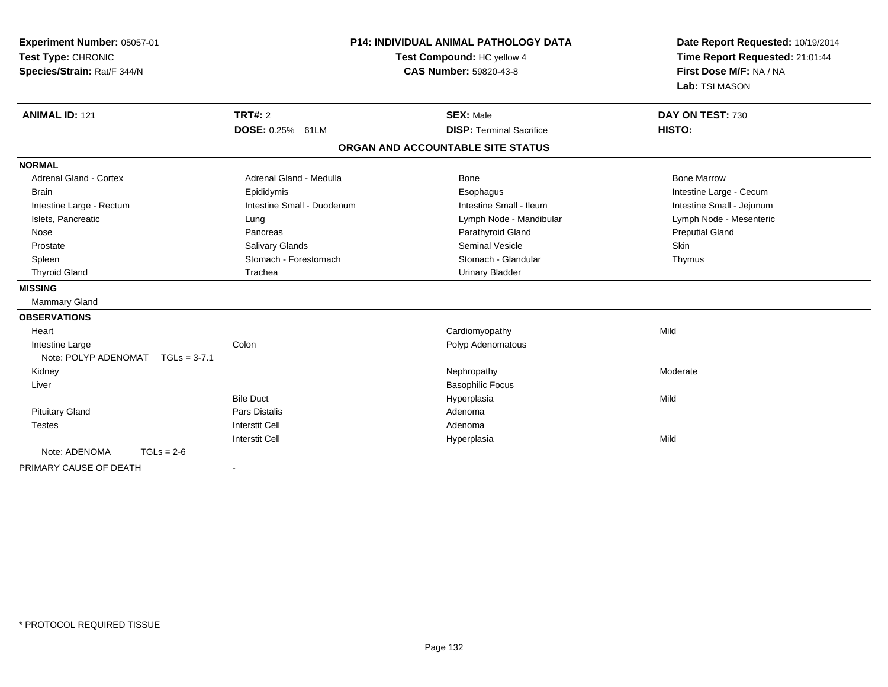**Experiment Number:** 05057-01
**Test Type:** CHRONIC
**Species/Strain:** Rat/F 344/N

**P14: INDIVIDUAL ANIMAL PATHOLOGY DATA**
**Test Compound:** HC yellow 4
**CAS Number:** 59820-43-8

**Date Report Requested:** 10/19/2014
**Time Report Requested:** 21:01:44
**First Dose M/F:** NA / NA
**Lab:** TSI MASON

| **ANIMAL ID:** 121 | **TRT#:** 2 | **SEX:** Male | **DAY ON TEST:** 730 |
|---|---|---|---|
| | **DOSE:** 0.25% 61LM | **DISP:** Terminal Sacrifice | **HISTO:** |

## ORGAN AND ACCOUNTABLE SITE STATUS

| | | | |
|---|---|---|---|
| **NORMAL** | | | |
| Adrenal Gland - Cortex | Adrenal Gland - Medulla | Bone | Bone Marrow |
| Brain | Epididymis | Esophagus | Intestine Large - Cecum |
| Intestine Large - Rectum | Intestine Small - Duodenum | Intestine Small - Ileum | Intestine Small - Jejunum |
| Islets, Pancreatic | Lung | Lymph Node - Mandibular | Lymph Node - Mesenteric |
| Nose | Pancreas | Parathyroid Gland | Preputial Gland |
| Prostate | Salivary Glands | Seminal Vesicle | Skin |
| Spleen | Stomach - Forestomach | Stomach - Glandular | Thymus |
| Thyroid Gland | Trachea | Urinary Bladder | |
| **MISSING** | | | |
| Mammary Gland | | | |
| **OBSERVATIONS** | | | |
| Heart | | Cardiomyopathy | Mild |
| Intestine Large | Colon | Polyp Adenomatous | |
| Note: POLYP ADENOMAT TGLs = 3-7.1 | | | |
| Kidney | | Nephropathy | Moderate |
| Liver | | Basophilic Focus | |
| | Bile Duct | Hyperplasia | Mild |
| Pituitary Gland | Pars Distalis | Adenoma | |
| Testes | Interstit Cell | Adenoma | |
| | Interstit Cell | Hyperplasia | Mild |
| Note: ADENOMA TGLs = 2-6 | | | |
| PRIMARY CAUSE OF DEATH | - | | |

* PROTOCOL REQUIRED TISSUE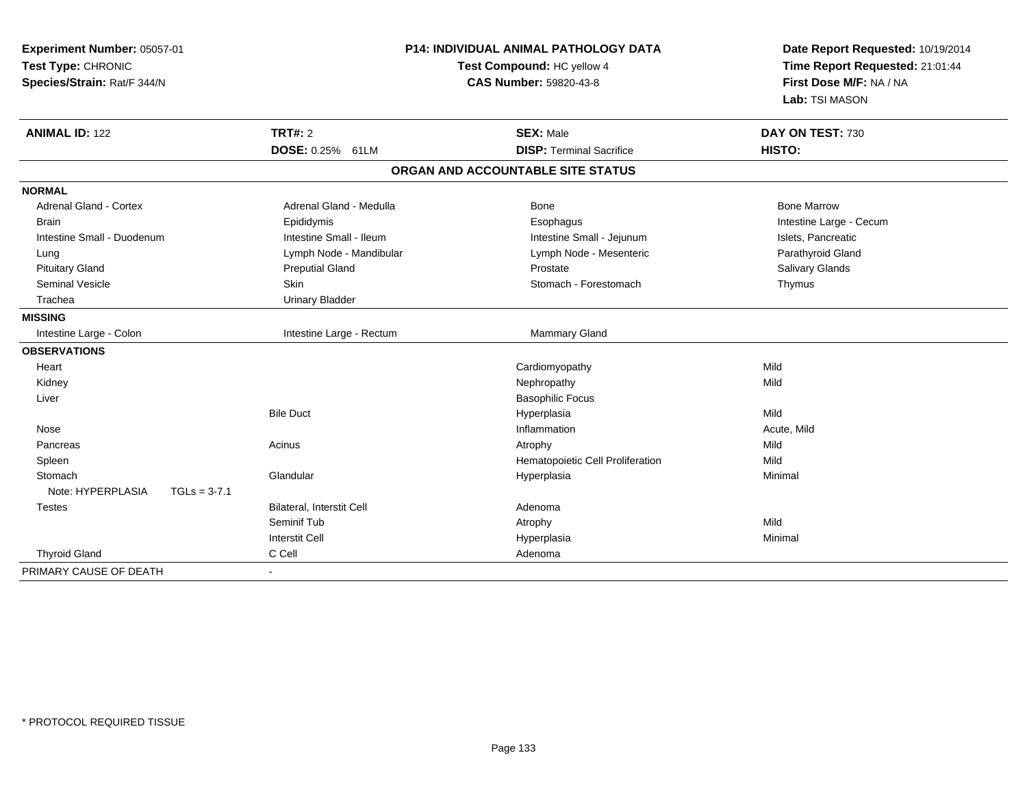**Experiment Number:** 05057-01
**Test Type:** CHRONIC
**Species/Strain:** Rat/F 344/N

# P14: INDIVIDUAL ANIMAL PATHOLOGY DATA

**Test Compound:** HC yellow 4
**CAS Number:** 59820-43-8

**Date Report Requested:** 10/19/2014
**Time Report Requested:** 21:01:44
**First Dose M/F:** NA / NA
**Lab:** TSI MASON

| **ANIMAL ID:** 122 | **TRT#:** 2 | **SEX:** Male | **DAY ON TEST:** 730 |
|---|---|---|---|
| | **DOSE:** 0.25% 61LM | **DISP:** Terminal Sacrifice | **HISTO:** |

## ORGAN AND ACCOUNTABLE SITE STATUS

| | | | |
|---|---|---|---|
| **NORMAL** | | | |
| Adrenal Gland - Cortex | Adrenal Gland - Medulla | Bone | Bone Marrow |
| Brain | Epididymis | Esophagus | Intestine Large - Cecum |
| Intestine Small - Duodenum | Intestine Small - Ileum | Intestine Small - Jejunum | Islets, Pancreatic |
| Lung | Lymph Node - Mandibular | Lymph Node - Mesenteric | Parathyroid Gland |
| Pituitary Gland | Preputial Gland | Prostate | Salivary Glands |
| Seminal Vesicle | Skin | Stomach - Forestomach | Thymus |
| Trachea | Urinary Bladder | | |
| **MISSING** | | | |
| Intestine Large - Colon | Intestine Large - Rectum | Mammary Gland | |
| **OBSERVATIONS** | | | |
| Heart | | Cardiomyopathy | Mild |
| Kidney | | Nephropathy | Mild |
| Liver | | Basophilic Focus | |
| | Bile Duct | Hyperplasia | Mild |
| Nose | | Inflammation | Acute, Mild |
| Pancreas | Acinus | Atrophy | Mild |
| Spleen | | Hematopoietic Cell Proliferation | Mild |
| Stomach | Glandular | Hyperplasia | Minimal |
| Note: HYPERPLASIA TGLs = 3-7.1 | | | |
| Testes | Bilateral, Interstit Cell | Adenoma | |
| | Seminif Tub | Atrophy | Mild |
| | Interstit Cell | Hyperplasia | Minimal |
| Thyroid Gland | C Cell | Adenoma | |
| PRIMARY CAUSE OF DEATH | - | | |

\* PROTOCOL REQUIRED TISSUE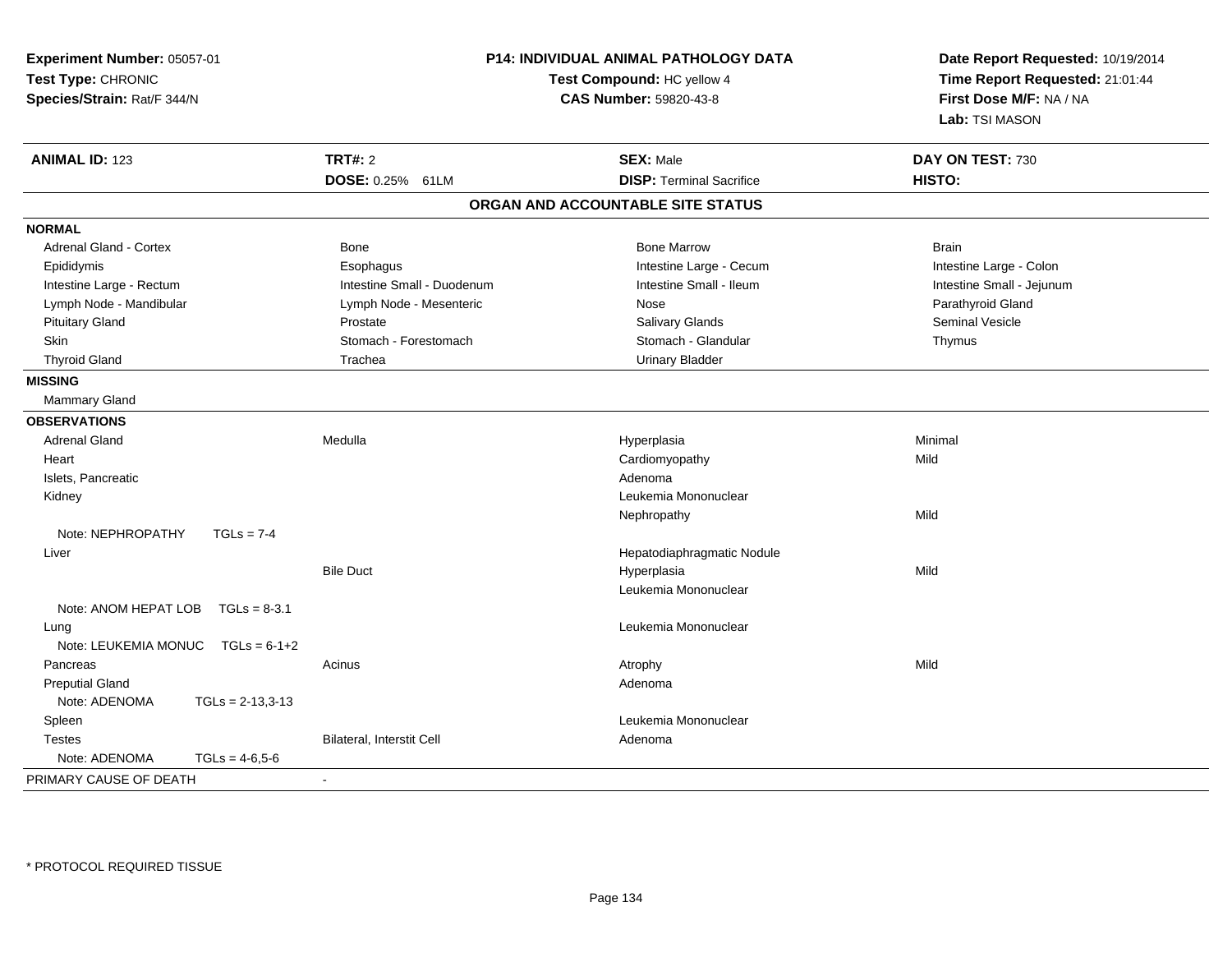**Experiment Number:** 05057-01
**Test Type:** CHRONIC
**Species/Strain:** Rat/F 344/N

**P14: INDIVIDUAL ANIMAL PATHOLOGY DATA**
**Test Compound:** HC yellow 4
**CAS Number:** 59820-43-8

**Date Report Requested:** 10/19/2014
**Time Report Requested:** 21:01:44
**First Dose M/F:** NA / NA
**Lab:** TSI MASON

| **ANIMAL ID:** 123 | **TRT#:** 2 | **SEX:** Male | **DAY ON TEST:** 730 |
|---|---|---|---|
| | **DOSE:** 0.25% 61LM | **DISP:** Terminal Sacrifice | **HISTO:** |

## ORGAN AND ACCOUNTABLE SITE STATUS

**NORMAL**

| | | | |
|---|---|---|---|
| Adrenal Gland - Cortex | Bone | Bone Marrow | Brain |
| Epididymis | Esophagus | Intestine Large - Cecum | Intestine Large - Colon |
| Intestine Large - Rectum | Intestine Small - Duodenum | Intestine Small - Ileum | Intestine Small - Jejunum |
| Lymph Node - Mandibular | Lymph Node - Mesenteric | Nose | Parathyroid Gland |
| Pituitary Gland | Prostate | Salivary Glands | Seminal Vesicle |
| Skin | Stomach - Forestomach | Stomach - Glandular | Thymus |
| Thyroid Gland | Trachea | Urinary Bladder | |

**MISSING**

Mammary Gland

**OBSERVATIONS**

| | | | |
|---|---|---|---|
| Adrenal Gland | Medulla | Hyperplasia | Minimal |
| Heart | | Cardiomyopathy | Mild |
| Islets, Pancreatic | | Adenoma | |
| Kidney | | Leukemia Mononuclear | |
| | | Nephropathy | Mild |
| Note: NEPHROPATHY TGLs = 7-4 | | | |
| Liver | | Hepatodiaphragmatic Nodule | |
| | Bile Duct | Hyperplasia | Mild |
| | | Leukemia Mononuclear | |
| Note: ANOM HEPAT LOB TGLs = 8-3.1 | | | |
| Lung | | Leukemia Mononuclear | |
| Note: LEUKEMIA MONUC TGLs = 6-1+2 | | | |
| Pancreas | Acinus | Atrophy | Mild |
| Preputial Gland | | Adenoma | |
| Note: ADENOMA TGLs = 2-13,3-13 | | | |
| Spleen | | Leukemia Mononuclear | |
| Testes | Bilateral, Interstit Cell | Adenoma | |
| Note: ADENOMA TGLs = 4-6,5-6 | | | |

PRIMARY CAUSE OF DEATH -

\* PROTOCOL REQUIRED TISSUE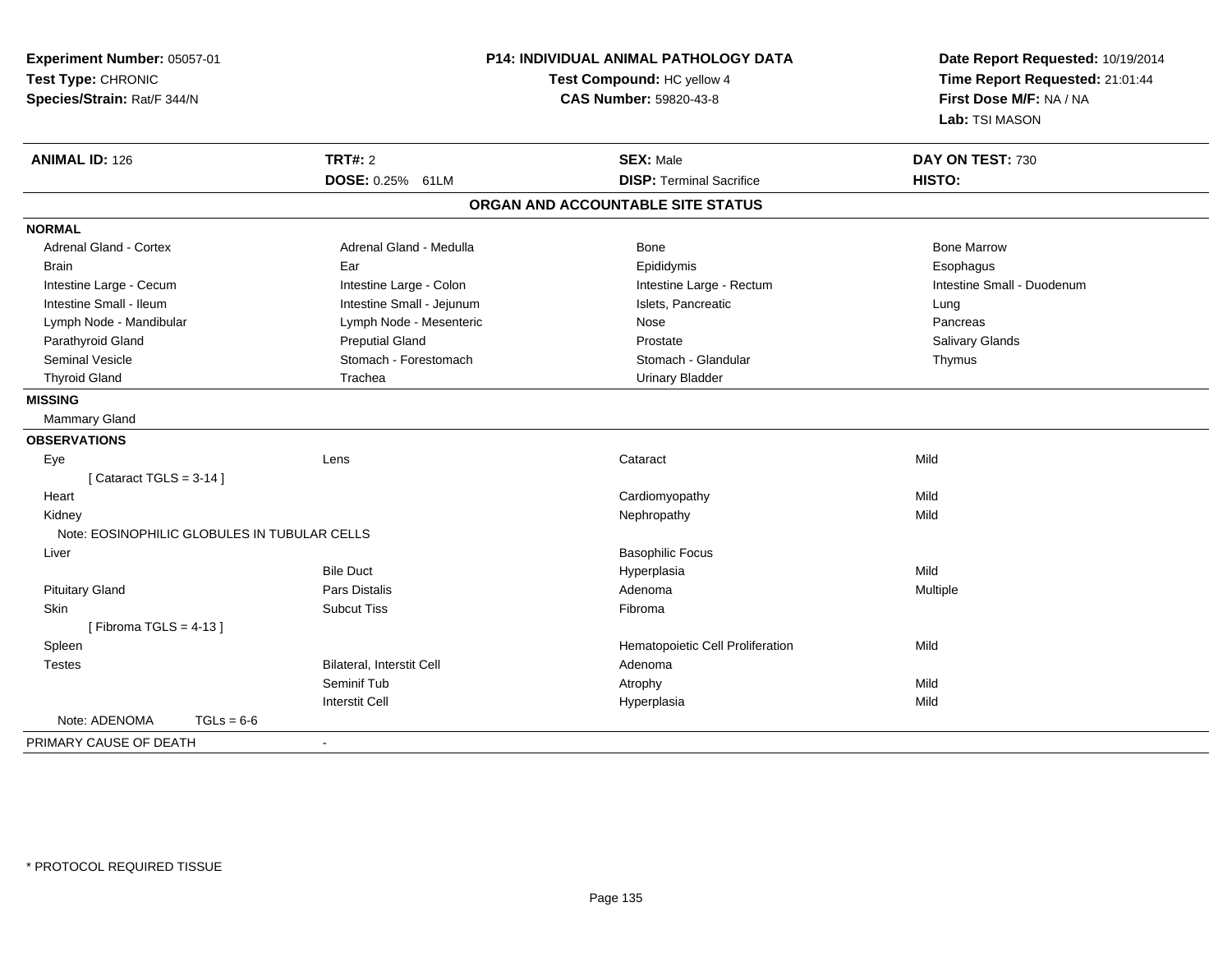**Experiment Number:** 05057-01
**Test Type:** CHRONIC
**Species/Strain:** Rat/F 344/N

**P14: INDIVIDUAL ANIMAL PATHOLOGY DATA**
**Test Compound:** HC yellow 4
**CAS Number:** 59820-43-8

**Date Report Requested:** 10/19/2014
**Time Report Requested:** 21:01:44
**First Dose M/F:** NA / NA
**Lab:** TSI MASON

| **ANIMAL ID:** 126 | **TRT#:** 2 | **SEX:** Male | **DAY ON TEST:** 730 |
|---|---|---|---|
| | **DOSE:** 0.25% 61LM | **DISP:** Terminal Sacrifice | **HISTO:** |

## ORGAN AND ACCOUNTABLE SITE STATUS

**NORMAL**

| | | | |
|---|---|---|---|
| Adrenal Gland - Cortex | Adrenal Gland - Medulla | Bone | Bone Marrow |
| Brain | Ear | Epididymis | Esophagus |
| Intestine Large - Cecum | Intestine Large - Colon | Intestine Large - Rectum | Intestine Small - Duodenum |
| Intestine Small - Ileum | Intestine Small - Jejunum | Islets, Pancreatic | Lung |
| Lymph Node - Mandibular | Lymph Node - Mesenteric | Nose | Pancreas |
| Parathyroid Gland | Preputial Gland | Prostate | Salivary Glands |
| Seminal Vesicle | Stomach - Forestomach | Stomach - Glandular | Thymus |
| Thyroid Gland | Trachea | Urinary Bladder | |

**MISSING**

Mammary Gland

**OBSERVATIONS**

| | | | |
|---|---|---|---|
| Eye | Lens | Cataract | Mild |
| [ Cataract TGLS = 3-14 ] | | | |
| Heart | | Cardiomyopathy | Mild |
| Kidney | | Nephropathy | Mild |
| Note: EOSINOPHILIC GLOBULES IN TUBULAR CELLS | | | |
| Liver | | Basophilic Focus | |
| | Bile Duct | Hyperplasia | Mild |
| Pituitary Gland | Pars Distalis | Adenoma | Multiple |
| Skin | Subcut Tiss | Fibroma | |
| [ Fibroma TGLS = 4-13 ] | | | |
| Spleen | | Hematopoietic Cell Proliferation | Mild |
| Testes | Bilateral, Interstit Cell | Adenoma | |
| | Seminif Tub | Atrophy | Mild |
| | Interstit Cell | Hyperplasia | Mild |
| Note: ADENOMA TGLs = 6-6 | | | |

PRIMARY CAUSE OF DEATH -

* PROTOCOL REQUIRED TISSUE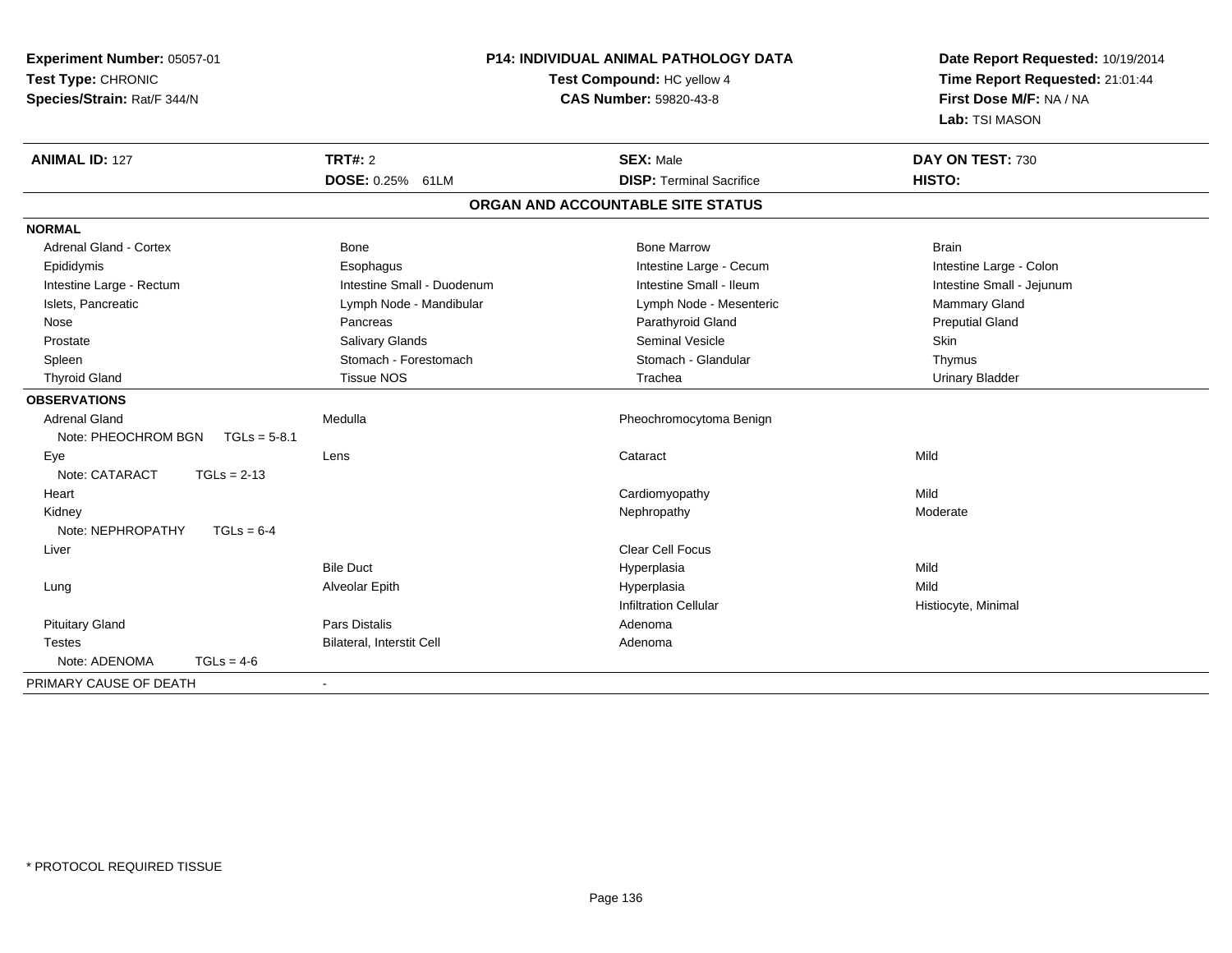**Experiment Number:** 05057-01
**Test Type:** CHRONIC
**Species/Strain:** Rat/F 344/N

**P14: INDIVIDUAL ANIMAL PATHOLOGY DATA**
**Test Compound:** HC yellow 4
**CAS Number:** 59820-43-8

**Date Report Requested:** 10/19/2014
**Time Report Requested:** 21:01:44
**First Dose M/F:** NA / NA
**Lab:** TSI MASON

| **ANIMAL ID:** 127 | **TRT#:** 2 | **SEX:** Male | **DAY ON TEST:** 730 |
|---|---|---|---|
| | **DOSE:** 0.25% 61LM | **DISP:** Terminal Sacrifice | **HISTO:** |

**ORGAN AND ACCOUNTABLE SITE STATUS**

**NORMAL**

| | | | |
|---|---|---|---|
| Adrenal Gland - Cortex | Bone | Bone Marrow | Brain |
| Epididymis | Esophagus | Intestine Large - Cecum | Intestine Large - Colon |
| Intestine Large - Rectum | Intestine Small - Duodenum | Intestine Small - Ileum | Intestine Small - Jejunum |
| Islets, Pancreatic | Lymph Node - Mandibular | Lymph Node - Mesenteric | Mammary Gland |
| Nose | Pancreas | Parathyroid Gland | Preputial Gland |
| Prostate | Salivary Glands | Seminal Vesicle | Skin |
| Spleen | Stomach - Forestomach | Stomach - Glandular | Thymus |
| Thyroid Gland | Tissue NOS | Trachea | Urinary Bladder |

**OBSERVATIONS**

| | | | |
|---|---|---|---|
| Adrenal Gland | Medulla | Pheochromocytoma Benign | |
| Note: PHEOCHROM BGN TGLs = 5-8.1 | | | |
| Eye | Lens | Cataract | Mild |
| Note: CATARACT TGLs = 2-13 | | | |
| Heart | | Cardiomyopathy | Mild |
| Kidney | | Nephropathy | Moderate |
| Note: NEPHROPATHY TGLs = 6-4 | | | |
| Liver | | Clear Cell Focus | |
| | Bile Duct | Hyperplasia | Mild |
| Lung | Alveolar Epith | Hyperplasia | Mild |
| | | Infiltration Cellular | Histiocyte, Minimal |
| Pituitary Gland | Pars Distalis | Adenoma | |
| Testes | Bilateral, Interstit Cell | Adenoma | |
| Note: ADENOMA TGLs = 4-6 | | | |

PRIMARY CAUSE OF DEATH -

* PROTOCOL REQUIRED TISSUE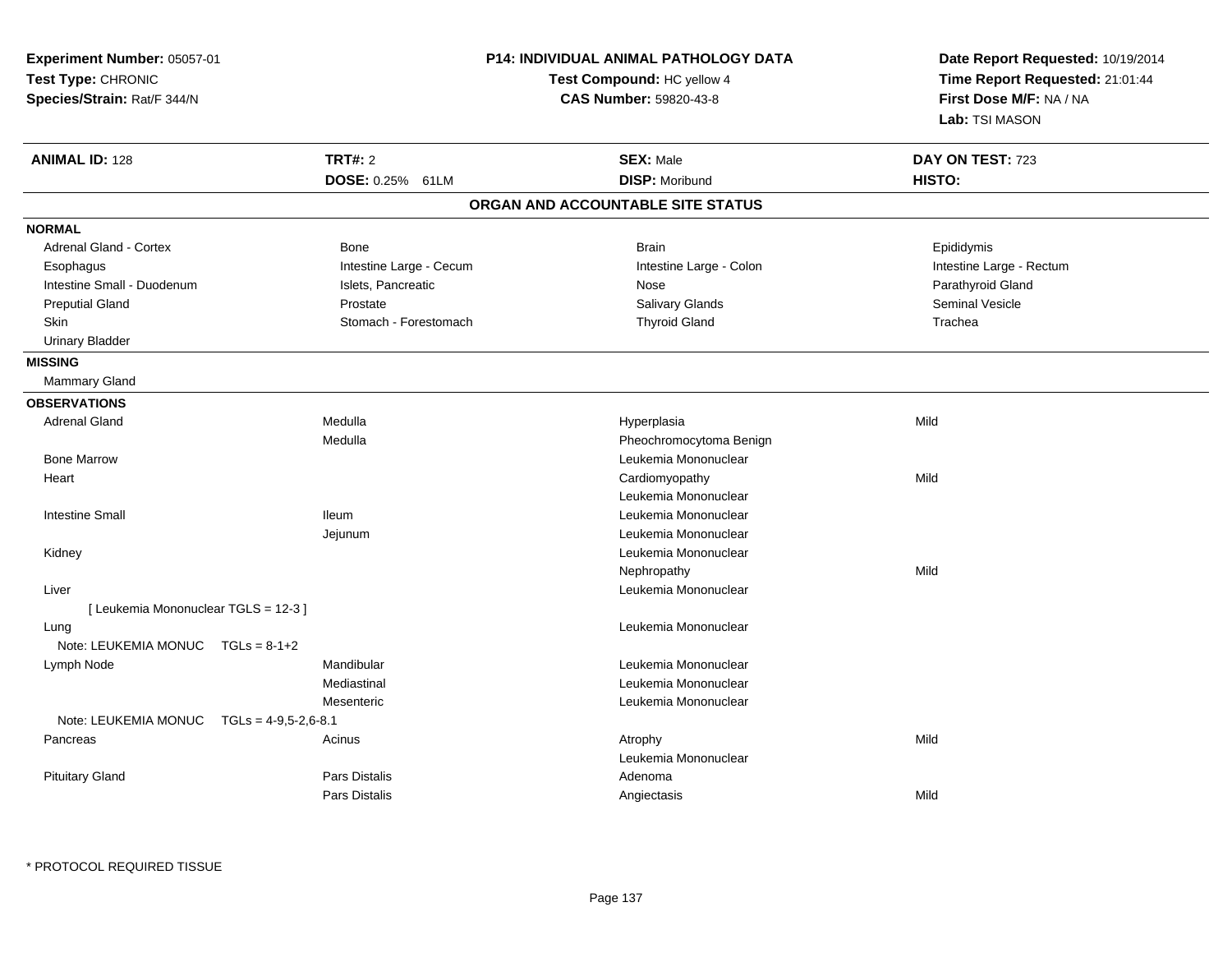**Experiment Number:** 05057-01
**Test Type:** CHRONIC
**Species/Strain:** Rat/F 344/N

**P14: INDIVIDUAL ANIMAL PATHOLOGY DATA**
**Test Compound:** HC yellow 4
**CAS Number:** 59820-43-8

**Date Report Requested:** 10/19/2014
**Time Report Requested:** 21:01:44
**First Dose M/F:** NA / NA
**Lab:** TSI MASON

| **ANIMAL ID:** 128 | **TRT#:** 2 | **SEX:** Male | **DAY ON TEST:** 723 |
|---|---|---|---|
| | **DOSE:** 0.25% 61LM | **DISP:** Moribund | **HISTO:** |

## ORGAN AND ACCOUNTABLE SITE STATUS

**NORMAL**

| | | | |
|---|---|---|---|
| Adrenal Gland - Cortex | Bone | Brain | Epididymis |
| Esophagus | Intestine Large - Cecum | Intestine Large - Colon | Intestine Large - Rectum |
| Intestine Small - Duodenum | Islets, Pancreatic | Nose | Parathyroid Gland |
| Preputial Gland | Prostate | Salivary Glands | Seminal Vesicle |
| Skin | Stomach - Forestomach | Thyroid Gland | Trachea |
| Urinary Bladder | | | |

**MISSING**

Mammary Gland

**OBSERVATIONS**

| | | | |
|---|---|---|---|
| Adrenal Gland | Medulla | Hyperplasia | Mild |
| | Medulla | Pheochromocytoma Benign | |
| Bone Marrow | | Leukemia Mononuclear | |
| Heart | | Cardiomyopathy | Mild |
| | | Leukemia Mononuclear | |
| Intestine Small | Ileum | Leukemia Mononuclear | |
| | Jejunum | Leukemia Mononuclear | |
| Kidney | | Leukemia Mononuclear | |
| | | Nephropathy | Mild |
| Liver | | Leukemia Mononuclear | |
| [ Leukemia Mononuclear TGLS = 12-3 ] | | | |
| Lung | | Leukemia Mononuclear | |
| Note: LEUKEMIA MONUC TGLs = 8-1+2 | | | |
| Lymph Node | Mandibular | Leukemia Mononuclear | |
| | Mediastinal | Leukemia Mononuclear | |
| | Mesenteric | Leukemia Mononuclear | |
| Note: LEUKEMIA MONUC TGLs = 4-9,5-2,6-8.1 | | | |
| Pancreas | Acinus | Atrophy | Mild |
| | | Leukemia Mononuclear | |
| Pituitary Gland | Pars Distalis | Adenoma | |
| | Pars Distalis | Angiectasis | Mild |

* PROTOCOL REQUIRED TISSUE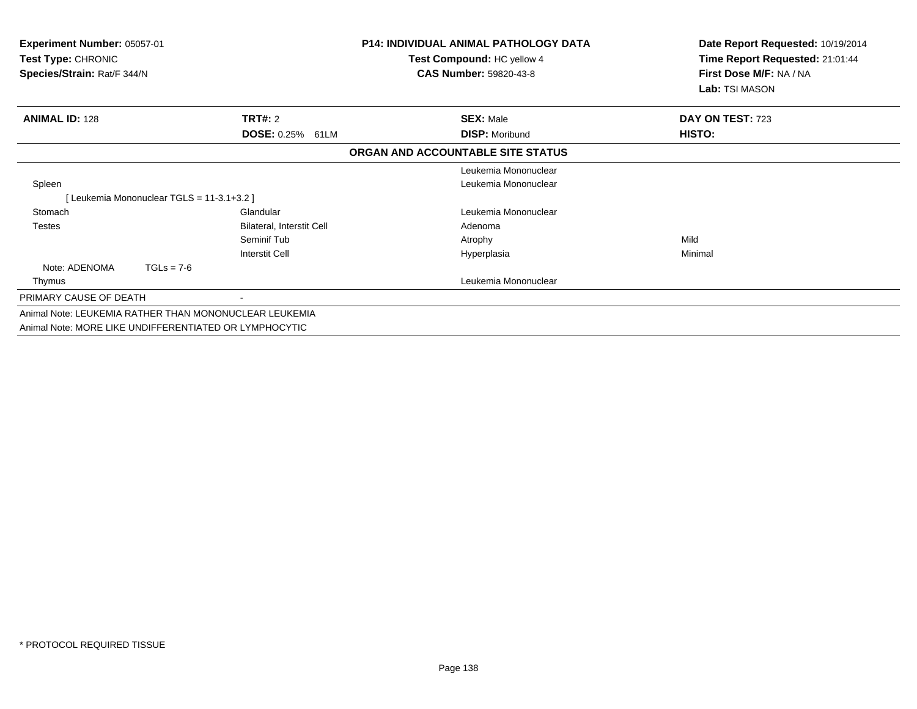**Experiment Number:** 05057-01
**Test Type:** CHRONIC
**Species/Strain:** Rat/F 344/N

**P14: INDIVIDUAL ANIMAL PATHOLOGY DATA**
**Test Compound:** HC yellow 4
**CAS Number:** 59820-43-8

**Date Report Requested:** 10/19/2014
**Time Report Requested:** 21:01:44
**First Dose M/F:** NA / NA
**Lab:** TSI MASON

| **ANIMAL ID:** 128 | **TRT#:** 2 | **SEX:** Male | **DAY ON TEST:** 723 |
|---|---|---|---|
| | **DOSE:** 0.25% 61LM | **DISP:** Moribund | **HISTO:** |

**ORGAN AND ACCOUNTABLE SITE STATUS**

| | | | |
|---|---|---|---|
| | | Leukemia Mononuclear | |
| Spleen | | Leukemia Mononuclear | |
| [ Leukemia Mononuclear TGLS = 11-3.1+3.2 ] | | | |
| Stomach | Glandular | Leukemia Mononuclear | |
| Testes | Bilateral, Interstit Cell | Adenoma | |
| | Seminif Tub | Atrophy | Mild |
| | Interstit Cell | Hyperplasia | Minimal |
| Note: ADENOMA TGLs = 7-6 | | | |
| Thymus | | Leukemia Mononuclear | |
| PRIMARY CAUSE OF DEATH | - | | |

Animal Note: LEUKEMIA RATHER THAN MONONUCLEAR LEUKEMIA
Animal Note: MORE LIKE UNDIFFERENTIATED OR LYMPHOCYTIC

* PROTOCOL REQUIRED TISSUE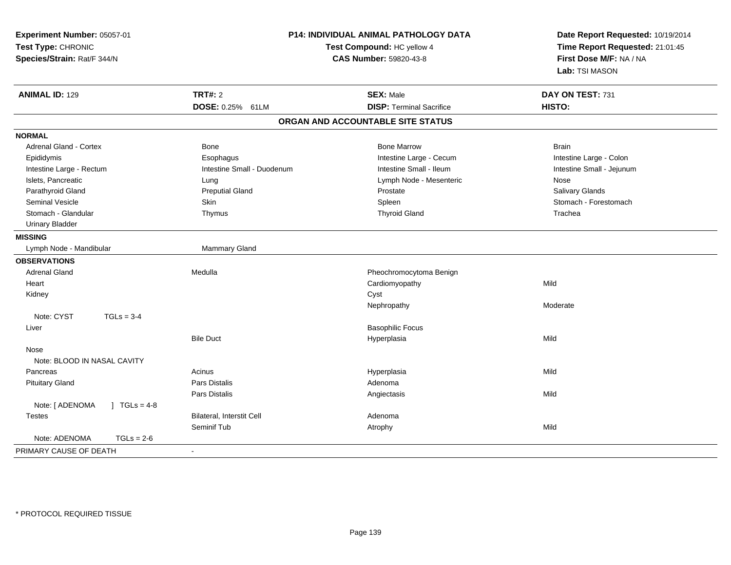**Experiment Number:** 05057-01
**Test Type:** CHRONIC
**Species/Strain:** Rat/F 344/N

**P14: INDIVIDUAL ANIMAL PATHOLOGY DATA**
**Test Compound:** HC yellow 4
**CAS Number:** 59820-43-8

**Date Report Requested:** 10/19/2014
**Time Report Requested:** 21:01:45
**First Dose M/F:** NA / NA
**Lab:** TSI MASON

| **ANIMAL ID:** 129 | **TRT#:** 2 | **SEX:** Male | **DAY ON TEST:** 731 |
|---|---|---|---|
| | **DOSE:** 0.25% 61LM | **DISP:** Terminal Sacrifice | **HISTO:** |

## ORGAN AND ACCOUNTABLE SITE STATUS

| | | | |
|---|---|---|---|
| **NORMAL** | | | |
| Adrenal Gland - Cortex | Bone | Bone Marrow | Brain |
| Epididymis | Esophagus | Intestine Large - Cecum | Intestine Large - Colon |
| Intestine Large - Rectum | Intestine Small - Duodenum | Intestine Small - Ileum | Intestine Small - Jejunum |
| Islets, Pancreatic | Lung | Lymph Node - Mesenteric | Nose |
| Parathyroid Gland | Preputial Gland | Prostate | Salivary Glands |
| Seminal Vesicle | Skin | Spleen | Stomach - Forestomach |
| Stomach - Glandular | Thymus | Thyroid Gland | Trachea |
| Urinary Bladder | | | |
| **MISSING** | | | |
| Lymph Node - Mandibular | Mammary Gland | | |
| **OBSERVATIONS** | | | |
| Adrenal Gland | Medulla | Pheochromocytoma Benign | |
| Heart | | Cardiomyopathy | Mild |
| Kidney | | Cyst | |
| | | Nephropathy | Moderate |
| Note: CYST TGLs = 3-4 | | | |
| Liver | | Basophilic Focus | |
| | Bile Duct | Hyperplasia | Mild |
| Nose | | | |
| Note: BLOOD IN NASAL CAVITY | | | |
| Pancreas | Acinus | Hyperplasia | Mild |
| Pituitary Gland | Pars Distalis | Adenoma | |
| | Pars Distalis | Angiectasis | Mild |
| Note: [ ADENOMA ] TGLs = 4-8 | | | |
| Testes | Bilateral, Interstit Cell | Adenoma | |
| | Seminif Tub | Atrophy | Mild |
| Note: ADENOMA TGLs = 2-6 | | | |
| PRIMARY CAUSE OF DEATH | - | | |

\* PROTOCOL REQUIRED TISSUE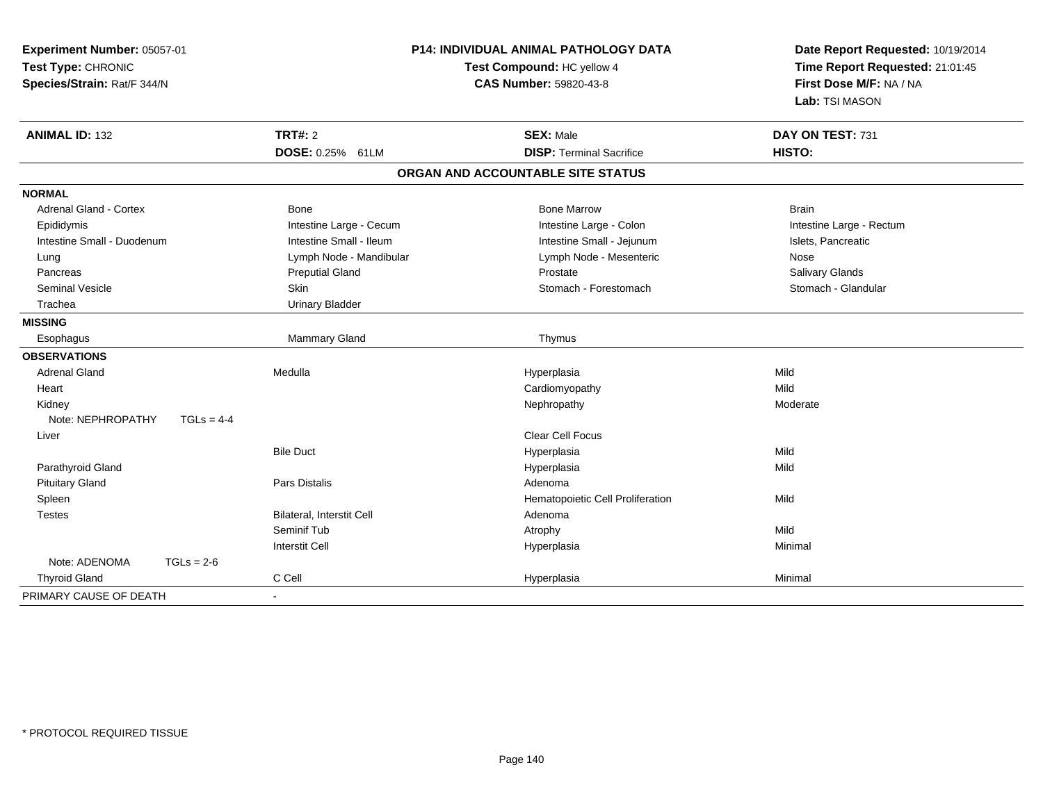**Experiment Number:** 05057-01
**Test Type:** CHRONIC
**Species/Strain:** Rat/F 344/N

**P14: INDIVIDUAL ANIMAL PATHOLOGY DATA**
**Test Compound:** HC yellow 4
**CAS Number:** 59820-43-8

**Date Report Requested:** 10/19/2014
**Time Report Requested:** 21:01:45
**First Dose M/F:** NA / NA
**Lab:** TSI MASON

| **ANIMAL ID:** 132 | **TRT#:** 2 | **SEX:** Male | **DAY ON TEST:** 731 |
|---|---|---|---|
| | **DOSE:** 0.25% 61LM | **DISP:** Terminal Sacrifice | **HISTO:** |

**ORGAN AND ACCOUNTABLE SITE STATUS**

| | | | |
|---|---|---|---|
| **NORMAL** | | | |
| Adrenal Gland - Cortex | Bone | Bone Marrow | Brain |
| Epididymis | Intestine Large - Cecum | Intestine Large - Colon | Intestine Large - Rectum |
| Intestine Small - Duodenum | Intestine Small - Ileum | Intestine Small - Jejunum | Islets, Pancreatic |
| Lung | Lymph Node - Mandibular | Lymph Node - Mesenteric | Nose |
| Pancreas | Preputial Gland | Prostate | Salivary Glands |
| Seminal Vesicle | Skin | Stomach - Forestomach | Stomach - Glandular |
| Trachea | Urinary Bladder | | |
| **MISSING** | | | |
| Esophagus | Mammary Gland | Thymus | |
| **OBSERVATIONS** | | | |
| Adrenal Gland | Medulla | Hyperplasia | Mild |
| Heart | | Cardiomyopathy | Mild |
| Kidney | | Nephropathy | Moderate |
| Note: NEPHROPATHY TGLs = 4-4 | | | |
| Liver | | Clear Cell Focus | |
| | Bile Duct | Hyperplasia | Mild |
| Parathyroid Gland | | Hyperplasia | Mild |
| Pituitary Gland | Pars Distalis | Adenoma | |
| Spleen | | Hematopoietic Cell Proliferation | Mild |
| Testes | Bilateral, Interstit Cell | Adenoma | |
| | Seminif Tub | Atrophy | Mild |
| | Interstit Cell | Hyperplasia | Minimal |
| Note: ADENOMA TGLs = 2-6 | | | |
| Thyroid Gland | C Cell | Hyperplasia | Minimal |
| PRIMARY CAUSE OF DEATH | - | | |

* PROTOCOL REQUIRED TISSUE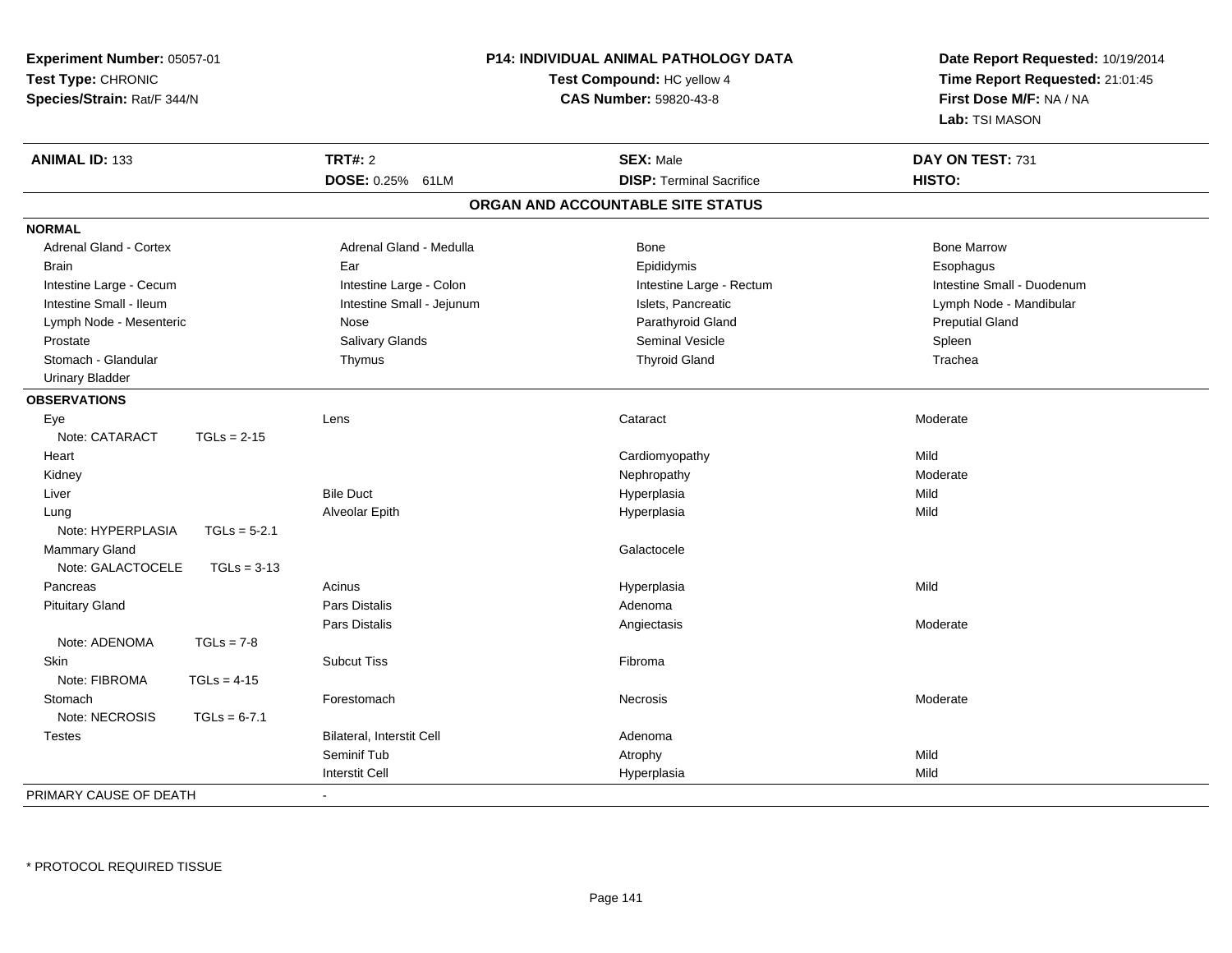**Experiment Number:** 05057-01
**Test Type:** CHRONIC
**Species/Strain:** Rat/F 344/N

**P14: INDIVIDUAL ANIMAL PATHOLOGY DATA**
**Test Compound:** HC yellow 4
**CAS Number:** 59820-43-8

**Date Report Requested:** 10/19/2014
**Time Report Requested:** 21:01:45
**First Dose M/F:** NA / NA
**Lab:** TSI MASON

| **ANIMAL ID:** 133 | **TRT#:** 2 | **SEX:** Male | **DAY ON TEST:** 731 |
|---|---|---|---|
| | **DOSE:** 0.25% 61LM | **DISP:** Terminal Sacrifice | **HISTO:** |

## ORGAN AND ACCOUNTABLE SITE STATUS

**NORMAL**

| | | | |
|---|---|---|---|
| Adrenal Gland - Cortex | Adrenal Gland - Medulla | Bone | Bone Marrow |
| Brain | Ear | Epididymis | Esophagus |
| Intestine Large - Cecum | Intestine Large - Colon | Intestine Large - Rectum | Intestine Small - Duodenum |
| Intestine Small - Ileum | Intestine Small - Jejunum | Islets, Pancreatic | Lymph Node - Mandibular |
| Lymph Node - Mesenteric | Nose | Parathyroid Gland | Preputial Gland |
| Prostate | Salivary Glands | Seminal Vesicle | Spleen |
| Stomach - Glandular | Thymus | Thyroid Gland | Trachea |
| Urinary Bladder | | | |

**OBSERVATIONS**

| | | | |
|---|---|---|---|
| Eye | Lens | Cataract | Moderate |
| Note: CATARACT TGLs = 2-15 | | | |
| Heart | | Cardiomyopathy | Mild |
| Kidney | | Nephropathy | Moderate |
| Liver | Bile Duct | Hyperplasia | Mild |
| Lung | Alveolar Epith | Hyperplasia | Mild |
| Note: HYPERPLASIA TGLs = 5-2.1 | | | |
| Mammary Gland | | Galactocele | |
| Note: GALACTOCELE TGLs = 3-13 | | | |
| Pancreas | Acinus | Hyperplasia | Mild |
| Pituitary Gland | Pars Distalis | Adenoma | |
| | Pars Distalis | Angiectasis | Moderate |
| Note: ADENOMA TGLs = 7-8 | | | |
| Skin | Subcut Tiss | Fibroma | |
| Note: FIBROMA TGLs = 4-15 | | | |
| Stomach | Forestomach | Necrosis | Moderate |
| Note: NECROSIS TGLs = 6-7.1 | | | |
| Testes | Bilateral, Interstit Cell | Adenoma | |
| | Seminif Tub | Atrophy | Mild |
| | Interstit Cell | Hyperplasia | Mild |

PRIMARY CAUSE OF DEATH -

\* PROTOCOL REQUIRED TISSUE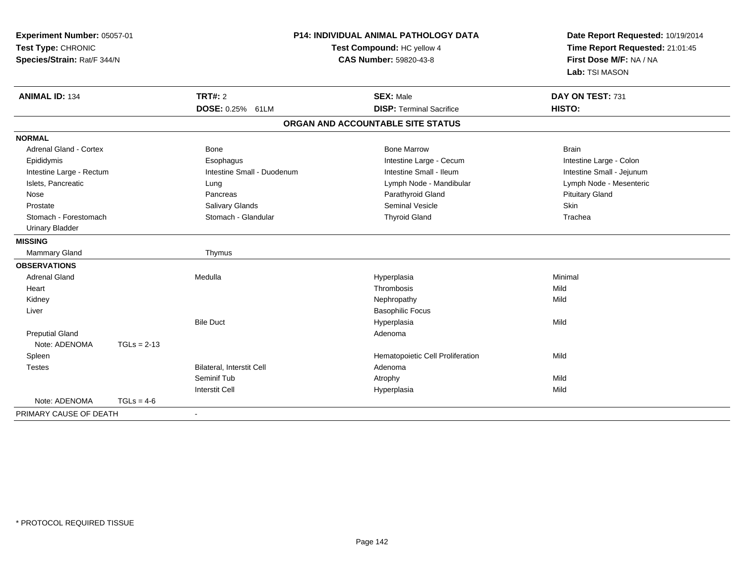**Experiment Number:** 05057-01
**Test Type:** CHRONIC
**Species/Strain:** Rat/F 344/N

**P14: INDIVIDUAL ANIMAL PATHOLOGY DATA**
**Test Compound:** HC yellow 4
**CAS Number:** 59820-43-8

**Date Report Requested:** 10/19/2014
**Time Report Requested:** 21:01:45
**First Dose M/F:** NA / NA
**Lab:** TSI MASON

| **ANIMAL ID:** 134 | **TRT#:** 2 | **SEX:** Male | **DAY ON TEST:** 731 |
|---|---|---|---|
| | **DOSE:** 0.25% 61LM | **DISP:** Terminal Sacrifice | **HISTO:** |

## ORGAN AND ACCOUNTABLE SITE STATUS

| | | | |
|---|---|---|---|
| **NORMAL** | | | |
| Adrenal Gland - Cortex | Bone | Bone Marrow | Brain |
| Epididymis | Esophagus | Intestine Large - Cecum | Intestine Large - Colon |
| Intestine Large - Rectum | Intestine Small - Duodenum | Intestine Small - Ileum | Intestine Small - Jejunum |
| Islets, Pancreatic | Lung | Lymph Node - Mandibular | Lymph Node - Mesenteric |
| Nose | Pancreas | Parathyroid Gland | Pituitary Gland |
| Prostate | Salivary Glands | Seminal Vesicle | Skin |
| Stomach - Forestomach | Stomach - Glandular | Thyroid Gland | Trachea |
| Urinary Bladder | | | |
| **MISSING** | | | |
| Mammary Gland | Thymus | | |
| **OBSERVATIONS** | | | |
| Adrenal Gland | Medulla | Hyperplasia | Minimal |
| Heart | | Thrombosis | Mild |
| Kidney | | Nephropathy | Mild |
| Liver | | Basophilic Focus | |
| | Bile Duct | Hyperplasia | Mild |
| Preputial Gland | | Adenoma | |
| Note: ADENOMA TGLs = 2-13 | | | |
| Spleen | | Hematopoietic Cell Proliferation | Mild |
| Testes | Bilateral, Interstit Cell | Adenoma | |
| | Seminif Tub | Atrophy | Mild |
| | Interstit Cell | Hyperplasia | Mild |
| Note: ADENOMA TGLs = 4-6 | | | |
| PRIMARY CAUSE OF DEATH | - | | |

* PROTOCOL REQUIRED TISSUE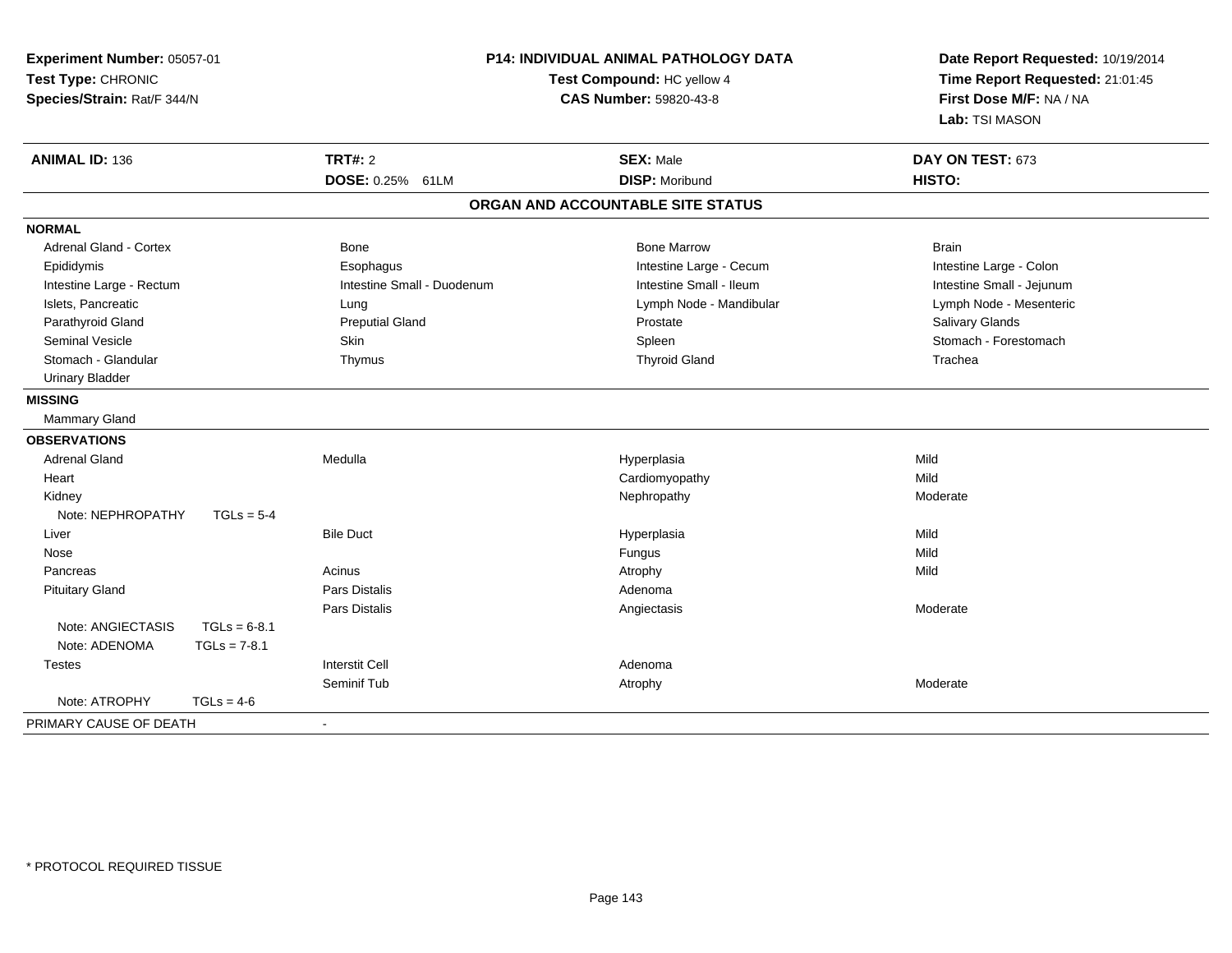**Experiment Number:** 05057-01
**Test Type:** CHRONIC
**Species/Strain:** Rat/F 344/N

**P14: INDIVIDUAL ANIMAL PATHOLOGY DATA**
**Test Compound:** HC yellow 4
**CAS Number:** 59820-43-8

**Date Report Requested:** 10/19/2014
**Time Report Requested:** 21:01:45
**First Dose M/F:** NA / NA
**Lab:** TSI MASON

| **ANIMAL ID:** 136 | **TRT#:** 2 | **SEX:** Male | **DAY ON TEST:** 673 |
|---|---|---|---|
| | **DOSE:** 0.25% 61LM | **DISP:** Moribund | **HISTO:** |

## ORGAN AND ACCOUNTABLE SITE STATUS

**NORMAL**

| | | | |
|---|---|---|---|
| Adrenal Gland - Cortex | Bone | Bone Marrow | Brain |
| Epididymis | Esophagus | Intestine Large - Cecum | Intestine Large - Colon |
| Intestine Large - Rectum | Intestine Small - Duodenum | Intestine Small - Ileum | Intestine Small - Jejunum |
| Islets, Pancreatic | Lung | Lymph Node - Mandibular | Lymph Node - Mesenteric |
| Parathyroid Gland | Preputial Gland | Prostate | Salivary Glands |
| Seminal Vesicle | Skin | Spleen | Stomach - Forestomach |
| Stomach - Glandular | Thymus | Thyroid Gland | Trachea |
| Urinary Bladder | | | |

**MISSING**

Mammary Gland

**OBSERVATIONS**

| | | | |
|---|---|---|---|
| Adrenal Gland | Medulla | Hyperplasia | Mild |
| Heart | | Cardiomyopathy | Mild |
| Kidney | | Nephropathy | Moderate |
| Note: NEPHROPATHY TGLs = 5-4 | | | |
| Liver | Bile Duct | Hyperplasia | Mild |
| Nose | | Fungus | Mild |
| Pancreas | Acinus | Atrophy | Mild |
| Pituitary Gland | Pars Distalis | Adenoma | |
| | Pars Distalis | Angiectasis | Moderate |
| Note: ANGIECTASIS TGLs = 6-8.1 | | | |
| Note: ADENOMA TGLs = 7-8.1 | | | |
| Testes | Interstit Cell | Adenoma | |
| | Seminif Tub | Atrophy | Moderate |
| Note: ATROPHY TGLs = 4-6 | | | |

PRIMARY CAUSE OF DEATH -

\* PROTOCOL REQUIRED TISSUE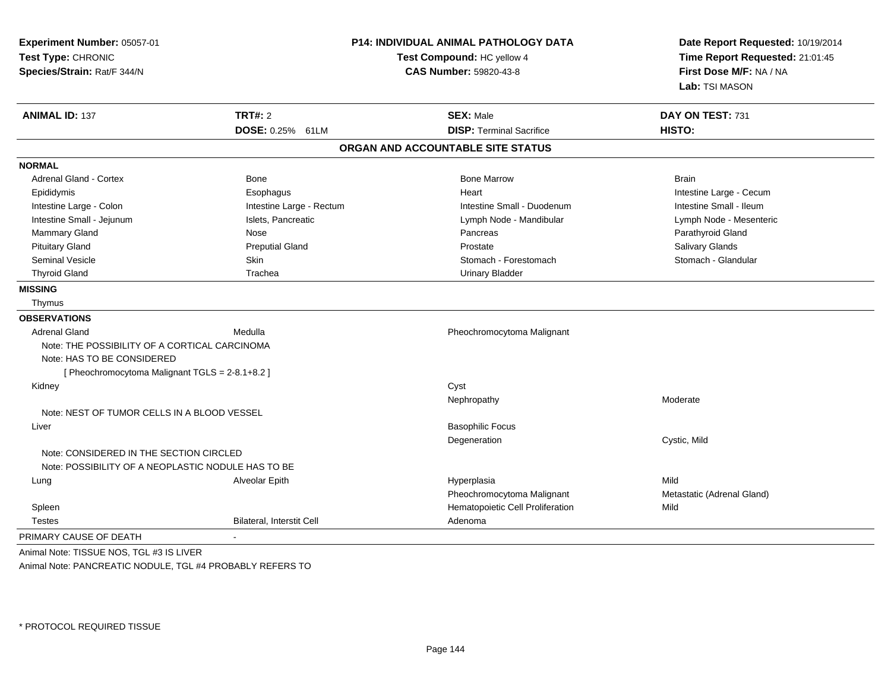**Experiment Number:** 05057-01
**Test Type:** CHRONIC
**Species/Strain:** Rat/F 344/N

**P14: INDIVIDUAL ANIMAL PATHOLOGY DATA**
**Test Compound:** HC yellow 4
**CAS Number:** 59820-43-8

**Date Report Requested:** 10/19/2014
**Time Report Requested:** 21:01:45
**First Dose M/F:** NA / NA
**Lab:** TSI MASON

| **ANIMAL ID:** 137 | **TRT#:** 2 | **SEX:** Male | **DAY ON TEST:** 731 |
|---|---|---|---|
| | **DOSE:** 0.25% 61LM | **DISP:** Terminal Sacrifice | **HISTO:** |

## ORGAN AND ACCOUNTABLE SITE STATUS

**NORMAL**

| | | | |
|---|---|---|---|
| Adrenal Gland - Cortex | Bone | Bone Marrow | Brain |
| Epididymis | Esophagus | Heart | Intestine Large - Cecum |
| Intestine Large - Colon | Intestine Large - Rectum | Intestine Small - Duodenum | Intestine Small - Ileum |
| Intestine Small - Jejunum | Islets, Pancreatic | Lymph Node - Mandibular | Lymph Node - Mesenteric |
| Mammary Gland | Nose | Pancreas | Parathyroid Gland |
| Pituitary Gland | Preputial Gland | Prostate | Salivary Glands |
| Seminal Vesicle | Skin | Stomach - Forestomach | Stomach - Glandular |
| Thyroid Gland | Trachea | Urinary Bladder | |

**MISSING**

Thymus

**OBSERVATIONS**

| | | | |
|---|---|---|---|
| Adrenal Gland | Medulla | Pheochromocytoma Malignant | |
| Note: THE POSSIBILITY OF A CORTICAL CARCINOMA | | | |
| Note: HAS TO BE CONSIDERED | | | |
| [ Pheochromocytoma Malignant TGLS = 2-8.1+8.2 ] | | | |
| Kidney | | Cyst | |
| | | Nephropathy | Moderate |
| Note: NEST OF TUMOR CELLS IN A BLOOD VESSEL | | | |
| Liver | | Basophilic Focus | |
| | | Degeneration | Cystic, Mild |
| Note: CONSIDERED IN THE SECTION CIRCLED | | | |
| Note: POSSIBILITY OF A NEOPLASTIC NODULE HAS TO BE | | | |
| Lung | Alveolar Epith | Hyperplasia | Mild |
| | | Pheochromocytoma Malignant | Metastatic (Adrenal Gland) |
| Spleen | | Hematopoietic Cell Proliferation | Mild |
| Testes | Bilateral, Interstit Cell | Adenoma | |

PRIMARY CAUSE OF DEATH -

Animal Note: TISSUE NOS, TGL #3 IS LIVER

Animal Note: PANCREATIC NODULE, TGL #4 PROBABLY REFERS TO

\* PROTOCOL REQUIRED TISSUE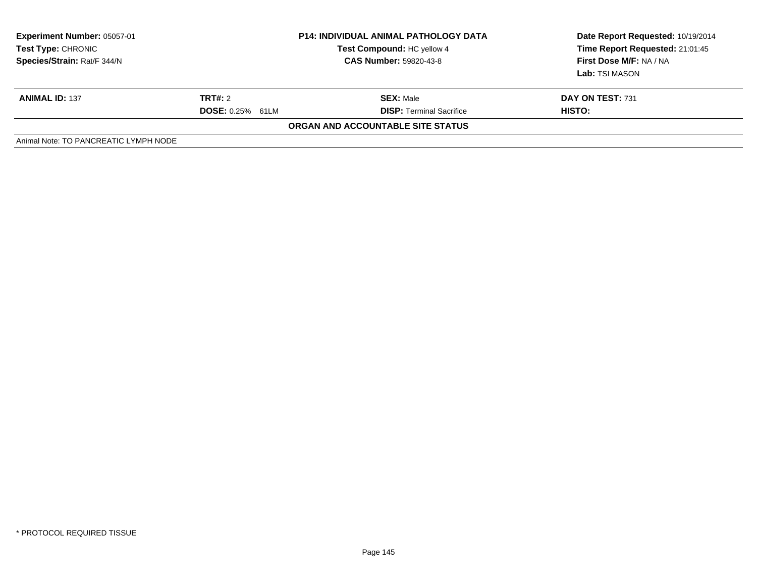**Experiment Number:** 05057-01
**Test Type:** CHRONIC
**Species/Strain:** Rat/F 344/N

**P14: INDIVIDUAL ANIMAL PATHOLOGY DATA**
**Test Compound:** HC yellow 4
**CAS Number:** 59820-43-8

**Date Report Requested:** 10/19/2014
**Time Report Requested:** 21:01:45
**First Dose M/F:** NA / NA
**Lab:** TSI MASON

| **ANIMAL ID:** 137 | **TRT#:** 2 | **SEX:** Male | **DAY ON TEST:** 731 |
|---|---|---|---|
| | **DOSE:** 0.25% 61LM | **DISP:** Terminal Sacrifice | **HISTO:** |

**ORGAN AND ACCOUNTABLE SITE STATUS**

Animal Note: TO PANCREATIC LYMPH NODE

* PROTOCOL REQUIRED TISSUE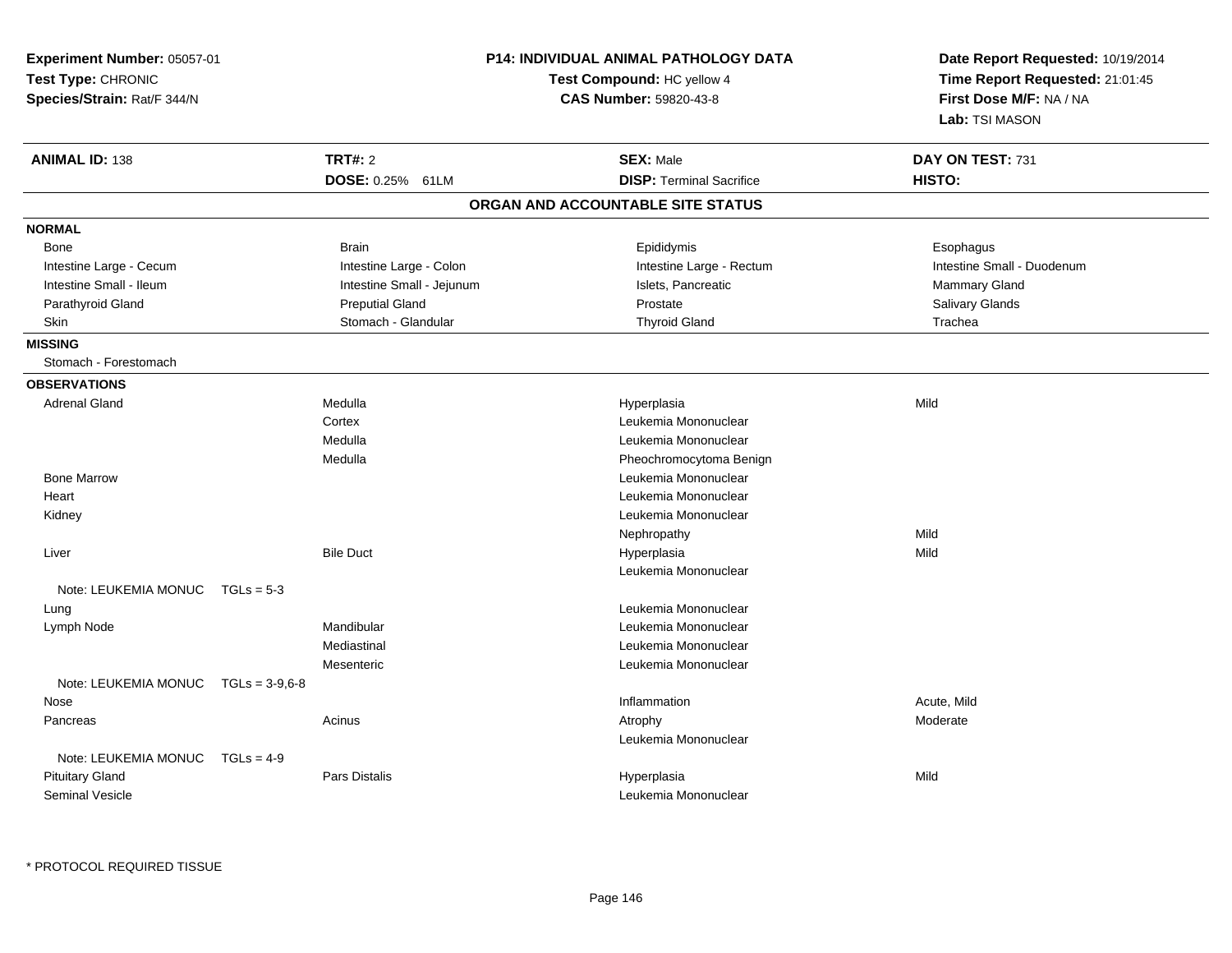**Experiment Number:** 05057-01
**Test Type:** CHRONIC
**Species/Strain:** Rat/F 344/N

**P14: INDIVIDUAL ANIMAL PATHOLOGY DATA**
**Test Compound:** HC yellow 4
**CAS Number:** 59820-43-8

**Date Report Requested:** 10/19/2014
**Time Report Requested:** 21:01:45
**First Dose M/F:** NA / NA
**Lab:** TSI MASON

| **ANIMAL ID:** 138 | **TRT#:** 2 | **SEX:** Male | **DAY ON TEST:** 731 |
|---|---|---|---|
| | **DOSE:** 0.25% 61LM | **DISP:** Terminal Sacrifice | **HISTO:** |

## ORGAN AND ACCOUNTABLE SITE STATUS

**NORMAL**

| | | | |
|---|---|---|---|
| Bone | Brain | Epididymis | Esophagus |
| Intestine Large - Cecum | Intestine Large - Colon | Intestine Large - Rectum | Intestine Small - Duodenum |
| Intestine Small - Ileum | Intestine Small - Jejunum | Islets, Pancreatic | Mammary Gland |
| Parathyroid Gland | Preputial Gland | Prostate | Salivary Glands |
| Skin | Stomach - Glandular | Thyroid Gland | Trachea |

**MISSING**

Stomach - Forestomach

**OBSERVATIONS**

| | | | |
|---|---|---|---|
| Adrenal Gland | Medulla | Hyperplasia | Mild |
| | Cortex | Leukemia Mononuclear | |
| | Medulla | Leukemia Mononuclear | |
| | Medulla | Pheochromocytoma Benign | |
| Bone Marrow | | Leukemia Mononuclear | |
| Heart | | Leukemia Mononuclear | |
| Kidney | | Leukemia Mononuclear | |
| | | Nephropathy | Mild |
| Liver | Bile Duct | Hyperplasia | Mild |
| | | Leukemia Mononuclear | |
| Note: LEUKEMIA MONUC TGLs = 5-3 | | | |
| Lung | | Leukemia Mononuclear | |
| Lymph Node | Mandibular | Leukemia Mononuclear | |
| | Mediastinal | Leukemia Mononuclear | |
| | Mesenteric | Leukemia Mononuclear | |
| Note: LEUKEMIA MONUC TGLs = 3-9,6-8 | | | |
| Nose | | Inflammation | Acute, Mild |
| Pancreas | Acinus | Atrophy | Moderate |
| | | Leukemia Mononuclear | |
| Note: LEUKEMIA MONUC TGLs = 4-9 | | | |
| Pituitary Gland | Pars Distalis | Hyperplasia | Mild |
| Seminal Vesicle | | Leukemia Mononuclear | |

\* PROTOCOL REQUIRED TISSUE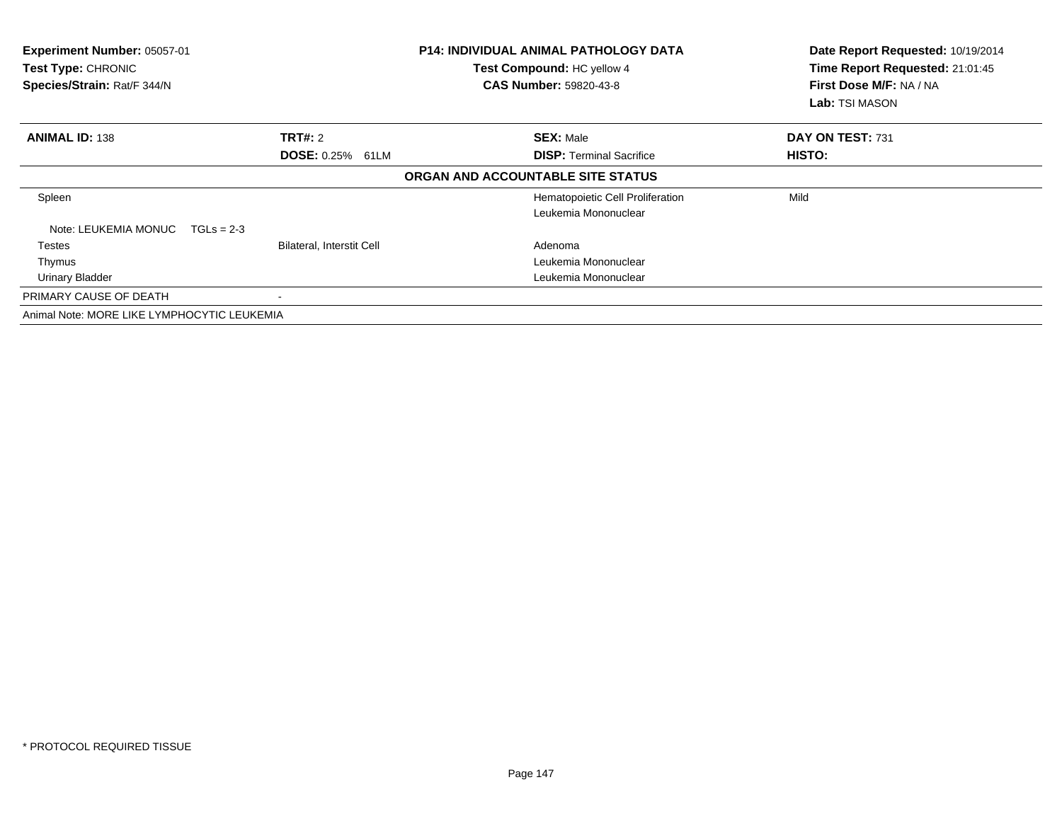**Experiment Number:** 05057-01
**Test Type:** CHRONIC
**Species/Strain:** Rat/F 344/N

**P14: INDIVIDUAL ANIMAL PATHOLOGY DATA**
**Test Compound:** HC yellow 4
**CAS Number:** 59820-43-8

**Date Report Requested:** 10/19/2014
**Time Report Requested:** 21:01:45
**First Dose M/F:** NA / NA
**Lab:** TSI MASON

| **ANIMAL ID:** 138 | **TRT#:** 2 | **SEX:** Male | **DAY ON TEST:** 731 |
|---|---|---|---|
| | **DOSE:** 0.25% 61LM | **DISP:** Terminal Sacrifice | **HISTO:** |

**ORGAN AND ACCOUNTABLE SITE STATUS**

| Organ | Site | Finding | Severity |
|---|---|---|---|
| Spleen | | Hematopoietic Cell Proliferation | Mild |
| | | Leukemia Mononuclear | |
| Note: LEUKEMIA MONUC TGLs = 2-3 | | | |
| Testes | Bilateral, Interstit Cell | Adenoma | |
| Thymus | | Leukemia Mononuclear | |
| Urinary Bladder | | Leukemia Mononuclear | |
| PRIMARY CAUSE OF DEATH | - | | |

Animal Note: MORE LIKE LYMPHOCYTIC LEUKEMIA

* PROTOCOL REQUIRED TISSUE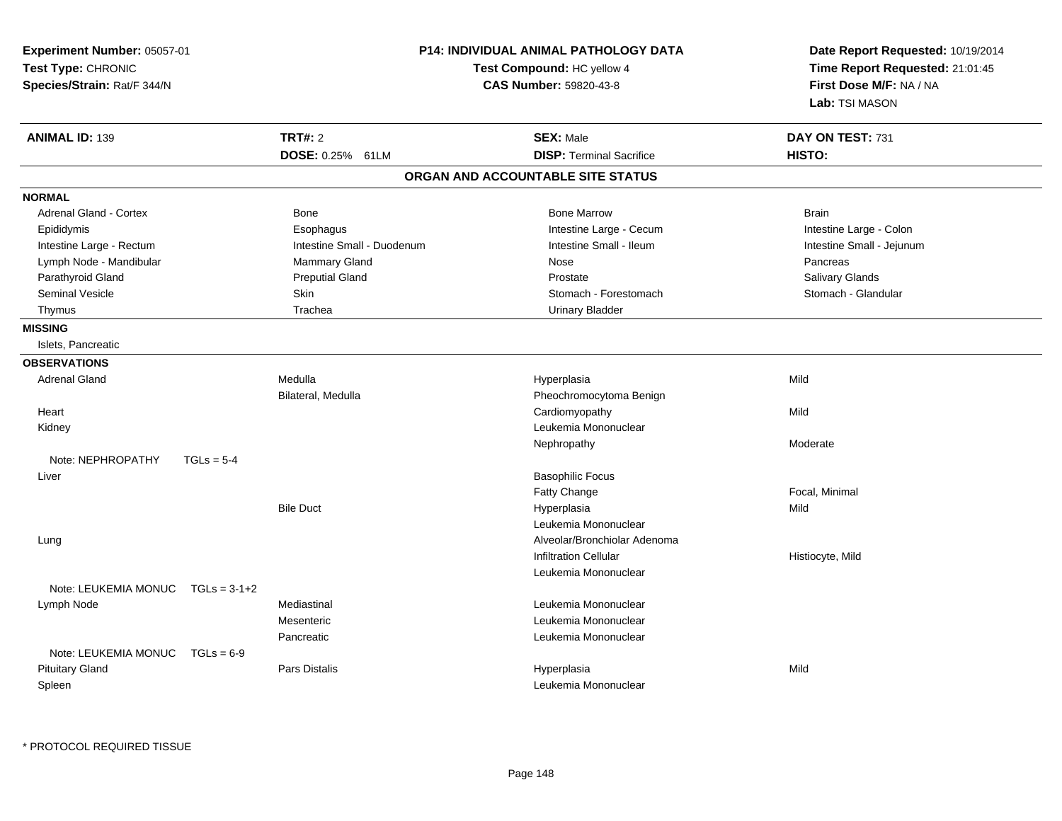**Experiment Number:** 05057-01
**Test Type:** CHRONIC
**Species/Strain:** Rat/F 344/N

**P14: INDIVIDUAL ANIMAL PATHOLOGY DATA**
**Test Compound:** HC yellow 4
**CAS Number:** 59820-43-8

**Date Report Requested:** 10/19/2014
**Time Report Requested:** 21:01:45
**First Dose M/F:** NA / NA
**Lab:** TSI MASON

| **ANIMAL ID:** 139 | **TRT#:** 2 | **SEX:** Male | **DAY ON TEST:** 731 |
|---|---|---|---|
| | **DOSE:** 0.25% 61LM | **DISP:** Terminal Sacrifice | **HISTO:** |

## ORGAN AND ACCOUNTABLE SITE STATUS

**NORMAL**

| | | | |
|---|---|---|---|
| Adrenal Gland - Cortex | Bone | Bone Marrow | Brain |
| Epididymis | Esophagus | Intestine Large - Cecum | Intestine Large - Colon |
| Intestine Large - Rectum | Intestine Small - Duodenum | Intestine Small - Ileum | Intestine Small - Jejunum |
| Lymph Node - Mandibular | Mammary Gland | Nose | Pancreas |
| Parathyroid Gland | Preputial Gland | Prostate | Salivary Glands |
| Seminal Vesicle | Skin | Stomach - Forestomach | Stomach - Glandular |
| Thymus | Trachea | Urinary Bladder | |

**MISSING**

Islets, Pancreatic

**OBSERVATIONS**

| | | | |
|---|---|---|---|
| Adrenal Gland | Medulla | Hyperplasia | Mild |
| | Bilateral, Medulla | Pheochromocytoma Benign | |
| Heart | | Cardiomyopathy | Mild |
| Kidney | | Leukemia Mononuclear | |
| | | Nephropathy | Moderate |
| Note: NEPHROPATHY TGLs = 5-4 | | | |
| Liver | | Basophilic Focus | |
| | | Fatty Change | Focal, Minimal |
| | Bile Duct | Hyperplasia | Mild |
| | | Leukemia Mononuclear | |
| Lung | | Alveolar/Bronchiolar Adenoma | |
| | | Infiltration Cellular | Histiocyte, Mild |
| | | Leukemia Mononuclear | |
| Note: LEUKEMIA MONUC TGLs = 3-1+2 | | | |
| Lymph Node | Mediastinal | Leukemia Mononuclear | |
| | Mesenteric | Leukemia Mononuclear | |
| | Pancreatic | Leukemia Mononuclear | |
| Note: LEUKEMIA MONUC TGLs = 6-9 | | | |
| Pituitary Gland | Pars Distalis | Hyperplasia | Mild |
| Spleen | | Leukemia Mononuclear | |

\* PROTOCOL REQUIRED TISSUE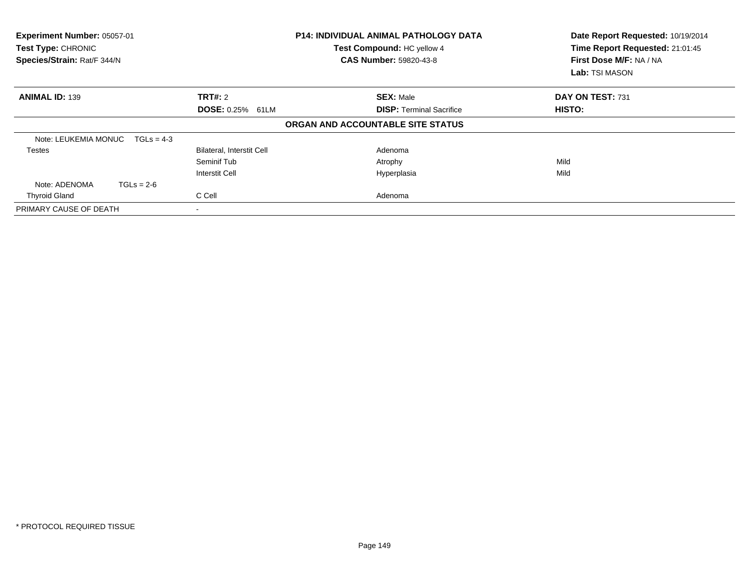**Experiment Number:** 05057-01
**Test Type:** CHRONIC
**Species/Strain:** Rat/F 344/N

**P14: INDIVIDUAL ANIMAL PATHOLOGY DATA**
**Test Compound:** HC yellow 4
**CAS Number:** 59820-43-8

**Date Report Requested:** 10/19/2014
**Time Report Requested:** 21:01:45
**First Dose M/F:** NA / NA
**Lab:** TSI MASON

| **ANIMAL ID:** 139 | **TRT#:** 2 | **SEX:** Male | **DAY ON TEST:** 731 |
|---|---|---|---|
| | **DOSE:** 0.25% 61LM | **DISP:** Terminal Sacrifice | **HISTO:** |

**ORGAN AND ACCOUNTABLE SITE STATUS**

| | | | |
|---|---|---|---|
| Note: LEUKEMIA MONUC TGLs = 4-3 | | | |
| Testes | Bilateral, Interstit Cell | Adenoma | |
| | Seminif Tub | Atrophy | Mild |
| | Interstit Cell | Hyperplasia | Mild |
| Note: ADENOMA TGLs = 2-6 | | | |
| Thyroid Gland | C Cell | Adenoma | |
| PRIMARY CAUSE OF DEATH | - | | |

* PROTOCOL REQUIRED TISSUE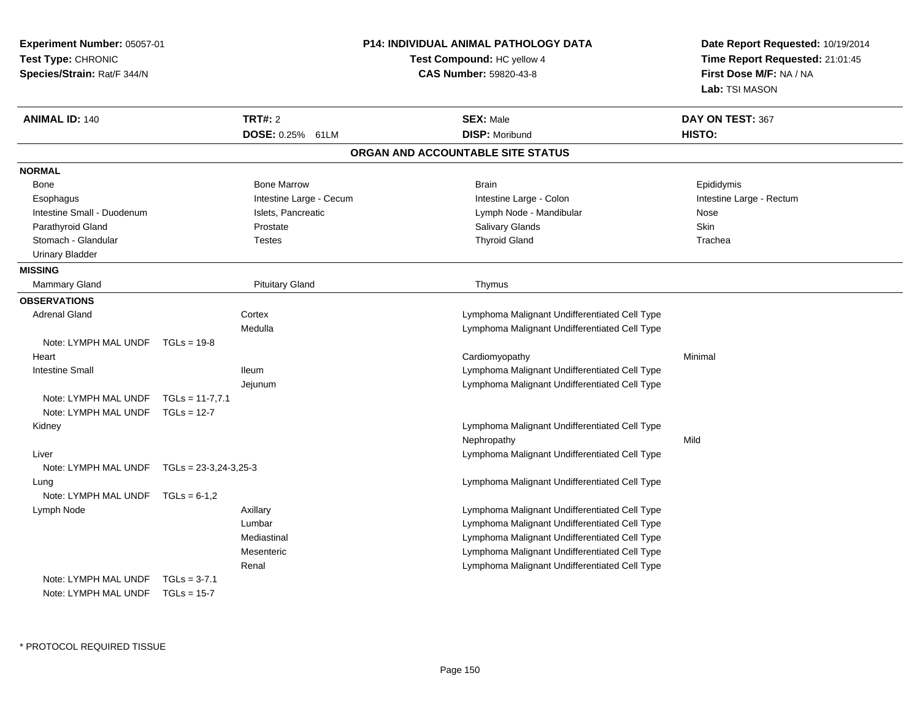**Experiment Number:** 05057-01
**Test Type:** CHRONIC
**Species/Strain:** Rat/F 344/N

## P14: INDIVIDUAL ANIMAL PATHOLOGY DATA

**Test Compound:** HC yellow 4
**CAS Number:** 59820-43-8

**Date Report Requested:** 10/19/2014
**Time Report Requested:** 21:01:45
**First Dose M/F:** NA / NA
**Lab:** TSI MASON

| **ANIMAL ID:** 140 | **TRT#:** 2 | **SEX:** Male | **DAY ON TEST:** 367 |
|---|---|---|---|
| | **DOSE:** 0.25% 61LM | **DISP:** Moribund | **HISTO:** |

### ORGAN AND ACCOUNTABLE SITE STATUS

**NORMAL**

| | | | |
|---|---|---|---|
| Bone | Bone Marrow | Brain | Epididymis |
| Esophagus | Intestine Large - Cecum | Intestine Large - Colon | Intestine Large - Rectum |
| Intestine Small - Duodenum | Islets, Pancreatic | Lymph Node - Mandibular | Nose |
| Parathyroid Gland | Prostate | Salivary Glands | Skin |
| Stomach - Glandular | Testes | Thyroid Gland | Trachea |
| Urinary Bladder | | | |

**MISSING**

| | | |
|---|---|---|
| Mammary Gland | Pituitary Gland | Thymus |

**OBSERVATIONS**

| Organ | Site | Observation | Severity |
|---|---|---|---|
| Adrenal Gland | Cortex | Lymphoma Malignant Undifferentiated Cell Type | |
| | Medulla | Lymphoma Malignant Undifferentiated Cell Type | |
| Note: LYMPH MAL UNDF TGLs = 19-8 | | | |
| Heart | | Cardiomyopathy | Minimal |
| Intestine Small | Ileum | Lymphoma Malignant Undifferentiated Cell Type | |
| | Jejunum | Lymphoma Malignant Undifferentiated Cell Type | |
| Note: LYMPH MAL UNDF TGLs = 11-7,7.1 | | | |
| Note: LYMPH MAL UNDF TGLs = 12-7 | | | |
| Kidney | | Lymphoma Malignant Undifferentiated Cell Type | |
| | | Nephropathy | Mild |
| Liver | | Lymphoma Malignant Undifferentiated Cell Type | |
| Note: LYMPH MAL UNDF TGLs = 23-3,24-3,25-3 | | | |
| Lung | | Lymphoma Malignant Undifferentiated Cell Type | |
| Note: LYMPH MAL UNDF TGLs = 6-1,2 | | | |
| Lymph Node | Axillary | Lymphoma Malignant Undifferentiated Cell Type | |
| | Lumbar | Lymphoma Malignant Undifferentiated Cell Type | |
| | Mediastinal | Lymphoma Malignant Undifferentiated Cell Type | |
| | Mesenteric | Lymphoma Malignant Undifferentiated Cell Type | |
| | Renal | Lymphoma Malignant Undifferentiated Cell Type | |
| Note: LYMPH MAL UNDF TGLs = 3-7.1 | | | |
| Note: LYMPH MAL UNDF TGLs = 15-7 | | | |

* PROTOCOL REQUIRED TISSUE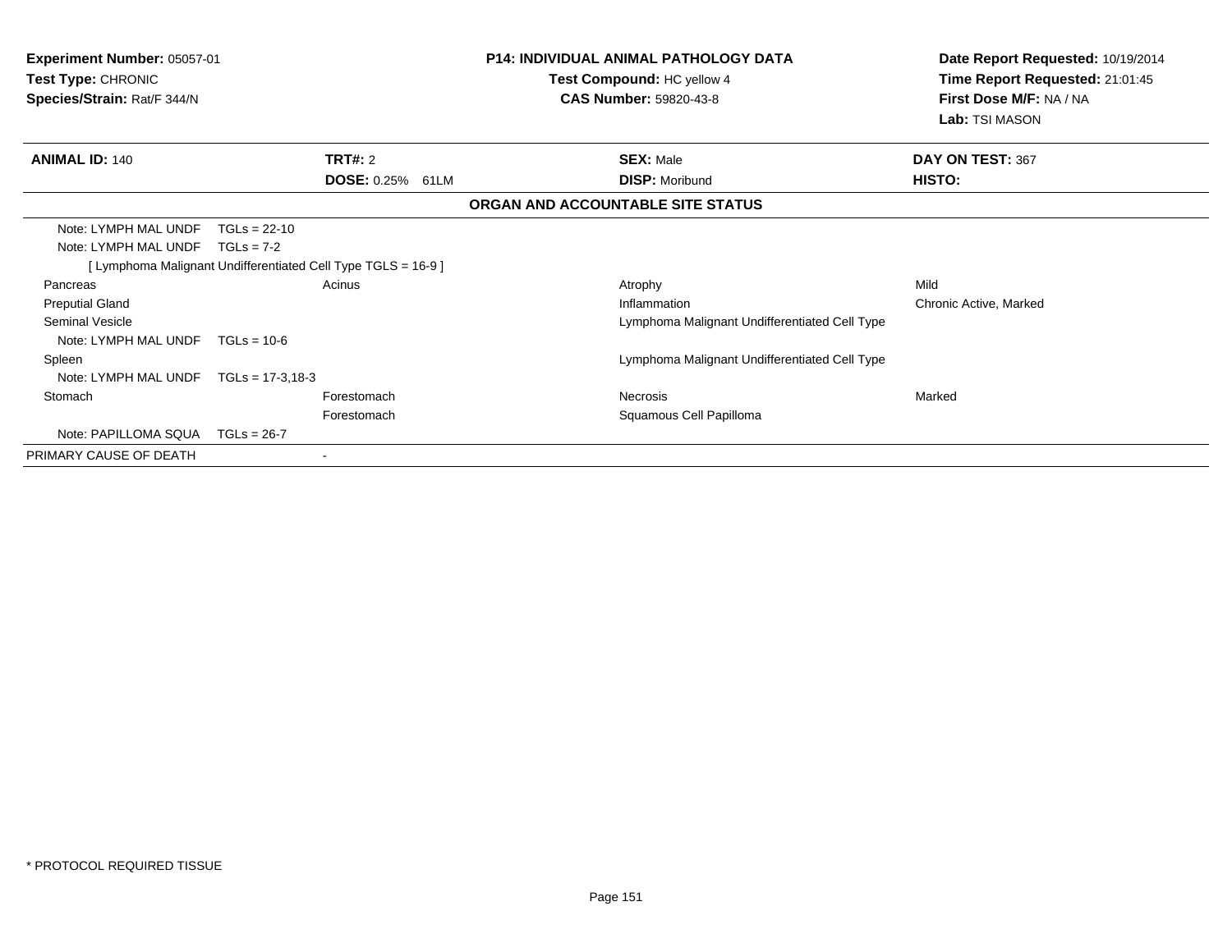**Experiment Number:** 05057-01
**Test Type:** CHRONIC
**Species/Strain:** Rat/F 344/N

**P14: INDIVIDUAL ANIMAL PATHOLOGY DATA**
**Test Compound:** HC yellow 4
**CAS Number:** 59820-43-8

**Date Report Requested:** 10/19/2014
**Time Report Requested:** 21:01:45
**First Dose M/F:** NA / NA
**Lab:** TSI MASON

| **ANIMAL ID:** 140 | **TRT#:** 2 | **SEX:** Male | **DAY ON TEST:** 367 |
|---|---|---|---|
| | **DOSE:** 0.25% 61LM | **DISP:** Moribund | **HISTO:** |

**ORGAN AND ACCOUNTABLE SITE STATUS**

| | | | |
|---|---|---|---|
| Note: LYMPH MAL UNDF TGLs = 22-10 | | | |
| Note: LYMPH MAL UNDF TGLs = 7-2 | | | |
| [ Lymphoma Malignant Undifferentiated Cell Type TGLS = 16-9 ] | | | |
| Pancreas | Acinus | Atrophy | Mild |
| Preputial Gland | | Inflammation | Chronic Active, Marked |
| Seminal Vesicle | | Lymphoma Malignant Undifferentiated Cell Type | |
| Note: LYMPH MAL UNDF TGLs = 10-6 | | | |
| Spleen | | Lymphoma Malignant Undifferentiated Cell Type | |
| Note: LYMPH MAL UNDF TGLs = 17-3,18-3 | | | |
| Stomach | Forestomach | Necrosis | Marked |
| | Forestomach | Squamous Cell Papilloma | |
| Note: PAPILLOMA SQUA TGLs = 26-7 | | | |
| PRIMARY CAUSE OF DEATH | - | | |

* PROTOCOL REQUIRED TISSUE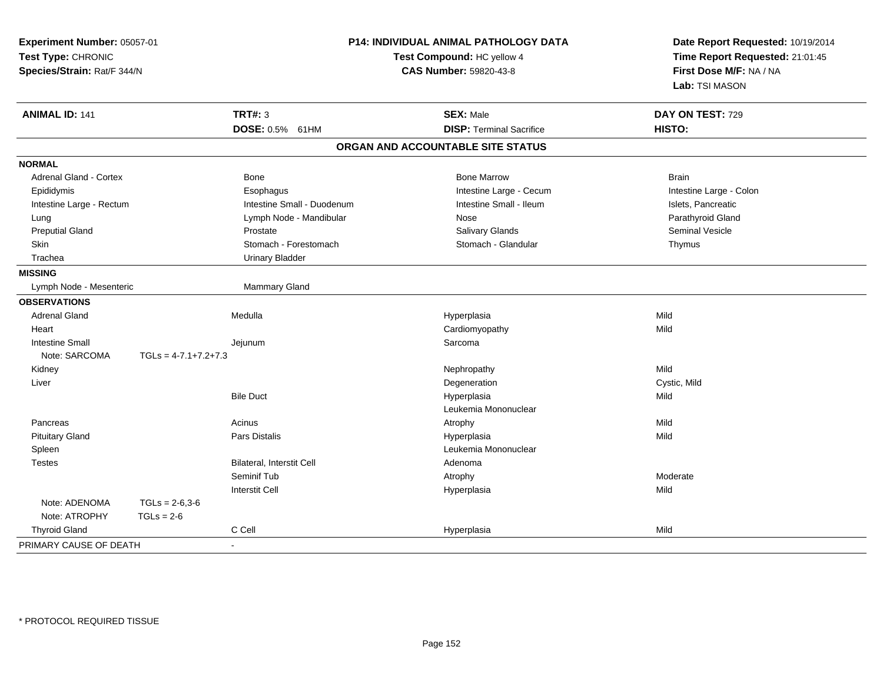**Experiment Number:** 05057-01
**Test Type:** CHRONIC
**Species/Strain:** Rat/F 344/N

**P14: INDIVIDUAL ANIMAL PATHOLOGY DATA**
**Test Compound:** HC yellow 4
**CAS Number:** 59820-43-8

**Date Report Requested:** 10/19/2014
**Time Report Requested:** 21:01:45
**First Dose M/F:** NA / NA
**Lab:** TSI MASON

| **ANIMAL ID:** 141 | **TRT#:** 3 | **SEX:** Male | **DAY ON TEST:** 729 |
|---|---|---|---|
| | **DOSE:** 0.5% 61HM | **DISP:** Terminal Sacrifice | **HISTO:** |

## ORGAN AND ACCOUNTABLE SITE STATUS

**NORMAL**

| | | | |
|---|---|---|---|
| Adrenal Gland - Cortex | Bone | Bone Marrow | Brain |
| Epididymis | Esophagus | Intestine Large - Cecum | Intestine Large - Colon |
| Intestine Large - Rectum | Intestine Small - Duodenum | Intestine Small - Ileum | Islets, Pancreatic |
| Lung | Lymph Node - Mandibular | Nose | Parathyroid Gland |
| Preputial Gland | Prostate | Salivary Glands | Seminal Vesicle |
| Skin | Stomach - Forestomach | Stomach - Glandular | Thymus |
| Trachea | Urinary Bladder | | |

**MISSING**

| | |
|---|---|
| Lymph Node - Mesenteric | Mammary Gland |

**OBSERVATIONS**

| Organ | Site | Observation | Severity |
|---|---|---|---|
| Adrenal Gland | Medulla | Hyperplasia | Mild |
| Heart | | Cardiomyopathy | Mild |
| Intestine Small | Jejunum | Sarcoma | |
| Note: SARCOMA TGLs = 4-7.1+7.2+7.3 | | | |
| Kidney | | Nephropathy | Mild |
| Liver | | Degeneration | Cystic, Mild |
| | Bile Duct | Hyperplasia | Mild |
| | | Leukemia Mononuclear | |
| Pancreas | Acinus | Atrophy | Mild |
| Pituitary Gland | Pars Distalis | Hyperplasia | Mild |
| Spleen | | Leukemia Mononuclear | |
| Testes | Bilateral, Interstit Cell | Adenoma | |
| | Seminif Tub | Atrophy | Moderate |
| | Interstit Cell | Hyperplasia | Mild |
| Note: ADENOMA TGLs = 2-6,3-6 | | | |
| Note: ATROPHY TGLs = 2-6 | | | |
| Thyroid Gland | C Cell | Hyperplasia | Mild |

PRIMARY CAUSE OF DEATH -

\* PROTOCOL REQUIRED TISSUE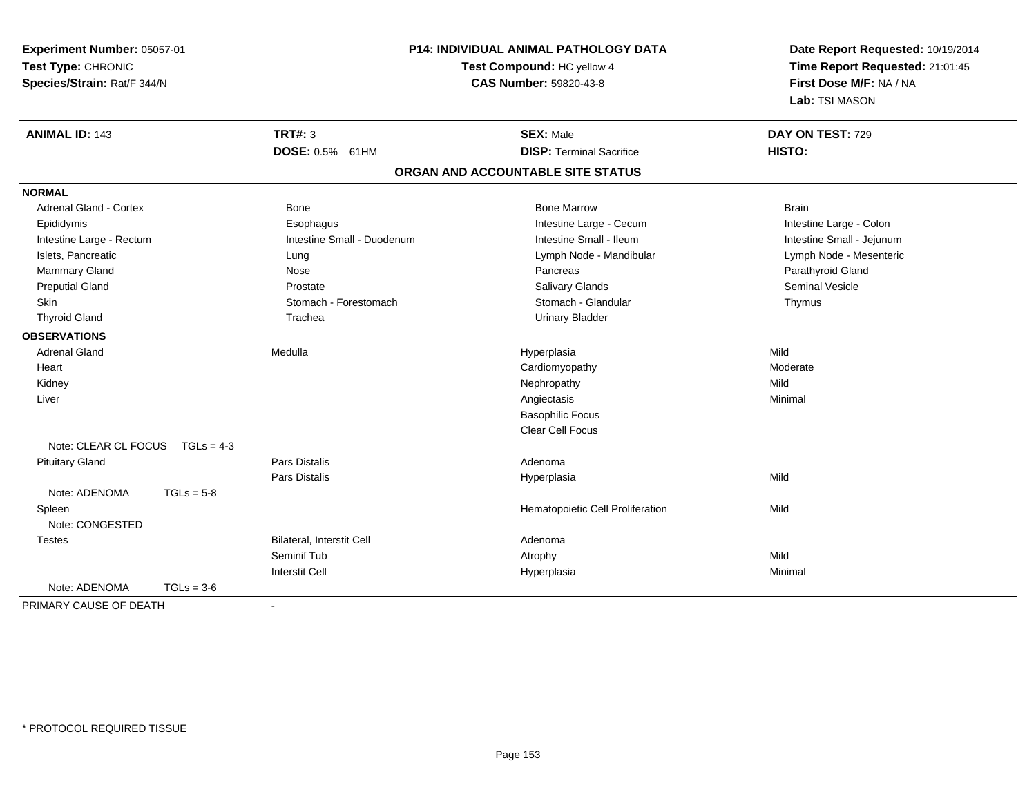**Experiment Number:** 05057-01
**Test Type:** CHRONIC
**Species/Strain:** Rat/F 344/N

**P14: INDIVIDUAL ANIMAL PATHOLOGY DATA**
**Test Compound:** HC yellow 4
**CAS Number:** 59820-43-8

**Date Report Requested:** 10/19/2014
**Time Report Requested:** 21:01:45
**First Dose M/F:** NA / NA
**Lab:** TSI MASON

| **ANIMAL ID:** 143 | **TRT#:** 3 | **SEX:** Male | **DAY ON TEST:** 729 |
|---|---|---|---|
| | **DOSE:** 0.5% 61HM | **DISP:** Terminal Sacrifice | **HISTO:** |

## ORGAN AND ACCOUNTABLE SITE STATUS

| | | | |
|---|---|---|---|
| **NORMAL** | | | |
| Adrenal Gland - Cortex | Bone | Bone Marrow | Brain |
| Epididymis | Esophagus | Intestine Large - Cecum | Intestine Large - Colon |
| Intestine Large - Rectum | Intestine Small - Duodenum | Intestine Small - Ileum | Intestine Small - Jejunum |
| Islets, Pancreatic | Lung | Lymph Node - Mandibular | Lymph Node - Mesenteric |
| Mammary Gland | Nose | Pancreas | Parathyroid Gland |
| Preputial Gland | Prostate | Salivary Glands | Seminal Vesicle |
| Skin | Stomach - Forestomach | Stomach - Glandular | Thymus |
| Thyroid Gland | Trachea | Urinary Bladder | |
| **OBSERVATIONS** | | | |
| Adrenal Gland | Medulla | Hyperplasia | Mild |
| Heart | | Cardiomyopathy | Moderate |
| Kidney | | Nephropathy | Mild |
| Liver | | Angiectasis | Minimal |
| | | Basophilic Focus | |
| | | Clear Cell Focus | |
| Note: CLEAR CL FOCUS TGLs = 4-3 | | | |
| Pituitary Gland | Pars Distalis | Adenoma | |
| | Pars Distalis | Hyperplasia | Mild |
| Note: ADENOMA TGLs = 5-8 | | | |
| Spleen | | Hematopoietic Cell Proliferation | Mild |
| Note: CONGESTED | | | |
| Testes | Bilateral, Interstit Cell | Adenoma | |
| | Seminif Tub | Atrophy | Mild |
| | Interstit Cell | Hyperplasia | Minimal |
| Note: ADENOMA TGLs = 3-6 | | | |
| PRIMARY CAUSE OF DEATH | - | | |

* PROTOCOL REQUIRED TISSUE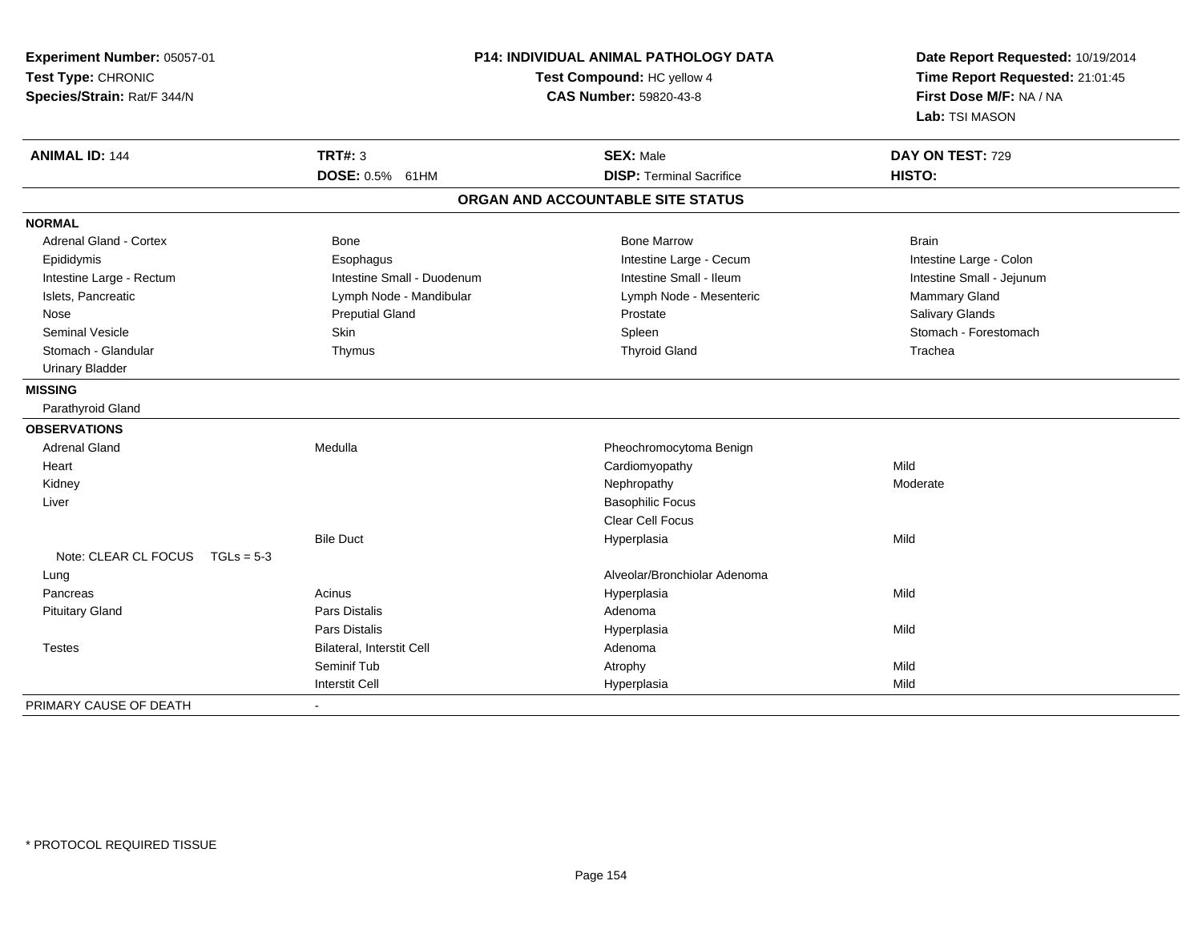**Experiment Number:** 05057-01
**Test Type:** CHRONIC
**Species/Strain:** Rat/F 344/N

**P14: INDIVIDUAL ANIMAL PATHOLOGY DATA**
**Test Compound:** HC yellow 4
**CAS Number:** 59820-43-8

**Date Report Requested:** 10/19/2014
**Time Report Requested:** 21:01:45
**First Dose M/F:** NA / NA
**Lab:** TSI MASON

| **ANIMAL ID:** 144 | **TRT#:** 3 | **SEX:** Male | **DAY ON TEST:** 729 |
|---|---|---|---|
| | **DOSE:** 0.5% 61HM | **DISP:** Terminal Sacrifice | **HISTO:** |

## ORGAN AND ACCOUNTABLE SITE STATUS

| | | | |
|---|---|---|---|
| **NORMAL** | | | |
| Adrenal Gland - Cortex | Bone | Bone Marrow | Brain |
| Epididymis | Esophagus | Intestine Large - Cecum | Intestine Large - Colon |
| Intestine Large - Rectum | Intestine Small - Duodenum | Intestine Small - Ileum | Intestine Small - Jejunum |
| Islets, Pancreatic | Lymph Node - Mandibular | Lymph Node - Mesenteric | Mammary Gland |
| Nose | Preputial Gland | Prostate | Salivary Glands |
| Seminal Vesicle | Skin | Spleen | Stomach - Forestomach |
| Stomach - Glandular | Thymus | Thyroid Gland | Trachea |
| Urinary Bladder | | | |
| **MISSING** | | | |
| Parathyroid Gland | | | |
| **OBSERVATIONS** | | | |
| Adrenal Gland | Medulla | Pheochromocytoma Benign | |
| Heart | | Cardiomyopathy | Mild |
| Kidney | | Nephropathy | Moderate |
| Liver | | Basophilic Focus | |
| | | Clear Cell Focus | |
| | Bile Duct | Hyperplasia | Mild |
| Note: CLEAR CL FOCUS TGLs = 5-3 | | | |
| Lung | | Alveolar/Bronchiolar Adenoma | |
| Pancreas | Acinus | Hyperplasia | Mild |
| Pituitary Gland | Pars Distalis | Adenoma | |
| | Pars Distalis | Hyperplasia | Mild |
| Testes | Bilateral, Interstit Cell | Adenoma | |
| | Seminif Tub | Atrophy | Mild |
| | Interstit Cell | Hyperplasia | Mild |
| PRIMARY CAUSE OF DEATH | - | | |

* PROTOCOL REQUIRED TISSUE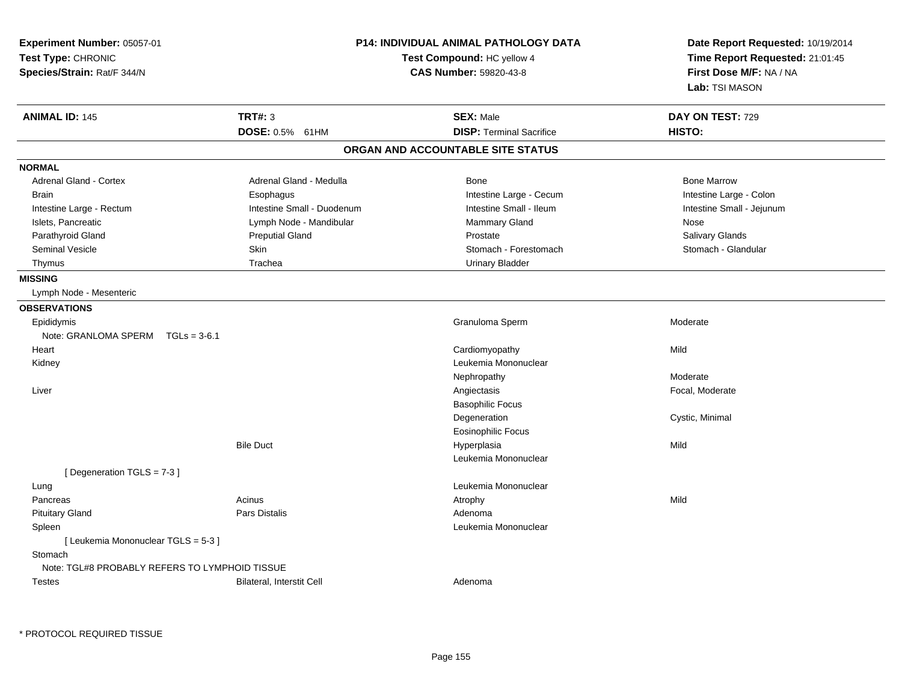**Experiment Number:** 05057-01
**Test Type:** CHRONIC
**Species/Strain:** Rat/F 344/N

## P14: INDIVIDUAL ANIMAL PATHOLOGY DATA

**Test Compound:** HC yellow 4
**CAS Number:** 59820-43-8

**Date Report Requested:** 10/19/2014
**Time Report Requested:** 21:01:45
**First Dose M/F:** NA / NA
**Lab:** TSI MASON

| **ANIMAL ID:** 145 | **TRT#:** 3 | **SEX:** Male | **DAY ON TEST:** 729 |
|---|---|---|---|
| | **DOSE:** 0.5% 61HM | **DISP:** Terminal Sacrifice | **HISTO:** |

### ORGAN AND ACCOUNTABLE SITE STATUS

**NORMAL**

| | | | |
|---|---|---|---|
| Adrenal Gland - Cortex | Adrenal Gland - Medulla | Bone | Bone Marrow |
| Brain | Esophagus | Intestine Large - Cecum | Intestine Large - Colon |
| Intestine Large - Rectum | Intestine Small - Duodenum | Intestine Small - Ileum | Intestine Small - Jejunum |
| Islets, Pancreatic | Lymph Node - Mandibular | Mammary Gland | Nose |
| Parathyroid Gland | Preputial Gland | Prostate | Salivary Glands |
| Seminal Vesicle | Skin | Stomach - Forestomach | Stomach - Glandular |
| Thymus | Trachea | Urinary Bladder | |

**MISSING**

Lymph Node - Mesenteric

**OBSERVATIONS**

| Organ | Site | Observation | Severity |
|---|---|---|---|
| Epididymis | | Granuloma Sperm | Moderate |
| Note: GRANLOMA SPERM TGLs = 3-6.1 | | | |
| Heart | | Cardiomyopathy | Mild |
| Kidney | | Leukemia Mononuclear | |
| | | Nephropathy | Moderate |
| Liver | | Angiectasis | Focal, Moderate |
| | | Basophilic Focus | |
| | | Degeneration | Cystic, Minimal |
| | | Eosinophilic Focus | |
| | Bile Duct | Hyperplasia | Mild |
| | | Leukemia Mononuclear | |
| [ Degeneration TGLS = 7-3 ] | | | |
| Lung | | Leukemia Mononuclear | |
| Pancreas | Acinus | Atrophy | Mild |
| Pituitary Gland | Pars Distalis | Adenoma | |
| Spleen | | Leukemia Mononuclear | |
| [ Leukemia Mononuclear TGLS = 5-3 ] | | | |
| Stomach | | | |
| Note: TGL#8 PROBABLY REFERS TO LYMPHOID TISSUE | | | |
| Testes | Bilateral, Interstit Cell | Adenoma | |

\* PROTOCOL REQUIRED TISSUE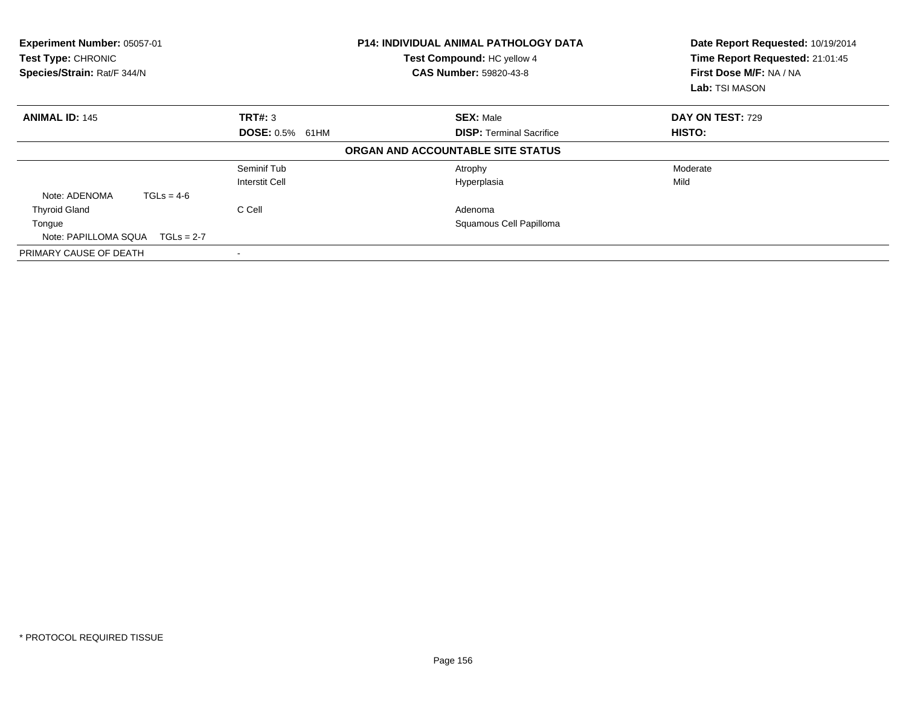**Experiment Number:** 05057-01
**Test Type:** CHRONIC
**Species/Strain:** Rat/F 344/N

**P14: INDIVIDUAL ANIMAL PATHOLOGY DATA**
**Test Compound:** HC yellow 4
**CAS Number:** 59820-43-8

**Date Report Requested:** 10/19/2014
**Time Report Requested:** 21:01:45
**First Dose M/F:** NA / NA
**Lab:** TSI MASON

| **ANIMAL ID:** 145 | **TRT#:** 3 | **SEX:** Male | **DAY ON TEST:** 729 |
|---|---|---|---|
| | **DOSE:** 0.5% 61HM | **DISP:** Terminal Sacrifice | **HISTO:** |

**ORGAN AND ACCOUNTABLE SITE STATUS**

| | | | |
|---|---|---|---|
| | Seminif Tub | Atrophy | Moderate |
| | Interstit Cell | Hyperplasia | Mild |
| Note: ADENOMA TGLs = 4-6 | | | |
| Thyroid Gland | C Cell | Adenoma | |
| Tongue | | Squamous Cell Papilloma | |
| Note: PAPILLOMA SQUA TGLs = 2-7 | | | |
| PRIMARY CAUSE OF DEATH | - | | |

\* PROTOCOL REQUIRED TISSUE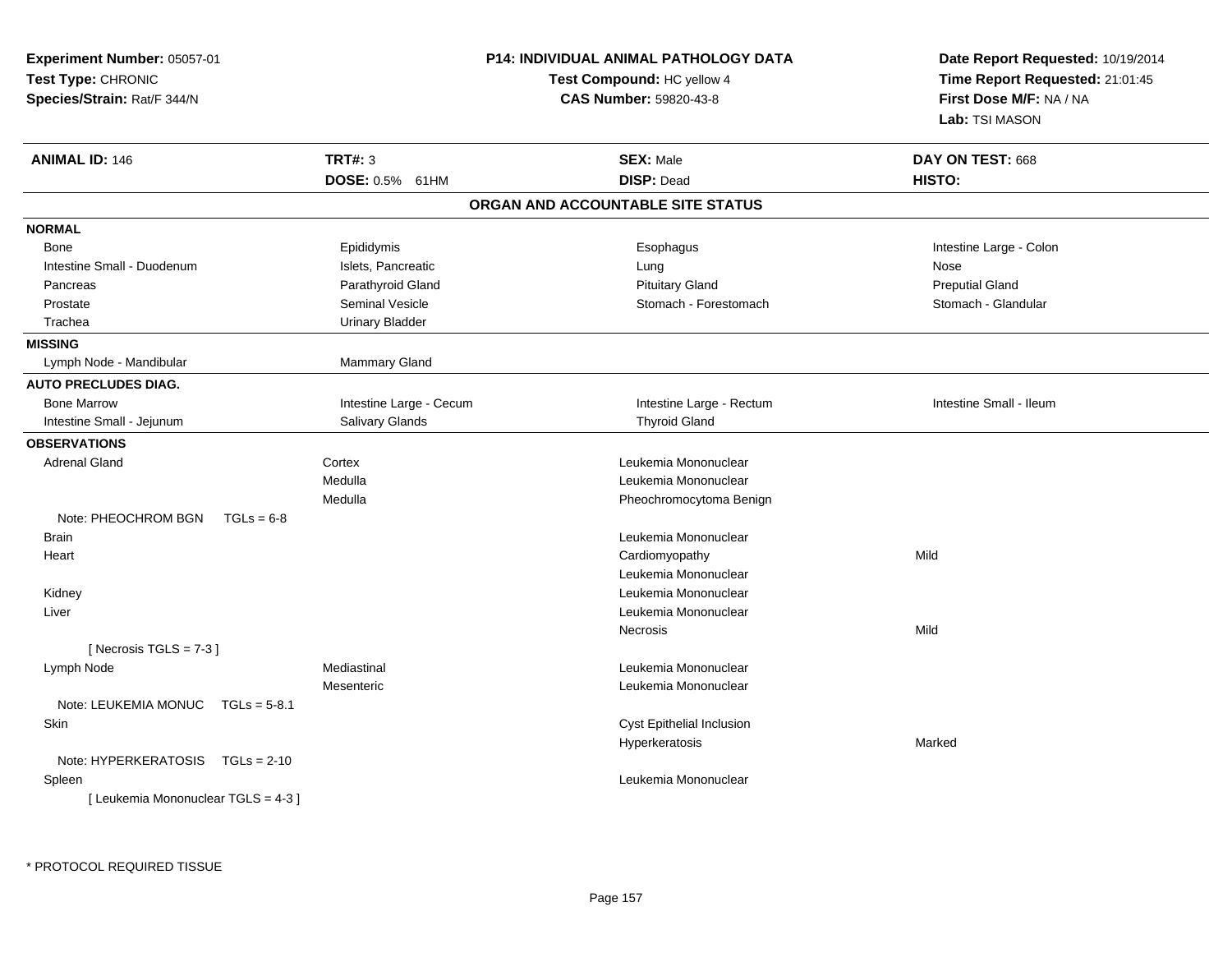**Experiment Number:** 05057-01
**Test Type:** CHRONIC
**Species/Strain:** Rat/F 344/N

**P14: INDIVIDUAL ANIMAL PATHOLOGY DATA**
**Test Compound:** HC yellow 4
**CAS Number:** 59820-43-8

**Date Report Requested:** 10/19/2014
**Time Report Requested:** 21:01:45
**First Dose M/F:** NA / NA
**Lab:** TSI MASON

| **ANIMAL ID:** 146 | **TRT#:** 3 | **SEX:** Male | **DAY ON TEST:** 668 |
|---|---|---|---|
| | **DOSE:** 0.5% 61HM | **DISP:** Dead | **HISTO:** |

## ORGAN AND ACCOUNTABLE SITE STATUS

**NORMAL**

| | | | |
|---|---|---|---|
| Bone | Epididymis | Esophagus | Intestine Large - Colon |
| Intestine Small - Duodenum | Islets, Pancreatic | Lung | Nose |
| Pancreas | Parathyroid Gland | Pituitary Gland | Preputial Gland |
| Prostate | Seminal Vesicle | Stomach - Forestomach | Stomach - Glandular |
| Trachea | Urinary Bladder | | |

**MISSING**

| | |
|---|---|
| Lymph Node - Mandibular | Mammary Gland |

**AUTO PRECLUDES DIAG.**

| | | | |
|---|---|---|---|
| Bone Marrow | Intestine Large - Cecum | Intestine Large - Rectum | Intestine Small - Ileum |
| Intestine Small - Jejunum | Salivary Glands | Thyroid Gland | |

**OBSERVATIONS**

| Organ | Site | Observation | Severity |
|---|---|---|---|
| Adrenal Gland | Cortex | Leukemia Mononuclear | |
| | Medulla | Leukemia Mononuclear | |
| | Medulla | Pheochromocytoma Benign | |
| Note: PHEOCHROM BGN TGLs = 6-8 | | | |
| Brain | | Leukemia Mononuclear | |
| Heart | | Cardiomyopathy | Mild |
| | | Leukemia Mononuclear | |
| Kidney | | Leukemia Mononuclear | |
| Liver | | Leukemia Mononuclear | |
| | | Necrosis | Mild |
| [ Necrosis TGLS = 7-3 ] | | | |
| Lymph Node | Mediastinal | Leukemia Mononuclear | |
| | Mesenteric | Leukemia Mononuclear | |
| Note: LEUKEMIA MONUC TGLs = 5-8.1 | | | |
| Skin | | Cyst Epithelial Inclusion | |
| | | Hyperkeratosis | Marked |
| Note: HYPERKERATOSIS TGLs = 2-10 | | | |
| Spleen | | Leukemia Mononuclear | |
| [ Leukemia Mononuclear TGLS = 4-3 ] | | | |

* PROTOCOL REQUIRED TISSUE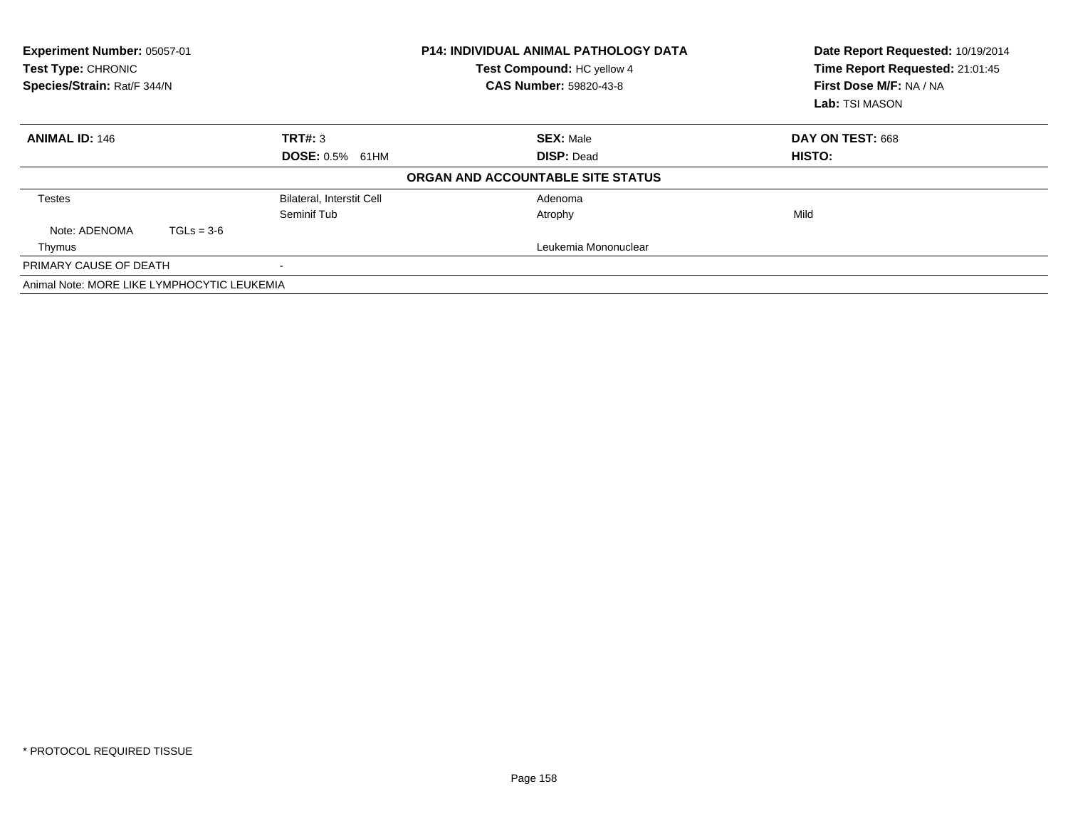**Experiment Number:** 05057-01
**Test Type:** CHRONIC
**Species/Strain:** Rat/F 344/N

**P14: INDIVIDUAL ANIMAL PATHOLOGY DATA**
**Test Compound:** HC yellow 4
**CAS Number:** 59820-43-8

**Date Report Requested:** 10/19/2014
**Time Report Requested:** 21:01:45
**First Dose M/F:** NA / NA
**Lab:** TSI MASON

| **ANIMAL ID:** 146 | **TRT#:** 3 | **SEX:** Male | **DAY ON TEST:** 668 |
|---|---|---|---|
| | **DOSE:** 0.5% 61HM | **DISP:** Dead | **HISTO:** |

**ORGAN AND ACCOUNTABLE SITE STATUS**

| | | | |
|---|---|---|---|
| Testes | Bilateral, Interstit Cell | Adenoma | |
| | Seminif Tub | Atrophy | Mild |
| Note: ADENOMA TGLs = 3-6 | | | |
| Thymus | | Leukemia Mononuclear | |
| PRIMARY CAUSE OF DEATH | - | | |

Animal Note: MORE LIKE LYMPHOCYTIC LEUKEMIA

* PROTOCOL REQUIRED TISSUE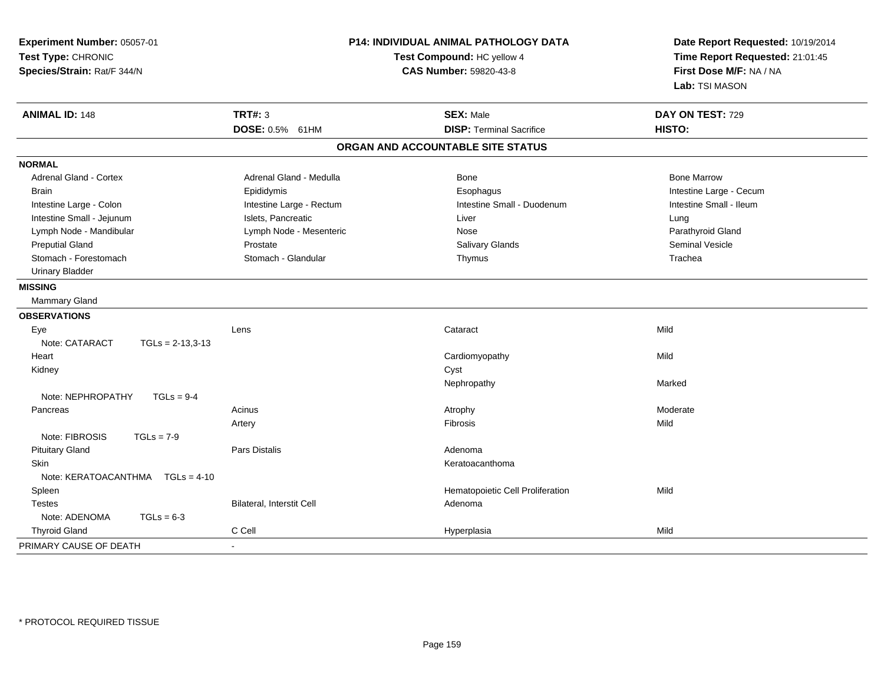**Experiment Number:** 05057-01
**Test Type:** CHRONIC
**Species/Strain:** Rat/F 344/N

# P14: INDIVIDUAL ANIMAL PATHOLOGY DATA

**Test Compound:** HC yellow 4
**CAS Number:** 59820-43-8

**Date Report Requested:** 10/19/2014
**Time Report Requested:** 21:01:45
**First Dose M/F:** NA / NA
**Lab:** TSI MASON

| **ANIMAL ID:** 148 | **TRT#:** 3 | **SEX:** Male | **DAY ON TEST:** 729 |
|---|---|---|---|
| | **DOSE:** 0.5% 61HM | **DISP:** Terminal Sacrifice | **HISTO:** |

## ORGAN AND ACCOUNTABLE SITE STATUS

**NORMAL**

| | | | |
|---|---|---|---|
| Adrenal Gland - Cortex | Adrenal Gland - Medulla | Bone | Bone Marrow |
| Brain | Epididymis | Esophagus | Intestine Large - Cecum |
| Intestine Large - Colon | Intestine Large - Rectum | Intestine Small - Duodenum | Intestine Small - Ileum |
| Intestine Small - Jejunum | Islets, Pancreatic | Liver | Lung |
| Lymph Node - Mandibular | Lymph Node - Mesenteric | Nose | Parathyroid Gland |
| Preputial Gland | Prostate | Salivary Glands | Seminal Vesicle |
| Stomach - Forestomach | Stomach - Glandular | Thymus | Trachea |
| Urinary Bladder | | | |

**MISSING**

Mammary Gland

**OBSERVATIONS**

| | | | |
|---|---|---|---|
| Eye | Lens | Cataract | Mild |
| Note: CATARACT TGLs = 2-13,3-13 | | | |
| Heart | | Cardiomyopathy | Mild |
| Kidney | | Cyst | |
| | | Nephropathy | Marked |
| Note: NEPHROPATHY TGLs = 9-4 | | | |
| Pancreas | Acinus | Atrophy | Moderate |
| | Artery | Fibrosis | Mild |
| Note: FIBROSIS TGLs = 7-9 | | | |
| Pituitary Gland | Pars Distalis | Adenoma | |
| Skin | | Keratoacanthoma | |
| Note: KERATOACANTHMA TGLs = 4-10 | | | |
| Spleen | | Hematopoietic Cell Proliferation | Mild |
| Testes | Bilateral, Interstit Cell | Adenoma | |
| Note: ADENOMA TGLs = 6-3 | | | |
| Thyroid Gland | C Cell | Hyperplasia | Mild |

PRIMARY CAUSE OF DEATH -

\* PROTOCOL REQUIRED TISSUE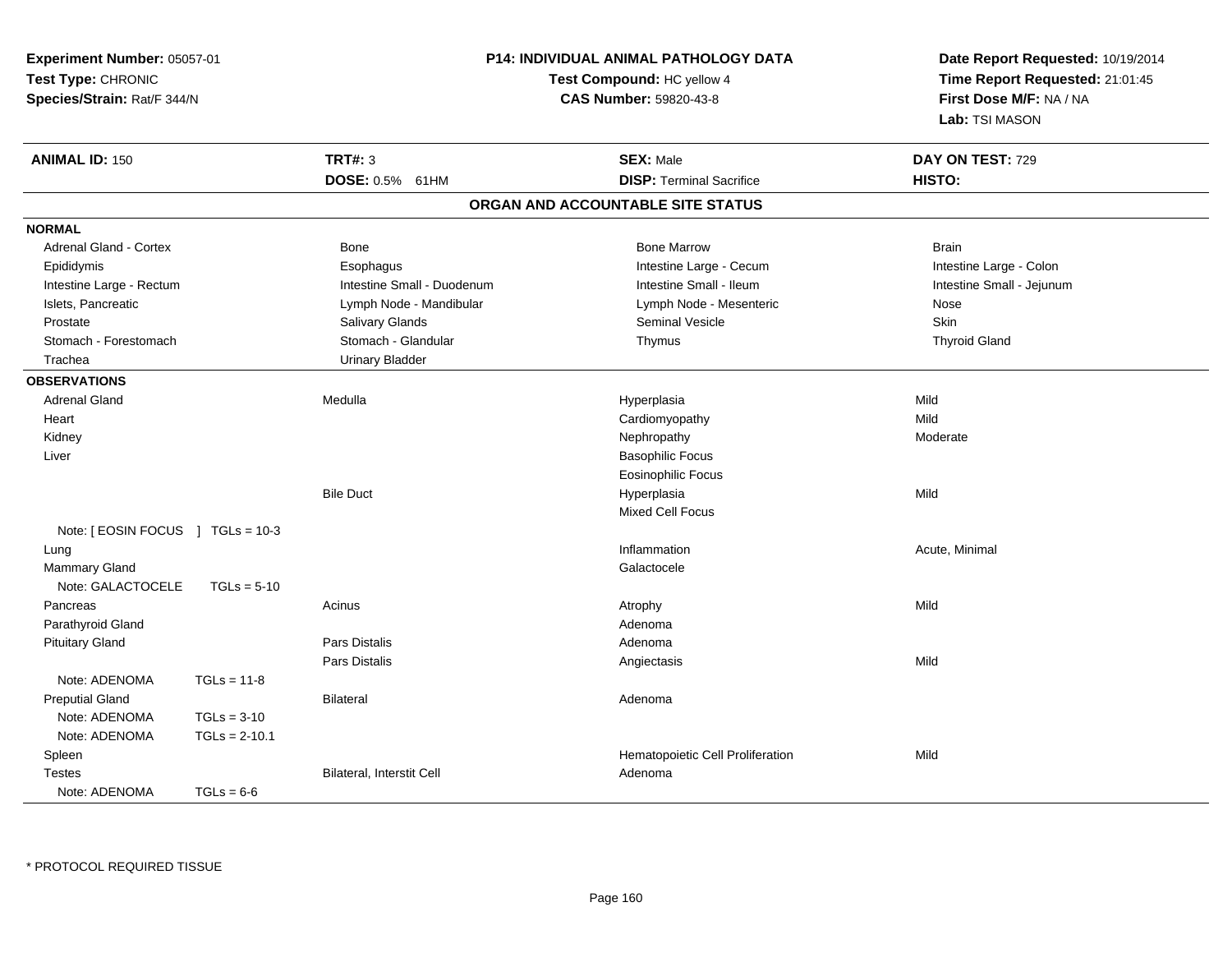**Experiment Number:** 05057-01
**Test Type:** CHRONIC
**Species/Strain:** Rat/F 344/N

**P14: INDIVIDUAL ANIMAL PATHOLOGY DATA**
**Test Compound:** HC yellow 4
**CAS Number:** 59820-43-8

**Date Report Requested:** 10/19/2014
**Time Report Requested:** 21:01:45
**First Dose M/F:** NA / NA
**Lab:** TSI MASON

| **ANIMAL ID:** 150 | **TRT#:** 3 | **SEX:** Male | **DAY ON TEST:** 729 |
|---|---|---|---|
| | **DOSE:** 0.5% 61HM | **DISP:** Terminal Sacrifice | **HISTO:** |

## ORGAN AND ACCOUNTABLE SITE STATUS

**NORMAL**

| | | | |
|---|---|---|---|
| Adrenal Gland - Cortex | Bone | Bone Marrow | Brain |
| Epididymis | Esophagus | Intestine Large - Cecum | Intestine Large - Colon |
| Intestine Large - Rectum | Intestine Small - Duodenum | Intestine Small - Ileum | Intestine Small - Jejunum |
| Islets, Pancreatic | Lymph Node - Mandibular | Lymph Node - Mesenteric | Nose |
| Prostate | Salivary Glands | Seminal Vesicle | Skin |
| Stomach - Forestomach | Stomach - Glandular | Thymus | Thyroid Gland |
| Trachea | Urinary Bladder | | |

**OBSERVATIONS**

| Organ | Site | Observation | Severity |
|---|---|---|---|
| Adrenal Gland | Medulla | Hyperplasia | Mild |
| Heart | | Cardiomyopathy | Mild |
| Kidney | | Nephropathy | Moderate |
| Liver | | Basophilic Focus | |
| | | Eosinophilic Focus | |
| | Bile Duct | Hyperplasia | Mild |
| | | Mixed Cell Focus | |
| Note: [ EOSIN FOCUS ] TGLs = 10-3 | | | |
| Lung | | Inflammation | Acute, Minimal |
| Mammary Gland | | Galactocele | |
| Note: GALACTOCELE TGLs = 5-10 | | | |
| Pancreas | Acinus | Atrophy | Mild |
| Parathyroid Gland | | Adenoma | |
| Pituitary Gland | Pars Distalis | Adenoma | |
| | Pars Distalis | Angiectasis | Mild |
| Note: ADENOMA TGLs = 11-8 | | | |
| Preputial Gland | Bilateral | Adenoma | |
| Note: ADENOMA TGLs = 3-10 | | | |
| Note: ADENOMA TGLs = 2-10.1 | | | |
| Spleen | | Hematopoietic Cell Proliferation | Mild |
| Testes | Bilateral, Interstit Cell | Adenoma | |
| Note: ADENOMA TGLs = 6-6 | | | |

* PROTOCOL REQUIRED TISSUE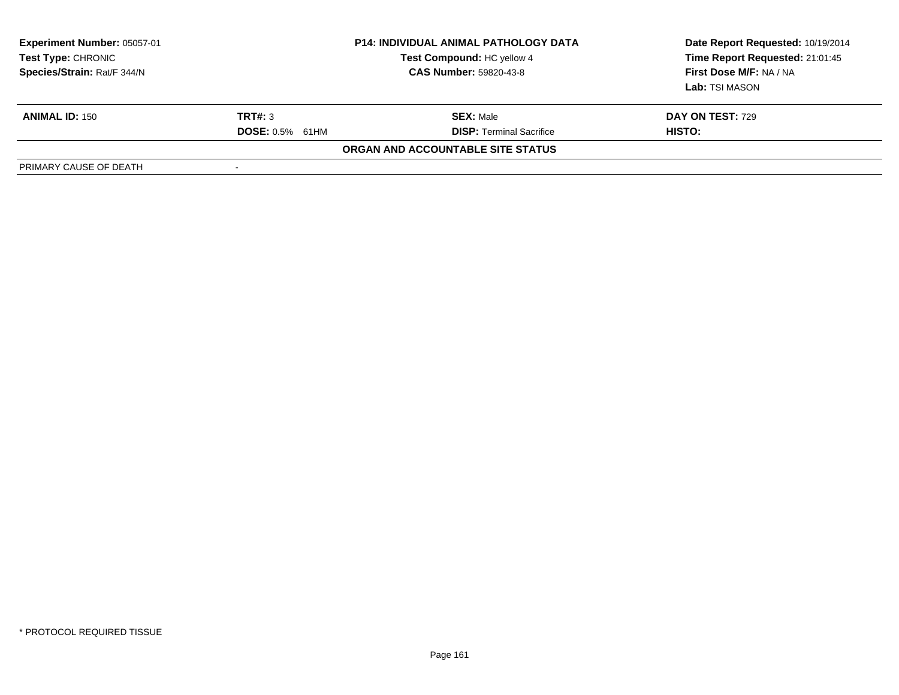**Experiment Number:** 05057-01
**Test Type:** CHRONIC
**Species/Strain:** Rat/F 344/N

**P14: INDIVIDUAL ANIMAL PATHOLOGY DATA**
**Test Compound:** HC yellow 4
**CAS Number:** 59820-43-8

**Date Report Requested:** 10/19/2014
**Time Report Requested:** 21:01:45
**First Dose M/F:** NA / NA
**Lab:** TSI MASON

| **ANIMAL ID:** 150 | **TRT#:** 3 | **SEX:** Male | **DAY ON TEST:** 729 |
|---|---|---|---|
| | **DOSE:** 0.5% 61HM | **DISP:** Terminal Sacrifice | **HISTO:** |

**ORGAN AND ACCOUNTABLE SITE STATUS**

| PRIMARY CAUSE OF DEATH | - |
|---|---|

\* PROTOCOL REQUIRED TISSUE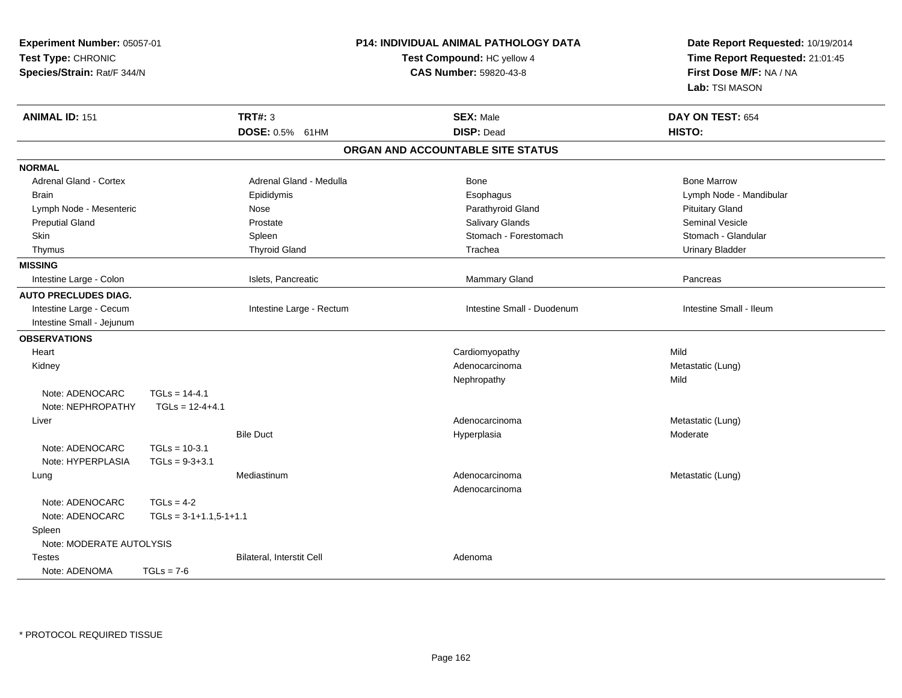**Experiment Number:** 05057-01
**Test Type:** CHRONIC
**Species/Strain:** Rat/F 344/N

**P14: INDIVIDUAL ANIMAL PATHOLOGY DATA**
**Test Compound:** HC yellow 4
**CAS Number:** 59820-43-8

**Date Report Requested:** 10/19/2014
**Time Report Requested:** 21:01:45
**First Dose M/F:** NA / NA
**Lab:** TSI MASON

| **ANIMAL ID:** 151 | **TRT#:** 3 | **SEX:** Male | **DAY ON TEST:** 654 |
|---|---|---|---|
| | **DOSE:** 0.5% 61HM | **DISP:** Dead | **HISTO:** |

## ORGAN AND ACCOUNTABLE SITE STATUS

**NORMAL**

| | | | |
|---|---|---|---|
| Adrenal Gland - Cortex | Adrenal Gland - Medulla | Bone | Bone Marrow |
| Brain | Epididymis | Esophagus | Lymph Node - Mandibular |
| Lymph Node - Mesenteric | Nose | Parathyroid Gland | Pituitary Gland |
| Preputial Gland | Prostate | Salivary Glands | Seminal Vesicle |
| Skin | Spleen | Stomach - Forestomach | Stomach - Glandular |
| Thymus | Thyroid Gland | Trachea | Urinary Bladder |

**MISSING**

| | | | |
|---|---|---|---|
| Intestine Large - Colon | Islets, Pancreatic | Mammary Gland | Pancreas |

**AUTO PRECLUDES DIAG.**

| | | | |
|---|---|---|---|
| Intestine Large - Cecum | Intestine Large - Rectum | Intestine Small - Duodenum | Intestine Small - Ileum |
| Intestine Small - Jejunum | | | |

**OBSERVATIONS**

| | | | |
|---|---|---|---|
| Heart | | Cardiomyopathy | Mild |
| Kidney | | Adenocarcinoma | Metastatic (Lung) |
| | | Nephropathy | Mild |
| Note: ADENOCARC TGLs = 14-4.1 | | | |
| Note: NEPHROPATHY TGLs = 12-4+4.1 | | | |
| Liver | | Adenocarcinoma | Metastatic (Lung) |
| | Bile Duct | Hyperplasia | Moderate |
| Note: ADENOCARC TGLs = 10-3.1 | | | |
| Note: HYPERPLASIA TGLs = 9-3+3.1 | | | |
| Lung | Mediastinum | Adenocarcinoma | Metastatic (Lung) |
| | | Adenocarcinoma | |
| Note: ADENOCARC TGLs = 4-2 | | | |
| Note: ADENOCARC TGLs = 3-1+1.1,5-1+1.1 | | | |
| Spleen | | | |
| Note: MODERATE AUTOLYSIS | | | |
| Testes | Bilateral, Interstit Cell | Adenoma | |
| Note: ADENOMA TGLs = 7-6 | | | |

* PROTOCOL REQUIRED TISSUE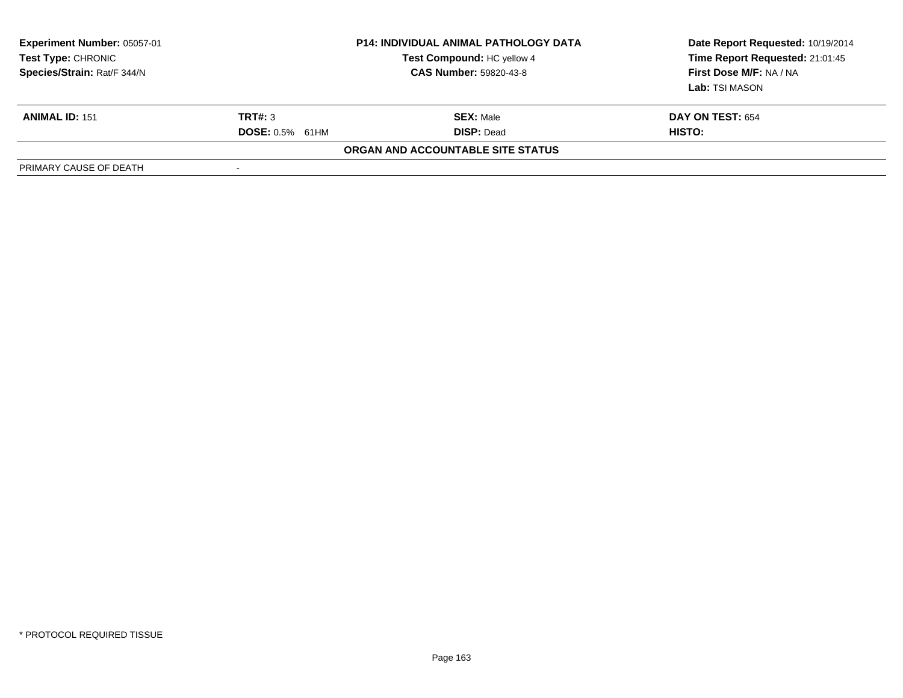| Experiment Number: 05057-01 | P14: INDIVIDUAL ANIMAL PATHOLOGY DATA | Date Report Requested: 10/19/2014 |
|---|---|---|
| Test Type: CHRONIC | Test Compound: HC yellow 4 | Time Report Requested: 21:01:45 |
| Species/Strain: Rat/F 344/N | CAS Number: 59820-43-8 | First Dose M/F: NA / NA |
| | | Lab: TSI MASON |

| ANIMAL ID: 151 | TRT#: 3 | SEX: Male | DAY ON TEST: 654 |
|---|---|---|---|
| | DOSE: 0.5% 61HM | DISP: Dead | HISTO: |

**ORGAN AND ACCOUNTABLE SITE STATUS**

| PRIMARY CAUSE OF DEATH | - |
|---|---|

\* PROTOCOL REQUIRED TISSUE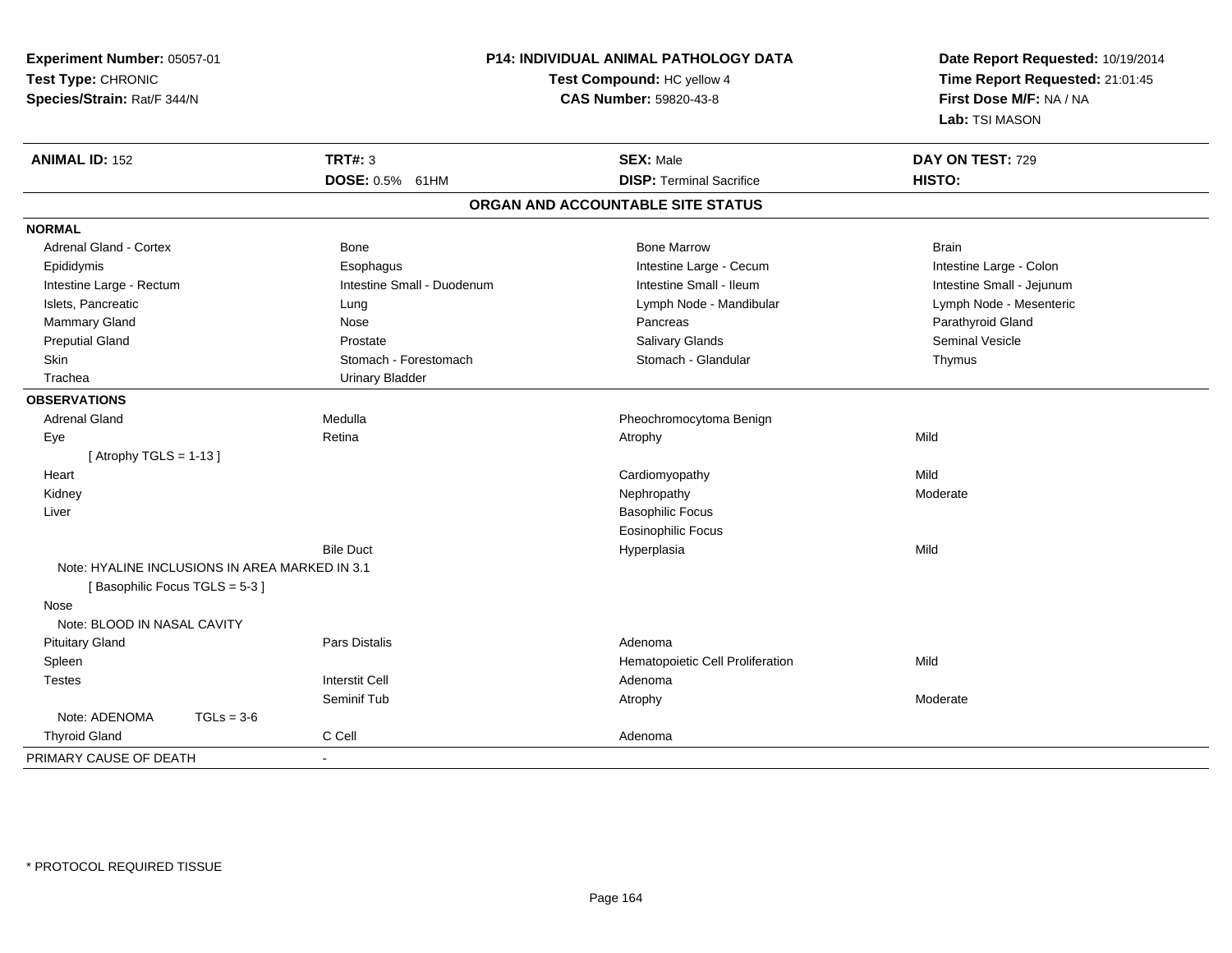**Experiment Number:** 05057-01
**Test Type:** CHRONIC
**Species/Strain:** Rat/F 344/N

**P14: INDIVIDUAL ANIMAL PATHOLOGY DATA**
**Test Compound:** HC yellow 4
**CAS Number:** 59820-43-8

**Date Report Requested:** 10/19/2014
**Time Report Requested:** 21:01:45
**First Dose M/F:** NA / NA
**Lab:** TSI MASON

| **ANIMAL ID:** 152 | **TRT#:** 3 | **SEX:** Male | **DAY ON TEST:** 729 |
|---|---|---|---|
| | **DOSE:** 0.5% 61HM | **DISP:** Terminal Sacrifice | **HISTO:** |

## ORGAN AND ACCOUNTABLE SITE STATUS

| | | | |
|---|---|---|---|
| **NORMAL** | | | |
| Adrenal Gland - Cortex | Bone | Bone Marrow | Brain |
| Epididymis | Esophagus | Intestine Large - Cecum | Intestine Large - Colon |
| Intestine Large - Rectum | Intestine Small - Duodenum | Intestine Small - Ileum | Intestine Small - Jejunum |
| Islets, Pancreatic | Lung | Lymph Node - Mandibular | Lymph Node - Mesenteric |
| Mammary Gland | Nose | Pancreas | Parathyroid Gland |
| Preputial Gland | Prostate | Salivary Glands | Seminal Vesicle |
| Skin | Stomach - Forestomach | Stomach - Glandular | Thymus |
| Trachea | Urinary Bladder | | |
| **OBSERVATIONS** | | | |
| Adrenal Gland | Medulla | Pheochromocytoma Benign | |
| Eye | Retina | Atrophy | Mild |
| [ Atrophy TGLS = 1-13 ] | | | |
| Heart | | Cardiomyopathy | Mild |
| Kidney | | Nephropathy | Moderate |
| Liver | | Basophilic Focus | |
| | | Eosinophilic Focus | |
| | Bile Duct | Hyperplasia | Mild |
| Note: HYALINE INCLUSIONS IN AREA MARKED IN 3.1 | | | |
| [ Basophilic Focus TGLS = 5-3 ] | | | |
| Nose | | | |
| Note: BLOOD IN NASAL CAVITY | | | |
| Pituitary Gland | Pars Distalis | Adenoma | |
| Spleen | | Hematopoietic Cell Proliferation | Mild |
| Testes | Interstit Cell | Adenoma | |
| | Seminif Tub | Atrophy | Moderate |
| Note: ADENOMA TGLs = 3-6 | | | |
| Thyroid Gland | C Cell | Adenoma | |
| PRIMARY CAUSE OF DEATH | - | | |

\* PROTOCOL REQUIRED TISSUE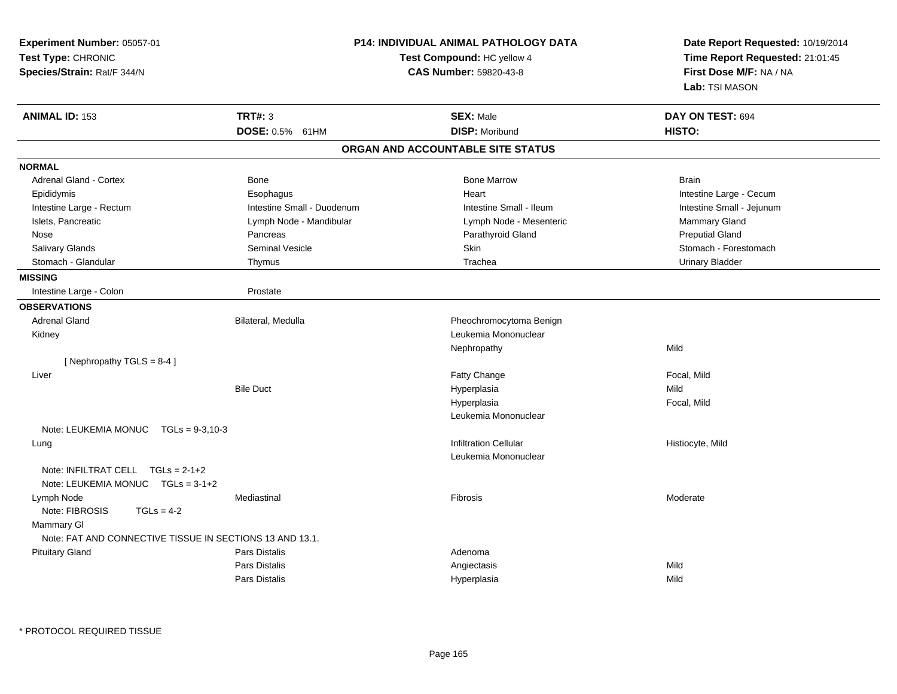**Experiment Number:** 05057-01
**Test Type:** CHRONIC
**Species/Strain:** Rat/F 344/N

**P14: INDIVIDUAL ANIMAL PATHOLOGY DATA**
**Test Compound:** HC yellow 4
**CAS Number:** 59820-43-8

**Date Report Requested:** 10/19/2014
**Time Report Requested:** 21:01:45
**First Dose M/F:** NA / NA
**Lab:** TSI MASON

| **ANIMAL ID:** 153 | **TRT#:** 3 | **SEX:** Male | **DAY ON TEST:** 694 |
|---|---|---|---|
| | **DOSE:** 0.5% 61HM | **DISP:** Moribund | **HISTO:** |

## ORGAN AND ACCOUNTABLE SITE STATUS

| | | | |
|---|---|---|---|
| **NORMAL** | | | |
| Adrenal Gland - Cortex | Bone | Bone Marrow | Brain |
| Epididymis | Esophagus | Heart | Intestine Large - Cecum |
| Intestine Large - Rectum | Intestine Small - Duodenum | Intestine Small - Ileum | Intestine Small - Jejunum |
| Islets, Pancreatic | Lymph Node - Mandibular | Lymph Node - Mesenteric | Mammary Gland |
| Nose | Pancreas | Parathyroid Gland | Preputial Gland |
| Salivary Glands | Seminal Vesicle | Skin | Stomach - Forestomach |
| Stomach - Glandular | Thymus | Trachea | Urinary Bladder |
| **MISSING** | | | |
| Intestine Large - Colon | Prostate | | |
| **OBSERVATIONS** | | | |
| Adrenal Gland | Bilateral, Medulla | Pheochromocytoma Benign | |
| Kidney | | Leukemia Mononuclear | |
| | | Nephropathy | Mild |
| [ Nephropathy TGLS = 8-4 ] | | | |
| Liver | | Fatty Change | Focal, Mild |
| | Bile Duct | Hyperplasia | Mild |
| | | Hyperplasia | Focal, Mild |
| | | Leukemia Mononuclear | |
| Note: LEUKEMIA MONUC TGLs = 9-3,10-3 | | | |
| Lung | | Infiltration Cellular | Histiocyte, Mild |
| | | Leukemia Mononuclear | |
| Note: INFILTRAT CELL TGLs = 2-1+2 | | | |
| Note: LEUKEMIA MONUC TGLs = 3-1+2 | | | |
| Lymph Node | Mediastinal | Fibrosis | Moderate |
| Note: FIBROSIS TGLs = 4-2 | | | |
| Mammary Gl | | | |
| Note: FAT AND CONNECTIVE TISSUE IN SECTIONS 13 AND 13.1. | | | |
| Pituitary Gland | Pars Distalis | Adenoma | |
| | Pars Distalis | Angiectasis | Mild |
| | Pars Distalis | Hyperplasia | Mild |

* PROTOCOL REQUIRED TISSUE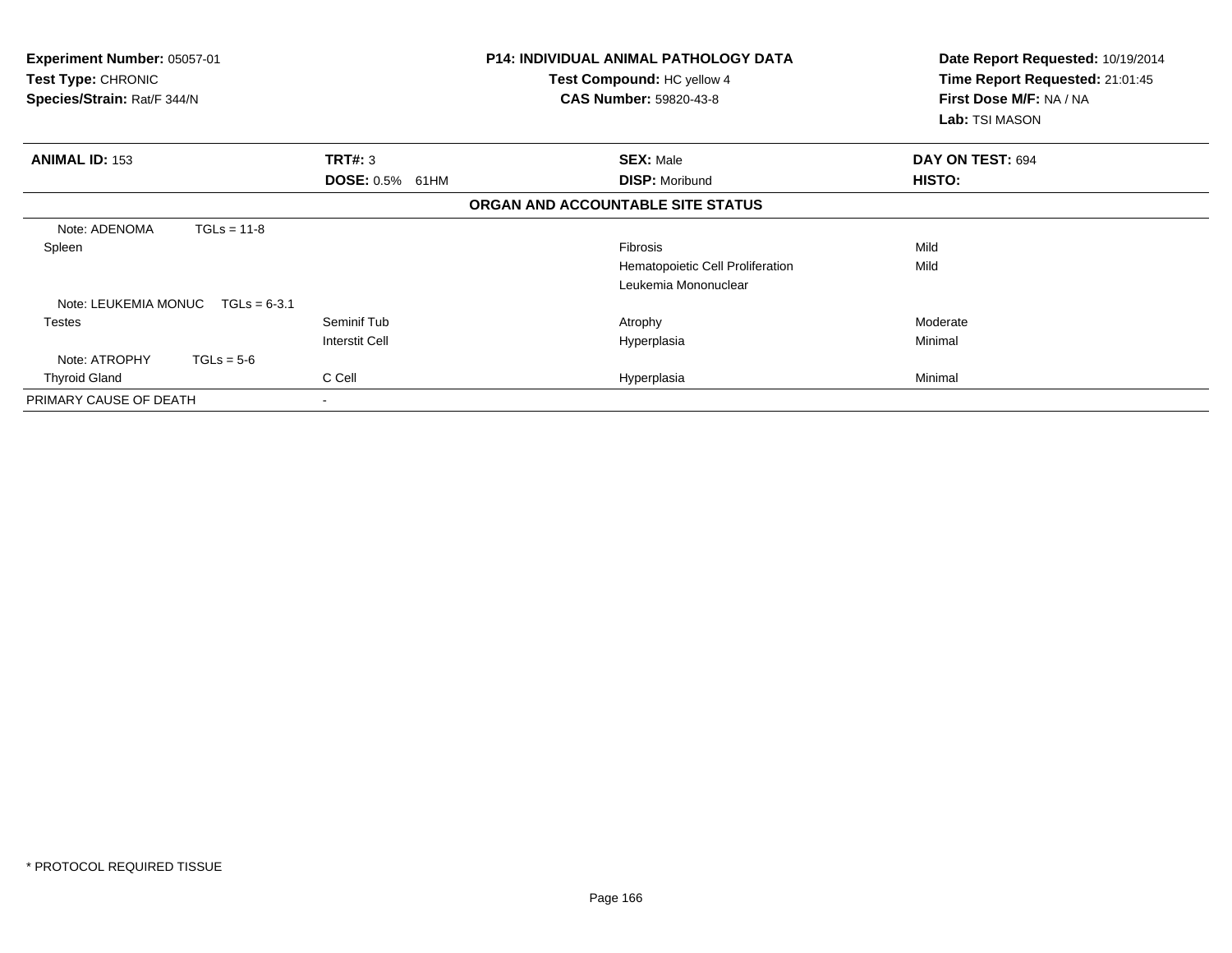**Experiment Number:** 05057-01
**Test Type:** CHRONIC
**Species/Strain:** Rat/F 344/N

**P14: INDIVIDUAL ANIMAL PATHOLOGY DATA**
**Test Compound:** HC yellow 4
**CAS Number:** 59820-43-8

**Date Report Requested:** 10/19/2014
**Time Report Requested:** 21:01:45
**First Dose M/F:** NA / NA
**Lab:** TSI MASON

| **ANIMAL ID:** 153 | **TRT#:** 3 | **SEX:** Male | **DAY ON TEST:** 694 |
|---|---|---|---|
| | **DOSE:** 0.5% 61HM | **DISP:** Moribund | **HISTO:** |

**ORGAN AND ACCOUNTABLE SITE STATUS**

| | | | |
|---|---|---|---|
| Note: ADENOMA TGLs = 11-8 | | | |
| Spleen | | Fibrosis | Mild |
| | | Hematopoietic Cell Proliferation | Mild |
| | | Leukemia Mononuclear | |
| Note: LEUKEMIA MONUC TGLs = 6-3.1 | | | |
| Testes | Seminif Tub | Atrophy | Moderate |
| | Interstit Cell | Hyperplasia | Minimal |
| Note: ATROPHY TGLs = 5-6 | | | |
| Thyroid Gland | C Cell | Hyperplasia | Minimal |
| PRIMARY CAUSE OF DEATH | - | | |

* PROTOCOL REQUIRED TISSUE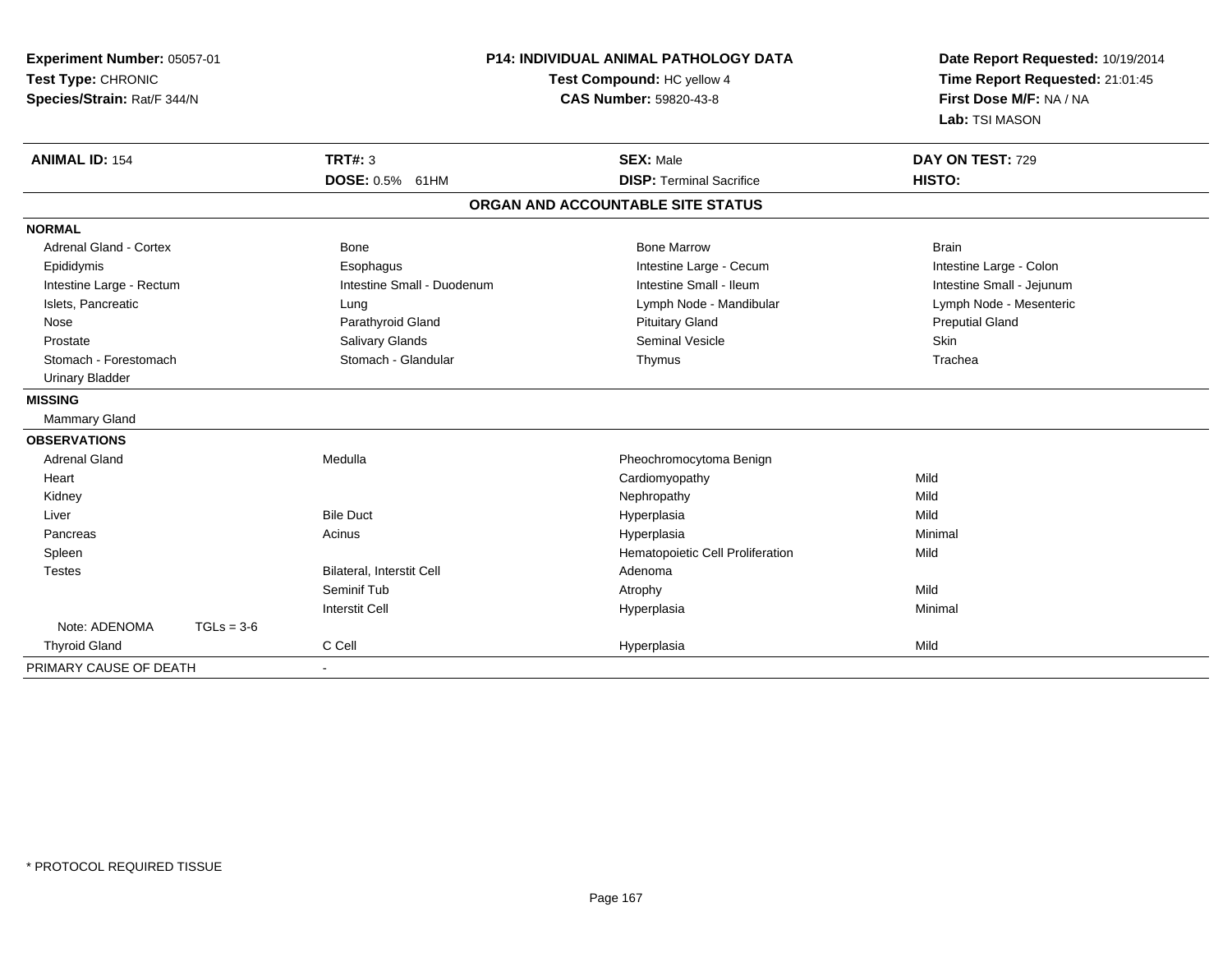**Experiment Number:** 05057-01
**Test Type:** CHRONIC
**Species/Strain:** Rat/F 344/N

**P14: INDIVIDUAL ANIMAL PATHOLOGY DATA**
**Test Compound:** HC yellow 4
**CAS Number:** 59820-43-8

**Date Report Requested:** 10/19/2014
**Time Report Requested:** 21:01:45
**First Dose M/F:** NA / NA
**Lab:** TSI MASON

| **ANIMAL ID:** 154 | **TRT#:** 3 | **SEX:** Male | **DAY ON TEST:** 729 |
|---|---|---|---|
| | **DOSE:** 0.5% 61HM | **DISP:** Terminal Sacrifice | **HISTO:** |

## ORGAN AND ACCOUNTABLE SITE STATUS

| | | | |
|---|---|---|---|
| **NORMAL** | | | |
| Adrenal Gland - Cortex | Bone | Bone Marrow | Brain |
| Epididymis | Esophagus | Intestine Large - Cecum | Intestine Large - Colon |
| Intestine Large - Rectum | Intestine Small - Duodenum | Intestine Small - Ileum | Intestine Small - Jejunum |
| Islets, Pancreatic | Lung | Lymph Node - Mandibular | Lymph Node - Mesenteric |
| Nose | Parathyroid Gland | Pituitary Gland | Preputial Gland |
| Prostate | Salivary Glands | Seminal Vesicle | Skin |
| Stomach - Forestomach | Stomach - Glandular | Thymus | Trachea |
| Urinary Bladder | | | |
| **MISSING** | | | |
| Mammary Gland | | | |
| **OBSERVATIONS** | | | |
| Adrenal Gland | Medulla | Pheochromocytoma Benign | |
| Heart | | Cardiomyopathy | Mild |
| Kidney | | Nephropathy | Mild |
| Liver | Bile Duct | Hyperplasia | Mild |
| Pancreas | Acinus | Hyperplasia | Minimal |
| Spleen | | Hematopoietic Cell Proliferation | Mild |
| Testes | Bilateral, Interstit Cell | Adenoma | |
| | Seminif Tub | Atrophy | Mild |
| | Interstit Cell | Hyperplasia | Minimal |
| Note: ADENOMA TGLs = 3-6 | | | |
| Thyroid Gland | C Cell | Hyperplasia | Mild |
| PRIMARY CAUSE OF DEATH | - | | |

\* PROTOCOL REQUIRED TISSUE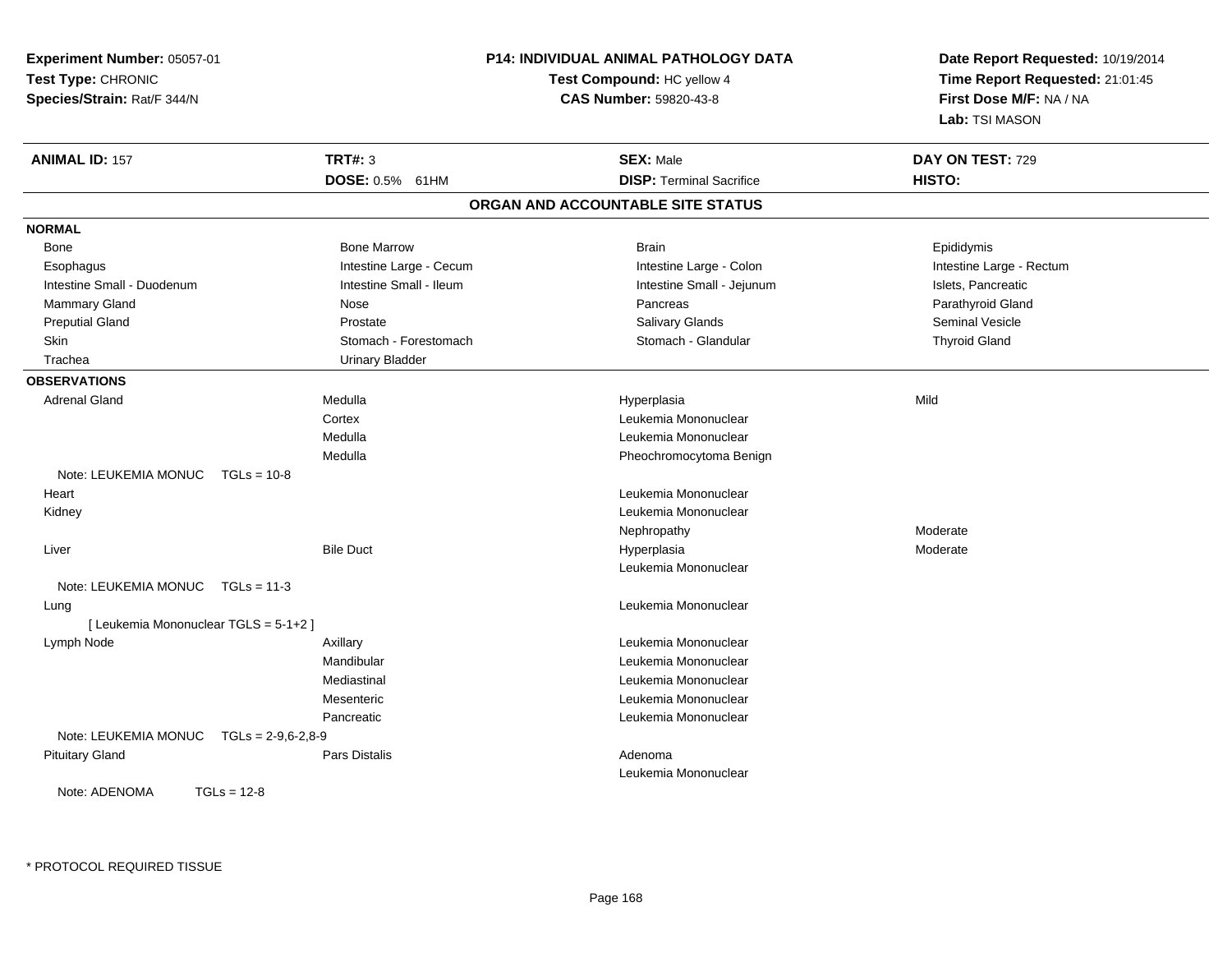**Experiment Number:** 05057-01
**Test Type:** CHRONIC
**Species/Strain:** Rat/F 344/N

**P14: INDIVIDUAL ANIMAL PATHOLOGY DATA**
**Test Compound:** HC yellow 4
**CAS Number:** 59820-43-8

**Date Report Requested:** 10/19/2014
**Time Report Requested:** 21:01:45
**First Dose M/F:** NA / NA
**Lab:** TSI MASON

| **ANIMAL ID:** 157 | **TRT#:** 3 | **SEX:** Male | **DAY ON TEST:** 729 |
|---|---|---|---|
| | **DOSE:** 0.5% 61HM | **DISP:** Terminal Sacrifice | **HISTO:** |

## ORGAN AND ACCOUNTABLE SITE STATUS

**NORMAL**

| | | | |
|---|---|---|---|
| Bone | Bone Marrow | Brain | Epididymis |
| Esophagus | Intestine Large - Cecum | Intestine Large - Colon | Intestine Large - Rectum |
| Intestine Small - Duodenum | Intestine Small - Ileum | Intestine Small - Jejunum | Islets, Pancreatic |
| Mammary Gland | Nose | Pancreas | Parathyroid Gland |
| Preputial Gland | Prostate | Salivary Glands | Seminal Vesicle |
| Skin | Stomach - Forestomach | Stomach - Glandular | Thyroid Gland |
| Trachea | Urinary Bladder | | |

**OBSERVATIONS**

| | | | |
|---|---|---|---|
| Adrenal Gland | Medulla | Hyperplasia | Mild |
| | Cortex | Leukemia Mononuclear | |
| | Medulla | Leukemia Mononuclear | |
| | Medulla | Pheochromocytoma Benign | |
| Note: LEUKEMIA MONUC TGLs = 10-8 | | | |
| Heart | | Leukemia Mononuclear | |
| Kidney | | Leukemia Mononuclear | |
| | | Nephropathy | Moderate |
| Liver | Bile Duct | Hyperplasia | Moderate |
| | | Leukemia Mononuclear | |
| Note: LEUKEMIA MONUC TGLs = 11-3 | | | |
| Lung | | Leukemia Mononuclear | |
| [ Leukemia Mononuclear TGLS = 5-1+2 ] | | | |
| Lymph Node | Axillary | Leukemia Mononuclear | |
| | Mandibular | Leukemia Mononuclear | |
| | Mediastinal | Leukemia Mononuclear | |
| | Mesenteric | Leukemia Mononuclear | |
| | Pancreatic | Leukemia Mononuclear | |
| Note: LEUKEMIA MONUC TGLs = 2-9,6-2,8-9 | | | |
| Pituitary Gland | Pars Distalis | Adenoma | |
| | | Leukemia Mononuclear | |
| Note: ADENOMA TGLs = 12-8 | | | |

* PROTOCOL REQUIRED TISSUE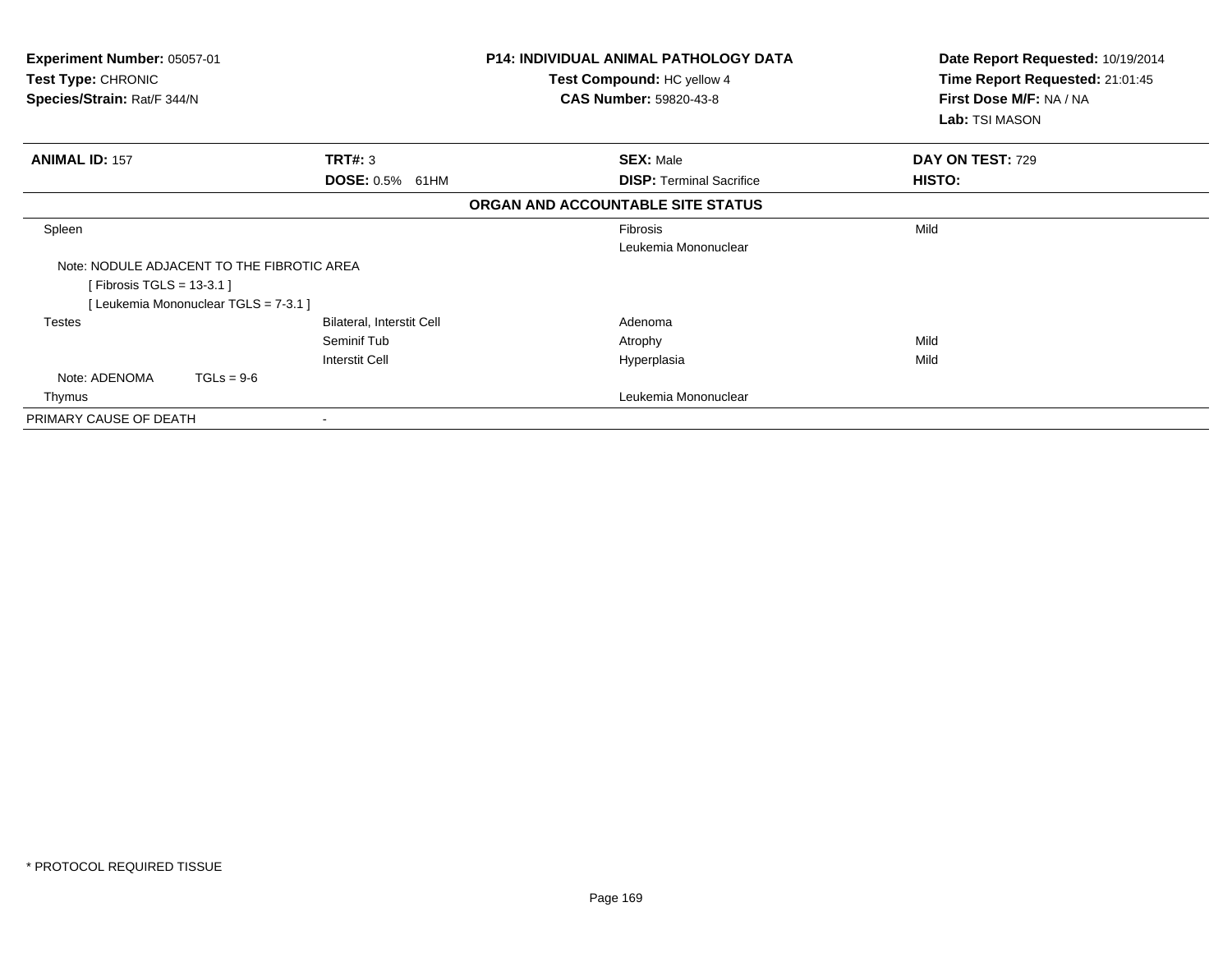**Experiment Number:** 05057-01
**Test Type:** CHRONIC
**Species/Strain:** Rat/F 344/N

**P14: INDIVIDUAL ANIMAL PATHOLOGY DATA**
**Test Compound:** HC yellow 4
**CAS Number:** 59820-43-8

**Date Report Requested:** 10/19/2014
**Time Report Requested:** 21:01:45
**First Dose M/F:** NA / NA
**Lab:** TSI MASON

| **ANIMAL ID:** 157 | **TRT#:** 3 | **SEX:** Male | **DAY ON TEST:** 729 |
|---|---|---|---|
| | **DOSE:** 0.5% 61HM | **DISP:** Terminal Sacrifice | **HISTO:** |

**ORGAN AND ACCOUNTABLE SITE STATUS**

| | | | |
|---|---|---|---|
| Spleen | | Fibrosis | Mild |
| | | Leukemia Mononuclear | |
| Note: NODULE ADJACENT TO THE FIBROTIC AREA | | | |
| [ Fibrosis TGLS = 13-3.1 ] | | | |
| [ Leukemia Mononuclear TGLS = 7-3.1 ] | | | |
| Testes | Bilateral, Interstit Cell | Adenoma | |
| | Seminif Tub | Atrophy | Mild |
| | Interstit Cell | Hyperplasia | Mild |
| Note: ADENOMA TGLs = 9-6 | | | |
| Thymus | | Leukemia Mononuclear | |
| PRIMARY CAUSE OF DEATH | - | | |

* PROTOCOL REQUIRED TISSUE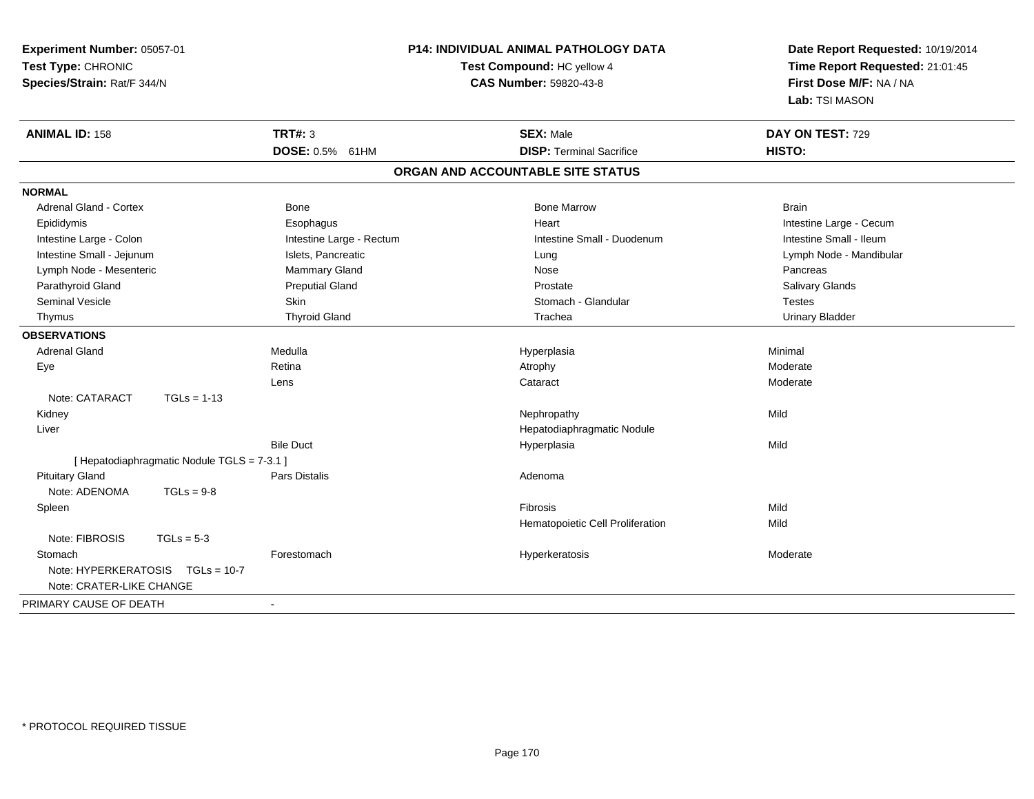**Experiment Number:** 05057-01
**Test Type:** CHRONIC
**Species/Strain:** Rat/F 344/N

**P14: INDIVIDUAL ANIMAL PATHOLOGY DATA**
**Test Compound:** HC yellow 4
**CAS Number:** 59820-43-8

**Date Report Requested:** 10/19/2014
**Time Report Requested:** 21:01:45
**First Dose M/F:** NA / NA
**Lab:** TSI MASON

| **ANIMAL ID:** 158 | **TRT#:** 3 | **SEX:** Male | **DAY ON TEST:** 729 |
|---|---|---|---|
| | **DOSE:** 0.5% 61HM | **DISP:** Terminal Sacrifice | **HISTO:** |

**ORGAN AND ACCOUNTABLE SITE STATUS**

| | | | |
|---|---|---|---|
| **NORMAL** | | | |
| Adrenal Gland - Cortex | Bone | Bone Marrow | Brain |
| Epididymis | Esophagus | Heart | Intestine Large - Cecum |
| Intestine Large - Colon | Intestine Large - Rectum | Intestine Small - Duodenum | Intestine Small - Ileum |
| Intestine Small - Jejunum | Islets, Pancreatic | Lung | Lymph Node - Mandibular |
| Lymph Node - Mesenteric | Mammary Gland | Nose | Pancreas |
| Parathyroid Gland | Preputial Gland | Prostate | Salivary Glands |
| Seminal Vesicle | Skin | Stomach - Glandular | Testes |
| Thymus | Thyroid Gland | Trachea | Urinary Bladder |
| **OBSERVATIONS** | | | |
| Adrenal Gland | Medulla | Hyperplasia | Minimal |
| Eye | Retina | Atrophy | Moderate |
| | Lens | Cataract | Moderate |
| Note: CATARACT TGLs = 1-13 | | | |
| Kidney | | Nephropathy | Mild |
| Liver | | Hepatodiaphragmatic Nodule | |
| | Bile Duct | Hyperplasia | Mild |
| [ Hepatodiaphragmatic Nodule TGLS = 7-3.1 ] | | | |
| Pituitary Gland | Pars Distalis | Adenoma | |
| Note: ADENOMA TGLs = 9-8 | | | |
| Spleen | | Fibrosis | Mild |
| | | Hematopoietic Cell Proliferation | Mild |
| Note: FIBROSIS TGLs = 5-3 | | | |
| Stomach | Forestomach | Hyperkeratosis | Moderate |
| Note: HYPERKERATOSIS TGLs = 10-7 | | | |
| Note: CRATER-LIKE CHANGE | | | |
| PRIMARY CAUSE OF DEATH | - | | |

\* PROTOCOL REQUIRED TISSUE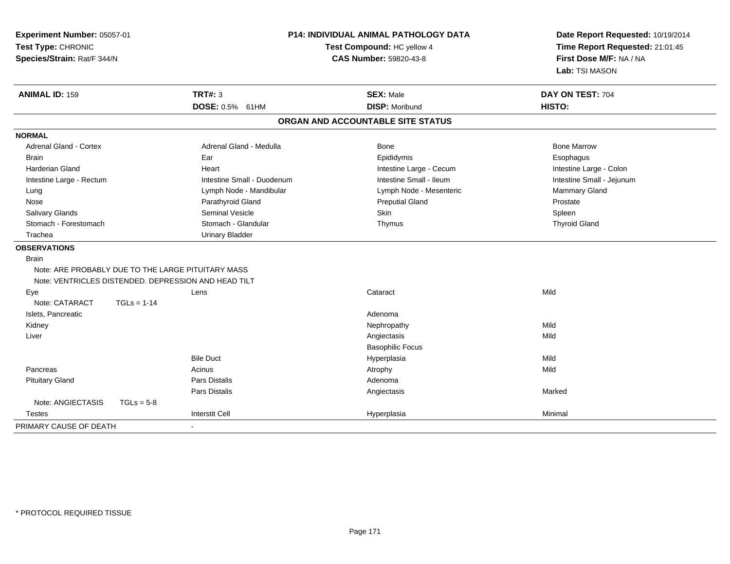**Experiment Number:** 05057-01
**Test Type:** CHRONIC
**Species/Strain:** Rat/F 344/N

**P14: INDIVIDUAL ANIMAL PATHOLOGY DATA**
**Test Compound:** HC yellow 4
**CAS Number:** 59820-43-8

**Date Report Requested:** 10/19/2014
**Time Report Requested:** 21:01:45
**First Dose M/F:** NA / NA
**Lab:** TSI MASON

| **ANIMAL ID:** 159 | **TRT#:** 3 | **SEX:** Male | **DAY ON TEST:** 704 |
|---|---|---|---|
| | **DOSE:** 0.5% 61HM | **DISP:** Moribund | **HISTO:** |

## ORGAN AND ACCOUNTABLE SITE STATUS

**NORMAL**

| | | | |
|---|---|---|---|
| Adrenal Gland - Cortex | Adrenal Gland - Medulla | Bone | Bone Marrow |
| Brain | Ear | Epididymis | Esophagus |
| Harderian Gland | Heart | Intestine Large - Cecum | Intestine Large - Colon |
| Intestine Large - Rectum | Intestine Small - Duodenum | Intestine Small - Ileum | Intestine Small - Jejunum |
| Lung | Lymph Node - Mandibular | Lymph Node - Mesenteric | Mammary Gland |
| Nose | Parathyroid Gland | Preputial Gland | Prostate |
| Salivary Glands | Seminal Vesicle | Skin | Spleen |
| Stomach - Forestomach | Stomach - Glandular | Thymus | Thyroid Gland |
| Trachea | Urinary Bladder | | |

**OBSERVATIONS**

| | | | |
|---|---|---|---|
| Brain | | | |
| Note: ARE PROBABLY DUE TO THE LARGE PITUITARY MASS | | | |
| Note: VENTRICLES DISTENDED. DEPRESSION AND HEAD TILT | | | |
| Eye | Lens | Cataract | Mild |
| Note: CATARACT TGLs = 1-14 | | | |
| Islets, Pancreatic | | Adenoma | |
| Kidney | | Nephropathy | Mild |
| Liver | | Angiectasis | Mild |
| | | Basophilic Focus | |
| | Bile Duct | Hyperplasia | Mild |
| Pancreas | Acinus | Atrophy | Mild |
| Pituitary Gland | Pars Distalis | Adenoma | |
| | Pars Distalis | Angiectasis | Marked |
| Note: ANGIECTASIS TGLs = 5-8 | | | |
| Testes | Interstit Cell | Hyperplasia | Minimal |

PRIMARY CAUSE OF DEATH -

\* PROTOCOL REQUIRED TISSUE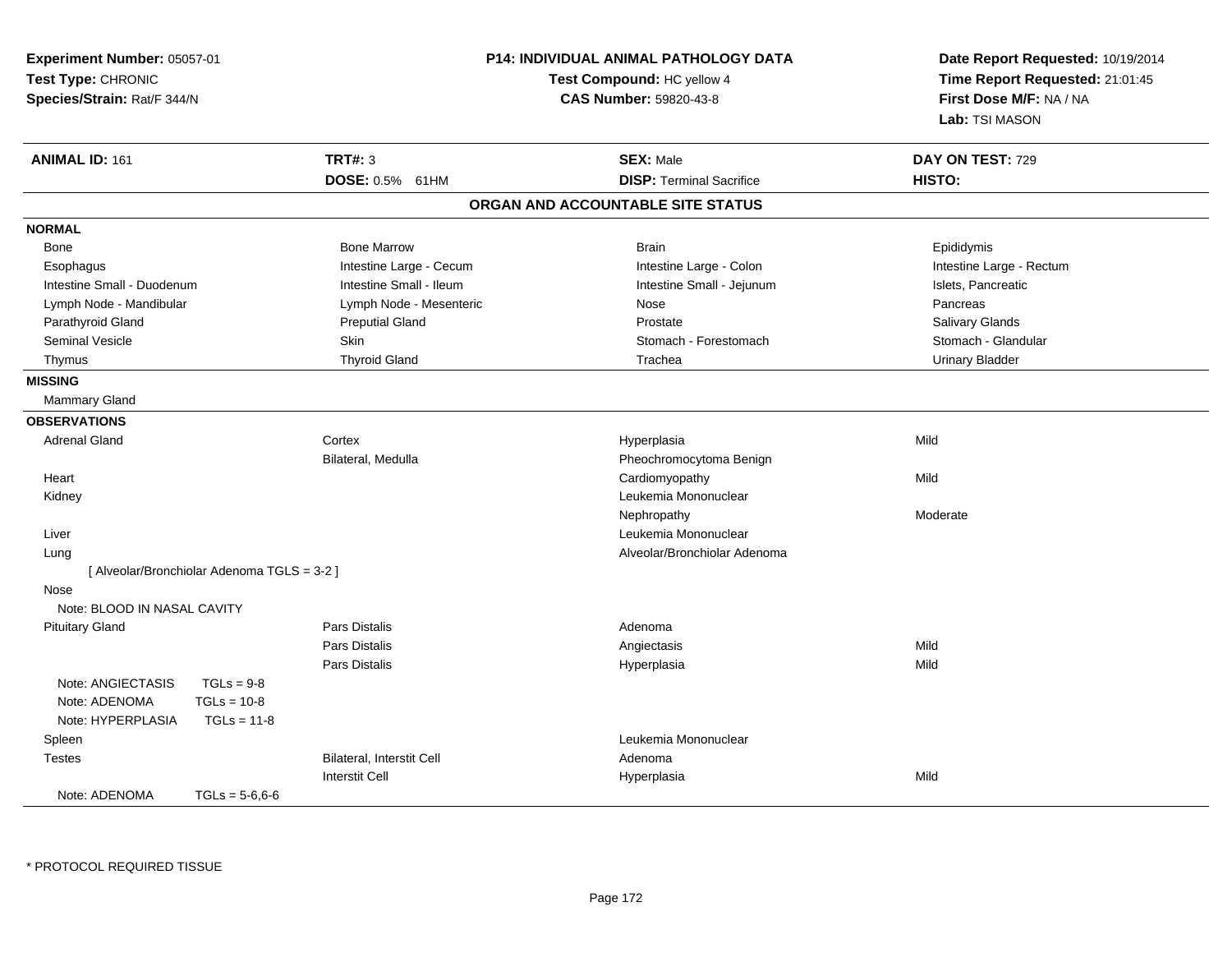**Experiment Number:** 05057-01
**Test Type:** CHRONIC
**Species/Strain:** Rat/F 344/N

**P14: INDIVIDUAL ANIMAL PATHOLOGY DATA**
**Test Compound:** HC yellow 4
**CAS Number:** 59820-43-8

**Date Report Requested:** 10/19/2014
**Time Report Requested:** 21:01:45
**First Dose M/F:** NA / NA
**Lab:** TSI MASON

| **ANIMAL ID:** 161 | **TRT#:** 3 | **SEX:** Male | **DAY ON TEST:** 729 |
|---|---|---|---|
| | **DOSE:** 0.5% 61HM | **DISP:** Terminal Sacrifice | **HISTO:** |

## ORGAN AND ACCOUNTABLE SITE STATUS

**NORMAL**

| | | | |
|---|---|---|---|
| Bone | Bone Marrow | Brain | Epididymis |
| Esophagus | Intestine Large - Cecum | Intestine Large - Colon | Intestine Large - Rectum |
| Intestine Small - Duodenum | Intestine Small - Ileum | Intestine Small - Jejunum | Islets, Pancreatic |
| Lymph Node - Mandibular | Lymph Node - Mesenteric | Nose | Pancreas |
| Parathyroid Gland | Preputial Gland | Prostate | Salivary Glands |
| Seminal Vesicle | Skin | Stomach - Forestomach | Stomach - Glandular |
| Thymus | Thyroid Gland | Trachea | Urinary Bladder |

**MISSING**

Mammary Gland

**OBSERVATIONS**

| | | | |
|---|---|---|---|
| Adrenal Gland | Cortex | Hyperplasia | Mild |
| | Bilateral, Medulla | Pheochromocytoma Benign | |
| Heart | | Cardiomyopathy | Mild |
| Kidney | | Leukemia Mononuclear | |
| | | Nephropathy | Moderate |
| Liver | | Leukemia Mononuclear | |
| Lung | | Alveolar/Bronchiolar Adenoma | |
| [ Alveolar/Bronchiolar Adenoma TGLS = 3-2 ] | | | |
| Nose | | | |
| Note: BLOOD IN NASAL CAVITY | | | |
| Pituitary Gland | Pars Distalis | Adenoma | |
| | Pars Distalis | Angiectasis | Mild |
| | Pars Distalis | Hyperplasia | Mild |
| Note: ANGIECTASIS TGLs = 9-8 | | | |
| Note: ADENOMA TGLs = 10-8 | | | |
| Note: HYPERPLASIA TGLs = 11-8 | | | |
| Spleen | | Leukemia Mononuclear | |
| Testes | Bilateral, Interstit Cell | Adenoma | |
| | Interstit Cell | Hyperplasia | Mild |
| Note: ADENOMA TGLs = 5-6,6-6 | | | |

\* PROTOCOL REQUIRED TISSUE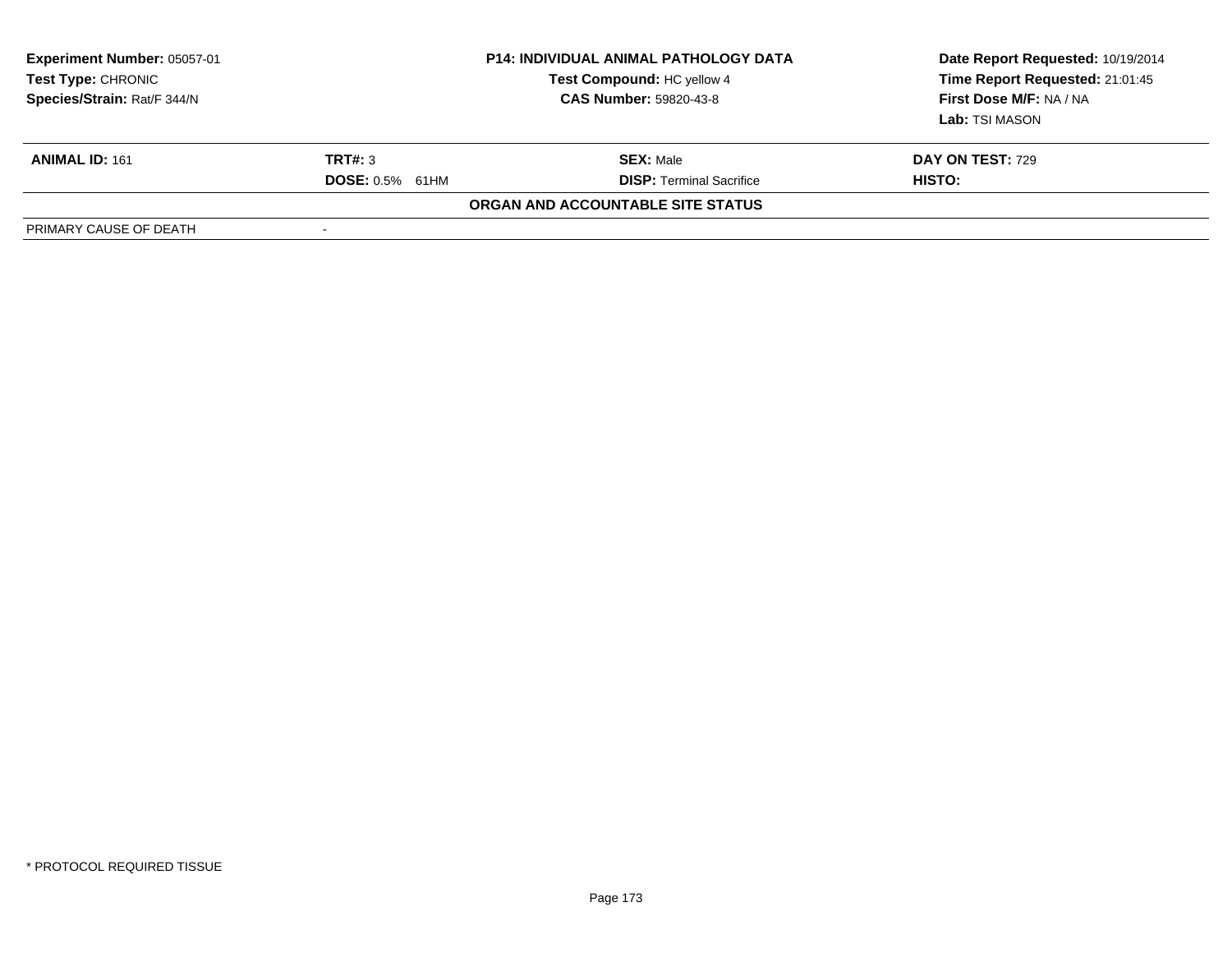**Experiment Number:** 05057-01
**Test Type:** CHRONIC
**Species/Strain:** Rat/F 344/N

**P14: INDIVIDUAL ANIMAL PATHOLOGY DATA**
**Test Compound:** HC yellow 4
**CAS Number:** 59820-43-8

**Date Report Requested:** 10/19/2014
**Time Report Requested:** 21:01:45
**First Dose M/F:** NA / NA
**Lab:** TSI MASON

| **ANIMAL ID:** 161 | **TRT#:** 3 | **SEX:** Male | **DAY ON TEST:** 729 |
|---|---|---|---|
| | **DOSE:** 0.5% 61HM | **DISP:** Terminal Sacrifice | **HISTO:** |

**ORGAN AND ACCOUNTABLE SITE STATUS**

| | |
|---|---|
| PRIMARY CAUSE OF DEATH | - |

\* PROTOCOL REQUIRED TISSUE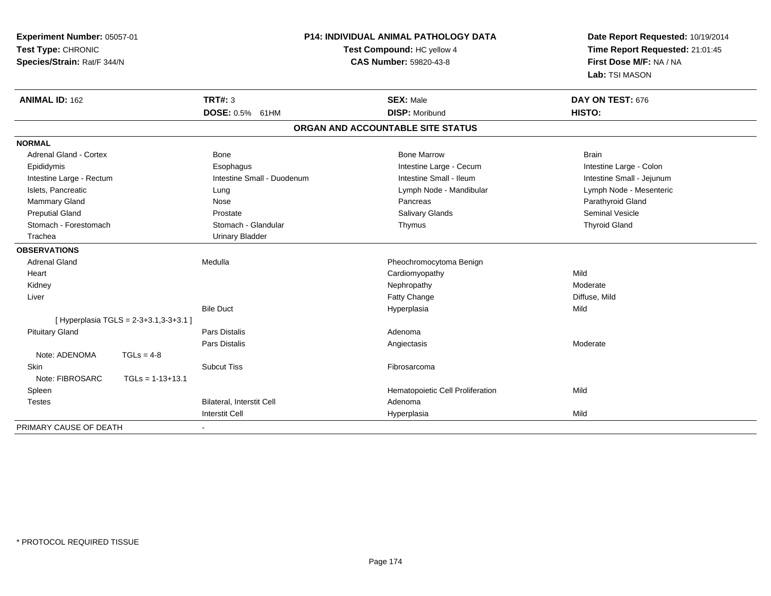**Experiment Number:** 05057-01
**Test Type:** CHRONIC
**Species/Strain:** Rat/F 344/N

**P14: INDIVIDUAL ANIMAL PATHOLOGY DATA**
**Test Compound:** HC yellow 4
**CAS Number:** 59820-43-8

**Date Report Requested:** 10/19/2014
**Time Report Requested:** 21:01:45
**First Dose M/F:** NA / NA
**Lab:** TSI MASON

| **ANIMAL ID:** 162 | **TRT#:** 3 | **SEX:** Male | **DAY ON TEST:** 676 |
|---|---|---|---|
| | **DOSE:** 0.5% 61HM | **DISP:** Moribund | **HISTO:** |

## ORGAN AND ACCOUNTABLE SITE STATUS

| | | | |
|---|---|---|---|
| **NORMAL** | | | |
| Adrenal Gland - Cortex | Bone | Bone Marrow | Brain |
| Epididymis | Esophagus | Intestine Large - Cecum | Intestine Large - Colon |
| Intestine Large - Rectum | Intestine Small - Duodenum | Intestine Small - Ileum | Intestine Small - Jejunum |
| Islets, Pancreatic | Lung | Lymph Node - Mandibular | Lymph Node - Mesenteric |
| Mammary Gland | Nose | Pancreas | Parathyroid Gland |
| Preputial Gland | Prostate | Salivary Glands | Seminal Vesicle |
| Stomach - Forestomach | Stomach - Glandular | Thymus | Thyroid Gland |
| Trachea | Urinary Bladder | | |
| **OBSERVATIONS** | | | |
| Adrenal Gland | Medulla | Pheochromocytoma Benign | |
| Heart | | Cardiomyopathy | Mild |
| Kidney | | Nephropathy | Moderate |
| Liver | | Fatty Change | Diffuse, Mild |
| | Bile Duct | Hyperplasia | Mild |
| [ Hyperplasia TGLS = 2-3+3.1,3-3+3.1 ] | | | |
| Pituitary Gland | Pars Distalis | Adenoma | |
| | Pars Distalis | Angiectasis | Moderate |
| Note: ADENOMA TGLs = 4-8 | | | |
| Skin | Subcut Tiss | Fibrosarcoma | |
| Note: FIBROSARC TGLs = 1-13+13.1 | | | |
| Spleen | | Hematopoietic Cell Proliferation | Mild |
| Testes | Bilateral, Interstit Cell | Adenoma | |
| | Interstit Cell | Hyperplasia | Mild |
| PRIMARY CAUSE OF DEATH | - | | |

* PROTOCOL REQUIRED TISSUE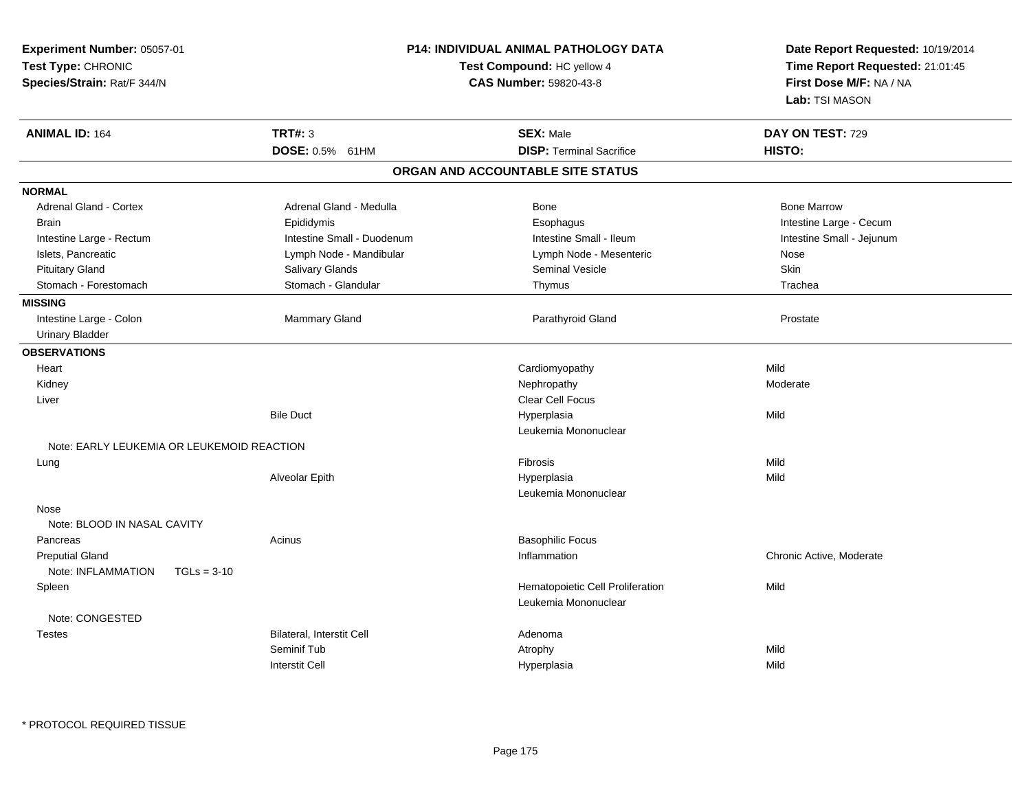**Experiment Number:** 05057-01
**Test Type:** CHRONIC
**Species/Strain:** Rat/F 344/N

**P14: INDIVIDUAL ANIMAL PATHOLOGY DATA**
**Test Compound:** HC yellow 4
**CAS Number:** 59820-43-8

**Date Report Requested:** 10/19/2014
**Time Report Requested:** 21:01:45
**First Dose M/F:** NA / NA
**Lab:** TSI MASON

| **ANIMAL ID:** 164 | **TRT#:** 3 | **SEX:** Male | **DAY ON TEST:** 729 |
|---|---|---|---|
| | **DOSE:** 0.5% 61HM | **DISP:** Terminal Sacrifice | **HISTO:** |

## ORGAN AND ACCOUNTABLE SITE STATUS

| | | | |
|---|---|---|---|
| **NORMAL** | | | |
| Adrenal Gland - Cortex | Adrenal Gland - Medulla | Bone | Bone Marrow |
| Brain | Epididymis | Esophagus | Intestine Large - Cecum |
| Intestine Large - Rectum | Intestine Small - Duodenum | Intestine Small - Ileum | Intestine Small - Jejunum |
| Islets, Pancreatic | Lymph Node - Mandibular | Lymph Node - Mesenteric | Nose |
| Pituitary Gland | Salivary Glands | Seminal Vesicle | Skin |
| Stomach - Forestomach | Stomach - Glandular | Thymus | Trachea |
| **MISSING** | | | |
| Intestine Large - Colon | Mammary Gland | Parathyroid Gland | Prostate |
| Urinary Bladder | | | |
| **OBSERVATIONS** | | | |
| Heart | | Cardiomyopathy | Mild |
| Kidney | | Nephropathy | Moderate |
| Liver | | Clear Cell Focus | |
| | Bile Duct | Hyperplasia | Mild |
| | | Leukemia Mononuclear | |
| Note: EARLY LEUKEMIA OR LEUKEMOID REACTION | | | |
| Lung | | Fibrosis | Mild |
| | Alveolar Epith | Hyperplasia | Mild |
| | | Leukemia Mononuclear | |
| Nose | | | |
| Note: BLOOD IN NASAL CAVITY | | | |
| Pancreas | Acinus | Basophilic Focus | |
| Preputial Gland | | Inflammation | Chronic Active, Moderate |
| Note: INFLAMMATION TGLs = 3-10 | | | |
| Spleen | | Hematopoietic Cell Proliferation | Mild |
| | | Leukemia Mononuclear | |
| Note: CONGESTED | | | |
| Testes | Bilateral, Interstit Cell | Adenoma | |
| | Seminif Tub | Atrophy | Mild |
| | Interstit Cell | Hyperplasia | Mild |

* PROTOCOL REQUIRED TISSUE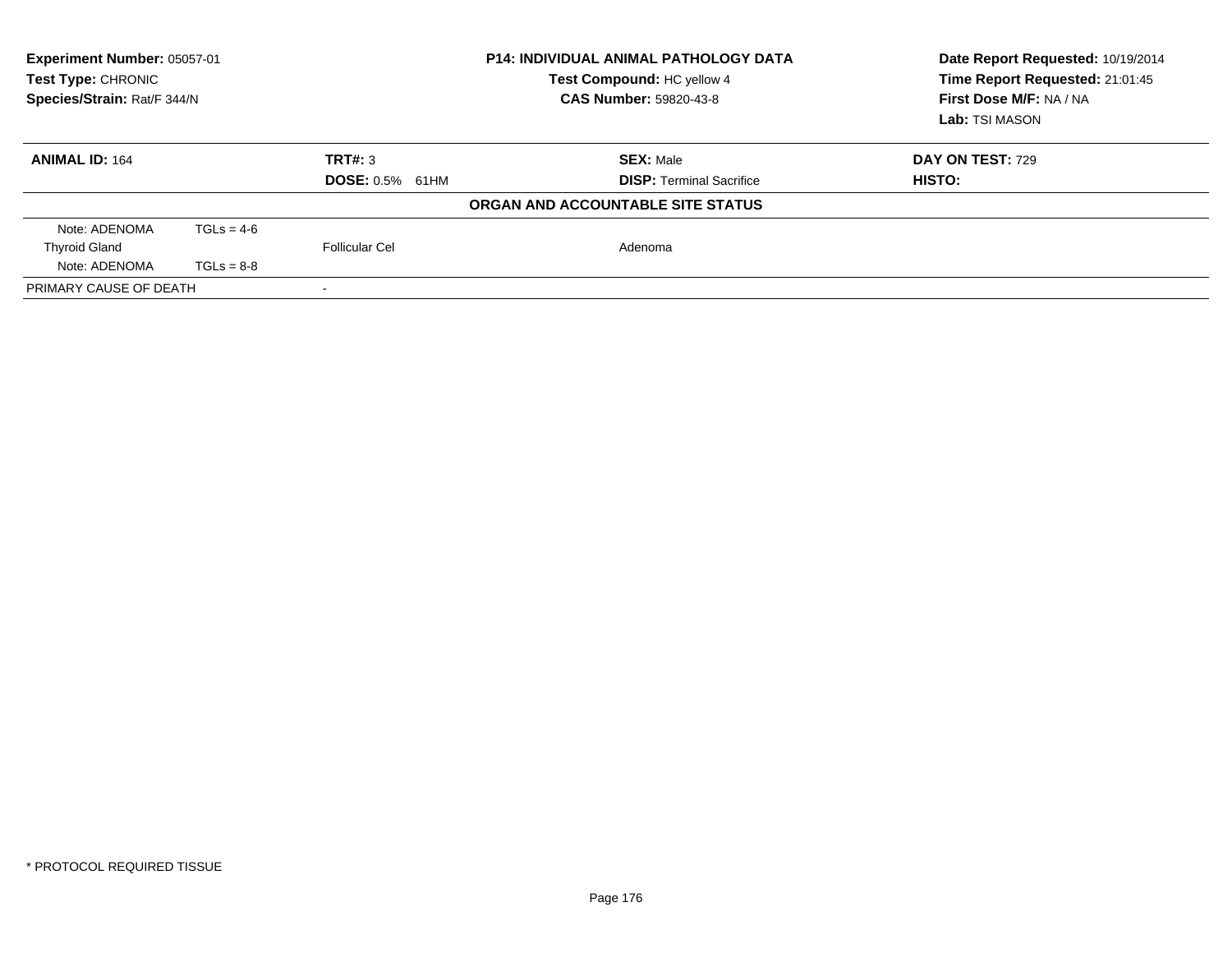**Experiment Number:** 05057-01
**Test Type:** CHRONIC
**Species/Strain:** Rat/F 344/N

**P14: INDIVIDUAL ANIMAL PATHOLOGY DATA**
**Test Compound:** HC yellow 4
**CAS Number:** 59820-43-8

**Date Report Requested:** 10/19/2014
**Time Report Requested:** 21:01:45
**First Dose M/F:** NA / NA
**Lab:** TSI MASON

| **ANIMAL ID:** 164 | **TRT#:** 3 | **SEX:** Male | **DAY ON TEST:** 729 |
|---|---|---|---|
| | **DOSE:** 0.5% 61HM | **DISP:** Terminal Sacrifice | **HISTO:** |

**ORGAN AND ACCOUNTABLE SITE STATUS**

| | | | |
|---|---|---|---|
| Note: ADENOMA | TGLs = 4-6 | | |
| Thyroid Gland | | Follicular Cel | Adenoma |
| Note: ADENOMA | TGLs = 8-8 | | |
| PRIMARY CAUSE OF DEATH | | - | |

* PROTOCOL REQUIRED TISSUE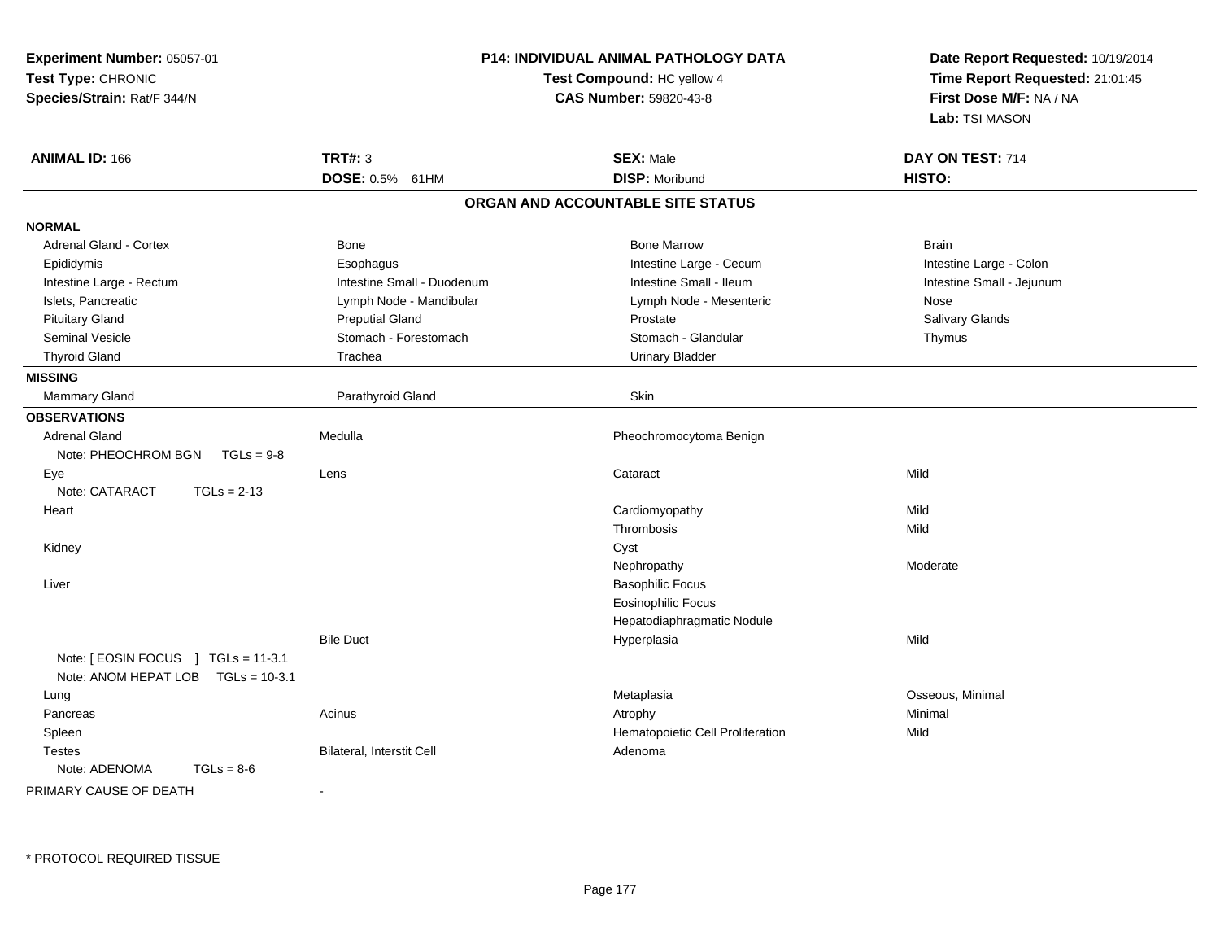**Experiment Number:** 05057-01
**Test Type:** CHRONIC
**Species/Strain:** Rat/F 344/N

**P14: INDIVIDUAL ANIMAL PATHOLOGY DATA**
**Test Compound:** HC yellow 4
**CAS Number:** 59820-43-8

**Date Report Requested:** 10/19/2014
**Time Report Requested:** 21:01:45
**First Dose M/F:** NA / NA
**Lab:** TSI MASON

| **ANIMAL ID:** 166 | **TRT#:** 3 | **SEX:** Male | **DAY ON TEST:** 714 |
|---|---|---|---|
| | **DOSE:** 0.5% 61HM | **DISP:** Moribund | **HISTO:** |

## ORGAN AND ACCOUNTABLE SITE STATUS

| | | | |
|---|---|---|---|
| **NORMAL** | | | |
| Adrenal Gland - Cortex | Bone | Bone Marrow | Brain |
| Epididymis | Esophagus | Intestine Large - Cecum | Intestine Large - Colon |
| Intestine Large - Rectum | Intestine Small - Duodenum | Intestine Small - Ileum | Intestine Small - Jejunum |
| Islets, Pancreatic | Lymph Node - Mandibular | Lymph Node - Mesenteric | Nose |
| Pituitary Gland | Preputial Gland | Prostate | Salivary Glands |
| Seminal Vesicle | Stomach - Forestomach | Stomach - Glandular | Thymus |
| Thyroid Gland | Trachea | Urinary Bladder | |
| **MISSING** | | | |
| Mammary Gland | Parathyroid Gland | Skin | |
| **OBSERVATIONS** | | | |
| Adrenal Gland | Medulla | Pheochromocytoma Benign | |
| Note: PHEOCHROM BGN TGLs = 9-8 | | | |
| Eye | Lens | Cataract | Mild |
| Note: CATARACT TGLs = 2-13 | | | |
| Heart | | Cardiomyopathy | Mild |
| | | Thrombosis | Mild |
| Kidney | | Cyst | |
| | | Nephropathy | Moderate |
| Liver | | Basophilic Focus | |
| | | Eosinophilic Focus | |
| | | Hepatodiaphragmatic Nodule | |
| | Bile Duct | Hyperplasia | Mild |
| Note: [ EOSIN FOCUS ] TGLs = 11-3.1 | | | |
| Note: ANOM HEPAT LOB TGLs = 10-3.1 | | | |
| Lung | | Metaplasia | Osseous, Minimal |
| Pancreas | Acinus | Atrophy | Minimal |
| Spleen | | Hematopoietic Cell Proliferation | Mild |
| Testes | Bilateral, Interstit Cell | Adenoma | |
| Note: ADENOMA TGLs = 8-6 | | | |

PRIMARY CAUSE OF DEATH -

* PROTOCOL REQUIRED TISSUE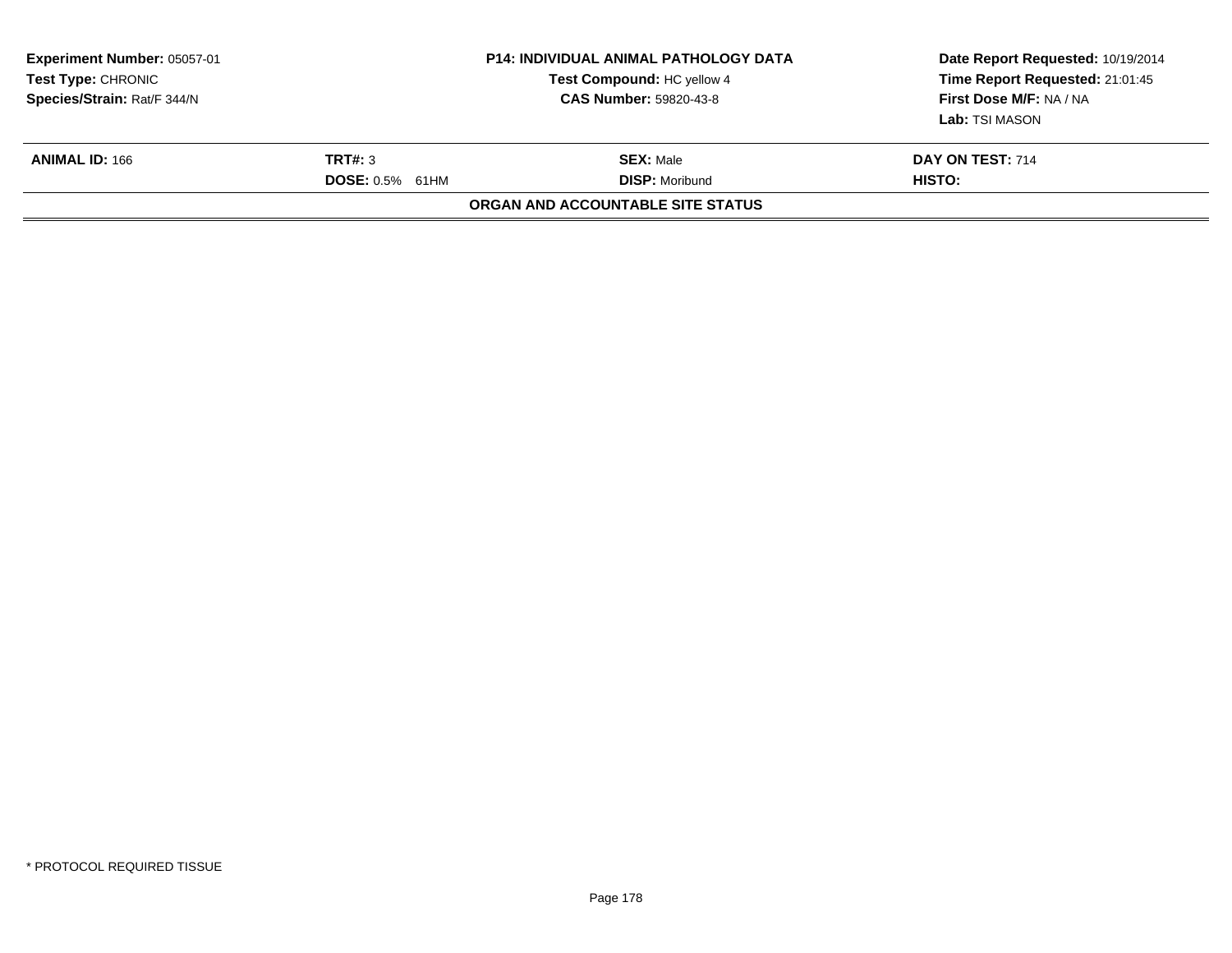| Experiment Number: 05057-01 | P14: INDIVIDUAL ANIMAL PATHOLOGY DATA | Date Report Requested: 10/19/2014 |
|---|---|---|
| Test Type: CHRONIC | Test Compound: HC yellow 4 | Time Report Requested: 21:01:45 |
| Species/Strain: Rat/F 344/N | CAS Number: 59820-43-8 | First Dose M/F: NA / NA |
| | | Lab: TSI MASON |

| ANIMAL ID: 166 | TRT#: 3 | SEX: Male | DAY ON TEST: 714 |
|---|---|---|---|
| | DOSE: 0.5% 61HM | DISP: Moribund | HISTO: |

**ORGAN AND ACCOUNTABLE SITE STATUS**

* PROTOCOL REQUIRED TISSUE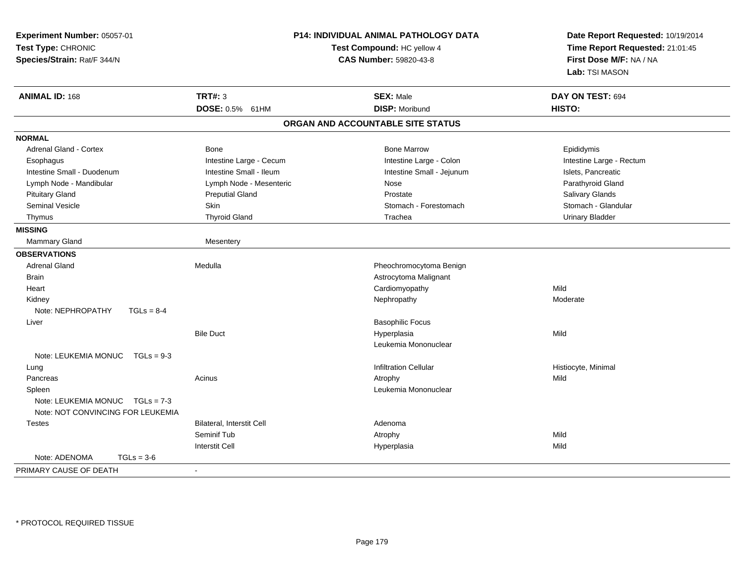**Experiment Number:** 05057-01
**Test Type:** CHRONIC
**Species/Strain:** Rat/F 344/N

**P14: INDIVIDUAL ANIMAL PATHOLOGY DATA**
**Test Compound:** HC yellow 4
**CAS Number:** 59820-43-8

**Date Report Requested:** 10/19/2014
**Time Report Requested:** 21:01:45
**First Dose M/F:** NA / NA
**Lab:** TSI MASON

| **ANIMAL ID:** 168 | **TRT#:** 3 | **SEX:** Male | **DAY ON TEST:** 694 |
|---|---|---|---|
| | **DOSE:** 0.5% 61HM | **DISP:** Moribund | **HISTO:** |

## ORGAN AND ACCOUNTABLE SITE STATUS

| | | | |
|---|---|---|---|
| **NORMAL** | | | |
| Adrenal Gland - Cortex | Bone | Bone Marrow | Epididymis |
| Esophagus | Intestine Large - Cecum | Intestine Large - Colon | Intestine Large - Rectum |
| Intestine Small - Duodenum | Intestine Small - Ileum | Intestine Small - Jejunum | Islets, Pancreatic |
| Lymph Node - Mandibular | Lymph Node - Mesenteric | Nose | Parathyroid Gland |
| Pituitary Gland | Preputial Gland | Prostate | Salivary Glands |
| Seminal Vesicle | Skin | Stomach - Forestomach | Stomach - Glandular |
| Thymus | Thyroid Gland | Trachea | Urinary Bladder |
| **MISSING** | | | |
| Mammary Gland | Mesentery | | |
| **OBSERVATIONS** | | | |
| Adrenal Gland | Medulla | Pheochromocytoma Benign | |
| Brain | | Astrocytoma Malignant | |
| Heart | | Cardiomyopathy | Mild |
| Kidney | | Nephropathy | Moderate |
| Note: NEPHROPATHY TGLs = 8-4 | | | |
| Liver | | Basophilic Focus | |
| | Bile Duct | Hyperplasia | Mild |
| | | Leukemia Mononuclear | |
| Note: LEUKEMIA MONUC TGLs = 9-3 | | | |
| Lung | | Infiltration Cellular | Histiocyte, Minimal |
| Pancreas | Acinus | Atrophy | Mild |
| Spleen | | Leukemia Mononuclear | |
| Note: LEUKEMIA MONUC TGLs = 7-3 | | | |
| Note: NOT CONVINCING FOR LEUKEMIA | | | |
| Testes | Bilateral, Interstit Cell | Adenoma | |
| | Seminif Tub | Atrophy | Mild |
| | Interstit Cell | Hyperplasia | Mild |
| Note: ADENOMA TGLs = 3-6 | | | |
| PRIMARY CAUSE OF DEATH | - | | |

* PROTOCOL REQUIRED TISSUE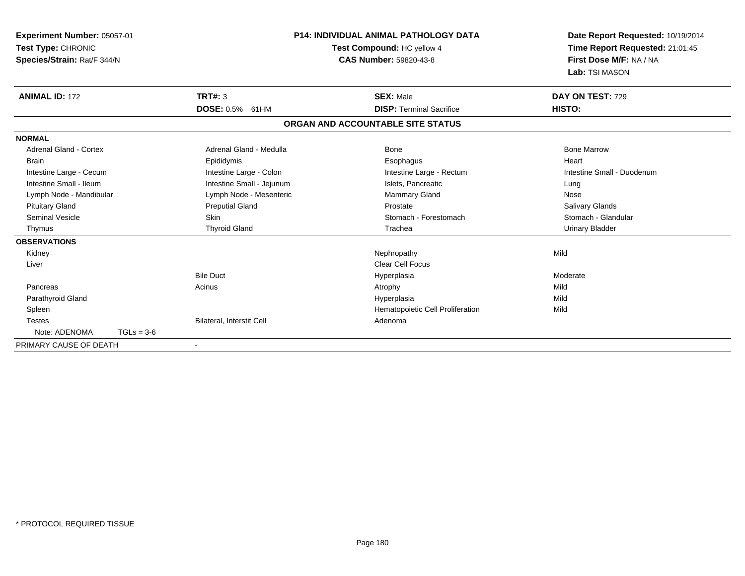**Experiment Number:** 05057-01
**Test Type:** CHRONIC
**Species/Strain:** Rat/F 344/N

**P14: INDIVIDUAL ANIMAL PATHOLOGY DATA**
**Test Compound:** HC yellow 4
**CAS Number:** 59820-43-8

**Date Report Requested:** 10/19/2014
**Time Report Requested:** 21:01:45
**First Dose M/F:** NA / NA
**Lab:** TSI MASON

| **ANIMAL ID:** 172 | **TRT#:** 3 | **SEX:** Male | **DAY ON TEST:** 729 |
|---|---|---|---|
| | **DOSE:** 0.5% 61HM | **DISP:** Terminal Sacrifice | **HISTO:** |

**ORGAN AND ACCOUNTABLE SITE STATUS**

| | | | |
|---|---|---|---|
| **NORMAL** | | | |
| Adrenal Gland - Cortex | Adrenal Gland - Medulla | Bone | Bone Marrow |
| Brain | Epididymis | Esophagus | Heart |
| Intestine Large - Cecum | Intestine Large - Colon | Intestine Large - Rectum | Intestine Small - Duodenum |
| Intestine Small - Ileum | Intestine Small - Jejunum | Islets, Pancreatic | Lung |
| Lymph Node - Mandibular | Lymph Node - Mesenteric | Mammary Gland | Nose |
| Pituitary Gland | Preputial Gland | Prostate | Salivary Glands |
| Seminal Vesicle | Skin | Stomach - Forestomach | Stomach - Glandular |
| Thymus | Thyroid Gland | Trachea | Urinary Bladder |
| **OBSERVATIONS** | | | |
| Kidney | | Nephropathy | Mild |
| Liver | | Clear Cell Focus | |
| | Bile Duct | Hyperplasia | Moderate |
| Pancreas | Acinus | Atrophy | Mild |
| Parathyroid Gland | | Hyperplasia | Mild |
| Spleen | | Hematopoietic Cell Proliferation | Mild |
| Testes | Bilateral, Interstit Cell | Adenoma | |
| Note: ADENOMA TGLs = 3-6 | | | |
| PRIMARY CAUSE OF DEATH | - | | |

\* PROTOCOL REQUIRED TISSUE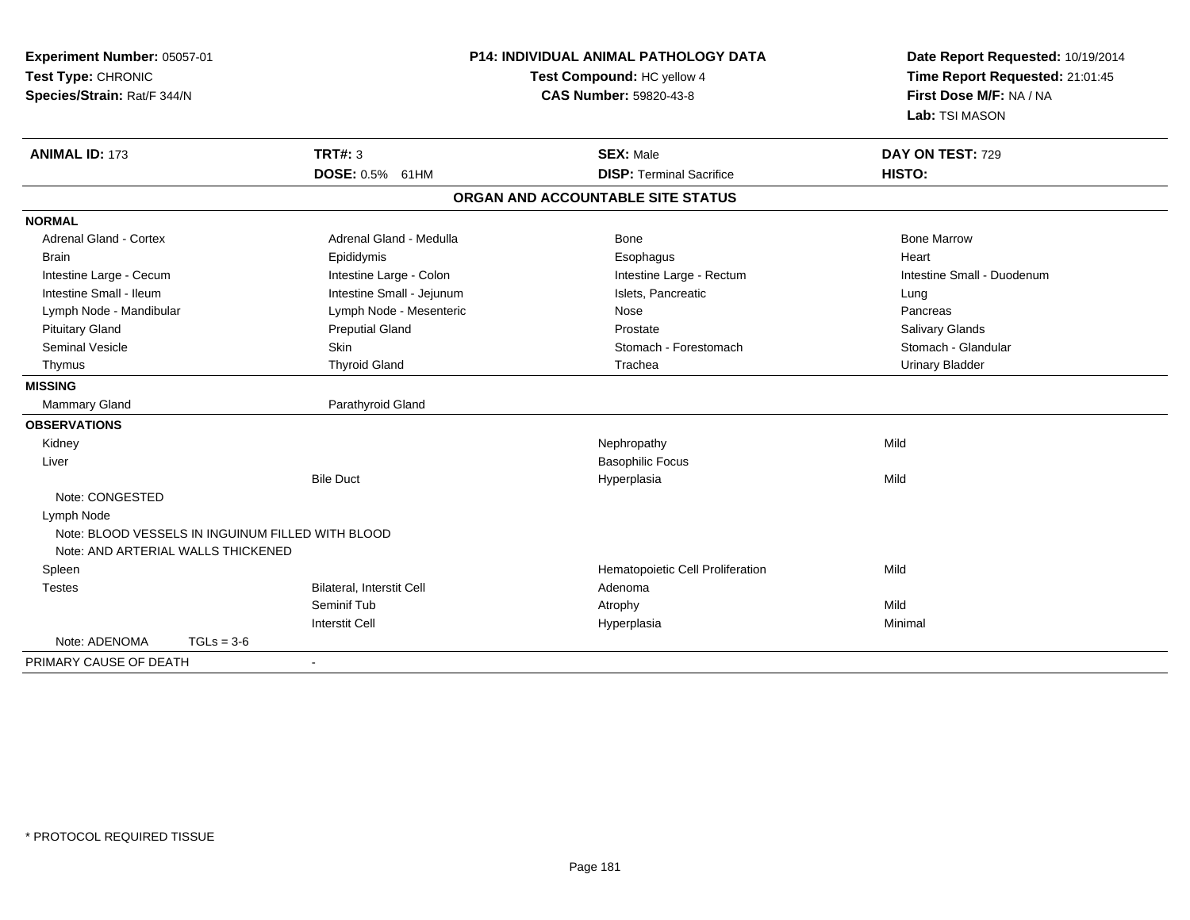**Experiment Number:** 05057-01
**Test Type:** CHRONIC
**Species/Strain:** Rat/F 344/N

**P14: INDIVIDUAL ANIMAL PATHOLOGY DATA**
**Test Compound:** HC yellow 4
**CAS Number:** 59820-43-8

**Date Report Requested:** 10/19/2014
**Time Report Requested:** 21:01:45
**First Dose M/F:** NA / NA
**Lab:** TSI MASON

| **ANIMAL ID:** 173 | **TRT#:** 3 | **SEX:** Male | **DAY ON TEST:** 729 |
|---|---|---|---|
| | **DOSE:** 0.5% 61HM | **DISP:** Terminal Sacrifice | **HISTO:** |

## ORGAN AND ACCOUNTABLE SITE STATUS

| | | | |
|---|---|---|---|
| **NORMAL** | | | |
| Adrenal Gland - Cortex | Adrenal Gland - Medulla | Bone | Bone Marrow |
| Brain | Epididymis | Esophagus | Heart |
| Intestine Large - Cecum | Intestine Large - Colon | Intestine Large - Rectum | Intestine Small - Duodenum |
| Intestine Small - Ileum | Intestine Small - Jejunum | Islets, Pancreatic | Lung |
| Lymph Node - Mandibular | Lymph Node - Mesenteric | Nose | Pancreas |
| Pituitary Gland | Preputial Gland | Prostate | Salivary Glands |
| Seminal Vesicle | Skin | Stomach - Forestomach | Stomach - Glandular |
| Thymus | Thyroid Gland | Trachea | Urinary Bladder |
| **MISSING** | | | |
| Mammary Gland | Parathyroid Gland | | |
| **OBSERVATIONS** | | | |
| Kidney | | Nephropathy | Mild |
| Liver | | Basophilic Focus | |
| | Bile Duct | Hyperplasia | Mild |
| Note: CONGESTED | | | |
| Lymph Node | | | |
| Note: BLOOD VESSELS IN INGUINUM FILLED WITH BLOOD | | | |
| Note: AND ARTERIAL WALLS THICKENED | | | |
| Spleen | | Hematopoietic Cell Proliferation | Mild |
| Testes | Bilateral, Interstit Cell | Adenoma | |
| | Seminif Tub | Atrophy | Mild |
| | Interstit Cell | Hyperplasia | Minimal |
| Note: ADENOMA TGLs = 3-6 | | | |
| PRIMARY CAUSE OF DEATH | - | | |

* PROTOCOL REQUIRED TISSUE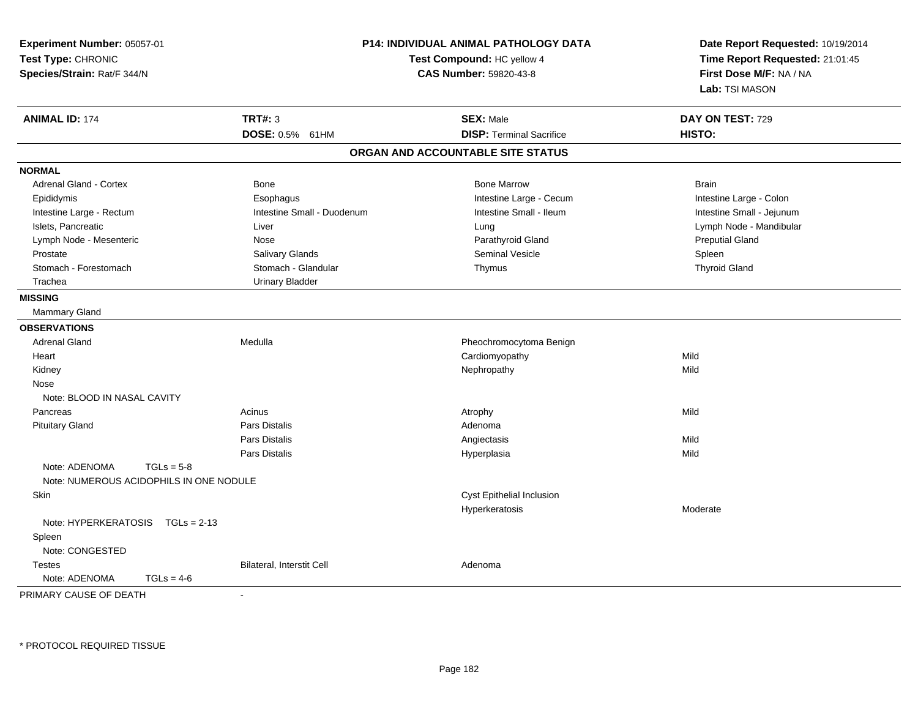**Experiment Number:** 05057-01
**Test Type:** CHRONIC
**Species/Strain:** Rat/F 344/N

**P14: INDIVIDUAL ANIMAL PATHOLOGY DATA**
**Test Compound:** HC yellow 4
**CAS Number:** 59820-43-8

**Date Report Requested:** 10/19/2014
**Time Report Requested:** 21:01:45
**First Dose M/F:** NA / NA
**Lab:** TSI MASON

| **ANIMAL ID:** 174 | **TRT#:** 3 | **SEX:** Male | **DAY ON TEST:** 729 |
|---|---|---|---|
| | **DOSE:** 0.5% 61HM | **DISP:** Terminal Sacrifice | **HISTO:** |

## ORGAN AND ACCOUNTABLE SITE STATUS

**NORMAL**

| | | | |
|---|---|---|---|
| Adrenal Gland - Cortex | Bone | Bone Marrow | Brain |
| Epididymis | Esophagus | Intestine Large - Cecum | Intestine Large - Colon |
| Intestine Large - Rectum | Intestine Small - Duodenum | Intestine Small - Ileum | Intestine Small - Jejunum |
| Islets, Pancreatic | Liver | Lung | Lymph Node - Mandibular |
| Lymph Node - Mesenteric | Nose | Parathyroid Gland | Preputial Gland |
| Prostate | Salivary Glands | Seminal Vesicle | Spleen |
| Stomach - Forestomach | Stomach - Glandular | Thymus | Thyroid Gland |
| Trachea | Urinary Bladder | | |

**MISSING**

Mammary Gland

**OBSERVATIONS**

| | | | |
|---|---|---|---|
| Adrenal Gland | Medulla | Pheochromocytoma Benign | |
| Heart | | Cardiomyopathy | Mild |
| Kidney | | Nephropathy | Mild |
| Nose | | | |
| Note: BLOOD IN NASAL CAVITY | | | |
| Pancreas | Acinus | Atrophy | Mild |
| Pituitary Gland | Pars Distalis | Adenoma | |
| | Pars Distalis | Angiectasis | Mild |
| | Pars Distalis | Hyperplasia | Mild |
| Note: ADENOMA TGLs = 5-8 | | | |
| Note: NUMEROUS ACIDOPHILS IN ONE NODULE | | | |
| Skin | | Cyst Epithelial Inclusion | |
| | | Hyperkeratosis | Moderate |
| Note: HYPERKERATOSIS TGLs = 2-13 | | | |
| Spleen | | | |
| Note: CONGESTED | | | |
| Testes | Bilateral, Interstit Cell | Adenoma | |
| Note: ADENOMA TGLs = 4-6 | | | |

PRIMARY CAUSE OF DEATH -

* PROTOCOL REQUIRED TISSUE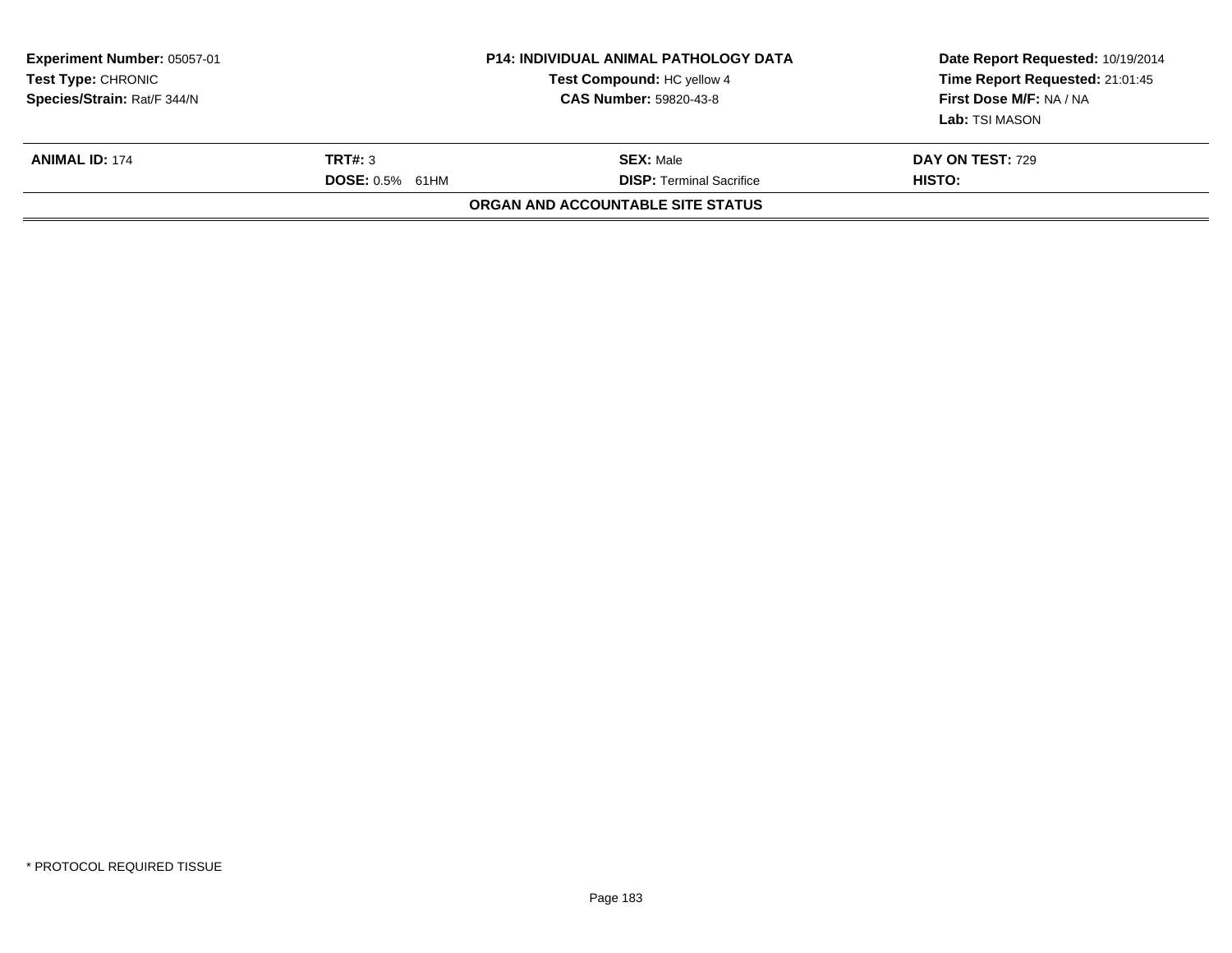**Experiment Number:** 05057-01
**Test Type:** CHRONIC
**Species/Strain:** Rat/F 344/N

**P14: INDIVIDUAL ANIMAL PATHOLOGY DATA**
**Test Compound:** HC yellow 4
**CAS Number:** 59820-43-8

**Date Report Requested:** 10/19/2014
**Time Report Requested:** 21:01:45
**First Dose M/F:** NA / NA
**Lab:** TSI MASON

| **ANIMAL ID:** 174 | **TRT#:** 3 | **SEX:** Male | **DAY ON TEST:** 729 |
|---|---|---|---|
| | **DOSE:** 0.5% 61HM | **DISP:** Terminal Sacrifice | **HISTO:** |

**ORGAN AND ACCOUNTABLE SITE STATUS**

* PROTOCOL REQUIRED TISSUE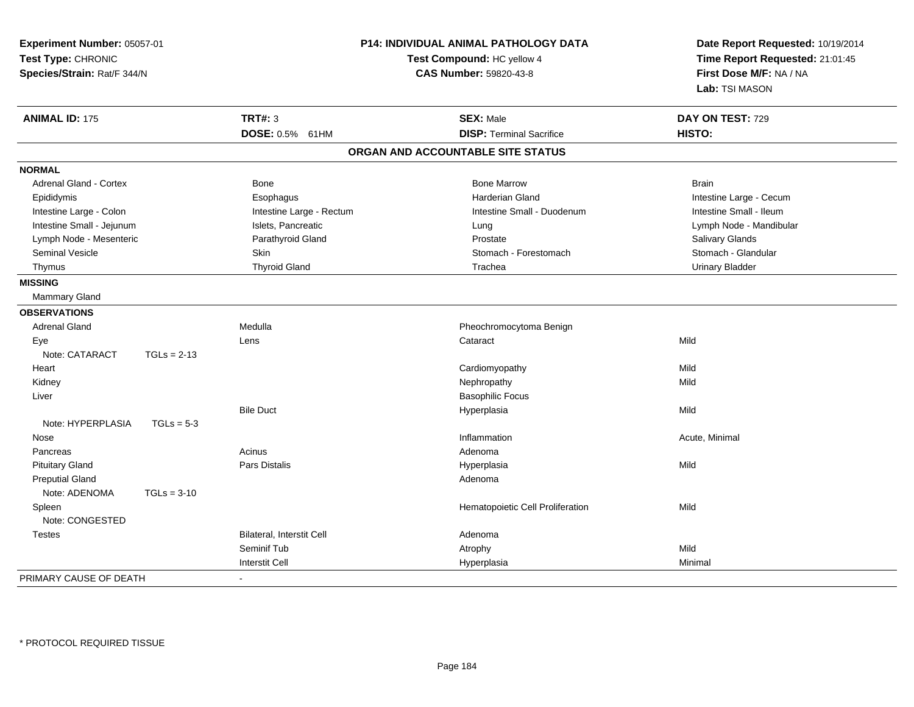**Experiment Number:** 05057-01
**Test Type:** CHRONIC
**Species/Strain:** Rat/F 344/N

**P14: INDIVIDUAL ANIMAL PATHOLOGY DATA**
**Test Compound:** HC yellow 4
**CAS Number:** 59820-43-8

**Date Report Requested:** 10/19/2014
**Time Report Requested:** 21:01:45
**First Dose M/F:** NA / NA
**Lab:** TSI MASON

| **ANIMAL ID:** 175 | **TRT#:** 3 | **SEX:** Male | **DAY ON TEST:** 729 |
|---|---|---|---|
| | **DOSE:** 0.5% 61HM | **DISP:** Terminal Sacrifice | **HISTO:** |

## ORGAN AND ACCOUNTABLE SITE STATUS

| | | | |
|---|---|---|---|
| **NORMAL** | | | |
| Adrenal Gland - Cortex | Bone | Bone Marrow | Brain |
| Epididymis | Esophagus | Harderian Gland | Intestine Large - Cecum |
| Intestine Large - Colon | Intestine Large - Rectum | Intestine Small - Duodenum | Intestine Small - Ileum |
| Intestine Small - Jejunum | Islets, Pancreatic | Lung | Lymph Node - Mandibular |
| Lymph Node - Mesenteric | Parathyroid Gland | Prostate | Salivary Glands |
| Seminal Vesicle | Skin | Stomach - Forestomach | Stomach - Glandular |
| Thymus | Thyroid Gland | Trachea | Urinary Bladder |
| **MISSING** | | | |
| Mammary Gland | | | |
| **OBSERVATIONS** | | | |
| Adrenal Gland | Medulla | Pheochromocytoma Benign | |
| Eye | Lens | Cataract | Mild |
| Note: CATARACT TGLs = 2-13 | | | |
| Heart | | Cardiomyopathy | Mild |
| Kidney | | Nephropathy | Mild |
| Liver | | Basophilic Focus | |
| | Bile Duct | Hyperplasia | Mild |
| Note: HYPERPLASIA TGLs = 5-3 | | | |
| Nose | | Inflammation | Acute, Minimal |
| Pancreas | Acinus | Adenoma | |
| Pituitary Gland | Pars Distalis | Hyperplasia | Mild |
| Preputial Gland | | Adenoma | |
| Note: ADENOMA TGLs = 3-10 | | | |
| Spleen | | Hematopoietic Cell Proliferation | Mild |
| Note: CONGESTED | | | |
| Testes | Bilateral, Interstit Cell | Adenoma | |
| | Seminif Tub | Atrophy | Mild |
| | Interstit Cell | Hyperplasia | Minimal |
| PRIMARY CAUSE OF DEATH | - | | |

* PROTOCOL REQUIRED TISSUE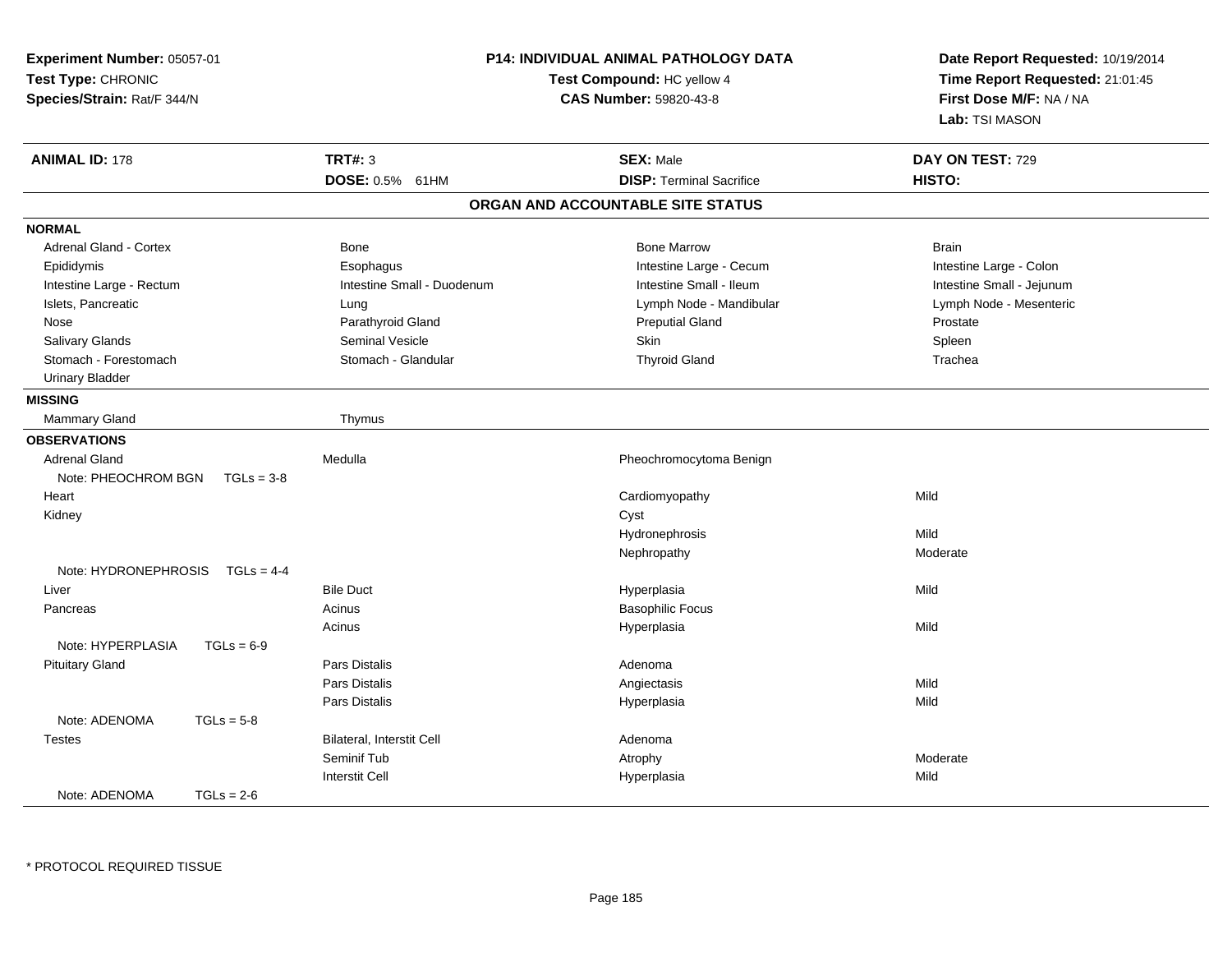**Experiment Number:** 05057-01
**Test Type:** CHRONIC
**Species/Strain:** Rat/F 344/N

**P14: INDIVIDUAL ANIMAL PATHOLOGY DATA**
**Test Compound:** HC yellow 4
**CAS Number:** 59820-43-8

**Date Report Requested:** 10/19/2014
**Time Report Requested:** 21:01:45
**First Dose M/F:** NA / NA
**Lab:** TSI MASON

| **ANIMAL ID:** 178 | **TRT#:** 3 | **SEX:** Male | **DAY ON TEST:** 729 |
|---|---|---|---|
| | **DOSE:** 0.5% 61HM | **DISP:** Terminal Sacrifice | **HISTO:** |

## ORGAN AND ACCOUNTABLE SITE STATUS

**NORMAL**

| | | | |
|---|---|---|---|
| Adrenal Gland - Cortex | Bone | Bone Marrow | Brain |
| Epididymis | Esophagus | Intestine Large - Cecum | Intestine Large - Colon |
| Intestine Large - Rectum | Intestine Small - Duodenum | Intestine Small - Ileum | Intestine Small - Jejunum |
| Islets, Pancreatic | Lung | Lymph Node - Mandibular | Lymph Node - Mesenteric |
| Nose | Parathyroid Gland | Preputial Gland | Prostate |
| Salivary Glands | Seminal Vesicle | Skin | Spleen |
| Stomach - Forestomach | Stomach - Glandular | Thyroid Gland | Trachea |
| Urinary Bladder | | | |

**MISSING**

| | |
|---|---|
| Mammary Gland | Thymus |

**OBSERVATIONS**

| Organ | Site | Finding | Severity |
|---|---|---|---|
| Adrenal Gland | Medulla | Pheochromocytoma Benign | |
| Note: PHEOCHROM BGN TGLs = 3-8 | | | |
| Heart | | Cardiomyopathy | Mild |
| Kidney | | Cyst | |
| | | Hydronephrosis | Mild |
| | | Nephropathy | Moderate |
| Note: HYDRONEPHROSIS TGLs = 4-4 | | | |
| Liver | Bile Duct | Hyperplasia | Mild |
| Pancreas | Acinus | Basophilic Focus | |
| | Acinus | Hyperplasia | Mild |
| Note: HYPERPLASIA TGLs = 6-9 | | | |
| Pituitary Gland | Pars Distalis | Adenoma | |
| | Pars Distalis | Angiectasis | Mild |
| | Pars Distalis | Hyperplasia | Mild |
| Note: ADENOMA TGLs = 5-8 | | | |
| Testes | Bilateral, Interstit Cell | Adenoma | |
| | Seminif Tub | Atrophy | Moderate |
| | Interstit Cell | Hyperplasia | Mild |
| Note: ADENOMA TGLs = 2-6 | | | |

* PROTOCOL REQUIRED TISSUE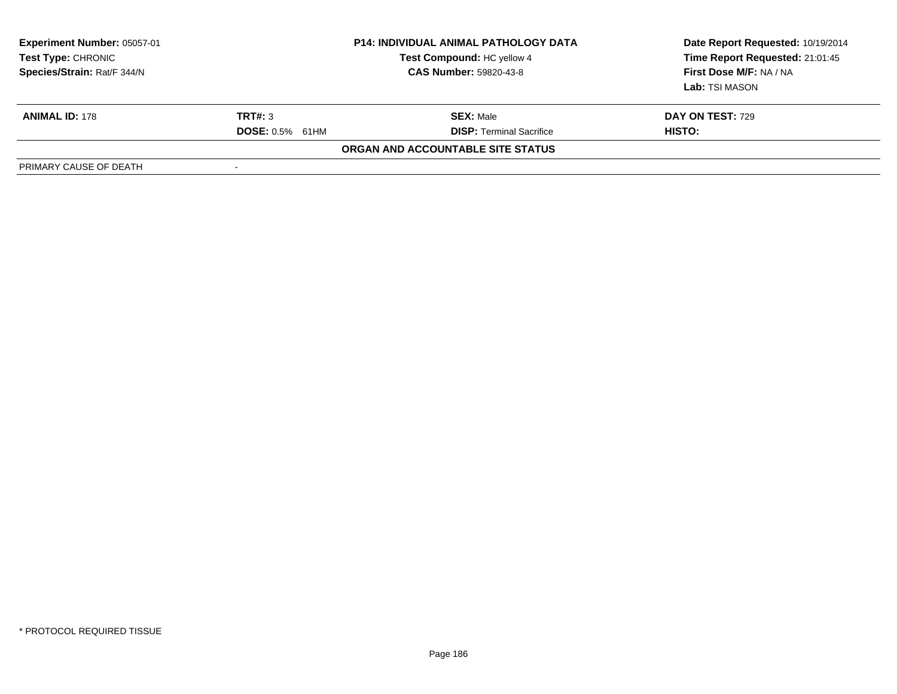| **Experiment Number:** 05057-01 | **P14: INDIVIDUAL ANIMAL PATHOLOGY DATA** | **Date Report Requested:** 10/19/2014 |
|---|---|---|
| **Test Type:** CHRONIC | **Test Compound:** HC yellow 4 | **Time Report Requested:** 21:01:45 |
| **Species/Strain:** Rat/F 344/N | **CAS Number:** 59820-43-8 | **First Dose M/F:** NA / NA |
| | | **Lab:** TSI MASON |

| **ANIMAL ID:** 178 | **TRT#:** 3 | **SEX:** Male | **DAY ON TEST:** 729 |
|---|---|---|---|
| | **DOSE:** 0.5% 61HM | **DISP:** Terminal Sacrifice | **HISTO:** |

**ORGAN AND ACCOUNTABLE SITE STATUS**

| | |
|---|---|
| PRIMARY CAUSE OF DEATH | - |

\* PROTOCOL REQUIRED TISSUE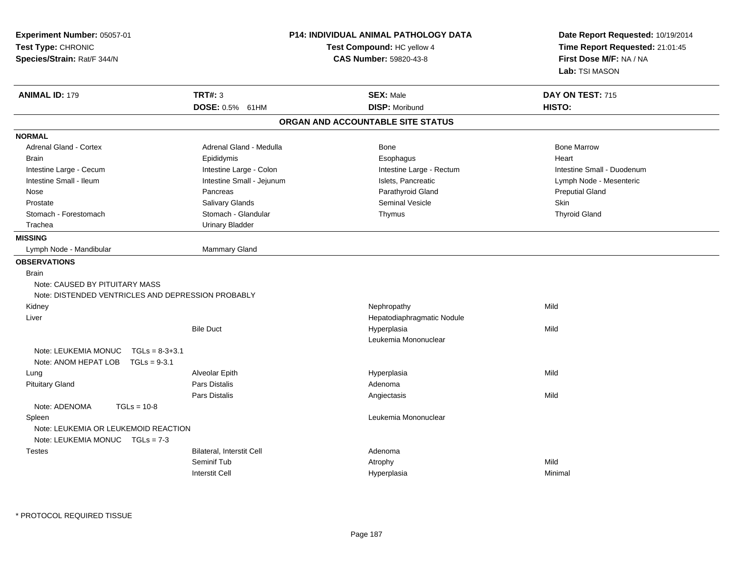**Experiment Number:** 05057-01
**Test Type:** CHRONIC
**Species/Strain:** Rat/F 344/N

**P14: INDIVIDUAL ANIMAL PATHOLOGY DATA**
**Test Compound:** HC yellow 4
**CAS Number:** 59820-43-8

**Date Report Requested:** 10/19/2014
**Time Report Requested:** 21:01:45
**First Dose M/F:** NA / NA
**Lab:** TSI MASON

| **ANIMAL ID:** 179 | **TRT#:** 3 | **SEX:** Male | **DAY ON TEST:** 715 |
|---|---|---|---|
| | **DOSE:** 0.5% 61HM | **DISP:** Moribund | **HISTO:** |

## ORGAN AND ACCOUNTABLE SITE STATUS

**NORMAL**

| | | | |
|---|---|---|---|
| Adrenal Gland - Cortex | Adrenal Gland - Medulla | Bone | Bone Marrow |
| Brain | Epididymis | Esophagus | Heart |
| Intestine Large - Cecum | Intestine Large - Colon | Intestine Large - Rectum | Intestine Small - Duodenum |
| Intestine Small - Ileum | Intestine Small - Jejunum | Islets, Pancreatic | Lymph Node - Mesenteric |
| Nose | Pancreas | Parathyroid Gland | Preputial Gland |
| Prostate | Salivary Glands | Seminal Vesicle | Skin |
| Stomach - Forestomach | Stomach - Glandular | Thymus | Thyroid Gland |
| Trachea | Urinary Bladder | | |

**MISSING**

| | |
|---|---|
| Lymph Node - Mandibular | Mammary Gland |

**OBSERVATIONS**

| Organ | Site | Observation | Severity |
|---|---|---|---|
| Brain | | | |
| Note: CAUSED BY PITUITARY MASS | | | |
| Note: DISTENDED VENTRICLES AND DEPRESSION PROBABLY | | | |
| Kidney | | Nephropathy | Mild |
| Liver | | Hepatodiaphragmatic Nodule | |
| | Bile Duct | Hyperplasia | Mild |
| | | Leukemia Mononuclear | |
| Note: LEUKEMIA MONUC TGLs = 8-3+3.1 | | | |
| Note: ANOM HEPAT LOB TGLs = 9-3.1 | | | |
| Lung | Alveolar Epith | Hyperplasia | Mild |
| Pituitary Gland | Pars Distalis | Adenoma | |
| | Pars Distalis | Angiectasis | Mild |
| Note: ADENOMA TGLs = 10-8 | | | |
| Spleen | | Leukemia Mononuclear | |
| Note: LEUKEMIA OR LEUKEMOID REACTION | | | |
| Note: LEUKEMIA MONUC TGLs = 7-3 | | | |
| Testes | Bilateral, Interstit Cell | Adenoma | |
| | Seminif Tub | Atrophy | Mild |
| | Interstit Cell | Hyperplasia | Minimal |

* PROTOCOL REQUIRED TISSUE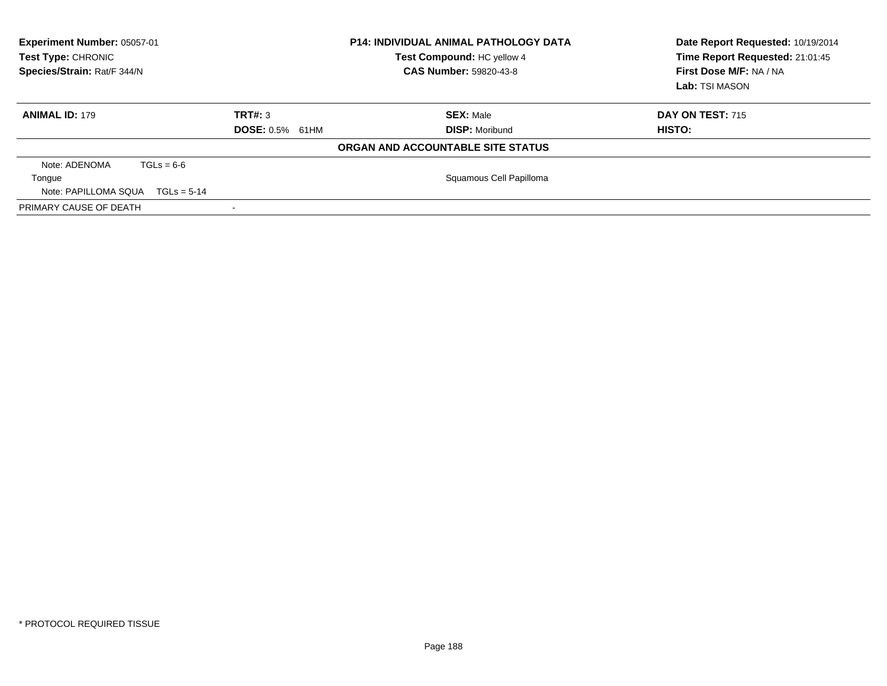**Experiment Number:** 05057-01
**Test Type:** CHRONIC
**Species/Strain:** Rat/F 344/N

**P14: INDIVIDUAL ANIMAL PATHOLOGY DATA**
**Test Compound:** HC yellow 4
**CAS Number:** 59820-43-8

**Date Report Requested:** 10/19/2014
**Time Report Requested:** 21:01:45
**First Dose M/F:** NA / NA
**Lab:** TSI MASON

| **ANIMAL ID:** 179 | **TRT#:** 3 | **SEX:** Male | **DAY ON TEST:** 715 |
|---|---|---|---|
| | **DOSE:** 0.5% 61HM | **DISP:** Moribund | **HISTO:** |

**ORGAN AND ACCOUNTABLE SITE STATUS**

| | |
|---|---|
| Note: ADENOMA TGLs = 6-6 | |
| Tongue | Squamous Cell Papilloma |
| Note: PAPILLOMA SQUA TGLs = 5-14 | |
| PRIMARY CAUSE OF DEATH | - |

* PROTOCOL REQUIRED TISSUE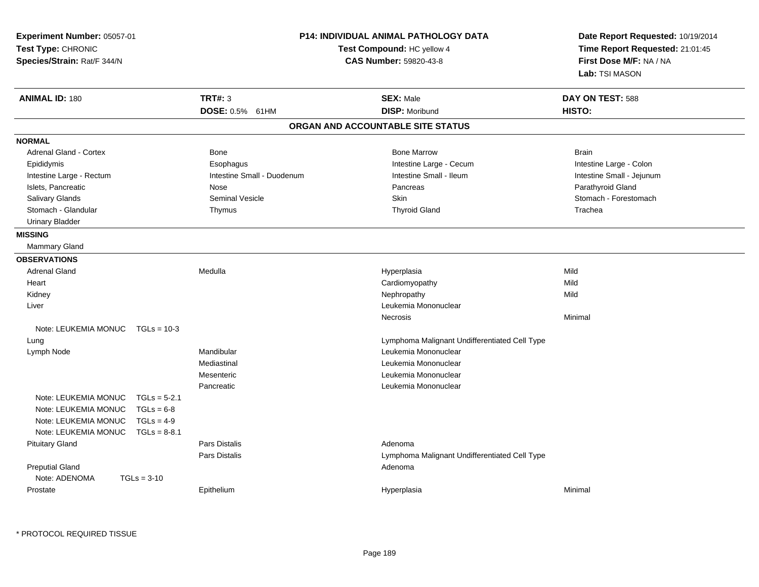**Experiment Number:** 05057-01
**Test Type:** CHRONIC
**Species/Strain:** Rat/F 344/N

**P14: INDIVIDUAL ANIMAL PATHOLOGY DATA**
**Test Compound:** HC yellow 4
**CAS Number:** 59820-43-8

**Date Report Requested:** 10/19/2014
**Time Report Requested:** 21:01:45
**First Dose M/F:** NA / NA
**Lab:** TSI MASON

| **ANIMAL ID:** 180 | **TRT#:** 3 | **SEX:** Male | **DAY ON TEST:** 588 |
|---|---|---|---|
| | **DOSE:** 0.5% 61HM | **DISP:** Moribund | **HISTO:** |

## ORGAN AND ACCOUNTABLE SITE STATUS

**NORMAL**

| | | | |
|---|---|---|---|
| Adrenal Gland - Cortex | Bone | Bone Marrow | Brain |
| Epididymis | Esophagus | Intestine Large - Cecum | Intestine Large - Colon |
| Intestine Large - Rectum | Intestine Small - Duodenum | Intestine Small - Ileum | Intestine Small - Jejunum |
| Islets, Pancreatic | Nose | Pancreas | Parathyroid Gland |
| Salivary Glands | Seminal Vesicle | Skin | Stomach - Forestomach |
| Stomach - Glandular | Thymus | Thyroid Gland | Trachea |
| Urinary Bladder | | | |

**MISSING**

Mammary Gland

**OBSERVATIONS**

| | | | |
|---|---|---|---|
| Adrenal Gland | Medulla | Hyperplasia | Mild |
| Heart | | Cardiomyopathy | Mild |
| Kidney | | Nephropathy | Mild |
| Liver | | Leukemia Mononuclear | |
| | | Necrosis | Minimal |
| Note: LEUKEMIA MONUC TGLs = 10-3 | | | |
| Lung | | Lymphoma Malignant Undifferentiated Cell Type | |
| Lymph Node | Mandibular | Leukemia Mononuclear | |
| | Mediastinal | Leukemia Mononuclear | |
| | Mesenteric | Leukemia Mononuclear | |
| | Pancreatic | Leukemia Mononuclear | |
| Note: LEUKEMIA MONUC TGLs = 5-2.1 | | | |
| Note: LEUKEMIA MONUC TGLs = 6-8 | | | |
| Note: LEUKEMIA MONUC TGLs = 4-9 | | | |
| Note: LEUKEMIA MONUC TGLs = 8-8.1 | | | |
| Pituitary Gland | Pars Distalis | Adenoma | |
| | Pars Distalis | Lymphoma Malignant Undifferentiated Cell Type | |
| Preputial Gland | | Adenoma | |
| Note: ADENOMA TGLs = 3-10 | | | |
| Prostate | Epithelium | Hyperplasia | Minimal |

\* PROTOCOL REQUIRED TISSUE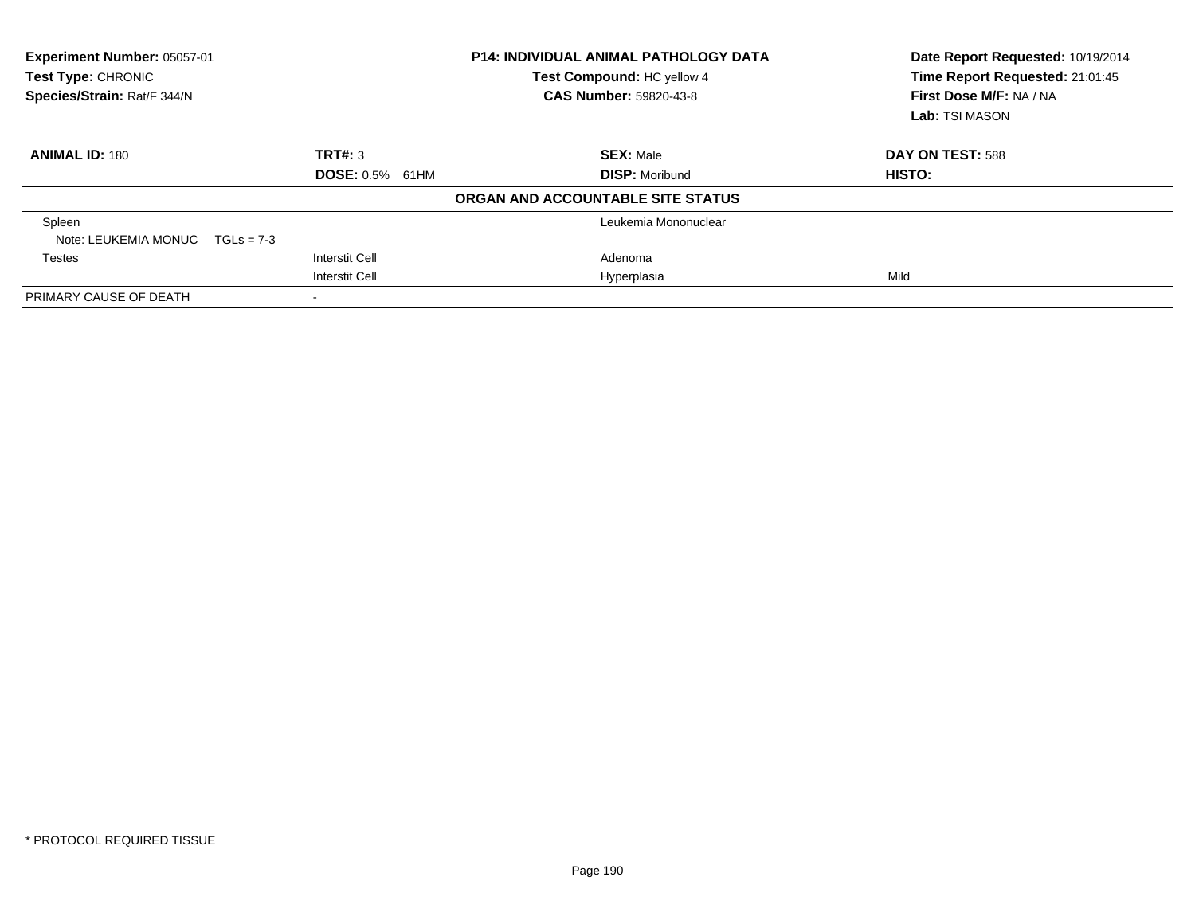**Experiment Number:** 05057-01
**Test Type:** CHRONIC
**Species/Strain:** Rat/F 344/N

**P14: INDIVIDUAL ANIMAL PATHOLOGY DATA**
**Test Compound:** HC yellow 4
**CAS Number:** 59820-43-8

**Date Report Requested:** 10/19/2014
**Time Report Requested:** 21:01:45
**First Dose M/F:** NA / NA
**Lab:** TSI MASON

| **ANIMAL ID:** 180 | **TRT#:** 3 | **SEX:** Male | **DAY ON TEST:** 588 |
|---|---|---|---|
| | **DOSE:** 0.5% 61HM | **DISP:** Moribund | **HISTO:** |
| | | **ORGAN AND ACCOUNTABLE SITE STATUS** | |
| Spleen | | Leukemia Mononuclear | |
| Note: LEUKEMIA MONUC TGLs = 7-3 | | | |
| Testes | Interstit Cell | Adenoma | |
| | Interstit Cell | Hyperplasia | Mild |
| PRIMARY CAUSE OF DEATH | - | | |

* PROTOCOL REQUIRED TISSUE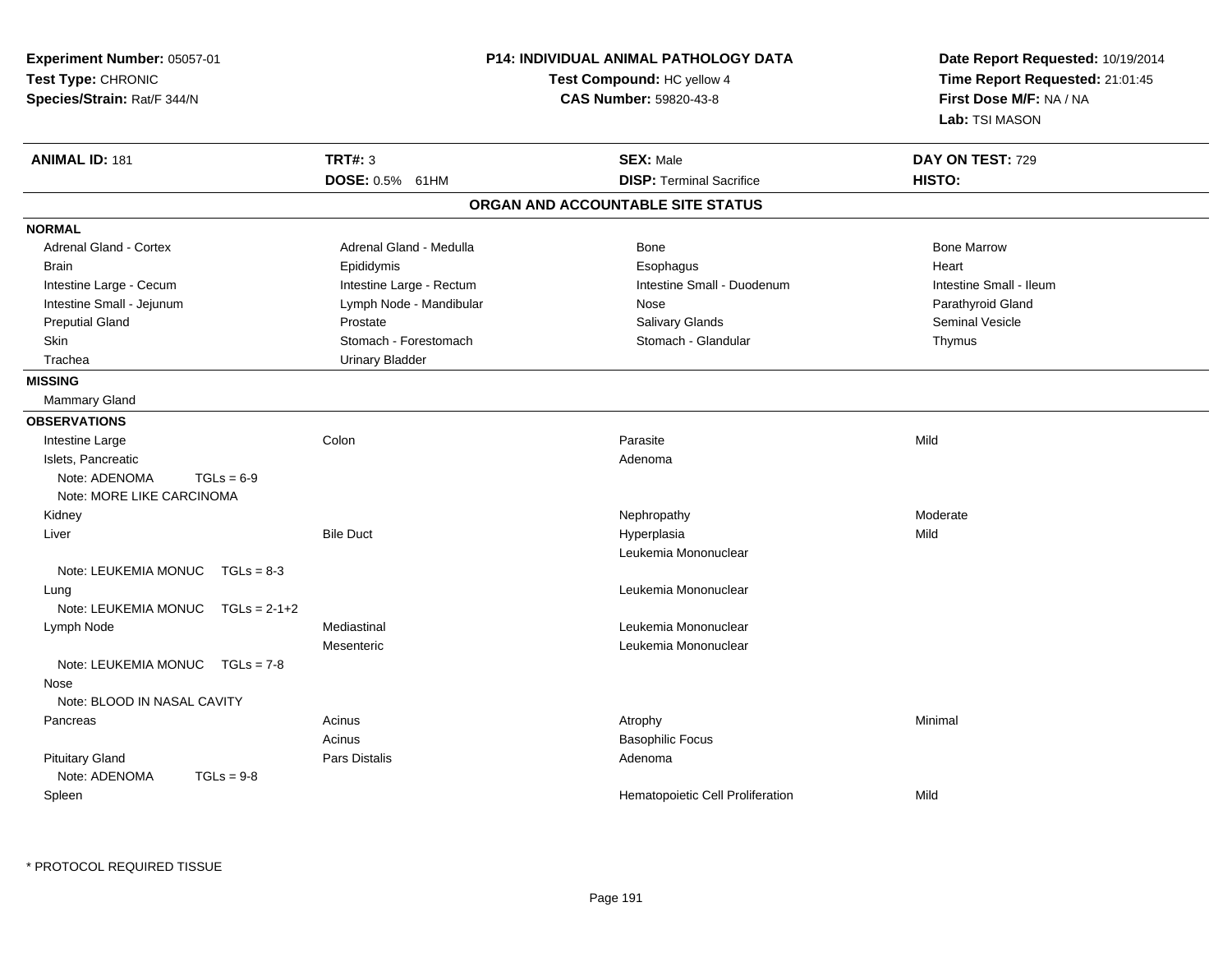**Experiment Number:** 05057-01
**Test Type:** CHRONIC
**Species/Strain:** Rat/F 344/N

**P14: INDIVIDUAL ANIMAL PATHOLOGY DATA**
**Test Compound:** HC yellow 4
**CAS Number:** 59820-43-8

**Date Report Requested:** 10/19/2014
**Time Report Requested:** 21:01:45
**First Dose M/F:** NA / NA
**Lab:** TSI MASON

| **ANIMAL ID:** 181 | **TRT#:** 3 | **SEX:** Male | **DAY ON TEST:** 729 |
|---|---|---|---|
| | **DOSE:** 0.5% 61HM | **DISP:** Terminal Sacrifice | **HISTO:** |

## ORGAN AND ACCOUNTABLE SITE STATUS

**NORMAL**

| | | | |
|---|---|---|---|
| Adrenal Gland - Cortex | Adrenal Gland - Medulla | Bone | Bone Marrow |
| Brain | Epididymis | Esophagus | Heart |
| Intestine Large - Cecum | Intestine Large - Rectum | Intestine Small - Duodenum | Intestine Small - Ileum |
| Intestine Small - Jejunum | Lymph Node - Mandibular | Nose | Parathyroid Gland |
| Preputial Gland | Prostate | Salivary Glands | Seminal Vesicle |
| Skin | Stomach - Forestomach | Stomach - Glandular | Thymus |
| Trachea | Urinary Bladder | | |

**MISSING**

Mammary Gland

**OBSERVATIONS**

| | | | |
|---|---|---|---|
| Intestine Large | Colon | Parasite | Mild |
| Islets, Pancreatic | | Adenoma | |
| Note: ADENOMA TGLs = 6-9 | | | |
| Note: MORE LIKE CARCINOMA | | | |
| Kidney | | Nephropathy | Moderate |
| Liver | Bile Duct | Hyperplasia | Mild |
| | | Leukemia Mononuclear | |
| Note: LEUKEMIA MONUC TGLs = 8-3 | | | |
| Lung | | Leukemia Mononuclear | |
| Note: LEUKEMIA MONUC TGLs = 2-1+2 | | | |
| Lymph Node | Mediastinal | Leukemia Mononuclear | |
| | Mesenteric | Leukemia Mononuclear | |
| Note: LEUKEMIA MONUC TGLs = 7-8 | | | |
| Nose | | | |
| Note: BLOOD IN NASAL CAVITY | | | |
| Pancreas | Acinus | Atrophy | Minimal |
| | Acinus | Basophilic Focus | |
| Pituitary Gland | Pars Distalis | Adenoma | |
| Note: ADENOMA TGLs = 9-8 | | | |
| Spleen | | Hematopoietic Cell Proliferation | Mild |

* PROTOCOL REQUIRED TISSUE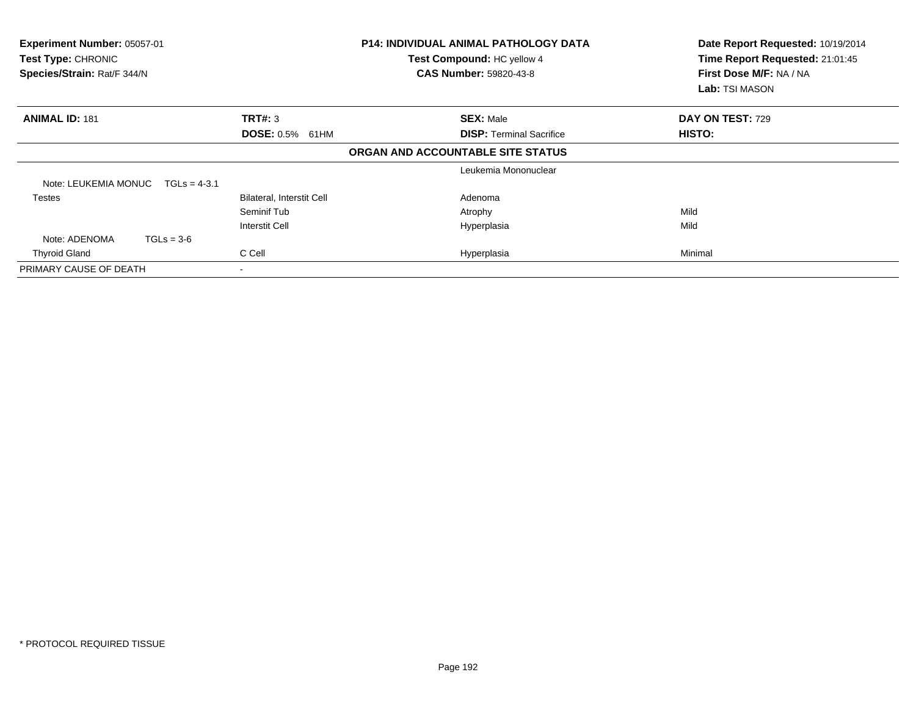**Experiment Number:** 05057-01
**Test Type:** CHRONIC
**Species/Strain:** Rat/F 344/N

**P14: INDIVIDUAL ANIMAL PATHOLOGY DATA**
**Test Compound:** HC yellow 4
**CAS Number:** 59820-43-8

**Date Report Requested:** 10/19/2014
**Time Report Requested:** 21:01:45
**First Dose M/F:** NA / NA
**Lab:** TSI MASON

| **ANIMAL ID:** 181 | **TRT#:** 3 | **SEX:** Male | **DAY ON TEST:** 729 |
|---|---|---|---|
| | **DOSE:** 0.5% 61HM | **DISP:** Terminal Sacrifice | **HISTO:** |
| | | **ORGAN AND ACCOUNTABLE SITE STATUS** | |
| | | Leukemia Mononuclear | |
| Note: LEUKEMIA MONUC TGLs = 4-3.1 | | | |
| Testes | Bilateral, Interstit Cell | Adenoma | |
| | Seminif Tub | Atrophy | Mild |
| | Interstit Cell | Hyperplasia | Mild |
| Note: ADENOMA TGLs = 3-6 | | | |
| Thyroid Gland | C Cell | Hyperplasia | Minimal |
| PRIMARY CAUSE OF DEATH | - | | |

* PROTOCOL REQUIRED TISSUE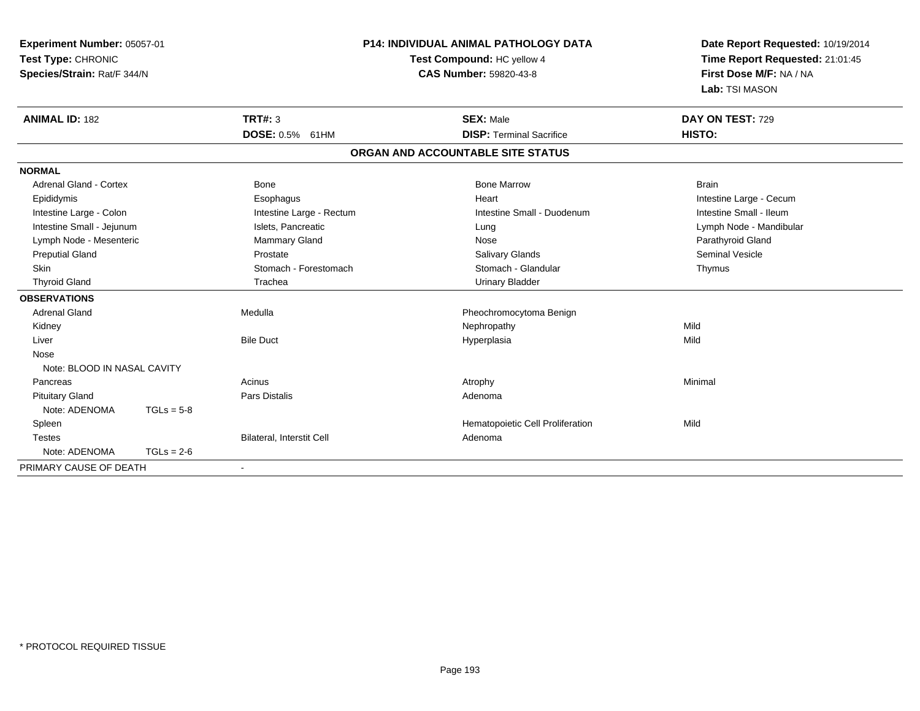**Experiment Number:** 05057-01
**Test Type:** CHRONIC
**Species/Strain:** Rat/F 344/N

**P14: INDIVIDUAL ANIMAL PATHOLOGY DATA**
**Test Compound:** HC yellow 4
**CAS Number:** 59820-43-8

**Date Report Requested:** 10/19/2014
**Time Report Requested:** 21:01:45
**First Dose M/F:** NA / NA
**Lab:** TSI MASON

| **ANIMAL ID:** 182 | **TRT#:** 3 | **SEX:** Male | **DAY ON TEST:** 729 |
|---|---|---|---|
| | **DOSE:** 0.5% 61HM | **DISP:** Terminal Sacrifice | **HISTO:** |

**ORGAN AND ACCOUNTABLE SITE STATUS**

**NORMAL**

| | | | |
|---|---|---|---|
| Adrenal Gland - Cortex | Bone | Bone Marrow | Brain |
| Epididymis | Esophagus | Heart | Intestine Large - Cecum |
| Intestine Large - Colon | Intestine Large - Rectum | Intestine Small - Duodenum | Intestine Small - Ileum |
| Intestine Small - Jejunum | Islets, Pancreatic | Lung | Lymph Node - Mandibular |
| Lymph Node - Mesenteric | Mammary Gland | Nose | Parathyroid Gland |
| Preputial Gland | Prostate | Salivary Glands | Seminal Vesicle |
| Skin | Stomach - Forestomach | Stomach - Glandular | Thymus |
| Thyroid Gland | Trachea | Urinary Bladder | |

**OBSERVATIONS**

| | | | |
|---|---|---|---|
| Adrenal Gland | Medulla | Pheochromocytoma Benign | |
| Kidney | | Nephropathy | Mild |
| Liver | Bile Duct | Hyperplasia | Mild |
| Nose | | | |
| Note: BLOOD IN NASAL CAVITY | | | |
| Pancreas | Acinus | Atrophy | Minimal |
| Pituitary Gland | Pars Distalis | Adenoma | |
| Note: ADENOMA TGLs = 5-8 | | | |
| Spleen | | Hematopoietic Cell Proliferation | Mild |
| Testes | Bilateral, Interstit Cell | Adenoma | |
| Note: ADENOMA TGLs = 2-6 | | | |

PRIMARY CAUSE OF DEATH -

* PROTOCOL REQUIRED TISSUE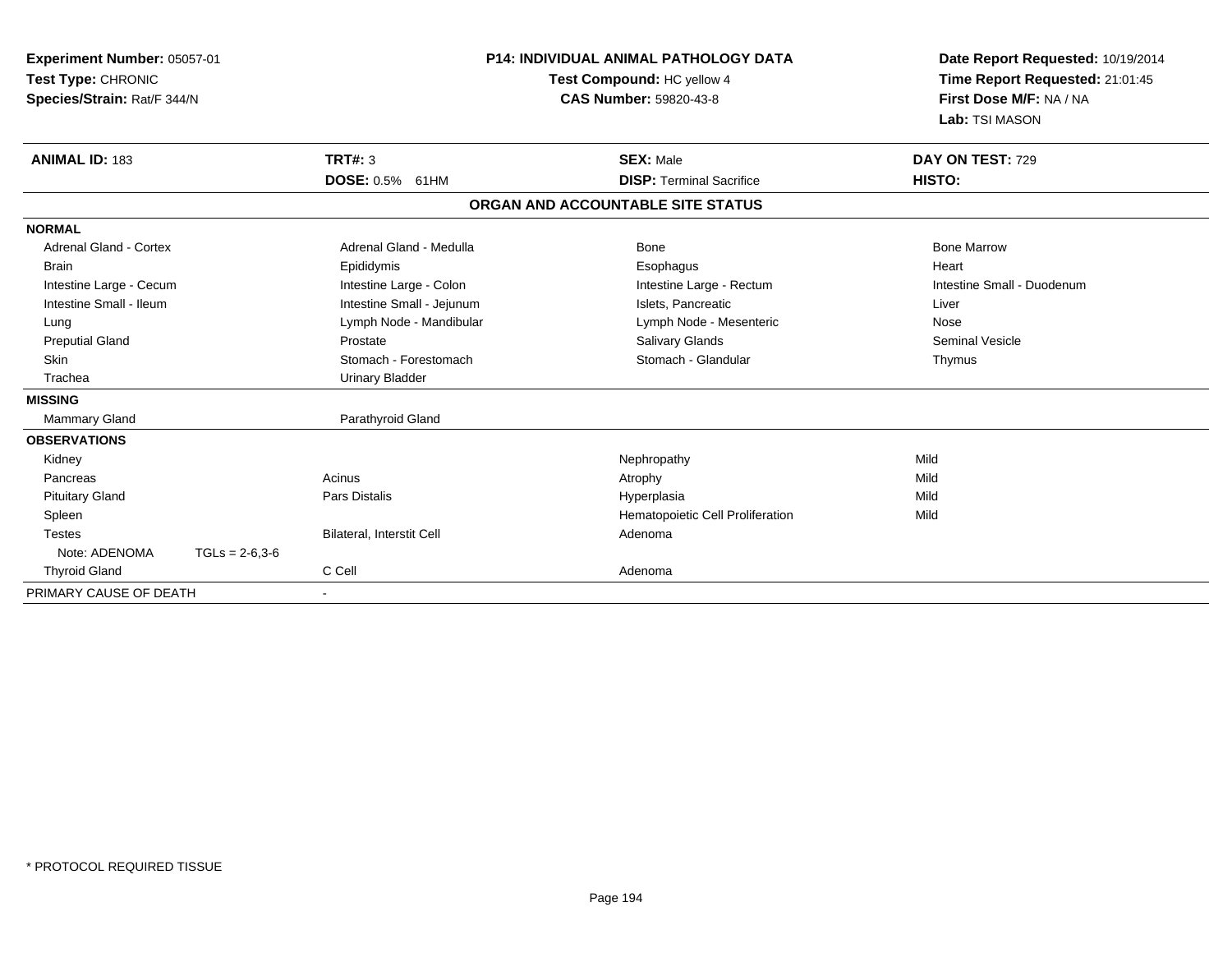**Experiment Number:** 05057-01
**Test Type:** CHRONIC
**Species/Strain:** Rat/F 344/N

**P14: INDIVIDUAL ANIMAL PATHOLOGY DATA**
**Test Compound:** HC yellow 4
**CAS Number:** 59820-43-8

**Date Report Requested:** 10/19/2014
**Time Report Requested:** 21:01:45
**First Dose M/F:** NA / NA
**Lab:** TSI MASON

| **ANIMAL ID:** 183 | **TRT#:** 3 | **SEX:** Male | **DAY ON TEST:** 729 |
|---|---|---|---|
| | **DOSE:** 0.5% 61HM | **DISP:** Terminal Sacrifice | **HISTO:** |

## ORGAN AND ACCOUNTABLE SITE STATUS

| | | | |
|---|---|---|---|
| **NORMAL** | | | |
| Adrenal Gland - Cortex | Adrenal Gland - Medulla | Bone | Bone Marrow |
| Brain | Epididymis | Esophagus | Heart |
| Intestine Large - Cecum | Intestine Large - Colon | Intestine Large - Rectum | Intestine Small - Duodenum |
| Intestine Small - Ileum | Intestine Small - Jejunum | Islets, Pancreatic | Liver |
| Lung | Lymph Node - Mandibular | Lymph Node - Mesenteric | Nose |
| Preputial Gland | Prostate | Salivary Glands | Seminal Vesicle |
| Skin | Stomach - Forestomach | Stomach - Glandular | Thymus |
| Trachea | Urinary Bladder | | |
| **MISSING** | | | |
| Mammary Gland | Parathyroid Gland | | |
| **OBSERVATIONS** | | | |
| Kidney | | Nephropathy | Mild |
| Pancreas | Acinus | Atrophy | Mild |
| Pituitary Gland | Pars Distalis | Hyperplasia | Mild |
| Spleen | | Hematopoietic Cell Proliferation | Mild |
| Testes | Bilateral, Interstit Cell | Adenoma | |
| Note: ADENOMA TGLs = 2-6,3-6 | | | |
| Thyroid Gland | C Cell | Adenoma | |
| PRIMARY CAUSE OF DEATH | - | | |

* PROTOCOL REQUIRED TISSUE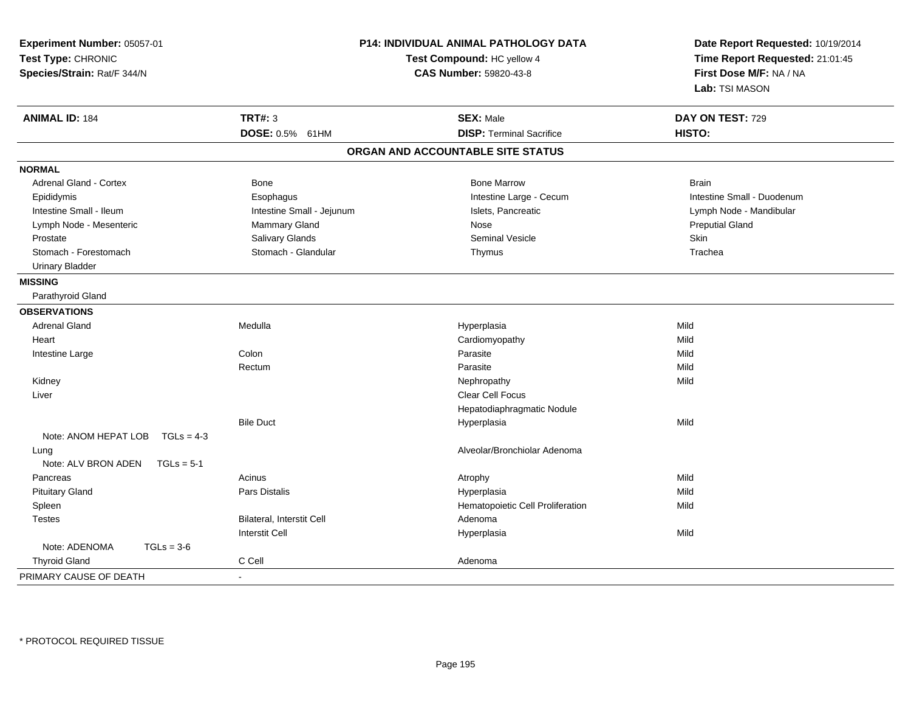**Experiment Number:** 05057-01
**Test Type:** CHRONIC
**Species/Strain:** Rat/F 344/N

**P14: INDIVIDUAL ANIMAL PATHOLOGY DATA**
**Test Compound:** HC yellow 4
**CAS Number:** 59820-43-8

**Date Report Requested:** 10/19/2014
**Time Report Requested:** 21:01:45
**First Dose M/F:** NA / NA
**Lab:** TSI MASON

| **ANIMAL ID:** 184 | **TRT#:** 3 | **SEX:** Male | **DAY ON TEST:** 729 |
|---|---|---|---|
| | **DOSE:** 0.5% 61HM | **DISP:** Terminal Sacrifice | **HISTO:** |

## ORGAN AND ACCOUNTABLE SITE STATUS

**NORMAL**

| | | | |
|---|---|---|---|
| Adrenal Gland - Cortex | Bone | Bone Marrow | Brain |
| Epididymis | Esophagus | Intestine Large - Cecum | Intestine Small - Duodenum |
| Intestine Small - Ileum | Intestine Small - Jejunum | Islets, Pancreatic | Lymph Node - Mandibular |
| Lymph Node - Mesenteric | Mammary Gland | Nose | Preputial Gland |
| Prostate | Salivary Glands | Seminal Vesicle | Skin |
| Stomach - Forestomach | Stomach - Glandular | Thymus | Trachea |
| Urinary Bladder | | | |

**MISSING**

Parathyroid Gland

**OBSERVATIONS**

| | | | |
|---|---|---|---|
| Adrenal Gland | Medulla | Hyperplasia | Mild |
| Heart | | Cardiomyopathy | Mild |
| Intestine Large | Colon | Parasite | Mild |
| | Rectum | Parasite | Mild |
| Kidney | | Nephropathy | Mild |
| Liver | | Clear Cell Focus | |
| | | Hepatodiaphragmatic Nodule | |
| | Bile Duct | Hyperplasia | Mild |
| Note: ANOM HEPAT LOB TGLs = 4-3 | | | |
| Lung | | Alveolar/Bronchiolar Adenoma | |
| Note: ALV BRON ADEN TGLs = 5-1 | | | |
| Pancreas | Acinus | Atrophy | Mild |
| Pituitary Gland | Pars Distalis | Hyperplasia | Mild |
| Spleen | | Hematopoietic Cell Proliferation | Mild |
| Testes | Bilateral, Interstit Cell | Adenoma | |
| | Interstit Cell | Hyperplasia | Mild |
| Note: ADENOMA TGLs = 3-6 | | | |
| Thyroid Gland | C Cell | Adenoma | |

PRIMARY CAUSE OF DEATH -

* PROTOCOL REQUIRED TISSUE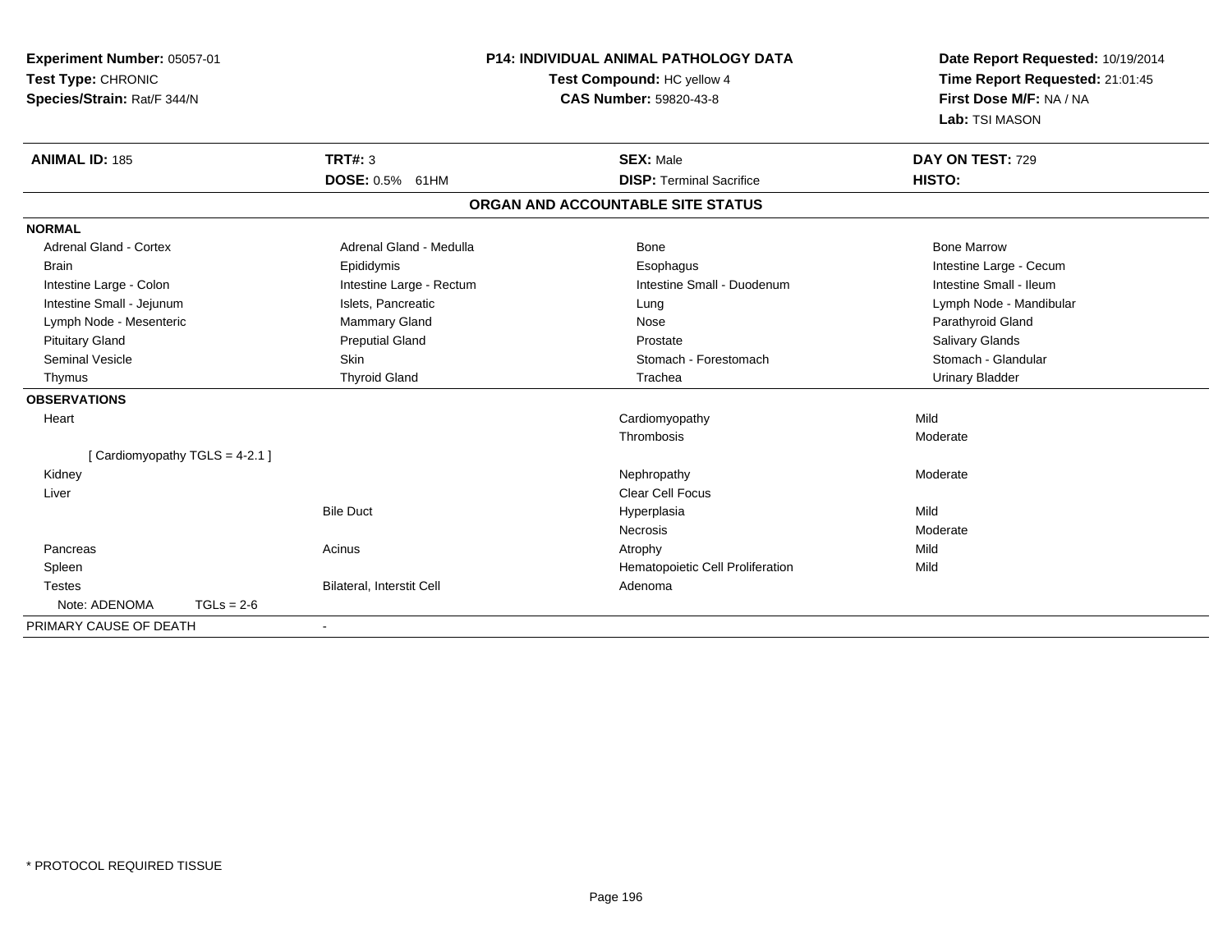**Experiment Number:** 05057-01
**Test Type:** CHRONIC
**Species/Strain:** Rat/F 344/N

**P14: INDIVIDUAL ANIMAL PATHOLOGY DATA**
**Test Compound:** HC yellow 4
**CAS Number:** 59820-43-8

**Date Report Requested:** 10/19/2014
**Time Report Requested:** 21:01:45
**First Dose M/F:** NA / NA
**Lab:** TSI MASON

| **ANIMAL ID:** 185 | **TRT#:** 3 | **SEX:** Male | **DAY ON TEST:** 729 |
|---|---|---|---|
| | **DOSE:** 0.5% 61HM | **DISP:** Terminal Sacrifice | **HISTO:** |

## ORGAN AND ACCOUNTABLE SITE STATUS

| | | | |
|---|---|---|---|
| **NORMAL** | | | |
| Adrenal Gland - Cortex | Adrenal Gland - Medulla | Bone | Bone Marrow |
| Brain | Epididymis | Esophagus | Intestine Large - Cecum |
| Intestine Large - Colon | Intestine Large - Rectum | Intestine Small - Duodenum | Intestine Small - Ileum |
| Intestine Small - Jejunum | Islets, Pancreatic | Lung | Lymph Node - Mandibular |
| Lymph Node - Mesenteric | Mammary Gland | Nose | Parathyroid Gland |
| Pituitary Gland | Preputial Gland | Prostate | Salivary Glands |
| Seminal Vesicle | Skin | Stomach - Forestomach | Stomach - Glandular |
| Thymus | Thyroid Gland | Trachea | Urinary Bladder |
| **OBSERVATIONS** | | | |
| Heart | | Cardiomyopathy | Mild |
| | | Thrombosis | Moderate |
| [ Cardiomyopathy TGLS = 4-2.1 ] | | | |
| Kidney | | Nephropathy | Moderate |
| Liver | | Clear Cell Focus | |
| | Bile Duct | Hyperplasia | Mild |
| | | Necrosis | Moderate |
| Pancreas | Acinus | Atrophy | Mild |
| Spleen | | Hematopoietic Cell Proliferation | Mild |
| Testes | Bilateral, Interstit Cell | Adenoma | |
| Note: ADENOMA TGLs = 2-6 | | | |
| PRIMARY CAUSE OF DEATH | - | | |

* PROTOCOL REQUIRED TISSUE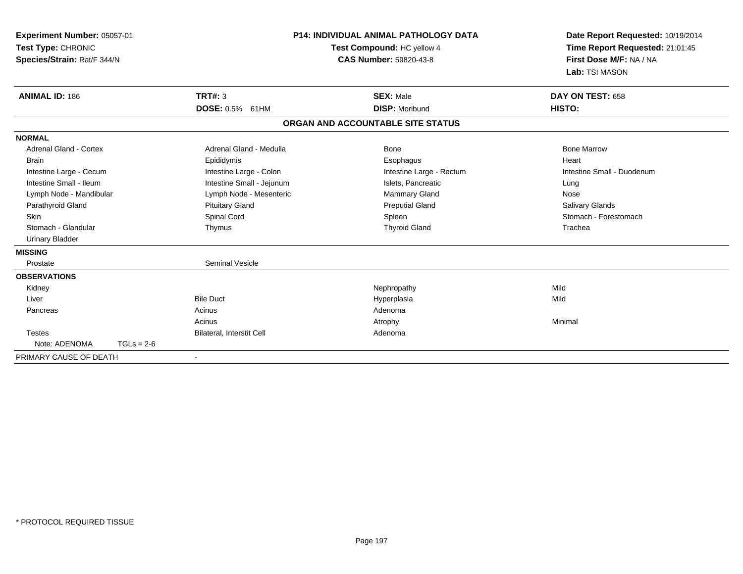**Experiment Number:** 05057-01
**Test Type:** CHRONIC
**Species/Strain:** Rat/F 344/N

**P14: INDIVIDUAL ANIMAL PATHOLOGY DATA**
**Test Compound:** HC yellow 4
**CAS Number:** 59820-43-8

**Date Report Requested:** 10/19/2014
**Time Report Requested:** 21:01:45
**First Dose M/F:** NA / NA
**Lab:** TSI MASON

| **ANIMAL ID:** 186 | **TRT#:** 3 | **SEX:** Male | **DAY ON TEST:** 658 |
|---|---|---|---|
| | **DOSE:** 0.5% 61HM | **DISP:** Moribund | **HISTO:** |

## ORGAN AND ACCOUNTABLE SITE STATUS

**NORMAL**

| | | | |
|---|---|---|---|
| Adrenal Gland - Cortex | Adrenal Gland - Medulla | Bone | Bone Marrow |
| Brain | Epididymis | Esophagus | Heart |
| Intestine Large - Cecum | Intestine Large - Colon | Intestine Large - Rectum | Intestine Small - Duodenum |
| Intestine Small - Ileum | Intestine Small - Jejunum | Islets, Pancreatic | Lung |
| Lymph Node - Mandibular | Lymph Node - Mesenteric | Mammary Gland | Nose |
| Parathyroid Gland | Pituitary Gland | Preputial Gland | Salivary Glands |
| Skin | Spinal Cord | Spleen | Stomach - Forestomach |
| Stomach - Glandular | Thymus | Thyroid Gland | Trachea |
| Urinary Bladder | | | |

**MISSING**

| | |
|---|---|
| Prostate | Seminal Vesicle |

**OBSERVATIONS**

| | | | |
|---|---|---|---|
| Kidney | | Nephropathy | Mild |
| Liver | Bile Duct | Hyperplasia | Mild |
| Pancreas | Acinus | Adenoma | |
| | Acinus | Atrophy | Minimal |
| Testes | Bilateral, Interstit Cell | Adenoma | |
| Note: ADENOMA TGLs = 2-6 | | | |

PRIMARY CAUSE OF DEATH -

\* PROTOCOL REQUIRED TISSUE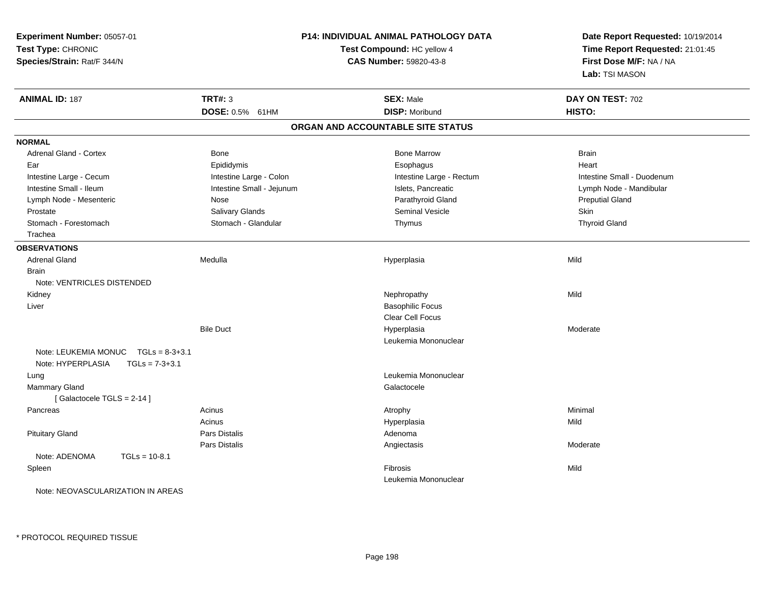**Experiment Number:** 05057-01
**Test Type:** CHRONIC
**Species/Strain:** Rat/F 344/N

**P14: INDIVIDUAL ANIMAL PATHOLOGY DATA**
**Test Compound:** HC yellow 4
**CAS Number:** 59820-43-8

**Date Report Requested:** 10/19/2014
**Time Report Requested:** 21:01:45
**First Dose M/F:** NA / NA
**Lab:** TSI MASON

| **ANIMAL ID:** 187 | **TRT#:** 3 | **SEX:** Male | **DAY ON TEST:** 702 |
|---|---|---|---|
| | **DOSE:** 0.5% 61HM | **DISP:** Moribund | **HISTO:** |

## ORGAN AND ACCOUNTABLE SITE STATUS

**NORMAL**

| | | | |
|---|---|---|---|
| Adrenal Gland - Cortex | Bone | Bone Marrow | Brain |
| Ear | Epididymis | Esophagus | Heart |
| Intestine Large - Cecum | Intestine Large - Colon | Intestine Large - Rectum | Intestine Small - Duodenum |
| Intestine Small - Ileum | Intestine Small - Jejunum | Islets, Pancreatic | Lymph Node - Mandibular |
| Lymph Node - Mesenteric | Nose | Parathyroid Gland | Preputial Gland |
| Prostate | Salivary Glands | Seminal Vesicle | Skin |
| Stomach - Forestomach | Stomach - Glandular | Thymus | Thyroid Gland |
| Trachea | | | |

**OBSERVATIONS**

| | | | |
|---|---|---|---|
| Adrenal Gland | Medulla | Hyperplasia | Mild |
| Brain | | | |
| Note: VENTRICLES DISTENDED | | | |
| Kidney | | Nephropathy | Mild |
| Liver | | Basophilic Focus | |
| | | Clear Cell Focus | |
| | Bile Duct | Hyperplasia | Moderate |
| | | Leukemia Mononuclear | |
| Note: LEUKEMIA MONUC TGLs = 8-3+3.1 | | | |
| Note: HYPERPLASIA TGLs = 7-3+3.1 | | | |
| Lung | | Leukemia Mononuclear | |
| Mammary Gland | | Galactocele | |
| [ Galactocele TGLS = 2-14 ] | | | |
| Pancreas | Acinus | Atrophy | Minimal |
| | Acinus | Hyperplasia | Mild |
| Pituitary Gland | Pars Distalis | Adenoma | |
| | Pars Distalis | Angiectasis | Moderate |
| Note: ADENOMA TGLs = 10-8.1 | | | |
| Spleen | | Fibrosis | Mild |
| | | Leukemia Mononuclear | |
| Note: NEOVASCULARIZATION IN AREAS | | | |

\* PROTOCOL REQUIRED TISSUE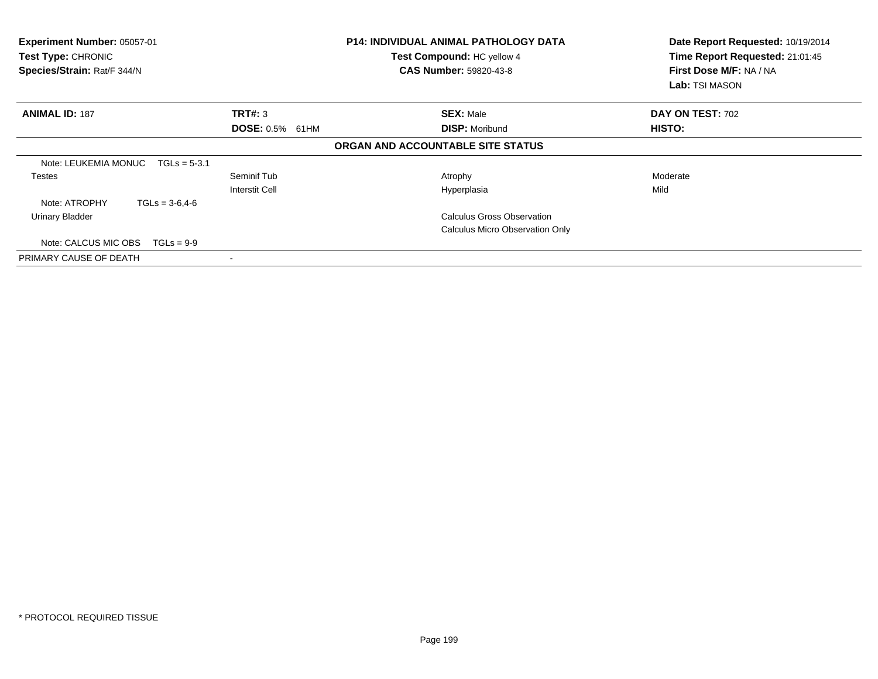**Experiment Number:** 05057-01
**Test Type:** CHRONIC
**Species/Strain:** Rat/F 344/N

**P14: INDIVIDUAL ANIMAL PATHOLOGY DATA**
**Test Compound:** HC yellow 4
**CAS Number:** 59820-43-8

**Date Report Requested:** 10/19/2014
**Time Report Requested:** 21:01:45
**First Dose M/F:** NA / NA
**Lab:** TSI MASON

| **ANIMAL ID:** 187 | **TRT#:** 3 | **SEX:** Male | **DAY ON TEST:** 702 |
|---|---|---|---|
| | **DOSE:** 0.5% 61HM | **DISP:** Moribund | **HISTO:** |

**ORGAN AND ACCOUNTABLE SITE STATUS**

| | | | |
|---|---|---|---|
| Note: LEUKEMIA MONUC TGLs = 5-3.1 | | | |
| Testes | Seminif Tub | Atrophy | Moderate |
| | Interstit Cell | Hyperplasia | Mild |
| Note: ATROPHY TGLs = 3-6,4-6 | | | |
| Urinary Bladder | | Calculus Gross Observation | |
| | | Calculus Micro Observation Only | |
| Note: CALCUS MIC OBS TGLs = 9-9 | | | |
| PRIMARY CAUSE OF DEATH | - | | |

\* PROTOCOL REQUIRED TISSUE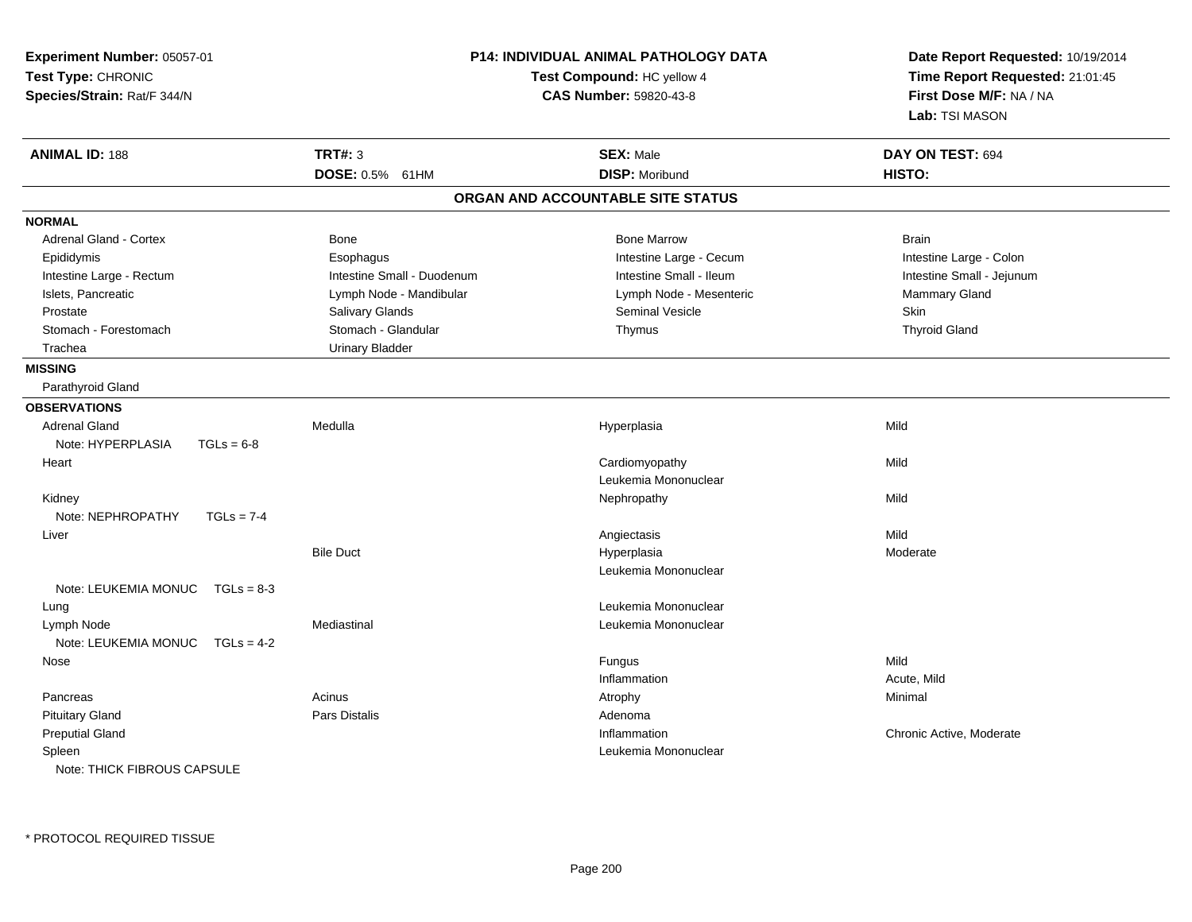**Experiment Number:** 05057-01
**Test Type:** CHRONIC
**Species/Strain:** Rat/F 344/N

**P14: INDIVIDUAL ANIMAL PATHOLOGY DATA**
**Test Compound:** HC yellow 4
**CAS Number:** 59820-43-8

**Date Report Requested:** 10/19/2014
**Time Report Requested:** 21:01:45
**First Dose M/F:** NA / NA
**Lab:** TSI MASON

| **ANIMAL ID:** 188 | **TRT#:** 3 | **SEX:** Male | **DAY ON TEST:** 694 |
|---|---|---|---|
| | **DOSE:** 0.5% 61HM | **DISP:** Moribund | **HISTO:** |

## ORGAN AND ACCOUNTABLE SITE STATUS

**NORMAL**

| | | | |
|---|---|---|---|
| Adrenal Gland - Cortex | Bone | Bone Marrow | Brain |
| Epididymis | Esophagus | Intestine Large - Cecum | Intestine Large - Colon |
| Intestine Large - Rectum | Intestine Small - Duodenum | Intestine Small - Ileum | Intestine Small - Jejunum |
| Islets, Pancreatic | Lymph Node - Mandibular | Lymph Node - Mesenteric | Mammary Gland |
| Prostate | Salivary Glands | Seminal Vesicle | Skin |
| Stomach - Forestomach | Stomach - Glandular | Thymus | Thyroid Gland |
| Trachea | Urinary Bladder | | |

**MISSING**

Parathyroid Gland

**OBSERVATIONS**

| | | | |
|---|---|---|---|
| Adrenal Gland | Medulla | Hyperplasia | Mild |
| Note: HYPERPLASIA TGLs = 6-8 | | | |
| Heart | | Cardiomyopathy | Mild |
| | | Leukemia Mononuclear | |
| Kidney | | Nephropathy | Mild |
| Note: NEPHROPATHY TGLs = 7-4 | | | |
| Liver | | Angiectasis | Mild |
| | Bile Duct | Hyperplasia | Moderate |
| | | Leukemia Mononuclear | |
| Note: LEUKEMIA MONUC TGLs = 8-3 | | | |
| Lung | | Leukemia Mononuclear | |
| Lymph Node | Mediastinal | Leukemia Mononuclear | |
| Note: LEUKEMIA MONUC TGLs = 4-2 | | | |
| Nose | | Fungus | Mild |
| | | Inflammation | Acute, Mild |
| Pancreas | Acinus | Atrophy | Minimal |
| Pituitary Gland | Pars Distalis | Adenoma | |
| Preputial Gland | | Inflammation | Chronic Active, Moderate |
| Spleen | | Leukemia Mononuclear | |
| Note: THICK FIBROUS CAPSULE | | | |

* PROTOCOL REQUIRED TISSUE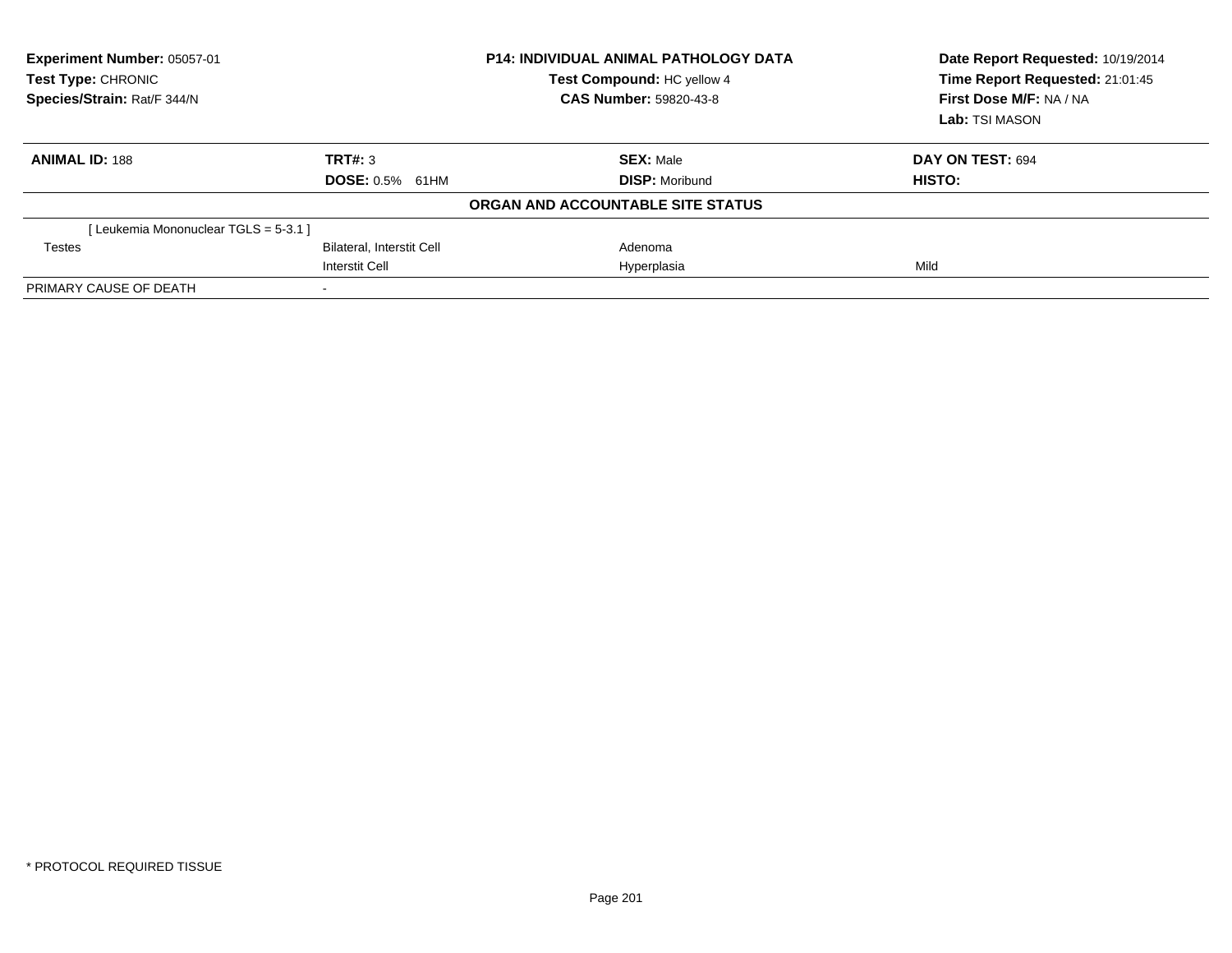**Experiment Number:** 05057-01
**Test Type:** CHRONIC
**Species/Strain:** Rat/F 344/N

**P14: INDIVIDUAL ANIMAL PATHOLOGY DATA**
**Test Compound:** HC yellow 4
**CAS Number:** 59820-43-8

**Date Report Requested:** 10/19/2014
**Time Report Requested:** 21:01:45
**First Dose M/F:** NA / NA
**Lab:** TSI MASON

| **ANIMAL ID:** 188 | **TRT#:** 3 | **SEX:** Male | **DAY ON TEST:** 694 |
|---|---|---|---|
| | **DOSE:** 0.5% 61HM | **DISP:** Moribund | **HISTO:** |

**ORGAN AND ACCOUNTABLE SITE STATUS**

| | | | |
|---|---|---|---|
| [ Leukemia Mononuclear TGLS = 5-3.1 ] | | | |
| Testes | Bilateral, Interstit Cell | Adenoma | |
| | Interstit Cell | Hyperplasia | Mild |
| PRIMARY CAUSE OF DEATH | - | | |

* PROTOCOL REQUIRED TISSUE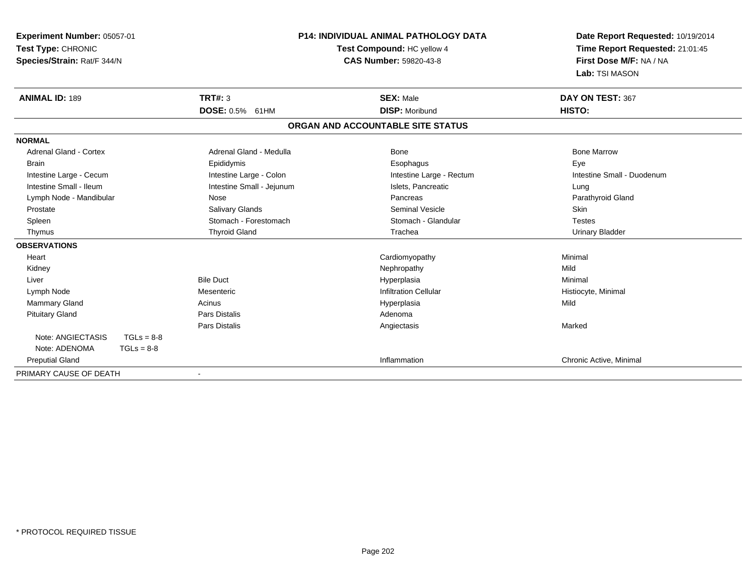**Experiment Number:** 05057-01
**Test Type:** CHRONIC
**Species/Strain:** Rat/F 344/N

**P14: INDIVIDUAL ANIMAL PATHOLOGY DATA**
**Test Compound:** HC yellow 4
**CAS Number:** 59820-43-8

**Date Report Requested:** 10/19/2014
**Time Report Requested:** 21:01:45
**First Dose M/F:** NA / NA
**Lab:** TSI MASON

| **ANIMAL ID:** 189 | **TRT#:** 3 | **SEX:** Male | **DAY ON TEST:** 367 |
|---|---|---|---|
| | **DOSE:** 0.5% 61HM | **DISP:** Moribund | **HISTO:** |

## ORGAN AND ACCOUNTABLE SITE STATUS

| | | | |
|---|---|---|---|
| **NORMAL** | | | |
| Adrenal Gland - Cortex | Adrenal Gland - Medulla | Bone | Bone Marrow |
| Brain | Epididymis | Esophagus | Eye |
| Intestine Large - Cecum | Intestine Large - Colon | Intestine Large - Rectum | Intestine Small - Duodenum |
| Intestine Small - Ileum | Intestine Small - Jejunum | Islets, Pancreatic | Lung |
| Lymph Node - Mandibular | Nose | Pancreas | Parathyroid Gland |
| Prostate | Salivary Glands | Seminal Vesicle | Skin |
| Spleen | Stomach - Forestomach | Stomach - Glandular | Testes |
| Thymus | Thyroid Gland | Trachea | Urinary Bladder |
| **OBSERVATIONS** | | | |
| Heart | | Cardiomyopathy | Minimal |
| Kidney | | Nephropathy | Mild |
| Liver | Bile Duct | Hyperplasia | Minimal |
| Lymph Node | Mesenteric | Infiltration Cellular | Histiocyte, Minimal |
| Mammary Gland | Acinus | Hyperplasia | Mild |
| Pituitary Gland | Pars Distalis | Adenoma | |
| | Pars Distalis | Angiectasis | Marked |
| Note: ANGIECTASIS TGLs = 8-8 | | | |
| Note: ADENOMA TGLs = 8-8 | | | |
| Preputial Gland | | Inflammation | Chronic Active, Minimal |
| PRIMARY CAUSE OF DEATH | - | | |

\* PROTOCOL REQUIRED TISSUE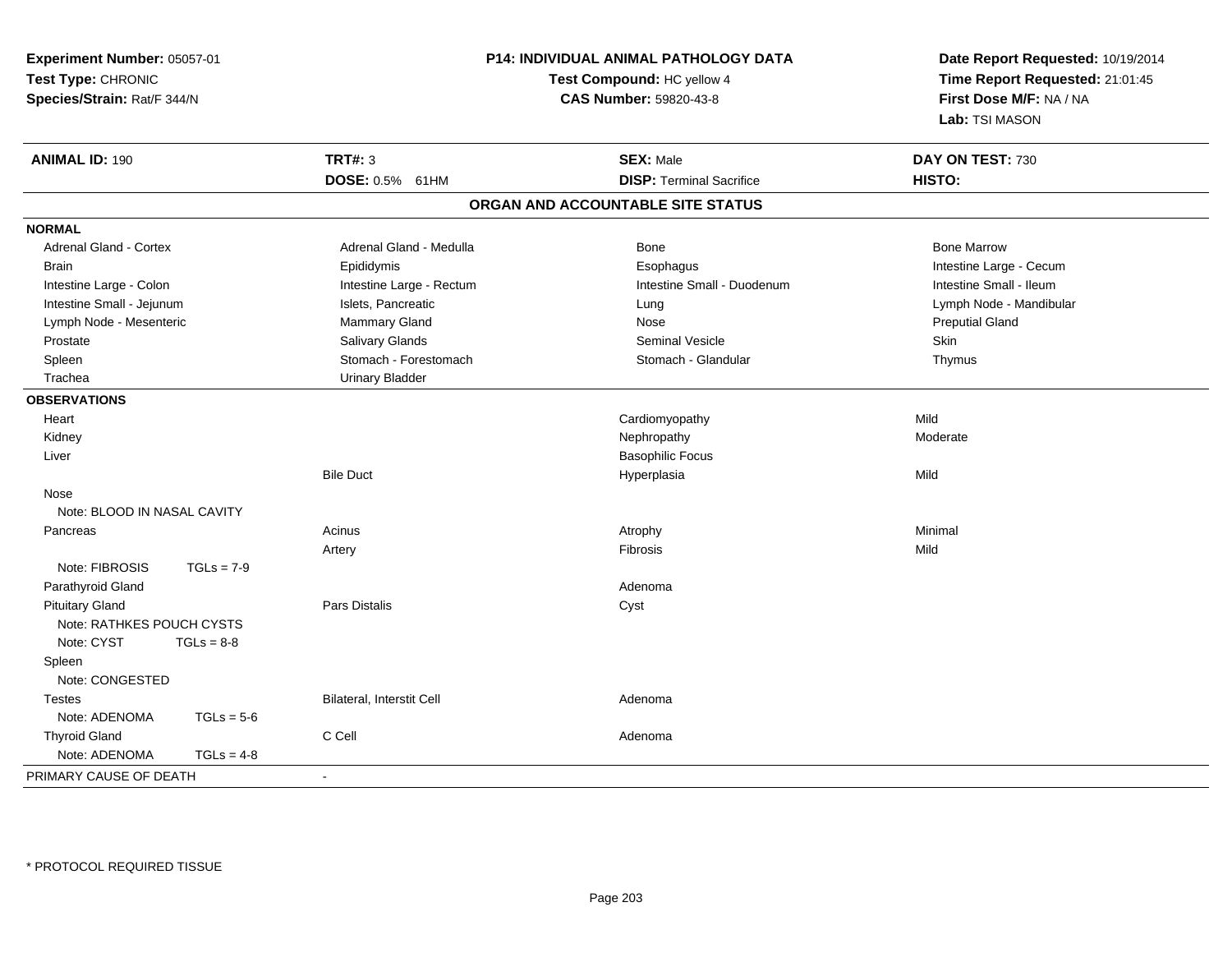**Experiment Number:** 05057-01
**Test Type:** CHRONIC
**Species/Strain:** Rat/F 344/N

**P14: INDIVIDUAL ANIMAL PATHOLOGY DATA**
**Test Compound:** HC yellow 4
**CAS Number:** 59820-43-8

**Date Report Requested:** 10/19/2014
**Time Report Requested:** 21:01:45
**First Dose M/F:** NA / NA
**Lab:** TSI MASON

| **ANIMAL ID:** 190 | **TRT#:** 3 | **SEX:** Male | **DAY ON TEST:** 730 |
|---|---|---|---|
| | **DOSE:** 0.5% 61HM | **DISP:** Terminal Sacrifice | **HISTO:** |

## ORGAN AND ACCOUNTABLE SITE STATUS

**NORMAL**

| | | | |
|---|---|---|---|
| Adrenal Gland - Cortex | Adrenal Gland - Medulla | Bone | Bone Marrow |
| Brain | Epididymis | Esophagus | Intestine Large - Cecum |
| Intestine Large - Colon | Intestine Large - Rectum | Intestine Small - Duodenum | Intestine Small - Ileum |
| Intestine Small - Jejunum | Islets, Pancreatic | Lung | Lymph Node - Mandibular |
| Lymph Node - Mesenteric | Mammary Gland | Nose | Preputial Gland |
| Prostate | Salivary Glands | Seminal Vesicle | Skin |
| Spleen | Stomach - Forestomach | Stomach - Glandular | Thymus |
| Trachea | Urinary Bladder | | |

**OBSERVATIONS**

| | | | |
|---|---|---|---|
| Heart | | Cardiomyopathy | Mild |
| Kidney | | Nephropathy | Moderate |
| Liver | | Basophilic Focus | |
| | Bile Duct | Hyperplasia | Mild |
| Nose | | | |
| Note: BLOOD IN NASAL CAVITY | | | |
| Pancreas | Acinus | Atrophy | Minimal |
| | Artery | Fibrosis | Mild |
| Note: FIBROSIS TGLs = 7-9 | | | |
| Parathyroid Gland | | Adenoma | |
| Pituitary Gland | Pars Distalis | Cyst | |
| Note: RATHKES POUCH CYSTS | | | |
| Note: CYST TGLs = 8-8 | | | |
| Spleen | | | |
| Note: CONGESTED | | | |
| Testes | Bilateral, Interstit Cell | Adenoma | |
| Note: ADENOMA TGLs = 5-6 | | | |
| Thyroid Gland | C Cell | Adenoma | |
| Note: ADENOMA TGLs = 4-8 | | | |

PRIMARY CAUSE OF DEATH -

* PROTOCOL REQUIRED TISSUE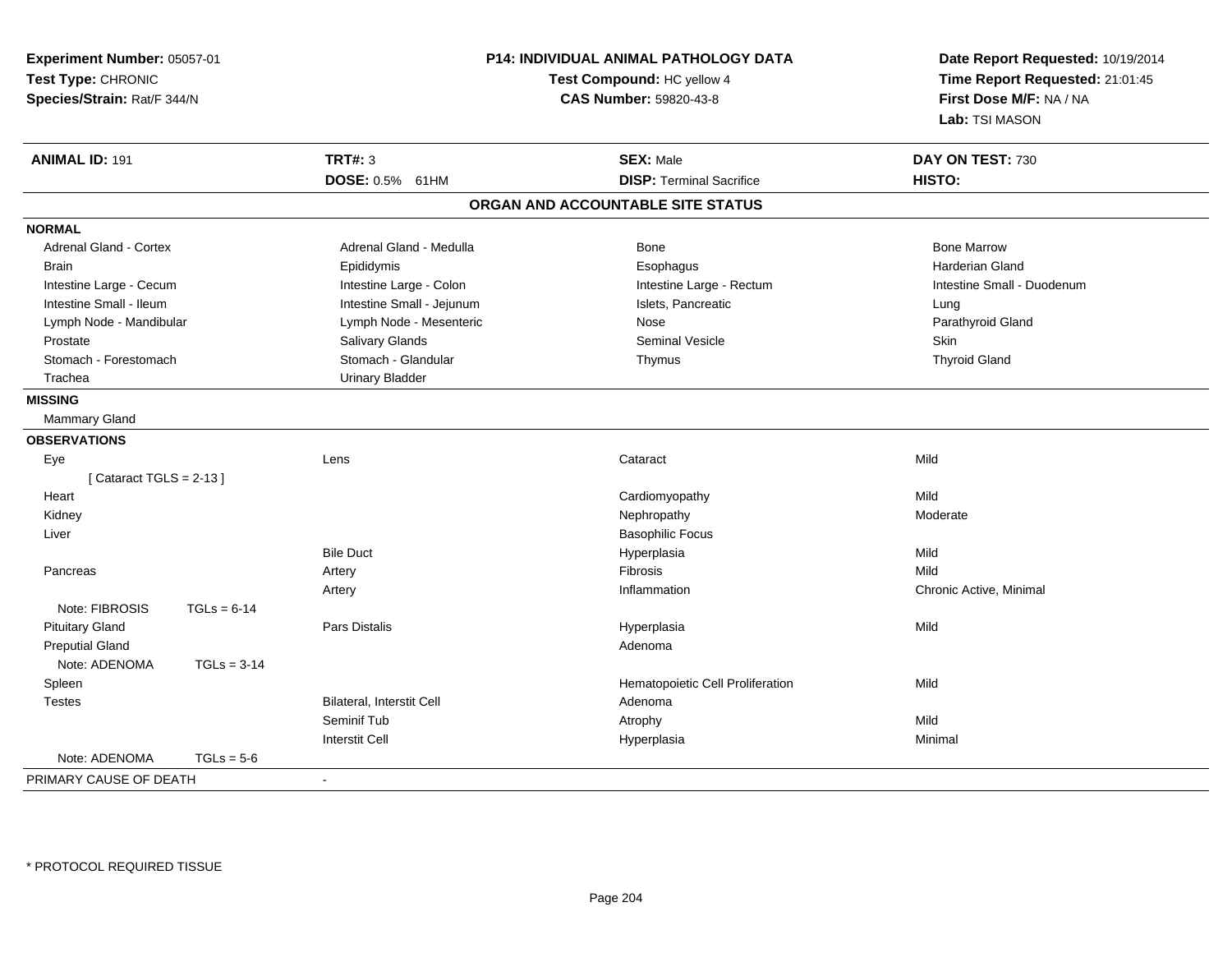**Experiment Number:** 05057-01
**Test Type:** CHRONIC
**Species/Strain:** Rat/F 344/N

**P14: INDIVIDUAL ANIMAL PATHOLOGY DATA**
**Test Compound:** HC yellow 4
**CAS Number:** 59820-43-8

**Date Report Requested:** 10/19/2014
**Time Report Requested:** 21:01:45
**First Dose M/F:** NA / NA
**Lab:** TSI MASON

| **ANIMAL ID:** 191 | **TRT#:** 3 | **SEX:** Male | **DAY ON TEST:** 730 |
|---|---|---|---|
| | **DOSE:** 0.5% 61HM | **DISP:** Terminal Sacrifice | **HISTO:** |

## ORGAN AND ACCOUNTABLE SITE STATUS

**NORMAL**

| | | | |
|---|---|---|---|
| Adrenal Gland - Cortex | Adrenal Gland - Medulla | Bone | Bone Marrow |
| Brain | Epididymis | Esophagus | Harderian Gland |
| Intestine Large - Cecum | Intestine Large - Colon | Intestine Large - Rectum | Intestine Small - Duodenum |
| Intestine Small - Ileum | Intestine Small - Jejunum | Islets, Pancreatic | Lung |
| Lymph Node - Mandibular | Lymph Node - Mesenteric | Nose | Parathyroid Gland |
| Prostate | Salivary Glands | Seminal Vesicle | Skin |
| Stomach - Forestomach | Stomach - Glandular | Thymus | Thyroid Gland |
| Trachea | Urinary Bladder | | |

**MISSING**

Mammary Gland

**OBSERVATIONS**

| | | | |
|---|---|---|---|
| Eye | Lens | Cataract | Mild |
| [ Cataract TGLS = 2-13 ] | | | |
| Heart | | Cardiomyopathy | Mild |
| Kidney | | Nephropathy | Moderate |
| Liver | | Basophilic Focus | |
| | Bile Duct | Hyperplasia | Mild |
| Pancreas | Artery | Fibrosis | Mild |
| | Artery | Inflammation | Chronic Active, Minimal |
| Note: FIBROSIS TGLs = 6-14 | | | |
| Pituitary Gland | Pars Distalis | Hyperplasia | Mild |
| Preputial Gland | | Adenoma | |
| Note: ADENOMA TGLs = 3-14 | | | |
| Spleen | | Hematopoietic Cell Proliferation | Mild |
| Testes | Bilateral, Interstit Cell | Adenoma | |
| | Seminif Tub | Atrophy | Mild |
| | Interstit Cell | Hyperplasia | Minimal |
| Note: ADENOMA TGLs = 5-6 | | | |

PRIMARY CAUSE OF DEATH -

\* PROTOCOL REQUIRED TISSUE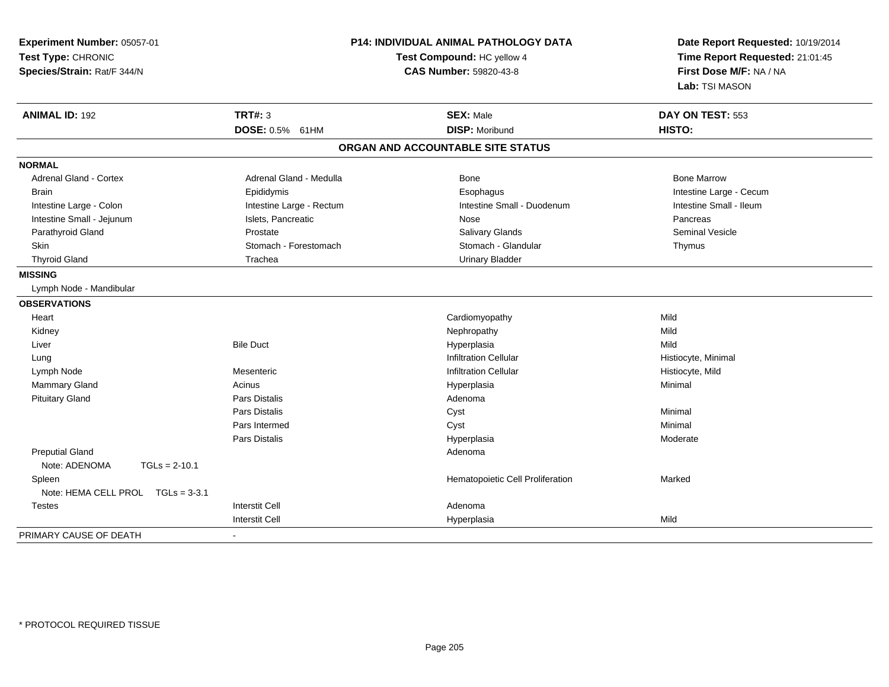**Experiment Number:** 05057-01
**Test Type:** CHRONIC
**Species/Strain:** Rat/F 344/N

**P14: INDIVIDUAL ANIMAL PATHOLOGY DATA**
**Test Compound:** HC yellow 4
**CAS Number:** 59820-43-8

**Date Report Requested:** 10/19/2014
**Time Report Requested:** 21:01:45
**First Dose M/F:** NA / NA
**Lab:** TSI MASON

| **ANIMAL ID:** 192 | **TRT#:** 3 | **SEX:** Male | **DAY ON TEST:** 553 |
|---|---|---|---|
| | **DOSE:** 0.5% 61HM | **DISP:** Moribund | **HISTO:** |

## ORGAN AND ACCOUNTABLE SITE STATUS

**NORMAL**

| | | | |
|---|---|---|---|
| Adrenal Gland - Cortex | Adrenal Gland - Medulla | Bone | Bone Marrow |
| Brain | Epididymis | Esophagus | Intestine Large - Cecum |
| Intestine Large - Colon | Intestine Large - Rectum | Intestine Small - Duodenum | Intestine Small - Ileum |
| Intestine Small - Jejunum | Islets, Pancreatic | Nose | Pancreas |
| Parathyroid Gland | Prostate | Salivary Glands | Seminal Vesicle |
| Skin | Stomach - Forestomach | Stomach - Glandular | Thymus |
| Thyroid Gland | Trachea | Urinary Bladder | |

**MISSING**

Lymph Node - Mandibular

**OBSERVATIONS**

| Organ | Site | Observation | Severity |
|---|---|---|---|
| Heart | | Cardiomyopathy | Mild |
| Kidney | | Nephropathy | Mild |
| Liver | Bile Duct | Hyperplasia | Mild |
| Lung | | Infiltration Cellular | Histiocyte, Minimal |
| Lymph Node | Mesenteric | Infiltration Cellular | Histiocyte, Mild |
| Mammary Gland | Acinus | Hyperplasia | Minimal |
| Pituitary Gland | Pars Distalis | Adenoma | |
| | Pars Distalis | Cyst | Minimal |
| | Pars Intermed | Cyst | Minimal |
| | Pars Distalis | Hyperplasia | Moderate |
| Preputial Gland | | Adenoma | |
| Note: ADENOMA TGLs = 2-10.1 | | | |
| Spleen | | Hematopoietic Cell Proliferation | Marked |
| Note: HEMA CELL PROL TGLs = 3-3.1 | | | |
| Testes | Interstit Cell | Adenoma | |
| | Interstit Cell | Hyperplasia | Mild |

PRIMARY CAUSE OF DEATH -

\* PROTOCOL REQUIRED TISSUE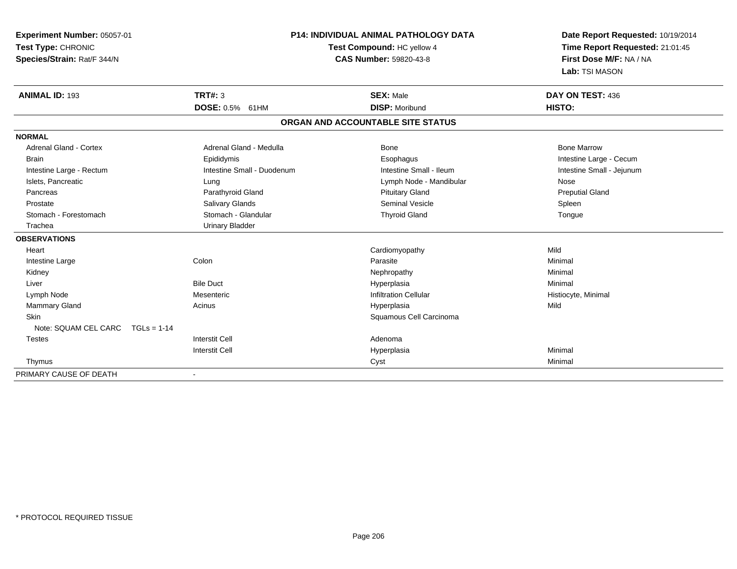**Experiment Number:** 05057-01
**Test Type:** CHRONIC
**Species/Strain:** Rat/F 344/N

**P14: INDIVIDUAL ANIMAL PATHOLOGY DATA**
**Test Compound:** HC yellow 4
**CAS Number:** 59820-43-8

**Date Report Requested:** 10/19/2014
**Time Report Requested:** 21:01:45
**First Dose M/F:** NA / NA
**Lab:** TSI MASON

| **ANIMAL ID:** 193 | **TRT#:** 3 | **SEX:** Male | **DAY ON TEST:** 436 |
|---|---|---|---|
| | **DOSE:** 0.5% 61HM | **DISP:** Moribund | **HISTO:** |

## ORGAN AND ACCOUNTABLE SITE STATUS

| | | | |
|---|---|---|---|
| **NORMAL** | | | |
| Adrenal Gland - Cortex | Adrenal Gland - Medulla | Bone | Bone Marrow |
| Brain | Epididymis | Esophagus | Intestine Large - Cecum |
| Intestine Large - Rectum | Intestine Small - Duodenum | Intestine Small - Ileum | Intestine Small - Jejunum |
| Islets, Pancreatic | Lung | Lymph Node - Mandibular | Nose |
| Pancreas | Parathyroid Gland | Pituitary Gland | Preputial Gland |
| Prostate | Salivary Glands | Seminal Vesicle | Spleen |
| Stomach - Forestomach | Stomach - Glandular | Thyroid Gland | Tongue |
| Trachea | Urinary Bladder | | |
| **OBSERVATIONS** | | | |
| Heart | | Cardiomyopathy | Mild |
| Intestine Large | Colon | Parasite | Minimal |
| Kidney | | Nephropathy | Minimal |
| Liver | Bile Duct | Hyperplasia | Minimal |
| Lymph Node | Mesenteric | Infiltration Cellular | Histiocyte, Minimal |
| Mammary Gland | Acinus | Hyperplasia | Mild |
| Skin | | Squamous Cell Carcinoma | |
| Note: SQUAM CEL CARC TGLs = 1-14 | | | |
| Testes | Interstit Cell | Adenoma | |
| | Interstit Cell | Hyperplasia | Minimal |
| Thymus | | Cyst | Minimal |
| PRIMARY CAUSE OF DEATH | - | | |

* PROTOCOL REQUIRED TISSUE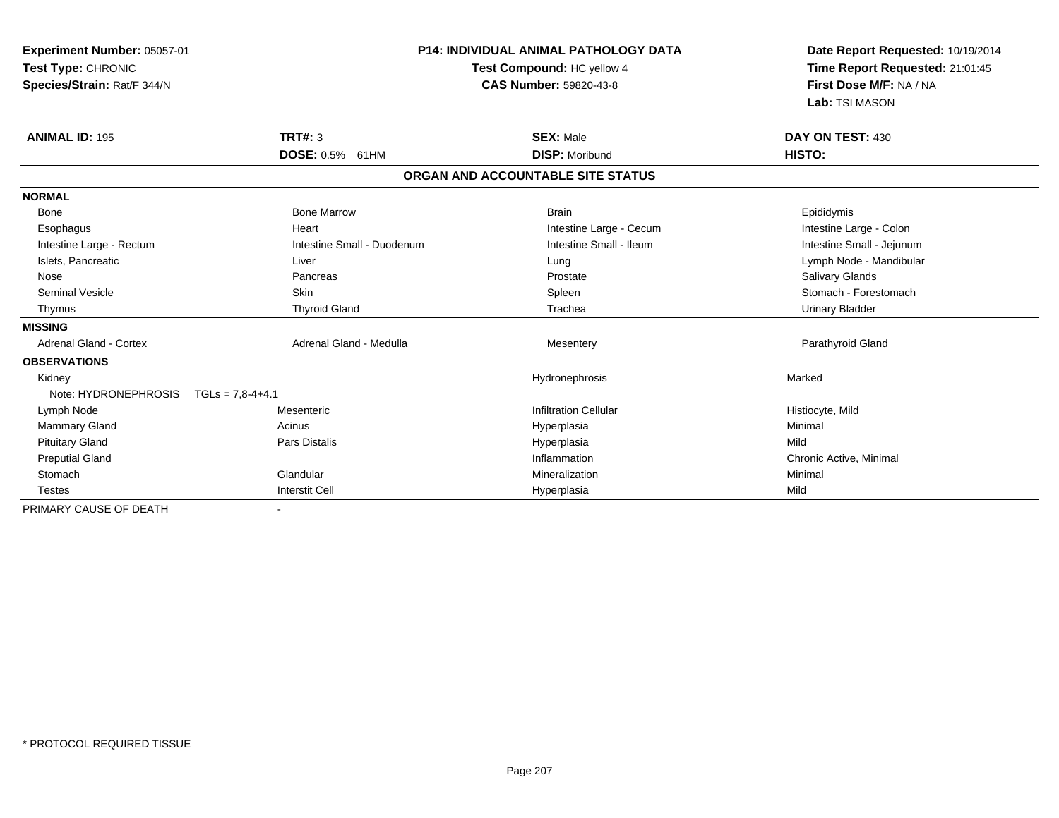**Experiment Number:** 05057-01
**Test Type:** CHRONIC
**Species/Strain:** Rat/F 344/N

**P14: INDIVIDUAL ANIMAL PATHOLOGY DATA**
**Test Compound:** HC yellow 4
**CAS Number:** 59820-43-8

**Date Report Requested:** 10/19/2014
**Time Report Requested:** 21:01:45
**First Dose M/F:** NA / NA
**Lab:** TSI MASON

| **ANIMAL ID:** 195 | **TRT#:** 3 | **SEX:** Male | **DAY ON TEST:** 430 |
|---|---|---|---|
| | **DOSE:** 0.5% 61HM | **DISP:** Moribund | **HISTO:** |

**ORGAN AND ACCOUNTABLE SITE STATUS**

| | | | |
|---|---|---|---|
| **NORMAL** | | | |
| Bone | Bone Marrow | Brain | Epididymis |
| Esophagus | Heart | Intestine Large - Cecum | Intestine Large - Colon |
| Intestine Large - Rectum | Intestine Small - Duodenum | Intestine Small - Ileum | Intestine Small - Jejunum |
| Islets, Pancreatic | Liver | Lung | Lymph Node - Mandibular |
| Nose | Pancreas | Prostate | Salivary Glands |
| Seminal Vesicle | Skin | Spleen | Stomach - Forestomach |
| Thymus | Thyroid Gland | Trachea | Urinary Bladder |
| **MISSING** | | | |
| Adrenal Gland - Cortex | Adrenal Gland - Medulla | Mesentery | Parathyroid Gland |
| **OBSERVATIONS** | | | |
| Kidney | | Hydronephrosis | Marked |
| Note: HYDRONEPHROSIS TGLs = 7,8-4+4.1 | | | |
| Lymph Node | Mesenteric | Infiltration Cellular | Histiocyte, Mild |
| Mammary Gland | Acinus | Hyperplasia | Minimal |
| Pituitary Gland | Pars Distalis | Hyperplasia | Mild |
| Preputial Gland | | Inflammation | Chronic Active, Minimal |
| Stomach | Glandular | Mineralization | Minimal |
| Testes | Interstit Cell | Hyperplasia | Mild |
| PRIMARY CAUSE OF DEATH | - | | |

* PROTOCOL REQUIRED TISSUE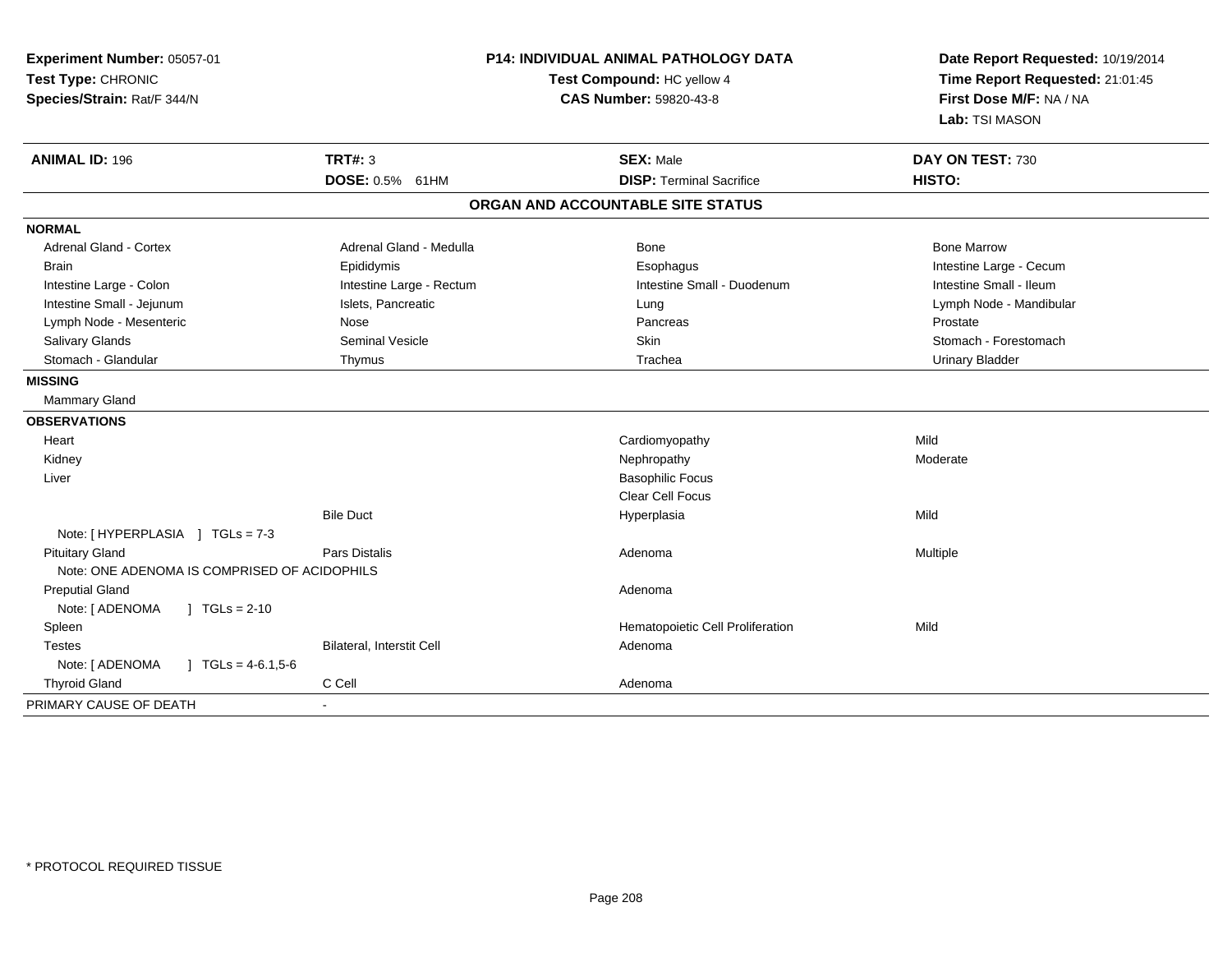**Experiment Number:** 05057-01
**Test Type:** CHRONIC
**Species/Strain:** Rat/F 344/N

**P14: INDIVIDUAL ANIMAL PATHOLOGY DATA**
**Test Compound:** HC yellow 4
**CAS Number:** 59820-43-8

**Date Report Requested:** 10/19/2014
**Time Report Requested:** 21:01:45
**First Dose M/F:** NA / NA
**Lab:** TSI MASON

| **ANIMAL ID:** 196 | **TRT#:** 3 | **SEX:** Male | **DAY ON TEST:** 730 |
|---|---|---|---|
| | **DOSE:** 0.5% 61HM | **DISP:** Terminal Sacrifice | **HISTO:** |

## ORGAN AND ACCOUNTABLE SITE STATUS

| | | | |
|---|---|---|---|
| **NORMAL** | | | |
| Adrenal Gland - Cortex | Adrenal Gland - Medulla | Bone | Bone Marrow |
| Brain | Epididymis | Esophagus | Intestine Large - Cecum |
| Intestine Large - Colon | Intestine Large - Rectum | Intestine Small - Duodenum | Intestine Small - Ileum |
| Intestine Small - Jejunum | Islets, Pancreatic | Lung | Lymph Node - Mandibular |
| Lymph Node - Mesenteric | Nose | Pancreas | Prostate |
| Salivary Glands | Seminal Vesicle | Skin | Stomach - Forestomach |
| Stomach - Glandular | Thymus | Trachea | Urinary Bladder |
| **MISSING** | | | |
| Mammary Gland | | | |
| **OBSERVATIONS** | | | |
| Heart | | Cardiomyopathy | Mild |
| Kidney | | Nephropathy | Moderate |
| Liver | | Basophilic Focus | |
| | | Clear Cell Focus | |
| | Bile Duct | Hyperplasia | Mild |
| Note: [ HYPERPLASIA ] TGLs = 7-3 | | | |
| Pituitary Gland | Pars Distalis | Adenoma | Multiple |
| Note: ONE ADENOMA IS COMPRISED OF ACIDOPHILS | | | |
| Preputial Gland | | Adenoma | |
| Note: [ ADENOMA ] TGLs = 2-10 | | | |
| Spleen | | Hematopoietic Cell Proliferation | Mild |
| Testes | Bilateral, Interstit Cell | Adenoma | |
| Note: [ ADENOMA ] TGLs = 4-6.1,5-6 | | | |
| Thyroid Gland | C Cell | Adenoma | |
| PRIMARY CAUSE OF DEATH | - | | |

\* PROTOCOL REQUIRED TISSUE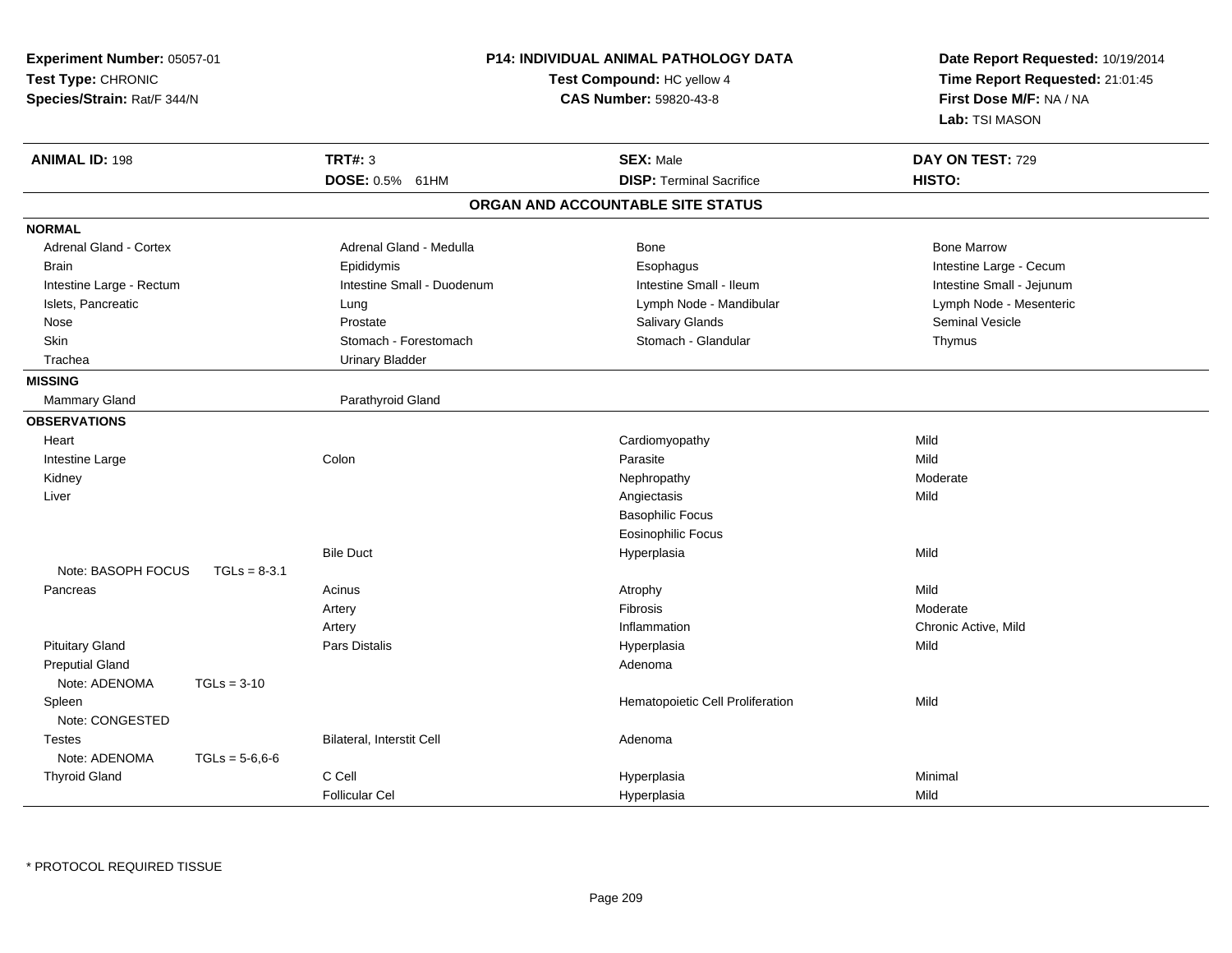**Experiment Number:** 05057-01
**Test Type:** CHRONIC
**Species/Strain:** Rat/F 344/N

**P14: INDIVIDUAL ANIMAL PATHOLOGY DATA**
**Test Compound:** HC yellow 4
**CAS Number:** 59820-43-8

**Date Report Requested:** 10/19/2014
**Time Report Requested:** 21:01:45
**First Dose M/F:** NA / NA
**Lab:** TSI MASON

| **ANIMAL ID:** 198 | **TRT#:** 3 | **SEX:** Male | **DAY ON TEST:** 729 |
|---|---|---|---|
| | **DOSE:** 0.5% 61HM | **DISP:** Terminal Sacrifice | **HISTO:** |

## ORGAN AND ACCOUNTABLE SITE STATUS

**NORMAL**

| | | | |
|---|---|---|---|
| Adrenal Gland - Cortex | Adrenal Gland - Medulla | Bone | Bone Marrow |
| Brain | Epididymis | Esophagus | Intestine Large - Cecum |
| Intestine Large - Rectum | Intestine Small - Duodenum | Intestine Small - Ileum | Intestine Small - Jejunum |
| Islets, Pancreatic | Lung | Lymph Node - Mandibular | Lymph Node - Mesenteric |
| Nose | Prostate | Salivary Glands | Seminal Vesicle |
| Skin | Stomach - Forestomach | Stomach - Glandular | Thymus |
| Trachea | Urinary Bladder | | |

**MISSING**

| | |
|---|---|
| Mammary Gland | Parathyroid Gland |

**OBSERVATIONS**

| Organ | Site | Observation | Severity |
|---|---|---|---|
| Heart | | Cardiomyopathy | Mild |
| Intestine Large | Colon | Parasite | Mild |
| Kidney | | Nephropathy | Moderate |
| Liver | | Angiectasis | Mild |
| | | Basophilic Focus | |
| | | Eosinophilic Focus | |
| | Bile Duct | Hyperplasia | Mild |
| Note: BASOPH FOCUS TGLs = 8-3.1 | | | |
| Pancreas | Acinus | Atrophy | Mild |
| | Artery | Fibrosis | Moderate |
| | Artery | Inflammation | Chronic Active, Mild |
| Pituitary Gland | Pars Distalis | Hyperplasia | Mild |
| Preputial Gland | | Adenoma | |
| Note: ADENOMA TGLs = 3-10 | | | |
| Spleen | | Hematopoietic Cell Proliferation | Mild |
| Note: CONGESTED | | | |
| Testes | Bilateral, Interstit Cell | Adenoma | |
| Note: ADENOMA TGLs = 5-6,6-6 | | | |
| Thyroid Gland | C Cell | Hyperplasia | Minimal |
| | Follicular Cel | Hyperplasia | Mild |

\* PROTOCOL REQUIRED TISSUE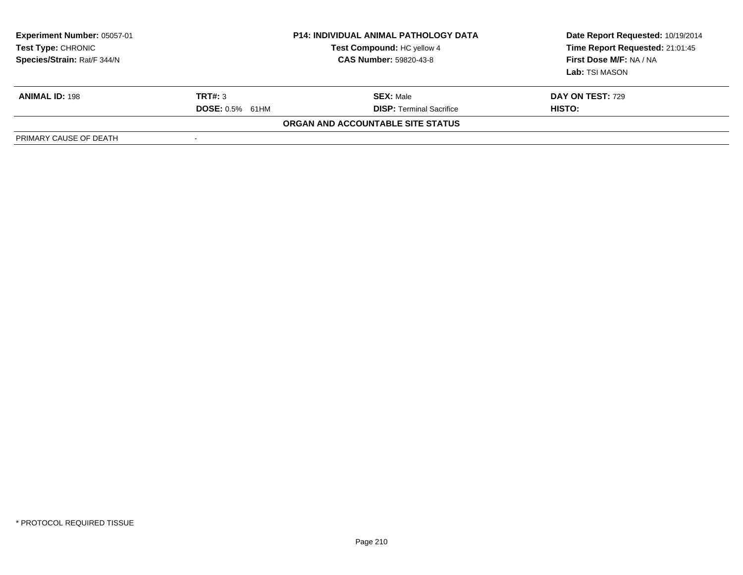| Experiment Number: 05057-01 | P14: INDIVIDUAL ANIMAL PATHOLOGY DATA | Date Report Requested: 10/19/2014 |
|---|---|---|
| Test Type: CHRONIC | Test Compound: HC yellow 4 | Time Report Requested: 21:01:45 |
| Species/Strain: Rat/F 344/N | CAS Number: 59820-43-8 | First Dose M/F: NA / NA |
| | | Lab: TSI MASON |

| ANIMAL ID: 198 | TRT#: 3 | SEX: Male | DAY ON TEST: 729 |
|---|---|---|---|
| | DOSE: 0.5% 61HM | DISP: Terminal Sacrifice | HISTO: |

**ORGAN AND ACCOUNTABLE SITE STATUS**

| PRIMARY CAUSE OF DEATH | - |
|---|---|

* PROTOCOL REQUIRED TISSUE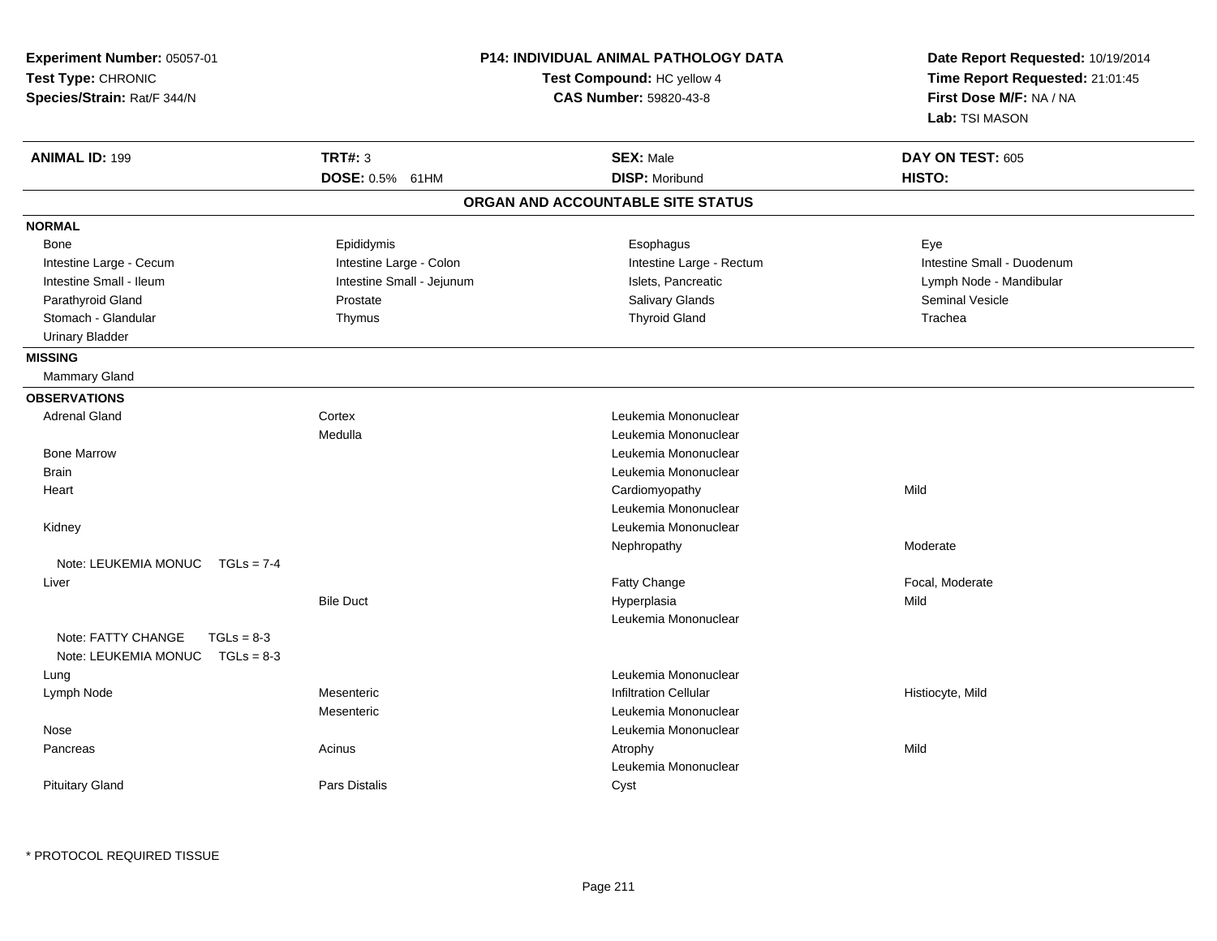**Experiment Number:** 05057-01
**Test Type:** CHRONIC
**Species/Strain:** Rat/F 344/N

**P14: INDIVIDUAL ANIMAL PATHOLOGY DATA**
**Test Compound:** HC yellow 4
**CAS Number:** 59820-43-8

**Date Report Requested:** 10/19/2014
**Time Report Requested:** 21:01:45
**First Dose M/F:** NA / NA
**Lab:** TSI MASON

| **ANIMAL ID:** 199 | **TRT#:** 3 | **SEX:** Male | **DAY ON TEST:** 605 |
|---|---|---|---|
| | **DOSE:** 0.5% 61HM | **DISP:** Moribund | **HISTO:** |

## ORGAN AND ACCOUNTABLE SITE STATUS

**NORMAL**

| | | | |
|---|---|---|---|
| Bone | Epididymis | Esophagus | Eye |
| Intestine Large - Cecum | Intestine Large - Colon | Intestine Large - Rectum | Intestine Small - Duodenum |
| Intestine Small - Ileum | Intestine Small - Jejunum | Islets, Pancreatic | Lymph Node - Mandibular |
| Parathyroid Gland | Prostate | Salivary Glands | Seminal Vesicle |
| Stomach - Glandular | Thymus | Thyroid Gland | Trachea |
| Urinary Bladder | | | |

**MISSING**

Mammary Gland

**OBSERVATIONS**

| | | | |
|---|---|---|---|
| Adrenal Gland | Cortex | Leukemia Mononuclear | |
| | Medulla | Leukemia Mononuclear | |
| Bone Marrow | | Leukemia Mononuclear | |
| Brain | | Leukemia Mononuclear | |
| Heart | | Cardiomyopathy | Mild |
| | | Leukemia Mononuclear | |
| Kidney | | Leukemia Mononuclear | |
| | | Nephropathy | Moderate |
| Note: LEUKEMIA MONUC TGLs = 7-4 | | | |
| Liver | | Fatty Change | Focal, Moderate |
| | Bile Duct | Hyperplasia | Mild |
| | | Leukemia Mononuclear | |
| Note: FATTY CHANGE TGLs = 8-3 | | | |
| Note: LEUKEMIA MONUC TGLs = 8-3 | | | |
| Lung | | Leukemia Mononuclear | |
| Lymph Node | Mesenteric | Infiltration Cellular | Histiocyte, Mild |
| | Mesenteric | Leukemia Mononuclear | |
| Nose | | Leukemia Mononuclear | |
| Pancreas | Acinus | Atrophy | Mild |
| | | Leukemia Mononuclear | |
| Pituitary Gland | Pars Distalis | Cyst | |

\* PROTOCOL REQUIRED TISSUE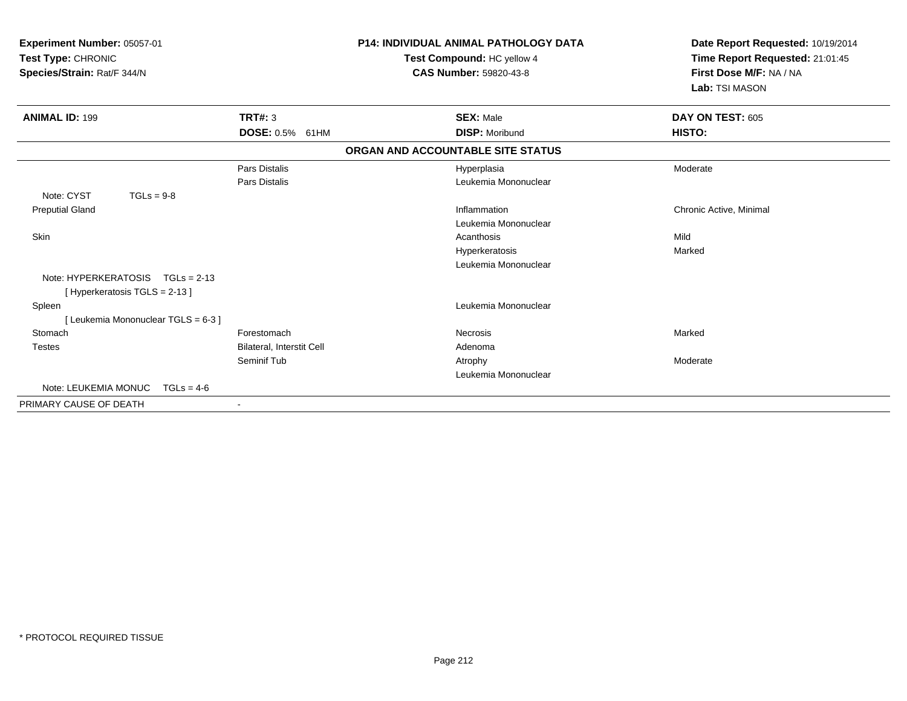**Experiment Number:** 05057-01
**Test Type:** CHRONIC
**Species/Strain:** Rat/F 344/N

**P14: INDIVIDUAL ANIMAL PATHOLOGY DATA**
**Test Compound:** HC yellow 4
**CAS Number:** 59820-43-8

**Date Report Requested:** 10/19/2014
**Time Report Requested:** 21:01:45
**First Dose M/F:** NA / NA
**Lab:** TSI MASON

| **ANIMAL ID:** 199 | **TRT#:** 3 | **SEX:** Male | **DAY ON TEST:** 605 |
|---|---|---|---|
| | **DOSE:** 0.5% 61HM | **DISP:** Moribund | **HISTO:** |

**ORGAN AND ACCOUNTABLE SITE STATUS**

| | | | |
|---|---|---|---|
| | Pars Distalis | Hyperplasia | Moderate |
| | Pars Distalis | Leukemia Mononuclear | |
| Note: CYST TGLs = 9-8 | | | |
| Preputial Gland | | Inflammation | Chronic Active, Minimal |
| | | Leukemia Mononuclear | |
| Skin | | Acanthosis | Mild |
| | | Hyperkeratosis | Marked |
| | | Leukemia Mononuclear | |
| Note: HYPERKERATOSIS TGLs = 2-13 | | | |
| [ Hyperkeratosis TGLS = 2-13 ] | | | |
| Spleen | | Leukemia Mononuclear | |
| [ Leukemia Mononuclear TGLS = 6-3 ] | | | |
| Stomach | Forestomach | Necrosis | Marked |
| Testes | Bilateral, Interstit Cell | Adenoma | |
| | Seminif Tub | Atrophy | Moderate |
| | | Leukemia Mononuclear | |
| Note: LEUKEMIA MONUC TGLs = 4-6 | | | |
| PRIMARY CAUSE OF DEATH | - | | |

\* PROTOCOL REQUIRED TISSUE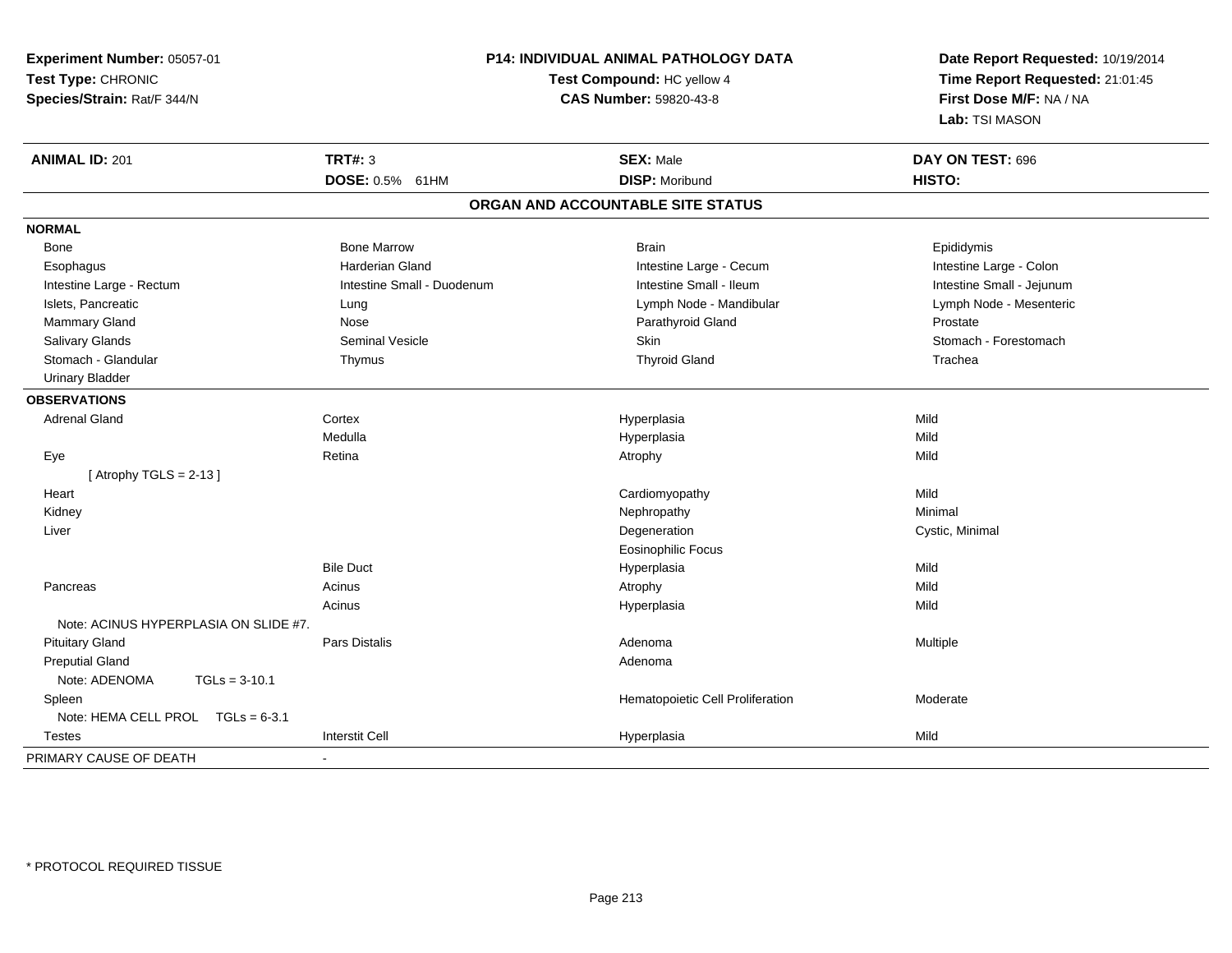**Experiment Number:** 05057-01
**Test Type:** CHRONIC
**Species/Strain:** Rat/F 344/N

**P14: INDIVIDUAL ANIMAL PATHOLOGY DATA**
**Test Compound:** HC yellow 4
**CAS Number:** 59820-43-8

**Date Report Requested:** 10/19/2014
**Time Report Requested:** 21:01:45
**First Dose M/F:** NA / NA
**Lab:** TSI MASON

| **ANIMAL ID:** 201 | **TRT#:** 3 | **SEX:** Male | **DAY ON TEST:** 696 |
|---|---|---|---|
| | **DOSE:** 0.5% 61HM | **DISP:** Moribund | **HISTO:** |

## ORGAN AND ACCOUNTABLE SITE STATUS

**NORMAL**

| | | | |
|---|---|---|---|
| Bone | Bone Marrow | Brain | Epididymis |
| Esophagus | Harderian Gland | Intestine Large - Cecum | Intestine Large - Colon |
| Intestine Large - Rectum | Intestine Small - Duodenum | Intestine Small - Ileum | Intestine Small - Jejunum |
| Islets, Pancreatic | Lung | Lymph Node - Mandibular | Lymph Node - Mesenteric |
| Mammary Gland | Nose | Parathyroid Gland | Prostate |
| Salivary Glands | Seminal Vesicle | Skin | Stomach - Forestomach |
| Stomach - Glandular | Thymus | Thyroid Gland | Trachea |
| Urinary Bladder | | | |

**OBSERVATIONS**

| | | | |
|---|---|---|---|
| Adrenal Gland | Cortex | Hyperplasia | Mild |
| | Medulla | Hyperplasia | Mild |
| Eye | Retina | Atrophy | Mild |
| [ Atrophy TGLS = 2-13 ] | | | |
| Heart | | Cardiomyopathy | Mild |
| Kidney | | Nephropathy | Minimal |
| Liver | | Degeneration | Cystic, Minimal |
| | | Eosinophilic Focus | |
| | Bile Duct | Hyperplasia | Mild |
| Pancreas | Acinus | Atrophy | Mild |
| | Acinus | Hyperplasia | Mild |
| Note: ACINUS HYPERPLASIA ON SLIDE #7. | | | |
| Pituitary Gland | Pars Distalis | Adenoma | Multiple |
| Preputial Gland | | Adenoma | |
| Note: ADENOMA TGLs = 3-10.1 | | | |
| Spleen | | Hematopoietic Cell Proliferation | Moderate |
| Note: HEMA CELL PROL TGLs = 6-3.1 | | | |
| Testes | Interstit Cell | Hyperplasia | Mild |

PRIMARY CAUSE OF DEATH -

* PROTOCOL REQUIRED TISSUE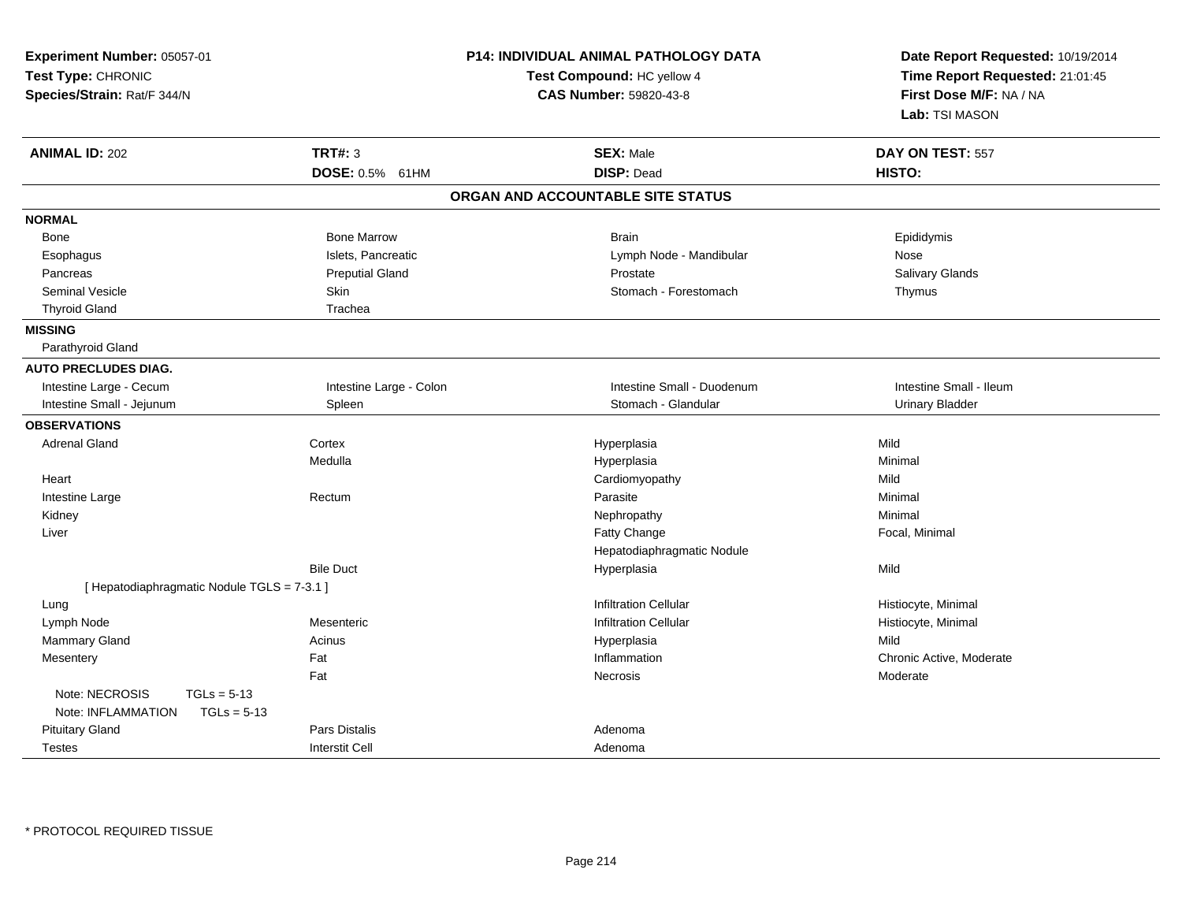**Experiment Number:** 05057-01
**Test Type:** CHRONIC
**Species/Strain:** Rat/F 344/N

**P14: INDIVIDUAL ANIMAL PATHOLOGY DATA**
**Test Compound:** HC yellow 4
**CAS Number:** 59820-43-8

**Date Report Requested:** 10/19/2014
**Time Report Requested:** 21:01:45
**First Dose M/F:** NA / NA
**Lab:** TSI MASON

| **ANIMAL ID:** 202 | **TRT#:** 3 | **SEX:** Male | **DAY ON TEST:** 557 |
|---|---|---|---|
| | **DOSE:** 0.5% 61HM | **DISP:** Dead | **HISTO:** |

## ORGAN AND ACCOUNTABLE SITE STATUS

**NORMAL**

| | | | |
|---|---|---|---|
| Bone | Bone Marrow | Brain | Epididymis |
| Esophagus | Islets, Pancreatic | Lymph Node - Mandibular | Nose |
| Pancreas | Preputial Gland | Prostate | Salivary Glands |
| Seminal Vesicle | Skin | Stomach - Forestomach | Thymus |
| Thyroid Gland | Trachea | | |

**MISSING**

Parathyroid Gland

**AUTO PRECLUDES DIAG.**

| | | | |
|---|---|---|---|
| Intestine Large - Cecum | Intestine Large - Colon | Intestine Small - Duodenum | Intestine Small - Ileum |
| Intestine Small - Jejunum | Spleen | Stomach - Glandular | Urinary Bladder |

**OBSERVATIONS**

| | | | |
|---|---|---|---|
| Adrenal Gland | Cortex | Hyperplasia | Mild |
| | Medulla | Hyperplasia | Minimal |
| Heart | | Cardiomyopathy | Mild |
| Intestine Large | Rectum | Parasite | Minimal |
| Kidney | | Nephropathy | Minimal |
| Liver | | Fatty Change | Focal, Minimal |
| | | Hepatodiaphragmatic Nodule | |
| | Bile Duct | Hyperplasia | Mild |
| [ Hepatodiaphragmatic Nodule TGLS = 7-3.1 ] | | | |
| Lung | | Infiltration Cellular | Histiocyte, Minimal |
| Lymph Node | Mesenteric | Infiltration Cellular | Histiocyte, Minimal |
| Mammary Gland | Acinus | Hyperplasia | Mild |
| Mesentery | Fat | Inflammation | Chronic Active, Moderate |
| | Fat | Necrosis | Moderate |
| Note: NECROSIS TGLs = 5-13 | | | |
| Note: INFLAMMATION TGLs = 5-13 | | | |
| Pituitary Gland | Pars Distalis | Adenoma | |
| Testes | Interstit Cell | Adenoma | |

\* PROTOCOL REQUIRED TISSUE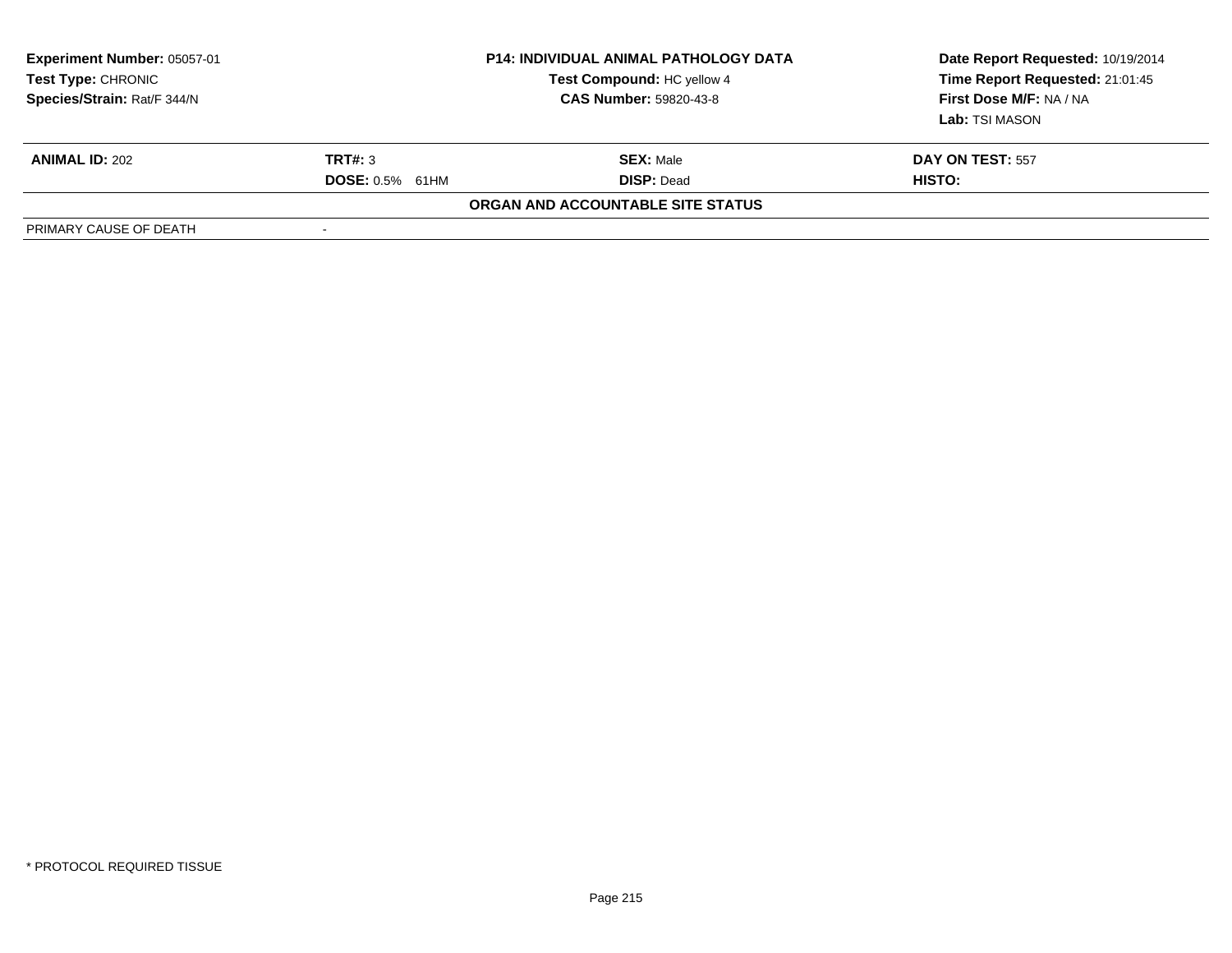| Experiment Number: 05057-01 | P14: INDIVIDUAL ANIMAL PATHOLOGY DATA | Date Report Requested: 10/19/2014 |
|---|---|---|
| Test Type: CHRONIC | Test Compound: HC yellow 4 | Time Report Requested: 21:01:45 |
| Species/Strain: Rat/F 344/N | CAS Number: 59820-43-8 | First Dose M/F: NA / NA |
| | | Lab: TSI MASON |

| ANIMAL ID: 202 | TRT#: 3 | SEX: Male | DAY ON TEST: 557 |
|---|---|---|---|
| | DOSE: 0.5% 61HM | DISP: Dead | HISTO: |

**ORGAN AND ACCOUNTABLE SITE STATUS**

| PRIMARY CAUSE OF DEATH | - |
|---|---|

\* PROTOCOL REQUIRED TISSUE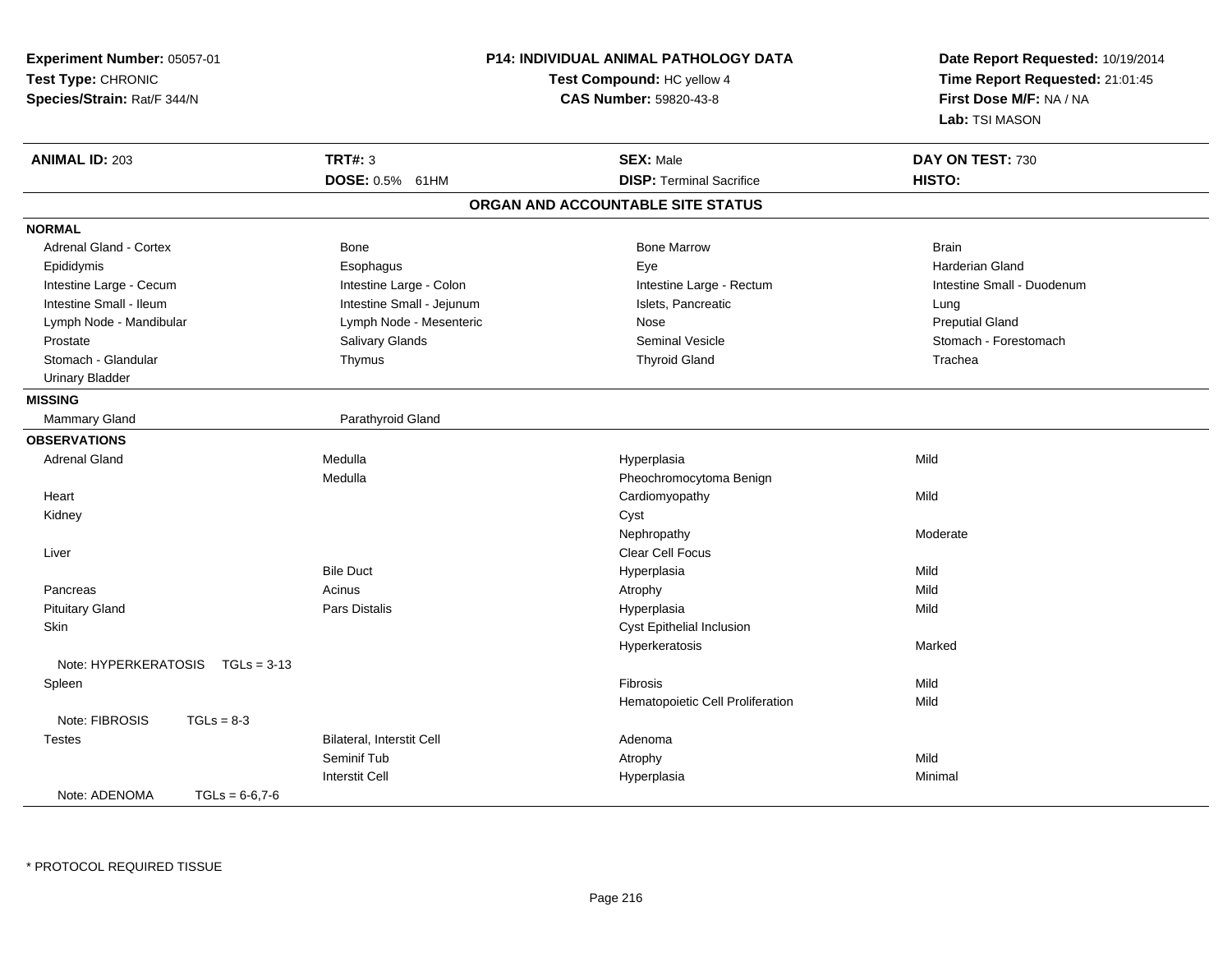**Experiment Number:** 05057-01
**Test Type:** CHRONIC
**Species/Strain:** Rat/F 344/N

**P14: INDIVIDUAL ANIMAL PATHOLOGY DATA**
**Test Compound:** HC yellow 4
**CAS Number:** 59820-43-8

**Date Report Requested:** 10/19/2014
**Time Report Requested:** 21:01:45
**First Dose M/F:** NA / NA
**Lab:** TSI MASON

| **ANIMAL ID:** 203 | **TRT#:** 3 | **SEX:** Male | **DAY ON TEST:** 730 |
|---|---|---|---|
| | **DOSE:** 0.5% 61HM | **DISP:** Terminal Sacrifice | **HISTO:** |

## ORGAN AND ACCOUNTABLE SITE STATUS

| | | | |
|---|---|---|---|
| **NORMAL** | | | |
| Adrenal Gland - Cortex | Bone | Bone Marrow | Brain |
| Epididymis | Esophagus | Eye | Harderian Gland |
| Intestine Large - Cecum | Intestine Large - Colon | Intestine Large - Rectum | Intestine Small - Duodenum |
| Intestine Small - Ileum | Intestine Small - Jejunum | Islets, Pancreatic | Lung |
| Lymph Node - Mandibular | Lymph Node - Mesenteric | Nose | Preputial Gland |
| Prostate | Salivary Glands | Seminal Vesicle | Stomach - Forestomach |
| Stomach - Glandular | Thymus | Thyroid Gland | Trachea |
| Urinary Bladder | | | |
| **MISSING** | | | |
| Mammary Gland | Parathyroid Gland | | |
| **OBSERVATIONS** | | | |
| Adrenal Gland | Medulla | Hyperplasia | Mild |
| | Medulla | Pheochromocytoma Benign | |
| Heart | | Cardiomyopathy | Mild |
| Kidney | | Cyst | |
| | | Nephropathy | Moderate |
| Liver | | Clear Cell Focus | |
| | Bile Duct | Hyperplasia | Mild |
| Pancreas | Acinus | Atrophy | Mild |
| Pituitary Gland | Pars Distalis | Hyperplasia | Mild |
| Skin | | Cyst Epithelial Inclusion | |
| | | Hyperkeratosis | Marked |
| Note: HYPERKERATOSIS TGLs = 3-13 | | | |
| Spleen | | Fibrosis | Mild |
| | | Hematopoietic Cell Proliferation | Mild |
| Note: FIBROSIS TGLs = 8-3 | | | |
| Testes | Bilateral, Interstit Cell | Adenoma | |
| | Seminif Tub | Atrophy | Mild |
| | Interstit Cell | Hyperplasia | Minimal |
| Note: ADENOMA TGLs = 6-6,7-6 | | | |

* PROTOCOL REQUIRED TISSUE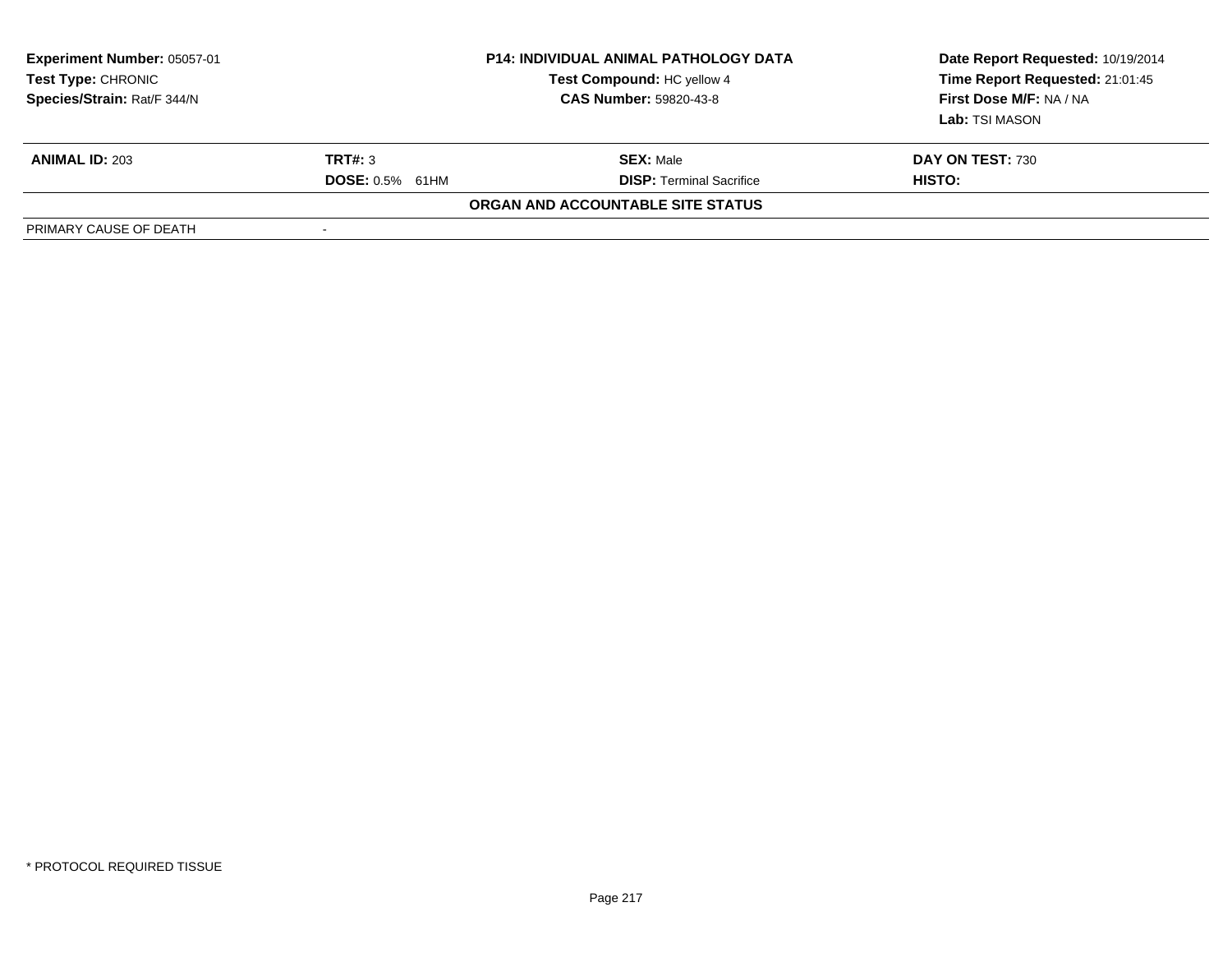| **Experiment Number:** 05057-01 | **P14: INDIVIDUAL ANIMAL PATHOLOGY DATA** | **Date Report Requested:** 10/19/2014 |
|---|---|---|
| **Test Type:** CHRONIC | **Test Compound:** HC yellow 4 | **Time Report Requested:** 21:01:45 |
| **Species/Strain:** Rat/F 344/N | **CAS Number:** 59820-43-8 | **First Dose M/F:** NA / NA |
| | | **Lab:** TSI MASON |

| **ANIMAL ID:** 203 | **TRT#:** 3 | **SEX:** Male | **DAY ON TEST:** 730 |
|---|---|---|---|
| | **DOSE:** 0.5% 61HM | **DISP:** Terminal Sacrifice | **HISTO:** |

**ORGAN AND ACCOUNTABLE SITE STATUS**

| PRIMARY CAUSE OF DEATH | - |
|---|---|

\* PROTOCOL REQUIRED TISSUE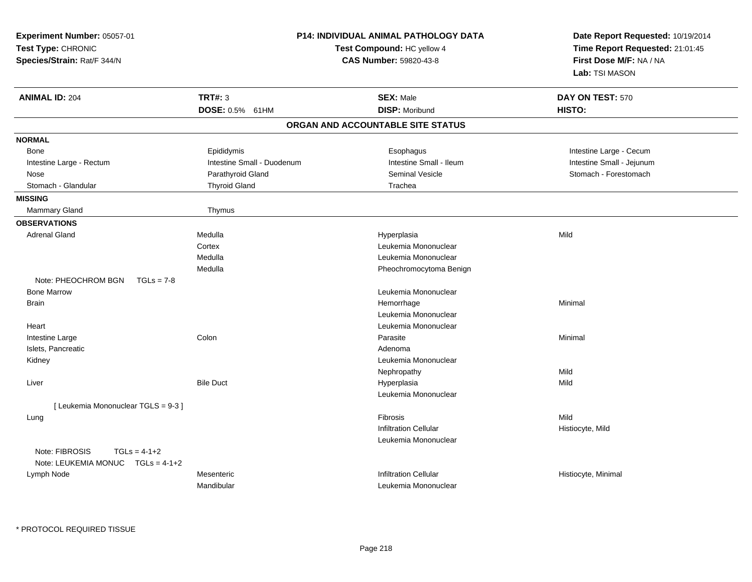**Experiment Number:** 05057-01
**Test Type:** CHRONIC
**Species/Strain:** Rat/F 344/N

**P14: INDIVIDUAL ANIMAL PATHOLOGY DATA**
**Test Compound:** HC yellow 4
**CAS Number:** 59820-43-8

**Date Report Requested:** 10/19/2014
**Time Report Requested:** 21:01:45
**First Dose M/F:** NA / NA
**Lab:** TSI MASON

| **ANIMAL ID:** 204 | **TRT#:** 3 | **SEX:** Male | **DAY ON TEST:** 570 |
|---|---|---|---|
| | **DOSE:** 0.5% 61HM | **DISP:** Moribund | **HISTO:** |

## ORGAN AND ACCOUNTABLE SITE STATUS

**NORMAL**

| | | | |
|---|---|---|---|
| Bone | Epididymis | Esophagus | Intestine Large - Cecum |
| Intestine Large - Rectum | Intestine Small - Duodenum | Intestine Small - Ileum | Intestine Small - Jejunum |
| Nose | Parathyroid Gland | Seminal Vesicle | Stomach - Forestomach |
| Stomach - Glandular | Thyroid Gland | Trachea | |

**MISSING**

| | |
|---|---|
| Mammary Gland | Thymus |

**OBSERVATIONS**

| | | | |
|---|---|---|---|
| Adrenal Gland | Medulla | Hyperplasia | Mild |
| | Cortex | Leukemia Mononuclear | |
| | Medulla | Leukemia Mononuclear | |
| | Medulla | Pheochromocytoma Benign | |
| Note: PHEOCHROM BGN TGLs = 7-8 | | | |
| Bone Marrow | | Leukemia Mononuclear | |
| Brain | | Hemorrhage | Minimal |
| | | Leukemia Mononuclear | |
| Heart | | Leukemia Mononuclear | |
| Intestine Large | Colon | Parasite | Minimal |
| Islets, Pancreatic | | Adenoma | |
| Kidney | | Leukemia Mononuclear | |
| | | Nephropathy | Mild |
| Liver | Bile Duct | Hyperplasia | Mild |
| | | Leukemia Mononuclear | |
| [ Leukemia Mononuclear TGLS = 9-3 ] | | | |
| Lung | | Fibrosis | Mild |
| | | Infiltration Cellular | Histiocyte, Mild |
| | | Leukemia Mononuclear | |
| Note: FIBROSIS TGLs = 4-1+2 | | | |
| Note: LEUKEMIA MONUC TGLs = 4-1+2 | | | |
| Lymph Node | Mesenteric | Infiltration Cellular | Histiocyte, Minimal |
| | Mandibular | Leukemia Mononuclear | |

* PROTOCOL REQUIRED TISSUE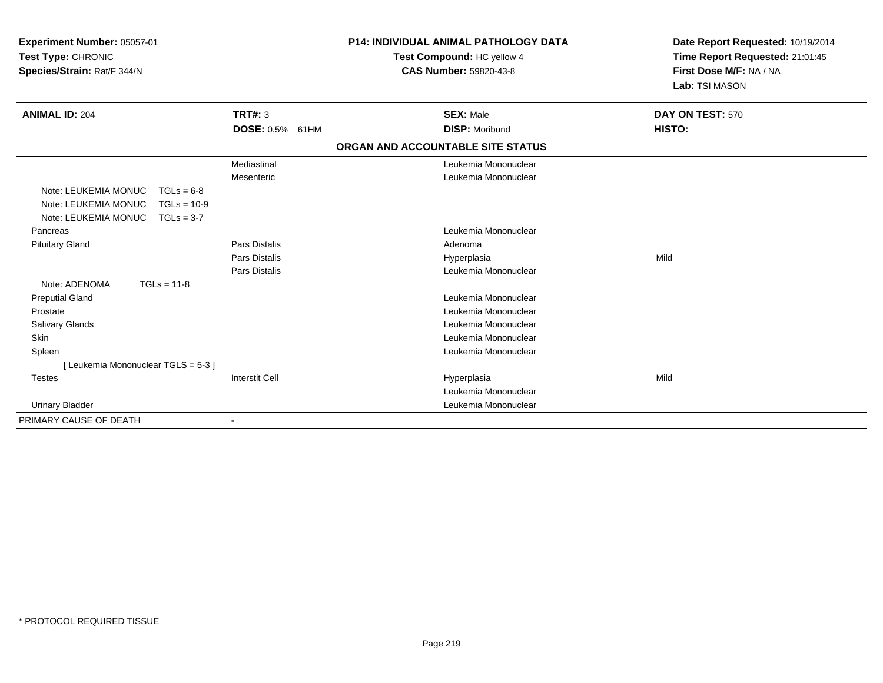**Experiment Number:** 05057-01
**Test Type:** CHRONIC
**Species/Strain:** Rat/F 344/N

**P14: INDIVIDUAL ANIMAL PATHOLOGY DATA**
**Test Compound:** HC yellow 4
**CAS Number:** 59820-43-8

**Date Report Requested:** 10/19/2014
**Time Report Requested:** 21:01:45
**First Dose M/F:** NA / NA
**Lab:** TSI MASON

| **ANIMAL ID:** 204 | **TRT#:** 3 | **SEX:** Male | **DAY ON TEST:** 570 |
|---|---|---|---|
| | **DOSE:** 0.5% 61HM | **DISP:** Moribund | **HISTO:** |

**ORGAN AND ACCOUNTABLE SITE STATUS**

| | | | |
|---|---|---|---|
| | Mediastinal | Leukemia Mononuclear | |
| | Mesenteric | Leukemia Mononuclear | |
| Note: LEUKEMIA MONUC TGLs = 6-8 | | | |
| Note: LEUKEMIA MONUC TGLs = 10-9 | | | |
| Note: LEUKEMIA MONUC TGLs = 3-7 | | | |
| Pancreas | | Leukemia Mononuclear | |
| Pituitary Gland | Pars Distalis | Adenoma | |
| | Pars Distalis | Hyperplasia | Mild |
| | Pars Distalis | Leukemia Mononuclear | |
| Note: ADENOMA TGLs = 11-8 | | | |
| Preputial Gland | | Leukemia Mononuclear | |
| Prostate | | Leukemia Mononuclear | |
| Salivary Glands | | Leukemia Mononuclear | |
| Skin | | Leukemia Mononuclear | |
| Spleen | | Leukemia Mononuclear | |
| [ Leukemia Mononuclear TGLS = 5-3 ] | | | |
| Testes | Interstit Cell | Hyperplasia | Mild |
| | | Leukemia Mononuclear | |
| Urinary Bladder | | Leukemia Mononuclear | |
| PRIMARY CAUSE OF DEATH | - | | |

\* PROTOCOL REQUIRED TISSUE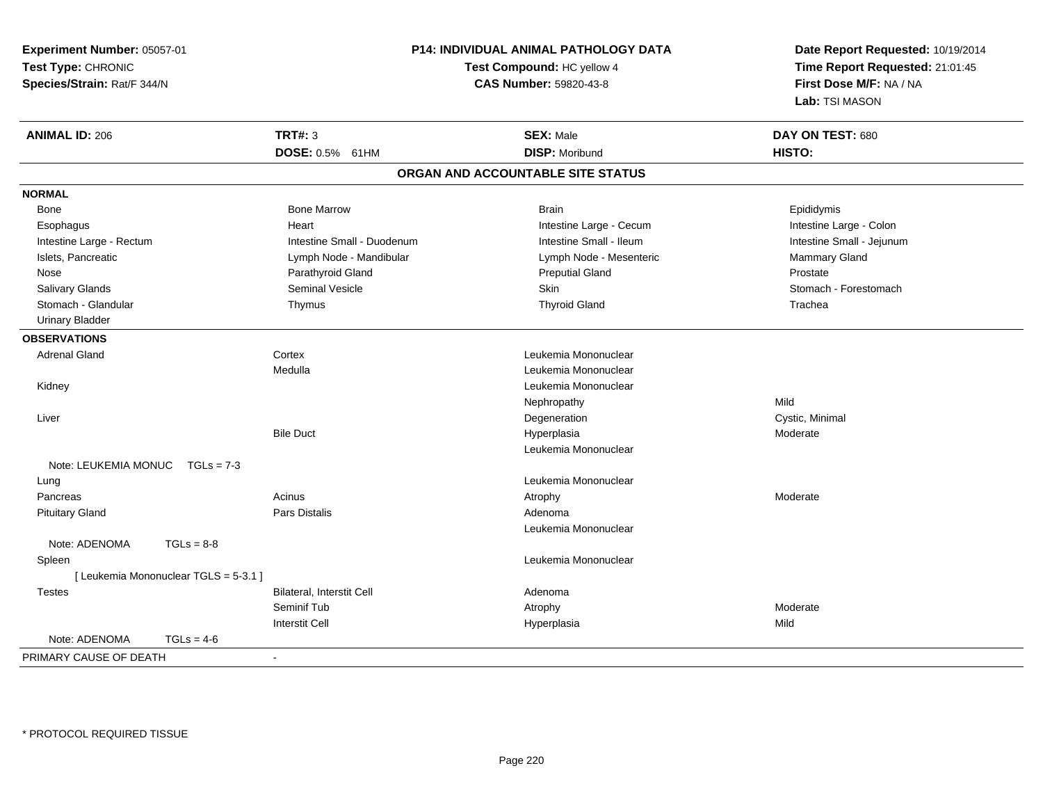**Experiment Number:** 05057-01
**Test Type:** CHRONIC
**Species/Strain:** Rat/F 344/N

**P14: INDIVIDUAL ANIMAL PATHOLOGY DATA**
**Test Compound:** HC yellow 4
**CAS Number:** 59820-43-8

**Date Report Requested:** 10/19/2014
**Time Report Requested:** 21:01:45
**First Dose M/F:** NA / NA
**Lab:** TSI MASON

| **ANIMAL ID:** 206 | **TRT#:** 3 | **SEX:** Male | **DAY ON TEST:** 680 |
|---|---|---|---|
| | **DOSE:** 0.5% 61HM | **DISP:** Moribund | **HISTO:** |

## ORGAN AND ACCOUNTABLE SITE STATUS

**NORMAL**

| | | | |
|---|---|---|---|
| Bone | Bone Marrow | Brain | Epididymis |
| Esophagus | Heart | Intestine Large - Cecum | Intestine Large - Colon |
| Intestine Large - Rectum | Intestine Small - Duodenum | Intestine Small - Ileum | Intestine Small - Jejunum |
| Islets, Pancreatic | Lymph Node - Mandibular | Lymph Node - Mesenteric | Mammary Gland |
| Nose | Parathyroid Gland | Preputial Gland | Prostate |
| Salivary Glands | Seminal Vesicle | Skin | Stomach - Forestomach |
| Stomach - Glandular | Thymus | Thyroid Gland | Trachea |
| Urinary Bladder | | | |

**OBSERVATIONS**

| | | | |
|---|---|---|---|
| Adrenal Gland | Cortex | Leukemia Mononuclear | |
| | Medulla | Leukemia Mononuclear | |
| Kidney | | Leukemia Mononuclear | |
| | | Nephropathy | Mild |
| Liver | | Degeneration | Cystic, Minimal |
| | Bile Duct | Hyperplasia | Moderate |
| | | Leukemia Mononuclear | |
| Note: LEUKEMIA MONUC TGLs = 7-3 | | | |
| Lung | | Leukemia Mononuclear | |
| Pancreas | Acinus | Atrophy | Moderate |
| Pituitary Gland | Pars Distalis | Adenoma | |
| | | Leukemia Mononuclear | |
| Note: ADENOMA TGLs = 8-8 | | | |
| Spleen | | Leukemia Mononuclear | |
| [ Leukemia Mononuclear TGLS = 5-3.1 ] | | | |
| Testes | Bilateral, Interstit Cell | Adenoma | |
| | Seminif Tub | Atrophy | Moderate |
| | Interstit Cell | Hyperplasia | Mild |
| Note: ADENOMA TGLs = 4-6 | | | |

PRIMARY CAUSE OF DEATH -

\* PROTOCOL REQUIRED TISSUE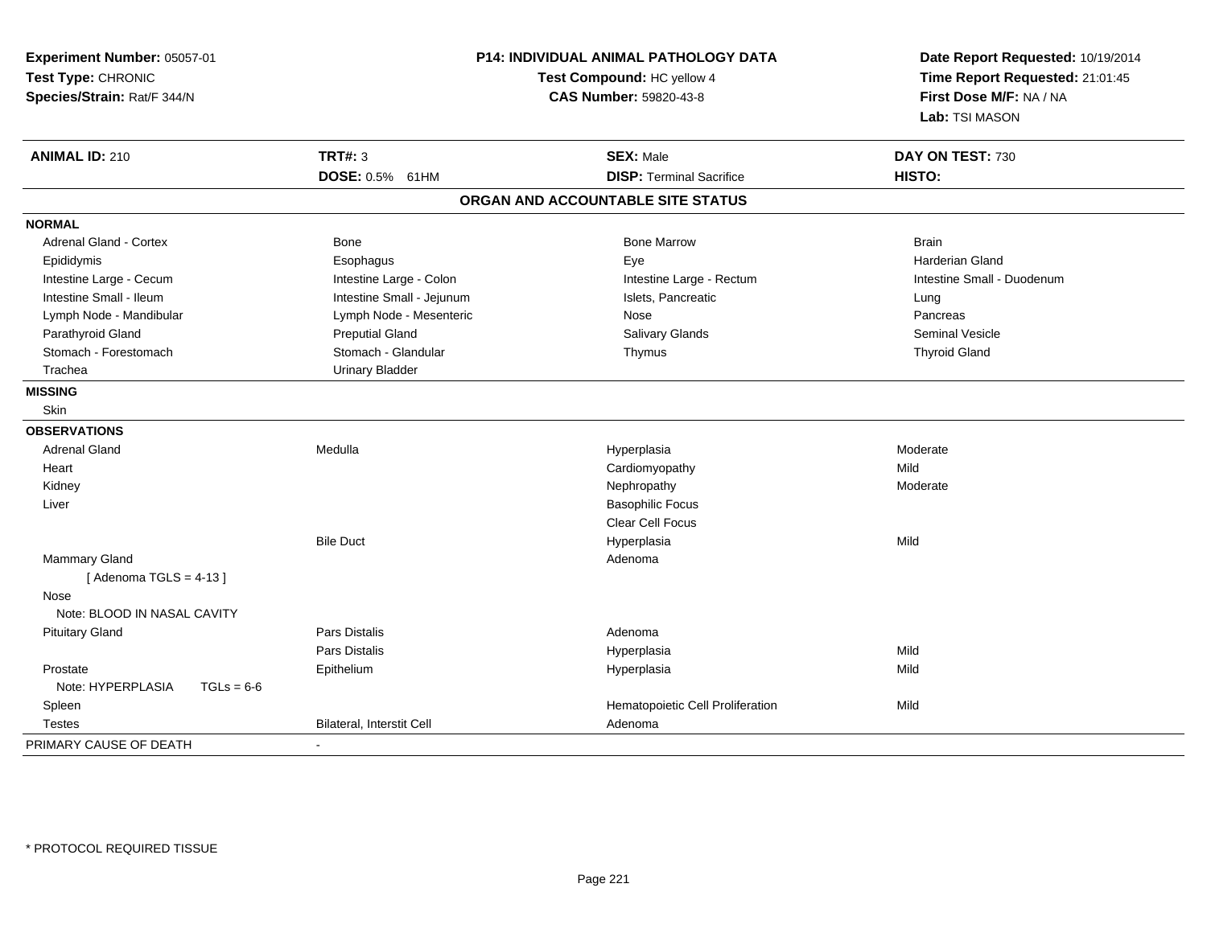**Experiment Number:** 05057-01
**Test Type:** CHRONIC
**Species/Strain:** Rat/F 344/N

**P14: INDIVIDUAL ANIMAL PATHOLOGY DATA**
**Test Compound:** HC yellow 4
**CAS Number:** 59820-43-8

**Date Report Requested:** 10/19/2014
**Time Report Requested:** 21:01:45
**First Dose M/F:** NA / NA
**Lab:** TSI MASON

| **ANIMAL ID:** 210 | **TRT#:** 3 | **SEX:** Male | **DAY ON TEST:** 730 |
|---|---|---|---|
| | **DOSE:** 0.5% 61HM | **DISP:** Terminal Sacrifice | **HISTO:** |

## ORGAN AND ACCOUNTABLE SITE STATUS

| | | | |
|---|---|---|---|
| **NORMAL** | | | |
| Adrenal Gland - Cortex | Bone | Bone Marrow | Brain |
| Epididymis | Esophagus | Eye | Harderian Gland |
| Intestine Large - Cecum | Intestine Large - Colon | Intestine Large - Rectum | Intestine Small - Duodenum |
| Intestine Small - Ileum | Intestine Small - Jejunum | Islets, Pancreatic | Lung |
| Lymph Node - Mandibular | Lymph Node - Mesenteric | Nose | Pancreas |
| Parathyroid Gland | Preputial Gland | Salivary Glands | Seminal Vesicle |
| Stomach - Forestomach | Stomach - Glandular | Thymus | Thyroid Gland |
| Trachea | Urinary Bladder | | |
| **MISSING** | | | |
| Skin | | | |
| **OBSERVATIONS** | | | |
| Adrenal Gland | Medulla | Hyperplasia | Moderate |
| Heart | | Cardiomyopathy | Mild |
| Kidney | | Nephropathy | Moderate |
| Liver | | Basophilic Focus | |
| | | Clear Cell Focus | |
| | Bile Duct | Hyperplasia | Mild |
| Mammary Gland | | Adenoma | |
| [ Adenoma TGLS = 4-13 ] | | | |
| Nose | | | |
| Note: BLOOD IN NASAL CAVITY | | | |
| Pituitary Gland | Pars Distalis | Adenoma | |
| | Pars Distalis | Hyperplasia | Mild |
| Prostate | Epithelium | Hyperplasia | Mild |
| Note: HYPERPLASIA TGLs = 6-6 | | | |
| Spleen | | Hematopoietic Cell Proliferation | Mild |
| Testes | Bilateral, Interstit Cell | Adenoma | |
| PRIMARY CAUSE OF DEATH | - | | |

* PROTOCOL REQUIRED TISSUE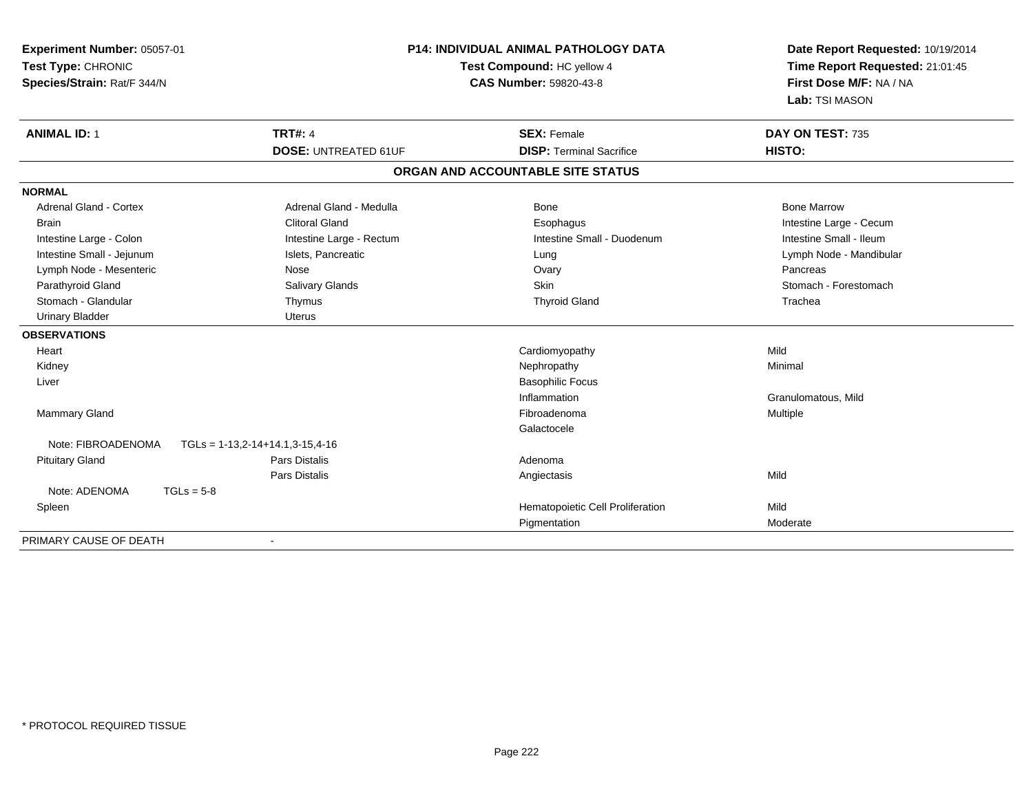**Experiment Number:** 05057-01
**Test Type:** CHRONIC
**Species/Strain:** Rat/F 344/N

**P14: INDIVIDUAL ANIMAL PATHOLOGY DATA**
**Test Compound:** HC yellow 4
**CAS Number:** 59820-43-8

**Date Report Requested:** 10/19/2014
**Time Report Requested:** 21:01:45
**First Dose M/F:** NA / NA
**Lab:** TSI MASON

| **ANIMAL ID:** 1 | **TRT#:** 4 | **SEX:** Female | **DAY ON TEST:** 735 |
|---|---|---|---|
| | **DOSE:** UNTREATED 61UF | **DISP:** Terminal Sacrifice | **HISTO:** |

**ORGAN AND ACCOUNTABLE SITE STATUS**

**NORMAL**

| | | | |
|---|---|---|---|
| Adrenal Gland - Cortex | Adrenal Gland - Medulla | Bone | Bone Marrow |
| Brain | Clitoral Gland | Esophagus | Intestine Large - Cecum |
| Intestine Large - Colon | Intestine Large - Rectum | Intestine Small - Duodenum | Intestine Small - Ileum |
| Intestine Small - Jejunum | Islets, Pancreatic | Lung | Lymph Node - Mandibular |
| Lymph Node - Mesenteric | Nose | Ovary | Pancreas |
| Parathyroid Gland | Salivary Glands | Skin | Stomach - Forestomach |
| Stomach - Glandular | Thymus | Thyroid Gland | Trachea |
| Urinary Bladder | Uterus | | |

**OBSERVATIONS**

| | | | |
|---|---|---|---|
| Heart | | Cardiomyopathy | Mild |
| Kidney | | Nephropathy | Minimal |
| Liver | | Basophilic Focus | |
| | | Inflammation | Granulomatous, Mild |
| Mammary Gland | | Fibroadenoma | Multiple |
| | | Galactocele | |
| Note: FIBROADENOMA | TGLs = 1-13,2-14+14.1,3-15,4-16 | | |
| Pituitary Gland | Pars Distalis | Adenoma | |
| | Pars Distalis | Angiectasis | Mild |
| Note: ADENOMA | TGLs = 5-8 | | |
| Spleen | | Hematopoietic Cell Proliferation | Mild |
| | | Pigmentation | Moderate |

PRIMARY CAUSE OF DEATH -

* PROTOCOL REQUIRED TISSUE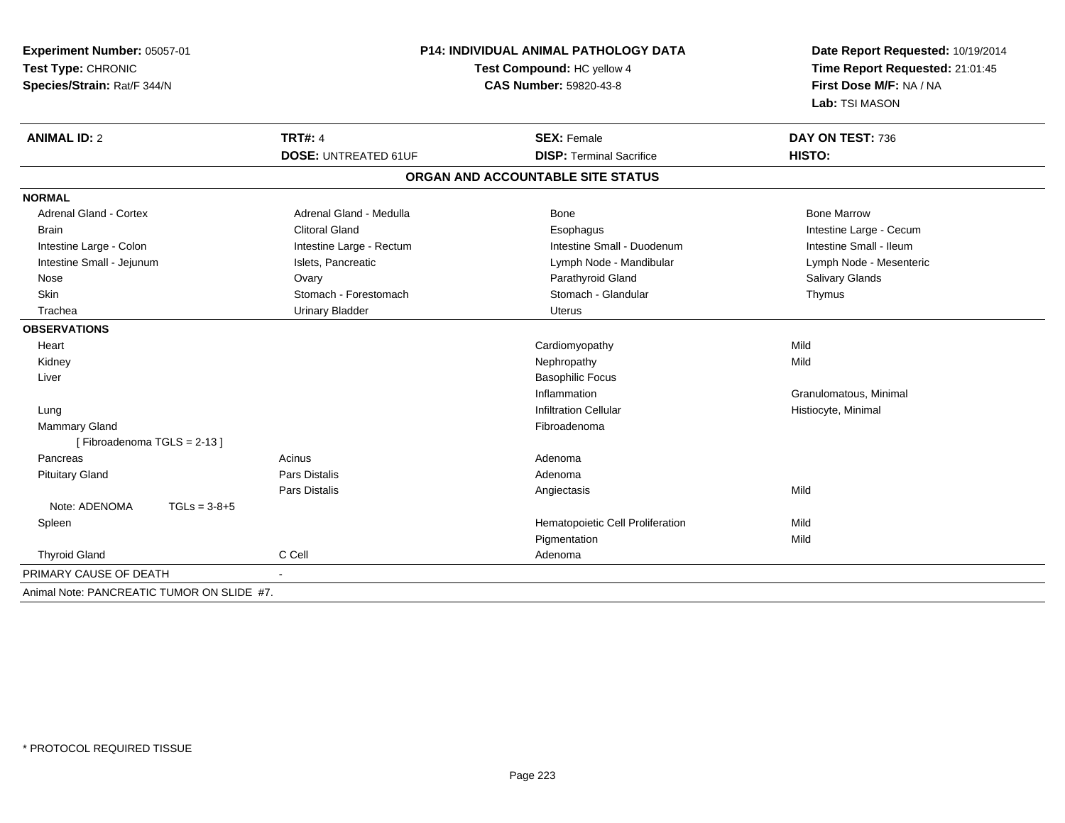**Experiment Number:** 05057-01
**Test Type:** CHRONIC
**Species/Strain:** Rat/F 344/N

**P14: INDIVIDUAL ANIMAL PATHOLOGY DATA**
**Test Compound:** HC yellow 4
**CAS Number:** 59820-43-8

**Date Report Requested:** 10/19/2014
**Time Report Requested:** 21:01:45
**First Dose M/F:** NA / NA
**Lab:** TSI MASON

| **ANIMAL ID:** 2 | **TRT#:** 4 | **SEX:** Female | **DAY ON TEST:** 736 |
|---|---|---|---|
| | **DOSE:** UNTREATED 61UF | **DISP:** Terminal Sacrifice | **HISTO:** |

## ORGAN AND ACCOUNTABLE SITE STATUS

| | | | |
|---|---|---|---|
| **NORMAL** | | | |
| Adrenal Gland - Cortex | Adrenal Gland - Medulla | Bone | Bone Marrow |
| Brain | Clitoral Gland | Esophagus | Intestine Large - Cecum |
| Intestine Large - Colon | Intestine Large - Rectum | Intestine Small - Duodenum | Intestine Small - Ileum |
| Intestine Small - Jejunum | Islets, Pancreatic | Lymph Node - Mandibular | Lymph Node - Mesenteric |
| Nose | Ovary | Parathyroid Gland | Salivary Glands |
| Skin | Stomach - Forestomach | Stomach - Glandular | Thymus |
| Trachea | Urinary Bladder | Uterus | |
| **OBSERVATIONS** | | | |
| Heart | | Cardiomyopathy | Mild |
| Kidney | | Nephropathy | Mild |
| Liver | | Basophilic Focus | |
| | | Inflammation | Granulomatous, Minimal |
| Lung | | Infiltration Cellular | Histiocyte, Minimal |
| Mammary Gland | | Fibroadenoma | |
| [ Fibroadenoma TGLS = 2-13 ] | | | |
| Pancreas | Acinus | Adenoma | |
| Pituitary Gland | Pars Distalis | Adenoma | |
| | Pars Distalis | Angiectasis | Mild |
| Note: ADENOMA TGLs = 3-8+5 | | | |
| Spleen | | Hematopoietic Cell Proliferation | Mild |
| | | Pigmentation | Mild |
| Thyroid Gland | C Cell | Adenoma | |
| PRIMARY CAUSE OF DEATH | - | | |

Animal Note: PANCREATIC TUMOR ON SLIDE #7.

* PROTOCOL REQUIRED TISSUE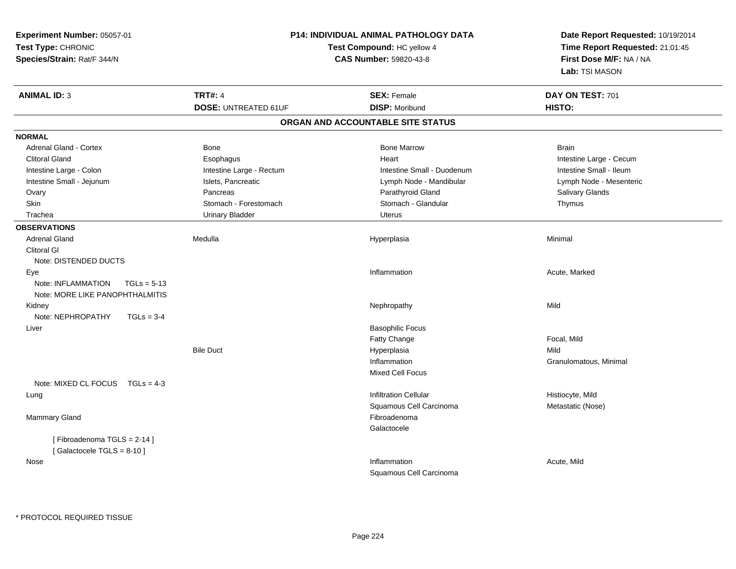**Experiment Number:** 05057-01
**Test Type:** CHRONIC
**Species/Strain:** Rat/F 344/N

**P14: INDIVIDUAL ANIMAL PATHOLOGY DATA**
**Test Compound:** HC yellow 4
**CAS Number:** 59820-43-8

**Date Report Requested:** 10/19/2014
**Time Report Requested:** 21:01:45
**First Dose M/F:** NA / NA
**Lab:** TSI MASON

| **ANIMAL ID:** 3 | **TRT#:** 4 | **SEX:** Female | **DAY ON TEST:** 701 |
|---|---|---|---|
| | **DOSE:** UNTREATED 61UF | **DISP:** Moribund | **HISTO:** |

## ORGAN AND ACCOUNTABLE SITE STATUS

**NORMAL**

| | | | |
|---|---|---|---|
| Adrenal Gland - Cortex | Bone | Bone Marrow | Brain |
| Clitoral Gland | Esophagus | Heart | Intestine Large - Cecum |
| Intestine Large - Colon | Intestine Large - Rectum | Intestine Small - Duodenum | Intestine Small - Ileum |
| Intestine Small - Jejunum | Islets, Pancreatic | Lymph Node - Mandibular | Lymph Node - Mesenteric |
| Ovary | Pancreas | Parathyroid Gland | Salivary Glands |
| Skin | Stomach - Forestomach | Stomach - Glandular | Thymus |
| Trachea | Urinary Bladder | Uterus | |

**OBSERVATIONS**

| | | | |
|---|---|---|---|
| Adrenal Gland | Medulla | Hyperplasia | Minimal |
| Clitoral Gl | | | |
| Note: DISTENDED DUCTS | | | |
| Eye | | Inflammation | Acute, Marked |
| Note: INFLAMMATION TGLs = 5-13 | | | |
| Note: MORE LIKE PANOPHTHALMITIS | | | |
| Kidney | | Nephropathy | Mild |
| Note: NEPHROPATHY TGLs = 3-4 | | | |
| Liver | | Basophilic Focus | |
| | | Fatty Change | Focal, Mild |
| | Bile Duct | Hyperplasia | Mild |
| | | Inflammation | Granulomatous, Minimal |
| | | Mixed Cell Focus | |
| Note: MIXED CL FOCUS TGLs = 4-3 | | | |
| Lung | | Infiltration Cellular | Histiocyte, Mild |
| | | Squamous Cell Carcinoma | Metastatic (Nose) |
| Mammary Gland | | Fibroadenoma | |
| | | Galactocele | |
| [ Fibroadenoma TGLS = 2-14 ] | | | |
| [ Galactocele TGLS = 8-10 ] | | | |
| Nose | | Inflammation | Acute, Mild |
| | | Squamous Cell Carcinoma | |

* PROTOCOL REQUIRED TISSUE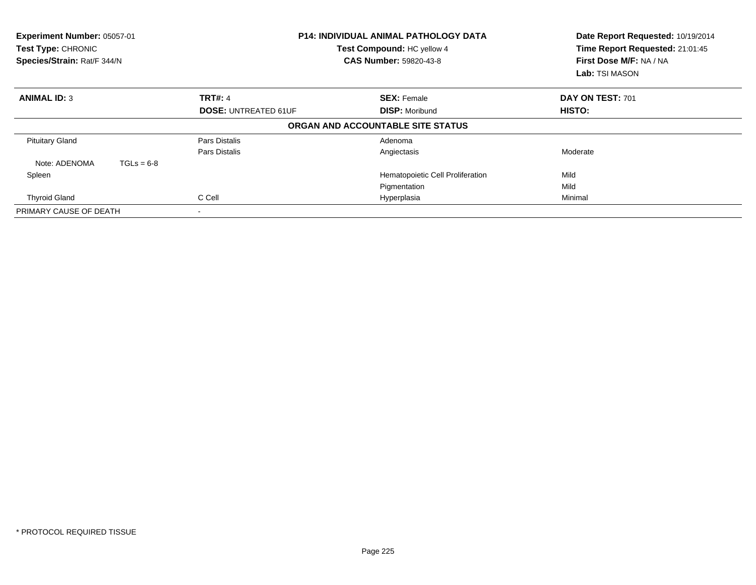**Experiment Number:** 05057-01
**Test Type:** CHRONIC
**Species/Strain:** Rat/F 344/N

**P14: INDIVIDUAL ANIMAL PATHOLOGY DATA**
**Test Compound:** HC yellow 4
**CAS Number:** 59820-43-8

**Date Report Requested:** 10/19/2014
**Time Report Requested:** 21:01:45
**First Dose M/F:** NA / NA
**Lab:** TSI MASON

| **ANIMAL ID:** 3 | **TRT#:** 4 | **SEX:** Female | **DAY ON TEST:** 701 |
|---|---|---|---|
| | **DOSE:** UNTREATED 61UF | **DISP:** Moribund | **HISTO:** |

**ORGAN AND ACCOUNTABLE SITE STATUS**

| | | | |
|---|---|---|---|
| Pituitary Gland | Pars Distalis | Adenoma | |
| | Pars Distalis | Angiectasis | Moderate |
| Note: ADENOMA TGLs = 6-8 | | | |
| Spleen | | Hematopoietic Cell Proliferation | Mild |
| | | Pigmentation | Mild |
| Thyroid Gland | C Cell | Hyperplasia | Minimal |
| PRIMARY CAUSE OF DEATH | - | | |

* PROTOCOL REQUIRED TISSUE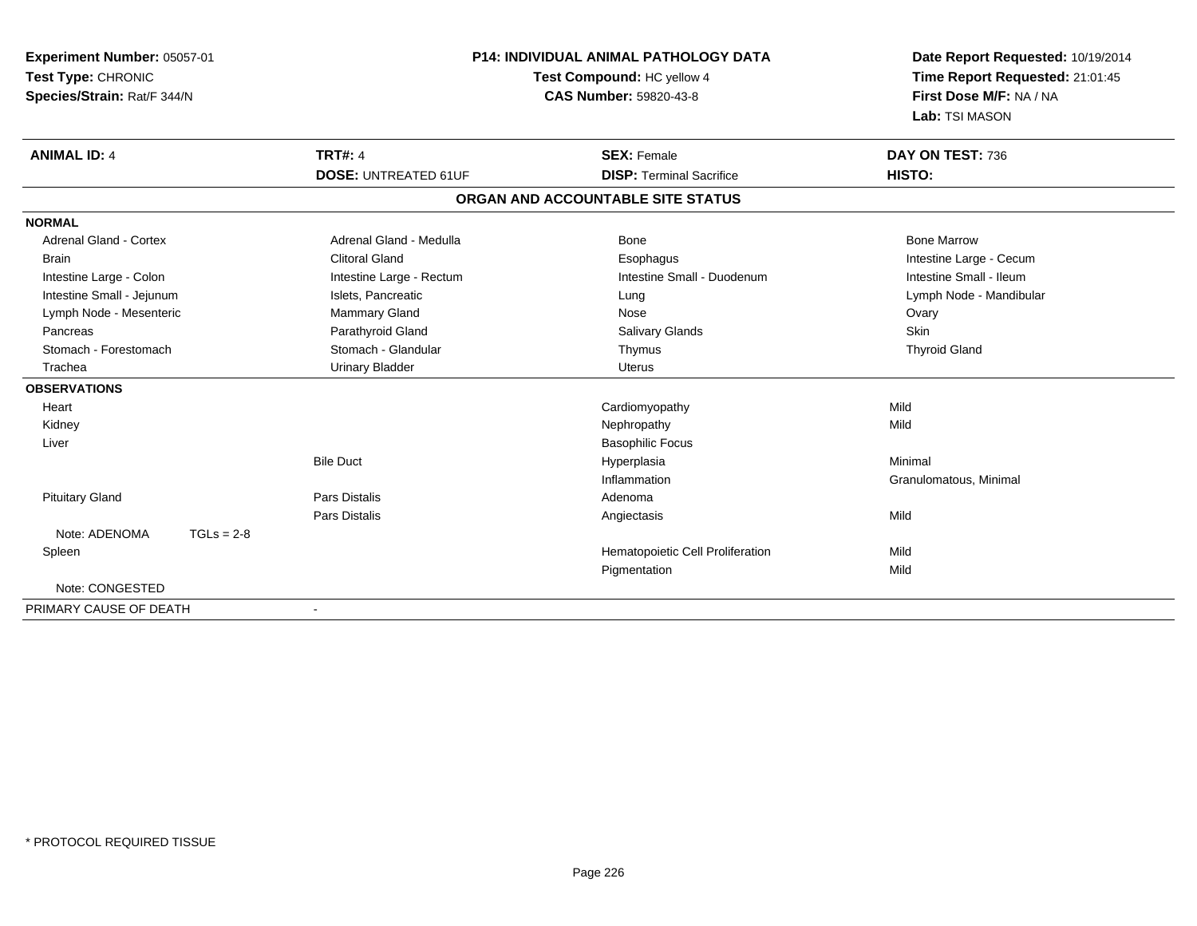**Experiment Number:** 05057-01
**Test Type:** CHRONIC
**Species/Strain:** Rat/F 344/N

**P14: INDIVIDUAL ANIMAL PATHOLOGY DATA**
**Test Compound:** HC yellow 4
**CAS Number:** 59820-43-8

**Date Report Requested:** 10/19/2014
**Time Report Requested:** 21:01:45
**First Dose M/F:** NA / NA
**Lab:** TSI MASON

| **ANIMAL ID:** 4 | **TRT#:** 4 | **SEX:** Female | **DAY ON TEST:** 736 |
|---|---|---|---|
| | **DOSE:** UNTREATED 61UF | **DISP:** Terminal Sacrifice | **HISTO:** |

## ORGAN AND ACCOUNTABLE SITE STATUS

| | | | |
|---|---|---|---|
| **NORMAL** | | | |
| Adrenal Gland - Cortex | Adrenal Gland - Medulla | Bone | Bone Marrow |
| Brain | Clitoral Gland | Esophagus | Intestine Large - Cecum |
| Intestine Large - Colon | Intestine Large - Rectum | Intestine Small - Duodenum | Intestine Small - Ileum |
| Intestine Small - Jejunum | Islets, Pancreatic | Lung | Lymph Node - Mandibular |
| Lymph Node - Mesenteric | Mammary Gland | Nose | Ovary |
| Pancreas | Parathyroid Gland | Salivary Glands | Skin |
| Stomach - Forestomach | Stomach - Glandular | Thymus | Thyroid Gland |
| Trachea | Urinary Bladder | Uterus | |
| **OBSERVATIONS** | | | |
| Heart | | Cardiomyopathy | Mild |
| Kidney | | Nephropathy | Mild |
| Liver | | Basophilic Focus | |
| | Bile Duct | Hyperplasia | Minimal |
| | | Inflammation | Granulomatous, Minimal |
| Pituitary Gland | Pars Distalis | Adenoma | |
| | Pars Distalis | Angiectasis | Mild |
| Note: ADENOMA TGLs = 2-8 | | | |
| Spleen | | Hematopoietic Cell Proliferation | Mild |
| | | Pigmentation | Mild |
| Note: CONGESTED | | | |
| PRIMARY CAUSE OF DEATH | - | | |

\* PROTOCOL REQUIRED TISSUE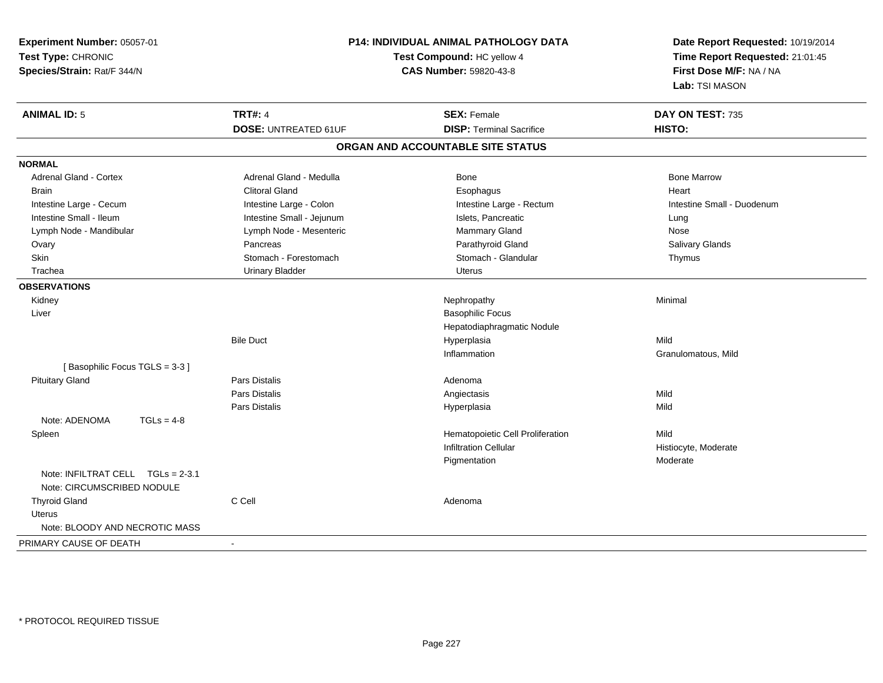**Experiment Number:** 05057-01
**Test Type:** CHRONIC
**Species/Strain:** Rat/F 344/N

**P14: INDIVIDUAL ANIMAL PATHOLOGY DATA**
**Test Compound:** HC yellow 4
**CAS Number:** 59820-43-8

**Date Report Requested:** 10/19/2014
**Time Report Requested:** 21:01:45
**First Dose M/F:** NA / NA
**Lab:** TSI MASON

| **ANIMAL ID:** 5 | **TRT#:** 4 | **SEX:** Female | **DAY ON TEST:** 735 |
|---|---|---|---|
| | **DOSE:** UNTREATED 61UF | **DISP:** Terminal Sacrifice | **HISTO:** |

## ORGAN AND ACCOUNTABLE SITE STATUS

**NORMAL**

| | | | |
|---|---|---|---|
| Adrenal Gland - Cortex | Adrenal Gland - Medulla | Bone | Bone Marrow |
| Brain | Clitoral Gland | Esophagus | Heart |
| Intestine Large - Cecum | Intestine Large - Colon | Intestine Large - Rectum | Intestine Small - Duodenum |
| Intestine Small - Ileum | Intestine Small - Jejunum | Islets, Pancreatic | Lung |
| Lymph Node - Mandibular | Lymph Node - Mesenteric | Mammary Gland | Nose |
| Ovary | Pancreas | Parathyroid Gland | Salivary Glands |
| Skin | Stomach - Forestomach | Stomach - Glandular | Thymus |
| Trachea | Urinary Bladder | Uterus | |

**OBSERVATIONS**

| | | | |
|---|---|---|---|
| Kidney | | Nephropathy | Minimal |
| Liver | | Basophilic Focus | |
| | | Hepatodiaphragmatic Nodule | |
| | Bile Duct | Hyperplasia | Mild |
| | | Inflammation | Granulomatous, Mild |
| [ Basophilic Focus TGLS = 3-3 ] | | | |
| Pituitary Gland | Pars Distalis | Adenoma | |
| | Pars Distalis | Angiectasis | Mild |
| | Pars Distalis | Hyperplasia | Mild |
| Note: ADENOMA TGLs = 4-8 | | | |
| Spleen | | Hematopoietic Cell Proliferation | Mild |
| | | Infiltration Cellular | Histiocyte, Moderate |
| | | Pigmentation | Moderate |
| Note: INFILTRAT CELL TGLs = 2-3.1 | | | |
| Note: CIRCUMSCRIBED NODULE | | | |
| Thyroid Gland | C Cell | Adenoma | |
| Uterus | | | |
| Note: BLOODY AND NECROTIC MASS | | | |

PRIMARY CAUSE OF DEATH -

* PROTOCOL REQUIRED TISSUE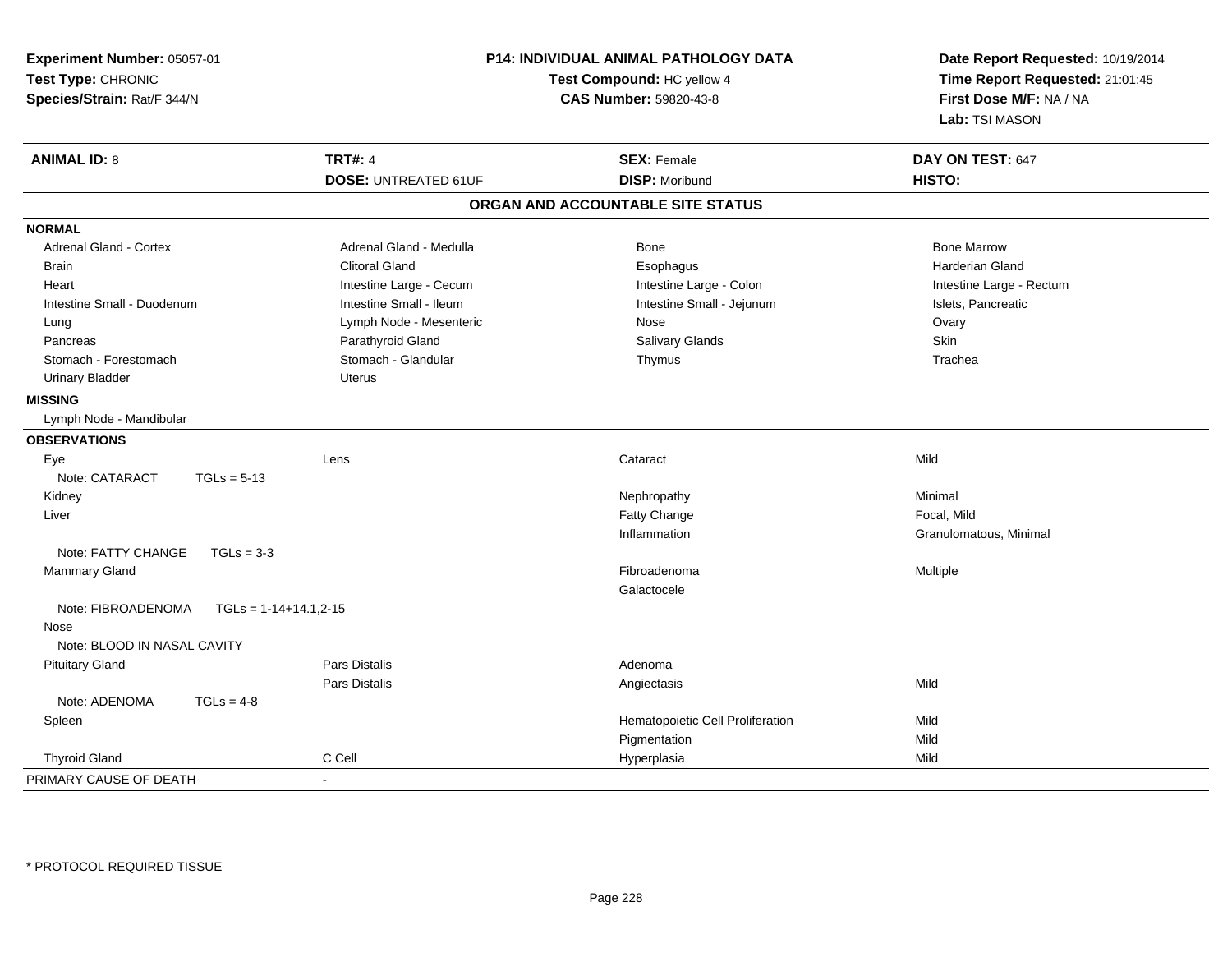**Experiment Number:** 05057-01
**Test Type:** CHRONIC
**Species/Strain:** Rat/F 344/N

**P14: INDIVIDUAL ANIMAL PATHOLOGY DATA**
**Test Compound:** HC yellow 4
**CAS Number:** 59820-43-8

**Date Report Requested:** 10/19/2014
**Time Report Requested:** 21:01:45
**First Dose M/F:** NA / NA
**Lab:** TSI MASON

| **ANIMAL ID:** 8 | **TRT#:** 4 | **SEX:** Female | **DAY ON TEST:** 647 |
|---|---|---|---|
| | **DOSE:** UNTREATED 61UF | **DISP:** Moribund | **HISTO:** |

## ORGAN AND ACCOUNTABLE SITE STATUS

**NORMAL**

| | | | |
|---|---|---|---|
| Adrenal Gland - Cortex | Adrenal Gland - Medulla | Bone | Bone Marrow |
| Brain | Clitoral Gland | Esophagus | Harderian Gland |
| Heart | Intestine Large - Cecum | Intestine Large - Colon | Intestine Large - Rectum |
| Intestine Small - Duodenum | Intestine Small - Ileum | Intestine Small - Jejunum | Islets, Pancreatic |
| Lung | Lymph Node - Mesenteric | Nose | Ovary |
| Pancreas | Parathyroid Gland | Salivary Glands | Skin |
| Stomach - Forestomach | Stomach - Glandular | Thymus | Trachea |
| Urinary Bladder | Uterus | | |

**MISSING**

Lymph Node - Mandibular

**OBSERVATIONS**

| | | | |
|---|---|---|---|
| Eye | Lens | Cataract | Mild |
| Note: CATARACT TGLs = 5-13 | | | |
| Kidney | | Nephropathy | Minimal |
| Liver | | Fatty Change | Focal, Mild |
| | | Inflammation | Granulomatous, Minimal |
| Note: FATTY CHANGE TGLs = 3-3 | | | |
| Mammary Gland | | Fibroadenoma | Multiple |
| | | Galactocele | |
| Note: FIBROADENOMA TGLs = 1-14+14.1,2-15 | | | |
| Nose | | | |
| Note: BLOOD IN NASAL CAVITY | | | |
| Pituitary Gland | Pars Distalis | Adenoma | |
| | Pars Distalis | Angiectasis | Mild |
| Note: ADENOMA TGLs = 4-8 | | | |
| Spleen | | Hematopoietic Cell Proliferation | Mild |
| | | Pigmentation | Mild |
| Thyroid Gland | C Cell | Hyperplasia | Mild |

PRIMARY CAUSE OF DEATH -

* PROTOCOL REQUIRED TISSUE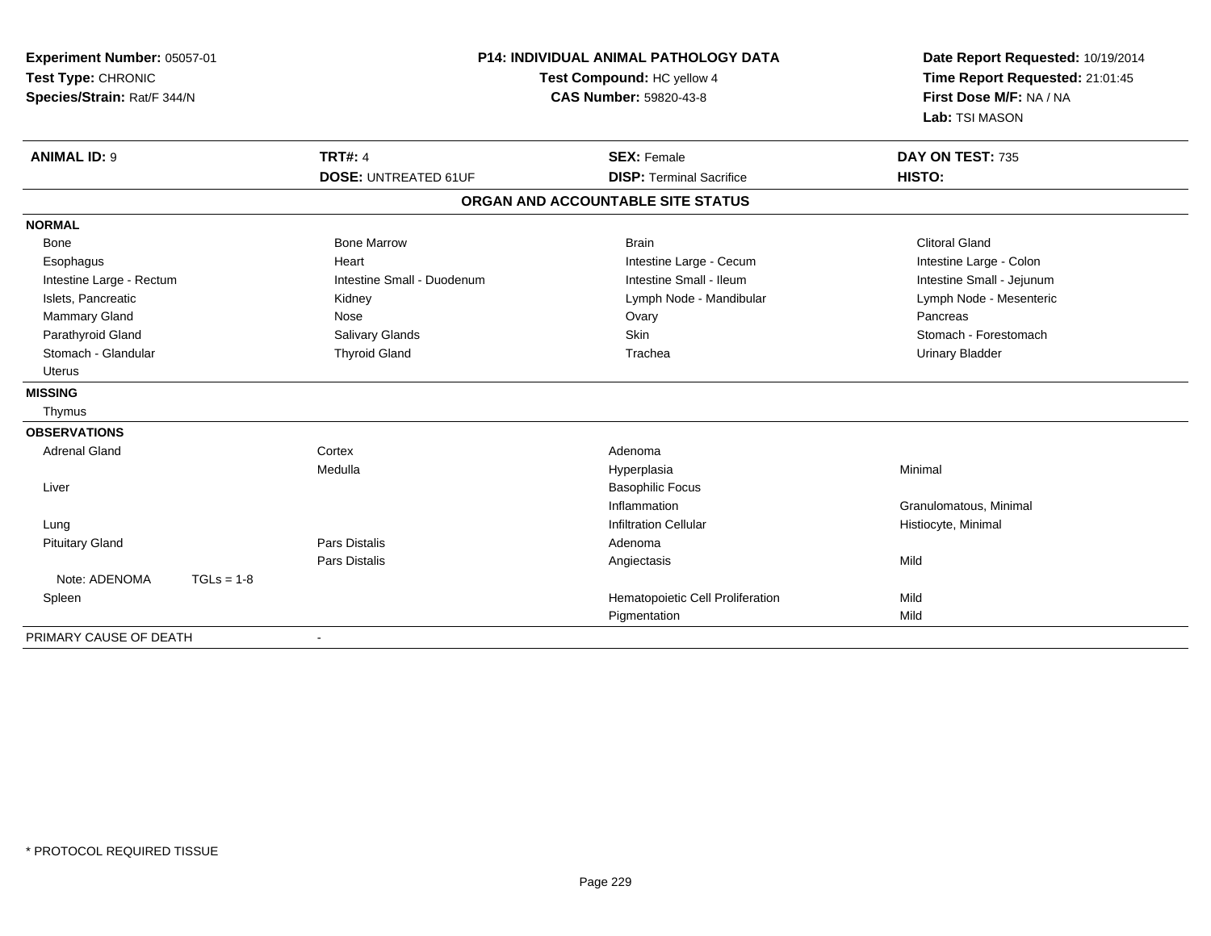**Experiment Number:** 05057-01
**Test Type:** CHRONIC
**Species/Strain:** Rat/F 344/N

**P14: INDIVIDUAL ANIMAL PATHOLOGY DATA**
**Test Compound:** HC yellow 4
**CAS Number:** 59820-43-8

**Date Report Requested:** 10/19/2014
**Time Report Requested:** 21:01:45
**First Dose M/F:** NA / NA
**Lab:** TSI MASON

| **ANIMAL ID:** 9 | **TRT#:** 4 | **SEX:** Female | **DAY ON TEST:** 735 |
|---|---|---|---|
| | **DOSE:** UNTREATED 61UF | **DISP:** Terminal Sacrifice | **HISTO:** |

## ORGAN AND ACCOUNTABLE SITE STATUS

| | | | |
|---|---|---|---|
| **NORMAL** | | | |
| Bone | Bone Marrow | Brain | Clitoral Gland |
| Esophagus | Heart | Intestine Large - Cecum | Intestine Large - Colon |
| Intestine Large - Rectum | Intestine Small - Duodenum | Intestine Small - Ileum | Intestine Small - Jejunum |
| Islets, Pancreatic | Kidney | Lymph Node - Mandibular | Lymph Node - Mesenteric |
| Mammary Gland | Nose | Ovary | Pancreas |
| Parathyroid Gland | Salivary Glands | Skin | Stomach - Forestomach |
| Stomach - Glandular | Thyroid Gland | Trachea | Urinary Bladder |
| Uterus | | | |
| **MISSING** | | | |
| Thymus | | | |
| **OBSERVATIONS** | | | |
| Adrenal Gland | Cortex | Adenoma | |
| | Medulla | Hyperplasia | Minimal |
| Liver | | Basophilic Focus | |
| | | Inflammation | Granulomatous, Minimal |
| Lung | | Infiltration Cellular | Histiocyte, Minimal |
| Pituitary Gland | Pars Distalis | Adenoma | |
| | Pars Distalis | Angiectasis | Mild |
| Note: ADENOMA TGLs = 1-8 | | | |
| Spleen | | Hematopoietic Cell Proliferation | Mild |
| | | Pigmentation | Mild |
| PRIMARY CAUSE OF DEATH | - | | |

* PROTOCOL REQUIRED TISSUE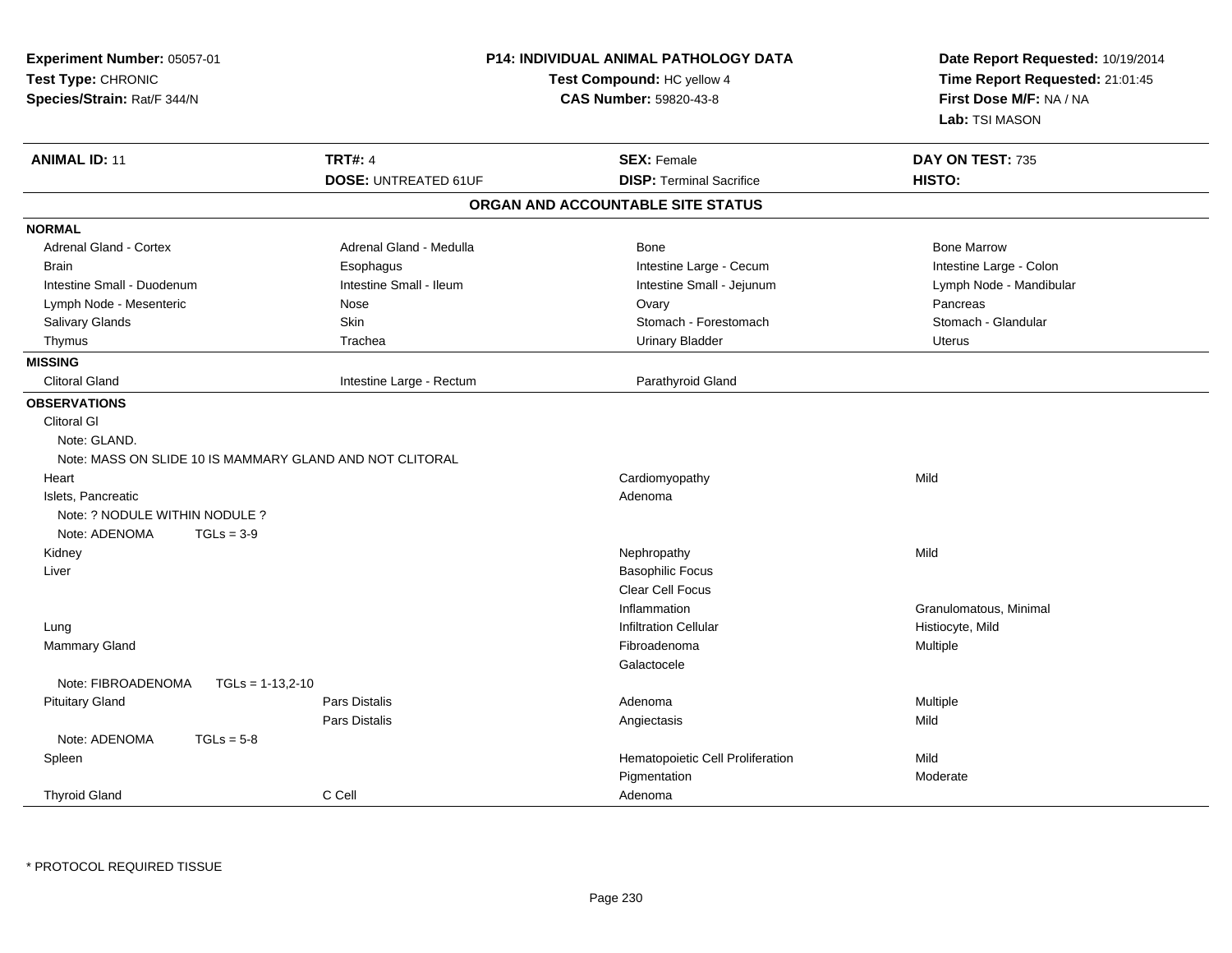**Experiment Number:** 05057-01
**Test Type:** CHRONIC
**Species/Strain:** Rat/F 344/N

**P14: INDIVIDUAL ANIMAL PATHOLOGY DATA**
**Test Compound:** HC yellow 4
**CAS Number:** 59820-43-8

**Date Report Requested:** 10/19/2014
**Time Report Requested:** 21:01:45
**First Dose M/F:** NA / NA
**Lab:** TSI MASON

| **ANIMAL ID:** 11 | **TRT#:** 4 | **SEX:** Female | **DAY ON TEST:** 735 |
|---|---|---|---|
| | **DOSE:** UNTREATED 61UF | **DISP:** Terminal Sacrifice | **HISTO:** |

## ORGAN AND ACCOUNTABLE SITE STATUS

**NORMAL**

| | | | |
|---|---|---|---|
| Adrenal Gland - Cortex | Adrenal Gland - Medulla | Bone | Bone Marrow |
| Brain | Esophagus | Intestine Large - Cecum | Intestine Large - Colon |
| Intestine Small - Duodenum | Intestine Small - Ileum | Intestine Small - Jejunum | Lymph Node - Mandibular |
| Lymph Node - Mesenteric | Nose | Ovary | Pancreas |
| Salivary Glands | Skin | Stomach - Forestomach | Stomach - Glandular |
| Thymus | Trachea | Urinary Bladder | Uterus |

**MISSING**

| | | |
|---|---|---|
| Clitoral Gland | Intestine Large - Rectum | Parathyroid Gland |

**OBSERVATIONS**

| Organ | Site | Observation | Qualifier |
|---|---|---|---|
| Clitoral Gl | | | |
| Note: GLAND. | | | |
| Note: MASS ON SLIDE 10 IS MAMMARY GLAND AND NOT CLITORAL | | | |
| Heart | | Cardiomyopathy | Mild |
| Islets, Pancreatic | | Adenoma | |
| Note: ? NODULE WITHIN NODULE ? | | | |
| Note: ADENOMA TGLs = 3-9 | | | |
| Kidney | | Nephropathy | Mild |
| Liver | | Basophilic Focus | |
| | | Clear Cell Focus | |
| | | Inflammation | Granulomatous, Minimal |
| Lung | | Infiltration Cellular | Histiocyte, Mild |
| Mammary Gland | | Fibroadenoma | Multiple |
| | | Galactocele | |
| Note: FIBROADENOMA TGLs = 1-13,2-10 | | | |
| Pituitary Gland | Pars Distalis | Adenoma | Multiple |
| | Pars Distalis | Angiectasis | Mild |
| Note: ADENOMA TGLs = 5-8 | | | |
| Spleen | | Hematopoietic Cell Proliferation | Mild |
| | | Pigmentation | Moderate |
| Thyroid Gland | C Cell | Adenoma | |

* PROTOCOL REQUIRED TISSUE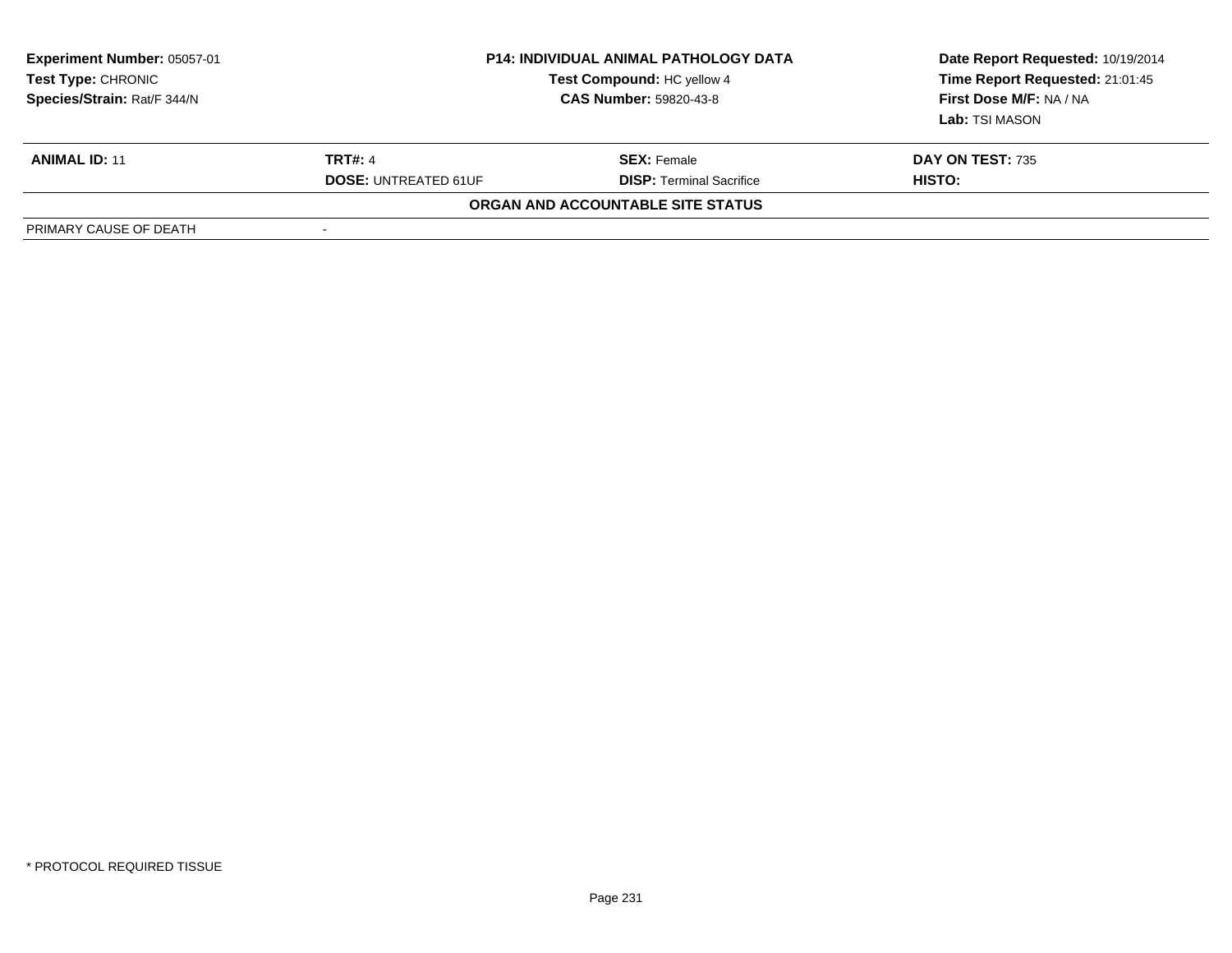| Experiment Number: 05057-01 | P14: INDIVIDUAL ANIMAL PATHOLOGY DATA | Date Report Requested: 10/19/2014 |
|---|---|---|
| Test Type: CHRONIC | Test Compound: HC yellow 4 | Time Report Requested: 21:01:45 |
| Species/Strain: Rat/F 344/N | CAS Number: 59820-43-8 | First Dose M/F: NA / NA |
| | | Lab: TSI MASON |

| ANIMAL ID: 11 | TRT#: 4 | SEX: Female | DAY ON TEST: 735 |
|---|---|---|---|
| | DOSE: UNTREATED 61UF | DISP: Terminal Sacrifice | HISTO: |

**ORGAN AND ACCOUNTABLE SITE STATUS**

| PRIMARY CAUSE OF DEATH | - |
|---|---|

* PROTOCOL REQUIRED TISSUE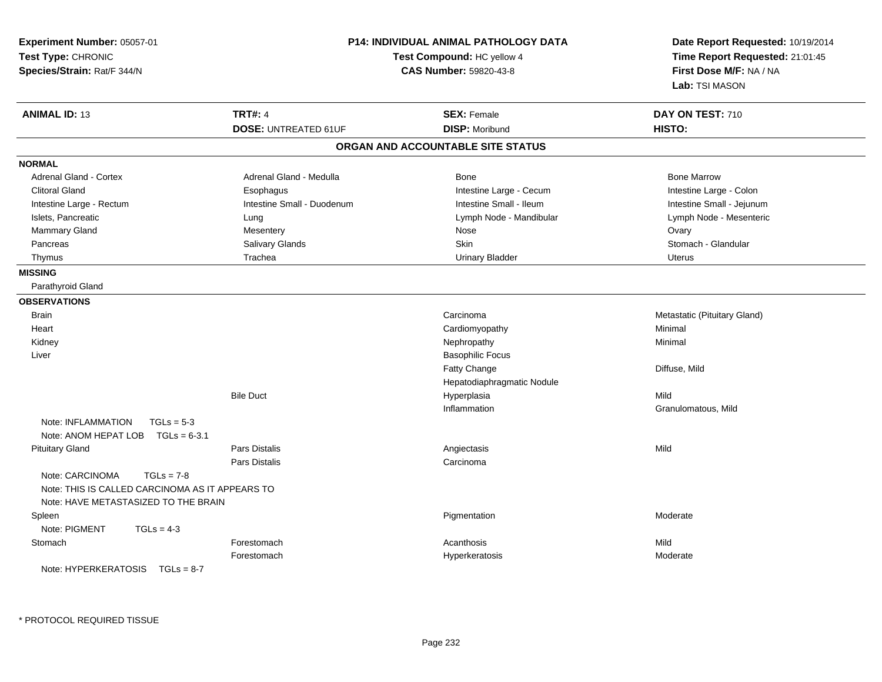**Experiment Number:** 05057-01
**Test Type:** CHRONIC
**Species/Strain:** Rat/F 344/N

**P14: INDIVIDUAL ANIMAL PATHOLOGY DATA**
**Test Compound:** HC yellow 4
**CAS Number:** 59820-43-8

**Date Report Requested:** 10/19/2014
**Time Report Requested:** 21:01:45
**First Dose M/F:** NA / NA
**Lab:** TSI MASON

| **ANIMAL ID:** 13 | **TRT#:** 4 | **SEX:** Female | **DAY ON TEST:** 710 |
|---|---|---|---|
| | **DOSE:** UNTREATED 61UF | **DISP:** Moribund | **HISTO:** |

## ORGAN AND ACCOUNTABLE SITE STATUS

**NORMAL**

| | | | |
|---|---|---|---|
| Adrenal Gland - Cortex | Adrenal Gland - Medulla | Bone | Bone Marrow |
| Clitoral Gland | Esophagus | Intestine Large - Cecum | Intestine Large - Colon |
| Intestine Large - Rectum | Intestine Small - Duodenum | Intestine Small - Ileum | Intestine Small - Jejunum |
| Islets, Pancreatic | Lung | Lymph Node - Mandibular | Lymph Node - Mesenteric |
| Mammary Gland | Mesentery | Nose | Ovary |
| Pancreas | Salivary Glands | Skin | Stomach - Glandular |
| Thymus | Trachea | Urinary Bladder | Uterus |

**MISSING**

Parathyroid Gland

**OBSERVATIONS**

| | | | |
|---|---|---|---|
| Brain | | Carcinoma | Metastatic (Pituitary Gland) |
| Heart | | Cardiomyopathy | Minimal |
| Kidney | | Nephropathy | Minimal |
| Liver | | Basophilic Focus | |
| | | Fatty Change | Diffuse, Mild |
| | | Hepatodiaphragmatic Nodule | |
| | Bile Duct | Hyperplasia | Mild |
| | | Inflammation | Granulomatous, Mild |
| Note: INFLAMMATION TGLs = 5-3 | | | |
| Note: ANOM HEPAT LOB TGLs = 6-3.1 | | | |
| Pituitary Gland | Pars Distalis | Angiectasis | Mild |
| | Pars Distalis | Carcinoma | |
| Note: CARCINOMA TGLs = 7-8 | | | |
| Note: THIS IS CALLED CARCINOMA AS IT APPEARS TO | | | |
| Note: HAVE METASTASIZED TO THE BRAIN | | | |
| Spleen | | Pigmentation | Moderate |
| Note: PIGMENT TGLs = 4-3 | | | |
| Stomach | Forestomach | Acanthosis | Mild |
| | Forestomach | Hyperkeratosis | Moderate |
| Note: HYPERKERATOSIS TGLs = 8-7 | | | |

* PROTOCOL REQUIRED TISSUE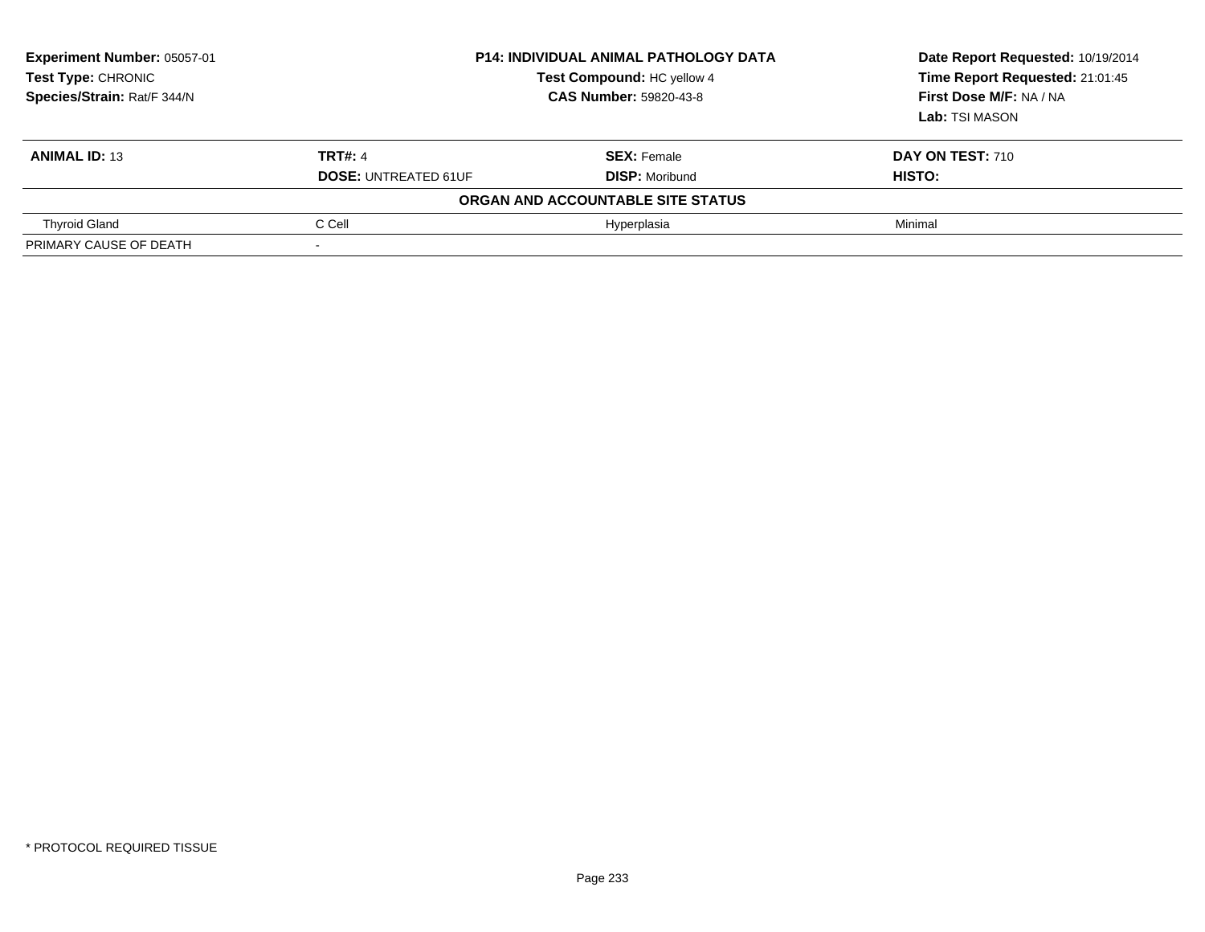**Experiment Number:** 05057-01
**Test Type:** CHRONIC
**Species/Strain:** Rat/F 344/N

**P14: INDIVIDUAL ANIMAL PATHOLOGY DATA**
**Test Compound:** HC yellow 4
**CAS Number:** 59820-43-8

**Date Report Requested:** 10/19/2014
**Time Report Requested:** 21:01:45
**First Dose M/F:** NA / NA
**Lab:** TSI MASON

| **ANIMAL ID:** 13 | **TRT#:** 4 | **SEX:** Female | **DAY ON TEST:** 710 |
|---|---|---|---|
| | **DOSE:** UNTREATED 61UF | **DISP:** Moribund | **HISTO:** |
| **ORGAN AND ACCOUNTABLE SITE STATUS** | | | |
| Thyroid Gland | C Cell | Hyperplasia | Minimal |
| PRIMARY CAUSE OF DEATH | - | | |

* PROTOCOL REQUIRED TISSUE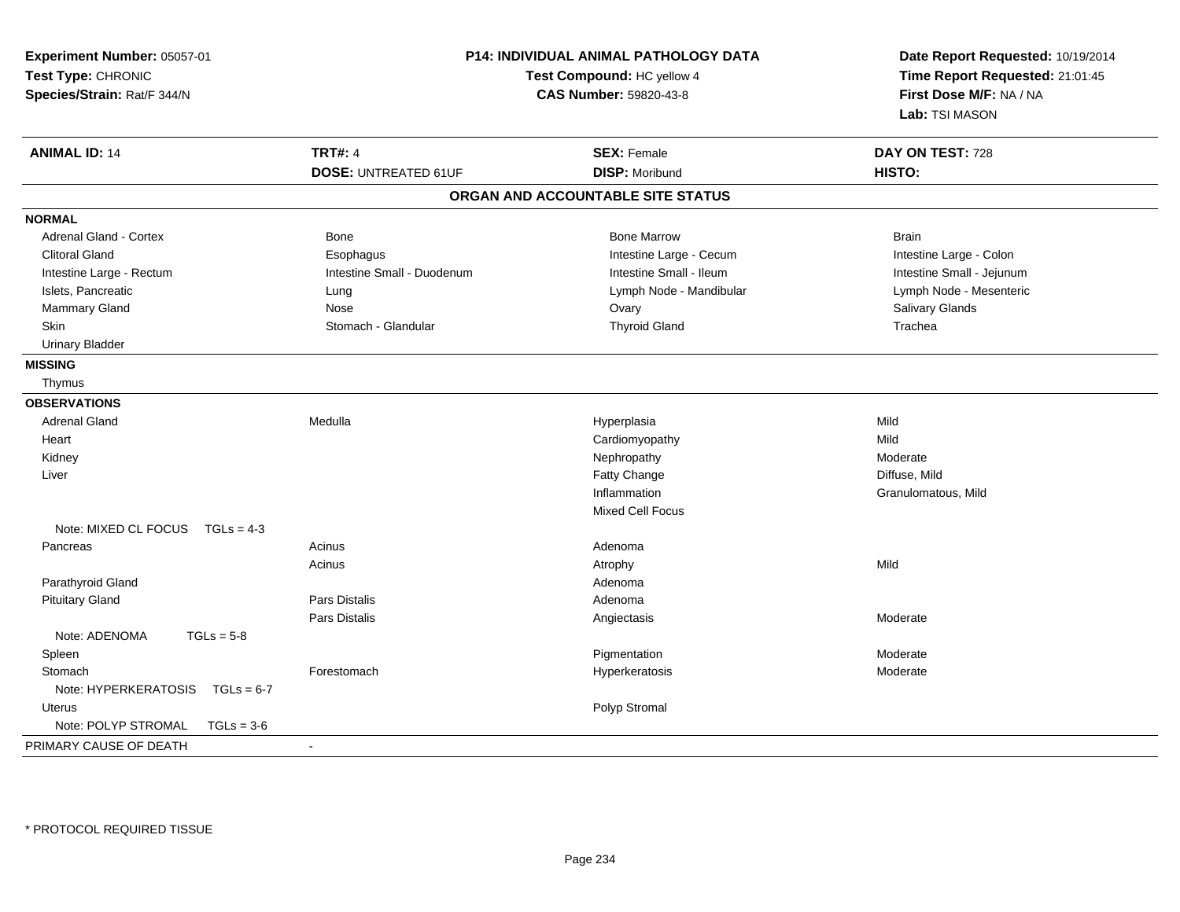**Experiment Number:** 05057-01
**Test Type:** CHRONIC
**Species/Strain:** Rat/F 344/N

**P14: INDIVIDUAL ANIMAL PATHOLOGY DATA**
**Test Compound:** HC yellow 4
**CAS Number:** 59820-43-8

**Date Report Requested:** 10/19/2014
**Time Report Requested:** 21:01:45
**First Dose M/F:** NA / NA
**Lab:** TSI MASON

| **ANIMAL ID:** 14 | **TRT#:** 4 | **SEX:** Female | **DAY ON TEST:** 728 |
|---|---|---|---|
| | **DOSE:** UNTREATED 61UF | **DISP:** Moribund | **HISTO:** |

## ORGAN AND ACCOUNTABLE SITE STATUS

| | | | |
|---|---|---|---|
| **NORMAL** | | | |
| Adrenal Gland - Cortex | Bone | Bone Marrow | Brain |
| Clitoral Gland | Esophagus | Intestine Large - Cecum | Intestine Large - Colon |
| Intestine Large - Rectum | Intestine Small - Duodenum | Intestine Small - Ileum | Intestine Small - Jejunum |
| Islets, Pancreatic | Lung | Lymph Node - Mandibular | Lymph Node - Mesenteric |
| Mammary Gland | Nose | Ovary | Salivary Glands |
| Skin | Stomach - Glandular | Thyroid Gland | Trachea |
| Urinary Bladder | | | |
| **MISSING** | | | |
| Thymus | | | |
| **OBSERVATIONS** | | | |
| Adrenal Gland | Medulla | Hyperplasia | Mild |
| Heart | | Cardiomyopathy | Mild |
| Kidney | | Nephropathy | Moderate |
| Liver | | Fatty Change | Diffuse, Mild |
| | | Inflammation | Granulomatous, Mild |
| | | Mixed Cell Focus | |
| Note: MIXED CL FOCUS TGLs = 4-3 | | | |
| Pancreas | Acinus | Adenoma | |
| | Acinus | Atrophy | Mild |
| Parathyroid Gland | | Adenoma | |
| Pituitary Gland | Pars Distalis | Adenoma | |
| | Pars Distalis | Angiectasis | Moderate |
| Note: ADENOMA TGLs = 5-8 | | | |
| Spleen | | Pigmentation | Moderate |
| Stomach | Forestomach | Hyperkeratosis | Moderate |
| Note: HYPERKERATOSIS TGLs = 6-7 | | | |
| Uterus | | Polyp Stromal | |
| Note: POLYP STROMAL TGLs = 3-6 | | | |
| PRIMARY CAUSE OF DEATH | - | | |

* PROTOCOL REQUIRED TISSUE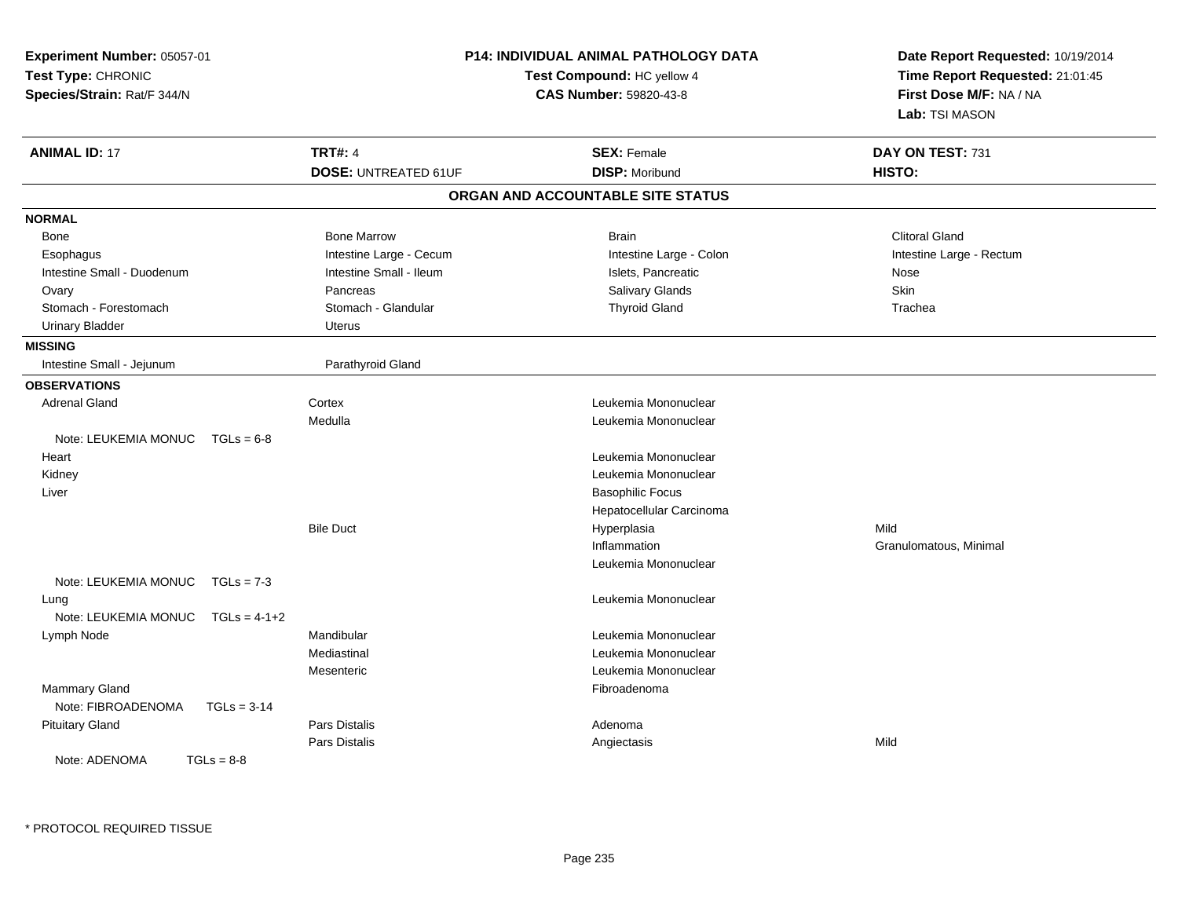**Experiment Number:** 05057-01
**Test Type:** CHRONIC
**Species/Strain:** Rat/F 344/N

**P14: INDIVIDUAL ANIMAL PATHOLOGY DATA**
**Test Compound:** HC yellow 4
**CAS Number:** 59820-43-8

**Date Report Requested:** 10/19/2014
**Time Report Requested:** 21:01:45
**First Dose M/F:** NA / NA
**Lab:** TSI MASON

| **ANIMAL ID:** 17 | **TRT#:** 4 | **SEX:** Female | **DAY ON TEST:** 731 |
|---|---|---|---|
| | **DOSE:** UNTREATED 61UF | **DISP:** Moribund | **HISTO:** |

## ORGAN AND ACCOUNTABLE SITE STATUS

| | | | |
|---|---|---|---|
| **NORMAL** | | | |
| Bone | Bone Marrow | Brain | Clitoral Gland |
| Esophagus | Intestine Large - Cecum | Intestine Large - Colon | Intestine Large - Rectum |
| Intestine Small - Duodenum | Intestine Small - Ileum | Islets, Pancreatic | Nose |
| Ovary | Pancreas | Salivary Glands | Skin |
| Stomach - Forestomach | Stomach - Glandular | Thyroid Gland | Trachea |
| Urinary Bladder | Uterus | | |
| **MISSING** | | | |
| Intestine Small - Jejunum | Parathyroid Gland | | |
| **OBSERVATIONS** | | | |
| Adrenal Gland | Cortex | Leukemia Mononuclear | |
| | Medulla | Leukemia Mononuclear | |
| Note: LEUKEMIA MONUC TGLs = 6-8 | | | |
| Heart | | Leukemia Mononuclear | |
| Kidney | | Leukemia Mononuclear | |
| Liver | | Basophilic Focus | |
| | | Hepatocellular Carcinoma | |
| | Bile Duct | Hyperplasia | Mild |
| | | Inflammation | Granulomatous, Minimal |
| | | Leukemia Mononuclear | |
| Note: LEUKEMIA MONUC TGLs = 7-3 | | | |
| Lung | | Leukemia Mononuclear | |
| Note: LEUKEMIA MONUC TGLs = 4-1+2 | | | |
| Lymph Node | Mandibular | Leukemia Mononuclear | |
| | Mediastinal | Leukemia Mononuclear | |
| | Mesenteric | Leukemia Mononuclear | |
| Mammary Gland | | Fibroadenoma | |
| Note: FIBROADENOMA TGLs = 3-14 | | | |
| Pituitary Gland | Pars Distalis | Adenoma | |
| | Pars Distalis | Angiectasis | Mild |
| Note: ADENOMA TGLs = 8-8 | | | |

* PROTOCOL REQUIRED TISSUE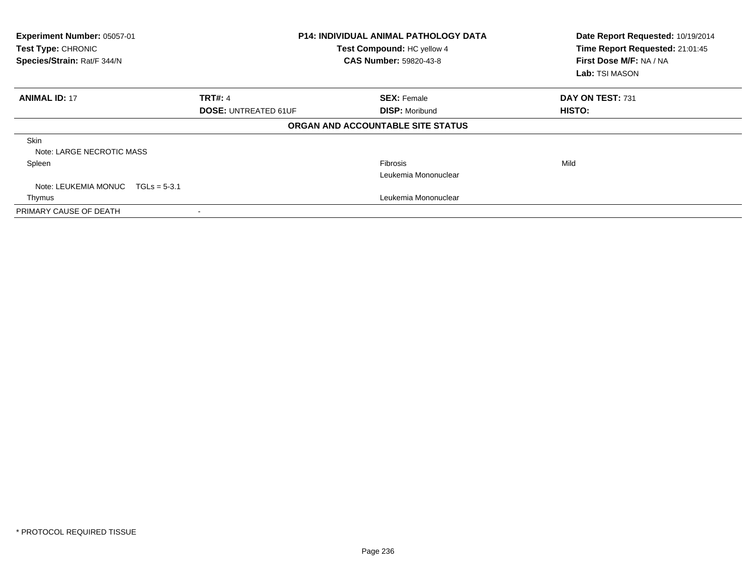| Experiment Number: 05057-01 | P14: INDIVIDUAL ANIMAL PATHOLOGY DATA | Date Report Requested: 10/19/2014 |
|---|---|---|
| Test Type: CHRONIC | Test Compound: HC yellow 4 | Time Report Requested: 21:01:45 |
| Species/Strain: Rat/F 344/N | CAS Number: 59820-43-8 | First Dose M/F: NA / NA |
| | | Lab: TSI MASON |

| ANIMAL ID: 17 | TRT#: 4 | SEX: Female | DAY ON TEST: 731 |
|---|---|---|---|
| | DOSE: UNTREATED 61UF | DISP: Moribund | HISTO: |

**ORGAN AND ACCOUNTABLE SITE STATUS**

| | | | |
|---|---|---|---|
| Skin | | | |
| Note: LARGE NECROTIC MASS | | | |
| Spleen | | Fibrosis | Mild |
| | | Leukemia Mononuclear | |
| Note: LEUKEMIA MONUC TGLs = 5-3.1 | | | |
| Thymus | | Leukemia Mononuclear | |
| PRIMARY CAUSE OF DEATH | - | | |

\* PROTOCOL REQUIRED TISSUE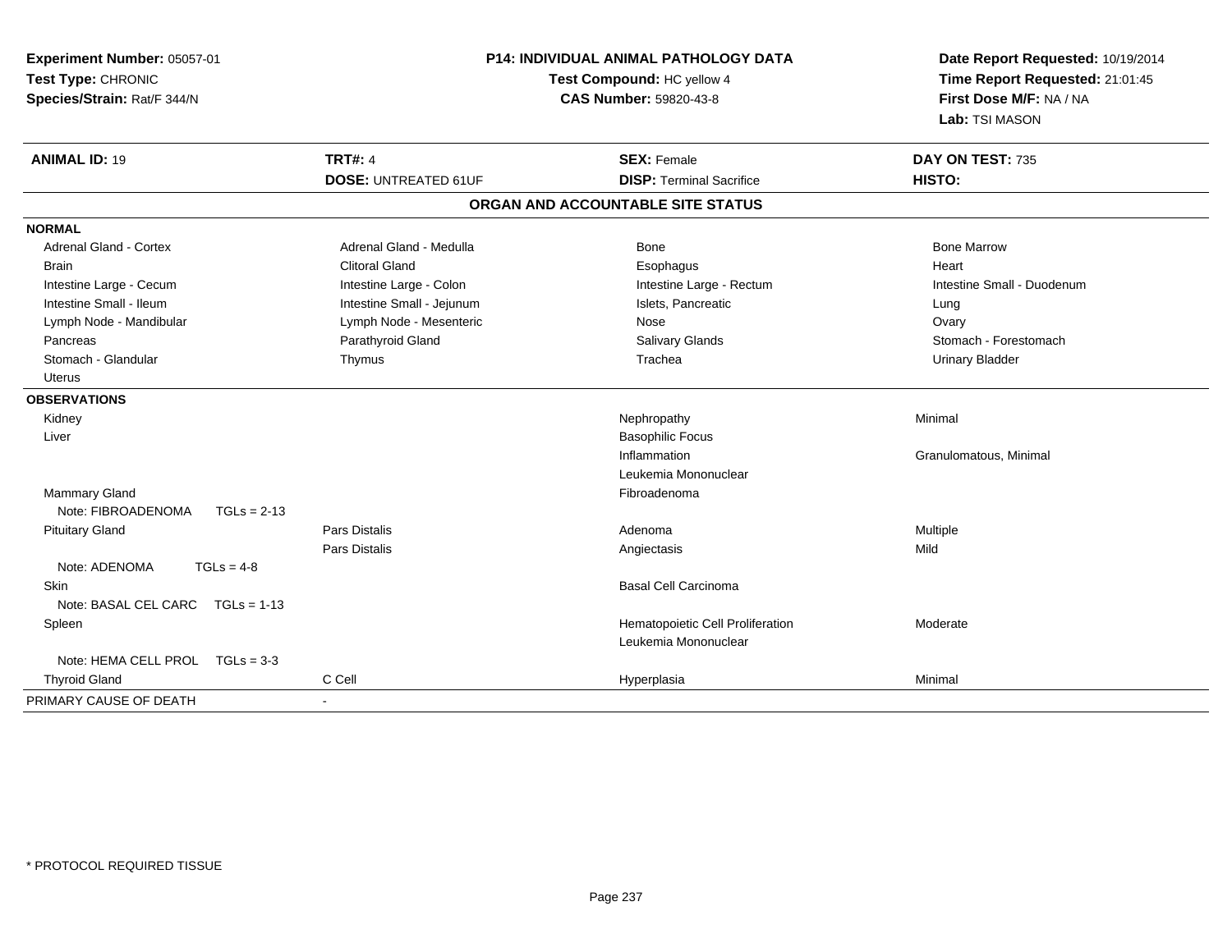**Experiment Number:** 05057-01
**Test Type:** CHRONIC
**Species/Strain:** Rat/F 344/N

**P14: INDIVIDUAL ANIMAL PATHOLOGY DATA**
**Test Compound:** HC yellow 4
**CAS Number:** 59820-43-8

**Date Report Requested:** 10/19/2014
**Time Report Requested:** 21:01:45
**First Dose M/F:** NA / NA
**Lab:** TSI MASON

| **ANIMAL ID:** 19 | **TRT#:** 4 | **SEX:** Female | **DAY ON TEST:** 735 |
|---|---|---|---|
| | **DOSE:** UNTREATED 61UF | **DISP:** Terminal Sacrifice | **HISTO:** |

## ORGAN AND ACCOUNTABLE SITE STATUS

| | | | |
|---|---|---|---|
| **NORMAL** | | | |
| Adrenal Gland - Cortex | Adrenal Gland - Medulla | Bone | Bone Marrow |
| Brain | Clitoral Gland | Esophagus | Heart |
| Intestine Large - Cecum | Intestine Large - Colon | Intestine Large - Rectum | Intestine Small - Duodenum |
| Intestine Small - Ileum | Intestine Small - Jejunum | Islets, Pancreatic | Lung |
| Lymph Node - Mandibular | Lymph Node - Mesenteric | Nose | Ovary |
| Pancreas | Parathyroid Gland | Salivary Glands | Stomach - Forestomach |
| Stomach - Glandular | Thymus | Trachea | Urinary Bladder |
| Uterus | | | |
| **OBSERVATIONS** | | | |
| Kidney | | Nephropathy | Minimal |
| Liver | | Basophilic Focus | |
| | | Inflammation | Granulomatous, Minimal |
| | | Leukemia Mononuclear | |
| Mammary Gland | | Fibroadenoma | |
| Note: FIBROADENOMA TGLs = 2-13 | | | |
| Pituitary Gland | Pars Distalis | Adenoma | Multiple |
| | Pars Distalis | Angiectasis | Mild |
| Note: ADENOMA TGLs = 4-8 | | | |
| Skin | | Basal Cell Carcinoma | |
| Note: BASAL CEL CARC TGLs = 1-13 | | | |
| Spleen | | Hematopoietic Cell Proliferation | Moderate |
| | | Leukemia Mononuclear | |
| Note: HEMA CELL PROL TGLs = 3-3 | | | |
| Thyroid Gland | C Cell | Hyperplasia | Minimal |
| PRIMARY CAUSE OF DEATH | - | | |

* PROTOCOL REQUIRED TISSUE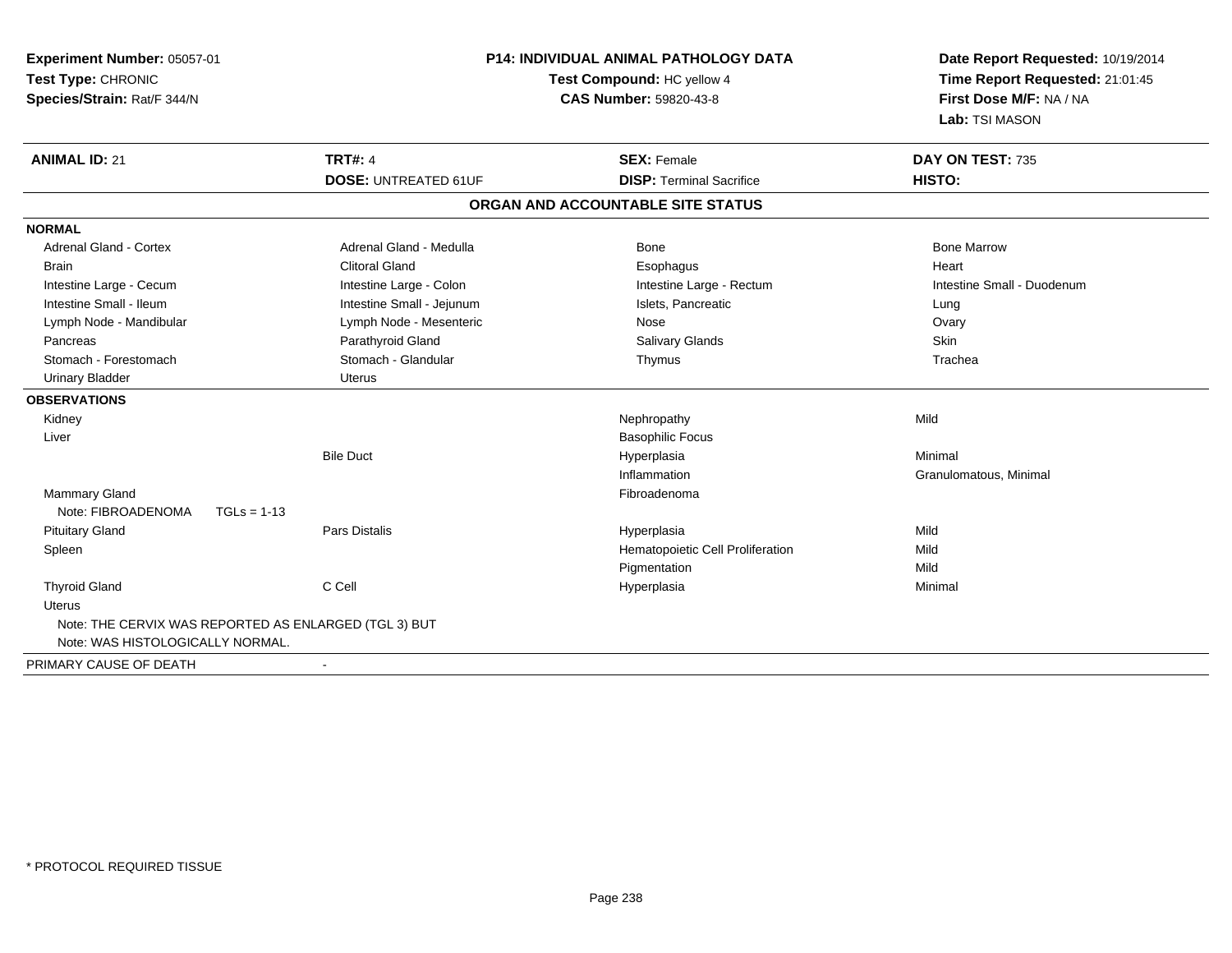**Experiment Number:** 05057-01
**Test Type:** CHRONIC
**Species/Strain:** Rat/F 344/N

**P14: INDIVIDUAL ANIMAL PATHOLOGY DATA**
**Test Compound:** HC yellow 4
**CAS Number:** 59820-43-8

**Date Report Requested:** 10/19/2014
**Time Report Requested:** 21:01:45
**First Dose M/F:** NA / NA
**Lab:** TSI MASON

| **ANIMAL ID:** 21 | **TRT#:** 4 | **SEX:** Female | **DAY ON TEST:** 735 |
|---|---|---|---|
| | **DOSE:** UNTREATED 61UF | **DISP:** Terminal Sacrifice | **HISTO:** |

## ORGAN AND ACCOUNTABLE SITE STATUS

**NORMAL**

| | | | |
|---|---|---|---|
| Adrenal Gland - Cortex | Adrenal Gland - Medulla | Bone | Bone Marrow |
| Brain | Clitoral Gland | Esophagus | Heart |
| Intestine Large - Cecum | Intestine Large - Colon | Intestine Large - Rectum | Intestine Small - Duodenum |
| Intestine Small - Ileum | Intestine Small - Jejunum | Islets, Pancreatic | Lung |
| Lymph Node - Mandibular | Lymph Node - Mesenteric | Nose | Ovary |
| Pancreas | Parathyroid Gland | Salivary Glands | Skin |
| Stomach - Forestomach | Stomach - Glandular | Thymus | Trachea |
| Urinary Bladder | Uterus | | |

**OBSERVATIONS**

| | | | |
|---|---|---|---|
| Kidney | | Nephropathy | Mild |
| Liver | | Basophilic Focus | |
| | Bile Duct | Hyperplasia | Minimal |
| | | Inflammation | Granulomatous, Minimal |
| Mammary Gland | | Fibroadenoma | |
| Note: FIBROADENOMA TGLs = 1-13 | | | |
| Pituitary Gland | Pars Distalis | Hyperplasia | Mild |
| Spleen | | Hematopoietic Cell Proliferation | Mild |
| | | Pigmentation | Mild |
| Thyroid Gland | C Cell | Hyperplasia | Minimal |
| Uterus | | | |

Note: THE CERVIX WAS REPORTED AS ENLARGED (TGL 3) BUT
Note: WAS HISTOLOGICALLY NORMAL.

PRIMARY CAUSE OF DEATH -

* PROTOCOL REQUIRED TISSUE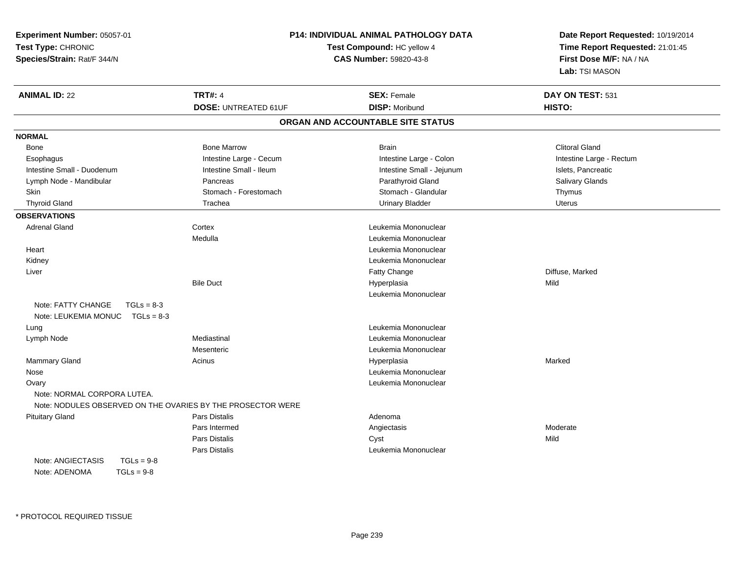**Experiment Number:** 05057-01
**Test Type:** CHRONIC
**Species/Strain:** Rat/F 344/N

**P14: INDIVIDUAL ANIMAL PATHOLOGY DATA**
**Test Compound:** HC yellow 4
**CAS Number:** 59820-43-8

**Date Report Requested:** 10/19/2014
**Time Report Requested:** 21:01:45
**First Dose M/F:** NA / NA
**Lab:** TSI MASON

| **ANIMAL ID:** 22 | **TRT#:** 4 | **SEX:** Female | **DAY ON TEST:** 531 |
|---|---|---|---|
| | **DOSE:** UNTREATED 61UF | **DISP:** Moribund | **HISTO:** |

## ORGAN AND ACCOUNTABLE SITE STATUS

**NORMAL**

| | | | |
|---|---|---|---|
| Bone | Bone Marrow | Brain | Clitoral Gland |
| Esophagus | Intestine Large - Cecum | Intestine Large - Colon | Intestine Large - Rectum |
| Intestine Small - Duodenum | Intestine Small - Ileum | Intestine Small - Jejunum | Islets, Pancreatic |
| Lymph Node - Mandibular | Pancreas | Parathyroid Gland | Salivary Glands |
| Skin | Stomach - Forestomach | Stomach - Glandular | Thymus |
| Thyroid Gland | Trachea | Urinary Bladder | Uterus |

**OBSERVATIONS**

| | | | |
|---|---|---|---|
| Adrenal Gland | Cortex | Leukemia Mononuclear | |
| | Medulla | Leukemia Mononuclear | |
| Heart | | Leukemia Mononuclear | |
| Kidney | | Leukemia Mononuclear | |
| Liver | | Fatty Change | Diffuse, Marked |
| | Bile Duct | Hyperplasia | Mild |
| | | Leukemia Mononuclear | |
| Note: FATTY CHANGE TGLs = 8-3 | | | |
| Note: LEUKEMIA MONUC TGLs = 8-3 | | | |
| Lung | | Leukemia Mononuclear | |
| Lymph Node | Mediastinal | Leukemia Mononuclear | |
| | Mesenteric | Leukemia Mononuclear | |
| Mammary Gland | Acinus | Hyperplasia | Marked |
| Nose | | Leukemia Mononuclear | |
| Ovary | | Leukemia Mononuclear | |
| Note: NORMAL CORPORA LUTEA. | | | |
| Note: NODULES OBSERVED ON THE OVARIES BY THE PROSECTOR WERE | | | |
| Pituitary Gland | Pars Distalis | Adenoma | |
| | Pars Intermed | Angiectasis | Moderate |
| | Pars Distalis | Cyst | Mild |
| | Pars Distalis | Leukemia Mononuclear | |
| Note: ANGIECTASIS TGLs = 9-8 | | | |
| Note: ADENOMA TGLs = 9-8 | | | |

* PROTOCOL REQUIRED TISSUE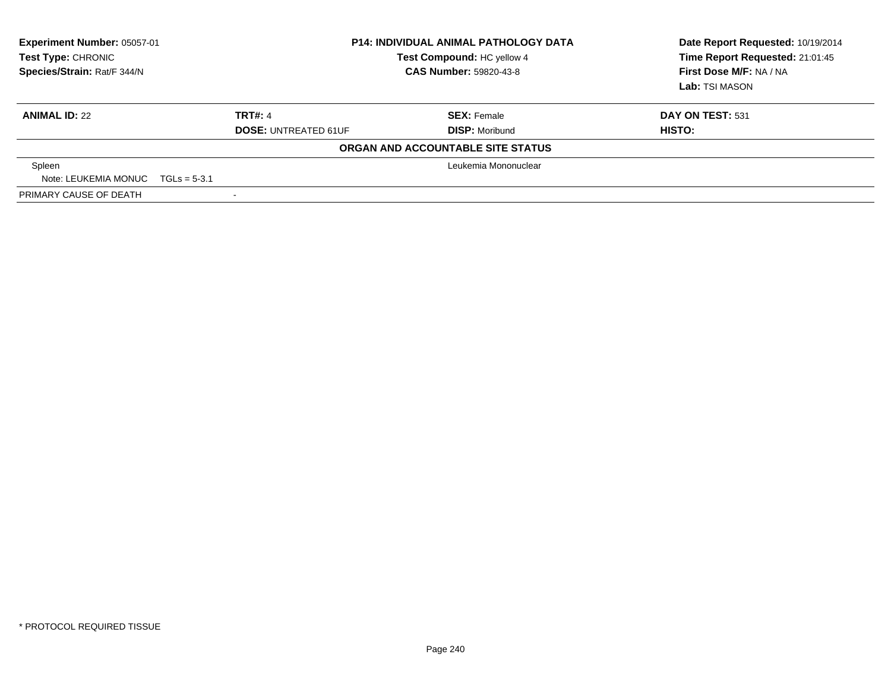| **Experiment Number:** 05057-01 | **P14: INDIVIDUAL ANIMAL PATHOLOGY DATA** | **Date Report Requested:** 10/19/2014 |
|---|---|---|
| **Test Type:** CHRONIC | **Test Compound:** HC yellow 4 | **Time Report Requested:** 21:01:45 |
| **Species/Strain:** Rat/F 344/N | **CAS Number:** 59820-43-8 | **First Dose M/F:** NA / NA |
| | | **Lab:** TSI MASON |

| **ANIMAL ID:** 22 | **TRT#:** 4 | **SEX:** Female | **DAY ON TEST:** 531 |
|---|---|---|---|
| | **DOSE:** UNTREATED 61UF | **DISP:** Moribund | **HISTO:** |

**ORGAN AND ACCOUNTABLE SITE STATUS**

| | | | |
|---|---|---|---|
| Spleen | | Leukemia Mononuclear | |
| Note: LEUKEMIA MONUC TGLs = 5-3.1 | | | |
| PRIMARY CAUSE OF DEATH | - | | |

* PROTOCOL REQUIRED TISSUE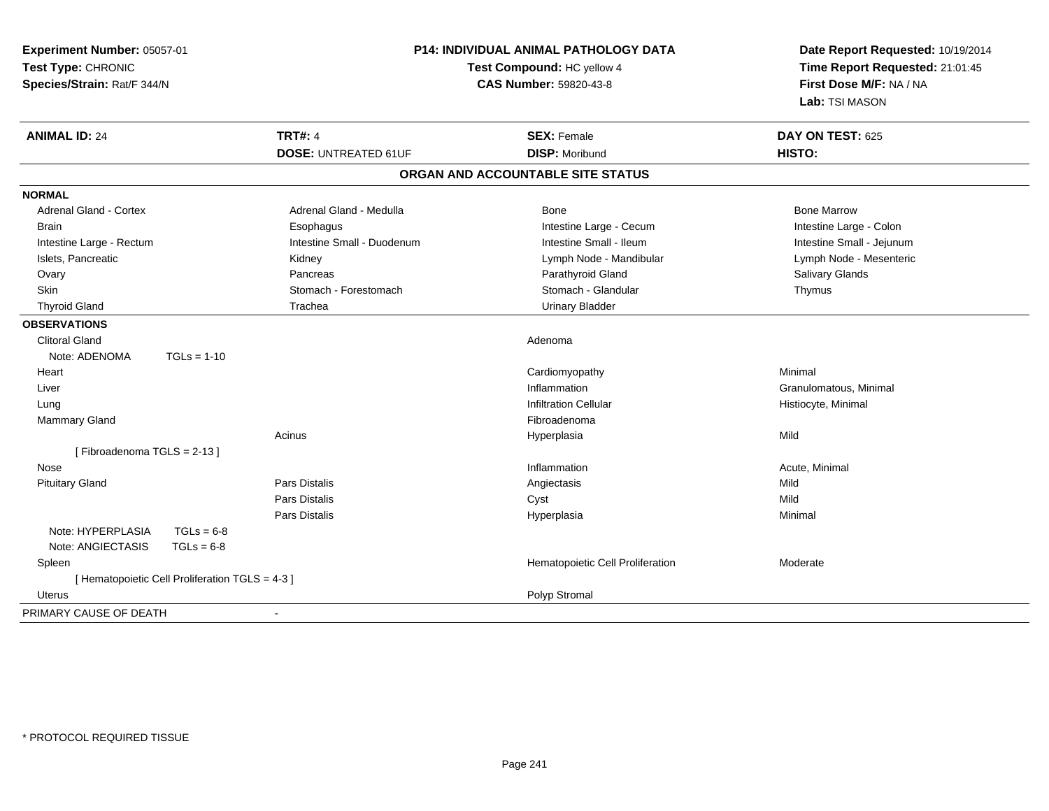**Experiment Number:** 05057-01
**Test Type:** CHRONIC
**Species/Strain:** Rat/F 344/N

**P14: INDIVIDUAL ANIMAL PATHOLOGY DATA**
**Test Compound:** HC yellow 4
**CAS Number:** 59820-43-8

**Date Report Requested:** 10/19/2014
**Time Report Requested:** 21:01:45
**First Dose M/F:** NA / NA
**Lab:** TSI MASON

| **ANIMAL ID:** 24 | **TRT#:** 4 | **SEX:** Female | **DAY ON TEST:** 625 |
|---|---|---|---|
| | **DOSE:** UNTREATED 61UF | **DISP:** Moribund | **HISTO:** |

## ORGAN AND ACCOUNTABLE SITE STATUS

| | | | |
|---|---|---|---|
| **NORMAL** | | | |
| Adrenal Gland - Cortex | Adrenal Gland - Medulla | Bone | Bone Marrow |
| Brain | Esophagus | Intestine Large - Cecum | Intestine Large - Colon |
| Intestine Large - Rectum | Intestine Small - Duodenum | Intestine Small - Ileum | Intestine Small - Jejunum |
| Islets, Pancreatic | Kidney | Lymph Node - Mandibular | Lymph Node - Mesenteric |
| Ovary | Pancreas | Parathyroid Gland | Salivary Glands |
| Skin | Stomach - Forestomach | Stomach - Glandular | Thymus |
| Thyroid Gland | Trachea | Urinary Bladder | |
| **OBSERVATIONS** | | | |
| Clitoral Gland | | Adenoma | |
| Note: ADENOMA TGLs = 1-10 | | | |
| Heart | | Cardiomyopathy | Minimal |
| Liver | | Inflammation | Granulomatous, Minimal |
| Lung | | Infiltration Cellular | Histiocyte, Minimal |
| Mammary Gland | | Fibroadenoma | |
| | Acinus | Hyperplasia | Mild |
| [ Fibroadenoma TGLS = 2-13 ] | | | |
| Nose | | Inflammation | Acute, Minimal |
| Pituitary Gland | Pars Distalis | Angiectasis | Mild |
| | Pars Distalis | Cyst | Mild |
| | Pars Distalis | Hyperplasia | Minimal |
| Note: HYPERPLASIA TGLs = 6-8 | | | |
| Note: ANGIECTASIS TGLs = 6-8 | | | |
| Spleen | | Hematopoietic Cell Proliferation | Moderate |
| [ Hematopoietic Cell Proliferation TGLS = 4-3 ] | | | |
| Uterus | | Polyp Stromal | |
| PRIMARY CAUSE OF DEATH | - | | |

\* PROTOCOL REQUIRED TISSUE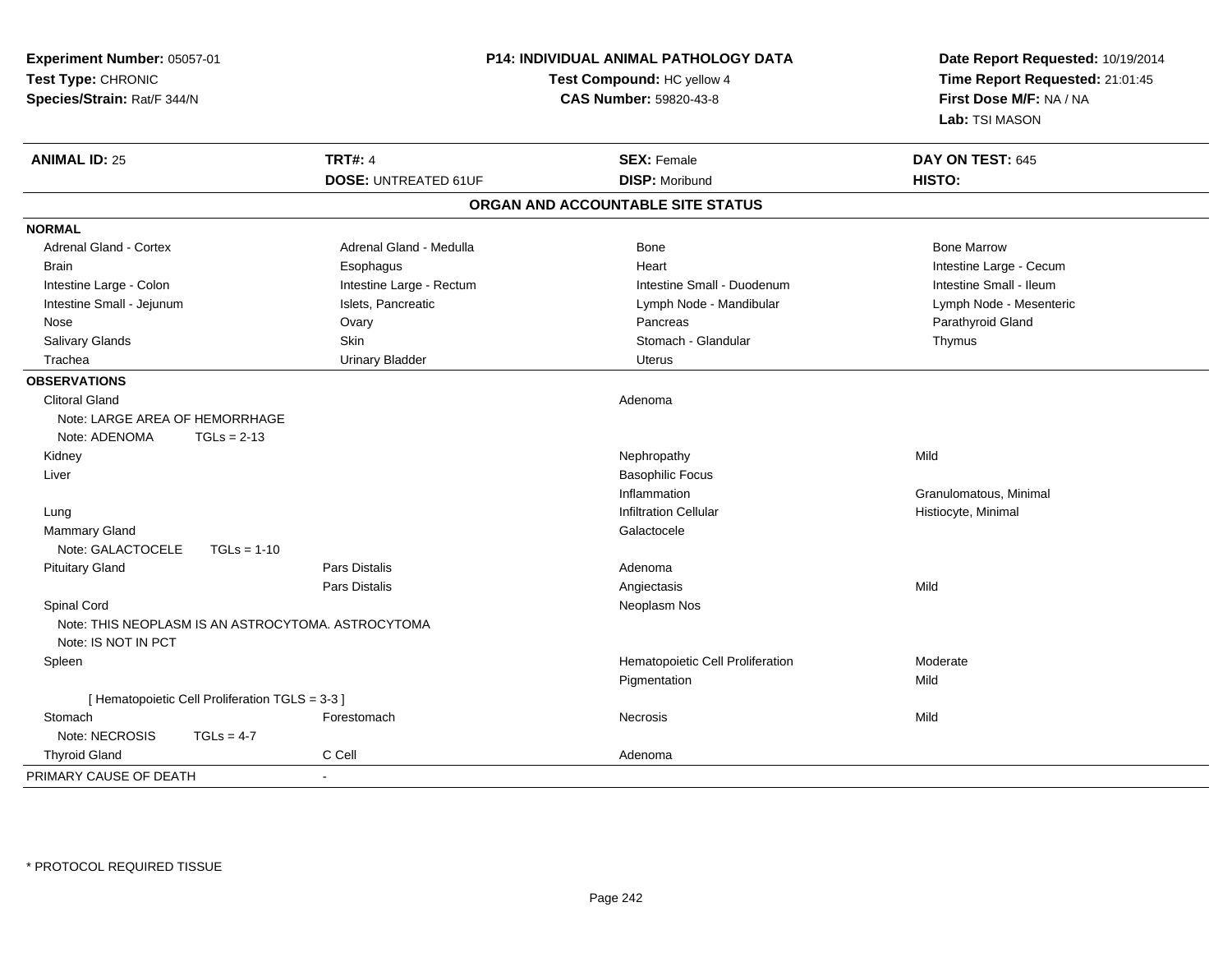**Experiment Number:** 05057-01
**Test Type:** CHRONIC
**Species/Strain:** Rat/F 344/N

**P14: INDIVIDUAL ANIMAL PATHOLOGY DATA**
**Test Compound:** HC yellow 4
**CAS Number:** 59820-43-8

**Date Report Requested:** 10/19/2014
**Time Report Requested:** 21:01:45
**First Dose M/F:** NA / NA
**Lab:** TSI MASON

| **ANIMAL ID:** 25 | **TRT#:** 4 | **SEX:** Female | **DAY ON TEST:** 645 |
|---|---|---|---|
| | **DOSE:** UNTREATED 61UF | **DISP:** Moribund | **HISTO:** |

## ORGAN AND ACCOUNTABLE SITE STATUS

**NORMAL**

| | | | |
|---|---|---|---|
| Adrenal Gland - Cortex | Adrenal Gland - Medulla | Bone | Bone Marrow |
| Brain | Esophagus | Heart | Intestine Large - Cecum |
| Intestine Large - Colon | Intestine Large - Rectum | Intestine Small - Duodenum | Intestine Small - Ileum |
| Intestine Small - Jejunum | Islets, Pancreatic | Lymph Node - Mandibular | Lymph Node - Mesenteric |
| Nose | Ovary | Pancreas | Parathyroid Gland |
| Salivary Glands | Skin | Stomach - Glandular | Thymus |
| Trachea | Urinary Bladder | Uterus | |

**OBSERVATIONS**

| | | | |
|---|---|---|---|
| Clitoral Gland | | Adenoma | |
| Note: LARGE AREA OF HEMORRHAGE | | | |
| Note: ADENOMA TGLs = 2-13 | | | |
| Kidney | | Nephropathy | Mild |
| Liver | | Basophilic Focus | |
| | | Inflammation | Granulomatous, Minimal |
| Lung | | Infiltration Cellular | Histiocyte, Minimal |
| Mammary Gland | | Galactocele | |
| Note: GALACTOCELE TGLs = 1-10 | | | |
| Pituitary Gland | Pars Distalis | Adenoma | |
| | Pars Distalis | Angiectasis | Mild |
| Spinal Cord | | Neoplasm Nos | |
| Note: THIS NEOPLASM IS AN ASTROCYTOMA. ASTROCYTOMA | | | |
| Note: IS NOT IN PCT | | | |
| Spleen | | Hematopoietic Cell Proliferation | Moderate |
| | | Pigmentation | Mild |
| [ Hematopoietic Cell Proliferation TGLS = 3-3 ] | | | |
| Stomach | Forestomach | Necrosis | Mild |
| Note: NECROSIS TGLs = 4-7 | | | |
| Thyroid Gland | C Cell | Adenoma | |
| PRIMARY CAUSE OF DEATH | - | | |

* PROTOCOL REQUIRED TISSUE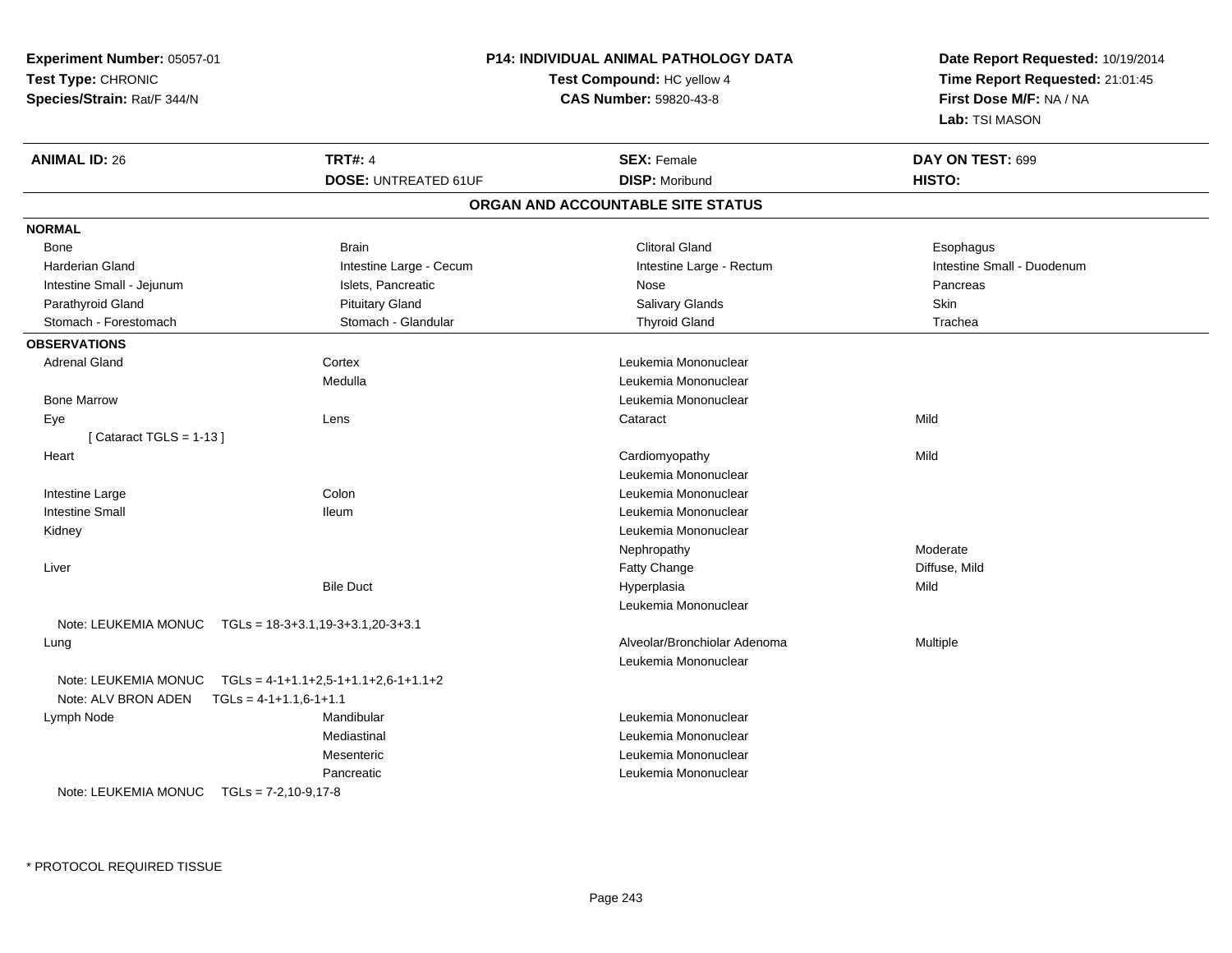**Experiment Number:** 05057-01
**Test Type:** CHRONIC
**Species/Strain:** Rat/F 344/N

**P14: INDIVIDUAL ANIMAL PATHOLOGY DATA**
**Test Compound:** HC yellow 4
**CAS Number:** 59820-43-8

**Date Report Requested:** 10/19/2014
**Time Report Requested:** 21:01:45
**First Dose M/F:** NA / NA
**Lab:** TSI MASON

| **ANIMAL ID:** 26 | **TRT#:** 4 | **SEX:** Female | **DAY ON TEST:** 699 |
|---|---|---|---|
| | **DOSE:** UNTREATED 61UF | **DISP:** Moribund | **HISTO:** |

## ORGAN AND ACCOUNTABLE SITE STATUS

**NORMAL**

| | | | |
|---|---|---|---|
| Bone | Brain | Clitoral Gland | Esophagus |
| Harderian Gland | Intestine Large - Cecum | Intestine Large - Rectum | Intestine Small - Duodenum |
| Intestine Small - Jejunum | Islets, Pancreatic | Nose | Pancreas |
| Parathyroid Gland | Pituitary Gland | Salivary Glands | Skin |
| Stomach - Forestomach | Stomach - Glandular | Thyroid Gland | Trachea |

**OBSERVATIONS**

| | | | |
|---|---|---|---|
| Adrenal Gland | Cortex | Leukemia Mononuclear | |
| | Medulla | Leukemia Mononuclear | |
| Bone Marrow | | Leukemia Mononuclear | |
| Eye | Lens | Cataract | Mild |
| [ Cataract TGLS = 1-13 ] | | | |
| Heart | | Cardiomyopathy | Mild |
| | | Leukemia Mononuclear | |
| Intestine Large | Colon | Leukemia Mononuclear | |
| Intestine Small | Ileum | Leukemia Mononuclear | |
| Kidney | | Leukemia Mononuclear | |
| | | Nephropathy | Moderate |
| Liver | | Fatty Change | Diffuse, Mild |
| | Bile Duct | Hyperplasia | Mild |
| | | Leukemia Mononuclear | |
| Note: LEUKEMIA MONUC TGLs = 18-3+3.1,19-3+3.1,20-3+3.1 | | | |
| Lung | | Alveolar/Bronchiolar Adenoma | Multiple |
| | | Leukemia Mononuclear | |
| Note: LEUKEMIA MONUC TGLs = 4-1+1.1+2,5-1+1.1+2,6-1+1.1+2 | | | |
| Note: ALV BRON ADEN TGLs = 4-1+1.1,6-1+1.1 | | | |
| Lymph Node | Mandibular | Leukemia Mononuclear | |
| | Mediastinal | Leukemia Mononuclear | |
| | Mesenteric | Leukemia Mononuclear | |
| | Pancreatic | Leukemia Mononuclear | |
| Note: LEUKEMIA MONUC TGLs = 7-2,10-9,17-8 | | | |

* PROTOCOL REQUIRED TISSUE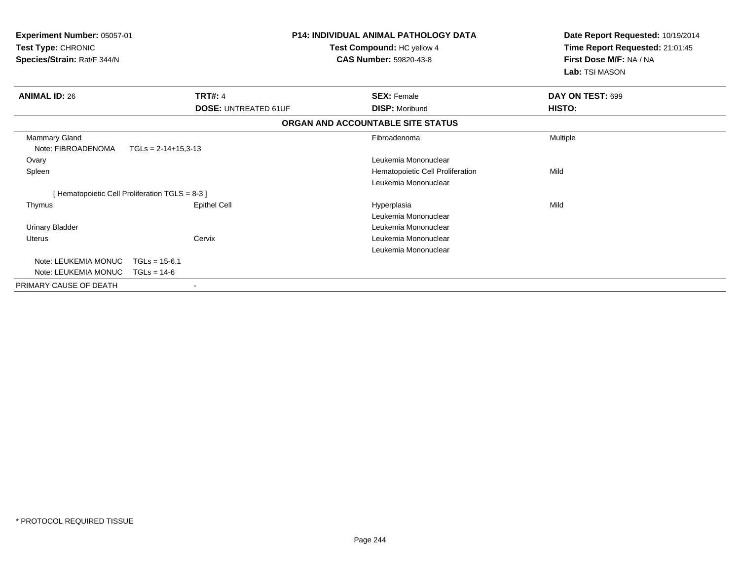**Experiment Number:** 05057-01
**Test Type:** CHRONIC
**Species/Strain:** Rat/F 344/N

**P14: INDIVIDUAL ANIMAL PATHOLOGY DATA**
**Test Compound:** HC yellow 4
**CAS Number:** 59820-43-8

**Date Report Requested:** 10/19/2014
**Time Report Requested:** 21:01:45
**First Dose M/F:** NA / NA
**Lab:** TSI MASON

| **ANIMAL ID:** 26 | **TRT#:** 4 | **SEX:** Female | **DAY ON TEST:** 699 |
|---|---|---|---|
| | **DOSE:** UNTREATED 61UF | **DISP:** Moribund | **HISTO:** |

**ORGAN AND ACCOUNTABLE SITE STATUS**

| | | | |
|---|---|---|---|
| Mammary Gland | | Fibroadenoma | Multiple |
| Note: FIBROADENOMA TGLs = 2-14+15,3-13 | | | |
| Ovary | | Leukemia Mononuclear | |
| Spleen | | Hematopoietic Cell Proliferation | Mild |
| | | Leukemia Mononuclear | |
| [ Hematopoietic Cell Proliferation TGLS = 8-3 ] | | | |
| Thymus | Epithel Cell | Hyperplasia | Mild |
| | | Leukemia Mononuclear | |
| Urinary Bladder | | Leukemia Mononuclear | |
| Uterus | Cervix | Leukemia Mononuclear | |
| | | Leukemia Mononuclear | |
| Note: LEUKEMIA MONUC TGLs = 15-6.1 | | | |
| Note: LEUKEMIA MONUC TGLs = 14-6 | | | |
| PRIMARY CAUSE OF DEATH | - | | |

* PROTOCOL REQUIRED TISSUE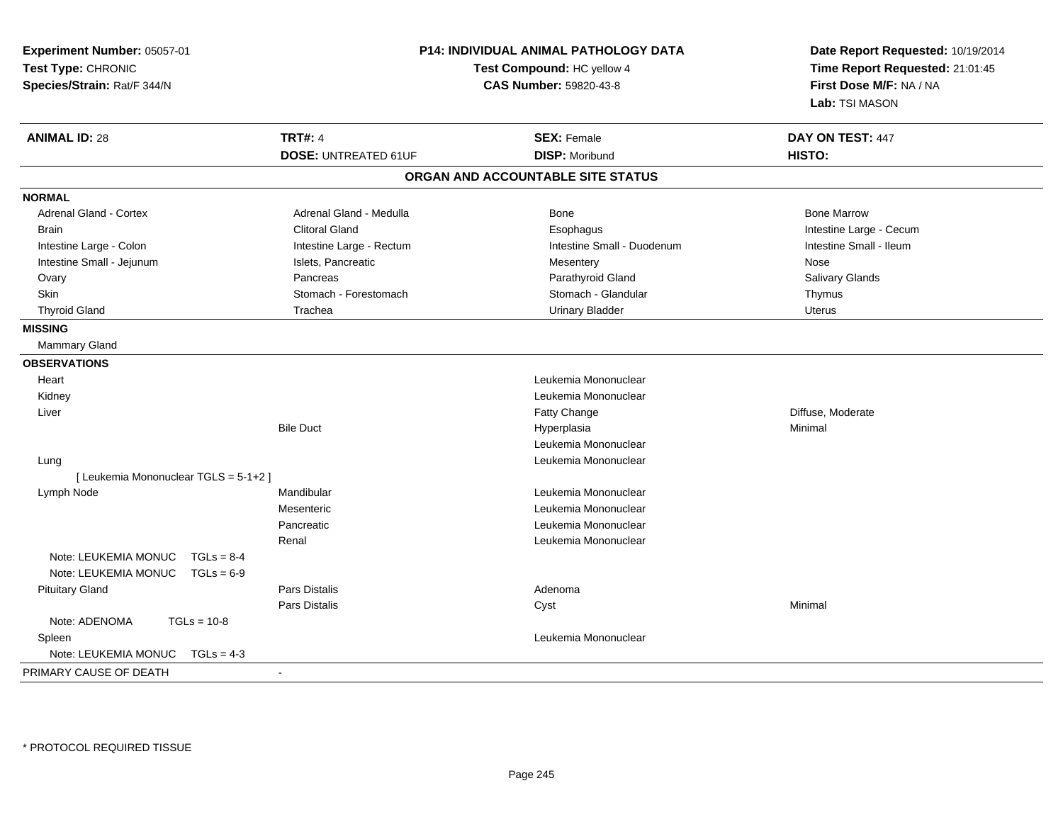**Experiment Number:** 05057-01
**Test Type:** CHRONIC
**Species/Strain:** Rat/F 344/N

**P14: INDIVIDUAL ANIMAL PATHOLOGY DATA**
**Test Compound:** HC yellow 4
**CAS Number:** 59820-43-8

**Date Report Requested:** 10/19/2014
**Time Report Requested:** 21:01:45
**First Dose M/F:** NA / NA
**Lab:** TSI MASON

| **ANIMAL ID:** 28 | **TRT#:** 4 | **SEX:** Female | **DAY ON TEST:** 447 |
|---|---|---|---|
| | **DOSE:** UNTREATED 61UF | **DISP:** Moribund | **HISTO:** |

## ORGAN AND ACCOUNTABLE SITE STATUS

| | | | |
|---|---|---|---|
| **NORMAL** | | | |
| Adrenal Gland - Cortex | Adrenal Gland - Medulla | Bone | Bone Marrow |
| Brain | Clitoral Gland | Esophagus | Intestine Large - Cecum |
| Intestine Large - Colon | Intestine Large - Rectum | Intestine Small - Duodenum | Intestine Small - Ileum |
| Intestine Small - Jejunum | Islets, Pancreatic | Mesentery | Nose |
| Ovary | Pancreas | Parathyroid Gland | Salivary Glands |
| Skin | Stomach - Forestomach | Stomach - Glandular | Thymus |
| Thyroid Gland | Trachea | Urinary Bladder | Uterus |
| **MISSING** | | | |
| Mammary Gland | | | |
| **OBSERVATIONS** | | | |
| Heart | | Leukemia Mononuclear | |
| Kidney | | Leukemia Mononuclear | |
| Liver | | Fatty Change | Diffuse, Moderate |
| | Bile Duct | Hyperplasia | Minimal |
| | | Leukemia Mononuclear | |
| Lung | | Leukemia Mononuclear | |
| [ Leukemia Mononuclear TGLS = 5-1+2 ] | | | |
| Lymph Node | Mandibular | Leukemia Mononuclear | |
| | Mesenteric | Leukemia Mononuclear | |
| | Pancreatic | Leukemia Mononuclear | |
| | Renal | Leukemia Mononuclear | |
| Note: LEUKEMIA MONUC TGLs = 8-4 | | | |
| Note: LEUKEMIA MONUC TGLs = 6-9 | | | |
| Pituitary Gland | Pars Distalis | Adenoma | |
| | Pars Distalis | Cyst | Minimal |
| Note: ADENOMA TGLs = 10-8 | | | |
| Spleen | | Leukemia Mononuclear | |
| Note: LEUKEMIA MONUC TGLs = 4-3 | | | |
| PRIMARY CAUSE OF DEATH | - | | |

* PROTOCOL REQUIRED TISSUE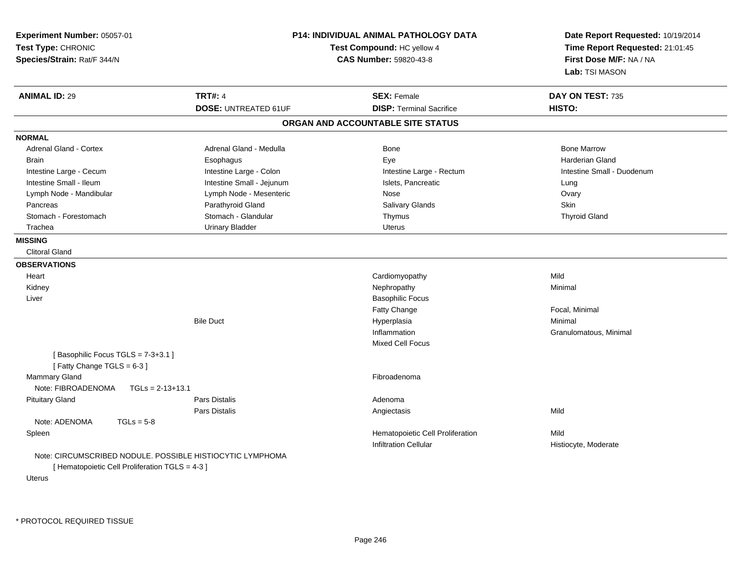**Experiment Number:** 05057-01
**Test Type:** CHRONIC
**Species/Strain:** Rat/F 344/N

**P14: INDIVIDUAL ANIMAL PATHOLOGY DATA**
**Test Compound:** HC yellow 4
**CAS Number:** 59820-43-8

**Date Report Requested:** 10/19/2014
**Time Report Requested:** 21:01:45
**First Dose M/F:** NA / NA
**Lab:** TSI MASON

| **ANIMAL ID:** 29 | **TRT#:** 4 | **SEX:** Female | **DAY ON TEST:** 735 |
|---|---|---|---|
| | **DOSE:** UNTREATED 61UF | **DISP:** Terminal Sacrifice | **HISTO:** |

## ORGAN AND ACCOUNTABLE SITE STATUS

**NORMAL**

| | | | |
|---|---|---|---|
| Adrenal Gland - Cortex | Adrenal Gland - Medulla | Bone | Bone Marrow |
| Brain | Esophagus | Eye | Harderian Gland |
| Intestine Large - Cecum | Intestine Large - Colon | Intestine Large - Rectum | Intestine Small - Duodenum |
| Intestine Small - Ileum | Intestine Small - Jejunum | Islets, Pancreatic | Lung |
| Lymph Node - Mandibular | Lymph Node - Mesenteric | Nose | Ovary |
| Pancreas | Parathyroid Gland | Salivary Glands | Skin |
| Stomach - Forestomach | Stomach - Glandular | Thymus | Thyroid Gland |
| Trachea | Urinary Bladder | Uterus | |

**MISSING**

Clitoral Gland

**OBSERVATIONS**

| | | | |
|---|---|---|---|
| Heart | | Cardiomyopathy | Mild |
| Kidney | | Nephropathy | Minimal |
| Liver | | Basophilic Focus | |
| | | Fatty Change | Focal, Minimal |
| | Bile Duct | Hyperplasia | Minimal |
| | | Inflammation | Granulomatous, Minimal |
| | | Mixed Cell Focus | |
| [ Basophilic Focus TGLS = 7-3+3.1 ] | | | |
| [ Fatty Change TGLS = 6-3 ] | | | |
| Mammary Gland | | Fibroadenoma | |
| Note: FIBROADENOMA TGLs = 2-13+13.1 | | | |
| Pituitary Gland | Pars Distalis | Adenoma | |
| | Pars Distalis | Angiectasis | Mild |
| Note: ADENOMA TGLs = 5-8 | | | |
| Spleen | | Hematopoietic Cell Proliferation | Mild |
| | | Infiltration Cellular | Histiocyte, Moderate |
| Note: CIRCUMSCRIBED NODULE. POSSIBLE HISTIOCYTIC LYMPHOMA | | | |
| [ Hematopoietic Cell Proliferation TGLS = 4-3 ] | | | |
| Uterus | | | |

\* PROTOCOL REQUIRED TISSUE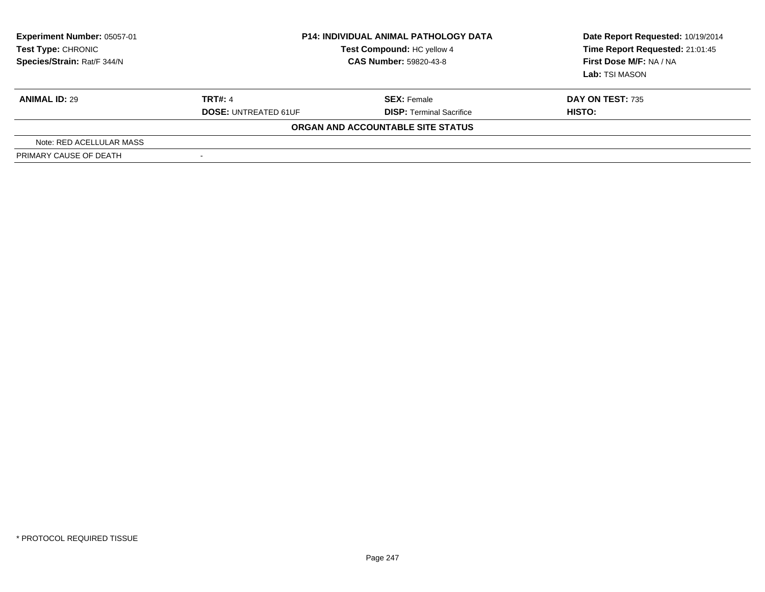**Experiment Number:** 05057-01
**Test Type:** CHRONIC
**Species/Strain:** Rat/F 344/N

**P14: INDIVIDUAL ANIMAL PATHOLOGY DATA**
**Test Compound:** HC yellow 4
**CAS Number:** 59820-43-8

**Date Report Requested:** 10/19/2014
**Time Report Requested:** 21:01:45
**First Dose M/F:** NA / NA
**Lab:** TSI MASON

| **ANIMAL ID:** 29 | **TRT#:** 4 | **SEX:** Female | **DAY ON TEST:** 735 |
|---|---|---|---|
| | **DOSE:** UNTREATED 61UF | **DISP:** Terminal Sacrifice | **HISTO:** |

**ORGAN AND ACCOUNTABLE SITE STATUS**

| | |
|---|---|
| Note: RED ACELLULAR MASS | |
| PRIMARY CAUSE OF DEATH | - |

* PROTOCOL REQUIRED TISSUE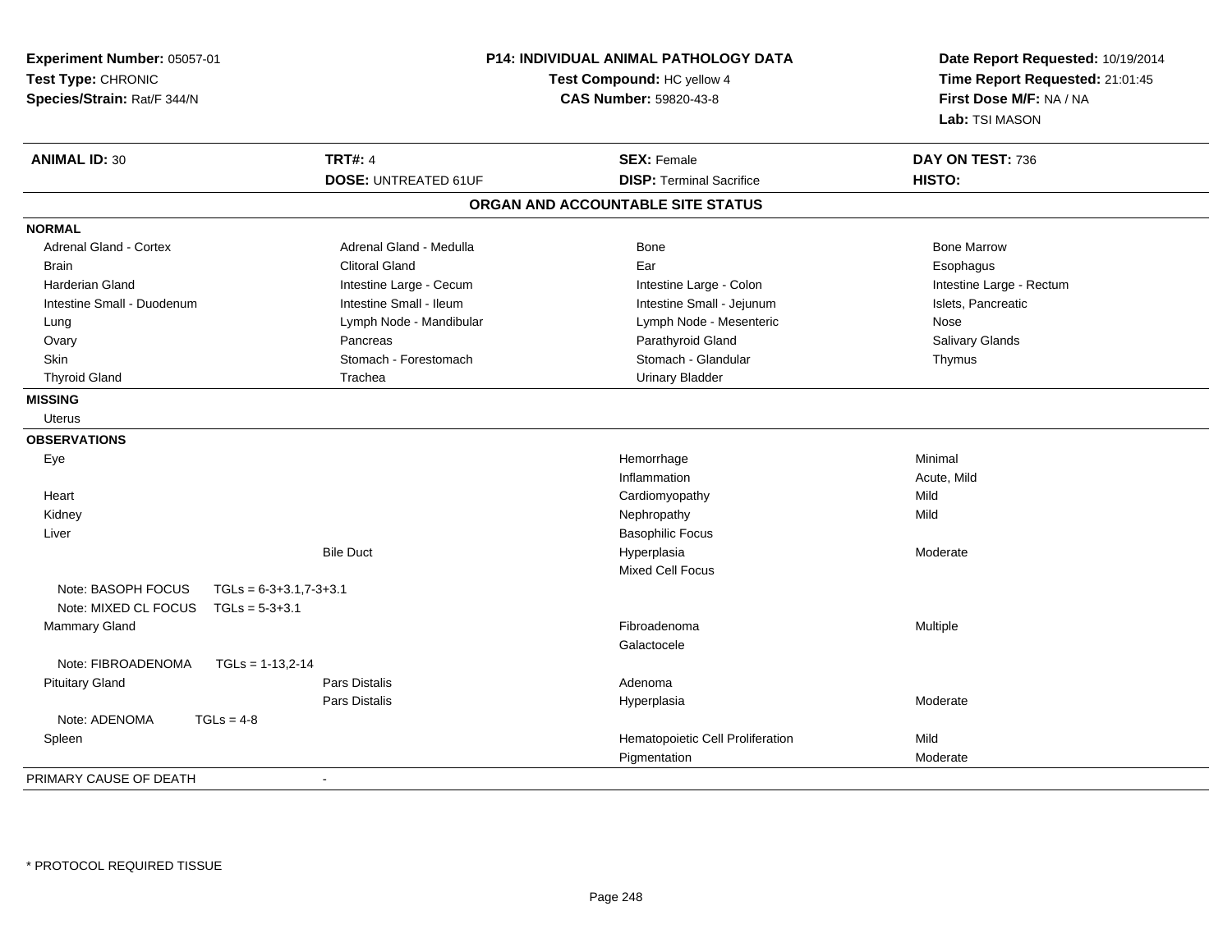**Experiment Number:** 05057-01
**Test Type:** CHRONIC
**Species/Strain:** Rat/F 344/N

**P14: INDIVIDUAL ANIMAL PATHOLOGY DATA**
**Test Compound:** HC yellow 4
**CAS Number:** 59820-43-8

**Date Report Requested:** 10/19/2014
**Time Report Requested:** 21:01:45
**First Dose M/F:** NA / NA
**Lab:** TSI MASON

| **ANIMAL ID:** 30 | **TRT#:** 4 | **SEX:** Female | **DAY ON TEST:** 736 |
|---|---|---|---|
| | **DOSE:** UNTREATED 61UF | **DISP:** Terminal Sacrifice | **HISTO:** |

## ORGAN AND ACCOUNTABLE SITE STATUS

**NORMAL**

| | | | |
|---|---|---|---|
| Adrenal Gland - Cortex | Adrenal Gland - Medulla | Bone | Bone Marrow |
| Brain | Clitoral Gland | Ear | Esophagus |
| Harderian Gland | Intestine Large - Cecum | Intestine Large - Colon | Intestine Large - Rectum |
| Intestine Small - Duodenum | Intestine Small - Ileum | Intestine Small - Jejunum | Islets, Pancreatic |
| Lung | Lymph Node - Mandibular | Lymph Node - Mesenteric | Nose |
| Ovary | Pancreas | Parathyroid Gland | Salivary Glands |
| Skin | Stomach - Forestomach | Stomach - Glandular | Thymus |
| Thyroid Gland | Trachea | Urinary Bladder | |

**MISSING**

Uterus

**OBSERVATIONS**

| Organ | Site | Observation | Severity |
|---|---|---|---|
| Eye | | Hemorrhage | Minimal |
| | | Inflammation | Acute, Mild |
| Heart | | Cardiomyopathy | Mild |
| Kidney | | Nephropathy | Mild |
| Liver | | Basophilic Focus | |
| | Bile Duct | Hyperplasia | Moderate |
| | | Mixed Cell Focus | |
| Note: BASOPH FOCUS TGLs = 6-3+3.1,7-3+3.1 | | | |
| Note: MIXED CL FOCUS TGLs = 5-3+3.1 | | | |
| Mammary Gland | | Fibroadenoma | Multiple |
| | | Galactocele | |
| Note: FIBROADENOMA TGLs = 1-13,2-14 | | | |
| Pituitary Gland | Pars Distalis | Adenoma | |
| | Pars Distalis | Hyperplasia | Moderate |
| Note: ADENOMA TGLs = 4-8 | | | |
| Spleen | | Hematopoietic Cell Proliferation | Mild |
| | | Pigmentation | Moderate |

PRIMARY CAUSE OF DEATH -

* PROTOCOL REQUIRED TISSUE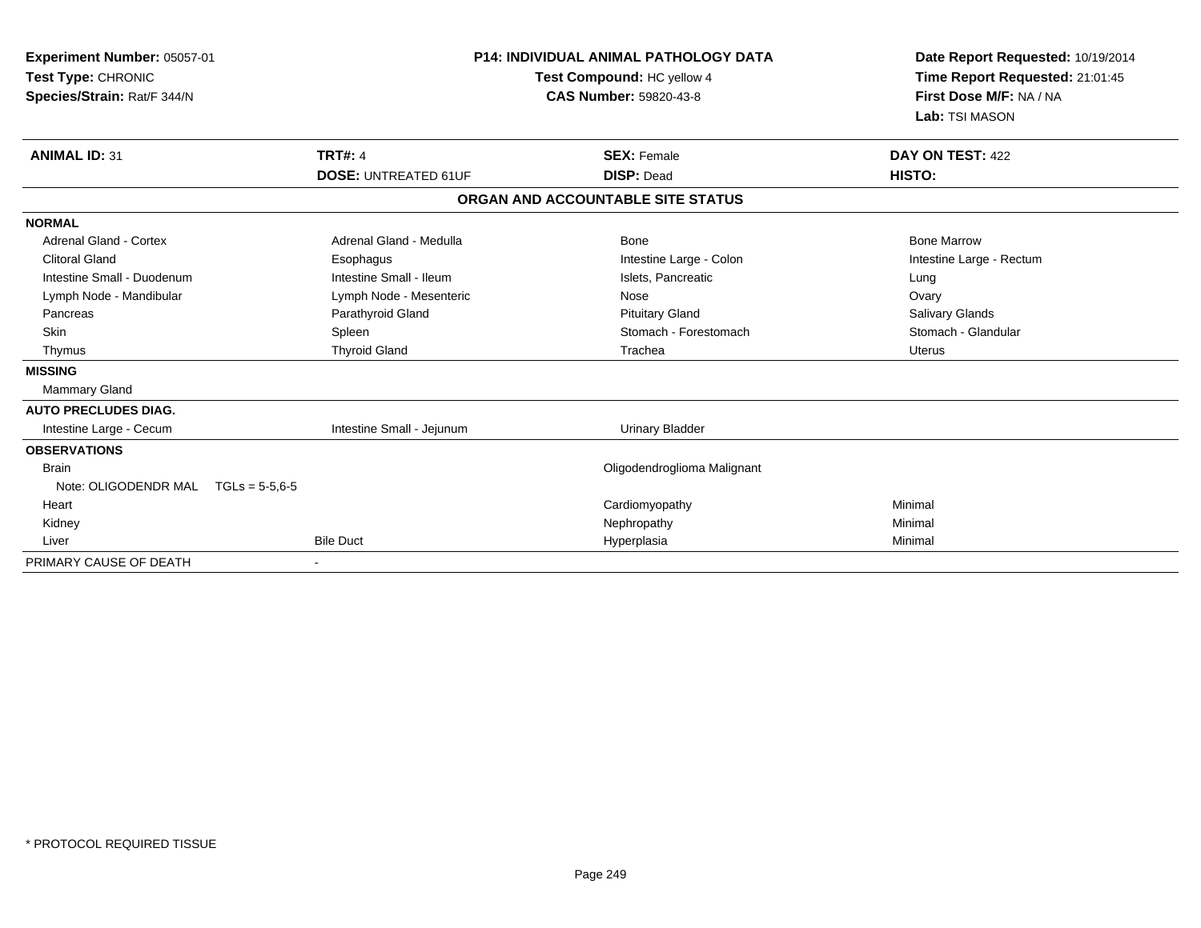**Experiment Number:** 05057-01
**Test Type:** CHRONIC
**Species/Strain:** Rat/F 344/N

**P14: INDIVIDUAL ANIMAL PATHOLOGY DATA**
**Test Compound:** HC yellow 4
**CAS Number:** 59820-43-8

**Date Report Requested:** 10/19/2014
**Time Report Requested:** 21:01:45
**First Dose M/F:** NA / NA
**Lab:** TSI MASON

| **ANIMAL ID:** 31 | **TRT#:** 4 | **SEX:** Female | **DAY ON TEST:** 422 |
|---|---|---|---|
| | **DOSE:** UNTREATED 61UF | **DISP:** Dead | **HISTO:** |

## ORGAN AND ACCOUNTABLE SITE STATUS

| | | | |
|---|---|---|---|
| **NORMAL** | | | |
| Adrenal Gland - Cortex | Adrenal Gland - Medulla | Bone | Bone Marrow |
| Clitoral Gland | Esophagus | Intestine Large - Colon | Intestine Large - Rectum |
| Intestine Small - Duodenum | Intestine Small - Ileum | Islets, Pancreatic | Lung |
| Lymph Node - Mandibular | Lymph Node - Mesenteric | Nose | Ovary |
| Pancreas | Parathyroid Gland | Pituitary Gland | Salivary Glands |
| Skin | Spleen | Stomach - Forestomach | Stomach - Glandular |
| Thymus | Thyroid Gland | Trachea | Uterus |
| **MISSING** | | | |
| Mammary Gland | | | |
| **AUTO PRECLUDES DIAG.** | | | |
| Intestine Large - Cecum | Intestine Small - Jejunum | Urinary Bladder | |
| **OBSERVATIONS** | | | |
| Brain | | Oligodendroglioma Malignant | |
| Note: OLIGODENDR MAL TGLs = 5-5,6-5 | | | |
| Heart | | Cardiomyopathy | Minimal |
| Kidney | | Nephropathy | Minimal |
| Liver | Bile Duct | Hyperplasia | Minimal |
| PRIMARY CAUSE OF DEATH | - | | |

* PROTOCOL REQUIRED TISSUE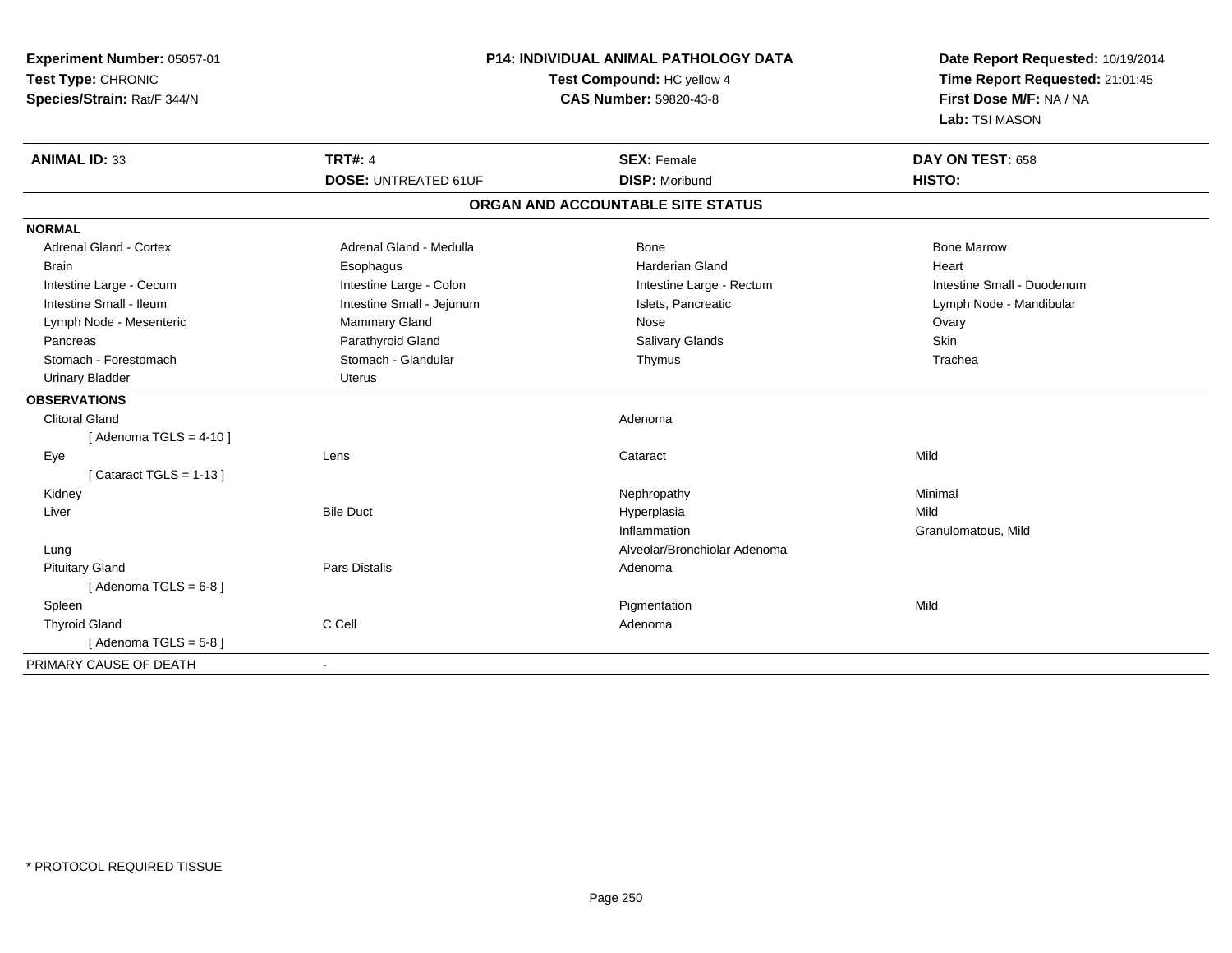**Experiment Number:** 05057-01
**Test Type:** CHRONIC
**Species/Strain:** Rat/F 344/N

**P14: INDIVIDUAL ANIMAL PATHOLOGY DATA**
**Test Compound:** HC yellow 4
**CAS Number:** 59820-43-8

**Date Report Requested:** 10/19/2014
**Time Report Requested:** 21:01:45
**First Dose M/F:** NA / NA
**Lab:** TSI MASON

| **ANIMAL ID:** 33 | **TRT#:** 4 | **SEX:** Female | **DAY ON TEST:** 658 |
|---|---|---|---|
| | **DOSE:** UNTREATED 61UF | **DISP:** Moribund | **HISTO:** |

## ORGAN AND ACCOUNTABLE SITE STATUS

**NORMAL**

| | | | |
|---|---|---|---|
| Adrenal Gland - Cortex | Adrenal Gland - Medulla | Bone | Bone Marrow |
| Brain | Esophagus | Harderian Gland | Heart |
| Intestine Large - Cecum | Intestine Large - Colon | Intestine Large - Rectum | Intestine Small - Duodenum |
| Intestine Small - Ileum | Intestine Small - Jejunum | Islets, Pancreatic | Lymph Node - Mandibular |
| Lymph Node - Mesenteric | Mammary Gland | Nose | Ovary |
| Pancreas | Parathyroid Gland | Salivary Glands | Skin |
| Stomach - Forestomach | Stomach - Glandular | Thymus | Trachea |
| Urinary Bladder | Uterus | | |

**OBSERVATIONS**

| | | | |
|---|---|---|---|
| Clitoral Gland | | Adenoma | |
| [ Adenoma TGLS = 4-10 ] | | | |
| Eye | Lens | Cataract | Mild |
| [ Cataract TGLS = 1-13 ] | | | |
| Kidney | | Nephropathy | Minimal |
| Liver | Bile Duct | Hyperplasia | Mild |
| | | Inflammation | Granulomatous, Mild |
| Lung | | Alveolar/Bronchiolar Adenoma | |
| Pituitary Gland | Pars Distalis | Adenoma | |
| [ Adenoma TGLS = 6-8 ] | | | |
| Spleen | | Pigmentation | Mild |
| Thyroid Gland | C Cell | Adenoma | |
| [ Adenoma TGLS = 5-8 ] | | | |

PRIMARY CAUSE OF DEATH -

* PROTOCOL REQUIRED TISSUE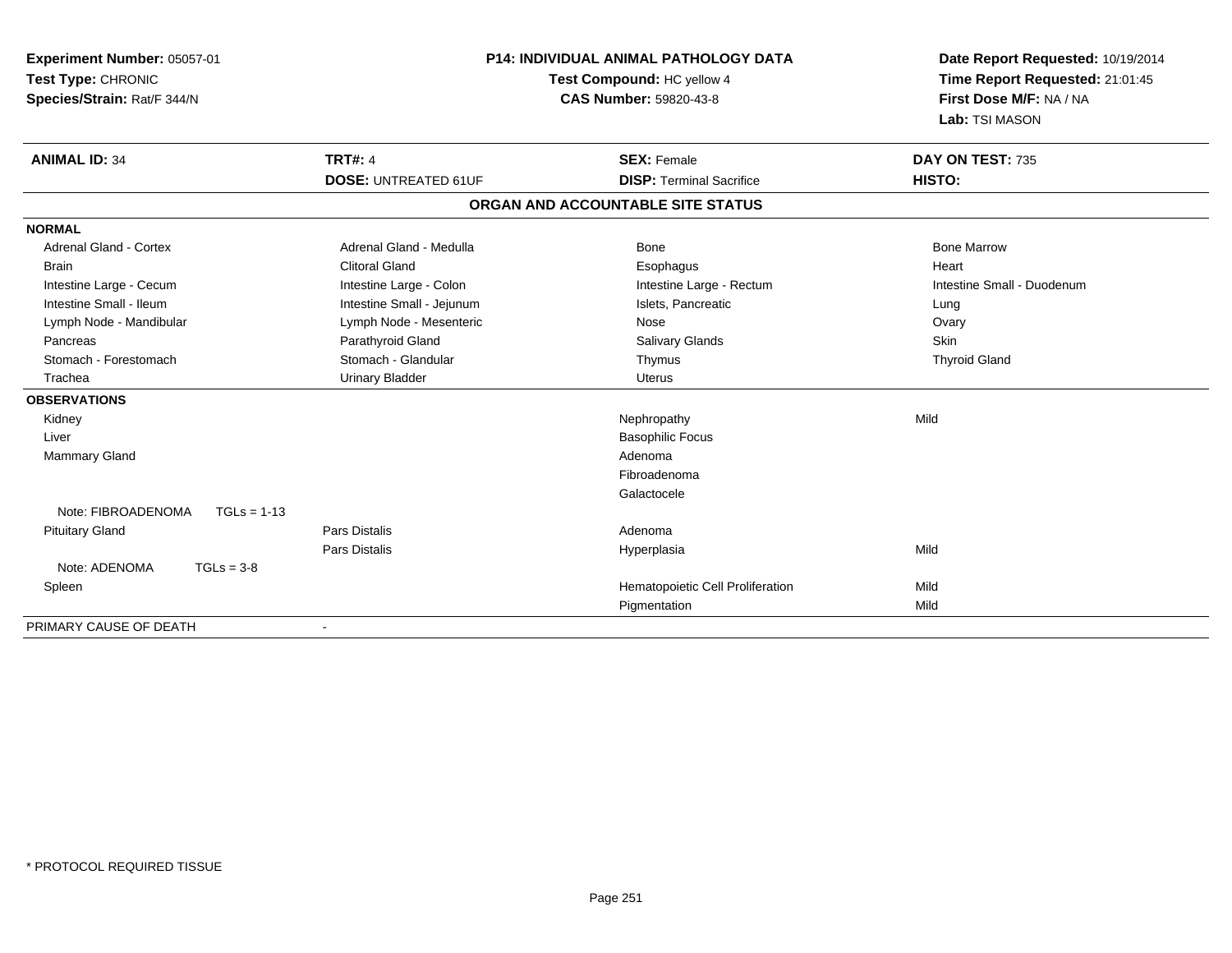**Experiment Number:** 05057-01
**Test Type:** CHRONIC
**Species/Strain:** Rat/F 344/N

**P14: INDIVIDUAL ANIMAL PATHOLOGY DATA**
**Test Compound:** HC yellow 4
**CAS Number:** 59820-43-8

**Date Report Requested:** 10/19/2014
**Time Report Requested:** 21:01:45
**First Dose M/F:** NA / NA
**Lab:** TSI MASON

| **ANIMAL ID:** 34 | **TRT#:** 4 | **SEX:** Female | **DAY ON TEST:** 735 |
|---|---|---|---|
| | **DOSE:** UNTREATED 61UF | **DISP:** Terminal Sacrifice | **HISTO:** |

## ORGAN AND ACCOUNTABLE SITE STATUS

| | | | |
|---|---|---|---|
| **NORMAL** | | | |
| Adrenal Gland - Cortex | Adrenal Gland - Medulla | Bone | Bone Marrow |
| Brain | Clitoral Gland | Esophagus | Heart |
| Intestine Large - Cecum | Intestine Large - Colon | Intestine Large - Rectum | Intestine Small - Duodenum |
| Intestine Small - Ileum | Intestine Small - Jejunum | Islets, Pancreatic | Lung |
| Lymph Node - Mandibular | Lymph Node - Mesenteric | Nose | Ovary |
| Pancreas | Parathyroid Gland | Salivary Glands | Skin |
| Stomach - Forestomach | Stomach - Glandular | Thymus | Thyroid Gland |
| Trachea | Urinary Bladder | Uterus | |
| **OBSERVATIONS** | | | |
| Kidney | | Nephropathy | Mild |
| Liver | | Basophilic Focus | |
| Mammary Gland | | Adenoma | |
| | | Fibroadenoma | |
| | | Galactocele | |
| Note: FIBROADENOMA TGLs = 1-13 | | | |
| Pituitary Gland | Pars Distalis | Adenoma | |
| | Pars Distalis | Hyperplasia | Mild |
| Note: ADENOMA TGLs = 3-8 | | | |
| Spleen | | Hematopoietic Cell Proliferation | Mild |
| | | Pigmentation | Mild |
| PRIMARY CAUSE OF DEATH | - | | |

* PROTOCOL REQUIRED TISSUE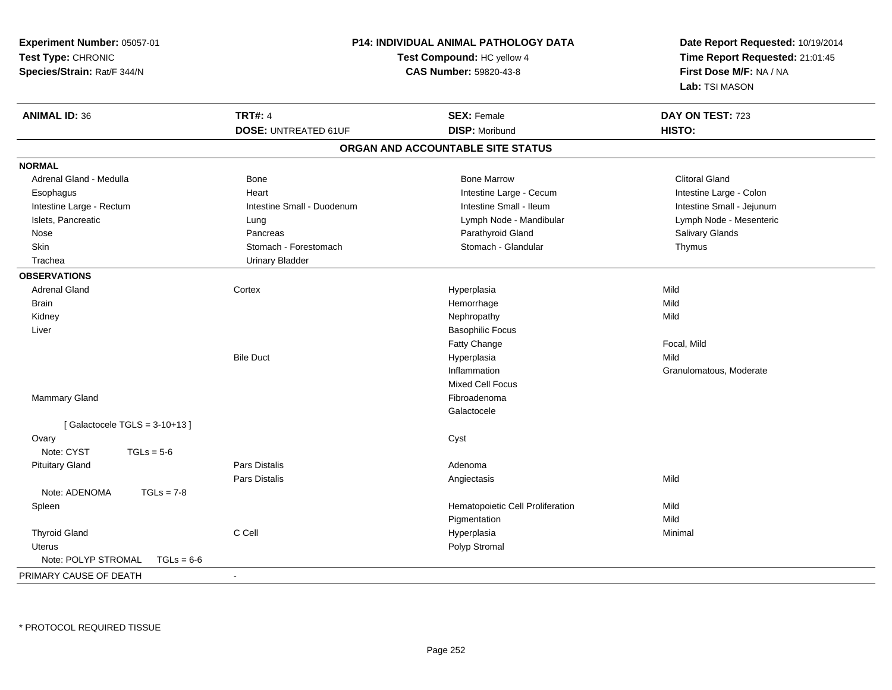**Experiment Number:** 05057-01
**Test Type:** CHRONIC
**Species/Strain:** Rat/F 344/N

**P14: INDIVIDUAL ANIMAL PATHOLOGY DATA**
**Test Compound:** HC yellow 4
**CAS Number:** 59820-43-8

**Date Report Requested:** 10/19/2014
**Time Report Requested:** 21:01:45
**First Dose M/F:** NA / NA
**Lab:** TSI MASON

| **ANIMAL ID:** 36 | **TRT#:** 4 | **SEX:** Female | **DAY ON TEST:** 723 |
|---|---|---|---|
| | **DOSE:** UNTREATED 61UF | **DISP:** Moribund | **HISTO:** |

## ORGAN AND ACCOUNTABLE SITE STATUS

**NORMAL**

| | | | |
|---|---|---|---|
| Adrenal Gland - Medulla | Bone | Bone Marrow | Clitoral Gland |
| Esophagus | Heart | Intestine Large - Cecum | Intestine Large - Colon |
| Intestine Large - Rectum | Intestine Small - Duodenum | Intestine Small - Ileum | Intestine Small - Jejunum |
| Islets, Pancreatic | Lung | Lymph Node - Mandibular | Lymph Node - Mesenteric |
| Nose | Pancreas | Parathyroid Gland | Salivary Glands |
| Skin | Stomach - Forestomach | Stomach - Glandular | Thymus |
| Trachea | Urinary Bladder | | |

**OBSERVATIONS**

| Organ | Site | Observation | Severity |
|---|---|---|---|
| Adrenal Gland | Cortex | Hyperplasia | Mild |
| Brain | | Hemorrhage | Mild |
| Kidney | | Nephropathy | Mild |
| Liver | | Basophilic Focus | |
| | | Fatty Change | Focal, Mild |
| | Bile Duct | Hyperplasia | Mild |
| | | Inflammation | Granulomatous, Moderate |
| | | Mixed Cell Focus | |
| Mammary Gland | | Fibroadenoma | |
| | | Galactocele | |
| [ Galactocele TGLS = 3-10+13 ] | | | |
| Ovary | | Cyst | |
| Note: CYST TGLs = 5-6 | | | |
| Pituitary Gland | Pars Distalis | Adenoma | |
| | Pars Distalis | Angiectasis | Mild |
| Note: ADENOMA TGLs = 7-8 | | | |
| Spleen | | Hematopoietic Cell Proliferation | Mild |
| | | Pigmentation | Mild |
| Thyroid Gland | C Cell | Hyperplasia | Minimal |
| Uterus | | Polyp Stromal | |
| Note: POLYP STROMAL TGLs = 6-6 | | | |

PRIMARY CAUSE OF DEATH -

* PROTOCOL REQUIRED TISSUE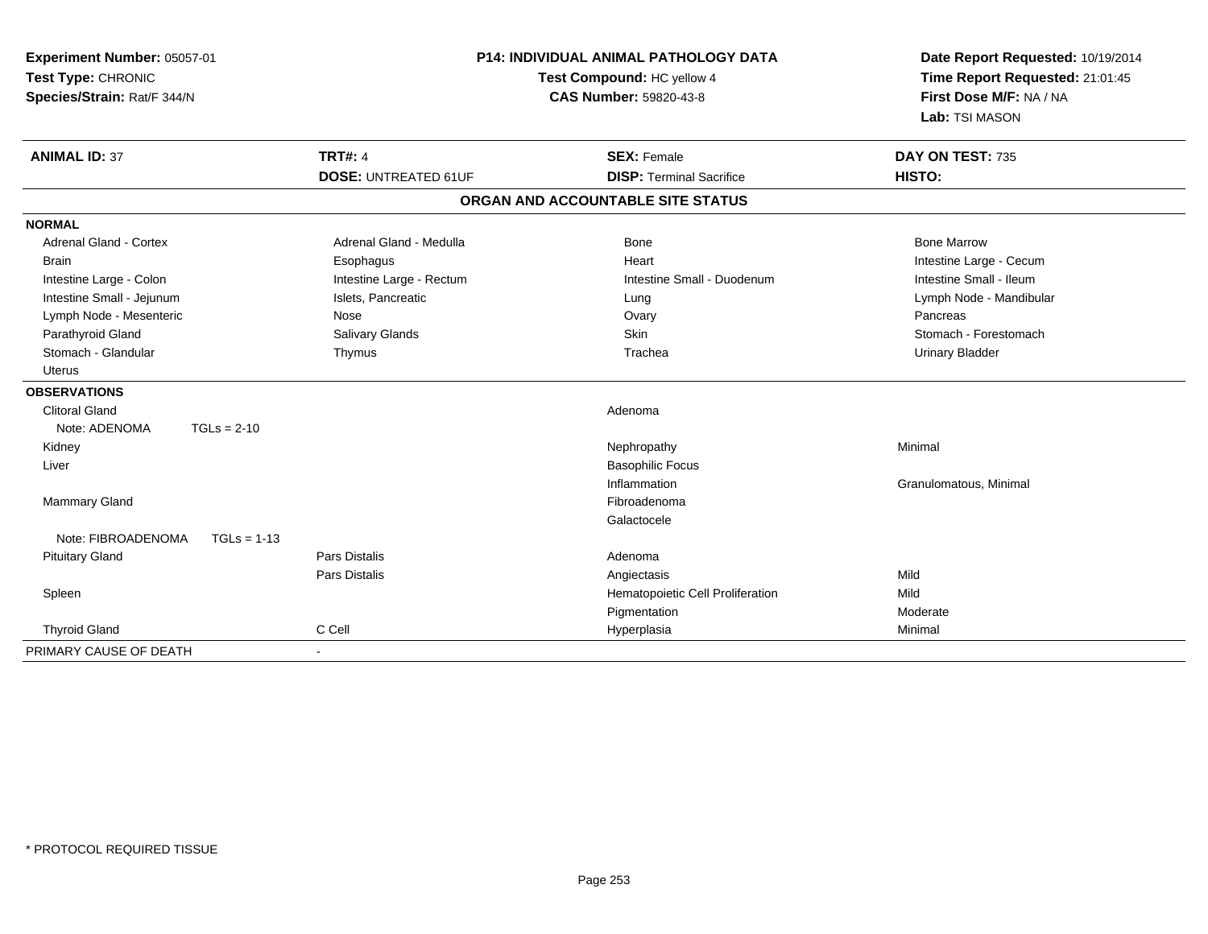**Experiment Number:** 05057-01
**Test Type:** CHRONIC
**Species/Strain:** Rat/F 344/N

**P14: INDIVIDUAL ANIMAL PATHOLOGY DATA**
**Test Compound:** HC yellow 4
**CAS Number:** 59820-43-8

**Date Report Requested:** 10/19/2014
**Time Report Requested:** 21:01:45
**First Dose M/F:** NA / NA
**Lab:** TSI MASON

| **ANIMAL ID:** 37 | **TRT#:** 4 | **SEX:** Female | **DAY ON TEST:** 735 |
|---|---|---|---|
| | **DOSE:** UNTREATED 61UF | **DISP:** Terminal Sacrifice | **HISTO:** |

## ORGAN AND ACCOUNTABLE SITE STATUS

| | | | |
|---|---|---|---|
| **NORMAL** | | | |
| Adrenal Gland - Cortex | Adrenal Gland - Medulla | Bone | Bone Marrow |
| Brain | Esophagus | Heart | Intestine Large - Cecum |
| Intestine Large - Colon | Intestine Large - Rectum | Intestine Small - Duodenum | Intestine Small - Ileum |
| Intestine Small - Jejunum | Islets, Pancreatic | Lung | Lymph Node - Mandibular |
| Lymph Node - Mesenteric | Nose | Ovary | Pancreas |
| Parathyroid Gland | Salivary Glands | Skin | Stomach - Forestomach |
| Stomach - Glandular | Thymus | Trachea | Urinary Bladder |
| Uterus | | | |
| **OBSERVATIONS** | | | |
| Clitoral Gland | | Adenoma | |
| Note: ADENOMA TGLs = 2-10 | | | |
| Kidney | | Nephropathy | Minimal |
| Liver | | Basophilic Focus | |
| | | Inflammation | Granulomatous, Minimal |
| Mammary Gland | | Fibroadenoma | |
| | | Galactocele | |
| Note: FIBROADENOMA TGLs = 1-13 | | | |
| Pituitary Gland | Pars Distalis | Adenoma | |
| | Pars Distalis | Angiectasis | Mild |
| Spleen | | Hematopoietic Cell Proliferation | Mild |
| | | Pigmentation | Moderate |
| Thyroid Gland | C Cell | Hyperplasia | Minimal |
| PRIMARY CAUSE OF DEATH | - | | |

\* PROTOCOL REQUIRED TISSUE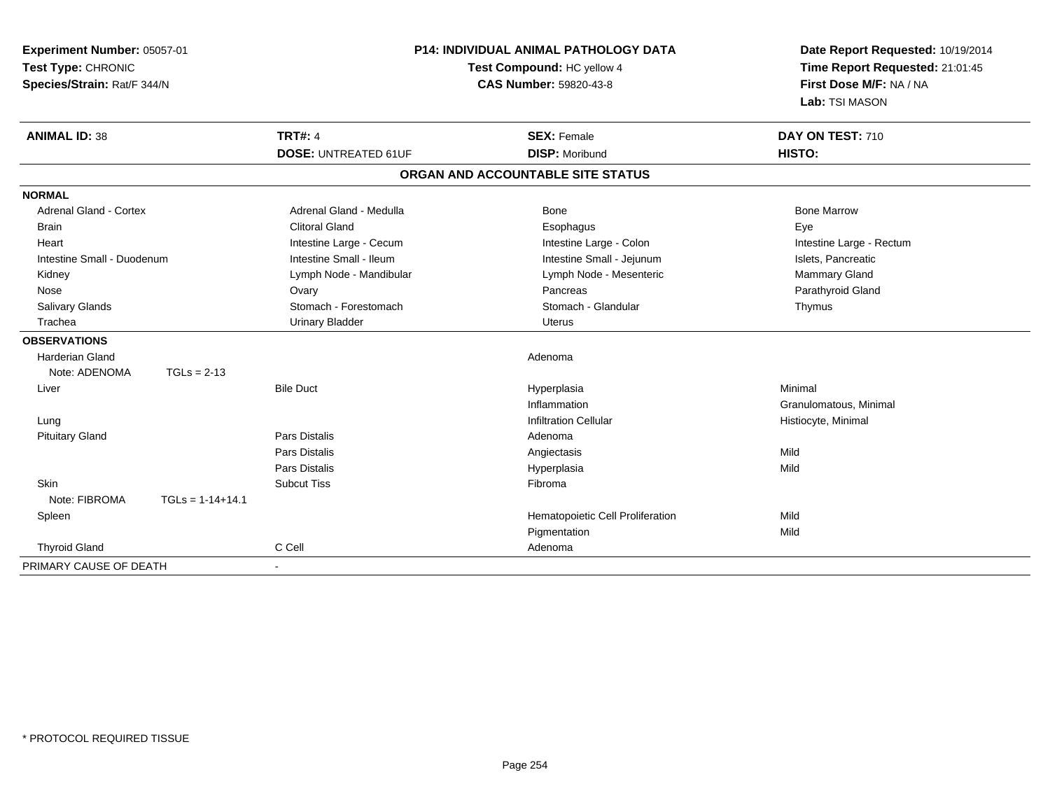**Experiment Number:** 05057-01
**Test Type:** CHRONIC
**Species/Strain:** Rat/F 344/N

**P14: INDIVIDUAL ANIMAL PATHOLOGY DATA**
**Test Compound:** HC yellow 4
**CAS Number:** 59820-43-8

**Date Report Requested:** 10/19/2014
**Time Report Requested:** 21:01:45
**First Dose M/F:** NA / NA
**Lab:** TSI MASON

| **ANIMAL ID:** 38 | **TRT#:** 4 | **SEX:** Female | **DAY ON TEST:** 710 |
|---|---|---|---|
| | **DOSE:** UNTREATED 61UF | **DISP:** Moribund | **HISTO:** |

**ORGAN AND ACCOUNTABLE SITE STATUS**

**NORMAL**

| | | | |
|---|---|---|---|
| Adrenal Gland - Cortex | Adrenal Gland - Medulla | Bone | Bone Marrow |
| Brain | Clitoral Gland | Esophagus | Eye |
| Heart | Intestine Large - Cecum | Intestine Large - Colon | Intestine Large - Rectum |
| Intestine Small - Duodenum | Intestine Small - Ileum | Intestine Small - Jejunum | Islets, Pancreatic |
| Kidney | Lymph Node - Mandibular | Lymph Node - Mesenteric | Mammary Gland |
| Nose | Ovary | Pancreas | Parathyroid Gland |
| Salivary Glands | Stomach - Forestomach | Stomach - Glandular | Thymus |
| Trachea | Urinary Bladder | Uterus | |

**OBSERVATIONS**

| | | | |
|---|---|---|---|
| Harderian Gland | | Adenoma | |
| Note: ADENOMA TGLs = 2-13 | | | |
| Liver | Bile Duct | Hyperplasia | Minimal |
| | | Inflammation | Granulomatous, Minimal |
| Lung | | Infiltration Cellular | Histiocyte, Minimal |
| Pituitary Gland | Pars Distalis | Adenoma | |
| | Pars Distalis | Angiectasis | Mild |
| | Pars Distalis | Hyperplasia | Mild |
| Skin | Subcut Tiss | Fibroma | |
| Note: FIBROMA TGLs = 1-14+14.1 | | | |
| Spleen | | Hematopoietic Cell Proliferation | Mild |
| | | Pigmentation | Mild |
| Thyroid Gland | C Cell | Adenoma | |

PRIMARY CAUSE OF DEATH -

\* PROTOCOL REQUIRED TISSUE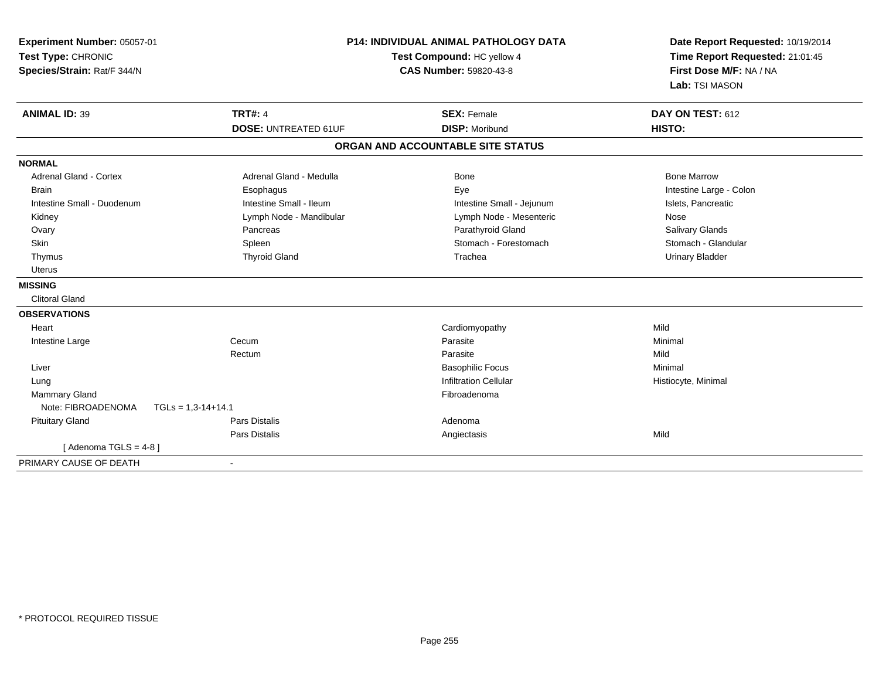**Experiment Number:** 05057-01
**Test Type:** CHRONIC
**Species/Strain:** Rat/F 344/N

**P14: INDIVIDUAL ANIMAL PATHOLOGY DATA**
**Test Compound:** HC yellow 4
**CAS Number:** 59820-43-8

**Date Report Requested:** 10/19/2014
**Time Report Requested:** 21:01:45
**First Dose M/F:** NA / NA
**Lab:** TSI MASON

| **ANIMAL ID:** 39 | **TRT#:** 4 | **SEX:** Female | **DAY ON TEST:** 612 |
|---|---|---|---|
| | **DOSE:** UNTREATED 61UF | **DISP:** Moribund | **HISTO:** |

## ORGAN AND ACCOUNTABLE SITE STATUS

**NORMAL**

| | | | |
|---|---|---|---|
| Adrenal Gland - Cortex | Adrenal Gland - Medulla | Bone | Bone Marrow |
| Brain | Esophagus | Eye | Intestine Large - Colon |
| Intestine Small - Duodenum | Intestine Small - Ileum | Intestine Small - Jejunum | Islets, Pancreatic |
| Kidney | Lymph Node - Mandibular | Lymph Node - Mesenteric | Nose |
| Ovary | Pancreas | Parathyroid Gland | Salivary Glands |
| Skin | Spleen | Stomach - Forestomach | Stomach - Glandular |
| Thymus | Thyroid Gland | Trachea | Urinary Bladder |
| Uterus | | | |

**MISSING**

Clitoral Gland

**OBSERVATIONS**

| | | | |
|---|---|---|---|
| Heart | | Cardiomyopathy | Mild |
| Intestine Large | Cecum | Parasite | Minimal |
| | Rectum | Parasite | Mild |
| Liver | | Basophilic Focus | Minimal |
| Lung | | Infiltration Cellular | Histiocyte, Minimal |
| Mammary Gland | | Fibroadenoma | |
| Note: FIBROADENOMA TGLs = 1,3-14+14.1 | | | |
| Pituitary Gland | Pars Distalis | Adenoma | |
| | Pars Distalis | Angiectasis | Mild |
| [ Adenoma TGLS = 4-8 ] | | | |

PRIMARY CAUSE OF DEATH -

* PROTOCOL REQUIRED TISSUE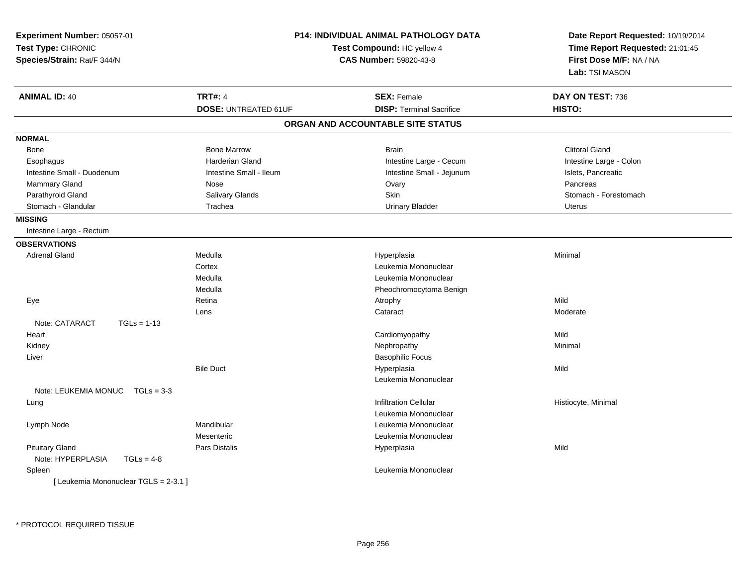**Experiment Number:** 05057-01
**Test Type:** CHRONIC
**Species/Strain:** Rat/F 344/N

**P14: INDIVIDUAL ANIMAL PATHOLOGY DATA**
**Test Compound:** HC yellow 4
**CAS Number:** 59820-43-8

**Date Report Requested:** 10/19/2014
**Time Report Requested:** 21:01:45
**First Dose M/F:** NA / NA
**Lab:** TSI MASON

| **ANIMAL ID:** 40 | **TRT#:** 4 | **SEX:** Female | **DAY ON TEST:** 736 |
|---|---|---|---|
| | **DOSE:** UNTREATED 61UF | **DISP:** Terminal Sacrifice | **HISTO:** |

## ORGAN AND ACCOUNTABLE SITE STATUS

**NORMAL**

| | | | |
|---|---|---|---|
| Bone | Bone Marrow | Brain | Clitoral Gland |
| Esophagus | Harderian Gland | Intestine Large - Cecum | Intestine Large - Colon |
| Intestine Small - Duodenum | Intestine Small - Ileum | Intestine Small - Jejunum | Islets, Pancreatic |
| Mammary Gland | Nose | Ovary | Pancreas |
| Parathyroid Gland | Salivary Glands | Skin | Stomach - Forestomach |
| Stomach - Glandular | Trachea | Urinary Bladder | Uterus |

**MISSING**

Intestine Large - Rectum

**OBSERVATIONS**

| | | | |
|---|---|---|---|
| Adrenal Gland | Medulla | Hyperplasia | Minimal |
| | Cortex | Leukemia Mononuclear | |
| | Medulla | Leukemia Mononuclear | |
| | Medulla | Pheochromocytoma Benign | |
| Eye | Retina | Atrophy | Mild |
| | Lens | Cataract | Moderate |
| Note: CATARACT TGLs = 1-13 | | | |
| Heart | | Cardiomyopathy | Mild |
| Kidney | | Nephropathy | Minimal |
| Liver | | Basophilic Focus | |
| | Bile Duct | Hyperplasia | Mild |
| | | Leukemia Mononuclear | |
| Note: LEUKEMIA MONUC TGLs = 3-3 | | | |
| Lung | | Infiltration Cellular | Histiocyte, Minimal |
| | | Leukemia Mononuclear | |
| Lymph Node | Mandibular | Leukemia Mononuclear | |
| | Mesenteric | Leukemia Mononuclear | |
| Pituitary Gland | Pars Distalis | Hyperplasia | Mild |
| Note: HYPERPLASIA TGLs = 4-8 | | | |
| Spleen | | Leukemia Mononuclear | |
| [ Leukemia Mononuclear TGLS = 2-3.1 ] | | | |

* PROTOCOL REQUIRED TISSUE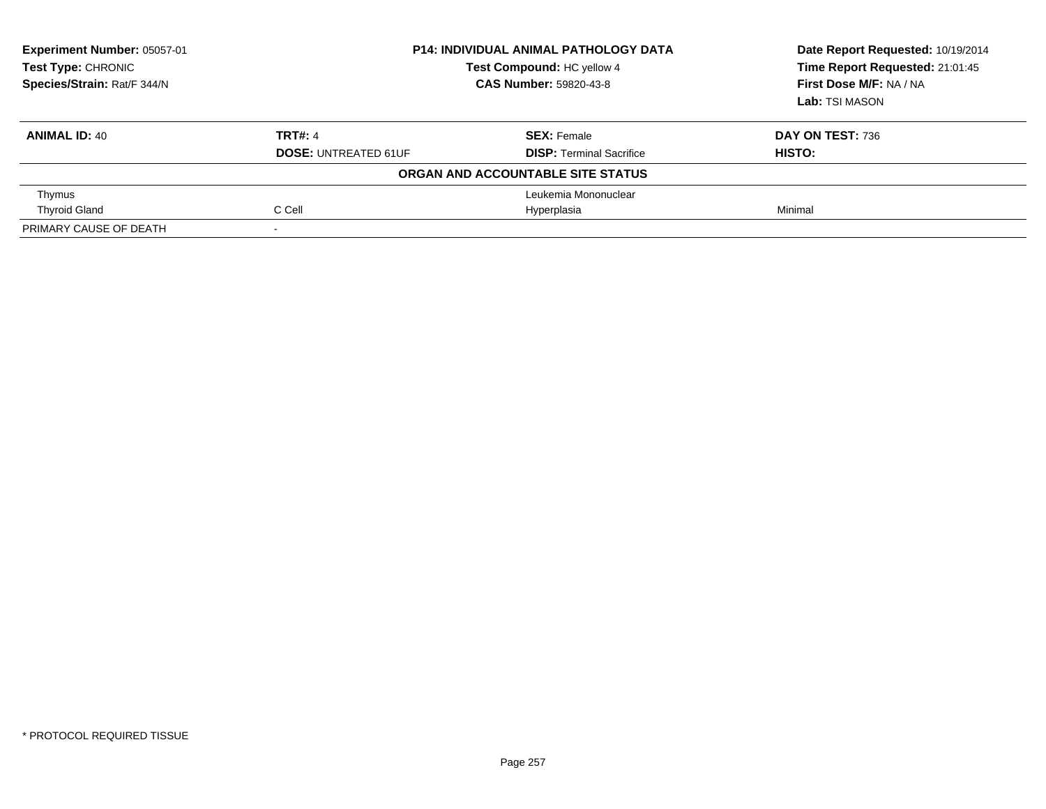**Experiment Number:** 05057-01
**Test Type:** CHRONIC
**Species/Strain:** Rat/F 344/N

**P14: INDIVIDUAL ANIMAL PATHOLOGY DATA**
**Test Compound:** HC yellow 4
**CAS Number:** 59820-43-8

**Date Report Requested:** 10/19/2014
**Time Report Requested:** 21:01:45
**First Dose M/F:** NA / NA
**Lab:** TSI MASON

| **ANIMAL ID:** 40 | **TRT#:** 4 | **SEX:** Female | **DAY ON TEST:** 736 |
|---|---|---|---|
| | **DOSE:** UNTREATED 61UF | **DISP:** Terminal Sacrifice | **HISTO:** |
| | | **ORGAN AND ACCOUNTABLE SITE STATUS** | |
| Thymus | | Leukemia Mononuclear | |
| Thyroid Gland | C Cell | Hyperplasia | Minimal |
| PRIMARY CAUSE OF DEATH | - | | |

* PROTOCOL REQUIRED TISSUE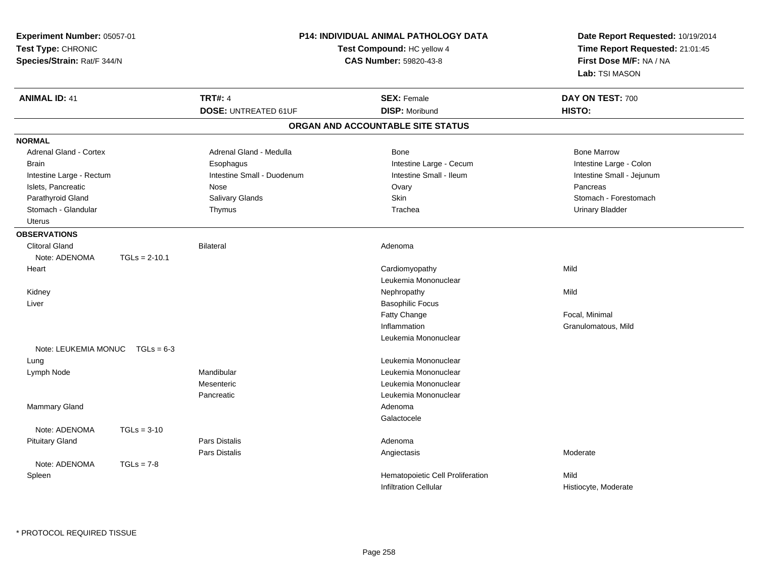**Experiment Number:** 05057-01
**Test Type:** CHRONIC
**Species/Strain:** Rat/F 344/N

**P14: INDIVIDUAL ANIMAL PATHOLOGY DATA**
**Test Compound:** HC yellow 4
**CAS Number:** 59820-43-8

**Date Report Requested:** 10/19/2014
**Time Report Requested:** 21:01:45
**First Dose M/F:** NA / NA
**Lab:** TSI MASON

| **ANIMAL ID:** 41 | **TRT#:** 4 | **SEX:** Female | **DAY ON TEST:** 700 |
|---|---|---|---|
| | **DOSE:** UNTREATED 61UF | **DISP:** Moribund | **HISTO:** |

## ORGAN AND ACCOUNTABLE SITE STATUS

**NORMAL**

| | | | |
|---|---|---|---|
| Adrenal Gland - Cortex | Adrenal Gland - Medulla | Bone | Bone Marrow |
| Brain | Esophagus | Intestine Large - Cecum | Intestine Large - Colon |
| Intestine Large - Rectum | Intestine Small - Duodenum | Intestine Small - Ileum | Intestine Small - Jejunum |
| Islets, Pancreatic | Nose | Ovary | Pancreas |
| Parathyroid Gland | Salivary Glands | Skin | Stomach - Forestomach |
| Stomach - Glandular | Thymus | Trachea | Urinary Bladder |
| Uterus | | | |

**OBSERVATIONS**

| | | | |
|---|---|---|---|
| Clitoral Gland | Bilateral | Adenoma | |
| Note: ADENOMA TGLs = 2-10.1 | | | |
| Heart | | Cardiomyopathy | Mild |
| | | Leukemia Mononuclear | |
| Kidney | | Nephropathy | Mild |
| Liver | | Basophilic Focus | |
| | | Fatty Change | Focal, Minimal |
| | | Inflammation | Granulomatous, Mild |
| | | Leukemia Mononuclear | |
| Note: LEUKEMIA MONUC TGLs = 6-3 | | | |
| Lung | | Leukemia Mononuclear | |
| Lymph Node | Mandibular | Leukemia Mononuclear | |
| | Mesenteric | Leukemia Mononuclear | |
| | Pancreatic | Leukemia Mononuclear | |
| Mammary Gland | | Adenoma | |
| | | Galactocele | |
| Note: ADENOMA TGLs = 3-10 | | | |
| Pituitary Gland | Pars Distalis | Adenoma | |
| | Pars Distalis | Angiectasis | Moderate |
| Note: ADENOMA TGLs = 7-8 | | | |
| Spleen | | Hematopoietic Cell Proliferation | Mild |
| | | Infiltration Cellular | Histiocyte, Moderate |

* PROTOCOL REQUIRED TISSUE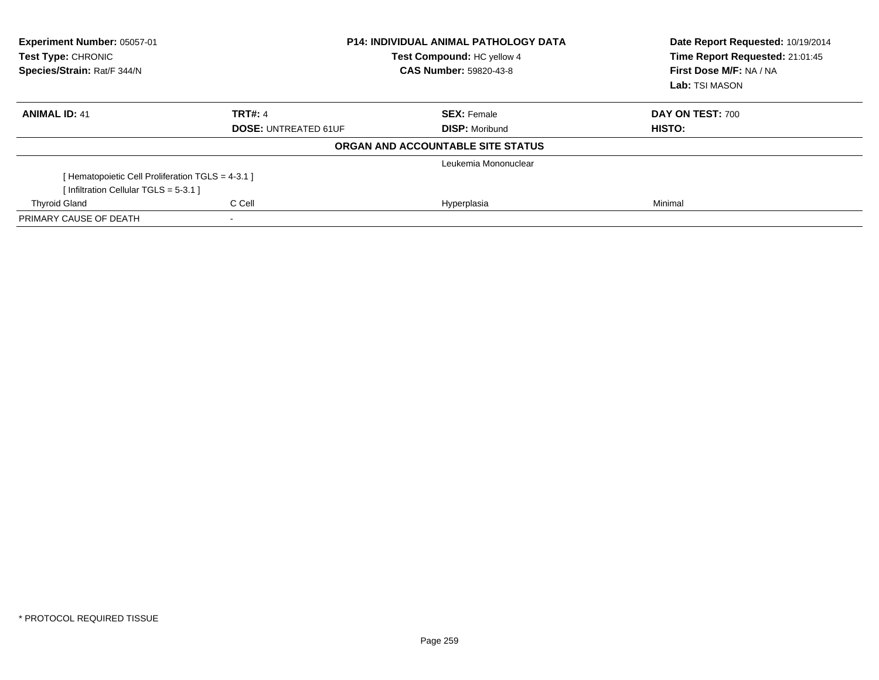| **Experiment Number:** 05057-01 | **P14: INDIVIDUAL ANIMAL PATHOLOGY DATA** | **Date Report Requested:** 10/19/2014 |
|---|---|---|
| **Test Type:** CHRONIC | **Test Compound:** HC yellow 4 | **Time Report Requested:** 21:01:45 |
| **Species/Strain:** Rat/F 344/N | **CAS Number:** 59820-43-8 | **First Dose M/F:** NA / NA |
| | | **Lab:** TSI MASON |

| **ANIMAL ID:** 41 | **TRT#:** 4 | **SEX:** Female | **DAY ON TEST:** 700 |
|---|---|---|---|
| | **DOSE:** UNTREATED 61UF | **DISP:** Moribund | **HISTO:** |
| | | **ORGAN AND ACCOUNTABLE SITE STATUS** | |
| | | Leukemia Mononuclear | |
| [ Hematopoietic Cell Proliferation TGLS = 4-3.1 ] | | | |
| [ Infiltration Cellular TGLS = 5-3.1 ] | | | |
| Thyroid Gland | C Cell | Hyperplasia | Minimal |
| PRIMARY CAUSE OF DEATH | - | | |

* PROTOCOL REQUIRED TISSUE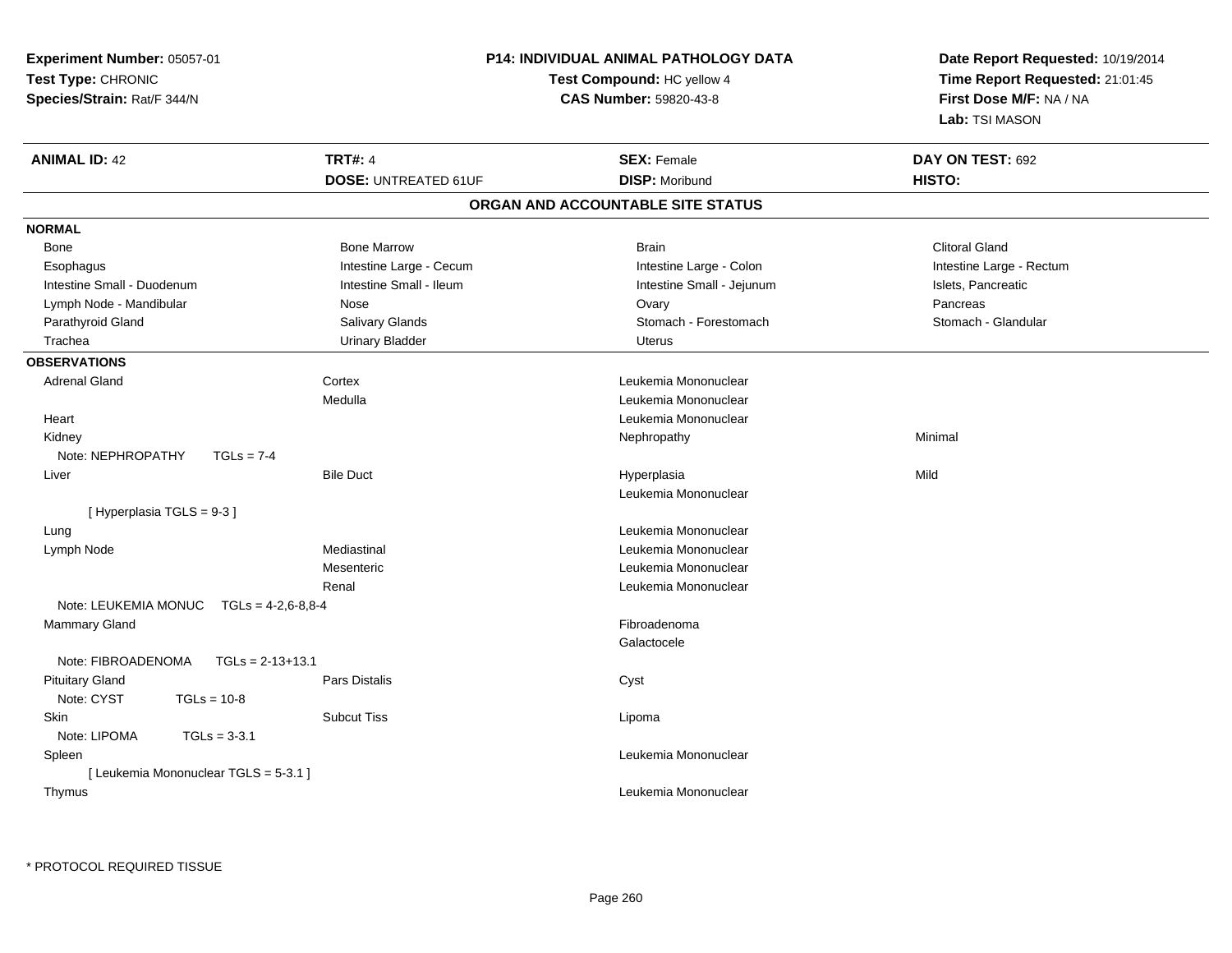**Experiment Number:** 05057-01
**Test Type:** CHRONIC
**Species/Strain:** Rat/F 344/N

**P14: INDIVIDUAL ANIMAL PATHOLOGY DATA**
**Test Compound:** HC yellow 4
**CAS Number:** 59820-43-8

**Date Report Requested:** 10/19/2014
**Time Report Requested:** 21:01:45
**First Dose M/F:** NA / NA
**Lab:** TSI MASON

| **ANIMAL ID:** 42 | **TRT#:** 4 | **SEX:** Female | **DAY ON TEST:** 692 |
|---|---|---|---|
| | **DOSE:** UNTREATED 61UF | **DISP:** Moribund | **HISTO:** |

## ORGAN AND ACCOUNTABLE SITE STATUS

**NORMAL**

| | | | |
|---|---|---|---|
| Bone | Bone Marrow | Brain | Clitoral Gland |
| Esophagus | Intestine Large - Cecum | Intestine Large - Colon | Intestine Large - Rectum |
| Intestine Small - Duodenum | Intestine Small - Ileum | Intestine Small - Jejunum | Islets, Pancreatic |
| Lymph Node - Mandibular | Nose | Ovary | Pancreas |
| Parathyroid Gland | Salivary Glands | Stomach - Forestomach | Stomach - Glandular |
| Trachea | Urinary Bladder | Uterus | |

**OBSERVATIONS**

| | | | |
|---|---|---|---|
| Adrenal Gland | Cortex | Leukemia Mononuclear | |
| | Medulla | Leukemia Mononuclear | |
| Heart | | Leukemia Mononuclear | |
| Kidney | | Nephropathy | Minimal |
| Note: NEPHROPATHY TGLs = 7-4 | | | |
| Liver | Bile Duct | Hyperplasia | Mild |
| | | Leukemia Mononuclear | |
| [ Hyperplasia TGLS = 9-3 ] | | | |
| Lung | | Leukemia Mononuclear | |
| Lymph Node | Mediastinal | Leukemia Mononuclear | |
| | Mesenteric | Leukemia Mononuclear | |
| | Renal | Leukemia Mononuclear | |
| Note: LEUKEMIA MONUC TGLs = 4-2,6-8,8-4 | | | |
| Mammary Gland | | Fibroadenoma | |
| | | Galactocele | |
| Note: FIBROADENOMA TGLs = 2-13+13.1 | | | |
| Pituitary Gland | Pars Distalis | Cyst | |
| Note: CYST TGLs = 10-8 | | | |
| Skin | Subcut Tiss | Lipoma | |
| Note: LIPOMA TGLs = 3-3.1 | | | |
| Spleen | | Leukemia Mononuclear | |
| [ Leukemia Mononuclear TGLS = 5-3.1 ] | | | |
| Thymus | | Leukemia Mononuclear | |

* PROTOCOL REQUIRED TISSUE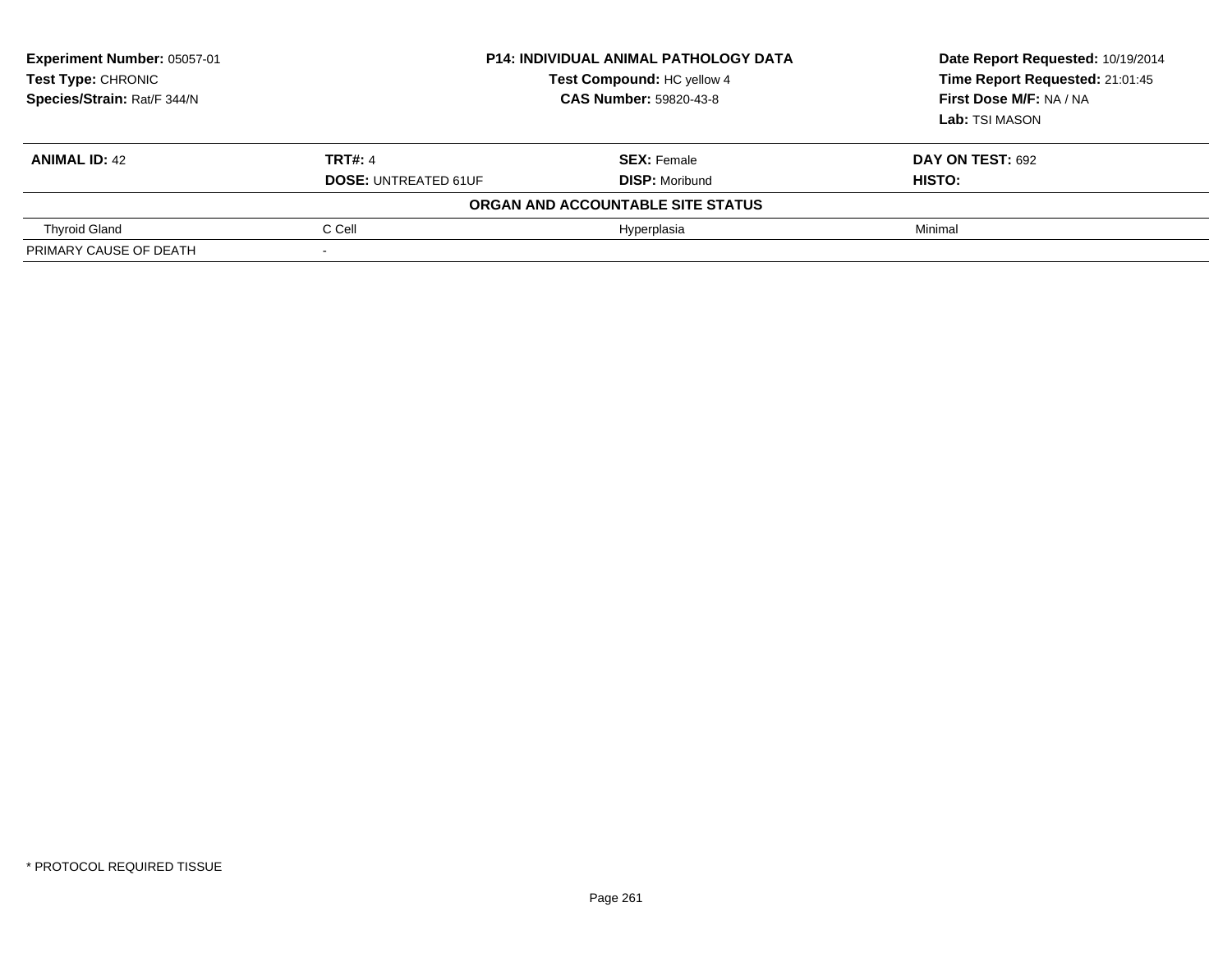**Experiment Number:** 05057-01
**Test Type:** CHRONIC
**Species/Strain:** Rat/F 344/N

**P14: INDIVIDUAL ANIMAL PATHOLOGY DATA**
**Test Compound:** HC yellow 4
**CAS Number:** 59820-43-8

**Date Report Requested:** 10/19/2014
**Time Report Requested:** 21:01:45
**First Dose M/F:** NA / NA
**Lab:** TSI MASON

| **ANIMAL ID:** 42 | **TRT#:** 4 | **SEX:** Female | **DAY ON TEST:** 692 |
|---|---|---|---|
| | **DOSE:** UNTREATED 61UF | **DISP:** Moribund | **HISTO:** |
| **ORGAN AND ACCOUNTABLE SITE STATUS** | | | |
| Thyroid Gland | C Cell | Hyperplasia | Minimal |
| PRIMARY CAUSE OF DEATH | - | | |

* PROTOCOL REQUIRED TISSUE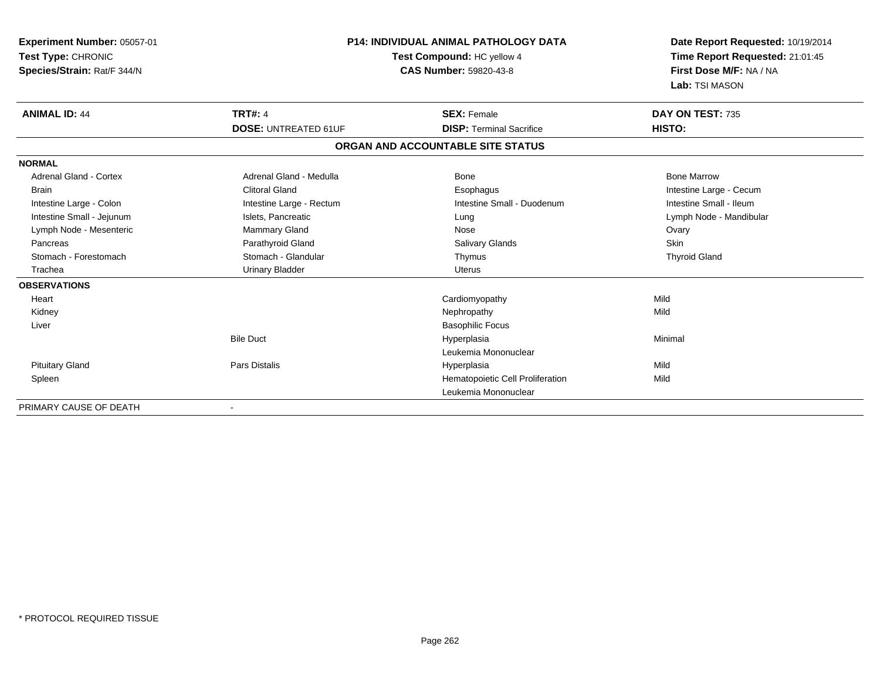**Experiment Number:** 05057-01
**Test Type:** CHRONIC
**Species/Strain:** Rat/F 344/N

**P14: INDIVIDUAL ANIMAL PATHOLOGY DATA**
**Test Compound:** HC yellow 4
**CAS Number:** 59820-43-8

**Date Report Requested:** 10/19/2014
**Time Report Requested:** 21:01:45
**First Dose M/F:** NA / NA
**Lab:** TSI MASON

| **ANIMAL ID:** 44 | **TRT#:** 4 | **SEX:** Female | **DAY ON TEST:** 735 |
|---|---|---|---|
| | **DOSE:** UNTREATED 61UF | **DISP:** Terminal Sacrifice | **HISTO:** |

**ORGAN AND ACCOUNTABLE SITE STATUS**

| | | | |
|---|---|---|---|
| **NORMAL** | | | |
| Adrenal Gland - Cortex | Adrenal Gland - Medulla | Bone | Bone Marrow |
| Brain | Clitoral Gland | Esophagus | Intestine Large - Cecum |
| Intestine Large - Colon | Intestine Large - Rectum | Intestine Small - Duodenum | Intestine Small - Ileum |
| Intestine Small - Jejunum | Islets, Pancreatic | Lung | Lymph Node - Mandibular |
| Lymph Node - Mesenteric | Mammary Gland | Nose | Ovary |
| Pancreas | Parathyroid Gland | Salivary Glands | Skin |
| Stomach - Forestomach | Stomach - Glandular | Thymus | Thyroid Gland |
| Trachea | Urinary Bladder | Uterus | |
| **OBSERVATIONS** | | | |
| Heart | | Cardiomyopathy | Mild |
| Kidney | | Nephropathy | Mild |
| Liver | | Basophilic Focus | |
| | Bile Duct | Hyperplasia | Minimal |
| | | Leukemia Mononuclear | |
| Pituitary Gland | Pars Distalis | Hyperplasia | Mild |
| Spleen | | Hematopoietic Cell Proliferation | Mild |
| | | Leukemia Mononuclear | |
| PRIMARY CAUSE OF DEATH | - | | |

* PROTOCOL REQUIRED TISSUE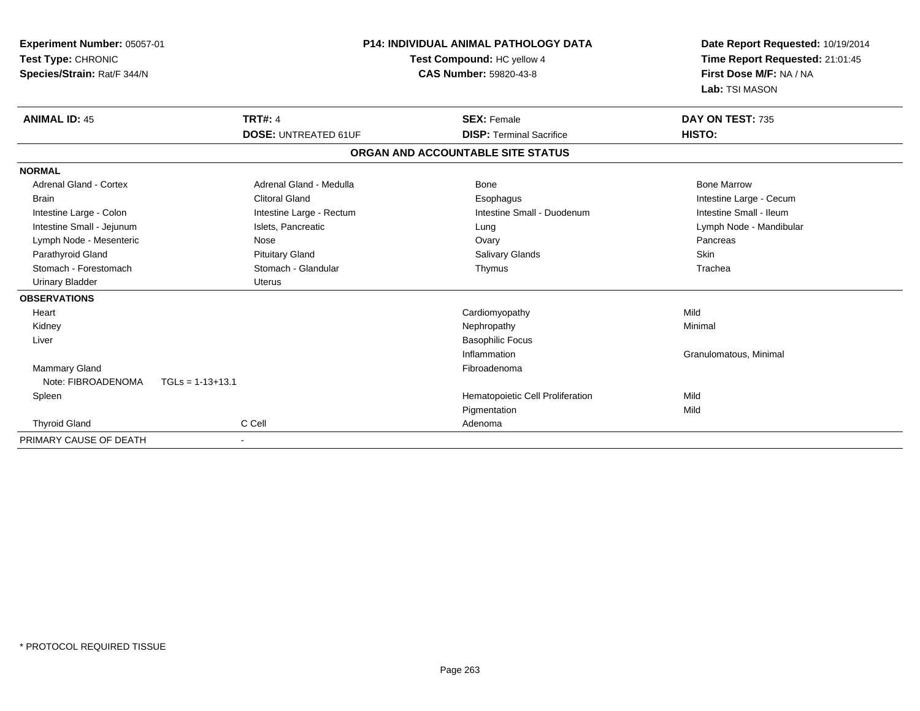**Experiment Number:** 05057-01
**Test Type:** CHRONIC
**Species/Strain:** Rat/F 344/N

## P14: INDIVIDUAL ANIMAL PATHOLOGY DATA

**Test Compound:** HC yellow 4
**CAS Number:** 59820-43-8

**Date Report Requested:** 10/19/2014
**Time Report Requested:** 21:01:45
**First Dose M/F:** NA / NA
**Lab:** TSI MASON

| **ANIMAL ID:** 45 | **TRT#:** 4 | **SEX:** Female | **DAY ON TEST:** 735 |
|---|---|---|---|
| | **DOSE:** UNTREATED 61UF | **DISP:** Terminal Sacrifice | **HISTO:** |

### ORGAN AND ACCOUNTABLE SITE STATUS

| | | | |
|---|---|---|---|
| **NORMAL** | | | |
| Adrenal Gland - Cortex | Adrenal Gland - Medulla | Bone | Bone Marrow |
| Brain | Clitoral Gland | Esophagus | Intestine Large - Cecum |
| Intestine Large - Colon | Intestine Large - Rectum | Intestine Small - Duodenum | Intestine Small - Ileum |
| Intestine Small - Jejunum | Islets, Pancreatic | Lung | Lymph Node - Mandibular |
| Lymph Node - Mesenteric | Nose | Ovary | Pancreas |
| Parathyroid Gland | Pituitary Gland | Salivary Glands | Skin |
| Stomach - Forestomach | Stomach - Glandular | Thymus | Trachea |
| Urinary Bladder | Uterus | | |
| **OBSERVATIONS** | | | |
| Heart | | Cardiomyopathy | Mild |
| Kidney | | Nephropathy | Minimal |
| Liver | | Basophilic Focus | |
| | | Inflammation | Granulomatous, Minimal |
| Mammary Gland | | Fibroadenoma | |
| Note: FIBROADENOMA TGLs = 1-13+13.1 | | | |
| Spleen | | Hematopoietic Cell Proliferation | Mild |
| | | Pigmentation | Mild |
| Thyroid Gland | C Cell | Adenoma | |
| PRIMARY CAUSE OF DEATH | - | | |

\* PROTOCOL REQUIRED TISSUE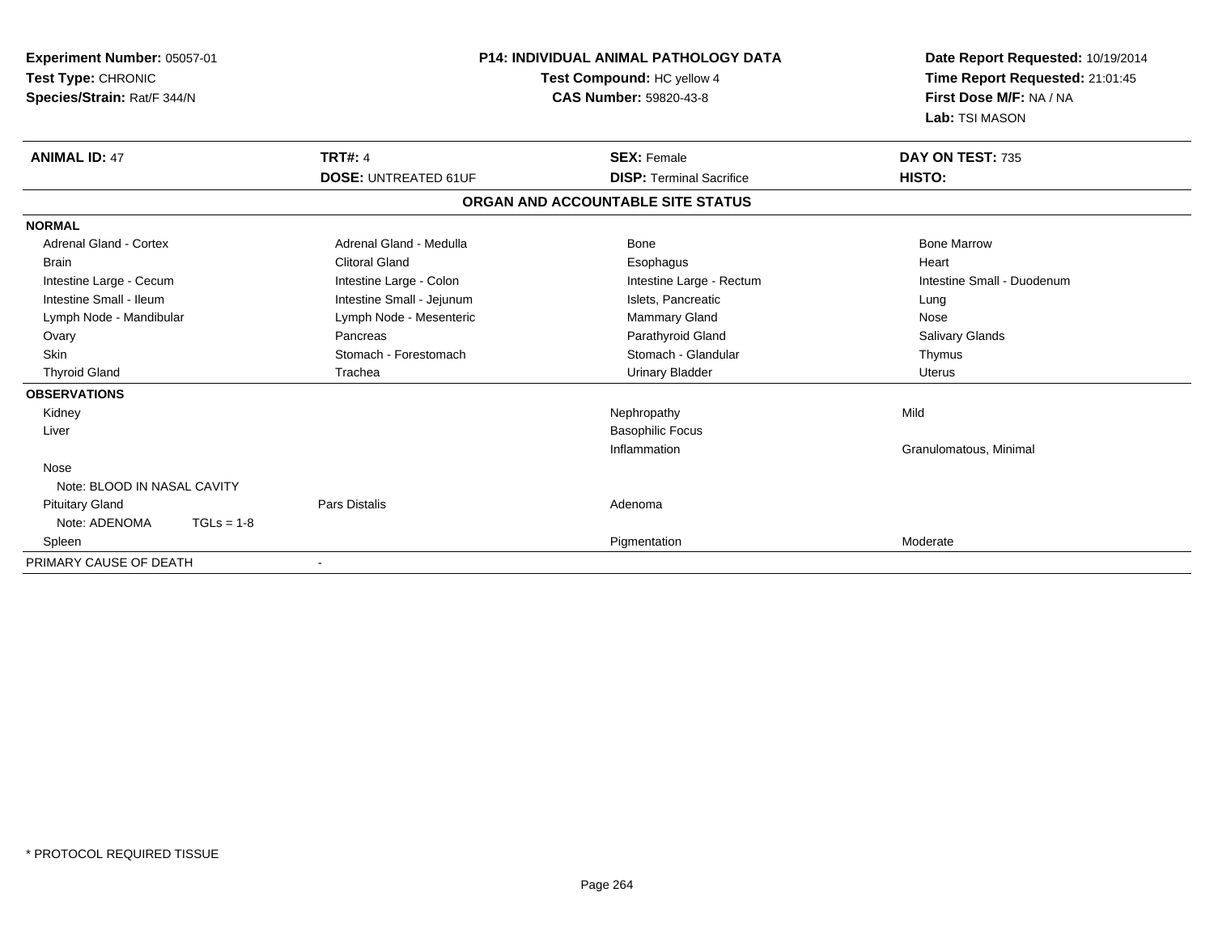**Experiment Number:** 05057-01
**Test Type:** CHRONIC
**Species/Strain:** Rat/F 344/N

**P14: INDIVIDUAL ANIMAL PATHOLOGY DATA**
**Test Compound:** HC yellow 4
**CAS Number:** 59820-43-8

**Date Report Requested:** 10/19/2014
**Time Report Requested:** 21:01:45
**First Dose M/F:** NA / NA
**Lab:** TSI MASON

| **ANIMAL ID:** 47 | **TRT#:** 4 | **SEX:** Female | **DAY ON TEST:** 735 |
|---|---|---|---|
| | **DOSE:** UNTREATED 61UF | **DISP:** Terminal Sacrifice | **HISTO:** |

**ORGAN AND ACCOUNTABLE SITE STATUS**

| | | | |
|---|---|---|---|
| **NORMAL** | | | |
| Adrenal Gland - Cortex | Adrenal Gland - Medulla | Bone | Bone Marrow |
| Brain | Clitoral Gland | Esophagus | Heart |
| Intestine Large - Cecum | Intestine Large - Colon | Intestine Large - Rectum | Intestine Small - Duodenum |
| Intestine Small - Ileum | Intestine Small - Jejunum | Islets, Pancreatic | Lung |
| Lymph Node - Mandibular | Lymph Node - Mesenteric | Mammary Gland | Nose |
| Ovary | Pancreas | Parathyroid Gland | Salivary Glands |
| Skin | Stomach - Forestomach | Stomach - Glandular | Thymus |
| Thyroid Gland | Trachea | Urinary Bladder | Uterus |
| **OBSERVATIONS** | | | |
| Kidney | | Nephropathy | Mild |
| Liver | | Basophilic Focus | |
| | | Inflammation | Granulomatous, Minimal |
| Nose | | | |
| Note: BLOOD IN NASAL CAVITY | | | |
| Pituitary Gland | Pars Distalis | Adenoma | |
| Note: ADENOMA TGLs = 1-8 | | | |
| Spleen | | Pigmentation | Moderate |
| PRIMARY CAUSE OF DEATH | - | | |

\* PROTOCOL REQUIRED TISSUE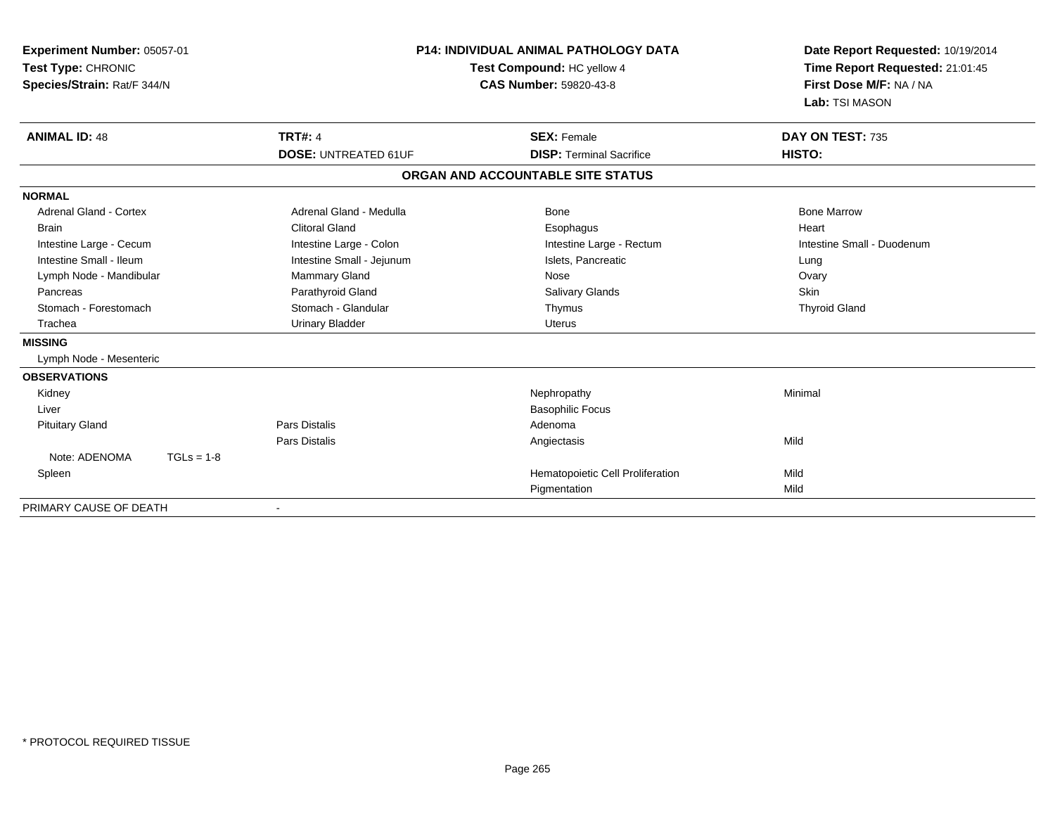**Experiment Number:** 05057-01
**Test Type:** CHRONIC
**Species/Strain:** Rat/F 344/N

**P14: INDIVIDUAL ANIMAL PATHOLOGY DATA**
**Test Compound:** HC yellow 4
**CAS Number:** 59820-43-8

**Date Report Requested:** 10/19/2014
**Time Report Requested:** 21:01:45
**First Dose M/F:** NA / NA
**Lab:** TSI MASON

| **ANIMAL ID:** 48 | **TRT#:** 4 | **SEX:** Female | **DAY ON TEST:** 735 |
|---|---|---|---|
| | **DOSE:** UNTREATED 61UF | **DISP:** Terminal Sacrifice | **HISTO:** |

**ORGAN AND ACCOUNTABLE SITE STATUS**

| | | | |
|---|---|---|---|
| **NORMAL** | | | |
| Adrenal Gland - Cortex | Adrenal Gland - Medulla | Bone | Bone Marrow |
| Brain | Clitoral Gland | Esophagus | Heart |
| Intestine Large - Cecum | Intestine Large - Colon | Intestine Large - Rectum | Intestine Small - Duodenum |
| Intestine Small - Ileum | Intestine Small - Jejunum | Islets, Pancreatic | Lung |
| Lymph Node - Mandibular | Mammary Gland | Nose | Ovary |
| Pancreas | Parathyroid Gland | Salivary Glands | Skin |
| Stomach - Forestomach | Stomach - Glandular | Thymus | Thyroid Gland |
| Trachea | Urinary Bladder | Uterus | |
| **MISSING** | | | |
| Lymph Node - Mesenteric | | | |
| **OBSERVATIONS** | | | |
| Kidney | | Nephropathy | Minimal |
| Liver | | Basophilic Focus | |
| Pituitary Gland | Pars Distalis | Adenoma | |
| | Pars Distalis | Angiectasis | Mild |
| Note: ADENOMA TGLs = 1-8 | | | |
| Spleen | | Hematopoietic Cell Proliferation | Mild |
| | | Pigmentation | Mild |
| PRIMARY CAUSE OF DEATH | - | | |

* PROTOCOL REQUIRED TISSUE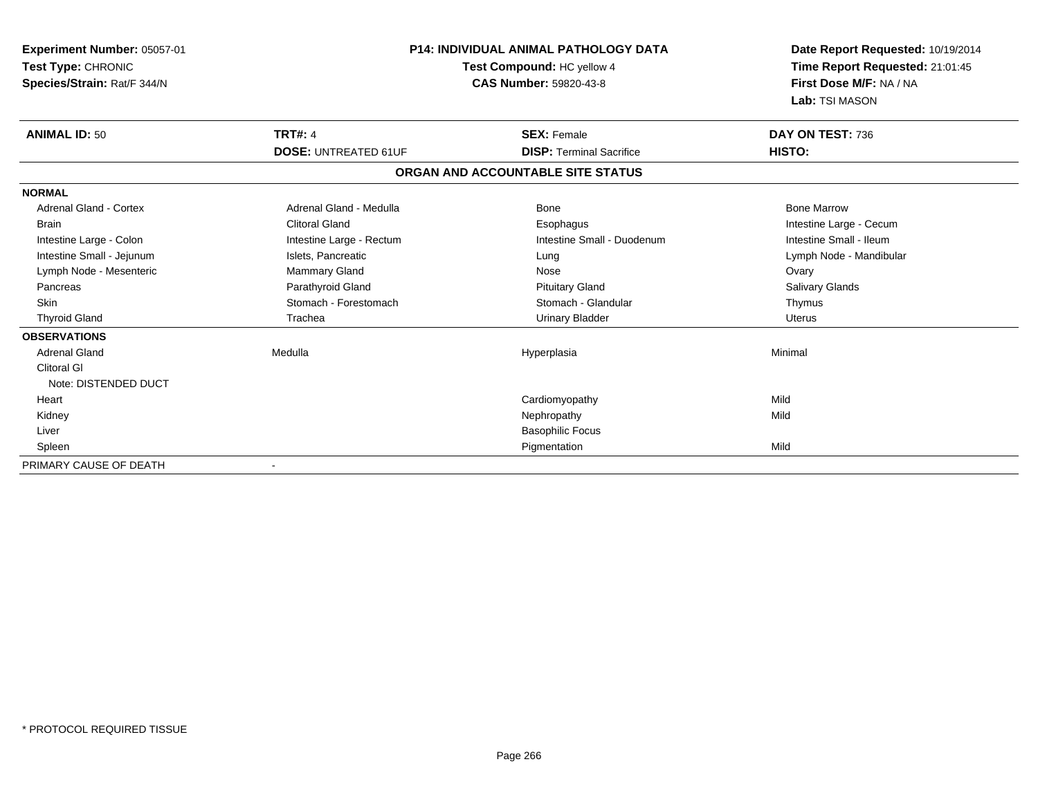**Experiment Number:** 05057-01
**Test Type:** CHRONIC
**Species/Strain:** Rat/F 344/N

**P14: INDIVIDUAL ANIMAL PATHOLOGY DATA**
**Test Compound:** HC yellow 4
**CAS Number:** 59820-43-8

**Date Report Requested:** 10/19/2014
**Time Report Requested:** 21:01:45
**First Dose M/F:** NA / NA
**Lab:** TSI MASON

| **ANIMAL ID:** 50 | **TRT#:** 4 | **SEX:** Female | **DAY ON TEST:** 736 |
|---|---|---|---|
| | **DOSE:** UNTREATED 61UF | **DISP:** Terminal Sacrifice | **HISTO:** |

**ORGAN AND ACCOUNTABLE SITE STATUS**

| | | | |
|---|---|---|---|
| **NORMAL** | | | |
| Adrenal Gland - Cortex | Adrenal Gland - Medulla | Bone | Bone Marrow |
| Brain | Clitoral Gland | Esophagus | Intestine Large - Cecum |
| Intestine Large - Colon | Intestine Large - Rectum | Intestine Small - Duodenum | Intestine Small - Ileum |
| Intestine Small - Jejunum | Islets, Pancreatic | Lung | Lymph Node - Mandibular |
| Lymph Node - Mesenteric | Mammary Gland | Nose | Ovary |
| Pancreas | Parathyroid Gland | Pituitary Gland | Salivary Glands |
| Skin | Stomach - Forestomach | Stomach - Glandular | Thymus |
| Thyroid Gland | Trachea | Urinary Bladder | Uterus |
| **OBSERVATIONS** | | | |
| Adrenal Gland | Medulla | Hyperplasia | Minimal |
| Clitoral Gl | | | |
| Note: DISTENDED DUCT | | | |
| Heart | | Cardiomyopathy | Mild |
| Kidney | | Nephropathy | Mild |
| Liver | | Basophilic Focus | |
| Spleen | | Pigmentation | Mild |
| PRIMARY CAUSE OF DEATH | - | | |

\* PROTOCOL REQUIRED TISSUE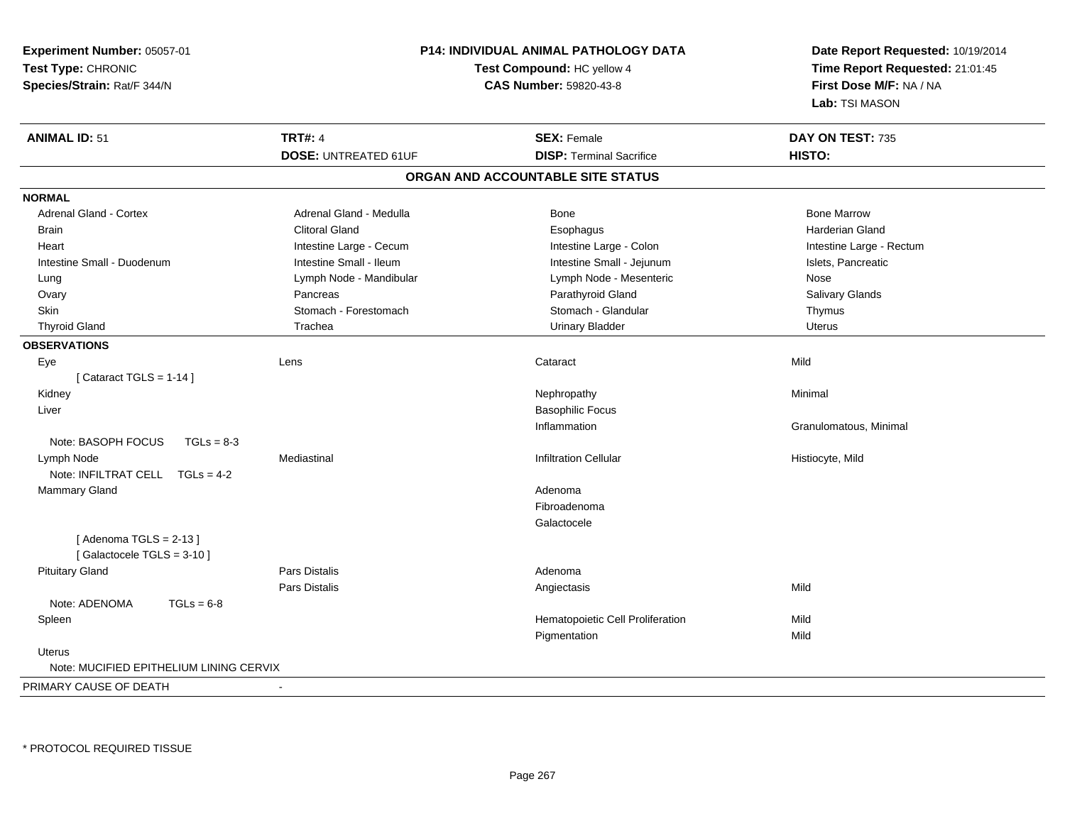**Experiment Number:** 05057-01
**Test Type:** CHRONIC
**Species/Strain:** Rat/F 344/N

**P14: INDIVIDUAL ANIMAL PATHOLOGY DATA**
**Test Compound:** HC yellow 4
**CAS Number:** 59820-43-8

**Date Report Requested:** 10/19/2014
**Time Report Requested:** 21:01:45
**First Dose M/F:** NA / NA
**Lab:** TSI MASON

| **ANIMAL ID:** 51 | **TRT#:** 4 | **SEX:** Female | **DAY ON TEST:** 735 |
|---|---|---|---|
| | **DOSE:** UNTREATED 61UF | **DISP:** Terminal Sacrifice | **HISTO:** |

## ORGAN AND ACCOUNTABLE SITE STATUS

**NORMAL**

| | | | |
|---|---|---|---|
| Adrenal Gland - Cortex | Adrenal Gland - Medulla | Bone | Bone Marrow |
| Brain | Clitoral Gland | Esophagus | Harderian Gland |
| Heart | Intestine Large - Cecum | Intestine Large - Colon | Intestine Large - Rectum |
| Intestine Small - Duodenum | Intestine Small - Ileum | Intestine Small - Jejunum | Islets, Pancreatic |
| Lung | Lymph Node - Mandibular | Lymph Node - Mesenteric | Nose |
| Ovary | Pancreas | Parathyroid Gland | Salivary Glands |
| Skin | Stomach - Forestomach | Stomach - Glandular | Thymus |
| Thyroid Gland | Trachea | Urinary Bladder | Uterus |

**OBSERVATIONS**

| | | | |
|---|---|---|---|
| Eye | Lens | Cataract | Mild |
| [ Cataract TGLS = 1-14 ] | | | |
| Kidney | | Nephropathy | Minimal |
| Liver | | Basophilic Focus | |
| | | Inflammation | Granulomatous, Minimal |
| Note: BASOPH FOCUS TGLs = 8-3 | | | |
| Lymph Node | Mediastinal | Infiltration Cellular | Histiocyte, Mild |
| Note: INFILTRAT CELL TGLs = 4-2 | | | |
| Mammary Gland | | Adenoma | |
| | | Fibroadenoma | |
| | | Galactocele | |
| [ Adenoma TGLS = 2-13 ] | | | |
| [ Galactocele TGLS = 3-10 ] | | | |
| Pituitary Gland | Pars Distalis | Adenoma | |
| | Pars Distalis | Angiectasis | Mild |
| Note: ADENOMA TGLs = 6-8 | | | |
| Spleen | | Hematopoietic Cell Proliferation | Mild |
| | | Pigmentation | Mild |
| Uterus | | | |
| Note: MUCIFIED EPITHELIUM LINING CERVIX | | | |

PRIMARY CAUSE OF DEATH -

\* PROTOCOL REQUIRED TISSUE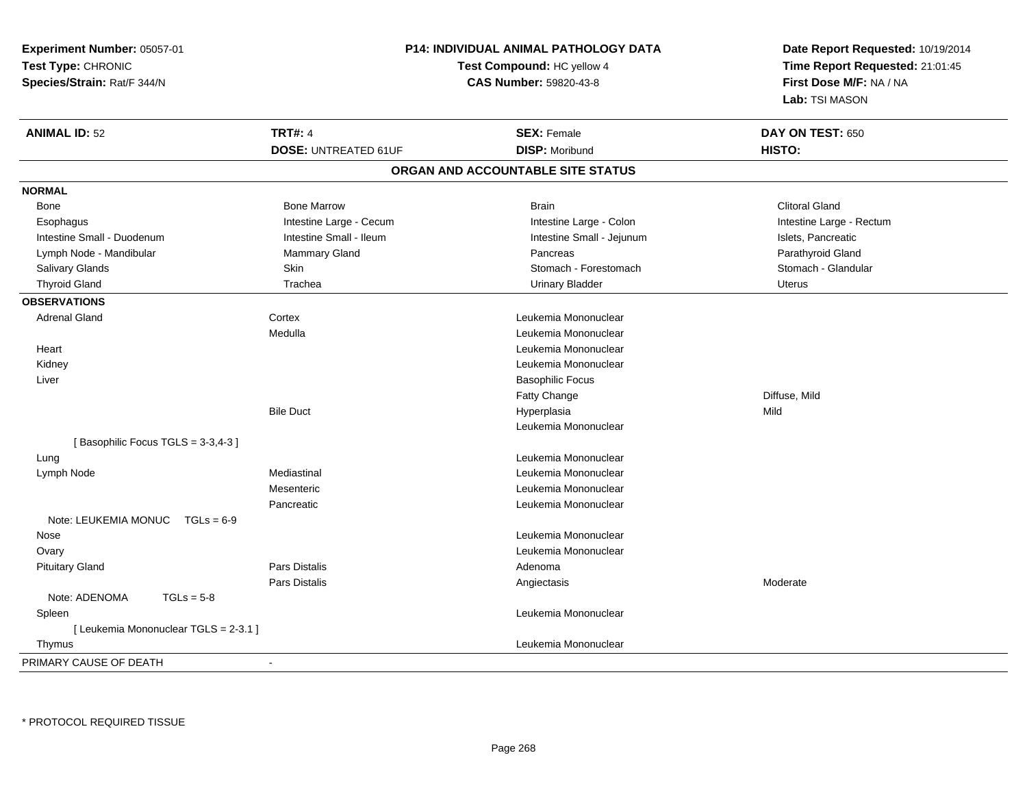**Experiment Number:** 05057-01
**Test Type:** CHRONIC
**Species/Strain:** Rat/F 344/N

**P14: INDIVIDUAL ANIMAL PATHOLOGY DATA**
**Test Compound:** HC yellow 4
**CAS Number:** 59820-43-8

**Date Report Requested:** 10/19/2014
**Time Report Requested:** 21:01:45
**First Dose M/F:** NA / NA
**Lab:** TSI MASON

| **ANIMAL ID:** 52 | **TRT#:** 4 | **SEX:** Female | **DAY ON TEST:** 650 |
|---|---|---|---|
| | **DOSE:** UNTREATED 61UF | **DISP:** Moribund | **HISTO:** |

## ORGAN AND ACCOUNTABLE SITE STATUS

**NORMAL**

| | | | |
|---|---|---|---|
| Bone | Bone Marrow | Brain | Clitoral Gland |
| Esophagus | Intestine Large - Cecum | Intestine Large - Colon | Intestine Large - Rectum |
| Intestine Small - Duodenum | Intestine Small - Ileum | Intestine Small - Jejunum | Islets, Pancreatic |
| Lymph Node - Mandibular | Mammary Gland | Pancreas | Parathyroid Gland |
| Salivary Glands | Skin | Stomach - Forestomach | Stomach - Glandular |
| Thyroid Gland | Trachea | Urinary Bladder | Uterus |

**OBSERVATIONS**

| | | | |
|---|---|---|---|
| Adrenal Gland | Cortex | Leukemia Mononuclear | |
| | Medulla | Leukemia Mononuclear | |
| Heart | | Leukemia Mononuclear | |
| Kidney | | Leukemia Mononuclear | |
| Liver | | Basophilic Focus | |
| | | Fatty Change | Diffuse, Mild |
| | Bile Duct | Hyperplasia | Mild |
| | | Leukemia Mononuclear | |
| [ Basophilic Focus TGLS = 3-3,4-3 ] | | | |
| Lung | | Leukemia Mononuclear | |
| Lymph Node | Mediastinal | Leukemia Mononuclear | |
| | Mesenteric | Leukemia Mononuclear | |
| | Pancreatic | Leukemia Mononuclear | |
| Note: LEUKEMIA MONUC TGLs = 6-9 | | | |
| Nose | | Leukemia Mononuclear | |
| Ovary | | Leukemia Mononuclear | |
| Pituitary Gland | Pars Distalis | Adenoma | |
| | Pars Distalis | Angiectasis | Moderate |
| Note: ADENOMA TGLs = 5-8 | | | |
| Spleen | | Leukemia Mononuclear | |
| [ Leukemia Mononuclear TGLS = 2-3.1 ] | | | |
| Thymus | | Leukemia Mononuclear | |

PRIMARY CAUSE OF DEATH -

* PROTOCOL REQUIRED TISSUE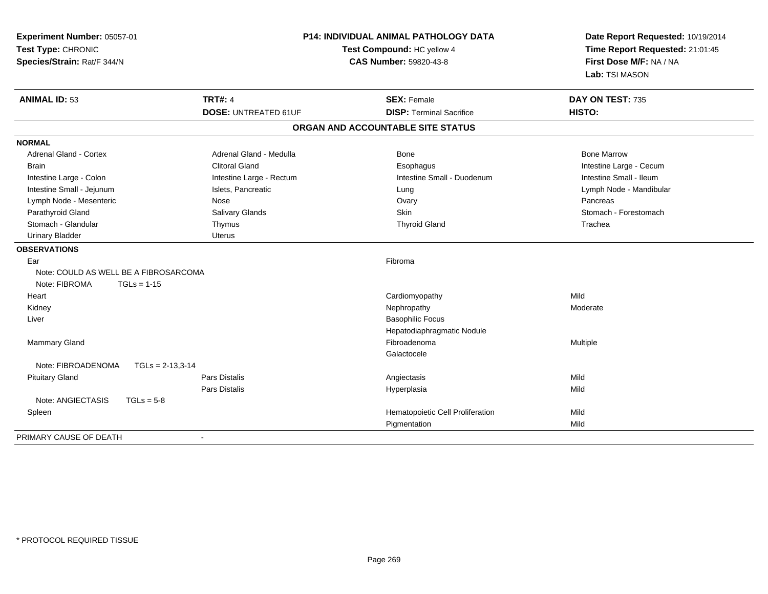**Experiment Number:** 05057-01
**Test Type:** CHRONIC
**Species/Strain:** Rat/F 344/N

**P14: INDIVIDUAL ANIMAL PATHOLOGY DATA**
**Test Compound:** HC yellow 4
**CAS Number:** 59820-43-8

**Date Report Requested:** 10/19/2014
**Time Report Requested:** 21:01:45
**First Dose M/F:** NA / NA
**Lab:** TSI MASON

| **ANIMAL ID:** 53 | **TRT#:** 4 | **SEX:** Female | **DAY ON TEST:** 735 |
|---|---|---|---|
| | **DOSE:** UNTREATED 61UF | **DISP:** Terminal Sacrifice | **HISTO:** |

## ORGAN AND ACCOUNTABLE SITE STATUS

**NORMAL**

| | | | |
|---|---|---|---|
| Adrenal Gland - Cortex | Adrenal Gland - Medulla | Bone | Bone Marrow |
| Brain | Clitoral Gland | Esophagus | Intestine Large - Cecum |
| Intestine Large - Colon | Intestine Large - Rectum | Intestine Small - Duodenum | Intestine Small - Ileum |
| Intestine Small - Jejunum | Islets, Pancreatic | Lung | Lymph Node - Mandibular |
| Lymph Node - Mesenteric | Nose | Ovary | Pancreas |
| Parathyroid Gland | Salivary Glands | Skin | Stomach - Forestomach |
| Stomach - Glandular | Thymus | Thyroid Gland | Trachea |
| Urinary Bladder | Uterus | | |

**OBSERVATIONS**

| | | | |
|---|---|---|---|
| Ear | | Fibroma | |
| Note: COULD AS WELL BE A FIBROSARCOMA | | | |
| Note: FIBROMA TGLs = 1-15 | | | |
| Heart | | Cardiomyopathy | Mild |
| Kidney | | Nephropathy | Moderate |
| Liver | | Basophilic Focus | |
| | | Hepatodiaphragmatic Nodule | |
| Mammary Gland | | Fibroadenoma | Multiple |
| | | Galactocele | |
| Note: FIBROADENOMA TGLs = 2-13,3-14 | | | |
| Pituitary Gland | Pars Distalis | Angiectasis | Mild |
| | Pars Distalis | Hyperplasia | Mild |
| Note: ANGIECTASIS TGLs = 5-8 | | | |
| Spleen | | Hematopoietic Cell Proliferation | Mild |
| | | Pigmentation | Mild |

PRIMARY CAUSE OF DEATH -

\* PROTOCOL REQUIRED TISSUE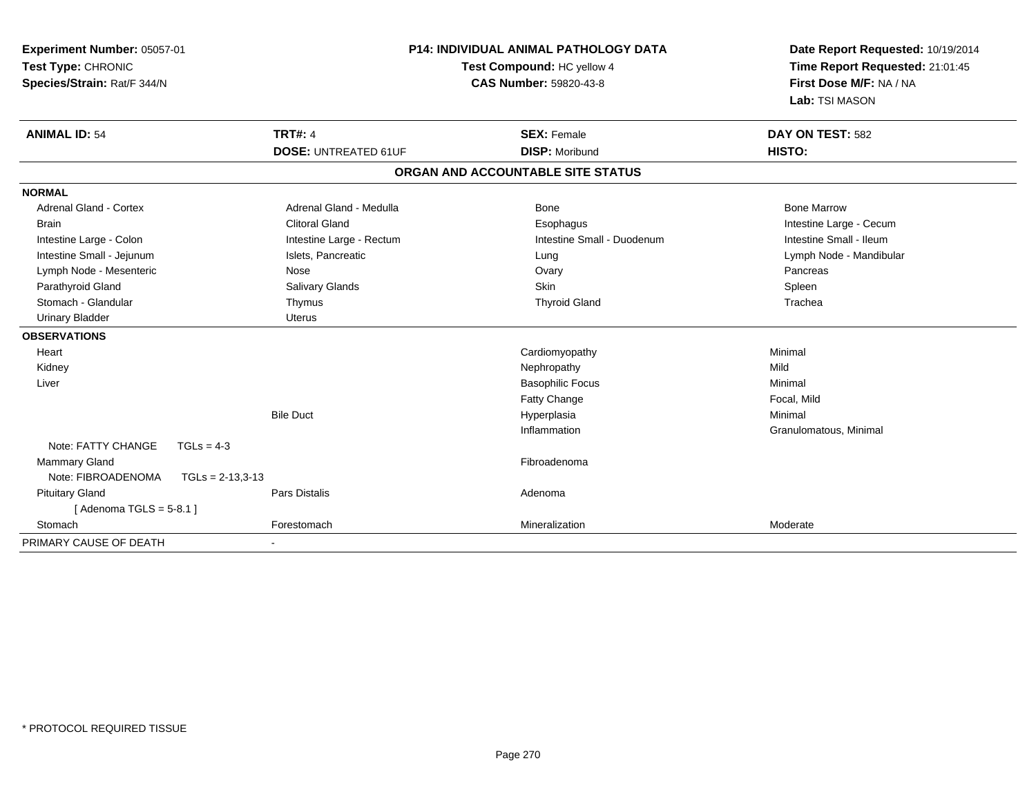**Experiment Number:** 05057-01
**Test Type:** CHRONIC
**Species/Strain:** Rat/F 344/N

**P14: INDIVIDUAL ANIMAL PATHOLOGY DATA**
**Test Compound:** HC yellow 4
**CAS Number:** 59820-43-8

**Date Report Requested:** 10/19/2014
**Time Report Requested:** 21:01:45
**First Dose M/F:** NA / NA
**Lab:** TSI MASON

| **ANIMAL ID:** 54 | **TRT#:** 4 | **SEX:** Female | **DAY ON TEST:** 582 |
|---|---|---|---|
| | **DOSE:** UNTREATED 61UF | **DISP:** Moribund | **HISTO:** |

## ORGAN AND ACCOUNTABLE SITE STATUS

| | | | |
|---|---|---|---|
| **NORMAL** | | | |
| Adrenal Gland - Cortex | Adrenal Gland - Medulla | Bone | Bone Marrow |
| Brain | Clitoral Gland | Esophagus | Intestine Large - Cecum |
| Intestine Large - Colon | Intestine Large - Rectum | Intestine Small - Duodenum | Intestine Small - Ileum |
| Intestine Small - Jejunum | Islets, Pancreatic | Lung | Lymph Node - Mandibular |
| Lymph Node - Mesenteric | Nose | Ovary | Pancreas |
| Parathyroid Gland | Salivary Glands | Skin | Spleen |
| Stomach - Glandular | Thymus | Thyroid Gland | Trachea |
| Urinary Bladder | Uterus | | |
| **OBSERVATIONS** | | | |
| Heart | | Cardiomyopathy | Minimal |
| Kidney | | Nephropathy | Mild |
| Liver | | Basophilic Focus | Minimal |
| | | Fatty Change | Focal, Mild |
| | Bile Duct | Hyperplasia | Minimal |
| | | Inflammation | Granulomatous, Minimal |
| Note: FATTY CHANGE TGLs = 4-3 | | | |
| Mammary Gland | | Fibroadenoma | |
| Note: FIBROADENOMA TGLs = 2-13,3-13 | | | |
| Pituitary Gland | Pars Distalis | Adenoma | |
| [ Adenoma TGLS = 5-8.1 ] | | | |
| Stomach | Forestomach | Mineralization | Moderate |
| PRIMARY CAUSE OF DEATH | - | | |

\* PROTOCOL REQUIRED TISSUE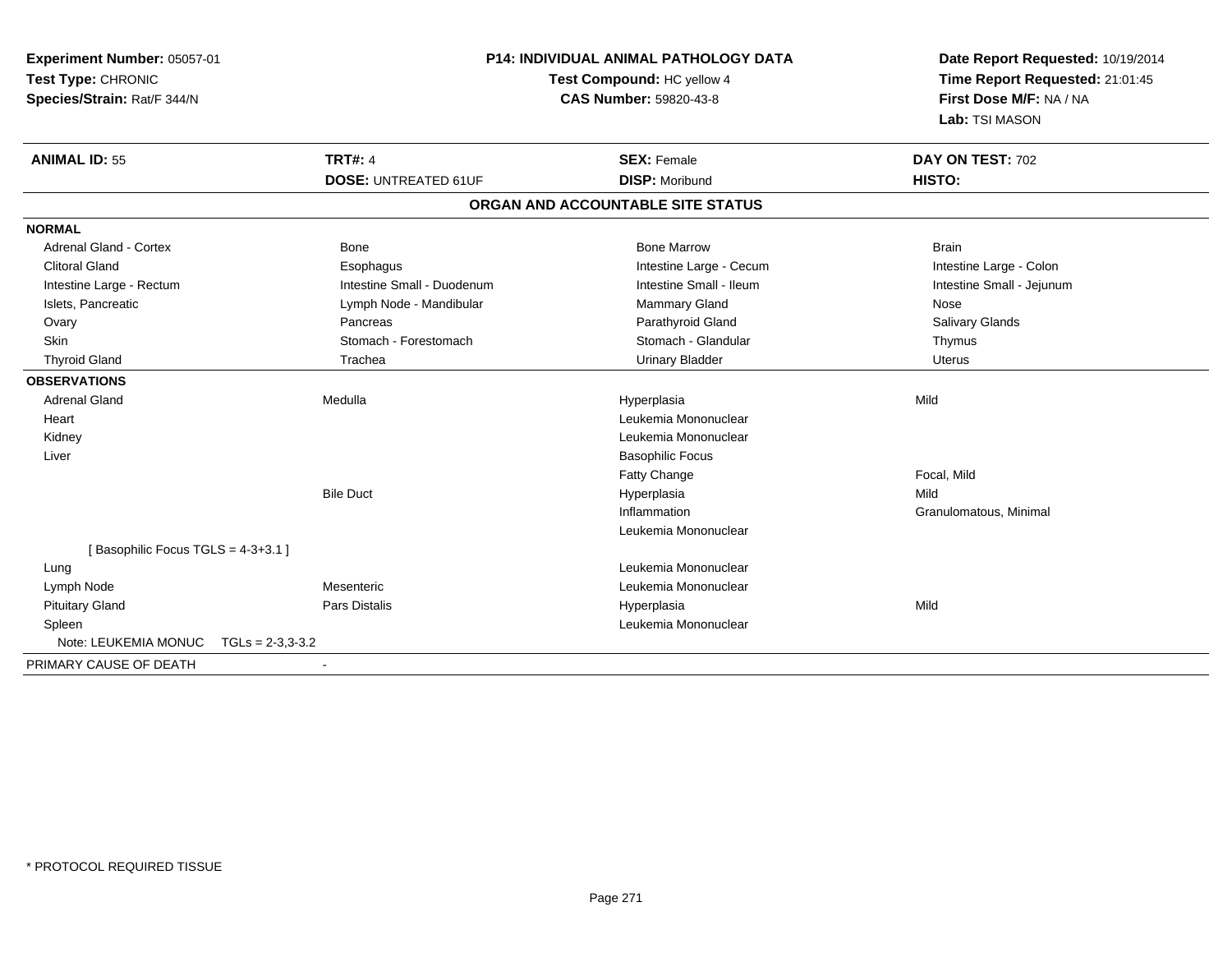**Experiment Number:** 05057-01
**Test Type:** CHRONIC
**Species/Strain:** Rat/F 344/N

**P14: INDIVIDUAL ANIMAL PATHOLOGY DATA**
**Test Compound:** HC yellow 4
**CAS Number:** 59820-43-8

**Date Report Requested:** 10/19/2014
**Time Report Requested:** 21:01:45
**First Dose M/F:** NA / NA
**Lab:** TSI MASON

| **ANIMAL ID:** 55 | **TRT#:** 4 | **SEX:** Female | **DAY ON TEST:** 702 |
|---|---|---|---|
| | **DOSE:** UNTREATED 61UF | **DISP:** Moribund | **HISTO:** |

**ORGAN AND ACCOUNTABLE SITE STATUS**

| | | | |
|---|---|---|---|
| **NORMAL** | | | |
| Adrenal Gland - Cortex | Bone | Bone Marrow | Brain |
| Clitoral Gland | Esophagus | Intestine Large - Cecum | Intestine Large - Colon |
| Intestine Large - Rectum | Intestine Small - Duodenum | Intestine Small - Ileum | Intestine Small - Jejunum |
| Islets, Pancreatic | Lymph Node - Mandibular | Mammary Gland | Nose |
| Ovary | Pancreas | Parathyroid Gland | Salivary Glands |
| Skin | Stomach - Forestomach | Stomach - Glandular | Thymus |
| Thyroid Gland | Trachea | Urinary Bladder | Uterus |
| **OBSERVATIONS** | | | |
| Adrenal Gland | Medulla | Hyperplasia | Mild |
| Heart | | Leukemia Mononuclear | |
| Kidney | | Leukemia Mononuclear | |
| Liver | | Basophilic Focus | |
| | | Fatty Change | Focal, Mild |
| | Bile Duct | Hyperplasia | Mild |
| | | Inflammation | Granulomatous, Minimal |
| | | Leukemia Mononuclear | |
| [ Basophilic Focus TGLS = 4-3+3.1 ] | | | |
| Lung | | Leukemia Mononuclear | |
| Lymph Node | Mesenteric | Leukemia Mononuclear | |
| Pituitary Gland | Pars Distalis | Hyperplasia | Mild |
| Spleen | | Leukemia Mononuclear | |
| Note: LEUKEMIA MONUC TGLs = 2-3,3-3.2 | | | |
| PRIMARY CAUSE OF DEATH | - | | |

* PROTOCOL REQUIRED TISSUE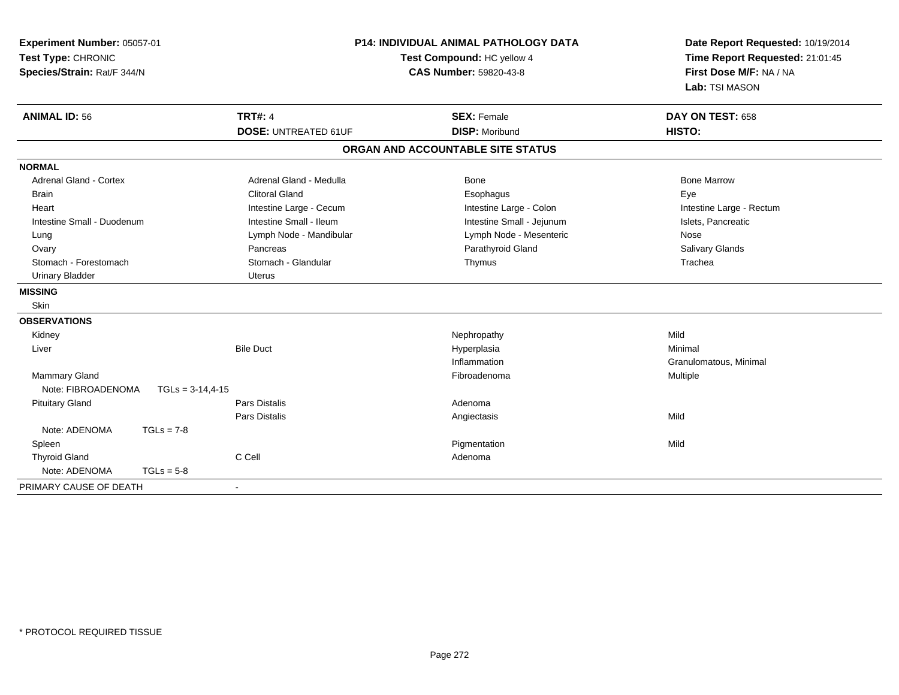**Experiment Number:** 05057-01
**Test Type:** CHRONIC
**Species/Strain:** Rat/F 344/N

**P14: INDIVIDUAL ANIMAL PATHOLOGY DATA**
**Test Compound:** HC yellow 4
**CAS Number:** 59820-43-8

**Date Report Requested:** 10/19/2014
**Time Report Requested:** 21:01:45
**First Dose M/F:** NA / NA
**Lab:** TSI MASON

| **ANIMAL ID:** 56 | **TRT#:** 4 | **SEX:** Female | **DAY ON TEST:** 658 |
|---|---|---|---|
| | **DOSE:** UNTREATED 61UF | **DISP:** Moribund | **HISTO:** |

## ORGAN AND ACCOUNTABLE SITE STATUS

**NORMAL**

| | | | |
|---|---|---|---|
| Adrenal Gland - Cortex | Adrenal Gland - Medulla | Bone | Bone Marrow |
| Brain | Clitoral Gland | Esophagus | Eye |
| Heart | Intestine Large - Cecum | Intestine Large - Colon | Intestine Large - Rectum |
| Intestine Small - Duodenum | Intestine Small - Ileum | Intestine Small - Jejunum | Islets, Pancreatic |
| Lung | Lymph Node - Mandibular | Lymph Node - Mesenteric | Nose |
| Ovary | Pancreas | Parathyroid Gland | Salivary Glands |
| Stomach - Forestomach | Stomach - Glandular | Thymus | Trachea |
| Urinary Bladder | Uterus | | |

**MISSING**

Skin

**OBSERVATIONS**

| | | | |
|---|---|---|---|
| Kidney | | Nephropathy | Mild |
| Liver | Bile Duct | Hyperplasia | Minimal |
| | | Inflammation | Granulomatous, Minimal |
| Mammary Gland | | Fibroadenoma | Multiple |
| Note: FIBROADENOMA TGLs = 3-14,4-15 | | | |
| Pituitary Gland | Pars Distalis | Adenoma | |
| | Pars Distalis | Angiectasis | Mild |
| Note: ADENOMA TGLs = 7-8 | | | |
| Spleen | | Pigmentation | Mild |
| Thyroid Gland | C Cell | Adenoma | |
| Note: ADENOMA TGLs = 5-8 | | | |

PRIMARY CAUSE OF DEATH -

\* PROTOCOL REQUIRED TISSUE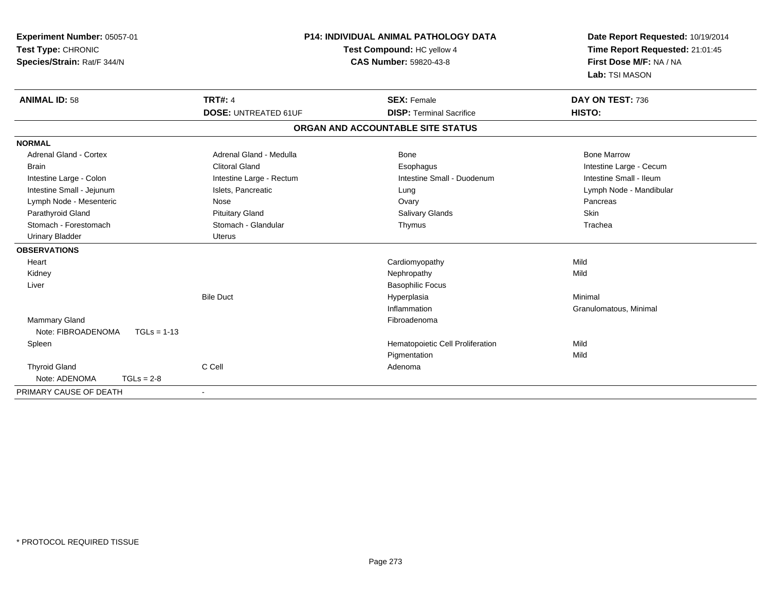**Experiment Number:** 05057-01
**Test Type:** CHRONIC
**Species/Strain:** Rat/F 344/N

**P14: INDIVIDUAL ANIMAL PATHOLOGY DATA**
**Test Compound:** HC yellow 4
**CAS Number:** 59820-43-8

**Date Report Requested:** 10/19/2014
**Time Report Requested:** 21:01:45
**First Dose M/F:** NA / NA
**Lab:** TSI MASON

| **ANIMAL ID:** 58 | **TRT#:** 4 | **SEX:** Female | **DAY ON TEST:** 736 |
|---|---|---|---|
| | **DOSE:** UNTREATED 61UF | **DISP:** Terminal Sacrifice | **HISTO:** |

## ORGAN AND ACCOUNTABLE SITE STATUS

| | | | |
|---|---|---|---|
| **NORMAL** | | | |
| Adrenal Gland - Cortex | Adrenal Gland - Medulla | Bone | Bone Marrow |
| Brain | Clitoral Gland | Esophagus | Intestine Large - Cecum |
| Intestine Large - Colon | Intestine Large - Rectum | Intestine Small - Duodenum | Intestine Small - Ileum |
| Intestine Small - Jejunum | Islets, Pancreatic | Lung | Lymph Node - Mandibular |
| Lymph Node - Mesenteric | Nose | Ovary | Pancreas |
| Parathyroid Gland | Pituitary Gland | Salivary Glands | Skin |
| Stomach - Forestomach | Stomach - Glandular | Thymus | Trachea |
| Urinary Bladder | Uterus | | |
| **OBSERVATIONS** | | | |
| Heart | | Cardiomyopathy | Mild |
| Kidney | | Nephropathy | Mild |
| Liver | | Basophilic Focus | |
| | Bile Duct | Hyperplasia | Minimal |
| | | Inflammation | Granulomatous, Minimal |
| Mammary Gland | | Fibroadenoma | |
| Note: FIBROADENOMA TGLs = 1-13 | | | |
| Spleen | | Hematopoietic Cell Proliferation | Mild |
| | | Pigmentation | Mild |
| Thyroid Gland | C Cell | Adenoma | |
| Note: ADENOMA TGLs = 2-8 | | | |
| PRIMARY CAUSE OF DEATH | - | | |

\* PROTOCOL REQUIRED TISSUE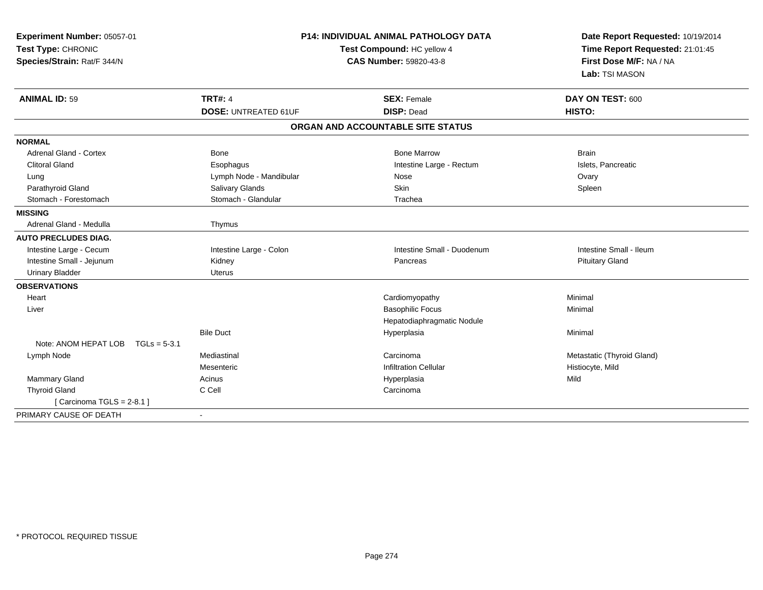**Experiment Number:** 05057-01
**Test Type:** CHRONIC
**Species/Strain:** Rat/F 344/N

**P14: INDIVIDUAL ANIMAL PATHOLOGY DATA**
**Test Compound:** HC yellow 4
**CAS Number:** 59820-43-8

**Date Report Requested:** 10/19/2014
**Time Report Requested:** 21:01:45
**First Dose M/F:** NA / NA
**Lab:** TSI MASON

| **ANIMAL ID:** 59 | **TRT#:** 4 | **SEX:** Female | **DAY ON TEST:** 600 |
|---|---|---|---|
| | **DOSE:** UNTREATED 61UF | **DISP:** Dead | **HISTO:** |

## ORGAN AND ACCOUNTABLE SITE STATUS

| | | | |
|---|---|---|---|
| **NORMAL** | | | |
| Adrenal Gland - Cortex | Bone | Bone Marrow | Brain |
| Clitoral Gland | Esophagus | Intestine Large - Rectum | Islets, Pancreatic |
| Lung | Lymph Node - Mandibular | Nose | Ovary |
| Parathyroid Gland | Salivary Glands | Skin | Spleen |
| Stomach - Forestomach | Stomach - Glandular | Trachea | |
| **MISSING** | | | |
| Adrenal Gland - Medulla | Thymus | | |
| **AUTO PRECLUDES DIAG.** | | | |
| Intestine Large - Cecum | Intestine Large - Colon | Intestine Small - Duodenum | Intestine Small - Ileum |
| Intestine Small - Jejunum | Kidney | Pancreas | Pituitary Gland |
| Urinary Bladder | Uterus | | |
| **OBSERVATIONS** | | | |
| Heart | | Cardiomyopathy | Minimal |
| Liver | | Basophilic Focus | Minimal |
| | | Hepatodiaphragmatic Nodule | |
| | Bile Duct | Hyperplasia | Minimal |
| Note: ANOM HEPAT LOB TGLs = 5-3.1 | | | |
| Lymph Node | Mediastinal | Carcinoma | Metastatic (Thyroid Gland) |
| | Mesenteric | Infiltration Cellular | Histiocyte, Mild |
| Mammary Gland | Acinus | Hyperplasia | Mild |
| Thyroid Gland | C Cell | Carcinoma | |
| [ Carcinoma TGLS = 2-8.1 ] | | | |
| PRIMARY CAUSE OF DEATH | - | | |

* PROTOCOL REQUIRED TISSUE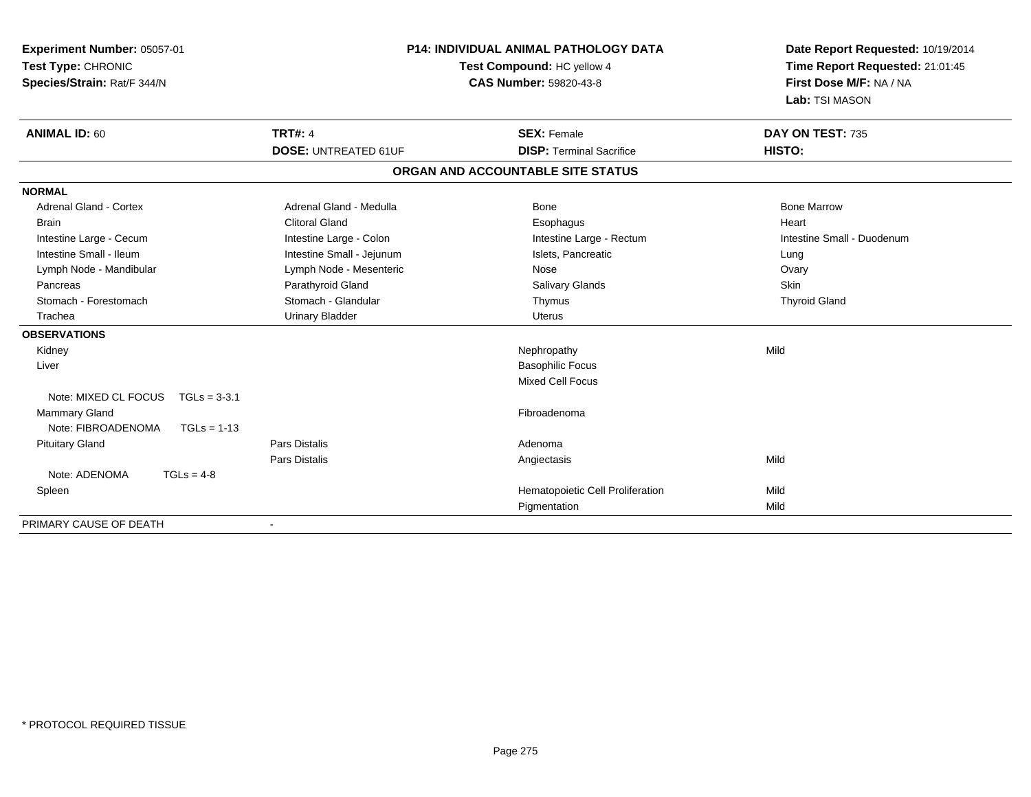**Experiment Number:** 05057-01
**Test Type:** CHRONIC
**Species/Strain:** Rat/F 344/N

**P14: INDIVIDUAL ANIMAL PATHOLOGY DATA**
**Test Compound:** HC yellow 4
**CAS Number:** 59820-43-8

**Date Report Requested:** 10/19/2014
**Time Report Requested:** 21:01:45
**First Dose M/F:** NA / NA
**Lab:** TSI MASON

| **ANIMAL ID:** 60 | **TRT#:** 4 | **SEX:** Female | **DAY ON TEST:** 735 |
|---|---|---|---|
| | **DOSE:** UNTREATED 61UF | **DISP:** Terminal Sacrifice | **HISTO:** |

**ORGAN AND ACCOUNTABLE SITE STATUS**

| | | | |
|---|---|---|---|
| **NORMAL** | | | |
| Adrenal Gland - Cortex | Adrenal Gland - Medulla | Bone | Bone Marrow |
| Brain | Clitoral Gland | Esophagus | Heart |
| Intestine Large - Cecum | Intestine Large - Colon | Intestine Large - Rectum | Intestine Small - Duodenum |
| Intestine Small - Ileum | Intestine Small - Jejunum | Islets, Pancreatic | Lung |
| Lymph Node - Mandibular | Lymph Node - Mesenteric | Nose | Ovary |
| Pancreas | Parathyroid Gland | Salivary Glands | Skin |
| Stomach - Forestomach | Stomach - Glandular | Thymus | Thyroid Gland |
| Trachea | Urinary Bladder | Uterus | |
| **OBSERVATIONS** | | | |
| Kidney | | Nephropathy | Mild |
| Liver | | Basophilic Focus | |
| | | Mixed Cell Focus | |
| Note: MIXED CL FOCUS TGLs = 3-3.1 | | | |
| Mammary Gland | | Fibroadenoma | |
| Note: FIBROADENOMA TGLs = 1-13 | | | |
| Pituitary Gland | Pars Distalis | Adenoma | |
| | Pars Distalis | Angiectasis | Mild |
| Note: ADENOMA TGLs = 4-8 | | | |
| Spleen | | Hematopoietic Cell Proliferation | Mild |
| | | Pigmentation | Mild |
| PRIMARY CAUSE OF DEATH | - | | |

* PROTOCOL REQUIRED TISSUE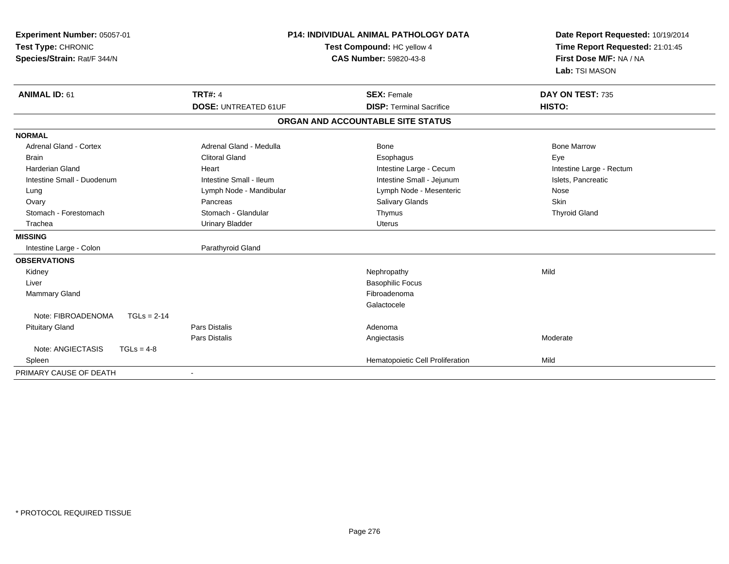**Experiment Number:** 05057-01
**Test Type:** CHRONIC
**Species/Strain:** Rat/F 344/N

**P14: INDIVIDUAL ANIMAL PATHOLOGY DATA**
**Test Compound:** HC yellow 4
**CAS Number:** 59820-43-8

**Date Report Requested:** 10/19/2014
**Time Report Requested:** 21:01:45
**First Dose M/F:** NA / NA
**Lab:** TSI MASON

| **ANIMAL ID:** 61 | **TRT#:** 4 | **SEX:** Female | **DAY ON TEST:** 735 |
|---|---|---|---|
| | **DOSE:** UNTREATED 61UF | **DISP:** Terminal Sacrifice | **HISTO:** |

**ORGAN AND ACCOUNTABLE SITE STATUS**

| | | | |
|---|---|---|---|
| **NORMAL** | | | |
| Adrenal Gland - Cortex | Adrenal Gland - Medulla | Bone | Bone Marrow |
| Brain | Clitoral Gland | Esophagus | Eye |
| Harderian Gland | Heart | Intestine Large - Cecum | Intestine Large - Rectum |
| Intestine Small - Duodenum | Intestine Small - Ileum | Intestine Small - Jejunum | Islets, Pancreatic |
| Lung | Lymph Node - Mandibular | Lymph Node - Mesenteric | Nose |
| Ovary | Pancreas | Salivary Glands | Skin |
| Stomach - Forestomach | Stomach - Glandular | Thymus | Thyroid Gland |
| Trachea | Urinary Bladder | Uterus | |
| **MISSING** | | | |
| Intestine Large - Colon | Parathyroid Gland | | |
| **OBSERVATIONS** | | | |
| Kidney | | Nephropathy | Mild |
| Liver | | Basophilic Focus | |
| Mammary Gland | | Fibroadenoma | |
| | | Galactocele | |
| Note: FIBROADENOMA TGLs = 2-14 | | | |
| Pituitary Gland | Pars Distalis | Adenoma | |
| | Pars Distalis | Angiectasis | Moderate |
| Note: ANGIECTASIS TGLs = 4-8 | | | |
| Spleen | | Hematopoietic Cell Proliferation | Mild |
| PRIMARY CAUSE OF DEATH | - | | |

\* PROTOCOL REQUIRED TISSUE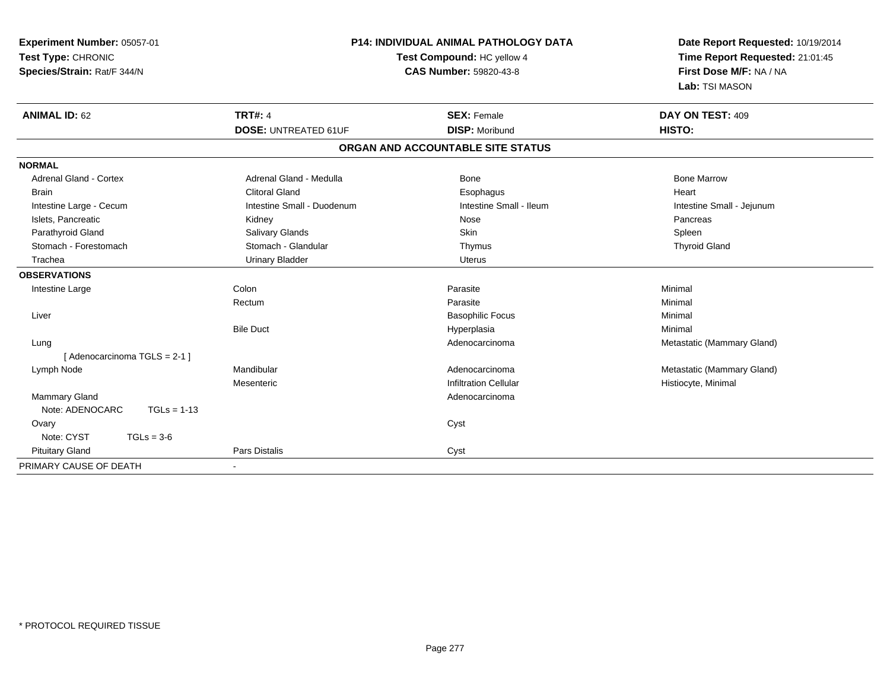**Experiment Number:** 05057-01
**Test Type:** CHRONIC
**Species/Strain:** Rat/F 344/N

## P14: INDIVIDUAL ANIMAL PATHOLOGY DATA

**Test Compound:** HC yellow 4
**CAS Number:** 59820-43-8

**Date Report Requested:** 10/19/2014
**Time Report Requested:** 21:01:45
**First Dose M/F:** NA / NA
**Lab:** TSI MASON

| **ANIMAL ID:** 62 | **TRT#:** 4 | **SEX:** Female | **DAY ON TEST:** 409 |
|---|---|---|---|
| | **DOSE:** UNTREATED 61UF | **DISP:** Moribund | **HISTO:** |

### ORGAN AND ACCOUNTABLE SITE STATUS

| | | | |
|---|---|---|---|
| **NORMAL** | | | |
| Adrenal Gland - Cortex | Adrenal Gland - Medulla | Bone | Bone Marrow |
| Brain | Clitoral Gland | Esophagus | Heart |
| Intestine Large - Cecum | Intestine Small - Duodenum | Intestine Small - Ileum | Intestine Small - Jejunum |
| Islets, Pancreatic | Kidney | Nose | Pancreas |
| Parathyroid Gland | Salivary Glands | Skin | Spleen |
| Stomach - Forestomach | Stomach - Glandular | Thymus | Thyroid Gland |
| Trachea | Urinary Bladder | Uterus | |
| **OBSERVATIONS** | | | |
| Intestine Large | Colon | Parasite | Minimal |
| | Rectum | Parasite | Minimal |
| Liver | | Basophilic Focus | Minimal |
| | Bile Duct | Hyperplasia | Minimal |
| Lung | | Adenocarcinoma | Metastatic (Mammary Gland) |
| [ Adenocarcinoma TGLS = 2-1 ] | | | |
| Lymph Node | Mandibular | Adenocarcinoma | Metastatic (Mammary Gland) |
| | Mesenteric | Infiltration Cellular | Histiocyte, Minimal |
| Mammary Gland | | Adenocarcinoma | |
| Note: ADENOCARC TGLs = 1-13 | | | |
| Ovary | | Cyst | |
| Note: CYST TGLs = 3-6 | | | |
| Pituitary Gland | Pars Distalis | Cyst | |
| PRIMARY CAUSE OF DEATH | - | | |

\* PROTOCOL REQUIRED TISSUE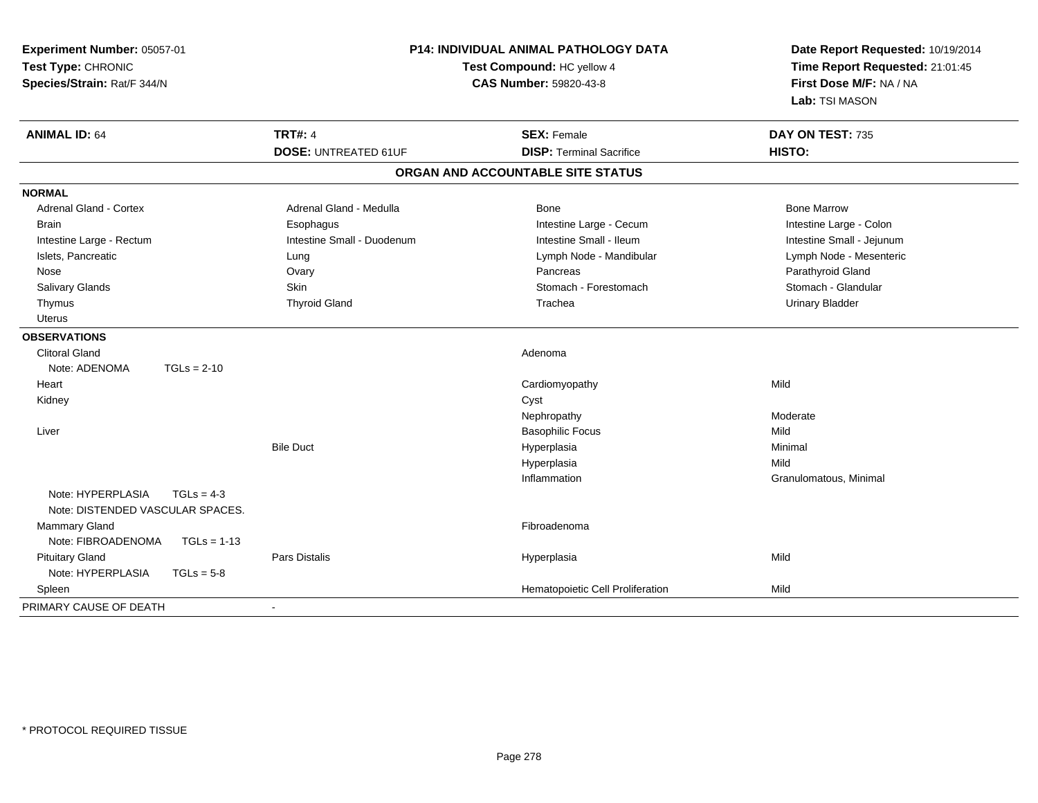**Experiment Number:** 05057-01
**Test Type:** CHRONIC
**Species/Strain:** Rat/F 344/N

**P14: INDIVIDUAL ANIMAL PATHOLOGY DATA**
**Test Compound:** HC yellow 4
**CAS Number:** 59820-43-8

**Date Report Requested:** 10/19/2014
**Time Report Requested:** 21:01:45
**First Dose M/F:** NA / NA
**Lab:** TSI MASON

| **ANIMAL ID:** 64 | **TRT#:** 4 | **SEX:** Female | **DAY ON TEST:** 735 |
|---|---|---|---|
| | **DOSE:** UNTREATED 61UF | **DISP:** Terminal Sacrifice | **HISTO:** |

## ORGAN AND ACCOUNTABLE SITE STATUS

**NORMAL**

| | | | |
|---|---|---|---|
| Adrenal Gland - Cortex | Adrenal Gland - Medulla | Bone | Bone Marrow |
| Brain | Esophagus | Intestine Large - Cecum | Intestine Large - Colon |
| Intestine Large - Rectum | Intestine Small - Duodenum | Intestine Small - Ileum | Intestine Small - Jejunum |
| Islets, Pancreatic | Lung | Lymph Node - Mandibular | Lymph Node - Mesenteric |
| Nose | Ovary | Pancreas | Parathyroid Gland |
| Salivary Glands | Skin | Stomach - Forestomach | Stomach - Glandular |
| Thymus | Thyroid Gland | Trachea | Urinary Bladder |
| Uterus | | | |

**OBSERVATIONS**

| Organ | Site | Observation | Severity |
|---|---|---|---|
| Clitoral Gland | | Adenoma | |
| Note: ADENOMA TGLs = 2-10 | | | |
| Heart | | Cardiomyopathy | Mild |
| Kidney | | Cyst | |
| | | Nephropathy | Moderate |
| Liver | | Basophilic Focus | Mild |
| | Bile Duct | Hyperplasia | Minimal |
| | | Hyperplasia | Mild |
| | | Inflammation | Granulomatous, Minimal |
| Note: HYPERPLASIA TGLs = 4-3 | | | |
| Note: DISTENDED VASCULAR SPACES. | | | |
| Mammary Gland | | Fibroadenoma | |
| Note: FIBROADENOMA TGLs = 1-13 | | | |
| Pituitary Gland | Pars Distalis | Hyperplasia | Mild |
| Note: HYPERPLASIA TGLs = 5-8 | | | |
| Spleen | | Hematopoietic Cell Proliferation | Mild |

PRIMARY CAUSE OF DEATH -

\* PROTOCOL REQUIRED TISSUE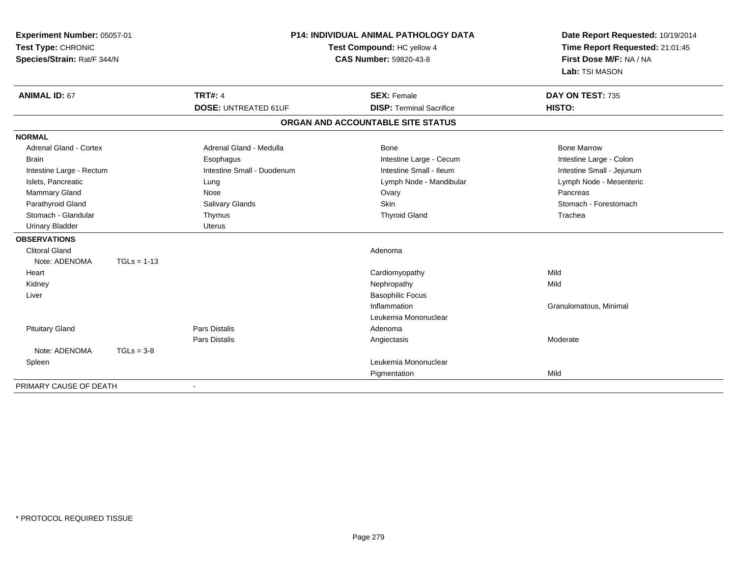**Experiment Number:** 05057-01
**Test Type:** CHRONIC
**Species/Strain:** Rat/F 344/N

**P14: INDIVIDUAL ANIMAL PATHOLOGY DATA**
**Test Compound:** HC yellow 4
**CAS Number:** 59820-43-8

**Date Report Requested:** 10/19/2014
**Time Report Requested:** 21:01:45
**First Dose M/F:** NA / NA
**Lab:** TSI MASON

| **ANIMAL ID:** 67 | **TRT#:** 4 | **SEX:** Female | **DAY ON TEST:** 735 |
|---|---|---|---|
| | **DOSE:** UNTREATED 61UF | **DISP:** Terminal Sacrifice | **HISTO:** |

## ORGAN AND ACCOUNTABLE SITE STATUS

| | | | |
|---|---|---|---|
| **NORMAL** | | | |
| Adrenal Gland - Cortex | Adrenal Gland - Medulla | Bone | Bone Marrow |
| Brain | Esophagus | Intestine Large - Cecum | Intestine Large - Colon |
| Intestine Large - Rectum | Intestine Small - Duodenum | Intestine Small - Ileum | Intestine Small - Jejunum |
| Islets, Pancreatic | Lung | Lymph Node - Mandibular | Lymph Node - Mesenteric |
| Mammary Gland | Nose | Ovary | Pancreas |
| Parathyroid Gland | Salivary Glands | Skin | Stomach - Forestomach |
| Stomach - Glandular | Thymus | Thyroid Gland | Trachea |
| Urinary Bladder | Uterus | | |
| **OBSERVATIONS** | | | |
| Clitoral Gland | | Adenoma | |
| Note: ADENOMA TGLs = 1-13 | | | |
| Heart | | Cardiomyopathy | Mild |
| Kidney | | Nephropathy | Mild |
| Liver | | Basophilic Focus | |
| | | Inflammation | Granulomatous, Minimal |
| | | Leukemia Mononuclear | |
| Pituitary Gland | Pars Distalis | Adenoma | |
| | Pars Distalis | Angiectasis | Moderate |
| Note: ADENOMA TGLs = 3-8 | | | |
| Spleen | | Leukemia Mononuclear | |
| | | Pigmentation | Mild |
| PRIMARY CAUSE OF DEATH | - | | |

* PROTOCOL REQUIRED TISSUE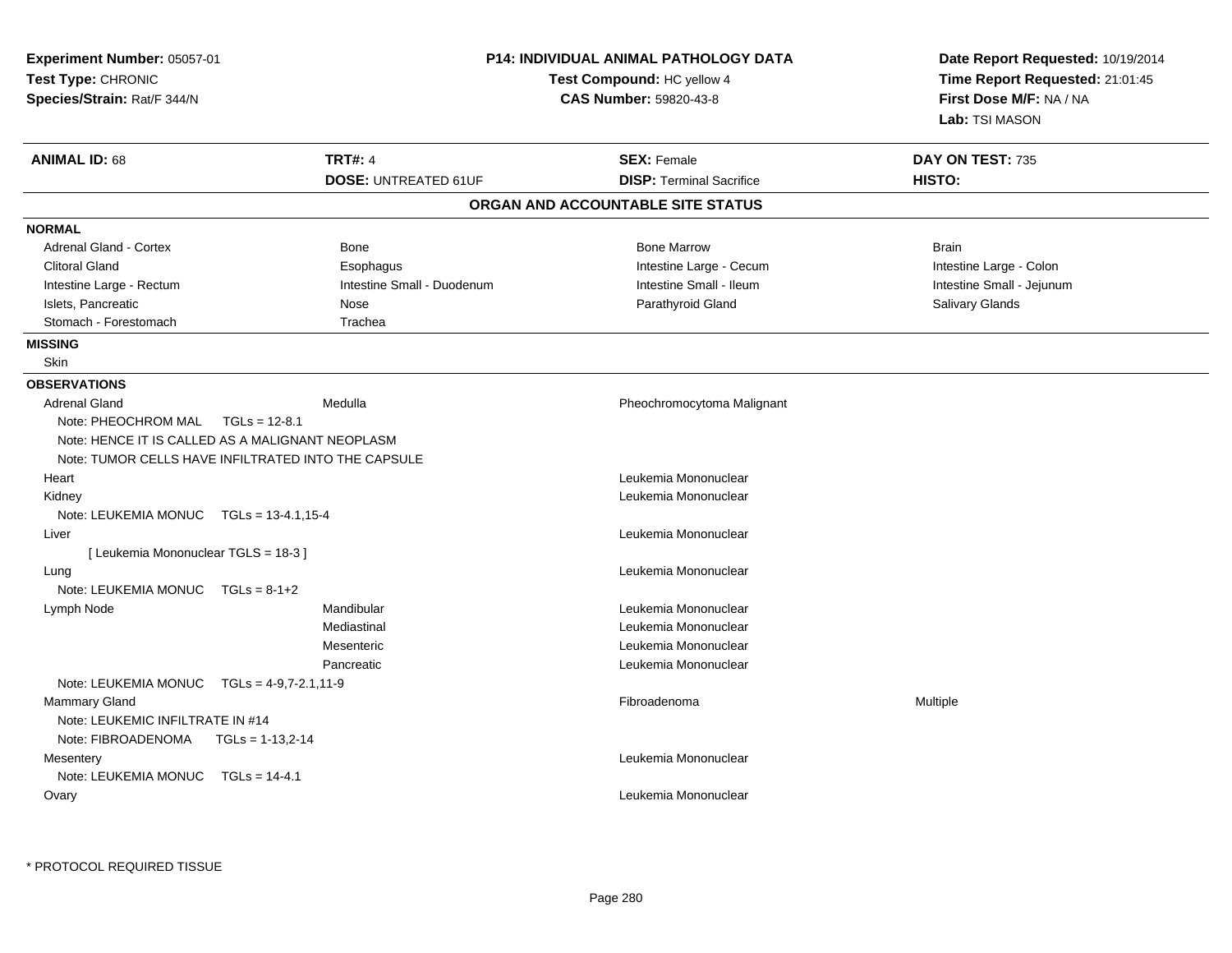**Experiment Number:** 05057-01
**Test Type:** CHRONIC
**Species/Strain:** Rat/F 344/N

**P14: INDIVIDUAL ANIMAL PATHOLOGY DATA**
**Test Compound:** HC yellow 4
**CAS Number:** 59820-43-8

**Date Report Requested:** 10/19/2014
**Time Report Requested:** 21:01:45
**First Dose M/F:** NA / NA
**Lab:** TSI MASON

| **ANIMAL ID:** 68 | **TRT#:** 4 | **SEX:** Female | **DAY ON TEST:** 735 |
|---|---|---|---|
| | **DOSE:** UNTREATED 61UF | **DISP:** Terminal Sacrifice | **HISTO:** |

## ORGAN AND ACCOUNTABLE SITE STATUS

**NORMAL**

| | | | |
|---|---|---|---|
| Adrenal Gland - Cortex | Bone | Bone Marrow | Brain |
| Clitoral Gland | Esophagus | Intestine Large - Cecum | Intestine Large - Colon |
| Intestine Large - Rectum | Intestine Small - Duodenum | Intestine Small - Ileum | Intestine Small - Jejunum |
| Islets, Pancreatic | Nose | Parathyroid Gland | Salivary Glands |
| Stomach - Forestomach | Trachea | | |

**MISSING**

Skin

**OBSERVATIONS**

| | | | |
|---|---|---|---|
| Adrenal Gland | Medulla | Pheochromocytoma Malignant | |
| Note: PHEOCHROM MAL TGLs = 12-8.1 | | | |
| Note: HENCE IT IS CALLED AS A MALIGNANT NEOPLASM | | | |
| Note: TUMOR CELLS HAVE INFILTRATED INTO THE CAPSULE | | | |
| Heart | | Leukemia Mononuclear | |
| Kidney | | Leukemia Mononuclear | |
| Note: LEUKEMIA MONUC TGLs = 13-4.1,15-4 | | | |
| Liver | | Leukemia Mononuclear | |
| [ Leukemia Mononuclear TGLS = 18-3 ] | | | |
| Lung | | Leukemia Mononuclear | |
| Note: LEUKEMIA MONUC TGLs = 8-1+2 | | | |
| Lymph Node | Mandibular | Leukemia Mononuclear | |
| | Mediastinal | Leukemia Mononuclear | |
| | Mesenteric | Leukemia Mononuclear | |
| | Pancreatic | Leukemia Mononuclear | |
| Note: LEUKEMIA MONUC TGLs = 4-9,7-2.1,11-9 | | | |
| Mammary Gland | | Fibroadenoma | Multiple |
| Note: LEUKEMIC INFILTRATE IN #14 | | | |
| Note: FIBROADENOMA TGLs = 1-13,2-14 | | | |
| Mesentery | | Leukemia Mononuclear | |
| Note: LEUKEMIA MONUC TGLs = 14-4.1 | | | |
| Ovary | | Leukemia Mononuclear | |

* PROTOCOL REQUIRED TISSUE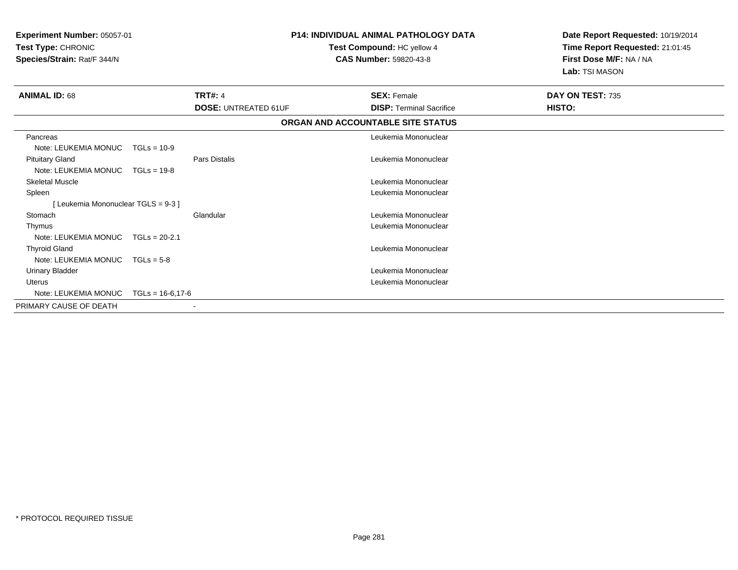**Experiment Number:** 05057-01
**Test Type:** CHRONIC
**Species/Strain:** Rat/F 344/N

**P14: INDIVIDUAL ANIMAL PATHOLOGY DATA**
**Test Compound:** HC yellow 4
**CAS Number:** 59820-43-8

**Date Report Requested:** 10/19/2014
**Time Report Requested:** 21:01:45
**First Dose M/F:** NA / NA
**Lab:** TSI MASON

| **ANIMAL ID:** 68 | **TRT#:** 4 | **SEX:** Female | **DAY ON TEST:** 735 |
|---|---|---|---|
| | **DOSE:** UNTREATED 61UF | **DISP:** Terminal Sacrifice | **HISTO:** |

**ORGAN AND ACCOUNTABLE SITE STATUS**

| | | |
|---|---|---|
| Pancreas | | Leukemia Mononuclear |
| Note: LEUKEMIA MONUC TGLs = 10-9 | | |
| Pituitary Gland | Pars Distalis | Leukemia Mononuclear |
| Note: LEUKEMIA MONUC TGLs = 19-8 | | |
| Skeletal Muscle | | Leukemia Mononuclear |
| Spleen | | Leukemia Mononuclear |
| [ Leukemia Mononuclear TGLS = 9-3 ] | | |
| Stomach | Glandular | Leukemia Mononuclear |
| Thymus | | Leukemia Mononuclear |
| Note: LEUKEMIA MONUC TGLs = 20-2.1 | | |
| Thyroid Gland | | Leukemia Mononuclear |
| Note: LEUKEMIA MONUC TGLs = 5-8 | | |
| Urinary Bladder | | Leukemia Mononuclear |
| Uterus | | Leukemia Mononuclear |
| Note: LEUKEMIA MONUC TGLs = 16-6,17-6 | | |
| PRIMARY CAUSE OF DEATH | - | |

* PROTOCOL REQUIRED TISSUE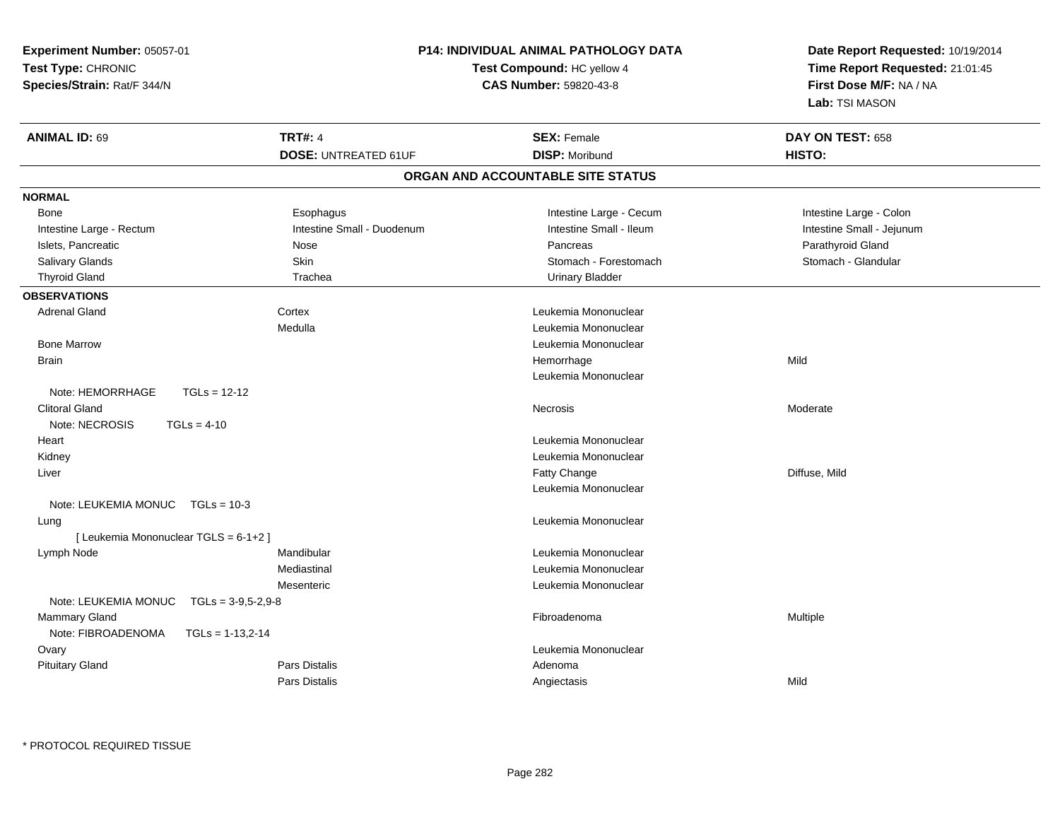**Experiment Number:** 05057-01
**Test Type:** CHRONIC
**Species/Strain:** Rat/F 344/N

**P14: INDIVIDUAL ANIMAL PATHOLOGY DATA**
**Test Compound:** HC yellow 4
**CAS Number:** 59820-43-8

**Date Report Requested:** 10/19/2014
**Time Report Requested:** 21:01:45
**First Dose M/F:** NA / NA
**Lab:** TSI MASON

| **ANIMAL ID:** 69 | **TRT#:** 4 | **SEX:** Female | **DAY ON TEST:** 658 |
|---|---|---|---|
| | **DOSE:** UNTREATED 61UF | **DISP:** Moribund | **HISTO:** |

## ORGAN AND ACCOUNTABLE SITE STATUS

**NORMAL**

| | | | |
|---|---|---|---|
| Bone | Esophagus | Intestine Large - Cecum | Intestine Large - Colon |
| Intestine Large - Rectum | Intestine Small - Duodenum | Intestine Small - Ileum | Intestine Small - Jejunum |
| Islets, Pancreatic | Nose | Pancreas | Parathyroid Gland |
| Salivary Glands | Skin | Stomach - Forestomach | Stomach - Glandular |
| Thyroid Gland | Trachea | Urinary Bladder | |

**OBSERVATIONS**

| | | | |
|---|---|---|---|
| Adrenal Gland | Cortex | Leukemia Mononuclear | |
| | Medulla | Leukemia Mononuclear | |
| Bone Marrow | | Leukemia Mononuclear | |
| Brain | | Hemorrhage | Mild |
| | | Leukemia Mononuclear | |
| Note: HEMORRHAGE TGLs = 12-12 | | | |
| Clitoral Gland | | Necrosis | Moderate |
| Note: NECROSIS TGLs = 4-10 | | | |
| Heart | | Leukemia Mononuclear | |
| Kidney | | Leukemia Mononuclear | |
| Liver | | Fatty Change | Diffuse, Mild |
| | | Leukemia Mononuclear | |
| Note: LEUKEMIA MONUC TGLs = 10-3 | | | |
| Lung | | Leukemia Mononuclear | |
| [ Leukemia Mononuclear TGLS = 6-1+2 ] | | | |
| Lymph Node | Mandibular | Leukemia Mononuclear | |
| | Mediastinal | Leukemia Mononuclear | |
| | Mesenteric | Leukemia Mononuclear | |
| Note: LEUKEMIA MONUC TGLs = 3-9,5-2,9-8 | | | |
| Mammary Gland | | Fibroadenoma | Multiple |
| Note: FIBROADENOMA TGLs = 1-13,2-14 | | | |
| Ovary | | Leukemia Mononuclear | |
| Pituitary Gland | Pars Distalis | Adenoma | |
| | Pars Distalis | Angiectasis | Mild |

* PROTOCOL REQUIRED TISSUE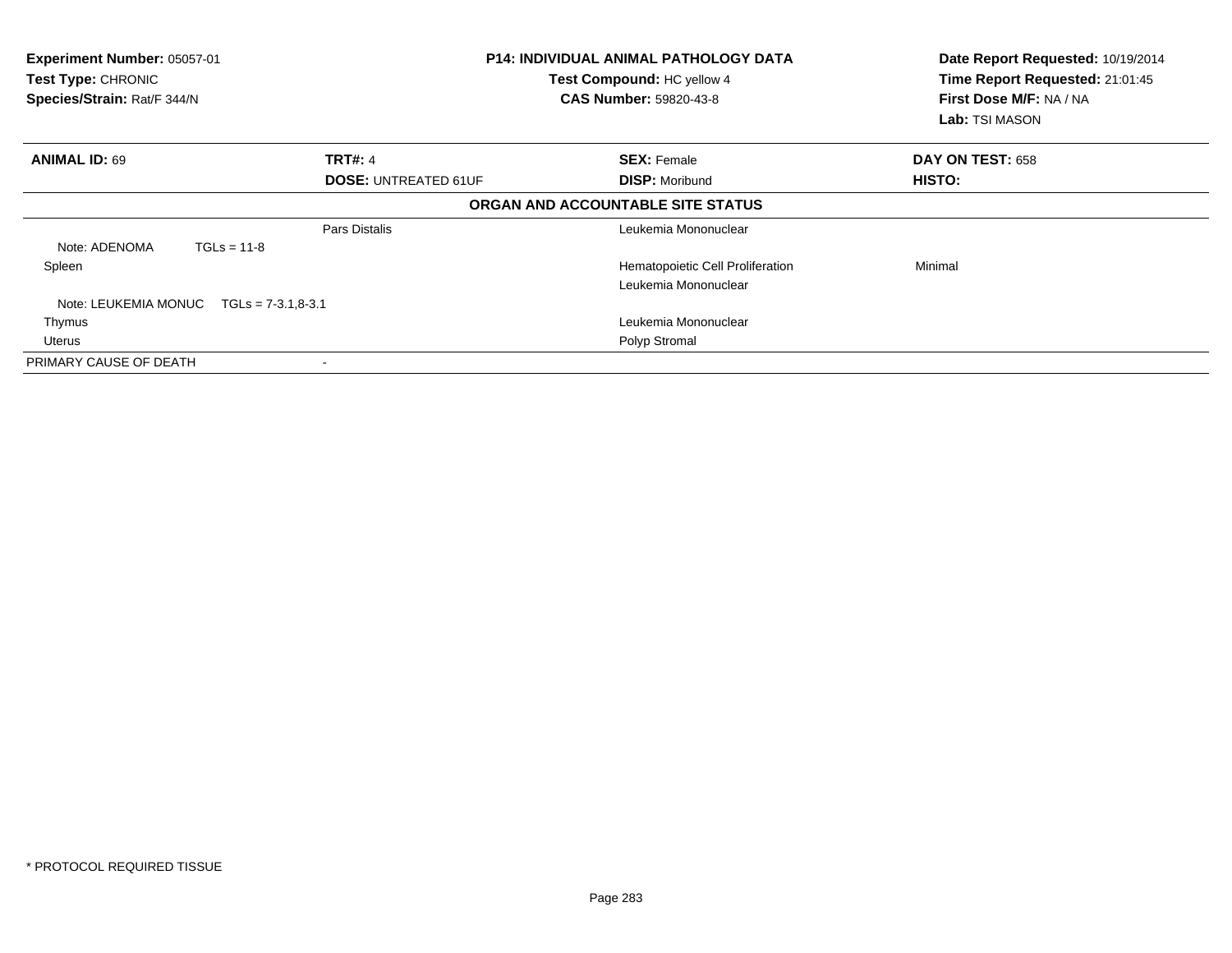**Experiment Number:** 05057-01
**Test Type:** CHRONIC
**Species/Strain:** Rat/F 344/N

**P14: INDIVIDUAL ANIMAL PATHOLOGY DATA**
**Test Compound:** HC yellow 4
**CAS Number:** 59820-43-8

**Date Report Requested:** 10/19/2014
**Time Report Requested:** 21:01:45
**First Dose M/F:** NA / NA
**Lab:** TSI MASON

| **ANIMAL ID:** 69 | **TRT#:** 4 | **SEX:** Female | **DAY ON TEST:** 658 |
|---|---|---|---|
| | **DOSE:** UNTREATED 61UF | **DISP:** Moribund | **HISTO:** |

**ORGAN AND ACCOUNTABLE SITE STATUS**

| | | | |
|---|---|---|---|
| | Pars Distalis | Leukemia Mononuclear | |
| Note: ADENOMA TGLs = 11-8 | | | |
| Spleen | | Hematopoietic Cell Proliferation | Minimal |
| | | Leukemia Mononuclear | |
| Note: LEUKEMIA MONUC TGLs = 7-3.1,8-3.1 | | | |
| Thymus | | Leukemia Mononuclear | |
| Uterus | | Polyp Stromal | |
| PRIMARY CAUSE OF DEATH | - | | |

* PROTOCOL REQUIRED TISSUE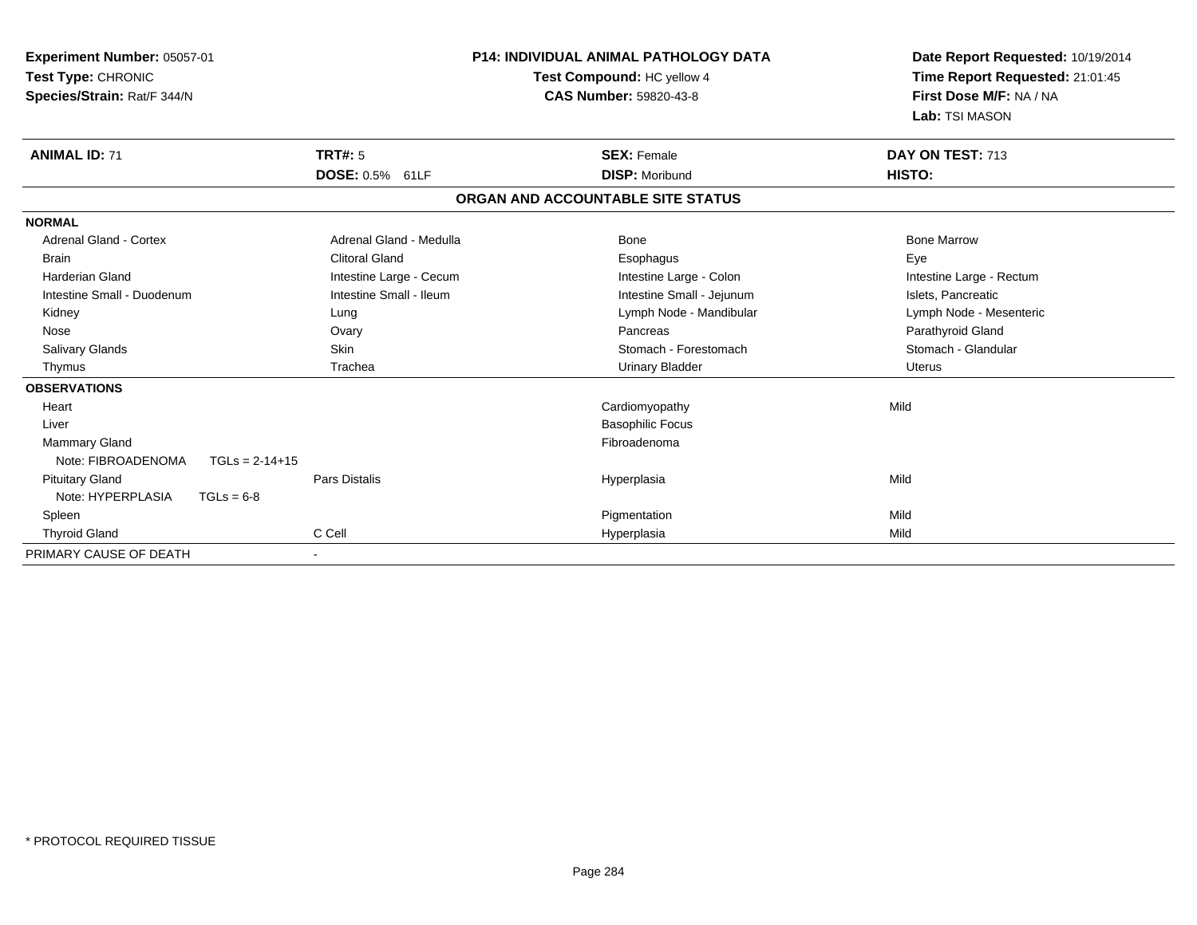**Experiment Number:** 05057-01
**Test Type:** CHRONIC
**Species/Strain:** Rat/F 344/N

**P14: INDIVIDUAL ANIMAL PATHOLOGY DATA**
**Test Compound:** HC yellow 4
**CAS Number:** 59820-43-8

**Date Report Requested:** 10/19/2014
**Time Report Requested:** 21:01:45
**First Dose M/F:** NA / NA
**Lab:** TSI MASON

| **ANIMAL ID:** 71 | **TRT#:** 5 | **SEX:** Female | **DAY ON TEST:** 713 |
|---|---|---|---|
| | **DOSE:** 0.5% 61LF | **DISP:** Moribund | **HISTO:** |

## ORGAN AND ACCOUNTABLE SITE STATUS

**NORMAL**

| | | | |
|---|---|---|---|
| Adrenal Gland - Cortex | Adrenal Gland - Medulla | Bone | Bone Marrow |
| Brain | Clitoral Gland | Esophagus | Eye |
| Harderian Gland | Intestine Large - Cecum | Intestine Large - Colon | Intestine Large - Rectum |
| Intestine Small - Duodenum | Intestine Small - Ileum | Intestine Small - Jejunum | Islets, Pancreatic |
| Kidney | Lung | Lymph Node - Mandibular | Lymph Node - Mesenteric |
| Nose | Ovary | Pancreas | Parathyroid Gland |
| Salivary Glands | Skin | Stomach - Forestomach | Stomach - Glandular |
| Thymus | Trachea | Urinary Bladder | Uterus |

**OBSERVATIONS**

| | | | |
|---|---|---|---|
| Heart | | Cardiomyopathy | Mild |
| Liver | | Basophilic Focus | |
| Mammary Gland | | Fibroadenoma | |
| Note: FIBROADENOMA TGLs = 2-14+15 | | | |
| Pituitary Gland | Pars Distalis | Hyperplasia | Mild |
| Note: HYPERPLASIA TGLs = 6-8 | | | |
| Spleen | | Pigmentation | Mild |
| Thyroid Gland | C Cell | Hyperplasia | Mild |

PRIMARY CAUSE OF DEATH -

* PROTOCOL REQUIRED TISSUE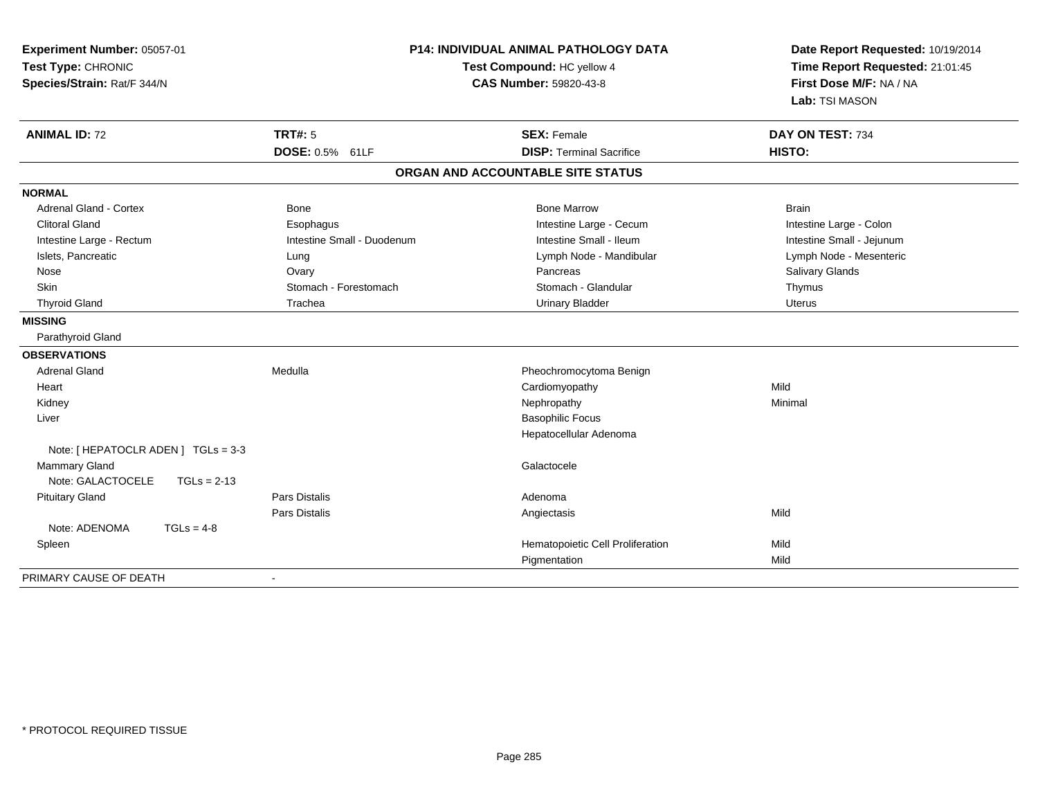**Experiment Number:** 05057-01
**Test Type:** CHRONIC
**Species/Strain:** Rat/F 344/N

**P14: INDIVIDUAL ANIMAL PATHOLOGY DATA**
**Test Compound:** HC yellow 4
**CAS Number:** 59820-43-8

**Date Report Requested:** 10/19/2014
**Time Report Requested:** 21:01:45
**First Dose M/F:** NA / NA
**Lab:** TSI MASON

| **ANIMAL ID:** 72 | **TRT#:** 5 | **SEX:** Female | **DAY ON TEST:** 734 |
|---|---|---|---|
| | **DOSE:** 0.5% 61LF | **DISP:** Terminal Sacrifice | **HISTO:** |

**ORGAN AND ACCOUNTABLE SITE STATUS**

| | | | |
|---|---|---|---|
| **NORMAL** | | | |
| Adrenal Gland - Cortex | Bone | Bone Marrow | Brain |
| Clitoral Gland | Esophagus | Intestine Large - Cecum | Intestine Large - Colon |
| Intestine Large - Rectum | Intestine Small - Duodenum | Intestine Small - Ileum | Intestine Small - Jejunum |
| Islets, Pancreatic | Lung | Lymph Node - Mandibular | Lymph Node - Mesenteric |
| Nose | Ovary | Pancreas | Salivary Glands |
| Skin | Stomach - Forestomach | Stomach - Glandular | Thymus |
| Thyroid Gland | Trachea | Urinary Bladder | Uterus |
| **MISSING** | | | |
| Parathyroid Gland | | | |
| **OBSERVATIONS** | | | |
| Adrenal Gland | Medulla | Pheochromocytoma Benign | |
| Heart | | Cardiomyopathy | Mild |
| Kidney | | Nephropathy | Minimal |
| Liver | | Basophilic Focus | |
| | | Hepatocellular Adenoma | |
| Note: [ HEPATOCLR ADEN ] TGLs = 3-3 | | | |
| Mammary Gland | | Galactocele | |
| Note: GALACTOCELE TGLs = 2-13 | | | |
| Pituitary Gland | Pars Distalis | Adenoma | |
| | Pars Distalis | Angiectasis | Mild |
| Note: ADENOMA TGLs = 4-8 | | | |
| Spleen | | Hematopoietic Cell Proliferation | Mild |
| | | Pigmentation | Mild |
| PRIMARY CAUSE OF DEATH | - | | |

* PROTOCOL REQUIRED TISSUE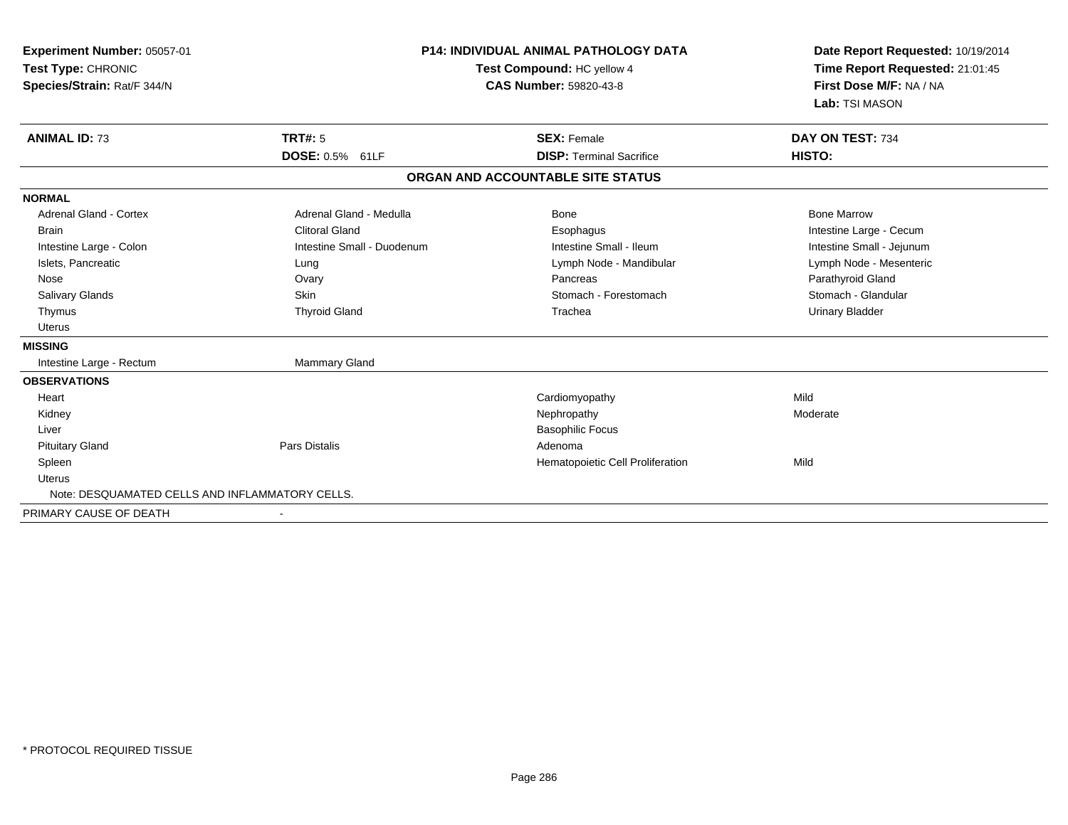**Experiment Number:** 05057-01
**Test Type:** CHRONIC
**Species/Strain:** Rat/F 344/N

**P14: INDIVIDUAL ANIMAL PATHOLOGY DATA**
**Test Compound:** HC yellow 4
**CAS Number:** 59820-43-8

**Date Report Requested:** 10/19/2014
**Time Report Requested:** 21:01:45
**First Dose M/F:** NA / NA
**Lab:** TSI MASON

| **ANIMAL ID:** 73 | **TRT#:** 5 | **SEX:** Female | **DAY ON TEST:** 734 |
|---|---|---|---|
| | **DOSE:** 0.5% 61LF | **DISP:** Terminal Sacrifice | **HISTO:** |

## ORGAN AND ACCOUNTABLE SITE STATUS

| | | | |
|---|---|---|---|
| **NORMAL** | | | |
| Adrenal Gland - Cortex | Adrenal Gland - Medulla | Bone | Bone Marrow |
| Brain | Clitoral Gland | Esophagus | Intestine Large - Cecum |
| Intestine Large - Colon | Intestine Small - Duodenum | Intestine Small - Ileum | Intestine Small - Jejunum |
| Islets, Pancreatic | Lung | Lymph Node - Mandibular | Lymph Node - Mesenteric |
| Nose | Ovary | Pancreas | Parathyroid Gland |
| Salivary Glands | Skin | Stomach - Forestomach | Stomach - Glandular |
| Thymus | Thyroid Gland | Trachea | Urinary Bladder |
| Uterus | | | |
| **MISSING** | | | |
| Intestine Large - Rectum | Mammary Gland | | |
| **OBSERVATIONS** | | | |
| Heart | | Cardiomyopathy | Mild |
| Kidney | | Nephropathy | Moderate |
| Liver | | Basophilic Focus | |
| Pituitary Gland | Pars Distalis | Adenoma | |
| Spleen | | Hematopoietic Cell Proliferation | Mild |
| Uterus | | | |
| Note: DESQUAMATED CELLS AND INFLAMMATORY CELLS. | | | |
| PRIMARY CAUSE OF DEATH | - | | |

* PROTOCOL REQUIRED TISSUE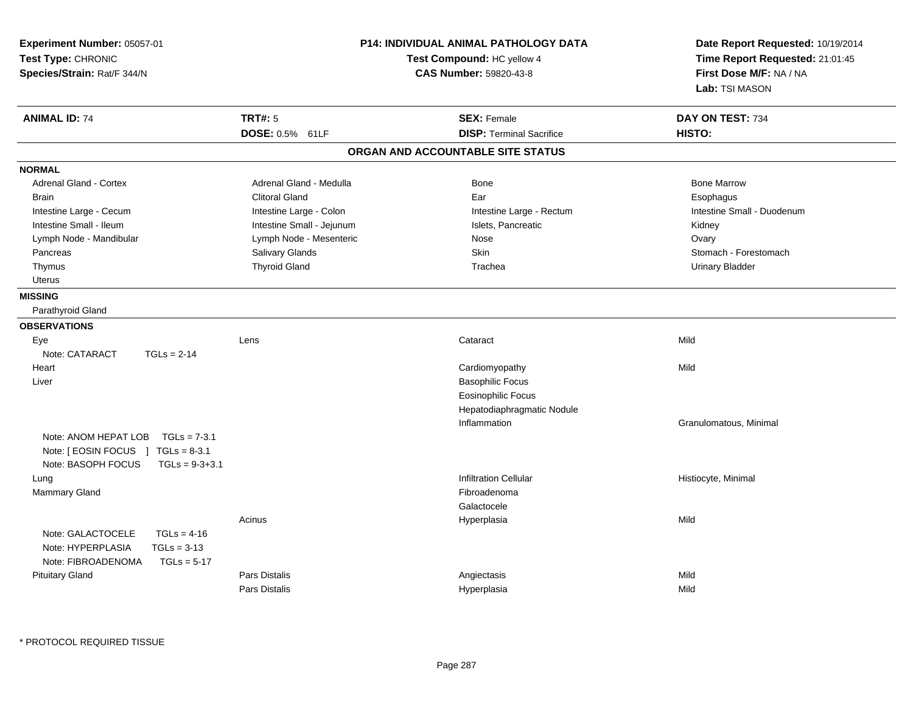**Experiment Number:** 05057-01
**Test Type:** CHRONIC
**Species/Strain:** Rat/F 344/N

**P14: INDIVIDUAL ANIMAL PATHOLOGY DATA**
**Test Compound:** HC yellow 4
**CAS Number:** 59820-43-8

**Date Report Requested:** 10/19/2014
**Time Report Requested:** 21:01:45
**First Dose M/F:** NA / NA
**Lab:** TSI MASON

| **ANIMAL ID:** 74 | **TRT#:** 5 | **SEX:** Female | **DAY ON TEST:** 734 |
|---|---|---|---|
| | **DOSE:** 0.5% 61LF | **DISP:** Terminal Sacrifice | **HISTO:** |

## ORGAN AND ACCOUNTABLE SITE STATUS

**NORMAL**

| | | | |
|---|---|---|---|
| Adrenal Gland - Cortex | Adrenal Gland - Medulla | Bone | Bone Marrow |
| Brain | Clitoral Gland | Ear | Esophagus |
| Intestine Large - Cecum | Intestine Large - Colon | Intestine Large - Rectum | Intestine Small - Duodenum |
| Intestine Small - Ileum | Intestine Small - Jejunum | Islets, Pancreatic | Kidney |
| Lymph Node - Mandibular | Lymph Node - Mesenteric | Nose | Ovary |
| Pancreas | Salivary Glands | Skin | Stomach - Forestomach |
| Thymus | Thyroid Gland | Trachea | Urinary Bladder |
| Uterus | | | |

**MISSING**

Parathyroid Gland

**OBSERVATIONS**

| | | | |
|---|---|---|---|
| Eye | Lens | Cataract | Mild |
| Note: CATARACT TGLs = 2-14 | | | |
| Heart | | Cardiomyopathy | Mild |
| Liver | | Basophilic Focus | |
| | | Eosinophilic Focus | |
| | | Hepatodiaphragmatic Nodule | |
| | | Inflammation | Granulomatous, Minimal |
| Note: ANOM HEPAT LOB TGLs = 7-3.1 | | | |
| Note: [ EOSIN FOCUS ] TGLs = 8-3.1 | | | |
| Note: BASOPH FOCUS TGLs = 9-3+3.1 | | | |
| Lung | | Infiltration Cellular | Histiocyte, Minimal |
| Mammary Gland | | Fibroadenoma | |
| | | Galactocele | |
| | Acinus | Hyperplasia | Mild |
| Note: GALACTOCELE TGLs = 4-16 | | | |
| Note: HYPERPLASIA TGLs = 3-13 | | | |
| Note: FIBROADENOMA TGLs = 5-17 | | | |
| Pituitary Gland | Pars Distalis | Angiectasis | Mild |
| | Pars Distalis | Hyperplasia | Mild |

\* PROTOCOL REQUIRED TISSUE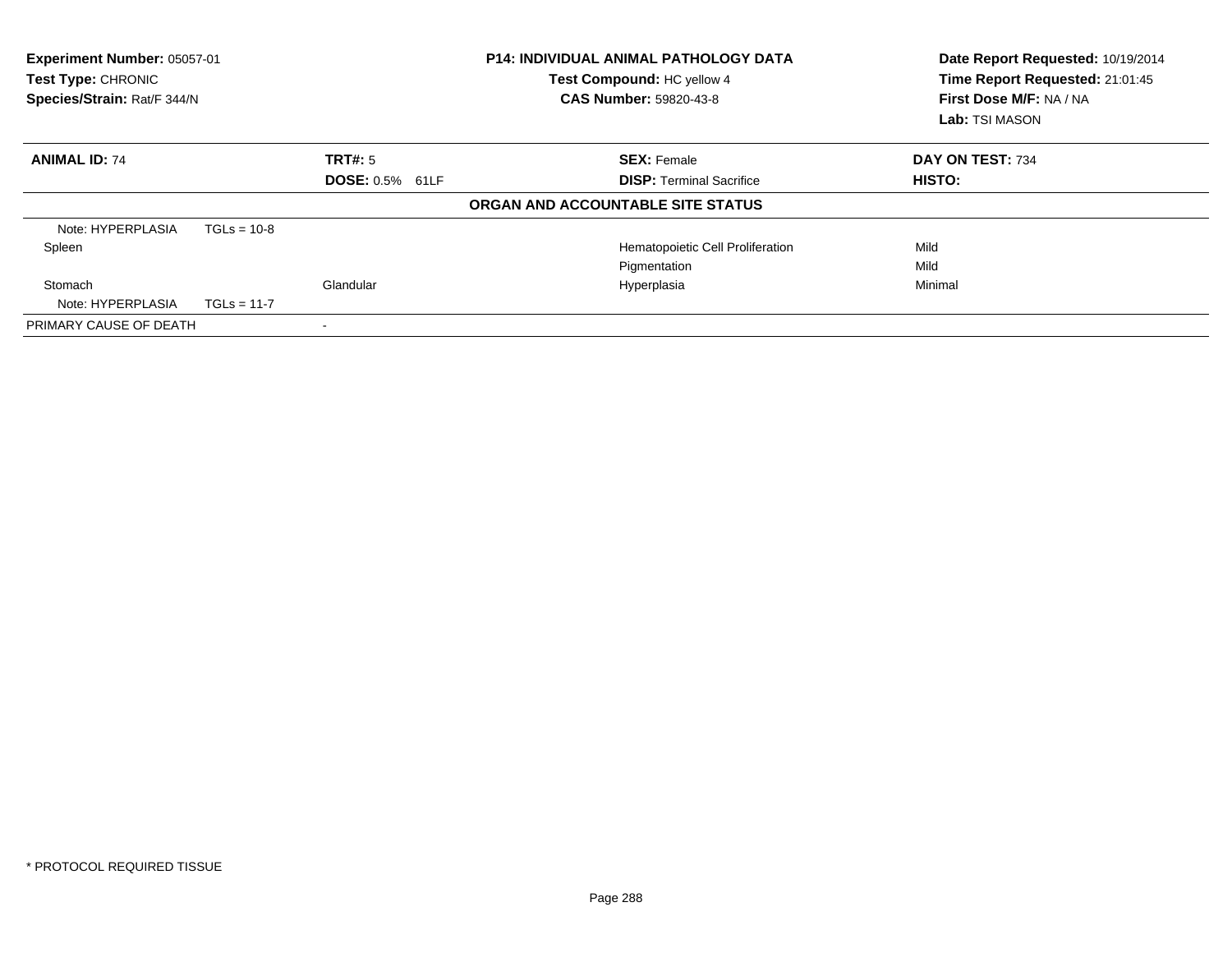**Experiment Number:** 05057-01
**Test Type:** CHRONIC
**Species/Strain:** Rat/F 344/N

**P14: INDIVIDUAL ANIMAL PATHOLOGY DATA**
**Test Compound:** HC yellow 4
**CAS Number:** 59820-43-8

**Date Report Requested:** 10/19/2014
**Time Report Requested:** 21:01:45
**First Dose M/F:** NA / NA
**Lab:** TSI MASON

| **ANIMAL ID:** 74 | **TRT#:** 5 | **SEX:** Female | **DAY ON TEST:** 734 |
|---|---|---|---|
| | **DOSE:** 0.5% 61LF | **DISP:** Terminal Sacrifice | **HISTO:** |

**ORGAN AND ACCOUNTABLE SITE STATUS**

| | | | |
|---|---|---|---|
| Note: HYPERPLASIA TGLs = 10-8 | | | |
| Spleen | | Hematopoietic Cell Proliferation | Mild |
| | | Pigmentation | Mild |
| Stomach | Glandular | Hyperplasia | Minimal |
| Note: HYPERPLASIA TGLs = 11-7 | | | |
| PRIMARY CAUSE OF DEATH | - | | |

\* PROTOCOL REQUIRED TISSUE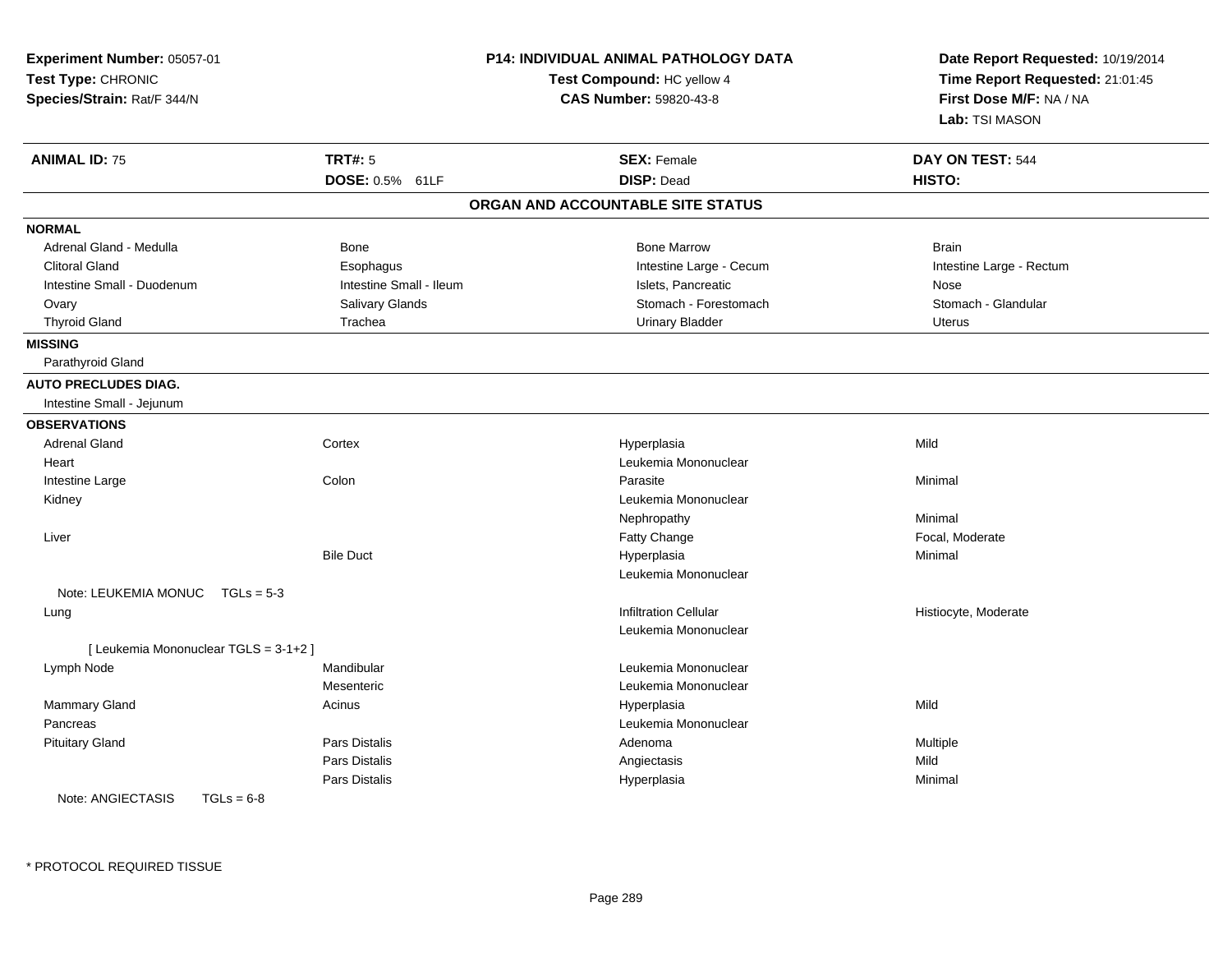**Experiment Number:** 05057-01
**Test Type:** CHRONIC
**Species/Strain:** Rat/F 344/N

**P14: INDIVIDUAL ANIMAL PATHOLOGY DATA**
**Test Compound:** HC yellow 4
**CAS Number:** 59820-43-8

**Date Report Requested:** 10/19/2014
**Time Report Requested:** 21:01:45
**First Dose M/F:** NA / NA
**Lab:** TSI MASON

| **ANIMAL ID:** 75 | **TRT#:** 5 | **SEX:** Female | **DAY ON TEST:** 544 |
|---|---|---|---|
| | **DOSE:** 0.5% 61LF | **DISP:** Dead | **HISTO:** |

## ORGAN AND ACCOUNTABLE SITE STATUS

**NORMAL**

| | | | |
|---|---|---|---|
| Adrenal Gland - Medulla | Bone | Bone Marrow | Brain |
| Clitoral Gland | Esophagus | Intestine Large - Cecum | Intestine Large - Rectum |
| Intestine Small - Duodenum | Intestine Small - Ileum | Islets, Pancreatic | Nose |
| Ovary | Salivary Glands | Stomach - Forestomach | Stomach - Glandular |
| Thyroid Gland | Trachea | Urinary Bladder | Uterus |

**MISSING**

Parathyroid Gland

**AUTO PRECLUDES DIAG.**

Intestine Small - Jejunum

**OBSERVATIONS**

| | | | |
|---|---|---|---|
| Adrenal Gland | Cortex | Hyperplasia | Mild |
| Heart | | Leukemia Mononuclear | |
| Intestine Large | Colon | Parasite | Minimal |
| Kidney | | Leukemia Mononuclear | |
| | | Nephropathy | Minimal |
| Liver | | Fatty Change | Focal, Moderate |
| | Bile Duct | Hyperplasia | Minimal |
| | | Leukemia Mononuclear | |
| Note: LEUKEMIA MONUC TGLs = 5-3 | | | |
| Lung | | Infiltration Cellular | Histiocyte, Moderate |
| | | Leukemia Mononuclear | |
| [ Leukemia Mononuclear TGLS = 3-1+2 ] | | | |
| Lymph Node | Mandibular | Leukemia Mononuclear | |
| | Mesenteric | Leukemia Mononuclear | |
| Mammary Gland | Acinus | Hyperplasia | Mild |
| Pancreas | | Leukemia Mononuclear | |
| Pituitary Gland | Pars Distalis | Adenoma | Multiple |
| | Pars Distalis | Angiectasis | Mild |
| | Pars Distalis | Hyperplasia | Minimal |
| Note: ANGIECTASIS TGLs = 6-8 | | | |

* PROTOCOL REQUIRED TISSUE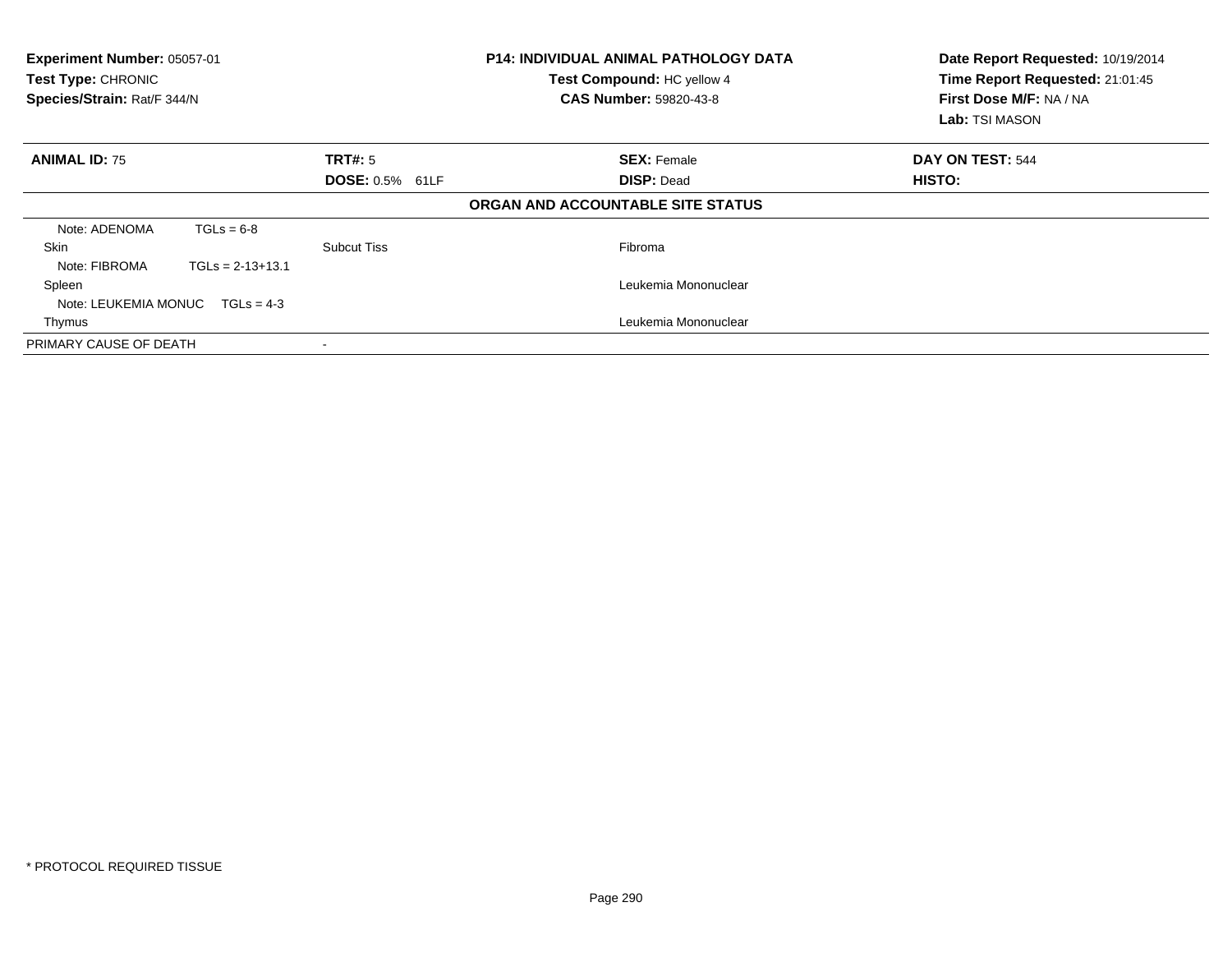**Experiment Number:** 05057-01
**Test Type:** CHRONIC
**Species/Strain:** Rat/F 344/N

**P14: INDIVIDUAL ANIMAL PATHOLOGY DATA**
**Test Compound:** HC yellow 4
**CAS Number:** 59820-43-8

**Date Report Requested:** 10/19/2014
**Time Report Requested:** 21:01:45
**First Dose M/F:** NA / NA
**Lab:** TSI MASON

| **ANIMAL ID:** 75 | **TRT#:** 5 | **SEX:** Female | **DAY ON TEST:** 544 |
|---|---|---|---|
| | **DOSE:** 0.5% 61LF | **DISP:** Dead | **HISTO:** |

**ORGAN AND ACCOUNTABLE SITE STATUS**

| | | | |
|---|---|---|---|
| Note: ADENOMA TGLs = 6-8 | | | |
| Skin | Subcut Tiss | Fibroma | |
| Note: FIBROMA TGLs = 2-13+13.1 | | | |
| Spleen | | Leukemia Mononuclear | |
| Note: LEUKEMIA MONUC TGLs = 4-3 | | | |
| Thymus | | Leukemia Mononuclear | |
| PRIMARY CAUSE OF DEATH | - | | |

* PROTOCOL REQUIRED TISSUE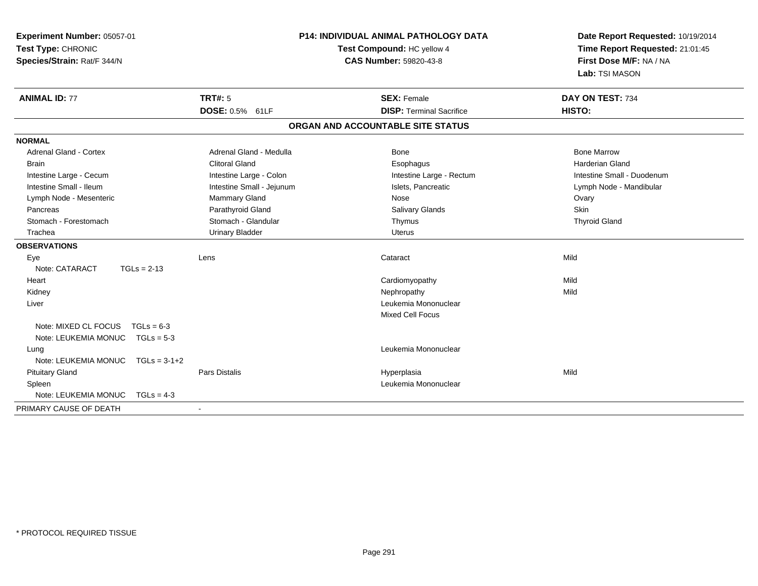**Experiment Number:** 05057-01
**Test Type:** CHRONIC
**Species/Strain:** Rat/F 344/N

**P14: INDIVIDUAL ANIMAL PATHOLOGY DATA**
**Test Compound:** HC yellow 4
**CAS Number:** 59820-43-8

**Date Report Requested:** 10/19/2014
**Time Report Requested:** 21:01:45
**First Dose M/F:** NA / NA
**Lab:** TSI MASON

| **ANIMAL ID:** 77 | **TRT#:** 5 | **SEX:** Female | **DAY ON TEST:** 734 |
|---|---|---|---|
| | **DOSE:** 0.5% 61LF | **DISP:** Terminal Sacrifice | **HISTO:** |

**ORGAN AND ACCOUNTABLE SITE STATUS**

**NORMAL**

| | | | |
|---|---|---|---|
| Adrenal Gland - Cortex | Adrenal Gland - Medulla | Bone | Bone Marrow |
| Brain | Clitoral Gland | Esophagus | Harderian Gland |
| Intestine Large - Cecum | Intestine Large - Colon | Intestine Large - Rectum | Intestine Small - Duodenum |
| Intestine Small - Ileum | Intestine Small - Jejunum | Islets, Pancreatic | Lymph Node - Mandibular |
| Lymph Node - Mesenteric | Mammary Gland | Nose | Ovary |
| Pancreas | Parathyroid Gland | Salivary Glands | Skin |
| Stomach - Forestomach | Stomach - Glandular | Thymus | Thyroid Gland |
| Trachea | Urinary Bladder | Uterus | |

**OBSERVATIONS**

| | | | |
|---|---|---|---|
| Eye | Lens | Cataract | Mild |
| Note: CATARACT TGLs = 2-13 | | | |
| Heart | | Cardiomyopathy | Mild |
| Kidney | | Nephropathy | Mild |
| Liver | | Leukemia Mononuclear | |
| | | Mixed Cell Focus | |
| Note: MIXED CL FOCUS TGLs = 6-3 | | | |
| Note: LEUKEMIA MONUC TGLs = 5-3 | | | |
| Lung | | Leukemia Mononuclear | |
| Note: LEUKEMIA MONUC TGLs = 3-1+2 | | | |
| Pituitary Gland | Pars Distalis | Hyperplasia | Mild |
| Spleen | | Leukemia Mononuclear | |
| Note: LEUKEMIA MONUC TGLs = 4-3 | | | |

PRIMARY CAUSE OF DEATH -

\* PROTOCOL REQUIRED TISSUE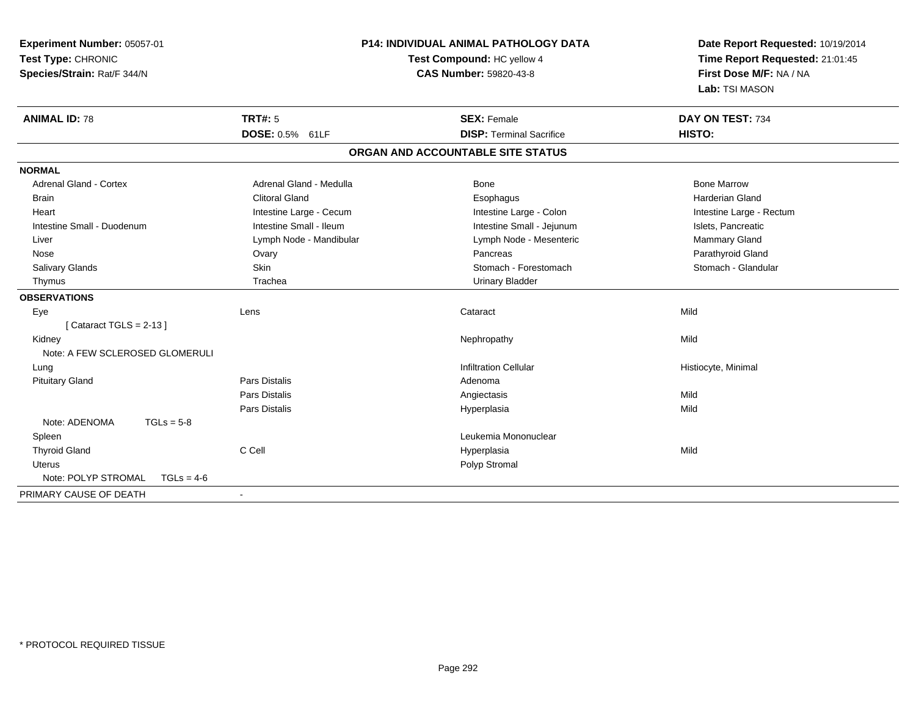**Experiment Number:** 05057-01
**Test Type:** CHRONIC
**Species/Strain:** Rat/F 344/N

**P14: INDIVIDUAL ANIMAL PATHOLOGY DATA**
**Test Compound:** HC yellow 4
**CAS Number:** 59820-43-8

**Date Report Requested:** 10/19/2014
**Time Report Requested:** 21:01:45
**First Dose M/F:** NA / NA
**Lab:** TSI MASON

| **ANIMAL ID:** 78 | **TRT#:** 5 | **SEX:** Female | **DAY ON TEST:** 734 |
|---|---|---|---|
| | **DOSE:** 0.5% 61LF | **DISP:** Terminal Sacrifice | **HISTO:** |

## ORGAN AND ACCOUNTABLE SITE STATUS

| | | | |
|---|---|---|---|
| **NORMAL** | | | |
| Adrenal Gland - Cortex | Adrenal Gland - Medulla | Bone | Bone Marrow |
| Brain | Clitoral Gland | Esophagus | Harderian Gland |
| Heart | Intestine Large - Cecum | Intestine Large - Colon | Intestine Large - Rectum |
| Intestine Small - Duodenum | Intestine Small - Ileum | Intestine Small - Jejunum | Islets, Pancreatic |
| Liver | Lymph Node - Mandibular | Lymph Node - Mesenteric | Mammary Gland |
| Nose | Ovary | Pancreas | Parathyroid Gland |
| Salivary Glands | Skin | Stomach - Forestomach | Stomach - Glandular |
| Thymus | Trachea | Urinary Bladder | |
| **OBSERVATIONS** | | | |
| Eye | Lens | Cataract | Mild |
| [ Cataract TGLS = 2-13 ] | | | |
| Kidney | | Nephropathy | Mild |
| Note: A FEW SCLEROSED GLOMERULI | | | |
| Lung | | Infiltration Cellular | Histiocyte, Minimal |
| Pituitary Gland | Pars Distalis | Adenoma | |
| | Pars Distalis | Angiectasis | Mild |
| | Pars Distalis | Hyperplasia | Mild |
| Note: ADENOMA TGLs = 5-8 | | | |
| Spleen | | Leukemia Mononuclear | |
| Thyroid Gland | C Cell | Hyperplasia | Mild |
| Uterus | | Polyp Stromal | |
| Note: POLYP STROMAL TGLs = 4-6 | | | |
| PRIMARY CAUSE OF DEATH | - | | |

\* PROTOCOL REQUIRED TISSUE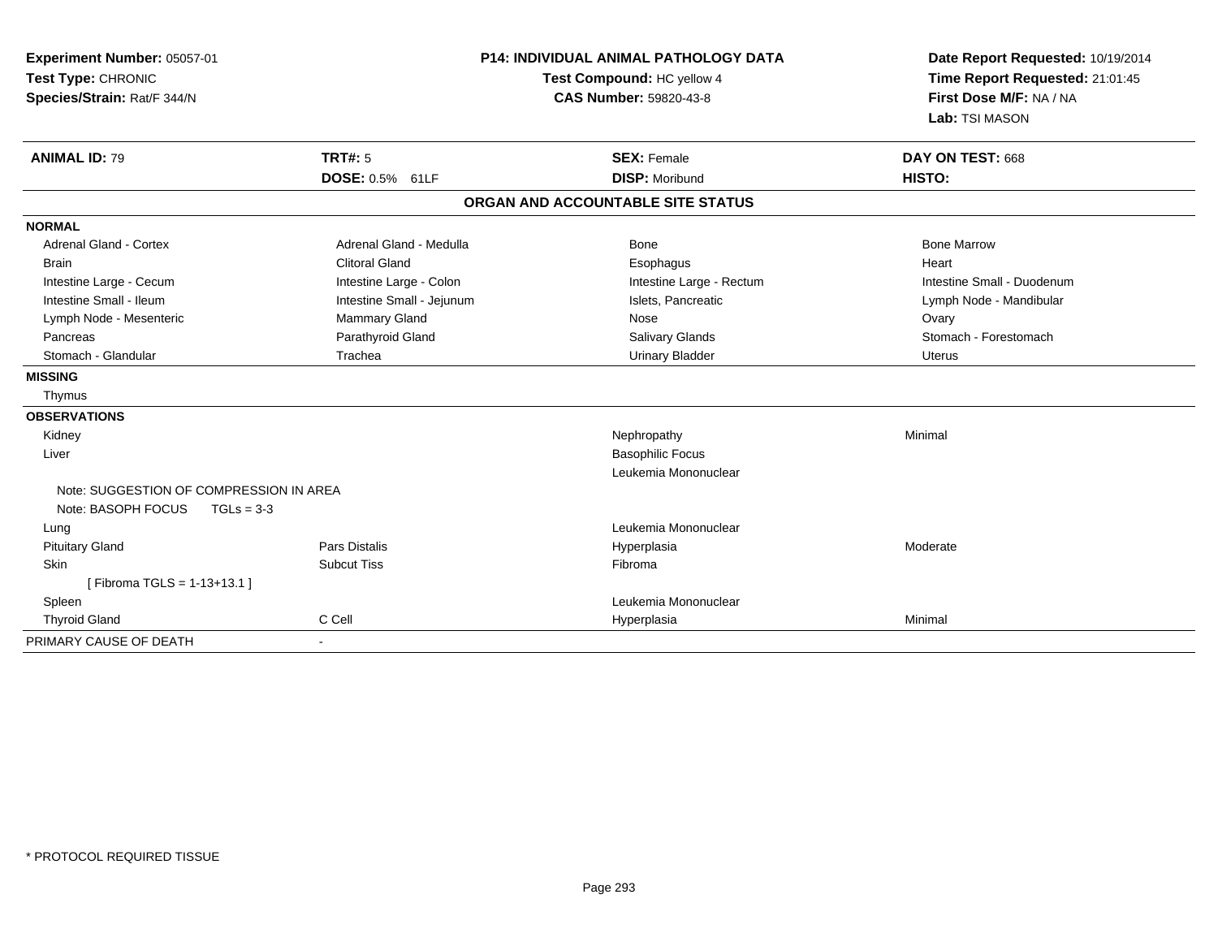**Experiment Number:** 05057-01
**Test Type:** CHRONIC
**Species/Strain:** Rat/F 344/N

**P14: INDIVIDUAL ANIMAL PATHOLOGY DATA**
**Test Compound:** HC yellow 4
**CAS Number:** 59820-43-8

**Date Report Requested:** 10/19/2014
**Time Report Requested:** 21:01:45
**First Dose M/F:** NA / NA
**Lab:** TSI MASON

| **ANIMAL ID:** 79 | **TRT#:** 5 | **SEX:** Female | **DAY ON TEST:** 668 |
|---|---|---|---|
| | **DOSE:** 0.5% 61LF | **DISP:** Moribund | **HISTO:** |

**ORGAN AND ACCOUNTABLE SITE STATUS**

| | | | |
|---|---|---|---|
| **NORMAL** | | | |
| Adrenal Gland - Cortex | Adrenal Gland - Medulla | Bone | Bone Marrow |
| Brain | Clitoral Gland | Esophagus | Heart |
| Intestine Large - Cecum | Intestine Large - Colon | Intestine Large - Rectum | Intestine Small - Duodenum |
| Intestine Small - Ileum | Intestine Small - Jejunum | Islets, Pancreatic | Lymph Node - Mandibular |
| Lymph Node - Mesenteric | Mammary Gland | Nose | Ovary |
| Pancreas | Parathyroid Gland | Salivary Glands | Stomach - Forestomach |
| Stomach - Glandular | Trachea | Urinary Bladder | Uterus |
| **MISSING** | | | |
| Thymus | | | |
| **OBSERVATIONS** | | | |
| Kidney | | Nephropathy | Minimal |
| Liver | | Basophilic Focus | |
| | | Leukemia Mononuclear | |
| Note: SUGGESTION OF COMPRESSION IN AREA | | | |
| Note: BASOPH FOCUS TGLs = 3-3 | | | |
| Lung | | Leukemia Mononuclear | |
| Pituitary Gland | Pars Distalis | Hyperplasia | Moderate |
| Skin | Subcut Tiss | Fibroma | |
| [ Fibroma TGLS = 1-13+13.1 ] | | | |
| Spleen | | Leukemia Mononuclear | |
| Thyroid Gland | C Cell | Hyperplasia | Minimal |
| PRIMARY CAUSE OF DEATH | - | | |

* PROTOCOL REQUIRED TISSUE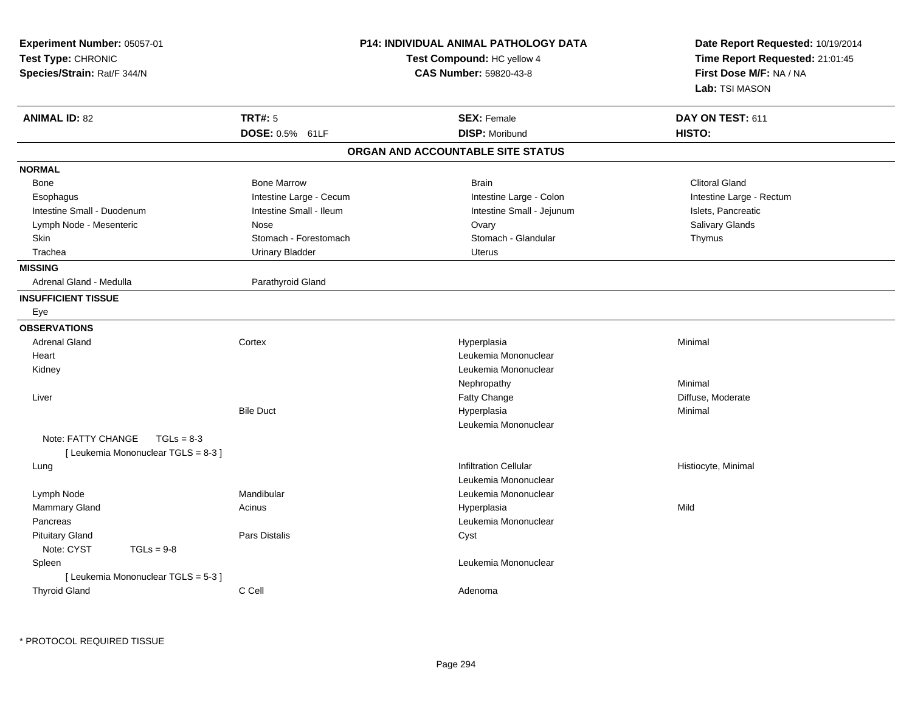**Experiment Number:** 05057-01
**Test Type:** CHRONIC
**Species/Strain:** Rat/F 344/N

**P14: INDIVIDUAL ANIMAL PATHOLOGY DATA**
**Test Compound:** HC yellow 4
**CAS Number:** 59820-43-8

**Date Report Requested:** 10/19/2014
**Time Report Requested:** 21:01:45
**First Dose M/F:** NA / NA
**Lab:** TSI MASON

| **ANIMAL ID:** 82 | **TRT#:** 5 | **SEX:** Female | **DAY ON TEST:** 611 |
|---|---|---|---|
| | **DOSE:** 0.5% 61LF | **DISP:** Moribund | **HISTO:** |

## ORGAN AND ACCOUNTABLE SITE STATUS

**NORMAL**

| | | | |
|---|---|---|---|
| Bone | Bone Marrow | Brain | Clitoral Gland |
| Esophagus | Intestine Large - Cecum | Intestine Large - Colon | Intestine Large - Rectum |
| Intestine Small - Duodenum | Intestine Small - Ileum | Intestine Small - Jejunum | Islets, Pancreatic |
| Lymph Node - Mesenteric | Nose | Ovary | Salivary Glands |
| Skin | Stomach - Forestomach | Stomach - Glandular | Thymus |
| Trachea | Urinary Bladder | Uterus | |

**MISSING**

| | |
|---|---|
| Adrenal Gland - Medulla | Parathyroid Gland |

**INSUFFICIENT TISSUE**

Eye

**OBSERVATIONS**

| Organ | Site | Observation | Severity |
|---|---|---|---|
| Adrenal Gland | Cortex | Hyperplasia | Minimal |
| Heart | | Leukemia Mononuclear | |
| Kidney | | Leukemia Mononuclear | |
| | | Nephropathy | Minimal |
| Liver | | Fatty Change | Diffuse, Moderate |
| | Bile Duct | Hyperplasia | Minimal |
| | | Leukemia Mononuclear | |
| Note: FATTY CHANGE TGLs = 8-3 | | | |
| [ Leukemia Mononuclear TGLS = 8-3 ] | | | |
| Lung | | Infiltration Cellular | Histiocyte, Minimal |
| | | Leukemia Mononuclear | |
| Lymph Node | Mandibular | Leukemia Mononuclear | |
| Mammary Gland | Acinus | Hyperplasia | Mild |
| Pancreas | | Leukemia Mononuclear | |
| Pituitary Gland | Pars Distalis | Cyst | |
| Note: CYST TGLs = 9-8 | | | |
| Spleen | | Leukemia Mononuclear | |
| [ Leukemia Mononuclear TGLS = 5-3 ] | | | |
| Thyroid Gland | C Cell | Adenoma | |

\* PROTOCOL REQUIRED TISSUE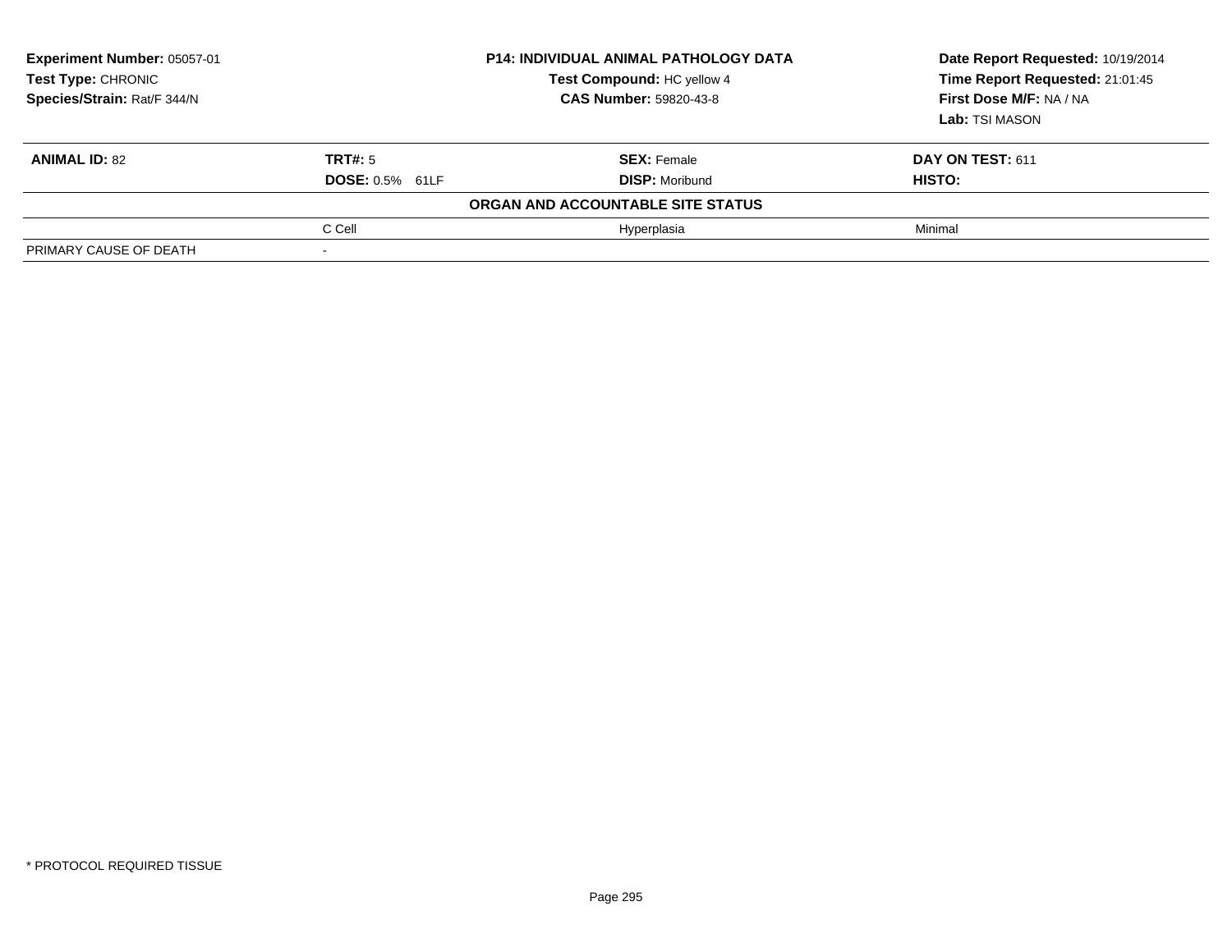| **Experiment Number:** 05057-01 | **P14: INDIVIDUAL ANIMAL PATHOLOGY DATA** | **Date Report Requested:** 10/19/2014 |
|---|---|---|
| **Test Type:** CHRONIC | **Test Compound:** HC yellow 4 | **Time Report Requested:** 21:01:45 |
| **Species/Strain:** Rat/F 344/N | **CAS Number:** 59820-43-8 | **First Dose M/F:** NA / NA |
| | | **Lab:** TSI MASON |

| **ANIMAL ID:** 82 | **TRT#:** 5 | **SEX:** Female | **DAY ON TEST:** 611 |
|---|---|---|---|
| | **DOSE:** 0.5% 61LF | **DISP:** Moribund | **HISTO:** |
| | | **ORGAN AND ACCOUNTABLE SITE STATUS** | |
| | C Cell | Hyperplasia | Minimal |
| PRIMARY CAUSE OF DEATH | - | | |

\* PROTOCOL REQUIRED TISSUE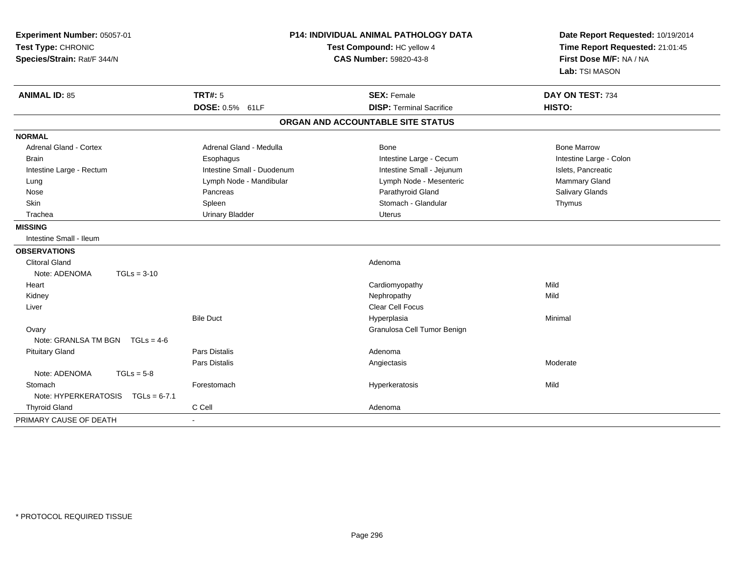**Experiment Number:** 05057-01
**Test Type:** CHRONIC
**Species/Strain:** Rat/F 344/N

**P14: INDIVIDUAL ANIMAL PATHOLOGY DATA**
**Test Compound:** HC yellow 4
**CAS Number:** 59820-43-8

**Date Report Requested:** 10/19/2014
**Time Report Requested:** 21:01:45
**First Dose M/F:** NA / NA
**Lab:** TSI MASON

| **ANIMAL ID:** 85 | **TRT#:** 5 | **SEX:** Female | **DAY ON TEST:** 734 |
|---|---|---|---|
| | **DOSE:** 0.5% 61LF | **DISP:** Terminal Sacrifice | **HISTO:** |

## ORGAN AND ACCOUNTABLE SITE STATUS

| | | | |
|---|---|---|---|
| **NORMAL** | | | |
| Adrenal Gland - Cortex | Adrenal Gland - Medulla | Bone | Bone Marrow |
| Brain | Esophagus | Intestine Large - Cecum | Intestine Large - Colon |
| Intestine Large - Rectum | Intestine Small - Duodenum | Intestine Small - Jejunum | Islets, Pancreatic |
| Lung | Lymph Node - Mandibular | Lymph Node - Mesenteric | Mammary Gland |
| Nose | Pancreas | Parathyroid Gland | Salivary Glands |
| Skin | Spleen | Stomach - Glandular | Thymus |
| Trachea | Urinary Bladder | Uterus | |
| **MISSING** | | | |
| Intestine Small - Ileum | | | |
| **OBSERVATIONS** | | | |
| Clitoral Gland | | Adenoma | |
| Note: ADENOMA TGLs = 3-10 | | | |
| Heart | | Cardiomyopathy | Mild |
| Kidney | | Nephropathy | Mild |
| Liver | | Clear Cell Focus | |
| | Bile Duct | Hyperplasia | Minimal |
| Ovary | | Granulosa Cell Tumor Benign | |
| Note: GRANLSA TM BGN TGLs = 4-6 | | | |
| Pituitary Gland | Pars Distalis | Adenoma | |
| | Pars Distalis | Angiectasis | Moderate |
| Note: ADENOMA TGLs = 5-8 | | | |
| Stomach | Forestomach | Hyperkeratosis | Mild |
| Note: HYPERKERATOSIS TGLs = 6-7.1 | | | |
| Thyroid Gland | C Cell | Adenoma | |
| PRIMARY CAUSE OF DEATH | - | | |

* PROTOCOL REQUIRED TISSUE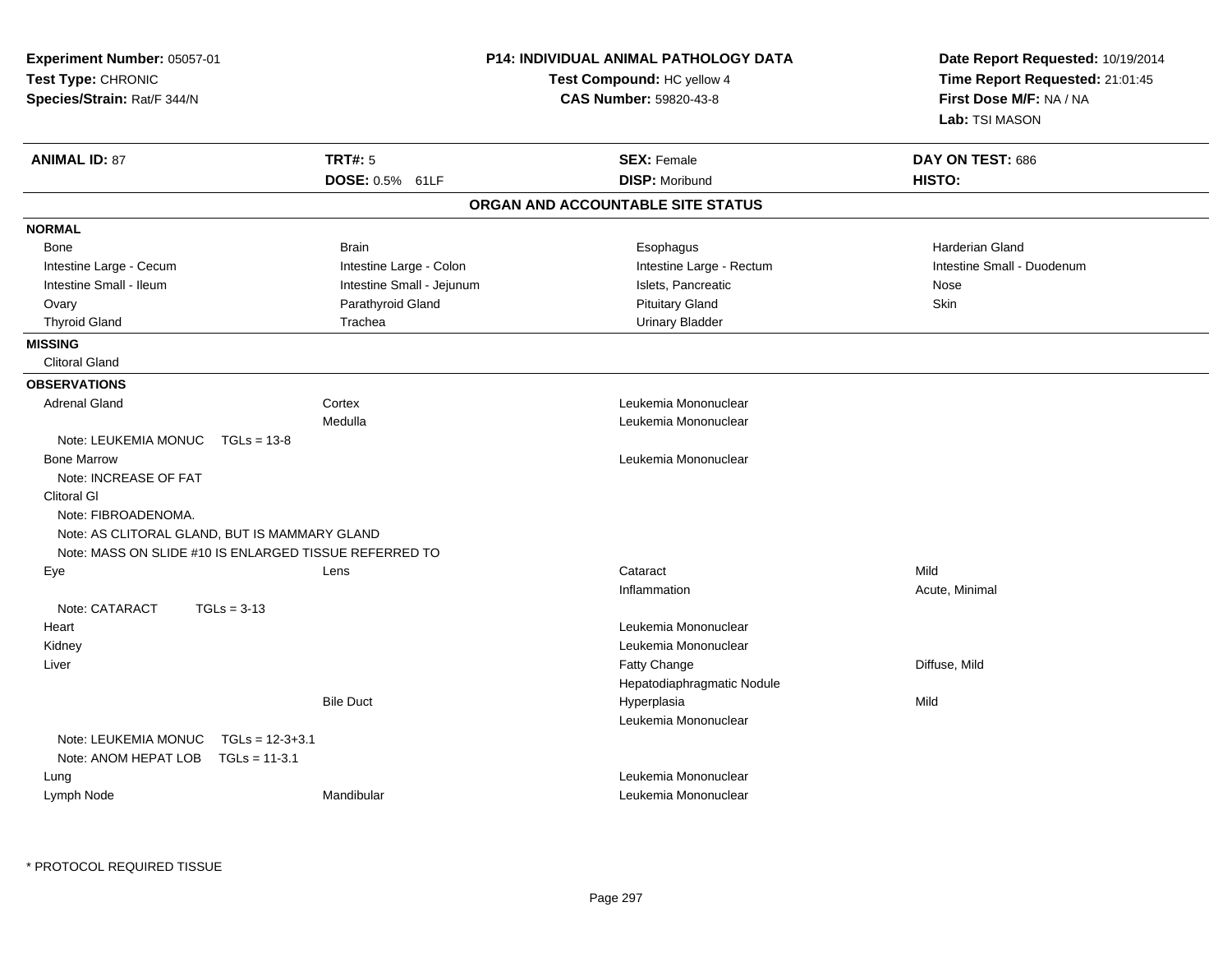**Experiment Number:** 05057-01
**Test Type:** CHRONIC
**Species/Strain:** Rat/F 344/N

**P14: INDIVIDUAL ANIMAL PATHOLOGY DATA**
**Test Compound:** HC yellow 4
**CAS Number:** 59820-43-8

**Date Report Requested:** 10/19/2014
**Time Report Requested:** 21:01:45
**First Dose M/F:** NA / NA
**Lab:** TSI MASON

| **ANIMAL ID:** 87 | **TRT#:** 5 | **SEX:** Female | **DAY ON TEST:** 686 |
|---|---|---|---|
| | **DOSE:** 0.5% 61LF | **DISP:** Moribund | **HISTO:** |

## ORGAN AND ACCOUNTABLE SITE STATUS

**NORMAL**

| | | | |
|---|---|---|---|
| Bone | Brain | Esophagus | Harderian Gland |
| Intestine Large - Cecum | Intestine Large - Colon | Intestine Large - Rectum | Intestine Small - Duodenum |
| Intestine Small - Ileum | Intestine Small - Jejunum | Islets, Pancreatic | Nose |
| Ovary | Parathyroid Gland | Pituitary Gland | Skin |
| Thyroid Gland | Trachea | Urinary Bladder | |

**MISSING**

Clitoral Gland

**OBSERVATIONS**

| Organ | Site | Observation | Severity |
|---|---|---|---|
| Adrenal Gland | Cortex | Leukemia Mononuclear | |
| | Medulla | Leukemia Mononuclear | |
| Note: LEUKEMIA MONUC TGLs = 13-8 | | | |
| Bone Marrow | | Leukemia Mononuclear | |
| Note: INCREASE OF FAT | | | |
| Clitoral Gl | | | |
| Note: FIBROADENOMA. | | | |
| Note: AS CLITORAL GLAND, BUT IS MAMMARY GLAND | | | |
| Note: MASS ON SLIDE #10 IS ENLARGED TISSUE REFERRED TO | | | |
| Eye | Lens | Cataract | Mild |
| | | Inflammation | Acute, Minimal |
| Note: CATARACT TGLs = 3-13 | | | |
| Heart | | Leukemia Mononuclear | |
| Kidney | | Leukemia Mononuclear | |
| Liver | | Fatty Change | Diffuse, Mild |
| | | Hepatodiaphragmatic Nodule | |
| | Bile Duct | Hyperplasia | Mild |
| | | Leukemia Mononuclear | |
| Note: LEUKEMIA MONUC TGLs = 12-3+3.1 | | | |
| Note: ANOM HEPAT LOB TGLs = 11-3.1 | | | |
| Lung | | Leukemia Mononuclear | |
| Lymph Node | Mandibular | Leukemia Mononuclear | |

* PROTOCOL REQUIRED TISSUE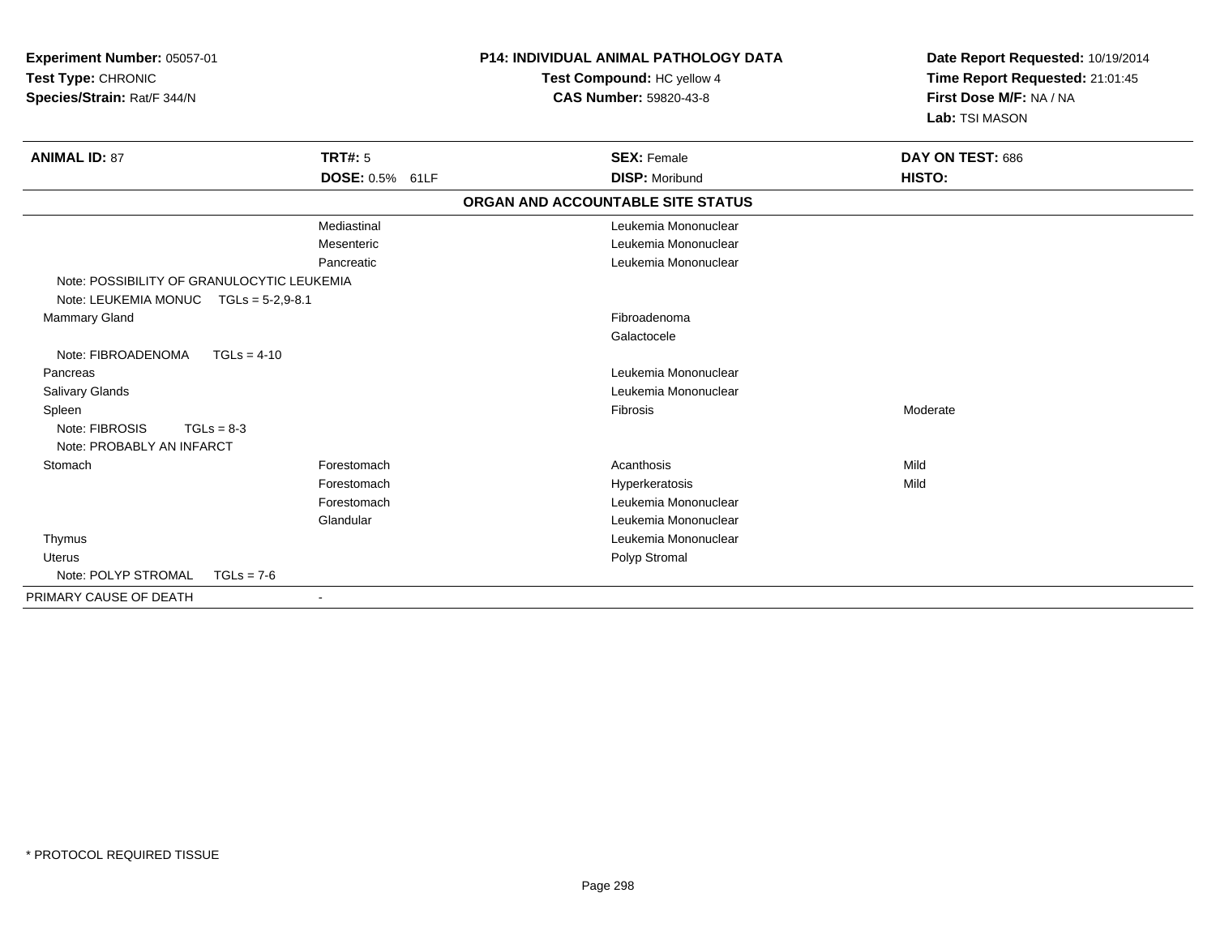**Experiment Number:** 05057-01
**Test Type:** CHRONIC
**Species/Strain:** Rat/F 344/N

**P14: INDIVIDUAL ANIMAL PATHOLOGY DATA**
**Test Compound:** HC yellow 4
**CAS Number:** 59820-43-8

**Date Report Requested:** 10/19/2014
**Time Report Requested:** 21:01:45
**First Dose M/F:** NA / NA
**Lab:** TSI MASON

| **ANIMAL ID:** 87 | **TRT#:** 5 | **SEX:** Female | **DAY ON TEST:** 686 |
|---|---|---|---|
| | **DOSE:** 0.5% 61LF | **DISP:** Moribund | **HISTO:** |

**ORGAN AND ACCOUNTABLE SITE STATUS**

| | | | |
|---|---|---|---|
| | Mediastinal | Leukemia Mononuclear | |
| | Mesenteric | Leukemia Mononuclear | |
| | Pancreatic | Leukemia Mononuclear | |
| Note: POSSIBILITY OF GRANULOCYTIC LEUKEMIA | | | |
| Note: LEUKEMIA MONUC TGLs = 5-2,9-8.1 | | | |
| Mammary Gland | | Fibroadenoma | |
| | | Galactocele | |
| Note: FIBROADENOMA TGLs = 4-10 | | | |
| Pancreas | | Leukemia Mononuclear | |
| Salivary Glands | | Leukemia Mononuclear | |
| Spleen | | Fibrosis | Moderate |
| Note: FIBROSIS TGLs = 8-3 | | | |
| Note: PROBABLY AN INFARCT | | | |
| Stomach | Forestomach | Acanthosis | Mild |
| | Forestomach | Hyperkeratosis | Mild |
| | Forestomach | Leukemia Mononuclear | |
| | Glandular | Leukemia Mononuclear | |
| Thymus | | Leukemia Mononuclear | |
| Uterus | | Polyp Stromal | |
| Note: POLYP STROMAL TGLs = 7-6 | | | |
| PRIMARY CAUSE OF DEATH | - | | |

* PROTOCOL REQUIRED TISSUE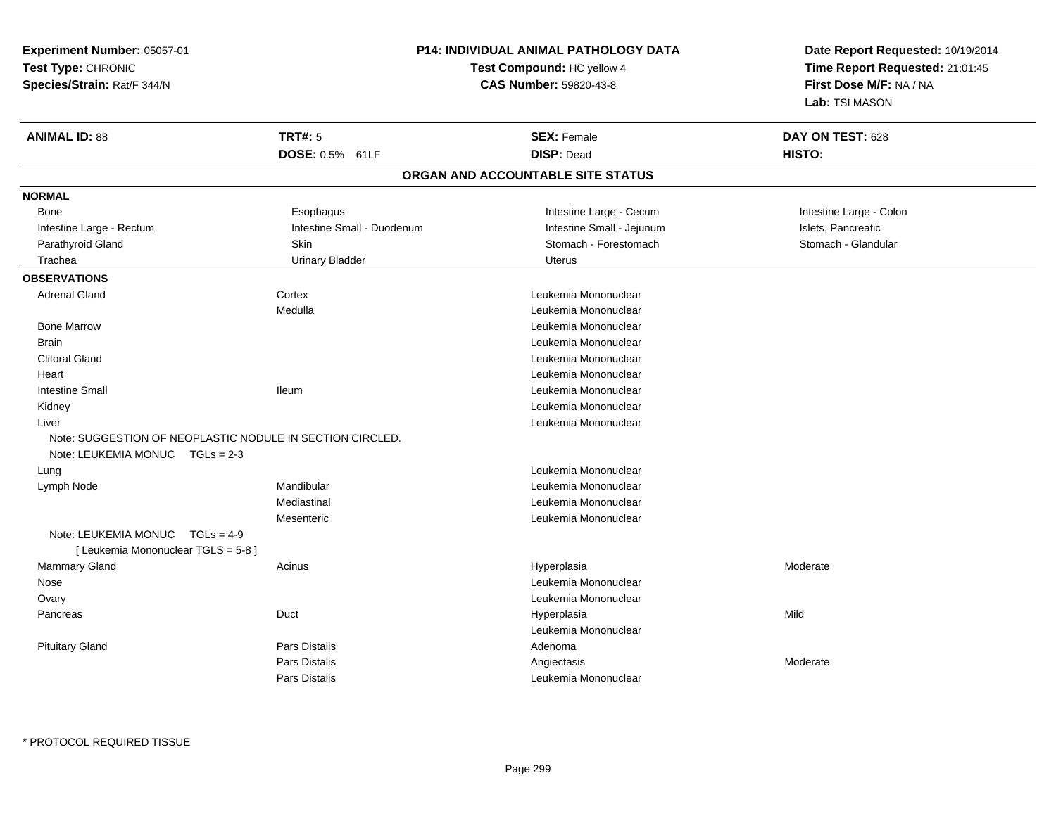**Experiment Number:** 05057-01
**Test Type:** CHRONIC
**Species/Strain:** Rat/F 344/N

**P14: INDIVIDUAL ANIMAL PATHOLOGY DATA**
**Test Compound:** HC yellow 4
**CAS Number:** 59820-43-8

**Date Report Requested:** 10/19/2014
**Time Report Requested:** 21:01:45
**First Dose M/F:** NA / NA
**Lab:** TSI MASON

| **ANIMAL ID:** 88 | **TRT#:** 5 | **SEX:** Female | **DAY ON TEST:** 628 |
|---|---|---|---|
| | **DOSE:** 0.5% 61LF | **DISP:** Dead | **HISTO:** |

## ORGAN AND ACCOUNTABLE SITE STATUS

**NORMAL**

| | | | |
|---|---|---|---|
| Bone | Esophagus | Intestine Large - Cecum | Intestine Large - Colon |
| Intestine Large - Rectum | Intestine Small - Duodenum | Intestine Small - Jejunum | Islets, Pancreatic |
| Parathyroid Gland | Skin | Stomach - Forestomach | Stomach - Glandular |
| Trachea | Urinary Bladder | Uterus | |

**OBSERVATIONS**

| Organ | Site | Observation | Severity |
|---|---|---|---|
| Adrenal Gland | Cortex | Leukemia Mononuclear | |
| | Medulla | Leukemia Mononuclear | |
| Bone Marrow | | Leukemia Mononuclear | |
| Brain | | Leukemia Mononuclear | |
| Clitoral Gland | | Leukemia Mononuclear | |
| Heart | | Leukemia Mononuclear | |
| Intestine Small | Ileum | Leukemia Mononuclear | |
| Kidney | | Leukemia Mononuclear | |
| Liver | | Leukemia Mononuclear | |
| Note: SUGGESTION OF NEOPLASTIC NODULE IN SECTION CIRCLED. | | | |
| Note: LEUKEMIA MONUC TGLs = 2-3 | | | |
| Lung | | Leukemia Mononuclear | |
| Lymph Node | Mandibular | Leukemia Mononuclear | |
| | Mediastinal | Leukemia Mononuclear | |
| | Mesenteric | Leukemia Mononuclear | |
| Note: LEUKEMIA MONUC TGLs = 4-9 | | | |
| [ Leukemia Mononuclear TGLS = 5-8 ] | | | |
| Mammary Gland | Acinus | Hyperplasia | Moderate |
| Nose | | Leukemia Mononuclear | |
| Ovary | | Leukemia Mononuclear | |
| Pancreas | Duct | Hyperplasia | Mild |
| | | Leukemia Mononuclear | |
| Pituitary Gland | Pars Distalis | Adenoma | |
| | Pars Distalis | Angiectasis | Moderate |
| | Pars Distalis | Leukemia Mononuclear | |

* PROTOCOL REQUIRED TISSUE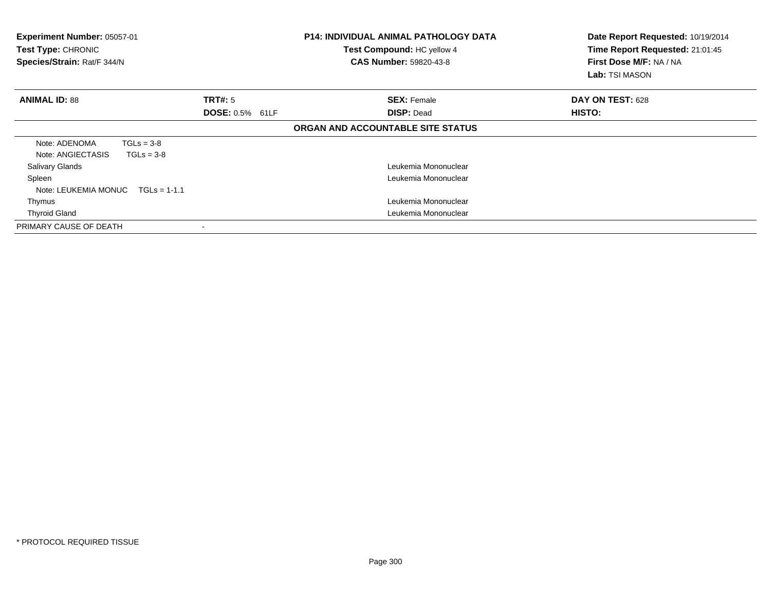**Experiment Number:** 05057-01
**Test Type:** CHRONIC
**Species/Strain:** Rat/F 344/N

**P14: INDIVIDUAL ANIMAL PATHOLOGY DATA**
**Test Compound:** HC yellow 4
**CAS Number:** 59820-43-8

**Date Report Requested:** 10/19/2014
**Time Report Requested:** 21:01:45
**First Dose M/F:** NA / NA
**Lab:** TSI MASON

| **ANIMAL ID:** 88 | **TRT#:** 5 | **SEX:** Female | **DAY ON TEST:** 628 |
|---|---|---|---|
| | **DOSE:** 0.5% 61LF | **DISP:** Dead | **HISTO:** |

**ORGAN AND ACCOUNTABLE SITE STATUS**

| | |
|---|---|
| Note: ADENOMA TGLs = 3-8 | |
| Note: ANGIECTASIS TGLs = 3-8 | |
| Salivary Glands | Leukemia Mononuclear |
| Spleen | Leukemia Mononuclear |
| Note: LEUKEMIA MONUC TGLs = 1-1.1 | |
| Thymus | Leukemia Mononuclear |
| Thyroid Gland | Leukemia Mononuclear |
| PRIMARY CAUSE OF DEATH | - |

* PROTOCOL REQUIRED TISSUE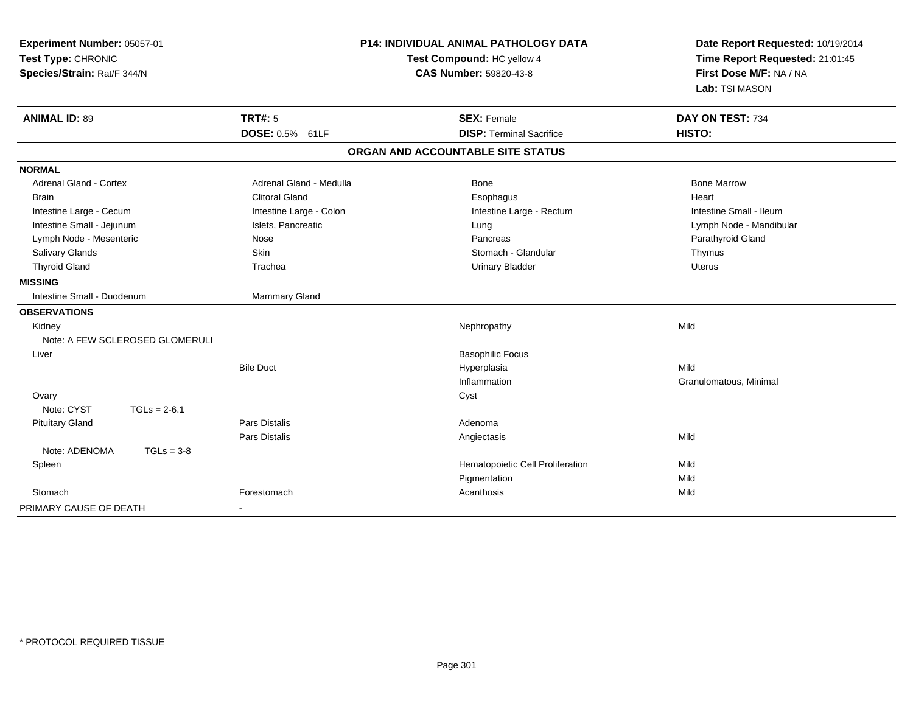**Experiment Number:** 05057-01
**Test Type:** CHRONIC
**Species/Strain:** Rat/F 344/N

**P14: INDIVIDUAL ANIMAL PATHOLOGY DATA**
**Test Compound:** HC yellow 4
**CAS Number:** 59820-43-8

**Date Report Requested:** 10/19/2014
**Time Report Requested:** 21:01:45
**First Dose M/F:** NA / NA
**Lab:** TSI MASON

| **ANIMAL ID:** 89 | **TRT#:** 5 | **SEX:** Female | **DAY ON TEST:** 734 |
|---|---|---|---|
| | **DOSE:** 0.5% 61LF | **DISP:** Terminal Sacrifice | **HISTO:** |

**ORGAN AND ACCOUNTABLE SITE STATUS**

| | | | |
|---|---|---|---|
| **NORMAL** | | | |
| Adrenal Gland - Cortex | Adrenal Gland - Medulla | Bone | Bone Marrow |
| Brain | Clitoral Gland | Esophagus | Heart |
| Intestine Large - Cecum | Intestine Large - Colon | Intestine Large - Rectum | Intestine Small - Ileum |
| Intestine Small - Jejunum | Islets, Pancreatic | Lung | Lymph Node - Mandibular |
| Lymph Node - Mesenteric | Nose | Pancreas | Parathyroid Gland |
| Salivary Glands | Skin | Stomach - Glandular | Thymus |
| Thyroid Gland | Trachea | Urinary Bladder | Uterus |
| **MISSING** | | | |
| Intestine Small - Duodenum | Mammary Gland | | |
| **OBSERVATIONS** | | | |
| Kidney | | Nephropathy | Mild |
| Note: A FEW SCLEROSED GLOMERULI | | | |
| Liver | | Basophilic Focus | |
| | Bile Duct | Hyperplasia | Mild |
| | | Inflammation | Granulomatous, Minimal |
| Ovary | | Cyst | |
| Note: CYST TGLs = 2-6.1 | | | |
| Pituitary Gland | Pars Distalis | Adenoma | |
| | Pars Distalis | Angiectasis | Mild |
| Note: ADENOMA TGLs = 3-8 | | | |
| Spleen | | Hematopoietic Cell Proliferation | Mild |
| | | Pigmentation | Mild |
| Stomach | Forestomach | Acanthosis | Mild |
| PRIMARY CAUSE OF DEATH | - | | |

\* PROTOCOL REQUIRED TISSUE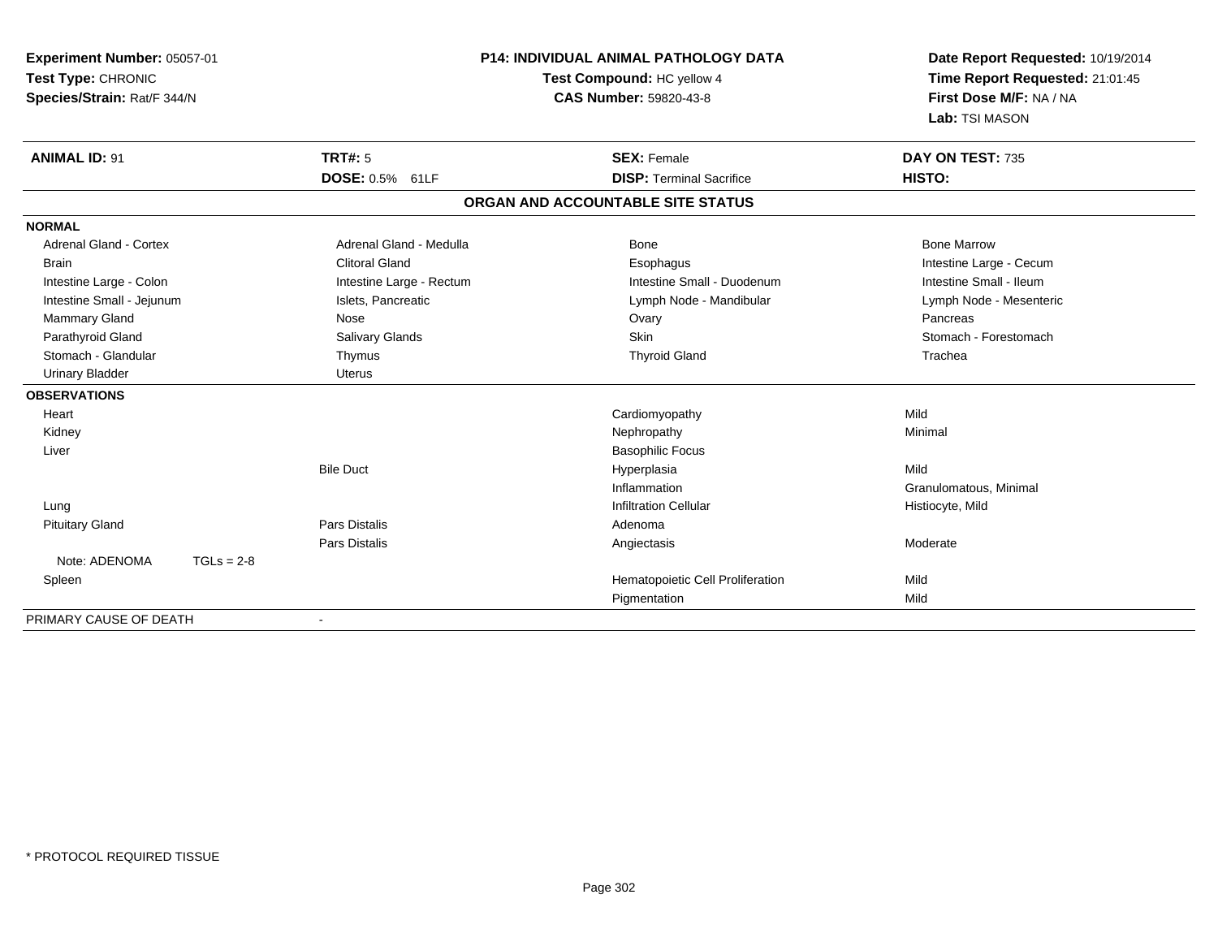**Experiment Number:** 05057-01
**Test Type:** CHRONIC
**Species/Strain:** Rat/F 344/N

**P14: INDIVIDUAL ANIMAL PATHOLOGY DATA**
**Test Compound:** HC yellow 4
**CAS Number:** 59820-43-8

**Date Report Requested:** 10/19/2014
**Time Report Requested:** 21:01:45
**First Dose M/F:** NA / NA
**Lab:** TSI MASON

| **ANIMAL ID:** 91 | **TRT#:** 5 | **SEX:** Female | **DAY ON TEST:** 735 |
|---|---|---|---|
| | **DOSE:** 0.5% 61LF | **DISP:** Terminal Sacrifice | **HISTO:** |

## ORGAN AND ACCOUNTABLE SITE STATUS

| | | | |
|---|---|---|---|
| **NORMAL** | | | |
| Adrenal Gland - Cortex | Adrenal Gland - Medulla | Bone | Bone Marrow |
| Brain | Clitoral Gland | Esophagus | Intestine Large - Cecum |
| Intestine Large - Colon | Intestine Large - Rectum | Intestine Small - Duodenum | Intestine Small - Ileum |
| Intestine Small - Jejunum | Islets, Pancreatic | Lymph Node - Mandibular | Lymph Node - Mesenteric |
| Mammary Gland | Nose | Ovary | Pancreas |
| Parathyroid Gland | Salivary Glands | Skin | Stomach - Forestomach |
| Stomach - Glandular | Thymus | Thyroid Gland | Trachea |
| Urinary Bladder | Uterus | | |
| **OBSERVATIONS** | | | |
| Heart | | Cardiomyopathy | Mild |
| Kidney | | Nephropathy | Minimal |
| Liver | | Basophilic Focus | |
| | Bile Duct | Hyperplasia | Mild |
| | | Inflammation | Granulomatous, Minimal |
| Lung | | Infiltration Cellular | Histiocyte, Mild |
| Pituitary Gland | Pars Distalis | Adenoma | |
| | Pars Distalis | Angiectasis | Moderate |
| Note: ADENOMA TGLs = 2-8 | | | |
| Spleen | | Hematopoietic Cell Proliferation | Mild |
| | | Pigmentation | Mild |
| PRIMARY CAUSE OF DEATH | - | | |

* PROTOCOL REQUIRED TISSUE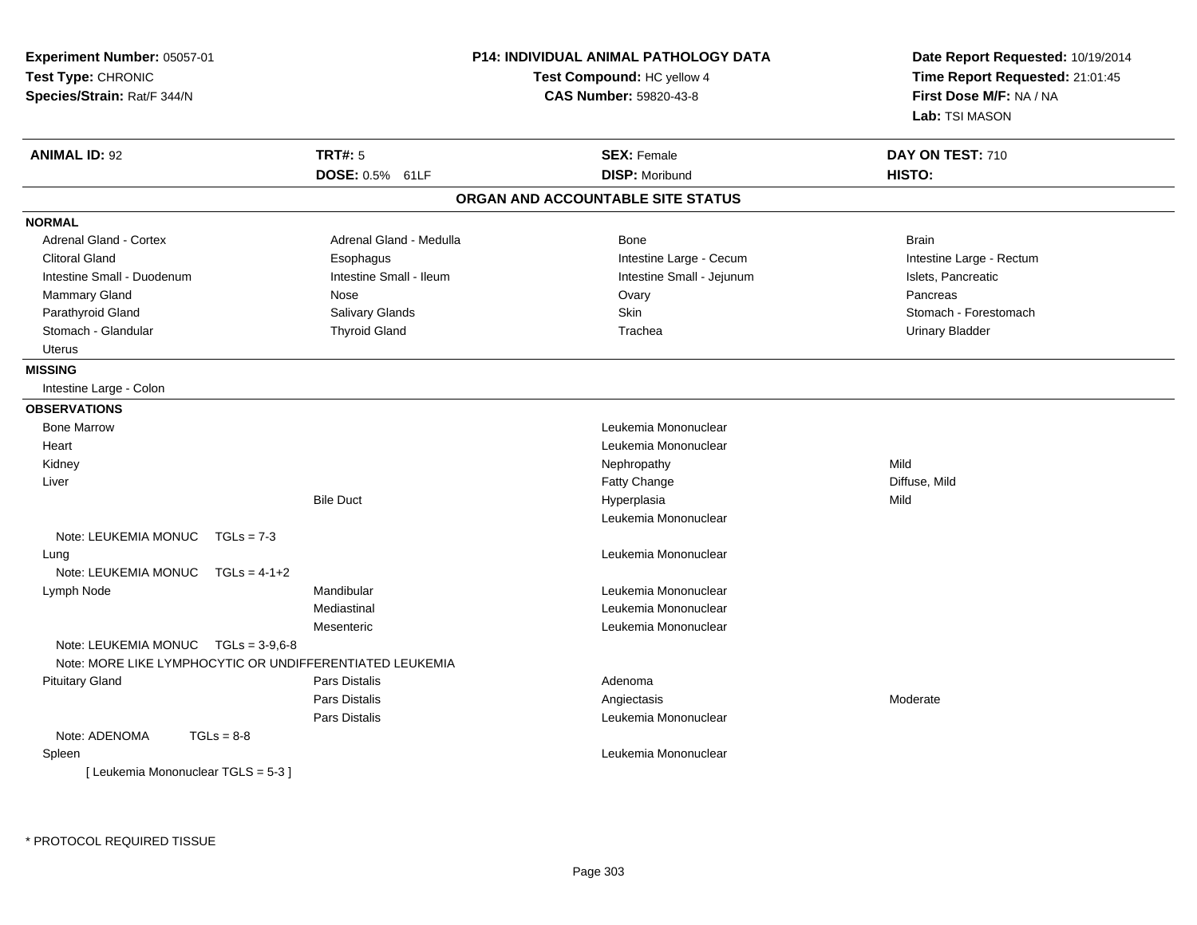**Experiment Number:** 05057-01
**Test Type:** CHRONIC
**Species/Strain:** Rat/F 344/N

**P14: INDIVIDUAL ANIMAL PATHOLOGY DATA**
**Test Compound:** HC yellow 4
**CAS Number:** 59820-43-8

**Date Report Requested:** 10/19/2014
**Time Report Requested:** 21:01:45
**First Dose M/F:** NA / NA
**Lab:** TSI MASON

| **ANIMAL ID:** 92 | **TRT#:** 5 | **SEX:** Female | **DAY ON TEST:** 710 |
|---|---|---|---|
| | **DOSE:** 0.5% 61LF | **DISP:** Moribund | **HISTO:** |

## ORGAN AND ACCOUNTABLE SITE STATUS

**NORMAL**

| | | | |
|---|---|---|---|
| Adrenal Gland - Cortex | Adrenal Gland - Medulla | Bone | Brain |
| Clitoral Gland | Esophagus | Intestine Large - Cecum | Intestine Large - Rectum |
| Intestine Small - Duodenum | Intestine Small - Ileum | Intestine Small - Jejunum | Islets, Pancreatic |
| Mammary Gland | Nose | Ovary | Pancreas |
| Parathyroid Gland | Salivary Glands | Skin | Stomach - Forestomach |
| Stomach - Glandular | Thyroid Gland | Trachea | Urinary Bladder |
| Uterus | | | |

**MISSING**

Intestine Large - Colon

**OBSERVATIONS**

| | | | |
|---|---|---|---|
| Bone Marrow | | Leukemia Mononuclear | |
| Heart | | Leukemia Mononuclear | |
| Kidney | | Nephropathy | Mild |
| Liver | | Fatty Change | Diffuse, Mild |
| | Bile Duct | Hyperplasia | Mild |
| | | Leukemia Mononuclear | |
| Note: LEUKEMIA MONUC TGLs = 7-3 | | | |
| Lung | | Leukemia Mononuclear | |
| Note: LEUKEMIA MONUC TGLs = 4-1+2 | | | |
| Lymph Node | Mandibular | Leukemia Mononuclear | |
| | Mediastinal | Leukemia Mononuclear | |
| | Mesenteric | Leukemia Mononuclear | |
| Note: LEUKEMIA MONUC TGLs = 3-9,6-8 | | | |
| Note: MORE LIKE LYMPHOCYTIC OR UNDIFFERENTIATED LEUKEMIA | | | |
| Pituitary Gland | Pars Distalis | Adenoma | |
| | Pars Distalis | Angiectasis | Moderate |
| | Pars Distalis | Leukemia Mononuclear | |
| Note: ADENOMA TGLs = 8-8 | | | |
| Spleen | | Leukemia Mononuclear | |
| [ Leukemia Mononuclear TGLS = 5-3 ] | | | |

\* PROTOCOL REQUIRED TISSUE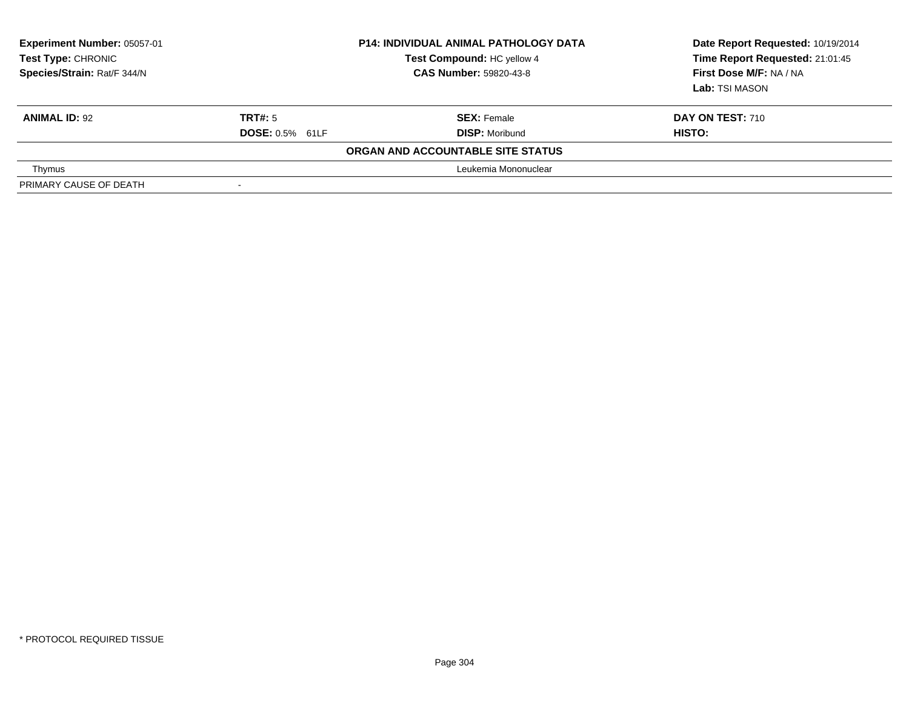**Experiment Number:** 05057-01
**Test Type:** CHRONIC
**Species/Strain:** Rat/F 344/N

**P14: INDIVIDUAL ANIMAL PATHOLOGY DATA**
**Test Compound:** HC yellow 4
**CAS Number:** 59820-43-8

**Date Report Requested:** 10/19/2014
**Time Report Requested:** 21:01:45
**First Dose M/F:** NA / NA
**Lab:** TSI MASON

| **ANIMAL ID:** 92 | **TRT#:** 5 | **SEX:** Female | **DAY ON TEST:** 710 |
|---|---|---|---|
| | **DOSE:** 0.5% 61LF | **DISP:** Moribund | **HISTO:** |
| | | **ORGAN AND ACCOUNTABLE SITE STATUS** | |
| Thymus | | Leukemia Mononuclear | |
| PRIMARY CAUSE OF DEATH | - | | |

\* PROTOCOL REQUIRED TISSUE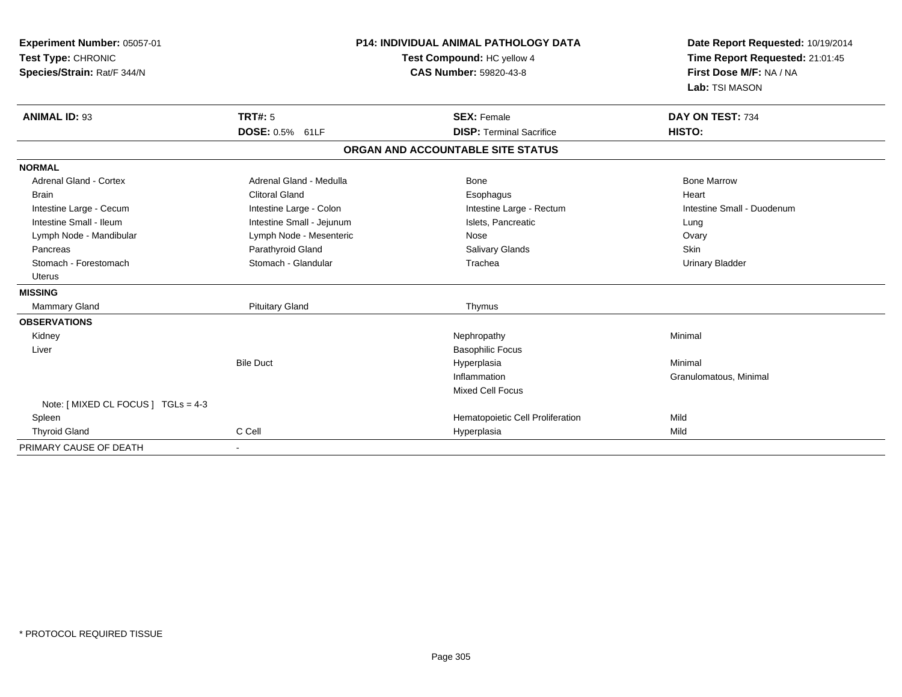**Experiment Number:** 05057-01
**Test Type:** CHRONIC
**Species/Strain:** Rat/F 344/N

**P14: INDIVIDUAL ANIMAL PATHOLOGY DATA**
**Test Compound:** HC yellow 4
**CAS Number:** 59820-43-8

**Date Report Requested:** 10/19/2014
**Time Report Requested:** 21:01:45
**First Dose M/F:** NA / NA
**Lab:** TSI MASON

| **ANIMAL ID:** 93 | **TRT#:** 5 | **SEX:** Female | **DAY ON TEST:** 734 |
|---|---|---|---|
| | **DOSE:** 0.5% 61LF | **DISP:** Terminal Sacrifice | **HISTO:** |

## ORGAN AND ACCOUNTABLE SITE STATUS

| | | | |
|---|---|---|---|
| **NORMAL** | | | |
| Adrenal Gland - Cortex | Adrenal Gland - Medulla | Bone | Bone Marrow |
| Brain | Clitoral Gland | Esophagus | Heart |
| Intestine Large - Cecum | Intestine Large - Colon | Intestine Large - Rectum | Intestine Small - Duodenum |
| Intestine Small - Ileum | Intestine Small - Jejunum | Islets, Pancreatic | Lung |
| Lymph Node - Mandibular | Lymph Node - Mesenteric | Nose | Ovary |
| Pancreas | Parathyroid Gland | Salivary Glands | Skin |
| Stomach - Forestomach | Stomach - Glandular | Trachea | Urinary Bladder |
| Uterus | | | |
| **MISSING** | | | |
| Mammary Gland | Pituitary Gland | Thymus | |
| **OBSERVATIONS** | | | |
| Kidney | | Nephropathy | Minimal |
| Liver | | Basophilic Focus | |
| | Bile Duct | Hyperplasia | Minimal |
| | | Inflammation | Granulomatous, Minimal |
| | | Mixed Cell Focus | |
| Note: [ MIXED CL FOCUS ] TGLs = 4-3 | | | |
| Spleen | | Hematopoietic Cell Proliferation | Mild |
| Thyroid Gland | C Cell | Hyperplasia | Mild |
| PRIMARY CAUSE OF DEATH | - | | |

\* PROTOCOL REQUIRED TISSUE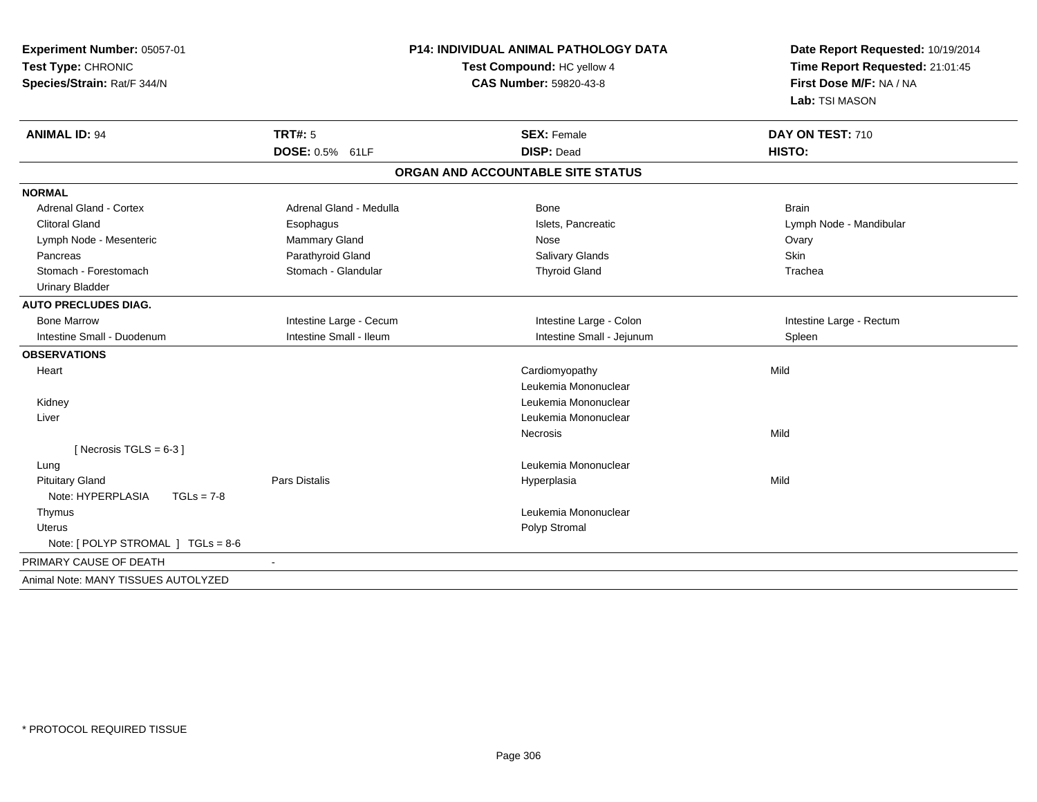**Experiment Number:** 05057-01
**Test Type:** CHRONIC
**Species/Strain:** Rat/F 344/N

**P14: INDIVIDUAL ANIMAL PATHOLOGY DATA**
**Test Compound:** HC yellow 4
**CAS Number:** 59820-43-8

**Date Report Requested:** 10/19/2014
**Time Report Requested:** 21:01:45
**First Dose M/F:** NA / NA
**Lab:** TSI MASON

| **ANIMAL ID:** 94 | **TRT#:** 5 | **SEX:** Female | **DAY ON TEST:** 710 |
|---|---|---|---|
| | **DOSE:** 0.5% 61LF | **DISP:** Dead | **HISTO:** |

## ORGAN AND ACCOUNTABLE SITE STATUS

| | | | |
|---|---|---|---|
| **NORMAL** | | | |
| Adrenal Gland - Cortex | Adrenal Gland - Medulla | Bone | Brain |
| Clitoral Gland | Esophagus | Islets, Pancreatic | Lymph Node - Mandibular |
| Lymph Node - Mesenteric | Mammary Gland | Nose | Ovary |
| Pancreas | Parathyroid Gland | Salivary Glands | Skin |
| Stomach - Forestomach | Stomach - Glandular | Thyroid Gland | Trachea |
| Urinary Bladder | | | |
| **AUTO PRECLUDES DIAG.** | | | |
| Bone Marrow | Intestine Large - Cecum | Intestine Large - Colon | Intestine Large - Rectum |
| Intestine Small - Duodenum | Intestine Small - Ileum | Intestine Small - Jejunum | Spleen |
| **OBSERVATIONS** | | | |
| Heart | | Cardiomyopathy | Mild |
| | | Leukemia Mononuclear | |
| Kidney | | Leukemia Mononuclear | |
| Liver | | Leukemia Mononuclear | |
| | | Necrosis | Mild |
| [ Necrosis TGLS = 6-3 ] | | | |
| Lung | | Leukemia Mononuclear | |
| Pituitary Gland | Pars Distalis | Hyperplasia | Mild |
| Note: HYPERPLASIA TGLs = 7-8 | | | |
| Thymus | | Leukemia Mononuclear | |
| Uterus | | Polyp Stromal | |
| Note: [ POLYP STROMAL ] TGLs = 8-6 | | | |
| PRIMARY CAUSE OF DEATH | - | | |
| Animal Note: MANY TISSUES AUTOLYZED | | | |

* PROTOCOL REQUIRED TISSUE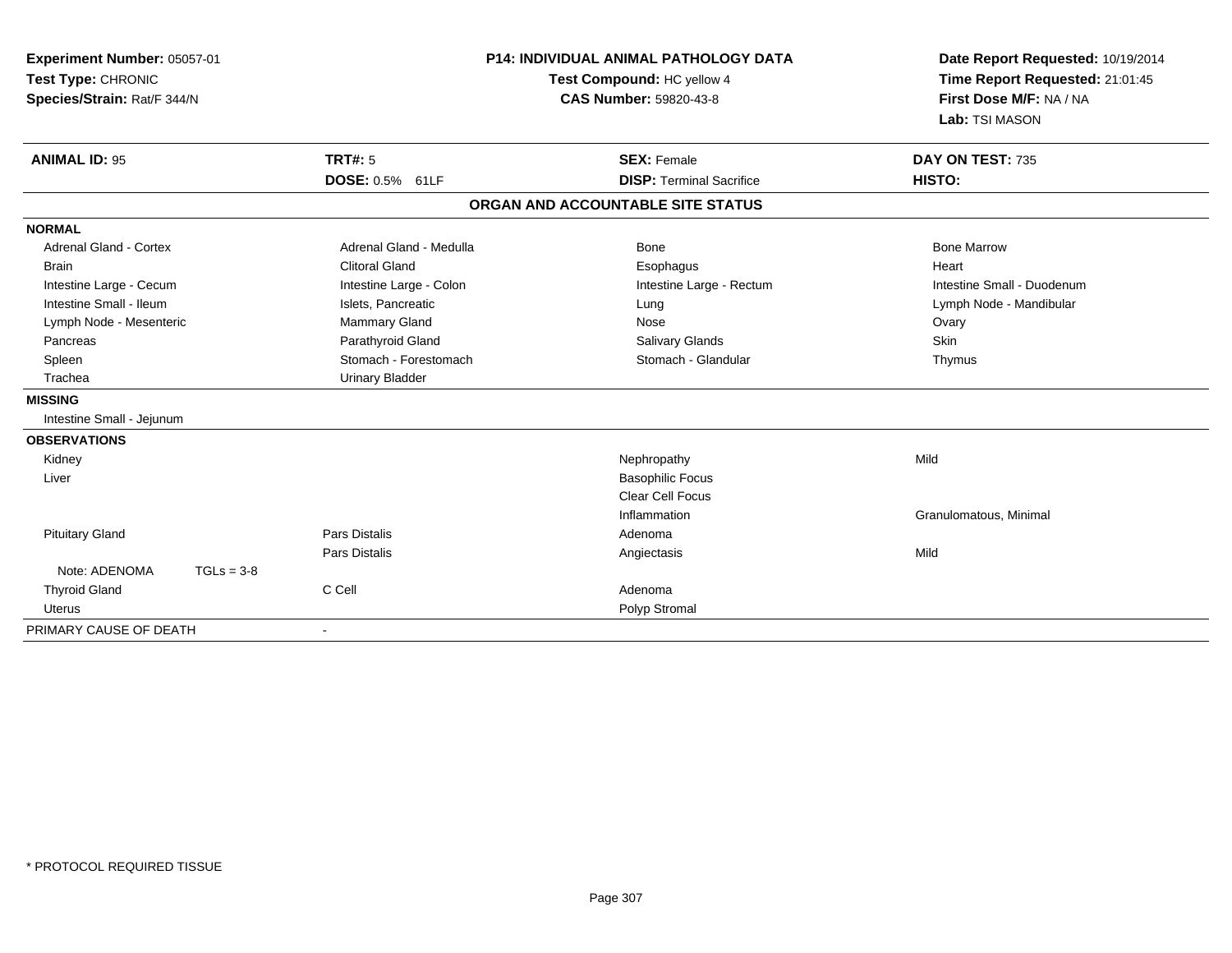**Experiment Number:** 05057-01
**Test Type:** CHRONIC
**Species/Strain:** Rat/F 344/N

**P14: INDIVIDUAL ANIMAL PATHOLOGY DATA**
**Test Compound:** HC yellow 4
**CAS Number:** 59820-43-8

**Date Report Requested:** 10/19/2014
**Time Report Requested:** 21:01:45
**First Dose M/F:** NA / NA
**Lab:** TSI MASON

| **ANIMAL ID:** 95 | **TRT#:** 5 | **SEX:** Female | **DAY ON TEST:** 735 |
|---|---|---|---|
| | **DOSE:** 0.5% 61LF | **DISP:** Terminal Sacrifice | **HISTO:** |

**ORGAN AND ACCOUNTABLE SITE STATUS**

**NORMAL**

| | | | |
|---|---|---|---|
| Adrenal Gland - Cortex | Adrenal Gland - Medulla | Bone | Bone Marrow |
| Brain | Clitoral Gland | Esophagus | Heart |
| Intestine Large - Cecum | Intestine Large - Colon | Intestine Large - Rectum | Intestine Small - Duodenum |
| Intestine Small - Ileum | Islets, Pancreatic | Lung | Lymph Node - Mandibular |
| Lymph Node - Mesenteric | Mammary Gland | Nose | Ovary |
| Pancreas | Parathyroid Gland | Salivary Glands | Skin |
| Spleen | Stomach - Forestomach | Stomach - Glandular | Thymus |
| Trachea | Urinary Bladder | | |

**MISSING**

Intestine Small - Jejunum

**OBSERVATIONS**

| | | | |
|---|---|---|---|
| Kidney | | Nephropathy | Mild |
| Liver | | Basophilic Focus | |
| | | Clear Cell Focus | |
| | | Inflammation | Granulomatous, Minimal |
| Pituitary Gland | Pars Distalis | Adenoma | |
| | Pars Distalis | Angiectasis | Mild |
| Note: ADENOMA TGLs = 3-8 | | | |
| Thyroid Gland | C Cell | Adenoma | |
| Uterus | | Polyp Stromal | |

PRIMARY CAUSE OF DEATH -

\* PROTOCOL REQUIRED TISSUE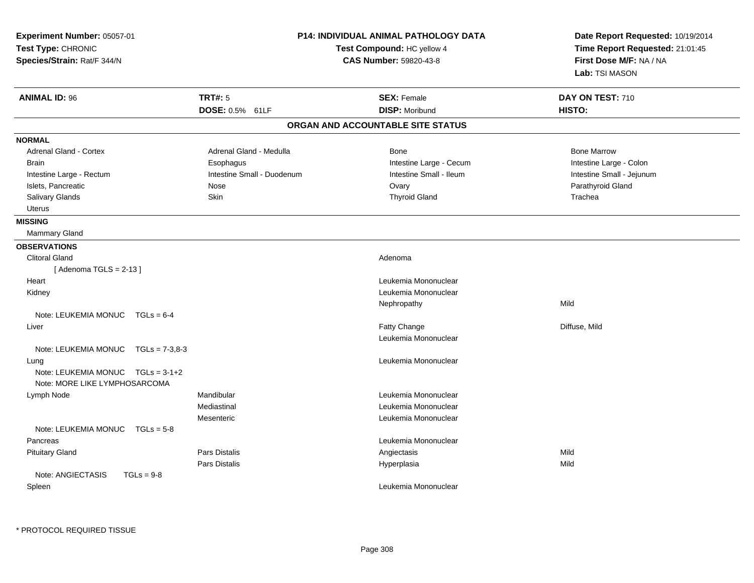**Experiment Number:** 05057-01
**Test Type:** CHRONIC
**Species/Strain:** Rat/F 344/N

**P14: INDIVIDUAL ANIMAL PATHOLOGY DATA**
**Test Compound:** HC yellow 4
**CAS Number:** 59820-43-8

**Date Report Requested:** 10/19/2014
**Time Report Requested:** 21:01:45
**First Dose M/F:** NA / NA
**Lab:** TSI MASON

| **ANIMAL ID:** 96 | **TRT#:** 5 | **SEX:** Female | **DAY ON TEST:** 710 |
|---|---|---|---|
| | **DOSE:** 0.5% 61LF | **DISP:** Moribund | **HISTO:** |

## ORGAN AND ACCOUNTABLE SITE STATUS

**NORMAL**

| | | | |
|---|---|---|---|
| Adrenal Gland - Cortex | Adrenal Gland - Medulla | Bone | Bone Marrow |
| Brain | Esophagus | Intestine Large - Cecum | Intestine Large - Colon |
| Intestine Large - Rectum | Intestine Small - Duodenum | Intestine Small - Ileum | Intestine Small - Jejunum |
| Islets, Pancreatic | Nose | Ovary | Parathyroid Gland |
| Salivary Glands | Skin | Thyroid Gland | Trachea |
| Uterus | | | |

**MISSING**

Mammary Gland

**OBSERVATIONS**

| Organ | Site | Observation | Severity |
|---|---|---|---|
| Clitoral Gland | | Adenoma | |
| [ Adenoma TGLS = 2-13 ] | | | |
| Heart | | Leukemia Mononuclear | |
| Kidney | | Leukemia Mononuclear | |
| | | Nephropathy | Mild |
| Note: LEUKEMIA MONUC TGLs = 6-4 | | | |
| Liver | | Fatty Change | Diffuse, Mild |
| | | Leukemia Mononuclear | |
| Note: LEUKEMIA MONUC TGLs = 7-3,8-3 | | | |
| Lung | | Leukemia Mononuclear | |
| Note: LEUKEMIA MONUC TGLs = 3-1+2 | | | |
| Note: MORE LIKE LYMPHOSARCOMA | | | |
| Lymph Node | Mandibular | Leukemia Mononuclear | |
| | Mediastinal | Leukemia Mononuclear | |
| | Mesenteric | Leukemia Mononuclear | |
| Note: LEUKEMIA MONUC TGLs = 5-8 | | | |
| Pancreas | | Leukemia Mononuclear | |
| Pituitary Gland | Pars Distalis | Angiectasis | Mild |
| | Pars Distalis | Hyperplasia | Mild |
| Note: ANGIECTASIS TGLs = 9-8 | | | |
| Spleen | | Leukemia Mononuclear | |

* PROTOCOL REQUIRED TISSUE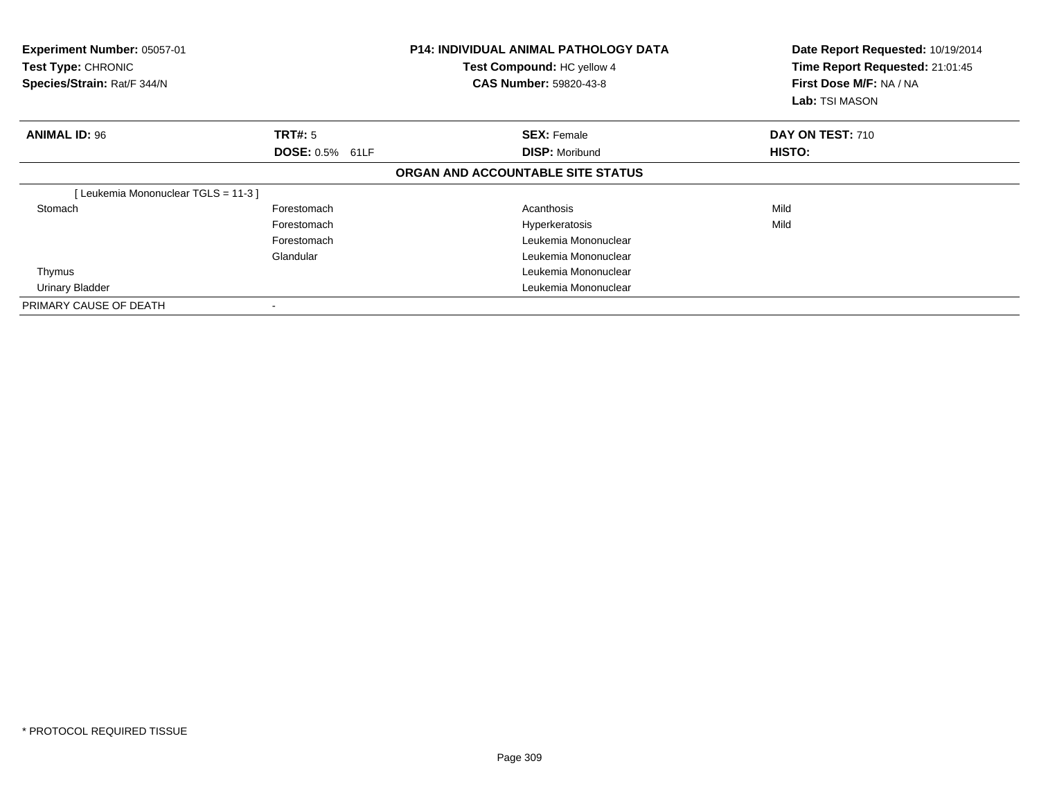**Experiment Number:** 05057-01
**Test Type:** CHRONIC
**Species/Strain:** Rat/F 344/N

**P14: INDIVIDUAL ANIMAL PATHOLOGY DATA**
**Test Compound:** HC yellow 4
**CAS Number:** 59820-43-8

**Date Report Requested:** 10/19/2014
**Time Report Requested:** 21:01:45
**First Dose M/F:** NA / NA
**Lab:** TSI MASON

| **ANIMAL ID:** 96 | **TRT#:** 5 | **SEX:** Female | **DAY ON TEST:** 710 |
|---|---|---|---|
| | **DOSE:** 0.5% 61LF | **DISP:** Moribund | **HISTO:** |

**ORGAN AND ACCOUNTABLE SITE STATUS**

| | | | |
|---|---|---|---|
| [ Leukemia Mononuclear TGLS = 11-3 ] | | | |
| Stomach | Forestomach | Acanthosis | Mild |
| | Forestomach | Hyperkeratosis | Mild |
| | Forestomach | Leukemia Mononuclear | |
| | Glandular | Leukemia Mononuclear | |
| Thymus | | Leukemia Mononuclear | |
| Urinary Bladder | | Leukemia Mononuclear | |
| PRIMARY CAUSE OF DEATH | - | | |

* PROTOCOL REQUIRED TISSUE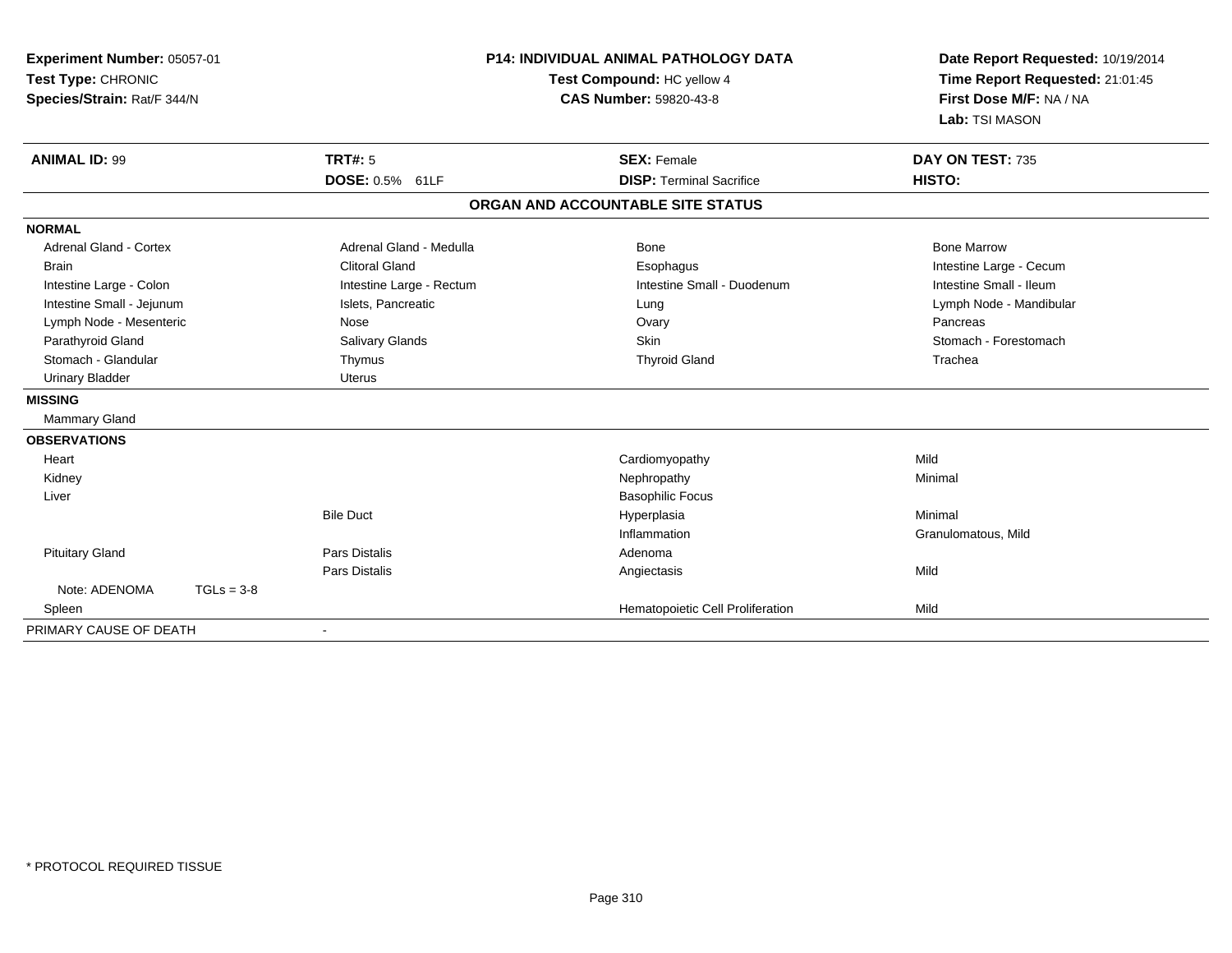**Experiment Number:** 05057-01
**Test Type:** CHRONIC
**Species/Strain:** Rat/F 344/N

**P14: INDIVIDUAL ANIMAL PATHOLOGY DATA**
**Test Compound:** HC yellow 4
**CAS Number:** 59820-43-8

**Date Report Requested:** 10/19/2014
**Time Report Requested:** 21:01:45
**First Dose M/F:** NA / NA
**Lab:** TSI MASON

| **ANIMAL ID:** 99 | **TRT#:** 5 | **SEX:** Female | **DAY ON TEST:** 735 |
|---|---|---|---|
| | **DOSE:** 0.5% 61LF | **DISP:** Terminal Sacrifice | **HISTO:** |

## ORGAN AND ACCOUNTABLE SITE STATUS

| | | | |
|---|---|---|---|
| **NORMAL** | | | |
| Adrenal Gland - Cortex | Adrenal Gland - Medulla | Bone | Bone Marrow |
| Brain | Clitoral Gland | Esophagus | Intestine Large - Cecum |
| Intestine Large - Colon | Intestine Large - Rectum | Intestine Small - Duodenum | Intestine Small - Ileum |
| Intestine Small - Jejunum | Islets, Pancreatic | Lung | Lymph Node - Mandibular |
| Lymph Node - Mesenteric | Nose | Ovary | Pancreas |
| Parathyroid Gland | Salivary Glands | Skin | Stomach - Forestomach |
| Stomach - Glandular | Thymus | Thyroid Gland | Trachea |
| Urinary Bladder | Uterus | | |
| **MISSING** | | | |
| Mammary Gland | | | |
| **OBSERVATIONS** | | | |
| Heart | | Cardiomyopathy | Mild |
| Kidney | | Nephropathy | Minimal |
| Liver | | Basophilic Focus | |
| | Bile Duct | Hyperplasia | Minimal |
| | | Inflammation | Granulomatous, Mild |
| Pituitary Gland | Pars Distalis | Adenoma | |
| | Pars Distalis | Angiectasis | Mild |
| Note: ADENOMA TGLs = 3-8 | | | |
| Spleen | | Hematopoietic Cell Proliferation | Mild |
| PRIMARY CAUSE OF DEATH | - | | |

* PROTOCOL REQUIRED TISSUE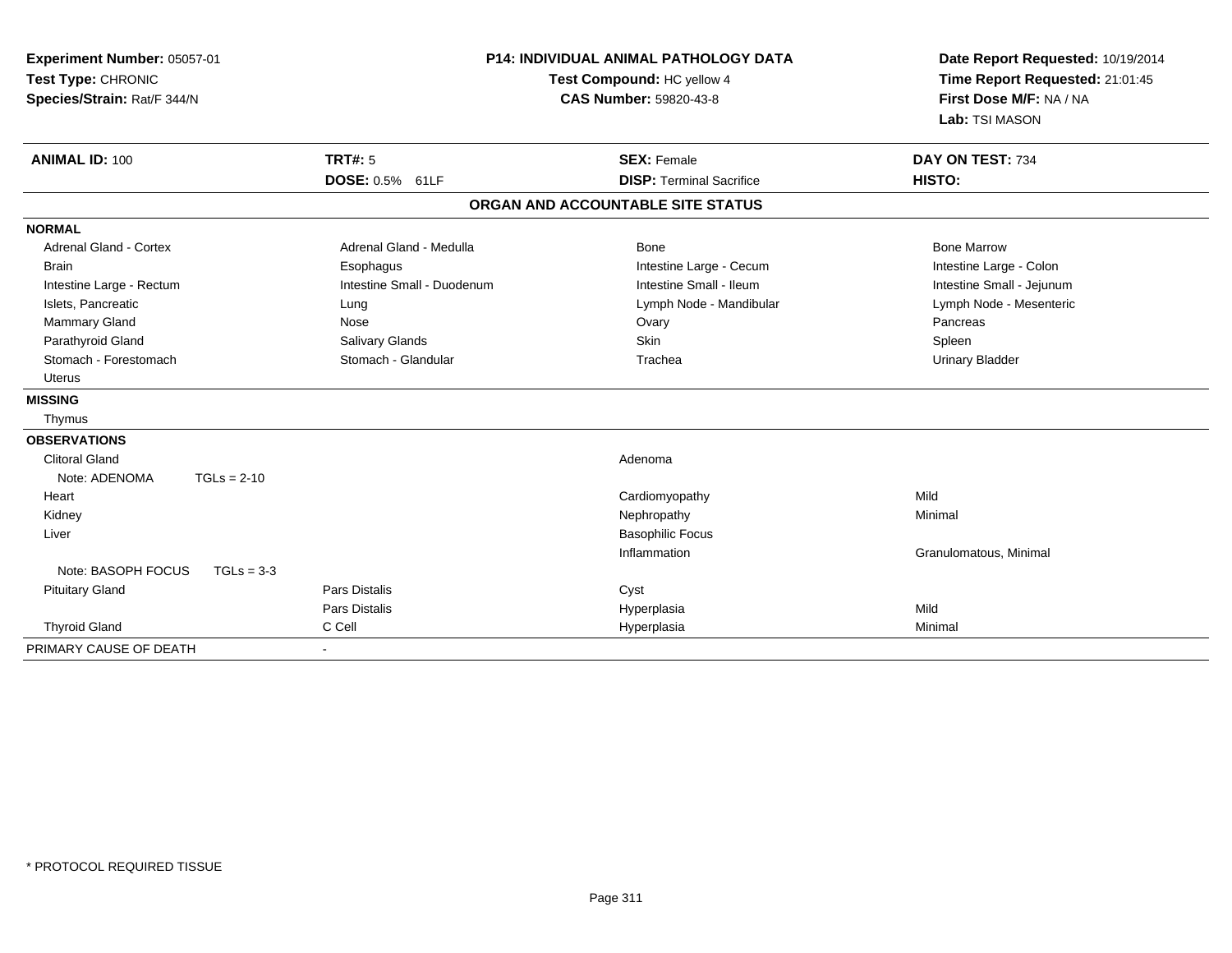**Experiment Number:** 05057-01
**Test Type:** CHRONIC
**Species/Strain:** Rat/F 344/N

**P14: INDIVIDUAL ANIMAL PATHOLOGY DATA**
**Test Compound:** HC yellow 4
**CAS Number:** 59820-43-8

**Date Report Requested:** 10/19/2014
**Time Report Requested:** 21:01:45
**First Dose M/F:** NA / NA
**Lab:** TSI MASON

| **ANIMAL ID:** 100 | **TRT#:** 5 | **SEX:** Female | **DAY ON TEST:** 734 |
|---|---|---|---|
| | **DOSE:** 0.5% 61LF | **DISP:** Terminal Sacrifice | **HISTO:** |

## ORGAN AND ACCOUNTABLE SITE STATUS

| | | | |
|---|---|---|---|
| **NORMAL** | | | |
| Adrenal Gland - Cortex | Adrenal Gland - Medulla | Bone | Bone Marrow |
| Brain | Esophagus | Intestine Large - Cecum | Intestine Large - Colon |
| Intestine Large - Rectum | Intestine Small - Duodenum | Intestine Small - Ileum | Intestine Small - Jejunum |
| Islets, Pancreatic | Lung | Lymph Node - Mandibular | Lymph Node - Mesenteric |
| Mammary Gland | Nose | Ovary | Pancreas |
| Parathyroid Gland | Salivary Glands | Skin | Spleen |
| Stomach - Forestomach | Stomach - Glandular | Trachea | Urinary Bladder |
| Uterus | | | |
| **MISSING** | | | |
| Thymus | | | |
| **OBSERVATIONS** | | | |
| Clitoral Gland | | Adenoma | |
| Note: ADENOMA TGLs = 2-10 | | | |
| Heart | | Cardiomyopathy | Mild |
| Kidney | | Nephropathy | Minimal |
| Liver | | Basophilic Focus | |
| | | Inflammation | Granulomatous, Minimal |
| Note: BASOPH FOCUS TGLs = 3-3 | | | |
| Pituitary Gland | Pars Distalis | Cyst | |
| | Pars Distalis | Hyperplasia | Mild |
| Thyroid Gland | C Cell | Hyperplasia | Minimal |
| PRIMARY CAUSE OF DEATH | - | | |

\* PROTOCOL REQUIRED TISSUE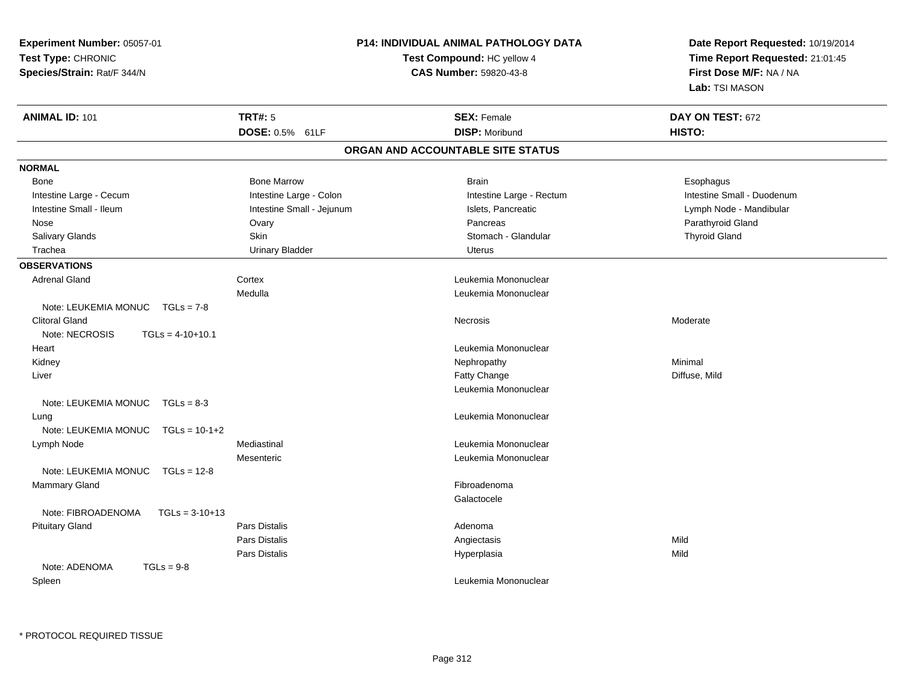**Experiment Number:** 05057-01
**Test Type:** CHRONIC
**Species/Strain:** Rat/F 344/N

**P14: INDIVIDUAL ANIMAL PATHOLOGY DATA**
**Test Compound:** HC yellow 4
**CAS Number:** 59820-43-8

**Date Report Requested:** 10/19/2014
**Time Report Requested:** 21:01:45
**First Dose M/F:** NA / NA
**Lab:** TSI MASON

| **ANIMAL ID:** 101 | **TRT#:** 5 | **SEX:** Female | **DAY ON TEST:** 672 |
|---|---|---|---|
| | **DOSE:** 0.5% 61LF | **DISP:** Moribund | **HISTO:** |

## ORGAN AND ACCOUNTABLE SITE STATUS

**NORMAL**

| | | | |
|---|---|---|---|
| Bone | Bone Marrow | Brain | Esophagus |
| Intestine Large - Cecum | Intestine Large - Colon | Intestine Large - Rectum | Intestine Small - Duodenum |
| Intestine Small - Ileum | Intestine Small - Jejunum | Islets, Pancreatic | Lymph Node - Mandibular |
| Nose | Ovary | Pancreas | Parathyroid Gland |
| Salivary Glands | Skin | Stomach - Glandular | Thyroid Gland |
| Trachea | Urinary Bladder | Uterus | |

**OBSERVATIONS**

| Organ | Site | Observation | Severity |
|---|---|---|---|
| Adrenal Gland | Cortex | Leukemia Mononuclear | |
| | Medulla | Leukemia Mononuclear | |
| Note: LEUKEMIA MONUC TGLs = 7-8 | | | |
| Clitoral Gland | | Necrosis | Moderate |
| Note: NECROSIS TGLs = 4-10+10.1 | | | |
| Heart | | Leukemia Mononuclear | |
| Kidney | | Nephropathy | Minimal |
| Liver | | Fatty Change | Diffuse, Mild |
| | | Leukemia Mononuclear | |
| Note: LEUKEMIA MONUC TGLs = 8-3 | | | |
| Lung | | Leukemia Mononuclear | |
| Note: LEUKEMIA MONUC TGLs = 10-1+2 | | | |
| Lymph Node | Mediastinal | Leukemia Mononuclear | |
| | Mesenteric | Leukemia Mononuclear | |
| Note: LEUKEMIA MONUC TGLs = 12-8 | | | |
| Mammary Gland | | Fibroadenoma | |
| | | Galactocele | |
| Note: FIBROADENOMA TGLs = 3-10+13 | | | |
| Pituitary Gland | Pars Distalis | Adenoma | |
| | Pars Distalis | Angiectasis | Mild |
| | Pars Distalis | Hyperplasia | Mild |
| Note: ADENOMA TGLs = 9-8 | | | |
| Spleen | | Leukemia Mononuclear | |

* PROTOCOL REQUIRED TISSUE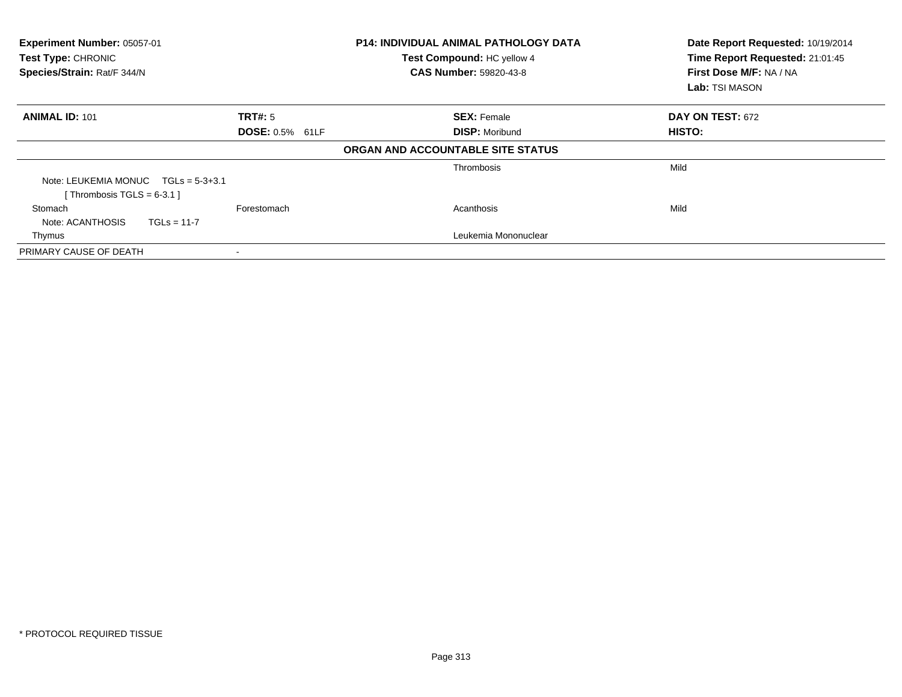**Experiment Number:** 05057-01
**Test Type:** CHRONIC
**Species/Strain:** Rat/F 344/N

**P14: INDIVIDUAL ANIMAL PATHOLOGY DATA**
**Test Compound:** HC yellow 4
**CAS Number:** 59820-43-8

**Date Report Requested:** 10/19/2014
**Time Report Requested:** 21:01:45
**First Dose M/F:** NA / NA
**Lab:** TSI MASON

| **ANIMAL ID:** 101 | **TRT#:** 5 | **SEX:** Female | **DAY ON TEST:** 672 |
|---|---|---|---|
| | **DOSE:** 0.5% 61LF | **DISP:** Moribund | **HISTO:** |

**ORGAN AND ACCOUNTABLE SITE STATUS**

| | | | |
|---|---|---|---|
| | | Thrombosis | Mild |
| Note: LEUKEMIA MONUC TGLs = 5-3+3.1 [ Thrombosis TGLS = 6-3.1 ] | | | |
| Stomach | Forestomach | Acanthosis | Mild |
| Note: ACANTHOSIS TGLs = 11-7 | | | |
| Thymus | | Leukemia Mononuclear | |
| PRIMARY CAUSE OF DEATH | - | | |

* PROTOCOL REQUIRED TISSUE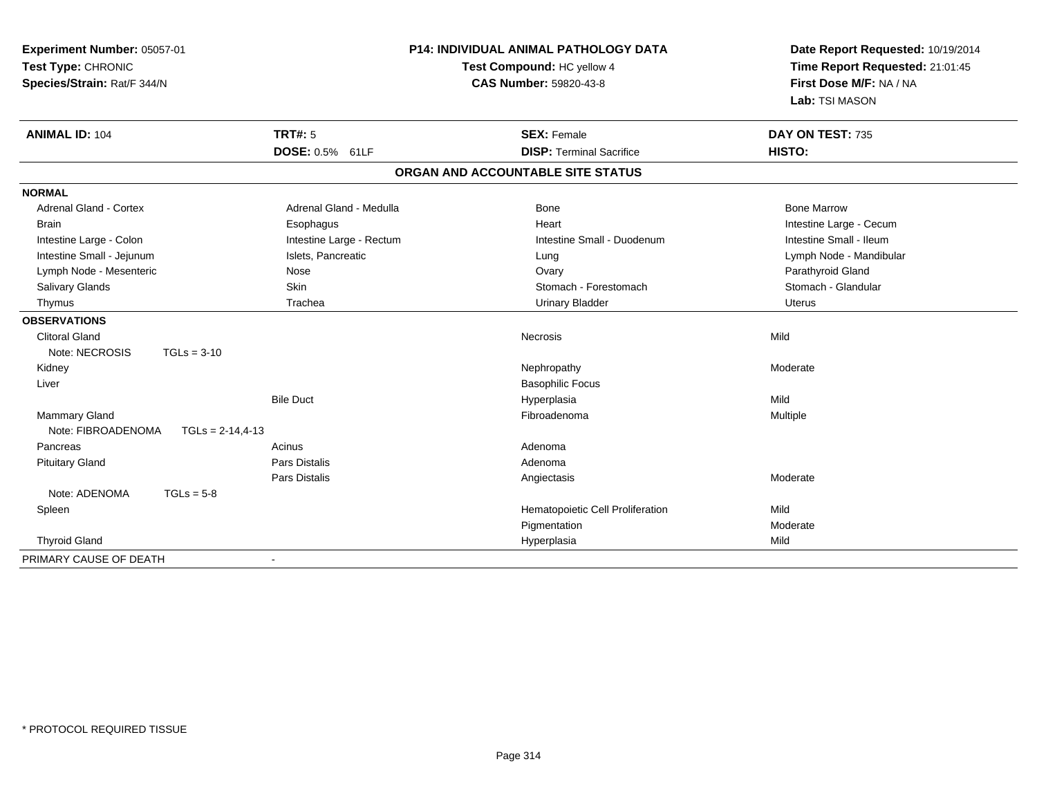**Experiment Number:** 05057-01
**Test Type:** CHRONIC
**Species/Strain:** Rat/F 344/N

**P14: INDIVIDUAL ANIMAL PATHOLOGY DATA**
**Test Compound:** HC yellow 4
**CAS Number:** 59820-43-8

**Date Report Requested:** 10/19/2014
**Time Report Requested:** 21:01:45
**First Dose M/F:** NA / NA
**Lab:** TSI MASON

| **ANIMAL ID:** 104 | **TRT#:** 5 | **SEX:** Female | **DAY ON TEST:** 735 |
|---|---|---|---|
| | **DOSE:** 0.5% 61LF | **DISP:** Terminal Sacrifice | **HISTO:** |

**ORGAN AND ACCOUNTABLE SITE STATUS**

**NORMAL**

| | | | |
|---|---|---|---|
| Adrenal Gland - Cortex | Adrenal Gland - Medulla | Bone | Bone Marrow |
| Brain | Esophagus | Heart | Intestine Large - Cecum |
| Intestine Large - Colon | Intestine Large - Rectum | Intestine Small - Duodenum | Intestine Small - Ileum |
| Intestine Small - Jejunum | Islets, Pancreatic | Lung | Lymph Node - Mandibular |
| Lymph Node - Mesenteric | Nose | Ovary | Parathyroid Gland |
| Salivary Glands | Skin | Stomach - Forestomach | Stomach - Glandular |
| Thymus | Trachea | Urinary Bladder | Uterus |

**OBSERVATIONS**

| | | | |
|---|---|---|---|
| Clitoral Gland | | Necrosis | Mild |
| Note: NECROSIS TGLs = 3-10 | | | |
| Kidney | | Nephropathy | Moderate |
| Liver | | Basophilic Focus | |
| | Bile Duct | Hyperplasia | Mild |
| Mammary Gland | | Fibroadenoma | Multiple |
| Note: FIBROADENOMA TGLs = 2-14,4-13 | | | |
| Pancreas | Acinus | Adenoma | |
| Pituitary Gland | Pars Distalis | Adenoma | |
| | Pars Distalis | Angiectasis | Moderate |
| Note: ADENOMA TGLs = 5-8 | | | |
| Spleen | | Hematopoietic Cell Proliferation | Mild |
| | | Pigmentation | Moderate |
| Thyroid Gland | | Hyperplasia | Mild |

PRIMARY CAUSE OF DEATH -

* PROTOCOL REQUIRED TISSUE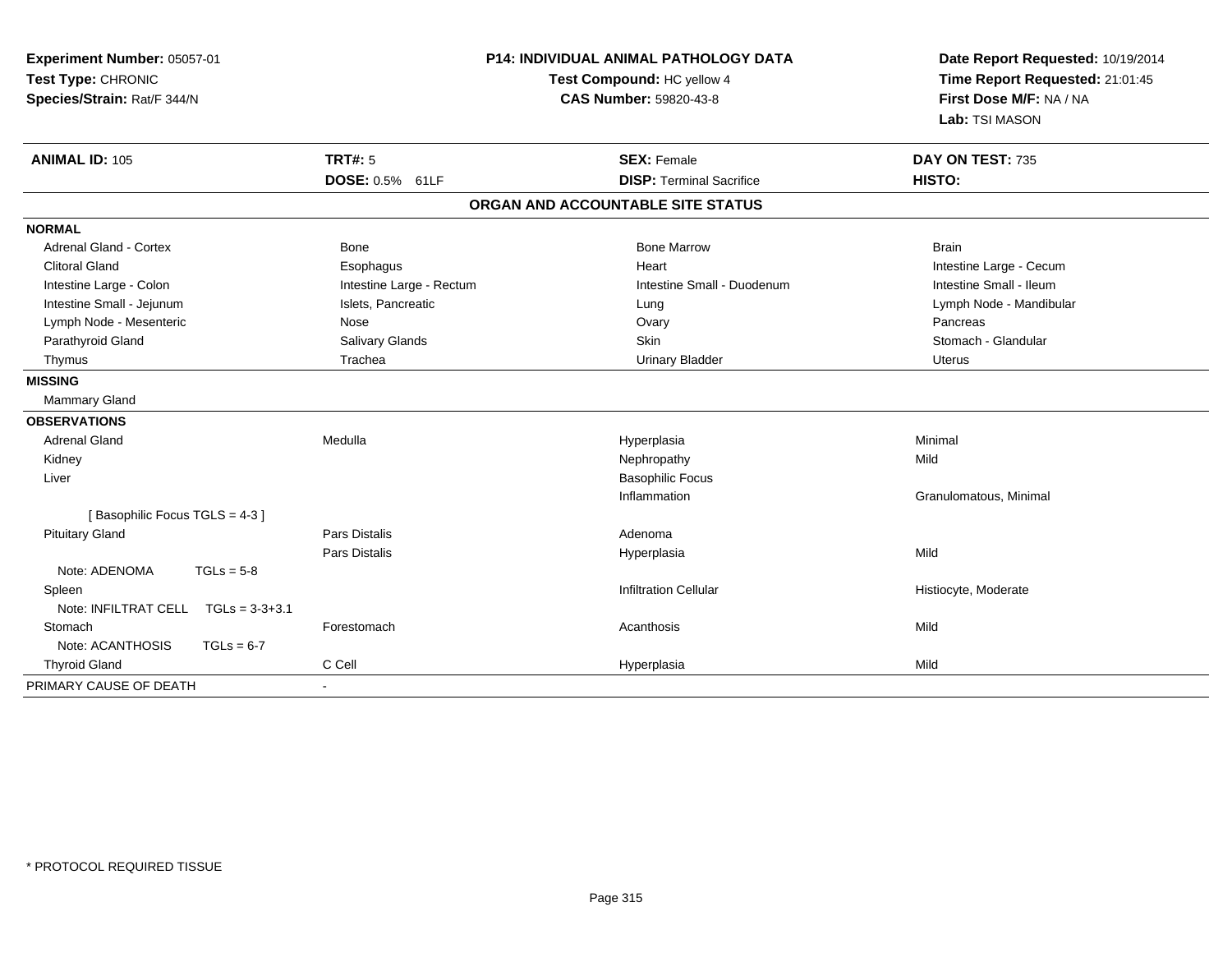**Experiment Number:** 05057-01
**Test Type:** CHRONIC
**Species/Strain:** Rat/F 344/N

**P14: INDIVIDUAL ANIMAL PATHOLOGY DATA**
**Test Compound:** HC yellow 4
**CAS Number:** 59820-43-8

**Date Report Requested:** 10/19/2014
**Time Report Requested:** 21:01:45
**First Dose M/F:** NA / NA
**Lab:** TSI MASON

| **ANIMAL ID:** 105 | **TRT#:** 5 | **SEX:** Female | **DAY ON TEST:** 735 |
|---|---|---|---|
| | **DOSE:** 0.5% 61LF | **DISP:** Terminal Sacrifice | **HISTO:** |

## ORGAN AND ACCOUNTABLE SITE STATUS

| | | | |
|---|---|---|---|
| **NORMAL** | | | |
| Adrenal Gland - Cortex | Bone | Bone Marrow | Brain |
| Clitoral Gland | Esophagus | Heart | Intestine Large - Cecum |
| Intestine Large - Colon | Intestine Large - Rectum | Intestine Small - Duodenum | Intestine Small - Ileum |
| Intestine Small - Jejunum | Islets, Pancreatic | Lung | Lymph Node - Mandibular |
| Lymph Node - Mesenteric | Nose | Ovary | Pancreas |
| Parathyroid Gland | Salivary Glands | Skin | Stomach - Glandular |
| Thymus | Trachea | Urinary Bladder | Uterus |
| **MISSING** | | | |
| Mammary Gland | | | |
| **OBSERVATIONS** | | | |
| Adrenal Gland | Medulla | Hyperplasia | Minimal |
| Kidney | | Nephropathy | Mild |
| Liver | | Basophilic Focus | |
| | | Inflammation | Granulomatous, Minimal |
| [ Basophilic Focus TGLS = 4-3 ] | | | |
| Pituitary Gland | Pars Distalis | Adenoma | |
| | Pars Distalis | Hyperplasia | Mild |
| Note: ADENOMA TGLs = 5-8 | | | |
| Spleen | | Infiltration Cellular | Histiocyte, Moderate |
| Note: INFILTRAT CELL TGLs = 3-3+3.1 | | | |
| Stomach | Forestomach | Acanthosis | Mild |
| Note: ACANTHOSIS TGLs = 6-7 | | | |
| Thyroid Gland | C Cell | Hyperplasia | Mild |
| PRIMARY CAUSE OF DEATH | - | | |

\* PROTOCOL REQUIRED TISSUE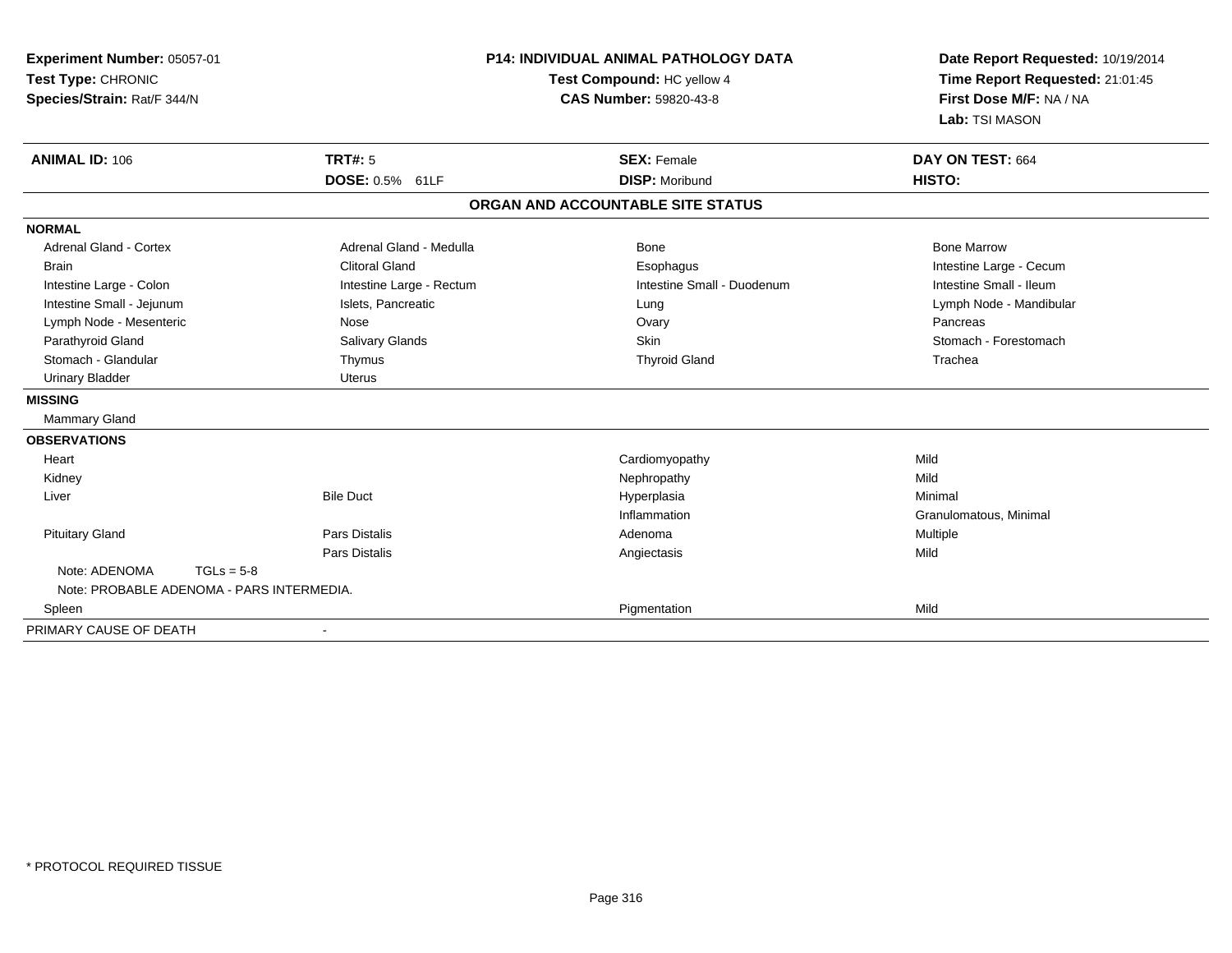**Experiment Number:** 05057-01
**Test Type:** CHRONIC
**Species/Strain:** Rat/F 344/N

**P14: INDIVIDUAL ANIMAL PATHOLOGY DATA**
**Test Compound:** HC yellow 4
**CAS Number:** 59820-43-8

**Date Report Requested:** 10/19/2014
**Time Report Requested:** 21:01:45
**First Dose M/F:** NA / NA
**Lab:** TSI MASON

| **ANIMAL ID:** 106 | **TRT#:** 5 | **SEX:** Female | **DAY ON TEST:** 664 |
|---|---|---|---|
| | **DOSE:** 0.5% 61LF | **DISP:** Moribund | **HISTO:** |

## ORGAN AND ACCOUNTABLE SITE STATUS

**NORMAL**

| | | | |
|---|---|---|---|
| Adrenal Gland - Cortex | Adrenal Gland - Medulla | Bone | Bone Marrow |
| Brain | Clitoral Gland | Esophagus | Intestine Large - Cecum |
| Intestine Large - Colon | Intestine Large - Rectum | Intestine Small - Duodenum | Intestine Small - Ileum |
| Intestine Small - Jejunum | Islets, Pancreatic | Lung | Lymph Node - Mandibular |
| Lymph Node - Mesenteric | Nose | Ovary | Pancreas |
| Parathyroid Gland | Salivary Glands | Skin | Stomach - Forestomach |
| Stomach - Glandular | Thymus | Thyroid Gland | Trachea |
| Urinary Bladder | Uterus | | |

**MISSING**

Mammary Gland

**OBSERVATIONS**

| | | | |
|---|---|---|---|
| Heart | | Cardiomyopathy | Mild |
| Kidney | | Nephropathy | Mild |
| Liver | Bile Duct | Hyperplasia | Minimal |
| | | Inflammation | Granulomatous, Minimal |
| Pituitary Gland | Pars Distalis | Adenoma | Multiple |
| | Pars Distalis | Angiectasis | Mild |

Note: ADENOMA TGLs = 5-8

Note: PROBABLE ADENOMA - PARS INTERMEDIA.

| | | | |
|---|---|---|---|
| Spleen | | Pigmentation | Mild |

PRIMARY CAUSE OF DEATH -

* PROTOCOL REQUIRED TISSUE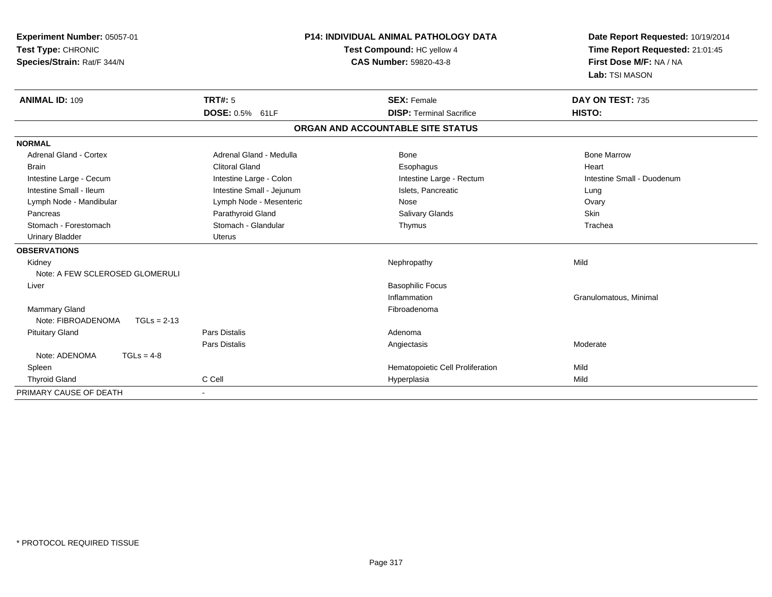**Experiment Number:** 05057-01
**Test Type:** CHRONIC
**Species/Strain:** Rat/F 344/N

**P14: INDIVIDUAL ANIMAL PATHOLOGY DATA**
**Test Compound:** HC yellow 4
**CAS Number:** 59820-43-8

**Date Report Requested:** 10/19/2014
**Time Report Requested:** 21:01:45
**First Dose M/F:** NA / NA
**Lab:** TSI MASON

| **ANIMAL ID:** 109 | **TRT#:** 5 | **SEX:** Female | **DAY ON TEST:** 735 |
|---|---|---|---|
| | **DOSE:** 0.5% 61LF | **DISP:** Terminal Sacrifice | **HISTO:** |

## ORGAN AND ACCOUNTABLE SITE STATUS

| | | | |
|---|---|---|---|
| **NORMAL** | | | |
| Adrenal Gland - Cortex | Adrenal Gland - Medulla | Bone | Bone Marrow |
| Brain | Clitoral Gland | Esophagus | Heart |
| Intestine Large - Cecum | Intestine Large - Colon | Intestine Large - Rectum | Intestine Small - Duodenum |
| Intestine Small - Ileum | Intestine Small - Jejunum | Islets, Pancreatic | Lung |
| Lymph Node - Mandibular | Lymph Node - Mesenteric | Nose | Ovary |
| Pancreas | Parathyroid Gland | Salivary Glands | Skin |
| Stomach - Forestomach | Stomach - Glandular | Thymus | Trachea |
| Urinary Bladder | Uterus | | |
| **OBSERVATIONS** | | | |
| Kidney | | Nephropathy | Mild |
| Note: A FEW SCLEROSED GLOMERULI | | | |
| Liver | | Basophilic Focus | |
| | | Inflammation | Granulomatous, Minimal |
| Mammary Gland | | Fibroadenoma | |
| Note: FIBROADENOMA TGLs = 2-13 | | | |
| Pituitary Gland | Pars Distalis | Adenoma | |
| | Pars Distalis | Angiectasis | Moderate |
| Note: ADENOMA TGLs = 4-8 | | | |
| Spleen | | Hematopoietic Cell Proliferation | Mild |
| Thyroid Gland | C Cell | Hyperplasia | Mild |
| PRIMARY CAUSE OF DEATH | - | | |

* PROTOCOL REQUIRED TISSUE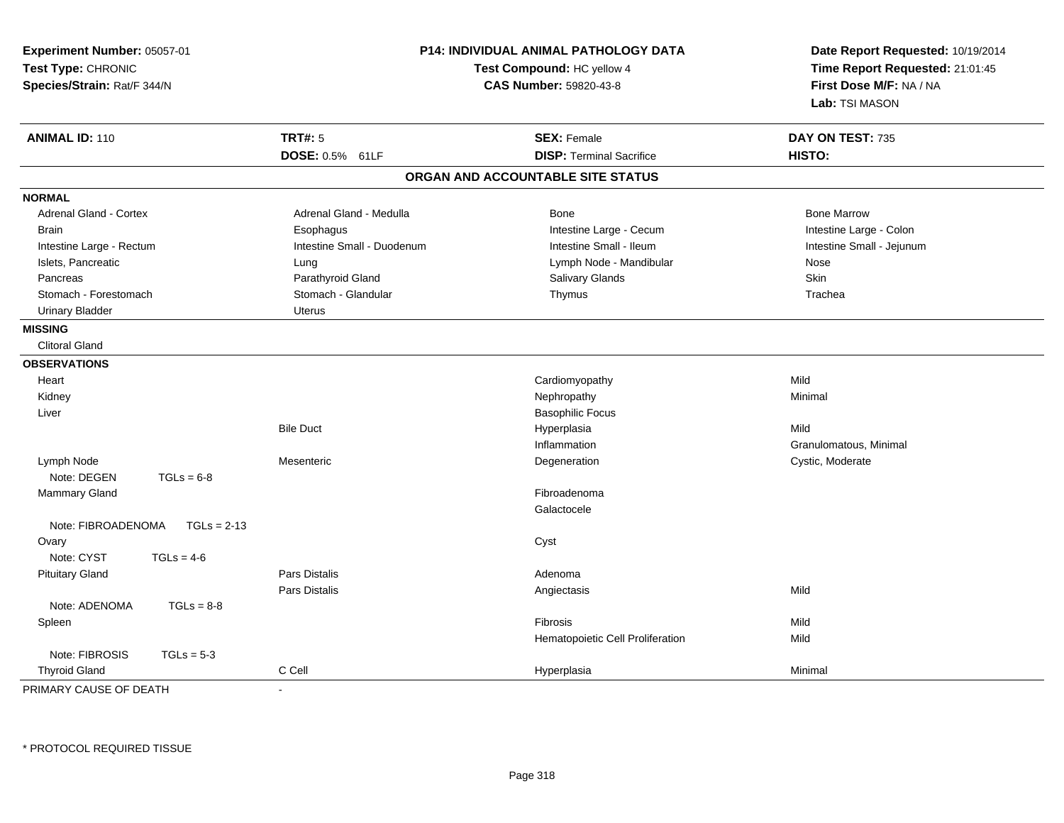**Experiment Number:** 05057-01
**Test Type:** CHRONIC
**Species/Strain:** Rat/F 344/N

**P14: INDIVIDUAL ANIMAL PATHOLOGY DATA**
**Test Compound:** HC yellow 4
**CAS Number:** 59820-43-8

**Date Report Requested:** 10/19/2014
**Time Report Requested:** 21:01:45
**First Dose M/F:** NA / NA
**Lab:** TSI MASON

| **ANIMAL ID:** 110 | **TRT#:** 5 | **SEX:** Female | **DAY ON TEST:** 735 |
|---|---|---|---|
| | **DOSE:** 0.5% 61LF | **DISP:** Terminal Sacrifice | **HISTO:** |

## ORGAN AND ACCOUNTABLE SITE STATUS

**NORMAL**

| | | | |
|---|---|---|---|
| Adrenal Gland - Cortex | Adrenal Gland - Medulla | Bone | Bone Marrow |
| Brain | Esophagus | Intestine Large - Cecum | Intestine Large - Colon |
| Intestine Large - Rectum | Intestine Small - Duodenum | Intestine Small - Ileum | Intestine Small - Jejunum |
| Islets, Pancreatic | Lung | Lymph Node - Mandibular | Nose |
| Pancreas | Parathyroid Gland | Salivary Glands | Skin |
| Stomach - Forestomach | Stomach - Glandular | Thymus | Trachea |
| Urinary Bladder | Uterus | | |

**MISSING**

Clitoral Gland

**OBSERVATIONS**

| Organ | Site | Observation | Severity |
|---|---|---|---|
| Heart | | Cardiomyopathy | Mild |
| Kidney | | Nephropathy | Minimal |
| Liver | | Basophilic Focus | |
| | Bile Duct | Hyperplasia | Mild |
| | | Inflammation | Granulomatous, Minimal |
| Lymph Node | Mesenteric | Degeneration | Cystic, Moderate |
| Note: DEGEN TGLs = 6-8 | | | |
| Mammary Gland | | Fibroadenoma | |
| | | Galactocele | |
| Note: FIBROADENOMA TGLs = 2-13 | | | |
| Ovary | | Cyst | |
| Note: CYST TGLs = 4-6 | | | |
| Pituitary Gland | Pars Distalis | Adenoma | |
| | Pars Distalis | Angiectasis | Mild |
| Note: ADENOMA TGLs = 8-8 | | | |
| Spleen | | Fibrosis | Mild |
| | | Hematopoietic Cell Proliferation | Mild |
| Note: FIBROSIS TGLs = 5-3 | | | |
| Thyroid Gland | C Cell | Hyperplasia | Minimal |

PRIMARY CAUSE OF DEATH -

* PROTOCOL REQUIRED TISSUE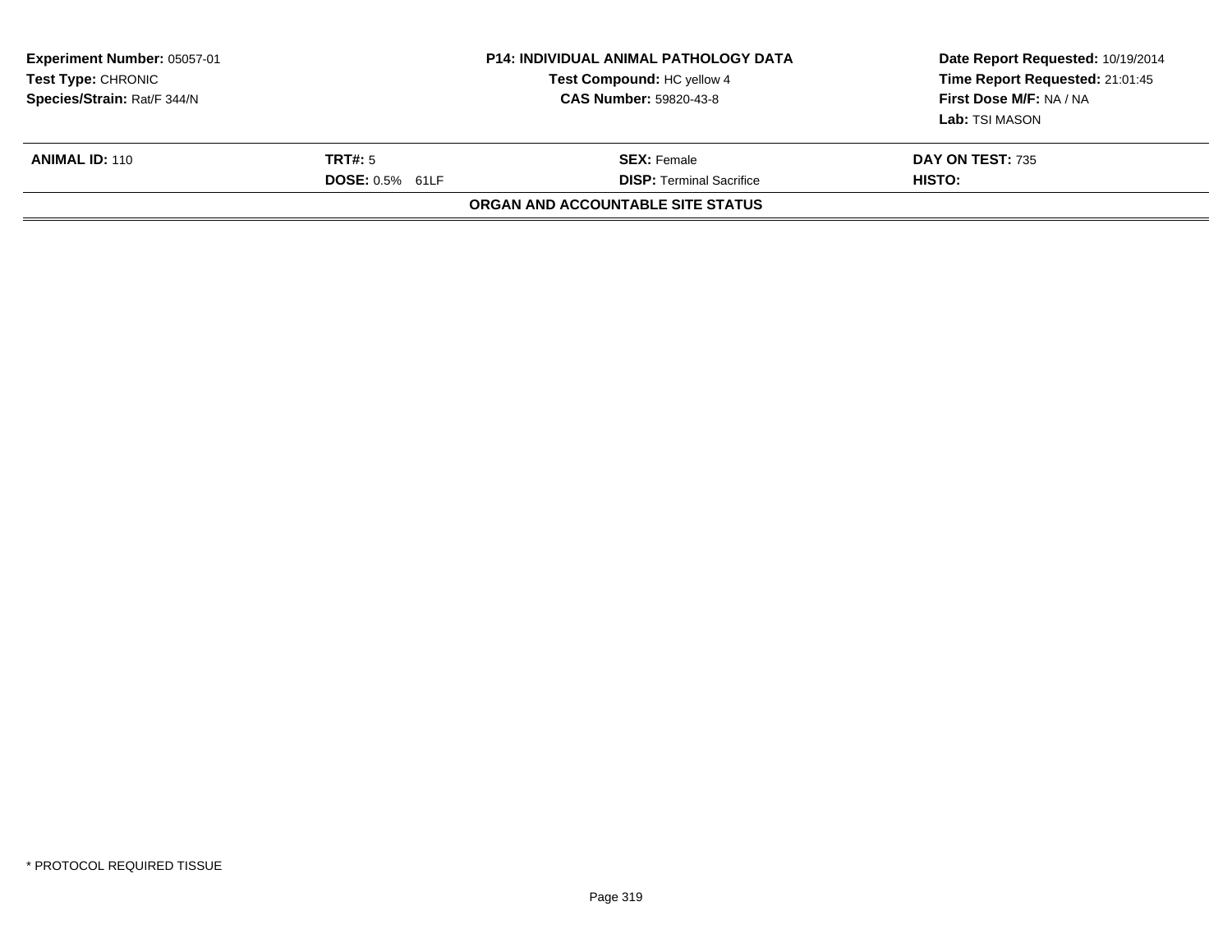**Experiment Number:** 05057-01
**Test Type:** CHRONIC
**Species/Strain:** Rat/F 344/N

**P14: INDIVIDUAL ANIMAL PATHOLOGY DATA**
**Test Compound:** HC yellow 4
**CAS Number:** 59820-43-8

**Date Report Requested:** 10/19/2014
**Time Report Requested:** 21:01:45
**First Dose M/F:** NA / NA
**Lab:** TSI MASON

| **ANIMAL ID:** 110 | **TRT#:** 5 | **SEX:** Female | **DAY ON TEST:** 735 |
|---|---|---|---|
| | **DOSE:** 0.5% 61LF | **DISP:** Terminal Sacrifice | **HISTO:** |

**ORGAN AND ACCOUNTABLE SITE STATUS**

* PROTOCOL REQUIRED TISSUE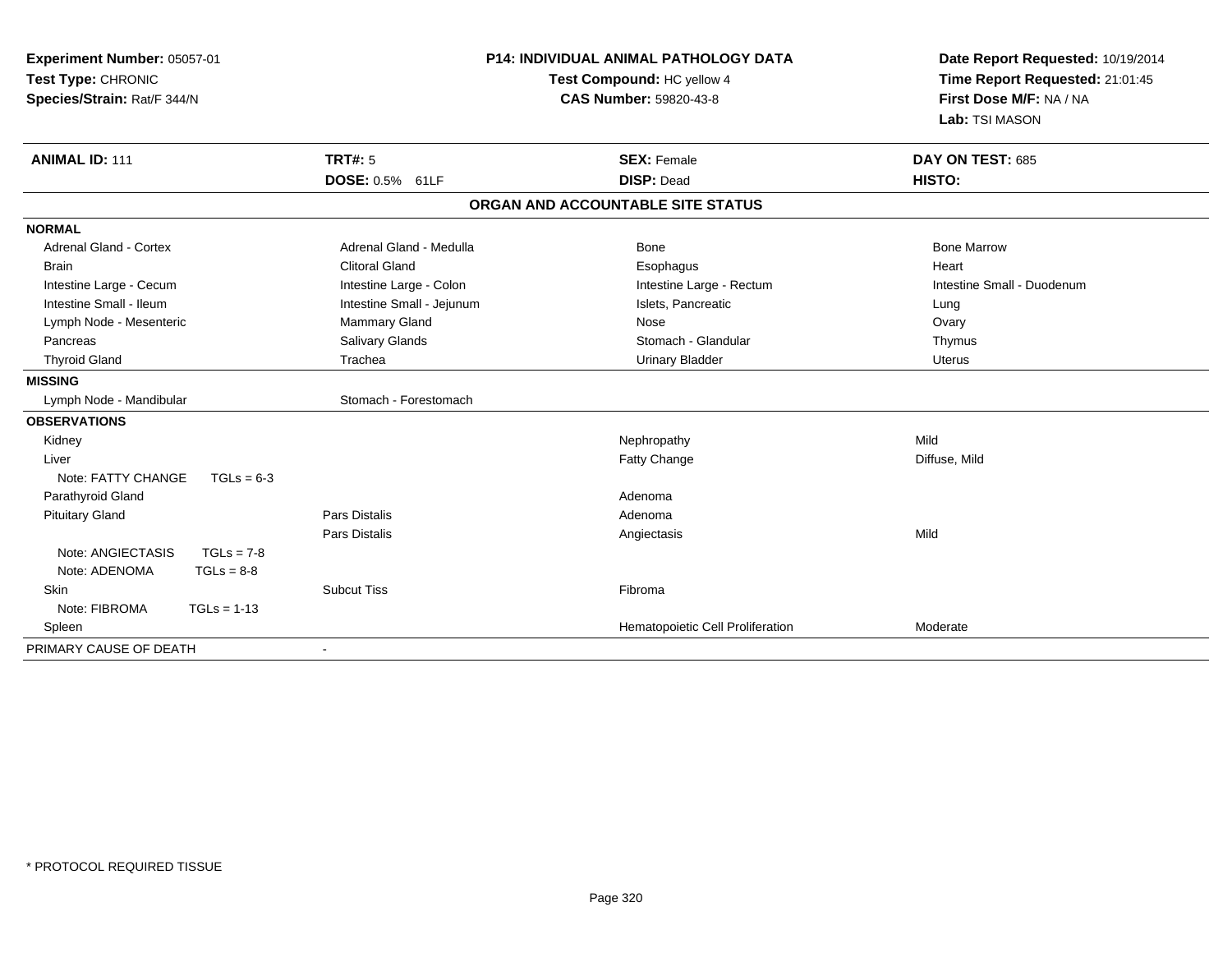**Experiment Number:** 05057-01
**Test Type:** CHRONIC
**Species/Strain:** Rat/F 344/N

**P14: INDIVIDUAL ANIMAL PATHOLOGY DATA**
**Test Compound:** HC yellow 4
**CAS Number:** 59820-43-8

**Date Report Requested:** 10/19/2014
**Time Report Requested:** 21:01:45
**First Dose M/F:** NA / NA
**Lab:** TSI MASON

| **ANIMAL ID:** 111 | **TRT#:** 5 | **SEX:** Female | **DAY ON TEST:** 685 |
|---|---|---|---|
| | **DOSE:** 0.5% 61LF | **DISP:** Dead | **HISTO:** |

## ORGAN AND ACCOUNTABLE SITE STATUS

| | | | |
|---|---|---|---|
| **NORMAL** | | | |
| Adrenal Gland - Cortex | Adrenal Gland - Medulla | Bone | Bone Marrow |
| Brain | Clitoral Gland | Esophagus | Heart |
| Intestine Large - Cecum | Intestine Large - Colon | Intestine Large - Rectum | Intestine Small - Duodenum |
| Intestine Small - Ileum | Intestine Small - Jejunum | Islets, Pancreatic | Lung |
| Lymph Node - Mesenteric | Mammary Gland | Nose | Ovary |
| Pancreas | Salivary Glands | Stomach - Glandular | Thymus |
| Thyroid Gland | Trachea | Urinary Bladder | Uterus |
| **MISSING** | | | |
| Lymph Node - Mandibular | Stomach - Forestomach | | |
| **OBSERVATIONS** | | | |
| Kidney | | Nephropathy | Mild |
| Liver | | Fatty Change | Diffuse, Mild |
| Note: FATTY CHANGE TGLs = 6-3 | | | |
| Parathyroid Gland | | Adenoma | |
| Pituitary Gland | Pars Distalis | Adenoma | |
| | Pars Distalis | Angiectasis | Mild |
| Note: ANGIECTASIS TGLs = 7-8 | | | |
| Note: ADENOMA TGLs = 8-8 | | | |
| Skin | Subcut Tiss | Fibroma | |
| Note: FIBROMA TGLs = 1-13 | | | |
| Spleen | | Hematopoietic Cell Proliferation | Moderate |
| PRIMARY CAUSE OF DEATH | - | | |

* PROTOCOL REQUIRED TISSUE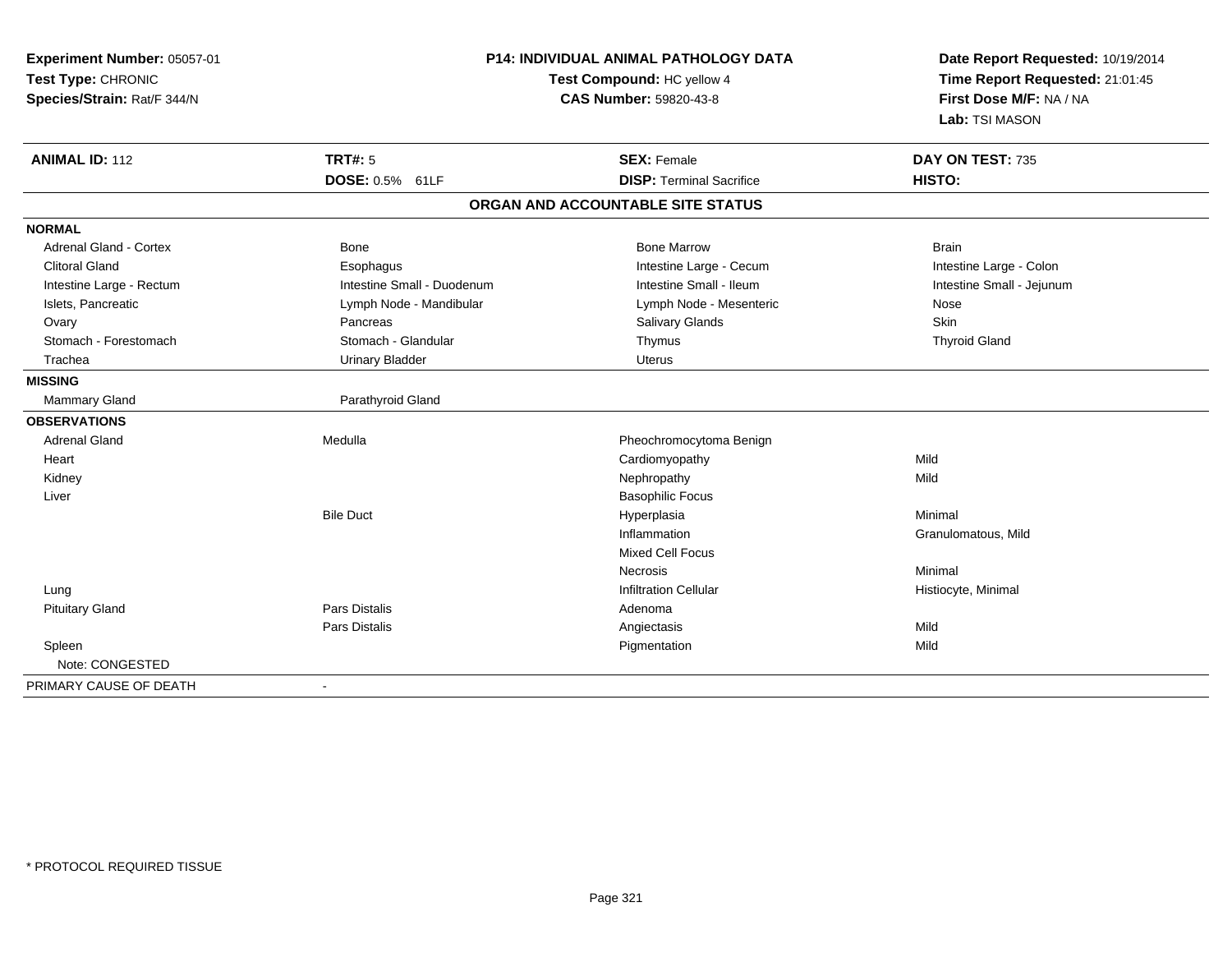**Experiment Number:** 05057-01
**Test Type:** CHRONIC
**Species/Strain:** Rat/F 344/N

**P14: INDIVIDUAL ANIMAL PATHOLOGY DATA**
**Test Compound:** HC yellow 4
**CAS Number:** 59820-43-8

**Date Report Requested:** 10/19/2014
**Time Report Requested:** 21:01:45
**First Dose M/F:** NA / NA
**Lab:** TSI MASON

| **ANIMAL ID:** 112 | **TRT#:** 5 | **SEX:** Female | **DAY ON TEST:** 735 |
|---|---|---|---|
| | **DOSE:** 0.5% 61LF | **DISP:** Terminal Sacrifice | **HISTO:** |

## ORGAN AND ACCOUNTABLE SITE STATUS

| | | | |
|---|---|---|---|
| **NORMAL** | | | |
| Adrenal Gland - Cortex | Bone | Bone Marrow | Brain |
| Clitoral Gland | Esophagus | Intestine Large - Cecum | Intestine Large - Colon |
| Intestine Large - Rectum | Intestine Small - Duodenum | Intestine Small - Ileum | Intestine Small - Jejunum |
| Islets, Pancreatic | Lymph Node - Mandibular | Lymph Node - Mesenteric | Nose |
| Ovary | Pancreas | Salivary Glands | Skin |
| Stomach - Forestomach | Stomach - Glandular | Thymus | Thyroid Gland |
| Trachea | Urinary Bladder | Uterus | |
| **MISSING** | | | |
| Mammary Gland | Parathyroid Gland | | |
| **OBSERVATIONS** | | | |
| Adrenal Gland | Medulla | Pheochromocytoma Benign | |
| Heart | | Cardiomyopathy | Mild |
| Kidney | | Nephropathy | Mild |
| Liver | | Basophilic Focus | |
| | Bile Duct | Hyperplasia | Minimal |
| | | Inflammation | Granulomatous, Mild |
| | | Mixed Cell Focus | |
| | | Necrosis | Minimal |
| Lung | | Infiltration Cellular | Histiocyte, Minimal |
| Pituitary Gland | Pars Distalis | Adenoma | |
| | Pars Distalis | Angiectasis | Mild |
| Spleen | | Pigmentation | Mild |
| Note: CONGESTED | | | |
| PRIMARY CAUSE OF DEATH | - | | |

\* PROTOCOL REQUIRED TISSUE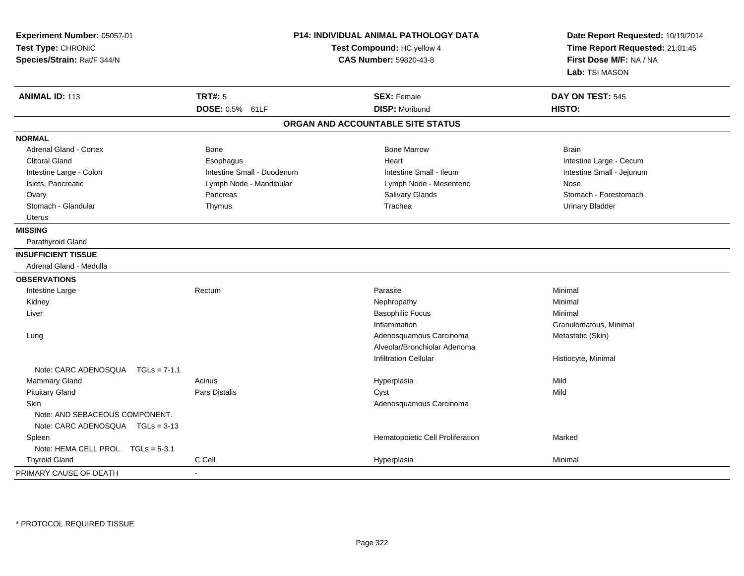**Experiment Number:** 05057-01
**Test Type:** CHRONIC
**Species/Strain:** Rat/F 344/N

**P14: INDIVIDUAL ANIMAL PATHOLOGY DATA**
**Test Compound:** HC yellow 4
**CAS Number:** 59820-43-8

**Date Report Requested:** 10/19/2014
**Time Report Requested:** 21:01:45
**First Dose M/F:** NA / NA
**Lab:** TSI MASON

| **ANIMAL ID:** 113 | **TRT#:** 5 | **SEX:** Female | **DAY ON TEST:** 545 |
|---|---|---|---|
| | **DOSE:** 0.5% 61LF | **DISP:** Moribund | **HISTO:** |

## ORGAN AND ACCOUNTABLE SITE STATUS

**NORMAL**

| | | | |
|---|---|---|---|
| Adrenal Gland - Cortex | Bone | Bone Marrow | Brain |
| Clitoral Gland | Esophagus | Heart | Intestine Large - Cecum |
| Intestine Large - Colon | Intestine Small - Duodenum | Intestine Small - Ileum | Intestine Small - Jejunum |
| Islets, Pancreatic | Lymph Node - Mandibular | Lymph Node - Mesenteric | Nose |
| Ovary | Pancreas | Salivary Glands | Stomach - Forestomach |
| Stomach - Glandular | Thymus | Trachea | Urinary Bladder |
| Uterus | | | |

**MISSING**

Parathyroid Gland

**INSUFFICIENT TISSUE**

Adrenal Gland - Medulla

**OBSERVATIONS**

| | | | |
|---|---|---|---|
| Intestine Large | Rectum | Parasite | Minimal |
| Kidney | | Nephropathy | Minimal |
| Liver | | Basophilic Focus | Minimal |
| | | Inflammation | Granulomatous, Minimal |
| Lung | | Adenosquamous Carcinoma | Metastatic (Skin) |
| | | Alveolar/Bronchiolar Adenoma | |
| | | Infiltration Cellular | Histiocyte, Minimal |
| Note: CARC ADENOSQUA TGLs = 7-1.1 | | | |
| Mammary Gland | Acinus | Hyperplasia | Mild |
| Pituitary Gland | Pars Distalis | Cyst | Mild |
| Skin | | Adenosquamous Carcinoma | |
| Note: AND SEBACEOUS COMPONENT. | | | |
| Note: CARC ADENOSQUA TGLs = 3-13 | | | |
| Spleen | | Hematopoietic Cell Proliferation | Marked |
| Note: HEMA CELL PROL TGLs = 5-3.1 | | | |
| Thyroid Gland | C Cell | Hyperplasia | Minimal |

PRIMARY CAUSE OF DEATH -

* PROTOCOL REQUIRED TISSUE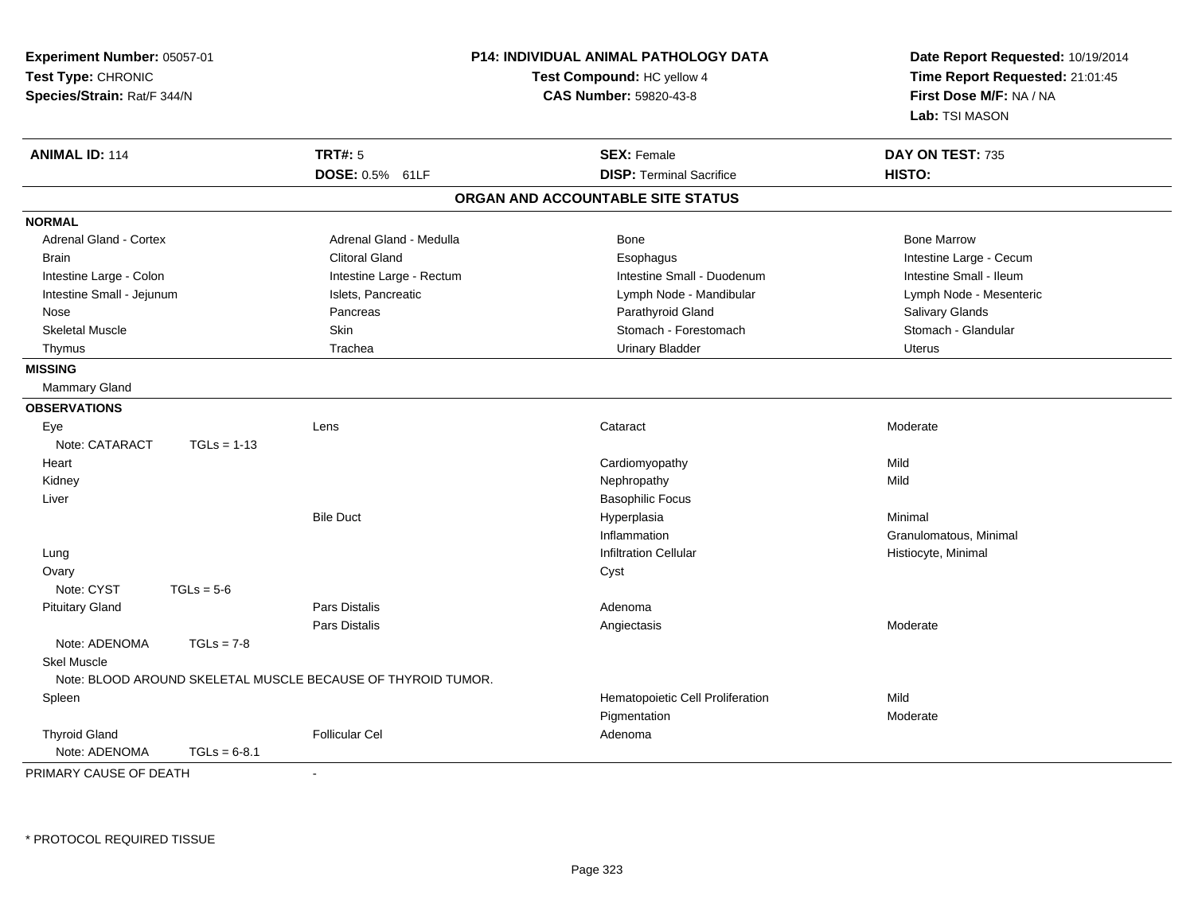**Experiment Number:** 05057-01
**Test Type:** CHRONIC
**Species/Strain:** Rat/F 344/N

**P14: INDIVIDUAL ANIMAL PATHOLOGY DATA**
**Test Compound:** HC yellow 4
**CAS Number:** 59820-43-8

**Date Report Requested:** 10/19/2014
**Time Report Requested:** 21:01:45
**First Dose M/F:** NA / NA
**Lab:** TSI MASON

| **ANIMAL ID:** 114 | **TRT#:** 5 | **SEX:** Female | **DAY ON TEST:** 735 |
|---|---|---|---|
| | **DOSE:** 0.5% 61LF | **DISP:** Terminal Sacrifice | **HISTO:** |

## ORGAN AND ACCOUNTABLE SITE STATUS

**NORMAL**

| | | | |
|---|---|---|---|
| Adrenal Gland - Cortex | Adrenal Gland - Medulla | Bone | Bone Marrow |
| Brain | Clitoral Gland | Esophagus | Intestine Large - Cecum |
| Intestine Large - Colon | Intestine Large - Rectum | Intestine Small - Duodenum | Intestine Small - Ileum |
| Intestine Small - Jejunum | Islets, Pancreatic | Lymph Node - Mandibular | Lymph Node - Mesenteric |
| Nose | Pancreas | Parathyroid Gland | Salivary Glands |
| Skeletal Muscle | Skin | Stomach - Forestomach | Stomach - Glandular |
| Thymus | Trachea | Urinary Bladder | Uterus |

**MISSING**

Mammary Gland

**OBSERVATIONS**

| | | | |
|---|---|---|---|
| Eye | Lens | Cataract | Moderate |
| Note: CATARACT TGLs = 1-13 | | | |
| Heart | | Cardiomyopathy | Mild |
| Kidney | | Nephropathy | Mild |
| Liver | | Basophilic Focus | |
| | Bile Duct | Hyperplasia | Minimal |
| | | Inflammation | Granulomatous, Minimal |
| Lung | | Infiltration Cellular | Histiocyte, Minimal |
| Ovary | | Cyst | |
| Note: CYST TGLs = 5-6 | | | |
| Pituitary Gland | Pars Distalis | Adenoma | |
| | Pars Distalis | Angiectasis | Moderate |
| Note: ADENOMA TGLs = 7-8 | | | |
| Skel Muscle | | | |
| Note: BLOOD AROUND SKELETAL MUSCLE BECAUSE OF THYROID TUMOR. | | | |
| Spleen | | Hematopoietic Cell Proliferation | Mild |
| | | Pigmentation | Moderate |
| Thyroid Gland | Follicular Cel | Adenoma | |
| Note: ADENOMA TGLs = 6-8.1 | | | |

PRIMARY CAUSE OF DEATH -

\* PROTOCOL REQUIRED TISSUE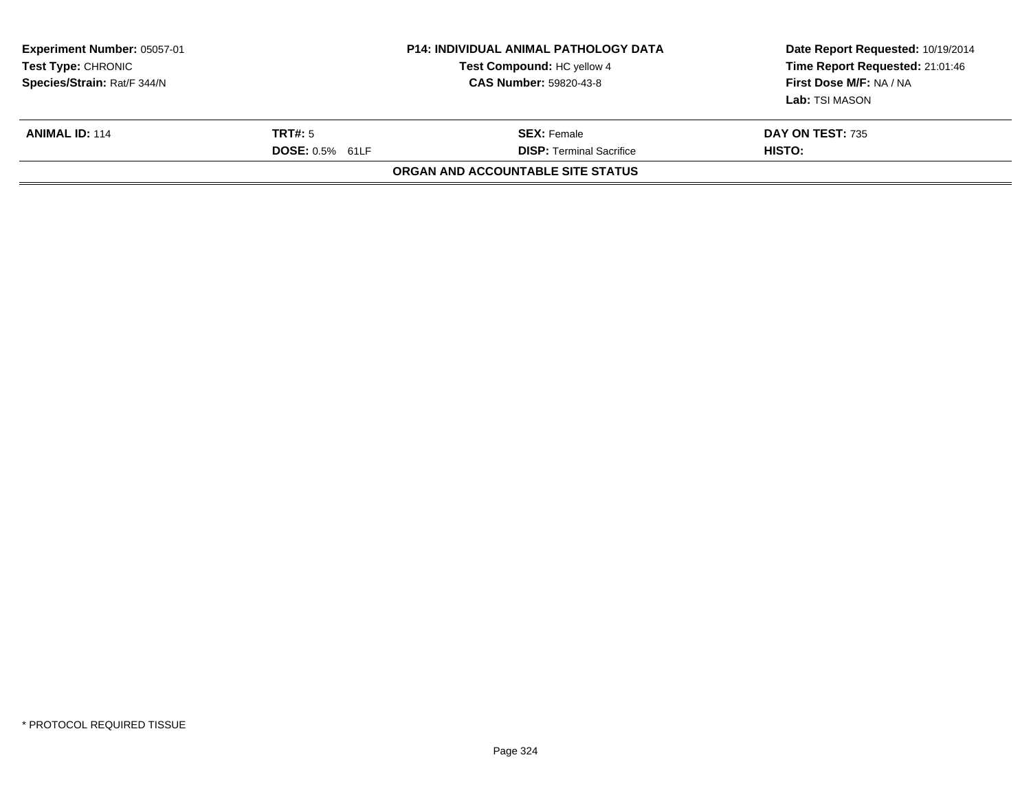**Experiment Number:** 05057-01
**Test Type:** CHRONIC
**Species/Strain:** Rat/F 344/N

**P14: INDIVIDUAL ANIMAL PATHOLOGY DATA**
**Test Compound:** HC yellow 4
**CAS Number:** 59820-43-8

**Date Report Requested:** 10/19/2014
**Time Report Requested:** 21:01:46
**First Dose M/F:** NA / NA
**Lab:** TSI MASON

| **ANIMAL ID:** 114 | **TRT#:** 5 | **SEX:** Female | **DAY ON TEST:** 735 |
|---|---|---|---|
| | **DOSE:** 0.5% 61LF | **DISP:** Terminal Sacrifice | **HISTO:** |

**ORGAN AND ACCOUNTABLE SITE STATUS**

* PROTOCOL REQUIRED TISSUE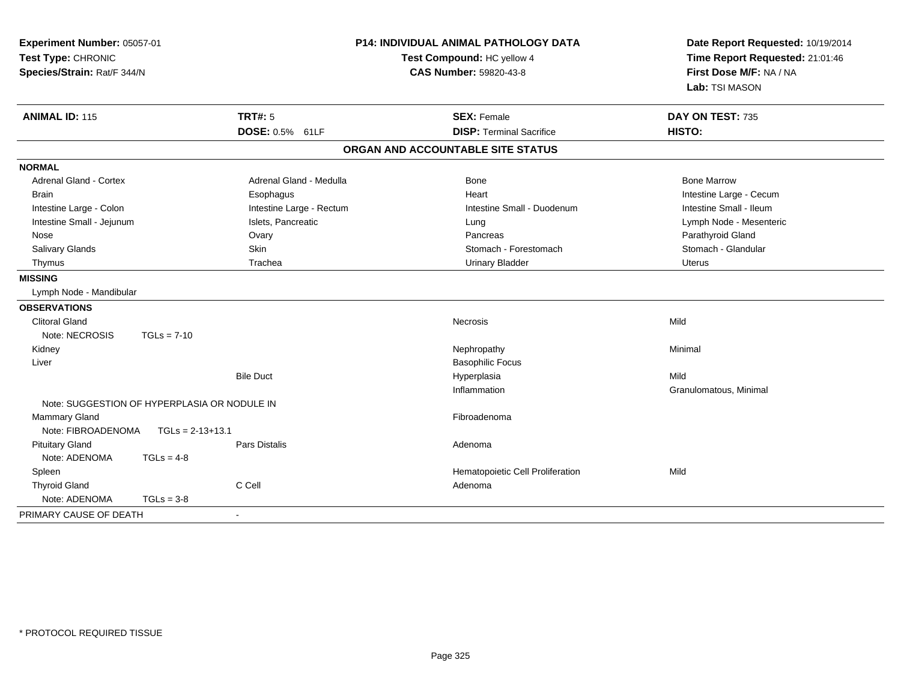**Experiment Number:** 05057-01
**Test Type:** CHRONIC
**Species/Strain:** Rat/F 344/N

**P14: INDIVIDUAL ANIMAL PATHOLOGY DATA**
**Test Compound:** HC yellow 4
**CAS Number:** 59820-43-8

**Date Report Requested:** 10/19/2014
**Time Report Requested:** 21:01:46
**First Dose M/F:** NA / NA
**Lab:** TSI MASON

| **ANIMAL ID:** 115 | **TRT#:** 5 | **SEX:** Female | **DAY ON TEST:** 735 |
|---|---|---|---|
| | **DOSE:** 0.5% 61LF | **DISP:** Terminal Sacrifice | **HISTO:** |

## ORGAN AND ACCOUNTABLE SITE STATUS

| | | | |
|---|---|---|---|
| **NORMAL** | | | |
| Adrenal Gland - Cortex | Adrenal Gland - Medulla | Bone | Bone Marrow |
| Brain | Esophagus | Heart | Intestine Large - Cecum |
| Intestine Large - Colon | Intestine Large - Rectum | Intestine Small - Duodenum | Intestine Small - Ileum |
| Intestine Small - Jejunum | Islets, Pancreatic | Lung | Lymph Node - Mesenteric |
| Nose | Ovary | Pancreas | Parathyroid Gland |
| Salivary Glands | Skin | Stomach - Forestomach | Stomach - Glandular |
| Thymus | Trachea | Urinary Bladder | Uterus |
| **MISSING** | | | |
| Lymph Node - Mandibular | | | |
| **OBSERVATIONS** | | | |
| Clitoral Gland | | Necrosis | Mild |
| Note: NECROSIS TGLs = 7-10 | | | |
| Kidney | | Nephropathy | Minimal |
| Liver | | Basophilic Focus | |
| | Bile Duct | Hyperplasia | Mild |
| | | Inflammation | Granulomatous, Minimal |
| Note: SUGGESTION OF HYPERPLASIA OR NODULE IN | | | |
| Mammary Gland | | Fibroadenoma | |
| Note: FIBROADENOMA TGLs = 2-13+13.1 | | | |
| Pituitary Gland | Pars Distalis | Adenoma | |
| Note: ADENOMA TGLs = 4-8 | | | |
| Spleen | | Hematopoietic Cell Proliferation | Mild |
| Thyroid Gland | C Cell | Adenoma | |
| Note: ADENOMA TGLs = 3-8 | | | |
| PRIMARY CAUSE OF DEATH | - | | |

* PROTOCOL REQUIRED TISSUE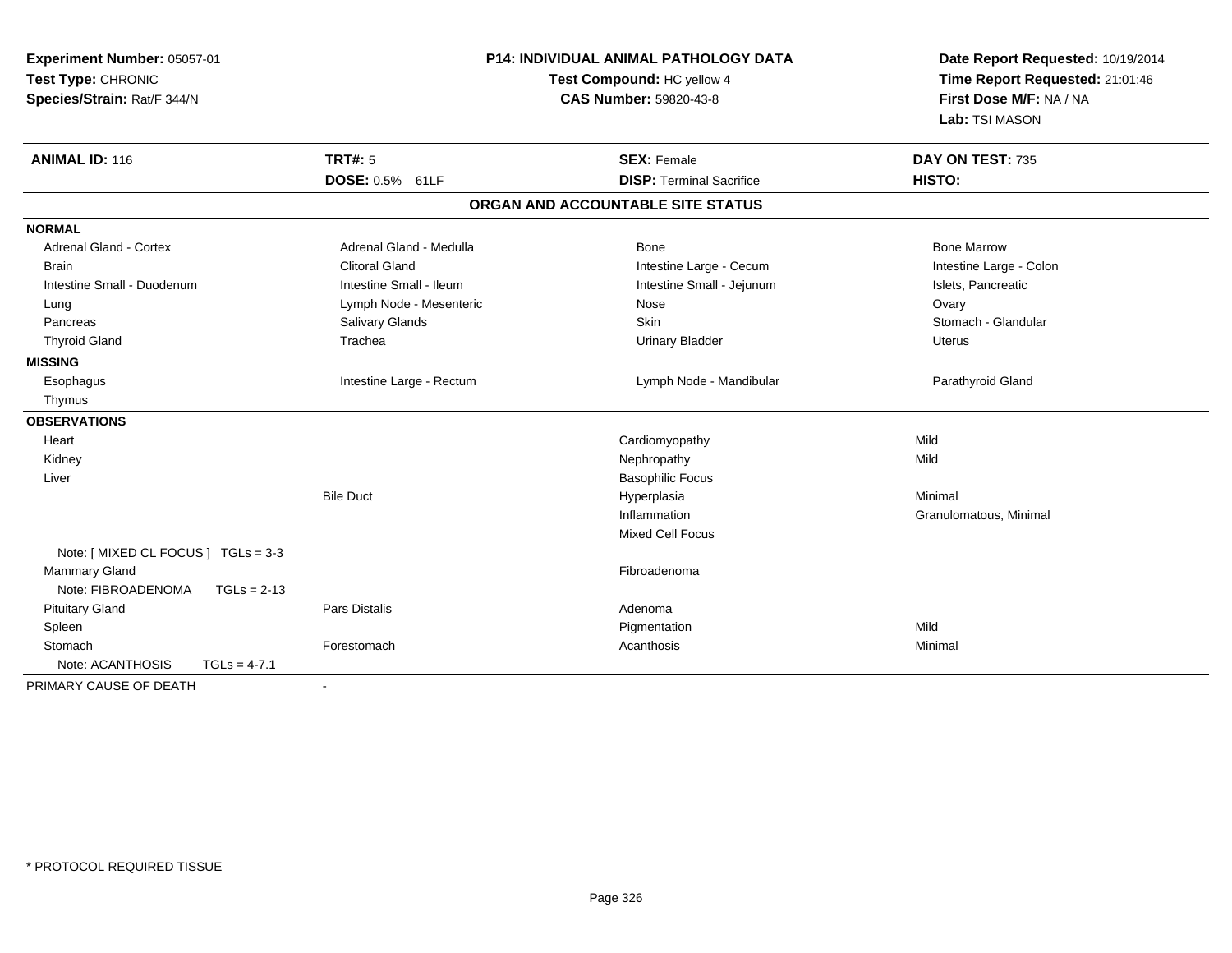**Experiment Number:** 05057-01
**Test Type:** CHRONIC
**Species/Strain:** Rat/F 344/N

**P14: INDIVIDUAL ANIMAL PATHOLOGY DATA**
**Test Compound:** HC yellow 4
**CAS Number:** 59820-43-8

**Date Report Requested:** 10/19/2014
**Time Report Requested:** 21:01:46
**First Dose M/F:** NA / NA
**Lab:** TSI MASON

| **ANIMAL ID:** 116 | **TRT#:** 5 | **SEX:** Female | **DAY ON TEST:** 735 |
|---|---|---|---|
| | **DOSE:** 0.5% 61LF | **DISP:** Terminal Sacrifice | **HISTO:** |

## ORGAN AND ACCOUNTABLE SITE STATUS

| | | | |
|---|---|---|---|
| **NORMAL** | | | |
| Adrenal Gland - Cortex | Adrenal Gland - Medulla | Bone | Bone Marrow |
| Brain | Clitoral Gland | Intestine Large - Cecum | Intestine Large - Colon |
| Intestine Small - Duodenum | Intestine Small - Ileum | Intestine Small - Jejunum | Islets, Pancreatic |
| Lung | Lymph Node - Mesenteric | Nose | Ovary |
| Pancreas | Salivary Glands | Skin | Stomach - Glandular |
| Thyroid Gland | Trachea | Urinary Bladder | Uterus |
| **MISSING** | | | |
| Esophagus | Intestine Large - Rectum | Lymph Node - Mandibular | Parathyroid Gland |
| Thymus | | | |
| **OBSERVATIONS** | | | |
| Heart | | Cardiomyopathy | Mild |
| Kidney | | Nephropathy | Mild |
| Liver | | Basophilic Focus | |
| | Bile Duct | Hyperplasia | Minimal |
| | | Inflammation | Granulomatous, Minimal |
| | | Mixed Cell Focus | |
| Note: [ MIXED CL FOCUS ] TGLs = 3-3 | | | |
| Mammary Gland | | Fibroadenoma | |
| Note: FIBROADENOMA TGLs = 2-13 | | | |
| Pituitary Gland | Pars Distalis | Adenoma | |
| Spleen | | Pigmentation | Mild |
| Stomach | Forestomach | Acanthosis | Minimal |
| Note: ACANTHOSIS TGLs = 4-7.1 | | | |
| PRIMARY CAUSE OF DEATH | - | | |

* PROTOCOL REQUIRED TISSUE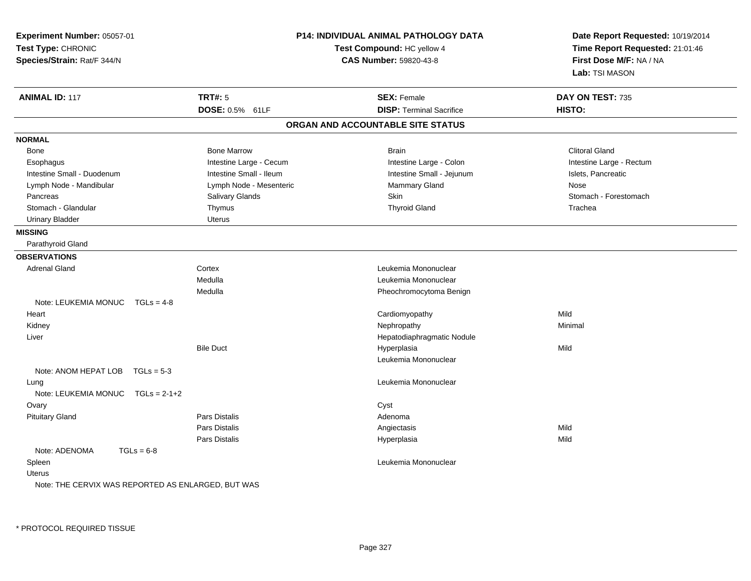**Experiment Number:** 05057-01
**Test Type:** CHRONIC
**Species/Strain:** Rat/F 344/N

**P14: INDIVIDUAL ANIMAL PATHOLOGY DATA**
**Test Compound:** HC yellow 4
**CAS Number:** 59820-43-8

**Date Report Requested:** 10/19/2014
**Time Report Requested:** 21:01:46
**First Dose M/F:** NA / NA
**Lab:** TSI MASON

| **ANIMAL ID:** 117 | **TRT#:** 5 | **SEX:** Female | **DAY ON TEST:** 735 |
|---|---|---|---|
| | **DOSE:** 0.5% 61LF | **DISP:** Terminal Sacrifice | **HISTO:** |

## ORGAN AND ACCOUNTABLE SITE STATUS

**NORMAL**

| | | | |
|---|---|---|---|
| Bone | Bone Marrow | Brain | Clitoral Gland |
| Esophagus | Intestine Large - Cecum | Intestine Large - Colon | Intestine Large - Rectum |
| Intestine Small - Duodenum | Intestine Small - Ileum | Intestine Small - Jejunum | Islets, Pancreatic |
| Lymph Node - Mandibular | Lymph Node - Mesenteric | Mammary Gland | Nose |
| Pancreas | Salivary Glands | Skin | Stomach - Forestomach |
| Stomach - Glandular | Thymus | Thyroid Gland | Trachea |
| Urinary Bladder | Uterus | | |

**MISSING**

Parathyroid Gland

**OBSERVATIONS**

| Organ | Site | Observation | Severity |
|---|---|---|---|
| Adrenal Gland | Cortex | Leukemia Mononuclear | |
| | Medulla | Leukemia Mononuclear | |
| | Medulla | Pheochromocytoma Benign | |
| Note: LEUKEMIA MONUC TGLs = 4-8 | | | |
| Heart | | Cardiomyopathy | Mild |
| Kidney | | Nephropathy | Minimal |
| Liver | | Hepatodiaphragmatic Nodule | |
| | Bile Duct | Hyperplasia | Mild |
| | | Leukemia Mononuclear | |
| Note: ANOM HEPAT LOB TGLs = 5-3 | | | |
| Lung | | Leukemia Mononuclear | |
| Note: LEUKEMIA MONUC TGLs = 2-1+2 | | | |
| Ovary | | Cyst | |
| Pituitary Gland | Pars Distalis | Adenoma | |
| | Pars Distalis | Angiectasis | Mild |
| | Pars Distalis | Hyperplasia | Mild |
| Note: ADENOMA TGLs = 6-8 | | | |
| Spleen | | Leukemia Mononuclear | |
| Uterus | | | |
| Note: THE CERVIX WAS REPORTED AS ENLARGED, BUT WAS | | | |

* PROTOCOL REQUIRED TISSUE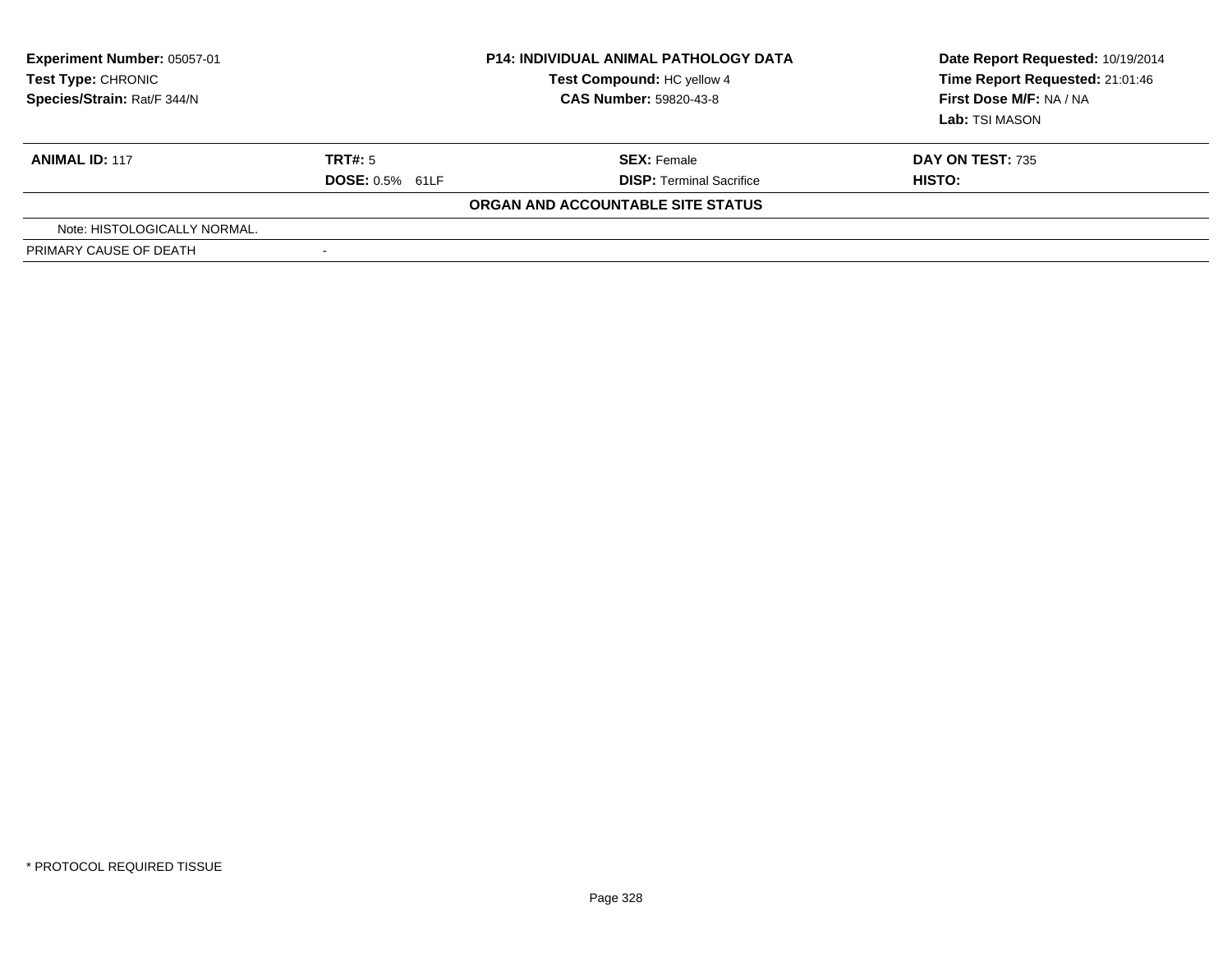| **Experiment Number:** 05057-01 | **P14: INDIVIDUAL ANIMAL PATHOLOGY DATA** | **Date Report Requested:** 10/19/2014 |
|---|---|---|
| **Test Type:** CHRONIC | **Test Compound:** HC yellow 4 | **Time Report Requested:** 21:01:46 |
| **Species/Strain:** Rat/F 344/N | **CAS Number:** 59820-43-8 | **First Dose M/F:** NA / NA |
| | | **Lab:** TSI MASON |

| **ANIMAL ID:** 117 | **TRT#:** 5 | **SEX:** Female | **DAY ON TEST:** 735 |
|---|---|---|---|
| | **DOSE:** 0.5% 61LF | **DISP:** Terminal Sacrifice | **HISTO:** |

**ORGAN AND ACCOUNTABLE SITE STATUS**

| | |
|---|---|
| Note: HISTOLOGICALLY NORMAL. | |
| PRIMARY CAUSE OF DEATH | - |

\* PROTOCOL REQUIRED TISSUE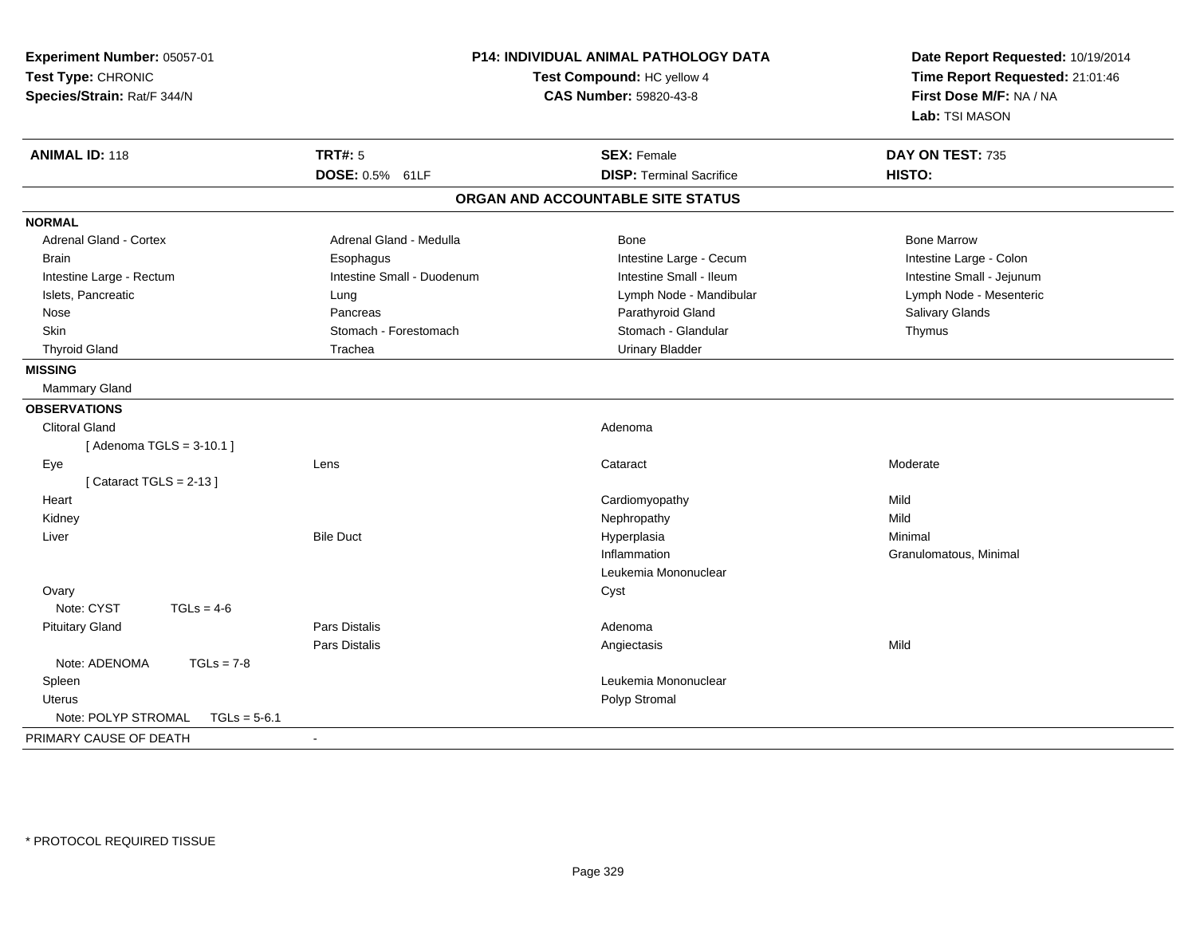**Experiment Number:** 05057-01
**Test Type:** CHRONIC
**Species/Strain:** Rat/F 344/N

**P14: INDIVIDUAL ANIMAL PATHOLOGY DATA**
**Test Compound:** HC yellow 4
**CAS Number:** 59820-43-8

**Date Report Requested:** 10/19/2014
**Time Report Requested:** 21:01:46
**First Dose M/F:** NA / NA
**Lab:** TSI MASON

| **ANIMAL ID:** 118 | **TRT#:** 5 | **SEX:** Female | **DAY ON TEST:** 735 |
|---|---|---|---|
| | **DOSE:** 0.5% 61LF | **DISP:** Terminal Sacrifice | **HISTO:** |

## ORGAN AND ACCOUNTABLE SITE STATUS

**NORMAL**

| | | | |
|---|---|---|---|
| Adrenal Gland - Cortex | Adrenal Gland - Medulla | Bone | Bone Marrow |
| Brain | Esophagus | Intestine Large - Cecum | Intestine Large - Colon |
| Intestine Large - Rectum | Intestine Small - Duodenum | Intestine Small - Ileum | Intestine Small - Jejunum |
| Islets, Pancreatic | Lung | Lymph Node - Mandibular | Lymph Node - Mesenteric |
| Nose | Pancreas | Parathyroid Gland | Salivary Glands |
| Skin | Stomach - Forestomach | Stomach - Glandular | Thymus |
| Thyroid Gland | Trachea | Urinary Bladder | |

**MISSING**

Mammary Gland

**OBSERVATIONS**

| | | | |
|---|---|---|---|
| Clitoral Gland | | Adenoma | |
| [ Adenoma TGLS = 3-10.1 ] | | | |
| Eye | Lens | Cataract | Moderate |
| [ Cataract TGLS = 2-13 ] | | | |
| Heart | | Cardiomyopathy | Mild |
| Kidney | | Nephropathy | Mild |
| Liver | Bile Duct | Hyperplasia | Minimal |
| | | Inflammation | Granulomatous, Minimal |
| | | Leukemia Mononuclear | |
| Ovary | | Cyst | |
| Note: CYST TGLs = 4-6 | | | |
| Pituitary Gland | Pars Distalis | Adenoma | |
| | Pars Distalis | Angiectasis | Mild |
| Note: ADENOMA TGLs = 7-8 | | | |
| Spleen | | Leukemia Mononuclear | |
| Uterus | | Polyp Stromal | |
| Note: POLYP STROMAL TGLs = 5-6.1 | | | |

PRIMARY CAUSE OF DEATH -

* PROTOCOL REQUIRED TISSUE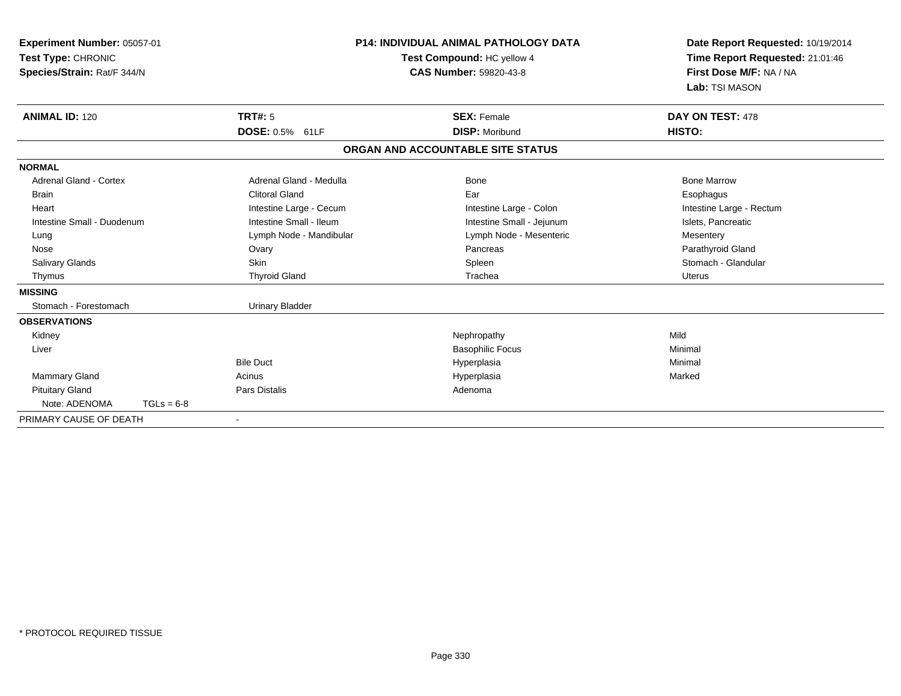**Experiment Number:** 05057-01
**Test Type:** CHRONIC
**Species/Strain:** Rat/F 344/N

**P14: INDIVIDUAL ANIMAL PATHOLOGY DATA**
**Test Compound:** HC yellow 4
**CAS Number:** 59820-43-8

**Date Report Requested:** 10/19/2014
**Time Report Requested:** 21:01:46
**First Dose M/F:** NA / NA
**Lab:** TSI MASON

| **ANIMAL ID:** 120 | **TRT#:** 5 | **SEX:** Female | **DAY ON TEST:** 478 |
|---|---|---|---|
| | **DOSE:** 0.5% 61LF | **DISP:** Moribund | **HISTO:** |

**ORGAN AND ACCOUNTABLE SITE STATUS**

| | | | |
|---|---|---|---|
| **NORMAL** | | | |
| Adrenal Gland - Cortex | Adrenal Gland - Medulla | Bone | Bone Marrow |
| Brain | Clitoral Gland | Ear | Esophagus |
| Heart | Intestine Large - Cecum | Intestine Large - Colon | Intestine Large - Rectum |
| Intestine Small - Duodenum | Intestine Small - Ileum | Intestine Small - Jejunum | Islets, Pancreatic |
| Lung | Lymph Node - Mandibular | Lymph Node - Mesenteric | Mesentery |
| Nose | Ovary | Pancreas | Parathyroid Gland |
| Salivary Glands | Skin | Spleen | Stomach - Glandular |
| Thymus | Thyroid Gland | Trachea | Uterus |
| **MISSING** | | | |
| Stomach - Forestomach | Urinary Bladder | | |
| **OBSERVATIONS** | | | |
| Kidney | | Nephropathy | Mild |
| Liver | | Basophilic Focus | Minimal |
| | Bile Duct | Hyperplasia | Minimal |
| Mammary Gland | Acinus | Hyperplasia | Marked |
| Pituitary Gland | Pars Distalis | Adenoma | |
| Note: ADENOMA TGLs = 6-8 | | | |
| PRIMARY CAUSE OF DEATH | - | | |

\* PROTOCOL REQUIRED TISSUE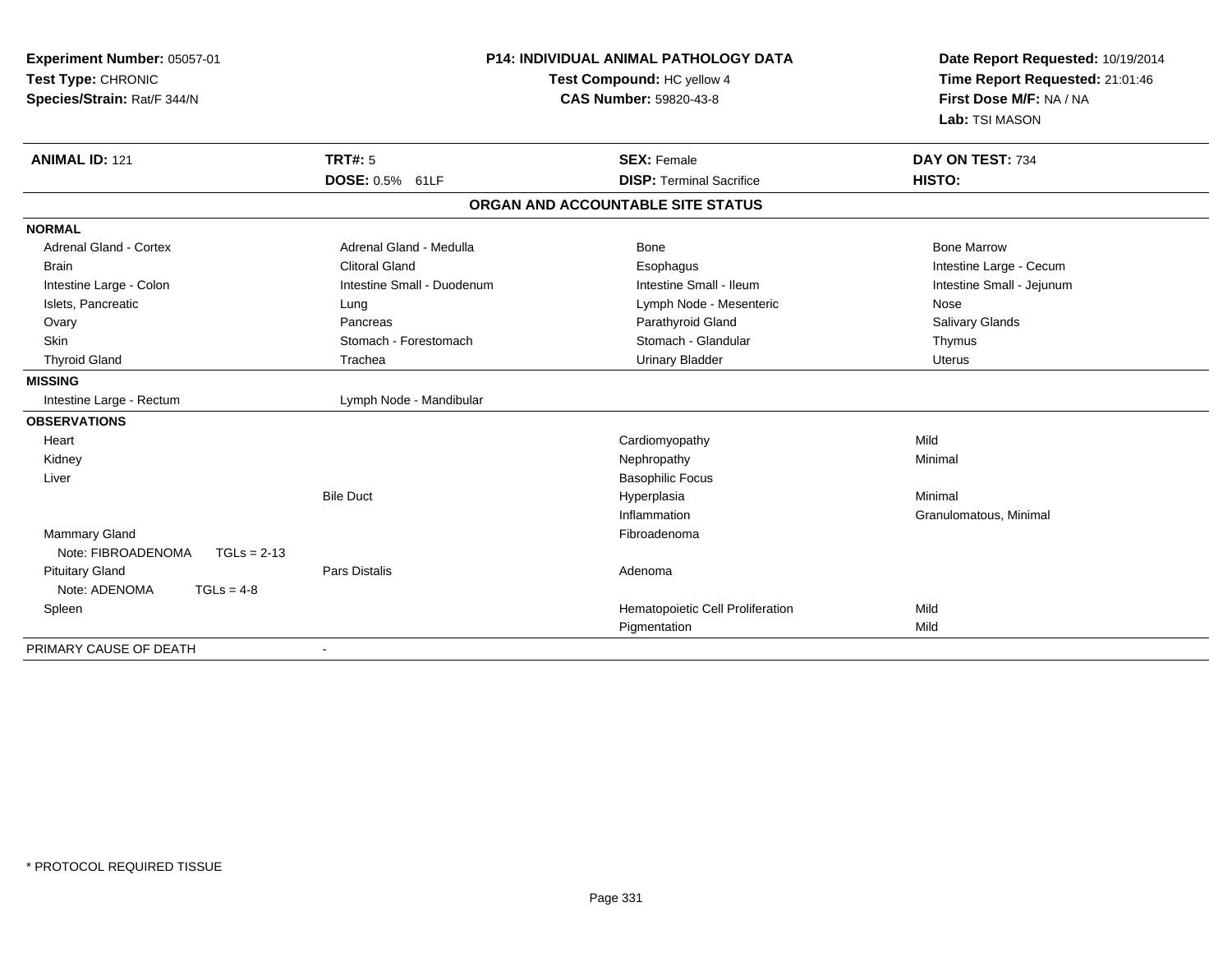**Experiment Number:** 05057-01
**Test Type:** CHRONIC
**Species/Strain:** Rat/F 344/N

**P14: INDIVIDUAL ANIMAL PATHOLOGY DATA**
**Test Compound:** HC yellow 4
**CAS Number:** 59820-43-8

**Date Report Requested:** 10/19/2014
**Time Report Requested:** 21:01:46
**First Dose M/F:** NA / NA
**Lab:** TSI MASON

| **ANIMAL ID:** 121 | **TRT#:** 5 | **SEX:** Female | **DAY ON TEST:** 734 |
|---|---|---|---|
| | **DOSE:** 0.5% 61LF | **DISP:** Terminal Sacrifice | **HISTO:** |

### ORGAN AND ACCOUNTABLE SITE STATUS

| | | | |
|---|---|---|---|
| **NORMAL** | | | |
| Adrenal Gland - Cortex | Adrenal Gland - Medulla | Bone | Bone Marrow |
| Brain | Clitoral Gland | Esophagus | Intestine Large - Cecum |
| Intestine Large - Colon | Intestine Small - Duodenum | Intestine Small - Ileum | Intestine Small - Jejunum |
| Islets, Pancreatic | Lung | Lymph Node - Mesenteric | Nose |
| Ovary | Pancreas | Parathyroid Gland | Salivary Glands |
| Skin | Stomach - Forestomach | Stomach - Glandular | Thymus |
| Thyroid Gland | Trachea | Urinary Bladder | Uterus |
| **MISSING** | | | |
| Intestine Large - Rectum | Lymph Node - Mandibular | | |
| **OBSERVATIONS** | | | |
| Heart | | Cardiomyopathy | Mild |
| Kidney | | Nephropathy | Minimal |
| Liver | | Basophilic Focus | |
| | Bile Duct | Hyperplasia | Minimal |
| | | Inflammation | Granulomatous, Minimal |
| Mammary Gland | | Fibroadenoma | |
| Note: FIBROADENOMA TGLs = 2-13 | | | |
| Pituitary Gland | Pars Distalis | Adenoma | |
| Note: ADENOMA TGLs = 4-8 | | | |
| Spleen | | Hematopoietic Cell Proliferation | Mild |
| | | Pigmentation | Mild |
| PRIMARY CAUSE OF DEATH | - | | |

* PROTOCOL REQUIRED TISSUE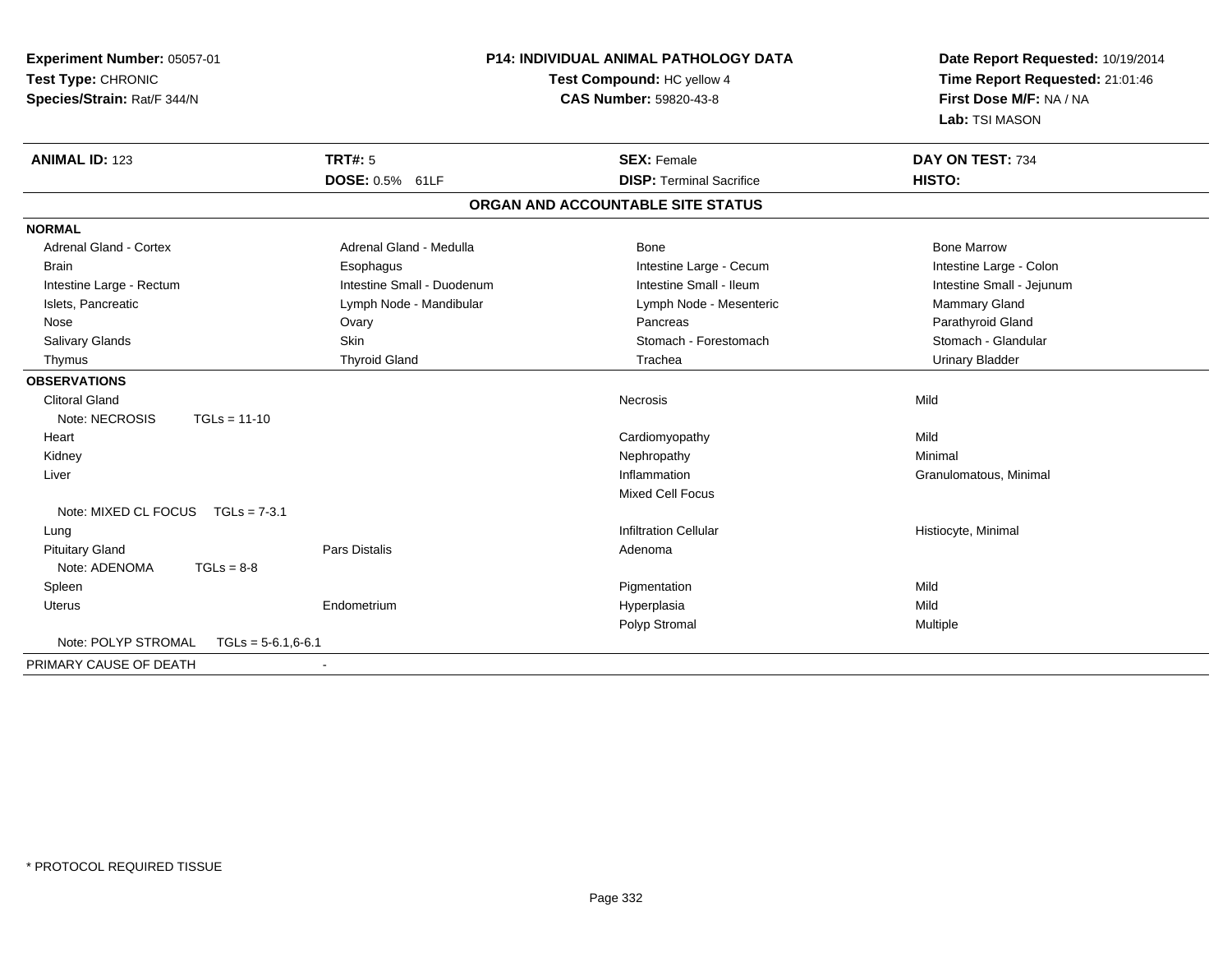**Experiment Number:** 05057-01
**Test Type:** CHRONIC
**Species/Strain:** Rat/F 344/N

**P14: INDIVIDUAL ANIMAL PATHOLOGY DATA**
**Test Compound:** HC yellow 4
**CAS Number:** 59820-43-8

**Date Report Requested:** 10/19/2014
**Time Report Requested:** 21:01:46
**First Dose M/F:** NA / NA
**Lab:** TSI MASON

| **ANIMAL ID:** 123 | **TRT#:** 5 | **SEX:** Female | **DAY ON TEST:** 734 |
|---|---|---|---|
| | **DOSE:** 0.5% 61LF | **DISP:** Terminal Sacrifice | **HISTO:** |

## ORGAN AND ACCOUNTABLE SITE STATUS

**NORMAL**

| | | | |
|---|---|---|---|
| Adrenal Gland - Cortex | Adrenal Gland - Medulla | Bone | Bone Marrow |
| Brain | Esophagus | Intestine Large - Cecum | Intestine Large - Colon |
| Intestine Large - Rectum | Intestine Small - Duodenum | Intestine Small - Ileum | Intestine Small - Jejunum |
| Islets, Pancreatic | Lymph Node - Mandibular | Lymph Node - Mesenteric | Mammary Gland |
| Nose | Ovary | Pancreas | Parathyroid Gland |
| Salivary Glands | Skin | Stomach - Forestomach | Stomach - Glandular |
| Thymus | Thyroid Gland | Trachea | Urinary Bladder |

**OBSERVATIONS**

| | | | |
|---|---|---|---|
| Clitoral Gland | | Necrosis | Mild |
| Note: NECROSIS TGLs = 11-10 | | | |
| Heart | | Cardiomyopathy | Mild |
| Kidney | | Nephropathy | Minimal |
| Liver | | Inflammation | Granulomatous, Minimal |
| | | Mixed Cell Focus | |
| Note: MIXED CL FOCUS TGLs = 7-3.1 | | | |
| Lung | | Infiltration Cellular | Histiocyte, Minimal |
| Pituitary Gland | Pars Distalis | Adenoma | |
| Note: ADENOMA TGLs = 8-8 | | | |
| Spleen | | Pigmentation | Mild |
| Uterus | Endometrium | Hyperplasia | Mild |
| | | Polyp Stromal | Multiple |
| Note: POLYP STROMAL TGLs = 5-6.1,6-6.1 | | | |

PRIMARY CAUSE OF DEATH -

* PROTOCOL REQUIRED TISSUE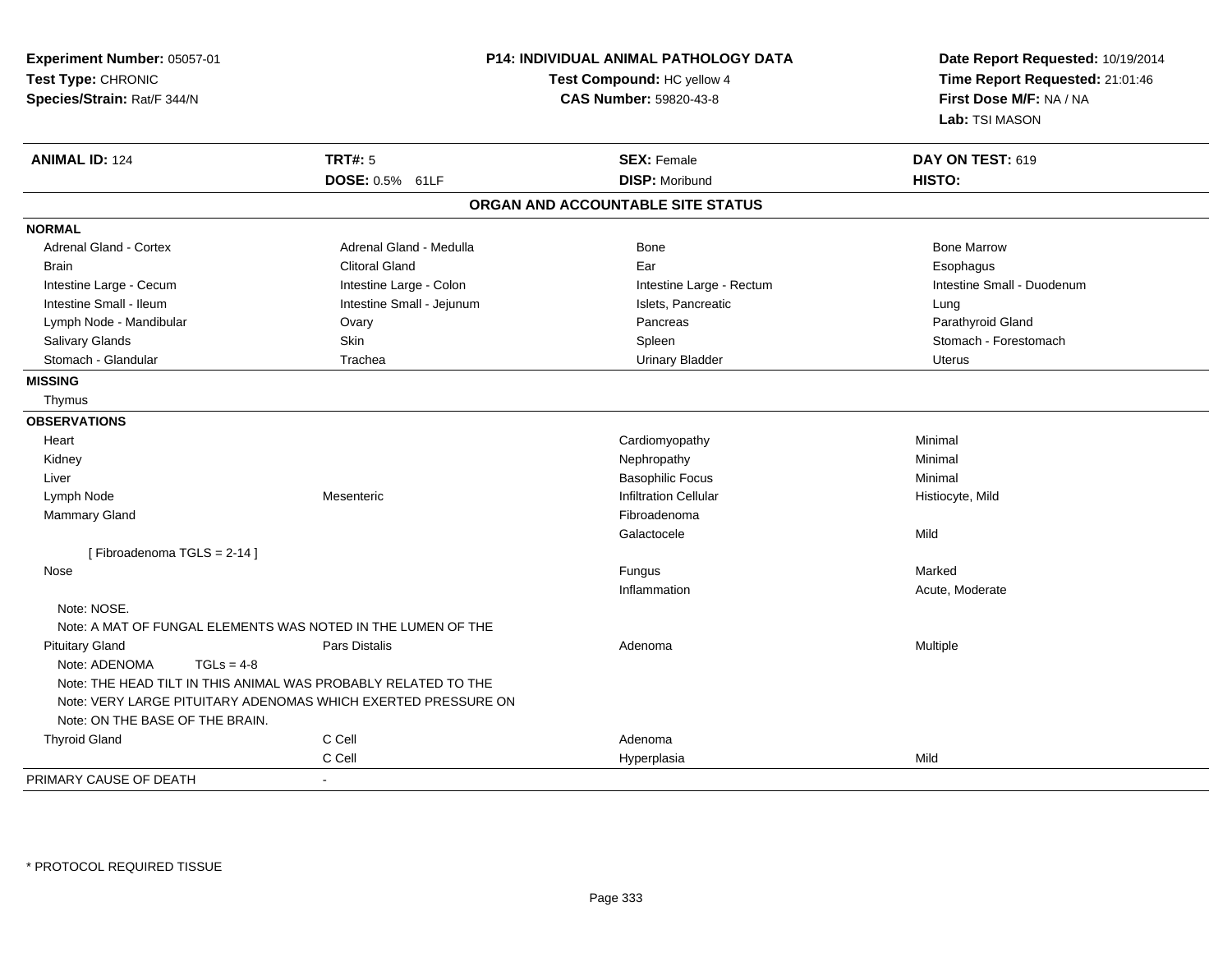**Experiment Number:** 05057-01
**Test Type:** CHRONIC
**Species/Strain:** Rat/F 344/N

**P14: INDIVIDUAL ANIMAL PATHOLOGY DATA**
**Test Compound:** HC yellow 4
**CAS Number:** 59820-43-8

**Date Report Requested:** 10/19/2014
**Time Report Requested:** 21:01:46
**First Dose M/F:** NA / NA
**Lab:** TSI MASON

| **ANIMAL ID:** 124 | **TRT#:** 5 | **SEX:** Female | **DAY ON TEST:** 619 |
|---|---|---|---|
| | **DOSE:** 0.5% 61LF | **DISP:** Moribund | **HISTO:** |

## ORGAN AND ACCOUNTABLE SITE STATUS

| | | | |
|---|---|---|---|
| **NORMAL** | | | |
| Adrenal Gland - Cortex | Adrenal Gland - Medulla | Bone | Bone Marrow |
| Brain | Clitoral Gland | Ear | Esophagus |
| Intestine Large - Cecum | Intestine Large - Colon | Intestine Large - Rectum | Intestine Small - Duodenum |
| Intestine Small - Ileum | Intestine Small - Jejunum | Islets, Pancreatic | Lung |
| Lymph Node - Mandibular | Ovary | Pancreas | Parathyroid Gland |
| Salivary Glands | Skin | Spleen | Stomach - Forestomach |
| Stomach - Glandular | Trachea | Urinary Bladder | Uterus |
| **MISSING** | | | |
| Thymus | | | |
| **OBSERVATIONS** | | | |
| Heart | | Cardiomyopathy | Minimal |
| Kidney | | Nephropathy | Minimal |
| Liver | | Basophilic Focus | Minimal |
| Lymph Node | Mesenteric | Infiltration Cellular | Histiocyte, Mild |
| Mammary Gland | | Fibroadenoma | |
| | | Galactocele | Mild |
| [ Fibroadenoma TGLS = 2-14 ] | | | |
| Nose | | Fungus | Marked |
| | | Inflammation | Acute, Moderate |
| Note: NOSE. | | | |
| Note: A MAT OF FUNGAL ELEMENTS WAS NOTED IN THE LUMEN OF THE | | | |
| Pituitary Gland | Pars Distalis | Adenoma | Multiple |
| Note: ADENOMA TGLs = 4-8 | | | |
| Note: THE HEAD TILT IN THIS ANIMAL WAS PROBABLY RELATED TO THE | | | |
| Note: VERY LARGE PITUITARY ADENOMAS WHICH EXERTED PRESSURE ON | | | |
| Note: ON THE BASE OF THE BRAIN. | | | |
| Thyroid Gland | C Cell | Adenoma | |
| | C Cell | Hyperplasia | Mild |
| PRIMARY CAUSE OF DEATH | - | | |

* PROTOCOL REQUIRED TISSUE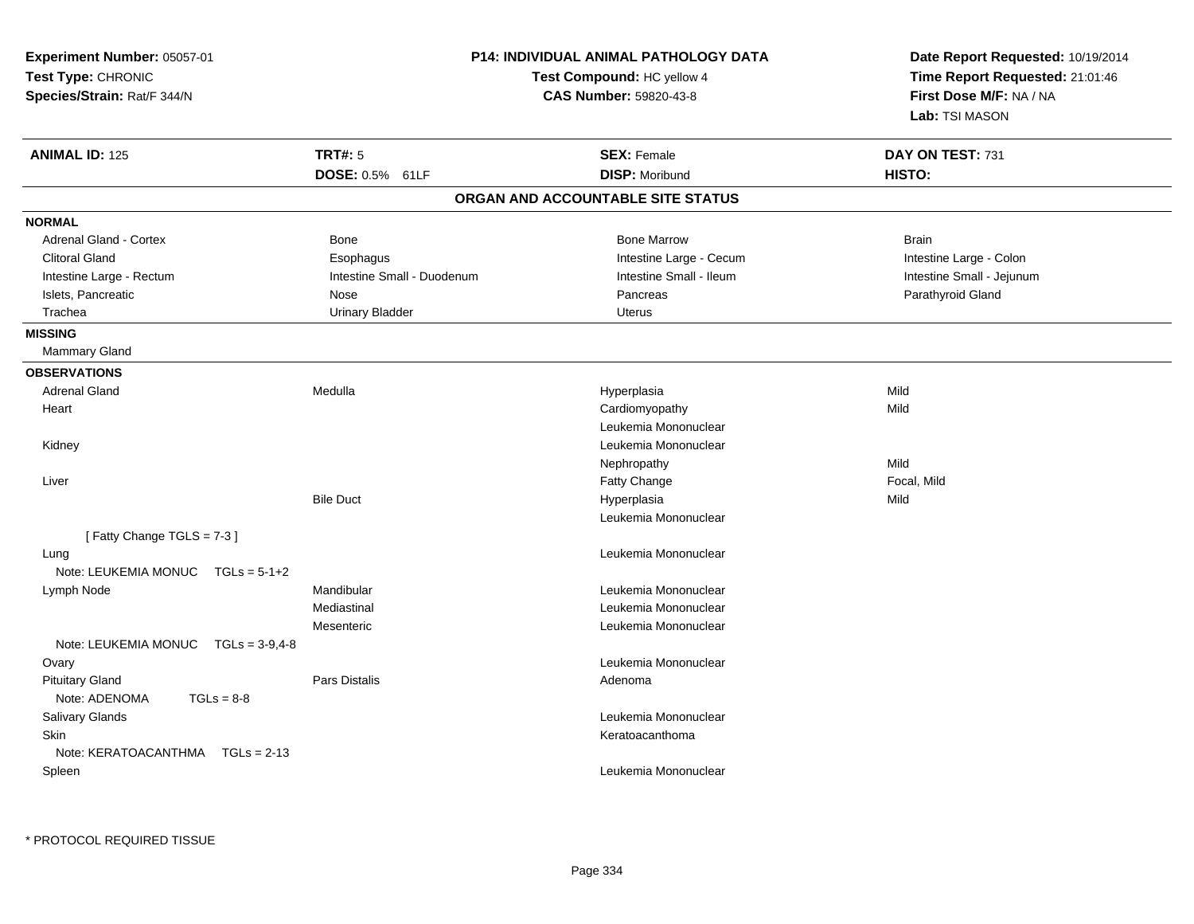**Experiment Number:** 05057-01
**Test Type:** CHRONIC
**Species/Strain:** Rat/F 344/N

**P14: INDIVIDUAL ANIMAL PATHOLOGY DATA**
**Test Compound:** HC yellow 4
**CAS Number:** 59820-43-8

**Date Report Requested:** 10/19/2014
**Time Report Requested:** 21:01:46
**First Dose M/F:** NA / NA
**Lab:** TSI MASON

| **ANIMAL ID:** 125 | **TRT#:** 5 | **SEX:** Female | **DAY ON TEST:** 731 |
|---|---|---|---|
| | **DOSE:** 0.5% 61LF | **DISP:** Moribund | **HISTO:** |

## ORGAN AND ACCOUNTABLE SITE STATUS

**NORMAL**

| | | | |
|---|---|---|---|
| Adrenal Gland - Cortex | Bone | Bone Marrow | Brain |
| Clitoral Gland | Esophagus | Intestine Large - Cecum | Intestine Large - Colon |
| Intestine Large - Rectum | Intestine Small - Duodenum | Intestine Small - Ileum | Intestine Small - Jejunum |
| Islets, Pancreatic | Nose | Pancreas | Parathyroid Gland |
| Trachea | Urinary Bladder | Uterus | |

**MISSING**

Mammary Gland

**OBSERVATIONS**

| | | | |
|---|---|---|---|
| Adrenal Gland | Medulla | Hyperplasia | Mild |
| Heart | | Cardiomyopathy | Mild |
| | | Leukemia Mononuclear | |
| Kidney | | Leukemia Mononuclear | |
| | | Nephropathy | Mild |
| Liver | | Fatty Change | Focal, Mild |
| | Bile Duct | Hyperplasia | Mild |
| | | Leukemia Mononuclear | |
| [ Fatty Change TGLS = 7-3 ] | | | |
| Lung | | Leukemia Mononuclear | |
| Note: LEUKEMIA MONUC TGLs = 5-1+2 | | | |
| Lymph Node | Mandibular | Leukemia Mononuclear | |
| | Mediastinal | Leukemia Mononuclear | |
| | Mesenteric | Leukemia Mononuclear | |
| Note: LEUKEMIA MONUC TGLs = 3-9,4-8 | | | |
| Ovary | | Leukemia Mononuclear | |
| Pituitary Gland | Pars Distalis | Adenoma | |
| Note: ADENOMA TGLs = 8-8 | | | |
| Salivary Glands | | Leukemia Mononuclear | |
| Skin | | Keratoacanthoma | |
| Note: KERATOACANTHMA TGLs = 2-13 | | | |
| Spleen | | Leukemia Mononuclear | |

* PROTOCOL REQUIRED TISSUE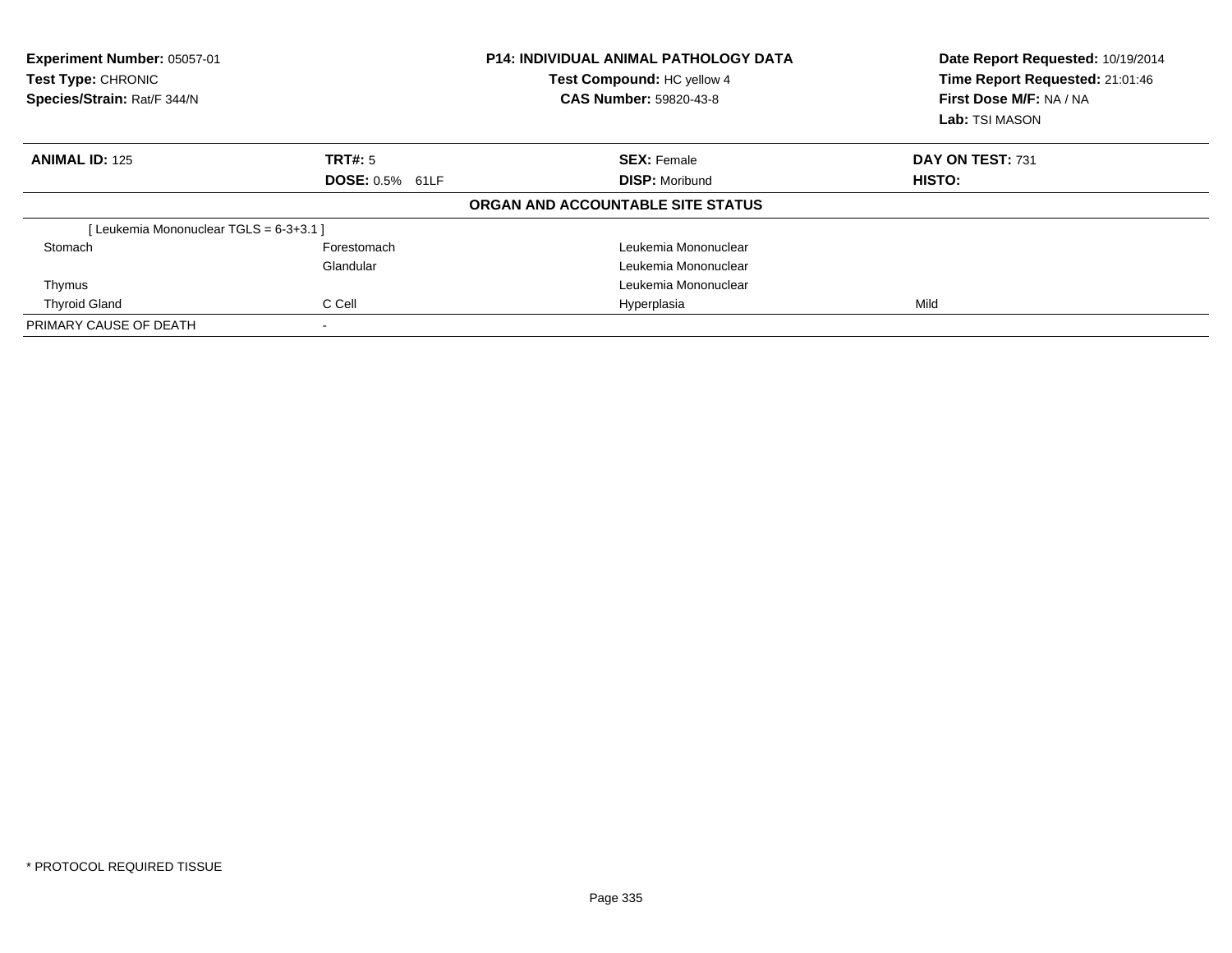**Experiment Number:** 05057-01
**Test Type:** CHRONIC
**Species/Strain:** Rat/F 344/N

**P14: INDIVIDUAL ANIMAL PATHOLOGY DATA**
**Test Compound:** HC yellow 4
**CAS Number:** 59820-43-8

**Date Report Requested:** 10/19/2014
**Time Report Requested:** 21:01:46
**First Dose M/F:** NA / NA
**Lab:** TSI MASON

| **ANIMAL ID:** 125 | **TRT#:** 5 | **SEX:** Female | **DAY ON TEST:** 731 |
|---|---|---|---|
| | **DOSE:** 0.5% 61LF | **DISP:** Moribund | **HISTO:** |

**ORGAN AND ACCOUNTABLE SITE STATUS**

| | | | |
|---|---|---|---|
| [ Leukemia Mononuclear TGLS = 6-3+3.1 ] | | | |
| Stomach | Forestomach | Leukemia Mononuclear | |
| | Glandular | Leukemia Mononuclear | |
| Thymus | | Leukemia Mononuclear | |
| Thyroid Gland | C Cell | Hyperplasia | Mild |
| PRIMARY CAUSE OF DEATH | - | | |

* PROTOCOL REQUIRED TISSUE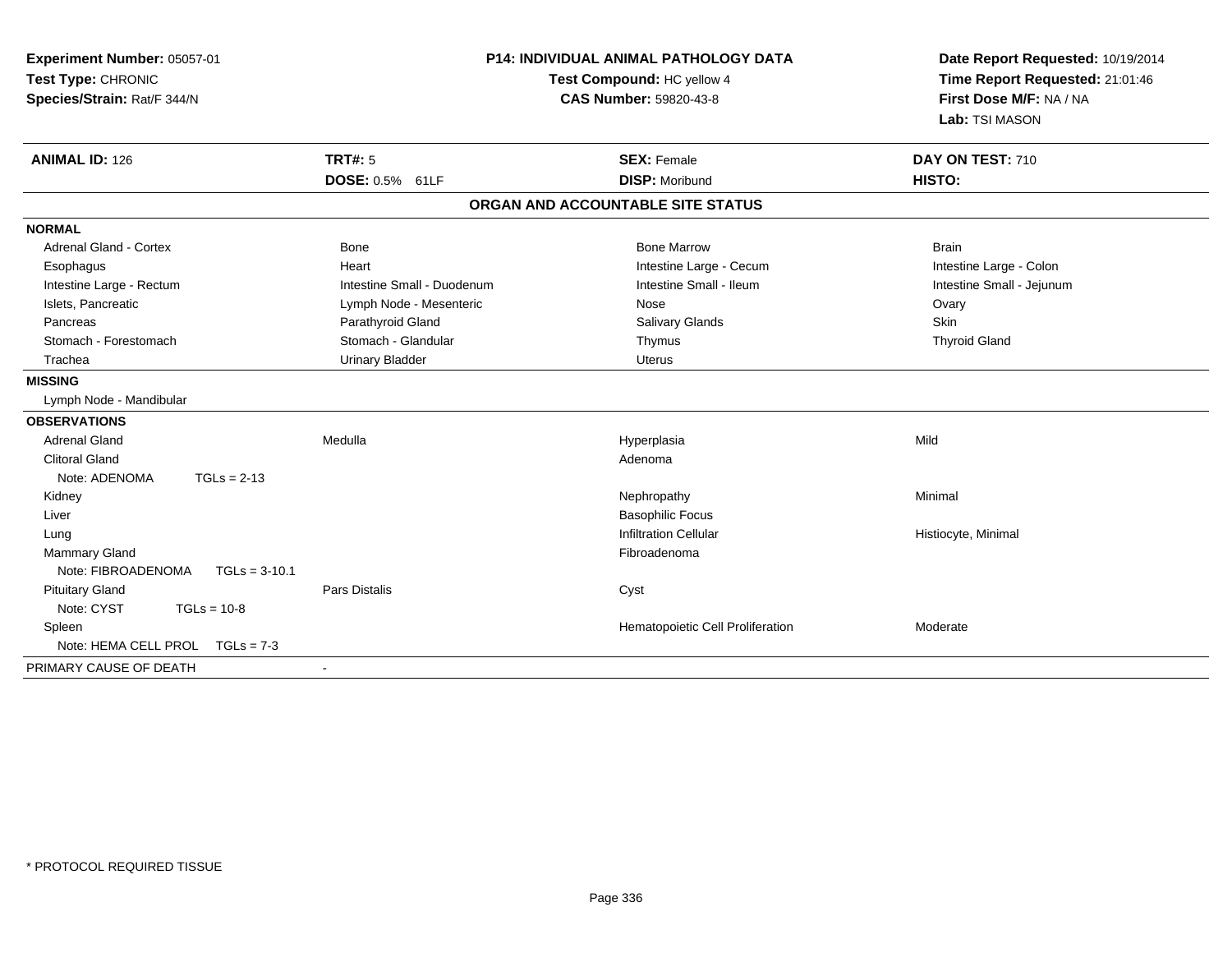**Experiment Number:** 05057-01
**Test Type:** CHRONIC
**Species/Strain:** Rat/F 344/N

**P14: INDIVIDUAL ANIMAL PATHOLOGY DATA**
**Test Compound:** HC yellow 4
**CAS Number:** 59820-43-8

**Date Report Requested:** 10/19/2014
**Time Report Requested:** 21:01:46
**First Dose M/F:** NA / NA
**Lab:** TSI MASON

| **ANIMAL ID:** 126 | **TRT#:** 5 | **SEX:** Female | **DAY ON TEST:** 710 |
|---|---|---|---|
| | **DOSE:** 0.5% 61LF | **DISP:** Moribund | **HISTO:** |

## ORGAN AND ACCOUNTABLE SITE STATUS

| | | | |
|---|---|---|---|
| **NORMAL** | | | |
| Adrenal Gland - Cortex | Bone | Bone Marrow | Brain |
| Esophagus | Heart | Intestine Large - Cecum | Intestine Large - Colon |
| Intestine Large - Rectum | Intestine Small - Duodenum | Intestine Small - Ileum | Intestine Small - Jejunum |
| Islets, Pancreatic | Lymph Node - Mesenteric | Nose | Ovary |
| Pancreas | Parathyroid Gland | Salivary Glands | Skin |
| Stomach - Forestomach | Stomach - Glandular | Thymus | Thyroid Gland |
| Trachea | Urinary Bladder | Uterus | |
| **MISSING** | | | |
| Lymph Node - Mandibular | | | |
| **OBSERVATIONS** | | | |
| Adrenal Gland | Medulla | Hyperplasia | Mild |
| Clitoral Gland | | Adenoma | |
| Note: ADENOMA TGLs = 2-13 | | | |
| Kidney | | Nephropathy | Minimal |
| Liver | | Basophilic Focus | |
| Lung | | Infiltration Cellular | Histiocyte, Minimal |
| Mammary Gland | | Fibroadenoma | |
| Note: FIBROADENOMA TGLs = 3-10.1 | | | |
| Pituitary Gland | Pars Distalis | Cyst | |
| Note: CYST TGLs = 10-8 | | | |
| Spleen | | Hematopoietic Cell Proliferation | Moderate |
| Note: HEMA CELL PROL TGLs = 7-3 | | | |
| PRIMARY CAUSE OF DEATH | - | | |

* PROTOCOL REQUIRED TISSUE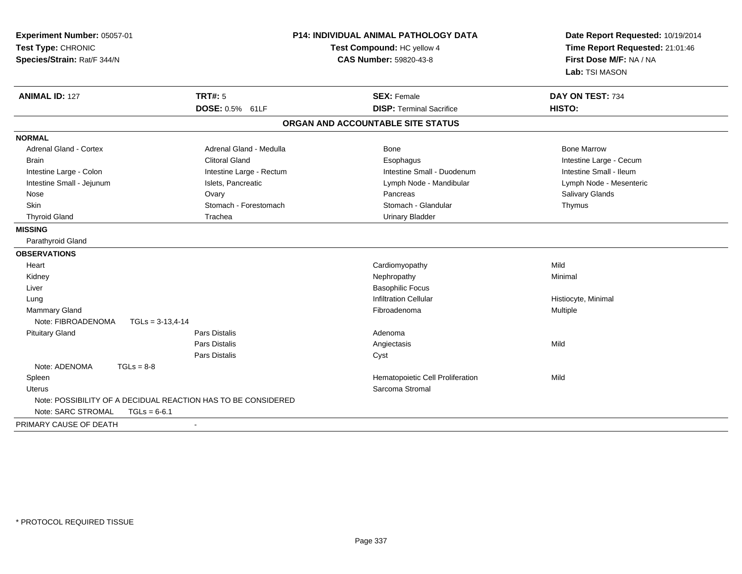**Experiment Number:** 05057-01
**Test Type:** CHRONIC
**Species/Strain:** Rat/F 344/N

**P14: INDIVIDUAL ANIMAL PATHOLOGY DATA**
**Test Compound:** HC yellow 4
**CAS Number:** 59820-43-8

**Date Report Requested:** 10/19/2014
**Time Report Requested:** 21:01:46
**First Dose M/F:** NA / NA
**Lab:** TSI MASON

| **ANIMAL ID:** 127 | **TRT#:** 5 | **SEX:** Female | **DAY ON TEST:** 734 |
|---|---|---|---|
| | **DOSE:** 0.5% 61LF | **DISP:** Terminal Sacrifice | **HISTO:** |

## ORGAN AND ACCOUNTABLE SITE STATUS

**NORMAL**

| | | | |
|---|---|---|---|
| Adrenal Gland - Cortex | Adrenal Gland - Medulla | Bone | Bone Marrow |
| Brain | Clitoral Gland | Esophagus | Intestine Large - Cecum |
| Intestine Large - Colon | Intestine Large - Rectum | Intestine Small - Duodenum | Intestine Small - Ileum |
| Intestine Small - Jejunum | Islets, Pancreatic | Lymph Node - Mandibular | Lymph Node - Mesenteric |
| Nose | Ovary | Pancreas | Salivary Glands |
| Skin | Stomach - Forestomach | Stomach - Glandular | Thymus |
| Thyroid Gland | Trachea | Urinary Bladder | |

**MISSING**

Parathyroid Gland

**OBSERVATIONS**

| | | | |
|---|---|---|---|
| Heart | | Cardiomyopathy | Mild |
| Kidney | | Nephropathy | Minimal |
| Liver | | Basophilic Focus | |
| Lung | | Infiltration Cellular | Histiocyte, Minimal |
| Mammary Gland | | Fibroadenoma | Multiple |
| Note: FIBROADENOMA TGLs = 3-13,4-14 | | | |
| Pituitary Gland | Pars Distalis | Adenoma | |
| | Pars Distalis | Angiectasis | Mild |
| | Pars Distalis | Cyst | |
| Note: ADENOMA TGLs = 8-8 | | | |
| Spleen | | Hematopoietic Cell Proliferation | Mild |
| Uterus | | Sarcoma Stromal | |
| Note: POSSIBILITY OF A DECIDUAL REACTION HAS TO BE CONSIDERED | | | |
| Note: SARC STROMAL TGLs = 6-6.1 | | | |

PRIMARY CAUSE OF DEATH -

* PROTOCOL REQUIRED TISSUE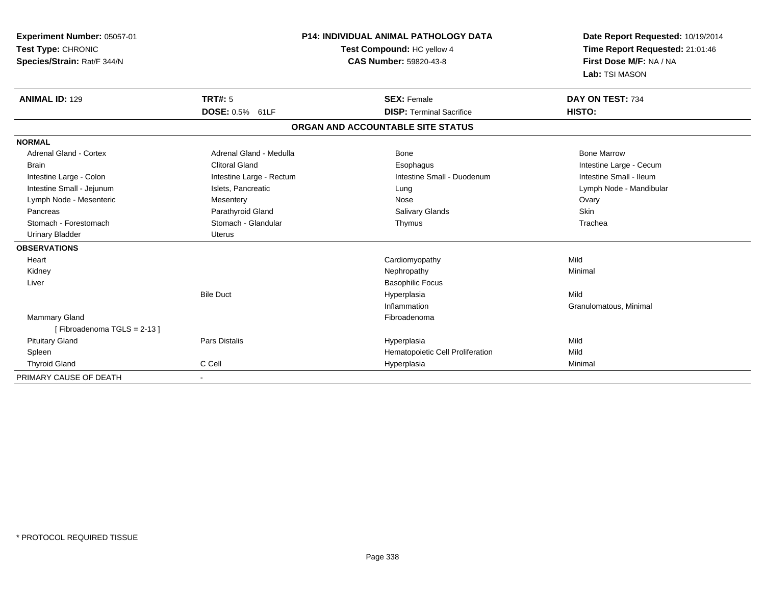**Experiment Number:** 05057-01
**Test Type:** CHRONIC
**Species/Strain:** Rat/F 344/N

**P14: INDIVIDUAL ANIMAL PATHOLOGY DATA**
**Test Compound:** HC yellow 4
**CAS Number:** 59820-43-8

**Date Report Requested:** 10/19/2014
**Time Report Requested:** 21:01:46
**First Dose M/F:** NA / NA
**Lab:** TSI MASON

| **ANIMAL ID:** 129 | **TRT#:** 5 | **SEX:** Female | **DAY ON TEST:** 734 |
|---|---|---|---|
| | **DOSE:** 0.5% 61LF | **DISP:** Terminal Sacrifice | **HISTO:** |

## ORGAN AND ACCOUNTABLE SITE STATUS

| | | | |
|---|---|---|---|
| **NORMAL** | | | |
| Adrenal Gland - Cortex | Adrenal Gland - Medulla | Bone | Bone Marrow |
| Brain | Clitoral Gland | Esophagus | Intestine Large - Cecum |
| Intestine Large - Colon | Intestine Large - Rectum | Intestine Small - Duodenum | Intestine Small - Ileum |
| Intestine Small - Jejunum | Islets, Pancreatic | Lung | Lymph Node - Mandibular |
| Lymph Node - Mesenteric | Mesentery | Nose | Ovary |
| Pancreas | Parathyroid Gland | Salivary Glands | Skin |
| Stomach - Forestomach | Stomach - Glandular | Thymus | Trachea |
| Urinary Bladder | Uterus | | |
| **OBSERVATIONS** | | | |
| Heart | | Cardiomyopathy | Mild |
| Kidney | | Nephropathy | Minimal |
| Liver | | Basophilic Focus | |
| | Bile Duct | Hyperplasia | Mild |
| | | Inflammation | Granulomatous, Minimal |
| Mammary Gland | | Fibroadenoma | |
| [ Fibroadenoma TGLS = 2-13 ] | | | |
| Pituitary Gland | Pars Distalis | Hyperplasia | Mild |
| Spleen | | Hematopoietic Cell Proliferation | Mild |
| Thyroid Gland | C Cell | Hyperplasia | Minimal |
| PRIMARY CAUSE OF DEATH | - | | |

* PROTOCOL REQUIRED TISSUE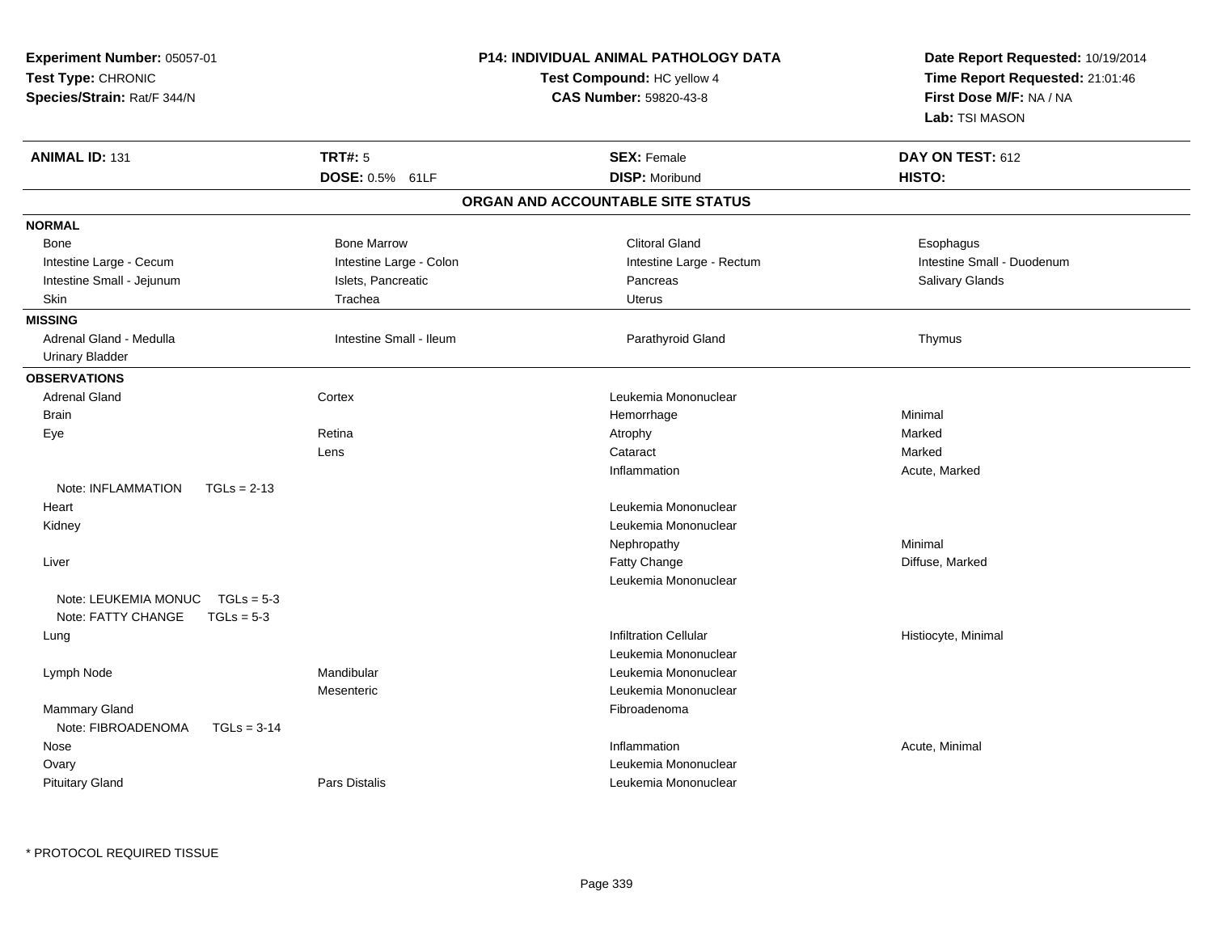**Experiment Number:** 05057-01
**Test Type:** CHRONIC
**Species/Strain:** Rat/F 344/N

**P14: INDIVIDUAL ANIMAL PATHOLOGY DATA**
**Test Compound:** HC yellow 4
**CAS Number:** 59820-43-8

**Date Report Requested:** 10/19/2014
**Time Report Requested:** 21:01:46
**First Dose M/F:** NA / NA
**Lab:** TSI MASON

| **ANIMAL ID:** 131 | **TRT#:** 5 | **SEX:** Female | **DAY ON TEST:** 612 |
|---|---|---|---|
| | **DOSE:** 0.5% 61LF | **DISP:** Moribund | **HISTO:** |

## ORGAN AND ACCOUNTABLE SITE STATUS

**NORMAL**

| | | | |
|---|---|---|---|
| Bone | Bone Marrow | Clitoral Gland | Esophagus |
| Intestine Large - Cecum | Intestine Large - Colon | Intestine Large - Rectum | Intestine Small - Duodenum |
| Intestine Small - Jejunum | Islets, Pancreatic | Pancreas | Salivary Glands |
| Skin | Trachea | Uterus | |

**MISSING**

| | | | |
|---|---|---|---|
| Adrenal Gland - Medulla | Intestine Small - Ileum | Parathyroid Gland | Thymus |
| Urinary Bladder | | | |

**OBSERVATIONS**

| | | | |
|---|---|---|---|
| Adrenal Gland | Cortex | Leukemia Mononuclear | |
| Brain | | Hemorrhage | Minimal |
| Eye | Retina | Atrophy | Marked |
| | Lens | Cataract | Marked |
| | | Inflammation | Acute, Marked |
| Note: INFLAMMATION TGLs = 2-13 | | | |
| Heart | | Leukemia Mononuclear | |
| Kidney | | Leukemia Mononuclear | |
| | | Nephropathy | Minimal |
| Liver | | Fatty Change | Diffuse, Marked |
| | | Leukemia Mononuclear | |
| Note: LEUKEMIA MONUC TGLs = 5-3 | | | |
| Note: FATTY CHANGE TGLs = 5-3 | | | |
| Lung | | Infiltration Cellular | Histiocyte, Minimal |
| | | Leukemia Mononuclear | |
| Lymph Node | Mandibular | Leukemia Mononuclear | |
| | Mesenteric | Leukemia Mononuclear | |
| Mammary Gland | | Fibroadenoma | |
| Note: FIBROADENOMA TGLs = 3-14 | | | |
| Nose | | Inflammation | Acute, Minimal |
| Ovary | | Leukemia Mononuclear | |
| Pituitary Gland | Pars Distalis | Leukemia Mononuclear | |

\* PROTOCOL REQUIRED TISSUE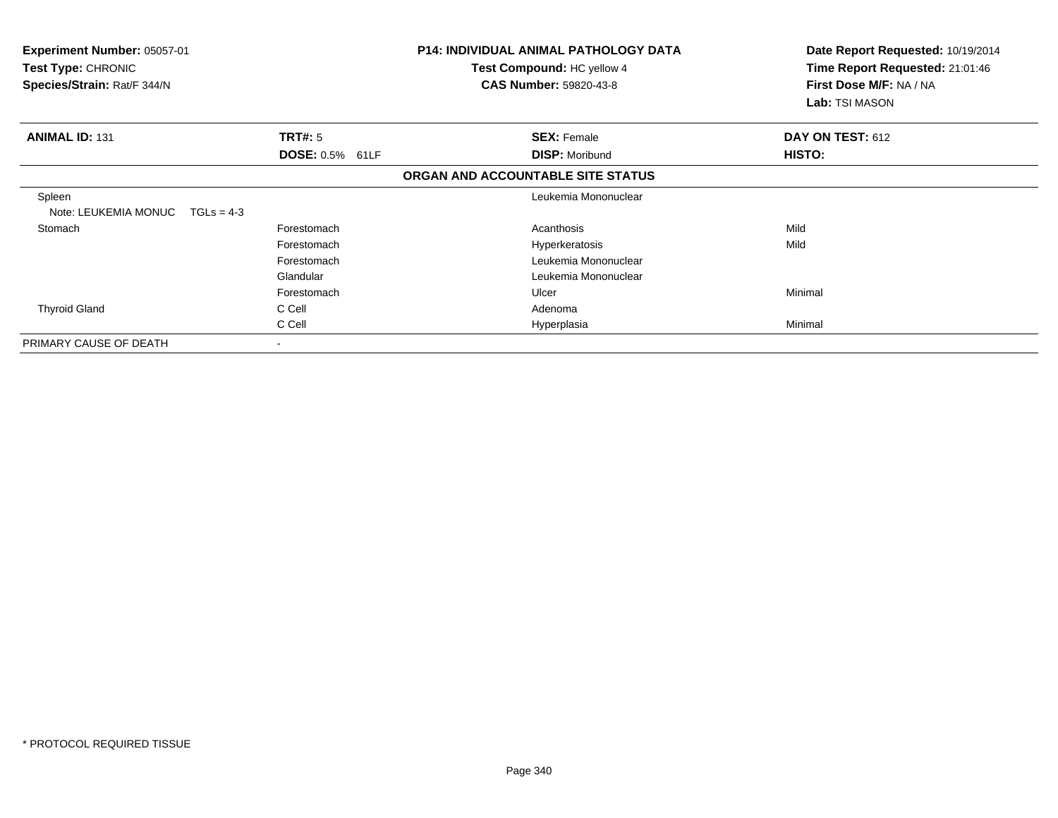**Experiment Number:** 05057-01
**Test Type:** CHRONIC
**Species/Strain:** Rat/F 344/N

**P14: INDIVIDUAL ANIMAL PATHOLOGY DATA**
**Test Compound:** HC yellow 4
**CAS Number:** 59820-43-8

**Date Report Requested:** 10/19/2014
**Time Report Requested:** 21:01:46
**First Dose M/F:** NA / NA
**Lab:** TSI MASON

| **ANIMAL ID:** 131 | **TRT#:** 5 | **SEX:** Female | **DAY ON TEST:** 612 |
|---|---|---|---|
| | **DOSE:** 0.5% 61LF | **DISP:** Moribund | **HISTO:** |

**ORGAN AND ACCOUNTABLE SITE STATUS**

| | | | |
|---|---|---|---|
| Spleen | | Leukemia Mononuclear | |
| Note: LEUKEMIA MONUC TGLs = 4-3 | | | |
| Stomach | Forestomach | Acanthosis | Mild |
| | Forestomach | Hyperkeratosis | Mild |
| | Forestomach | Leukemia Mononuclear | |
| | Glandular | Leukemia Mononuclear | |
| | Forestomach | Ulcer | Minimal |
| Thyroid Gland | C Cell | Adenoma | |
| | C Cell | Hyperplasia | Minimal |
| PRIMARY CAUSE OF DEATH | - | | |

* PROTOCOL REQUIRED TISSUE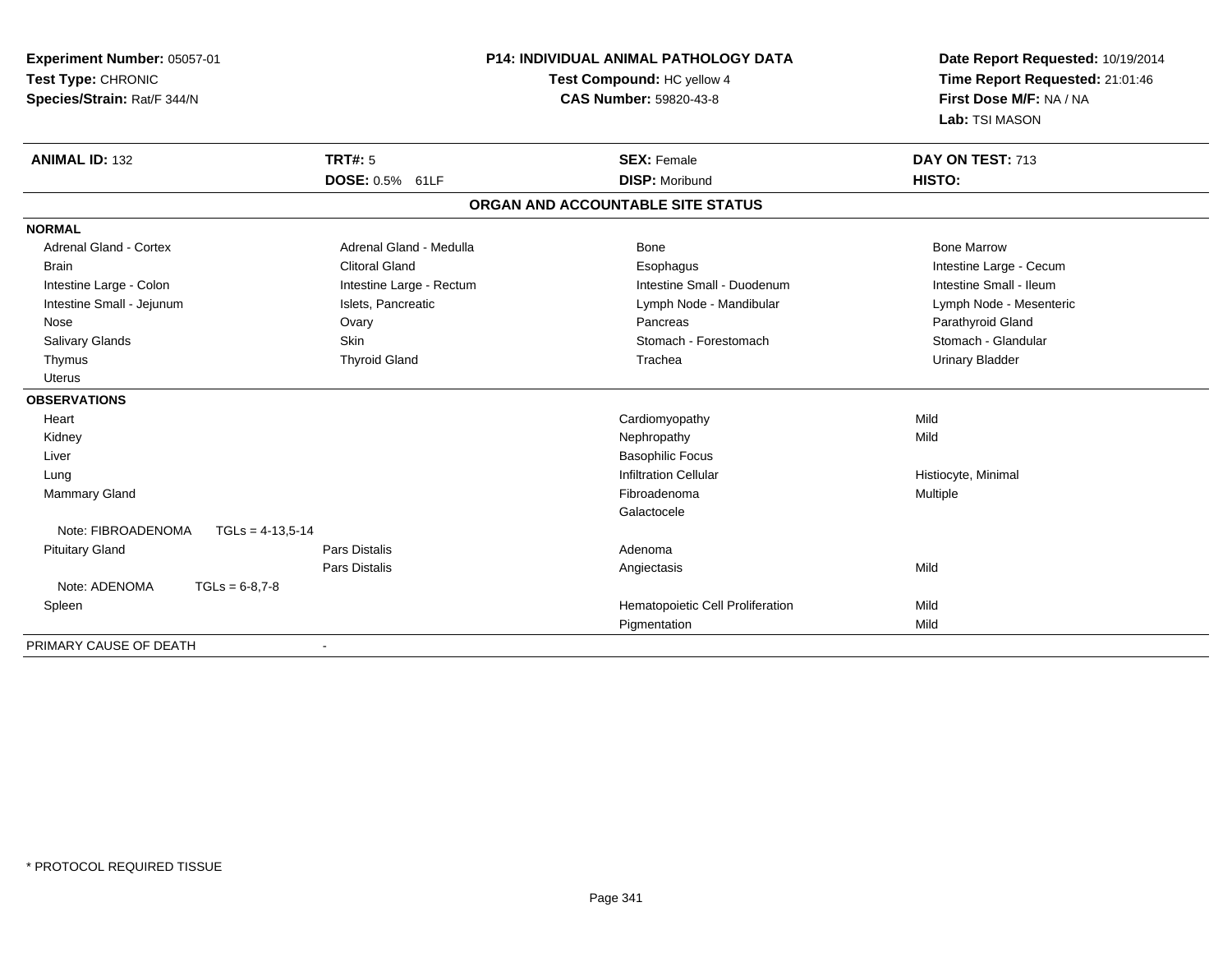**Experiment Number:** 05057-01
**Test Type:** CHRONIC
**Species/Strain:** Rat/F 344/N

**P14: INDIVIDUAL ANIMAL PATHOLOGY DATA**
**Test Compound:** HC yellow 4
**CAS Number:** 59820-43-8

**Date Report Requested:** 10/19/2014
**Time Report Requested:** 21:01:46
**First Dose M/F:** NA / NA
**Lab:** TSI MASON

| **ANIMAL ID:** 132 | **TRT#:** 5 | **SEX:** Female | **DAY ON TEST:** 713 |
|---|---|---|---|
| | **DOSE:** 0.5% 61LF | **DISP:** Moribund | **HISTO:** |

## ORGAN AND ACCOUNTABLE SITE STATUS

**NORMAL**

| | | | |
|---|---|---|---|
| Adrenal Gland - Cortex | Adrenal Gland - Medulla | Bone | Bone Marrow |
| Brain | Clitoral Gland | Esophagus | Intestine Large - Cecum |
| Intestine Large - Colon | Intestine Large - Rectum | Intestine Small - Duodenum | Intestine Small - Ileum |
| Intestine Small - Jejunum | Islets, Pancreatic | Lymph Node - Mandibular | Lymph Node - Mesenteric |
| Nose | Ovary | Pancreas | Parathyroid Gland |
| Salivary Glands | Skin | Stomach - Forestomach | Stomach - Glandular |
| Thymus | Thyroid Gland | Trachea | Urinary Bladder |
| Uterus | | | |

**OBSERVATIONS**

| | | | |
|---|---|---|---|
| Heart | | Cardiomyopathy | Mild |
| Kidney | | Nephropathy | Mild |
| Liver | | Basophilic Focus | |
| Lung | | Infiltration Cellular | Histiocyte, Minimal |
| Mammary Gland | | Fibroadenoma | Multiple |
| | | Galactocele | |
| Note: FIBROADENOMA TGLs = 4-13,5-14 | | | |
| Pituitary Gland | Pars Distalis | Adenoma | |
| | Pars Distalis | Angiectasis | Mild |
| Note: ADENOMA TGLs = 6-8,7-8 | | | |
| Spleen | | Hematopoietic Cell Proliferation | Mild |
| | | Pigmentation | Mild |

PRIMARY CAUSE OF DEATH -

* PROTOCOL REQUIRED TISSUE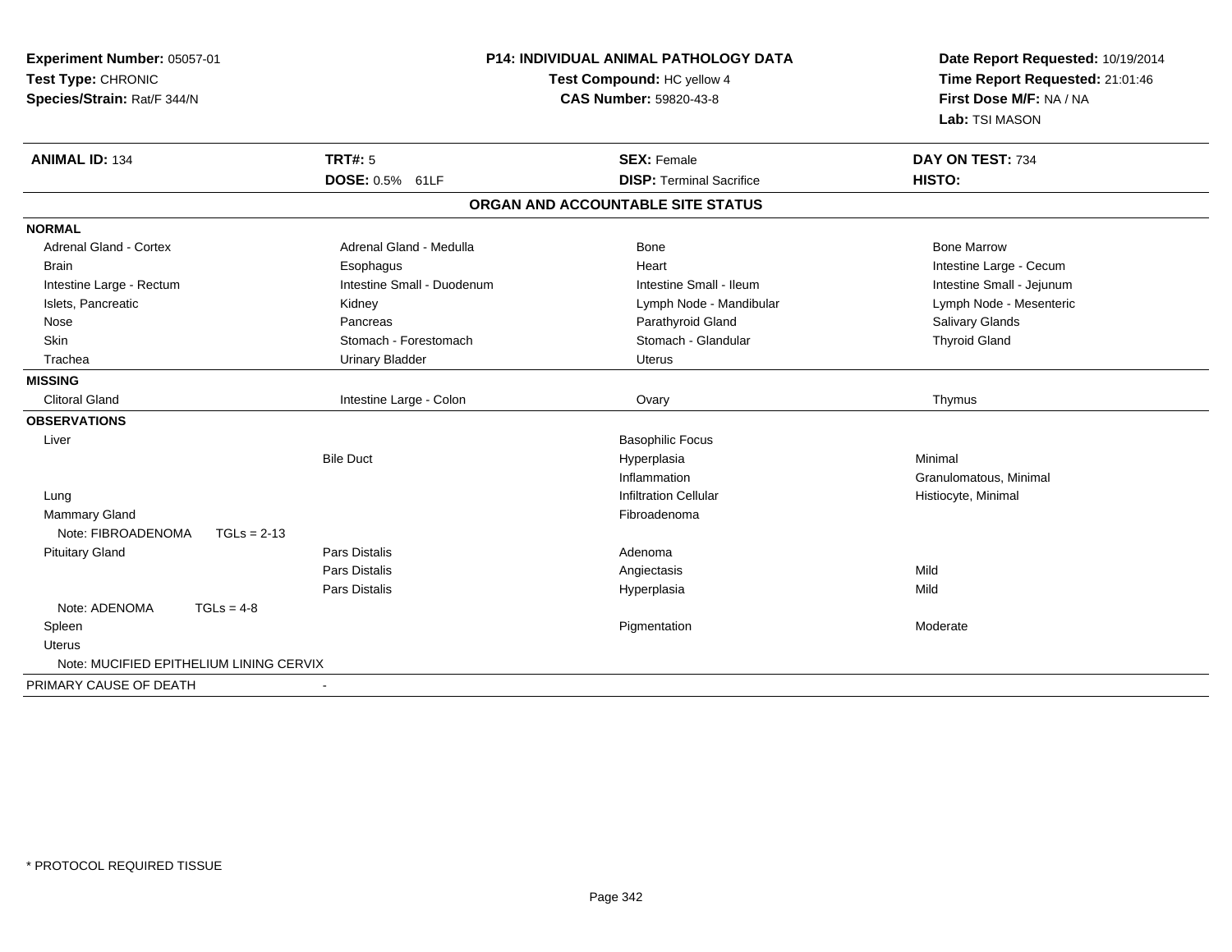**Experiment Number:** 05057-01
**Test Type:** CHRONIC
**Species/Strain:** Rat/F 344/N

## P14: INDIVIDUAL ANIMAL PATHOLOGY DATA

**Test Compound:** HC yellow 4
**CAS Number:** 59820-43-8

**Date Report Requested:** 10/19/2014
**Time Report Requested:** 21:01:46
**First Dose M/F:** NA / NA
**Lab:** TSI MASON

| **ANIMAL ID:** 134 | **TRT#:** 5 | **SEX:** Female | **DAY ON TEST:** 734 |
|---|---|---|---|
| | **DOSE:** 0.5% 61LF | **DISP:** Terminal Sacrifice | **HISTO:** |

### ORGAN AND ACCOUNTABLE SITE STATUS

| | | | |
|---|---|---|---|
| **NORMAL** | | | |
| Adrenal Gland - Cortex | Adrenal Gland - Medulla | Bone | Bone Marrow |
| Brain | Esophagus | Heart | Intestine Large - Cecum |
| Intestine Large - Rectum | Intestine Small - Duodenum | Intestine Small - Ileum | Intestine Small - Jejunum |
| Islets, Pancreatic | Kidney | Lymph Node - Mandibular | Lymph Node - Mesenteric |
| Nose | Pancreas | Parathyroid Gland | Salivary Glands |
| Skin | Stomach - Forestomach | Stomach - Glandular | Thyroid Gland |
| Trachea | Urinary Bladder | Uterus | |
| **MISSING** | | | |
| Clitoral Gland | Intestine Large - Colon | Ovary | Thymus |
| **OBSERVATIONS** | | | |
| Liver | | Basophilic Focus | |
| | Bile Duct | Hyperplasia | Minimal |
| | | Inflammation | Granulomatous, Minimal |
| Lung | | Infiltration Cellular | Histiocyte, Minimal |
| Mammary Gland | | Fibroadenoma | |
| Note: FIBROADENOMA TGLs = 2-13 | | | |
| Pituitary Gland | Pars Distalis | Adenoma | |
| | Pars Distalis | Angiectasis | Mild |
| | Pars Distalis | Hyperplasia | Mild |
| Note: ADENOMA TGLs = 4-8 | | | |
| Spleen | | Pigmentation | Moderate |
| Uterus | | | |
| Note: MUCIFIED EPITHELIUM LINING CERVIX | | | |
| PRIMARY CAUSE OF DEATH | - | | |

\* PROTOCOL REQUIRED TISSUE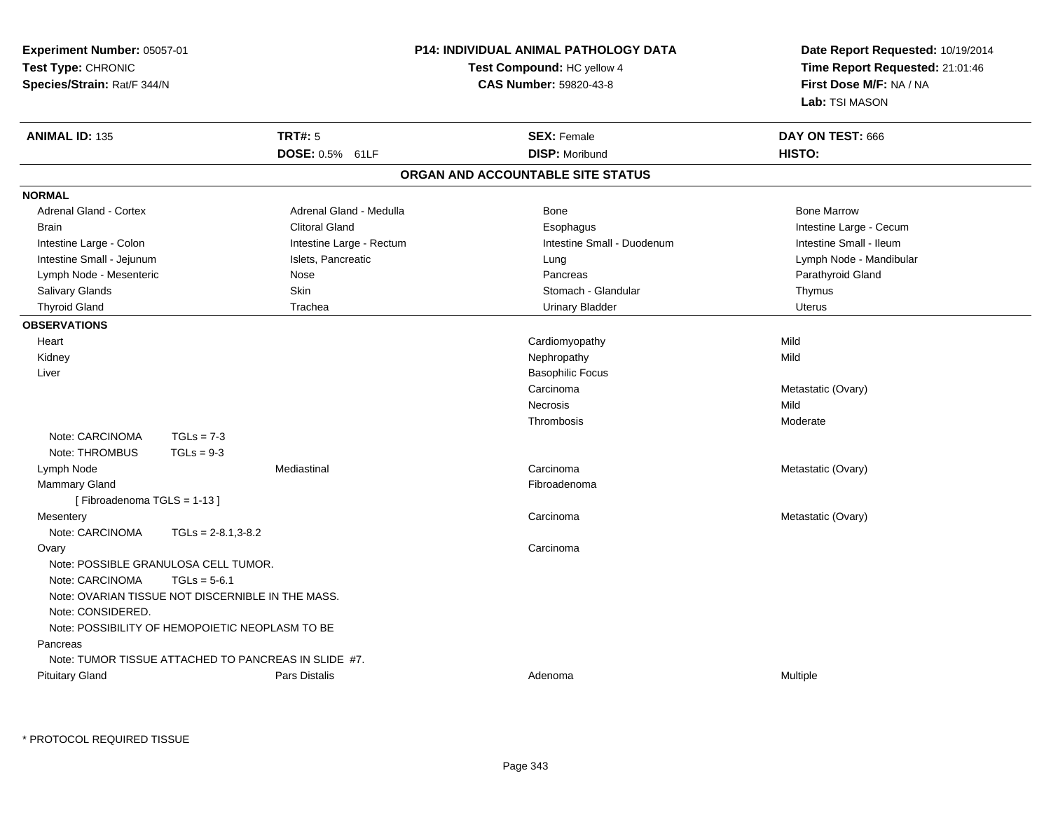**Experiment Number:** 05057-01
**Test Type:** CHRONIC
**Species/Strain:** Rat/F 344/N

**P14: INDIVIDUAL ANIMAL PATHOLOGY DATA**
**Test Compound:** HC yellow 4
**CAS Number:** 59820-43-8

**Date Report Requested:** 10/19/2014
**Time Report Requested:** 21:01:46
**First Dose M/F:** NA / NA
**Lab:** TSI MASON

| **ANIMAL ID:** 135 | **TRT#:** 5 | **SEX:** Female | **DAY ON TEST:** 666 |
|---|---|---|---|
| | **DOSE:** 0.5% 61LF | **DISP:** Moribund | **HISTO:** |

## ORGAN AND ACCOUNTABLE SITE STATUS

**NORMAL**

| | | | |
|---|---|---|---|
| Adrenal Gland - Cortex | Adrenal Gland - Medulla | Bone | Bone Marrow |
| Brain | Clitoral Gland | Esophagus | Intestine Large - Cecum |
| Intestine Large - Colon | Intestine Large - Rectum | Intestine Small - Duodenum | Intestine Small - Ileum |
| Intestine Small - Jejunum | Islets, Pancreatic | Lung | Lymph Node - Mandibular |
| Lymph Node - Mesenteric | Nose | Pancreas | Parathyroid Gland |
| Salivary Glands | Skin | Stomach - Glandular | Thymus |
| Thyroid Gland | Trachea | Urinary Bladder | Uterus |

**OBSERVATIONS**

| | | | |
|---|---|---|---|
| Heart | | Cardiomyopathy | Mild |
| Kidney | | Nephropathy | Mild |
| Liver | | Basophilic Focus | |
| | | Carcinoma | Metastatic (Ovary) |
| | | Necrosis | Mild |
| | | Thrombosis | Moderate |
| Note: CARCINOMA TGLs = 7-3 | | | |
| Note: THROMBUS TGLs = 9-3 | | | |
| Lymph Node | Mediastinal | Carcinoma | Metastatic (Ovary) |
| Mammary Gland | | Fibroadenoma | |
| [ Fibroadenoma TGLS = 1-13 ] | | | |
| Mesentery | | Carcinoma | Metastatic (Ovary) |
| Note: CARCINOMA TGLs = 2-8.1,3-8.2 | | | |
| Ovary | | Carcinoma | |
| Note: POSSIBLE GRANULOSA CELL TUMOR. | | | |
| Note: CARCINOMA TGLs = 5-6.1 | | | |
| Note: OVARIAN TISSUE NOT DISCERNIBLE IN THE MASS. | | | |
| Note: CONSIDERED. | | | |
| Note: POSSIBILITY OF HEMOPOIETIC NEOPLASM TO BE | | | |
| Pancreas | | | |
| Note: TUMOR TISSUE ATTACHED TO PANCREAS IN SLIDE #7. | | | |
| Pituitary Gland | Pars Distalis | Adenoma | Multiple |

* PROTOCOL REQUIRED TISSUE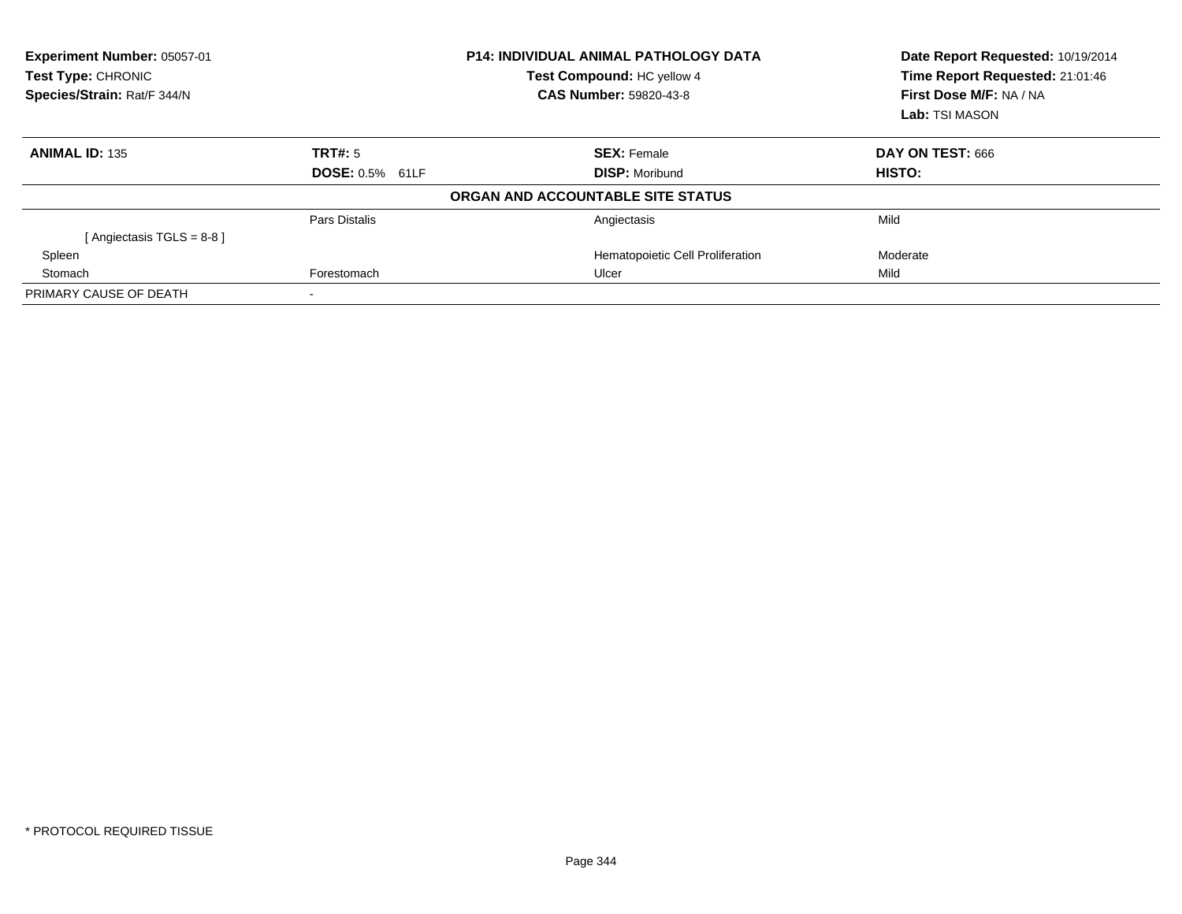**Experiment Number:** 05057-01
**Test Type:** CHRONIC
**Species/Strain:** Rat/F 344/N

**P14: INDIVIDUAL ANIMAL PATHOLOGY DATA**
**Test Compound:** HC yellow 4
**CAS Number:** 59820-43-8

**Date Report Requested:** 10/19/2014
**Time Report Requested:** 21:01:46
**First Dose M/F:** NA / NA
**Lab:** TSI MASON

| **ANIMAL ID:** 135 | **TRT#:** 5 | **SEX:** Female | **DAY ON TEST:** 666 |
|---|---|---|---|
| | **DOSE:** 0.5% 61LF | **DISP:** Moribund | **HISTO:** |

**ORGAN AND ACCOUNTABLE SITE STATUS**

| | | | |
|---|---|---|---|
| | Pars Distalis | Angiectasis | Mild |
| [ Angiectasis TGLS = 8-8 ] | | | |
| Spleen | | Hematopoietic Cell Proliferation | Moderate |
| Stomach | Forestomach | Ulcer | Mild |
| PRIMARY CAUSE OF DEATH | - | | |

* PROTOCOL REQUIRED TISSUE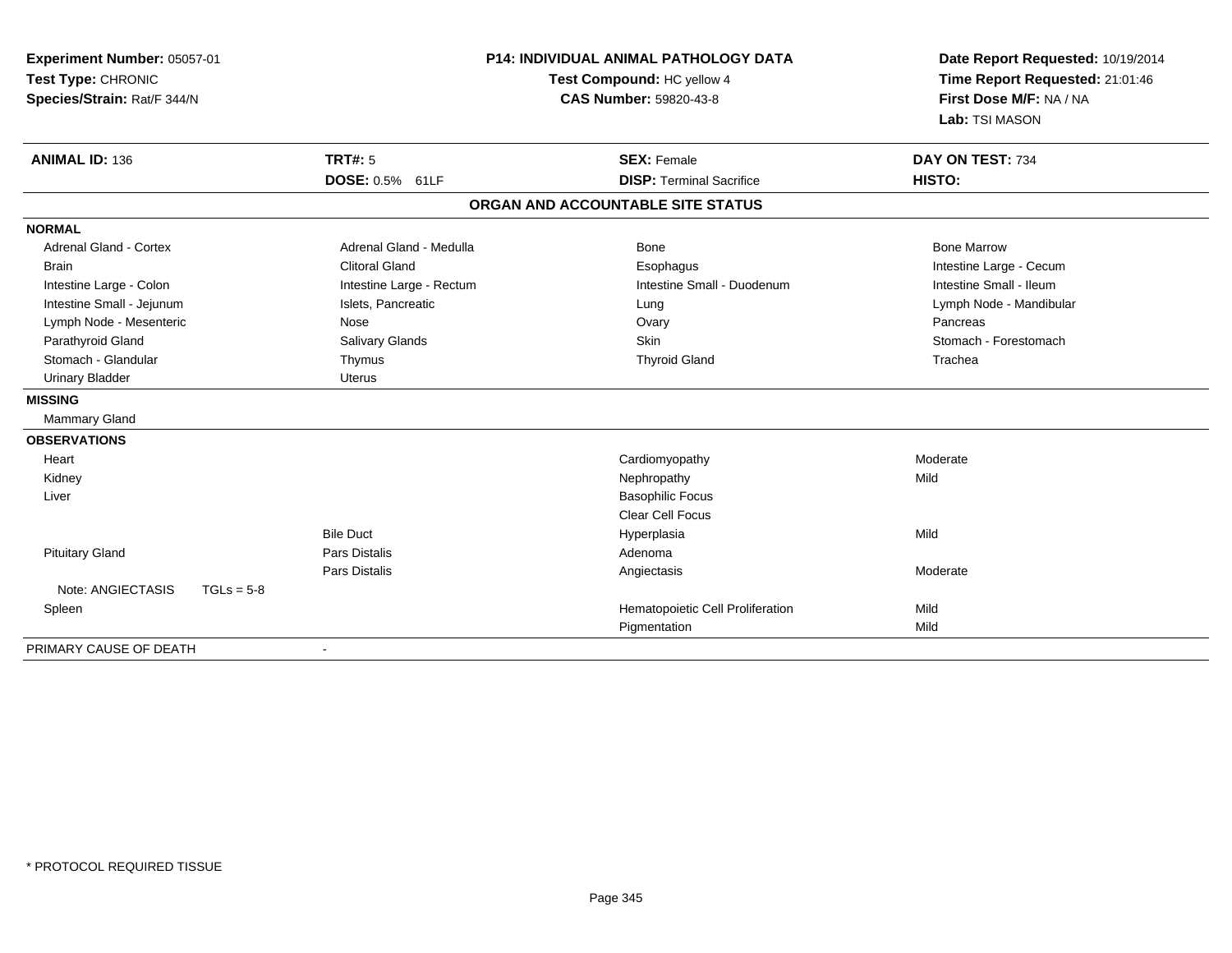**Experiment Number:** 05057-01
**Test Type:** CHRONIC
**Species/Strain:** Rat/F 344/N

**P14: INDIVIDUAL ANIMAL PATHOLOGY DATA**
**Test Compound:** HC yellow 4
**CAS Number:** 59820-43-8

**Date Report Requested:** 10/19/2014
**Time Report Requested:** 21:01:46
**First Dose M/F:** NA / NA
**Lab:** TSI MASON

| **ANIMAL ID:** 136 | **TRT#:** 5 | **SEX:** Female | **DAY ON TEST:** 734 |
|---|---|---|---|
| | **DOSE:** 0.5% 61LF | **DISP:** Terminal Sacrifice | **HISTO:** |

## ORGAN AND ACCOUNTABLE SITE STATUS

| | | | |
|---|---|---|---|
| **NORMAL** | | | |
| Adrenal Gland - Cortex | Adrenal Gland - Medulla | Bone | Bone Marrow |
| Brain | Clitoral Gland | Esophagus | Intestine Large - Cecum |
| Intestine Large - Colon | Intestine Large - Rectum | Intestine Small - Duodenum | Intestine Small - Ileum |
| Intestine Small - Jejunum | Islets, Pancreatic | Lung | Lymph Node - Mandibular |
| Lymph Node - Mesenteric | Nose | Ovary | Pancreas |
| Parathyroid Gland | Salivary Glands | Skin | Stomach - Forestomach |
| Stomach - Glandular | Thymus | Thyroid Gland | Trachea |
| Urinary Bladder | Uterus | | |
| **MISSING** | | | |
| Mammary Gland | | | |
| **OBSERVATIONS** | | | |
| Heart | | Cardiomyopathy | Moderate |
| Kidney | | Nephropathy | Mild |
| Liver | | Basophilic Focus | |
| | | Clear Cell Focus | |
| | Bile Duct | Hyperplasia | Mild |
| Pituitary Gland | Pars Distalis | Adenoma | |
| | Pars Distalis | Angiectasis | Moderate |
| Note: ANGIECTASIS TGLs = 5-8 | | | |
| Spleen | | Hematopoietic Cell Proliferation | Mild |
| | | Pigmentation | Mild |
| PRIMARY CAUSE OF DEATH | - | | |

\* PROTOCOL REQUIRED TISSUE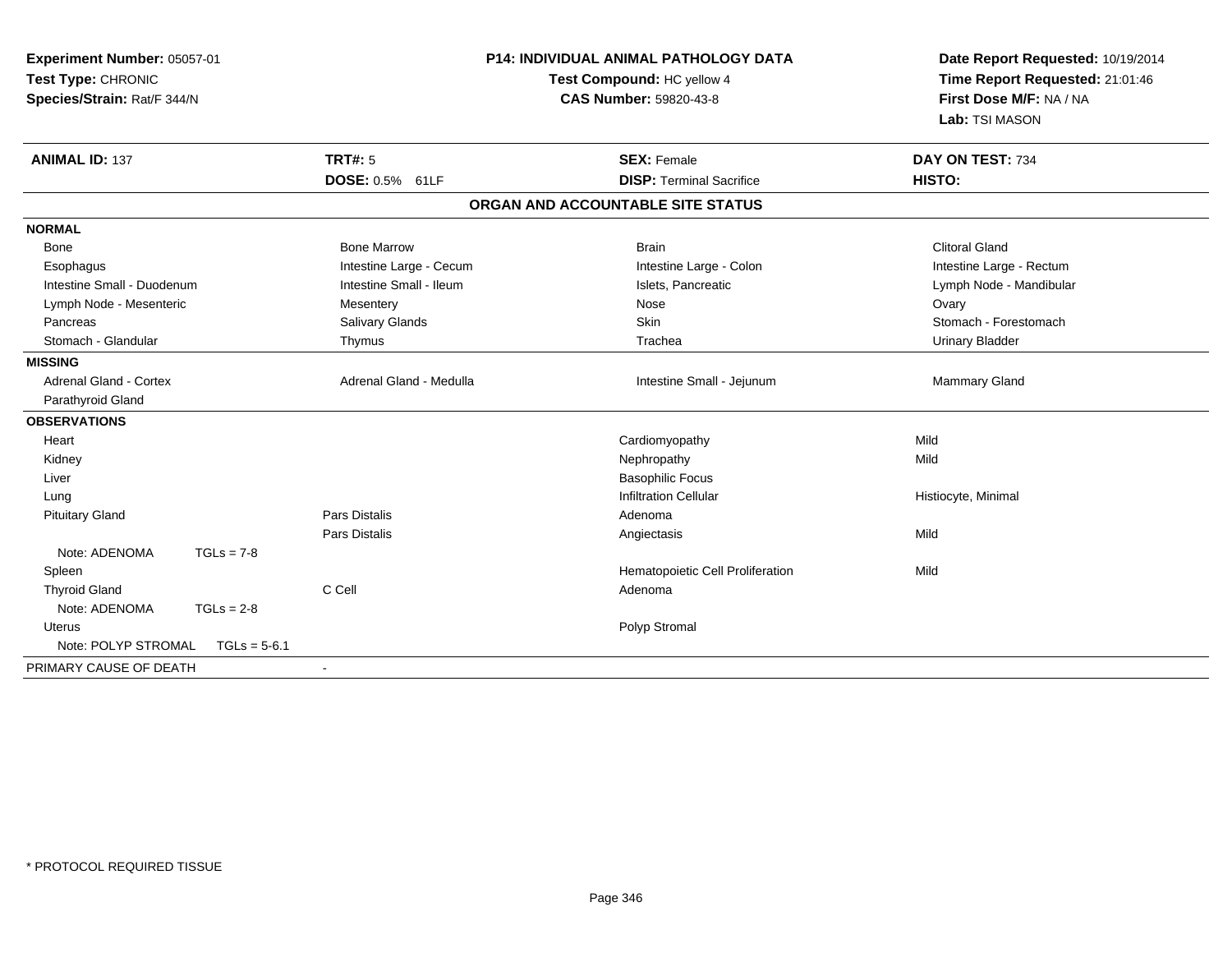**Experiment Number:** 05057-01
**Test Type:** CHRONIC
**Species/Strain:** Rat/F 344/N

**P14: INDIVIDUAL ANIMAL PATHOLOGY DATA**
**Test Compound:** HC yellow 4
**CAS Number:** 59820-43-8

**Date Report Requested:** 10/19/2014
**Time Report Requested:** 21:01:46
**First Dose M/F:** NA / NA
**Lab:** TSI MASON

| **ANIMAL ID:** 137 | **TRT#:** 5 | **SEX:** Female | **DAY ON TEST:** 734 |
|---|---|---|---|
| | **DOSE:** 0.5% 61LF | **DISP:** Terminal Sacrifice | **HISTO:** |

**ORGAN AND ACCOUNTABLE SITE STATUS**

| | | | |
|---|---|---|---|
| **NORMAL** | | | |
| Bone | Bone Marrow | Brain | Clitoral Gland |
| Esophagus | Intestine Large - Cecum | Intestine Large - Colon | Intestine Large - Rectum |
| Intestine Small - Duodenum | Intestine Small - Ileum | Islets, Pancreatic | Lymph Node - Mandibular |
| Lymph Node - Mesenteric | Mesentery | Nose | Ovary |
| Pancreas | Salivary Glands | Skin | Stomach - Forestomach |
| Stomach - Glandular | Thymus | Trachea | Urinary Bladder |
| **MISSING** | | | |
| Adrenal Gland - Cortex | Adrenal Gland - Medulla | Intestine Small - Jejunum | Mammary Gland |
| Parathyroid Gland | | | |
| **OBSERVATIONS** | | | |
| Heart | | Cardiomyopathy | Mild |
| Kidney | | Nephropathy | Mild |
| Liver | | Basophilic Focus | |
| Lung | | Infiltration Cellular | Histiocyte, Minimal |
| Pituitary Gland | Pars Distalis | Adenoma | |
| | Pars Distalis | Angiectasis | Mild |
| Note: ADENOMA TGLs = 7-8 | | | |
| Spleen | | Hematopoietic Cell Proliferation | Mild |
| Thyroid Gland | C Cell | Adenoma | |
| Note: ADENOMA TGLs = 2-8 | | | |
| Uterus | | Polyp Stromal | |
| Note: POLYP STROMAL TGLs = 5-6.1 | | | |
| PRIMARY CAUSE OF DEATH | - | | |

\* PROTOCOL REQUIRED TISSUE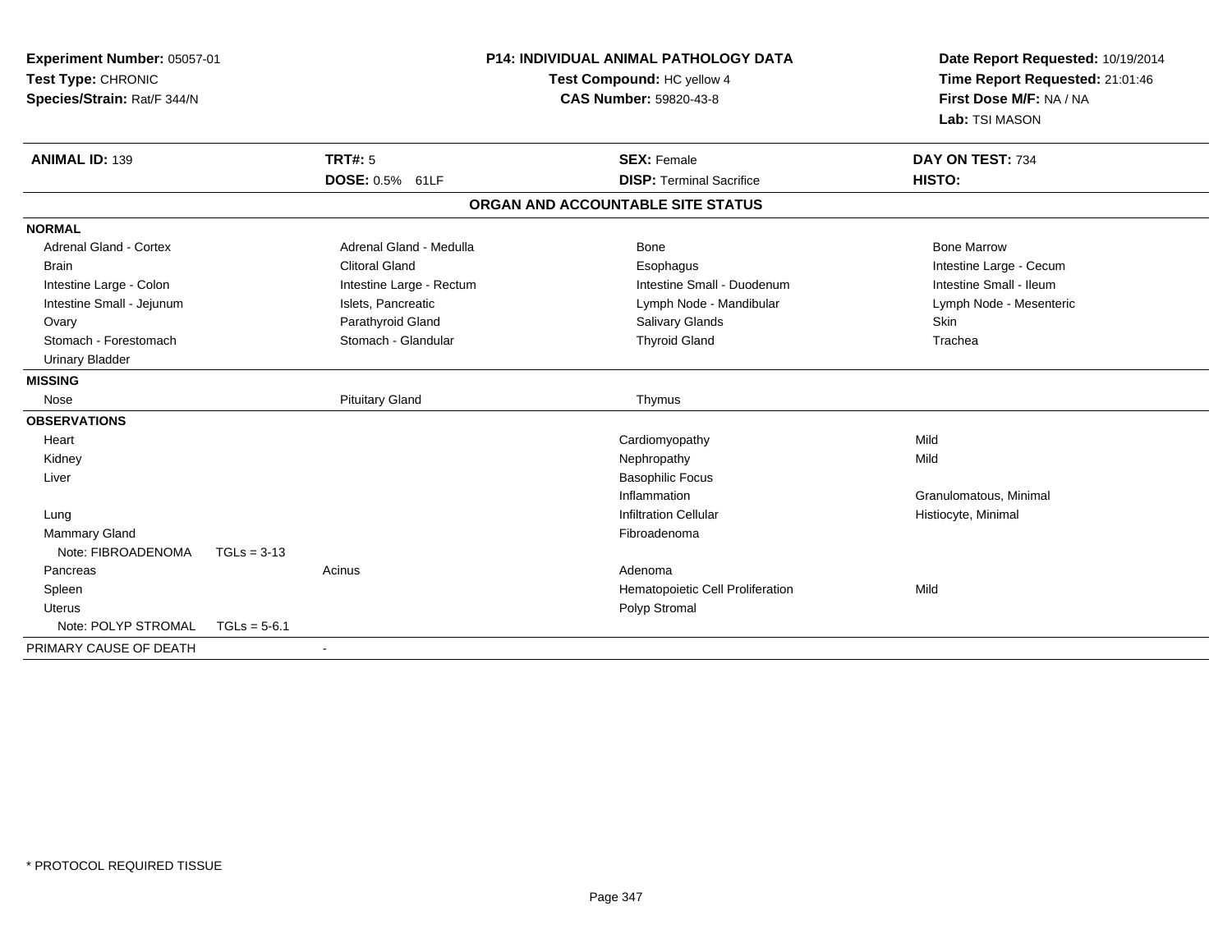**Experiment Number:** 05057-01
**Test Type:** CHRONIC
**Species/Strain:** Rat/F 344/N

**P14: INDIVIDUAL ANIMAL PATHOLOGY DATA**
**Test Compound:** HC yellow 4
**CAS Number:** 59820-43-8

**Date Report Requested:** 10/19/2014
**Time Report Requested:** 21:01:46
**First Dose M/F:** NA / NA
**Lab:** TSI MASON

| **ANIMAL ID:** 139 | **TRT#:** 5 | **SEX:** Female | **DAY ON TEST:** 734 |
|---|---|---|---|
| | **DOSE:** 0.5% 61LF | **DISP:** Terminal Sacrifice | **HISTO:** |

**ORGAN AND ACCOUNTABLE SITE STATUS**

| | | | |
|---|---|---|---|
| **NORMAL** | | | |
| Adrenal Gland - Cortex | Adrenal Gland - Medulla | Bone | Bone Marrow |
| Brain | Clitoral Gland | Esophagus | Intestine Large - Cecum |
| Intestine Large - Colon | Intestine Large - Rectum | Intestine Small - Duodenum | Intestine Small - Ileum |
| Intestine Small - Jejunum | Islets, Pancreatic | Lymph Node - Mandibular | Lymph Node - Mesenteric |
| Ovary | Parathyroid Gland | Salivary Glands | Skin |
| Stomach - Forestomach | Stomach - Glandular | Thyroid Gland | Trachea |
| Urinary Bladder | | | |
| **MISSING** | | | |
| Nose | Pituitary Gland | Thymus | |
| **OBSERVATIONS** | | | |
| Heart | | Cardiomyopathy | Mild |
| Kidney | | Nephropathy | Mild |
| Liver | | Basophilic Focus | |
| | | Inflammation | Granulomatous, Minimal |
| Lung | | Infiltration Cellular | Histiocyte, Minimal |
| Mammary Gland | | Fibroadenoma | |
| Note: FIBROADENOMA TGLs = 3-13 | | | |
| Pancreas | Acinus | Adenoma | |
| Spleen | | Hematopoietic Cell Proliferation | Mild |
| Uterus | | Polyp Stromal | |
| Note: POLYP STROMAL TGLs = 5-6.1 | | | |
| PRIMARY CAUSE OF DEATH | - | | |

* PROTOCOL REQUIRED TISSUE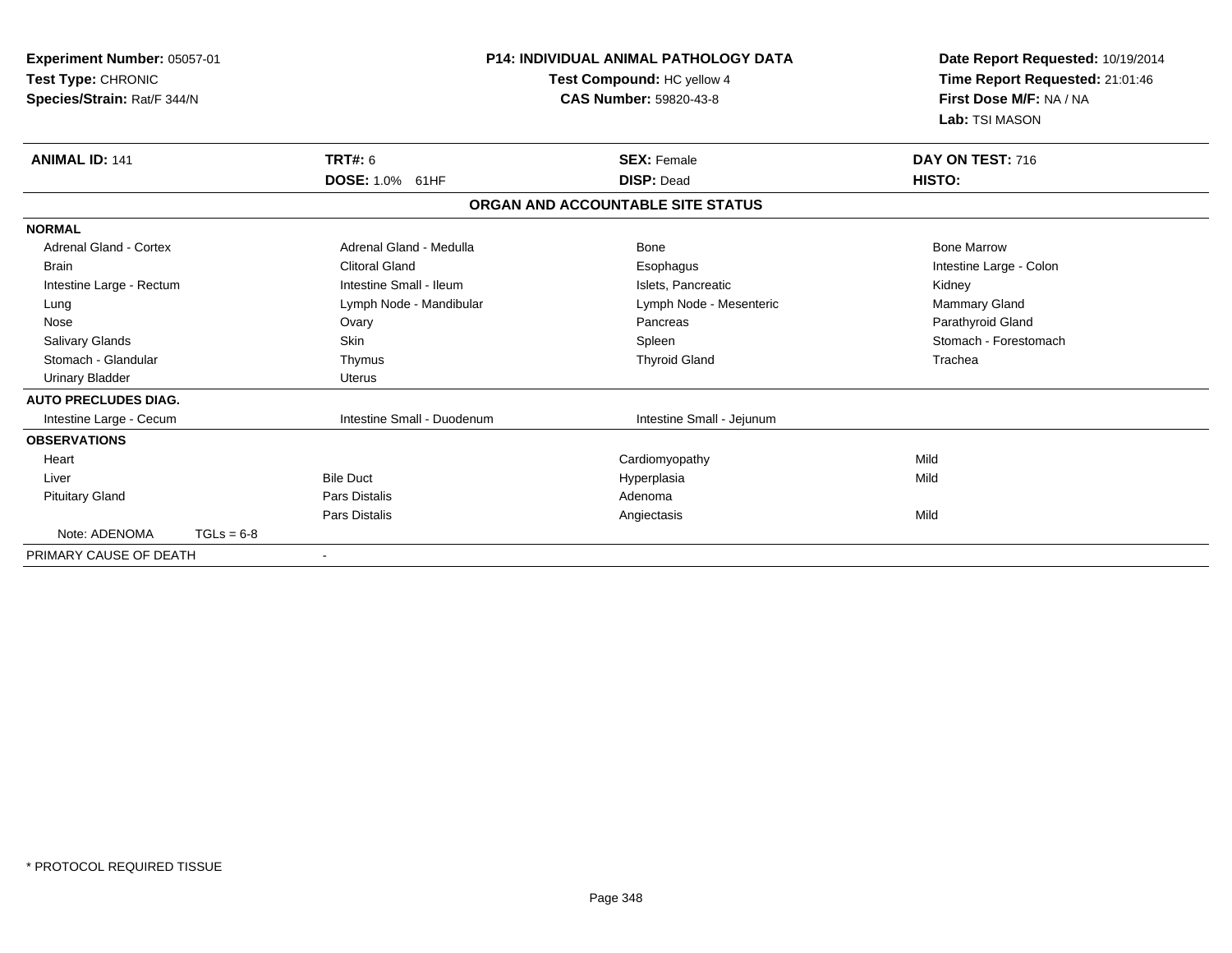**Experiment Number:** 05057-01
**Test Type:** CHRONIC
**Species/Strain:** Rat/F 344/N

**P14: INDIVIDUAL ANIMAL PATHOLOGY DATA**
**Test Compound:** HC yellow 4
**CAS Number:** 59820-43-8

**Date Report Requested:** 10/19/2014
**Time Report Requested:** 21:01:46
**First Dose M/F:** NA / NA
**Lab:** TSI MASON

| **ANIMAL ID:** 141 | **TRT#:** 6 | **SEX:** Female | **DAY ON TEST:** 716 |
|---|---|---|---|
| | **DOSE:** 1.0% 61HF | **DISP:** Dead | **HISTO:** |

## ORGAN AND ACCOUNTABLE SITE STATUS

| | | | |
|---|---|---|---|
| **NORMAL** | | | |
| Adrenal Gland - Cortex | Adrenal Gland - Medulla | Bone | Bone Marrow |
| Brain | Clitoral Gland | Esophagus | Intestine Large - Colon |
| Intestine Large - Rectum | Intestine Small - Ileum | Islets, Pancreatic | Kidney |
| Lung | Lymph Node - Mandibular | Lymph Node - Mesenteric | Mammary Gland |
| Nose | Ovary | Pancreas | Parathyroid Gland |
| Salivary Glands | Skin | Spleen | Stomach - Forestomach |
| Stomach - Glandular | Thymus | Thyroid Gland | Trachea |
| Urinary Bladder | Uterus | | |
| **AUTO PRECLUDES DIAG.** | | | |
| Intestine Large - Cecum | Intestine Small - Duodenum | Intestine Small - Jejunum | |
| **OBSERVATIONS** | | | |
| Heart | | Cardiomyopathy | Mild |
| Liver | Bile Duct | Hyperplasia | Mild |
| Pituitary Gland | Pars Distalis | Adenoma | |
| | Pars Distalis | Angiectasis | Mild |
| Note: ADENOMA TGLs = 6-8 | | | |
| PRIMARY CAUSE OF DEATH | - | | |

\* PROTOCOL REQUIRED TISSUE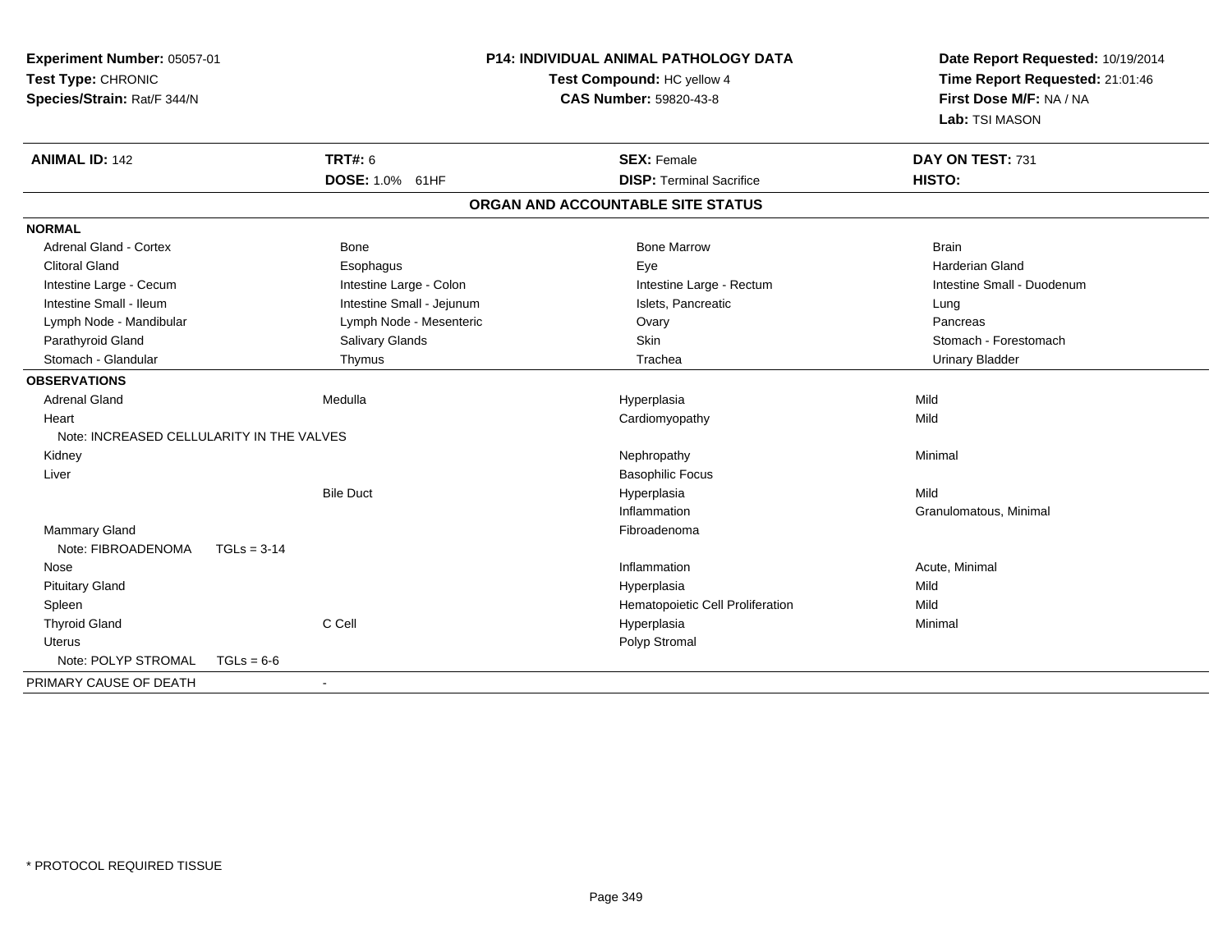**Experiment Number:** 05057-01
**Test Type:** CHRONIC
**Species/Strain:** Rat/F 344/N

**P14: INDIVIDUAL ANIMAL PATHOLOGY DATA**
**Test Compound:** HC yellow 4
**CAS Number:** 59820-43-8

**Date Report Requested:** 10/19/2014
**Time Report Requested:** 21:01:46
**First Dose M/F:** NA / NA
**Lab:** TSI MASON

| **ANIMAL ID:** 142 | **TRT#:** 6 | **SEX:** Female | **DAY ON TEST:** 731 |
|---|---|---|---|
| | **DOSE:** 1.0% 61HF | **DISP:** Terminal Sacrifice | **HISTO:** |

## ORGAN AND ACCOUNTABLE SITE STATUS

| | | | |
|---|---|---|---|
| **NORMAL** | | | |
| Adrenal Gland - Cortex | Bone | Bone Marrow | Brain |
| Clitoral Gland | Esophagus | Eye | Harderian Gland |
| Intestine Large - Cecum | Intestine Large - Colon | Intestine Large - Rectum | Intestine Small - Duodenum |
| Intestine Small - Ileum | Intestine Small - Jejunum | Islets, Pancreatic | Lung |
| Lymph Node - Mandibular | Lymph Node - Mesenteric | Ovary | Pancreas |
| Parathyroid Gland | Salivary Glands | Skin | Stomach - Forestomach |
| Stomach - Glandular | Thymus | Trachea | Urinary Bladder |
| **OBSERVATIONS** | | | |
| Adrenal Gland | Medulla | Hyperplasia | Mild |
| Heart | | Cardiomyopathy | Mild |
| Note: INCREASED CELLULARITY IN THE VALVES | | | |
| Kidney | | Nephropathy | Minimal |
| Liver | | Basophilic Focus | |
| | Bile Duct | Hyperplasia | Mild |
| | | Inflammation | Granulomatous, Minimal |
| Mammary Gland | | Fibroadenoma | |
| Note: FIBROADENOMA TGLs = 3-14 | | | |
| Nose | | Inflammation | Acute, Minimal |
| Pituitary Gland | | Hyperplasia | Mild |
| Spleen | | Hematopoietic Cell Proliferation | Mild |
| Thyroid Gland | C Cell | Hyperplasia | Minimal |
| Uterus | | Polyp Stromal | |
| Note: POLYP STROMAL TGLs = 6-6 | | | |
| PRIMARY CAUSE OF DEATH | - | | |

\* PROTOCOL REQUIRED TISSUE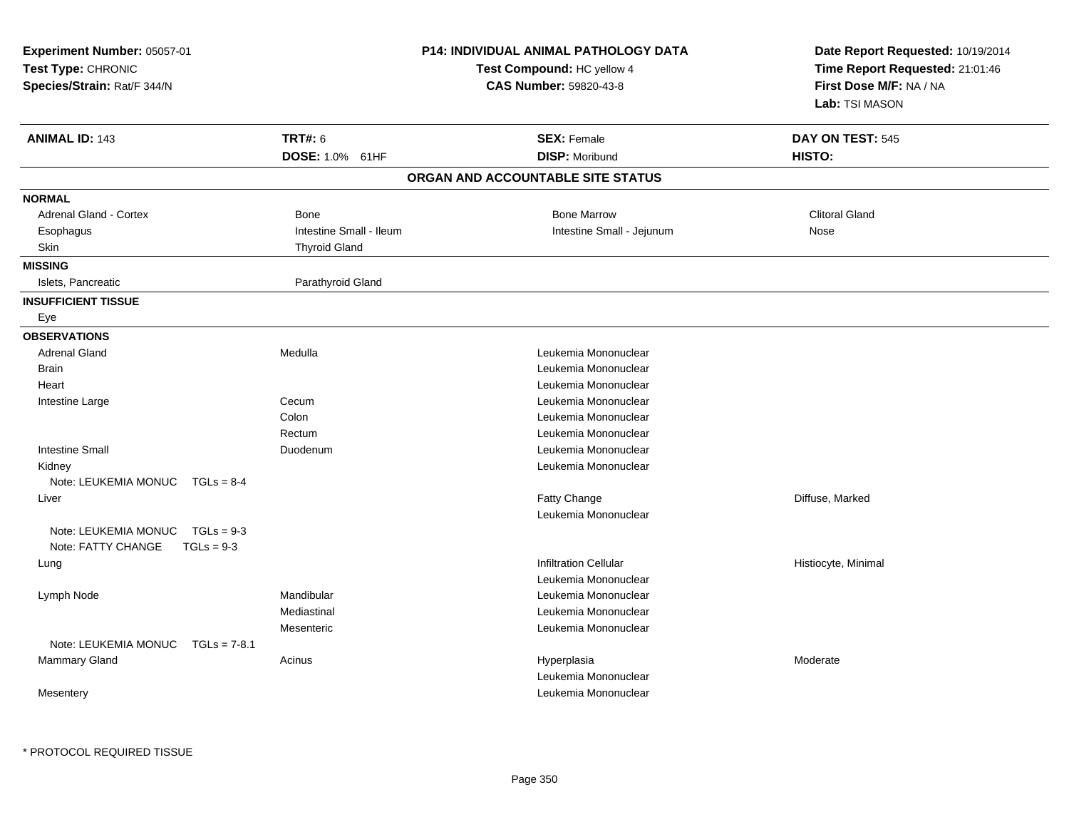**Experiment Number:** 05057-01
**Test Type:** CHRONIC
**Species/Strain:** Rat/F 344/N

**P14: INDIVIDUAL ANIMAL PATHOLOGY DATA**
**Test Compound:** HC yellow 4
**CAS Number:** 59820-43-8

**Date Report Requested:** 10/19/2014
**Time Report Requested:** 21:01:46
**First Dose M/F:** NA / NA
**Lab:** TSI MASON

| **ANIMAL ID:** 143 | **TRT#:** 6 | **SEX:** Female | **DAY ON TEST:** 545 |
|---|---|---|---|
| | **DOSE:** 1.0% 61HF | **DISP:** Moribund | **HISTO:** |

## ORGAN AND ACCOUNTABLE SITE STATUS

**NORMAL**

| | | | |
|---|---|---|---|
| Adrenal Gland - Cortex | Bone | Bone Marrow | Clitoral Gland |
| Esophagus | Intestine Small - Ileum | Intestine Small - Jejunum | Nose |
| Skin | Thyroid Gland | | |

**MISSING**

| | |
|---|---|
| Islets, Pancreatic | Parathyroid Gland |

**INSUFFICIENT TISSUE**

Eye

**OBSERVATIONS**

| Organ | Site | Observation | Qualifier |
|---|---|---|---|
| Adrenal Gland | Medulla | Leukemia Mononuclear | |
| Brain | | Leukemia Mononuclear | |
| Heart | | Leukemia Mononuclear | |
| Intestine Large | Cecum | Leukemia Mononuclear | |
| | Colon | Leukemia Mononuclear | |
| | Rectum | Leukemia Mononuclear | |
| Intestine Small | Duodenum | Leukemia Mononuclear | |
| Kidney | | Leukemia Mononuclear | |
| Note: LEUKEMIA MONUC TGLs = 8-4 | | | |
| Liver | | Fatty Change | Diffuse, Marked |
| | | Leukemia Mononuclear | |
| Note: LEUKEMIA MONUC TGLs = 9-3 | | | |
| Note: FATTY CHANGE TGLs = 9-3 | | | |
| Lung | | Infiltration Cellular | Histiocyte, Minimal |
| | | Leukemia Mononuclear | |
| Lymph Node | Mandibular | Leukemia Mononuclear | |
| | Mediastinal | Leukemia Mononuclear | |
| | Mesenteric | Leukemia Mononuclear | |
| Note: LEUKEMIA MONUC TGLs = 7-8.1 | | | |
| Mammary Gland | Acinus | Hyperplasia | Moderate |
| | | Leukemia Mononuclear | |
| Mesentery | | Leukemia Mononuclear | |

* PROTOCOL REQUIRED TISSUE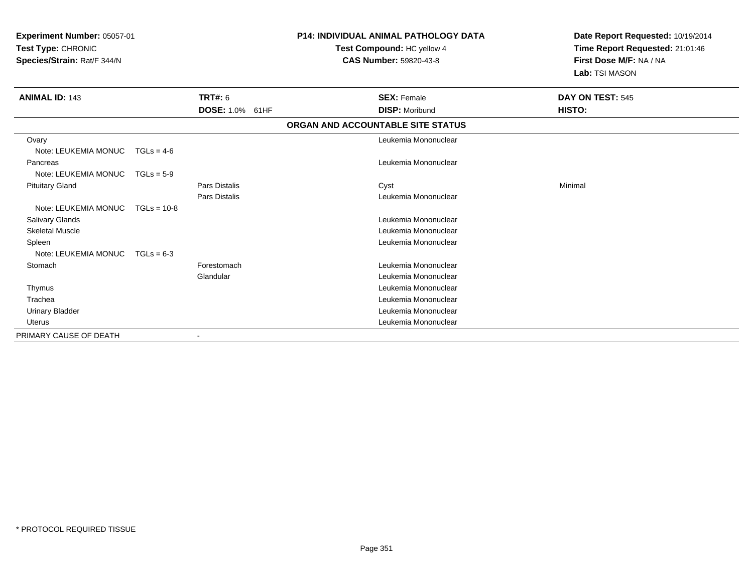**Experiment Number:** 05057-01
**Test Type:** CHRONIC
**Species/Strain:** Rat/F 344/N

**P14: INDIVIDUAL ANIMAL PATHOLOGY DATA**
**Test Compound:** HC yellow 4
**CAS Number:** 59820-43-8

**Date Report Requested:** 10/19/2014
**Time Report Requested:** 21:01:46
**First Dose M/F:** NA / NA
**Lab:** TSI MASON

| **ANIMAL ID:** 143 | **TRT#:** 6 | **SEX:** Female | **DAY ON TEST:** 545 |
|---|---|---|---|
| | **DOSE:** 1.0% 61HF | **DISP:** Moribund | **HISTO:** |

**ORGAN AND ACCOUNTABLE SITE STATUS**

| Organ | Site | Finding | Severity |
|---|---|---|---|
| Ovary | | Leukemia Mononuclear | |
| Note: LEUKEMIA MONUC TGLs = 4-6 | | | |
| Pancreas | | Leukemia Mononuclear | |
| Note: LEUKEMIA MONUC TGLs = 5-9 | | | |
| Pituitary Gland | Pars Distalis | Cyst | Minimal |
| | Pars Distalis | Leukemia Mononuclear | |
| Note: LEUKEMIA MONUC TGLs = 10-8 | | | |
| Salivary Glands | | Leukemia Mononuclear | |
| Skeletal Muscle | | Leukemia Mononuclear | |
| Spleen | | Leukemia Mononuclear | |
| Note: LEUKEMIA MONUC TGLs = 6-3 | | | |
| Stomach | Forestomach | Leukemia Mononuclear | |
| | Glandular | Leukemia Mononuclear | |
| Thymus | | Leukemia Mononuclear | |
| Trachea | | Leukemia Mononuclear | |
| Urinary Bladder | | Leukemia Mononuclear | |
| Uterus | | Leukemia Mononuclear | |
| PRIMARY CAUSE OF DEATH | - | | |

* PROTOCOL REQUIRED TISSUE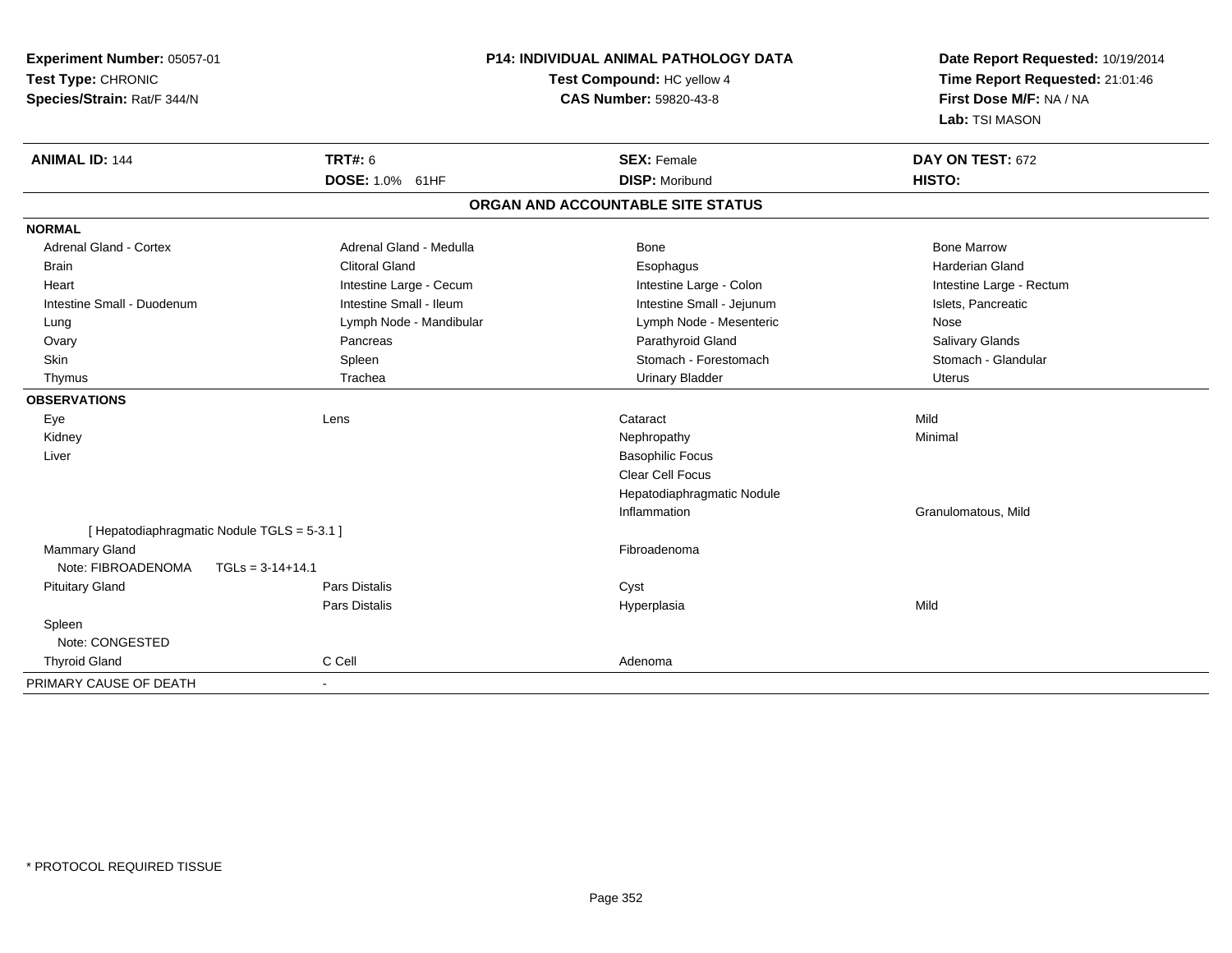**Experiment Number:** 05057-01
**Test Type:** CHRONIC
**Species/Strain:** Rat/F 344/N

**P14: INDIVIDUAL ANIMAL PATHOLOGY DATA**
**Test Compound:** HC yellow 4
**CAS Number:** 59820-43-8

**Date Report Requested:** 10/19/2014
**Time Report Requested:** 21:01:46
**First Dose M/F:** NA / NA
**Lab:** TSI MASON

| **ANIMAL ID:** 144 | **TRT#:** 6 | **SEX:** Female | **DAY ON TEST:** 672 |
|---|---|---|---|
| | **DOSE:** 1.0% 61HF | **DISP:** Moribund | **HISTO:** |

## ORGAN AND ACCOUNTABLE SITE STATUS

**NORMAL**

| | | | |
|---|---|---|---|
| Adrenal Gland - Cortex | Adrenal Gland - Medulla | Bone | Bone Marrow |
| Brain | Clitoral Gland | Esophagus | Harderian Gland |
| Heart | Intestine Large - Cecum | Intestine Large - Colon | Intestine Large - Rectum |
| Intestine Small - Duodenum | Intestine Small - Ileum | Intestine Small - Jejunum | Islets, Pancreatic |
| Lung | Lymph Node - Mandibular | Lymph Node - Mesenteric | Nose |
| Ovary | Pancreas | Parathyroid Gland | Salivary Glands |
| Skin | Spleen | Stomach - Forestomach | Stomach - Glandular |
| Thymus | Trachea | Urinary Bladder | Uterus |

**OBSERVATIONS**

| | | | |
|---|---|---|---|
| Eye | Lens | Cataract | Mild |
| Kidney | | Nephropathy | Minimal |
| Liver | | Basophilic Focus | |
| | | Clear Cell Focus | |
| | | Hepatodiaphragmatic Nodule | |
| | | Inflammation | Granulomatous, Mild |
| [ Hepatodiaphragmatic Nodule TGLS = 5-3.1 ] | | | |
| Mammary Gland | | Fibroadenoma | |
| Note: FIBROADENOMA TGLs = 3-14+14.1 | | | |
| Pituitary Gland | Pars Distalis | Cyst | |
| | Pars Distalis | Hyperplasia | Mild |
| Spleen | | | |
| Note: CONGESTED | | | |
| Thyroid Gland | C Cell | Adenoma | |

PRIMARY CAUSE OF DEATH -

* PROTOCOL REQUIRED TISSUE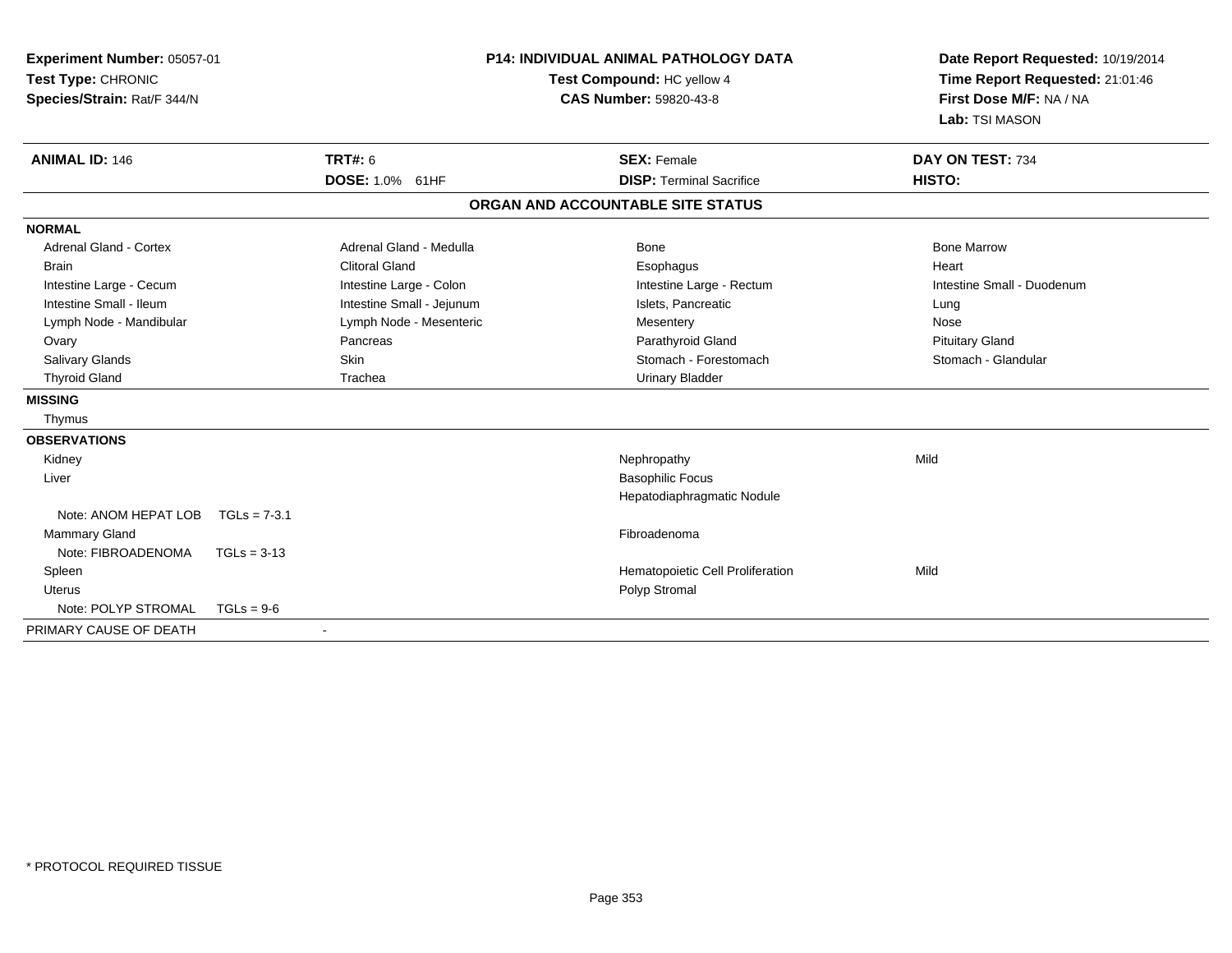**Experiment Number:** 05057-01
**Test Type:** CHRONIC
**Species/Strain:** Rat/F 344/N

**P14: INDIVIDUAL ANIMAL PATHOLOGY DATA**
**Test Compound:** HC yellow 4
**CAS Number:** 59820-43-8

**Date Report Requested:** 10/19/2014
**Time Report Requested:** 21:01:46
**First Dose M/F:** NA / NA
**Lab:** TSI MASON

| **ANIMAL ID:** 146 | **TRT#:** 6 | **SEX:** Female | **DAY ON TEST:** 734 |
|---|---|---|---|
| | **DOSE:** 1.0% 61HF | **DISP:** Terminal Sacrifice | **HISTO:** |

## ORGAN AND ACCOUNTABLE SITE STATUS

**NORMAL**

| | | | |
|---|---|---|---|
| Adrenal Gland - Cortex | Adrenal Gland - Medulla | Bone | Bone Marrow |
| Brain | Clitoral Gland | Esophagus | Heart |
| Intestine Large - Cecum | Intestine Large - Colon | Intestine Large - Rectum | Intestine Small - Duodenum |
| Intestine Small - Ileum | Intestine Small - Jejunum | Islets, Pancreatic | Lung |
| Lymph Node - Mandibular | Lymph Node - Mesenteric | Mesentery | Nose |
| Ovary | Pancreas | Parathyroid Gland | Pituitary Gland |
| Salivary Glands | Skin | Stomach - Forestomach | Stomach - Glandular |
| Thyroid Gland | Trachea | Urinary Bladder | |

**MISSING**

Thymus

**OBSERVATIONS**

| | | |
|---|---|---|
| Kidney | Nephropathy | Mild |
| Liver | Basophilic Focus | |
| | Hepatodiaphragmatic Nodule | |
| Note: ANOM HEPAT LOB TGLs = 7-3.1 | | |
| Mammary Gland | Fibroadenoma | |
| Note: FIBROADENOMA TGLs = 3-13 | | |
| Spleen | Hematopoietic Cell Proliferation | Mild |
| Uterus | Polyp Stromal | |
| Note: POLYP STROMAL TGLs = 9-6 | | |

PRIMARY CAUSE OF DEATH -

* PROTOCOL REQUIRED TISSUE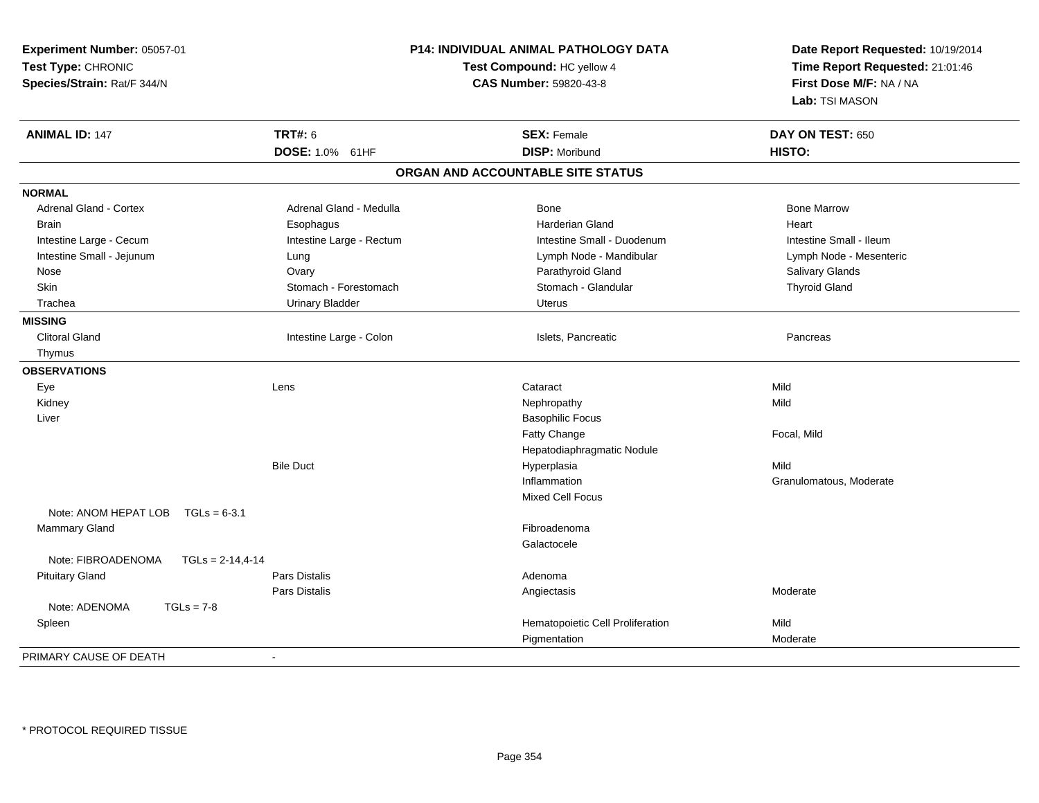**Experiment Number:** 05057-01
**Test Type:** CHRONIC
**Species/Strain:** Rat/F 344/N

**P14: INDIVIDUAL ANIMAL PATHOLOGY DATA**
**Test Compound:** HC yellow 4
**CAS Number:** 59820-43-8

**Date Report Requested:** 10/19/2014
**Time Report Requested:** 21:01:46
**First Dose M/F:** NA / NA
**Lab:** TSI MASON

| **ANIMAL ID:** 147 | **TRT#:** 6 | **SEX:** Female | **DAY ON TEST:** 650 |
|---|---|---|---|
| | **DOSE:** 1.0% 61HF | **DISP:** Moribund | **HISTO:** |

## ORGAN AND ACCOUNTABLE SITE STATUS

**NORMAL**

| | | | |
|---|---|---|---|
| Adrenal Gland - Cortex | Adrenal Gland - Medulla | Bone | Bone Marrow |
| Brain | Esophagus | Harderian Gland | Heart |
| Intestine Large - Cecum | Intestine Large - Rectum | Intestine Small - Duodenum | Intestine Small - Ileum |
| Intestine Small - Jejunum | Lung | Lymph Node - Mandibular | Lymph Node - Mesenteric |
| Nose | Ovary | Parathyroid Gland | Salivary Glands |
| Skin | Stomach - Forestomach | Stomach - Glandular | Thyroid Gland |
| Trachea | Urinary Bladder | Uterus | |

**MISSING**

| | | | |
|---|---|---|---|
| Clitoral Gland | Intestine Large - Colon | Islets, Pancreatic | Pancreas |
| Thymus | | | |

**OBSERVATIONS**

| | | | |
|---|---|---|---|
| Eye | Lens | Cataract | Mild |
| Kidney | | Nephropathy | Mild |
| Liver | | Basophilic Focus | |
| | | Fatty Change | Focal, Mild |
| | | Hepatodiaphragmatic Nodule | |
| | Bile Duct | Hyperplasia | Mild |
| | | Inflammation | Granulomatous, Moderate |
| | | Mixed Cell Focus | |
| Note: ANOM HEPAT LOB TGLs = 6-3.1 | | | |
| Mammary Gland | | Fibroadenoma | |
| | | Galactocele | |
| Note: FIBROADENOMA TGLs = 2-14,4-14 | | | |
| Pituitary Gland | Pars Distalis | Adenoma | |
| | Pars Distalis | Angiectasis | Moderate |
| Note: ADENOMA TGLs = 7-8 | | | |
| Spleen | | Hematopoietic Cell Proliferation | Mild |
| | | Pigmentation | Moderate |

PRIMARY CAUSE OF DEATH -

* PROTOCOL REQUIRED TISSUE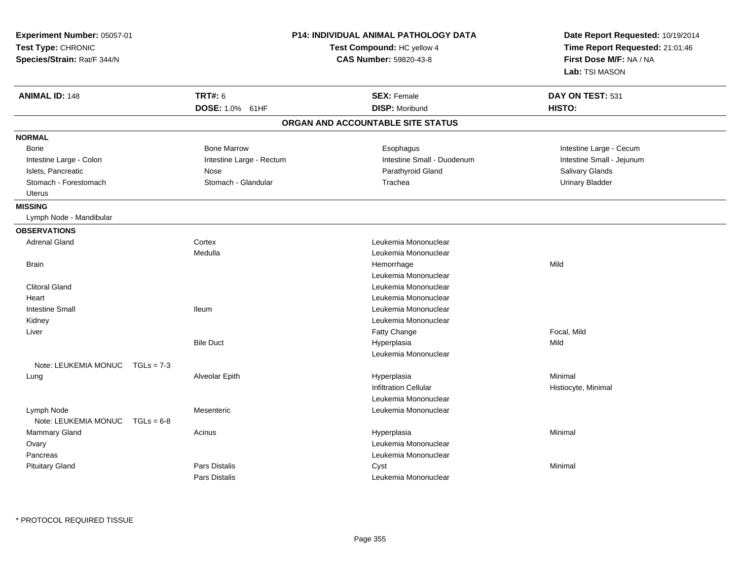**Experiment Number:** 05057-01
**Test Type:** CHRONIC
**Species/Strain:** Rat/F 344/N

**P14: INDIVIDUAL ANIMAL PATHOLOGY DATA**
**Test Compound:** HC yellow 4
**CAS Number:** 59820-43-8

**Date Report Requested:** 10/19/2014
**Time Report Requested:** 21:01:46
**First Dose M/F:** NA / NA
**Lab:** TSI MASON

| **ANIMAL ID:** 148 | **TRT#:** 6 | **SEX:** Female | **DAY ON TEST:** 531 |
|---|---|---|---|
| | **DOSE:** 1.0% 61HF | **DISP:** Moribund | **HISTO:** |

## ORGAN AND ACCOUNTABLE SITE STATUS

### NORMAL

| | | | |
|---|---|---|---|
| Bone | Bone Marrow | Esophagus | Intestine Large - Cecum |
| Intestine Large - Colon | Intestine Large - Rectum | Intestine Small - Duodenum | Intestine Small - Jejunum |
| Islets, Pancreatic | Nose | Parathyroid Gland | Salivary Glands |
| Stomach - Forestomach | Stomach - Glandular | Trachea | Urinary Bladder |
| Uterus | | | |

### MISSING

Lymph Node - Mandibular

### OBSERVATIONS

| Organ | Site | Observation | Severity |
|---|---|---|---|
| Adrenal Gland | Cortex | Leukemia Mononuclear | |
| | Medulla | Leukemia Mononuclear | |
| Brain | | Hemorrhage | Mild |
| | | Leukemia Mononuclear | |
| Clitoral Gland | | Leukemia Mononuclear | |
| Heart | | Leukemia Mononuclear | |
| Intestine Small | Ileum | Leukemia Mononuclear | |
| Kidney | | Leukemia Mononuclear | |
| Liver | | Fatty Change | Focal, Mild |
| | Bile Duct | Hyperplasia | Mild |
| | | Leukemia Mononuclear | |
| Note: LEUKEMIA MONUC TGLs = 7-3 | | | |
| Lung | Alveolar Epith | Hyperplasia | Minimal |
| | | Infiltration Cellular | Histiocyte, Minimal |
| | | Leukemia Mononuclear | |
| Lymph Node | Mesenteric | Leukemia Mononuclear | |
| Note: LEUKEMIA MONUC TGLs = 6-8 | | | |
| Mammary Gland | Acinus | Hyperplasia | Minimal |
| Ovary | | Leukemia Mononuclear | |
| Pancreas | | Leukemia Mononuclear | |
| Pituitary Gland | Pars Distalis | Cyst | Minimal |
| | Pars Distalis | Leukemia Mononuclear | |

* PROTOCOL REQUIRED TISSUE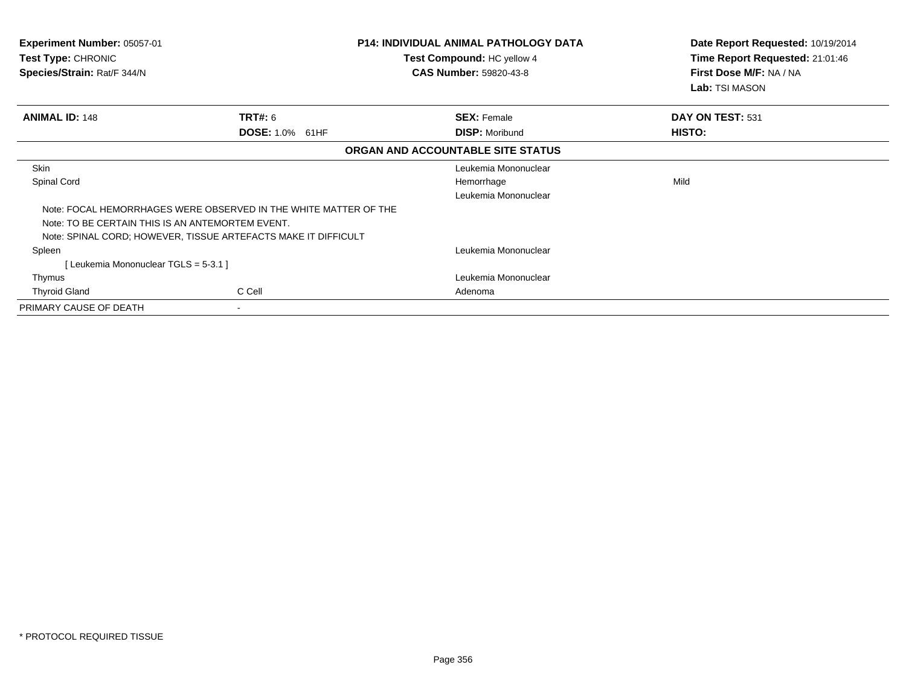**Experiment Number:** 05057-01
**Test Type:** CHRONIC
**Species/Strain:** Rat/F 344/N

**P14: INDIVIDUAL ANIMAL PATHOLOGY DATA**
**Test Compound:** HC yellow 4
**CAS Number:** 59820-43-8

**Date Report Requested:** 10/19/2014
**Time Report Requested:** 21:01:46
**First Dose M/F:** NA / NA
**Lab:** TSI MASON

| **ANIMAL ID:** 148 | **TRT#:** 6 | **SEX:** Female | **DAY ON TEST:** 531 |
|---|---|---|---|
| | **DOSE:** 1.0% 61HF | **DISP:** Moribund | **HISTO:** |

**ORGAN AND ACCOUNTABLE SITE STATUS**

| | | | |
|---|---|---|---|
| Skin | | Leukemia Mononuclear | |
| Spinal Cord | | Hemorrhage | Mild |
| | | Leukemia Mononuclear | |
| Note: FOCAL HEMORRHAGES WERE OBSERVED IN THE WHITE MATTER OF THE | | | |
| Note: TO BE CERTAIN THIS IS AN ANTEMORTEM EVENT. | | | |
| Note: SPINAL CORD; HOWEVER, TISSUE ARTEFACTS MAKE IT DIFFICULT | | | |
| Spleen | | Leukemia Mononuclear | |
| [ Leukemia Mononuclear TGLS = 5-3.1 ] | | | |
| Thymus | | Leukemia Mononuclear | |
| Thyroid Gland | C Cell | Adenoma | |
| PRIMARY CAUSE OF DEATH | - | | |

\* PROTOCOL REQUIRED TISSUE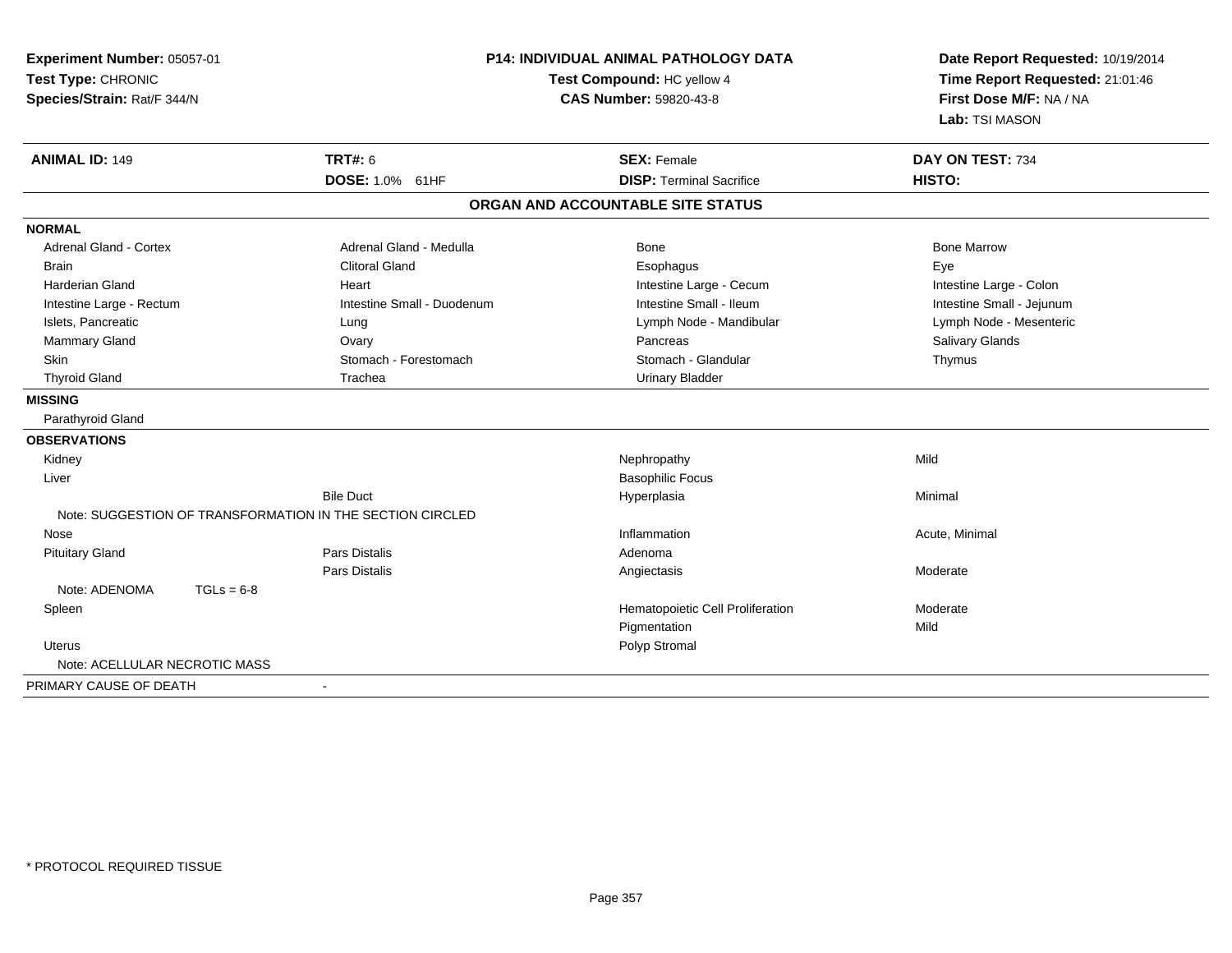**Experiment Number:** 05057-01
**Test Type:** CHRONIC
**Species/Strain:** Rat/F 344/N

**P14: INDIVIDUAL ANIMAL PATHOLOGY DATA**
**Test Compound:** HC yellow 4
**CAS Number:** 59820-43-8

**Date Report Requested:** 10/19/2014
**Time Report Requested:** 21:01:46
**First Dose M/F:** NA / NA
**Lab:** TSI MASON

| **ANIMAL ID:** 149 | **TRT#:** 6 | **SEX:** Female | **DAY ON TEST:** 734 |
|---|---|---|---|
| | **DOSE:** 1.0% 61HF | **DISP:** Terminal Sacrifice | **HISTO:** |

## ORGAN AND ACCOUNTABLE SITE STATUS

**NORMAL**

| | | | |
|---|---|---|---|
| Adrenal Gland - Cortex | Adrenal Gland - Medulla | Bone | Bone Marrow |
| Brain | Clitoral Gland | Esophagus | Eye |
| Harderian Gland | Heart | Intestine Large - Cecum | Intestine Large - Colon |
| Intestine Large - Rectum | Intestine Small - Duodenum | Intestine Small - Ileum | Intestine Small - Jejunum |
| Islets, Pancreatic | Lung | Lymph Node - Mandibular | Lymph Node - Mesenteric |
| Mammary Gland | Ovary | Pancreas | Salivary Glands |
| Skin | Stomach - Forestomach | Stomach - Glandular | Thymus |
| Thyroid Gland | Trachea | Urinary Bladder | |

**MISSING**

Parathyroid Gland

**OBSERVATIONS**

| | | | |
|---|---|---|---|
| Kidney | | Nephropathy | Mild |
| Liver | | Basophilic Focus | |
| | Bile Duct | Hyperplasia | Minimal |
| Note: SUGGESTION OF TRANSFORMATION IN THE SECTION CIRCLED | | | |
| Nose | | Inflammation | Acute, Minimal |
| Pituitary Gland | Pars Distalis | Adenoma | |
| | Pars Distalis | Angiectasis | Moderate |
| Note: ADENOMA TGLs = 6-8 | | | |
| Spleen | | Hematopoietic Cell Proliferation | Moderate |
| | | Pigmentation | Mild |
| Uterus | | Polyp Stromal | |
| Note: ACELLULAR NECROTIC MASS | | | |

PRIMARY CAUSE OF DEATH -

* PROTOCOL REQUIRED TISSUE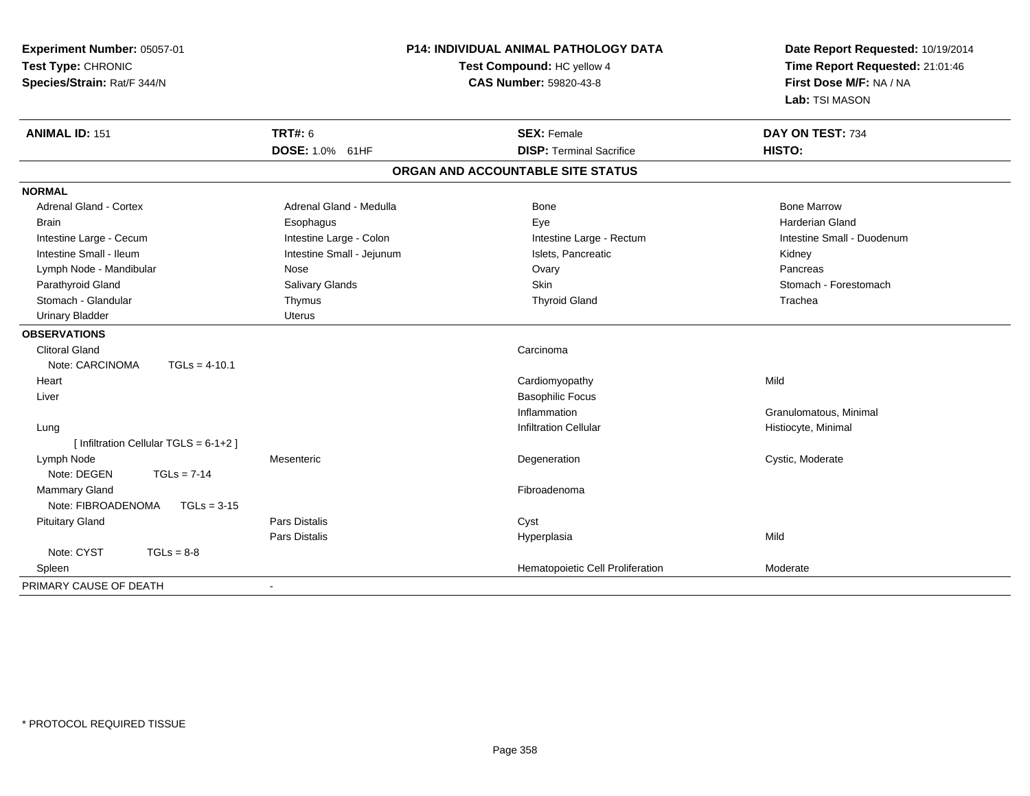**Experiment Number:** 05057-01
**Test Type:** CHRONIC
**Species/Strain:** Rat/F 344/N

**P14: INDIVIDUAL ANIMAL PATHOLOGY DATA**
**Test Compound:** HC yellow 4
**CAS Number:** 59820-43-8

**Date Report Requested:** 10/19/2014
**Time Report Requested:** 21:01:46
**First Dose M/F:** NA / NA
**Lab:** TSI MASON

| **ANIMAL ID:** 151 | **TRT#:** 6 | **SEX:** Female | **DAY ON TEST:** 734 |
|---|---|---|---|
| | **DOSE:** 1.0% 61HF | **DISP:** Terminal Sacrifice | **HISTO:** |

## ORGAN AND ACCOUNTABLE SITE STATUS

| | | | |
|---|---|---|---|
| **NORMAL** | | | |
| Adrenal Gland - Cortex | Adrenal Gland - Medulla | Bone | Bone Marrow |
| Brain | Esophagus | Eye | Harderian Gland |
| Intestine Large - Cecum | Intestine Large - Colon | Intestine Large - Rectum | Intestine Small - Duodenum |
| Intestine Small - Ileum | Intestine Small - Jejunum | Islets, Pancreatic | Kidney |
| Lymph Node - Mandibular | Nose | Ovary | Pancreas |
| Parathyroid Gland | Salivary Glands | Skin | Stomach - Forestomach |
| Stomach - Glandular | Thymus | Thyroid Gland | Trachea |
| Urinary Bladder | Uterus | | |
| **OBSERVATIONS** | | | |
| Clitoral Gland | | Carcinoma | |
| Note: CARCINOMA TGLs = 4-10.1 | | | |
| Heart | | Cardiomyopathy | Mild |
| Liver | | Basophilic Focus | |
| | | Inflammation | Granulomatous, Minimal |
| Lung | | Infiltration Cellular | Histiocyte, Minimal |
| [ Infiltration Cellular TGLS = 6-1+2 ] | | | |
| Lymph Node | Mesenteric | Degeneration | Cystic, Moderate |
| Note: DEGEN TGLs = 7-14 | | | |
| Mammary Gland | | Fibroadenoma | |
| Note: FIBROADENOMA TGLs = 3-15 | | | |
| Pituitary Gland | Pars Distalis | Cyst | |
| | Pars Distalis | Hyperplasia | Mild |
| Note: CYST TGLs = 8-8 | | | |
| Spleen | | Hematopoietic Cell Proliferation | Moderate |
| PRIMARY CAUSE OF DEATH | - | | |

* PROTOCOL REQUIRED TISSUE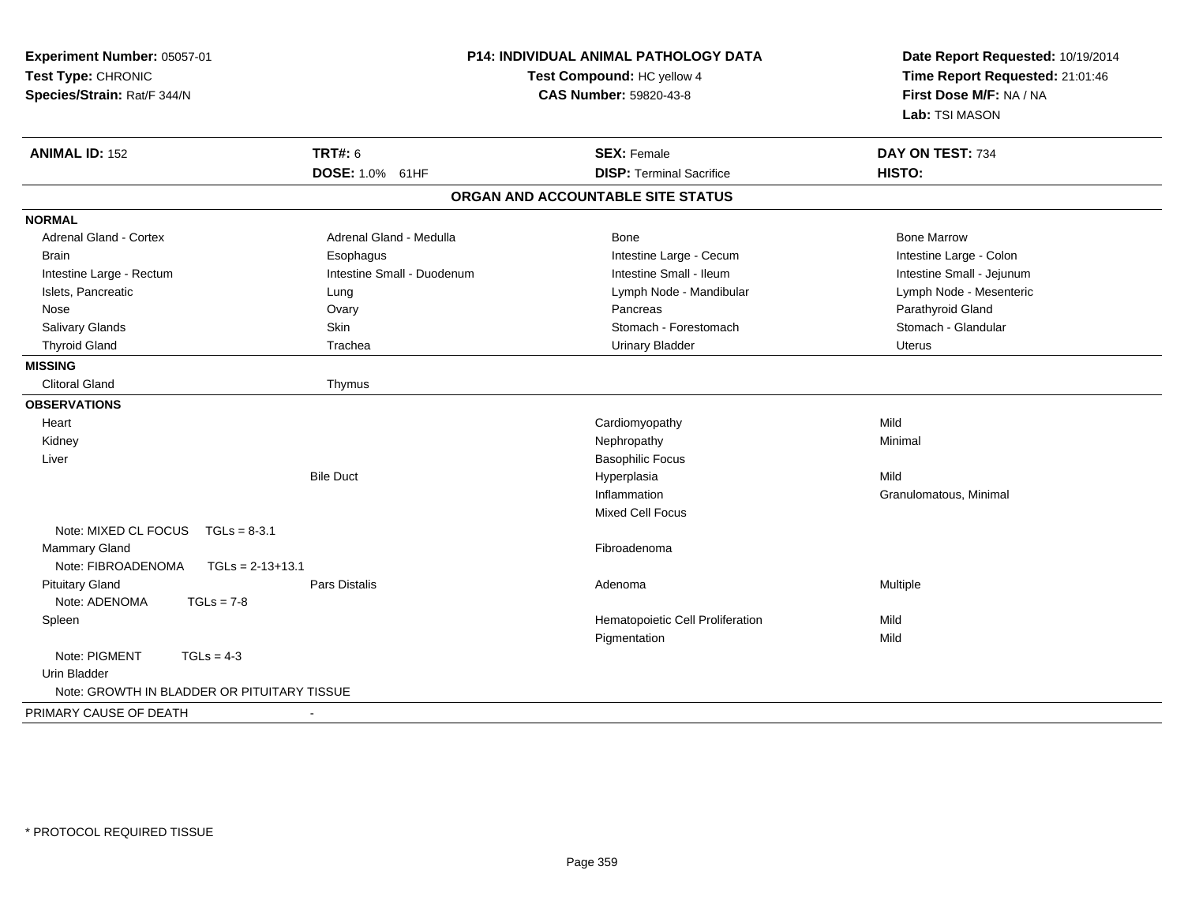**Experiment Number:** 05057-01
**Test Type:** CHRONIC
**Species/Strain:** Rat/F 344/N

**P14: INDIVIDUAL ANIMAL PATHOLOGY DATA**
**Test Compound:** HC yellow 4
**CAS Number:** 59820-43-8

**Date Report Requested:** 10/19/2014
**Time Report Requested:** 21:01:46
**First Dose M/F:** NA / NA
**Lab:** TSI MASON

| **ANIMAL ID:** 152 | **TRT#:** 6 | **SEX:** Female | **DAY ON TEST:** 734 |
|---|---|---|---|
| | **DOSE:** 1.0% 61HF | **DISP:** Terminal Sacrifice | **HISTO:** |

## ORGAN AND ACCOUNTABLE SITE STATUS

**NORMAL**

| | | | |
|---|---|---|---|
| Adrenal Gland - Cortex | Adrenal Gland - Medulla | Bone | Bone Marrow |
| Brain | Esophagus | Intestine Large - Cecum | Intestine Large - Colon |
| Intestine Large - Rectum | Intestine Small - Duodenum | Intestine Small - Ileum | Intestine Small - Jejunum |
| Islets, Pancreatic | Lung | Lymph Node - Mandibular | Lymph Node - Mesenteric |
| Nose | Ovary | Pancreas | Parathyroid Gland |
| Salivary Glands | Skin | Stomach - Forestomach | Stomach - Glandular |
| Thyroid Gland | Trachea | Urinary Bladder | Uterus |

**MISSING**

| | |
|---|---|
| Clitoral Gland | Thymus |

**OBSERVATIONS**

| Organ | Site | Observation | Severity |
|---|---|---|---|
| Heart | | Cardiomyopathy | Mild |
| Kidney | | Nephropathy | Minimal |
| Liver | | Basophilic Focus | |
| | Bile Duct | Hyperplasia | Mild |
| | | Inflammation | Granulomatous, Minimal |
| | | Mixed Cell Focus | |
| Note: MIXED CL FOCUS TGLs = 8-3.1 | | | |
| Mammary Gland | | Fibroadenoma | |
| Note: FIBROADENOMA TGLs = 2-13+13.1 | | | |
| Pituitary Gland | Pars Distalis | Adenoma | Multiple |
| Note: ADENOMA TGLs = 7-8 | | | |
| Spleen | | Hematopoietic Cell Proliferation | Mild |
| | | Pigmentation | Mild |
| Note: PIGMENT TGLs = 4-3 | | | |
| Urin Bladder | | | |
| Note: GROWTH IN BLADDER OR PITUITARY TISSUE | | | |

PRIMARY CAUSE OF DEATH -

\* PROTOCOL REQUIRED TISSUE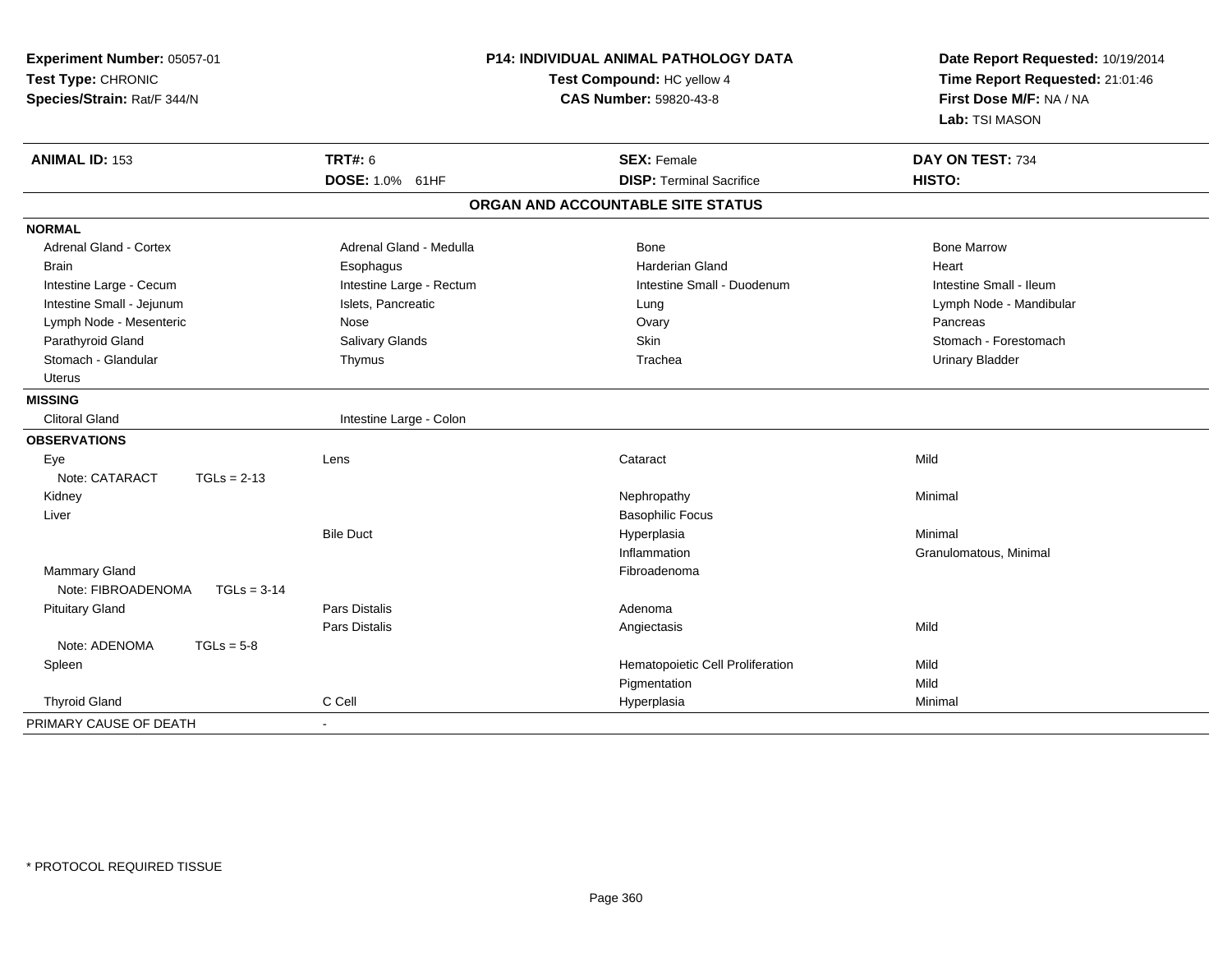**Experiment Number:** 05057-01
**Test Type:** CHRONIC
**Species/Strain:** Rat/F 344/N

**P14: INDIVIDUAL ANIMAL PATHOLOGY DATA**
**Test Compound:** HC yellow 4
**CAS Number:** 59820-43-8

**Date Report Requested:** 10/19/2014
**Time Report Requested:** 21:01:46
**First Dose M/F:** NA / NA
**Lab:** TSI MASON

| **ANIMAL ID:** 153 | **TRT#:** 6 | **SEX:** Female | **DAY ON TEST:** 734 |
|---|---|---|---|
| | **DOSE:** 1.0% 61HF | **DISP:** Terminal Sacrifice | **HISTO:** |

## ORGAN AND ACCOUNTABLE SITE STATUS

| | | | |
|---|---|---|---|
| **NORMAL** | | | |
| Adrenal Gland - Cortex | Adrenal Gland - Medulla | Bone | Bone Marrow |
| Brain | Esophagus | Harderian Gland | Heart |
| Intestine Large - Cecum | Intestine Large - Rectum | Intestine Small - Duodenum | Intestine Small - Ileum |
| Intestine Small - Jejunum | Islets, Pancreatic | Lung | Lymph Node - Mandibular |
| Lymph Node - Mesenteric | Nose | Ovary | Pancreas |
| Parathyroid Gland | Salivary Glands | Skin | Stomach - Forestomach |
| Stomach - Glandular | Thymus | Trachea | Urinary Bladder |
| Uterus | | | |
| **MISSING** | | | |
| Clitoral Gland | Intestine Large - Colon | | |
| **OBSERVATIONS** | | | |
| Eye | Lens | Cataract | Mild |
| Note: CATARACT TGLs = 2-13 | | | |
| Kidney | | Nephropathy | Minimal |
| Liver | | Basophilic Focus | |
| | Bile Duct | Hyperplasia | Minimal |
| | | Inflammation | Granulomatous, Minimal |
| Mammary Gland | | Fibroadenoma | |
| Note: FIBROADENOMA TGLs = 3-14 | | | |
| Pituitary Gland | Pars Distalis | Adenoma | |
| | Pars Distalis | Angiectasis | Mild |
| Note: ADENOMA TGLs = 5-8 | | | |
| Spleen | | Hematopoietic Cell Proliferation | Mild |
| | | Pigmentation | Mild |
| Thyroid Gland | C Cell | Hyperplasia | Minimal |
| PRIMARY CAUSE OF DEATH | - | | |

* PROTOCOL REQUIRED TISSUE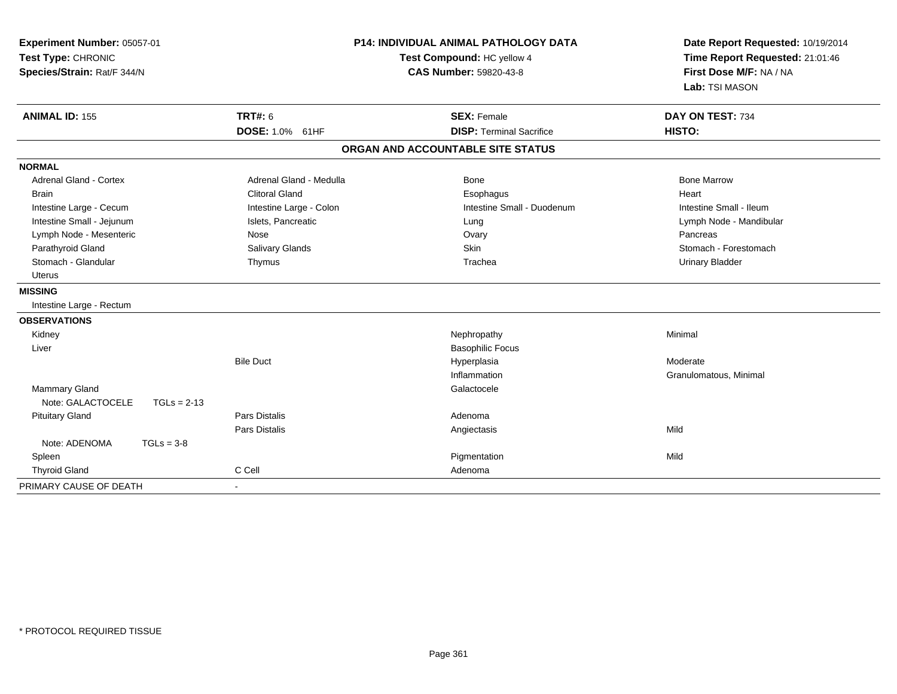**Experiment Number:** 05057-01
**Test Type:** CHRONIC
**Species/Strain:** Rat/F 344/N

**P14: INDIVIDUAL ANIMAL PATHOLOGY DATA**
**Test Compound:** HC yellow 4
**CAS Number:** 59820-43-8

**Date Report Requested:** 10/19/2014
**Time Report Requested:** 21:01:46
**First Dose M/F:** NA / NA
**Lab:** TSI MASON

| **ANIMAL ID:** 155 | **TRT#:** 6 | **SEX:** Female | **DAY ON TEST:** 734 |
|---|---|---|---|
| | **DOSE:** 1.0% 61HF | **DISP:** Terminal Sacrifice | **HISTO:** |

## ORGAN AND ACCOUNTABLE SITE STATUS

| | | | |
|---|---|---|---|
| **NORMAL** | | | |
| Adrenal Gland - Cortex | Adrenal Gland - Medulla | Bone | Bone Marrow |
| Brain | Clitoral Gland | Esophagus | Heart |
| Intestine Large - Cecum | Intestine Large - Colon | Intestine Small - Duodenum | Intestine Small - Ileum |
| Intestine Small - Jejunum | Islets, Pancreatic | Lung | Lymph Node - Mandibular |
| Lymph Node - Mesenteric | Nose | Ovary | Pancreas |
| Parathyroid Gland | Salivary Glands | Skin | Stomach - Forestomach |
| Stomach - Glandular | Thymus | Trachea | Urinary Bladder |
| Uterus | | | |
| **MISSING** | | | |
| Intestine Large - Rectum | | | |
| **OBSERVATIONS** | | | |
| Kidney | | Nephropathy | Minimal |
| Liver | | Basophilic Focus | |
| | Bile Duct | Hyperplasia | Moderate |
| | | Inflammation | Granulomatous, Minimal |
| Mammary Gland | | Galactocele | |
| Note: GALACTOCELE TGLs = 2-13 | | | |
| Pituitary Gland | Pars Distalis | Adenoma | |
| | Pars Distalis | Angiectasis | Mild |
| Note: ADENOMA TGLs = 3-8 | | | |
| Spleen | | Pigmentation | Mild |
| Thyroid Gland | C Cell | Adenoma | |
| PRIMARY CAUSE OF DEATH | - | | |

\* PROTOCOL REQUIRED TISSUE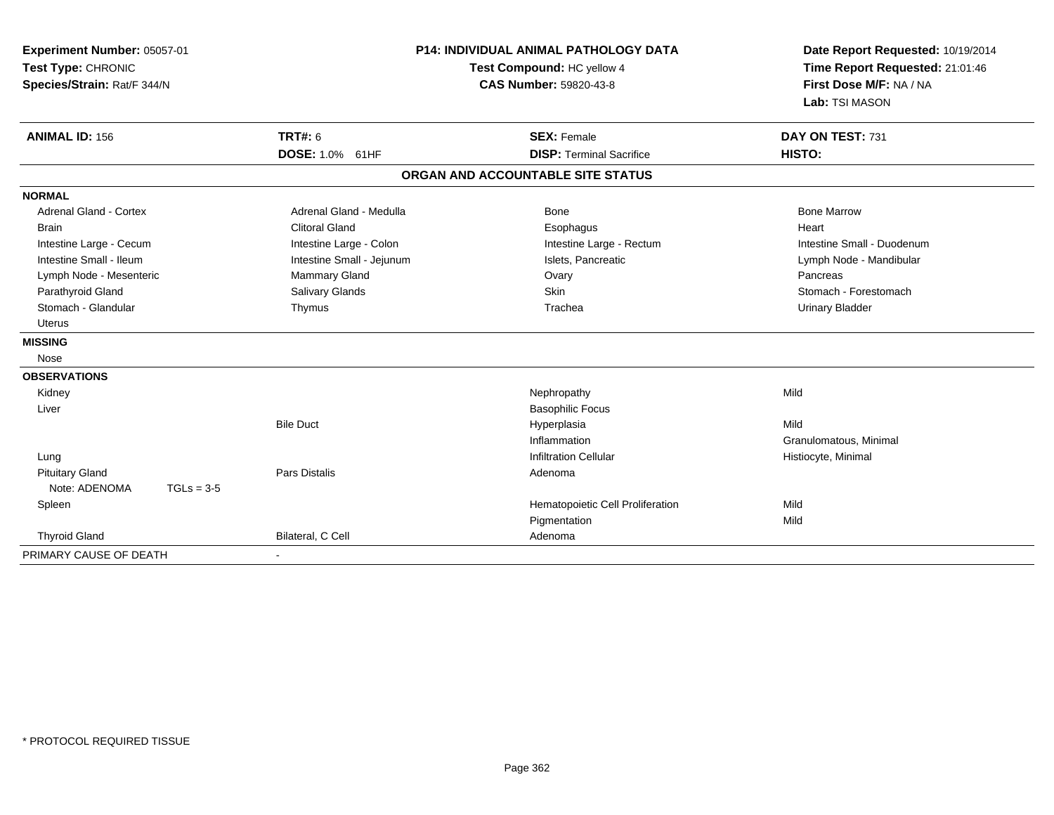**Experiment Number:** 05057-01
**Test Type:** CHRONIC
**Species/Strain:** Rat/F 344/N

**P14: INDIVIDUAL ANIMAL PATHOLOGY DATA**
**Test Compound:** HC yellow 4
**CAS Number:** 59820-43-8

**Date Report Requested:** 10/19/2014
**Time Report Requested:** 21:01:46
**First Dose M/F:** NA / NA
**Lab:** TSI MASON

| **ANIMAL ID:** 156 | **TRT#:** 6 | **SEX:** Female | **DAY ON TEST:** 731 |
|---|---|---|---|
| | **DOSE:** 1.0% 61HF | **DISP:** Terminal Sacrifice | **HISTO:** |

**ORGAN AND ACCOUNTABLE SITE STATUS**

| | | | |
|---|---|---|---|
| **NORMAL** | | | |
| Adrenal Gland - Cortex | Adrenal Gland - Medulla | Bone | Bone Marrow |
| Brain | Clitoral Gland | Esophagus | Heart |
| Intestine Large - Cecum | Intestine Large - Colon | Intestine Large - Rectum | Intestine Small - Duodenum |
| Intestine Small - Ileum | Intestine Small - Jejunum | Islets, Pancreatic | Lymph Node - Mandibular |
| Lymph Node - Mesenteric | Mammary Gland | Ovary | Pancreas |
| Parathyroid Gland | Salivary Glands | Skin | Stomach - Forestomach |
| Stomach - Glandular | Thymus | Trachea | Urinary Bladder |
| Uterus | | | |
| **MISSING** | | | |
| Nose | | | |
| **OBSERVATIONS** | | | |
| Kidney | | Nephropathy | Mild |
| Liver | | Basophilic Focus | |
| | Bile Duct | Hyperplasia | Mild |
| | | Inflammation | Granulomatous, Minimal |
| Lung | | Infiltration Cellular | Histiocyte, Minimal |
| Pituitary Gland | Pars Distalis | Adenoma | |
| Note: ADENOMA TGLs = 3-5 | | | |
| Spleen | | Hematopoietic Cell Proliferation | Mild |
| | | Pigmentation | Mild |
| Thyroid Gland | Bilateral, C Cell | Adenoma | |
| PRIMARY CAUSE OF DEATH | - | | |

* PROTOCOL REQUIRED TISSUE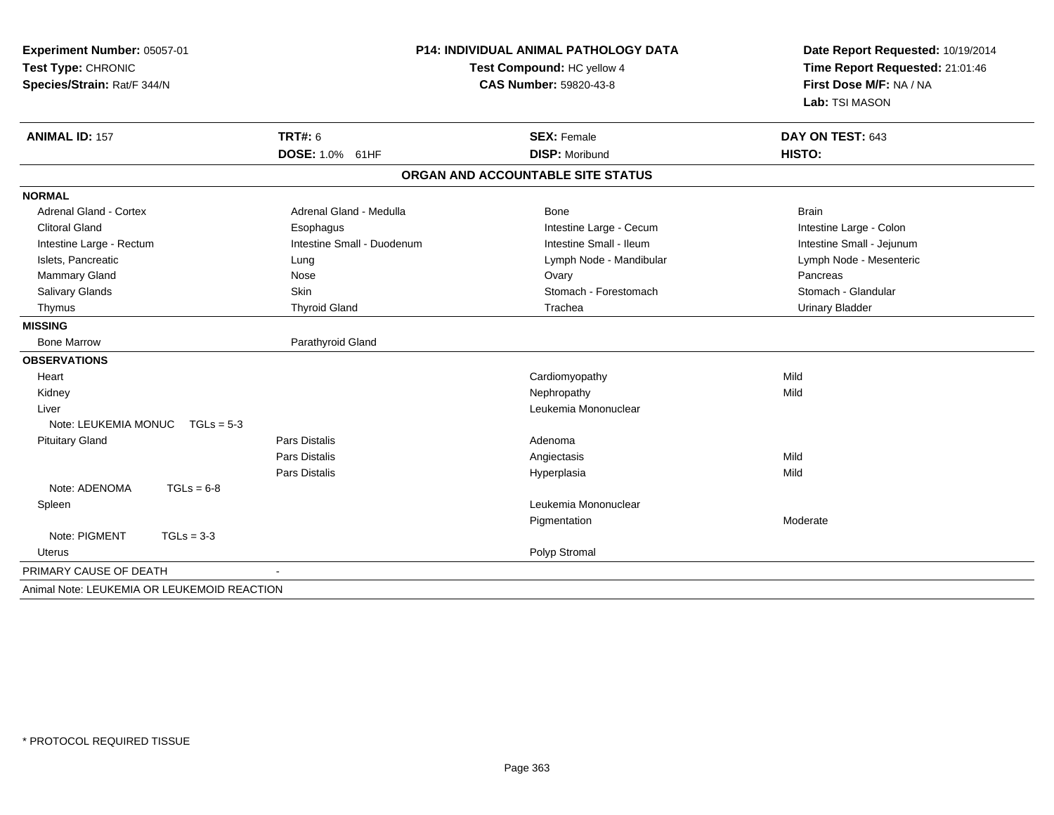**Experiment Number:** 05057-01
**Test Type:** CHRONIC
**Species/Strain:** Rat/F 344/N

**P14: INDIVIDUAL ANIMAL PATHOLOGY DATA**
**Test Compound:** HC yellow 4
**CAS Number:** 59820-43-8

**Date Report Requested:** 10/19/2014
**Time Report Requested:** 21:01:46
**First Dose M/F:** NA / NA
**Lab:** TSI MASON

| **ANIMAL ID:** 157 | **TRT#:** 6 | **SEX:** Female | **DAY ON TEST:** 643 |
|---|---|---|---|
| | **DOSE:** 1.0% 61HF | **DISP:** Moribund | **HISTO:** |

## ORGAN AND ACCOUNTABLE SITE STATUS

**NORMAL**

| | | | |
|---|---|---|---|
| Adrenal Gland - Cortex | Adrenal Gland - Medulla | Bone | Brain |
| Clitoral Gland | Esophagus | Intestine Large - Cecum | Intestine Large - Colon |
| Intestine Large - Rectum | Intestine Small - Duodenum | Intestine Small - Ileum | Intestine Small - Jejunum |
| Islets, Pancreatic | Lung | Lymph Node - Mandibular | Lymph Node - Mesenteric |
| Mammary Gland | Nose | Ovary | Pancreas |
| Salivary Glands | Skin | Stomach - Forestomach | Stomach - Glandular |
| Thymus | Thyroid Gland | Trachea | Urinary Bladder |

**MISSING**

| | |
|---|---|
| Bone Marrow | Parathyroid Gland |

**OBSERVATIONS**

| Organ | Site | Observation | Severity |
|---|---|---|---|
| Heart | | Cardiomyopathy | Mild |
| Kidney | | Nephropathy | Mild |
| Liver | | Leukemia Mononuclear | |
| Note: LEUKEMIA MONUC TGLs = 5-3 | | | |
| Pituitary Gland | Pars Distalis | Adenoma | |
| | Pars Distalis | Angiectasis | Mild |
| | Pars Distalis | Hyperplasia | Mild |
| Note: ADENOMA TGLs = 6-8 | | | |
| Spleen | | Leukemia Mononuclear | |
| | | Pigmentation | Moderate |
| Note: PIGMENT TGLs = 3-3 | | | |
| Uterus | | Polyp Stromal | |

PRIMARY CAUSE OF DEATH -

Animal Note: LEUKEMIA OR LEUKEMOID REACTION

* PROTOCOL REQUIRED TISSUE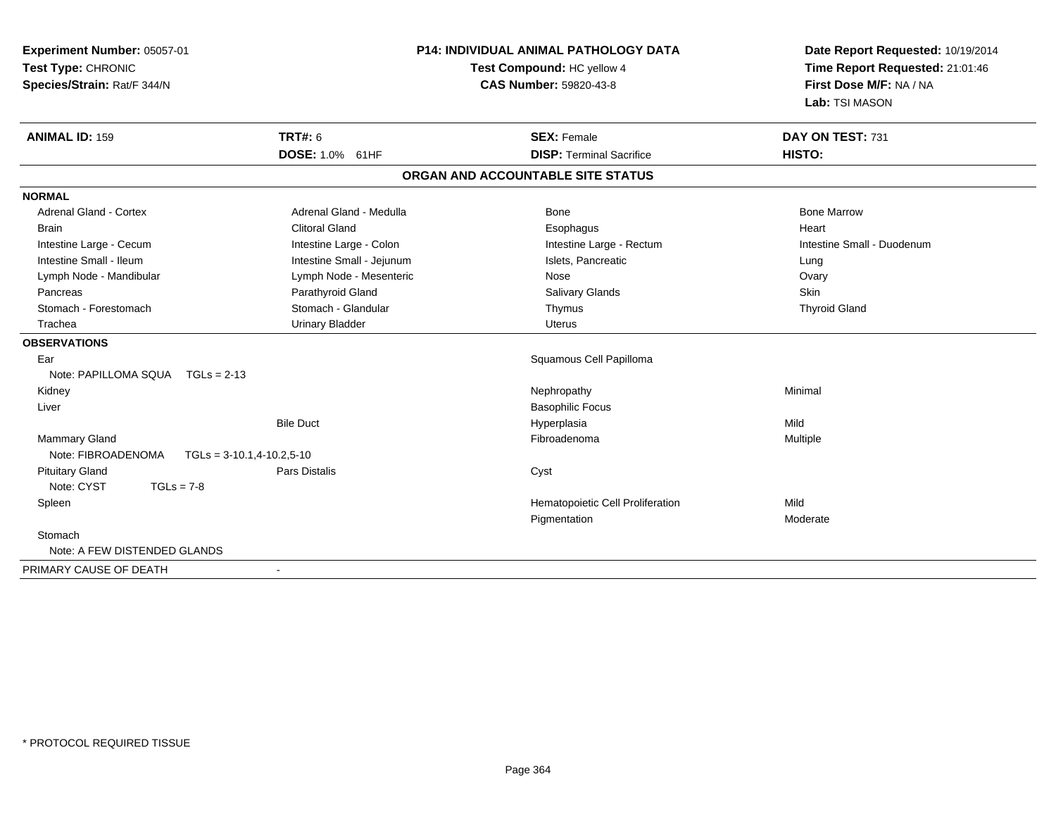**Experiment Number:** 05057-01
**Test Type:** CHRONIC
**Species/Strain:** Rat/F 344/N

**P14: INDIVIDUAL ANIMAL PATHOLOGY DATA**
**Test Compound:** HC yellow 4
**CAS Number:** 59820-43-8

**Date Report Requested:** 10/19/2014
**Time Report Requested:** 21:01:46
**First Dose M/F:** NA / NA
**Lab:** TSI MASON

| **ANIMAL ID:** 159 | **TRT#:** 6 | **SEX:** Female | **DAY ON TEST:** 731 |
|---|---|---|---|
| | **DOSE:** 1.0% 61HF | **DISP:** Terminal Sacrifice | **HISTO:** |

## ORGAN AND ACCOUNTABLE SITE STATUS

**NORMAL**

| | | | |
|---|---|---|---|
| Adrenal Gland - Cortex | Adrenal Gland - Medulla | Bone | Bone Marrow |
| Brain | Clitoral Gland | Esophagus | Heart |
| Intestine Large - Cecum | Intestine Large - Colon | Intestine Large - Rectum | Intestine Small - Duodenum |
| Intestine Small - Ileum | Intestine Small - Jejunum | Islets, Pancreatic | Lung |
| Lymph Node - Mandibular | Lymph Node - Mesenteric | Nose | Ovary |
| Pancreas | Parathyroid Gland | Salivary Glands | Skin |
| Stomach - Forestomach | Stomach - Glandular | Thymus | Thyroid Gland |
| Trachea | Urinary Bladder | Uterus | |

**OBSERVATIONS**

| | | | |
|---|---|---|---|
| Ear | | Squamous Cell Papilloma | |
| Note: PAPILLOMA SQUA TGLs = 2-13 | | | |
| Kidney | | Nephropathy | Minimal |
| Liver | | Basophilic Focus | |
| | Bile Duct | Hyperplasia | Mild |
| Mammary Gland | | Fibroadenoma | Multiple |
| Note: FIBROADENOMA TGLs = 3-10.1,4-10.2,5-10 | | | |
| Pituitary Gland | Pars Distalis | Cyst | |
| Note: CYST TGLs = 7-8 | | | |
| Spleen | | Hematopoietic Cell Proliferation | Mild |
| | | Pigmentation | Moderate |
| Stomach | | | |
| Note: A FEW DISTENDED GLANDS | | | |

PRIMARY CAUSE OF DEATH -

* PROTOCOL REQUIRED TISSUE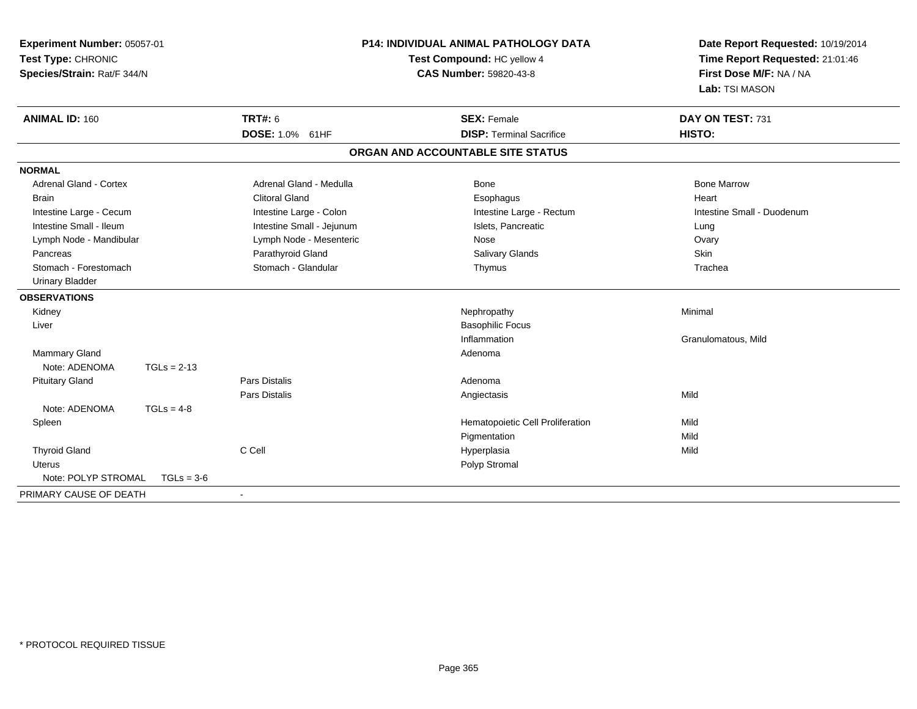**Experiment Number:** 05057-01
**Test Type:** CHRONIC
**Species/Strain:** Rat/F 344/N

**P14: INDIVIDUAL ANIMAL PATHOLOGY DATA**
**Test Compound:** HC yellow 4
**CAS Number:** 59820-43-8

**Date Report Requested:** 10/19/2014
**Time Report Requested:** 21:01:46
**First Dose M/F:** NA / NA
**Lab:** TSI MASON

| **ANIMAL ID:** 160 | **TRT#:** 6 | **SEX:** Female | **DAY ON TEST:** 731 |
|---|---|---|---|
| | **DOSE:** 1.0% 61HF | **DISP:** Terminal Sacrifice | **HISTO:** |

## ORGAN AND ACCOUNTABLE SITE STATUS

**NORMAL**

| | | | |
|---|---|---|---|
| Adrenal Gland - Cortex | Adrenal Gland - Medulla | Bone | Bone Marrow |
| Brain | Clitoral Gland | Esophagus | Heart |
| Intestine Large - Cecum | Intestine Large - Colon | Intestine Large - Rectum | Intestine Small - Duodenum |
| Intestine Small - Ileum | Intestine Small - Jejunum | Islets, Pancreatic | Lung |
| Lymph Node - Mandibular | Lymph Node - Mesenteric | Nose | Ovary |
| Pancreas | Parathyroid Gland | Salivary Glands | Skin |
| Stomach - Forestomach | Stomach - Glandular | Thymus | Trachea |
| Urinary Bladder | | | |

**OBSERVATIONS**

| Organ | Site | Observation | Severity |
|---|---|---|---|
| Kidney | | Nephropathy | Minimal |
| Liver | | Basophilic Focus | |
| | | Inflammation | Granulomatous, Mild |
| Mammary Gland | | Adenoma | |
| Note: ADENOMA TGLs = 2-13 | | | |
| Pituitary Gland | Pars Distalis | Adenoma | |
| | Pars Distalis | Angiectasis | Mild |
| Note: ADENOMA TGLs = 4-8 | | | |
| Spleen | | Hematopoietic Cell Proliferation | Mild |
| | | Pigmentation | Mild |
| Thyroid Gland | C Cell | Hyperplasia | Mild |
| Uterus | | Polyp Stromal | |
| Note: POLYP STROMAL TGLs = 3-6 | | | |

PRIMARY CAUSE OF DEATH -

\* PROTOCOL REQUIRED TISSUE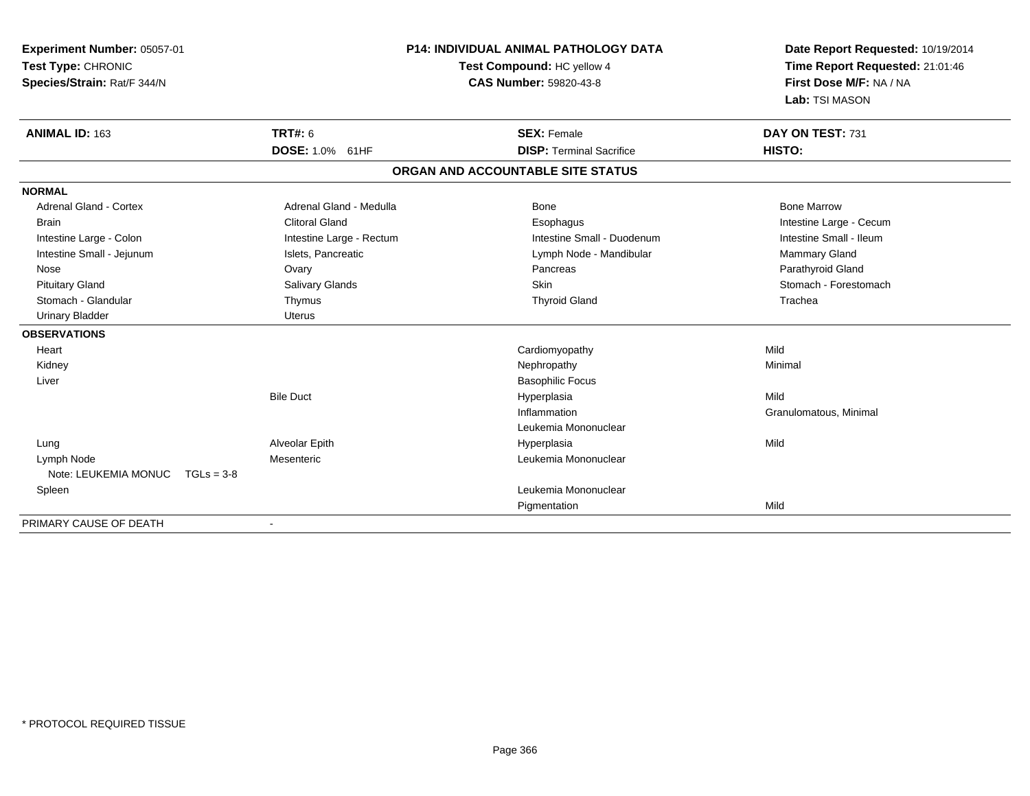**Experiment Number:** 05057-01
**Test Type:** CHRONIC
**Species/Strain:** Rat/F 344/N

## P14: INDIVIDUAL ANIMAL PATHOLOGY DATA

**Test Compound:** HC yellow 4
**CAS Number:** 59820-43-8

**Date Report Requested:** 10/19/2014
**Time Report Requested:** 21:01:46
**First Dose M/F:** NA / NA
**Lab:** TSI MASON

| **ANIMAL ID:** 163 | **TRT#:** 6 | **SEX:** Female | **DAY ON TEST:** 731 |
|---|---|---|---|
| | **DOSE:** 1.0% 61HF | **DISP:** Terminal Sacrifice | **HISTO:** |

### ORGAN AND ACCOUNTABLE SITE STATUS

| | | | |
|---|---|---|---|
| **NORMAL** | | | |
| Adrenal Gland - Cortex | Adrenal Gland - Medulla | Bone | Bone Marrow |
| Brain | Clitoral Gland | Esophagus | Intestine Large - Cecum |
| Intestine Large - Colon | Intestine Large - Rectum | Intestine Small - Duodenum | Intestine Small - Ileum |
| Intestine Small - Jejunum | Islets, Pancreatic | Lymph Node - Mandibular | Mammary Gland |
| Nose | Ovary | Pancreas | Parathyroid Gland |
| Pituitary Gland | Salivary Glands | Skin | Stomach - Forestomach |
| Stomach - Glandular | Thymus | Thyroid Gland | Trachea |
| Urinary Bladder | Uterus | | |
| **OBSERVATIONS** | | | |
| Heart | | Cardiomyopathy | Mild |
| Kidney | | Nephropathy | Minimal |
| Liver | | Basophilic Focus | |
| | Bile Duct | Hyperplasia | Mild |
| | | Inflammation | Granulomatous, Minimal |
| | | Leukemia Mononuclear | |
| Lung | Alveolar Epith | Hyperplasia | Mild |
| Lymph Node | Mesenteric | Leukemia Mononuclear | |
| Note: LEUKEMIA MONUC TGLs = 3-8 | | | |
| Spleen | | Leukemia Mononuclear | |
| | | Pigmentation | Mild |
| PRIMARY CAUSE OF DEATH | - | | |

\* PROTOCOL REQUIRED TISSUE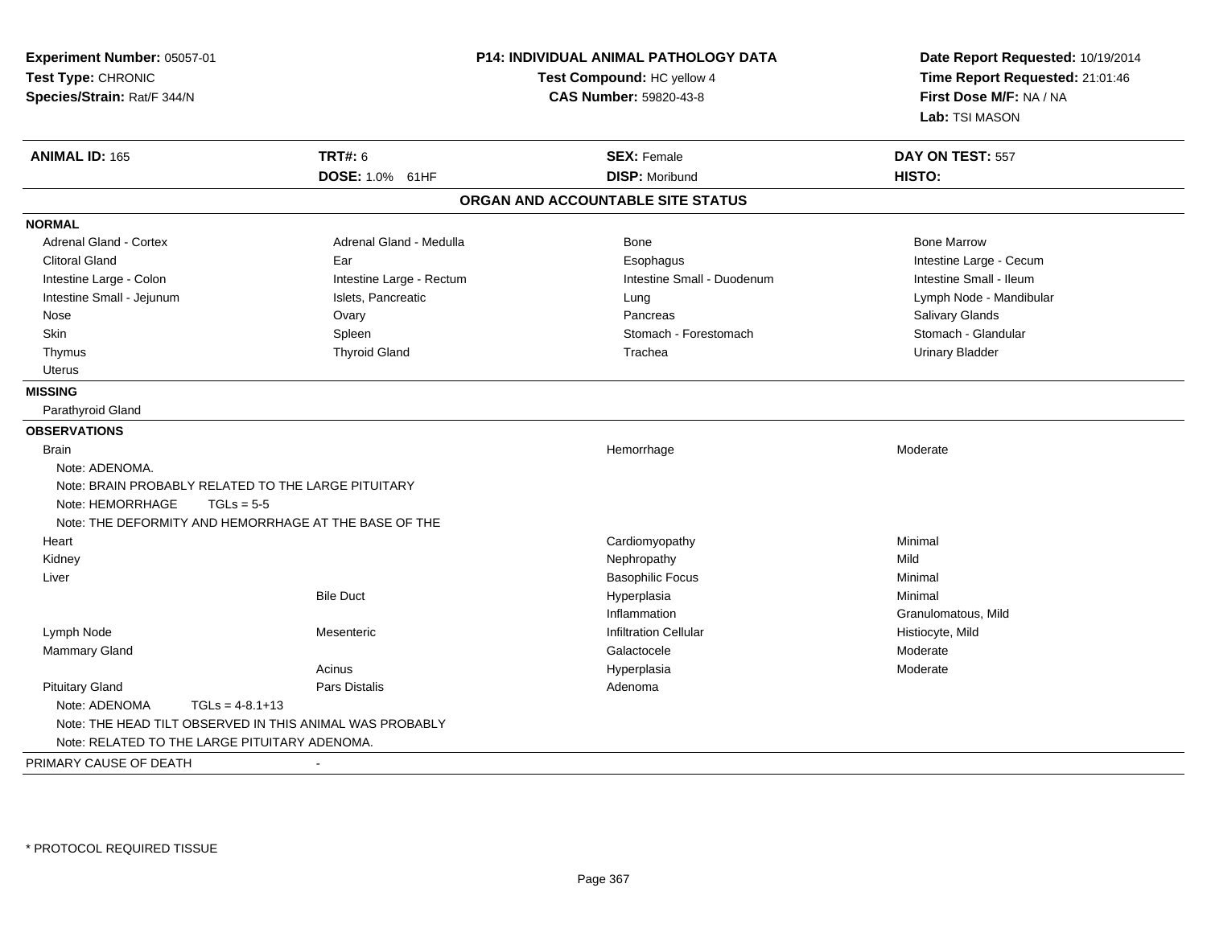**Experiment Number:** 05057-01
**Test Type:** CHRONIC
**Species/Strain:** Rat/F 344/N

**P14: INDIVIDUAL ANIMAL PATHOLOGY DATA**
**Test Compound:** HC yellow 4
**CAS Number:** 59820-43-8

**Date Report Requested:** 10/19/2014
**Time Report Requested:** 21:01:46
**First Dose M/F:** NA / NA
**Lab:** TSI MASON

| **ANIMAL ID:** 165 | **TRT#:** 6 | **SEX:** Female | **DAY ON TEST:** 557 |
|---|---|---|---|
| | **DOSE:** 1.0% 61HF | **DISP:** Moribund | **HISTO:** |

## ORGAN AND ACCOUNTABLE SITE STATUS

**NORMAL**

| | | | |
|---|---|---|---|
| Adrenal Gland - Cortex | Adrenal Gland - Medulla | Bone | Bone Marrow |
| Clitoral Gland | Ear | Esophagus | Intestine Large - Cecum |
| Intestine Large - Colon | Intestine Large - Rectum | Intestine Small - Duodenum | Intestine Small - Ileum |
| Intestine Small - Jejunum | Islets, Pancreatic | Lung | Lymph Node - Mandibular |
| Nose | Ovary | Pancreas | Salivary Glands |
| Skin | Spleen | Stomach - Forestomach | Stomach - Glandular |
| Thymus | Thyroid Gland | Trachea | Urinary Bladder |
| Uterus | | | |

**MISSING**

Parathyroid Gland

**OBSERVATIONS**

| Organ | Site | Observation | Severity |
|---|---|---|---|
| Brain | | Hemorrhage | Moderate |
| Note: ADENOMA. | | | |
| Note: BRAIN PROBABLY RELATED TO THE LARGE PITUITARY | | | |
| Note: HEMORRHAGE TGLs = 5-5 | | | |
| Note: THE DEFORMITY AND HEMORRHAGE AT THE BASE OF THE | | | |
| Heart | | Cardiomyopathy | Minimal |
| Kidney | | Nephropathy | Mild |
| Liver | | Basophilic Focus | Minimal |
| | Bile Duct | Hyperplasia | Minimal |
| | | Inflammation | Granulomatous, Mild |
| Lymph Node | Mesenteric | Infiltration Cellular | Histiocyte, Mild |
| Mammary Gland | | Galactocele | Moderate |
| | Acinus | Hyperplasia | Moderate |
| Pituitary Gland | Pars Distalis | Adenoma | |
| Note: ADENOMA TGLs = 4-8.1+13 | | | |
| Note: THE HEAD TILT OBSERVED IN THIS ANIMAL WAS PROBABLY | | | |
| Note: RELATED TO THE LARGE PITUITARY ADENOMA. | | | |

PRIMARY CAUSE OF DEATH -

\* PROTOCOL REQUIRED TISSUE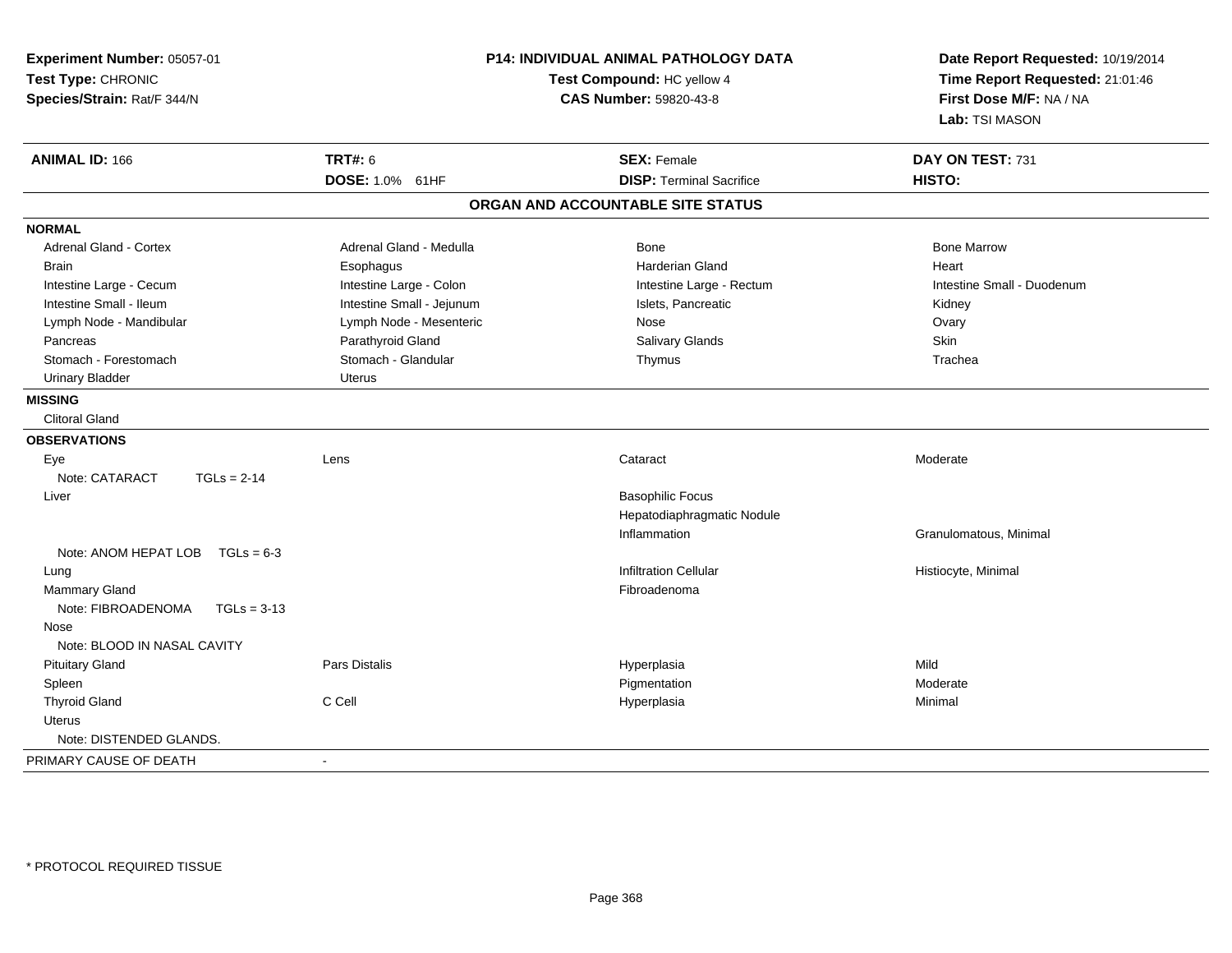**Experiment Number:** 05057-01
**Test Type:** CHRONIC
**Species/Strain:** Rat/F 344/N

**P14: INDIVIDUAL ANIMAL PATHOLOGY DATA**
**Test Compound:** HC yellow 4
**CAS Number:** 59820-43-8

**Date Report Requested:** 10/19/2014
**Time Report Requested:** 21:01:46
**First Dose M/F:** NA / NA
**Lab:** TSI MASON

| **ANIMAL ID:** 166 | **TRT#:** 6 | **SEX:** Female | **DAY ON TEST:** 731 |
|---|---|---|---|
| | **DOSE:** 1.0% 61HF | **DISP:** Terminal Sacrifice | **HISTO:** |

## ORGAN AND ACCOUNTABLE SITE STATUS

**NORMAL**

| | | | |
|---|---|---|---|
| Adrenal Gland - Cortex | Adrenal Gland - Medulla | Bone | Bone Marrow |
| Brain | Esophagus | Harderian Gland | Heart |
| Intestine Large - Cecum | Intestine Large - Colon | Intestine Large - Rectum | Intestine Small - Duodenum |
| Intestine Small - Ileum | Intestine Small - Jejunum | Islets, Pancreatic | Kidney |
| Lymph Node - Mandibular | Lymph Node - Mesenteric | Nose | Ovary |
| Pancreas | Parathyroid Gland | Salivary Glands | Skin |
| Stomach - Forestomach | Stomach - Glandular | Thymus | Trachea |
| Urinary Bladder | Uterus | | |

**MISSING**

Clitoral Gland

**OBSERVATIONS**

| | | | |
|---|---|---|---|
| Eye | Lens | Cataract | Moderate |
| Note: CATARACT TGLs = 2-14 | | | |
| Liver | | Basophilic Focus | |
| | | Hepatodiaphragmatic Nodule | |
| | | Inflammation | Granulomatous, Minimal |
| Note: ANOM HEPAT LOB TGLs = 6-3 | | | |
| Lung | | Infiltration Cellular | Histiocyte, Minimal |
| Mammary Gland | | Fibroadenoma | |
| Note: FIBROADENOMA TGLs = 3-13 | | | |
| Nose | | | |
| Note: BLOOD IN NASAL CAVITY | | | |
| Pituitary Gland | Pars Distalis | Hyperplasia | Mild |
| Spleen | | Pigmentation | Moderate |
| Thyroid Gland | C Cell | Hyperplasia | Minimal |
| Uterus | | | |
| Note: DISTENDED GLANDS. | | | |

PRIMARY CAUSE OF DEATH -

* PROTOCOL REQUIRED TISSUE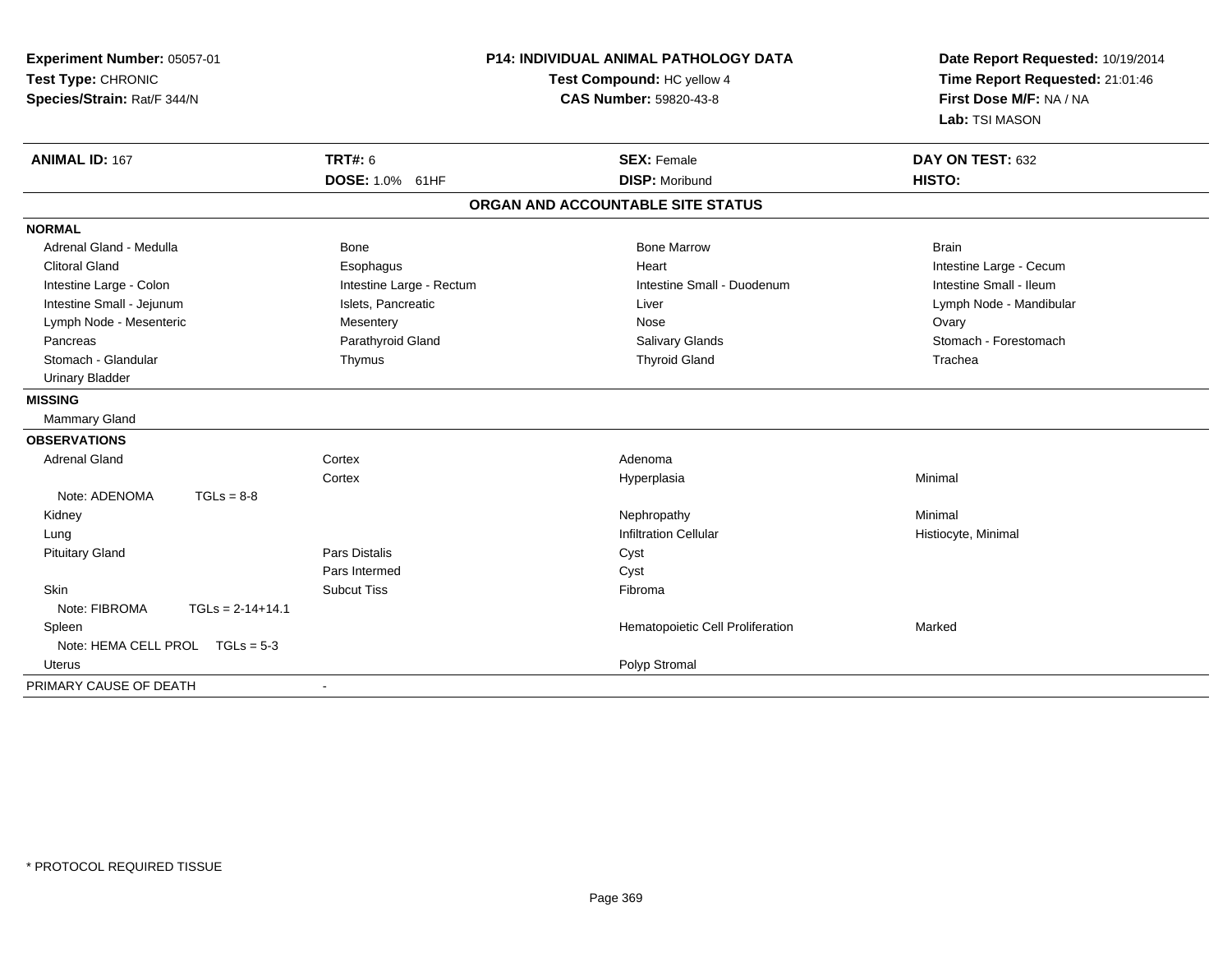**Experiment Number:** 05057-01
**Test Type:** CHRONIC
**Species/Strain:** Rat/F 344/N

**P14: INDIVIDUAL ANIMAL PATHOLOGY DATA**
**Test Compound:** HC yellow 4
**CAS Number:** 59820-43-8

**Date Report Requested:** 10/19/2014
**Time Report Requested:** 21:01:46
**First Dose M/F:** NA / NA
**Lab:** TSI MASON

| **ANIMAL ID:** 167 | **TRT#:** 6 | **SEX:** Female | **DAY ON TEST:** 632 |
|---|---|---|---|
| | **DOSE:** 1.0% 61HF | **DISP:** Moribund | **HISTO:** |

## ORGAN AND ACCOUNTABLE SITE STATUS

**NORMAL**

| | | | |
|---|---|---|---|
| Adrenal Gland - Medulla | Bone | Bone Marrow | Brain |
| Clitoral Gland | Esophagus | Heart | Intestine Large - Cecum |
| Intestine Large - Colon | Intestine Large - Rectum | Intestine Small - Duodenum | Intestine Small - Ileum |
| Intestine Small - Jejunum | Islets, Pancreatic | Liver | Lymph Node - Mandibular |
| Lymph Node - Mesenteric | Mesentery | Nose | Ovary |
| Pancreas | Parathyroid Gland | Salivary Glands | Stomach - Forestomach |
| Stomach - Glandular | Thymus | Thyroid Gland | Trachea |
| Urinary Bladder | | | |

**MISSING**

Mammary Gland

**OBSERVATIONS**

| | | | |
|---|---|---|---|
| Adrenal Gland | Cortex | Adenoma | |
| | Cortex | Hyperplasia | Minimal |
| Note: ADENOMA TGLs = 8-8 | | | |
| Kidney | | Nephropathy | Minimal |
| Lung | | Infiltration Cellular | Histiocyte, Minimal |
| Pituitary Gland | Pars Distalis | Cyst | |
| | Pars Intermed | Cyst | |
| Skin | Subcut Tiss | Fibroma | |
| Note: FIBROMA TGLs = 2-14+14.1 | | | |
| Spleen | | Hematopoietic Cell Proliferation | Marked |
| Note: HEMA CELL PROL TGLs = 5-3 | | | |
| Uterus | | Polyp Stromal | |

PRIMARY CAUSE OF DEATH -

* PROTOCOL REQUIRED TISSUE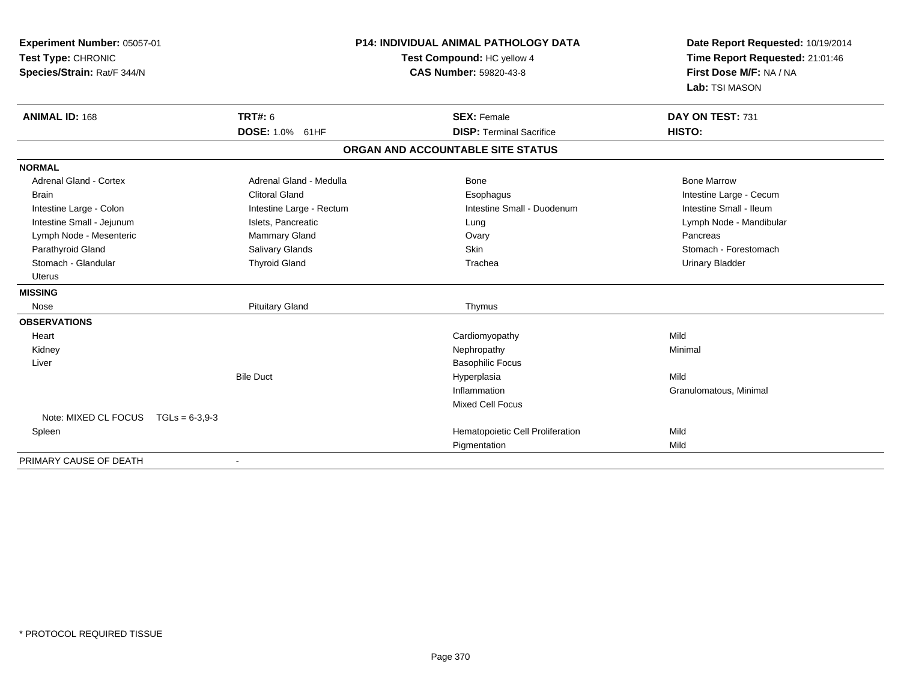**Experiment Number:** 05057-01
**Test Type:** CHRONIC
**Species/Strain:** Rat/F 344/N

**P14: INDIVIDUAL ANIMAL PATHOLOGY DATA**
**Test Compound:** HC yellow 4
**CAS Number:** 59820-43-8

**Date Report Requested:** 10/19/2014
**Time Report Requested:** 21:01:46
**First Dose M/F:** NA / NA
**Lab:** TSI MASON

| **ANIMAL ID:** 168 | **TRT#:** 6 | **SEX:** Female | **DAY ON TEST:** 731 |
|---|---|---|---|
| | **DOSE:** 1.0% 61HF | **DISP:** Terminal Sacrifice | **HISTO:** |

## ORGAN AND ACCOUNTABLE SITE STATUS

| | | | |
|---|---|---|---|
| **NORMAL** | | | |
| Adrenal Gland - Cortex | Adrenal Gland - Medulla | Bone | Bone Marrow |
| Brain | Clitoral Gland | Esophagus | Intestine Large - Cecum |
| Intestine Large - Colon | Intestine Large - Rectum | Intestine Small - Duodenum | Intestine Small - Ileum |
| Intestine Small - Jejunum | Islets, Pancreatic | Lung | Lymph Node - Mandibular |
| Lymph Node - Mesenteric | Mammary Gland | Ovary | Pancreas |
| Parathyroid Gland | Salivary Glands | Skin | Stomach - Forestomach |
| Stomach - Glandular | Thyroid Gland | Trachea | Urinary Bladder |
| Uterus | | | |
| **MISSING** | | | |
| Nose | Pituitary Gland | Thymus | |
| **OBSERVATIONS** | | | |
| Heart | | Cardiomyopathy | Mild |
| Kidney | | Nephropathy | Minimal |
| Liver | | Basophilic Focus | |
| | Bile Duct | Hyperplasia | Mild |
| | | Inflammation | Granulomatous, Minimal |
| | | Mixed Cell Focus | |
| Note: MIXED CL FOCUS TGLs = 6-3,9-3 | | | |
| Spleen | | Hematopoietic Cell Proliferation | Mild |
| | | Pigmentation | Mild |
| PRIMARY CAUSE OF DEATH | - | | |

* PROTOCOL REQUIRED TISSUE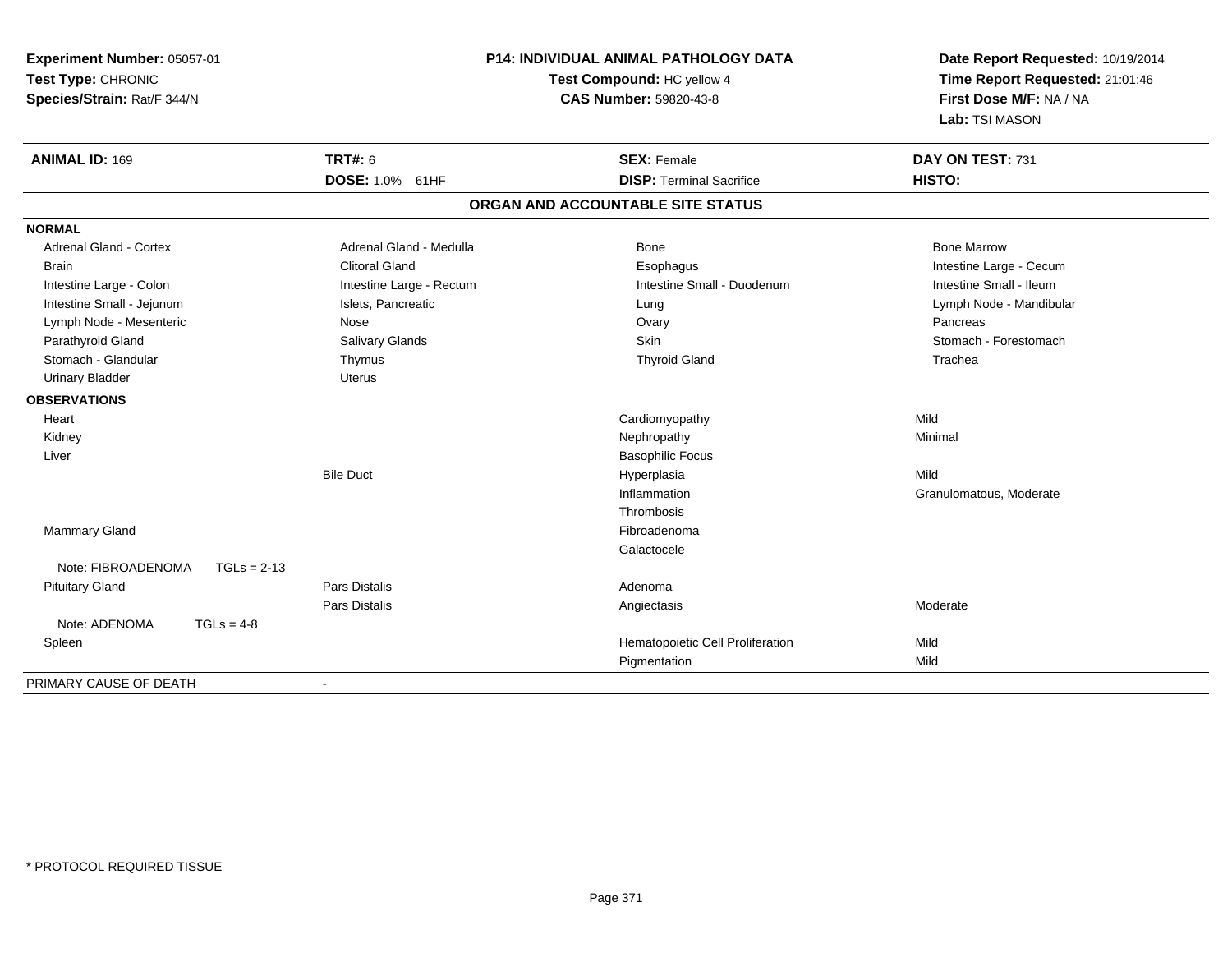**Experiment Number:** 05057-01
**Test Type:** CHRONIC
**Species/Strain:** Rat/F 344/N

**P14: INDIVIDUAL ANIMAL PATHOLOGY DATA**
**Test Compound:** HC yellow 4
**CAS Number:** 59820-43-8

**Date Report Requested:** 10/19/2014
**Time Report Requested:** 21:01:46
**First Dose M/F:** NA / NA
**Lab:** TSI MASON

| **ANIMAL ID:** 169 | **TRT#:** 6 | **SEX:** Female | **DAY ON TEST:** 731 |
|---|---|---|---|
| | **DOSE:** 1.0% 61HF | **DISP:** Terminal Sacrifice | **HISTO:** |

## ORGAN AND ACCOUNTABLE SITE STATUS

**NORMAL**

| | | | |
|---|---|---|---|
| Adrenal Gland - Cortex | Adrenal Gland - Medulla | Bone | Bone Marrow |
| Brain | Clitoral Gland | Esophagus | Intestine Large - Cecum |
| Intestine Large - Colon | Intestine Large - Rectum | Intestine Small - Duodenum | Intestine Small - Ileum |
| Intestine Small - Jejunum | Islets, Pancreatic | Lung | Lymph Node - Mandibular |
| Lymph Node - Mesenteric | Nose | Ovary | Pancreas |
| Parathyroid Gland | Salivary Glands | Skin | Stomach - Forestomach |
| Stomach - Glandular | Thymus | Thyroid Gland | Trachea |
| Urinary Bladder | Uterus | | |

**OBSERVATIONS**

| | | | |
|---|---|---|---|
| Heart | | Cardiomyopathy | Mild |
| Kidney | | Nephropathy | Minimal |
| Liver | | Basophilic Focus | |
| | Bile Duct | Hyperplasia | Mild |
| | | Inflammation | Granulomatous, Moderate |
| | | Thrombosis | |
| Mammary Gland | | Fibroadenoma | |
| | | Galactocele | |
| Note: FIBROADENOMA TGLs = 2-13 | | | |
| Pituitary Gland | Pars Distalis | Adenoma | |
| | Pars Distalis | Angiectasis | Moderate |
| Note: ADENOMA TGLs = 4-8 | | | |
| Spleen | | Hematopoietic Cell Proliferation | Mild |
| | | Pigmentation | Mild |

PRIMARY CAUSE OF DEATH -

* PROTOCOL REQUIRED TISSUE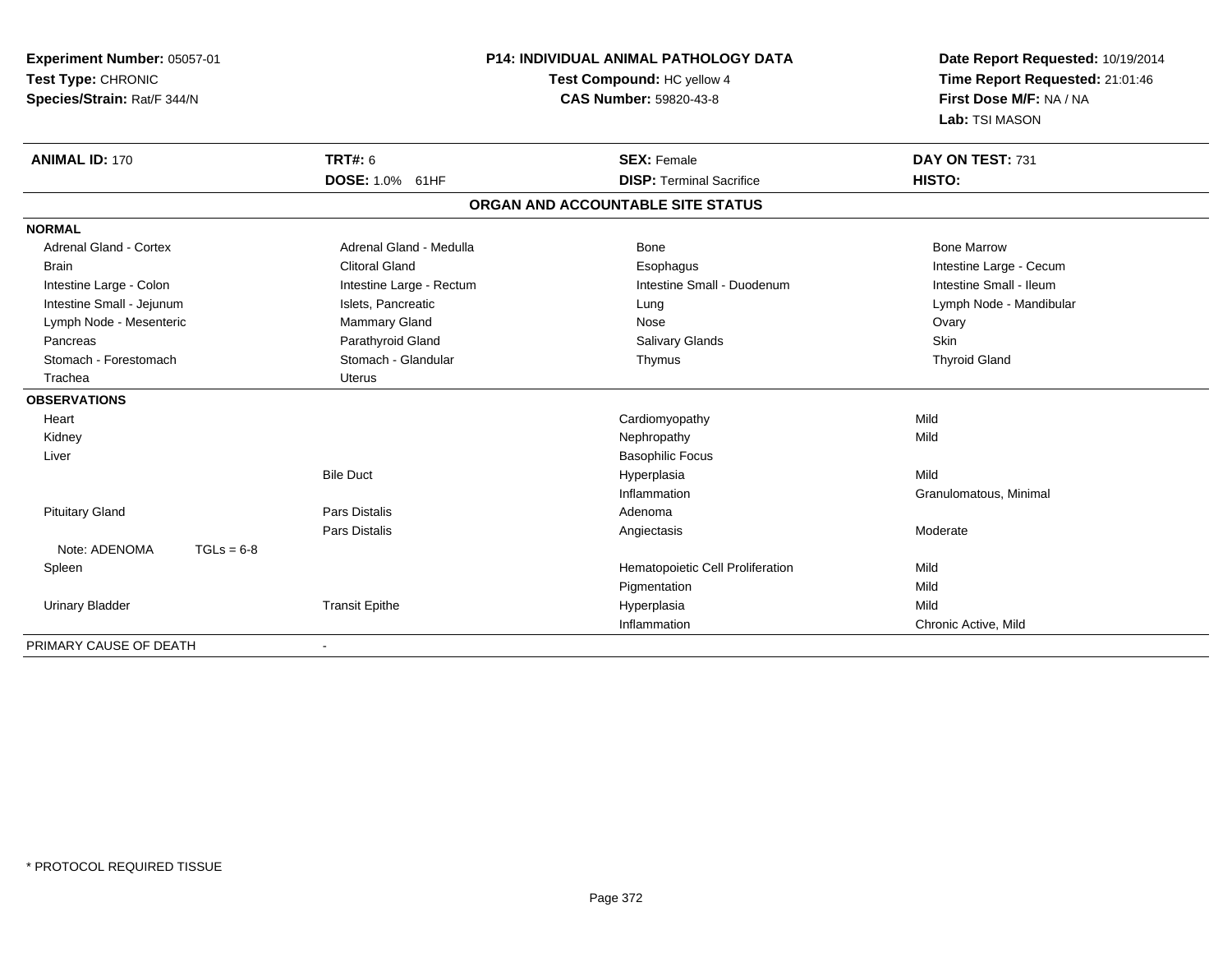**Experiment Number:** 05057-01
**Test Type:** CHRONIC
**Species/Strain:** Rat/F 344/N

**P14: INDIVIDUAL ANIMAL PATHOLOGY DATA**
**Test Compound:** HC yellow 4
**CAS Number:** 59820-43-8

**Date Report Requested:** 10/19/2014
**Time Report Requested:** 21:01:46
**First Dose M/F:** NA / NA
**Lab:** TSI MASON

| **ANIMAL ID:** 170 | **TRT#:** 6 | **SEX:** Female | **DAY ON TEST:** 731 |
|---|---|---|---|
| | **DOSE:** 1.0% 61HF | **DISP:** Terminal Sacrifice | **HISTO:** |

**ORGAN AND ACCOUNTABLE SITE STATUS**

| | | | |
|---|---|---|---|
| **NORMAL** | | | |
| Adrenal Gland - Cortex | Adrenal Gland - Medulla | Bone | Bone Marrow |
| Brain | Clitoral Gland | Esophagus | Intestine Large - Cecum |
| Intestine Large - Colon | Intestine Large - Rectum | Intestine Small - Duodenum | Intestine Small - Ileum |
| Intestine Small - Jejunum | Islets, Pancreatic | Lung | Lymph Node - Mandibular |
| Lymph Node - Mesenteric | Mammary Gland | Nose | Ovary |
| Pancreas | Parathyroid Gland | Salivary Glands | Skin |
| Stomach - Forestomach | Stomach - Glandular | Thymus | Thyroid Gland |
| Trachea | Uterus | | |
| **OBSERVATIONS** | | | |
| Heart | | Cardiomyopathy | Mild |
| Kidney | | Nephropathy | Mild |
| Liver | | Basophilic Focus | |
| | Bile Duct | Hyperplasia | Mild |
| | | Inflammation | Granulomatous, Minimal |
| Pituitary Gland | Pars Distalis | Adenoma | |
| | Pars Distalis | Angiectasis | Moderate |
| Note: ADENOMA TGLs = 6-8 | | | |
| Spleen | | Hematopoietic Cell Proliferation | Mild |
| | | Pigmentation | Mild |
| Urinary Bladder | Transit Epithe | Hyperplasia | Mild |
| | | Inflammation | Chronic Active, Mild |
| PRIMARY CAUSE OF DEATH | - | | |

* PROTOCOL REQUIRED TISSUE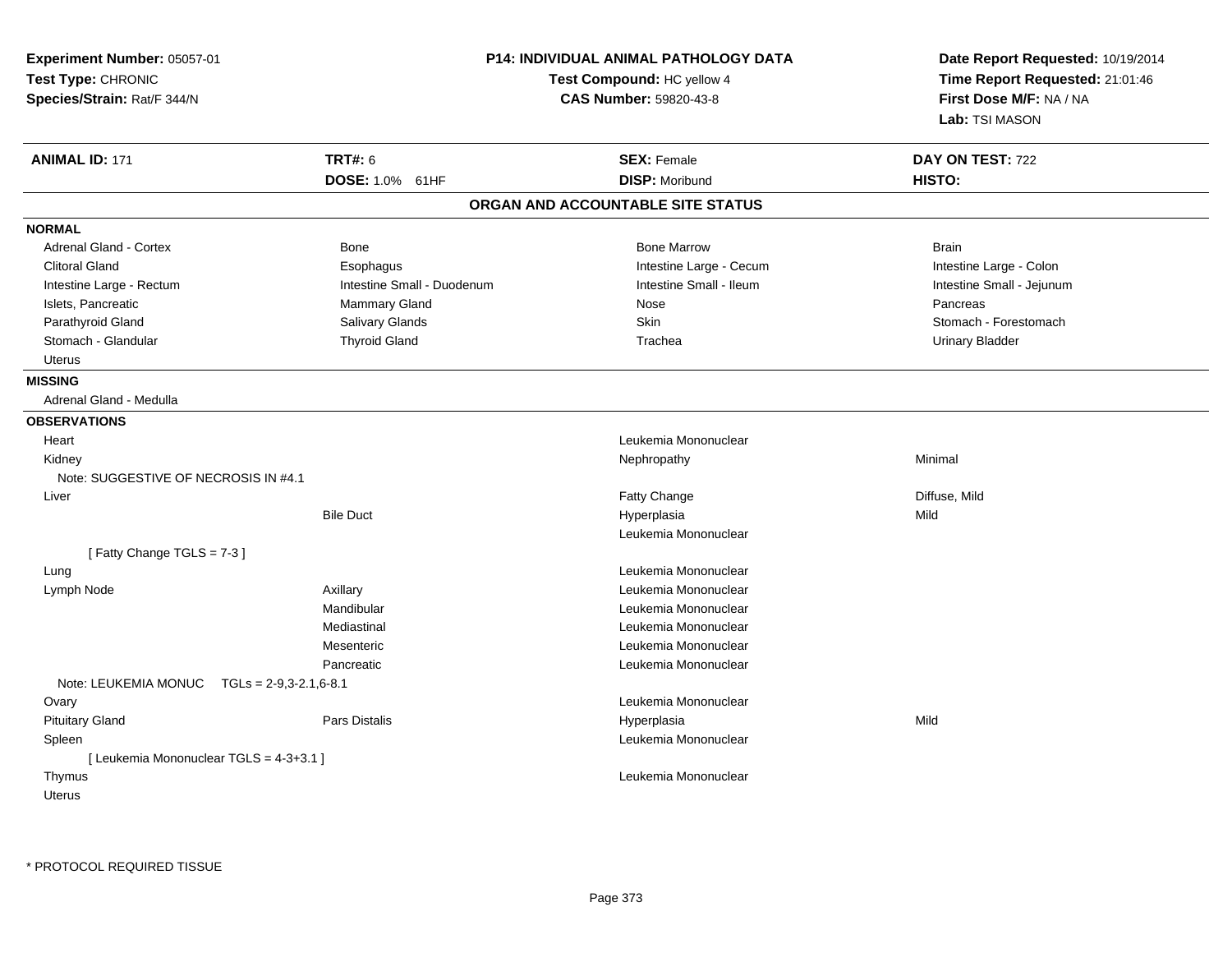**Experiment Number:** 05057-01
**Test Type:** CHRONIC
**Species/Strain:** Rat/F 344/N

**P14: INDIVIDUAL ANIMAL PATHOLOGY DATA**
**Test Compound:** HC yellow 4
**CAS Number:** 59820-43-8

**Date Report Requested:** 10/19/2014
**Time Report Requested:** 21:01:46
**First Dose M/F:** NA / NA
**Lab:** TSI MASON

| **ANIMAL ID:** 171 | **TRT#:** 6 | **SEX:** Female | **DAY ON TEST:** 722 |
|---|---|---|---|
| | **DOSE:** 1.0% 61HF | **DISP:** Moribund | **HISTO:** |

**ORGAN AND ACCOUNTABLE SITE STATUS**

**NORMAL**

| | | | |
|---|---|---|---|
| Adrenal Gland - Cortex | Bone | Bone Marrow | Brain |
| Clitoral Gland | Esophagus | Intestine Large - Cecum | Intestine Large - Colon |
| Intestine Large - Rectum | Intestine Small - Duodenum | Intestine Small - Ileum | Intestine Small - Jejunum |
| Islets, Pancreatic | Mammary Gland | Nose | Pancreas |
| Parathyroid Gland | Salivary Glands | Skin | Stomach - Forestomach |
| Stomach - Glandular | Thyroid Gland | Trachea | Urinary Bladder |
| Uterus | | | |

**MISSING**

Adrenal Gland - Medulla

**OBSERVATIONS**

| Organ | Site | Observation | Severity |
|---|---|---|---|
| Heart | | Leukemia Mononuclear | |
| Kidney | | Nephropathy | Minimal |
| Note: SUGGESTIVE OF NECROSIS IN #4.1 | | | |
| Liver | | Fatty Change | Diffuse, Mild |
| | Bile Duct | Hyperplasia | Mild |
| | | Leukemia Mononuclear | |
| [ Fatty Change TGLS = 7-3 ] | | | |
| Lung | | Leukemia Mononuclear | |
| Lymph Node | Axillary | Leukemia Mononuclear | |
| | Mandibular | Leukemia Mononuclear | |
| | Mediastinal | Leukemia Mononuclear | |
| | Mesenteric | Leukemia Mononuclear | |
| | Pancreatic | Leukemia Mononuclear | |
| Note: LEUKEMIA MONUC TGLs = 2-9,3-2.1,6-8.1 | | | |
| Ovary | | Leukemia Mononuclear | |
| Pituitary Gland | Pars Distalis | Hyperplasia | Mild |
| Spleen | | Leukemia Mononuclear | |
| [ Leukemia Mononuclear TGLS = 4-3+3.1 ] | | | |
| Thymus | | Leukemia Mononuclear | |
| Uterus | | | |

* PROTOCOL REQUIRED TISSUE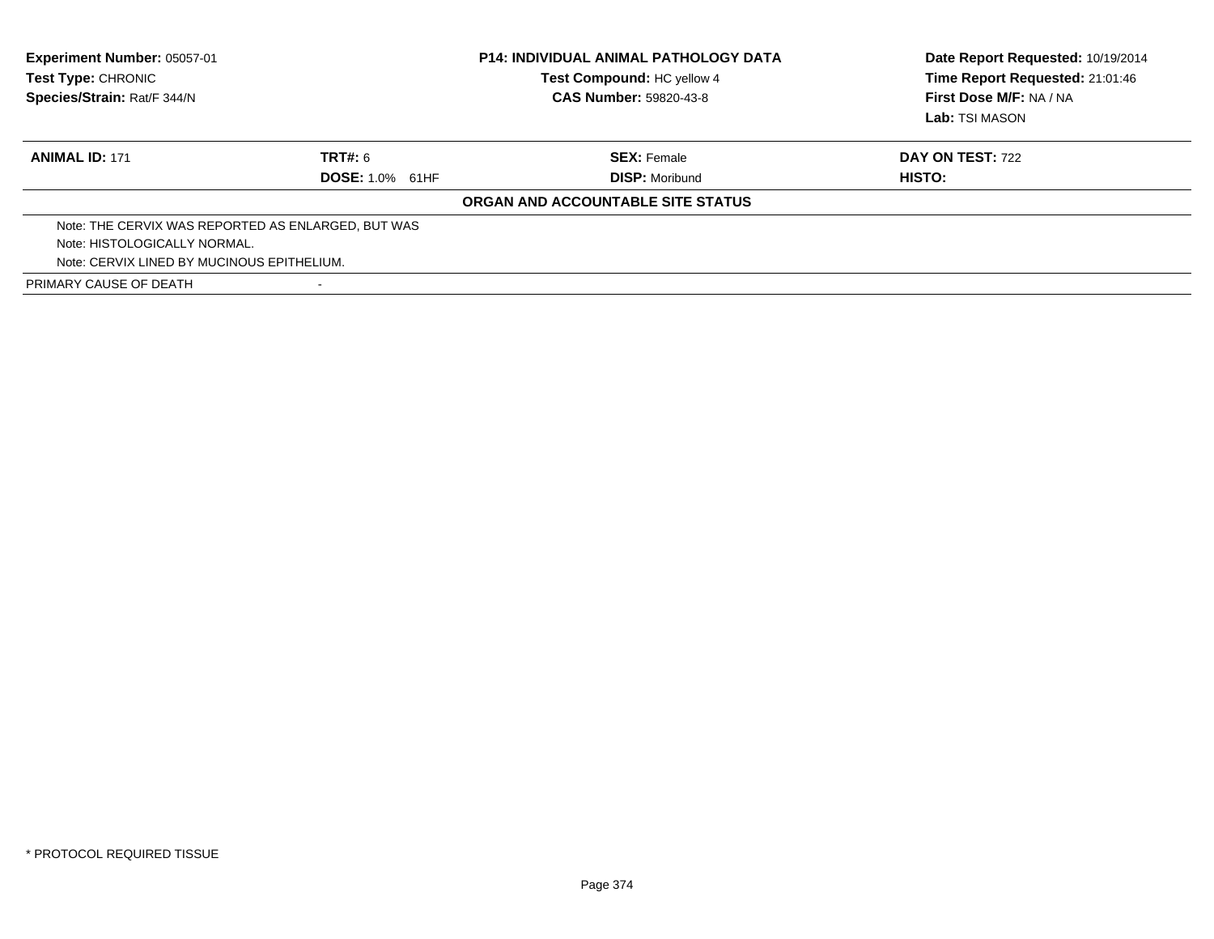| **Experiment Number:** 05057-01 | **P14: INDIVIDUAL ANIMAL PATHOLOGY DATA** | **Date Report Requested:** 10/19/2014 |
|---|---|---|
| **Test Type:** CHRONIC | **Test Compound:** HC yellow 4 | **Time Report Requested:** 21:01:46 |
| **Species/Strain:** Rat/F 344/N | **CAS Number:** 59820-43-8 | **First Dose M/F:** NA / NA |
| | | **Lab:** TSI MASON |

| **ANIMAL ID:** 171 | **TRT#:** 6 | **SEX:** Female | **DAY ON TEST:** 722 |
|---|---|---|---|
| | **DOSE:** 1.0% 61HF | **DISP:** Moribund | **HISTO:** |

**ORGAN AND ACCOUNTABLE SITE STATUS**

Note: THE CERVIX WAS REPORTED AS ENLARGED, BUT WAS
Note: HISTOLOGICALLY NORMAL.
Note: CERVIX LINED BY MUCINOUS EPITHELIUM.

| PRIMARY CAUSE OF DEATH | - |
|---|---|

* PROTOCOL REQUIRED TISSUE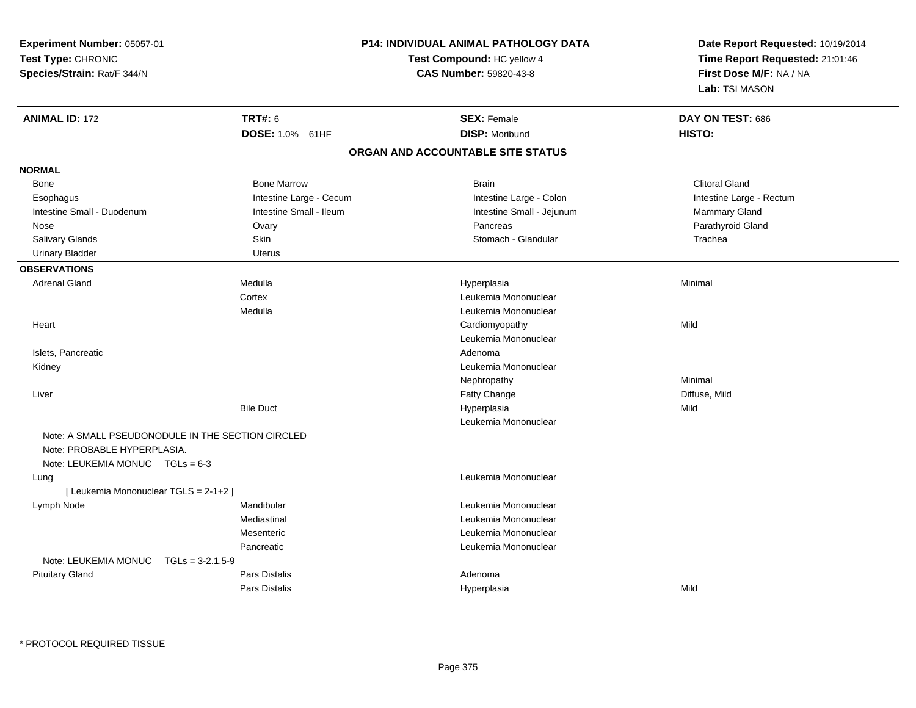**Experiment Number:** 05057-01
**Test Type:** CHRONIC
**Species/Strain:** Rat/F 344/N

**P14: INDIVIDUAL ANIMAL PATHOLOGY DATA**
**Test Compound:** HC yellow 4
**CAS Number:** 59820-43-8

**Date Report Requested:** 10/19/2014
**Time Report Requested:** 21:01:46
**First Dose M/F:** NA / NA
**Lab:** TSI MASON

| **ANIMAL ID:** 172 | **TRT#:** 6 | **SEX:** Female | **DAY ON TEST:** 686 |
|---|---|---|---|
| | **DOSE:** 1.0% 61HF | **DISP:** Moribund | **HISTO:** |

## ORGAN AND ACCOUNTABLE SITE STATUS

**NORMAL**

| | | | |
|---|---|---|---|
| Bone | Bone Marrow | Brain | Clitoral Gland |
| Esophagus | Intestine Large - Cecum | Intestine Large - Colon | Intestine Large - Rectum |
| Intestine Small - Duodenum | Intestine Small - Ileum | Intestine Small - Jejunum | Mammary Gland |
| Nose | Ovary | Pancreas | Parathyroid Gland |
| Salivary Glands | Skin | Stomach - Glandular | Trachea |
| Urinary Bladder | Uterus | | |

**OBSERVATIONS**

| | | | |
|---|---|---|---|
| Adrenal Gland | Medulla | Hyperplasia | Minimal |
| | Cortex | Leukemia Mononuclear | |
| | Medulla | Leukemia Mononuclear | |
| Heart | | Cardiomyopathy | Mild |
| | | Leukemia Mononuclear | |
| Islets, Pancreatic | | Adenoma | |
| Kidney | | Leukemia Mononuclear | |
| | | Nephropathy | Minimal |
| Liver | | Fatty Change | Diffuse, Mild |
| | Bile Duct | Hyperplasia | Mild |
| | | Leukemia Mononuclear | |
| Note: A SMALL PSEUDONODULE IN THE SECTION CIRCLED | | | |
| Note: PROBABLE HYPERPLASIA. | | | |
| Note: LEUKEMIA MONUC TGLs = 6-3 | | | |
| Lung | | Leukemia Mononuclear | |
| [ Leukemia Mononuclear TGLS = 2-1+2 ] | | | |
| Lymph Node | Mandibular | Leukemia Mononuclear | |
| | Mediastinal | Leukemia Mononuclear | |
| | Mesenteric | Leukemia Mononuclear | |
| | Pancreatic | Leukemia Mononuclear | |
| Note: LEUKEMIA MONUC TGLs = 3-2.1,5-9 | | | |
| Pituitary Gland | Pars Distalis | Adenoma | |
| | Pars Distalis | Hyperplasia | Mild |

\* PROTOCOL REQUIRED TISSUE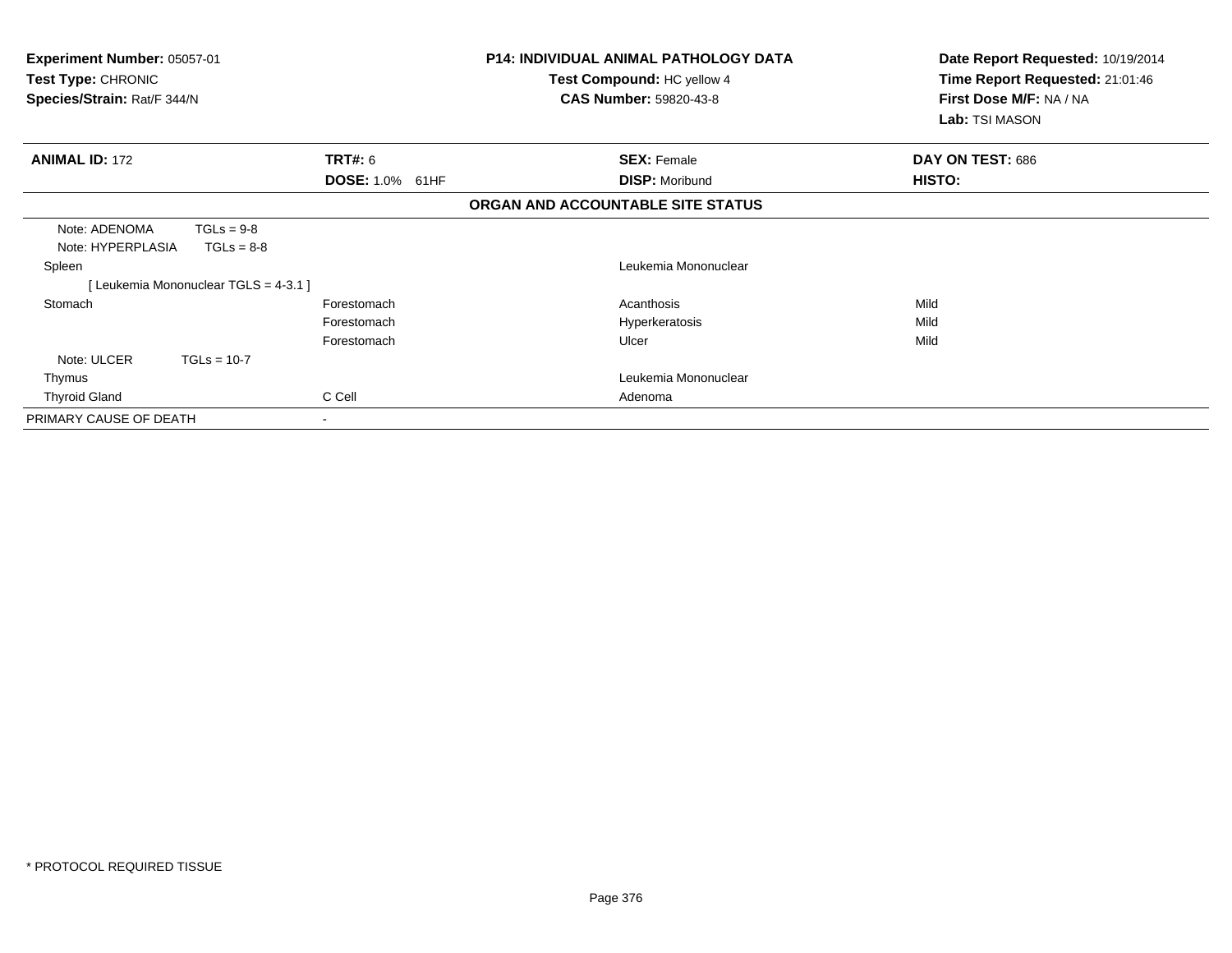**Experiment Number:** 05057-01
**Test Type:** CHRONIC
**Species/Strain:** Rat/F 344/N

**P14: INDIVIDUAL ANIMAL PATHOLOGY DATA**
**Test Compound:** HC yellow 4
**CAS Number:** 59820-43-8

**Date Report Requested:** 10/19/2014
**Time Report Requested:** 21:01:46
**First Dose M/F:** NA / NA
**Lab:** TSI MASON

| **ANIMAL ID:** 172 | **TRT#:** 6 | **SEX:** Female | **DAY ON TEST:** 686 |
|---|---|---|---|
| | **DOSE:** 1.0% 61HF | **DISP:** Moribund | **HISTO:** |

**ORGAN AND ACCOUNTABLE SITE STATUS**

| | | | |
|---|---|---|---|
| Note: ADENOMA TGLs = 9-8 | | | |
| Note: HYPERPLASIA TGLs = 8-8 | | | |
| Spleen | | Leukemia Mononuclear | |
| [ Leukemia Mononuclear TGLS = 4-3.1 ] | | | |
| Stomach | Forestomach | Acanthosis | Mild |
| | Forestomach | Hyperkeratosis | Mild |
| | Forestomach | Ulcer | Mild |
| Note: ULCER TGLs = 10-7 | | | |
| Thymus | | Leukemia Mononuclear | |
| Thyroid Gland | C Cell | Adenoma | |
| PRIMARY CAUSE OF DEATH | - | | |

* PROTOCOL REQUIRED TISSUE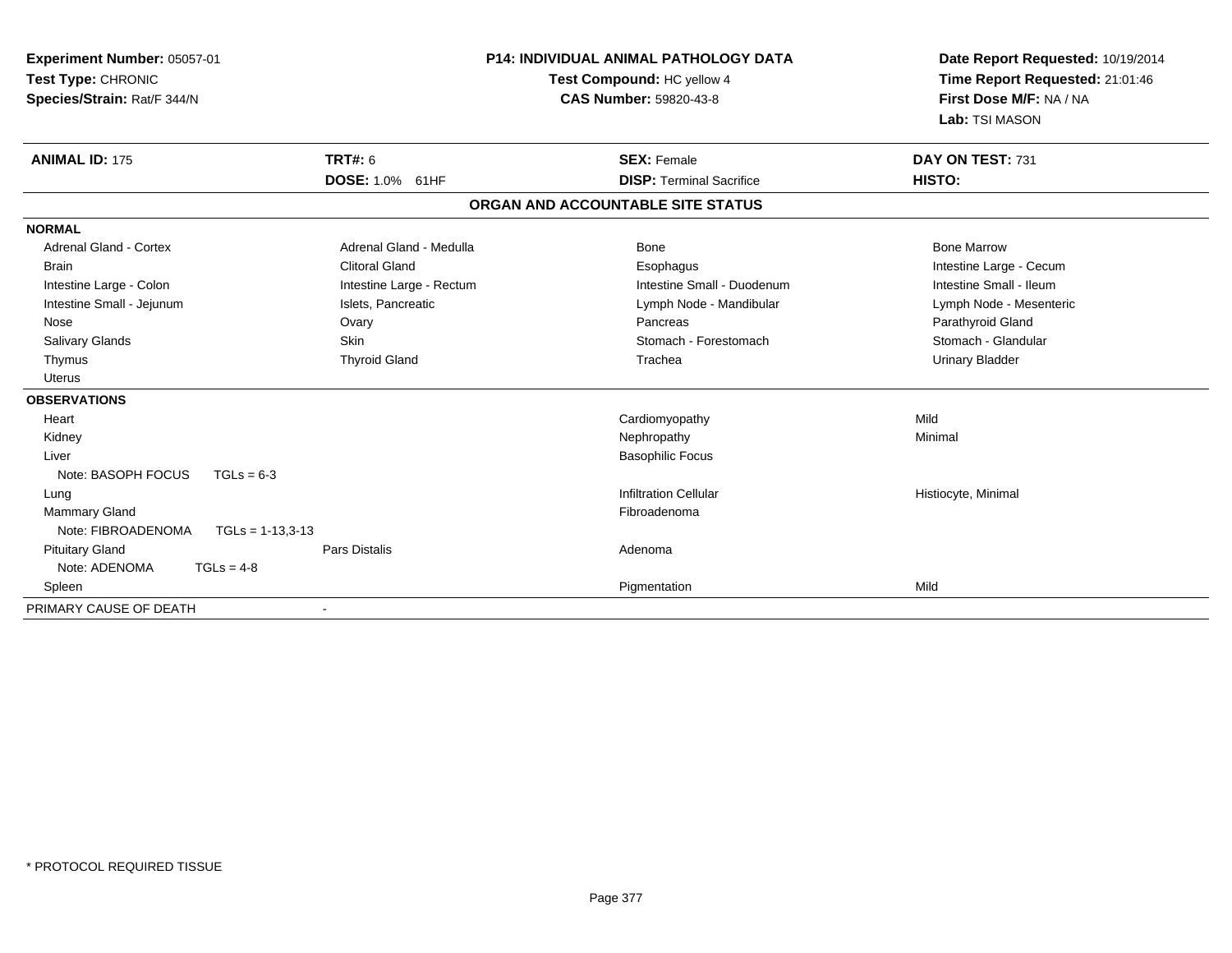**Experiment Number:** 05057-01
**Test Type:** CHRONIC
**Species/Strain:** Rat/F 344/N

**P14: INDIVIDUAL ANIMAL PATHOLOGY DATA**
**Test Compound:** HC yellow 4
**CAS Number:** 59820-43-8

**Date Report Requested:** 10/19/2014
**Time Report Requested:** 21:01:46
**First Dose M/F:** NA / NA
**Lab:** TSI MASON

| **ANIMAL ID:** 175 | **TRT#:** 6 | **SEX:** Female | **DAY ON TEST:** 731 |
|---|---|---|---|
| | **DOSE:** 1.0% 61HF | **DISP:** Terminal Sacrifice | **HISTO:** |

## ORGAN AND ACCOUNTABLE SITE STATUS

**NORMAL**

| | | | |
|---|---|---|---|
| Adrenal Gland - Cortex | Adrenal Gland - Medulla | Bone | Bone Marrow |
| Brain | Clitoral Gland | Esophagus | Intestine Large - Cecum |
| Intestine Large - Colon | Intestine Large - Rectum | Intestine Small - Duodenum | Intestine Small - Ileum |
| Intestine Small - Jejunum | Islets, Pancreatic | Lymph Node - Mandibular | Lymph Node - Mesenteric |
| Nose | Ovary | Pancreas | Parathyroid Gland |
| Salivary Glands | Skin | Stomach - Forestomach | Stomach - Glandular |
| Thymus | Thyroid Gland | Trachea | Urinary Bladder |
| Uterus | | | |

**OBSERVATIONS**

| | | | |
|---|---|---|---|
| Heart | | Cardiomyopathy | Mild |
| Kidney | | Nephropathy | Minimal |
| Liver | | Basophilic Focus | |
| Note: BASOPH FOCUS TGLs = 6-3 | | | |
| Lung | | Infiltration Cellular | Histiocyte, Minimal |
| Mammary Gland | | Fibroadenoma | |
| Note: FIBROADENOMA TGLs = 1-13,3-13 | | | |
| Pituitary Gland | Pars Distalis | Adenoma | |
| Note: ADENOMA TGLs = 4-8 | | | |
| Spleen | | Pigmentation | Mild |

PRIMARY CAUSE OF DEATH -

\* PROTOCOL REQUIRED TISSUE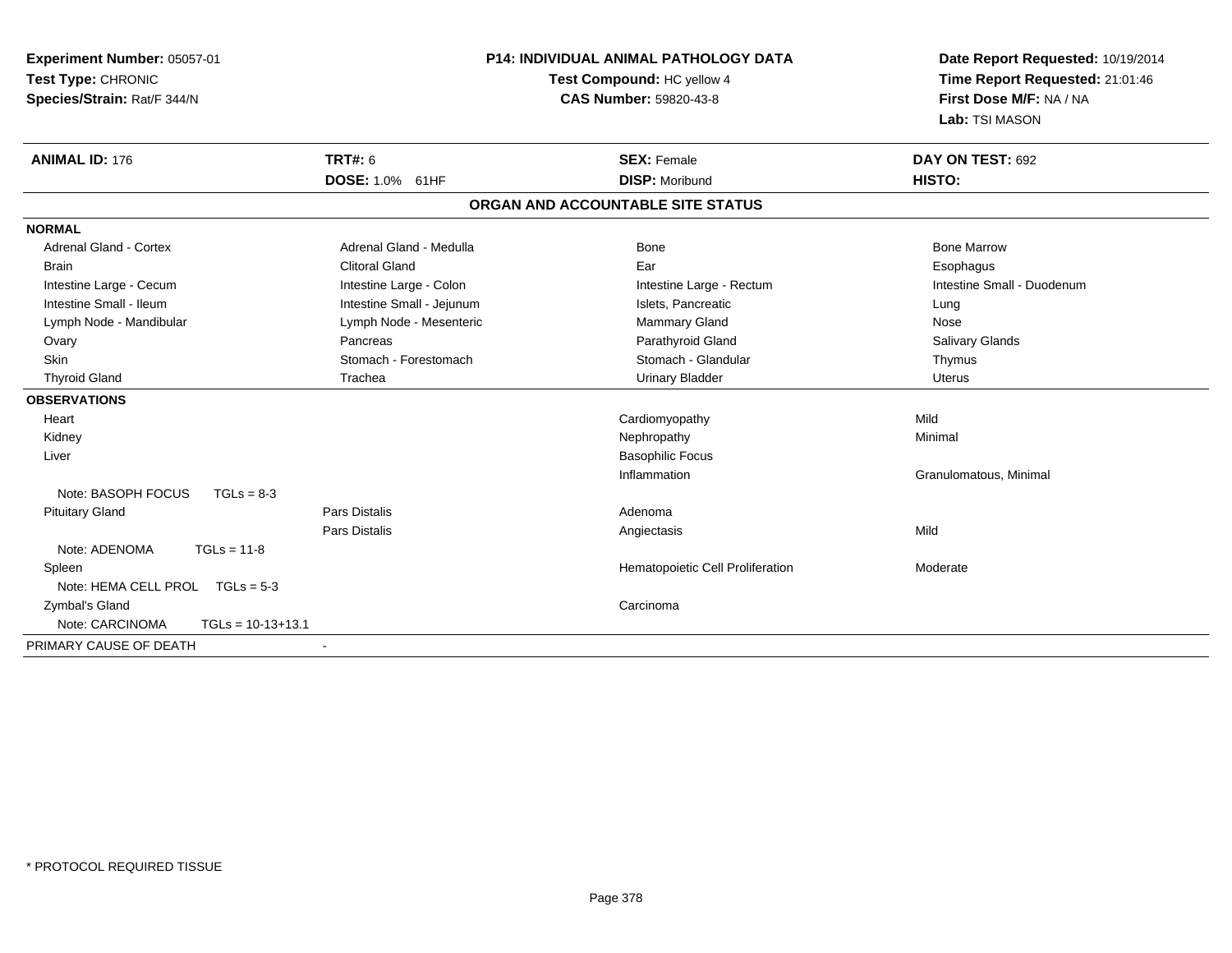**Experiment Number:** 05057-01
**Test Type:** CHRONIC
**Species/Strain:** Rat/F 344/N

**P14: INDIVIDUAL ANIMAL PATHOLOGY DATA**
**Test Compound:** HC yellow 4
**CAS Number:** 59820-43-8

**Date Report Requested:** 10/19/2014
**Time Report Requested:** 21:01:46
**First Dose M/F:** NA / NA
**Lab:** TSI MASON

| **ANIMAL ID:** 176 | **TRT#:** 6 | **SEX:** Female | **DAY ON TEST:** 692 |
|---|---|---|---|
| | **DOSE:** 1.0% 61HF | **DISP:** Moribund | **HISTO:** |

## ORGAN AND ACCOUNTABLE SITE STATUS

**NORMAL**

| | | | |
|---|---|---|---|
| Adrenal Gland - Cortex | Adrenal Gland - Medulla | Bone | Bone Marrow |
| Brain | Clitoral Gland | Ear | Esophagus |
| Intestine Large - Cecum | Intestine Large - Colon | Intestine Large - Rectum | Intestine Small - Duodenum |
| Intestine Small - Ileum | Intestine Small - Jejunum | Islets, Pancreatic | Lung |
| Lymph Node - Mandibular | Lymph Node - Mesenteric | Mammary Gland | Nose |
| Ovary | Pancreas | Parathyroid Gland | Salivary Glands |
| Skin | Stomach - Forestomach | Stomach - Glandular | Thymus |
| Thyroid Gland | Trachea | Urinary Bladder | Uterus |

**OBSERVATIONS**

| | | | |
|---|---|---|---|
| Heart | | Cardiomyopathy | Mild |
| Kidney | | Nephropathy | Minimal |
| Liver | | Basophilic Focus | |
| | | Inflammation | Granulomatous, Minimal |
| Note: BASOPH FOCUS TGLs = 8-3 | | | |
| Pituitary Gland | Pars Distalis | Adenoma | |
| | Pars Distalis | Angiectasis | Mild |
| Note: ADENOMA TGLs = 11-8 | | | |
| Spleen | | Hematopoietic Cell Proliferation | Moderate |
| Note: HEMA CELL PROL TGLs = 5-3 | | | |
| Zymbal's Gland | | Carcinoma | |
| Note: CARCINOMA TGLs = 10-13+13.1 | | | |

PRIMARY CAUSE OF DEATH -

* PROTOCOL REQUIRED TISSUE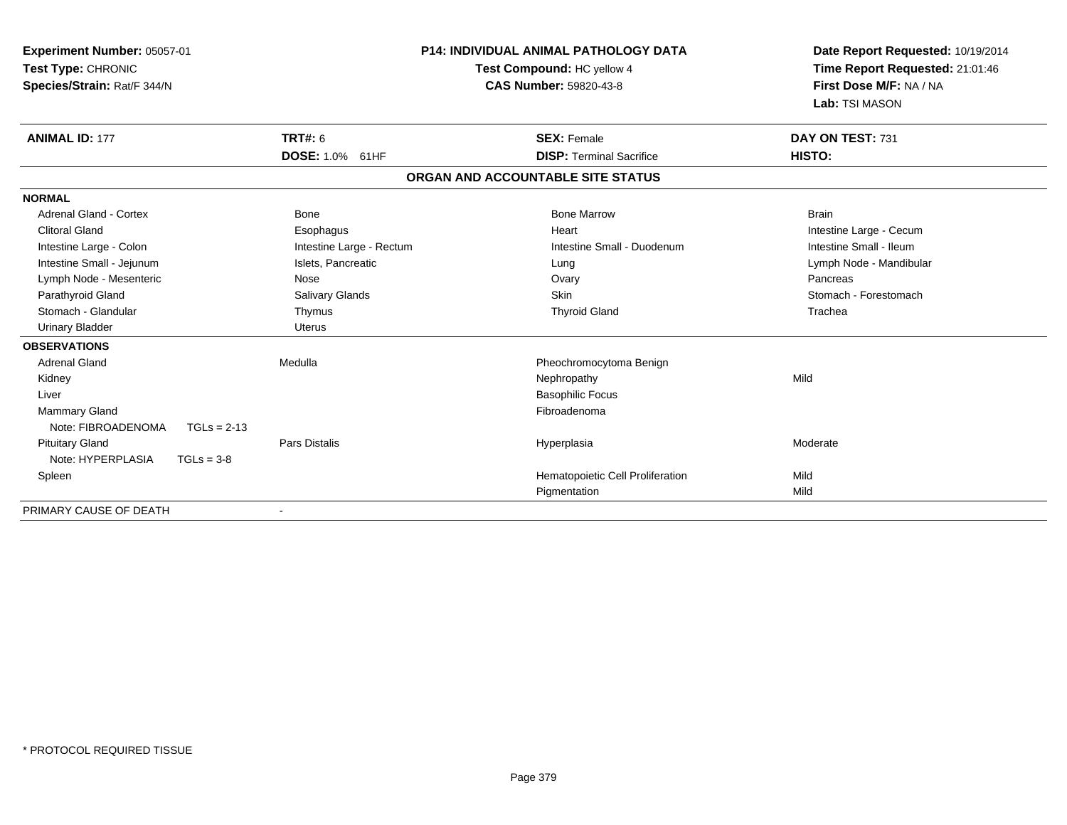**Experiment Number:** 05057-01
**Test Type:** CHRONIC
**Species/Strain:** Rat/F 344/N

**P14: INDIVIDUAL ANIMAL PATHOLOGY DATA**
**Test Compound:** HC yellow 4
**CAS Number:** 59820-43-8

**Date Report Requested:** 10/19/2014
**Time Report Requested:** 21:01:46
**First Dose M/F:** NA / NA
**Lab:** TSI MASON

| **ANIMAL ID:** 177 | **TRT#:** 6 | **SEX:** Female | **DAY ON TEST:** 731 |
|---|---|---|---|
| | **DOSE:** 1.0% 61HF | **DISP:** Terminal Sacrifice | **HISTO:** |

**ORGAN AND ACCOUNTABLE SITE STATUS**

| | | | |
|---|---|---|---|
| **NORMAL** | | | |
| Adrenal Gland - Cortex | Bone | Bone Marrow | Brain |
| Clitoral Gland | Esophagus | Heart | Intestine Large - Cecum |
| Intestine Large - Colon | Intestine Large - Rectum | Intestine Small - Duodenum | Intestine Small - Ileum |
| Intestine Small - Jejunum | Islets, Pancreatic | Lung | Lymph Node - Mandibular |
| Lymph Node - Mesenteric | Nose | Ovary | Pancreas |
| Parathyroid Gland | Salivary Glands | Skin | Stomach - Forestomach |
| Stomach - Glandular | Thymus | Thyroid Gland | Trachea |
| Urinary Bladder | Uterus | | |
| **OBSERVATIONS** | | | |
| Adrenal Gland | Medulla | Pheochromocytoma Benign | |
| Kidney | | Nephropathy | Mild |
| Liver | | Basophilic Focus | |
| Mammary Gland | | Fibroadenoma | |
| Note: FIBROADENOMA TGLs = 2-13 | | | |
| Pituitary Gland | Pars Distalis | Hyperplasia | Moderate |
| Note: HYPERPLASIA TGLs = 3-8 | | | |
| Spleen | | Hematopoietic Cell Proliferation | Mild |
| | | Pigmentation | Mild |
| PRIMARY CAUSE OF DEATH | - | | |

* PROTOCOL REQUIRED TISSUE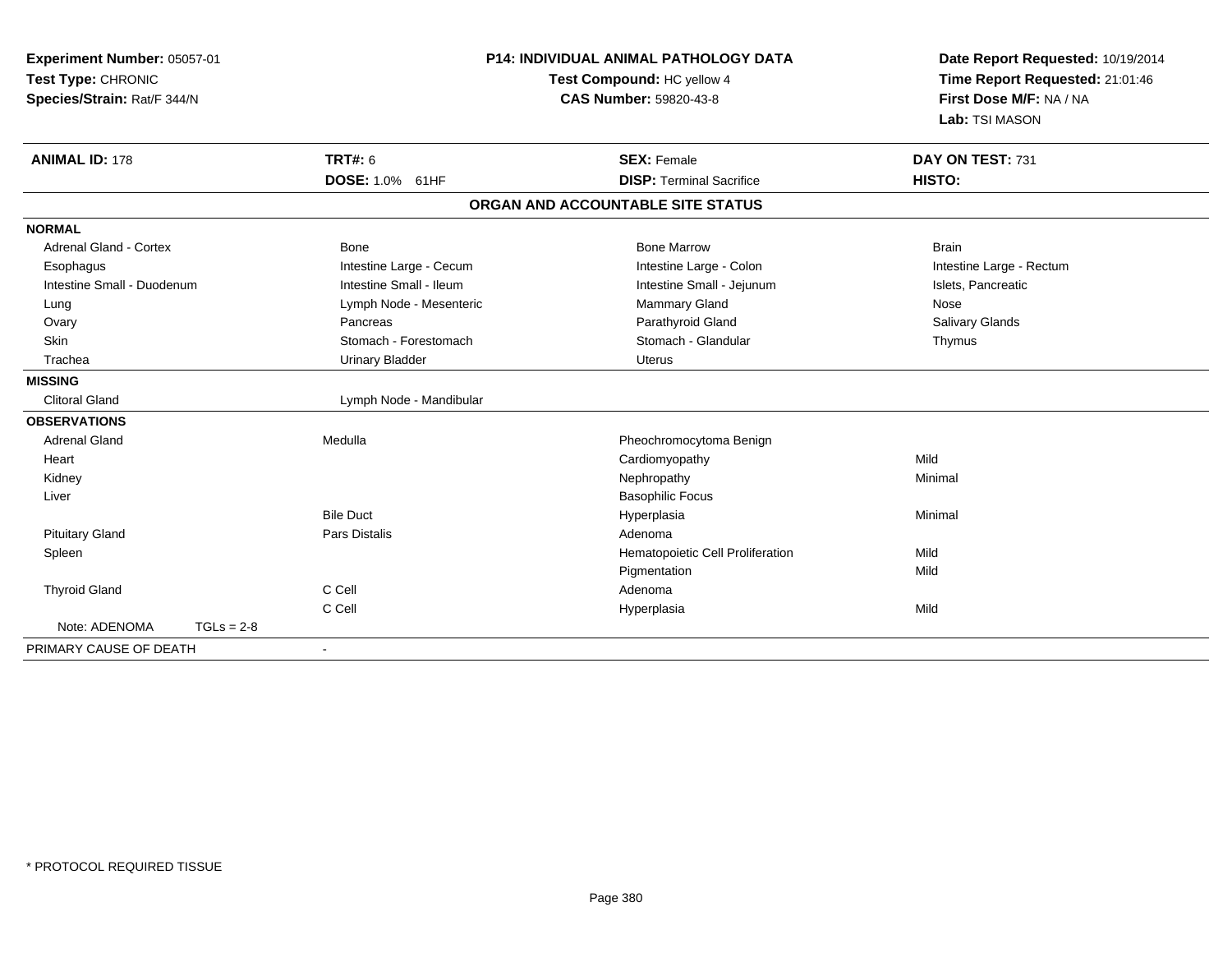**Experiment Number:** 05057-01
**Test Type:** CHRONIC
**Species/Strain:** Rat/F 344/N

**P14: INDIVIDUAL ANIMAL PATHOLOGY DATA**
**Test Compound:** HC yellow 4
**CAS Number:** 59820-43-8

**Date Report Requested:** 10/19/2014
**Time Report Requested:** 21:01:46
**First Dose M/F:** NA / NA
**Lab:** TSI MASON

| **ANIMAL ID:** 178 | **TRT#:** 6 | **SEX:** Female | **DAY ON TEST:** 731 |
|---|---|---|---|
| | **DOSE:** 1.0% 61HF | **DISP:** Terminal Sacrifice | **HISTO:** |

**ORGAN AND ACCOUNTABLE SITE STATUS**

**NORMAL**

| | | | |
|---|---|---|---|
| Adrenal Gland - Cortex | Bone | Bone Marrow | Brain |
| Esophagus | Intestine Large - Cecum | Intestine Large - Colon | Intestine Large - Rectum |
| Intestine Small - Duodenum | Intestine Small - Ileum | Intestine Small - Jejunum | Islets, Pancreatic |
| Lung | Lymph Node - Mesenteric | Mammary Gland | Nose |
| Ovary | Pancreas | Parathyroid Gland | Salivary Glands |
| Skin | Stomach - Forestomach | Stomach - Glandular | Thymus |
| Trachea | Urinary Bladder | Uterus | |

**MISSING**

| | |
|---|---|
| Clitoral Gland | Lymph Node - Mandibular |

**OBSERVATIONS**

| Organ | Site | Observation | Severity |
|---|---|---|---|
| Adrenal Gland | Medulla | Pheochromocytoma Benign | |
| Heart | | Cardiomyopathy | Mild |
| Kidney | | Nephropathy | Minimal |
| Liver | | Basophilic Focus | |
| | Bile Duct | Hyperplasia | Minimal |
| Pituitary Gland | Pars Distalis | Adenoma | |
| Spleen | | Hematopoietic Cell Proliferation | Mild |
| | | Pigmentation | Mild |
| Thyroid Gland | C Cell | Adenoma | |
| | C Cell | Hyperplasia | Mild |

Note: ADENOMA TGLs = 2-8

PRIMARY CAUSE OF DEATH -

\* PROTOCOL REQUIRED TISSUE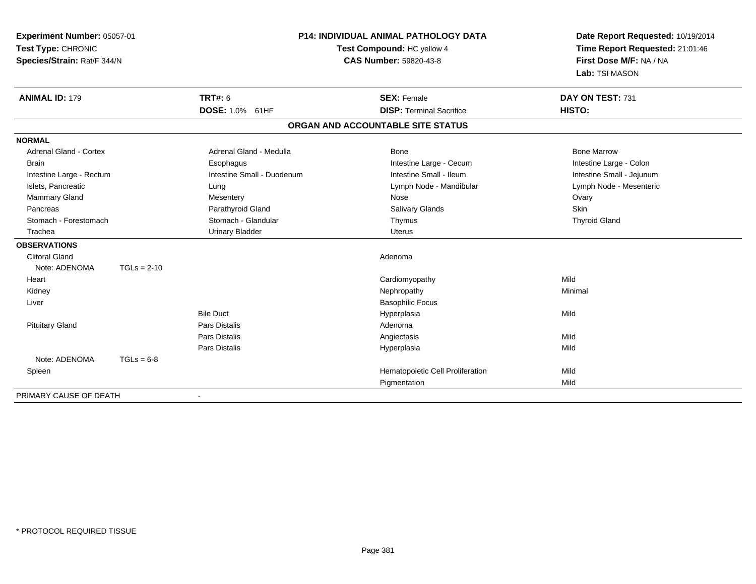**Experiment Number:** 05057-01
**Test Type:** CHRONIC
**Species/Strain:** Rat/F 344/N

**P14: INDIVIDUAL ANIMAL PATHOLOGY DATA**
**Test Compound:** HC yellow 4
**CAS Number:** 59820-43-8

**Date Report Requested:** 10/19/2014
**Time Report Requested:** 21:01:46
**First Dose M/F:** NA / NA
**Lab:** TSI MASON

| **ANIMAL ID:** 179 | **TRT#:** 6 | **SEX:** Female | **DAY ON TEST:** 731 |
|---|---|---|---|
| | **DOSE:** 1.0% 61HF | **DISP:** Terminal Sacrifice | **HISTO:** |

## ORGAN AND ACCOUNTABLE SITE STATUS

**NORMAL**

| | | | |
|---|---|---|---|
| Adrenal Gland - Cortex | Adrenal Gland - Medulla | Bone | Bone Marrow |
| Brain | Esophagus | Intestine Large - Cecum | Intestine Large - Colon |
| Intestine Large - Rectum | Intestine Small - Duodenum | Intestine Small - Ileum | Intestine Small - Jejunum |
| Islets, Pancreatic | Lung | Lymph Node - Mandibular | Lymph Node - Mesenteric |
| Mammary Gland | Mesentery | Nose | Ovary |
| Pancreas | Parathyroid Gland | Salivary Glands | Skin |
| Stomach - Forestomach | Stomach - Glandular | Thymus | Thyroid Gland |
| Trachea | Urinary Bladder | Uterus | |

**OBSERVATIONS**

| Organ | Site | Observation | Severity |
|---|---|---|---|
| Clitoral Gland | | Adenoma | |
| Note: ADENOMA TGLs = 2-10 | | | |
| Heart | | Cardiomyopathy | Mild |
| Kidney | | Nephropathy | Minimal |
| Liver | | Basophilic Focus | |
| | Bile Duct | Hyperplasia | Mild |
| Pituitary Gland | Pars Distalis | Adenoma | |
| | Pars Distalis | Angiectasis | Mild |
| | Pars Distalis | Hyperplasia | Mild |
| Note: ADENOMA TGLs = 6-8 | | | |
| Spleen | | Hematopoietic Cell Proliferation | Mild |
| | | Pigmentation | Mild |

PRIMARY CAUSE OF DEATH -

\* PROTOCOL REQUIRED TISSUE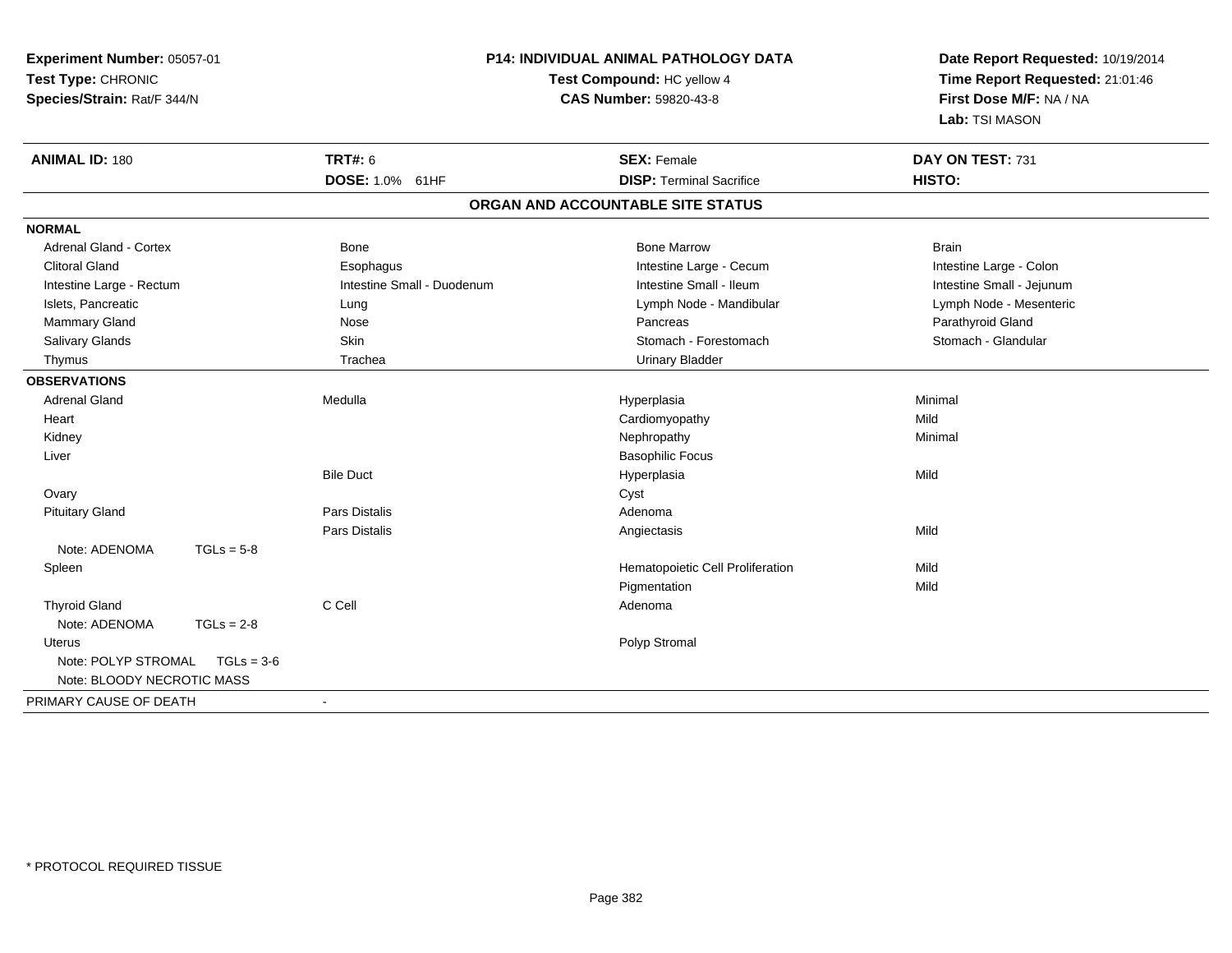**Experiment Number:** 05057-01
**Test Type:** CHRONIC
**Species/Strain:** Rat/F 344/N

**P14: INDIVIDUAL ANIMAL PATHOLOGY DATA**
**Test Compound:** HC yellow 4
**CAS Number:** 59820-43-8

**Date Report Requested:** 10/19/2014
**Time Report Requested:** 21:01:46
**First Dose M/F:** NA / NA
**Lab:** TSI MASON

| **ANIMAL ID:** 180 | **TRT#:** 6 | **SEX:** Female | **DAY ON TEST:** 731 |
|---|---|---|---|
| | **DOSE:** 1.0% 61HF | **DISP:** Terminal Sacrifice | **HISTO:** |

## ORGAN AND ACCOUNTABLE SITE STATUS

| | | | |
|---|---|---|---|
| **NORMAL** | | | |
| Adrenal Gland - Cortex | Bone | Bone Marrow | Brain |
| Clitoral Gland | Esophagus | Intestine Large - Cecum | Intestine Large - Colon |
| Intestine Large - Rectum | Intestine Small - Duodenum | Intestine Small - Ileum | Intestine Small - Jejunum |
| Islets, Pancreatic | Lung | Lymph Node - Mandibular | Lymph Node - Mesenteric |
| Mammary Gland | Nose | Pancreas | Parathyroid Gland |
| Salivary Glands | Skin | Stomach - Forestomach | Stomach - Glandular |
| Thymus | Trachea | Urinary Bladder | |
| **OBSERVATIONS** | | | |
| Adrenal Gland | Medulla | Hyperplasia | Minimal |
| Heart | | Cardiomyopathy | Mild |
| Kidney | | Nephropathy | Minimal |
| Liver | | Basophilic Focus | |
| | Bile Duct | Hyperplasia | Mild |
| Ovary | | Cyst | |
| Pituitary Gland | Pars Distalis | Adenoma | |
| | Pars Distalis | Angiectasis | Mild |
| Note: ADENOMA TGLs = 5-8 | | | |
| Spleen | | Hematopoietic Cell Proliferation | Mild |
| | | Pigmentation | Mild |
| Thyroid Gland | C Cell | Adenoma | |
| Note: ADENOMA TGLs = 2-8 | | | |
| Uterus | | Polyp Stromal | |
| Note: POLYP STROMAL TGLs = 3-6 | | | |
| Note: BLOODY NECROTIC MASS | | | |
| PRIMARY CAUSE OF DEATH | - | | |

* PROTOCOL REQUIRED TISSUE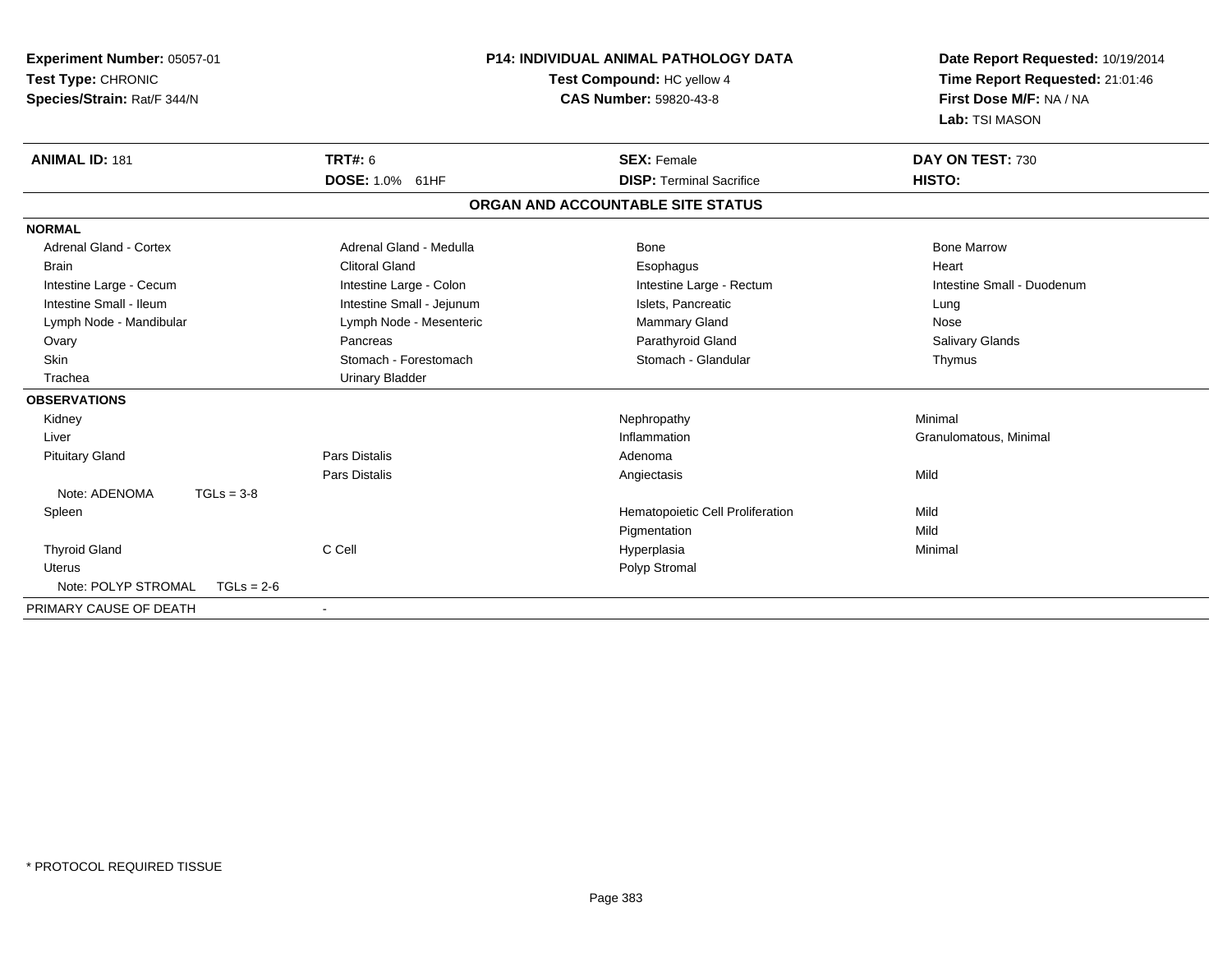**Experiment Number:** 05057-01
**Test Type:** CHRONIC
**Species/Strain:** Rat/F 344/N

**P14: INDIVIDUAL ANIMAL PATHOLOGY DATA**
**Test Compound:** HC yellow 4
**CAS Number:** 59820-43-8

**Date Report Requested:** 10/19/2014
**Time Report Requested:** 21:01:46
**First Dose M/F:** NA / NA
**Lab:** TSI MASON

| **ANIMAL ID:** 181 | **TRT#:** 6 | **SEX:** Female | **DAY ON TEST:** 730 |
|---|---|---|---|
| | **DOSE:** 1.0% 61HF | **DISP:** Terminal Sacrifice | **HISTO:** |

## ORGAN AND ACCOUNTABLE SITE STATUS

| | | | |
|---|---|---|---|
| **NORMAL** | | | |
| Adrenal Gland - Cortex | Adrenal Gland - Medulla | Bone | Bone Marrow |
| Brain | Clitoral Gland | Esophagus | Heart |
| Intestine Large - Cecum | Intestine Large - Colon | Intestine Large - Rectum | Intestine Small - Duodenum |
| Intestine Small - Ileum | Intestine Small - Jejunum | Islets, Pancreatic | Lung |
| Lymph Node - Mandibular | Lymph Node - Mesenteric | Mammary Gland | Nose |
| Ovary | Pancreas | Parathyroid Gland | Salivary Glands |
| Skin | Stomach - Forestomach | Stomach - Glandular | Thymus |
| Trachea | Urinary Bladder | | |
| **OBSERVATIONS** | | | |
| Kidney | | Nephropathy | Minimal |
| Liver | | Inflammation | Granulomatous, Minimal |
| Pituitary Gland | Pars Distalis | Adenoma | |
| | Pars Distalis | Angiectasis | Mild |
| Note: ADENOMA TGLs = 3-8 | | | |
| Spleen | | Hematopoietic Cell Proliferation | Mild |
| | | Pigmentation | Mild |
| Thyroid Gland | C Cell | Hyperplasia | Minimal |
| Uterus | | Polyp Stromal | |
| Note: POLYP STROMAL TGLs = 2-6 | | | |
| PRIMARY CAUSE OF DEATH | - | | |

\* PROTOCOL REQUIRED TISSUE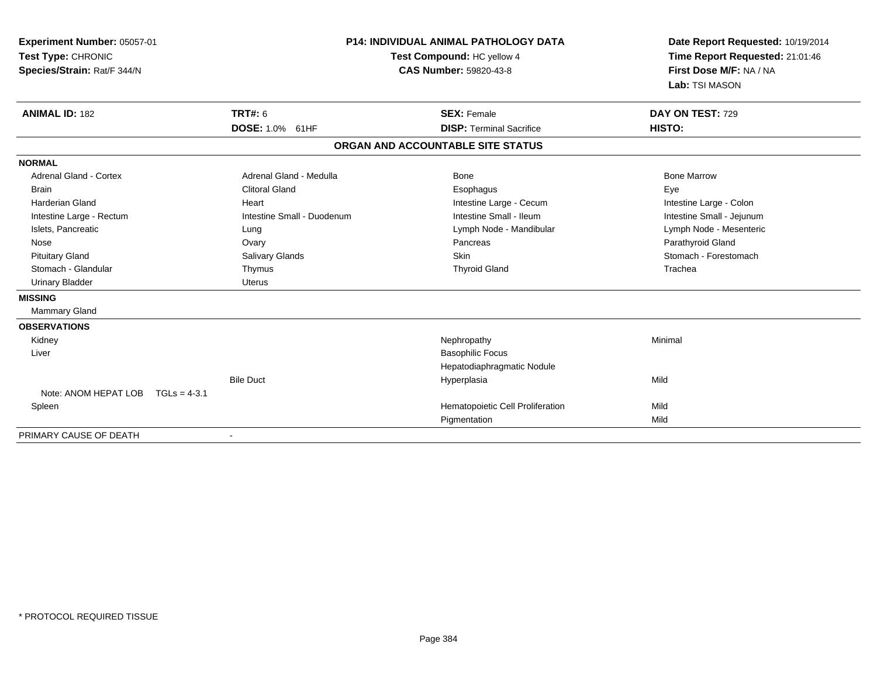**Experiment Number:** 05057-01
**Test Type:** CHRONIC
**Species/Strain:** Rat/F 344/N

**P14: INDIVIDUAL ANIMAL PATHOLOGY DATA**
**Test Compound:** HC yellow 4
**CAS Number:** 59820-43-8

**Date Report Requested:** 10/19/2014
**Time Report Requested:** 21:01:46
**First Dose M/F:** NA / NA
**Lab:** TSI MASON

| **ANIMAL ID:** 182 | **TRT#:** 6 | **SEX:** Female | **DAY ON TEST:** 729 |
|---|---|---|---|
| | **DOSE:** 1.0% 61HF | **DISP:** Terminal Sacrifice | **HISTO:** |

## ORGAN AND ACCOUNTABLE SITE STATUS

**NORMAL**

| | | | |
|---|---|---|---|
| Adrenal Gland - Cortex | Adrenal Gland - Medulla | Bone | Bone Marrow |
| Brain | Clitoral Gland | Esophagus | Eye |
| Harderian Gland | Heart | Intestine Large - Cecum | Intestine Large - Colon |
| Intestine Large - Rectum | Intestine Small - Duodenum | Intestine Small - Ileum | Intestine Small - Jejunum |
| Islets, Pancreatic | Lung | Lymph Node - Mandibular | Lymph Node - Mesenteric |
| Nose | Ovary | Pancreas | Parathyroid Gland |
| Pituitary Gland | Salivary Glands | Skin | Stomach - Forestomach |
| Stomach - Glandular | Thymus | Thyroid Gland | Trachea |
| Urinary Bladder | Uterus | | |

**MISSING**

Mammary Gland

**OBSERVATIONS**

| | | | |
|---|---|---|---|
| Kidney | | Nephropathy | Minimal |
| Liver | | Basophilic Focus | |
| | | Hepatodiaphragmatic Nodule | |
| | Bile Duct | Hyperplasia | Mild |
| Note: ANOM HEPAT LOB TGLs = 4-3.1 | | | |
| Spleen | | Hematopoietic Cell Proliferation | Mild |
| | | Pigmentation | Mild |

PRIMARY CAUSE OF DEATH -

\* PROTOCOL REQUIRED TISSUE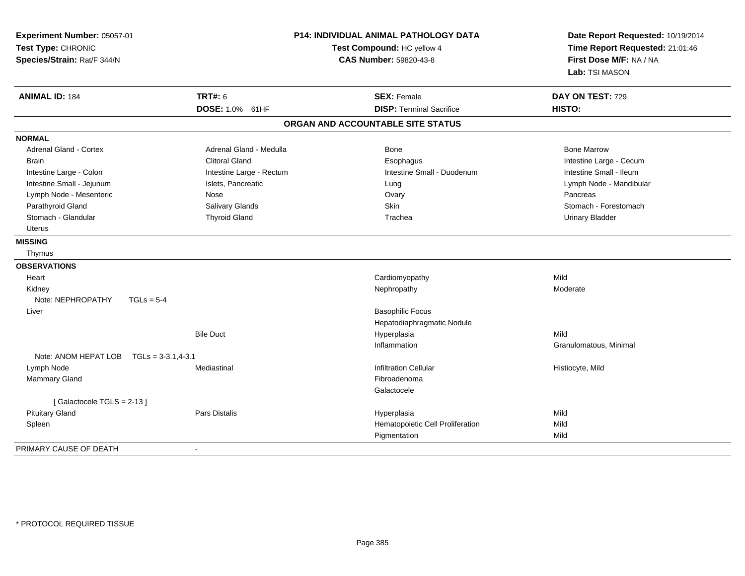**Experiment Number:** 05057-01
**Test Type:** CHRONIC
**Species/Strain:** Rat/F 344/N

**P14: INDIVIDUAL ANIMAL PATHOLOGY DATA**
**Test Compound:** HC yellow 4
**CAS Number:** 59820-43-8

**Date Report Requested:** 10/19/2014
**Time Report Requested:** 21:01:46
**First Dose M/F:** NA / NA
**Lab:** TSI MASON

| **ANIMAL ID:** 184 | **TRT#:** 6 | **SEX:** Female | **DAY ON TEST:** 729 |
|---|---|---|---|
| | **DOSE:** 1.0% 61HF | **DISP:** Terminal Sacrifice | **HISTO:** |

## ORGAN AND ACCOUNTABLE SITE STATUS

**NORMAL**

| | | | |
|---|---|---|---|
| Adrenal Gland - Cortex | Adrenal Gland - Medulla | Bone | Bone Marrow |
| Brain | Clitoral Gland | Esophagus | Intestine Large - Cecum |
| Intestine Large - Colon | Intestine Large - Rectum | Intestine Small - Duodenum | Intestine Small - Ileum |
| Intestine Small - Jejunum | Islets, Pancreatic | Lung | Lymph Node - Mandibular |
| Lymph Node - Mesenteric | Nose | Ovary | Pancreas |
| Parathyroid Gland | Salivary Glands | Skin | Stomach - Forestomach |
| Stomach - Glandular | Thyroid Gland | Trachea | Urinary Bladder |
| Uterus | | | |

**MISSING**

Thymus

**OBSERVATIONS**

| | | | |
|---|---|---|---|
| Heart | | Cardiomyopathy | Mild |
| Kidney | | Nephropathy | Moderate |
| Note: NEPHROPATHY TGLs = 5-4 | | | |
| Liver | | Basophilic Focus | |
| | | Hepatodiaphragmatic Nodule | |
| | Bile Duct | Hyperplasia | Mild |
| | | Inflammation | Granulomatous, Minimal |
| Note: ANOM HEPAT LOB TGLs = 3-3.1,4-3.1 | | | |
| Lymph Node | Mediastinal | Infiltration Cellular | Histiocyte, Mild |
| Mammary Gland | | Fibroadenoma | |
| | | Galactocele | |
| [ Galactocele TGLS = 2-13 ] | | | |
| Pituitary Gland | Pars Distalis | Hyperplasia | Mild |
| Spleen | | Hematopoietic Cell Proliferation | Mild |
| | | Pigmentation | Mild |

PRIMARY CAUSE OF DEATH -

* PROTOCOL REQUIRED TISSUE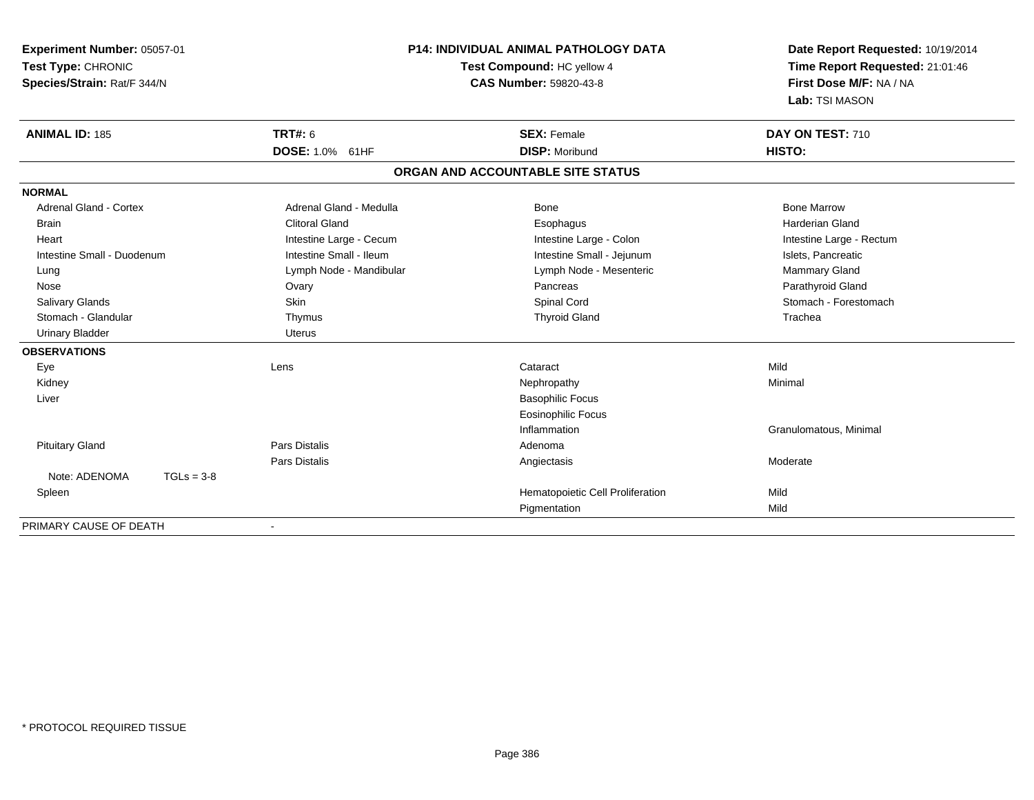**Experiment Number:** 05057-01
**Test Type:** CHRONIC
**Species/Strain:** Rat/F 344/N

**P14: INDIVIDUAL ANIMAL PATHOLOGY DATA**
**Test Compound:** HC yellow 4
**CAS Number:** 59820-43-8

**Date Report Requested:** 10/19/2014
**Time Report Requested:** 21:01:46
**First Dose M/F:** NA / NA
**Lab:** TSI MASON

| **ANIMAL ID:** 185 | **TRT#:** 6 | **SEX:** Female | **DAY ON TEST:** 710 |
|---|---|---|---|
| | **DOSE:** 1.0% 61HF | **DISP:** Moribund | **HISTO:** |

## ORGAN AND ACCOUNTABLE SITE STATUS

**NORMAL**

| | | | |
|---|---|---|---|
| Adrenal Gland - Cortex | Adrenal Gland - Medulla | Bone | Bone Marrow |
| Brain | Clitoral Gland | Esophagus | Harderian Gland |
| Heart | Intestine Large - Cecum | Intestine Large - Colon | Intestine Large - Rectum |
| Intestine Small - Duodenum | Intestine Small - Ileum | Intestine Small - Jejunum | Islets, Pancreatic |
| Lung | Lymph Node - Mandibular | Lymph Node - Mesenteric | Mammary Gland |
| Nose | Ovary | Pancreas | Parathyroid Gland |
| Salivary Glands | Skin | Spinal Cord | Stomach - Forestomach |
| Stomach - Glandular | Thymus | Thyroid Gland | Trachea |
| Urinary Bladder | Uterus | | |

**OBSERVATIONS**

| | | | |
|---|---|---|---|
| Eye | Lens | Cataract | Mild |
| Kidney | | Nephropathy | Minimal |
| Liver | | Basophilic Focus | |
| | | Eosinophilic Focus | |
| | | Inflammation | Granulomatous, Minimal |
| Pituitary Gland | Pars Distalis | Adenoma | |
| | Pars Distalis | Angiectasis | Moderate |
| Note: ADENOMA TGLs = 3-8 | | | |
| Spleen | | Hematopoietic Cell Proliferation | Mild |
| | | Pigmentation | Mild |

PRIMARY CAUSE OF DEATH -

\* PROTOCOL REQUIRED TISSUE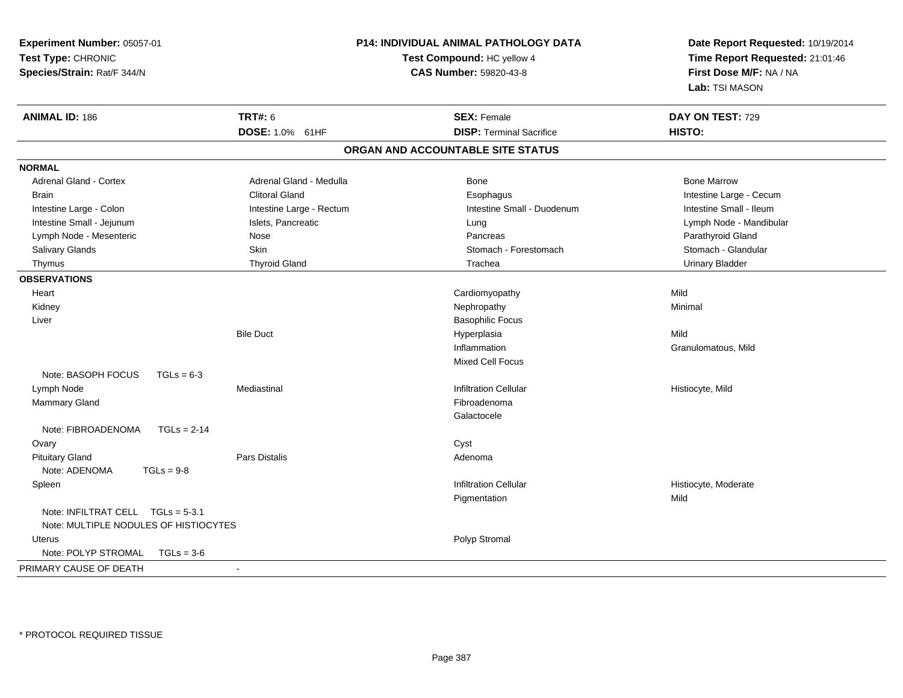**Experiment Number:** 05057-01
**Test Type:** CHRONIC
**Species/Strain:** Rat/F 344/N

**P14: INDIVIDUAL ANIMAL PATHOLOGY DATA**
**Test Compound:** HC yellow 4
**CAS Number:** 59820-43-8

**Date Report Requested:** 10/19/2014
**Time Report Requested:** 21:01:46
**First Dose M/F:** NA / NA
**Lab:** TSI MASON

| **ANIMAL ID:** 186 | **TRT#:** 6 | **SEX:** Female | **DAY ON TEST:** 729 |
|---|---|---|---|
| | **DOSE:** 1.0% 61HF | **DISP:** Terminal Sacrifice | **HISTO:** |

## ORGAN AND ACCOUNTABLE SITE STATUS

**NORMAL**

| | | | |
|---|---|---|---|
| Adrenal Gland - Cortex | Adrenal Gland - Medulla | Bone | Bone Marrow |
| Brain | Clitoral Gland | Esophagus | Intestine Large - Cecum |
| Intestine Large - Colon | Intestine Large - Rectum | Intestine Small - Duodenum | Intestine Small - Ileum |
| Intestine Small - Jejunum | Islets, Pancreatic | Lung | Lymph Node - Mandibular |
| Lymph Node - Mesenteric | Nose | Pancreas | Parathyroid Gland |
| Salivary Glands | Skin | Stomach - Forestomach | Stomach - Glandular |
| Thymus | Thyroid Gland | Trachea | Urinary Bladder |

**OBSERVATIONS**

| | | | |
|---|---|---|---|
| Heart | | Cardiomyopathy | Mild |
| Kidney | | Nephropathy | Minimal |
| Liver | | Basophilic Focus | |
| | Bile Duct | Hyperplasia | Mild |
| | | Inflammation | Granulomatous, Mild |
| | | Mixed Cell Focus | |
| Note: BASOPH FOCUS TGLs = 6-3 | | | |
| Lymph Node | Mediastinal | Infiltration Cellular | Histiocyte, Mild |
| Mammary Gland | | Fibroadenoma | |
| | | Galactocele | |
| Note: FIBROADENOMA TGLs = 2-14 | | | |
| Ovary | | Cyst | |
| Pituitary Gland | Pars Distalis | Adenoma | |
| Note: ADENOMA TGLs = 9-8 | | | |
| Spleen | | Infiltration Cellular | Histiocyte, Moderate |
| | | Pigmentation | Mild |
| Note: INFILTRAT CELL TGLs = 5-3.1 | | | |
| Note: MULTIPLE NODULES OF HISTIOCYTES | | | |
| Uterus | | Polyp Stromal | |
| Note: POLYP STROMAL TGLs = 3-6 | | | |

PRIMARY CAUSE OF DEATH -

* PROTOCOL REQUIRED TISSUE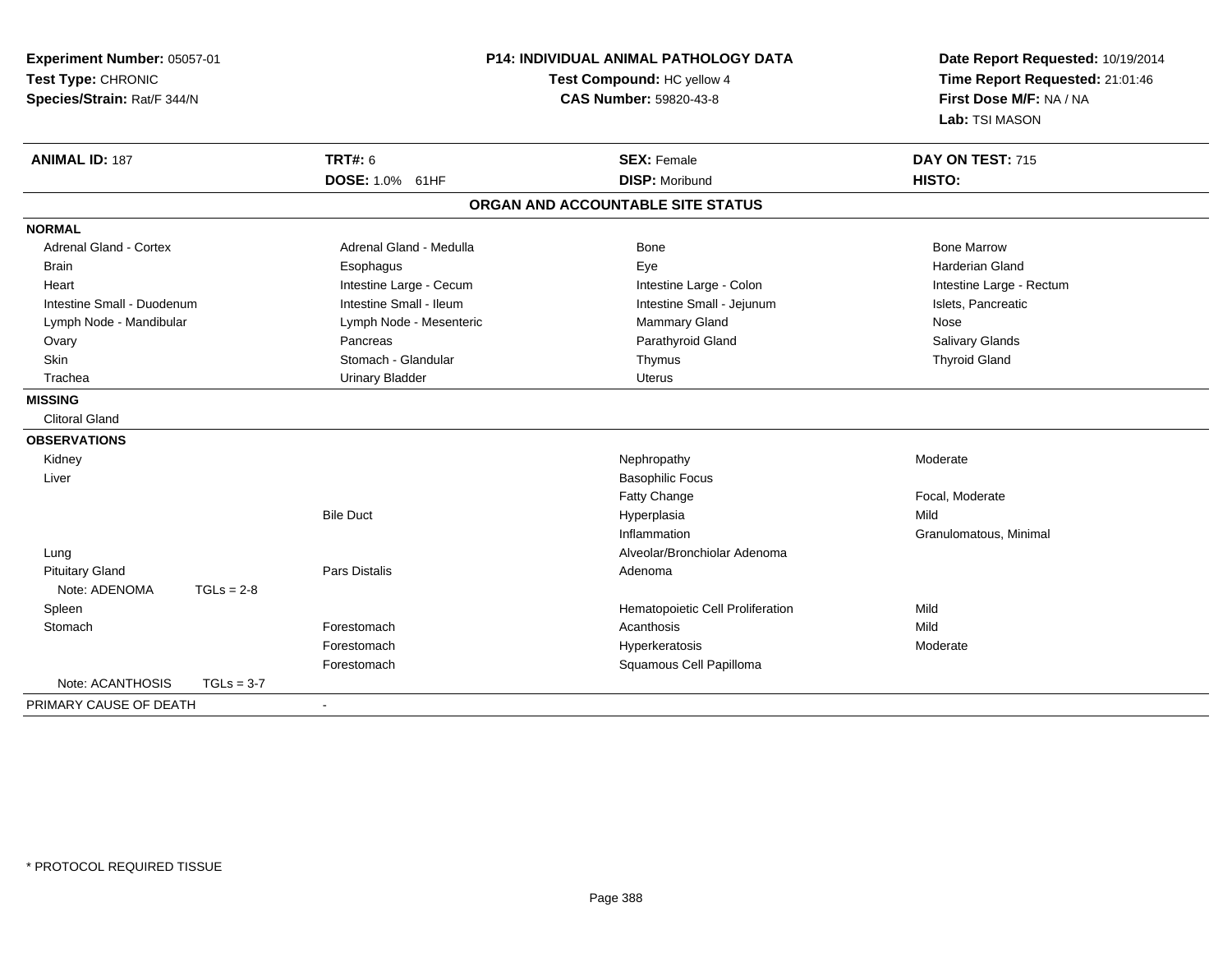**Experiment Number:** 05057-01
**Test Type:** CHRONIC
**Species/Strain:** Rat/F 344/N

**P14: INDIVIDUAL ANIMAL PATHOLOGY DATA**
**Test Compound:** HC yellow 4
**CAS Number:** 59820-43-8

**Date Report Requested:** 10/19/2014
**Time Report Requested:** 21:01:46
**First Dose M/F:** NA / NA
**Lab:** TSI MASON

| **ANIMAL ID:** 187 | **TRT#:** 6 | **SEX:** Female | **DAY ON TEST:** 715 |
|---|---|---|---|
| | **DOSE:** 1.0% 61HF | **DISP:** Moribund | **HISTO:** |

## ORGAN AND ACCOUNTABLE SITE STATUS

**NORMAL**

| | | | |
|---|---|---|---|
| Adrenal Gland - Cortex | Adrenal Gland - Medulla | Bone | Bone Marrow |
| Brain | Esophagus | Eye | Harderian Gland |
| Heart | Intestine Large - Cecum | Intestine Large - Colon | Intestine Large - Rectum |
| Intestine Small - Duodenum | Intestine Small - Ileum | Intestine Small - Jejunum | Islets, Pancreatic |
| Lymph Node - Mandibular | Lymph Node - Mesenteric | Mammary Gland | Nose |
| Ovary | Pancreas | Parathyroid Gland | Salivary Glands |
| Skin | Stomach - Glandular | Thymus | Thyroid Gland |
| Trachea | Urinary Bladder | Uterus | |

**MISSING**

Clitoral Gland

**OBSERVATIONS**

| Organ | Site | Observation | Severity |
|---|---|---|---|
| Kidney | | Nephropathy | Moderate |
| Liver | | Basophilic Focus | |
| | | Fatty Change | Focal, Moderate |
| | Bile Duct | Hyperplasia | Mild |
| | | Inflammation | Granulomatous, Minimal |
| Lung | | Alveolar/Bronchiolar Adenoma | |
| Pituitary Gland | Pars Distalis | Adenoma | |
| Note: ADENOMA TGLs = 2-8 | | | |
| Spleen | | Hematopoietic Cell Proliferation | Mild |
| Stomach | Forestomach | Acanthosis | Mild |
| | Forestomach | Hyperkeratosis | Moderate |
| | Forestomach | Squamous Cell Papilloma | |
| Note: ACANTHOSIS TGLs = 3-7 | | | |

PRIMARY CAUSE OF DEATH -

* PROTOCOL REQUIRED TISSUE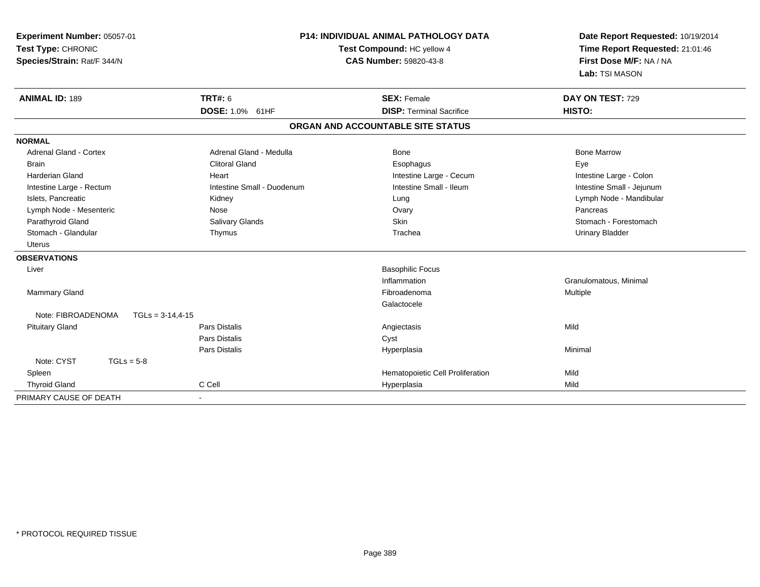**Experiment Number:** 05057-01
**Test Type:** CHRONIC
**Species/Strain:** Rat/F 344/N

**P14: INDIVIDUAL ANIMAL PATHOLOGY DATA**
**Test Compound:** HC yellow 4
**CAS Number:** 59820-43-8

**Date Report Requested:** 10/19/2014
**Time Report Requested:** 21:01:46
**First Dose M/F:** NA / NA
**Lab:** TSI MASON

| **ANIMAL ID:** 189 | **TRT#:** 6 | **SEX:** Female | **DAY ON TEST:** 729 |
|---|---|---|---|
| | **DOSE:** 1.0% 61HF | **DISP:** Terminal Sacrifice | **HISTO:** |

## ORGAN AND ACCOUNTABLE SITE STATUS

**NORMAL**

| | | | |
|---|---|---|---|
| Adrenal Gland - Cortex | Adrenal Gland - Medulla | Bone | Bone Marrow |
| Brain | Clitoral Gland | Esophagus | Eye |
| Harderian Gland | Heart | Intestine Large - Cecum | Intestine Large - Colon |
| Intestine Large - Rectum | Intestine Small - Duodenum | Intestine Small - Ileum | Intestine Small - Jejunum |
| Islets, Pancreatic | Kidney | Lung | Lymph Node - Mandibular |
| Lymph Node - Mesenteric | Nose | Ovary | Pancreas |
| Parathyroid Gland | Salivary Glands | Skin | Stomach - Forestomach |
| Stomach - Glandular | Thymus | Trachea | Urinary Bladder |
| Uterus | | | |

**OBSERVATIONS**

| | | | |
|---|---|---|---|
| Liver | | Basophilic Focus | |
| | | Inflammation | Granulomatous, Minimal |
| Mammary Gland | | Fibroadenoma | Multiple |
| | | Galactocele | |
| Note: FIBROADENOMA TGLs = 3-14,4-15 | | | |
| Pituitary Gland | Pars Distalis | Angiectasis | Mild |
| | Pars Distalis | Cyst | |
| | Pars Distalis | Hyperplasia | Minimal |
| Note: CYST TGLs = 5-8 | | | |
| Spleen | | Hematopoietic Cell Proliferation | Mild |
| Thyroid Gland | C Cell | Hyperplasia | Mild |

PRIMARY CAUSE OF DEATH -

* PROTOCOL REQUIRED TISSUE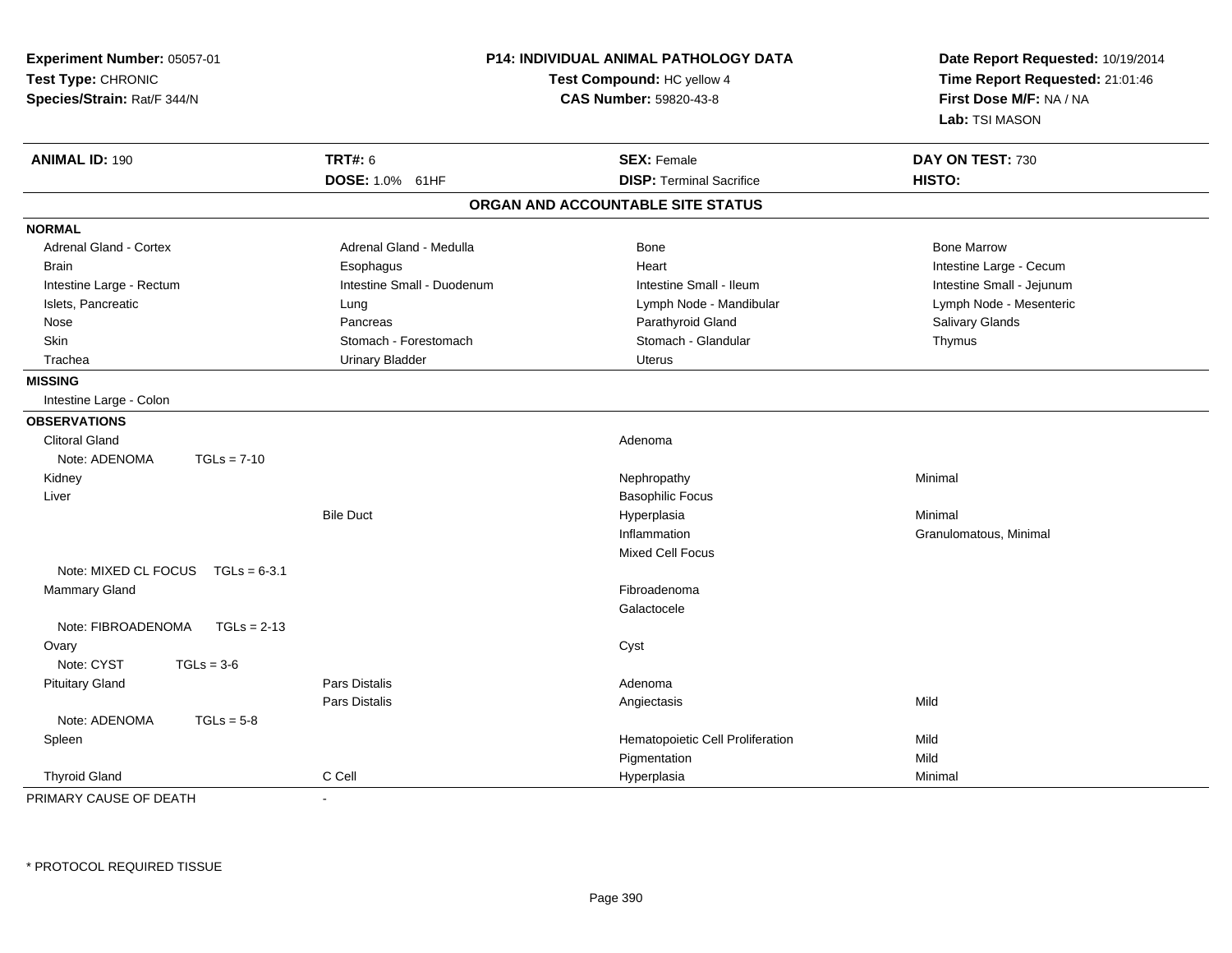**Experiment Number:** 05057-01
**Test Type:** CHRONIC
**Species/Strain:** Rat/F 344/N

**P14: INDIVIDUAL ANIMAL PATHOLOGY DATA**
**Test Compound:** HC yellow 4
**CAS Number:** 59820-43-8

**Date Report Requested:** 10/19/2014
**Time Report Requested:** 21:01:46
**First Dose M/F:** NA / NA
**Lab:** TSI MASON

| **ANIMAL ID:** 190 | **TRT#:** 6 | **SEX:** Female | **DAY ON TEST:** 730 |
|---|---|---|---|
| | **DOSE:** 1.0% 61HF | **DISP:** Terminal Sacrifice | **HISTO:** |

## ORGAN AND ACCOUNTABLE SITE STATUS

**NORMAL**

| | | | |
|---|---|---|---|
| Adrenal Gland - Cortex | Adrenal Gland - Medulla | Bone | Bone Marrow |
| Brain | Esophagus | Heart | Intestine Large - Cecum |
| Intestine Large - Rectum | Intestine Small - Duodenum | Intestine Small - Ileum | Intestine Small - Jejunum |
| Islets, Pancreatic | Lung | Lymph Node - Mandibular | Lymph Node - Mesenteric |
| Nose | Pancreas | Parathyroid Gland | Salivary Glands |
| Skin | Stomach - Forestomach | Stomach - Glandular | Thymus |
| Trachea | Urinary Bladder | Uterus | |

**MISSING**

Intestine Large - Colon

**OBSERVATIONS**

| | | | |
|---|---|---|---|
| Clitoral Gland | | Adenoma | |
| Note: ADENOMA TGLs = 7-10 | | | |
| Kidney | | Nephropathy | Minimal |
| Liver | | Basophilic Focus | |
| | Bile Duct | Hyperplasia | Minimal |
| | | Inflammation | Granulomatous, Minimal |
| | | Mixed Cell Focus | |
| Note: MIXED CL FOCUS TGLs = 6-3.1 | | | |
| Mammary Gland | | Fibroadenoma | |
| | | Galactocele | |
| Note: FIBROADENOMA TGLs = 2-13 | | | |
| Ovary | | Cyst | |
| Note: CYST TGLs = 3-6 | | | |
| Pituitary Gland | Pars Distalis | Adenoma | |
| | Pars Distalis | Angiectasis | Mild |
| Note: ADENOMA TGLs = 5-8 | | | |
| Spleen | | Hematopoietic Cell Proliferation | Mild |
| | | Pigmentation | Mild |
| Thyroid Gland | C Cell | Hyperplasia | Minimal |

PRIMARY CAUSE OF DEATH -

* PROTOCOL REQUIRED TISSUE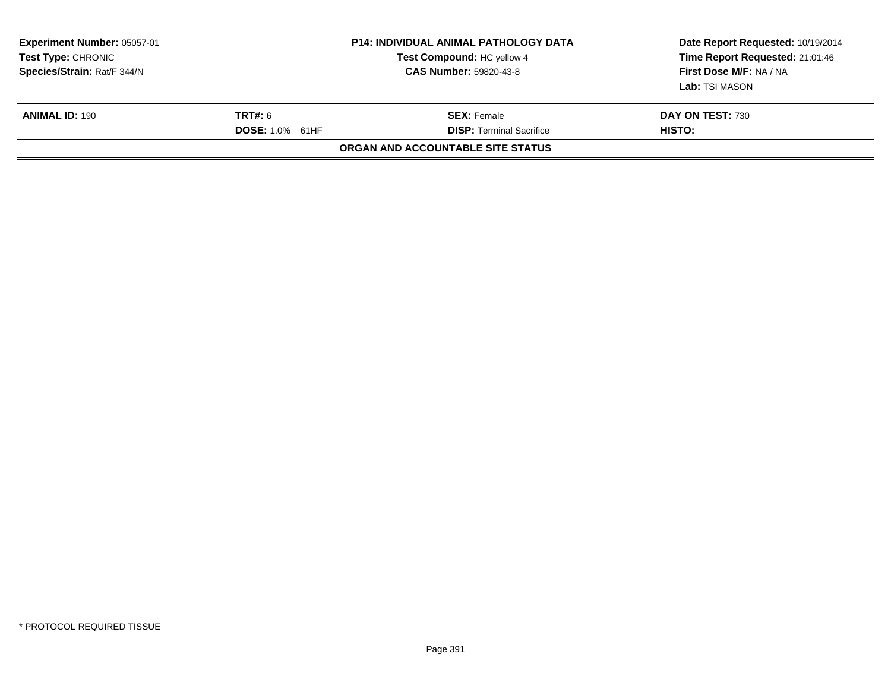**Experiment Number:** 05057-01
**Test Type:** CHRONIC
**Species/Strain:** Rat/F 344/N

**P14: INDIVIDUAL ANIMAL PATHOLOGY DATA**
**Test Compound:** HC yellow 4
**CAS Number:** 59820-43-8

**Date Report Requested:** 10/19/2014
**Time Report Requested:** 21:01:46
**First Dose M/F:** NA / NA
**Lab:** TSI MASON

| **ANIMAL ID:** 190 | **TRT#:** 6 | **SEX:** Female | **DAY ON TEST:** 730 |
|---|---|---|---|
| | **DOSE:** 1.0% 61HF | **DISP:** Terminal Sacrifice | **HISTO:** |

**ORGAN AND ACCOUNTABLE SITE STATUS**

* PROTOCOL REQUIRED TISSUE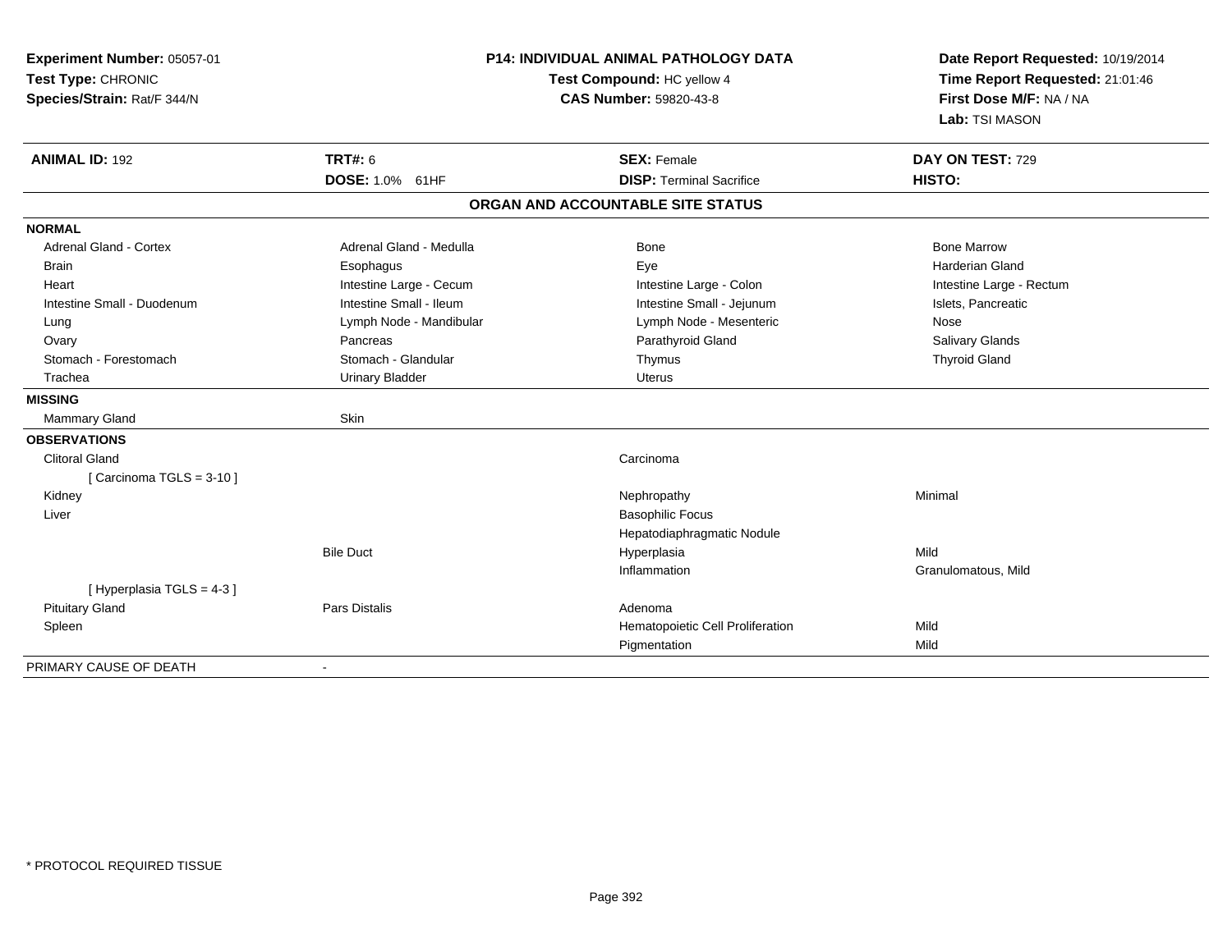**Experiment Number:** 05057-01
**Test Type:** CHRONIC
**Species/Strain:** Rat/F 344/N

**P14: INDIVIDUAL ANIMAL PATHOLOGY DATA**
**Test Compound:** HC yellow 4
**CAS Number:** 59820-43-8

**Date Report Requested:** 10/19/2014
**Time Report Requested:** 21:01:46
**First Dose M/F:** NA / NA
**Lab:** TSI MASON

| **ANIMAL ID:** 192 | **TRT#:** 6 | **SEX:** Female | **DAY ON TEST:** 729 |
|---|---|---|---|
| | **DOSE:** 1.0% 61HF | **DISP:** Terminal Sacrifice | **HISTO:** |

## ORGAN AND ACCOUNTABLE SITE STATUS

| | | | |
|---|---|---|---|
| **NORMAL** | | | |
| Adrenal Gland - Cortex | Adrenal Gland - Medulla | Bone | Bone Marrow |
| Brain | Esophagus | Eye | Harderian Gland |
| Heart | Intestine Large - Cecum | Intestine Large - Colon | Intestine Large - Rectum |
| Intestine Small - Duodenum | Intestine Small - Ileum | Intestine Small - Jejunum | Islets, Pancreatic |
| Lung | Lymph Node - Mandibular | Lymph Node - Mesenteric | Nose |
| Ovary | Pancreas | Parathyroid Gland | Salivary Glands |
| Stomach - Forestomach | Stomach - Glandular | Thymus | Thyroid Gland |
| Trachea | Urinary Bladder | Uterus | |
| **MISSING** | | | |
| Mammary Gland | Skin | | |
| **OBSERVATIONS** | | | |
| Clitoral Gland | | Carcinoma | |
| [ Carcinoma TGLS = 3-10 ] | | | |
| Kidney | | Nephropathy | Minimal |
| Liver | | Basophilic Focus | |
| | | Hepatodiaphragmatic Nodule | |
| | Bile Duct | Hyperplasia | Mild |
| | | Inflammation | Granulomatous, Mild |
| [ Hyperplasia TGLS = 4-3 ] | | | |
| Pituitary Gland | Pars Distalis | Adenoma | |
| Spleen | | Hematopoietic Cell Proliferation | Mild |
| | | Pigmentation | Mild |
| PRIMARY CAUSE OF DEATH | - | | |

* PROTOCOL REQUIRED TISSUE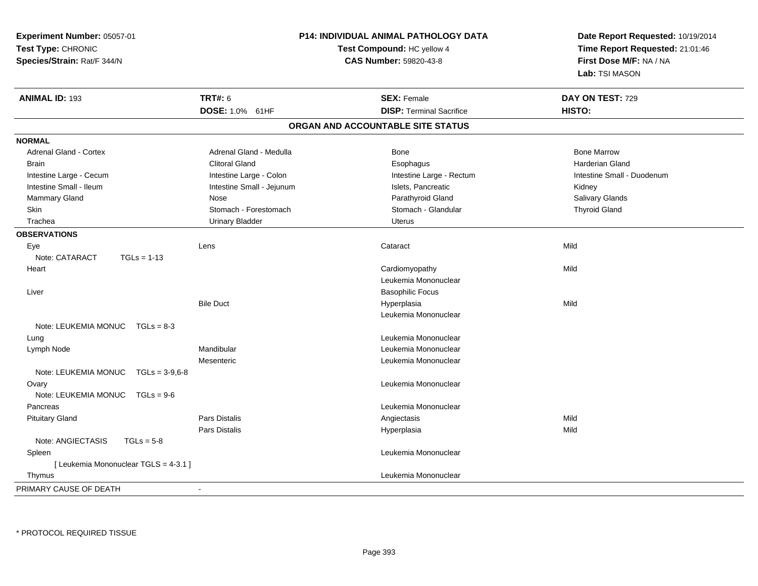**Experiment Number:** 05057-01
**Test Type:** CHRONIC
**Species/Strain:** Rat/F 344/N

**P14: INDIVIDUAL ANIMAL PATHOLOGY DATA**
**Test Compound:** HC yellow 4
**CAS Number:** 59820-43-8

**Date Report Requested:** 10/19/2014
**Time Report Requested:** 21:01:46
**First Dose M/F:** NA / NA
**Lab:** TSI MASON

| **ANIMAL ID:** 193 | **TRT#:** 6 | **SEX:** Female | **DAY ON TEST:** 729 |
|---|---|---|---|
| | **DOSE:** 1.0% 61HF | **DISP:** Terminal Sacrifice | **HISTO:** |

## ORGAN AND ACCOUNTABLE SITE STATUS

**NORMAL**

| | | | |
|---|---|---|---|
| Adrenal Gland - Cortex | Adrenal Gland - Medulla | Bone | Bone Marrow |
| Brain | Clitoral Gland | Esophagus | Harderian Gland |
| Intestine Large - Cecum | Intestine Large - Colon | Intestine Large - Rectum | Intestine Small - Duodenum |
| Intestine Small - Ileum | Intestine Small - Jejunum | Islets, Pancreatic | Kidney |
| Mammary Gland | Nose | Parathyroid Gland | Salivary Glands |
| Skin | Stomach - Forestomach | Stomach - Glandular | Thyroid Gland |
| Trachea | Urinary Bladder | Uterus | |

**OBSERVATIONS**

| | | | |
|---|---|---|---|
| Eye | Lens | Cataract | Mild |
| Note: CATARACT TGLs = 1-13 | | | |
| Heart | | Cardiomyopathy | Mild |
| | | Leukemia Mononuclear | |
| Liver | | Basophilic Focus | |
| | Bile Duct | Hyperplasia | Mild |
| | | Leukemia Mononuclear | |
| Note: LEUKEMIA MONUC TGLs = 8-3 | | | |
| Lung | | Leukemia Mononuclear | |
| Lymph Node | Mandibular | Leukemia Mononuclear | |
| | Mesenteric | Leukemia Mononuclear | |
| Note: LEUKEMIA MONUC TGLs = 3-9,6-8 | | | |
| Ovary | | Leukemia Mononuclear | |
| Note: LEUKEMIA MONUC TGLs = 9-6 | | | |
| Pancreas | | Leukemia Mononuclear | |
| Pituitary Gland | Pars Distalis | Angiectasis | Mild |
| | Pars Distalis | Hyperplasia | Mild |
| Note: ANGIECTASIS TGLs = 5-8 | | | |
| Spleen | | Leukemia Mononuclear | |
| [ Leukemia Mononuclear TGLS = 4-3.1 ] | | | |
| Thymus | | Leukemia Mononuclear | |

PRIMARY CAUSE OF DEATH -

* PROTOCOL REQUIRED TISSUE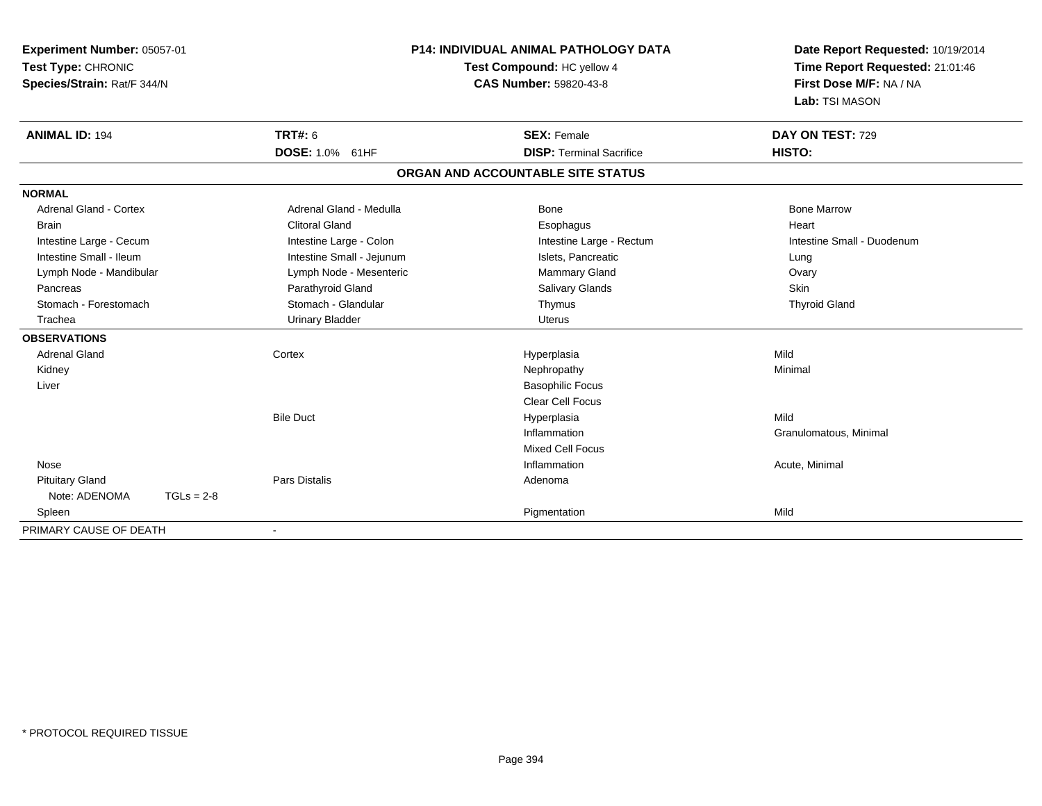**Experiment Number:** 05057-01
**Test Type:** CHRONIC
**Species/Strain:** Rat/F 344/N

**P14: INDIVIDUAL ANIMAL PATHOLOGY DATA**
**Test Compound:** HC yellow 4
**CAS Number:** 59820-43-8

**Date Report Requested:** 10/19/2014
**Time Report Requested:** 21:01:46
**First Dose M/F:** NA / NA
**Lab:** TSI MASON

| **ANIMAL ID:** 194 | **TRT#:** 6 | **SEX:** Female | **DAY ON TEST:** 729 |
|---|---|---|---|
| | **DOSE:** 1.0% 61HF | **DISP:** Terminal Sacrifice | **HISTO:** |

## ORGAN AND ACCOUNTABLE SITE STATUS

| | | | |
|---|---|---|---|
| **NORMAL** | | | |
| Adrenal Gland - Cortex | Adrenal Gland - Medulla | Bone | Bone Marrow |
| Brain | Clitoral Gland | Esophagus | Heart |
| Intestine Large - Cecum | Intestine Large - Colon | Intestine Large - Rectum | Intestine Small - Duodenum |
| Intestine Small - Ileum | Intestine Small - Jejunum | Islets, Pancreatic | Lung |
| Lymph Node - Mandibular | Lymph Node - Mesenteric | Mammary Gland | Ovary |
| Pancreas | Parathyroid Gland | Salivary Glands | Skin |
| Stomach - Forestomach | Stomach - Glandular | Thymus | Thyroid Gland |
| Trachea | Urinary Bladder | Uterus | |
| **OBSERVATIONS** | | | |
| Adrenal Gland | Cortex | Hyperplasia | Mild |
| Kidney | | Nephropathy | Minimal |
| Liver | | Basophilic Focus | |
| | | Clear Cell Focus | |
| | Bile Duct | Hyperplasia | Mild |
| | | Inflammation | Granulomatous, Minimal |
| | | Mixed Cell Focus | |
| Nose | | Inflammation | Acute, Minimal |
| Pituitary Gland | Pars Distalis | Adenoma | |
| Note: ADENOMA TGLs = 2-8 | | | |
| Spleen | | Pigmentation | Mild |
| PRIMARY CAUSE OF DEATH | - | | |

\* PROTOCOL REQUIRED TISSUE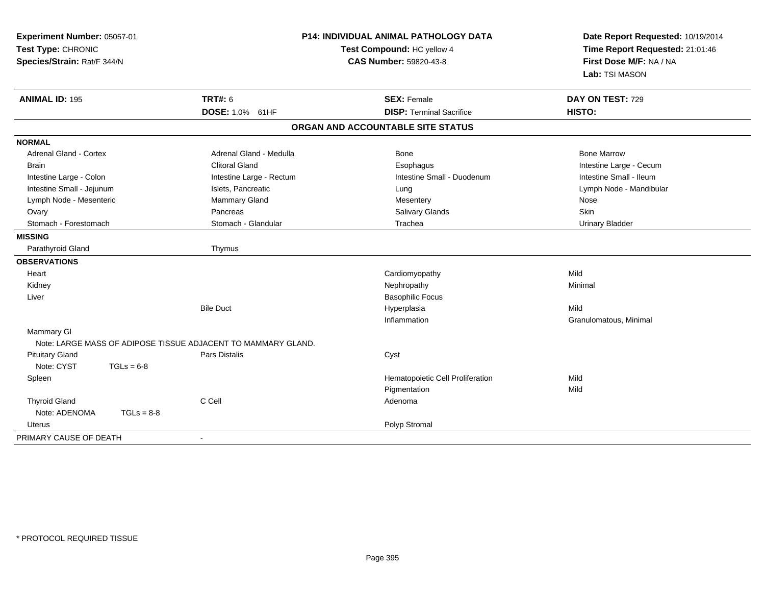**Experiment Number:** 05057-01
**Test Type:** CHRONIC
**Species/Strain:** Rat/F 344/N

**P14: INDIVIDUAL ANIMAL PATHOLOGY DATA**
**Test Compound:** HC yellow 4
**CAS Number:** 59820-43-8

**Date Report Requested:** 10/19/2014
**Time Report Requested:** 21:01:46
**First Dose M/F:** NA / NA
**Lab:** TSI MASON

| **ANIMAL ID:** 195 | **TRT#:** 6 | **SEX:** Female | **DAY ON TEST:** 729 |
|---|---|---|---|
| | **DOSE:** 1.0% 61HF | **DISP:** Terminal Sacrifice | **HISTO:** |

## ORGAN AND ACCOUNTABLE SITE STATUS

**NORMAL**

| | | | |
|---|---|---|---|
| Adrenal Gland - Cortex | Adrenal Gland - Medulla | Bone | Bone Marrow |
| Brain | Clitoral Gland | Esophagus | Intestine Large - Cecum |
| Intestine Large - Colon | Intestine Large - Rectum | Intestine Small - Duodenum | Intestine Small - Ileum |
| Intestine Small - Jejunum | Islets, Pancreatic | Lung | Lymph Node - Mandibular |
| Lymph Node - Mesenteric | Mammary Gland | Mesentery | Nose |
| Ovary | Pancreas | Salivary Glands | Skin |
| Stomach - Forestomach | Stomach - Glandular | Trachea | Urinary Bladder |

**MISSING**

| | |
|---|---|
| Parathyroid Gland | Thymus |

**OBSERVATIONS**

| | | | |
|---|---|---|---|
| Heart | | Cardiomyopathy | Mild |
| Kidney | | Nephropathy | Minimal |
| Liver | | Basophilic Focus | |
| | Bile Duct | Hyperplasia | Mild |
| | | Inflammation | Granulomatous, Minimal |
| Mammary Gl | | | |
| Note: LARGE MASS OF ADIPOSE TISSUE ADJACENT TO MAMMARY GLAND. | | | |
| Pituitary Gland | Pars Distalis | Cyst | |
| Note: CYST TGLs = 6-8 | | | |
| Spleen | | Hematopoietic Cell Proliferation | Mild |
| | | Pigmentation | Mild |
| Thyroid Gland | C Cell | Adenoma | |
| Note: ADENOMA TGLs = 8-8 | | | |
| Uterus | | Polyp Stromal | |

PRIMARY CAUSE OF DEATH -

\* PROTOCOL REQUIRED TISSUE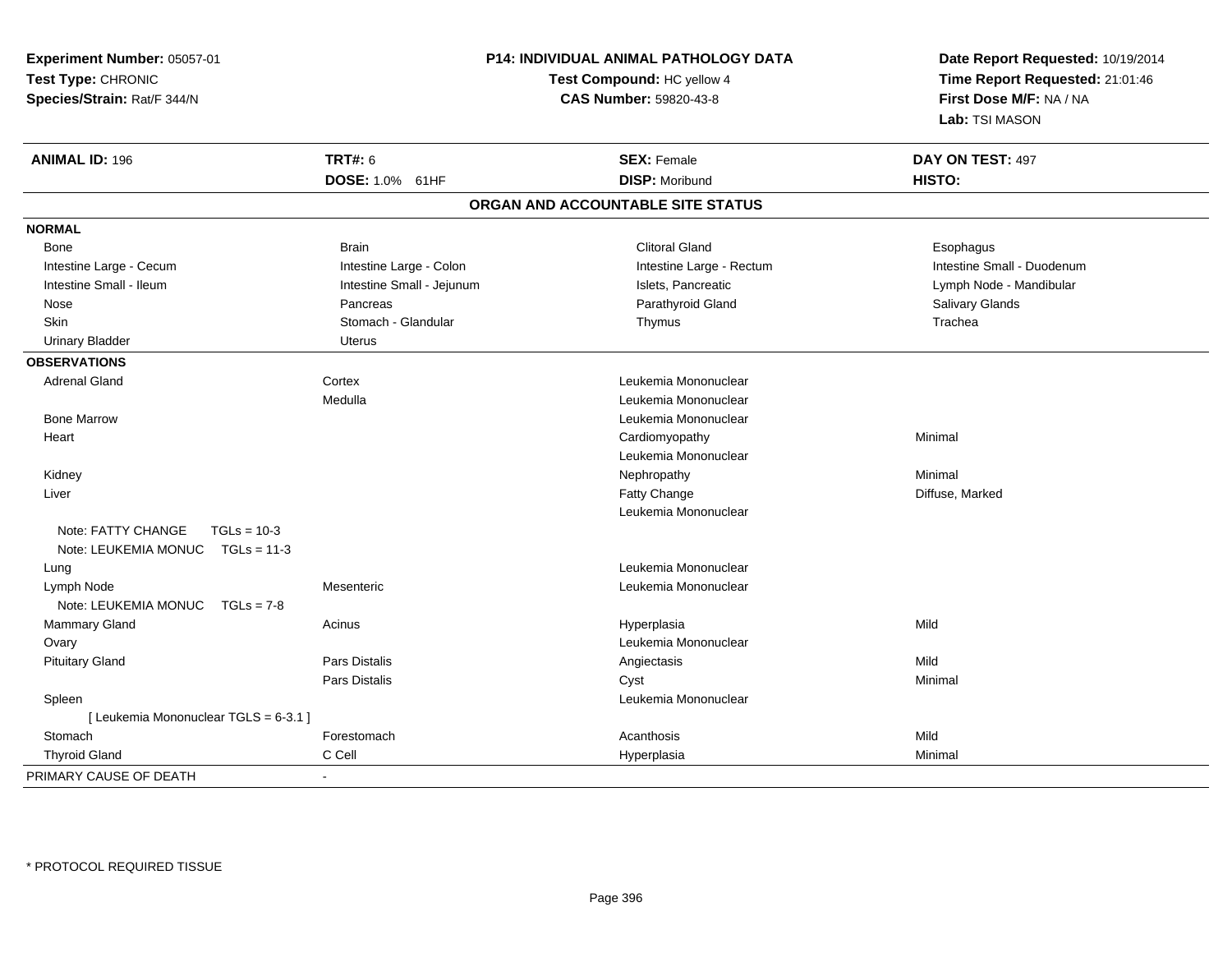**Experiment Number:** 05057-01
**Test Type:** CHRONIC
**Species/Strain:** Rat/F 344/N

**P14: INDIVIDUAL ANIMAL PATHOLOGY DATA**
**Test Compound:** HC yellow 4
**CAS Number:** 59820-43-8

**Date Report Requested:** 10/19/2014
**Time Report Requested:** 21:01:46
**First Dose M/F:** NA / NA
**Lab:** TSI MASON

| **ANIMAL ID:** 196 | **TRT#:** 6 | **SEX:** Female | **DAY ON TEST:** 497 |
|---|---|---|---|
| | **DOSE:** 1.0% 61HF | **DISP:** Moribund | **HISTO:** |

## ORGAN AND ACCOUNTABLE SITE STATUS

**NORMAL**

| | | | |
|---|---|---|---|
| Bone | Brain | Clitoral Gland | Esophagus |
| Intestine Large - Cecum | Intestine Large - Colon | Intestine Large - Rectum | Intestine Small - Duodenum |
| Intestine Small - Ileum | Intestine Small - Jejunum | Islets, Pancreatic | Lymph Node - Mandibular |
| Nose | Pancreas | Parathyroid Gland | Salivary Glands |
| Skin | Stomach - Glandular | Thymus | Trachea |
| Urinary Bladder | Uterus | | |

**OBSERVATIONS**

| Organ | Site | Observation | Severity |
|---|---|---|---|
| Adrenal Gland | Cortex | Leukemia Mononuclear | |
| | Medulla | Leukemia Mononuclear | |
| Bone Marrow | | Leukemia Mononuclear | |
| Heart | | Cardiomyopathy | Minimal |
| | | Leukemia Mononuclear | |
| Kidney | | Nephropathy | Minimal |
| Liver | | Fatty Change | Diffuse, Marked |
| | | Leukemia Mononuclear | |
| Note: FATTY CHANGE TGLs = 10-3 | | | |
| Note: LEUKEMIA MONUC TGLs = 11-3 | | | |
| Lung | | Leukemia Mononuclear | |
| Lymph Node | Mesenteric | Leukemia Mononuclear | |
| Note: LEUKEMIA MONUC TGLs = 7-8 | | | |
| Mammary Gland | Acinus | Hyperplasia | Mild |
| Ovary | | Leukemia Mononuclear | |
| Pituitary Gland | Pars Distalis | Angiectasis | Mild |
| | Pars Distalis | Cyst | Minimal |
| Spleen | | Leukemia Mononuclear | |
| [ Leukemia Mononuclear TGLS = 6-3.1 ] | | | |
| Stomach | Forestomach | Acanthosis | Mild |
| Thyroid Gland | C Cell | Hyperplasia | Minimal |
| PRIMARY CAUSE OF DEATH | - | | |

* PROTOCOL REQUIRED TISSUE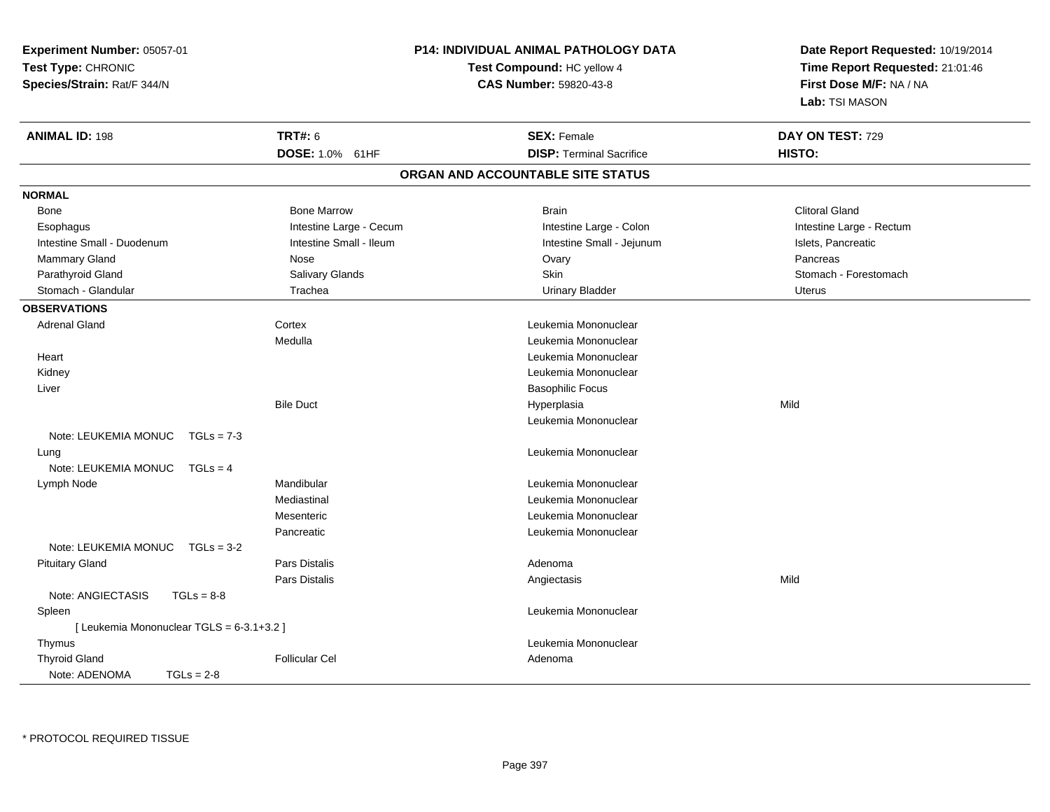**Experiment Number:** 05057-01
**Test Type:** CHRONIC
**Species/Strain:** Rat/F 344/N

**P14: INDIVIDUAL ANIMAL PATHOLOGY DATA**
**Test Compound:** HC yellow 4
**CAS Number:** 59820-43-8

**Date Report Requested:** 10/19/2014
**Time Report Requested:** 21:01:46
**First Dose M/F:** NA / NA
**Lab:** TSI MASON

| **ANIMAL ID:** 198 | **TRT#:** 6 | **SEX:** Female | **DAY ON TEST:** 729 |
|---|---|---|---|
| | **DOSE:** 1.0% 61HF | **DISP:** Terminal Sacrifice | **HISTO:** |

## ORGAN AND ACCOUNTABLE SITE STATUS

**NORMAL**

| | | | |
|---|---|---|---|
| Bone | Bone Marrow | Brain | Clitoral Gland |
| Esophagus | Intestine Large - Cecum | Intestine Large - Colon | Intestine Large - Rectum |
| Intestine Small - Duodenum | Intestine Small - Ileum | Intestine Small - Jejunum | Islets, Pancreatic |
| Mammary Gland | Nose | Ovary | Pancreas |
| Parathyroid Gland | Salivary Glands | Skin | Stomach - Forestomach |
| Stomach - Glandular | Trachea | Urinary Bladder | Uterus |

**OBSERVATIONS**

| Organ | Site | Observation | Severity |
|---|---|---|---|
| Adrenal Gland | Cortex | Leukemia Mononuclear | |
| | Medulla | Leukemia Mononuclear | |
| Heart | | Leukemia Mononuclear | |
| Kidney | | Leukemia Mononuclear | |
| Liver | | Basophilic Focus | |
| | Bile Duct | Hyperplasia | Mild |
| | | Leukemia Mononuclear | |
| Note: LEUKEMIA MONUC TGLs = 7-3 | | | |
| Lung | | Leukemia Mononuclear | |
| Note: LEUKEMIA MONUC TGLs = 4 | | | |
| Lymph Node | Mandibular | Leukemia Mononuclear | |
| | Mediastinal | Leukemia Mononuclear | |
| | Mesenteric | Leukemia Mononuclear | |
| | Pancreatic | Leukemia Mononuclear | |
| Note: LEUKEMIA MONUC TGLs = 3-2 | | | |
| Pituitary Gland | Pars Distalis | Adenoma | |
| | Pars Distalis | Angiectasis | Mild |
| Note: ANGIECTASIS TGLs = 8-8 | | | |
| Spleen | | Leukemia Mononuclear | |
| [ Leukemia Mononuclear TGLS = 6-3.1+3.2 ] | | | |
| Thymus | | Leukemia Mononuclear | |
| Thyroid Gland | Follicular Cel | Adenoma | |
| Note: ADENOMA TGLs = 2-8 | | | |

\* PROTOCOL REQUIRED TISSUE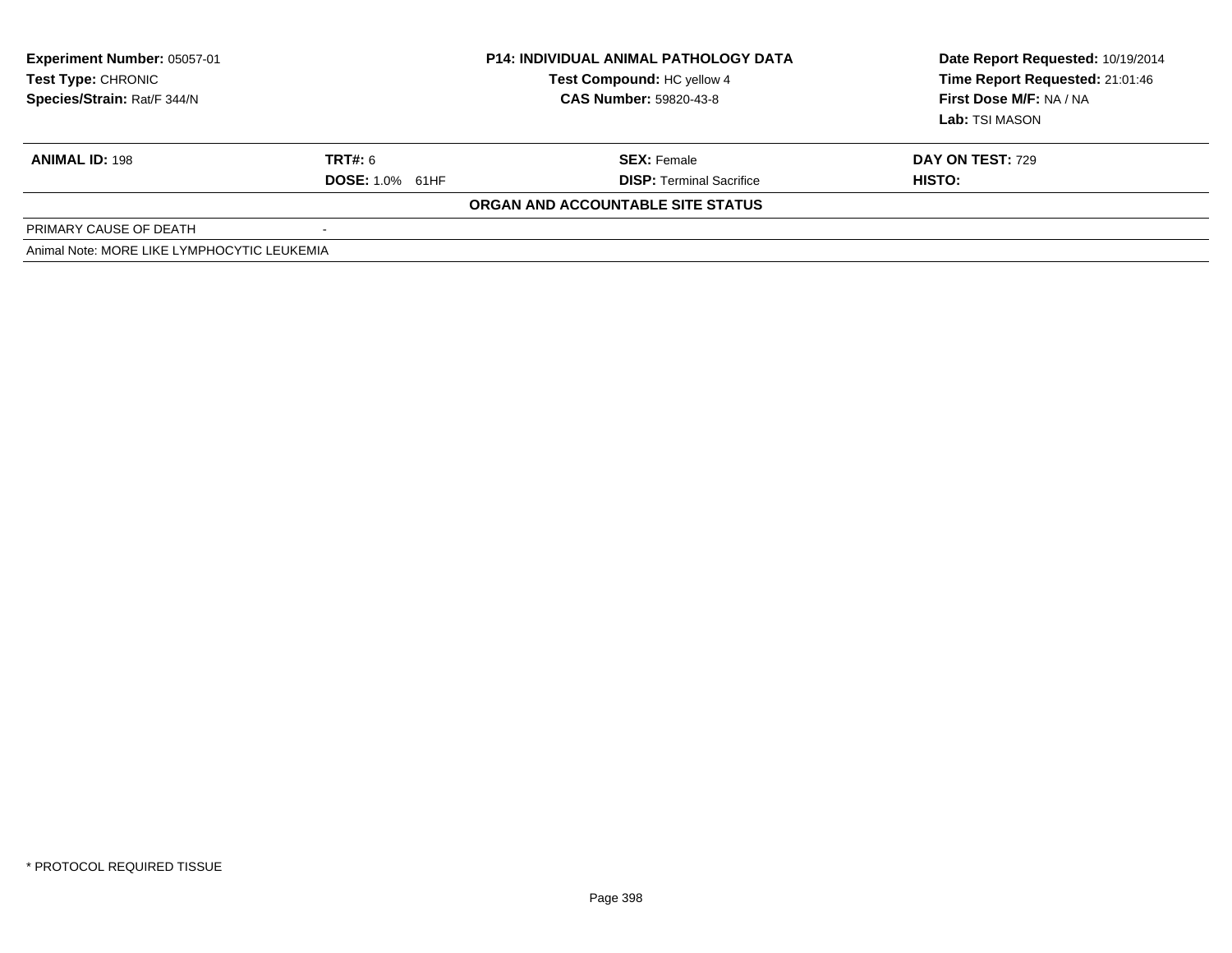**Experiment Number:** 05057-01
**Test Type:** CHRONIC
**Species/Strain:** Rat/F 344/N

**P14: INDIVIDUAL ANIMAL PATHOLOGY DATA**
**Test Compound:** HC yellow 4
**CAS Number:** 59820-43-8

**Date Report Requested:** 10/19/2014
**Time Report Requested:** 21:01:46
**First Dose M/F:** NA / NA
**Lab:** TSI MASON

| **ANIMAL ID:** 198 | **TRT#:** 6 | **SEX:** Female | **DAY ON TEST:** 729 |
|---|---|---|---|
| | **DOSE:** 1.0% 61HF | **DISP:** Terminal Sacrifice | **HISTO:** |

**ORGAN AND ACCOUNTABLE SITE STATUS**

| PRIMARY CAUSE OF DEATH | - |
|---|---|

Animal Note: MORE LIKE LYMPHOCYTIC LEUKEMIA

* PROTOCOL REQUIRED TISSUE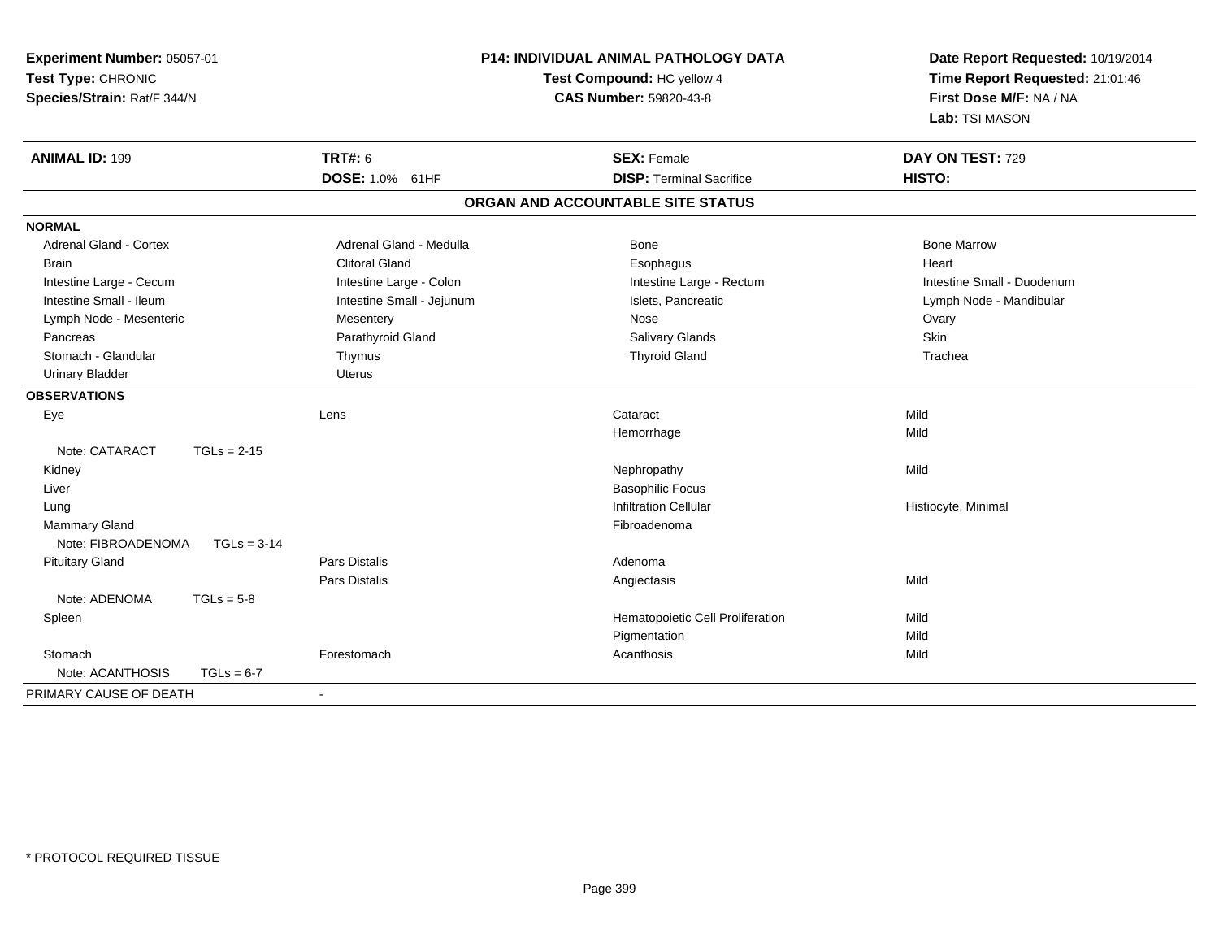**Experiment Number:** 05057-01
**Test Type:** CHRONIC
**Species/Strain:** Rat/F 344/N

**P14: INDIVIDUAL ANIMAL PATHOLOGY DATA**
**Test Compound:** HC yellow 4
**CAS Number:** 59820-43-8

**Date Report Requested:** 10/19/2014
**Time Report Requested:** 21:01:46
**First Dose M/F:** NA / NA
**Lab:** TSI MASON

| **ANIMAL ID:** 199 | **TRT#:** 6 | **SEX:** Female | **DAY ON TEST:** 729 |
|---|---|---|---|
| | **DOSE:** 1.0% 61HF | **DISP:** Terminal Sacrifice | **HISTO:** |

## ORGAN AND ACCOUNTABLE SITE STATUS

**NORMAL**

| | | | |
|---|---|---|---|
| Adrenal Gland - Cortex | Adrenal Gland - Medulla | Bone | Bone Marrow |
| Brain | Clitoral Gland | Esophagus | Heart |
| Intestine Large - Cecum | Intestine Large - Colon | Intestine Large - Rectum | Intestine Small - Duodenum |
| Intestine Small - Ileum | Intestine Small - Jejunum | Islets, Pancreatic | Lymph Node - Mandibular |
| Lymph Node - Mesenteric | Mesentery | Nose | Ovary |
| Pancreas | Parathyroid Gland | Salivary Glands | Skin |
| Stomach - Glandular | Thymus | Thyroid Gland | Trachea |
| Urinary Bladder | Uterus | | |

**OBSERVATIONS**

| | | | |
|---|---|---|---|
| Eye | Lens | Cataract | Mild |
| | | Hemorrhage | Mild |
| Note: CATARACT TGLs = 2-15 | | | |
| Kidney | | Nephropathy | Mild |
| Liver | | Basophilic Focus | |
| Lung | | Infiltration Cellular | Histiocyte, Minimal |
| Mammary Gland | | Fibroadenoma | |
| Note: FIBROADENOMA TGLs = 3-14 | | | |
| Pituitary Gland | Pars Distalis | Adenoma | |
| | Pars Distalis | Angiectasis | Mild |
| Note: ADENOMA TGLs = 5-8 | | | |
| Spleen | | Hematopoietic Cell Proliferation | Mild |
| | | Pigmentation | Mild |
| Stomach | Forestomach | Acanthosis | Mild |
| Note: ACANTHOSIS TGLs = 6-7 | | | |

PRIMARY CAUSE OF DEATH -

* PROTOCOL REQUIRED TISSUE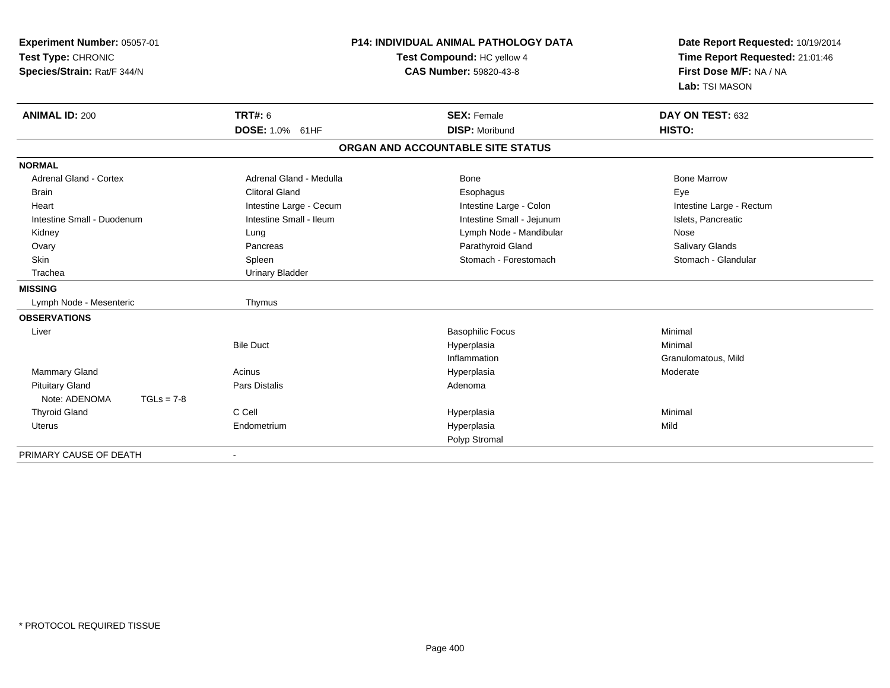**Experiment Number:** 05057-01
**Test Type:** CHRONIC
**Species/Strain:** Rat/F 344/N

**P14: INDIVIDUAL ANIMAL PATHOLOGY DATA**
**Test Compound:** HC yellow 4
**CAS Number:** 59820-43-8

**Date Report Requested:** 10/19/2014
**Time Report Requested:** 21:01:46
**First Dose M/F:** NA / NA
**Lab:** TSI MASON

| **ANIMAL ID:** 200 | **TRT#:** 6 | **SEX:** Female | **DAY ON TEST:** 632 |
|---|---|---|---|
| | **DOSE:** 1.0% 61HF | **DISP:** Moribund | **HISTO:** |

**ORGAN AND ACCOUNTABLE SITE STATUS**

| | | | |
|---|---|---|---|
| **NORMAL** | | | |
| Adrenal Gland - Cortex | Adrenal Gland - Medulla | Bone | Bone Marrow |
| Brain | Clitoral Gland | Esophagus | Eye |
| Heart | Intestine Large - Cecum | Intestine Large - Colon | Intestine Large - Rectum |
| Intestine Small - Duodenum | Intestine Small - Ileum | Intestine Small - Jejunum | Islets, Pancreatic |
| Kidney | Lung | Lymph Node - Mandibular | Nose |
| Ovary | Pancreas | Parathyroid Gland | Salivary Glands |
| Skin | Spleen | Stomach - Forestomach | Stomach - Glandular |
| Trachea | Urinary Bladder | | |
| **MISSING** | | | |
| Lymph Node - Mesenteric | Thymus | | |
| **OBSERVATIONS** | | | |
| Liver | | Basophilic Focus | Minimal |
| | Bile Duct | Hyperplasia | Minimal |
| | | Inflammation | Granulomatous, Mild |
| Mammary Gland | Acinus | Hyperplasia | Moderate |
| Pituitary Gland | Pars Distalis | Adenoma | |
| Note: ADENOMA TGLs = 7-8 | | | |
| Thyroid Gland | C Cell | Hyperplasia | Minimal |
| Uterus | Endometrium | Hyperplasia | Mild |
| | | Polyp Stromal | |
| PRIMARY CAUSE OF DEATH | - | | |

\* PROTOCOL REQUIRED TISSUE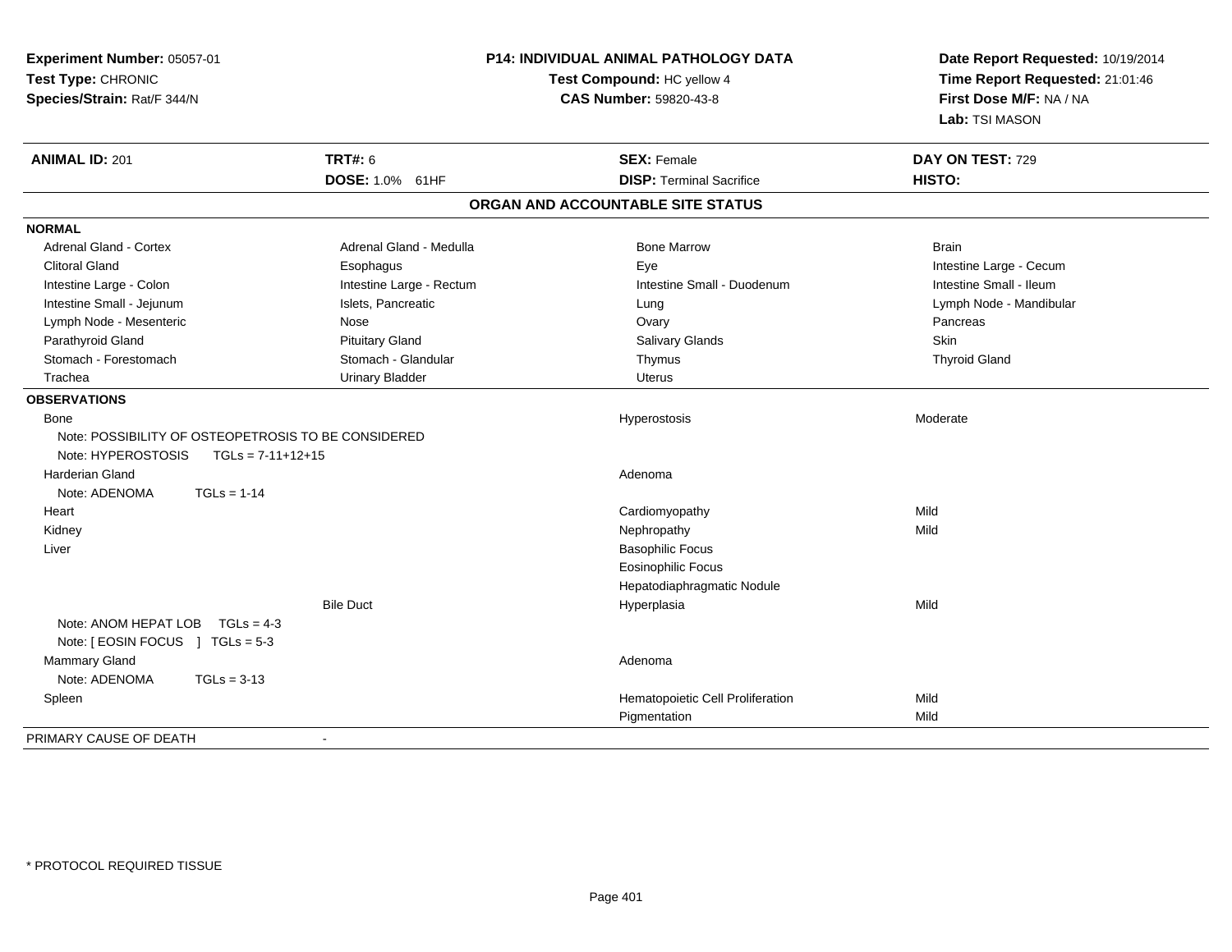**Experiment Number:** 05057-01
**Test Type:** CHRONIC
**Species/Strain:** Rat/F 344/N

**P14: INDIVIDUAL ANIMAL PATHOLOGY DATA**
**Test Compound:** HC yellow 4
**CAS Number:** 59820-43-8

**Date Report Requested:** 10/19/2014
**Time Report Requested:** 21:01:46
**First Dose M/F:** NA / NA
**Lab:** TSI MASON

| **ANIMAL ID:** 201 | **TRT#:** 6 | **SEX:** Female | **DAY ON TEST:** 729 |
|---|---|---|---|
| | **DOSE:** 1.0% 61HF | **DISP:** Terminal Sacrifice | **HISTO:** |

## ORGAN AND ACCOUNTABLE SITE STATUS

**NORMAL**

| | | | |
|---|---|---|---|
| Adrenal Gland - Cortex | Adrenal Gland - Medulla | Bone Marrow | Brain |
| Clitoral Gland | Esophagus | Eye | Intestine Large - Cecum |
| Intestine Large - Colon | Intestine Large - Rectum | Intestine Small - Duodenum | Intestine Small - Ileum |
| Intestine Small - Jejunum | Islets, Pancreatic | Lung | Lymph Node - Mandibular |
| Lymph Node - Mesenteric | Nose | Ovary | Pancreas |
| Parathyroid Gland | Pituitary Gland | Salivary Glands | Skin |
| Stomach - Forestomach | Stomach - Glandular | Thymus | Thyroid Gland |
| Trachea | Urinary Bladder | Uterus | |

**OBSERVATIONS**

| | | | |
|---|---|---|---|
| Bone | | Hyperostosis | Moderate |
| Note: POSSIBILITY OF OSTEOPETROSIS TO BE CONSIDERED | | | |
| Note: HYPEROSTOSIS TGLs = 7-11+12+15 | | | |
| Harderian Gland | | Adenoma | |
| Note: ADENOMA TGLs = 1-14 | | | |
| Heart | | Cardiomyopathy | Mild |
| Kidney | | Nephropathy | Mild |
| Liver | | Basophilic Focus | |
| | | Eosinophilic Focus | |
| | | Hepatodiaphragmatic Nodule | |
| | Bile Duct | Hyperplasia | Mild |
| Note: ANOM HEPAT LOB TGLs = 4-3 | | | |
| Note: [ EOSIN FOCUS ] TGLs = 5-3 | | | |
| Mammary Gland | | Adenoma | |
| Note: ADENOMA TGLs = 3-13 | | | |
| Spleen | | Hematopoietic Cell Proliferation | Mild |
| | | Pigmentation | Mild |

PRIMARY CAUSE OF DEATH -

\* PROTOCOL REQUIRED TISSUE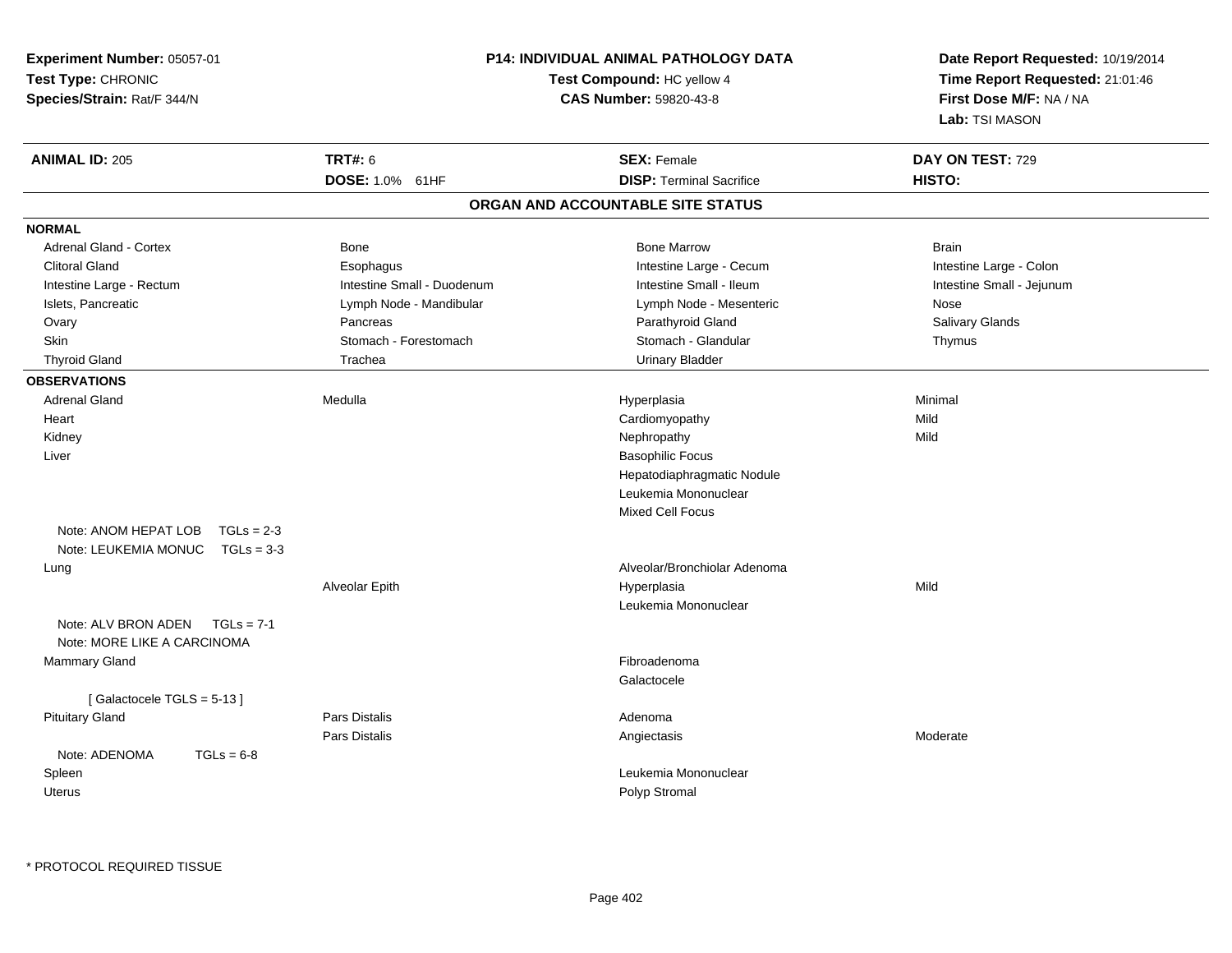**Experiment Number:** 05057-01
**Test Type:** CHRONIC
**Species/Strain:** Rat/F 344/N

**P14: INDIVIDUAL ANIMAL PATHOLOGY DATA**
**Test Compound:** HC yellow 4
**CAS Number:** 59820-43-8

**Date Report Requested:** 10/19/2014
**Time Report Requested:** 21:01:46
**First Dose M/F:** NA / NA
**Lab:** TSI MASON

| **ANIMAL ID:** 205 | **TRT#:** 6 | **SEX:** Female | **DAY ON TEST:** 729 |
|---|---|---|---|
| | **DOSE:** 1.0% 61HF | **DISP:** Terminal Sacrifice | **HISTO:** |

## ORGAN AND ACCOUNTABLE SITE STATUS

**NORMAL**

| | | | |
|---|---|---|---|
| Adrenal Gland - Cortex | Bone | Bone Marrow | Brain |
| Clitoral Gland | Esophagus | Intestine Large - Cecum | Intestine Large - Colon |
| Intestine Large - Rectum | Intestine Small - Duodenum | Intestine Small - Ileum | Intestine Small - Jejunum |
| Islets, Pancreatic | Lymph Node - Mandibular | Lymph Node - Mesenteric | Nose |
| Ovary | Pancreas | Parathyroid Gland | Salivary Glands |
| Skin | Stomach - Forestomach | Stomach - Glandular | Thymus |
| Thyroid Gland | Trachea | Urinary Bladder | |

**OBSERVATIONS**

| | | | |
|---|---|---|---|
| Adrenal Gland | Medulla | Hyperplasia | Minimal |
| Heart | | Cardiomyopathy | Mild |
| Kidney | | Nephropathy | Mild |
| Liver | | Basophilic Focus | |
| | | Hepatodiaphragmatic Nodule | |
| | | Leukemia Mononuclear | |
| | | Mixed Cell Focus | |
| Note: ANOM HEPAT LOB TGLs = 2-3 | | | |
| Note: LEUKEMIA MONUC TGLs = 3-3 | | | |
| Lung | | Alveolar/Bronchiolar Adenoma | |
| | Alveolar Epith | Hyperplasia | Mild |
| | | Leukemia Mononuclear | |
| Note: ALV BRON ADEN TGLs = 7-1 | | | |
| Note: MORE LIKE A CARCINOMA | | | |
| Mammary Gland | | Fibroadenoma | |
| | | Galactocele | |
| [ Galactocele TGLS = 5-13 ] | | | |
| Pituitary Gland | Pars Distalis | Adenoma | |
| | Pars Distalis | Angiectasis | Moderate |
| Note: ADENOMA TGLs = 6-8 | | | |
| Spleen | | Leukemia Mononuclear | |
| Uterus | | Polyp Stromal | |

* PROTOCOL REQUIRED TISSUE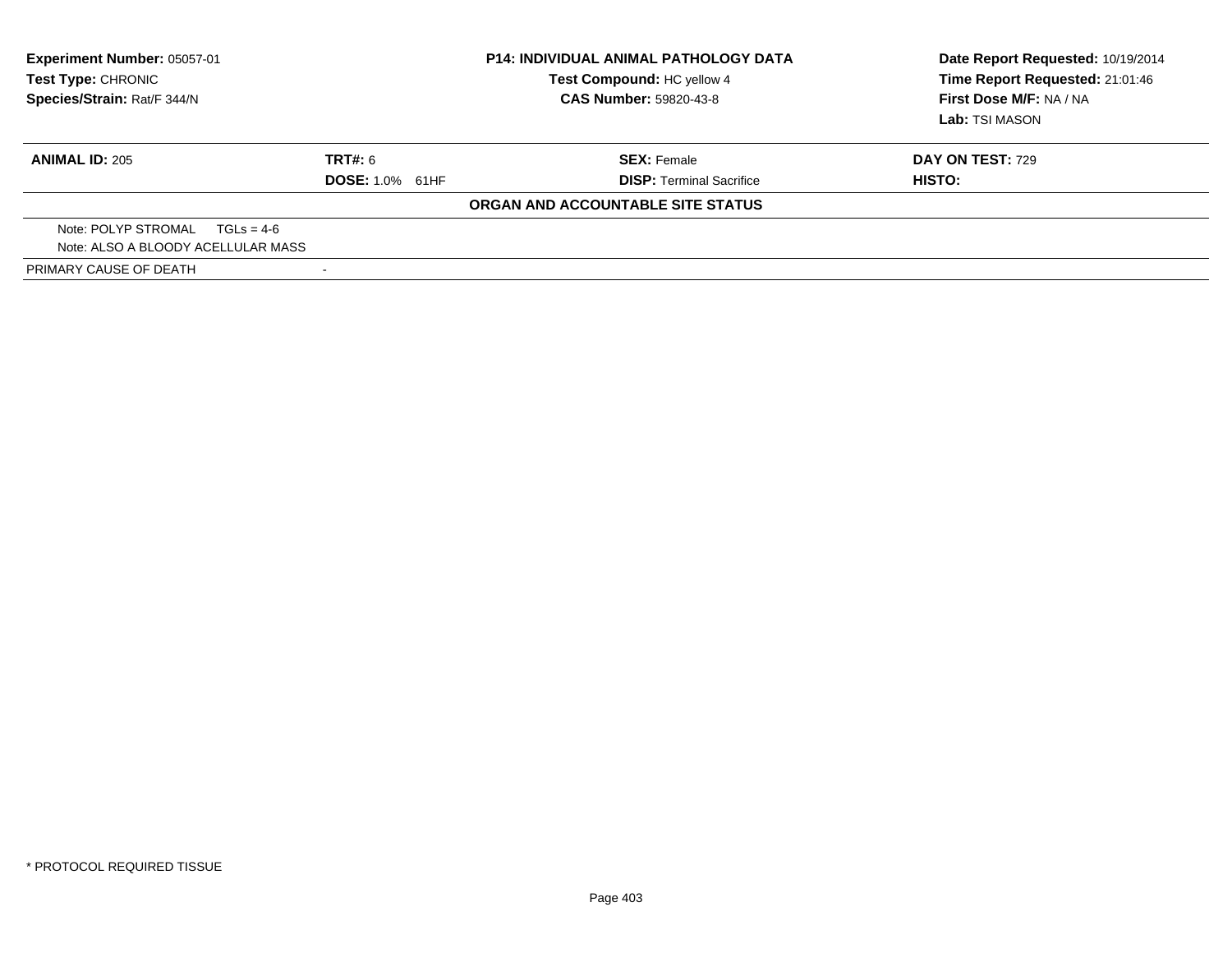**Experiment Number:** 05057-01
**Test Type:** CHRONIC
**Species/Strain:** Rat/F 344/N

**P14: INDIVIDUAL ANIMAL PATHOLOGY DATA**
**Test Compound:** HC yellow 4
**CAS Number:** 59820-43-8

**Date Report Requested:** 10/19/2014
**Time Report Requested:** 21:01:46
**First Dose M/F:** NA / NA
**Lab:** TSI MASON

| **ANIMAL ID:** 205 | **TRT#:** 6 | **SEX:** Female | **DAY ON TEST:** 729 |
|---|---|---|---|
| | **DOSE:** 1.0% 61HF | **DISP:** Terminal Sacrifice | **HISTO:** |

**ORGAN AND ACCOUNTABLE SITE STATUS**

Note: POLYP STROMAL TGLs = 4-6
Note: ALSO A BLOODY ACELLULAR MASS

PRIMARY CAUSE OF DEATH -

* PROTOCOL REQUIRED TISSUE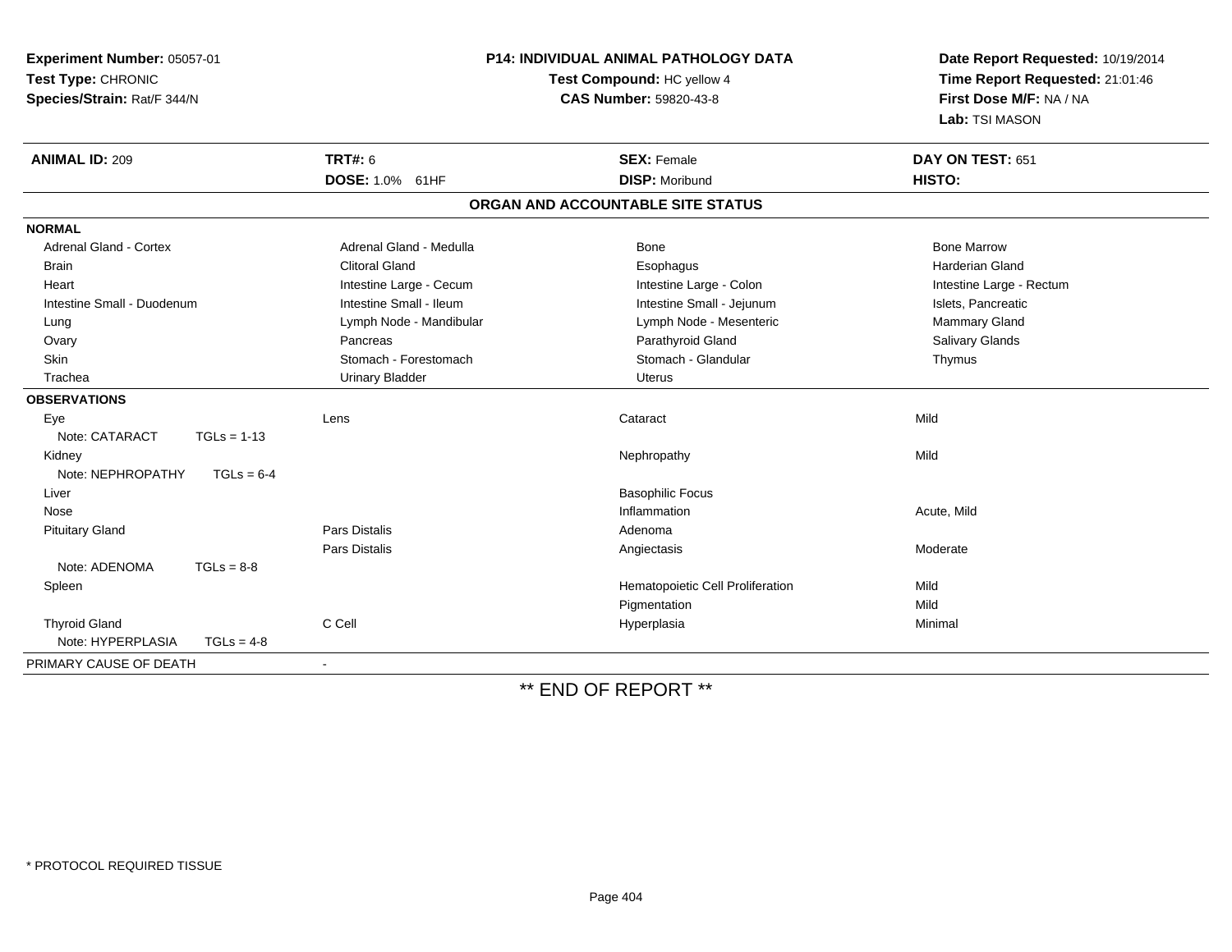**Experiment Number:** 05057-01
**Test Type:** CHRONIC
**Species/Strain:** Rat/F 344/N

**P14: INDIVIDUAL ANIMAL PATHOLOGY DATA**
**Test Compound:** HC yellow 4
**CAS Number:** 59820-43-8

**Date Report Requested:** 10/19/2014
**Time Report Requested:** 21:01:46
**First Dose M/F:** NA / NA
**Lab:** TSI MASON

| **ANIMAL ID:** 209 | **TRT#:** 6 | **SEX:** Female | **DAY ON TEST:** 651 |
|---|---|---|---|
| | **DOSE:** 1.0% 61HF | **DISP:** Moribund | **HISTO:** |

## ORGAN AND ACCOUNTABLE SITE STATUS

**NORMAL**

| | | | |
|---|---|---|---|
| Adrenal Gland - Cortex | Adrenal Gland - Medulla | Bone | Bone Marrow |
| Brain | Clitoral Gland | Esophagus | Harderian Gland |
| Heart | Intestine Large - Cecum | Intestine Large - Colon | Intestine Large - Rectum |
| Intestine Small - Duodenum | Intestine Small - Ileum | Intestine Small - Jejunum | Islets, Pancreatic |
| Lung | Lymph Node - Mandibular | Lymph Node - Mesenteric | Mammary Gland |
| Ovary | Pancreas | Parathyroid Gland | Salivary Glands |
| Skin | Stomach - Forestomach | Stomach - Glandular | Thymus |
| Trachea | Urinary Bladder | Uterus | |

**OBSERVATIONS**

| | | | |
|---|---|---|---|
| Eye | Lens | Cataract | Mild |
| Note: CATARACT TGLs = 1-13 | | | |
| Kidney | | Nephropathy | Mild |
| Note: NEPHROPATHY TGLs = 6-4 | | | |
| Liver | | Basophilic Focus | |
| Nose | | Inflammation | Acute, Mild |
| Pituitary Gland | Pars Distalis | Adenoma | |
| | Pars Distalis | Angiectasis | Moderate |
| Note: ADENOMA TGLs = 8-8 | | | |
| Spleen | | Hematopoietic Cell Proliferation | Mild |
| | | Pigmentation | Mild |
| Thyroid Gland | C Cell | Hyperplasia | Minimal |
| Note: HYPERPLASIA TGLs = 4-8 | | | |

PRIMARY CAUSE OF DEATH -

** END OF REPORT **

* PROTOCOL REQUIRED TISSUE